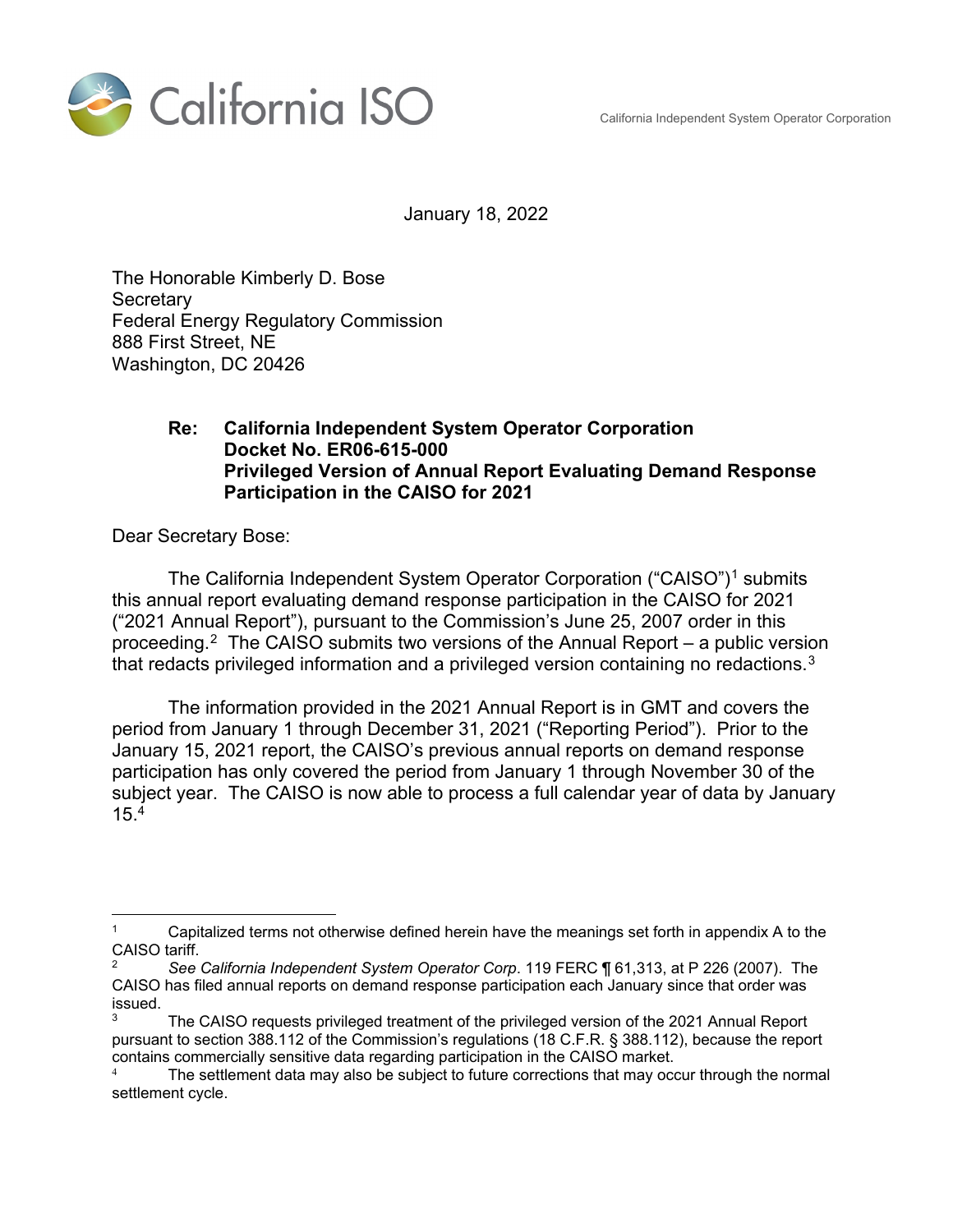California ISO

California Independent System Operator Corporation

January 18, 2022

The Honorable Kimberly D. Bose
Secretary
Federal Energy Regulatory Commission
888 First Street, NE
Washington, DC 20426

**Re: California Independent System Operator Corporation**
**Docket No. ER06-615-000**
**Privileged Version of Annual Report Evaluating Demand Response Participation in the CAISO for 2021**

Dear Secretary Bose:

The California Independent System Operator Corporation ("CAISO")[1] submits this annual report evaluating demand response participation in the CAISO for 2021 ("2021 Annual Report"), pursuant to the Commission's June 25, 2007 order in this proceeding.[2] The CAISO submits two versions of the Annual Report – a public version that redacts privileged information and a privileged version containing no redactions.[3]

The information provided in the 2021 Annual Report is in GMT and covers the period from January 1 through December 31, 2021 ("Reporting Period"). Prior to the January 15, 2021 report, the CAISO's previous annual reports on demand response participation has only covered the period from January 1 through November 30 of the subject year. The CAISO is now able to process a full calendar year of data by January 15.[4]

---

[1] Capitalized terms not otherwise defined herein have the meanings set forth in appendix A to the CAISO tariff.

[2] *See California Independent System Operator Corp*. 119 FERC ¶ 61,313, at P 226 (2007). The CAISO has filed annual reports on demand response participation each January since that order was issued.

[3] The CAISO requests privileged treatment of the privileged version of the 2021 Annual Report pursuant to section 388.112 of the Commission's regulations (18 C.F.R. § 388.112), because the report contains commercially sensitive data regarding participation in the CAISO market.

[4] The settlement data may also be subject to future corrections that may occur through the normal settlement cycle.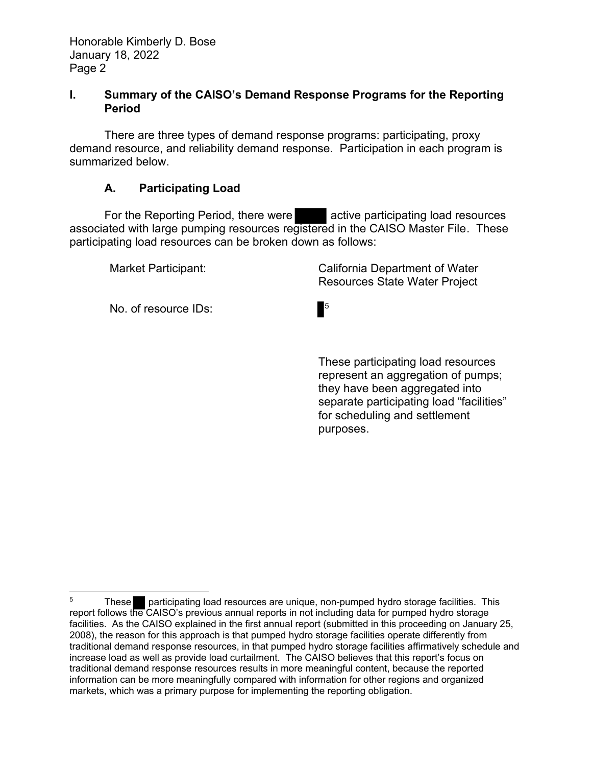Honorable Kimberly D. Bose
January 18, 2022

## I. Summary of the CAISO's Demand Response Programs for the Reporting Period

There are three types of demand response programs: participating, proxy demand resource, and reliability demand response. Participation in each program is summarized below.

### A. Participating Load

For the Reporting Period, there were █████ active participating load resources associated with large pumping resources registered in the CAISO Master File. These participating load resources can be broken down as follows:

| | |
|---|---|
| Market Participant: | California Department of Water Resources State Water Project |
| No. of resource IDs: | █[5] |
| | These participating load resources represent an aggregation of pumps; they have been aggregated into separate participating load "facilities" for scheduling and settlement purposes. |

---

[5] These ██ participating load resources are unique, non-pumped hydro storage facilities. This report follows the CAISO's previous annual reports in not including data for pumped hydro storage facilities. As the CAISO explained in the first annual report (submitted in this proceeding on January 25, 2008), the reason for this approach is that pumped hydro storage facilities operate differently from traditional demand response resources, in that pumped hydro storage facilities affirmatively schedule and increase load as well as provide load curtailment. The CAISO believes that this report's focus on traditional demand response resources results in more meaningful content, because the reported information can be more meaningfully compared with information for other regions and organized markets, which was a primary purpose for implementing the reporting obligation.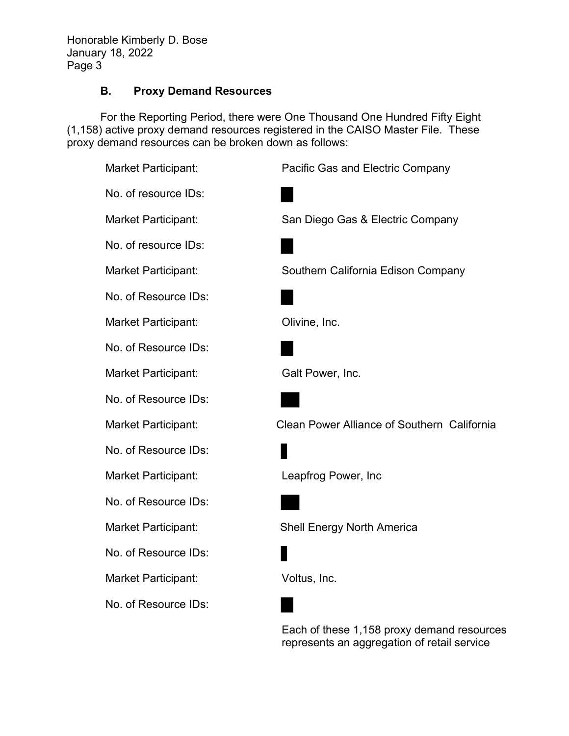Honorable Kimberly D. Bose
January 18, 2022
Page 3

### B. Proxy Demand Resources

For the Reporting Period, there were One Thousand One Hundred Fifty Eight (1,158) active proxy demand resources registered in the CAISO Master File. These proxy demand resources can be broken down as follows:

| | |
|---|---|
| Market Participant: | Pacific Gas and Electric Company |
| No. of resource IDs: | █ |
| Market Participant: | San Diego Gas & Electric Company |
| No. of resource IDs: | █ |
| Market Participant: | Southern California Edison Company |
| No. of Resource IDs: | █ |
| Market Participant: | Olivine, Inc. |
| No. of Resource IDs: | █ |
| Market Participant: | Galt Power, Inc. |
| No. of Resource IDs: | █ |
| Market Participant: | Clean Power Alliance of Southern California |
| No. of Resource IDs: | █ |
| Market Participant: | Leapfrog Power, Inc |
| No. of Resource IDs: | █ |
| Market Participant: | Shell Energy North America |
| No. of Resource IDs: | █ |
| Market Participant: | Voltus, Inc. |
| No. of Resource IDs: | █ |

Each of these 1,158 proxy demand resources represents an aggregation of retail service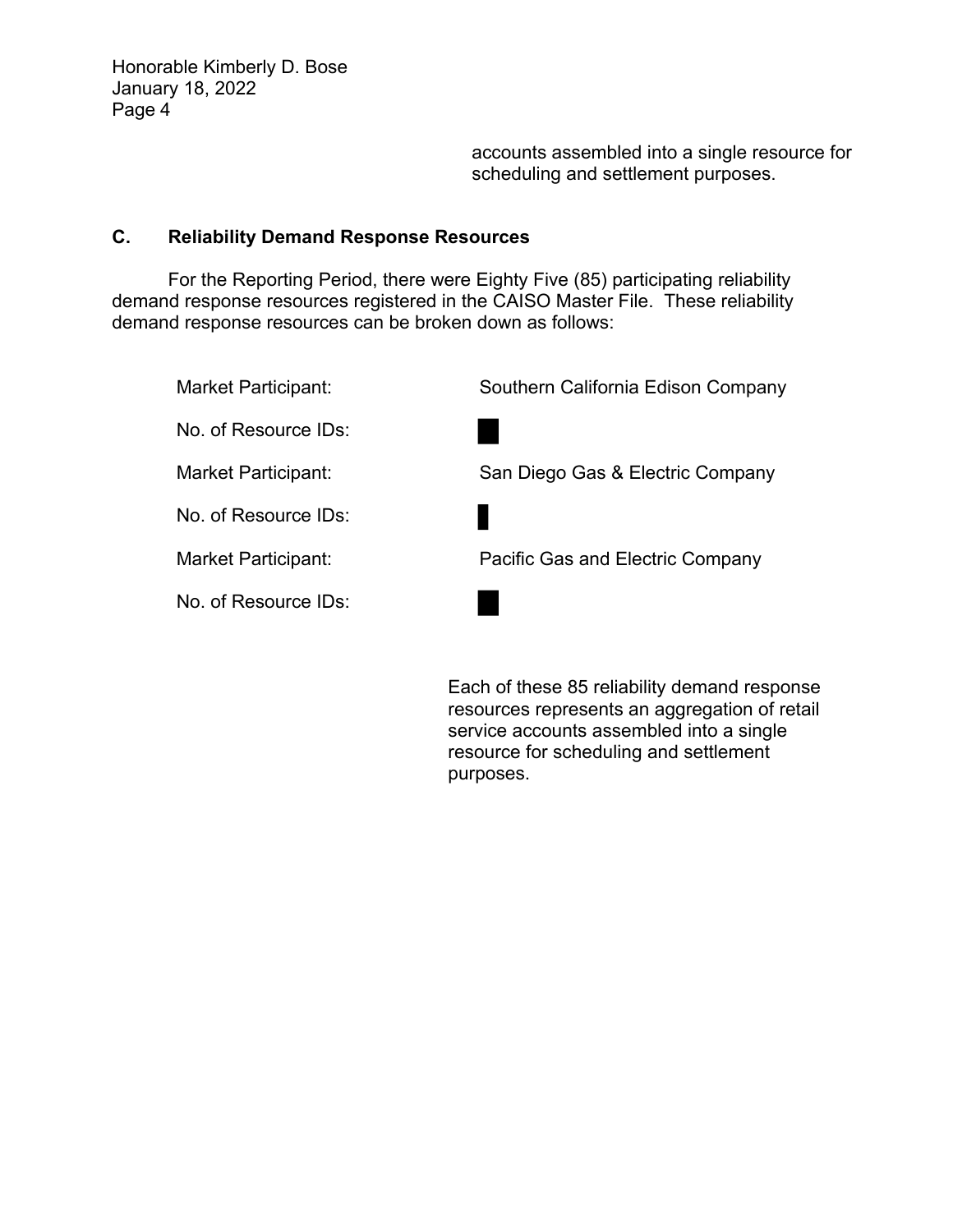accounts assembled into a single resource for scheduling and settlement purposes.

### C. Reliability Demand Response Resources

For the Reporting Period, there were Eighty Five (85) participating reliability demand response resources registered in the CAISO Master File. These reliability demand response resources can be broken down as follows:

Market Participant: Southern California Edison Company

No. of Resource IDs: █

Market Participant: San Diego Gas & Electric Company

No. of Resource IDs: █

Market Participant: Pacific Gas and Electric Company

No. of Resource IDs: █

Each of these 85 reliability demand response resources represents an aggregation of retail service accounts assembled into a single resource for scheduling and settlement purposes.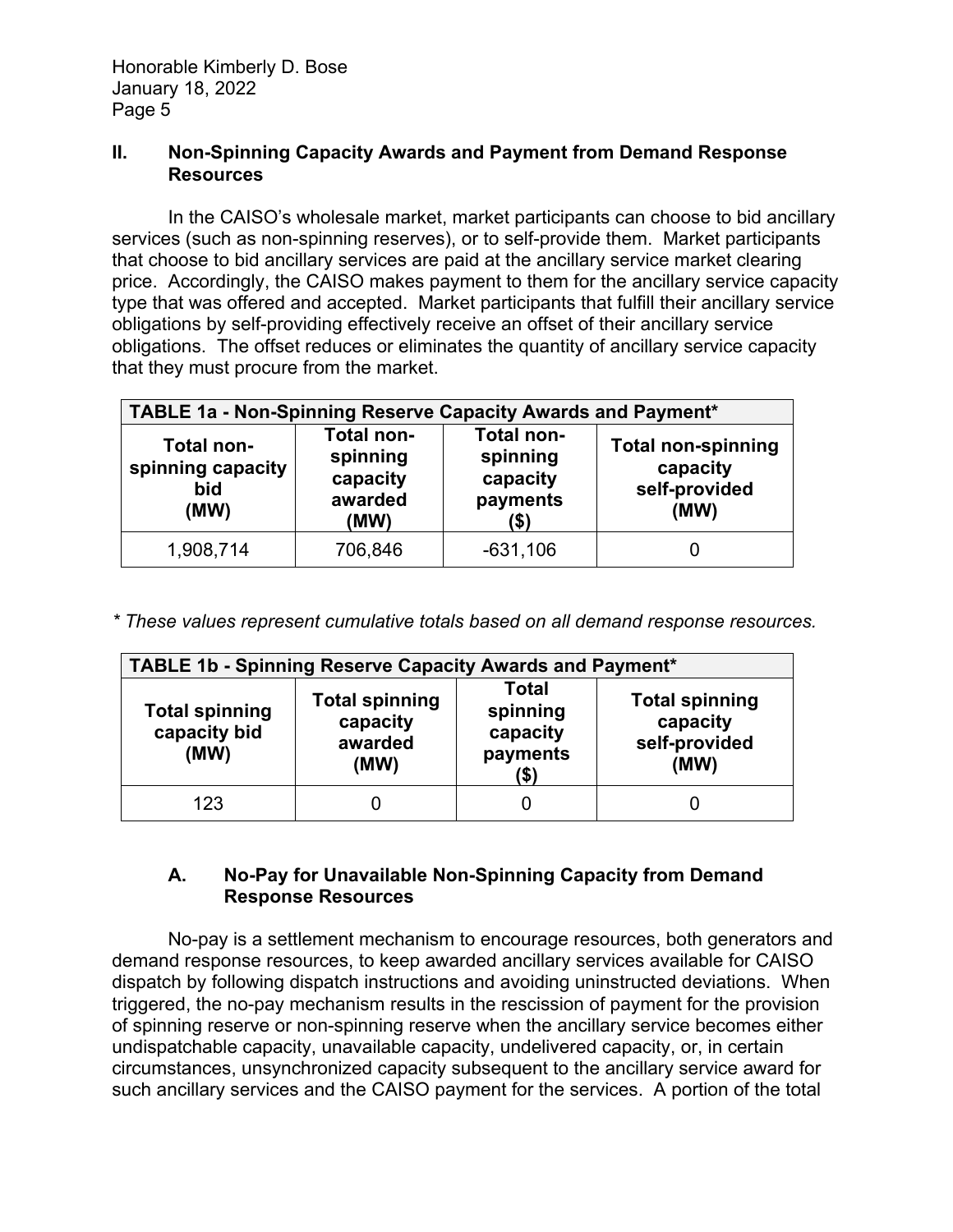Honorable Kimberly D. Bose
January 18, 2022

## II. Non-Spinning Capacity Awards and Payment from Demand Response Resources

In the CAISO's wholesale market, market participants can choose to bid ancillary services (such as non-spinning reserves), or to self-provide them. Market participants that choose to bid ancillary services are paid at the ancillary service market clearing price. Accordingly, the CAISO makes payment to them for the ancillary service capacity type that was offered and accepted. Market participants that fulfill their ancillary service obligations by self-providing effectively receive an offset of their ancillary service obligations. The offset reduces or eliminates the quantity of ancillary service capacity that they must procure from the market.

**TABLE 1a - Non-Spinning Reserve Capacity Awards and Payment***

| Total non-spinning capacity bid (MW) | Total non-spinning capacity awarded (MW) | Total non-spinning capacity payments ($) | Total non-spinning capacity self-provided (MW) |
|---|---|---|---|
| 1,908,714 | 706,846 | -631,106 | 0 |

*\* These values represent cumulative totals based on all demand response resources.*

**TABLE 1b - Spinning Reserve Capacity Awards and Payment***

| Total spinning capacity bid (MW) | Total spinning capacity awarded (MW) | Total spinning capacity payments ($) | Total spinning capacity self-provided (MW) |
|---|---|---|---|
| 123 | 0 | 0 | 0 |

### A. No-Pay for Unavailable Non-Spinning Capacity from Demand Response Resources

No-pay is a settlement mechanism to encourage resources, both generators and demand response resources, to keep awarded ancillary services available for CAISO dispatch by following dispatch instructions and avoiding uninstructed deviations. When triggered, the no-pay mechanism results in the rescission of payment for the provision of spinning reserve or non-spinning reserve when the ancillary service becomes either undispatchable capacity, unavailable capacity, undelivered capacity, or, in certain circumstances, unsynchronized capacity subsequent to the ancillary service award for such ancillary services and the CAISO payment for the services. A portion of the total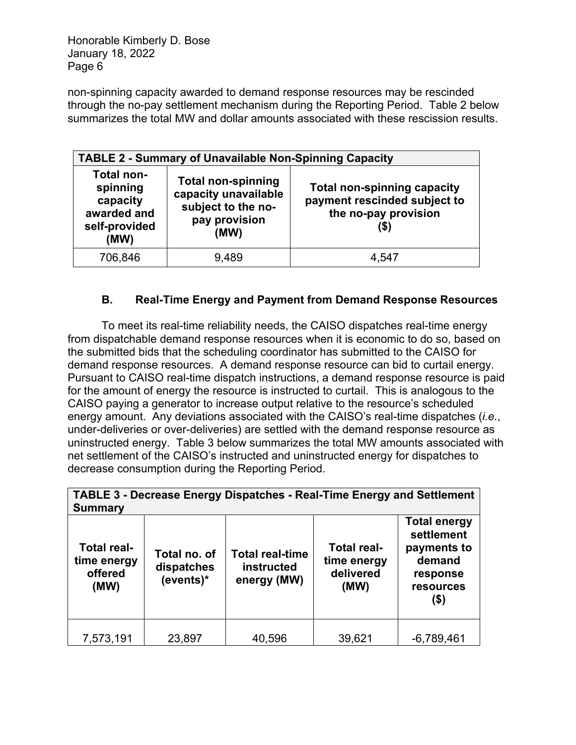non-spinning capacity awarded to demand response resources may be rescinded through the no-pay settlement mechanism during the Reporting Period. Table 2 below summarizes the total MW and dollar amounts associated with these rescission results.

| TABLE 2 - Summary of Unavailable Non-Spinning Capacity | | |
|---|---|---|
| **Total non-spinning capacity awarded and self-provided (MW)** | **Total non-spinning capacity unavailable subject to the no-pay provision (MW)** | **Total non-spinning capacity payment rescinded subject to the no-pay provision ($)** |
| 706,846 | 9,489 | 4,547 |

### B. Real-Time Energy and Payment from Demand Response Resources

To meet its real-time reliability needs, the CAISO dispatches real-time energy from dispatchable demand response resources when it is economic to do so, based on the submitted bids that the scheduling coordinator has submitted to the CAISO for demand response resources. A demand response resource can bid to curtail energy. Pursuant to CAISO real-time dispatch instructions, a demand response resource is paid for the amount of energy the resource is instructed to curtail. This is analogous to the CAISO paying a generator to increase output relative to the resource's scheduled energy amount. Any deviations associated with the CAISO's real-time dispatches (*i.e.*, under-deliveries or over-deliveries) are settled with the demand response resource as uninstructed energy. Table 3 below summarizes the total MW amounts associated with net settlement of the CAISO's instructed and uninstructed energy for dispatches to decrease consumption during the Reporting Period.

| TABLE 3 - Decrease Energy Dispatches - Real-Time Energy and Settlement Summary | | | | |
|---|---|---|---|---|
| **Total real-time energy offered (MW)** | **Total no. of dispatches (events)*** | **Total real-time instructed energy (MW)** | **Total real-time energy delivered (MW)** | **Total energy settlement payments to demand response resources ($)** |
| 7,573,191 | 23,897 | 40,596 | 39,621 | -6,789,461 |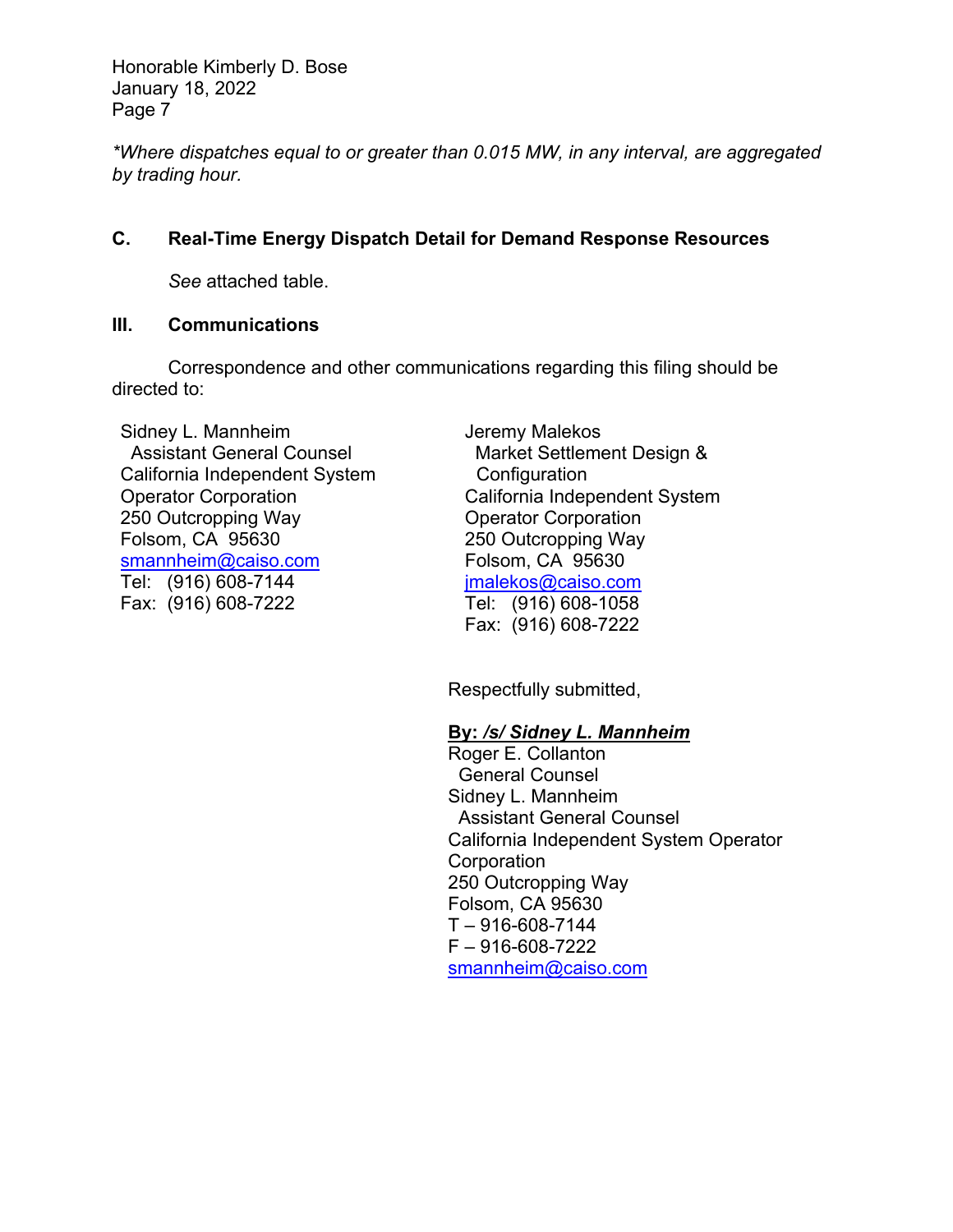*Where dispatches equal to or greater than 0.015 MW, in any interval, are aggregated by trading hour.*

## C. Real-Time Energy Dispatch Detail for Demand Response Resources

*See* attached table.

## III. Communications

Correspondence and other communications regarding this filing should be directed to:

Sidney L. Mannheim
Assistant General Counsel
California Independent System
Operator Corporation
250 Outcropping Way
Folsom, CA 95630
smannheim@caiso.com
Tel: (916) 608-7144
Fax: (916) 608-7222

Jeremy Malekos
Market Settlement Design &
Configuration
California Independent System
Operator Corporation
250 Outcropping Way
Folsom, CA 95630
jmalekos@caiso.com
Tel: (916) 608-1058
Fax: (916) 608-7222

Respectfully submitted,

**By: *<u>/s/ Sidney L. Mannheim</u>***
Roger E. Collanton
General Counsel
Sidney L. Mannheim
Assistant General Counsel
California Independent System Operator Corporation
250 Outcropping Way
Folsom, CA 95630
T – 916-608-7144
F – 916-608-7222
smannheim@caiso.com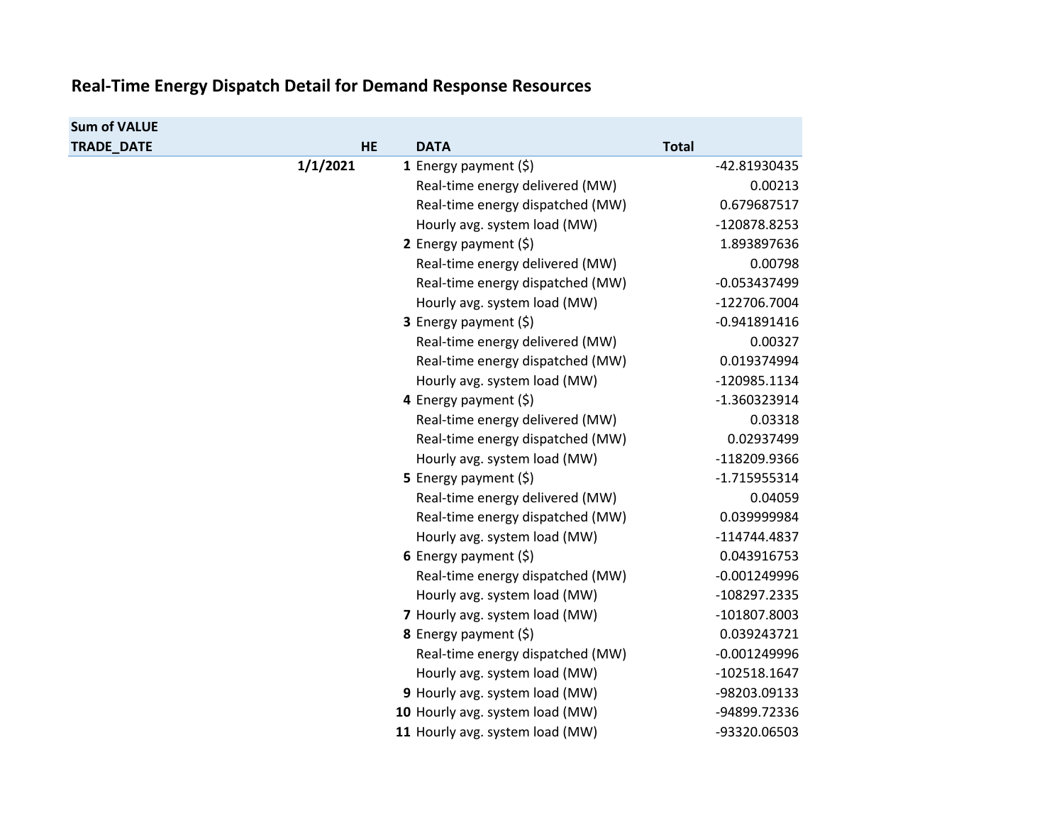## Real-Time Energy Dispatch Detail for Demand Response Resources

| Sum of VALUE | | | |
|---|---|---|---|
| **TRADE_DATE** | **HE** | **DATA** | **Total** |
| **1/1/2021** | **1** | Energy payment ($) | -42.81930435 |
| | | Real-time energy delivered (MW) | 0.00213 |
| | | Real-time energy dispatched (MW) | 0.679687517 |
| | | Hourly avg. system load (MW) | -120878.8253 |
| | **2** | Energy payment ($) | 1.893897636 |
| | | Real-time energy delivered (MW) | 0.00798 |
| | | Real-time energy dispatched (MW) | -0.053437499 |
| | | Hourly avg. system load (MW) | -122706.7004 |
| | **3** | Energy payment ($) | -0.941891416 |
| | | Real-time energy delivered (MW) | 0.00327 |
| | | Real-time energy dispatched (MW) | 0.019374994 |
| | | Hourly avg. system load (MW) | -120985.1134 |
| | **4** | Energy payment ($) | -1.360323914 |
| | | Real-time energy delivered (MW) | 0.03318 |
| | | Real-time energy dispatched (MW) | 0.02937499 |
| | | Hourly avg. system load (MW) | -118209.9366 |
| | **5** | Energy payment ($) | -1.715955314 |
| | | Real-time energy delivered (MW) | 0.04059 |
| | | Real-time energy dispatched (MW) | 0.039999984 |
| | | Hourly avg. system load (MW) | -114744.4837 |
| | **6** | Energy payment ($) | 0.043916753 |
| | | Real-time energy dispatched (MW) | -0.001249996 |
| | | Hourly avg. system load (MW) | -108297.2335 |
| | **7** | Hourly avg. system load (MW) | -101807.8003 |
| | **8** | Energy payment ($) | 0.039243721 |
| | | Real-time energy dispatched (MW) | -0.001249996 |
| | | Hourly avg. system load (MW) | -102518.1647 |
| | **9** | Hourly avg. system load (MW) | -98203.09133 |
| | **10** | Hourly avg. system load (MW) | -94899.72336 |
| | **11** | Hourly avg. system load (MW) | -93320.06503 |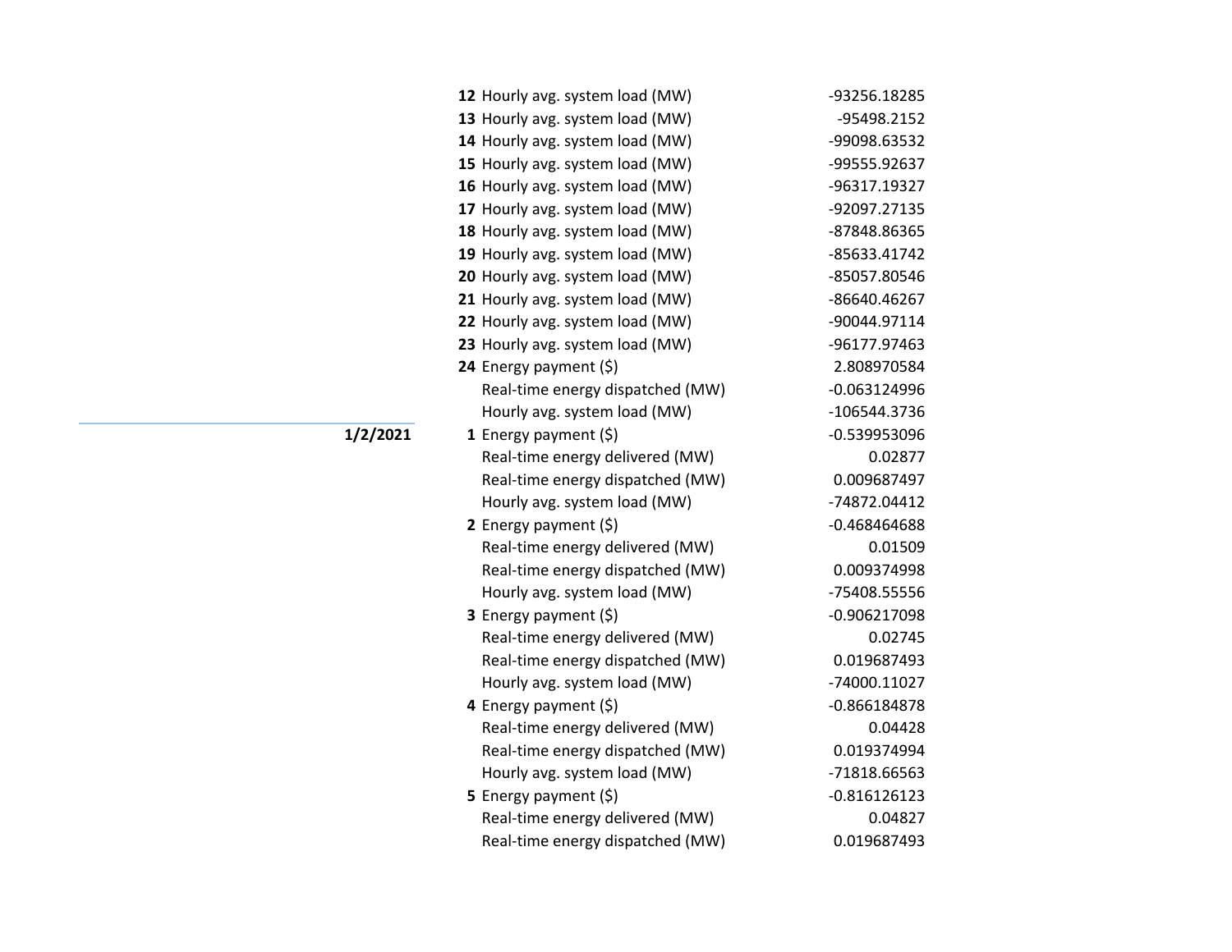| Date | Hour | Measure | Value |
|---|---|---|---|
| | **12** | Hourly avg. system load (MW) | -93256.18285 |
| | **13** | Hourly avg. system load (MW) | -95498.2152 |
| | **14** | Hourly avg. system load (MW) | -99098.63532 |
| | **15** | Hourly avg. system load (MW) | -99555.92637 |
| | **16** | Hourly avg. system load (MW) | -96317.19327 |
| | **17** | Hourly avg. system load (MW) | -92097.27135 |
| | **18** | Hourly avg. system load (MW) | -87848.86365 |
| | **19** | Hourly avg. system load (MW) | -85633.41742 |
| | **20** | Hourly avg. system load (MW) | -85057.80546 |
| | **21** | Hourly avg. system load (MW) | -86640.46267 |
| | **22** | Hourly avg. system load (MW) | -90044.97114 |
| | **23** | Hourly avg. system load (MW) | -96177.97463 |
| | **24** | Energy payment ($) | 2.808970584 |
| | | Real-time energy dispatched (MW) | -0.063124996 |
| | | Hourly avg. system load (MW) | -106544.3736 |
| **1/2/2021** | **1** | Energy payment ($) | -0.539953096 |
| | | Real-time energy delivered (MW) | 0.02877 |
| | | Real-time energy dispatched (MW) | 0.009687497 |
| | | Hourly avg. system load (MW) | -74872.04412 |
| | **2** | Energy payment ($) | -0.468464688 |
| | | Real-time energy delivered (MW) | 0.01509 |
| | | Real-time energy dispatched (MW) | 0.009374998 |
| | | Hourly avg. system load (MW) | -75408.55556 |
| | **3** | Energy payment ($) | -0.906217098 |
| | | Real-time energy delivered (MW) | 0.02745 |
| | | Real-time energy dispatched (MW) | 0.019687493 |
| | | Hourly avg. system load (MW) | -74000.11027 |
| | **4** | Energy payment ($) | -0.866184878 |
| | | Real-time energy delivered (MW) | 0.04428 |
| | | Real-time energy dispatched (MW) | 0.019374994 |
| | | Hourly avg. system load (MW) | -71818.66563 |
| | **5** | Energy payment ($) | -0.816126123 |
| | | Real-time energy delivered (MW) | 0.04827 |
| | | Real-time energy dispatched (MW) | 0.019687493 |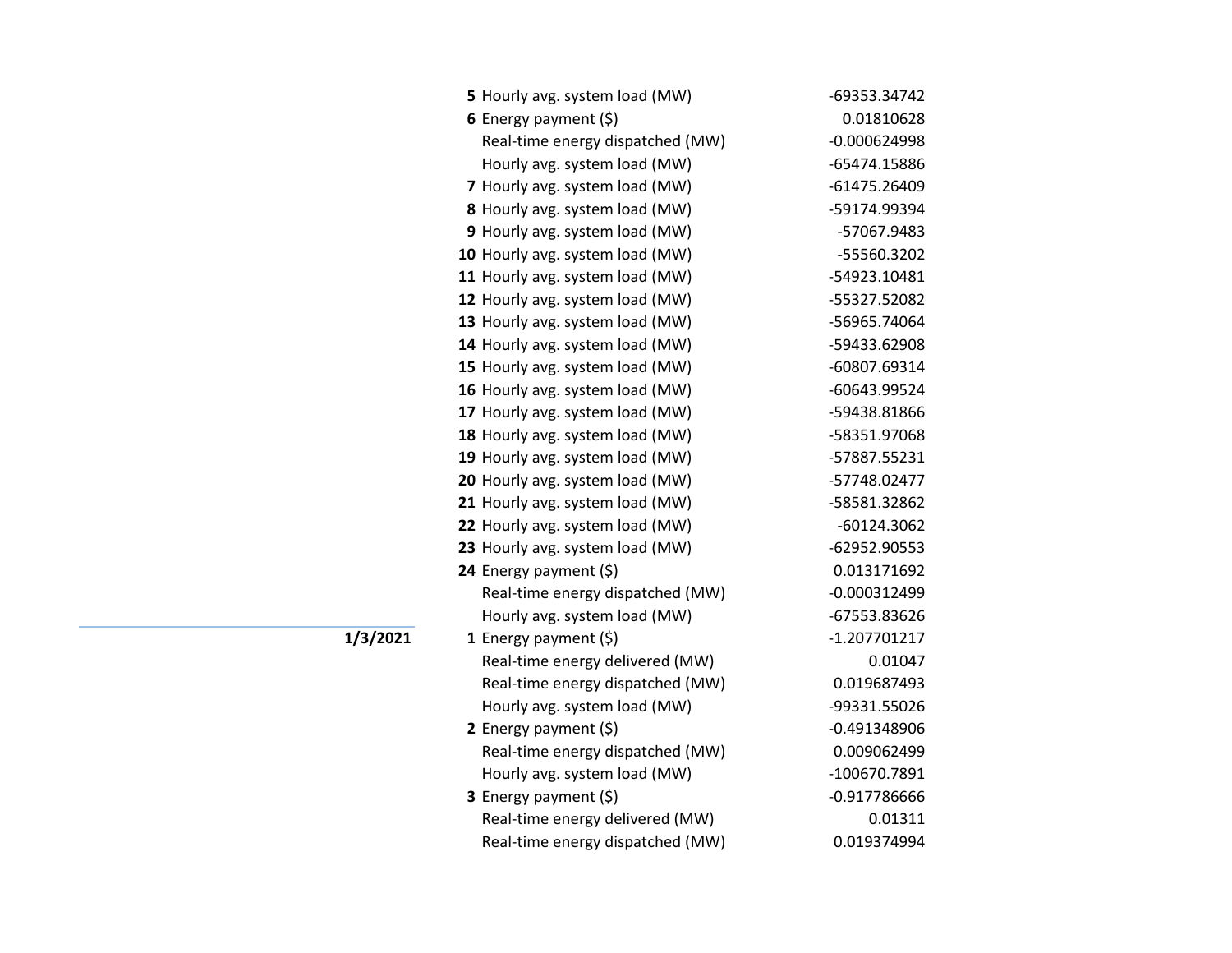| Date | Hour | Measure | Value |
|---|---|---|---|
| | 5 | Hourly avg. system load (MW) | -69353.34742 |
| | 6 | Energy payment ($) | 0.01810628 |
| | | Real-time energy dispatched (MW) | -0.000624998 |
| | | Hourly avg. system load (MW) | -65474.15886 |
| | 7 | Hourly avg. system load (MW) | -61475.26409 |
| | 8 | Hourly avg. system load (MW) | -59174.99394 |
| | 9 | Hourly avg. system load (MW) | -57067.9483 |
| | 10 | Hourly avg. system load (MW) | -55560.3202 |
| | 11 | Hourly avg. system load (MW) | -54923.10481 |
| | 12 | Hourly avg. system load (MW) | -55327.52082 |
| | 13 | Hourly avg. system load (MW) | -56965.74064 |
| | 14 | Hourly avg. system load (MW) | -59433.62908 |
| | 15 | Hourly avg. system load (MW) | -60807.69314 |
| | 16 | Hourly avg. system load (MW) | -60643.99524 |
| | 17 | Hourly avg. system load (MW) | -59438.81866 |
| | 18 | Hourly avg. system load (MW) | -58351.97068 |
| | 19 | Hourly avg. system load (MW) | -57887.55231 |
| | 20 | Hourly avg. system load (MW) | -57748.02477 |
| | 21 | Hourly avg. system load (MW) | -58581.32862 |
| | 22 | Hourly avg. system load (MW) | -60124.3062 |
| | 23 | Hourly avg. system load (MW) | -62952.90553 |
| | 24 | Energy payment ($) | 0.013171692 |
| | | Real-time energy dispatched (MW) | -0.000312499 |
| | | Hourly avg. system load (MW) | -67553.83626 |
| 1/3/2021 | 1 | Energy payment ($) | -1.207701217 |
| | | Real-time energy delivered (MW) | 0.01047 |
| | | Real-time energy dispatched (MW) | 0.019687493 |
| | | Hourly avg. system load (MW) | -99331.55026 |
| | 2 | Energy payment ($) | -0.491348906 |
| | | Real-time energy dispatched (MW) | 0.009062499 |
| | | Hourly avg. system load (MW) | -100670.7891 |
| | 3 | Energy payment ($) | -0.917786666 |
| | | Real-time energy delivered (MW) | 0.01311 |
| | | Real-time energy dispatched (MW) | 0.019374994 |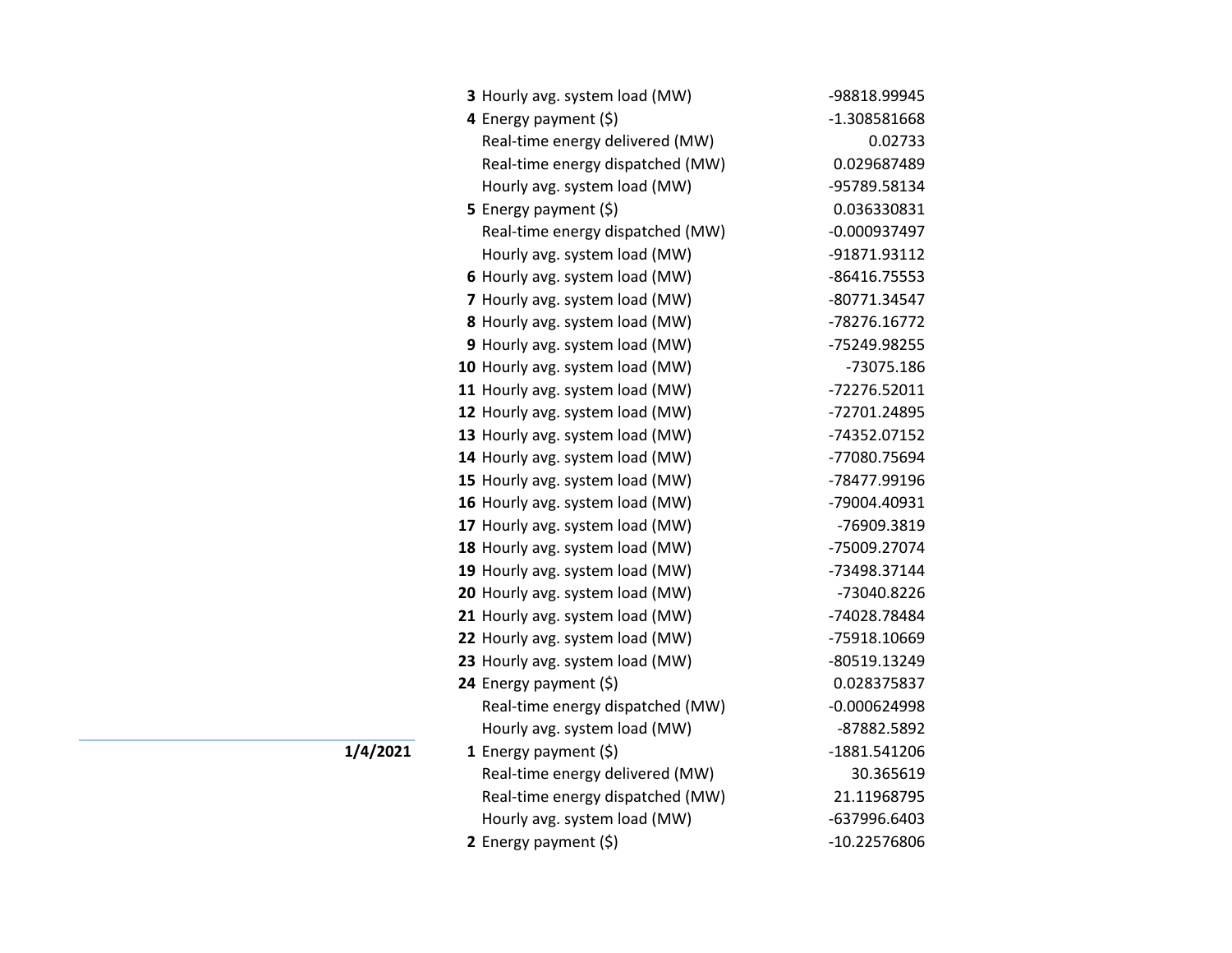| Date | Hour | Item | Value |
|---|---|---|---|
| | **3** | Hourly avg. system load (MW) | -98818.99945 |
| | **4** | Energy payment ($) | -1.308581668 |
| | | Real-time energy delivered (MW) | 0.02733 |
| | | Real-time energy dispatched (MW) | 0.029687489 |
| | | Hourly avg. system load (MW) | -95789.58134 |
| | **5** | Energy payment ($) | 0.036330831 |
| | | Real-time energy dispatched (MW) | -0.000937497 |
| | | Hourly avg. system load (MW) | -91871.93112 |
| | **6** | Hourly avg. system load (MW) | -86416.75553 |
| | **7** | Hourly avg. system load (MW) | -80771.34547 |
| | **8** | Hourly avg. system load (MW) | -78276.16772 |
| | **9** | Hourly avg. system load (MW) | -75249.98255 |
| | **10** | Hourly avg. system load (MW) | -73075.186 |
| | **11** | Hourly avg. system load (MW) | -72276.52011 |
| | **12** | Hourly avg. system load (MW) | -72701.24895 |
| | **13** | Hourly avg. system load (MW) | -74352.07152 |
| | **14** | Hourly avg. system load (MW) | -77080.75694 |
| | **15** | Hourly avg. system load (MW) | -78477.99196 |
| | **16** | Hourly avg. system load (MW) | -79004.40931 |
| | **17** | Hourly avg. system load (MW) | -76909.3819 |
| | **18** | Hourly avg. system load (MW) | -75009.27074 |
| | **19** | Hourly avg. system load (MW) | -73498.37144 |
| | **20** | Hourly avg. system load (MW) | -73040.8226 |
| | **21** | Hourly avg. system load (MW) | -74028.78484 |
| | **22** | Hourly avg. system load (MW) | -75918.10669 |
| | **23** | Hourly avg. system load (MW) | -80519.13249 |
| | **24** | Energy payment ($) | 0.028375837 |
| | | Real-time energy dispatched (MW) | -0.000624998 |
| | | Hourly avg. system load (MW) | -87882.5892 |
| **1/4/2021** | **1** | Energy payment ($) | -1881.541206 |
| | | Real-time energy delivered (MW) | 30.365619 |
| | | Real-time energy dispatched (MW) | 21.11968795 |
| | | Hourly avg. system load (MW) | -637996.6403 |
| | **2** | Energy payment ($) | -10.22576806 |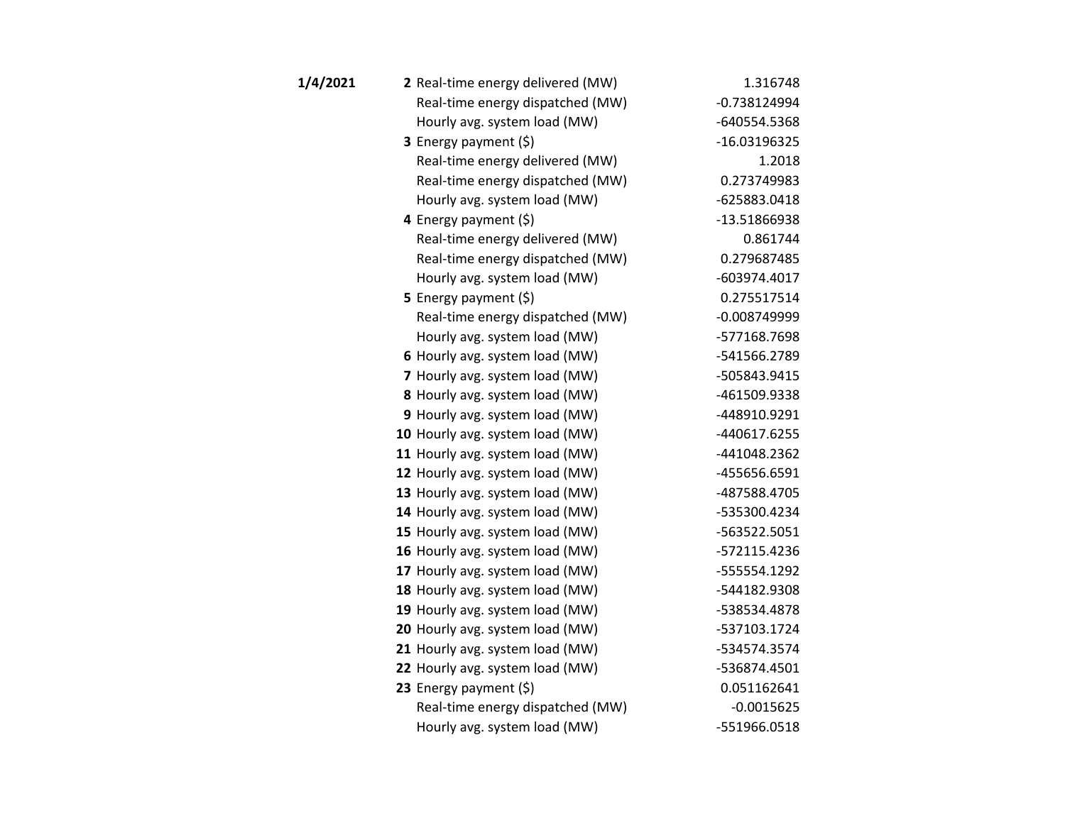| Date | Hour | Item | Value |
|---|---|---|---|
| **1/4/2021** | **2** | Real-time energy delivered (MW) | 1.316748 |
| | | Real-time energy dispatched (MW) | -0.738124994 |
| | | Hourly avg. system load (MW) | -640554.5368 |
| | **3** | Energy payment ($) | -16.03196325 |
| | | Real-time energy delivered (MW) | 1.2018 |
| | | Real-time energy dispatched (MW) | 0.273749983 |
| | | Hourly avg. system load (MW) | -625883.0418 |
| | **4** | Energy payment ($) | -13.51866938 |
| | | Real-time energy delivered (MW) | 0.861744 |
| | | Real-time energy dispatched (MW) | 0.279687485 |
| | | Hourly avg. system load (MW) | -603974.4017 |
| | **5** | Energy payment ($) | 0.275517514 |
| | | Real-time energy dispatched (MW) | -0.008749999 |
| | | Hourly avg. system load (MW) | -577168.7698 |
| | **6** | Hourly avg. system load (MW) | -541566.2789 |
| | **7** | Hourly avg. system load (MW) | -505843.9415 |
| | **8** | Hourly avg. system load (MW) | -461509.9338 |
| | **9** | Hourly avg. system load (MW) | -448910.9291 |
| | **10** | Hourly avg. system load (MW) | -440617.6255 |
| | **11** | Hourly avg. system load (MW) | -441048.2362 |
| | **12** | Hourly avg. system load (MW) | -455656.6591 |
| | **13** | Hourly avg. system load (MW) | -487588.4705 |
| | **14** | Hourly avg. system load (MW) | -535300.4234 |
| | **15** | Hourly avg. system load (MW) | -563522.5051 |
| | **16** | Hourly avg. system load (MW) | -572115.4236 |
| | **17** | Hourly avg. system load (MW) | -555554.1292 |
| | **18** | Hourly avg. system load (MW) | -544182.9308 |
| | **19** | Hourly avg. system load (MW) | -538534.4878 |
| | **20** | Hourly avg. system load (MW) | -537103.1724 |
| | **21** | Hourly avg. system load (MW) | -534574.3574 |
| | **22** | Hourly avg. system load (MW) | -536874.4501 |
| | **23** | Energy payment ($) | 0.051162641 |
| | | Real-time energy dispatched (MW) | -0.0015625 |
| | | Hourly avg. system load (MW) | -551966.0518 |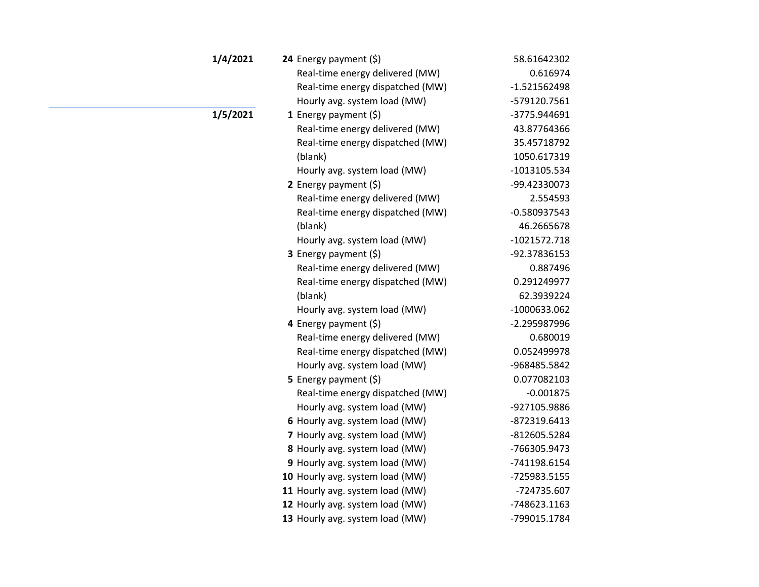| Date | Hour | Measure | Value |
|---|---|---|---|
| **1/4/2021** | **24** | Energy payment ($) | 58.61642302 |
| | | Real-time energy delivered (MW) | 0.616974 |
| | | Real-time energy dispatched (MW) | -1.521562498 |
| | | Hourly avg. system load (MW) | -579120.7561 |
| **1/5/2021** | **1** | Energy payment ($) | -3775.944691 |
| | | Real-time energy delivered (MW) | 43.87764366 |
| | | Real-time energy dispatched (MW) | 35.45718792 |
| | | (blank) | 1050.617319 |
| | | Hourly avg. system load (MW) | -1013105.534 |
| | **2** | Energy payment ($) | -99.42330073 |
| | | Real-time energy delivered (MW) | 2.554593 |
| | | Real-time energy dispatched (MW) | -0.580937543 |
| | | (blank) | 46.2665678 |
| | | Hourly avg. system load (MW) | -1021572.718 |
| | **3** | Energy payment ($) | -92.37836153 |
| | | Real-time energy delivered (MW) | 0.887496 |
| | | Real-time energy dispatched (MW) | 0.291249977 |
| | | (blank) | 62.3939224 |
| | | Hourly avg. system load (MW) | -1000633.062 |
| | **4** | Energy payment ($) | -2.295987996 |
| | | Real-time energy delivered (MW) | 0.680019 |
| | | Real-time energy dispatched (MW) | 0.052499978 |
| | | Hourly avg. system load (MW) | -968485.5842 |
| | **5** | Energy payment ($) | 0.077082103 |
| | | Real-time energy dispatched (MW) | -0.001875 |
| | | Hourly avg. system load (MW) | -927105.9886 |
| | **6** | Hourly avg. system load (MW) | -872319.6413 |
| | **7** | Hourly avg. system load (MW) | -812605.5284 |
| | **8** | Hourly avg. system load (MW) | -766305.9473 |
| | **9** | Hourly avg. system load (MW) | -741198.6154 |
| | **10** | Hourly avg. system load (MW) | -725983.5155 |
| | **11** | Hourly avg. system load (MW) | -724735.607 |
| | **12** | Hourly avg. system load (MW) | -748623.1163 |
| | **13** | Hourly avg. system load (MW) | -799015.1784 |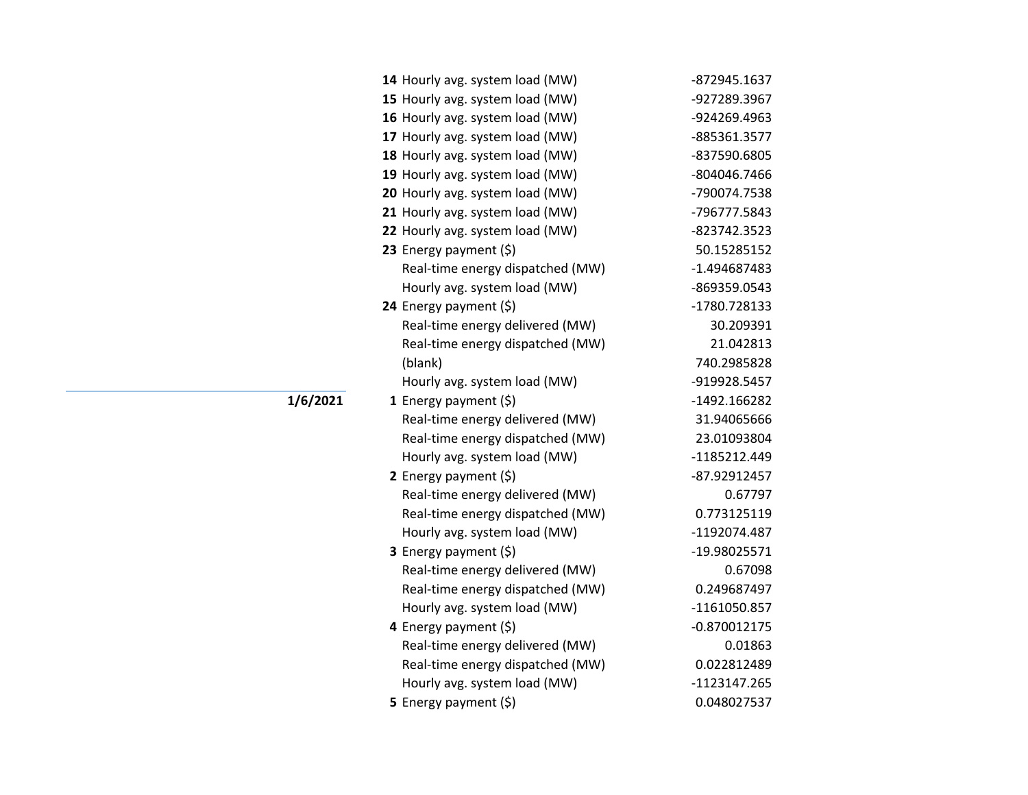| Date | Hour | Measure | Value |
|---|---|---|---|
| | **14** | Hourly avg. system load (MW) | -872945.1637 |
| | **15** | Hourly avg. system load (MW) | -927289.3967 |
| | **16** | Hourly avg. system load (MW) | -924269.4963 |
| | **17** | Hourly avg. system load (MW) | -885361.3577 |
| | **18** | Hourly avg. system load (MW) | -837590.6805 |
| | **19** | Hourly avg. system load (MW) | -804046.7466 |
| | **20** | Hourly avg. system load (MW) | -790074.7538 |
| | **21** | Hourly avg. system load (MW) | -796777.5843 |
| | **22** | Hourly avg. system load (MW) | -823742.3523 |
| | **23** | Energy payment ($) | 50.15285152 |
| | | Real-time energy dispatched (MW) | -1.494687483 |
| | | Hourly avg. system load (MW) | -869359.0543 |
| | **24** | Energy payment ($) | -1780.728133 |
| | | Real-time energy delivered (MW) | 30.209391 |
| | | Real-time energy dispatched (MW) | 21.042813 |
| | | (blank) | 740.2985828 |
| | | Hourly avg. system load (MW) | -919928.5457 |
| **1/6/2021** | **1** | Energy payment ($) | -1492.166282 |
| | | Real-time energy delivered (MW) | 31.94065666 |
| | | Real-time energy dispatched (MW) | 23.01093804 |
| | | Hourly avg. system load (MW) | -1185212.449 |
| | **2** | Energy payment ($) | -87.92912457 |
| | | Real-time energy delivered (MW) | 0.67797 |
| | | Real-time energy dispatched (MW) | 0.773125119 |
| | | Hourly avg. system load (MW) | -1192074.487 |
| | **3** | Energy payment ($) | -19.98025571 |
| | | Real-time energy delivered (MW) | 0.67098 |
| | | Real-time energy dispatched (MW) | 0.249687497 |
| | | Hourly avg. system load (MW) | -1161050.857 |
| | **4** | Energy payment ($) | -0.870012175 |
| | | Real-time energy delivered (MW) | 0.01863 |
| | | Real-time energy dispatched (MW) | 0.022812489 |
| | | Hourly avg. system load (MW) | -1123147.265 |
| | **5** | Energy payment ($) | 0.048027537 |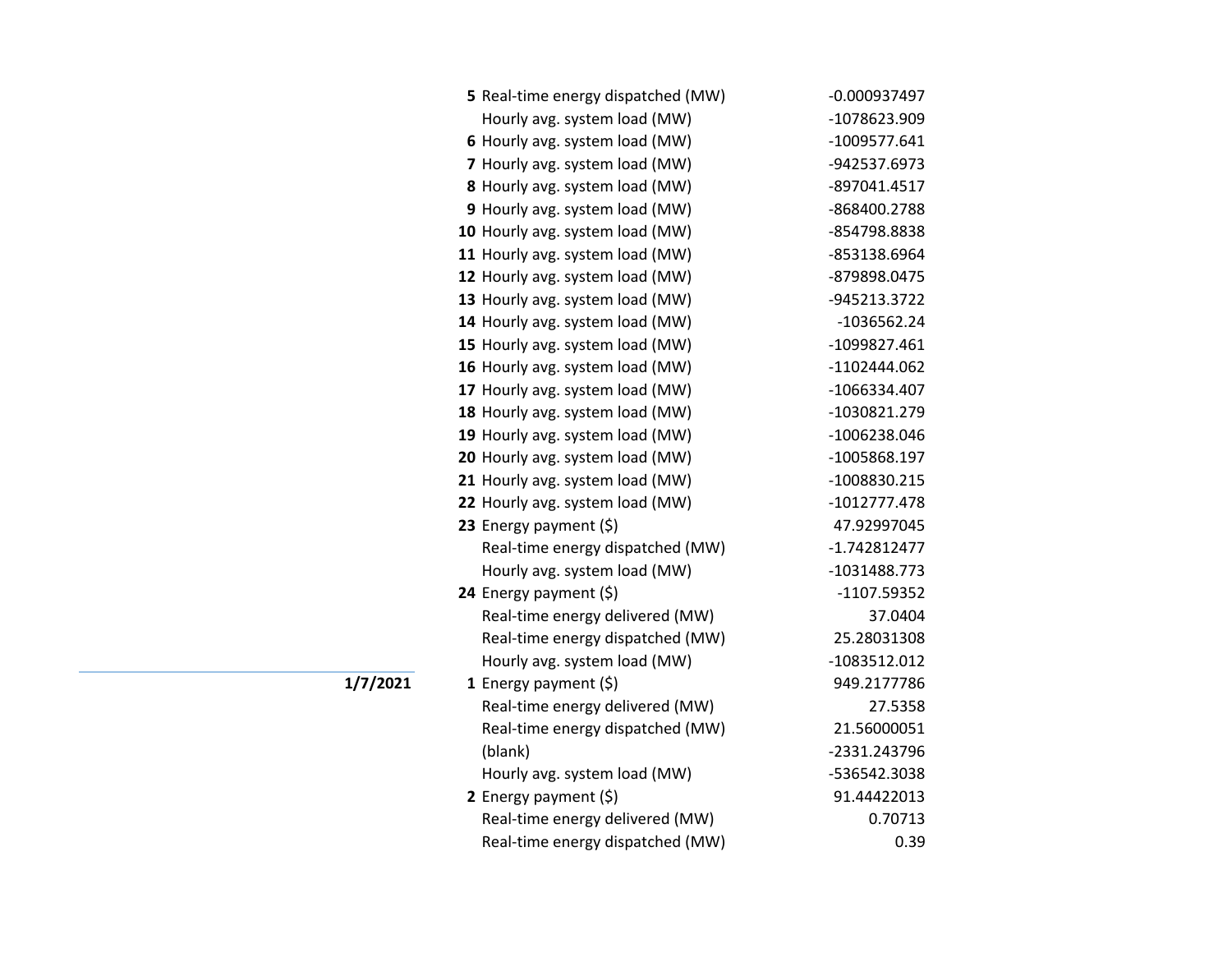| Date | Hour | Measure | Value |
|---|---|---|---|
| | **5** | Real-time energy dispatched (MW) | -0.000937497 |
| | | Hourly avg. system load (MW) | -1078623.909 |
| | **6** | Hourly avg. system load (MW) | -1009577.641 |
| | **7** | Hourly avg. system load (MW) | -942537.6973 |
| | **8** | Hourly avg. system load (MW) | -897041.4517 |
| | **9** | Hourly avg. system load (MW) | -868400.2788 |
| | **10** | Hourly avg. system load (MW) | -854798.8838 |
| | **11** | Hourly avg. system load (MW) | -853138.6964 |
| | **12** | Hourly avg. system load (MW) | -879898.0475 |
| | **13** | Hourly avg. system load (MW) | -945213.3722 |
| | **14** | Hourly avg. system load (MW) | -1036562.24 |
| | **15** | Hourly avg. system load (MW) | -1099827.461 |
| | **16** | Hourly avg. system load (MW) | -1102444.062 |
| | **17** | Hourly avg. system load (MW) | -1066334.407 |
| | **18** | Hourly avg. system load (MW) | -1030821.279 |
| | **19** | Hourly avg. system load (MW) | -1006238.046 |
| | **20** | Hourly avg. system load (MW) | -1005868.197 |
| | **21** | Hourly avg. system load (MW) | -1008830.215 |
| | **22** | Hourly avg. system load (MW) | -1012777.478 |
| | **23** | Energy payment ($) | 47.92997045 |
| | | Real-time energy dispatched (MW) | -1.742812477 |
| | | Hourly avg. system load (MW) | -1031488.773 |
| | **24** | Energy payment ($) | -1107.59352 |
| | | Real-time energy delivered (MW) | 37.0404 |
| | | Real-time energy dispatched (MW) | 25.28031308 |
| | | Hourly avg. system load (MW) | -1083512.012 |
| **1/7/2021** | **1** | Energy payment ($) | 949.2177786 |
| | | Real-time energy delivered (MW) | 27.5358 |
| | | Real-time energy dispatched (MW) | 21.56000051 |
| | | (blank) | -2331.243796 |
| | | Hourly avg. system load (MW) | -536542.3038 |
| | **2** | Energy payment ($) | 91.44422013 |
| | | Real-time energy delivered (MW) | 0.70713 |
| | | Real-time energy dispatched (MW) | 0.39 |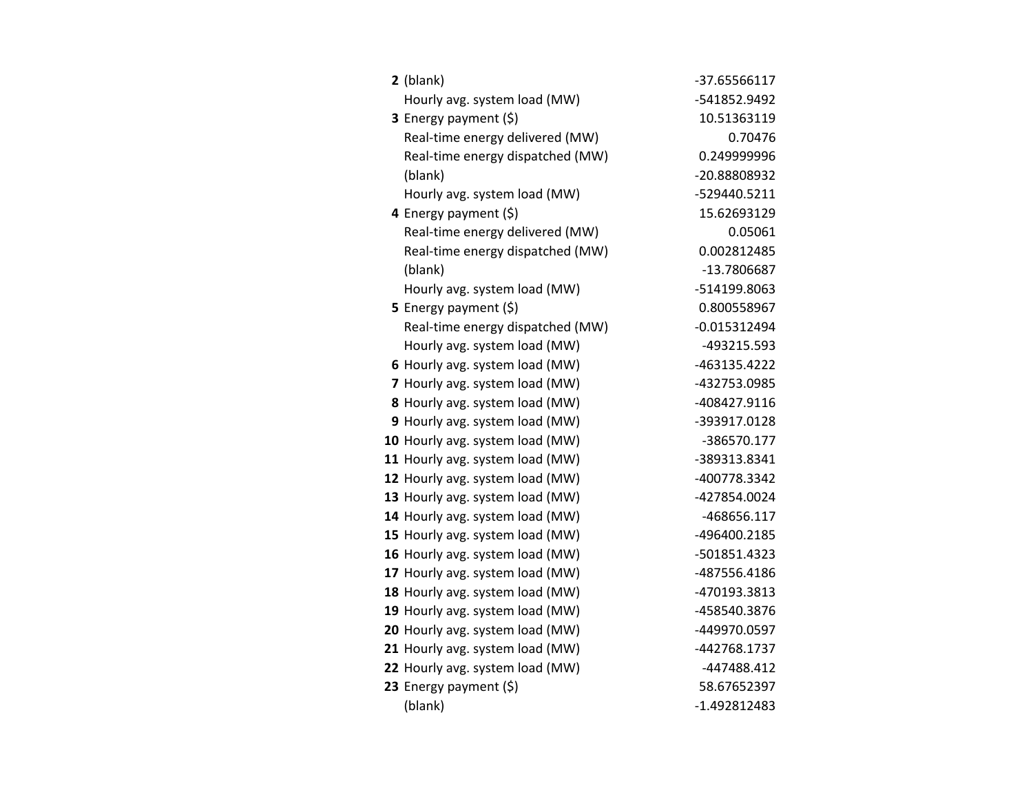| | | |
|---|---|---|
| **2** | (blank) | -37.65566117 |
| | Hourly avg. system load (MW) | -541852.9492 |
| **3** | Energy payment ($) | 10.51363119 |
| | Real-time energy delivered (MW) | 0.70476 |
| | Real-time energy dispatched (MW) | 0.249999996 |
| | (blank) | -20.88808932 |
| | Hourly avg. system load (MW) | -529440.5211 |
| **4** | Energy payment ($) | 15.62693129 |
| | Real-time energy delivered (MW) | 0.05061 |
| | Real-time energy dispatched (MW) | 0.002812485 |
| | (blank) | -13.7806687 |
| | Hourly avg. system load (MW) | -514199.8063 |
| **5** | Energy payment ($) | 0.800558967 |
| | Real-time energy dispatched (MW) | -0.015312494 |
| | Hourly avg. system load (MW) | -493215.593 |
| **6** | Hourly avg. system load (MW) | -463135.4222 |
| **7** | Hourly avg. system load (MW) | -432753.0985 |
| **8** | Hourly avg. system load (MW) | -408427.9116 |
| **9** | Hourly avg. system load (MW) | -393917.0128 |
| **10** | Hourly avg. system load (MW) | -386570.177 |
| **11** | Hourly avg. system load (MW) | -389313.8341 |
| **12** | Hourly avg. system load (MW) | -400778.3342 |
| **13** | Hourly avg. system load (MW) | -427854.0024 |
| **14** | Hourly avg. system load (MW) | -468656.117 |
| **15** | Hourly avg. system load (MW) | -496400.2185 |
| **16** | Hourly avg. system load (MW) | -501851.4323 |
| **17** | Hourly avg. system load (MW) | -487556.4186 |
| **18** | Hourly avg. system load (MW) | -470193.3813 |
| **19** | Hourly avg. system load (MW) | -458540.3876 |
| **20** | Hourly avg. system load (MW) | -449970.0597 |
| **21** | Hourly avg. system load (MW) | -442768.1737 |
| **22** | Hourly avg. system load (MW) | -447488.412 |
| **23** | Energy payment ($) | 58.67652397 |
| | (blank) | -1.492812483 |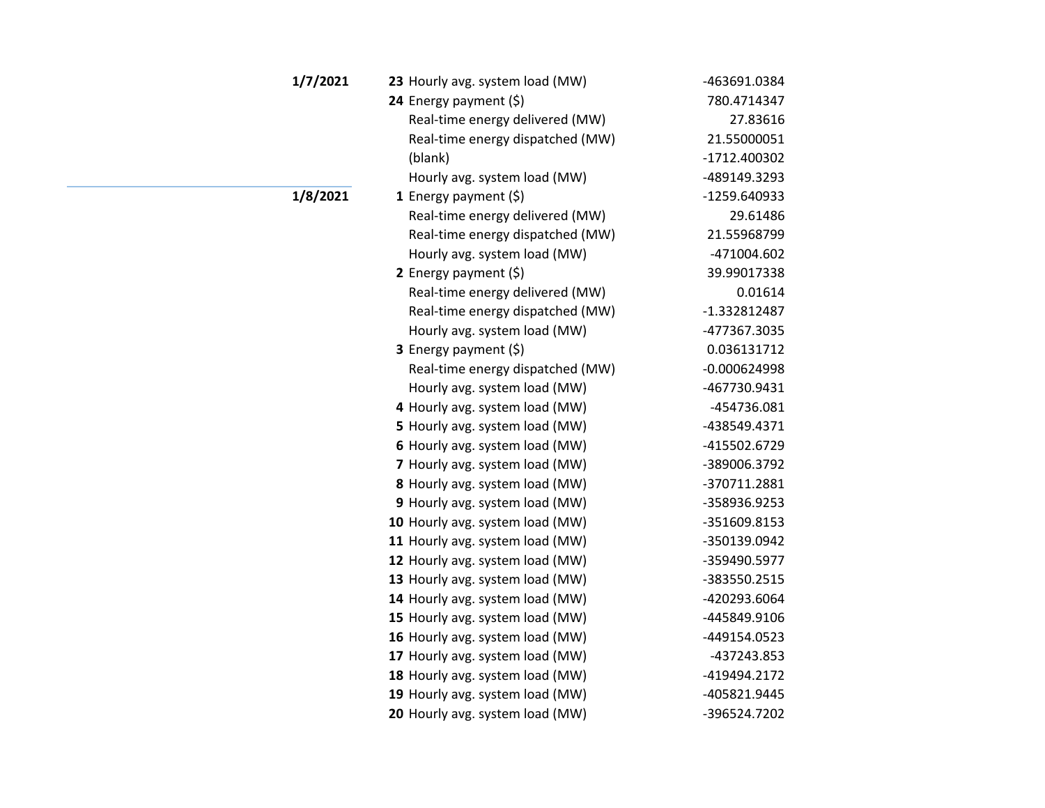| Date | Hour | Metric | Value |
|---|---|---|---|
| **1/7/2021** | **23** | Hourly avg. system load (MW) | -463691.0384 |
| | **24** | Energy payment ($) | 780.4714347 |
| | | Real-time energy delivered (MW) | 27.83616 |
| | | Real-time energy dispatched (MW) | 21.55000051 |
| | | (blank) | -1712.400302 |
| | | Hourly avg. system load (MW) | -489149.3293 |
| **1/8/2021** | **1** | Energy payment ($) | -1259.640933 |
| | | Real-time energy delivered (MW) | 29.61486 |
| | | Real-time energy dispatched (MW) | 21.55968799 |
| | | Hourly avg. system load (MW) | -471004.602 |
| | **2** | Energy payment ($) | 39.99017338 |
| | | Real-time energy delivered (MW) | 0.01614 |
| | | Real-time energy dispatched (MW) | -1.332812487 |
| | | Hourly avg. system load (MW) | -477367.3035 |
| | **3** | Energy payment ($) | 0.036131712 |
| | | Real-time energy dispatched (MW) | -0.000624998 |
| | | Hourly avg. system load (MW) | -467730.9431 |
| | **4** | Hourly avg. system load (MW) | -454736.081 |
| | **5** | Hourly avg. system load (MW) | -438549.4371 |
| | **6** | Hourly avg. system load (MW) | -415502.6729 |
| | **7** | Hourly avg. system load (MW) | -389006.3792 |
| | **8** | Hourly avg. system load (MW) | -370711.2881 |
| | **9** | Hourly avg. system load (MW) | -358936.9253 |
| | **10** | Hourly avg. system load (MW) | -351609.8153 |
| | **11** | Hourly avg. system load (MW) | -350139.0942 |
| | **12** | Hourly avg. system load (MW) | -359490.5977 |
| | **13** | Hourly avg. system load (MW) | -383550.2515 |
| | **14** | Hourly avg. system load (MW) | -420293.6064 |
| | **15** | Hourly avg. system load (MW) | -445849.9106 |
| | **16** | Hourly avg. system load (MW) | -449154.0523 |
| | **17** | Hourly avg. system load (MW) | -437243.853 |
| | **18** | Hourly avg. system load (MW) | -419494.2172 |
| | **19** | Hourly avg. system load (MW) | -405821.9445 |
| | **20** | Hourly avg. system load (MW) | -396524.7202 |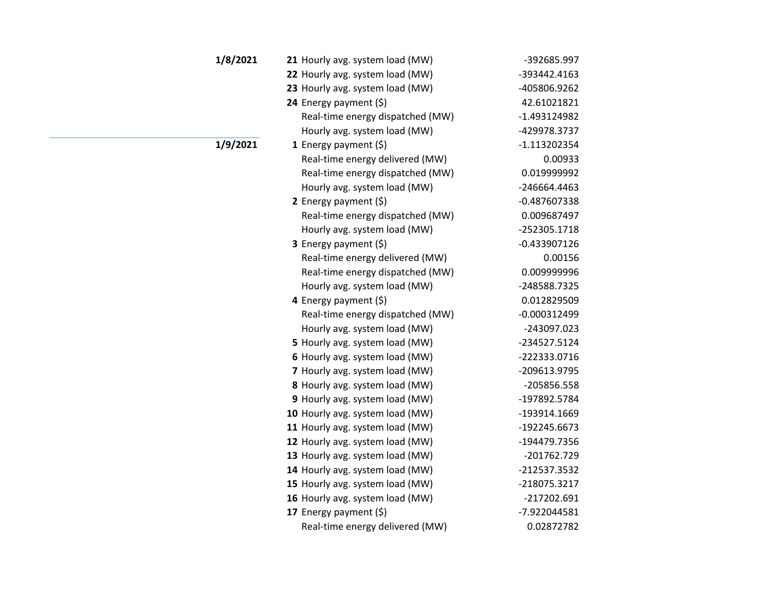| Date | Hour | Measure | Value |
|---|---|---|---|
| **1/8/2021** | **21** | Hourly avg. system load (MW) | -392685.997 |
| | **22** | Hourly avg. system load (MW) | -393442.4163 |
| | **23** | Hourly avg. system load (MW) | -405806.9262 |
| | **24** | Energy payment ($) | 42.61021821 |
| | | Real-time energy dispatched (MW) | -1.493124982 |
| | | Hourly avg. system load (MW) | -429978.3737 |
| **1/9/2021** | **1** | Energy payment ($) | -1.113202354 |
| | | Real-time energy delivered (MW) | 0.00933 |
| | | Real-time energy dispatched (MW) | 0.019999992 |
| | | Hourly avg. system load (MW) | -246664.4463 |
| | **2** | Energy payment ($) | -0.487607338 |
| | | Real-time energy dispatched (MW) | 0.009687497 |
| | | Hourly avg. system load (MW) | -252305.1718 |
| | **3** | Energy payment ($) | -0.433907126 |
| | | Real-time energy delivered (MW) | 0.00156 |
| | | Real-time energy dispatched (MW) | 0.009999996 |
| | | Hourly avg. system load (MW) | -248588.7325 |
| | **4** | Energy payment ($) | 0.012829509 |
| | | Real-time energy dispatched (MW) | -0.000312499 |
| | | Hourly avg. system load (MW) | -243097.023 |
| | **5** | Hourly avg. system load (MW) | -234527.5124 |
| | **6** | Hourly avg. system load (MW) | -222333.0716 |
| | **7** | Hourly avg. system load (MW) | -209613.9795 |
| | **8** | Hourly avg. system load (MW) | -205856.558 |
| | **9** | Hourly avg. system load (MW) | -197892.5784 |
| | **10** | Hourly avg. system load (MW) | -193914.1669 |
| | **11** | Hourly avg. system load (MW) | -192245.6673 |
| | **12** | Hourly avg. system load (MW) | -194479.7356 |
| | **13** | Hourly avg. system load (MW) | -201762.729 |
| | **14** | Hourly avg. system load (MW) | -212537.3532 |
| | **15** | Hourly avg. system load (MW) | -218075.3217 |
| | **16** | Hourly avg. system load (MW) | -217202.691 |
| | **17** | Energy payment ($) | -7.922044581 |
| | | Real-time energy delivered (MW) | 0.02872782 |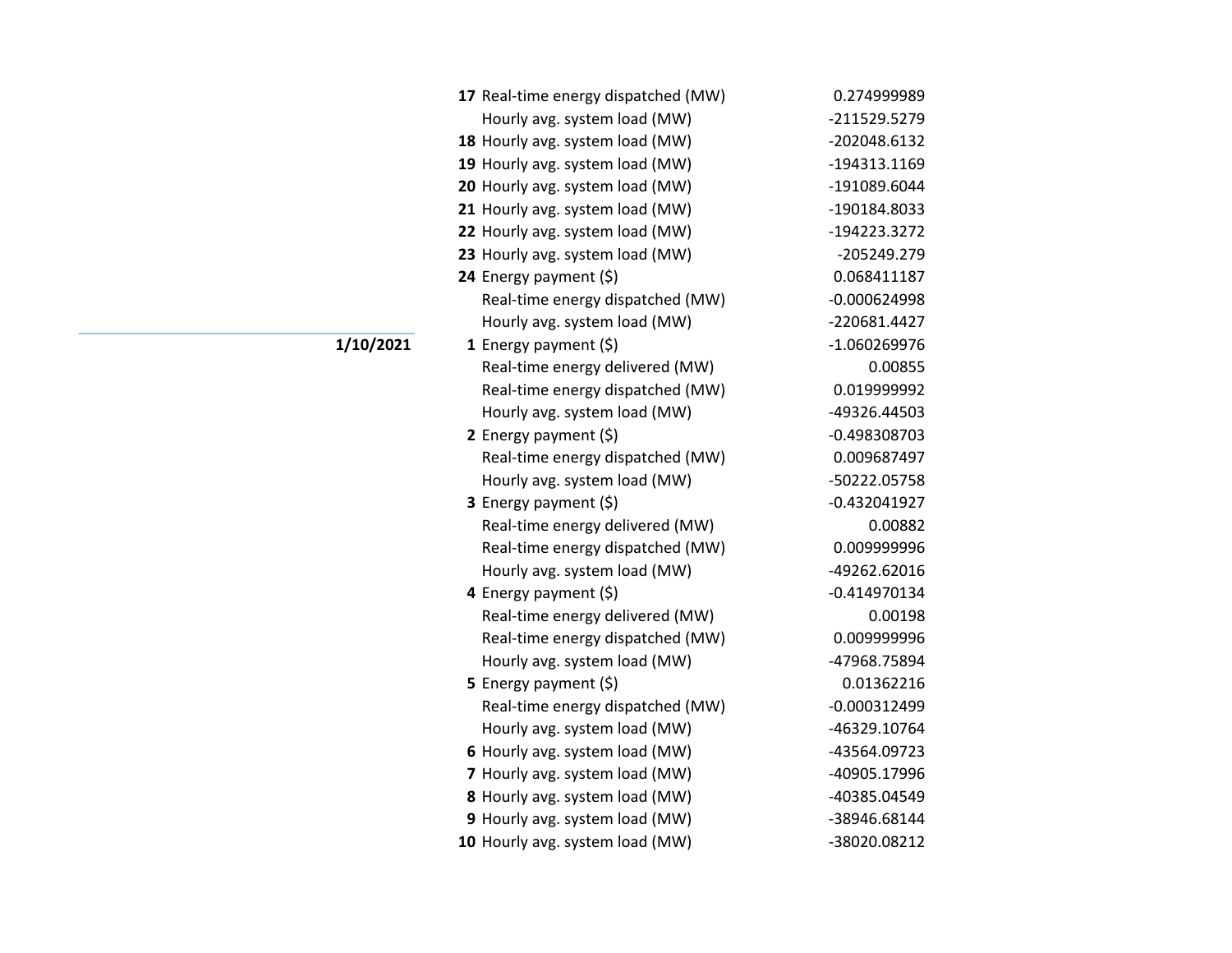| Date | Hour | Measure | Value |
|---|---|---|---|
| | 17 | Real-time energy dispatched (MW) | 0.274999989 |
| | | Hourly avg. system load (MW) | -211529.5279 |
| | 18 | Hourly avg. system load (MW) | -202048.6132 |
| | 19 | Hourly avg. system load (MW) | -194313.1169 |
| | 20 | Hourly avg. system load (MW) | -191089.6044 |
| | 21 | Hourly avg. system load (MW) | -190184.8033 |
| | 22 | Hourly avg. system load (MW) | -194223.3272 |
| | 23 | Hourly avg. system load (MW) | -205249.279 |
| | 24 | Energy payment ($) | 0.068411187 |
| | | Real-time energy dispatched (MW) | -0.000624998 |
| | | Hourly avg. system load (MW) | -220681.4427 |
| **1/10/2021** | 1 | Energy payment ($) | -1.060269976 |
| | | Real-time energy delivered (MW) | 0.00855 |
| | | Real-time energy dispatched (MW) | 0.019999992 |
| | | Hourly avg. system load (MW) | -49326.44503 |
| | 2 | Energy payment ($) | -0.498308703 |
| | | Real-time energy dispatched (MW) | 0.009687497 |
| | | Hourly avg. system load (MW) | -50222.05758 |
| | 3 | Energy payment ($) | -0.432041927 |
| | | Real-time energy delivered (MW) | 0.00882 |
| | | Real-time energy dispatched (MW) | 0.009999996 |
| | | Hourly avg. system load (MW) | -49262.62016 |
| | 4 | Energy payment ($) | -0.414970134 |
| | | Real-time energy delivered (MW) | 0.00198 |
| | | Real-time energy dispatched (MW) | 0.009999996 |
| | | Hourly avg. system load (MW) | -47968.75894 |
| | 5 | Energy payment ($) | 0.01362216 |
| | | Real-time energy dispatched (MW) | -0.000312499 |
| | | Hourly avg. system load (MW) | -46329.10764 |
| | 6 | Hourly avg. system load (MW) | -43564.09723 |
| | 7 | Hourly avg. system load (MW) | -40905.17996 |
| | 8 | Hourly avg. system load (MW) | -40385.04549 |
| | 9 | Hourly avg. system load (MW) | -38946.68144 |
| | 10 | Hourly avg. system load (MW) | -38020.08212 |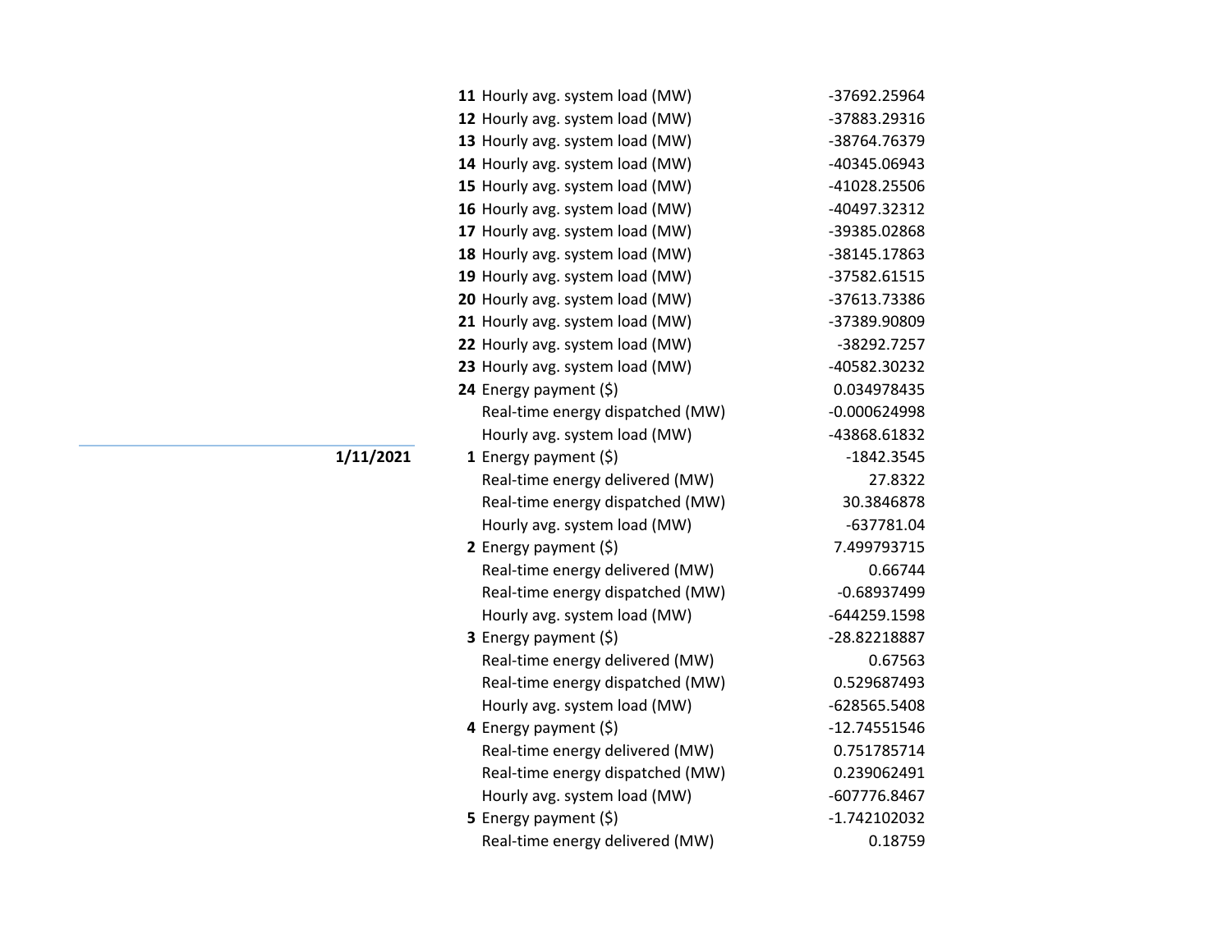| Date | Hour | Measure | Value |
|---|---|---|---|
| | 11 | Hourly avg. system load (MW) | -37692.25964 |
| | 12 | Hourly avg. system load (MW) | -37883.29316 |
| | 13 | Hourly avg. system load (MW) | -38764.76379 |
| | 14 | Hourly avg. system load (MW) | -40345.06943 |
| | 15 | Hourly avg. system load (MW) | -41028.25506 |
| | 16 | Hourly avg. system load (MW) | -40497.32312 |
| | 17 | Hourly avg. system load (MW) | -39385.02868 |
| | 18 | Hourly avg. system load (MW) | -38145.17863 |
| | 19 | Hourly avg. system load (MW) | -37582.61515 |
| | 20 | Hourly avg. system load (MW) | -37613.73386 |
| | 21 | Hourly avg. system load (MW) | -37389.90809 |
| | 22 | Hourly avg. system load (MW) | -38292.7257 |
| | 23 | Hourly avg. system load (MW) | -40582.30232 |
| | 24 | Energy payment ($) | 0.034978435 |
| | | Real-time energy dispatched (MW) | -0.000624998 |
| | | Hourly avg. system load (MW) | -43868.61832 |
| 1/11/2021 | 1 | Energy payment ($) | -1842.3545 |
| | | Real-time energy delivered (MW) | 27.8322 |
| | | Real-time energy dispatched (MW) | 30.3846878 |
| | | Hourly avg. system load (MW) | -637781.04 |
| | 2 | Energy payment ($) | 7.499793715 |
| | | Real-time energy delivered (MW) | 0.66744 |
| | | Real-time energy dispatched (MW) | -0.68937499 |
| | | Hourly avg. system load (MW) | -644259.1598 |
| | 3 | Energy payment ($) | -28.82218887 |
| | | Real-time energy delivered (MW) | 0.67563 |
| | | Real-time energy dispatched (MW) | 0.529687493 |
| | | Hourly avg. system load (MW) | -628565.5408 |
| | 4 | Energy payment ($) | -12.74551546 |
| | | Real-time energy delivered (MW) | 0.751785714 |
| | | Real-time energy dispatched (MW) | 0.239062491 |
| | | Hourly avg. system load (MW) | -607776.8467 |
| | 5 | Energy payment ($) | -1.742102032 |
| | | Real-time energy delivered (MW) | 0.18759 |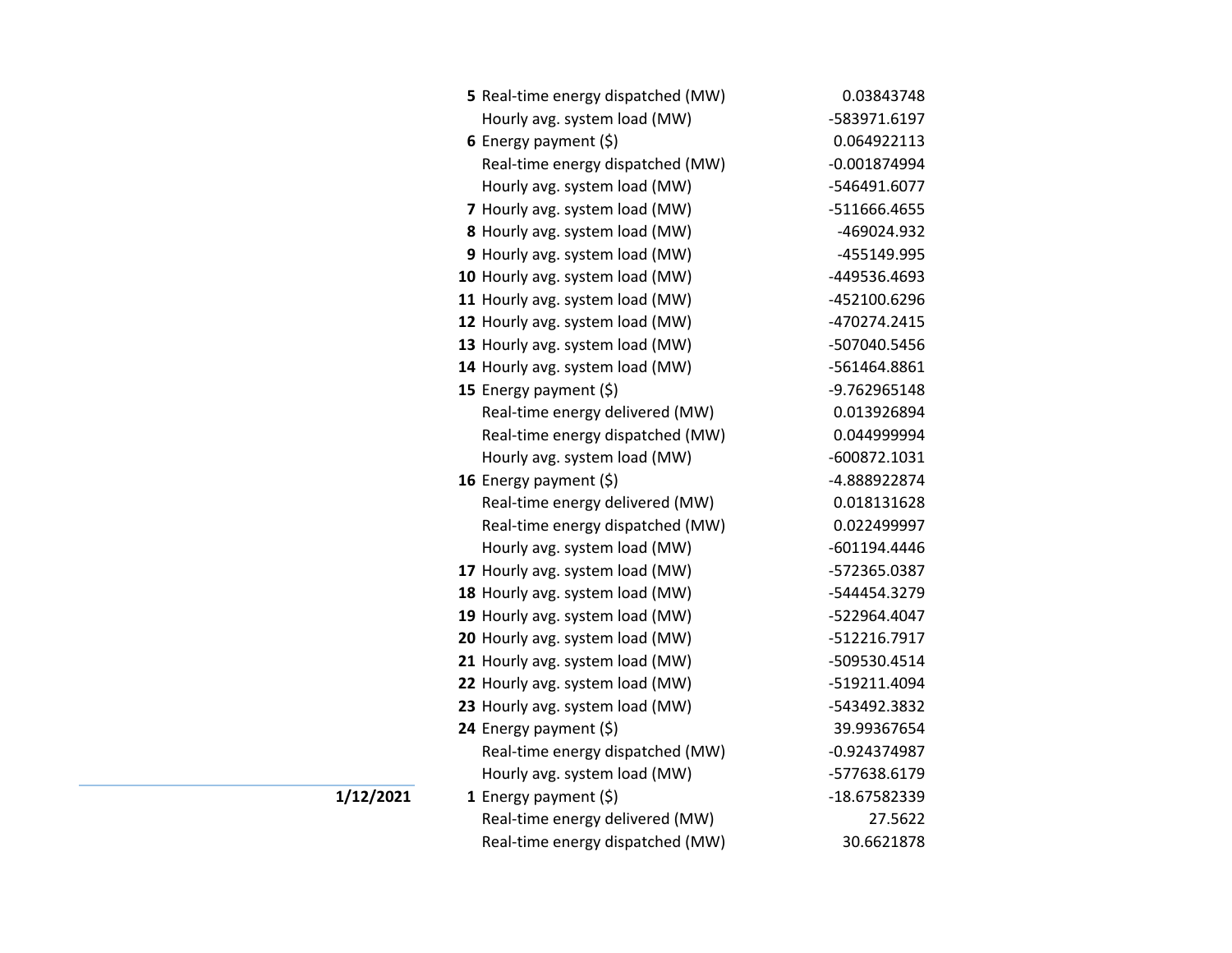| Date | Hour | Measure | Value |
|---|---|---|---|
| | **5** | Real-time energy dispatched (MW) | 0.03843748 |
| | | Hourly avg. system load (MW) | -583971.6197 |
| | **6** | Energy payment ($) | 0.064922113 |
| | | Real-time energy dispatched (MW) | -0.001874994 |
| | | Hourly avg. system load (MW) | -546491.6077 |
| | **7** | Hourly avg. system load (MW) | -511666.4655 |
| | **8** | Hourly avg. system load (MW) | -469024.932 |
| | **9** | Hourly avg. system load (MW) | -455149.995 |
| | **10** | Hourly avg. system load (MW) | -449536.4693 |
| | **11** | Hourly avg. system load (MW) | -452100.6296 |
| | **12** | Hourly avg. system load (MW) | -470274.2415 |
| | **13** | Hourly avg. system load (MW) | -507040.5456 |
| | **14** | Hourly avg. system load (MW) | -561464.8861 |
| | **15** | Energy payment ($) | -9.762965148 |
| | | Real-time energy delivered (MW) | 0.013926894 |
| | | Real-time energy dispatched (MW) | 0.044999994 |
| | | Hourly avg. system load (MW) | -600872.1031 |
| | **16** | Energy payment ($) | -4.888922874 |
| | | Real-time energy delivered (MW) | 0.018131628 |
| | | Real-time energy dispatched (MW) | 0.022499997 |
| | | Hourly avg. system load (MW) | -601194.4446 |
| | **17** | Hourly avg. system load (MW) | -572365.0387 |
| | **18** | Hourly avg. system load (MW) | -544454.3279 |
| | **19** | Hourly avg. system load (MW) | -522964.4047 |
| | **20** | Hourly avg. system load (MW) | -512216.7917 |
| | **21** | Hourly avg. system load (MW) | -509530.4514 |
| | **22** | Hourly avg. system load (MW) | -519211.4094 |
| | **23** | Hourly avg. system load (MW) | -543492.3832 |
| | **24** | Energy payment ($) | 39.99367654 |
| | | Real-time energy dispatched (MW) | -0.924374987 |
| | | Hourly avg. system load (MW) | -577638.6179 |
| **1/12/2021** | **1** | Energy payment ($) | -18.67582339 |
| | | Real-time energy delivered (MW) | 27.5622 |
| | | Real-time energy dispatched (MW) | 30.6621878 |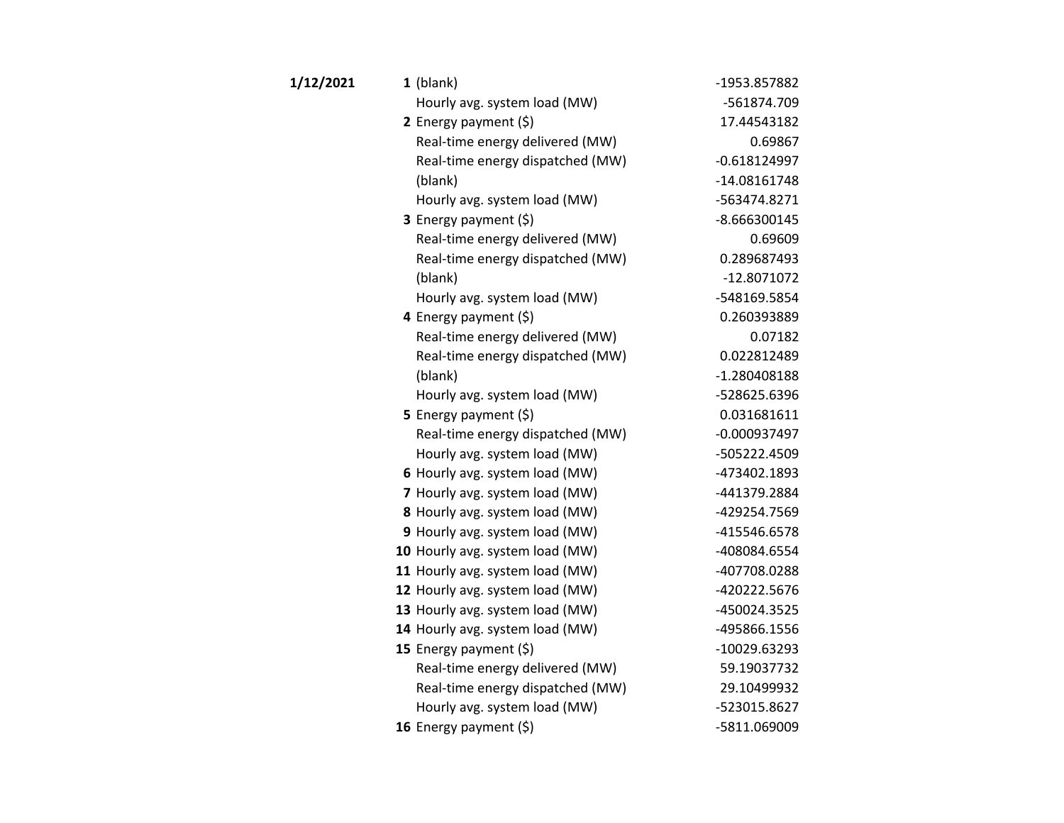| Date | Hour | Item | Value |
|---|---|---|---|
| **1/12/2021** | **1** | (blank) | -1953.857882 |
| | | Hourly avg. system load (MW) | -561874.709 |
| | **2** | Energy payment ($) | 17.44543182 |
| | | Real-time energy delivered (MW) | 0.69867 |
| | | Real-time energy dispatched (MW) | -0.618124997 |
| | | (blank) | -14.08161748 |
| | | Hourly avg. system load (MW) | -563474.8271 |
| | **3** | Energy payment ($) | -8.666300145 |
| | | Real-time energy delivered (MW) | 0.69609 |
| | | Real-time energy dispatched (MW) | 0.289687493 |
| | | (blank) | -12.8071072 |
| | | Hourly avg. system load (MW) | -548169.5854 |
| | **4** | Energy payment ($) | 0.260393889 |
| | | Real-time energy delivered (MW) | 0.07182 |
| | | Real-time energy dispatched (MW) | 0.022812489 |
| | | (blank) | -1.280408188 |
| | | Hourly avg. system load (MW) | -528625.6396 |
| | **5** | Energy payment ($) | 0.031681611 |
| | | Real-time energy dispatched (MW) | -0.000937497 |
| | | Hourly avg. system load (MW) | -505222.4509 |
| | **6** | Hourly avg. system load (MW) | -473402.1893 |
| | **7** | Hourly avg. system load (MW) | -441379.2884 |
| | **8** | Hourly avg. system load (MW) | -429254.7569 |
| | **9** | Hourly avg. system load (MW) | -415546.6578 |
| | **10** | Hourly avg. system load (MW) | -408084.6554 |
| | **11** | Hourly avg. system load (MW) | -407708.0288 |
| | **12** | Hourly avg. system load (MW) | -420222.5676 |
| | **13** | Hourly avg. system load (MW) | -450024.3525 |
| | **14** | Hourly avg. system load (MW) | -495866.1556 |
| | **15** | Energy payment ($) | -10029.63293 |
| | | Real-time energy delivered (MW) | 59.19037732 |
| | | Real-time energy dispatched (MW) | 29.10499932 |
| | | Hourly avg. system load (MW) | -523015.8627 |
| | **16** | Energy payment ($) | -5811.069009 |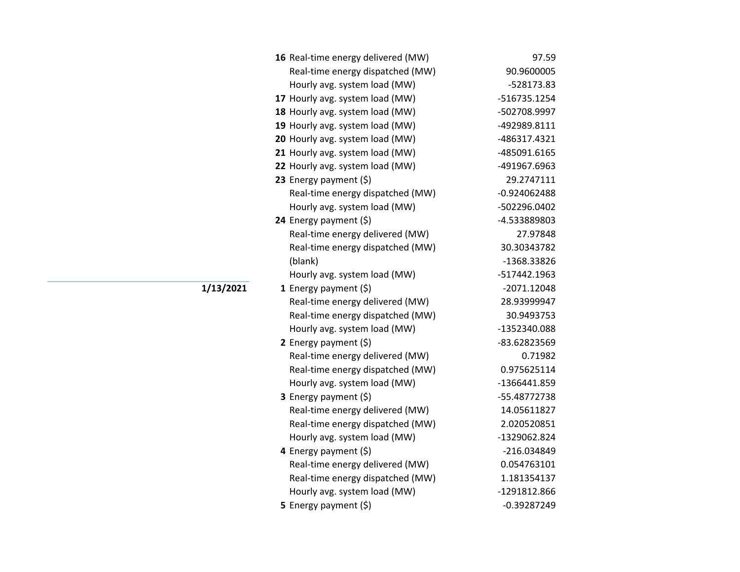| Date | Hour | Measure | Value |
|---|---|---|---|
| | **16** | Real-time energy delivered (MW) | 97.59 |
| | | Real-time energy dispatched (MW) | 90.9600005 |
| | | Hourly avg. system load (MW) | -528173.83 |
| | **17** | Hourly avg. system load (MW) | -516735.1254 |
| | **18** | Hourly avg. system load (MW) | -502708.9997 |
| | **19** | Hourly avg. system load (MW) | -492989.8111 |
| | **20** | Hourly avg. system load (MW) | -486317.4321 |
| | **21** | Hourly avg. system load (MW) | -485091.6165 |
| | **22** | Hourly avg. system load (MW) | -491967.6963 |
| | **23** | Energy payment ($) | 29.2747111 |
| | | Real-time energy dispatched (MW) | -0.924062488 |
| | | Hourly avg. system load (MW) | -502296.0402 |
| | **24** | Energy payment ($) | -4.533889803 |
| | | Real-time energy delivered (MW) | 27.97848 |
| | | Real-time energy dispatched (MW) | 30.30343782 |
| | | (blank) | -1368.33826 |
| | | Hourly avg. system load (MW) | -517442.1963 |
| **1/13/2021** | **1** | Energy payment ($) | -2071.12048 |
| | | Real-time energy delivered (MW) | 28.93999947 |
| | | Real-time energy dispatched (MW) | 30.9493753 |
| | | Hourly avg. system load (MW) | -1352340.088 |
| | **2** | Energy payment ($) | -83.62823569 |
| | | Real-time energy delivered (MW) | 0.71982 |
| | | Real-time energy dispatched (MW) | 0.975625114 |
| | | Hourly avg. system load (MW) | -1366441.859 |
| | **3** | Energy payment ($) | -55.48772738 |
| | | Real-time energy delivered (MW) | 14.05611827 |
| | | Real-time energy dispatched (MW) | 2.020520851 |
| | | Hourly avg. system load (MW) | -1329062.824 |
| | **4** | Energy payment ($) | -216.034849 |
| | | Real-time energy delivered (MW) | 0.054763101 |
| | | Real-time energy dispatched (MW) | 1.181354137 |
| | | Hourly avg. system load (MW) | -1291812.866 |
| | **5** | Energy payment ($) | -0.39287249 |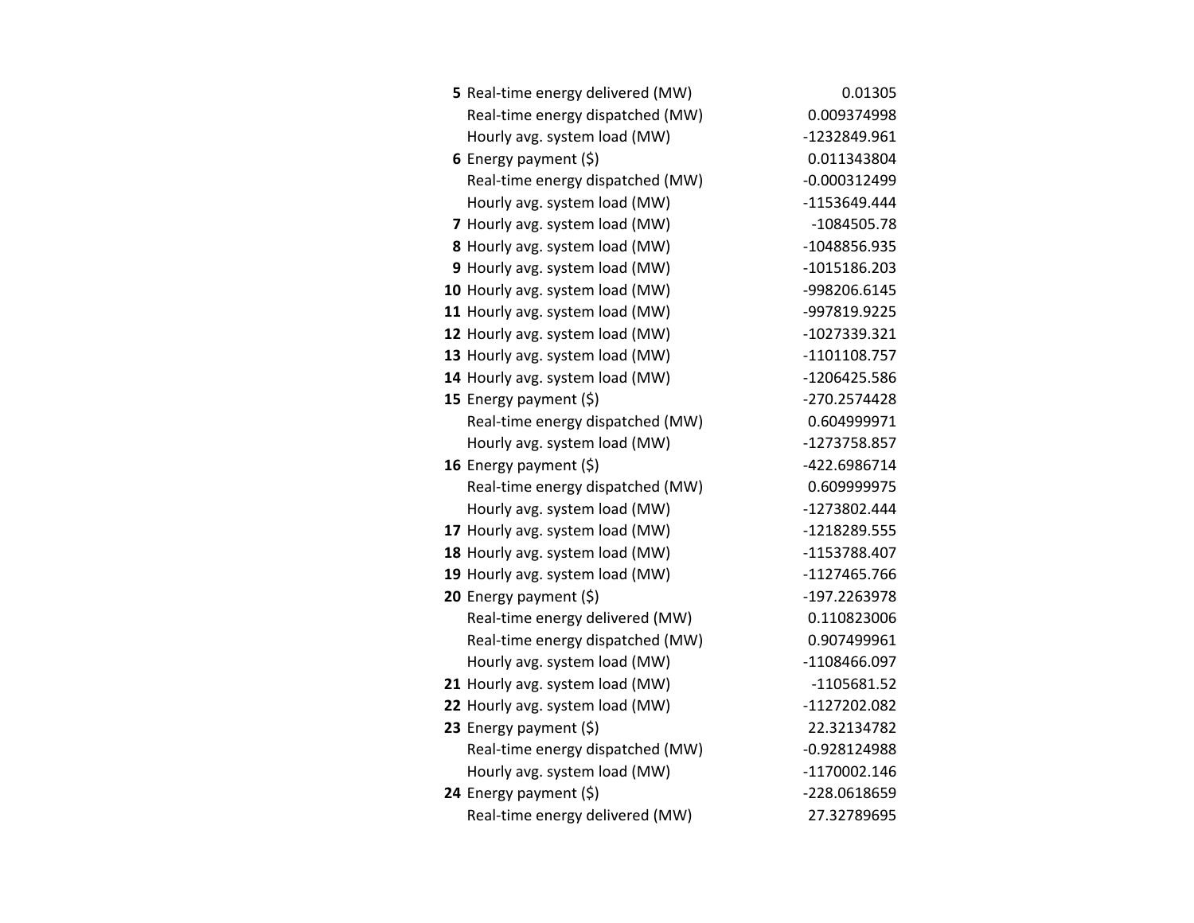| | | |
|---|---|---|
| **5** | Real-time energy delivered (MW) | 0.01305 |
| | Real-time energy dispatched (MW) | 0.009374998 |
| | Hourly avg. system load (MW) | -1232849.961 |
| **6** | Energy payment ($) | 0.011343804 |
| | Real-time energy dispatched (MW) | -0.000312499 |
| | Hourly avg. system load (MW) | -1153649.444 |
| **7** | Hourly avg. system load (MW) | -1084505.78 |
| **8** | Hourly avg. system load (MW) | -1048856.935 |
| **9** | Hourly avg. system load (MW) | -1015186.203 |
| **10** | Hourly avg. system load (MW) | -998206.6145 |
| **11** | Hourly avg. system load (MW) | -997819.9225 |
| **12** | Hourly avg. system load (MW) | -1027339.321 |
| **13** | Hourly avg. system load (MW) | -1101108.757 |
| **14** | Hourly avg. system load (MW) | -1206425.586 |
| **15** | Energy payment ($) | -270.2574428 |
| | Real-time energy dispatched (MW) | 0.604999971 |
| | Hourly avg. system load (MW) | -1273758.857 |
| **16** | Energy payment ($) | -422.6986714 |
| | Real-time energy dispatched (MW) | 0.609999975 |
| | Hourly avg. system load (MW) | -1273802.444 |
| **17** | Hourly avg. system load (MW) | -1218289.555 |
| **18** | Hourly avg. system load (MW) | -1153788.407 |
| **19** | Hourly avg. system load (MW) | -1127465.766 |
| **20** | Energy payment ($) | -197.2263978 |
| | Real-time energy delivered (MW) | 0.110823006 |
| | Real-time energy dispatched (MW) | 0.907499961 |
| | Hourly avg. system load (MW) | -1108466.097 |
| **21** | Hourly avg. system load (MW) | -1105681.52 |
| **22** | Hourly avg. system load (MW) | -1127202.082 |
| **23** | Energy payment ($) | 22.32134782 |
| | Real-time energy dispatched (MW) | -0.928124988 |
| | Hourly avg. system load (MW) | -1170002.146 |
| **24** | Energy payment ($) | -228.0618659 |
| | Real-time energy delivered (MW) | 27.32789695 |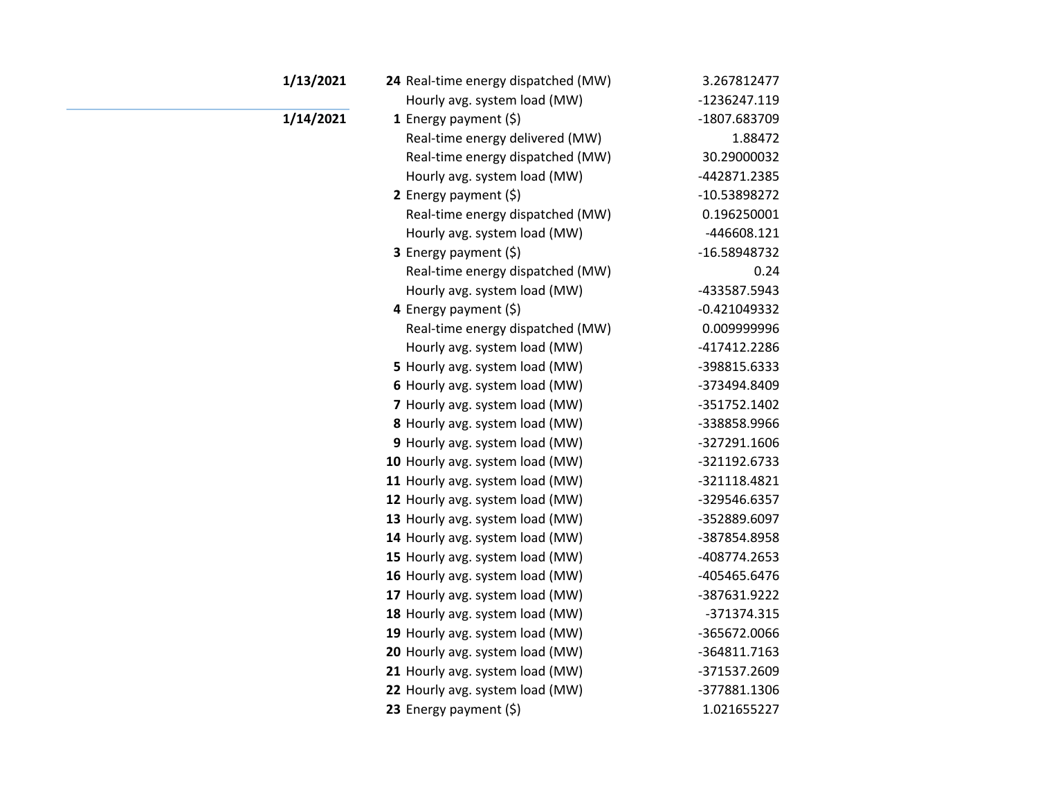| Date | Hour | Item | Value |
|---|---|---|---|
| **1/13/2021** | **24** | Real-time energy dispatched (MW) | 3.267812477 |
| | | Hourly avg. system load (MW) | -1236247.119 |
| **1/14/2021** | **1** | Energy payment ($) | -1807.683709 |
| | | Real-time energy delivered (MW) | 1.88472 |
| | | Real-time energy dispatched (MW) | 30.29000032 |
| | | Hourly avg. system load (MW) | -442871.2385 |
| | **2** | Energy payment ($) | -10.53898272 |
| | | Real-time energy dispatched (MW) | 0.196250001 |
| | | Hourly avg. system load (MW) | -446608.121 |
| | **3** | Energy payment ($) | -16.58948732 |
| | | Real-time energy dispatched (MW) | 0.24 |
| | | Hourly avg. system load (MW) | -433587.5943 |
| | **4** | Energy payment ($) | -0.421049332 |
| | | Real-time energy dispatched (MW) | 0.009999996 |
| | | Hourly avg. system load (MW) | -417412.2286 |
| | **5** | Hourly avg. system load (MW) | -398815.6333 |
| | **6** | Hourly avg. system load (MW) | -373494.8409 |
| | **7** | Hourly avg. system load (MW) | -351752.1402 |
| | **8** | Hourly avg. system load (MW) | -338858.9966 |
| | **9** | Hourly avg. system load (MW) | -327291.1606 |
| | **10** | Hourly avg. system load (MW) | -321192.6733 |
| | **11** | Hourly avg. system load (MW) | -321118.4821 |
| | **12** | Hourly avg. system load (MW) | -329546.6357 |
| | **13** | Hourly avg. system load (MW) | -352889.6097 |
| | **14** | Hourly avg. system load (MW) | -387854.8958 |
| | **15** | Hourly avg. system load (MW) | -408774.2653 |
| | **16** | Hourly avg. system load (MW) | -405465.6476 |
| | **17** | Hourly avg. system load (MW) | -387631.9222 |
| | **18** | Hourly avg. system load (MW) | -371374.315 |
| | **19** | Hourly avg. system load (MW) | -365672.0066 |
| | **20** | Hourly avg. system load (MW) | -364811.7163 |
| | **21** | Hourly avg. system load (MW) | -371537.2609 |
| | **22** | Hourly avg. system load (MW) | -377881.1306 |
| | **23** | Energy payment ($) | 1.021655227 |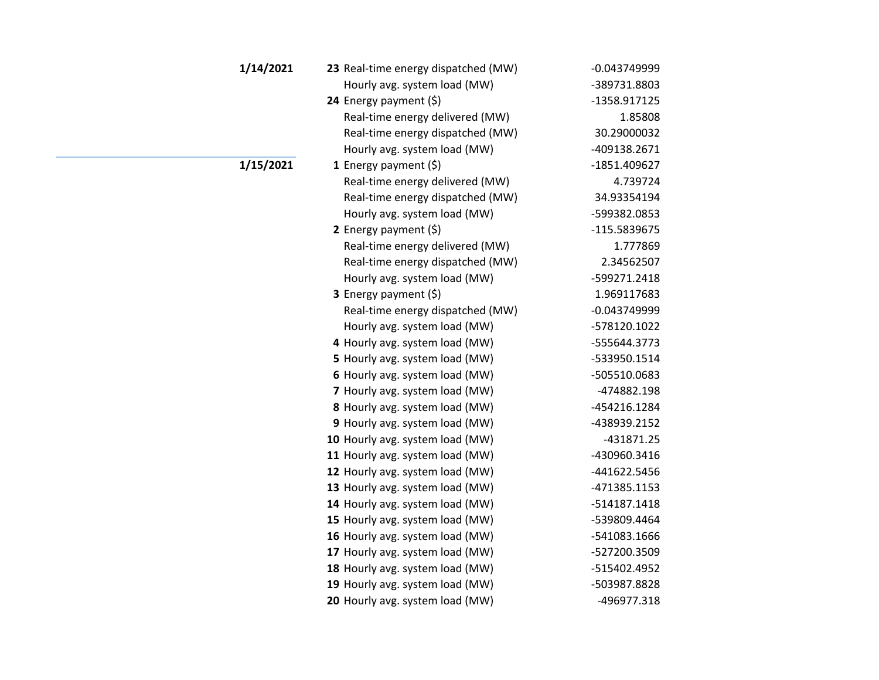| Date | Hour | Metric | Value |
|---|---|---|---|
| **1/14/2021** | **23** | Real-time energy dispatched (MW) | -0.043749999 |
| | | Hourly avg. system load (MW) | -389731.8803 |
| | **24** | Energy payment ($) | -1358.917125 |
| | | Real-time energy delivered (MW) | 1.85808 |
| | | Real-time energy dispatched (MW) | 30.29000032 |
| | | Hourly avg. system load (MW) | -409138.2671 |
| **1/15/2021** | **1** | Energy payment ($) | -1851.409627 |
| | | Real-time energy delivered (MW) | 4.739724 |
| | | Real-time energy dispatched (MW) | 34.93354194 |
| | | Hourly avg. system load (MW) | -599382.0853 |
| | **2** | Energy payment ($) | -115.5839675 |
| | | Real-time energy delivered (MW) | 1.777869 |
| | | Real-time energy dispatched (MW) | 2.34562507 |
| | | Hourly avg. system load (MW) | -599271.2418 |
| | **3** | Energy payment ($) | 1.969117683 |
| | | Real-time energy dispatched (MW) | -0.043749999 |
| | | Hourly avg. system load (MW) | -578120.1022 |
| | **4** | Hourly avg. system load (MW) | -555644.3773 |
| | **5** | Hourly avg. system load (MW) | -533950.1514 |
| | **6** | Hourly avg. system load (MW) | -505510.0683 |
| | **7** | Hourly avg. system load (MW) | -474882.198 |
| | **8** | Hourly avg. system load (MW) | -454216.1284 |
| | **9** | Hourly avg. system load (MW) | -438939.2152 |
| | **10** | Hourly avg. system load (MW) | -431871.25 |
| | **11** | Hourly avg. system load (MW) | -430960.3416 |
| | **12** | Hourly avg. system load (MW) | -441622.5456 |
| | **13** | Hourly avg. system load (MW) | -471385.1153 |
| | **14** | Hourly avg. system load (MW) | -514187.1418 |
| | **15** | Hourly avg. system load (MW) | -539809.4464 |
| | **16** | Hourly avg. system load (MW) | -541083.1666 |
| | **17** | Hourly avg. system load (MW) | -527200.3509 |
| | **18** | Hourly avg. system load (MW) | -515402.4952 |
| | **19** | Hourly avg. system load (MW) | -503987.8828 |
| | **20** | Hourly avg. system load (MW) | -496977.318 |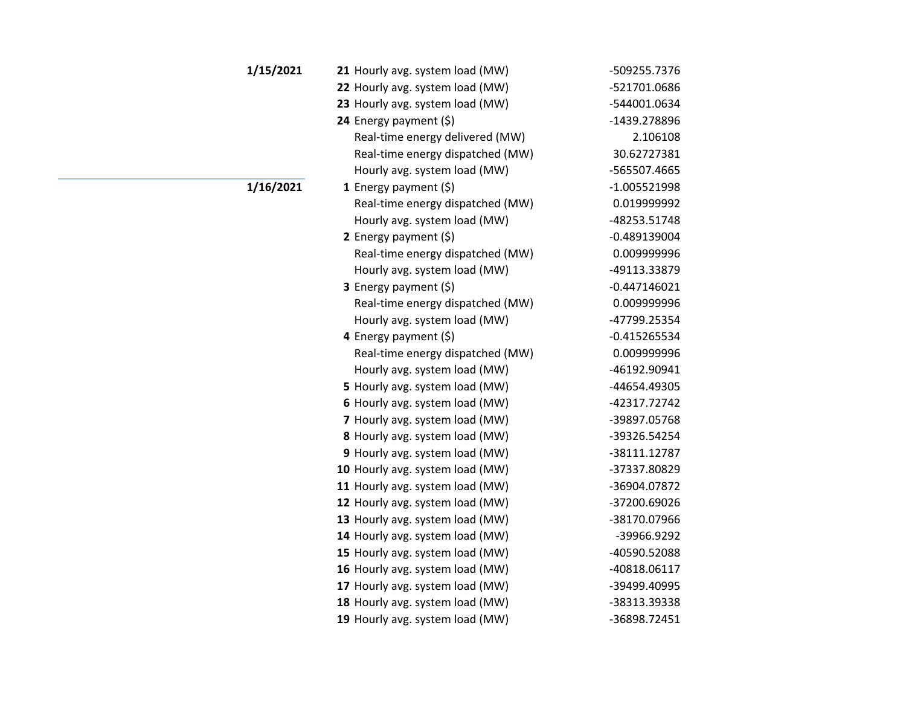| Date | Hour | Measure | Value |
|---|---|---|---|
| **1/15/2021** | **21** | Hourly avg. system load (MW) | -509255.7376 |
| | **22** | Hourly avg. system load (MW) | -521701.0686 |
| | **23** | Hourly avg. system load (MW) | -544001.0634 |
| | **24** | Energy payment ($) | -1439.278896 |
| | | Real-time energy delivered (MW) | 2.106108 |
| | | Real-time energy dispatched (MW) | 30.62727381 |
| | | Hourly avg. system load (MW) | -565507.4665 |
| **1/16/2021** | **1** | Energy payment ($) | -1.005521998 |
| | | Real-time energy dispatched (MW) | 0.019999992 |
| | | Hourly avg. system load (MW) | -48253.51748 |
| | **2** | Energy payment ($) | -0.489139004 |
| | | Real-time energy dispatched (MW) | 0.009999996 |
| | | Hourly avg. system load (MW) | -49113.33879 |
| | **3** | Energy payment ($) | -0.447146021 |
| | | Real-time energy dispatched (MW) | 0.009999996 |
| | | Hourly avg. system load (MW) | -47799.25354 |
| | **4** | Energy payment ($) | -0.415265534 |
| | | Real-time energy dispatched (MW) | 0.009999996 |
| | | Hourly avg. system load (MW) | -46192.90941 |
| | **5** | Hourly avg. system load (MW) | -44654.49305 |
| | **6** | Hourly avg. system load (MW) | -42317.72742 |
| | **7** | Hourly avg. system load (MW) | -39897.05768 |
| | **8** | Hourly avg. system load (MW) | -39326.54254 |
| | **9** | Hourly avg. system load (MW) | -38111.12787 |
| | **10** | Hourly avg. system load (MW) | -37337.80829 |
| | **11** | Hourly avg. system load (MW) | -36904.07872 |
| | **12** | Hourly avg. system load (MW) | -37200.69026 |
| | **13** | Hourly avg. system load (MW) | -38170.07966 |
| | **14** | Hourly avg. system load (MW) | -39966.9292 |
| | **15** | Hourly avg. system load (MW) | -40590.52088 |
| | **16** | Hourly avg. system load (MW) | -40818.06117 |
| | **17** | Hourly avg. system load (MW) | -39499.40995 |
| | **18** | Hourly avg. system load (MW) | -38313.39338 |
| | **19** | Hourly avg. system load (MW) | -36898.72451 |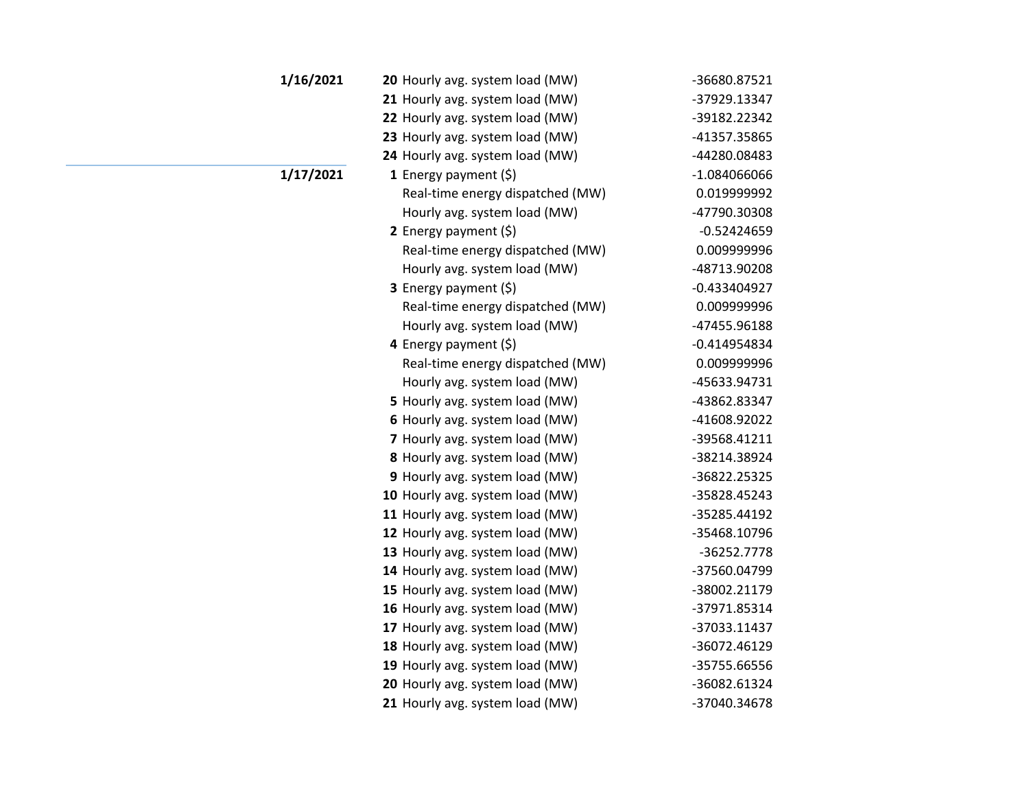| Date | Hour | Description | Value |
|---|---|---|---|
| **1/16/2021** | **20** | Hourly avg. system load (MW) | -36680.87521 |
| | **21** | Hourly avg. system load (MW) | -37929.13347 |
| | **22** | Hourly avg. system load (MW) | -39182.22342 |
| | **23** | Hourly avg. system load (MW) | -41357.35865 |
| | **24** | Hourly avg. system load (MW) | -44280.08483 |
| **1/17/2021** | **1** | Energy payment ($) | -1.084066066 |
| | | Real-time energy dispatched (MW) | 0.019999992 |
| | | Hourly avg. system load (MW) | -47790.30308 |
| | **2** | Energy payment ($) | -0.52424659 |
| | | Real-time energy dispatched (MW) | 0.009999996 |
| | | Hourly avg. system load (MW) | -48713.90208 |
| | **3** | Energy payment ($) | -0.433404927 |
| | | Real-time energy dispatched (MW) | 0.009999996 |
| | | Hourly avg. system load (MW) | -47455.96188 |
| | **4** | Energy payment ($) | -0.414954834 |
| | | Real-time energy dispatched (MW) | 0.009999996 |
| | | Hourly avg. system load (MW) | -45633.94731 |
| | **5** | Hourly avg. system load (MW) | -43862.83347 |
| | **6** | Hourly avg. system load (MW) | -41608.92022 |
| | **7** | Hourly avg. system load (MW) | -39568.41211 |
| | **8** | Hourly avg. system load (MW) | -38214.38924 |
| | **9** | Hourly avg. system load (MW) | -36822.25325 |
| | **10** | Hourly avg. system load (MW) | -35828.45243 |
| | **11** | Hourly avg. system load (MW) | -35285.44192 |
| | **12** | Hourly avg. system load (MW) | -35468.10796 |
| | **13** | Hourly avg. system load (MW) | -36252.7778 |
| | **14** | Hourly avg. system load (MW) | -37560.04799 |
| | **15** | Hourly avg. system load (MW) | -38002.21179 |
| | **16** | Hourly avg. system load (MW) | -37971.85314 |
| | **17** | Hourly avg. system load (MW) | -37033.11437 |
| | **18** | Hourly avg. system load (MW) | -36072.46129 |
| | **19** | Hourly avg. system load (MW) | -35755.66556 |
| | **20** | Hourly avg. system load (MW) | -36082.61324 |
| | **21** | Hourly avg. system load (MW) | -37040.34678 |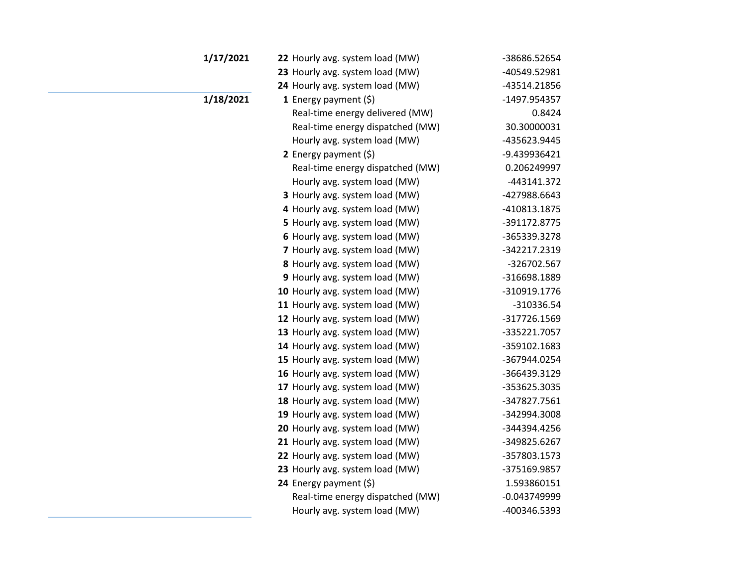| Date | Hour | Measure | Value |
|---|---|---|---|
| **1/17/2021** | **22** | Hourly avg. system load (MW) | -38686.52654 |
| | **23** | Hourly avg. system load (MW) | -40549.52981 |
| | **24** | Hourly avg. system load (MW) | -43514.21856 |
| **1/18/2021** | **1** | Energy payment ($) | -1497.954357 |
| | | Real-time energy delivered (MW) | 0.8424 |
| | | Real-time energy dispatched (MW) | 30.30000031 |
| | | Hourly avg. system load (MW) | -435623.9445 |
| | **2** | Energy payment ($) | -9.439936421 |
| | | Real-time energy dispatched (MW) | 0.206249997 |
| | | Hourly avg. system load (MW) | -443141.372 |
| | **3** | Hourly avg. system load (MW) | -427988.6643 |
| | **4** | Hourly avg. system load (MW) | -410813.1875 |
| | **5** | Hourly avg. system load (MW) | -391172.8775 |
| | **6** | Hourly avg. system load (MW) | -365339.3278 |
| | **7** | Hourly avg. system load (MW) | -342217.2319 |
| | **8** | Hourly avg. system load (MW) | -326702.567 |
| | **9** | Hourly avg. system load (MW) | -316698.1889 |
| | **10** | Hourly avg. system load (MW) | -310919.1776 |
| | **11** | Hourly avg. system load (MW) | -310336.54 |
| | **12** | Hourly avg. system load (MW) | -317726.1569 |
| | **13** | Hourly avg. system load (MW) | -335221.7057 |
| | **14** | Hourly avg. system load (MW) | -359102.1683 |
| | **15** | Hourly avg. system load (MW) | -367944.0254 |
| | **16** | Hourly avg. system load (MW) | -366439.3129 |
| | **17** | Hourly avg. system load (MW) | -353625.3035 |
| | **18** | Hourly avg. system load (MW) | -347827.7561 |
| | **19** | Hourly avg. system load (MW) | -342994.3008 |
| | **20** | Hourly avg. system load (MW) | -344394.4256 |
| | **21** | Hourly avg. system load (MW) | -349825.6267 |
| | **22** | Hourly avg. system load (MW) | -357803.1573 |
| | **23** | Hourly avg. system load (MW) | -375169.9857 |
| | **24** | Energy payment ($) | 1.593860151 |
| | | Real-time energy dispatched (MW) | -0.043749999 |
| | | Hourly avg. system load (MW) | -400346.5393 |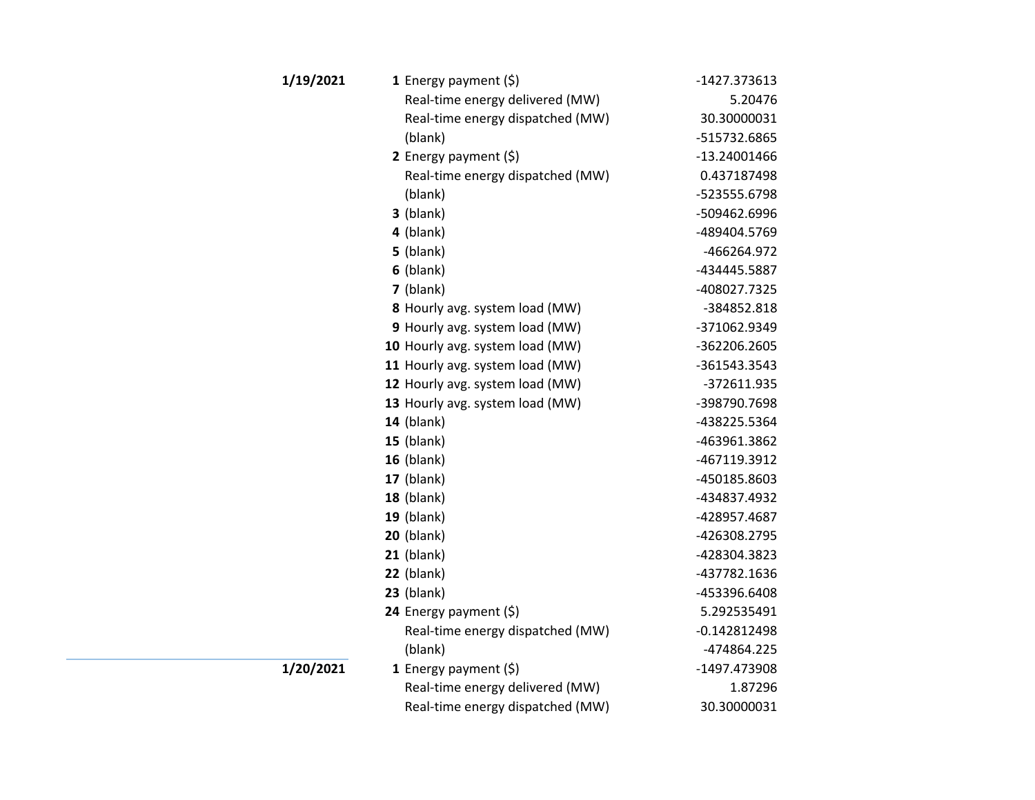| Date | Hour | Item | Value |
|---|---|---|---|
| **1/19/2021** | **1** | Energy payment ($) | -1427.373613 |
| | | Real-time energy delivered (MW) | 5.20476 |
| | | Real-time energy dispatched (MW) | 30.30000031 |
| | | (blank) | -515732.6865 |
| | **2** | Energy payment ($) | -13.24001466 |
| | | Real-time energy dispatched (MW) | 0.437187498 |
| | | (blank) | -523555.6798 |
| | **3** | (blank) | -509462.6996 |
| | **4** | (blank) | -489404.5769 |
| | **5** | (blank) | -466264.972 |
| | **6** | (blank) | -434445.5887 |
| | **7** | (blank) | -408027.7325 |
| | **8** | Hourly avg. system load (MW) | -384852.818 |
| | **9** | Hourly avg. system load (MW) | -371062.9349 |
| | **10** | Hourly avg. system load (MW) | -362206.2605 |
| | **11** | Hourly avg. system load (MW) | -361543.3543 |
| | **12** | Hourly avg. system load (MW) | -372611.935 |
| | **13** | Hourly avg. system load (MW) | -398790.7698 |
| | **14** | (blank) | -438225.5364 |
| | **15** | (blank) | -463961.3862 |
| | **16** | (blank) | -467119.3912 |
| | **17** | (blank) | -450185.8603 |
| | **18** | (blank) | -434837.4932 |
| | **19** | (blank) | -428957.4687 |
| | **20** | (blank) | -426308.2795 |
| | **21** | (blank) | -428304.3823 |
| | **22** | (blank) | -437782.1636 |
| | **23** | (blank) | -453396.6408 |
| | **24** | Energy payment ($) | 5.292535491 |
| | | Real-time energy dispatched (MW) | -0.142812498 |
| | | (blank) | -474864.225 |
| **1/20/2021** | **1** | Energy payment ($) | -1497.473908 |
| | | Real-time energy delivered (MW) | 1.87296 |
| | | Real-time energy dispatched (MW) | 30.30000031 |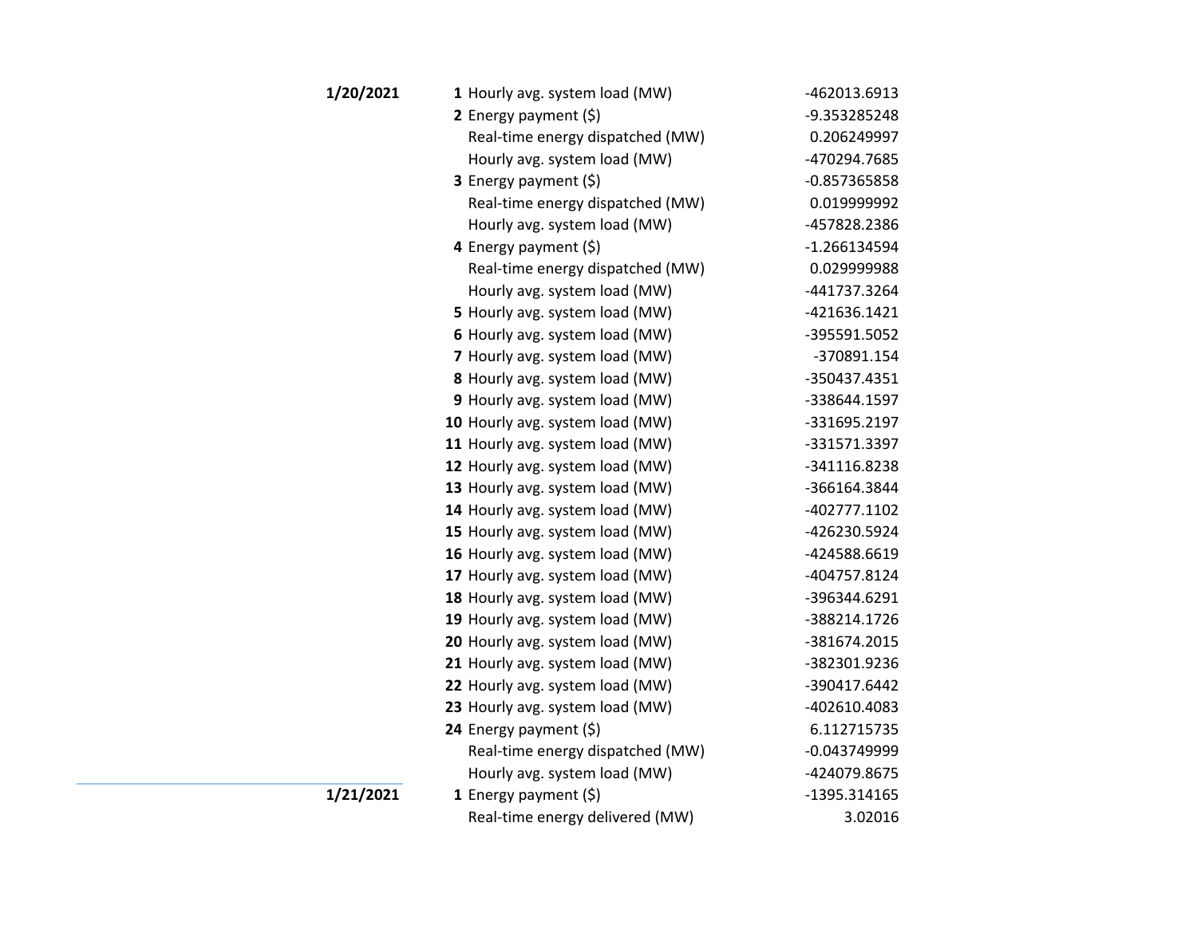| Date | Hour | Description | Value |
|---|---|---|---|
| **1/20/2021** | **1** | Hourly avg. system load (MW) | -462013.6913 |
| | **2** | Energy payment ($) | -9.353285248 |
| | | Real-time energy dispatched (MW) | 0.206249997 |
| | | Hourly avg. system load (MW) | -470294.7685 |
| | **3** | Energy payment ($) | -0.857365858 |
| | | Real-time energy dispatched (MW) | 0.019999992 |
| | | Hourly avg. system load (MW) | -457828.2386 |
| | **4** | Energy payment ($) | -1.266134594 |
| | | Real-time energy dispatched (MW) | 0.029999988 |
| | | Hourly avg. system load (MW) | -441737.3264 |
| | **5** | Hourly avg. system load (MW) | -421636.1421 |
| | **6** | Hourly avg. system load (MW) | -395591.5052 |
| | **7** | Hourly avg. system load (MW) | -370891.154 |
| | **8** | Hourly avg. system load (MW) | -350437.4351 |
| | **9** | Hourly avg. system load (MW) | -338644.1597 |
| | **10** | Hourly avg. system load (MW) | -331695.2197 |
| | **11** | Hourly avg. system load (MW) | -331571.3397 |
| | **12** | Hourly avg. system load (MW) | -341116.8238 |
| | **13** | Hourly avg. system load (MW) | -366164.3844 |
| | **14** | Hourly avg. system load (MW) | -402777.1102 |
| | **15** | Hourly avg. system load (MW) | -426230.5924 |
| | **16** | Hourly avg. system load (MW) | -424588.6619 |
| | **17** | Hourly avg. system load (MW) | -404757.8124 |
| | **18** | Hourly avg. system load (MW) | -396344.6291 |
| | **19** | Hourly avg. system load (MW) | -388214.1726 |
| | **20** | Hourly avg. system load (MW) | -381674.2015 |
| | **21** | Hourly avg. system load (MW) | -382301.9236 |
| | **22** | Hourly avg. system load (MW) | -390417.6442 |
| | **23** | Hourly avg. system load (MW) | -402610.4083 |
| | **24** | Energy payment ($) | 6.112715735 |
| | | Real-time energy dispatched (MW) | -0.043749999 |
| | | Hourly avg. system load (MW) | -424079.8675 |
| **1/21/2021** | **1** | Energy payment ($) | -1395.314165 |
| | | Real-time energy delivered (MW) | 3.02016 |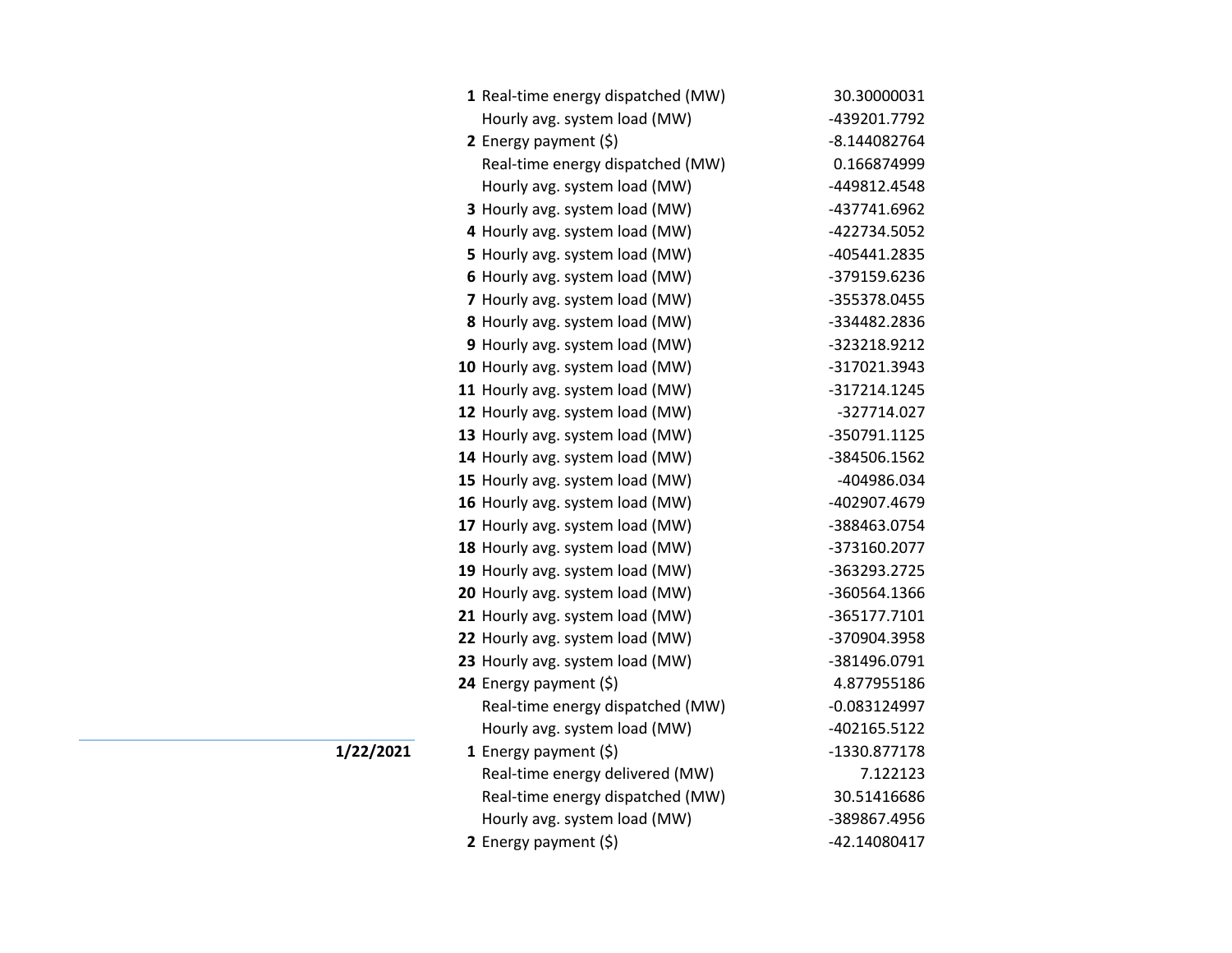| Date | Hour | Description | Value |
|---|---|---|---|
| | **1** | Real-time energy dispatched (MW) | 30.30000031 |
| | | Hourly avg. system load (MW) | -439201.7792 |
| | **2** | Energy payment ($) | -8.144082764 |
| | | Real-time energy dispatched (MW) | 0.166874999 |
| | | Hourly avg. system load (MW) | -449812.4548 |
| | **3** | Hourly avg. system load (MW) | -437741.6962 |
| | **4** | Hourly avg. system load (MW) | -422734.5052 |
| | **5** | Hourly avg. system load (MW) | -405441.2835 |
| | **6** | Hourly avg. system load (MW) | -379159.6236 |
| | **7** | Hourly avg. system load (MW) | -355378.0455 |
| | **8** | Hourly avg. system load (MW) | -334482.2836 |
| | **9** | Hourly avg. system load (MW) | -323218.9212 |
| | **10** | Hourly avg. system load (MW) | -317021.3943 |
| | **11** | Hourly avg. system load (MW) | -317214.1245 |
| | **12** | Hourly avg. system load (MW) | -327714.027 |
| | **13** | Hourly avg. system load (MW) | -350791.1125 |
| | **14** | Hourly avg. system load (MW) | -384506.1562 |
| | **15** | Hourly avg. system load (MW) | -404986.034 |
| | **16** | Hourly avg. system load (MW) | -402907.4679 |
| | **17** | Hourly avg. system load (MW) | -388463.0754 |
| | **18** | Hourly avg. system load (MW) | -373160.2077 |
| | **19** | Hourly avg. system load (MW) | -363293.2725 |
| | **20** | Hourly avg. system load (MW) | -360564.1366 |
| | **21** | Hourly avg. system load (MW) | -365177.7101 |
| | **22** | Hourly avg. system load (MW) | -370904.3958 |
| | **23** | Hourly avg. system load (MW) | -381496.0791 |
| | **24** | Energy payment ($) | 4.877955186 |
| | | Real-time energy dispatched (MW) | -0.083124997 |
| | | Hourly avg. system load (MW) | -402165.5122 |
| **1/22/2021** | **1** | Energy payment ($) | -1330.877178 |
| | | Real-time energy delivered (MW) | 7.122123 |
| | | Real-time energy dispatched (MW) | 30.51416686 |
| | | Hourly avg. system load (MW) | -389867.4956 |
| | **2** | Energy payment ($) | -42.14080417 |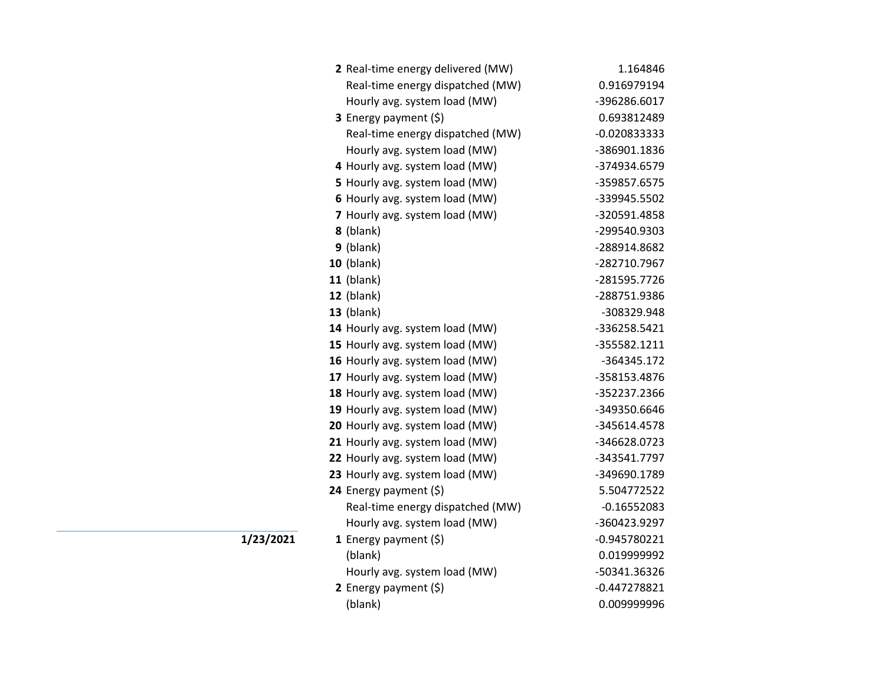| Date | Hour | Item | Value |
|---|---|---|---|
| | **2** | Real-time energy delivered (MW) | 1.164846 |
| | | Real-time energy dispatched (MW) | 0.916979194 |
| | | Hourly avg. system load (MW) | -396286.6017 |
| | **3** | Energy payment ($) | 0.693812489 |
| | | Real-time energy dispatched (MW) | -0.020833333 |
| | | Hourly avg. system load (MW) | -386901.1836 |
| | **4** | Hourly avg. system load (MW) | -374934.6579 |
| | **5** | Hourly avg. system load (MW) | -359857.6575 |
| | **6** | Hourly avg. system load (MW) | -339945.5502 |
| | **7** | Hourly avg. system load (MW) | -320591.4858 |
| | **8** | (blank) | -299540.9303 |
| | **9** | (blank) | -288914.8682 |
| | **10** | (blank) | -282710.7967 |
| | **11** | (blank) | -281595.7726 |
| | **12** | (blank) | -288751.9386 |
| | **13** | (blank) | -308329.948 |
| | **14** | Hourly avg. system load (MW) | -336258.5421 |
| | **15** | Hourly avg. system load (MW) | -355582.1211 |
| | **16** | Hourly avg. system load (MW) | -364345.172 |
| | **17** | Hourly avg. system load (MW) | -358153.4876 |
| | **18** | Hourly avg. system load (MW) | -352237.2366 |
| | **19** | Hourly avg. system load (MW) | -349350.6646 |
| | **20** | Hourly avg. system load (MW) | -345614.4578 |
| | **21** | Hourly avg. system load (MW) | -346628.0723 |
| | **22** | Hourly avg. system load (MW) | -343541.7797 |
| | **23** | Hourly avg. system load (MW) | -349690.1789 |
| | **24** | Energy payment ($) | 5.504772522 |
| | | Real-time energy dispatched (MW) | -0.16552083 |
| | | Hourly avg. system load (MW) | -360423.9297 |
| **1/23/2021** | **1** | Energy payment ($) | -0.945780221 |
| | | (blank) | 0.019999992 |
| | | Hourly avg. system load (MW) | -50341.36326 |
| | **2** | Energy payment ($) | -0.447278821 |
| | | (blank) | 0.009999996 |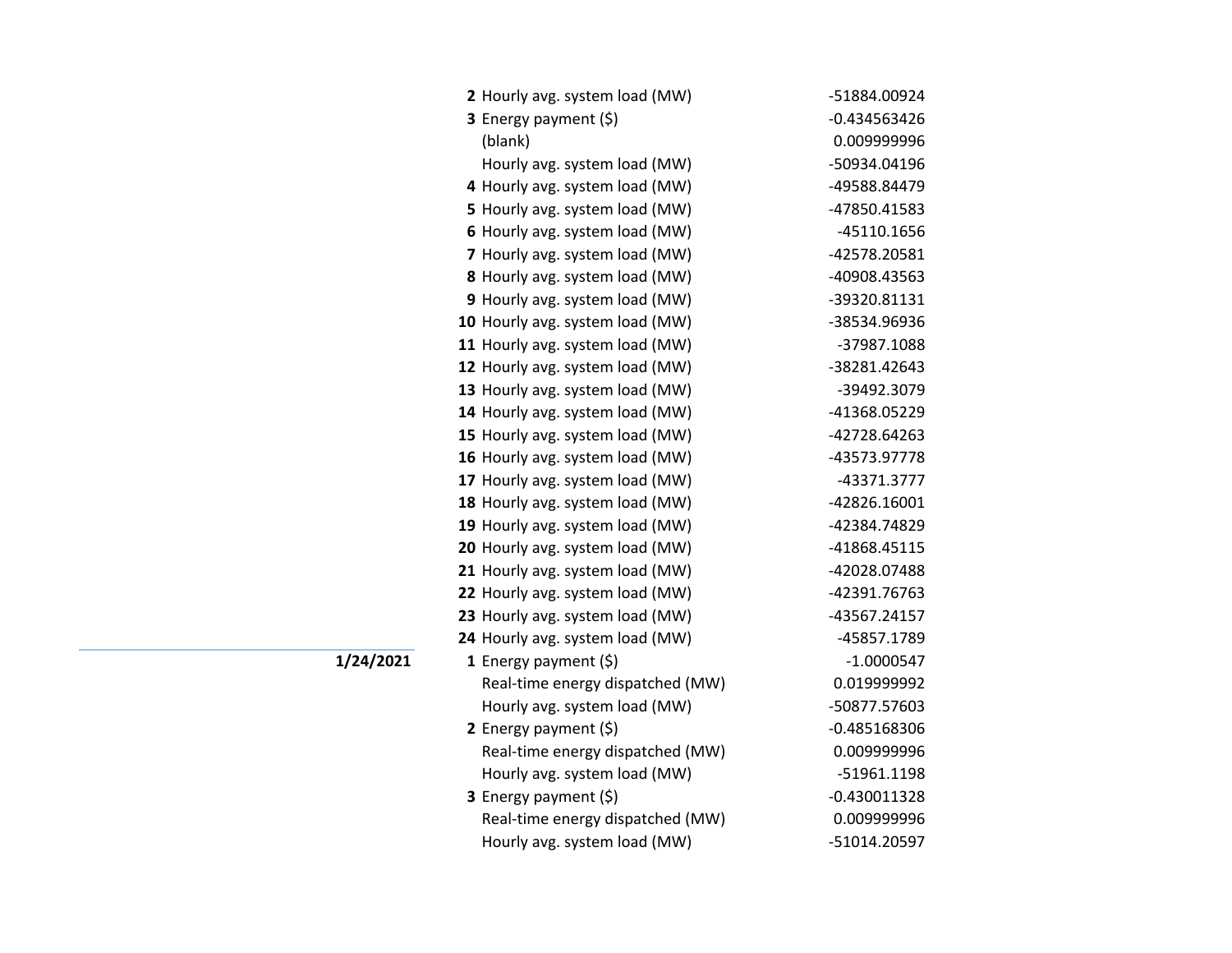| Date | Hour | Metric | Value |
|---|---|---|---|
| | **2** | Hourly avg. system load (MW) | -51884.00924 |
| | **3** | Energy payment ($) | -0.434563426 |
| | | (blank) | 0.009999996 |
| | | Hourly avg. system load (MW) | -50934.04196 |
| | **4** | Hourly avg. system load (MW) | -49588.84479 |
| | **5** | Hourly avg. system load (MW) | -47850.41583 |
| | **6** | Hourly avg. system load (MW) | -45110.1656 |
| | **7** | Hourly avg. system load (MW) | -42578.20581 |
| | **8** | Hourly avg. system load (MW) | -40908.43563 |
| | **9** | Hourly avg. system load (MW) | -39320.81131 |
| | **10** | Hourly avg. system load (MW) | -38534.96936 |
| | **11** | Hourly avg. system load (MW) | -37987.1088 |
| | **12** | Hourly avg. system load (MW) | -38281.42643 |
| | **13** | Hourly avg. system load (MW) | -39492.3079 |
| | **14** | Hourly avg. system load (MW) | -41368.05229 |
| | **15** | Hourly avg. system load (MW) | -42728.64263 |
| | **16** | Hourly avg. system load (MW) | -43573.97778 |
| | **17** | Hourly avg. system load (MW) | -43371.3777 |
| | **18** | Hourly avg. system load (MW) | -42826.16001 |
| | **19** | Hourly avg. system load (MW) | -42384.74829 |
| | **20** | Hourly avg. system load (MW) | -41868.45115 |
| | **21** | Hourly avg. system load (MW) | -42028.07488 |
| | **22** | Hourly avg. system load (MW) | -42391.76763 |
| | **23** | Hourly avg. system load (MW) | -43567.24157 |
| | **24** | Hourly avg. system load (MW) | -45857.1789 |
| **1/24/2021** | **1** | Energy payment ($) | -1.0000547 |
| | | Real-time energy dispatched (MW) | 0.019999992 |
| | | Hourly avg. system load (MW) | -50877.57603 |
| | **2** | Energy payment ($) | -0.485168306 |
| | | Real-time energy dispatched (MW) | 0.009999996 |
| | | Hourly avg. system load (MW) | -51961.1198 |
| | **3** | Energy payment ($) | -0.430011328 |
| | | Real-time energy dispatched (MW) | 0.009999996 |
| | | Hourly avg. system load (MW) | -51014.20597 |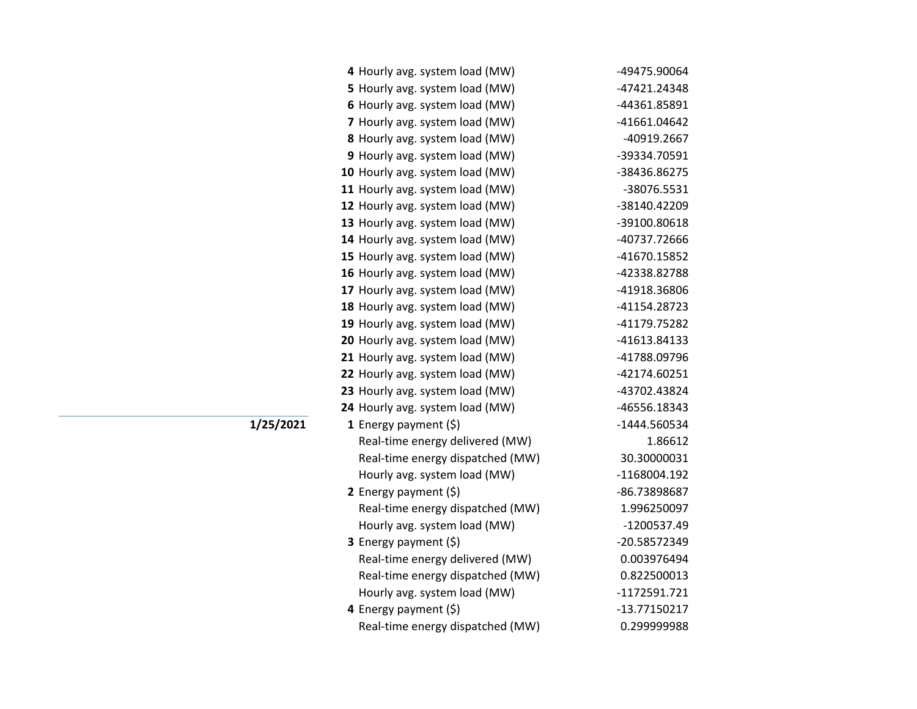| Date | Hour | Item | Value |
|---|---|---|---|
| | 4 | Hourly avg. system load (MW) | -49475.90064 |
| | 5 | Hourly avg. system load (MW) | -47421.24348 |
| | 6 | Hourly avg. system load (MW) | -44361.85891 |
| | 7 | Hourly avg. system load (MW) | -41661.04642 |
| | 8 | Hourly avg. system load (MW) | -40919.2667 |
| | 9 | Hourly avg. system load (MW) | -39334.70591 |
| | 10 | Hourly avg. system load (MW) | -38436.86275 |
| | 11 | Hourly avg. system load (MW) | -38076.5531 |
| | 12 | Hourly avg. system load (MW) | -38140.42209 |
| | 13 | Hourly avg. system load (MW) | -39100.80618 |
| | 14 | Hourly avg. system load (MW) | -40737.72666 |
| | 15 | Hourly avg. system load (MW) | -41670.15852 |
| | 16 | Hourly avg. system load (MW) | -42338.82788 |
| | 17 | Hourly avg. system load (MW) | -41918.36806 |
| | 18 | Hourly avg. system load (MW) | -41154.28723 |
| | 19 | Hourly avg. system load (MW) | -41179.75282 |
| | 20 | Hourly avg. system load (MW) | -41613.84133 |
| | 21 | Hourly avg. system load (MW) | -41788.09796 |
| | 22 | Hourly avg. system load (MW) | -42174.60251 |
| | 23 | Hourly avg. system load (MW) | -43702.43824 |
| | 24 | Hourly avg. system load (MW) | -46556.18343 |
| **1/25/2021** | 1 | Energy payment ($) | -1444.560534 |
| | | Real-time energy delivered (MW) | 1.86612 |
| | | Real-time energy dispatched (MW) | 30.30000031 |
| | | Hourly avg. system load (MW) | -1168004.192 |
| | 2 | Energy payment ($) | -86.73898687 |
| | | Real-time energy dispatched (MW) | 1.996250097 |
| | | Hourly avg. system load (MW) | -1200537.49 |
| | 3 | Energy payment ($) | -20.58572349 |
| | | Real-time energy delivered (MW) | 0.003976494 |
| | | Real-time energy dispatched (MW) | 0.822500013 |
| | | Hourly avg. system load (MW) | -1172591.721 |
| | 4 | Energy payment ($) | -13.77150217 |
| | | Real-time energy dispatched (MW) | 0.299999988 |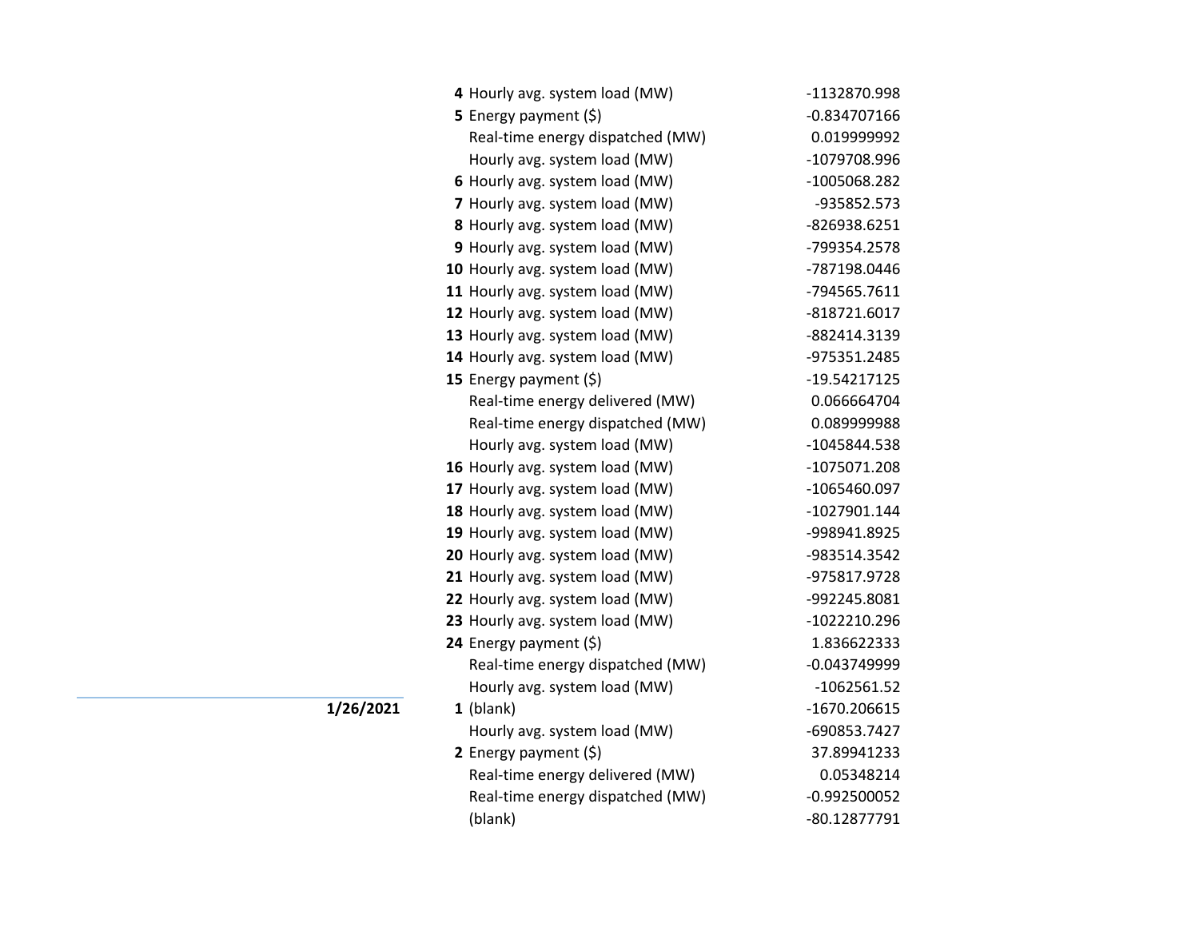| Date | Hour | Item | Value |
|---|---|---|---|
| | **4** | Hourly avg. system load (MW) | -1132870.998 |
| | **5** | Energy payment ($) | -0.834707166 |
| | | Real-time energy dispatched (MW) | 0.019999992 |
| | | Hourly avg. system load (MW) | -1079708.996 |
| | **6** | Hourly avg. system load (MW) | -1005068.282 |
| | **7** | Hourly avg. system load (MW) | -935852.573 |
| | **8** | Hourly avg. system load (MW) | -826938.6251 |
| | **9** | Hourly avg. system load (MW) | -799354.2578 |
| | **10** | Hourly avg. system load (MW) | -787198.0446 |
| | **11** | Hourly avg. system load (MW) | -794565.7611 |
| | **12** | Hourly avg. system load (MW) | -818721.6017 |
| | **13** | Hourly avg. system load (MW) | -882414.3139 |
| | **14** | Hourly avg. system load (MW) | -975351.2485 |
| | **15** | Energy payment ($) | -19.54217125 |
| | | Real-time energy delivered (MW) | 0.066664704 |
| | | Real-time energy dispatched (MW) | 0.089999988 |
| | | Hourly avg. system load (MW) | -1045844.538 |
| | **16** | Hourly avg. system load (MW) | -1075071.208 |
| | **17** | Hourly avg. system load (MW) | -1065460.097 |
| | **18** | Hourly avg. system load (MW) | -1027901.144 |
| | **19** | Hourly avg. system load (MW) | -998941.8925 |
| | **20** | Hourly avg. system load (MW) | -983514.3542 |
| | **21** | Hourly avg. system load (MW) | -975817.9728 |
| | **22** | Hourly avg. system load (MW) | -992245.8081 |
| | **23** | Hourly avg. system load (MW) | -1022210.296 |
| | **24** | Energy payment ($) | 1.836622333 |
| | | Real-time energy dispatched (MW) | -0.043749999 |
| | | Hourly avg. system load (MW) | -1062561.52 |
| **1/26/2021** | **1** | (blank) | -1670.206615 |
| | | Hourly avg. system load (MW) | -690853.7427 |
| | **2** | Energy payment ($) | 37.89941233 |
| | | Real-time energy delivered (MW) | 0.05348214 |
| | | Real-time energy dispatched (MW) | -0.992500052 |
| | | (blank) | -80.12877791 |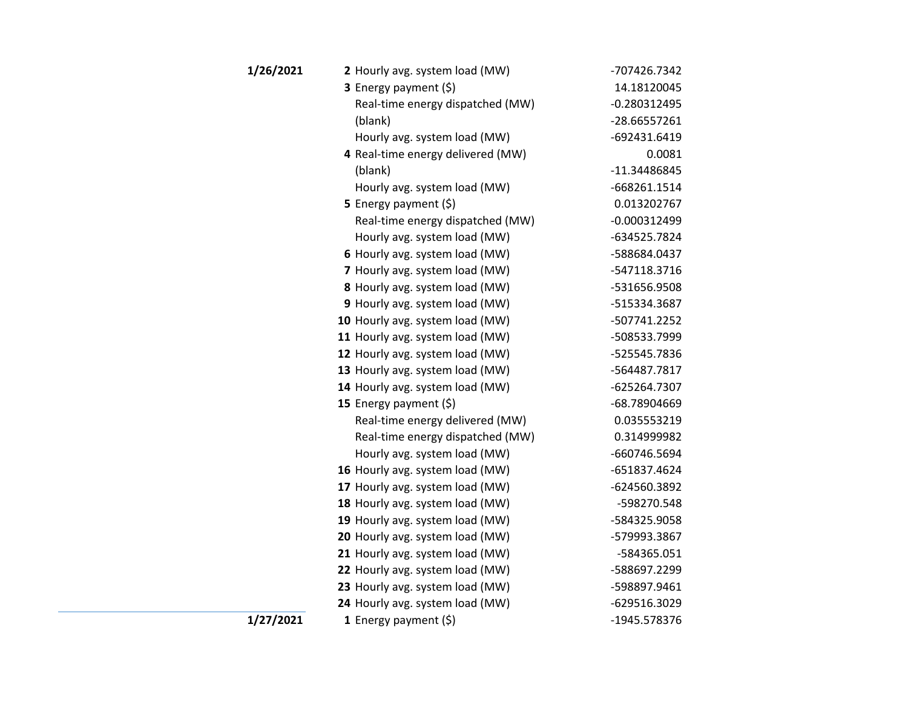| Date | Hour | Measure | Value |
|---|---|---|---|
| **1/26/2021** | **2** | Hourly avg. system load (MW) | -707426.7342 |
| | **3** | Energy payment ($) | 14.18120045 |
| | | Real-time energy dispatched (MW) | -0.280312495 |
| | | (blank) | -28.66557261 |
| | | Hourly avg. system load (MW) | -692431.6419 |
| | **4** | Real-time energy delivered (MW) | 0.0081 |
| | | (blank) | -11.34486845 |
| | | Hourly avg. system load (MW) | -668261.1514 |
| | **5** | Energy payment ($) | 0.013202767 |
| | | Real-time energy dispatched (MW) | -0.000312499 |
| | | Hourly avg. system load (MW) | -634525.7824 |
| | **6** | Hourly avg. system load (MW) | -588684.0437 |
| | **7** | Hourly avg. system load (MW) | -547118.3716 |
| | **8** | Hourly avg. system load (MW) | -531656.9508 |
| | **9** | Hourly avg. system load (MW) | -515334.3687 |
| | **10** | Hourly avg. system load (MW) | -507741.2252 |
| | **11** | Hourly avg. system load (MW) | -508533.7999 |
| | **12** | Hourly avg. system load (MW) | -525545.7836 |
| | **13** | Hourly avg. system load (MW) | -564487.7817 |
| | **14** | Hourly avg. system load (MW) | -625264.7307 |
| | **15** | Energy payment ($) | -68.78904669 |
| | | Real-time energy delivered (MW) | 0.035553219 |
| | | Real-time energy dispatched (MW) | 0.314999982 |
| | | Hourly avg. system load (MW) | -660746.5694 |
| | **16** | Hourly avg. system load (MW) | -651837.4624 |
| | **17** | Hourly avg. system load (MW) | -624560.3892 |
| | **18** | Hourly avg. system load (MW) | -598270.548 |
| | **19** | Hourly avg. system load (MW) | -584325.9058 |
| | **20** | Hourly avg. system load (MW) | -579993.3867 |
| | **21** | Hourly avg. system load (MW) | -584365.051 |
| | **22** | Hourly avg. system load (MW) | -588697.2299 |
| | **23** | Hourly avg. system load (MW) | -598897.9461 |
| | **24** | Hourly avg. system load (MW) | -629516.3029 |
| **1/27/2021** | **1** | Energy payment ($) | -1945.578376 |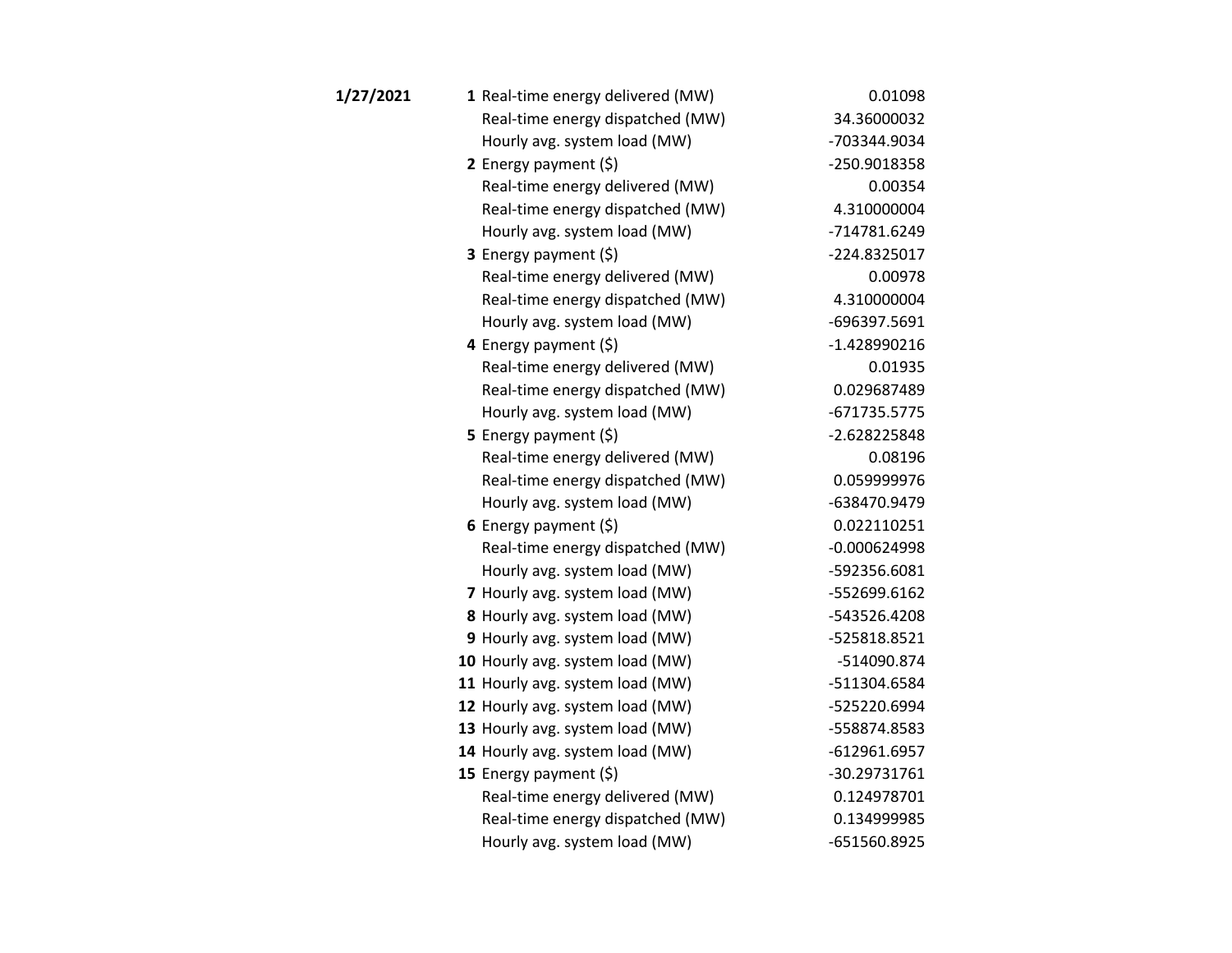| Date | Hour | Item | Value |
|---|---|---|---|
| **1/27/2021** | **1** | Real-time energy delivered (MW) | 0.01098 |
| | | Real-time energy dispatched (MW) | 34.36000032 |
| | | Hourly avg. system load (MW) | -703344.9034 |
| | **2** | Energy payment ($) | -250.9018358 |
| | | Real-time energy delivered (MW) | 0.00354 |
| | | Real-time energy dispatched (MW) | 4.310000004 |
| | | Hourly avg. system load (MW) | -714781.6249 |
| | **3** | Energy payment ($) | -224.8325017 |
| | | Real-time energy delivered (MW) | 0.00978 |
| | | Real-time energy dispatched (MW) | 4.310000004 |
| | | Hourly avg. system load (MW) | -696397.5691 |
| | **4** | Energy payment ($) | -1.428990216 |
| | | Real-time energy delivered (MW) | 0.01935 |
| | | Real-time energy dispatched (MW) | 0.029687489 |
| | | Hourly avg. system load (MW) | -671735.5775 |
| | **5** | Energy payment ($) | -2.628225848 |
| | | Real-time energy delivered (MW) | 0.08196 |
| | | Real-time energy dispatched (MW) | 0.059999976 |
| | | Hourly avg. system load (MW) | -638470.9479 |
| | **6** | Energy payment ($) | 0.022110251 |
| | | Real-time energy dispatched (MW) | -0.000624998 |
| | | Hourly avg. system load (MW) | -592356.6081 |
| | **7** | Hourly avg. system load (MW) | -552699.6162 |
| | **8** | Hourly avg. system load (MW) | -543526.4208 |
| | **9** | Hourly avg. system load (MW) | -525818.8521 |
| | **10** | Hourly avg. system load (MW) | -514090.874 |
| | **11** | Hourly avg. system load (MW) | -511304.6584 |
| | **12** | Hourly avg. system load (MW) | -525220.6994 |
| | **13** | Hourly avg. system load (MW) | -558874.8583 |
| | **14** | Hourly avg. system load (MW) | -612961.6957 |
| | **15** | Energy payment ($) | -30.29731761 |
| | | Real-time energy delivered (MW) | 0.124978701 |
| | | Real-time energy dispatched (MW) | 0.134999985 |
| | | Hourly avg. system load (MW) | -651560.8925 |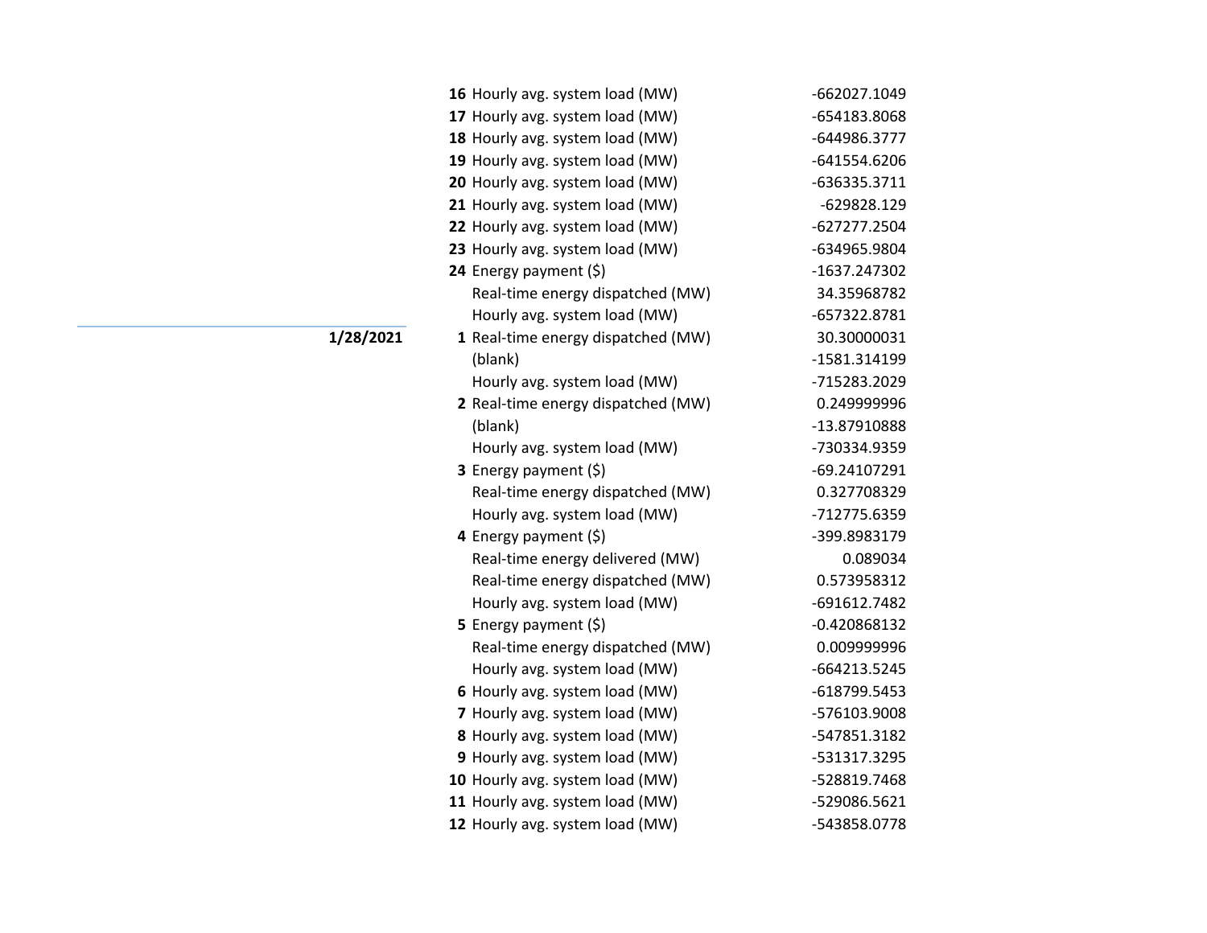| Date | Hour | Measure | Value |
|---|---|---|---|
| | **16** | Hourly avg. system load (MW) | -662027.1049 |
| | **17** | Hourly avg. system load (MW) | -654183.8068 |
| | **18** | Hourly avg. system load (MW) | -644986.3777 |
| | **19** | Hourly avg. system load (MW) | -641554.6206 |
| | **20** | Hourly avg. system load (MW) | -636335.3711 |
| | **21** | Hourly avg. system load (MW) | -629828.129 |
| | **22** | Hourly avg. system load (MW) | -627277.2504 |
| | **23** | Hourly avg. system load (MW) | -634965.9804 |
| | **24** | Energy payment ($) | -1637.247302 |
| | | Real-time energy dispatched (MW) | 34.35968782 |
| | | Hourly avg. system load (MW) | -657322.8781 |
| **1/28/2021** | **1** | Real-time energy dispatched (MW) | 30.30000031 |
| | | (blank) | -1581.314199 |
| | | Hourly avg. system load (MW) | -715283.2029 |
| | **2** | Real-time energy dispatched (MW) | 0.249999996 |
| | | (blank) | -13.87910888 |
| | | Hourly avg. system load (MW) | -730334.9359 |
| | **3** | Energy payment ($) | -69.24107291 |
| | | Real-time energy dispatched (MW) | 0.327708329 |
| | | Hourly avg. system load (MW) | -712775.6359 |
| | **4** | Energy payment ($) | -399.8983179 |
| | | Real-time energy delivered (MW) | 0.089034 |
| | | Real-time energy dispatched (MW) | 0.573958312 |
| | | Hourly avg. system load (MW) | -691612.7482 |
| | **5** | Energy payment ($) | -0.420868132 |
| | | Real-time energy dispatched (MW) | 0.009999996 |
| | | Hourly avg. system load (MW) | -664213.5245 |
| | **6** | Hourly avg. system load (MW) | -618799.5453 |
| | **7** | Hourly avg. system load (MW) | -576103.9008 |
| | **8** | Hourly avg. system load (MW) | -547851.3182 |
| | **9** | Hourly avg. system load (MW) | -531317.3295 |
| | **10** | Hourly avg. system load (MW) | -528819.7468 |
| | **11** | Hourly avg. system load (MW) | -529086.5621 |
| | **12** | Hourly avg. system load (MW) | -543858.0778 |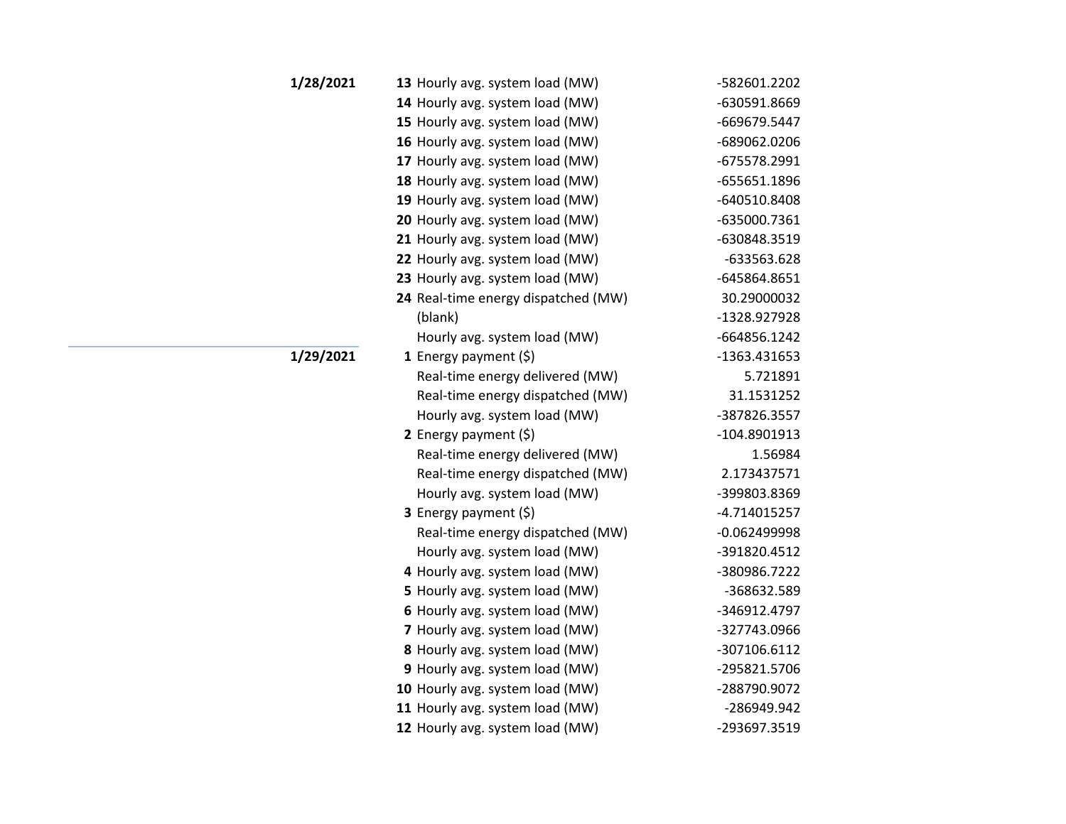| Date | Hour | Measure | Value |
|---|---|---|---|
| **1/28/2021** | **13** | Hourly avg. system load (MW) | -582601.2202 |
| | **14** | Hourly avg. system load (MW) | -630591.8669 |
| | **15** | Hourly avg. system load (MW) | -669679.5447 |
| | **16** | Hourly avg. system load (MW) | -689062.0206 |
| | **17** | Hourly avg. system load (MW) | -675578.2991 |
| | **18** | Hourly avg. system load (MW) | -655651.1896 |
| | **19** | Hourly avg. system load (MW) | -640510.8408 |
| | **20** | Hourly avg. system load (MW) | -635000.7361 |
| | **21** | Hourly avg. system load (MW) | -630848.3519 |
| | **22** | Hourly avg. system load (MW) | -633563.628 |
| | **23** | Hourly avg. system load (MW) | -645864.8651 |
| | **24** | Real-time energy dispatched (MW) | 30.29000032 |
| | | (blank) | -1328.927928 |
| | | Hourly avg. system load (MW) | -664856.1242 |
| **1/29/2021** | **1** | Energy payment ($) | -1363.431653 |
| | | Real-time energy delivered (MW) | 5.721891 |
| | | Real-time energy dispatched (MW) | 31.1531252 |
| | | Hourly avg. system load (MW) | -387826.3557 |
| | **2** | Energy payment ($) | -104.8901913 |
| | | Real-time energy delivered (MW) | 1.56984 |
| | | Real-time energy dispatched (MW) | 2.173437571 |
| | | Hourly avg. system load (MW) | -399803.8369 |
| | **3** | Energy payment ($) | -4.714015257 |
| | | Real-time energy dispatched (MW) | -0.062499998 |
| | | Hourly avg. system load (MW) | -391820.4512 |
| | **4** | Hourly avg. system load (MW) | -380986.7222 |
| | **5** | Hourly avg. system load (MW) | -368632.589 |
| | **6** | Hourly avg. system load (MW) | -346912.4797 |
| | **7** | Hourly avg. system load (MW) | -327743.0966 |
| | **8** | Hourly avg. system load (MW) | -307106.6112 |
| | **9** | Hourly avg. system load (MW) | -295821.5706 |
| | **10** | Hourly avg. system load (MW) | -288790.9072 |
| | **11** | Hourly avg. system load (MW) | -286949.942 |
| | **12** | Hourly avg. system load (MW) | -293697.3519 |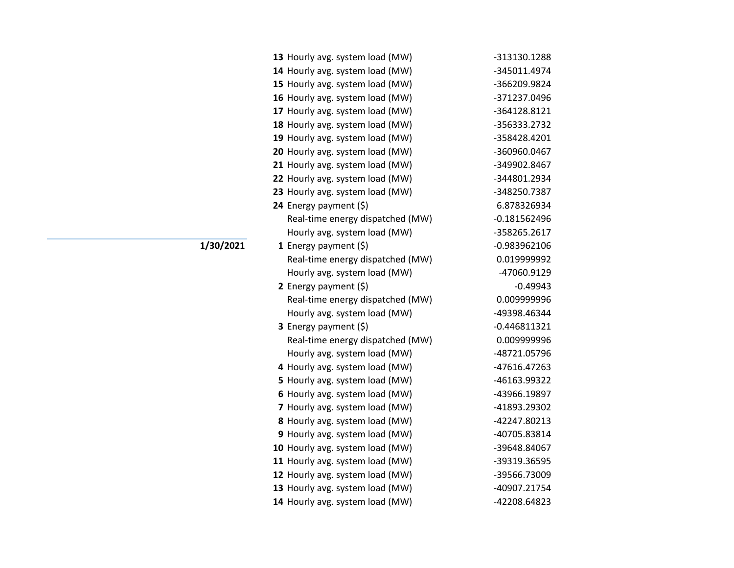| Date | Hour | Measure | Value |
|---|---|---|---|
| | **13** | Hourly avg. system load (MW) | -313130.1288 |
| | **14** | Hourly avg. system load (MW) | -345011.4974 |
| | **15** | Hourly avg. system load (MW) | -366209.9824 |
| | **16** | Hourly avg. system load (MW) | -371237.0496 |
| | **17** | Hourly avg. system load (MW) | -364128.8121 |
| | **18** | Hourly avg. system load (MW) | -356333.2732 |
| | **19** | Hourly avg. system load (MW) | -358428.4201 |
| | **20** | Hourly avg. system load (MW) | -360960.0467 |
| | **21** | Hourly avg. system load (MW) | -349902.8467 |
| | **22** | Hourly avg. system load (MW) | -344801.2934 |
| | **23** | Hourly avg. system load (MW) | -348250.7387 |
| | **24** | Energy payment ($) | 6.878326934 |
| | | Real-time energy dispatched (MW) | -0.181562496 |
| | | Hourly avg. system load (MW) | -358265.2617 |
| **1/30/2021** | **1** | Energy payment ($) | -0.983962106 |
| | | Real-time energy dispatched (MW) | 0.019999992 |
| | | Hourly avg. system load (MW) | -47060.9129 |
| | **2** | Energy payment ($) | -0.49943 |
| | | Real-time energy dispatched (MW) | 0.009999996 |
| | | Hourly avg. system load (MW) | -49398.46344 |
| | **3** | Energy payment ($) | -0.446811321 |
| | | Real-time energy dispatched (MW) | 0.009999996 |
| | | Hourly avg. system load (MW) | -48721.05796 |
| | **4** | Hourly avg. system load (MW) | -47616.47263 |
| | **5** | Hourly avg. system load (MW) | -46163.99322 |
| | **6** | Hourly avg. system load (MW) | -43966.19897 |
| | **7** | Hourly avg. system load (MW) | -41893.29302 |
| | **8** | Hourly avg. system load (MW) | -42247.80213 |
| | **9** | Hourly avg. system load (MW) | -40705.83814 |
| | **10** | Hourly avg. system load (MW) | -39648.84067 |
| | **11** | Hourly avg. system load (MW) | -39319.36595 |
| | **12** | Hourly avg. system load (MW) | -39566.73009 |
| | **13** | Hourly avg. system load (MW) | -40907.21754 |
| | **14** | Hourly avg. system load (MW) | -42208.64823 |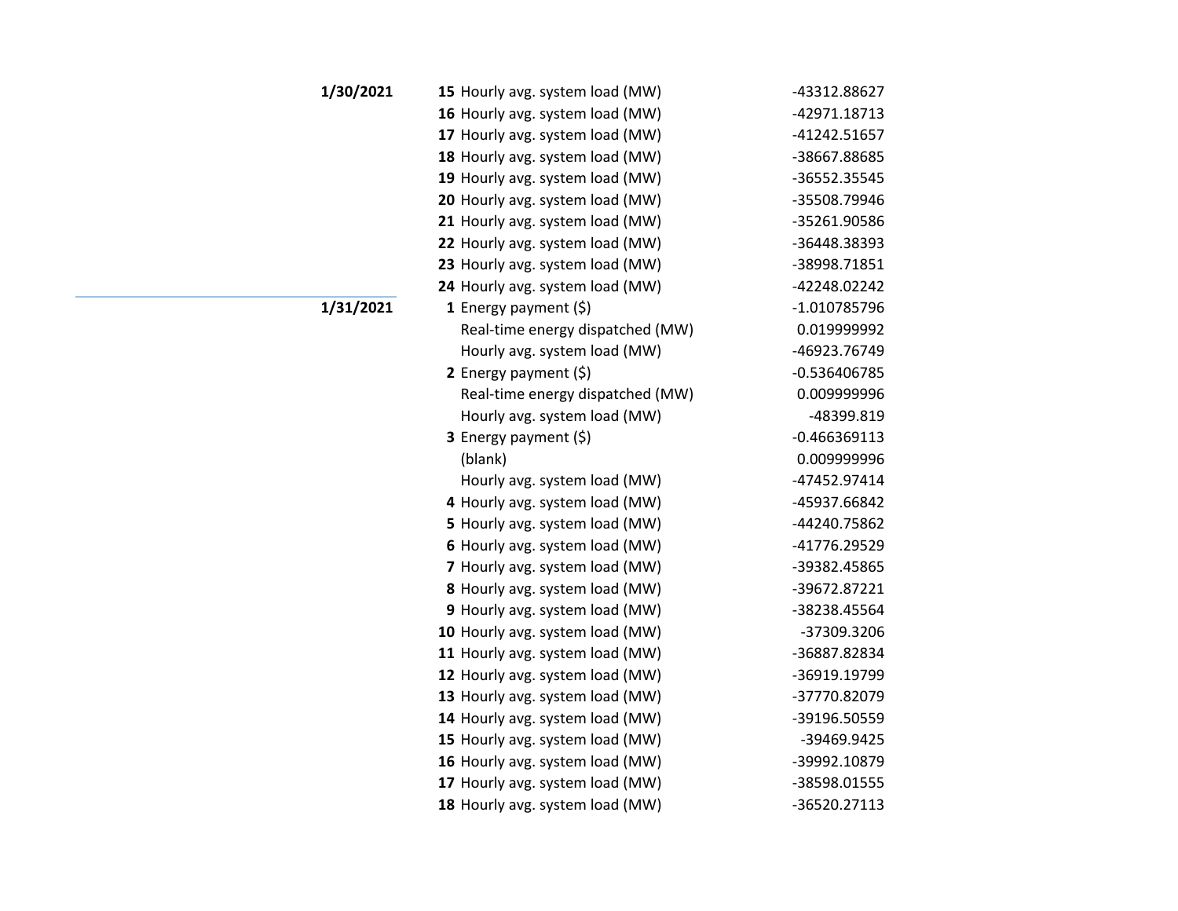| Date | Hour | Metric | Value |
|---|---|---|---|
| **1/30/2021** | **15** | Hourly avg. system load (MW) | -43312.88627 |
| | **16** | Hourly avg. system load (MW) | -42971.18713 |
| | **17** | Hourly avg. system load (MW) | -41242.51657 |
| | **18** | Hourly avg. system load (MW) | -38667.88685 |
| | **19** | Hourly avg. system load (MW) | -36552.35545 |
| | **20** | Hourly avg. system load (MW) | -35508.79946 |
| | **21** | Hourly avg. system load (MW) | -35261.90586 |
| | **22** | Hourly avg. system load (MW) | -36448.38393 |
| | **23** | Hourly avg. system load (MW) | -38998.71851 |
| | **24** | Hourly avg. system load (MW) | -42248.02242 |
| **1/31/2021** | **1** | Energy payment ($) | -1.010785796 |
| | | Real-time energy dispatched (MW) | 0.019999992 |
| | | Hourly avg. system load (MW) | -46923.76749 |
| | **2** | Energy payment ($) | -0.536406785 |
| | | Real-time energy dispatched (MW) | 0.009999996 |
| | | Hourly avg. system load (MW) | -48399.819 |
| | **3** | Energy payment ($) | -0.466369113 |
| | | (blank) | 0.009999996 |
| | | Hourly avg. system load (MW) | -47452.97414 |
| | **4** | Hourly avg. system load (MW) | -45937.66842 |
| | **5** | Hourly avg. system load (MW) | -44240.75862 |
| | **6** | Hourly avg. system load (MW) | -41776.29529 |
| | **7** | Hourly avg. system load (MW) | -39382.45865 |
| | **8** | Hourly avg. system load (MW) | -39672.87221 |
| | **9** | Hourly avg. system load (MW) | -38238.45564 |
| | **10** | Hourly avg. system load (MW) | -37309.3206 |
| | **11** | Hourly avg. system load (MW) | -36887.82834 |
| | **12** | Hourly avg. system load (MW) | -36919.19799 |
| | **13** | Hourly avg. system load (MW) | -37770.82079 |
| | **14** | Hourly avg. system load (MW) | -39196.50559 |
| | **15** | Hourly avg. system load (MW) | -39469.9425 |
| | **16** | Hourly avg. system load (MW) | -39992.10879 |
| | **17** | Hourly avg. system load (MW) | -38598.01555 |
| | **18** | Hourly avg. system load (MW) | -36520.27113 |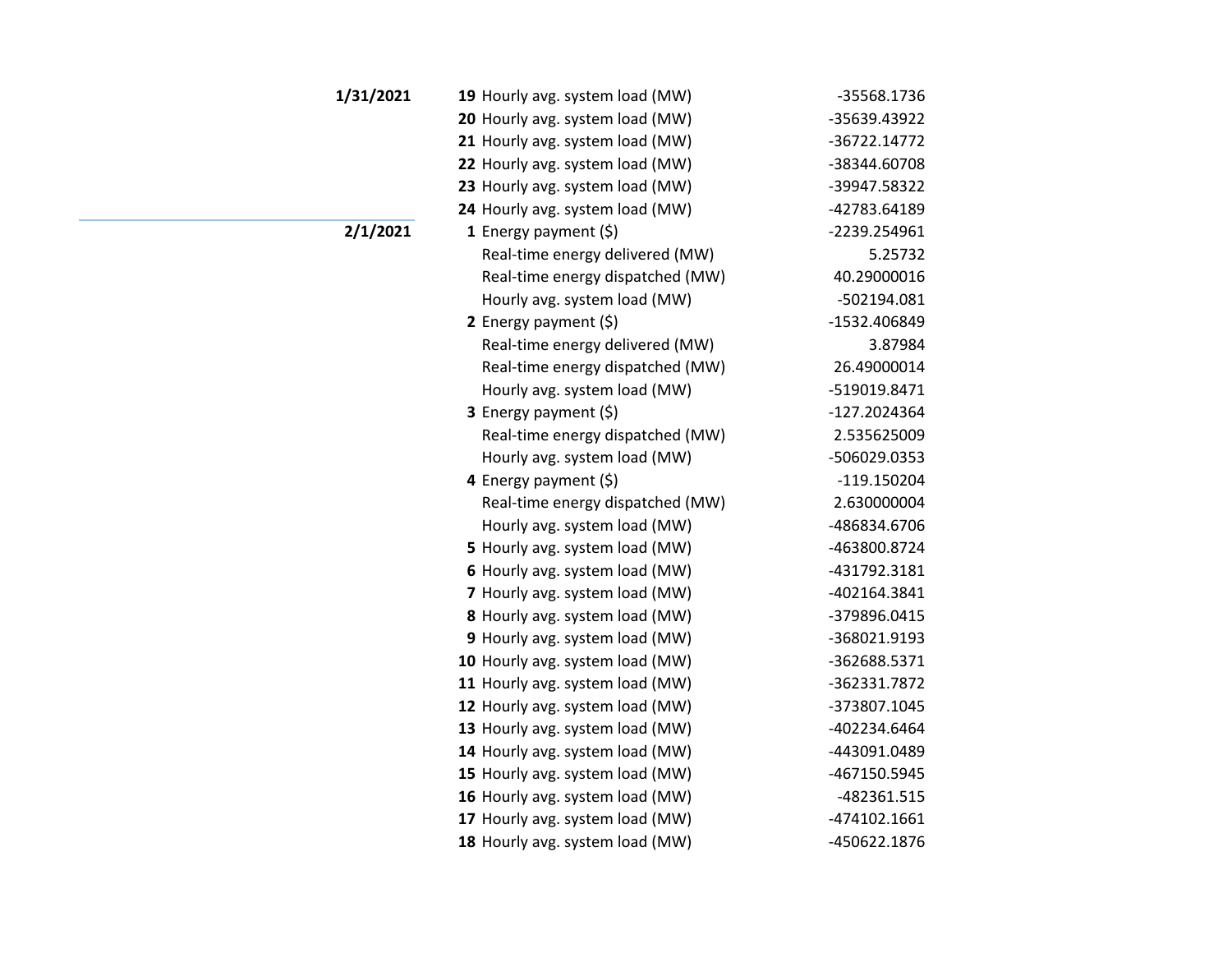| Date | Hour | Item | Value |
|---|---|---|---|
| **1/31/2021** | **19** | Hourly avg. system load (MW) | -35568.1736 |
| | **20** | Hourly avg. system load (MW) | -35639.43922 |
| | **21** | Hourly avg. system load (MW) | -36722.14772 |
| | **22** | Hourly avg. system load (MW) | -38344.60708 |
| | **23** | Hourly avg. system load (MW) | -39947.58322 |
| | **24** | Hourly avg. system load (MW) | -42783.64189 |
| **2/1/2021** | **1** | Energy payment ($) | -2239.254961 |
| | | Real-time energy delivered (MW) | 5.25732 |
| | | Real-time energy dispatched (MW) | 40.29000016 |
| | | Hourly avg. system load (MW) | -502194.081 |
| | **2** | Energy payment ($) | -1532.406849 |
| | | Real-time energy delivered (MW) | 3.87984 |
| | | Real-time energy dispatched (MW) | 26.49000014 |
| | | Hourly avg. system load (MW) | -519019.8471 |
| | **3** | Energy payment ($) | -127.2024364 |
| | | Real-time energy dispatched (MW) | 2.535625009 |
| | | Hourly avg. system load (MW) | -506029.0353 |
| | **4** | Energy payment ($) | -119.150204 |
| | | Real-time energy dispatched (MW) | 2.630000004 |
| | | Hourly avg. system load (MW) | -486834.6706 |
| | **5** | Hourly avg. system load (MW) | -463800.8724 |
| | **6** | Hourly avg. system load (MW) | -431792.3181 |
| | **7** | Hourly avg. system load (MW) | -402164.3841 |
| | **8** | Hourly avg. system load (MW) | -379896.0415 |
| | **9** | Hourly avg. system load (MW) | -368021.9193 |
| | **10** | Hourly avg. system load (MW) | -362688.5371 |
| | **11** | Hourly avg. system load (MW) | -362331.7872 |
| | **12** | Hourly avg. system load (MW) | -373807.1045 |
| | **13** | Hourly avg. system load (MW) | -402234.6464 |
| | **14** | Hourly avg. system load (MW) | -443091.0489 |
| | **15** | Hourly avg. system load (MW) | -467150.5945 |
| | **16** | Hourly avg. system load (MW) | -482361.515 |
| | **17** | Hourly avg. system load (MW) | -474102.1661 |
| | **18** | Hourly avg. system load (MW) | -450622.1876 |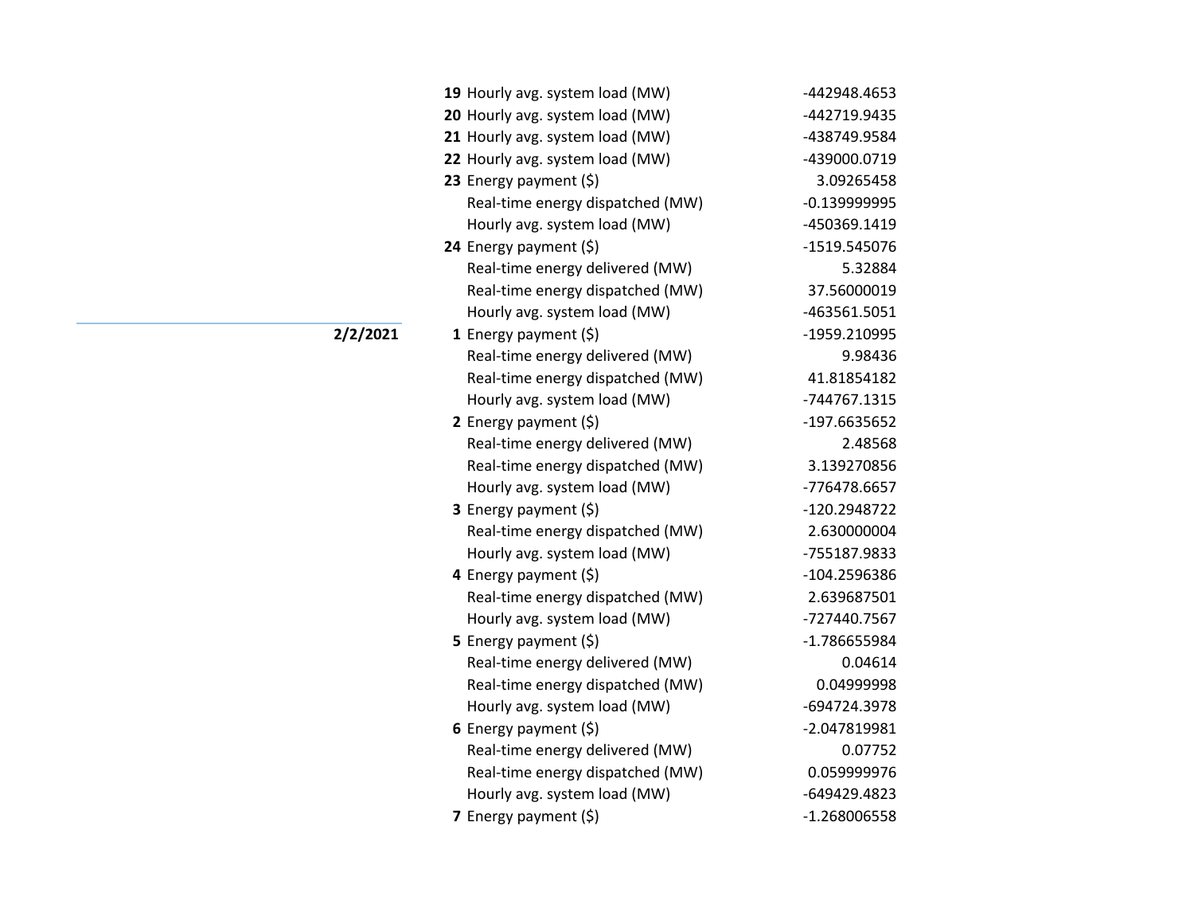| Date | Hour | Item | Value |
|---|---|---|---|
| | **19** | Hourly avg. system load (MW) | -442948.4653 |
| | **20** | Hourly avg. system load (MW) | -442719.9435 |
| | **21** | Hourly avg. system load (MW) | -438749.9584 |
| | **22** | Hourly avg. system load (MW) | -439000.0719 |
| | **23** | Energy payment ($) | 3.09265458 |
| | | Real-time energy dispatched (MW) | -0.139999995 |
| | | Hourly avg. system load (MW) | -450369.1419 |
| | **24** | Energy payment ($) | -1519.545076 |
| | | Real-time energy delivered (MW) | 5.32884 |
| | | Real-time energy dispatched (MW) | 37.56000019 |
| | | Hourly avg. system load (MW) | -463561.5051 |
| **2/2/2021** | **1** | Energy payment ($) | -1959.210995 |
| | | Real-time energy delivered (MW) | 9.98436 |
| | | Real-time energy dispatched (MW) | 41.81854182 |
| | | Hourly avg. system load (MW) | -744767.1315 |
| | **2** | Energy payment ($) | -197.6635652 |
| | | Real-time energy delivered (MW) | 2.48568 |
| | | Real-time energy dispatched (MW) | 3.139270856 |
| | | Hourly avg. system load (MW) | -776478.6657 |
| | **3** | Energy payment ($) | -120.2948722 |
| | | Real-time energy dispatched (MW) | 2.630000004 |
| | | Hourly avg. system load (MW) | -755187.9833 |
| | **4** | Energy payment ($) | -104.2596386 |
| | | Real-time energy dispatched (MW) | 2.639687501 |
| | | Hourly avg. system load (MW) | -727440.7567 |
| | **5** | Energy payment ($) | -1.786655984 |
| | | Real-time energy delivered (MW) | 0.04614 |
| | | Real-time energy dispatched (MW) | 0.04999998 |
| | | Hourly avg. system load (MW) | -694724.3978 |
| | **6** | Energy payment ($) | -2.047819981 |
| | | Real-time energy delivered (MW) | 0.07752 |
| | | Real-time energy dispatched (MW) | 0.059999976 |
| | | Hourly avg. system load (MW) | -649429.4823 |
| | **7** | Energy payment ($) | -1.268006558 |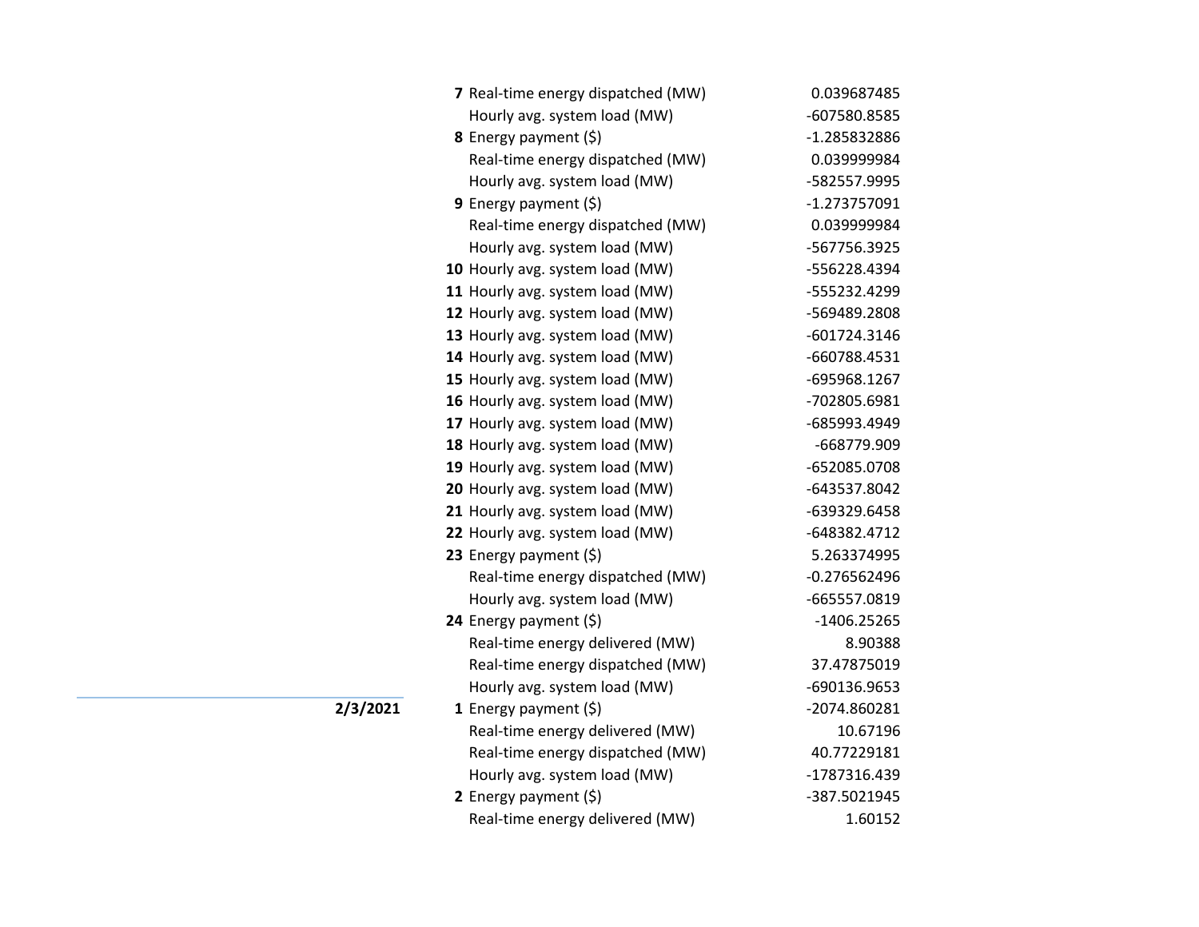| Date | Hour | Metric | Value |
|---|---|---|---|
| | 7 | Real-time energy dispatched (MW) | 0.039687485 |
| | | Hourly avg. system load (MW) | -607580.8585 |
| | 8 | Energy payment ($) | -1.285832886 |
| | | Real-time energy dispatched (MW) | 0.039999984 |
| | | Hourly avg. system load (MW) | -582557.9995 |
| | 9 | Energy payment ($) | -1.273757091 |
| | | Real-time energy dispatched (MW) | 0.039999984 |
| | | Hourly avg. system load (MW) | -567756.3925 |
| | 10 | Hourly avg. system load (MW) | -556228.4394 |
| | 11 | Hourly avg. system load (MW) | -555232.4299 |
| | 12 | Hourly avg. system load (MW) | -569489.2808 |
| | 13 | Hourly avg. system load (MW) | -601724.3146 |
| | 14 | Hourly avg. system load (MW) | -660788.4531 |
| | 15 | Hourly avg. system load (MW) | -695968.1267 |
| | 16 | Hourly avg. system load (MW) | -702805.6981 |
| | 17 | Hourly avg. system load (MW) | -685993.4949 |
| | 18 | Hourly avg. system load (MW) | -668779.909 |
| | 19 | Hourly avg. system load (MW) | -652085.0708 |
| | 20 | Hourly avg. system load (MW) | -643537.8042 |
| | 21 | Hourly avg. system load (MW) | -639329.6458 |
| | 22 | Hourly avg. system load (MW) | -648382.4712 |
| | 23 | Energy payment ($) | 5.263374995 |
| | | Real-time energy dispatched (MW) | -0.276562496 |
| | | Hourly avg. system load (MW) | -665557.0819 |
| | 24 | Energy payment ($) | -1406.25265 |
| | | Real-time energy delivered (MW) | 8.90388 |
| | | Real-time energy dispatched (MW) | 37.47875019 |
| | | Hourly avg. system load (MW) | -690136.9653 |
| **2/3/2021** | 1 | Energy payment ($) | -2074.860281 |
| | | Real-time energy delivered (MW) | 10.67196 |
| | | Real-time energy dispatched (MW) | 40.77229181 |
| | | Hourly avg. system load (MW) | -1787316.439 |
| | 2 | Energy payment ($) | -387.5021945 |
| | | Real-time energy delivered (MW) | 1.60152 |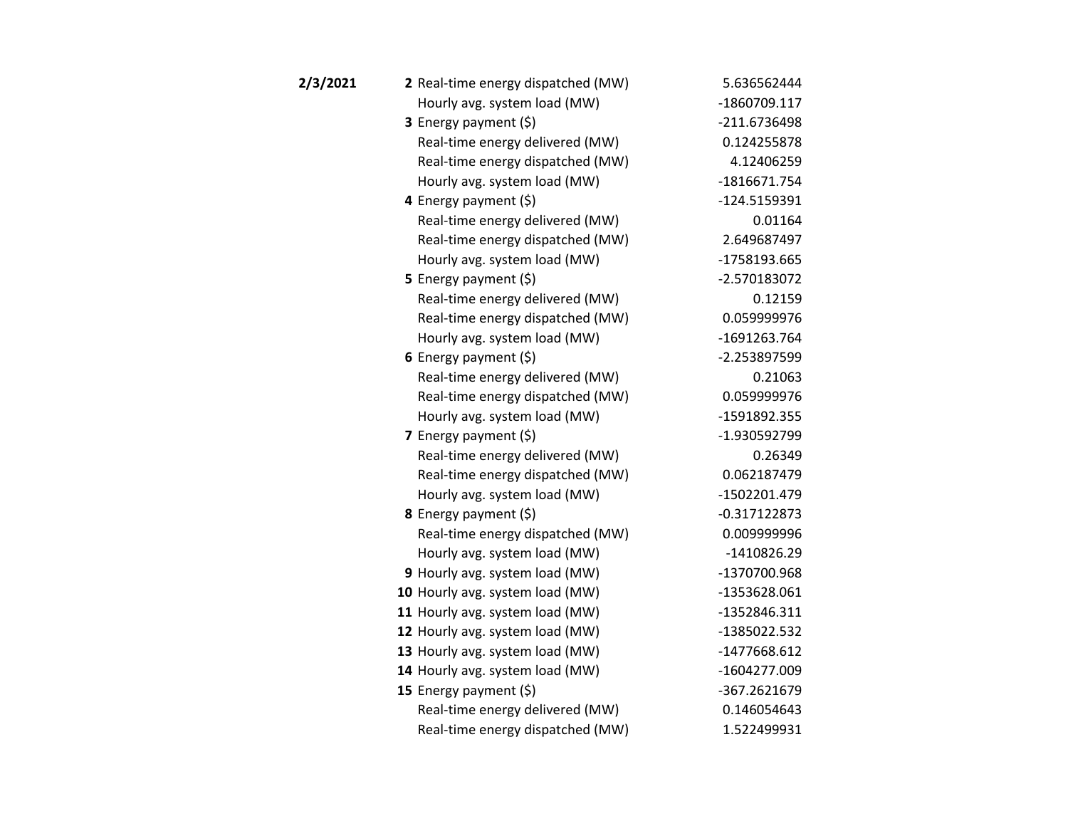| Date | Hour | Item | Value |
|---|---|---|---|
| **2/3/2021** | **2** | Real-time energy dispatched (MW) | 5.636562444 |
| | | Hourly avg. system load (MW) | -1860709.117 |
| | **3** | Energy payment ($) | -211.6736498 |
| | | Real-time energy delivered (MW) | 0.124255878 |
| | | Real-time energy dispatched (MW) | 4.12406259 |
| | | Hourly avg. system load (MW) | -1816671.754 |
| | **4** | Energy payment ($) | -124.5159391 |
| | | Real-time energy delivered (MW) | 0.01164 |
| | | Real-time energy dispatched (MW) | 2.649687497 |
| | | Hourly avg. system load (MW) | -1758193.665 |
| | **5** | Energy payment ($) | -2.570183072 |
| | | Real-time energy delivered (MW) | 0.12159 |
| | | Real-time energy dispatched (MW) | 0.059999976 |
| | | Hourly avg. system load (MW) | -1691263.764 |
| | **6** | Energy payment ($) | -2.253897599 |
| | | Real-time energy delivered (MW) | 0.21063 |
| | | Real-time energy dispatched (MW) | 0.059999976 |
| | | Hourly avg. system load (MW) | -1591892.355 |
| | **7** | Energy payment ($) | -1.930592799 |
| | | Real-time energy delivered (MW) | 0.26349 |
| | | Real-time energy dispatched (MW) | 0.062187479 |
| | | Hourly avg. system load (MW) | -1502201.479 |
| | **8** | Energy payment ($) | -0.317122873 |
| | | Real-time energy dispatched (MW) | 0.009999996 |
| | | Hourly avg. system load (MW) | -1410826.29 |
| | **9** | Hourly avg. system load (MW) | -1370700.968 |
| | **10** | Hourly avg. system load (MW) | -1353628.061 |
| | **11** | Hourly avg. system load (MW) | -1352846.311 |
| | **12** | Hourly avg. system load (MW) | -1385022.532 |
| | **13** | Hourly avg. system load (MW) | -1477668.612 |
| | **14** | Hourly avg. system load (MW) | -1604277.009 |
| | **15** | Energy payment ($) | -367.2621679 |
| | | Real-time energy delivered (MW) | 0.146054643 |
| | | Real-time energy dispatched (MW) | 1.522499931 |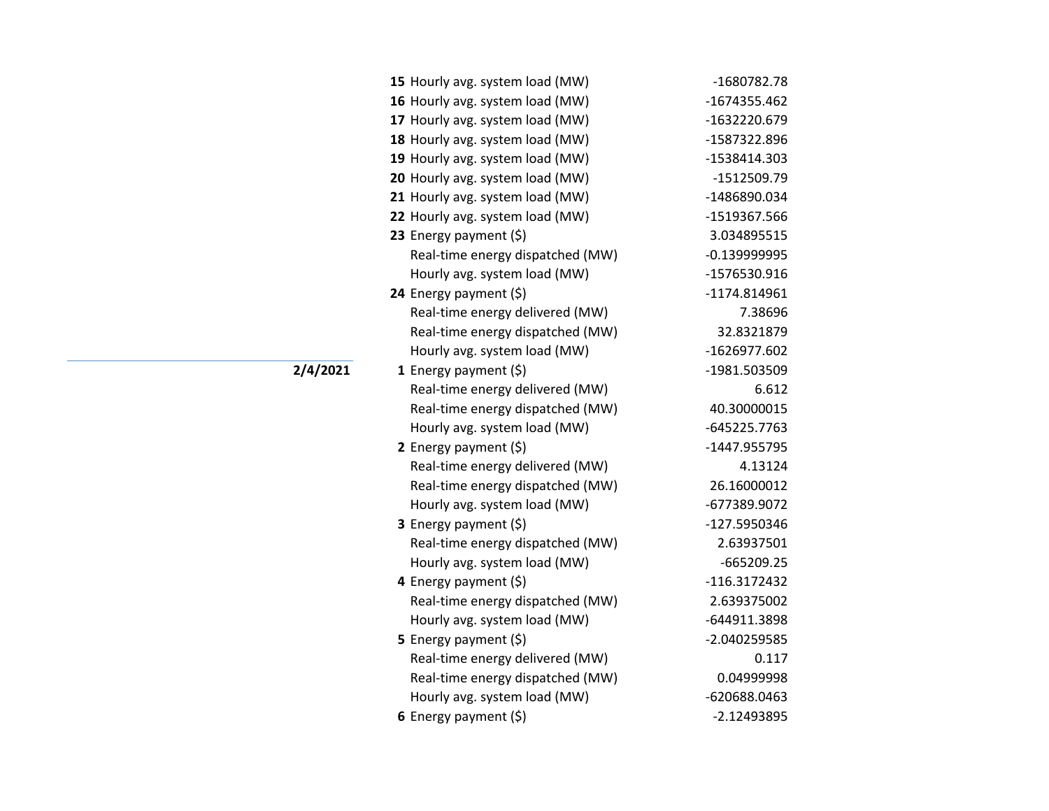| Date | Hour | Metric | Value |
|---|---|---|---|
| | **15** | Hourly avg. system load (MW) | -1680782.78 |
| | **16** | Hourly avg. system load (MW) | -1674355.462 |
| | **17** | Hourly avg. system load (MW) | -1632220.679 |
| | **18** | Hourly avg. system load (MW) | -1587322.896 |
| | **19** | Hourly avg. system load (MW) | -1538414.303 |
| | **20** | Hourly avg. system load (MW) | -1512509.79 |
| | **21** | Hourly avg. system load (MW) | -1486890.034 |
| | **22** | Hourly avg. system load (MW) | -1519367.566 |
| | **23** | Energy payment ($) | 3.034895515 |
| | | Real-time energy dispatched (MW) | -0.139999995 |
| | | Hourly avg. system load (MW) | -1576530.916 |
| | **24** | Energy payment ($) | -1174.814961 |
| | | Real-time energy delivered (MW) | 7.38696 |
| | | Real-time energy dispatched (MW) | 32.8321879 |
| | | Hourly avg. system load (MW) | -1626977.602 |
| **2/4/2021** | **1** | Energy payment ($) | -1981.503509 |
| | | Real-time energy delivered (MW) | 6.612 |
| | | Real-time energy dispatched (MW) | 40.30000015 |
| | | Hourly avg. system load (MW) | -645225.7763 |
| | **2** | Energy payment ($) | -1447.955795 |
| | | Real-time energy delivered (MW) | 4.13124 |
| | | Real-time energy dispatched (MW) | 26.16000012 |
| | | Hourly avg. system load (MW) | -677389.9072 |
| | **3** | Energy payment ($) | -127.5950346 |
| | | Real-time energy dispatched (MW) | 2.63937501 |
| | | Hourly avg. system load (MW) | -665209.25 |
| | **4** | Energy payment ($) | -116.3172432 |
| | | Real-time energy dispatched (MW) | 2.639375002 |
| | | Hourly avg. system load (MW) | -644911.3898 |
| | **5** | Energy payment ($) | -2.040259585 |
| | | Real-time energy delivered (MW) | 0.117 |
| | | Real-time energy dispatched (MW) | 0.04999998 |
| | | Hourly avg. system load (MW) | -620688.0463 |
| | **6** | Energy payment ($) | -2.12493895 |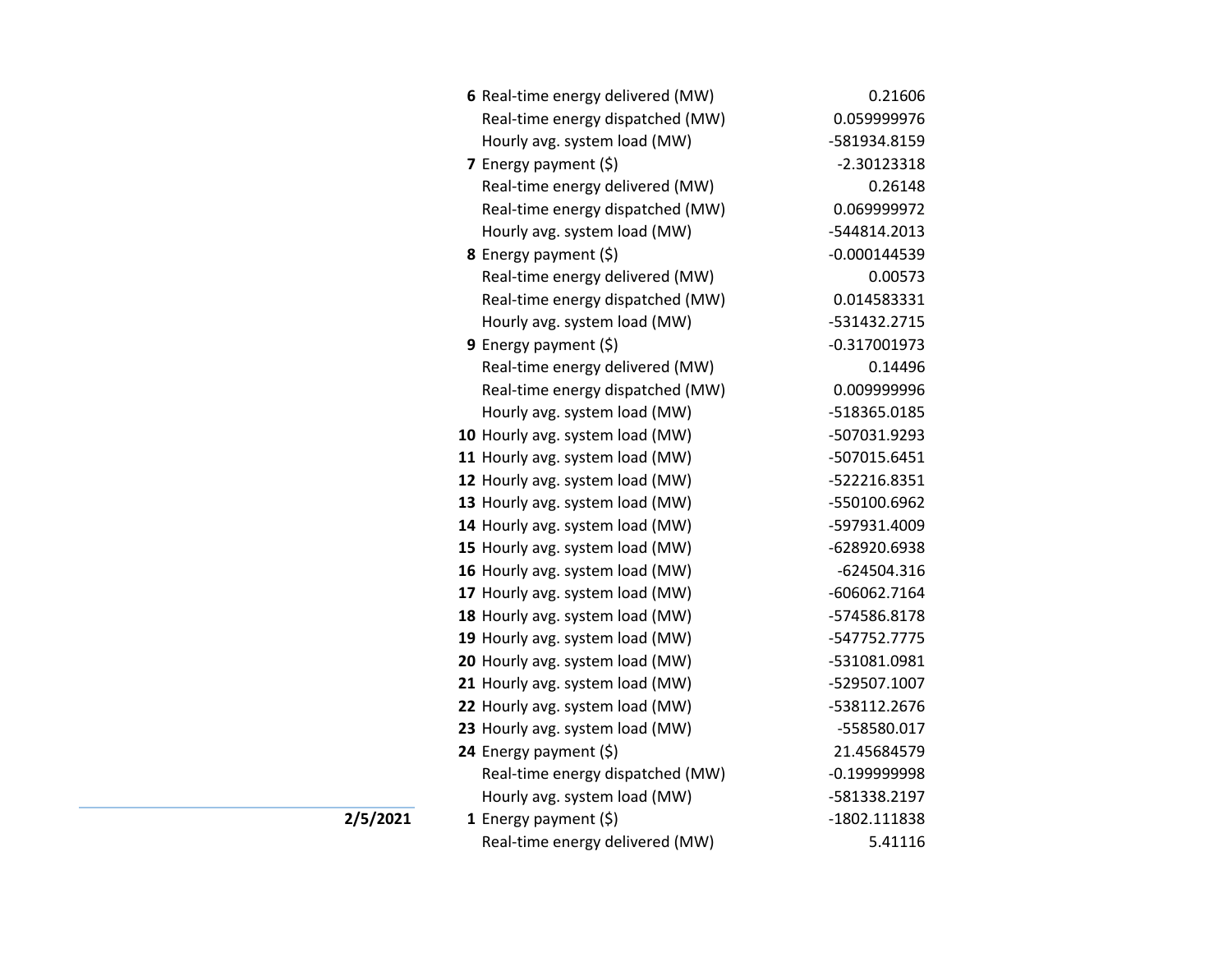| Date | Hour | Item | Value |
|---|---|---|---|
| | **6** | Real-time energy delivered (MW) | 0.21606 |
| | | Real-time energy dispatched (MW) | 0.059999976 |
| | | Hourly avg. system load (MW) | -581934.8159 |
| | **7** | Energy payment ($) | -2.30123318 |
| | | Real-time energy delivered (MW) | 0.26148 |
| | | Real-time energy dispatched (MW) | 0.069999972 |
| | | Hourly avg. system load (MW) | -544814.2013 |
| | **8** | Energy payment ($) | -0.000144539 |
| | | Real-time energy delivered (MW) | 0.00573 |
| | | Real-time energy dispatched (MW) | 0.014583331 |
| | | Hourly avg. system load (MW) | -531432.2715 |
| | **9** | Energy payment ($) | -0.317001973 |
| | | Real-time energy delivered (MW) | 0.14496 |
| | | Real-time energy dispatched (MW) | 0.009999996 |
| | | Hourly avg. system load (MW) | -518365.0185 |
| | **10** | Hourly avg. system load (MW) | -507031.9293 |
| | **11** | Hourly avg. system load (MW) | -507015.6451 |
| | **12** | Hourly avg. system load (MW) | -522216.8351 |
| | **13** | Hourly avg. system load (MW) | -550100.6962 |
| | **14** | Hourly avg. system load (MW) | -597931.4009 |
| | **15** | Hourly avg. system load (MW) | -628920.6938 |
| | **16** | Hourly avg. system load (MW) | -624504.316 |
| | **17** | Hourly avg. system load (MW) | -606062.7164 |
| | **18** | Hourly avg. system load (MW) | -574586.8178 |
| | **19** | Hourly avg. system load (MW) | -547752.7775 |
| | **20** | Hourly avg. system load (MW) | -531081.0981 |
| | **21** | Hourly avg. system load (MW) | -529507.1007 |
| | **22** | Hourly avg. system load (MW) | -538112.2676 |
| | **23** | Hourly avg. system load (MW) | -558580.017 |
| | **24** | Energy payment ($) | 21.45684579 |
| | | Real-time energy dispatched (MW) | -0.199999998 |
| | | Hourly avg. system load (MW) | -581338.2197 |
| **2/5/2021** | **1** | Energy payment ($) | -1802.111838 |
| | | Real-time energy delivered (MW) | 5.41116 |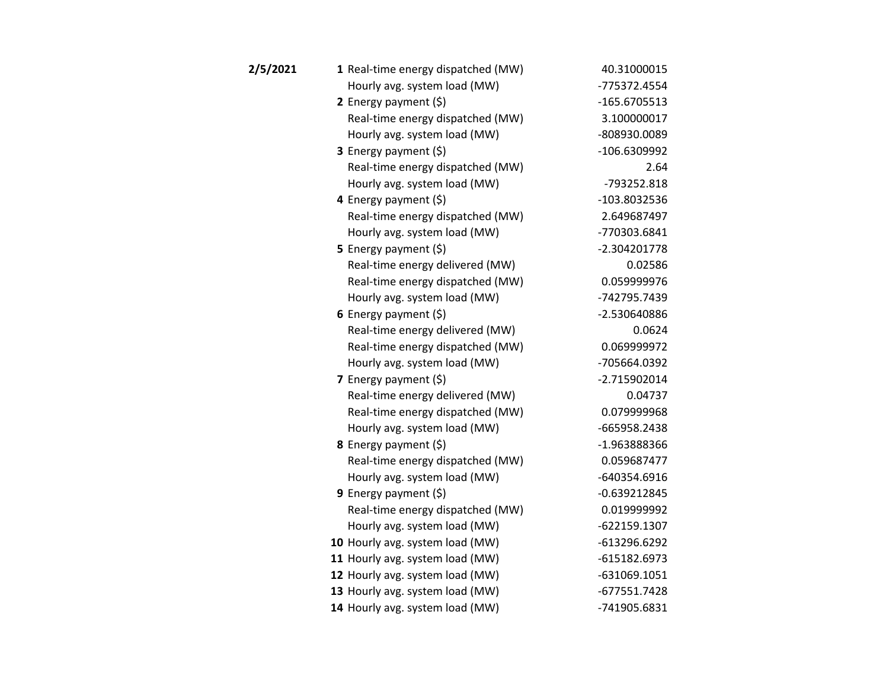| Date | Hour | Item | Value |
|---|---|---|---|
| **2/5/2021** | **1** | Real-time energy dispatched (MW) | 40.31000015 |
| | | Hourly avg. system load (MW) | -775372.4554 |
| | **2** | Energy payment ($) | -165.6705513 |
| | | Real-time energy dispatched (MW) | 3.100000017 |
| | | Hourly avg. system load (MW) | -808930.0089 |
| | **3** | Energy payment ($) | -106.6309992 |
| | | Real-time energy dispatched (MW) | 2.64 |
| | | Hourly avg. system load (MW) | -793252.818 |
| | **4** | Energy payment ($) | -103.8032536 |
| | | Real-time energy dispatched (MW) | 2.649687497 |
| | | Hourly avg. system load (MW) | -770303.6841 |
| | **5** | Energy payment ($) | -2.304201778 |
| | | Real-time energy delivered (MW) | 0.02586 |
| | | Real-time energy dispatched (MW) | 0.059999976 |
| | | Hourly avg. system load (MW) | -742795.7439 |
| | **6** | Energy payment ($) | -2.530640886 |
| | | Real-time energy delivered (MW) | 0.0624 |
| | | Real-time energy dispatched (MW) | 0.069999972 |
| | | Hourly avg. system load (MW) | -705664.0392 |
| | **7** | Energy payment ($) | -2.715902014 |
| | | Real-time energy delivered (MW) | 0.04737 |
| | | Real-time energy dispatched (MW) | 0.079999968 |
| | | Hourly avg. system load (MW) | -665958.2438 |
| | **8** | Energy payment ($) | -1.963888366 |
| | | Real-time energy dispatched (MW) | 0.059687477 |
| | | Hourly avg. system load (MW) | -640354.6916 |
| | **9** | Energy payment ($) | -0.639212845 |
| | | Real-time energy dispatched (MW) | 0.019999992 |
| | | Hourly avg. system load (MW) | -622159.1307 |
| | **10** | Hourly avg. system load (MW) | -613296.6292 |
| | **11** | Hourly avg. system load (MW) | -615182.6973 |
| | **12** | Hourly avg. system load (MW) | -631069.1051 |
| | **13** | Hourly avg. system load (MW) | -677551.7428 |
| | **14** | Hourly avg. system load (MW) | -741905.6831 |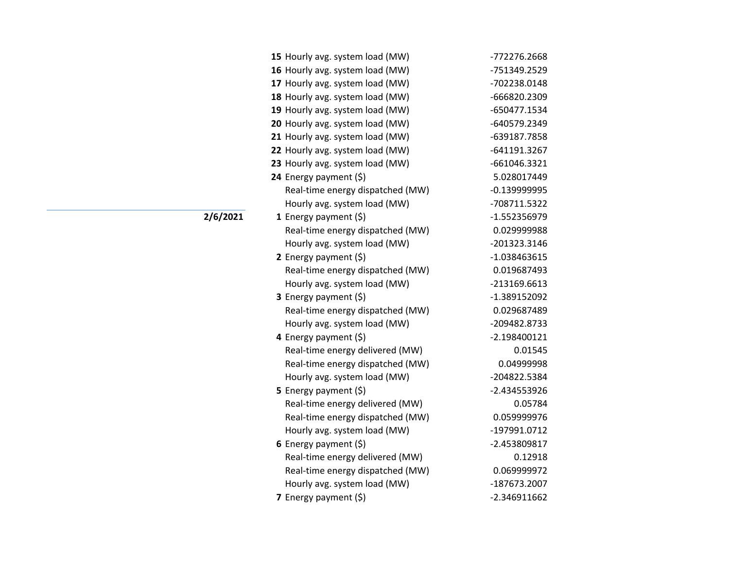| Date | Hour | Item | Value |
|---|---|---|---|
| | **15** | Hourly avg. system load (MW) | -772276.2668 |
| | **16** | Hourly avg. system load (MW) | -751349.2529 |
| | **17** | Hourly avg. system load (MW) | -702238.0148 |
| | **18** | Hourly avg. system load (MW) | -666820.2309 |
| | **19** | Hourly avg. system load (MW) | -650477.1534 |
| | **20** | Hourly avg. system load (MW) | -640579.2349 |
| | **21** | Hourly avg. system load (MW) | -639187.7858 |
| | **22** | Hourly avg. system load (MW) | -641191.3267 |
| | **23** | Hourly avg. system load (MW) | -661046.3321 |
| | **24** | Energy payment ($) | 5.028017449 |
| | | Real-time energy dispatched (MW) | -0.139999995 |
| | | Hourly avg. system load (MW) | -708711.5322 |
| **2/6/2021** | **1** | Energy payment ($) | -1.552356979 |
| | | Real-time energy dispatched (MW) | 0.029999988 |
| | | Hourly avg. system load (MW) | -201323.3146 |
| | **2** | Energy payment ($) | -1.038463615 |
| | | Real-time energy dispatched (MW) | 0.019687493 |
| | | Hourly avg. system load (MW) | -213169.6613 |
| | **3** | Energy payment ($) | -1.389152092 |
| | | Real-time energy dispatched (MW) | 0.029687489 |
| | | Hourly avg. system load (MW) | -209482.8733 |
| | **4** | Energy payment ($) | -2.198400121 |
| | | Real-time energy delivered (MW) | 0.01545 |
| | | Real-time energy dispatched (MW) | 0.04999998 |
| | | Hourly avg. system load (MW) | -204822.5384 |
| | **5** | Energy payment ($) | -2.434553926 |
| | | Real-time energy delivered (MW) | 0.05784 |
| | | Real-time energy dispatched (MW) | 0.059999976 |
| | | Hourly avg. system load (MW) | -197991.0712 |
| | **6** | Energy payment ($) | -2.453809817 |
| | | Real-time energy delivered (MW) | 0.12918 |
| | | Real-time energy dispatched (MW) | 0.069999972 |
| | | Hourly avg. system load (MW) | -187673.2007 |
| | **7** | Energy payment ($) | -2.346911662 |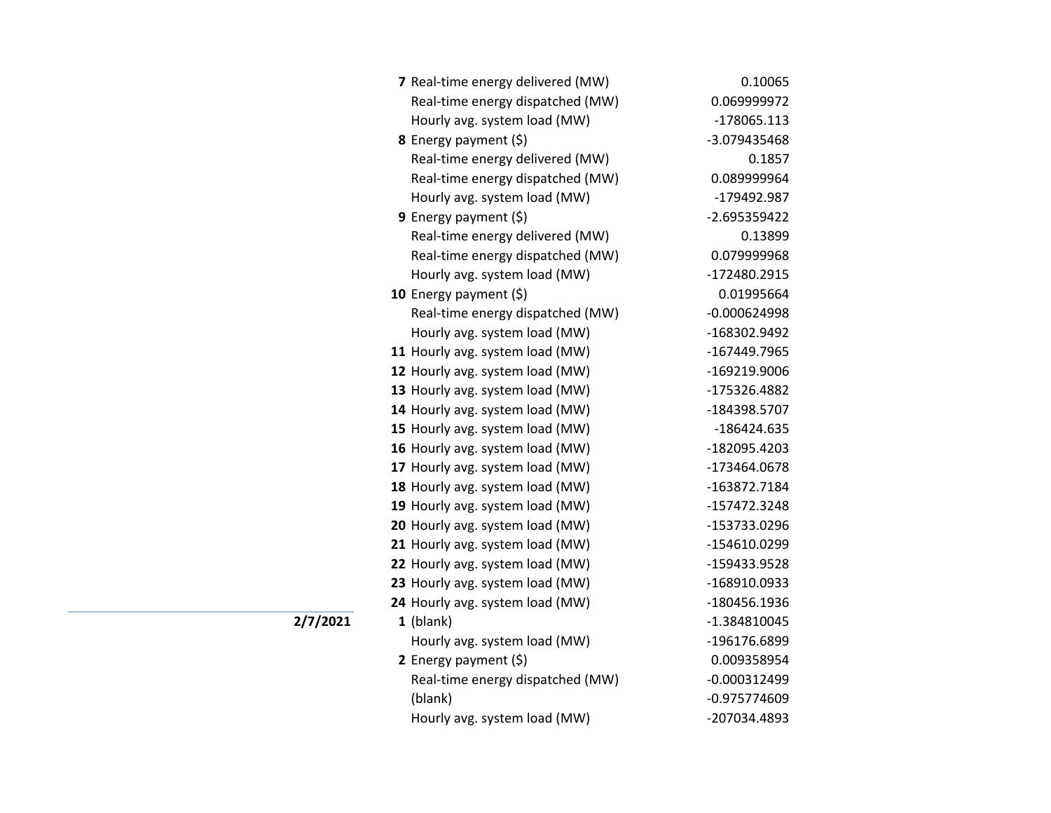| Date | Hour | Metric | Value |
|---|---|---|---|
| | **7** | Real-time energy delivered (MW) | 0.10065 |
| | | Real-time energy dispatched (MW) | 0.069999972 |
| | | Hourly avg. system load (MW) | -178065.113 |
| | **8** | Energy payment ($) | -3.079435468 |
| | | Real-time energy delivered (MW) | 0.1857 |
| | | Real-time energy dispatched (MW) | 0.089999964 |
| | | Hourly avg. system load (MW) | -179492.987 |
| | **9** | Energy payment ($) | -2.695359422 |
| | | Real-time energy delivered (MW) | 0.13899 |
| | | Real-time energy dispatched (MW) | 0.079999968 |
| | | Hourly avg. system load (MW) | -172480.2915 |
| | **10** | Energy payment ($) | 0.01995664 |
| | | Real-time energy dispatched (MW) | -0.000624998 |
| | | Hourly avg. system load (MW) | -168302.9492 |
| | **11** | Hourly avg. system load (MW) | -167449.7965 |
| | **12** | Hourly avg. system load (MW) | -169219.9006 |
| | **13** | Hourly avg. system load (MW) | -175326.4882 |
| | **14** | Hourly avg. system load (MW) | -184398.5707 |
| | **15** | Hourly avg. system load (MW) | -186424.635 |
| | **16** | Hourly avg. system load (MW) | -182095.4203 |
| | **17** | Hourly avg. system load (MW) | -173464.0678 |
| | **18** | Hourly avg. system load (MW) | -163872.7184 |
| | **19** | Hourly avg. system load (MW) | -157472.3248 |
| | **20** | Hourly avg. system load (MW) | -153733.0296 |
| | **21** | Hourly avg. system load (MW) | -154610.0299 |
| | **22** | Hourly avg. system load (MW) | -159433.9528 |
| | **23** | Hourly avg. system load (MW) | -168910.0933 |
| | **24** | Hourly avg. system load (MW) | -180456.1936 |
| **2/7/2021** | **1** | (blank) | -1.384810045 |
| | | Hourly avg. system load (MW) | -196176.6899 |
| | **2** | Energy payment ($) | 0.009358954 |
| | | Real-time energy dispatched (MW) | -0.000312499 |
| | | (blank) | -0.975774609 |
| | | Hourly avg. system load (MW) | -207034.4893 |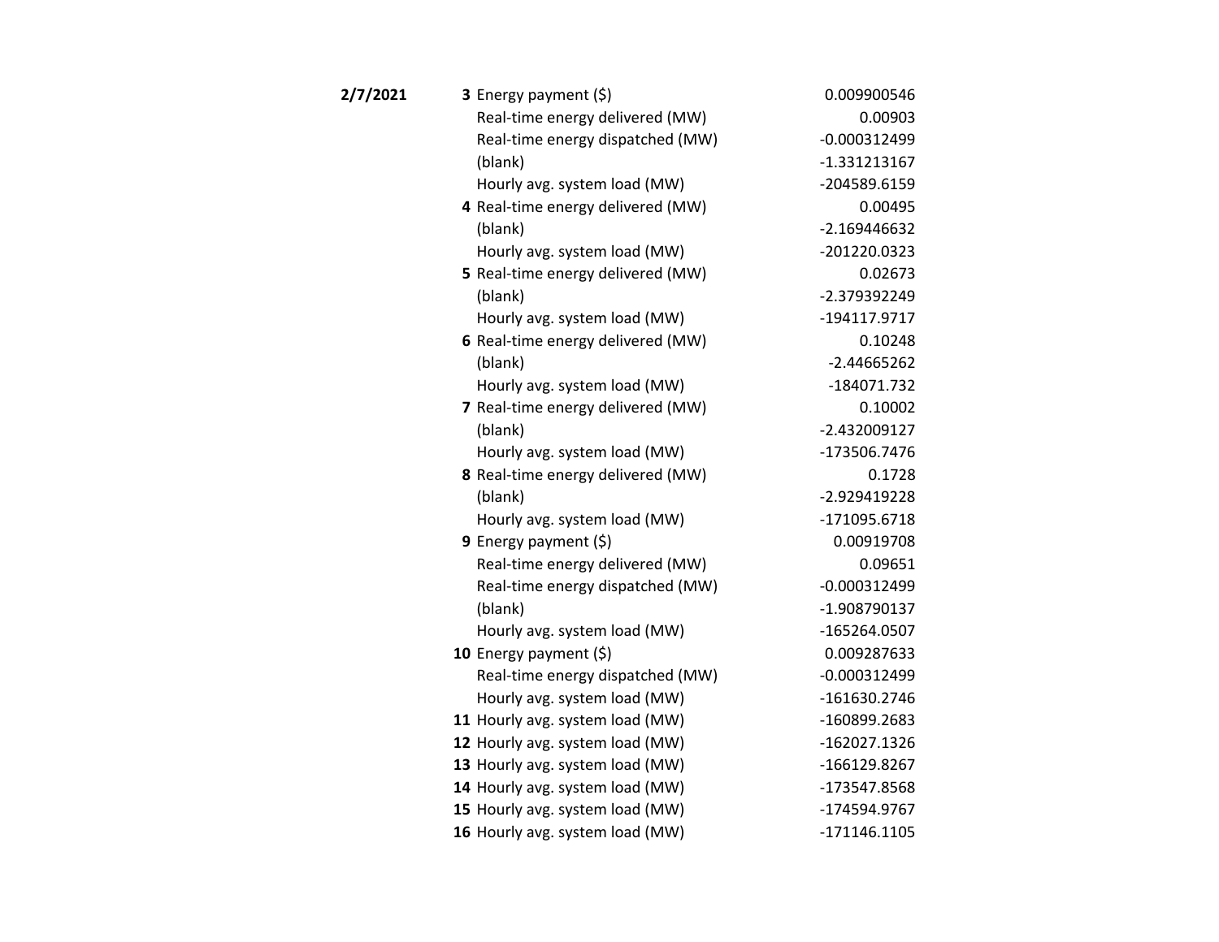| Date | Hour | Measure | Value |
|---|---|---|---|
| **2/7/2021** | **3** | Energy payment ($) | 0.009900546 |
| | | Real-time energy delivered (MW) | 0.00903 |
| | | Real-time energy dispatched (MW) | -0.000312499 |
| | | (blank) | -1.331213167 |
| | | Hourly avg. system load (MW) | -204589.6159 |
| | **4** | Real-time energy delivered (MW) | 0.00495 |
| | | (blank) | -2.169446632 |
| | | Hourly avg. system load (MW) | -201220.0323 |
| | **5** | Real-time energy delivered (MW) | 0.02673 |
| | | (blank) | -2.379392249 |
| | | Hourly avg. system load (MW) | -194117.9717 |
| | **6** | Real-time energy delivered (MW) | 0.10248 |
| | | (blank) | -2.44665262 |
| | | Hourly avg. system load (MW) | -184071.732 |
| | **7** | Real-time energy delivered (MW) | 0.10002 |
| | | (blank) | -2.432009127 |
| | | Hourly avg. system load (MW) | -173506.7476 |
| | **8** | Real-time energy delivered (MW) | 0.1728 |
| | | (blank) | -2.929419228 |
| | | Hourly avg. system load (MW) | -171095.6718 |
| | **9** | Energy payment ($) | 0.00919708 |
| | | Real-time energy delivered (MW) | 0.09651 |
| | | Real-time energy dispatched (MW) | -0.000312499 |
| | | (blank) | -1.908790137 |
| | | Hourly avg. system load (MW) | -165264.0507 |
| | **10** | Energy payment ($) | 0.009287633 |
| | | Real-time energy dispatched (MW) | -0.000312499 |
| | | Hourly avg. system load (MW) | -161630.2746 |
| | **11** | Hourly avg. system load (MW) | -160899.2683 |
| | **12** | Hourly avg. system load (MW) | -162027.1326 |
| | **13** | Hourly avg. system load (MW) | -166129.8267 |
| | **14** | Hourly avg. system load (MW) | -173547.8568 |
| | **15** | Hourly avg. system load (MW) | -174594.9767 |
| | **16** | Hourly avg. system load (MW) | -171146.1105 |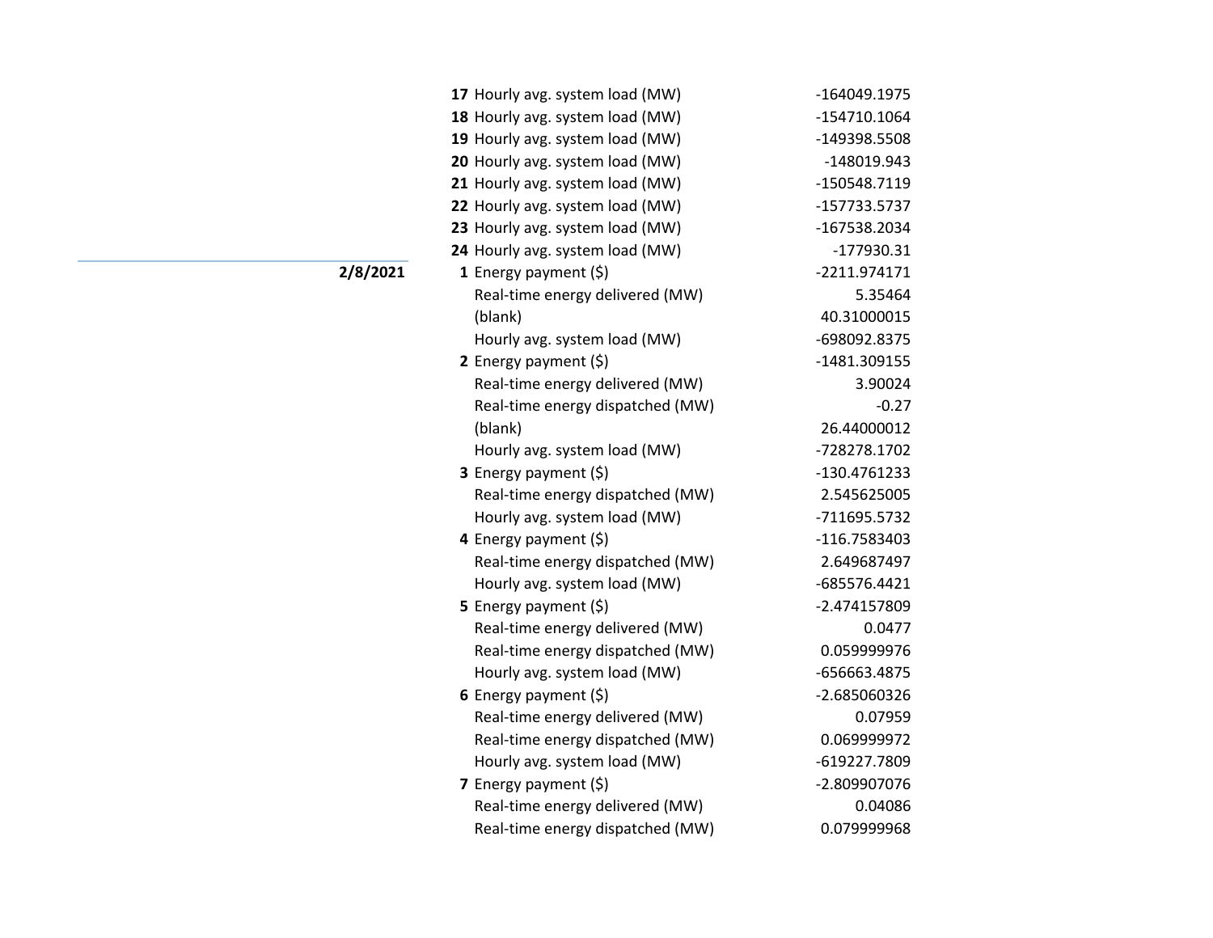| Date | Hour | Metric | Value |
|---|---|---|---|
| | **17** | Hourly avg. system load (MW) | -164049.1975 |
| | **18** | Hourly avg. system load (MW) | -154710.1064 |
| | **19** | Hourly avg. system load (MW) | -149398.5508 |
| | **20** | Hourly avg. system load (MW) | -148019.943 |
| | **21** | Hourly avg. system load (MW) | -150548.7119 |
| | **22** | Hourly avg. system load (MW) | -157733.5737 |
| | **23** | Hourly avg. system load (MW) | -167538.2034 |
| | **24** | Hourly avg. system load (MW) | -177930.31 |
| **2/8/2021** | **1** | Energy payment ($) | -2211.974171 |
| | | Real-time energy delivered (MW) | 5.35464 |
| | | (blank) | 40.31000015 |
| | | Hourly avg. system load (MW) | -698092.8375 |
| | **2** | Energy payment ($) | -1481.309155 |
| | | Real-time energy delivered (MW) | 3.90024 |
| | | Real-time energy dispatched (MW) | -0.27 |
| | | (blank) | 26.44000012 |
| | | Hourly avg. system load (MW) | -728278.1702 |
| | **3** | Energy payment ($) | -130.4761233 |
| | | Real-time energy dispatched (MW) | 2.545625005 |
| | | Hourly avg. system load (MW) | -711695.5732 |
| | **4** | Energy payment ($) | -116.7583403 |
| | | Real-time energy dispatched (MW) | 2.649687497 |
| | | Hourly avg. system load (MW) | -685576.4421 |
| | **5** | Energy payment ($) | -2.474157809 |
| | | Real-time energy delivered (MW) | 0.0477 |
| | | Real-time energy dispatched (MW) | 0.059999976 |
| | | Hourly avg. system load (MW) | -656663.4875 |
| | **6** | Energy payment ($) | -2.685060326 |
| | | Real-time energy delivered (MW) | 0.07959 |
| | | Real-time energy dispatched (MW) | 0.069999972 |
| | | Hourly avg. system load (MW) | -619227.7809 |
| | **7** | Energy payment ($) | -2.809907076 |
| | | Real-time energy delivered (MW) | 0.04086 |
| | | Real-time energy dispatched (MW) | 0.079999968 |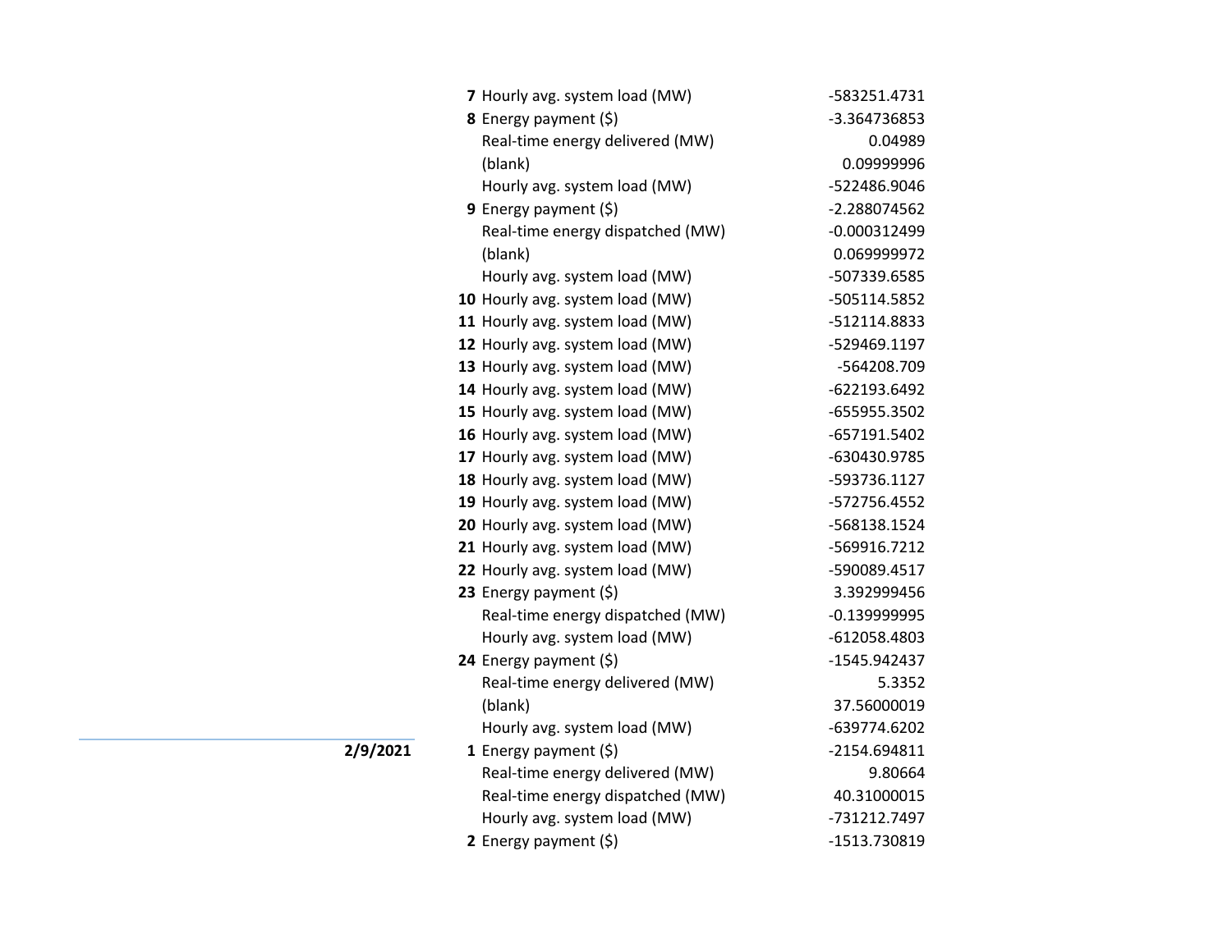| Date | Hour | Item | Value |
|---|---|---|---|
| | **7** | Hourly avg. system load (MW) | -583251.4731 |
| | **8** | Energy payment ($) | -3.364736853 |
| | | Real-time energy delivered (MW) | 0.04989 |
| | | (blank) | 0.09999996 |
| | | Hourly avg. system load (MW) | -522486.9046 |
| | **9** | Energy payment ($) | -2.288074562 |
| | | Real-time energy dispatched (MW) | -0.000312499 |
| | | (blank) | 0.069999972 |
| | | Hourly avg. system load (MW) | -507339.6585 |
| | **10** | Hourly avg. system load (MW) | -505114.5852 |
| | **11** | Hourly avg. system load (MW) | -512114.8833 |
| | **12** | Hourly avg. system load (MW) | -529469.1197 |
| | **13** | Hourly avg. system load (MW) | -564208.709 |
| | **14** | Hourly avg. system load (MW) | -622193.6492 |
| | **15** | Hourly avg. system load (MW) | -655955.3502 |
| | **16** | Hourly avg. system load (MW) | -657191.5402 |
| | **17** | Hourly avg. system load (MW) | -630430.9785 |
| | **18** | Hourly avg. system load (MW) | -593736.1127 |
| | **19** | Hourly avg. system load (MW) | -572756.4552 |
| | **20** | Hourly avg. system load (MW) | -568138.1524 |
| | **21** | Hourly avg. system load (MW) | -569916.7212 |
| | **22** | Hourly avg. system load (MW) | -590089.4517 |
| | **23** | Energy payment ($) | 3.392999456 |
| | | Real-time energy dispatched (MW) | -0.139999995 |
| | | Hourly avg. system load (MW) | -612058.4803 |
| | **24** | Energy payment ($) | -1545.942437 |
| | | Real-time energy delivered (MW) | 5.3352 |
| | | (blank) | 37.56000019 |
| | | Hourly avg. system load (MW) | -639774.6202 |
| **2/9/2021** | **1** | Energy payment ($) | -2154.694811 |
| | | Real-time energy delivered (MW) | 9.80664 |
| | | Real-time energy dispatched (MW) | 40.31000015 |
| | | Hourly avg. system load (MW) | -731212.7497 |
| | **2** | Energy payment ($) | -1513.730819 |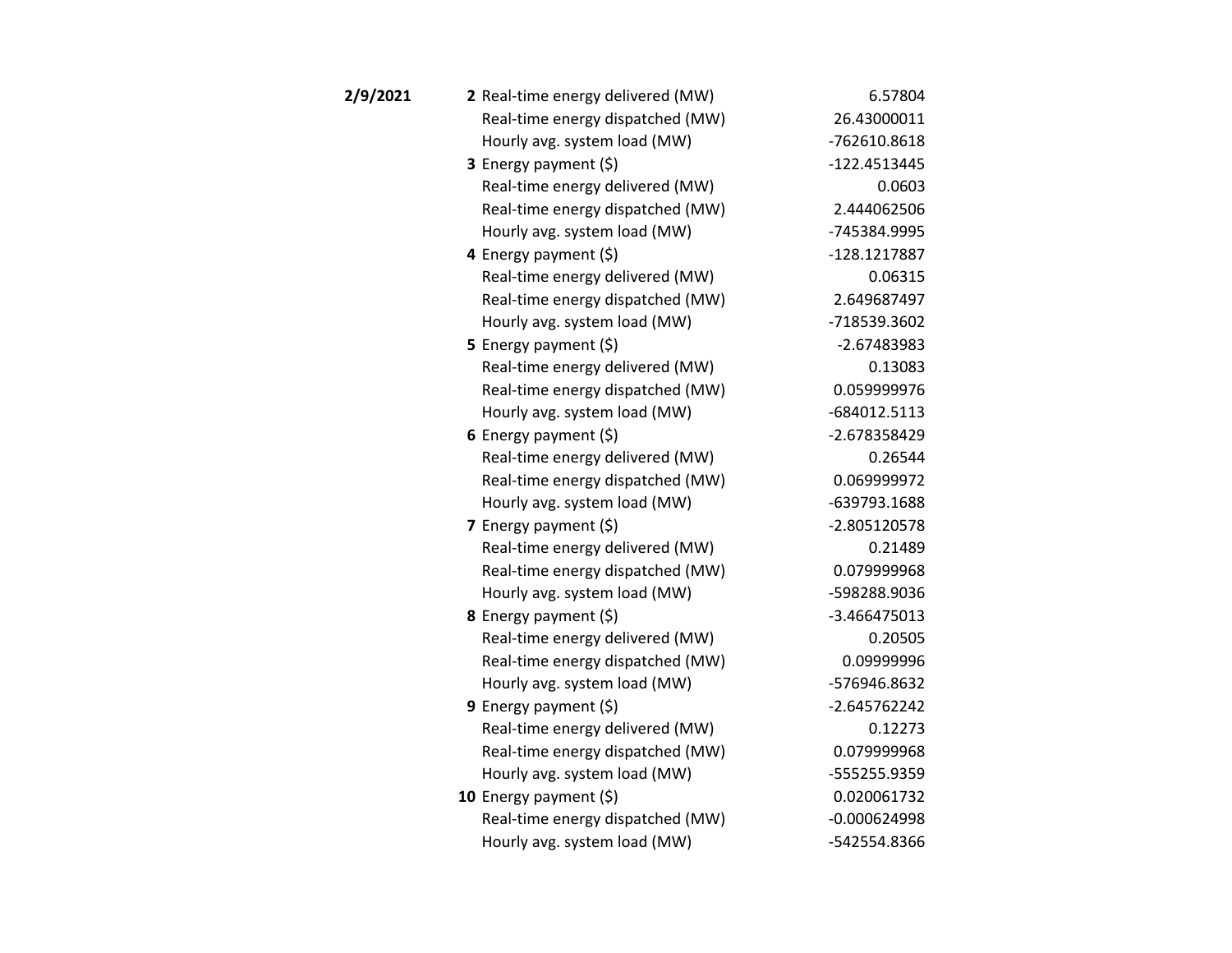| Date | Hour | Item | Value |
|---|---|---|---|
| **2/9/2021** | **2** | Real-time energy delivered (MW) | 6.57804 |
| | | Real-time energy dispatched (MW) | 26.43000011 |
| | | Hourly avg. system load (MW) | -762610.8618 |
| | **3** | Energy payment ($) | -122.4513445 |
| | | Real-time energy delivered (MW) | 0.0603 |
| | | Real-time energy dispatched (MW) | 2.444062506 |
| | | Hourly avg. system load (MW) | -745384.9995 |
| | **4** | Energy payment ($) | -128.1217887 |
| | | Real-time energy delivered (MW) | 0.06315 |
| | | Real-time energy dispatched (MW) | 2.649687497 |
| | | Hourly avg. system load (MW) | -718539.3602 |
| | **5** | Energy payment ($) | -2.67483983 |
| | | Real-time energy delivered (MW) | 0.13083 |
| | | Real-time energy dispatched (MW) | 0.059999976 |
| | | Hourly avg. system load (MW) | -684012.5113 |
| | **6** | Energy payment ($) | -2.678358429 |
| | | Real-time energy delivered (MW) | 0.26544 |
| | | Real-time energy dispatched (MW) | 0.069999972 |
| | | Hourly avg. system load (MW) | -639793.1688 |
| | **7** | Energy payment ($) | -2.805120578 |
| | | Real-time energy delivered (MW) | 0.21489 |
| | | Real-time energy dispatched (MW) | 0.079999968 |
| | | Hourly avg. system load (MW) | -598288.9036 |
| | **8** | Energy payment ($) | -3.466475013 |
| | | Real-time energy delivered (MW) | 0.20505 |
| | | Real-time energy dispatched (MW) | 0.09999996 |
| | | Hourly avg. system load (MW) | -576946.8632 |
| | **9** | Energy payment ($) | -2.645762242 |
| | | Real-time energy delivered (MW) | 0.12273 |
| | | Real-time energy dispatched (MW) | 0.079999968 |
| | | Hourly avg. system load (MW) | -555255.9359 |
| | **10** | Energy payment ($) | 0.020061732 |
| | | Real-time energy dispatched (MW) | -0.000624998 |
| | | Hourly avg. system load (MW) | -542554.8366 |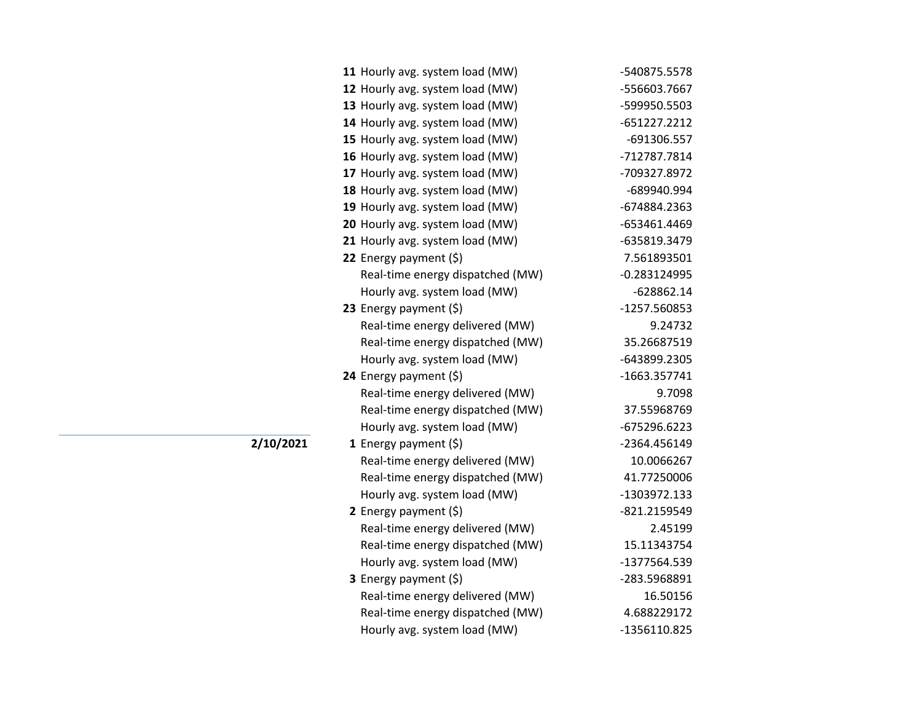| Date | Hour | Item | Value |
|---|---|---|---|
| | **11** | Hourly avg. system load (MW) | -540875.5578 |
| | **12** | Hourly avg. system load (MW) | -556603.7667 |
| | **13** | Hourly avg. system load (MW) | -599950.5503 |
| | **14** | Hourly avg. system load (MW) | -651227.2212 |
| | **15** | Hourly avg. system load (MW) | -691306.557 |
| | **16** | Hourly avg. system load (MW) | -712787.7814 |
| | **17** | Hourly avg. system load (MW) | -709327.8972 |
| | **18** | Hourly avg. system load (MW) | -689940.994 |
| | **19** | Hourly avg. system load (MW) | -674884.2363 |
| | **20** | Hourly avg. system load (MW) | -653461.4469 |
| | **21** | Hourly avg. system load (MW) | -635819.3479 |
| | **22** | Energy payment ($) | 7.561893501 |
| | | Real-time energy dispatched (MW) | -0.283124995 |
| | | Hourly avg. system load (MW) | -628862.14 |
| | **23** | Energy payment ($) | -1257.560853 |
| | | Real-time energy delivered (MW) | 9.24732 |
| | | Real-time energy dispatched (MW) | 35.26687519 |
| | | Hourly avg. system load (MW) | -643899.2305 |
| | **24** | Energy payment ($) | -1663.357741 |
| | | Real-time energy delivered (MW) | 9.7098 |
| | | Real-time energy dispatched (MW) | 37.55968769 |
| | | Hourly avg. system load (MW) | -675296.6223 |
| **2/10/2021** | **1** | Energy payment ($) | -2364.456149 |
| | | Real-time energy delivered (MW) | 10.0066267 |
| | | Real-time energy dispatched (MW) | 41.77250006 |
| | | Hourly avg. system load (MW) | -1303972.133 |
| | **2** | Energy payment ($) | -821.2159549 |
| | | Real-time energy delivered (MW) | 2.45199 |
| | | Real-time energy dispatched (MW) | 15.11343754 |
| | | Hourly avg. system load (MW) | -1377564.539 |
| | **3** | Energy payment ($) | -283.5968891 |
| | | Real-time energy delivered (MW) | 16.50156 |
| | | Real-time energy dispatched (MW) | 4.688229172 |
| | | Hourly avg. system load (MW) | -1356110.825 |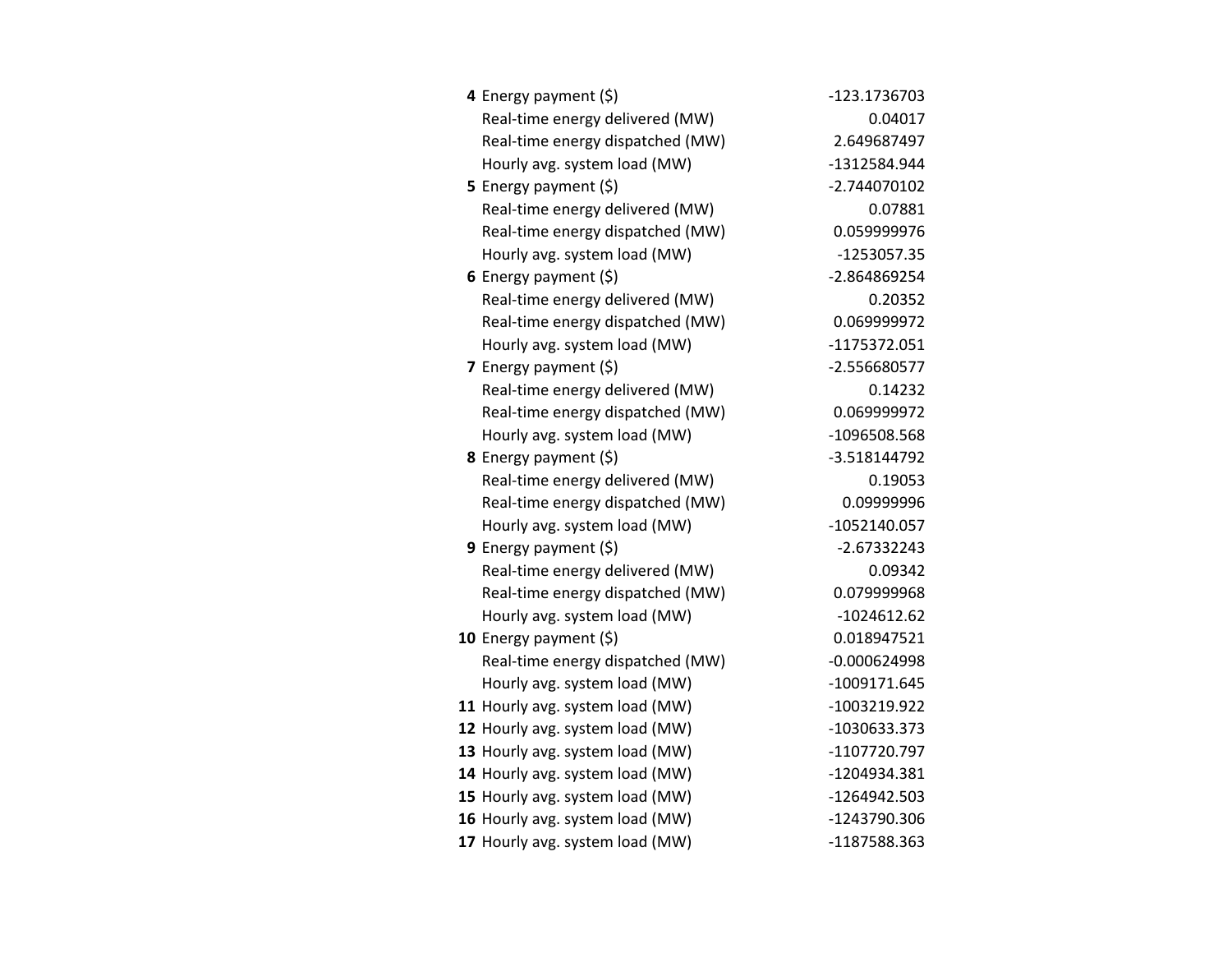| | | |
|---|---|---|
| **4** | Energy payment ($) | -123.1736703 |
| | Real-time energy delivered (MW) | 0.04017 |
| | Real-time energy dispatched (MW) | 2.649687497 |
| | Hourly avg. system load (MW) | -1312584.944 |
| **5** | Energy payment ($) | -2.744070102 |
| | Real-time energy delivered (MW) | 0.07881 |
| | Real-time energy dispatched (MW) | 0.059999976 |
| | Hourly avg. system load (MW) | -1253057.35 |
| **6** | Energy payment ($) | -2.864869254 |
| | Real-time energy delivered (MW) | 0.20352 |
| | Real-time energy dispatched (MW) | 0.069999972 |
| | Hourly avg. system load (MW) | -1175372.051 |
| **7** | Energy payment ($) | -2.556680577 |
| | Real-time energy delivered (MW) | 0.14232 |
| | Real-time energy dispatched (MW) | 0.069999972 |
| | Hourly avg. system load (MW) | -1096508.568 |
| **8** | Energy payment ($) | -3.518144792 |
| | Real-time energy delivered (MW) | 0.19053 |
| | Real-time energy dispatched (MW) | 0.09999996 |
| | Hourly avg. system load (MW) | -1052140.057 |
| **9** | Energy payment ($) | -2.67332243 |
| | Real-time energy delivered (MW) | 0.09342 |
| | Real-time energy dispatched (MW) | 0.079999968 |
| | Hourly avg. system load (MW) | -1024612.62 |
| **10** | Energy payment ($) | 0.018947521 |
| | Real-time energy dispatched (MW) | -0.000624998 |
| | Hourly avg. system load (MW) | -1009171.645 |
| **11** | Hourly avg. system load (MW) | -1003219.922 |
| **12** | Hourly avg. system load (MW) | -1030633.373 |
| **13** | Hourly avg. system load (MW) | -1107720.797 |
| **14** | Hourly avg. system load (MW) | -1204934.381 |
| **15** | Hourly avg. system load (MW) | -1264942.503 |
| **16** | Hourly avg. system load (MW) | -1243790.306 |
| **17** | Hourly avg. system load (MW) | -1187588.363 |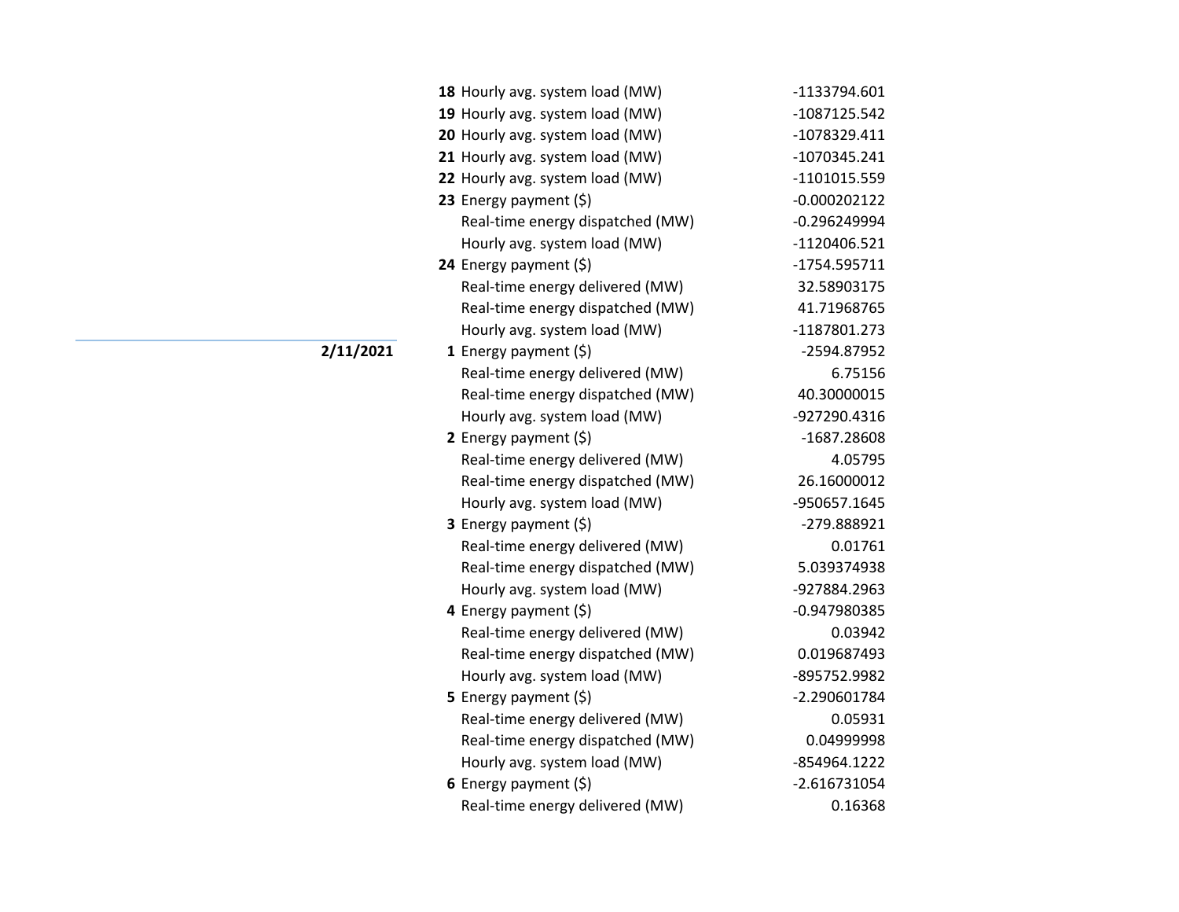| Date | Hour | Item | Value |
|---|---|---|---|
| | **18** | Hourly avg. system load (MW) | -1133794.601 |
| | **19** | Hourly avg. system load (MW) | -1087125.542 |
| | **20** | Hourly avg. system load (MW) | -1078329.411 |
| | **21** | Hourly avg. system load (MW) | -1070345.241 |
| | **22** | Hourly avg. system load (MW) | -1101015.559 |
| | **23** | Energy payment ($) | -0.000202122 |
| | | Real-time energy dispatched (MW) | -0.296249994 |
| | | Hourly avg. system load (MW) | -1120406.521 |
| | **24** | Energy payment ($) | -1754.595711 |
| | | Real-time energy delivered (MW) | 32.58903175 |
| | | Real-time energy dispatched (MW) | 41.71968765 |
| | | Hourly avg. system load (MW) | -1187801.273 |
| **2/11/2021** | **1** | Energy payment ($) | -2594.87952 |
| | | Real-time energy delivered (MW) | 6.75156 |
| | | Real-time energy dispatched (MW) | 40.30000015 |
| | | Hourly avg. system load (MW) | -927290.4316 |
| | **2** | Energy payment ($) | -1687.28608 |
| | | Real-time energy delivered (MW) | 4.05795 |
| | | Real-time energy dispatched (MW) | 26.16000012 |
| | | Hourly avg. system load (MW) | -950657.1645 |
| | **3** | Energy payment ($) | -279.888921 |
| | | Real-time energy delivered (MW) | 0.01761 |
| | | Real-time energy dispatched (MW) | 5.039374938 |
| | | Hourly avg. system load (MW) | -927884.2963 |
| | **4** | Energy payment ($) | -0.947980385 |
| | | Real-time energy delivered (MW) | 0.03942 |
| | | Real-time energy dispatched (MW) | 0.019687493 |
| | | Hourly avg. system load (MW) | -895752.9982 |
| | **5** | Energy payment ($) | -2.290601784 |
| | | Real-time energy delivered (MW) | 0.05931 |
| | | Real-time energy dispatched (MW) | 0.04999998 |
| | | Hourly avg. system load (MW) | -854964.1222 |
| | **6** | Energy payment ($) | -2.616731054 |
| | | Real-time energy delivered (MW) | 0.16368 |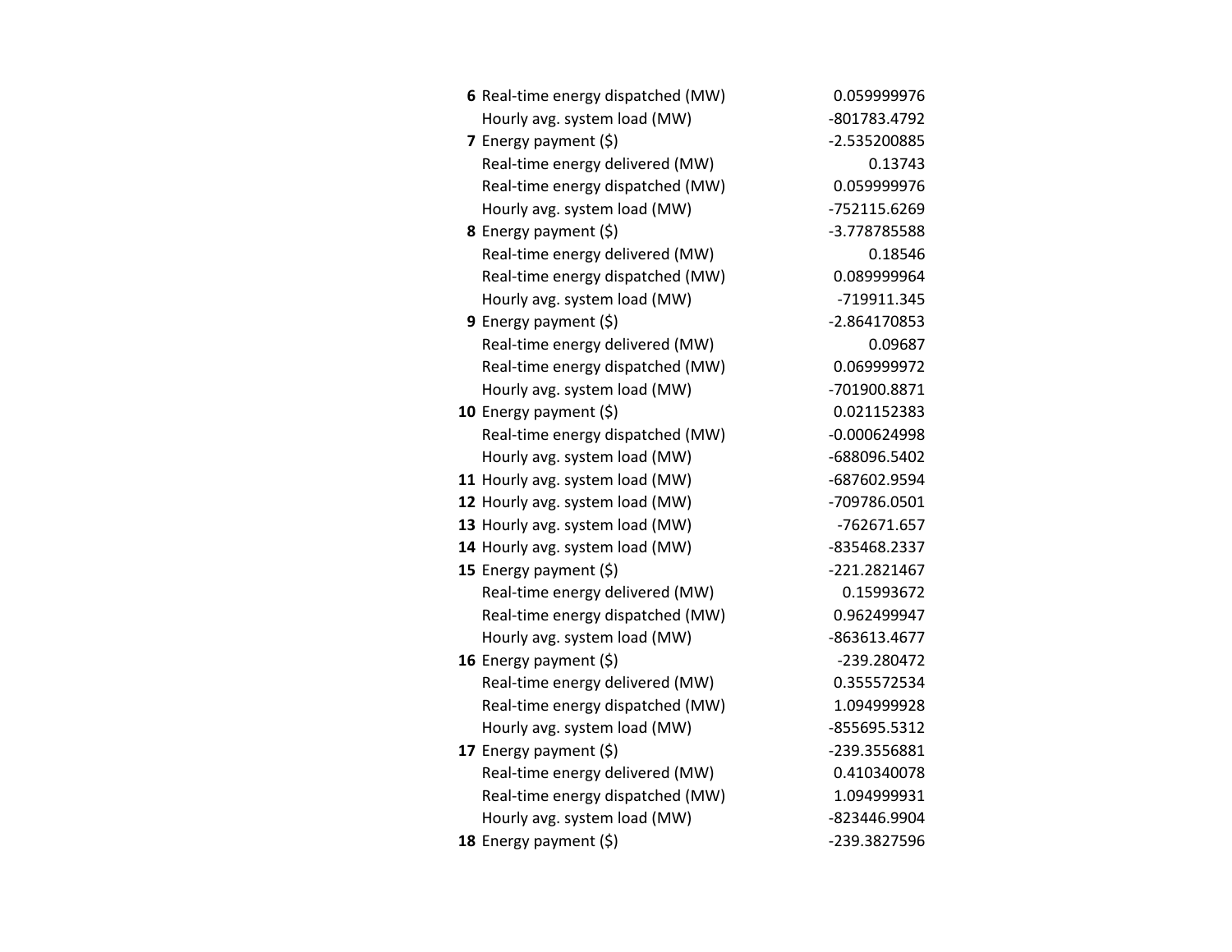| | | |
|---|---|---|
| **6** | Real-time energy dispatched (MW) | 0.059999976 |
| | Hourly avg. system load (MW) | -801783.4792 |
| **7** | Energy payment ($) | -2.535200885 |
| | Real-time energy delivered (MW) | 0.13743 |
| | Real-time energy dispatched (MW) | 0.059999976 |
| | Hourly avg. system load (MW) | -752115.6269 |
| **8** | Energy payment ($) | -3.778785588 |
| | Real-time energy delivered (MW) | 0.18546 |
| | Real-time energy dispatched (MW) | 0.089999964 |
| | Hourly avg. system load (MW) | -719911.345 |
| **9** | Energy payment ($) | -2.864170853 |
| | Real-time energy delivered (MW) | 0.09687 |
| | Real-time energy dispatched (MW) | 0.069999972 |
| | Hourly avg. system load (MW) | -701900.8871 |
| **10** | Energy payment ($) | 0.021152383 |
| | Real-time energy dispatched (MW) | -0.000624998 |
| | Hourly avg. system load (MW) | -688096.5402 |
| **11** | Hourly avg. system load (MW) | -687602.9594 |
| **12** | Hourly avg. system load (MW) | -709786.0501 |
| **13** | Hourly avg. system load (MW) | -762671.657 |
| **14** | Hourly avg. system load (MW) | -835468.2337 |
| **15** | Energy payment ($) | -221.2821467 |
| | Real-time energy delivered (MW) | 0.15993672 |
| | Real-time energy dispatched (MW) | 0.962499947 |
| | Hourly avg. system load (MW) | -863613.4677 |
| **16** | Energy payment ($) | -239.280472 |
| | Real-time energy delivered (MW) | 0.355572534 |
| | Real-time energy dispatched (MW) | 1.094999928 |
| | Hourly avg. system load (MW) | -855695.5312 |
| **17** | Energy payment ($) | -239.3556881 |
| | Real-time energy delivered (MW) | 0.410340078 |
| | Real-time energy dispatched (MW) | 1.094999931 |
| | Hourly avg. system load (MW) | -823446.9904 |
| **18** | Energy payment ($) | -239.3827596 |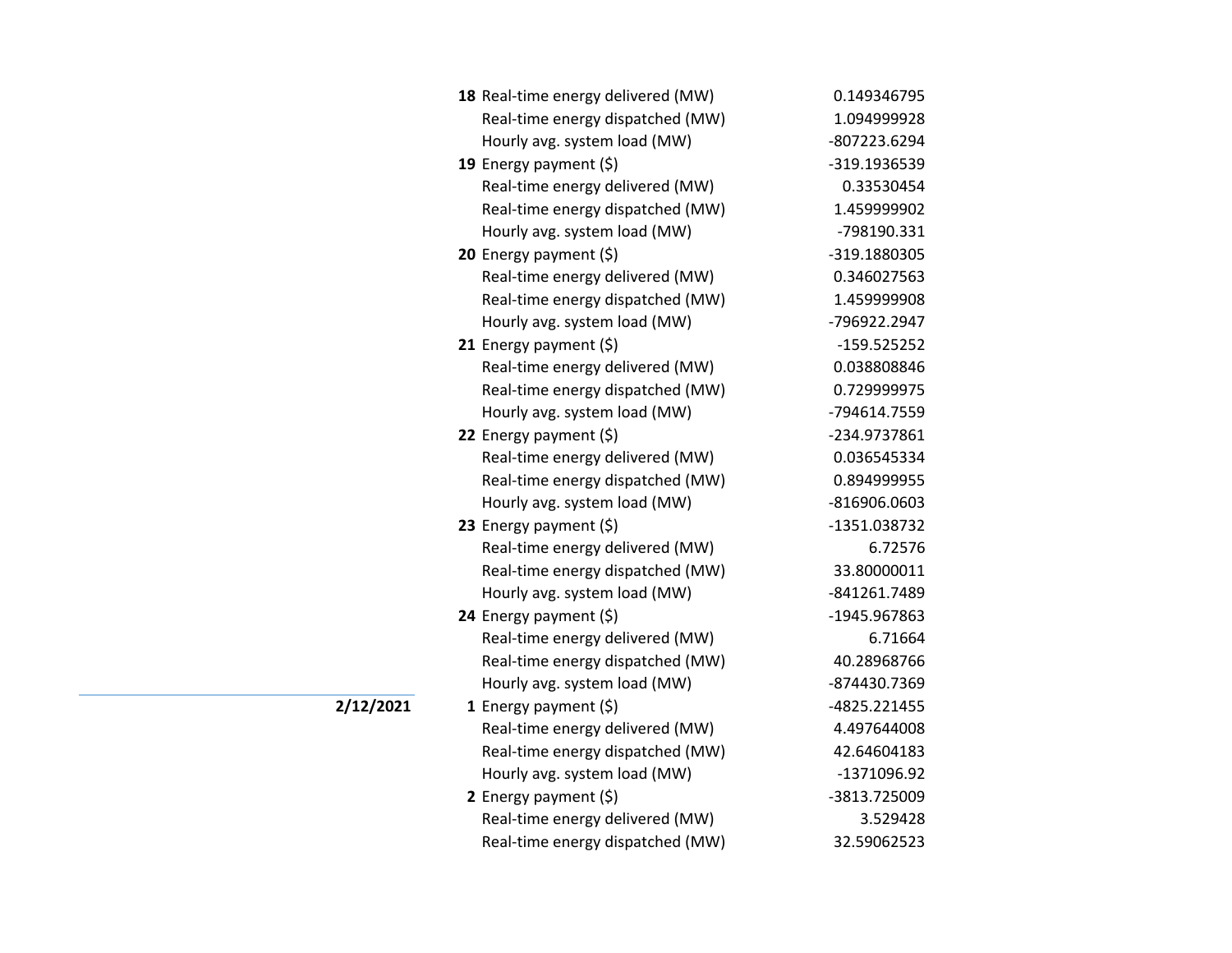| Date | Hour | Item | Value |
|---|---|---|---|
| | **18** | Real-time energy delivered (MW) | 0.149346795 |
| | | Real-time energy dispatched (MW) | 1.094999928 |
| | | Hourly avg. system load (MW) | -807223.6294 |
| | **19** | Energy payment ($) | -319.1936539 |
| | | Real-time energy delivered (MW) | 0.33530454 |
| | | Real-time energy dispatched (MW) | 1.459999902 |
| | | Hourly avg. system load (MW) | -798190.331 |
| | **20** | Energy payment ($) | -319.1880305 |
| | | Real-time energy delivered (MW) | 0.346027563 |
| | | Real-time energy dispatched (MW) | 1.459999908 |
| | | Hourly avg. system load (MW) | -796922.2947 |
| | **21** | Energy payment ($) | -159.525252 |
| | | Real-time energy delivered (MW) | 0.038808846 |
| | | Real-time energy dispatched (MW) | 0.729999975 |
| | | Hourly avg. system load (MW) | -794614.7559 |
| | **22** | Energy payment ($) | -234.9737861 |
| | | Real-time energy delivered (MW) | 0.036545334 |
| | | Real-time energy dispatched (MW) | 0.894999955 |
| | | Hourly avg. system load (MW) | -816906.0603 |
| | **23** | Energy payment ($) | -1351.038732 |
| | | Real-time energy delivered (MW) | 6.72576 |
| | | Real-time energy dispatched (MW) | 33.80000011 |
| | | Hourly avg. system load (MW) | -841261.7489 |
| | **24** | Energy payment ($) | -1945.967863 |
| | | Real-time energy delivered (MW) | 6.71664 |
| | | Real-time energy dispatched (MW) | 40.28968766 |
| | | Hourly avg. system load (MW) | -874430.7369 |
| **2/12/2021** | **1** | Energy payment ($) | -4825.221455 |
| | | Real-time energy delivered (MW) | 4.497644008 |
| | | Real-time energy dispatched (MW) | 42.64604183 |
| | | Hourly avg. system load (MW) | -1371096.92 |
| | **2** | Energy payment ($) | -3813.725009 |
| | | Real-time energy delivered (MW) | 3.529428 |
| | | Real-time energy dispatched (MW) | 32.59062523 |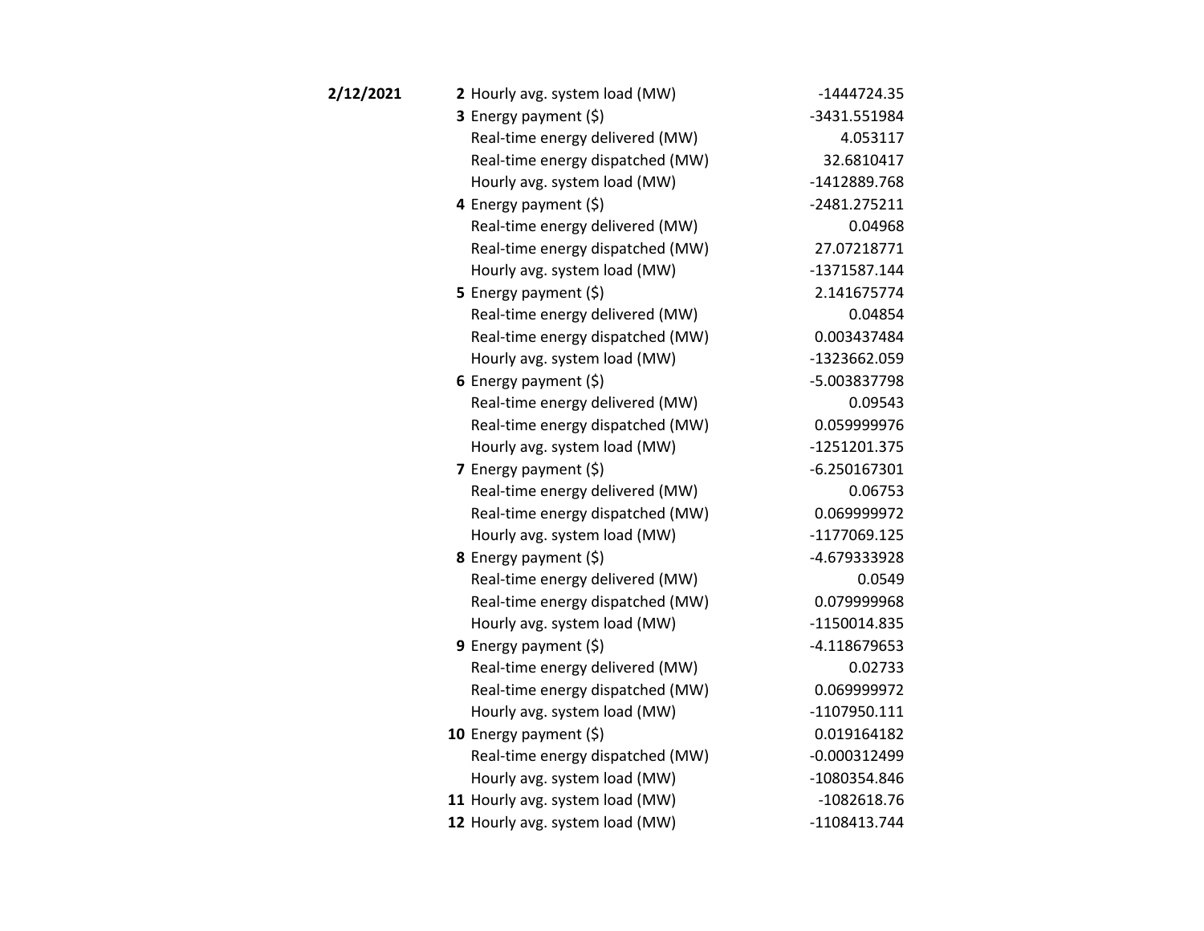| Date | Hour | Item | Value |
|---|---|---|---|
| **2/12/2021** | **2** | Hourly avg. system load (MW) | -1444724.35 |
| | **3** | Energy payment ($) | -3431.551984 |
| | | Real-time energy delivered (MW) | 4.053117 |
| | | Real-time energy dispatched (MW) | 32.6810417 |
| | | Hourly avg. system load (MW) | -1412889.768 |
| | **4** | Energy payment ($) | -2481.275211 |
| | | Real-time energy delivered (MW) | 0.04968 |
| | | Real-time energy dispatched (MW) | 27.07218771 |
| | | Hourly avg. system load (MW) | -1371587.144 |
| | **5** | Energy payment ($) | 2.141675774 |
| | | Real-time energy delivered (MW) | 0.04854 |
| | | Real-time energy dispatched (MW) | 0.003437484 |
| | | Hourly avg. system load (MW) | -1323662.059 |
| | **6** | Energy payment ($) | -5.003837798 |
| | | Real-time energy delivered (MW) | 0.09543 |
| | | Real-time energy dispatched (MW) | 0.059999976 |
| | | Hourly avg. system load (MW) | -1251201.375 |
| | **7** | Energy payment ($) | -6.250167301 |
| | | Real-time energy delivered (MW) | 0.06753 |
| | | Real-time energy dispatched (MW) | 0.069999972 |
| | | Hourly avg. system load (MW) | -1177069.125 |
| | **8** | Energy payment ($) | -4.679333928 |
| | | Real-time energy delivered (MW) | 0.0549 |
| | | Real-time energy dispatched (MW) | 0.079999968 |
| | | Hourly avg. system load (MW) | -1150014.835 |
| | **9** | Energy payment ($) | -4.118679653 |
| | | Real-time energy delivered (MW) | 0.02733 |
| | | Real-time energy dispatched (MW) | 0.069999972 |
| | | Hourly avg. system load (MW) | -1107950.111 |
| | **10** | Energy payment ($) | 0.019164182 |
| | | Real-time energy dispatched (MW) | -0.000312499 |
| | | Hourly avg. system load (MW) | -1080354.846 |
| | **11** | Hourly avg. system load (MW) | -1082618.76 |
| | **12** | Hourly avg. system load (MW) | -1108413.744 |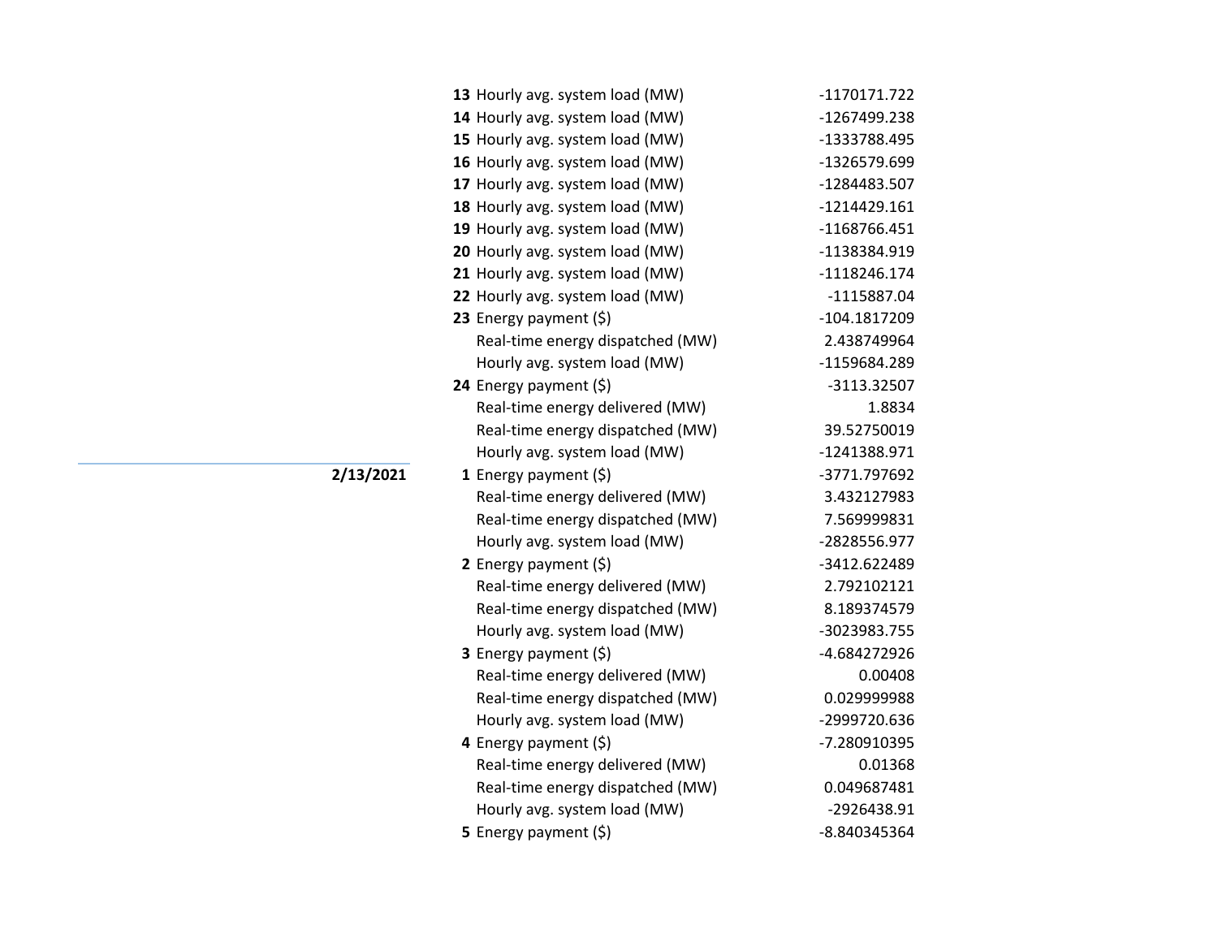| Date | Hour | Item | Value |
|---|---|---|---|
| | **13** | Hourly avg. system load (MW) | -1170171.722 |
| | **14** | Hourly avg. system load (MW) | -1267499.238 |
| | **15** | Hourly avg. system load (MW) | -1333788.495 |
| | **16** | Hourly avg. system load (MW) | -1326579.699 |
| | **17** | Hourly avg. system load (MW) | -1284483.507 |
| | **18** | Hourly avg. system load (MW) | -1214429.161 |
| | **19** | Hourly avg. system load (MW) | -1168766.451 |
| | **20** | Hourly avg. system load (MW) | -1138384.919 |
| | **21** | Hourly avg. system load (MW) | -1118246.174 |
| | **22** | Hourly avg. system load (MW) | -1115887.04 |
| | **23** | Energy payment ($) | -104.1817209 |
| | | Real-time energy dispatched (MW) | 2.438749964 |
| | | Hourly avg. system load (MW) | -1159684.289 |
| | **24** | Energy payment ($) | -3113.32507 |
| | | Real-time energy delivered (MW) | 1.8834 |
| | | Real-time energy dispatched (MW) | 39.52750019 |
| | | Hourly avg. system load (MW) | -1241388.971 |
| **2/13/2021** | **1** | Energy payment ($) | -3771.797692 |
| | | Real-time energy delivered (MW) | 3.432127983 |
| | | Real-time energy dispatched (MW) | 7.569999831 |
| | | Hourly avg. system load (MW) | -2828556.977 |
| | **2** | Energy payment ($) | -3412.622489 |
| | | Real-time energy delivered (MW) | 2.792102121 |
| | | Real-time energy dispatched (MW) | 8.189374579 |
| | | Hourly avg. system load (MW) | -3023983.755 |
| | **3** | Energy payment ($) | -4.684272926 |
| | | Real-time energy delivered (MW) | 0.00408 |
| | | Real-time energy dispatched (MW) | 0.029999988 |
| | | Hourly avg. system load (MW) | -2999720.636 |
| | **4** | Energy payment ($) | -7.280910395 |
| | | Real-time energy delivered (MW) | 0.01368 |
| | | Real-time energy dispatched (MW) | 0.049687481 |
| | | Hourly avg. system load (MW) | -2926438.91 |
| | **5** | Energy payment ($) | -8.840345364 |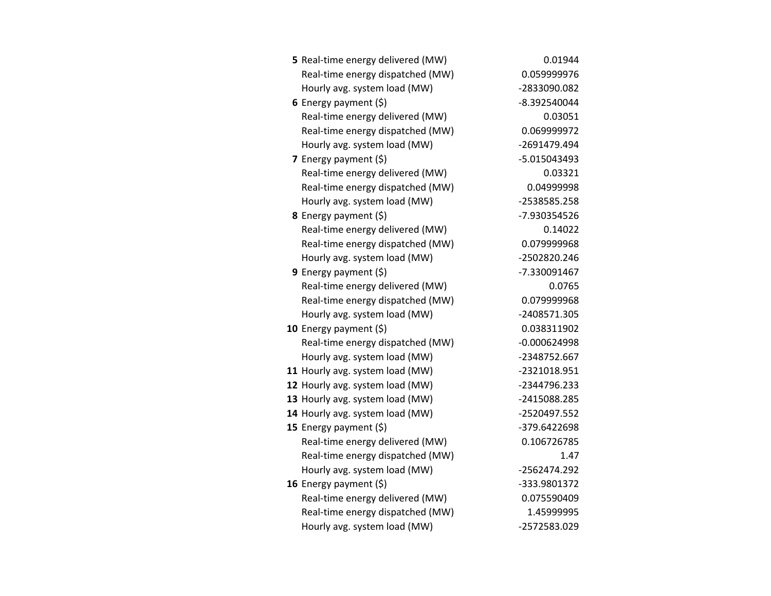| | | |
|---|---|---|
| **5** | Real-time energy delivered (MW) | 0.01944 |
| | Real-time energy dispatched (MW) | 0.059999976 |
| | Hourly avg. system load (MW) | -2833090.082 |
| **6** | Energy payment ($) | -8.392540044 |
| | Real-time energy delivered (MW) | 0.03051 |
| | Real-time energy dispatched (MW) | 0.069999972 |
| | Hourly avg. system load (MW) | -2691479.494 |
| **7** | Energy payment ($) | -5.015043493 |
| | Real-time energy delivered (MW) | 0.03321 |
| | Real-time energy dispatched (MW) | 0.04999998 |
| | Hourly avg. system load (MW) | -2538585.258 |
| **8** | Energy payment ($) | -7.930354526 |
| | Real-time energy delivered (MW) | 0.14022 |
| | Real-time energy dispatched (MW) | 0.079999968 |
| | Hourly avg. system load (MW) | -2502820.246 |
| **9** | Energy payment ($) | -7.330091467 |
| | Real-time energy delivered (MW) | 0.0765 |
| | Real-time energy dispatched (MW) | 0.079999968 |
| | Hourly avg. system load (MW) | -2408571.305 |
| **10** | Energy payment ($) | 0.038311902 |
| | Real-time energy dispatched (MW) | -0.000624998 |
| | Hourly avg. system load (MW) | -2348752.667 |
| **11** | Hourly avg. system load (MW) | -2321018.951 |
| **12** | Hourly avg. system load (MW) | -2344796.233 |
| **13** | Hourly avg. system load (MW) | -2415088.285 |
| **14** | Hourly avg. system load (MW) | -2520497.552 |
| **15** | Energy payment ($) | -379.6422698 |
| | Real-time energy delivered (MW) | 0.106726785 |
| | Real-time energy dispatched (MW) | 1.47 |
| | Hourly avg. system load (MW) | -2562474.292 |
| **16** | Energy payment ($) | -333.9801372 |
| | Real-time energy delivered (MW) | 0.075590409 |
| | Real-time energy dispatched (MW) | 1.45999995 |
| | Hourly avg. system load (MW) | -2572583.029 |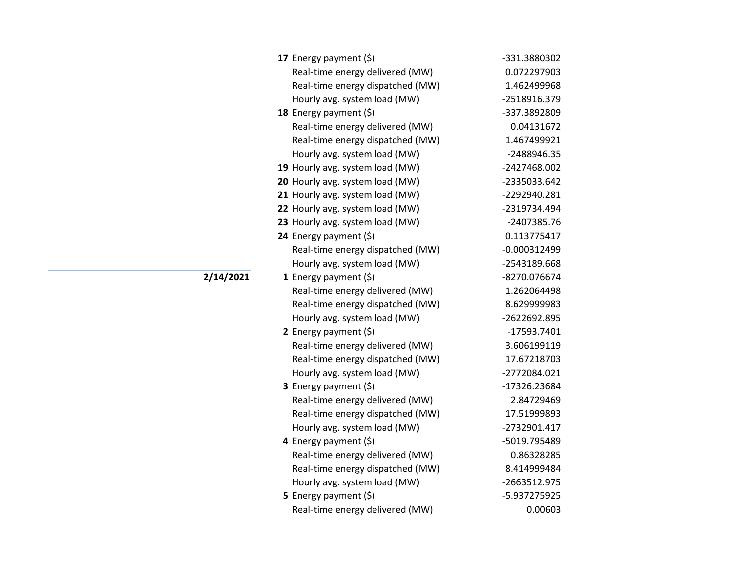| Date | Hour | Item | Value |
|---|---|---|---|
| | **17** | Energy payment ($) | -331.3880302 |
| | | Real-time energy delivered (MW) | 0.072297903 |
| | | Real-time energy dispatched (MW) | 1.462499968 |
| | | Hourly avg. system load (MW) | -2518916.379 |
| | **18** | Energy payment ($) | -337.3892809 |
| | | Real-time energy delivered (MW) | 0.04131672 |
| | | Real-time energy dispatched (MW) | 1.467499921 |
| | | Hourly avg. system load (MW) | -2488946.35 |
| | **19** | Hourly avg. system load (MW) | -2427468.002 |
| | **20** | Hourly avg. system load (MW) | -2335033.642 |
| | **21** | Hourly avg. system load (MW) | -2292940.281 |
| | **22** | Hourly avg. system load (MW) | -2319734.494 |
| | **23** | Hourly avg. system load (MW) | -2407385.76 |
| | **24** | Energy payment ($) | 0.113775417 |
| | | Real-time energy dispatched (MW) | -0.000312499 |
| | | Hourly avg. system load (MW) | -2543189.668 |
| **2/14/2021** | **1** | Energy payment ($) | -8270.076674 |
| | | Real-time energy delivered (MW) | 1.262064498 |
| | | Real-time energy dispatched (MW) | 8.629999983 |
| | | Hourly avg. system load (MW) | -2622692.895 |
| | **2** | Energy payment ($) | -17593.7401 |
| | | Real-time energy delivered (MW) | 3.606199119 |
| | | Real-time energy dispatched (MW) | 17.67218703 |
| | | Hourly avg. system load (MW) | -2772084.021 |
| | **3** | Energy payment ($) | -17326.23684 |
| | | Real-time energy delivered (MW) | 2.84729469 |
| | | Real-time energy dispatched (MW) | 17.51999893 |
| | | Hourly avg. system load (MW) | -2732901.417 |
| | **4** | Energy payment ($) | -5019.795489 |
| | | Real-time energy delivered (MW) | 0.86328285 |
| | | Real-time energy dispatched (MW) | 8.414999484 |
| | | Hourly avg. system load (MW) | -2663512.975 |
| | **5** | Energy payment ($) | -5.937275925 |
| | | Real-time energy delivered (MW) | 0.00603 |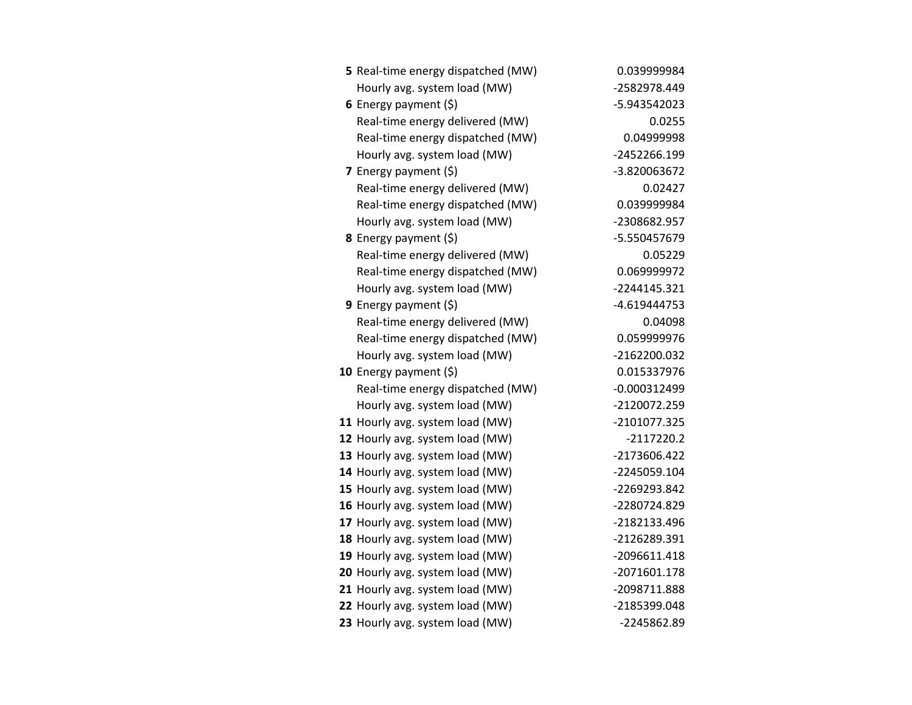| | | |
|---|---|---|
| **5** | Real-time energy dispatched (MW) | 0.039999984 |
| | Hourly avg. system load (MW) | -2582978.449 |
| **6** | Energy payment ($) | -5.943542023 |
| | Real-time energy delivered (MW) | 0.0255 |
| | Real-time energy dispatched (MW) | 0.04999998 |
| | Hourly avg. system load (MW) | -2452266.199 |
| **7** | Energy payment ($) | -3.820063672 |
| | Real-time energy delivered (MW) | 0.02427 |
| | Real-time energy dispatched (MW) | 0.039999984 |
| | Hourly avg. system load (MW) | -2308682.957 |
| **8** | Energy payment ($) | -5.550457679 |
| | Real-time energy delivered (MW) | 0.05229 |
| | Real-time energy dispatched (MW) | 0.069999972 |
| | Hourly avg. system load (MW) | -2244145.321 |
| **9** | Energy payment ($) | -4.619444753 |
| | Real-time energy delivered (MW) | 0.04098 |
| | Real-time energy dispatched (MW) | 0.059999976 |
| | Hourly avg. system load (MW) | -2162200.032 |
| **10** | Energy payment ($) | 0.015337976 |
| | Real-time energy dispatched (MW) | -0.000312499 |
| | Hourly avg. system load (MW) | -2120072.259 |
| **11** | Hourly avg. system load (MW) | -2101077.325 |
| **12** | Hourly avg. system load (MW) | -2117220.2 |
| **13** | Hourly avg. system load (MW) | -2173606.422 |
| **14** | Hourly avg. system load (MW) | -2245059.104 |
| **15** | Hourly avg. system load (MW) | -2269293.842 |
| **16** | Hourly avg. system load (MW) | -2280724.829 |
| **17** | Hourly avg. system load (MW) | -2182133.496 |
| **18** | Hourly avg. system load (MW) | -2126289.391 |
| **19** | Hourly avg. system load (MW) | -2096611.418 |
| **20** | Hourly avg. system load (MW) | -2071601.178 |
| **21** | Hourly avg. system load (MW) | -2098711.888 |
| **22** | Hourly avg. system load (MW) | -2185399.048 |
| **23** | Hourly avg. system load (MW) | -2245862.89 |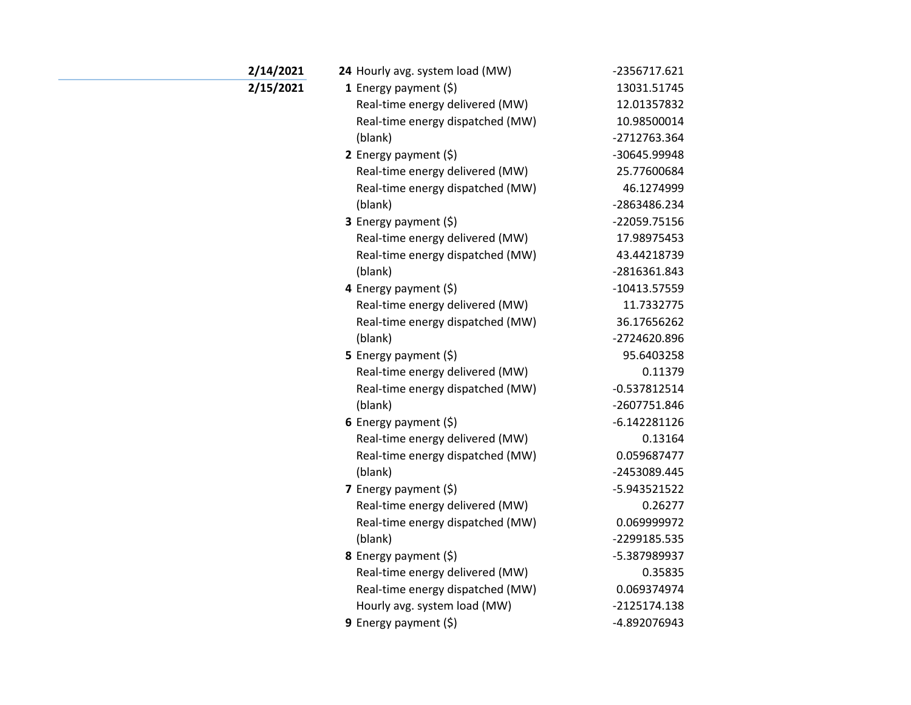| Date | Hour | Item | Value |
|---|---|---|---|
| **2/14/2021** | **24** | Hourly avg. system load (MW) | -2356717.621 |
| **2/15/2021** | **1** | Energy payment ($) | 13031.51745 |
| | | Real-time energy delivered (MW) | 12.01357832 |
| | | Real-time energy dispatched (MW) | 10.98500014 |
| | | (blank) | -2712763.364 |
| | **2** | Energy payment ($) | -30645.99948 |
| | | Real-time energy delivered (MW) | 25.77600684 |
| | | Real-time energy dispatched (MW) | 46.1274999 |
| | | (blank) | -2863486.234 |
| | **3** | Energy payment ($) | -22059.75156 |
| | | Real-time energy delivered (MW) | 17.98975453 |
| | | Real-time energy dispatched (MW) | 43.44218739 |
| | | (blank) | -2816361.843 |
| | **4** | Energy payment ($) | -10413.57559 |
| | | Real-time energy delivered (MW) | 11.7332775 |
| | | Real-time energy dispatched (MW) | 36.17656262 |
| | | (blank) | -2724620.896 |
| | **5** | Energy payment ($) | 95.6403258 |
| | | Real-time energy delivered (MW) | 0.11379 |
| | | Real-time energy dispatched (MW) | -0.537812514 |
| | | (blank) | -2607751.846 |
| | **6** | Energy payment ($) | -6.142281126 |
| | | Real-time energy delivered (MW) | 0.13164 |
| | | Real-time energy dispatched (MW) | 0.059687477 |
| | | (blank) | -2453089.445 |
| | **7** | Energy payment ($) | -5.943521522 |
| | | Real-time energy delivered (MW) | 0.26277 |
| | | Real-time energy dispatched (MW) | 0.069999972 |
| | | (blank) | -2299185.535 |
| | **8** | Energy payment ($) | -5.387989937 |
| | | Real-time energy delivered (MW) | 0.35835 |
| | | Real-time energy dispatched (MW) | 0.069374974 |
| | | Hourly avg. system load (MW) | -2125174.138 |
| | **9** | Energy payment ($) | -4.892076943 |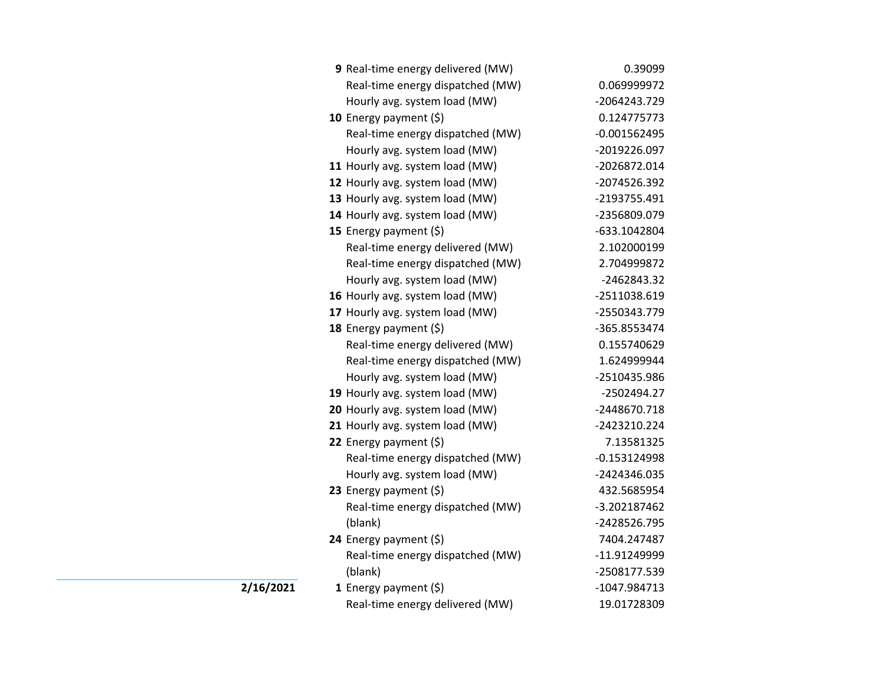| Date | Hour | Metric | Value |
|---|---|---|---|
| | **9** | Real-time energy delivered (MW) | 0.39099 |
| | | Real-time energy dispatched (MW) | 0.069999972 |
| | | Hourly avg. system load (MW) | -2064243.729 |
| | **10** | Energy payment ($) | 0.124775773 |
| | | Real-time energy dispatched (MW) | -0.001562495 |
| | | Hourly avg. system load (MW) | -2019226.097 |
| | **11** | Hourly avg. system load (MW) | -2026872.014 |
| | **12** | Hourly avg. system load (MW) | -2074526.392 |
| | **13** | Hourly avg. system load (MW) | -2193755.491 |
| | **14** | Hourly avg. system load (MW) | -2356809.079 |
| | **15** | Energy payment ($) | -633.1042804 |
| | | Real-time energy delivered (MW) | 2.102000199 |
| | | Real-time energy dispatched (MW) | 2.704999872 |
| | | Hourly avg. system load (MW) | -2462843.32 |
| | **16** | Hourly avg. system load (MW) | -2511038.619 |
| | **17** | Hourly avg. system load (MW) | -2550343.779 |
| | **18** | Energy payment ($) | -365.8553474 |
| | | Real-time energy delivered (MW) | 0.155740629 |
| | | Real-time energy dispatched (MW) | 1.624999944 |
| | | Hourly avg. system load (MW) | -2510435.986 |
| | **19** | Hourly avg. system load (MW) | -2502494.27 |
| | **20** | Hourly avg. system load (MW) | -2448670.718 |
| | **21** | Hourly avg. system load (MW) | -2423210.224 |
| | **22** | Energy payment ($) | 7.13581325 |
| | | Real-time energy dispatched (MW) | -0.153124998 |
| | | Hourly avg. system load (MW) | -2424346.035 |
| | **23** | Energy payment ($) | 432.5685954 |
| | | Real-time energy dispatched (MW) | -3.202187462 |
| | | (blank) | -2428526.795 |
| | **24** | Energy payment ($) | 7404.247487 |
| | | Real-time energy dispatched (MW) | -11.91249999 |
| | | (blank) | -2508177.539 |
| **2/16/2021** | **1** | Energy payment ($) | -1047.984713 |
| | | Real-time energy delivered (MW) | 19.01728309 |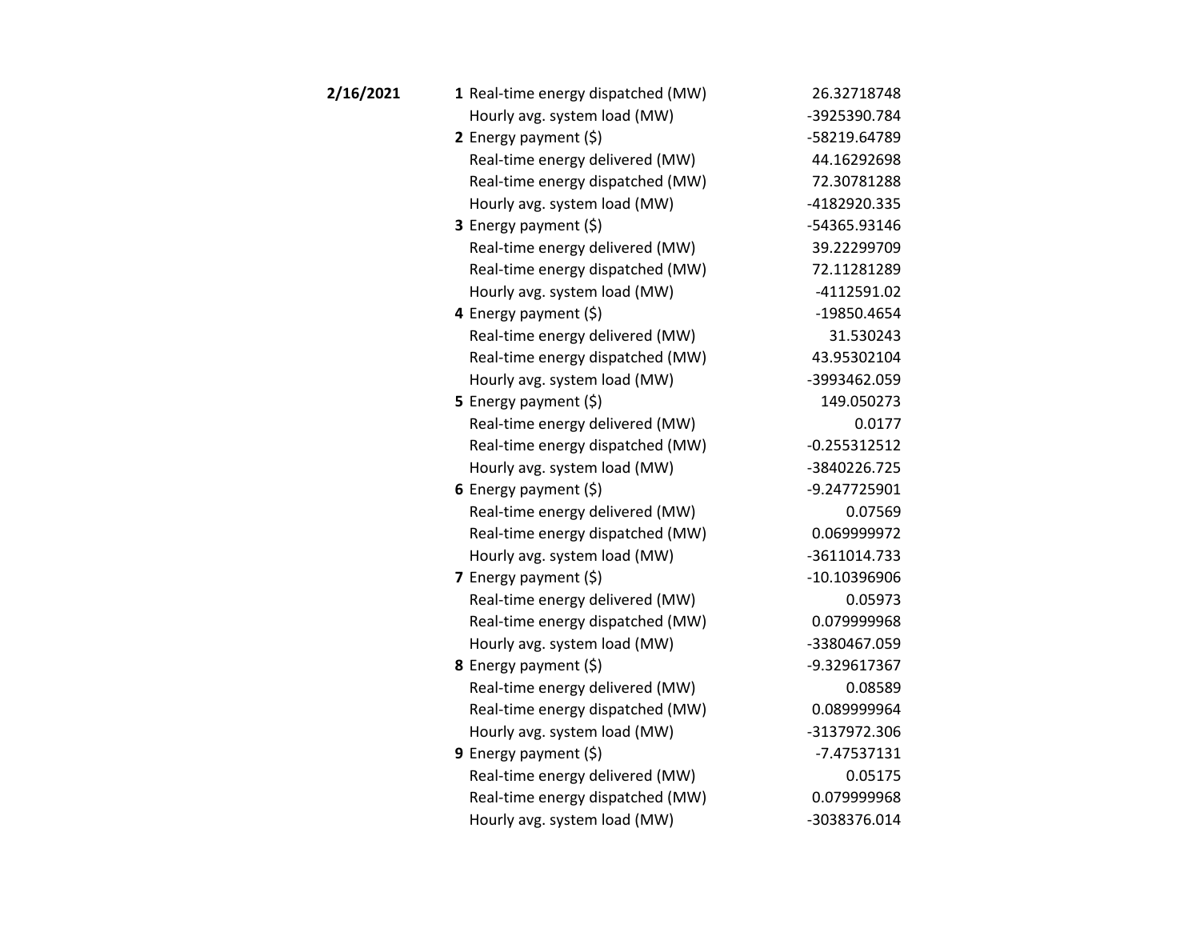| Date | Hour | Item | Value |
|---|---|---|---|
| **2/16/2021** | **1** | Real-time energy dispatched (MW) | 26.32718748 |
| | | Hourly avg. system load (MW) | -3925390.784 |
| | **2** | Energy payment ($) | -58219.64789 |
| | | Real-time energy delivered (MW) | 44.16292698 |
| | | Real-time energy dispatched (MW) | 72.30781288 |
| | | Hourly avg. system load (MW) | -4182920.335 |
| | **3** | Energy payment ($) | -54365.93146 |
| | | Real-time energy delivered (MW) | 39.22299709 |
| | | Real-time energy dispatched (MW) | 72.11281289 |
| | | Hourly avg. system load (MW) | -4112591.02 |
| | **4** | Energy payment ($) | -19850.4654 |
| | | Real-time energy delivered (MW) | 31.530243 |
| | | Real-time energy dispatched (MW) | 43.95302104 |
| | | Hourly avg. system load (MW) | -3993462.059 |
| | **5** | Energy payment ($) | 149.050273 |
| | | Real-time energy delivered (MW) | 0.0177 |
| | | Real-time energy dispatched (MW) | -0.255312512 |
| | | Hourly avg. system load (MW) | -3840226.725 |
| | **6** | Energy payment ($) | -9.247725901 |
| | | Real-time energy delivered (MW) | 0.07569 |
| | | Real-time energy dispatched (MW) | 0.069999972 |
| | | Hourly avg. system load (MW) | -3611014.733 |
| | **7** | Energy payment ($) | -10.10396906 |
| | | Real-time energy delivered (MW) | 0.05973 |
| | | Real-time energy dispatched (MW) | 0.079999968 |
| | | Hourly avg. system load (MW) | -3380467.059 |
| | **8** | Energy payment ($) | -9.329617367 |
| | | Real-time energy delivered (MW) | 0.08589 |
| | | Real-time energy dispatched (MW) | 0.089999964 |
| | | Hourly avg. system load (MW) | -3137972.306 |
| | **9** | Energy payment ($) | -7.47537131 |
| | | Real-time energy delivered (MW) | 0.05175 |
| | | Real-time energy dispatched (MW) | 0.079999968 |
| | | Hourly avg. system load (MW) | -3038376.014 |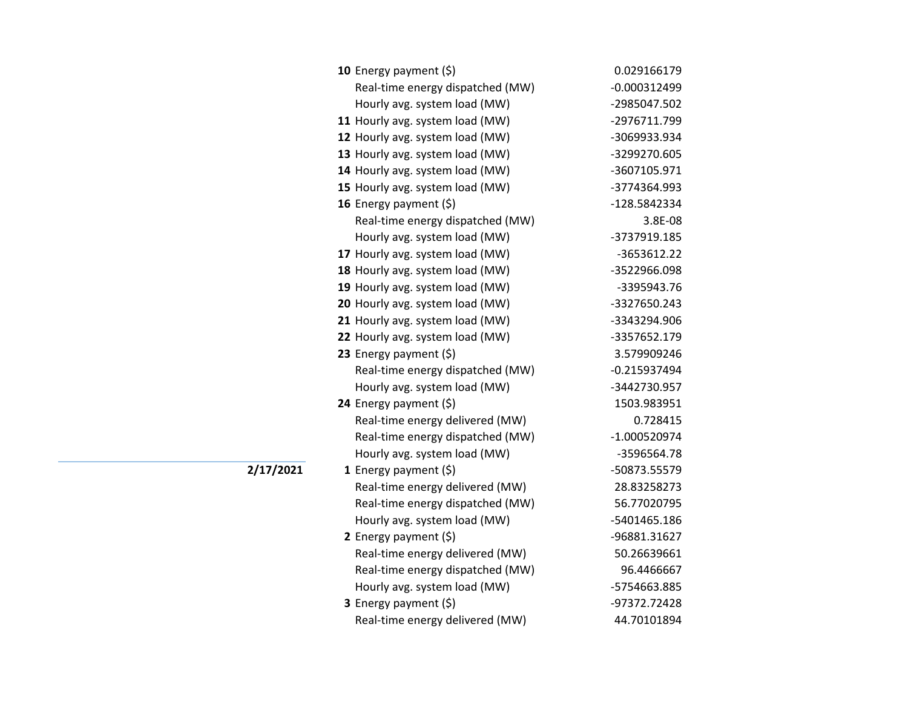| Date | Hour | Item | Value |
|---|---|---|---|
| | **10** | Energy payment ($) | 0.029166179 |
| | | Real-time energy dispatched (MW) | -0.000312499 |
| | | Hourly avg. system load (MW) | -2985047.502 |
| | **11** | Hourly avg. system load (MW) | -2976711.799 |
| | **12** | Hourly avg. system load (MW) | -3069933.934 |
| | **13** | Hourly avg. system load (MW) | -3299270.605 |
| | **14** | Hourly avg. system load (MW) | -3607105.971 |
| | **15** | Hourly avg. system load (MW) | -3774364.993 |
| | **16** | Energy payment ($) | -128.5842334 |
| | | Real-time energy dispatched (MW) | 3.8E-08 |
| | | Hourly avg. system load (MW) | -3737919.185 |
| | **17** | Hourly avg. system load (MW) | -3653612.22 |
| | **18** | Hourly avg. system load (MW) | -3522966.098 |
| | **19** | Hourly avg. system load (MW) | -3395943.76 |
| | **20** | Hourly avg. system load (MW) | -3327650.243 |
| | **21** | Hourly avg. system load (MW) | -3343294.906 |
| | **22** | Hourly avg. system load (MW) | -3357652.179 |
| | **23** | Energy payment ($) | 3.579909246 |
| | | Real-time energy dispatched (MW) | -0.215937494 |
| | | Hourly avg. system load (MW) | -3442730.957 |
| | **24** | Energy payment ($) | 1503.983951 |
| | | Real-time energy delivered (MW) | 0.728415 |
| | | Real-time energy dispatched (MW) | -1.000520974 |
| | | Hourly avg. system load (MW) | -3596564.78 |
| **2/17/2021** | **1** | Energy payment ($) | -50873.55579 |
| | | Real-time energy delivered (MW) | 28.83258273 |
| | | Real-time energy dispatched (MW) | 56.77020795 |
| | | Hourly avg. system load (MW) | -5401465.186 |
| | **2** | Energy payment ($) | -96881.31627 |
| | | Real-time energy delivered (MW) | 50.26639661 |
| | | Real-time energy dispatched (MW) | 96.4466667 |
| | | Hourly avg. system load (MW) | -5754663.885 |
| | **3** | Energy payment ($) | -97372.72428 |
| | | Real-time energy delivered (MW) | 44.70101894 |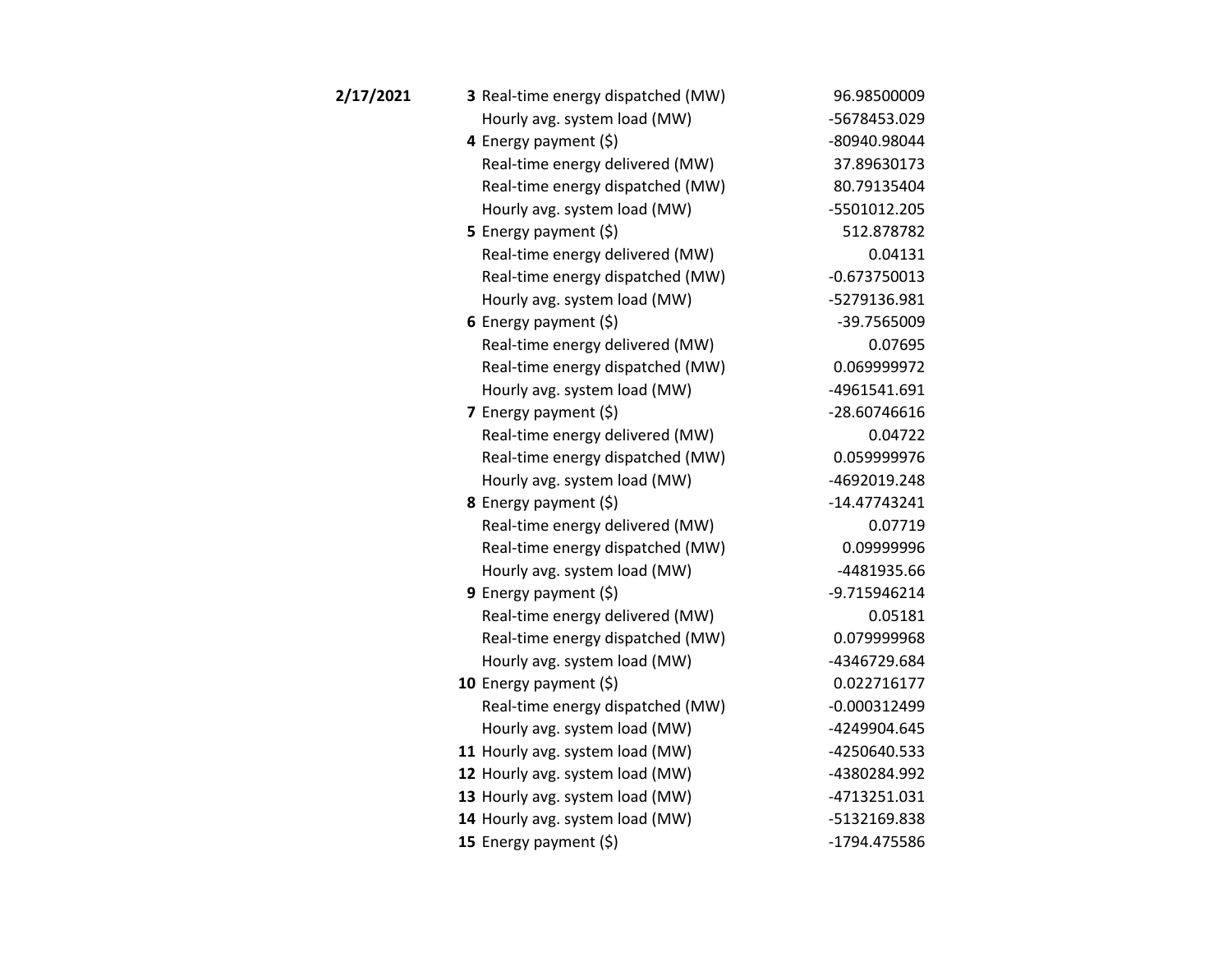| Date | Hour | Item | Value |
|---|---|---|---|
| **2/17/2021** | **3** | Real-time energy dispatched (MW) | 96.98500009 |
| | | Hourly avg. system load (MW) | -5678453.029 |
| | **4** | Energy payment ($) | -80940.98044 |
| | | Real-time energy delivered (MW) | 37.89630173 |
| | | Real-time energy dispatched (MW) | 80.79135404 |
| | | Hourly avg. system load (MW) | -5501012.205 |
| | **5** | Energy payment ($) | 512.878782 |
| | | Real-time energy delivered (MW) | 0.04131 |
| | | Real-time energy dispatched (MW) | -0.673750013 |
| | | Hourly avg. system load (MW) | -5279136.981 |
| | **6** | Energy payment ($) | -39.7565009 |
| | | Real-time energy delivered (MW) | 0.07695 |
| | | Real-time energy dispatched (MW) | 0.069999972 |
| | | Hourly avg. system load (MW) | -4961541.691 |
| | **7** | Energy payment ($) | -28.60746616 |
| | | Real-time energy delivered (MW) | 0.04722 |
| | | Real-time energy dispatched (MW) | 0.059999976 |
| | | Hourly avg. system load (MW) | -4692019.248 |
| | **8** | Energy payment ($) | -14.47743241 |
| | | Real-time energy delivered (MW) | 0.07719 |
| | | Real-time energy dispatched (MW) | 0.09999996 |
| | | Hourly avg. system load (MW) | -4481935.66 |
| | **9** | Energy payment ($) | -9.715946214 |
| | | Real-time energy delivered (MW) | 0.05181 |
| | | Real-time energy dispatched (MW) | 0.079999968 |
| | | Hourly avg. system load (MW) | -4346729.684 |
| | **10** | Energy payment ($) | 0.022716177 |
| | | Real-time energy dispatched (MW) | -0.000312499 |
| | | Hourly avg. system load (MW) | -4249904.645 |
| | **11** | Hourly avg. system load (MW) | -4250640.533 |
| | **12** | Hourly avg. system load (MW) | -4380284.992 |
| | **13** | Hourly avg. system load (MW) | -4713251.031 |
| | **14** | Hourly avg. system load (MW) | -5132169.838 |
| | **15** | Energy payment ($) | -1794.475586 |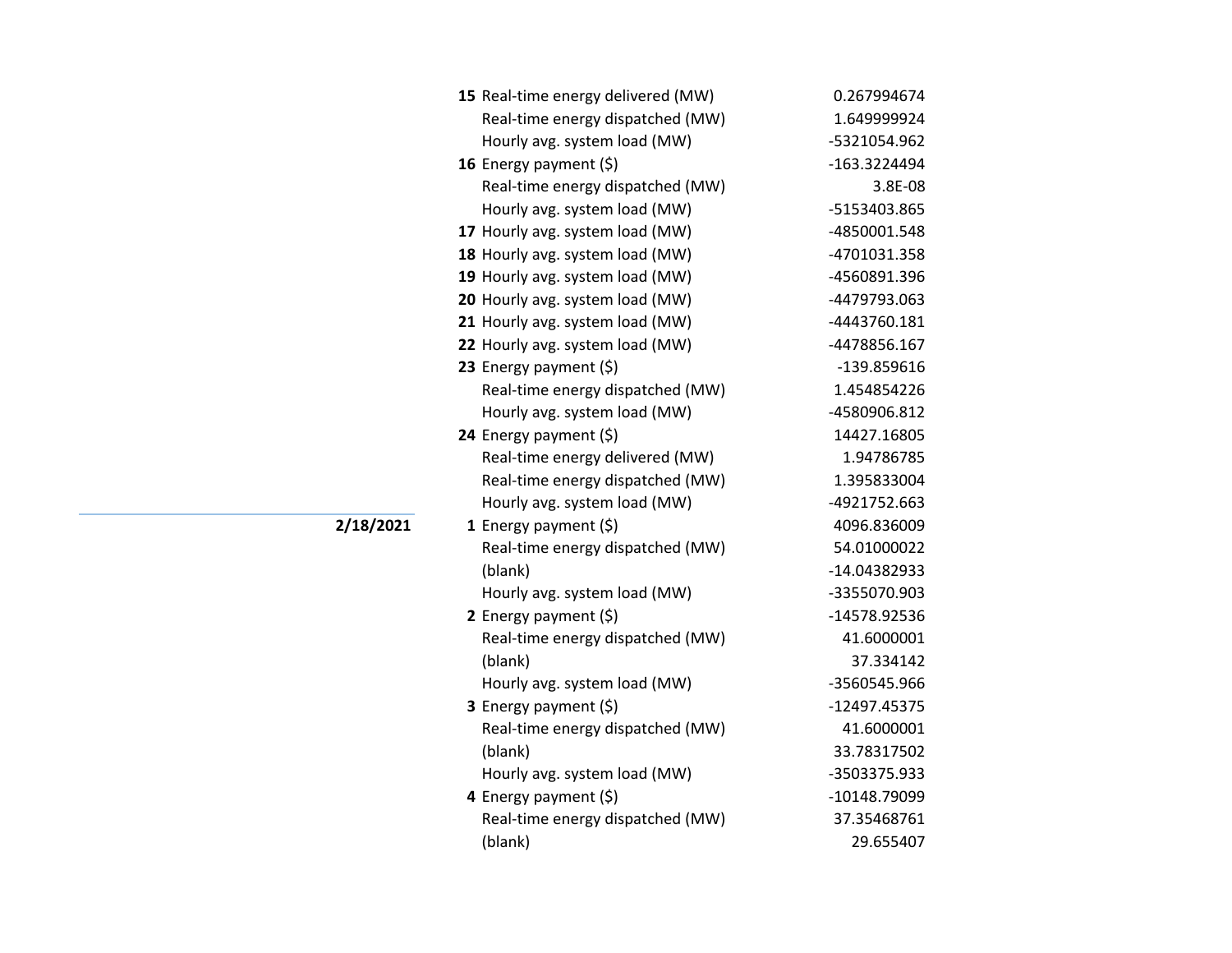| Date | Hour | Measure | Value |
|---|---|---|---|
| | **15** | Real-time energy delivered (MW) | 0.267994674 |
| | | Real-time energy dispatched (MW) | 1.649999924 |
| | | Hourly avg. system load (MW) | -5321054.962 |
| | **16** | Energy payment ($) | -163.3224494 |
| | | Real-time energy dispatched (MW) | 3.8E-08 |
| | | Hourly avg. system load (MW) | -5153403.865 |
| | **17** | Hourly avg. system load (MW) | -4850001.548 |
| | **18** | Hourly avg. system load (MW) | -4701031.358 |
| | **19** | Hourly avg. system load (MW) | -4560891.396 |
| | **20** | Hourly avg. system load (MW) | -4479793.063 |
| | **21** | Hourly avg. system load (MW) | -4443760.181 |
| | **22** | Hourly avg. system load (MW) | -4478856.167 |
| | **23** | Energy payment ($) | -139.859616 |
| | | Real-time energy dispatched (MW) | 1.454854226 |
| | | Hourly avg. system load (MW) | -4580906.812 |
| | **24** | Energy payment ($) | 14427.16805 |
| | | Real-time energy delivered (MW) | 1.94786785 |
| | | Real-time energy dispatched (MW) | 1.395833004 |
| | | Hourly avg. system load (MW) | -4921752.663 |
| **2/18/2021** | **1** | Energy payment ($) | 4096.836009 |
| | | Real-time energy dispatched (MW) | 54.01000022 |
| | | (blank) | -14.04382933 |
| | | Hourly avg. system load (MW) | -3355070.903 |
| | **2** | Energy payment ($) | -14578.92536 |
| | | Real-time energy dispatched (MW) | 41.6000001 |
| | | (blank) | 37.334142 |
| | | Hourly avg. system load (MW) | -3560545.966 |
| | **3** | Energy payment ($) | -12497.45375 |
| | | Real-time energy dispatched (MW) | 41.6000001 |
| | | (blank) | 33.78317502 |
| | | Hourly avg. system load (MW) | -3503375.933 |
| | **4** | Energy payment ($) | -10148.79099 |
| | | Real-time energy dispatched (MW) | 37.35468761 |
| | | (blank) | 29.655407 |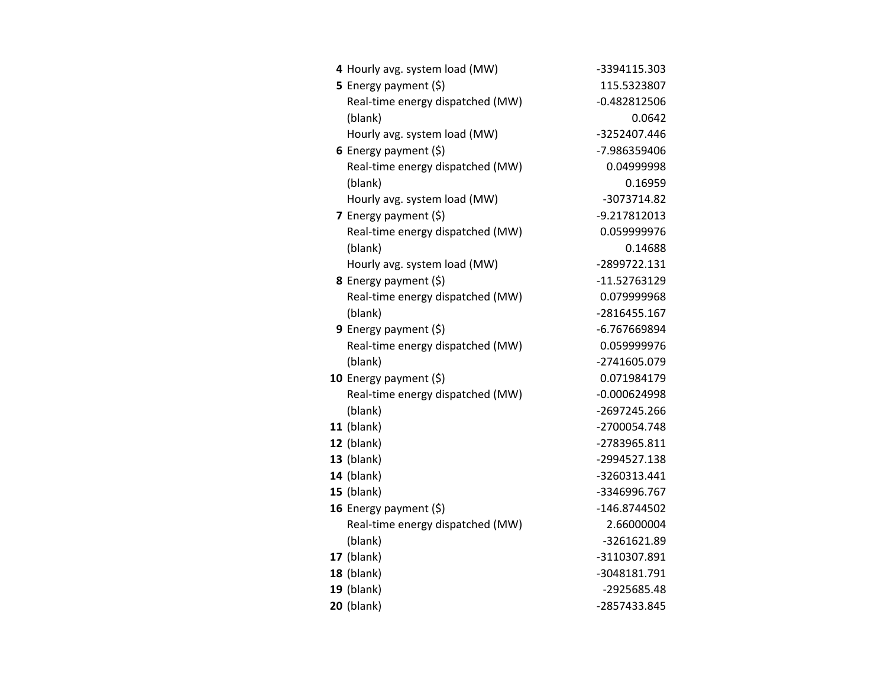| | | |
|---|---|---|
| **4** | Hourly avg. system load (MW) | -3394115.303 |
| **5** | Energy payment ($) | 115.5323807 |
| | Real-time energy dispatched (MW) | -0.482812506 |
| | (blank) | 0.0642 |
| | Hourly avg. system load (MW) | -3252407.446 |
| **6** | Energy payment ($) | -7.986359406 |
| | Real-time energy dispatched (MW) | 0.04999998 |
| | (blank) | 0.16959 |
| | Hourly avg. system load (MW) | -3073714.82 |
| **7** | Energy payment ($) | -9.217812013 |
| | Real-time energy dispatched (MW) | 0.059999976 |
| | (blank) | 0.14688 |
| | Hourly avg. system load (MW) | -2899722.131 |
| **8** | Energy payment ($) | -11.52763129 |
| | Real-time energy dispatched (MW) | 0.079999968 |
| | (blank) | -2816455.167 |
| **9** | Energy payment ($) | -6.767669894 |
| | Real-time energy dispatched (MW) | 0.059999976 |
| | (blank) | -2741605.079 |
| **10** | Energy payment ($) | 0.071984179 |
| | Real-time energy dispatched (MW) | -0.000624998 |
| | (blank) | -2697245.266 |
| **11** | (blank) | -2700054.748 |
| **12** | (blank) | -2783965.811 |
| **13** | (blank) | -2994527.138 |
| **14** | (blank) | -3260313.441 |
| **15** | (blank) | -3346996.767 |
| **16** | Energy payment ($) | -146.8744502 |
| | Real-time energy dispatched (MW) | 2.66000004 |
| | (blank) | -3261621.89 |
| **17** | (blank) | -3110307.891 |
| **18** | (blank) | -3048181.791 |
| **19** | (blank) | -2925685.48 |
| **20** | (blank) | -2857433.845 |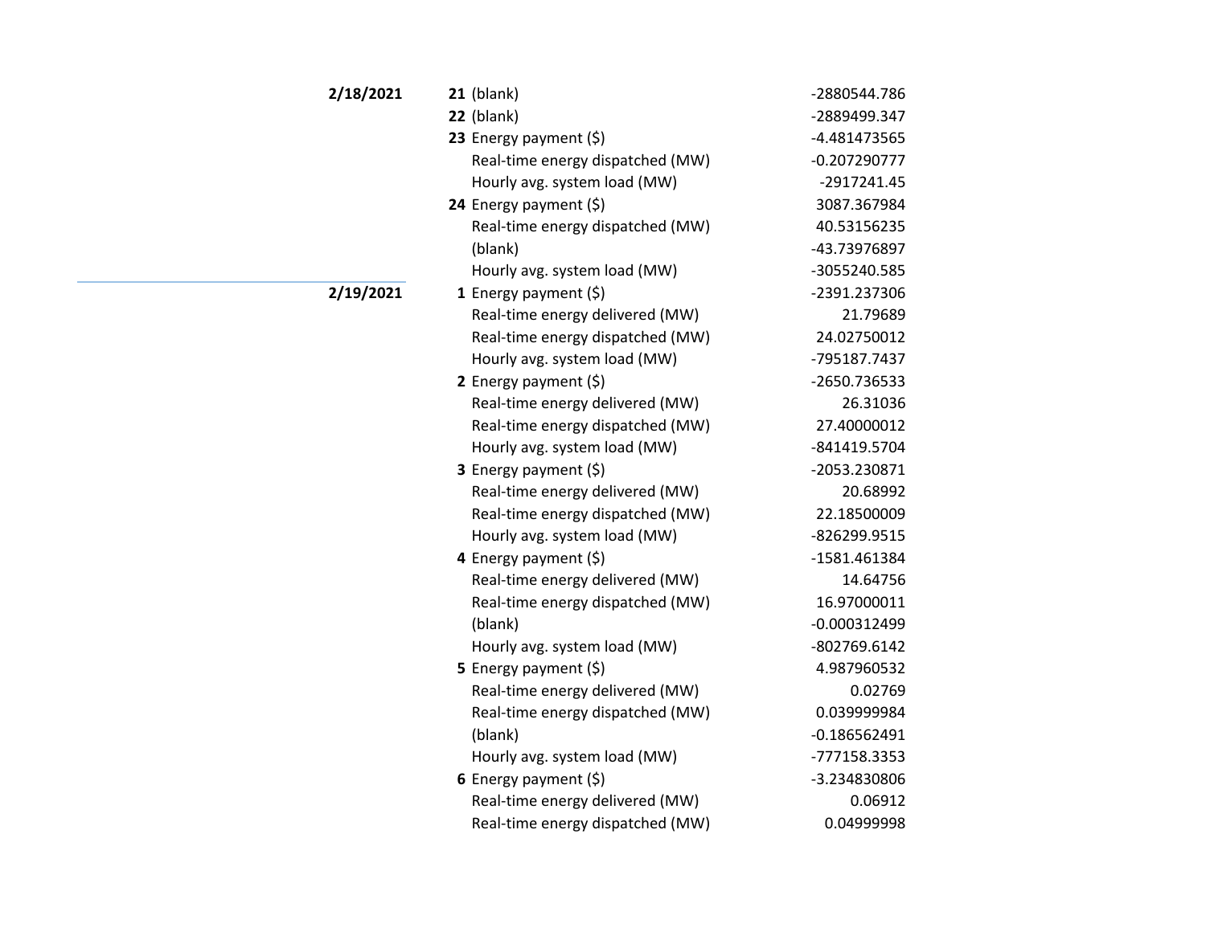| Date | Hour | Field | Value |
|---|---|---|---|
| **2/18/2021** | **21** | (blank) | -2880544.786 |
| | **22** | (blank) | -2889499.347 |
| | **23** | Energy payment ($) | -4.481473565 |
| | | Real-time energy dispatched (MW) | -0.207290777 |
| | | Hourly avg. system load (MW) | -2917241.45 |
| | **24** | Energy payment ($) | 3087.367984 |
| | | Real-time energy dispatched (MW) | 40.53156235 |
| | | (blank) | -43.73976897 |
| | | Hourly avg. system load (MW) | -3055240.585 |
| **2/19/2021** | **1** | Energy payment ($) | -2391.237306 |
| | | Real-time energy delivered (MW) | 21.79689 |
| | | Real-time energy dispatched (MW) | 24.02750012 |
| | | Hourly avg. system load (MW) | -795187.7437 |
| | **2** | Energy payment ($) | -2650.736533 |
| | | Real-time energy delivered (MW) | 26.31036 |
| | | Real-time energy dispatched (MW) | 27.40000012 |
| | | Hourly avg. system load (MW) | -841419.5704 |
| | **3** | Energy payment ($) | -2053.230871 |
| | | Real-time energy delivered (MW) | 20.68992 |
| | | Real-time energy dispatched (MW) | 22.18500009 |
| | | Hourly avg. system load (MW) | -826299.9515 |
| | **4** | Energy payment ($) | -1581.461384 |
| | | Real-time energy delivered (MW) | 14.64756 |
| | | Real-time energy dispatched (MW) | 16.97000011 |
| | | (blank) | -0.000312499 |
| | | Hourly avg. system load (MW) | -802769.6142 |
| | **5** | Energy payment ($) | 4.987960532 |
| | | Real-time energy delivered (MW) | 0.02769 |
| | | Real-time energy dispatched (MW) | 0.039999984 |
| | | (blank) | -0.186562491 |
| | | Hourly avg. system load (MW) | -777158.3353 |
| | **6** | Energy payment ($) | -3.234830806 |
| | | Real-time energy delivered (MW) | 0.06912 |
| | | Real-time energy dispatched (MW) | 0.04999998 |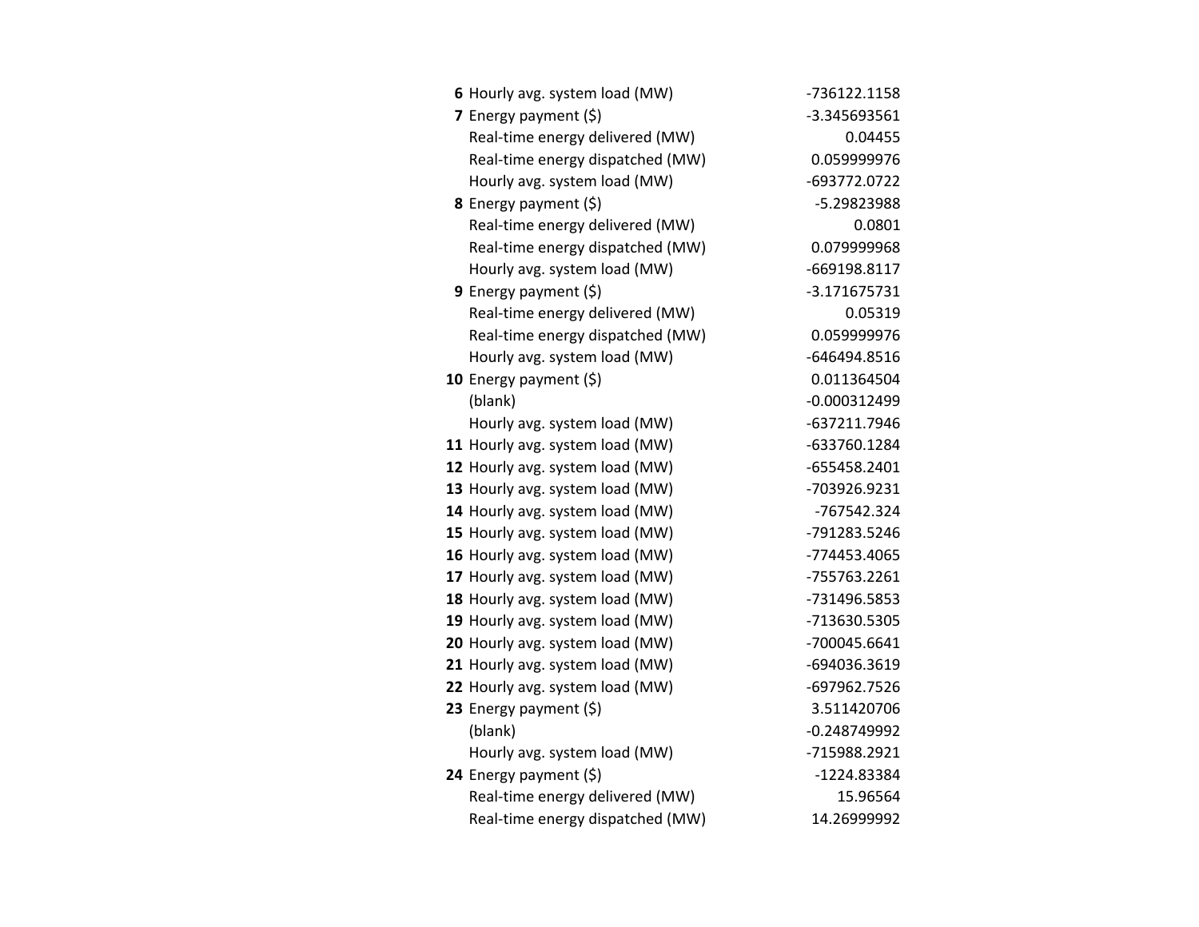| | | |
|---|---|---|
| **6** | Hourly avg. system load (MW) | -736122.1158 |
| **7** | Energy payment ($) | -3.345693561 |
| | Real-time energy delivered (MW) | 0.04455 |
| | Real-time energy dispatched (MW) | 0.059999976 |
| | Hourly avg. system load (MW) | -693772.0722 |
| **8** | Energy payment ($) | -5.29823988 |
| | Real-time energy delivered (MW) | 0.0801 |
| | Real-time energy dispatched (MW) | 0.079999968 |
| | Hourly avg. system load (MW) | -669198.8117 |
| **9** | Energy payment ($) | -3.171675731 |
| | Real-time energy delivered (MW) | 0.05319 |
| | Real-time energy dispatched (MW) | 0.059999976 |
| | Hourly avg. system load (MW) | -646494.8516 |
| **10** | Energy payment ($) | 0.011364504 |
| | (blank) | -0.000312499 |
| | Hourly avg. system load (MW) | -637211.7946 |
| **11** | Hourly avg. system load (MW) | -633760.1284 |
| **12** | Hourly avg. system load (MW) | -655458.2401 |
| **13** | Hourly avg. system load (MW) | -703926.9231 |
| **14** | Hourly avg. system load (MW) | -767542.324 |
| **15** | Hourly avg. system load (MW) | -791283.5246 |
| **16** | Hourly avg. system load (MW) | -774453.4065 |
| **17** | Hourly avg. system load (MW) | -755763.2261 |
| **18** | Hourly avg. system load (MW) | -731496.5853 |
| **19** | Hourly avg. system load (MW) | -713630.5305 |
| **20** | Hourly avg. system load (MW) | -700045.6641 |
| **21** | Hourly avg. system load (MW) | -694036.3619 |
| **22** | Hourly avg. system load (MW) | -697962.7526 |
| **23** | Energy payment ($) | 3.511420706 |
| | (blank) | -0.248749992 |
| | Hourly avg. system load (MW) | -715988.2921 |
| **24** | Energy payment ($) | -1224.83384 |
| | Real-time energy delivered (MW) | 15.96564 |
| | Real-time energy dispatched (MW) | 14.26999992 |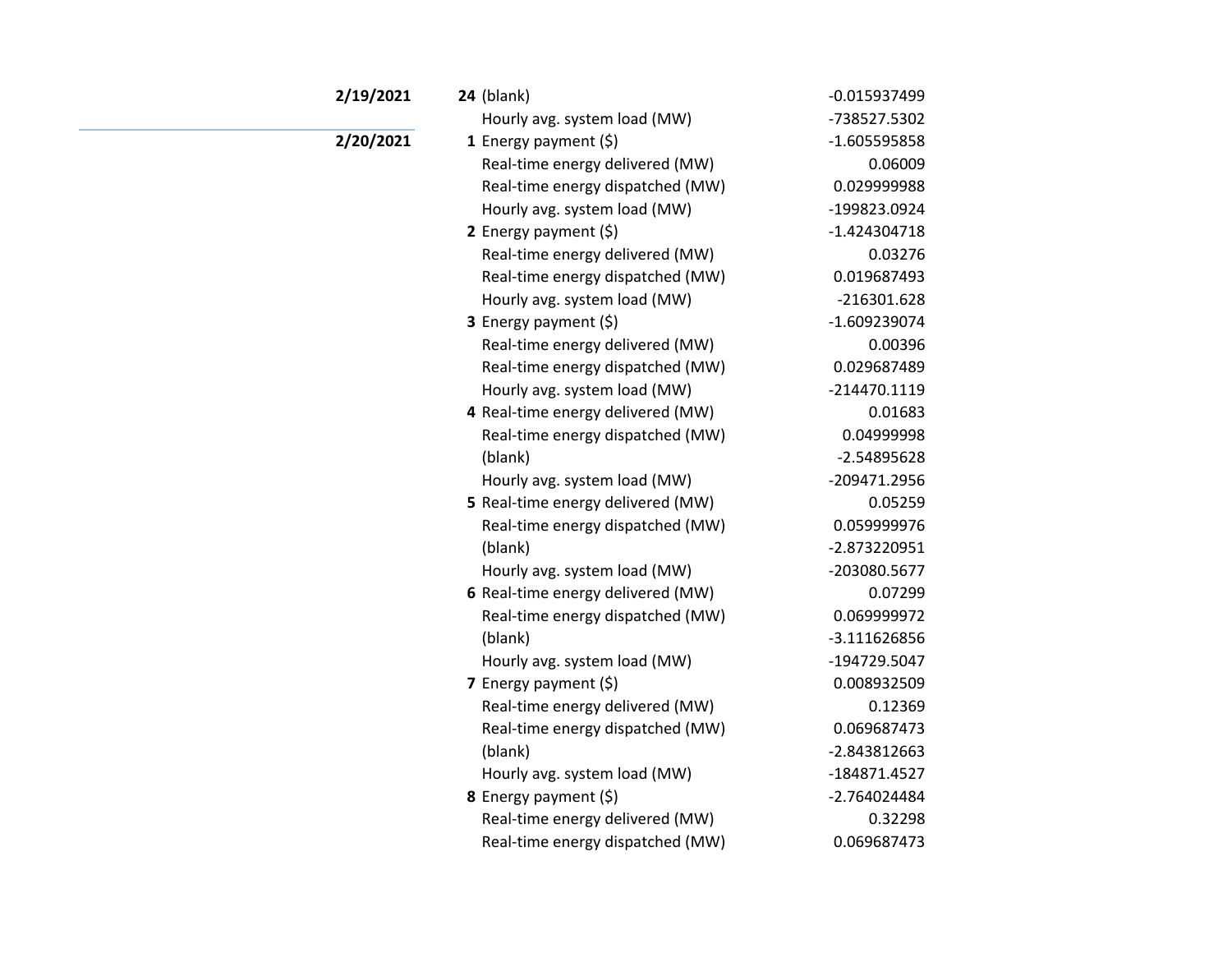| Date | Hour | Metric | Value |
|---|---|---|---|
| **2/19/2021** | **24** | (blank) | -0.015937499 |
| | | Hourly avg. system load (MW) | -738527.5302 |
| **2/20/2021** | **1** | Energy payment ($) | -1.605595858 |
| | | Real-time energy delivered (MW) | 0.06009 |
| | | Real-time energy dispatched (MW) | 0.029999988 |
| | | Hourly avg. system load (MW) | -199823.0924 |
| | **2** | Energy payment ($) | -1.424304718 |
| | | Real-time energy delivered (MW) | 0.03276 |
| | | Real-time energy dispatched (MW) | 0.019687493 |
| | | Hourly avg. system load (MW) | -216301.628 |
| | **3** | Energy payment ($) | -1.609239074 |
| | | Real-time energy delivered (MW) | 0.00396 |
| | | Real-time energy dispatched (MW) | 0.029687489 |
| | | Hourly avg. system load (MW) | -214470.1119 |
| | **4** | Real-time energy delivered (MW) | 0.01683 |
| | | Real-time energy dispatched (MW) | 0.04999998 |
| | | (blank) | -2.54895628 |
| | | Hourly avg. system load (MW) | -209471.2956 |
| | **5** | Real-time energy delivered (MW) | 0.05259 |
| | | Real-time energy dispatched (MW) | 0.059999976 |
| | | (blank) | -2.873220951 |
| | | Hourly avg. system load (MW) | -203080.5677 |
| | **6** | Real-time energy delivered (MW) | 0.07299 |
| | | Real-time energy dispatched (MW) | 0.069999972 |
| | | (blank) | -3.111626856 |
| | | Hourly avg. system load (MW) | -194729.5047 |
| | **7** | Energy payment ($) | 0.008932509 |
| | | Real-time energy delivered (MW) | 0.12369 |
| | | Real-time energy dispatched (MW) | 0.069687473 |
| | | (blank) | -2.843812663 |
| | | Hourly avg. system load (MW) | -184871.4527 |
| | **8** | Energy payment ($) | -2.764024484 |
| | | Real-time energy delivered (MW) | 0.32298 |
| | | Real-time energy dispatched (MW) | 0.069687473 |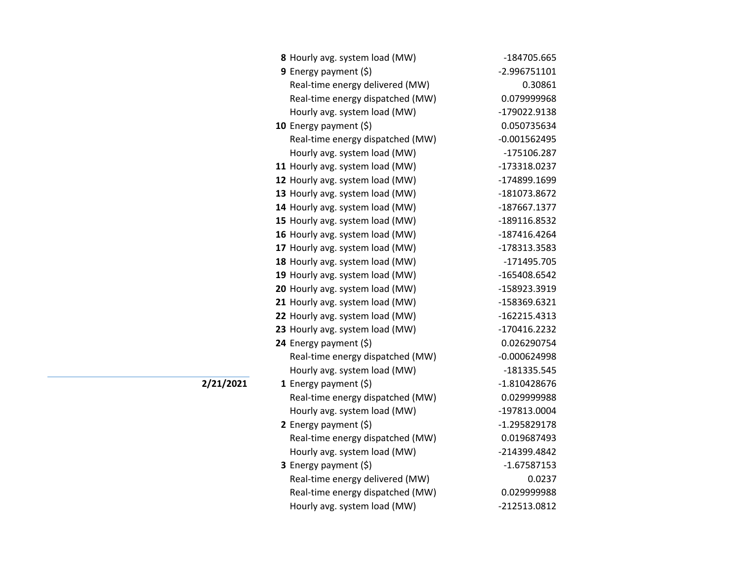| Date | Hour | Item | Value |
|---|---|---|---|
| | **8** | Hourly avg. system load (MW) | -184705.665 |
| | **9** | Energy payment ($) | -2.996751101 |
| | | Real-time energy delivered (MW) | 0.30861 |
| | | Real-time energy dispatched (MW) | 0.079999968 |
| | | Hourly avg. system load (MW) | -179022.9138 |
| | **10** | Energy payment ($) | 0.050735634 |
| | | Real-time energy dispatched (MW) | -0.001562495 |
| | | Hourly avg. system load (MW) | -175106.287 |
| | **11** | Hourly avg. system load (MW) | -173318.0237 |
| | **12** | Hourly avg. system load (MW) | -174899.1699 |
| | **13** | Hourly avg. system load (MW) | -181073.8672 |
| | **14** | Hourly avg. system load (MW) | -187667.1377 |
| | **15** | Hourly avg. system load (MW) | -189116.8532 |
| | **16** | Hourly avg. system load (MW) | -187416.4264 |
| | **17** | Hourly avg. system load (MW) | -178313.3583 |
| | **18** | Hourly avg. system load (MW) | -171495.705 |
| | **19** | Hourly avg. system load (MW) | -165408.6542 |
| | **20** | Hourly avg. system load (MW) | -158923.3919 |
| | **21** | Hourly avg. system load (MW) | -158369.6321 |
| | **22** | Hourly avg. system load (MW) | -162215.4313 |
| | **23** | Hourly avg. system load (MW) | -170416.2232 |
| | **24** | Energy payment ($) | 0.026290754 |
| | | Real-time energy dispatched (MW) | -0.000624998 |
| | | Hourly avg. system load (MW) | -181335.545 |
| **2/21/2021** | **1** | Energy payment ($) | -1.810428676 |
| | | Real-time energy dispatched (MW) | 0.029999988 |
| | | Hourly avg. system load (MW) | -197813.0004 |
| | **2** | Energy payment ($) | -1.295829178 |
| | | Real-time energy dispatched (MW) | 0.019687493 |
| | | Hourly avg. system load (MW) | -214399.4842 |
| | **3** | Energy payment ($) | -1.67587153 |
| | | Real-time energy delivered (MW) | 0.0237 |
| | | Real-time energy dispatched (MW) | 0.029999988 |
| | | Hourly avg. system load (MW) | -212513.0812 |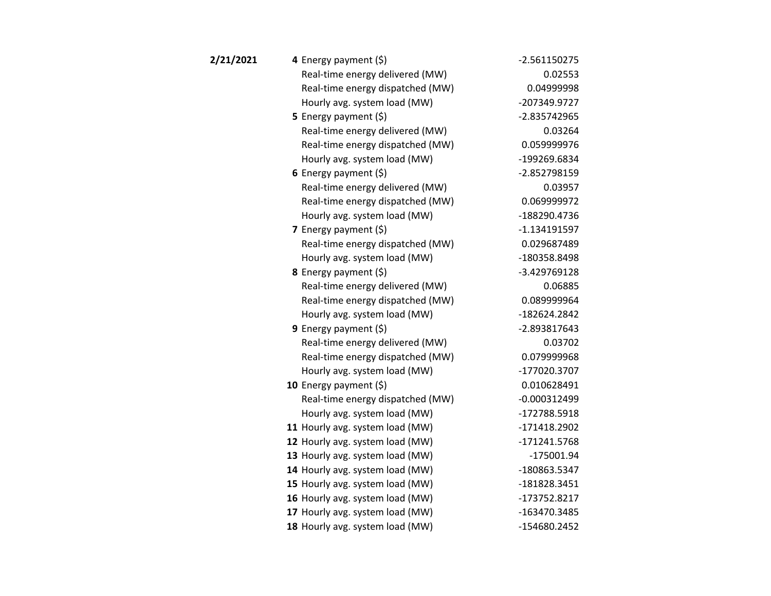| Date | Hour | Item | Value |
|---|---|---|---|
| **2/21/2021** | **4** | Energy payment ($) | -2.561150275 |
| | | Real-time energy delivered (MW) | 0.02553 |
| | | Real-time energy dispatched (MW) | 0.04999998 |
| | | Hourly avg. system load (MW) | -207349.9727 |
| | **5** | Energy payment ($) | -2.835742965 |
| | | Real-time energy delivered (MW) | 0.03264 |
| | | Real-time energy dispatched (MW) | 0.059999976 |
| | | Hourly avg. system load (MW) | -199269.6834 |
| | **6** | Energy payment ($) | -2.852798159 |
| | | Real-time energy delivered (MW) | 0.03957 |
| | | Real-time energy dispatched (MW) | 0.069999972 |
| | | Hourly avg. system load (MW) | -188290.4736 |
| | **7** | Energy payment ($) | -1.134191597 |
| | | Real-time energy dispatched (MW) | 0.029687489 |
| | | Hourly avg. system load (MW) | -180358.8498 |
| | **8** | Energy payment ($) | -3.429769128 |
| | | Real-time energy delivered (MW) | 0.06885 |
| | | Real-time energy dispatched (MW) | 0.089999964 |
| | | Hourly avg. system load (MW) | -182624.2842 |
| | **9** | Energy payment ($) | -2.893817643 |
| | | Real-time energy delivered (MW) | 0.03702 |
| | | Real-time energy dispatched (MW) | 0.079999968 |
| | | Hourly avg. system load (MW) | -177020.3707 |
| | **10** | Energy payment ($) | 0.010628491 |
| | | Real-time energy dispatched (MW) | -0.000312499 |
| | | Hourly avg. system load (MW) | -172788.5918 |
| | **11** | Hourly avg. system load (MW) | -171418.2902 |
| | **12** | Hourly avg. system load (MW) | -171241.5768 |
| | **13** | Hourly avg. system load (MW) | -175001.94 |
| | **14** | Hourly avg. system load (MW) | -180863.5347 |
| | **15** | Hourly avg. system load (MW) | -181828.3451 |
| | **16** | Hourly avg. system load (MW) | -173752.8217 |
| | **17** | Hourly avg. system load (MW) | -163470.3485 |
| | **18** | Hourly avg. system load (MW) | -154680.2452 |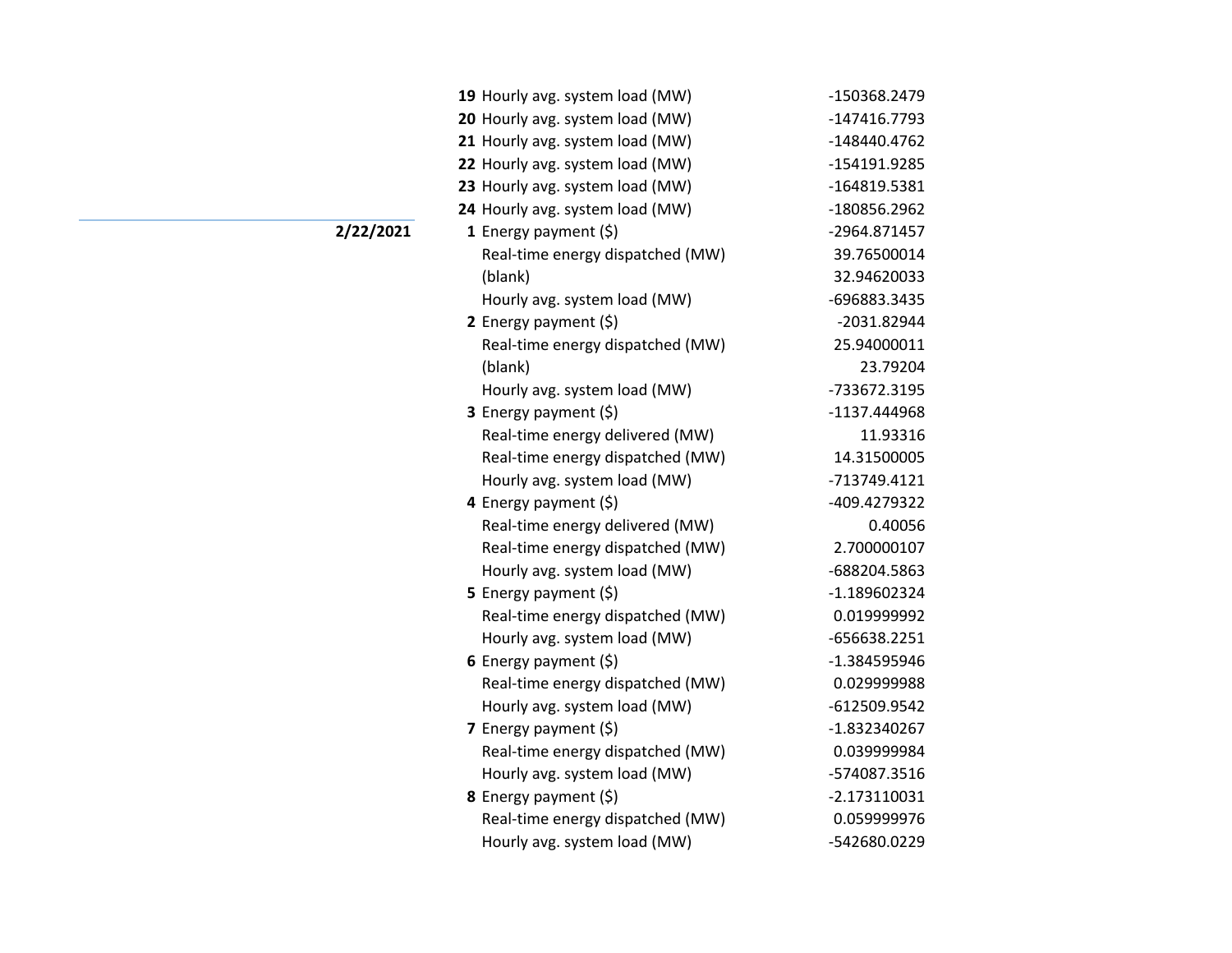| Date | Hour | Metric | Value |
|---|---|---|---|
| | **19** | Hourly avg. system load (MW) | -150368.2479 |
| | **20** | Hourly avg. system load (MW) | -147416.7793 |
| | **21** | Hourly avg. system load (MW) | -148440.4762 |
| | **22** | Hourly avg. system load (MW) | -154191.9285 |
| | **23** | Hourly avg. system load (MW) | -164819.5381 |
| | **24** | Hourly avg. system load (MW) | -180856.2962 |
| **2/22/2021** | **1** | Energy payment ($) | -2964.871457 |
| | | Real-time energy dispatched (MW) | 39.76500014 |
| | | (blank) | 32.94620033 |
| | | Hourly avg. system load (MW) | -696883.3435 |
| | **2** | Energy payment ($) | -2031.82944 |
| | | Real-time energy dispatched (MW) | 25.94000011 |
| | | (blank) | 23.79204 |
| | | Hourly avg. system load (MW) | -733672.3195 |
| | **3** | Energy payment ($) | -1137.444968 |
| | | Real-time energy delivered (MW) | 11.93316 |
| | | Real-time energy dispatched (MW) | 14.31500005 |
| | | Hourly avg. system load (MW) | -713749.4121 |
| | **4** | Energy payment ($) | -409.4279322 |
| | | Real-time energy delivered (MW) | 0.40056 |
| | | Real-time energy dispatched (MW) | 2.700000107 |
| | | Hourly avg. system load (MW) | -688204.5863 |
| | **5** | Energy payment ($) | -1.189602324 |
| | | Real-time energy dispatched (MW) | 0.019999992 |
| | | Hourly avg. system load (MW) | -656638.2251 |
| | **6** | Energy payment ($) | -1.384595946 |
| | | Real-time energy dispatched (MW) | 0.029999988 |
| | | Hourly avg. system load (MW) | -612509.9542 |
| | **7** | Energy payment ($) | -1.832340267 |
| | | Real-time energy dispatched (MW) | 0.039999984 |
| | | Hourly avg. system load (MW) | -574087.3516 |
| | **8** | Energy payment ($) | -2.173110031 |
| | | Real-time energy dispatched (MW) | 0.059999976 |
| | | Hourly avg. system load (MW) | -542680.0229 |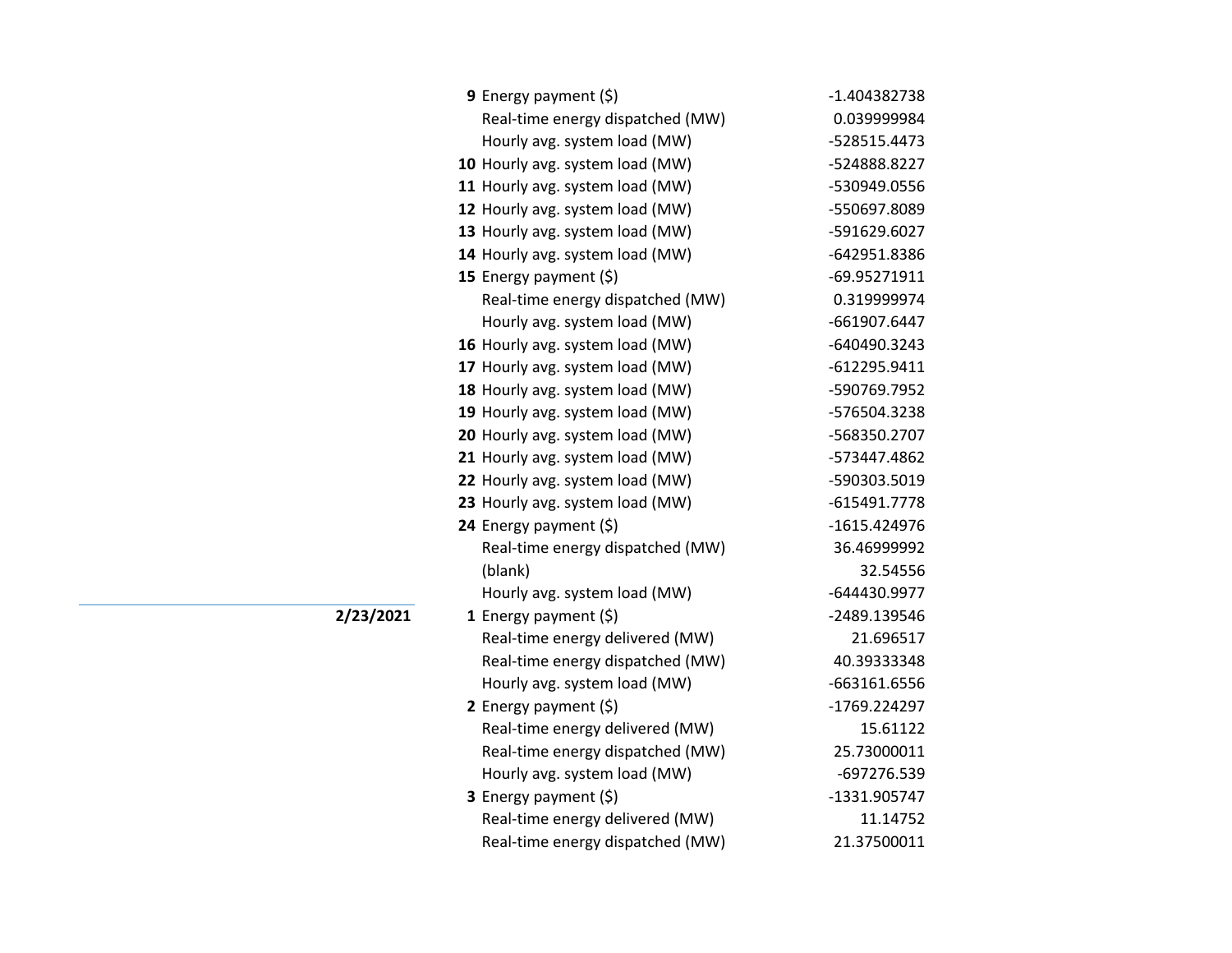| Date | Hour | Measure | Value |
|---|---|---|---|
| | 9 | Energy payment ($) | -1.404382738 |
| | | Real-time energy dispatched (MW) | 0.039999984 |
| | | Hourly avg. system load (MW) | -528515.4473 |
| | 10 | Hourly avg. system load (MW) | -524888.8227 |
| | 11 | Hourly avg. system load (MW) | -530949.0556 |
| | 12 | Hourly avg. system load (MW) | -550697.8089 |
| | 13 | Hourly avg. system load (MW) | -591629.6027 |
| | 14 | Hourly avg. system load (MW) | -642951.8386 |
| | 15 | Energy payment ($) | -69.95271911 |
| | | Real-time energy dispatched (MW) | 0.319999974 |
| | | Hourly avg. system load (MW) | -661907.6447 |
| | 16 | Hourly avg. system load (MW) | -640490.3243 |
| | 17 | Hourly avg. system load (MW) | -612295.9411 |
| | 18 | Hourly avg. system load (MW) | -590769.7952 |
| | 19 | Hourly avg. system load (MW) | -576504.3238 |
| | 20 | Hourly avg. system load (MW) | -568350.2707 |
| | 21 | Hourly avg. system load (MW) | -573447.4862 |
| | 22 | Hourly avg. system load (MW) | -590303.5019 |
| | 23 | Hourly avg. system load (MW) | -615491.7778 |
| | 24 | Energy payment ($) | -1615.424976 |
| | | Real-time energy dispatched (MW) | 36.46999992 |
| | | (blank) | 32.54556 |
| | | Hourly avg. system load (MW) | -644430.9977 |
| **2/23/2021** | 1 | Energy payment ($) | -2489.139546 |
| | | Real-time energy delivered (MW) | 21.696517 |
| | | Real-time energy dispatched (MW) | 40.39333348 |
| | | Hourly avg. system load (MW) | -663161.6556 |
| | 2 | Energy payment ($) | -1769.224297 |
| | | Real-time energy delivered (MW) | 15.61122 |
| | | Real-time energy dispatched (MW) | 25.73000011 |
| | | Hourly avg. system load (MW) | -697276.539 |
| | 3 | Energy payment ($) | -1331.905747 |
| | | Real-time energy delivered (MW) | 11.14752 |
| | | Real-time energy dispatched (MW) | 21.37500011 |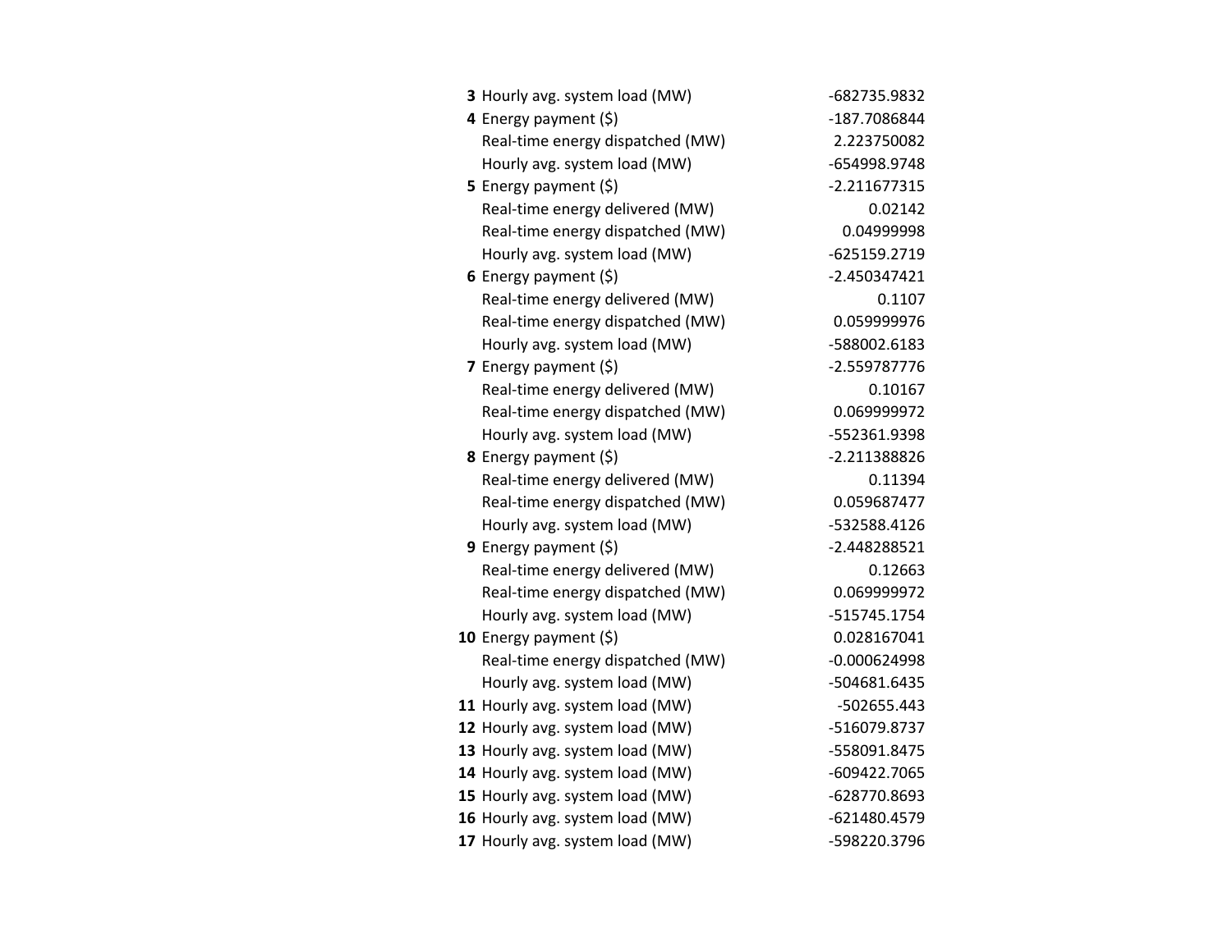| | | |
|---|---|---|
| **3** | Hourly avg. system load (MW) | -682735.9832 |
| **4** | Energy payment ($) | -187.7086844 |
| | Real-time energy dispatched (MW) | 2.223750082 |
| | Hourly avg. system load (MW) | -654998.9748 |
| **5** | Energy payment ($) | -2.211677315 |
| | Real-time energy delivered (MW) | 0.02142 |
| | Real-time energy dispatched (MW) | 0.04999998 |
| | Hourly avg. system load (MW) | -625159.2719 |
| **6** | Energy payment ($) | -2.450347421 |
| | Real-time energy delivered (MW) | 0.1107 |
| | Real-time energy dispatched (MW) | 0.059999976 |
| | Hourly avg. system load (MW) | -588002.6183 |
| **7** | Energy payment ($) | -2.559787776 |
| | Real-time energy delivered (MW) | 0.10167 |
| | Real-time energy dispatched (MW) | 0.069999972 |
| | Hourly avg. system load (MW) | -552361.9398 |
| **8** | Energy payment ($) | -2.211388826 |
| | Real-time energy delivered (MW) | 0.11394 |
| | Real-time energy dispatched (MW) | 0.059687477 |
| | Hourly avg. system load (MW) | -532588.4126 |
| **9** | Energy payment ($) | -2.448288521 |
| | Real-time energy delivered (MW) | 0.12663 |
| | Real-time energy dispatched (MW) | 0.069999972 |
| | Hourly avg. system load (MW) | -515745.1754 |
| **10** | Energy payment ($) | 0.028167041 |
| | Real-time energy dispatched (MW) | -0.000624998 |
| | Hourly avg. system load (MW) | -504681.6435 |
| **11** | Hourly avg. system load (MW) | -502655.443 |
| **12** | Hourly avg. system load (MW) | -516079.8737 |
| **13** | Hourly avg. system load (MW) | -558091.8475 |
| **14** | Hourly avg. system load (MW) | -609422.7065 |
| **15** | Hourly avg. system load (MW) | -628770.8693 |
| **16** | Hourly avg. system load (MW) | -621480.4579 |
| **17** | Hourly avg. system load (MW) | -598220.3796 |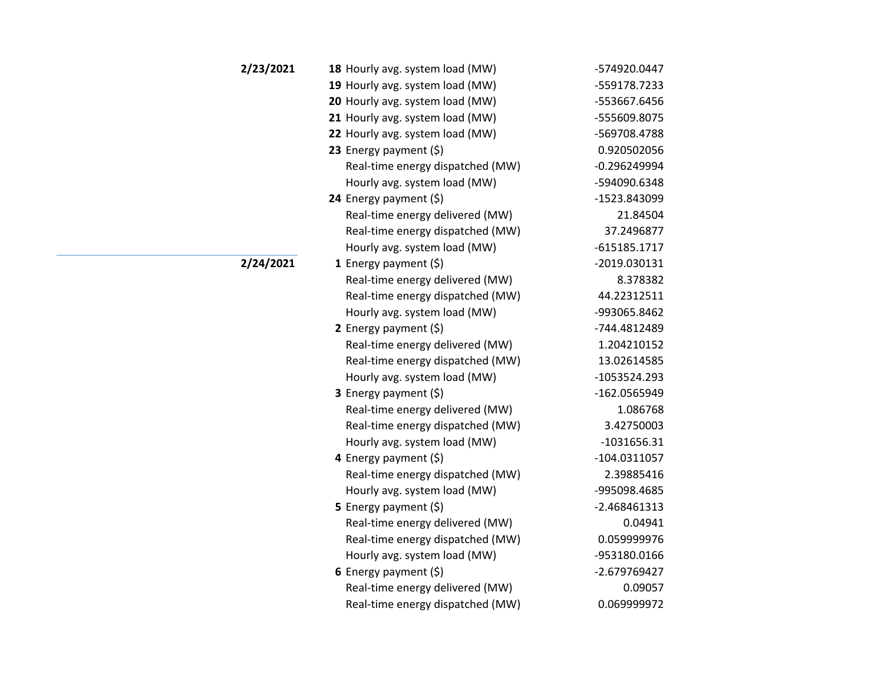| Date | Hour | Metric | Value |
|---|---|---|---|
| **2/23/2021** | **18** | Hourly avg. system load (MW) | -574920.0447 |
| | **19** | Hourly avg. system load (MW) | -559178.7233 |
| | **20** | Hourly avg. system load (MW) | -553667.6456 |
| | **21** | Hourly avg. system load (MW) | -555609.8075 |
| | **22** | Hourly avg. system load (MW) | -569708.4788 |
| | **23** | Energy payment ($) | 0.920502056 |
| | | Real-time energy dispatched (MW) | -0.296249994 |
| | | Hourly avg. system load (MW) | -594090.6348 |
| | **24** | Energy payment ($) | -1523.843099 |
| | | Real-time energy delivered (MW) | 21.84504 |
| | | Real-time energy dispatched (MW) | 37.2496877 |
| | | Hourly avg. system load (MW) | -615185.1717 |
| **2/24/2021** | **1** | Energy payment ($) | -2019.030131 |
| | | Real-time energy delivered (MW) | 8.378382 |
| | | Real-time energy dispatched (MW) | 44.22312511 |
| | | Hourly avg. system load (MW) | -993065.8462 |
| | **2** | Energy payment ($) | -744.4812489 |
| | | Real-time energy delivered (MW) | 1.204210152 |
| | | Real-time energy dispatched (MW) | 13.02614585 |
| | | Hourly avg. system load (MW) | -1053524.293 |
| | **3** | Energy payment ($) | -162.0565949 |
| | | Real-time energy delivered (MW) | 1.086768 |
| | | Real-time energy dispatched (MW) | 3.42750003 |
| | | Hourly avg. system load (MW) | -1031656.31 |
| | **4** | Energy payment ($) | -104.0311057 |
| | | Real-time energy dispatched (MW) | 2.39885416 |
| | | Hourly avg. system load (MW) | -995098.4685 |
| | **5** | Energy payment ($) | -2.468461313 |
| | | Real-time energy delivered (MW) | 0.04941 |
| | | Real-time energy dispatched (MW) | 0.059999976 |
| | | Hourly avg. system load (MW) | -953180.0166 |
| | **6** | Energy payment ($) | -2.679769427 |
| | | Real-time energy delivered (MW) | 0.09057 |
| | | Real-time energy dispatched (MW) | 0.069999972 |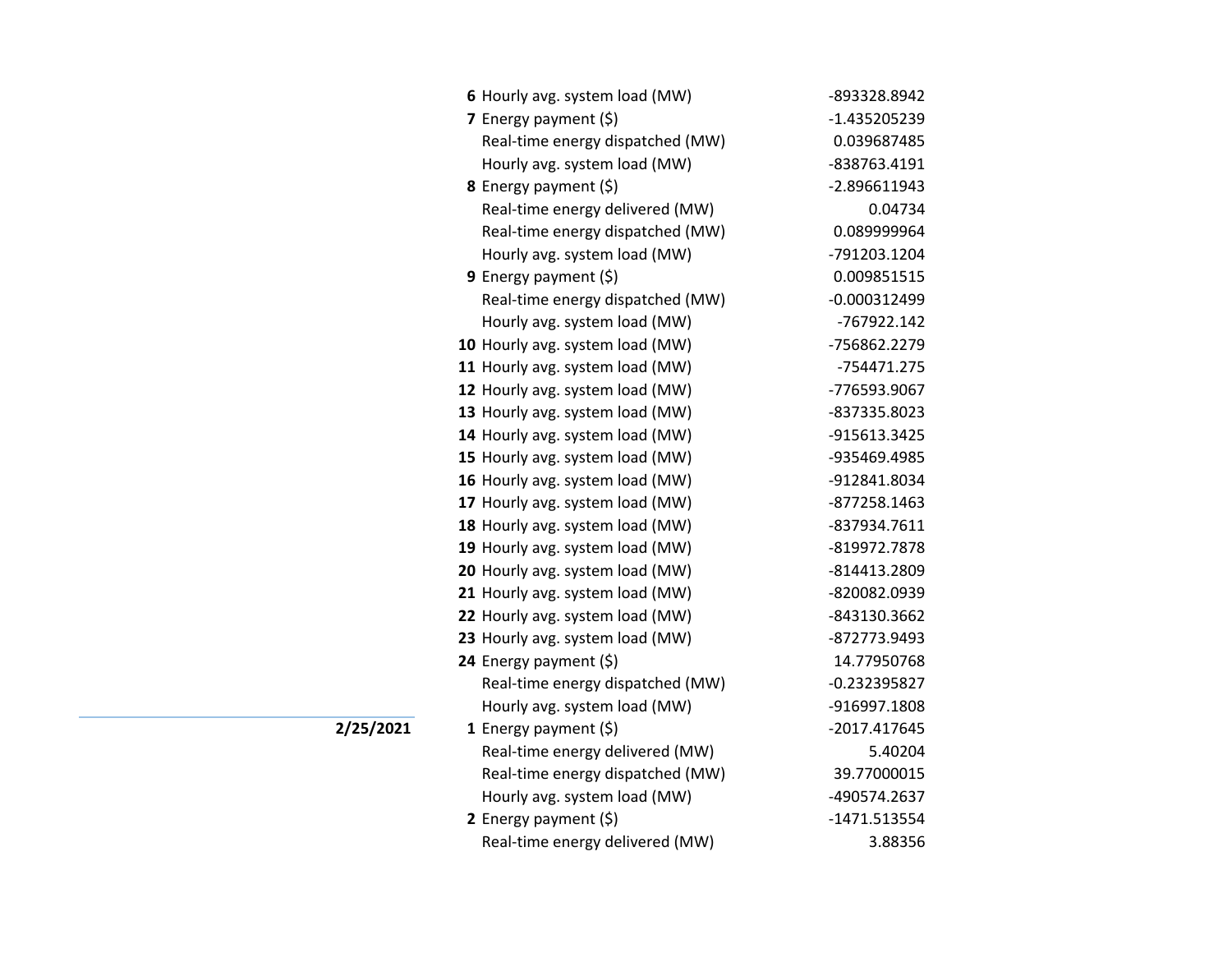| Date | Hour | Item | Value |
|---|---|---|---|
| | **6** | Hourly avg. system load (MW) | -893328.8942 |
| | **7** | Energy payment ($) | -1.435205239 |
| | | Real-time energy dispatched (MW) | 0.039687485 |
| | | Hourly avg. system load (MW) | -838763.4191 |
| | **8** | Energy payment ($) | -2.896611943 |
| | | Real-time energy delivered (MW) | 0.04734 |
| | | Real-time energy dispatched (MW) | 0.089999964 |
| | | Hourly avg. system load (MW) | -791203.1204 |
| | **9** | Energy payment ($) | 0.009851515 |
| | | Real-time energy dispatched (MW) | -0.000312499 |
| | | Hourly avg. system load (MW) | -767922.142 |
| | **10** | Hourly avg. system load (MW) | -756862.2279 |
| | **11** | Hourly avg. system load (MW) | -754471.275 |
| | **12** | Hourly avg. system load (MW) | -776593.9067 |
| | **13** | Hourly avg. system load (MW) | -837335.8023 |
| | **14** | Hourly avg. system load (MW) | -915613.3425 |
| | **15** | Hourly avg. system load (MW) | -935469.4985 |
| | **16** | Hourly avg. system load (MW) | -912841.8034 |
| | **17** | Hourly avg. system load (MW) | -877258.1463 |
| | **18** | Hourly avg. system load (MW) | -837934.7611 |
| | **19** | Hourly avg. system load (MW) | -819972.7878 |
| | **20** | Hourly avg. system load (MW) | -814413.2809 |
| | **21** | Hourly avg. system load (MW) | -820082.0939 |
| | **22** | Hourly avg. system load (MW) | -843130.3662 |
| | **23** | Hourly avg. system load (MW) | -872773.9493 |
| | **24** | Energy payment ($) | 14.77950768 |
| | | Real-time energy dispatched (MW) | -0.232395827 |
| | | Hourly avg. system load (MW) | -916997.1808 |
| **2/25/2021** | **1** | Energy payment ($) | -2017.417645 |
| | | Real-time energy delivered (MW) | 5.40204 |
| | | Real-time energy dispatched (MW) | 39.77000015 |
| | | Hourly avg. system load (MW) | -490574.2637 |
| | **2** | Energy payment ($) | -1471.513554 |
| | | Real-time energy delivered (MW) | 3.88356 |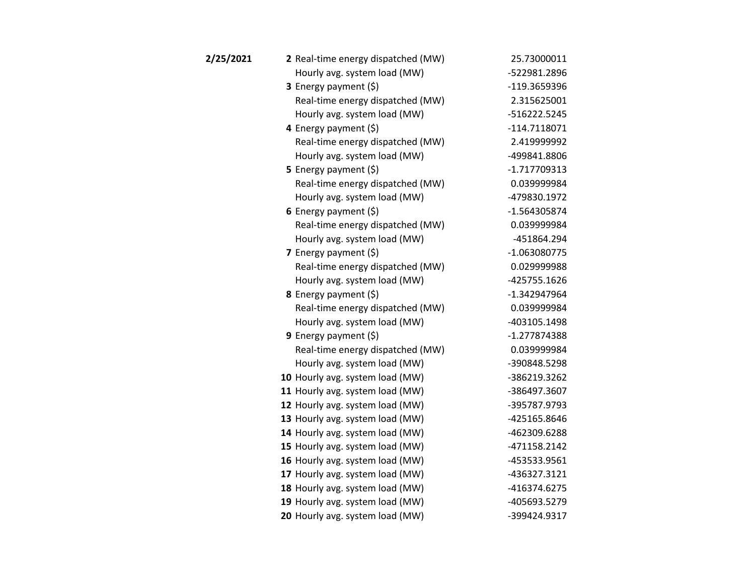| Date | Hour | Item | Value |
|---|---|---|---|
| **2/25/2021** | **2** | Real-time energy dispatched (MW) | 25.73000011 |
| | | Hourly avg. system load (MW) | -522981.2896 |
| | **3** | Energy payment ($) | -119.3659396 |
| | | Real-time energy dispatched (MW) | 2.315625001 |
| | | Hourly avg. system load (MW) | -516222.5245 |
| | **4** | Energy payment ($) | -114.7118071 |
| | | Real-time energy dispatched (MW) | 2.419999992 |
| | | Hourly avg. system load (MW) | -499841.8806 |
| | **5** | Energy payment ($) | -1.717709313 |
| | | Real-time energy dispatched (MW) | 0.039999984 |
| | | Hourly avg. system load (MW) | -479830.1972 |
| | **6** | Energy payment ($) | -1.564305874 |
| | | Real-time energy dispatched (MW) | 0.039999984 |
| | | Hourly avg. system load (MW) | -451864.294 |
| | **7** | Energy payment ($) | -1.063080775 |
| | | Real-time energy dispatched (MW) | 0.029999988 |
| | | Hourly avg. system load (MW) | -425755.1626 |
| | **8** | Energy payment ($) | -1.342947964 |
| | | Real-time energy dispatched (MW) | 0.039999984 |
| | | Hourly avg. system load (MW) | -403105.1498 |
| | **9** | Energy payment ($) | -1.277874388 |
| | | Real-time energy dispatched (MW) | 0.039999984 |
| | | Hourly avg. system load (MW) | -390848.5298 |
| | **10** | Hourly avg. system load (MW) | -386219.3262 |
| | **11** | Hourly avg. system load (MW) | -386497.3607 |
| | **12** | Hourly avg. system load (MW) | -395787.9793 |
| | **13** | Hourly avg. system load (MW) | -425165.8646 |
| | **14** | Hourly avg. system load (MW) | -462309.6288 |
| | **15** | Hourly avg. system load (MW) | -471158.2142 |
| | **16** | Hourly avg. system load (MW) | -453533.9561 |
| | **17** | Hourly avg. system load (MW) | -436327.3121 |
| | **18** | Hourly avg. system load (MW) | -416374.6275 |
| | **19** | Hourly avg. system load (MW) | -405693.5279 |
| | **20** | Hourly avg. system load (MW) | -399424.9317 |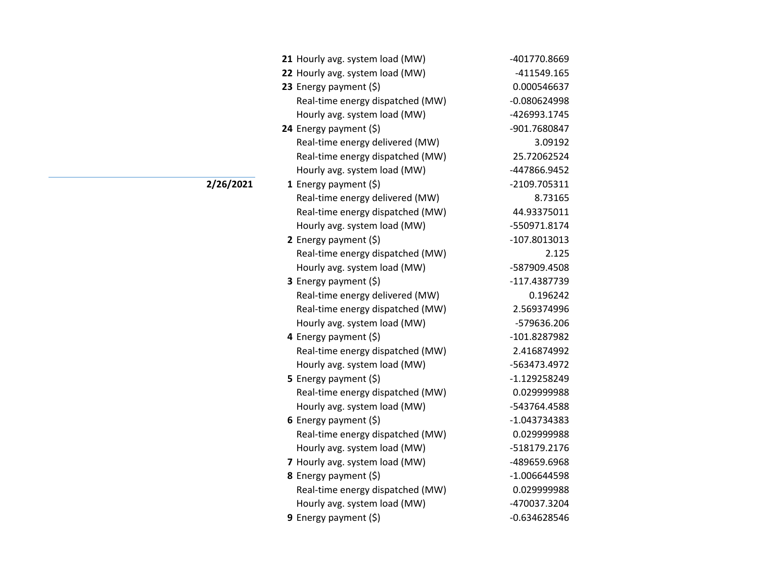| Date | Hour | Item | Value |
|---|---|---|---|
| | 21 | Hourly avg. system load (MW) | -401770.8669 |
| | 22 | Hourly avg. system load (MW) | -411549.165 |
| | 23 | Energy payment ($) | 0.000546637 |
| | | Real-time energy dispatched (MW) | -0.080624998 |
| | | Hourly avg. system load (MW) | -426993.1745 |
| | 24 | Energy payment ($) | -901.7680847 |
| | | Real-time energy delivered (MW) | 3.09192 |
| | | Real-time energy dispatched (MW) | 25.72062524 |
| | | Hourly avg. system load (MW) | -447866.9452 |
| **2/26/2021** | 1 | Energy payment ($) | -2109.705311 |
| | | Real-time energy delivered (MW) | 8.73165 |
| | | Real-time energy dispatched (MW) | 44.93375011 |
| | | Hourly avg. system load (MW) | -550971.8174 |
| | 2 | Energy payment ($) | -107.8013013 |
| | | Real-time energy dispatched (MW) | 2.125 |
| | | Hourly avg. system load (MW) | -587909.4508 |
| | 3 | Energy payment ($) | -117.4387739 |
| | | Real-time energy delivered (MW) | 0.196242 |
| | | Real-time energy dispatched (MW) | 2.569374996 |
| | | Hourly avg. system load (MW) | -579636.206 |
| | 4 | Energy payment ($) | -101.8287982 |
| | | Real-time energy dispatched (MW) | 2.416874992 |
| | | Hourly avg. system load (MW) | -563473.4972 |
| | 5 | Energy payment ($) | -1.129258249 |
| | | Real-time energy dispatched (MW) | 0.029999988 |
| | | Hourly avg. system load (MW) | -543764.4588 |
| | 6 | Energy payment ($) | -1.043734383 |
| | | Real-time energy dispatched (MW) | 0.029999988 |
| | | Hourly avg. system load (MW) | -518179.2176 |
| | 7 | Hourly avg. system load (MW) | -489659.6968 |
| | 8 | Energy payment ($) | -1.006644598 |
| | | Real-time energy dispatched (MW) | 0.029999988 |
| | | Hourly avg. system load (MW) | -470037.3204 |
| | 9 | Energy payment ($) | -0.634628546 |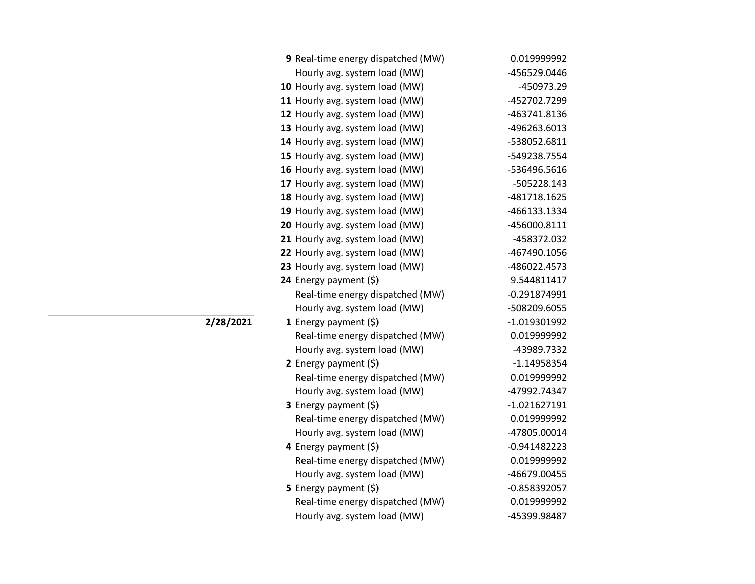| Date | Hour | Item | Value |
|---|---|---|---|
| | 9 | Real-time energy dispatched (MW) | 0.019999992 |
| | | Hourly avg. system load (MW) | -456529.0446 |
| | 10 | Hourly avg. system load (MW) | -450973.29 |
| | 11 | Hourly avg. system load (MW) | -452702.7299 |
| | 12 | Hourly avg. system load (MW) | -463741.8136 |
| | 13 | Hourly avg. system load (MW) | -496263.6013 |
| | 14 | Hourly avg. system load (MW) | -538052.6811 |
| | 15 | Hourly avg. system load (MW) | -549238.7554 |
| | 16 | Hourly avg. system load (MW) | -536496.5616 |
| | 17 | Hourly avg. system load (MW) | -505228.143 |
| | 18 | Hourly avg. system load (MW) | -481718.1625 |
| | 19 | Hourly avg. system load (MW) | -466133.1334 |
| | 20 | Hourly avg. system load (MW) | -456000.8111 |
| | 21 | Hourly avg. system load (MW) | -458372.032 |
| | 22 | Hourly avg. system load (MW) | -467490.1056 |
| | 23 | Hourly avg. system load (MW) | -486022.4573 |
| | 24 | Energy payment ($) | 9.544811417 |
| | | Real-time energy dispatched (MW) | -0.291874991 |
| | | Hourly avg. system load (MW) | -508209.6055 |
| **2/28/2021** | 1 | Energy payment ($) | -1.019301992 |
| | | Real-time energy dispatched (MW) | 0.019999992 |
| | | Hourly avg. system load (MW) | -43989.7332 |
| | 2 | Energy payment ($) | -1.14958354 |
| | | Real-time energy dispatched (MW) | 0.019999992 |
| | | Hourly avg. system load (MW) | -47992.74347 |
| | 3 | Energy payment ($) | -1.021627191 |
| | | Real-time energy dispatched (MW) | 0.019999992 |
| | | Hourly avg. system load (MW) | -47805.00014 |
| | 4 | Energy payment ($) | -0.941482223 |
| | | Real-time energy dispatched (MW) | 0.019999992 |
| | | Hourly avg. system load (MW) | -46679.00455 |
| | 5 | Energy payment ($) | -0.858392057 |
| | | Real-time energy dispatched (MW) | 0.019999992 |
| | | Hourly avg. system load (MW) | -45399.98487 |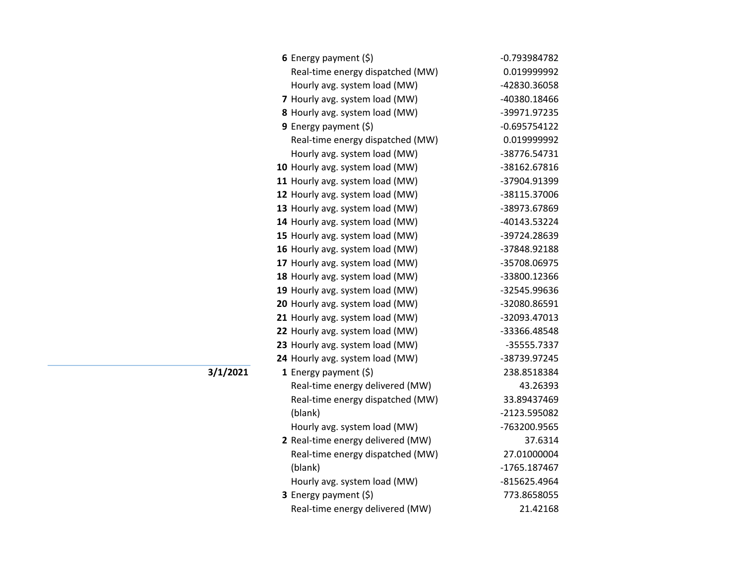| Date | Hour | Measure | Value |
|---|---|---|---|
| | 6 | Energy payment ($) | -0.793984782 |
| | | Real-time energy dispatched (MW) | 0.019999992 |
| | | Hourly avg. system load (MW) | -42830.36058 |
| | 7 | Hourly avg. system load (MW) | -40380.18466 |
| | 8 | Hourly avg. system load (MW) | -39971.97235 |
| | 9 | Energy payment ($) | -0.695754122 |
| | | Real-time energy dispatched (MW) | 0.019999992 |
| | | Hourly avg. system load (MW) | -38776.54731 |
| | 10 | Hourly avg. system load (MW) | -38162.67816 |
| | 11 | Hourly avg. system load (MW) | -37904.91399 |
| | 12 | Hourly avg. system load (MW) | -38115.37006 |
| | 13 | Hourly avg. system load (MW) | -38973.67869 |
| | 14 | Hourly avg. system load (MW) | -40143.53224 |
| | 15 | Hourly avg. system load (MW) | -39724.28639 |
| | 16 | Hourly avg. system load (MW) | -37848.92188 |
| | 17 | Hourly avg. system load (MW) | -35708.06975 |
| | 18 | Hourly avg. system load (MW) | -33800.12366 |
| | 19 | Hourly avg. system load (MW) | -32545.99636 |
| | 20 | Hourly avg. system load (MW) | -32080.86591 |
| | 21 | Hourly avg. system load (MW) | -32093.47013 |
| | 22 | Hourly avg. system load (MW) | -33366.48548 |
| | 23 | Hourly avg. system load (MW) | -35555.7337 |
| | 24 | Hourly avg. system load (MW) | -38739.97245 |
| **3/1/2021** | 1 | Energy payment ($) | 238.8518384 |
| | | Real-time energy delivered (MW) | 43.26393 |
| | | Real-time energy dispatched (MW) | 33.89437469 |
| | | (blank) | -2123.595082 |
| | | Hourly avg. system load (MW) | -763200.9565 |
| | 2 | Real-time energy delivered (MW) | 37.6314 |
| | | Real-time energy dispatched (MW) | 27.01000004 |
| | | (blank) | -1765.187467 |
| | | Hourly avg. system load (MW) | -815625.4964 |
| | 3 | Energy payment ($) | 773.8658055 |
| | | Real-time energy delivered (MW) | 21.42168 |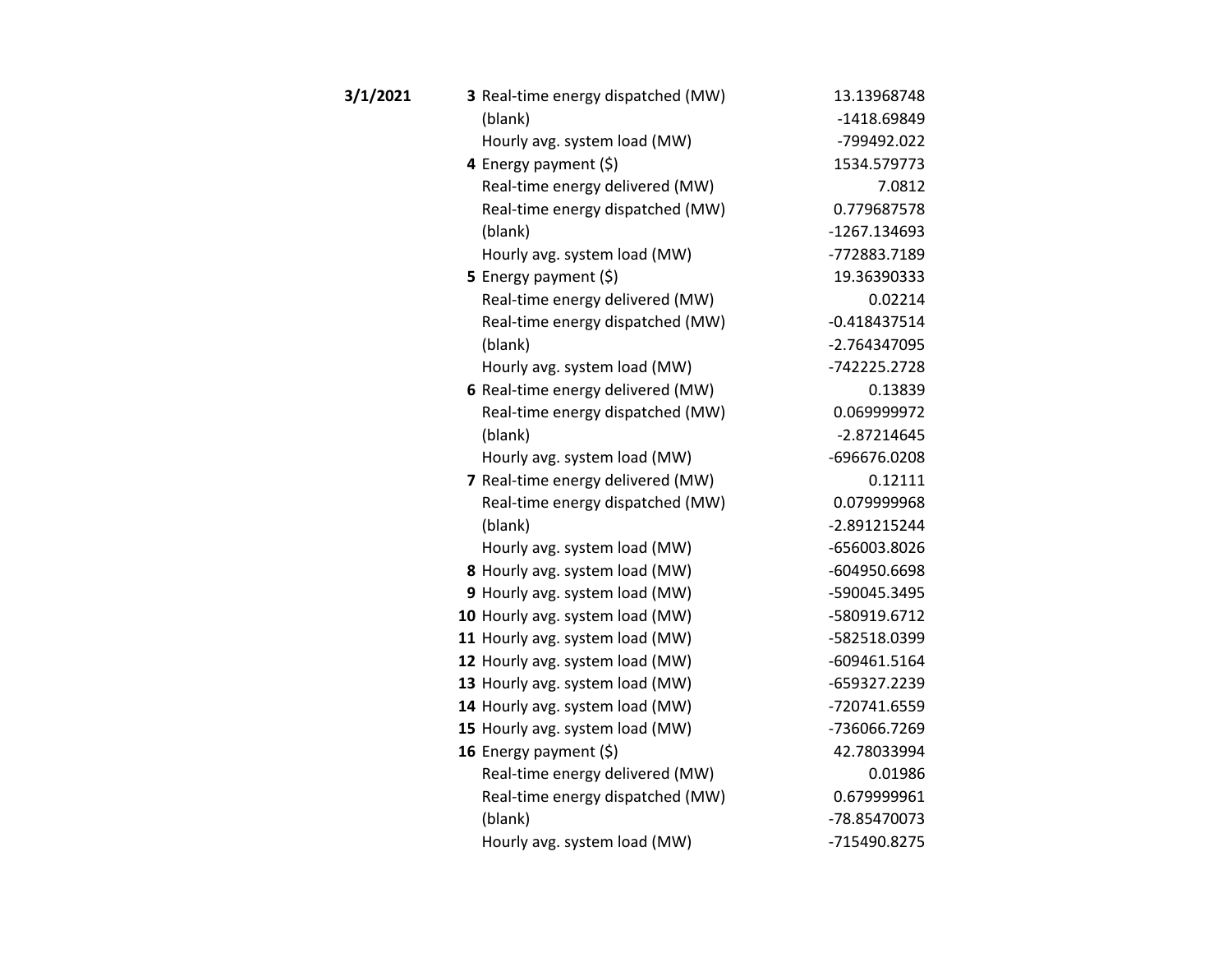| Date | Hour | Metric | Value |
|---|---|---|---|
| **3/1/2021** | **3** | Real-time energy dispatched (MW) | 13.13968748 |
| | | (blank) | -1418.69849 |
| | | Hourly avg. system load (MW) | -799492.022 |
| | **4** | Energy payment ($) | 1534.579773 |
| | | Real-time energy delivered (MW) | 7.0812 |
| | | Real-time energy dispatched (MW) | 0.779687578 |
| | | (blank) | -1267.134693 |
| | | Hourly avg. system load (MW) | -772883.7189 |
| | **5** | Energy payment ($) | 19.36390333 |
| | | Real-time energy delivered (MW) | 0.02214 |
| | | Real-time energy dispatched (MW) | -0.418437514 |
| | | (blank) | -2.764347095 |
| | | Hourly avg. system load (MW) | -742225.2728 |
| | **6** | Real-time energy delivered (MW) | 0.13839 |
| | | Real-time energy dispatched (MW) | 0.069999972 |
| | | (blank) | -2.87214645 |
| | | Hourly avg. system load (MW) | -696676.0208 |
| | **7** | Real-time energy delivered (MW) | 0.12111 |
| | | Real-time energy dispatched (MW) | 0.079999968 |
| | | (blank) | -2.891215244 |
| | | Hourly avg. system load (MW) | -656003.8026 |
| | **8** | Hourly avg. system load (MW) | -604950.6698 |
| | **9** | Hourly avg. system load (MW) | -590045.3495 |
| | **10** | Hourly avg. system load (MW) | -580919.6712 |
| | **11** | Hourly avg. system load (MW) | -582518.0399 |
| | **12** | Hourly avg. system load (MW) | -609461.5164 |
| | **13** | Hourly avg. system load (MW) | -659327.2239 |
| | **14** | Hourly avg. system load (MW) | -720741.6559 |
| | **15** | Hourly avg. system load (MW) | -736066.7269 |
| | **16** | Energy payment ($) | 42.78033994 |
| | | Real-time energy delivered (MW) | 0.01986 |
| | | Real-time energy dispatched (MW) | 0.679999961 |
| | | (blank) | -78.85470073 |
| | | Hourly avg. system load (MW) | -715490.8275 |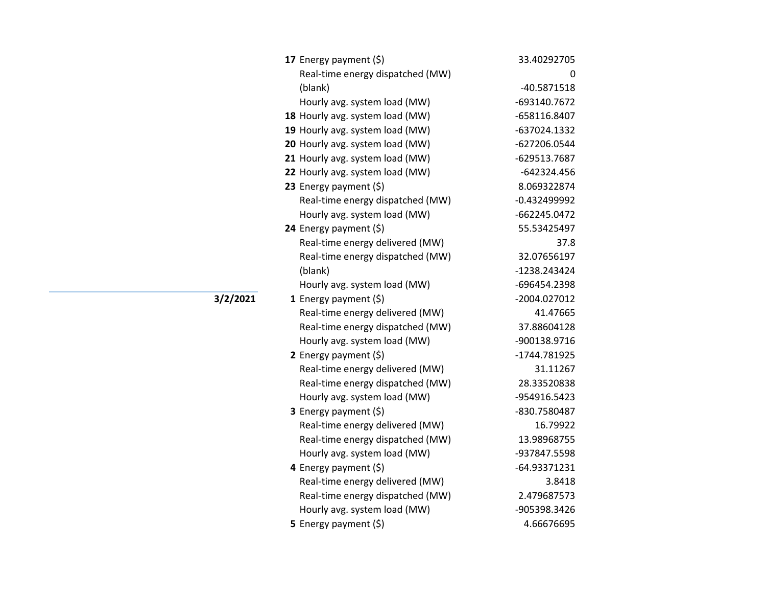| Date | Hour | Measure | Value |
|---|---|---|---|
| | **17** | Energy payment ($) | 33.40292705 |
| | | Real-time energy dispatched (MW) | 0 |
| | | (blank) | -40.5871518 |
| | | Hourly avg. system load (MW) | -693140.7672 |
| | **18** | Hourly avg. system load (MW) | -658116.8407 |
| | **19** | Hourly avg. system load (MW) | -637024.1332 |
| | **20** | Hourly avg. system load (MW) | -627206.0544 |
| | **21** | Hourly avg. system load (MW) | -629513.7687 |
| | **22** | Hourly avg. system load (MW) | -642324.456 |
| | **23** | Energy payment ($) | 8.069322874 |
| | | Real-time energy dispatched (MW) | -0.432499992 |
| | | Hourly avg. system load (MW) | -662245.0472 |
| | **24** | Energy payment ($) | 55.53425497 |
| | | Real-time energy delivered (MW) | 37.8 |
| | | Real-time energy dispatched (MW) | 32.07656197 |
| | | (blank) | -1238.243424 |
| | | Hourly avg. system load (MW) | -696454.2398 |
| **3/2/2021** | **1** | Energy payment ($) | -2004.027012 |
| | | Real-time energy delivered (MW) | 41.47665 |
| | | Real-time energy dispatched (MW) | 37.88604128 |
| | | Hourly avg. system load (MW) | -900138.9716 |
| | **2** | Energy payment ($) | -1744.781925 |
| | | Real-time energy delivered (MW) | 31.11267 |
| | | Real-time energy dispatched (MW) | 28.33520838 |
| | | Hourly avg. system load (MW) | -954916.5423 |
| | **3** | Energy payment ($) | -830.7580487 |
| | | Real-time energy delivered (MW) | 16.79922 |
| | | Real-time energy dispatched (MW) | 13.98968755 |
| | | Hourly avg. system load (MW) | -937847.5598 |
| | **4** | Energy payment ($) | -64.93371231 |
| | | Real-time energy delivered (MW) | 3.8418 |
| | | Real-time energy dispatched (MW) | 2.479687573 |
| | | Hourly avg. system load (MW) | -905398.3426 |
| | **5** | Energy payment ($) | 4.66676695 |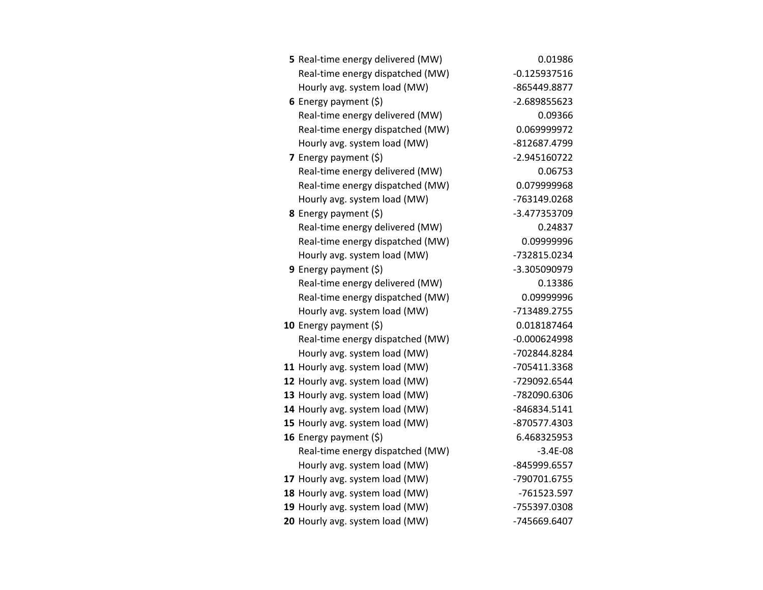| | | |
|---|---|---|
| **5** | Real-time energy delivered (MW) | 0.01986 |
| | Real-time energy dispatched (MW) | -0.125937516 |
| | Hourly avg. system load (MW) | -865449.8877 |
| **6** | Energy payment ($) | -2.689855623 |
| | Real-time energy delivered (MW) | 0.09366 |
| | Real-time energy dispatched (MW) | 0.069999972 |
| | Hourly avg. system load (MW) | -812687.4799 |
| **7** | Energy payment ($) | -2.945160722 |
| | Real-time energy delivered (MW) | 0.06753 |
| | Real-time energy dispatched (MW) | 0.079999968 |
| | Hourly avg. system load (MW) | -763149.0268 |
| **8** | Energy payment ($) | -3.477353709 |
| | Real-time energy delivered (MW) | 0.24837 |
| | Real-time energy dispatched (MW) | 0.09999996 |
| | Hourly avg. system load (MW) | -732815.0234 |
| **9** | Energy payment ($) | -3.305090979 |
| | Real-time energy delivered (MW) | 0.13386 |
| | Real-time energy dispatched (MW) | 0.09999996 |
| | Hourly avg. system load (MW) | -713489.2755 |
| **10** | Energy payment ($) | 0.018187464 |
| | Real-time energy dispatched (MW) | -0.000624998 |
| | Hourly avg. system load (MW) | -702844.8284 |
| **11** | Hourly avg. system load (MW) | -705411.3368 |
| **12** | Hourly avg. system load (MW) | -729092.6544 |
| **13** | Hourly avg. system load (MW) | -782090.6306 |
| **14** | Hourly avg. system load (MW) | -846834.5141 |
| **15** | Hourly avg. system load (MW) | -870577.4303 |
| **16** | Energy payment ($) | 6.468325953 |
| | Real-time energy dispatched (MW) | -3.4E-08 |
| | Hourly avg. system load (MW) | -845999.6557 |
| **17** | Hourly avg. system load (MW) | -790701.6755 |
| **18** | Hourly avg. system load (MW) | -761523.597 |
| **19** | Hourly avg. system load (MW) | -755397.0308 |
| **20** | Hourly avg. system load (MW) | -745669.6407 |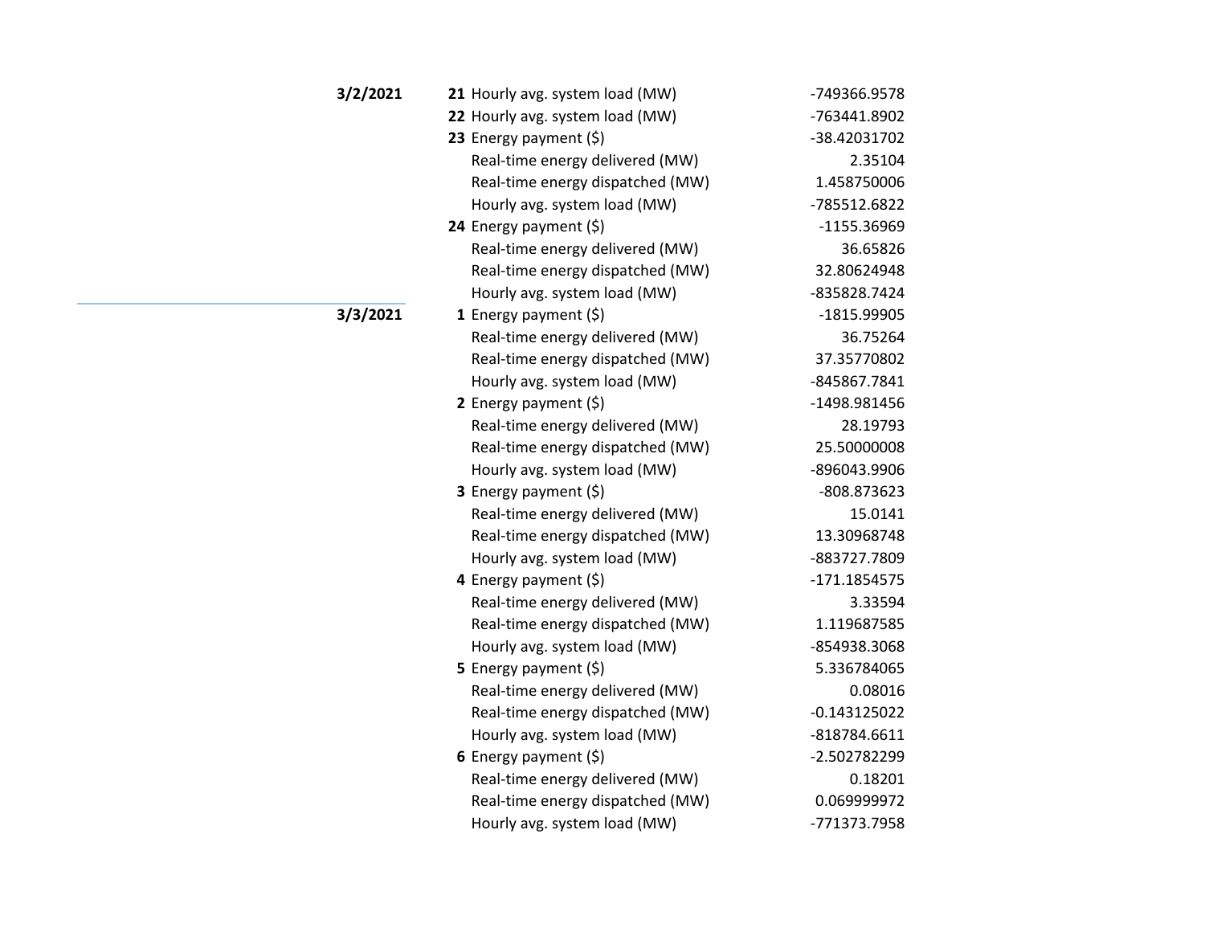| Date | Hour | Item | Value |
|---|---|---|---|
| **3/2/2021** | **21** | Hourly avg. system load (MW) | -749366.9578 |
| | **22** | Hourly avg. system load (MW) | -763441.8902 |
| | **23** | Energy payment ($) | -38.42031702 |
| | | Real-time energy delivered (MW) | 2.35104 |
| | | Real-time energy dispatched (MW) | 1.458750006 |
| | | Hourly avg. system load (MW) | -785512.6822 |
| | **24** | Energy payment ($) | -1155.36969 |
| | | Real-time energy delivered (MW) | 36.65826 |
| | | Real-time energy dispatched (MW) | 32.80624948 |
| | | Hourly avg. system load (MW) | -835828.7424 |
| **3/3/2021** | **1** | Energy payment ($) | -1815.99905 |
| | | Real-time energy delivered (MW) | 36.75264 |
| | | Real-time energy dispatched (MW) | 37.35770802 |
| | | Hourly avg. system load (MW) | -845867.7841 |
| | **2** | Energy payment ($) | -1498.981456 |
| | | Real-time energy delivered (MW) | 28.19793 |
| | | Real-time energy dispatched (MW) | 25.50000008 |
| | | Hourly avg. system load (MW) | -896043.9906 |
| | **3** | Energy payment ($) | -808.873623 |
| | | Real-time energy delivered (MW) | 15.0141 |
| | | Real-time energy dispatched (MW) | 13.30968748 |
| | | Hourly avg. system load (MW) | -883727.7809 |
| | **4** | Energy payment ($) | -171.1854575 |
| | | Real-time energy delivered (MW) | 3.33594 |
| | | Real-time energy dispatched (MW) | 1.119687585 |
| | | Hourly avg. system load (MW) | -854938.3068 |
| | **5** | Energy payment ($) | 5.336784065 |
| | | Real-time energy delivered (MW) | 0.08016 |
| | | Real-time energy dispatched (MW) | -0.143125022 |
| | | Hourly avg. system load (MW) | -818784.6611 |
| | **6** | Energy payment ($) | -2.502782299 |
| | | Real-time energy delivered (MW) | 0.18201 |
| | | Real-time energy dispatched (MW) | 0.069999972 |
| | | Hourly avg. system load (MW) | -771373.7958 |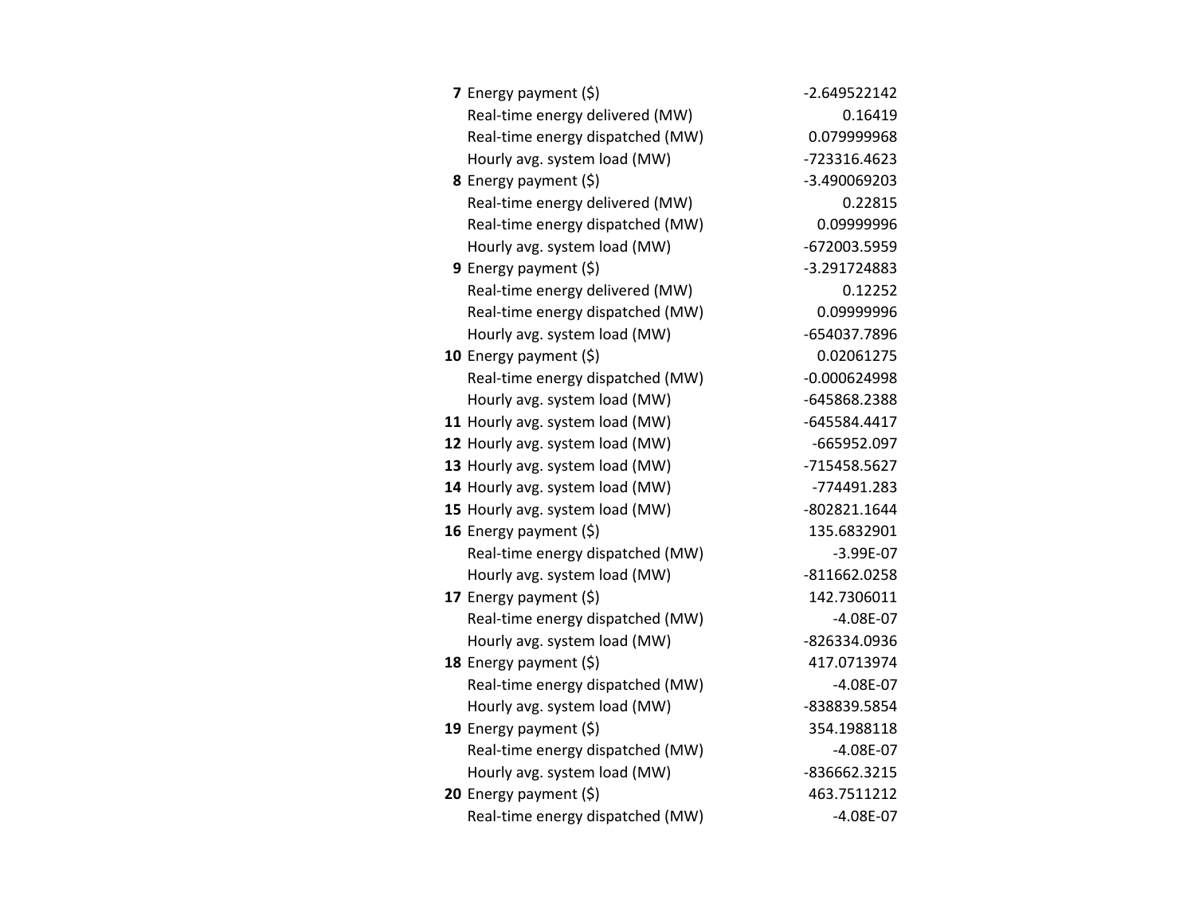| | | |
|---|---|---|
| **7** | Energy payment ($) | -2.649522142 |
| | Real-time energy delivered (MW) | 0.16419 |
| | Real-time energy dispatched (MW) | 0.079999968 |
| | Hourly avg. system load (MW) | -723316.4623 |
| **8** | Energy payment ($) | -3.490069203 |
| | Real-time energy delivered (MW) | 0.22815 |
| | Real-time energy dispatched (MW) | 0.09999996 |
| | Hourly avg. system load (MW) | -672003.5959 |
| **9** | Energy payment ($) | -3.291724883 |
| | Real-time energy delivered (MW) | 0.12252 |
| | Real-time energy dispatched (MW) | 0.09999996 |
| | Hourly avg. system load (MW) | -654037.7896 |
| **10** | Energy payment ($) | 0.02061275 |
| | Real-time energy dispatched (MW) | -0.000624998 |
| | Hourly avg. system load (MW) | -645868.2388 |
| **11** | Hourly avg. system load (MW) | -645584.4417 |
| **12** | Hourly avg. system load (MW) | -665952.097 |
| **13** | Hourly avg. system load (MW) | -715458.5627 |
| **14** | Hourly avg. system load (MW) | -774491.283 |
| **15** | Hourly avg. system load (MW) | -802821.1644 |
| **16** | Energy payment ($) | 135.6832901 |
| | Real-time energy dispatched (MW) | -3.99E-07 |
| | Hourly avg. system load (MW) | -811662.0258 |
| **17** | Energy payment ($) | 142.7306011 |
| | Real-time energy dispatched (MW) | -4.08E-07 |
| | Hourly avg. system load (MW) | -826334.0936 |
| **18** | Energy payment ($) | 417.0713974 |
| | Real-time energy dispatched (MW) | -4.08E-07 |
| | Hourly avg. system load (MW) | -838839.5854 |
| **19** | Energy payment ($) | 354.1988118 |
| | Real-time energy dispatched (MW) | -4.08E-07 |
| | Hourly avg. system load (MW) | -836662.3215 |
| **20** | Energy payment ($) | 463.7511212 |
| | Real-time energy dispatched (MW) | -4.08E-07 |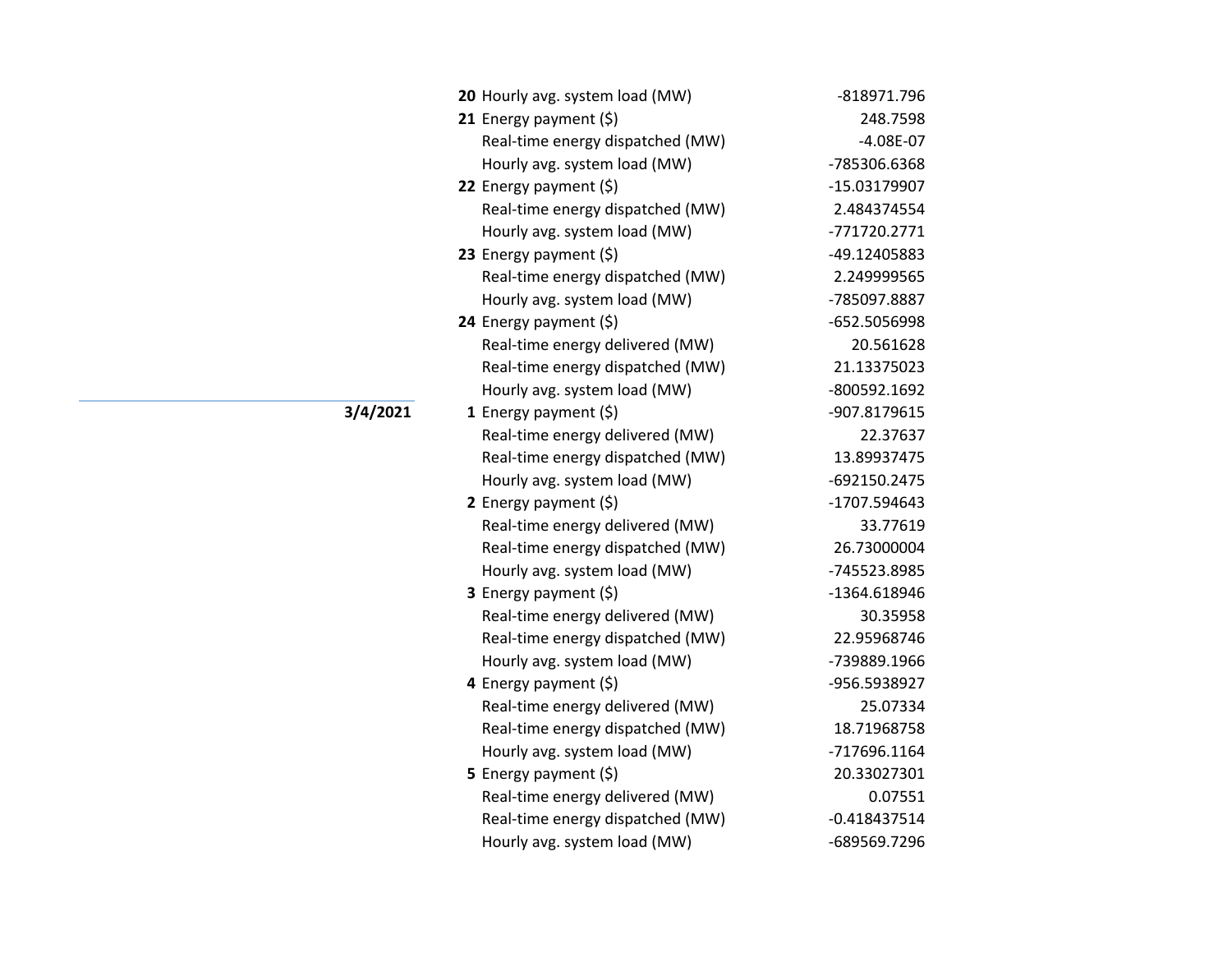| Date | Hour | Item | Value |
|---|---|---|---|
| | **20** | Hourly avg. system load (MW) | -818971.796 |
| | **21** | Energy payment ($) | 248.7598 |
| | | Real-time energy dispatched (MW) | -4.08E-07 |
| | | Hourly avg. system load (MW) | -785306.6368 |
| | **22** | Energy payment ($) | -15.03179907 |
| | | Real-time energy dispatched (MW) | 2.484374554 |
| | | Hourly avg. system load (MW) | -771720.2771 |
| | **23** | Energy payment ($) | -49.12405883 |
| | | Real-time energy dispatched (MW) | 2.249999565 |
| | | Hourly avg. system load (MW) | -785097.8887 |
| | **24** | Energy payment ($) | -652.5056998 |
| | | Real-time energy delivered (MW) | 20.561628 |
| | | Real-time energy dispatched (MW) | 21.13375023 |
| | | Hourly avg. system load (MW) | -800592.1692 |
| **3/4/2021** | **1** | Energy payment ($) | -907.8179615 |
| | | Real-time energy delivered (MW) | 22.37637 |
| | | Real-time energy dispatched (MW) | 13.89937475 |
| | | Hourly avg. system load (MW) | -692150.2475 |
| | **2** | Energy payment ($) | -1707.594643 |
| | | Real-time energy delivered (MW) | 33.77619 |
| | | Real-time energy dispatched (MW) | 26.73000004 |
| | | Hourly avg. system load (MW) | -745523.8985 |
| | **3** | Energy payment ($) | -1364.618946 |
| | | Real-time energy delivered (MW) | 30.35958 |
| | | Real-time energy dispatched (MW) | 22.95968746 |
| | | Hourly avg. system load (MW) | -739889.1966 |
| | **4** | Energy payment ($) | -956.5938927 |
| | | Real-time energy delivered (MW) | 25.07334 |
| | | Real-time energy dispatched (MW) | 18.71968758 |
| | | Hourly avg. system load (MW) | -717696.1164 |
| | **5** | Energy payment ($) | 20.33027301 |
| | | Real-time energy delivered (MW) | 0.07551 |
| | | Real-time energy dispatched (MW) | -0.418437514 |
| | | Hourly avg. system load (MW) | -689569.7296 |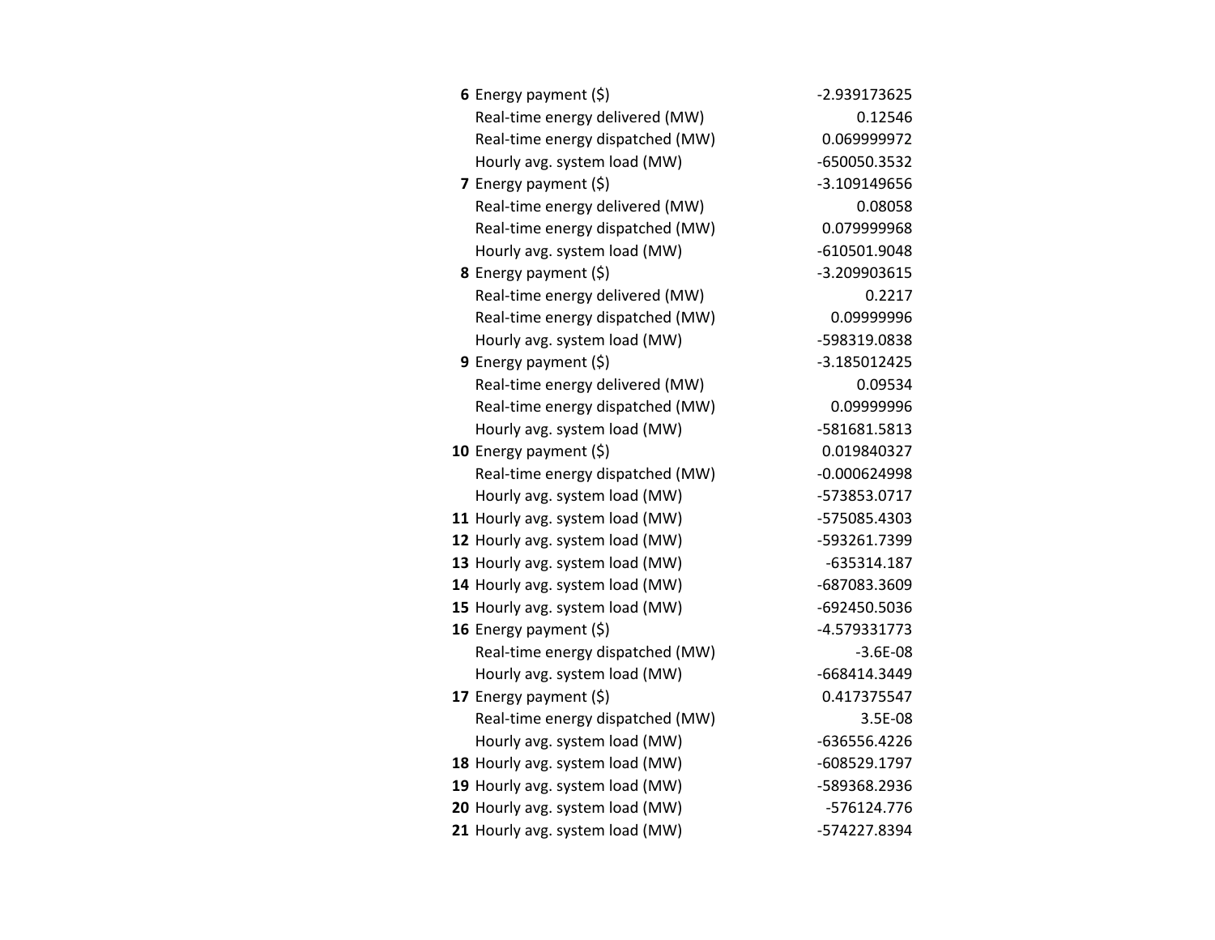| | | |
|---|---|---|
| **6** | Energy payment ($) | -2.939173625 |
| | Real-time energy delivered (MW) | 0.12546 |
| | Real-time energy dispatched (MW) | 0.069999972 |
| | Hourly avg. system load (MW) | -650050.3532 |
| **7** | Energy payment ($) | -3.109149656 |
| | Real-time energy delivered (MW) | 0.08058 |
| | Real-time energy dispatched (MW) | 0.079999968 |
| | Hourly avg. system load (MW) | -610501.9048 |
| **8** | Energy payment ($) | -3.209903615 |
| | Real-time energy delivered (MW) | 0.2217 |
| | Real-time energy dispatched (MW) | 0.09999996 |
| | Hourly avg. system load (MW) | -598319.0838 |
| **9** | Energy payment ($) | -3.185012425 |
| | Real-time energy delivered (MW) | 0.09534 |
| | Real-time energy dispatched (MW) | 0.09999996 |
| | Hourly avg. system load (MW) | -581681.5813 |
| **10** | Energy payment ($) | 0.019840327 |
| | Real-time energy dispatched (MW) | -0.000624998 |
| | Hourly avg. system load (MW) | -573853.0717 |
| **11** | Hourly avg. system load (MW) | -575085.4303 |
| **12** | Hourly avg. system load (MW) | -593261.7399 |
| **13** | Hourly avg. system load (MW) | -635314.187 |
| **14** | Hourly avg. system load (MW) | -687083.3609 |
| **15** | Hourly avg. system load (MW) | -692450.5036 |
| **16** | Energy payment ($) | -4.579331773 |
| | Real-time energy dispatched (MW) | -3.6E-08 |
| | Hourly avg. system load (MW) | -668414.3449 |
| **17** | Energy payment ($) | 0.417375547 |
| | Real-time energy dispatched (MW) | 3.5E-08 |
| | Hourly avg. system load (MW) | -636556.4226 |
| **18** | Hourly avg. system load (MW) | -608529.1797 |
| **19** | Hourly avg. system load (MW) | -589368.2936 |
| **20** | Hourly avg. system load (MW) | -576124.776 |
| **21** | Hourly avg. system load (MW) | -574227.8394 |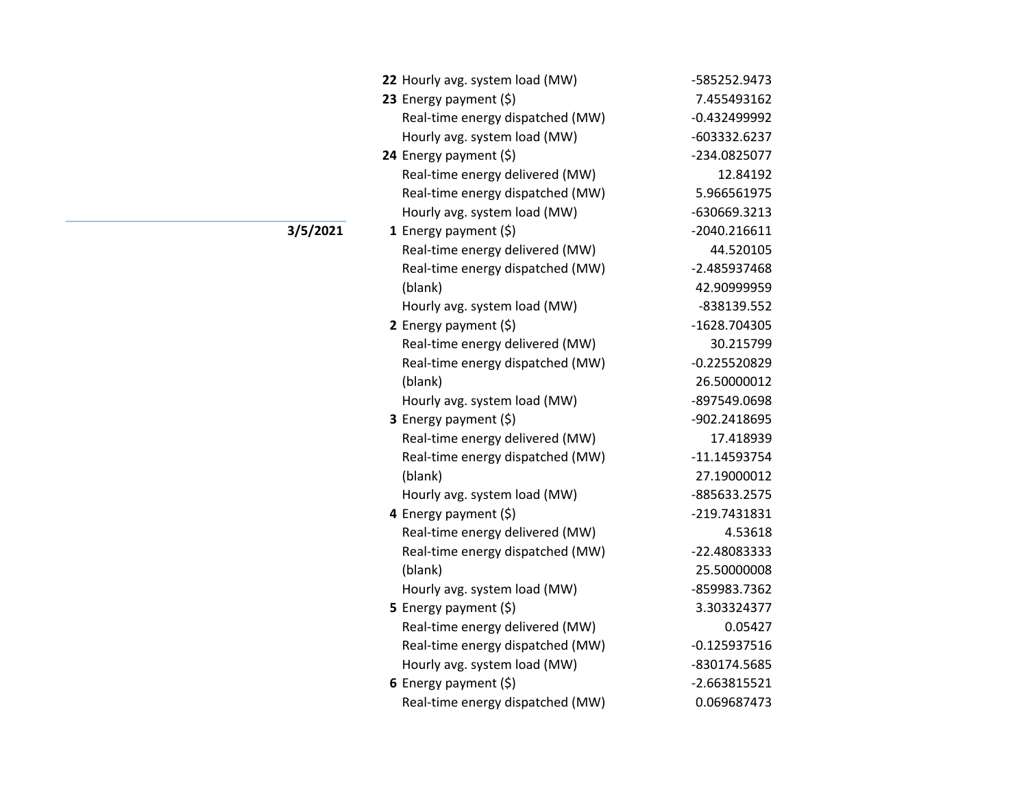| Date | Hour | Metric | Value |
|---|---|---|---|
| | **22** | Hourly avg. system load (MW) | -585252.9473 |
| | **23** | Energy payment ($) | 7.455493162 |
| | | Real-time energy dispatched (MW) | -0.432499992 |
| | | Hourly avg. system load (MW) | -603332.6237 |
| | **24** | Energy payment ($) | -234.0825077 |
| | | Real-time energy delivered (MW) | 12.84192 |
| | | Real-time energy dispatched (MW) | 5.966561975 |
| | | Hourly avg. system load (MW) | -630669.3213 |
| **3/5/2021** | **1** | Energy payment ($) | -2040.216611 |
| | | Real-time energy delivered (MW) | 44.520105 |
| | | Real-time energy dispatched (MW) | -2.485937468 |
| | | (blank) | 42.90999959 |
| | | Hourly avg. system load (MW) | -838139.552 |
| | **2** | Energy payment ($) | -1628.704305 |
| | | Real-time energy delivered (MW) | 30.215799 |
| | | Real-time energy dispatched (MW) | -0.225520829 |
| | | (blank) | 26.50000012 |
| | | Hourly avg. system load (MW) | -897549.0698 |
| | **3** | Energy payment ($) | -902.2418695 |
| | | Real-time energy delivered (MW) | 17.418939 |
| | | Real-time energy dispatched (MW) | -11.14593754 |
| | | (blank) | 27.19000012 |
| | | Hourly avg. system load (MW) | -885633.2575 |
| | **4** | Energy payment ($) | -219.7431831 |
| | | Real-time energy delivered (MW) | 4.53618 |
| | | Real-time energy dispatched (MW) | -22.48083333 |
| | | (blank) | 25.50000008 |
| | | Hourly avg. system load (MW) | -859983.7362 |
| | **5** | Energy payment ($) | 3.303324377 |
| | | Real-time energy delivered (MW) | 0.05427 |
| | | Real-time energy dispatched (MW) | -0.125937516 |
| | | Hourly avg. system load (MW) | -830174.5685 |
| | **6** | Energy payment ($) | -2.663815521 |
| | | Real-time energy dispatched (MW) | 0.069687473 |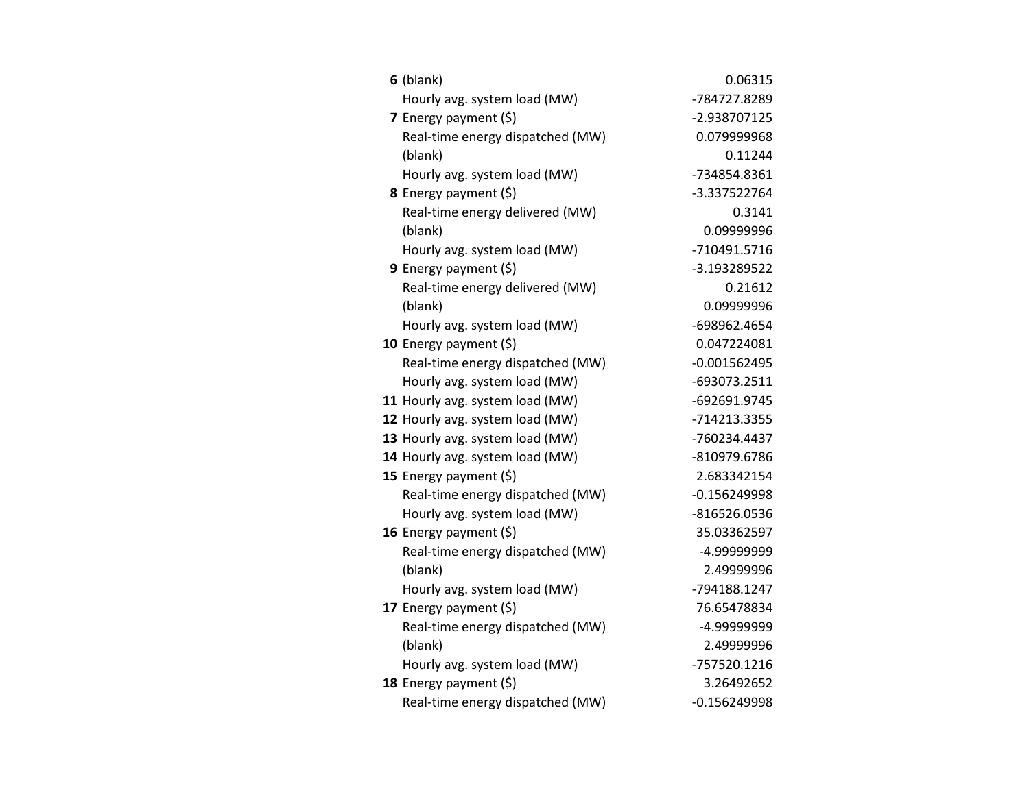| | | |
|---|---|---|
| **6** | (blank) | 0.06315 |
| | Hourly avg. system load (MW) | -784727.8289 |
| **7** | Energy payment ($) | -2.938707125 |
| | Real-time energy dispatched (MW) | 0.079999968 |
| | (blank) | 0.11244 |
| | Hourly avg. system load (MW) | -734854.8361 |
| **8** | Energy payment ($) | -3.337522764 |
| | Real-time energy delivered (MW) | 0.3141 |
| | (blank) | 0.09999996 |
| | Hourly avg. system load (MW) | -710491.5716 |
| **9** | Energy payment ($) | -3.193289522 |
| | Real-time energy delivered (MW) | 0.21612 |
| | (blank) | 0.09999996 |
| | Hourly avg. system load (MW) | -698962.4654 |
| **10** | Energy payment ($) | 0.047224081 |
| | Real-time energy dispatched (MW) | -0.001562495 |
| | Hourly avg. system load (MW) | -693073.2511 |
| **11** | Hourly avg. system load (MW) | -692691.9745 |
| **12** | Hourly avg. system load (MW) | -714213.3355 |
| **13** | Hourly avg. system load (MW) | -760234.4437 |
| **14** | Hourly avg. system load (MW) | -810979.6786 |
| **15** | Energy payment ($) | 2.683342154 |
| | Real-time energy dispatched (MW) | -0.156249998 |
| | Hourly avg. system load (MW) | -816526.0536 |
| **16** | Energy payment ($) | 35.03362597 |
| | Real-time energy dispatched (MW) | -4.99999999 |
| | (blank) | 2.49999996 |
| | Hourly avg. system load (MW) | -794188.1247 |
| **17** | Energy payment ($) | 76.65478834 |
| | Real-time energy dispatched (MW) | -4.99999999 |
| | (blank) | 2.49999996 |
| | Hourly avg. system load (MW) | -757520.1216 |
| **18** | Energy payment ($) | 3.26492652 |
| | Real-time energy dispatched (MW) | -0.156249998 |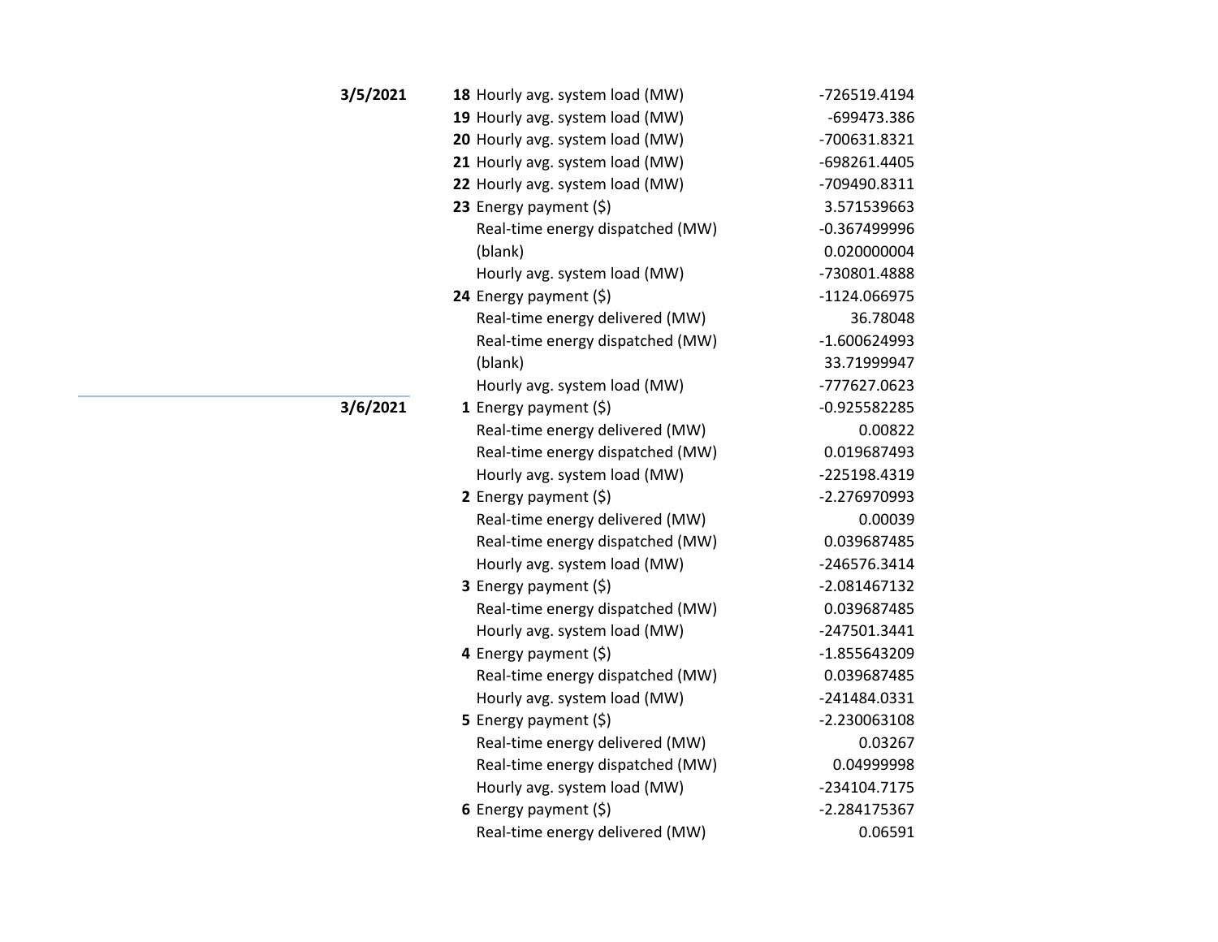| Date | Hour | Field | Value |
|---|---|---|---|
| **3/5/2021** | **18** | Hourly avg. system load (MW) | -726519.4194 |
| | **19** | Hourly avg. system load (MW) | -699473.386 |
| | **20** | Hourly avg. system load (MW) | -700631.8321 |
| | **21** | Hourly avg. system load (MW) | -698261.4405 |
| | **22** | Hourly avg. system load (MW) | -709490.8311 |
| | **23** | Energy payment ($) | 3.571539663 |
| | | Real-time energy dispatched (MW) | -0.367499996 |
| | | (blank) | 0.020000004 |
| | | Hourly avg. system load (MW) | -730801.4888 |
| | **24** | Energy payment ($) | -1124.066975 |
| | | Real-time energy delivered (MW) | 36.78048 |
| | | Real-time energy dispatched (MW) | -1.600624993 |
| | | (blank) | 33.71999947 |
| | | Hourly avg. system load (MW) | -777627.0623 |
| **3/6/2021** | **1** | Energy payment ($) | -0.925582285 |
| | | Real-time energy delivered (MW) | 0.00822 |
| | | Real-time energy dispatched (MW) | 0.019687493 |
| | | Hourly avg. system load (MW) | -225198.4319 |
| | **2** | Energy payment ($) | -2.276970993 |
| | | Real-time energy delivered (MW) | 0.00039 |
| | | Real-time energy dispatched (MW) | 0.039687485 |
| | | Hourly avg. system load (MW) | -246576.3414 |
| | **3** | Energy payment ($) | -2.081467132 |
| | | Real-time energy dispatched (MW) | 0.039687485 |
| | | Hourly avg. system load (MW) | -247501.3441 |
| | **4** | Energy payment ($) | -1.855643209 |
| | | Real-time energy dispatched (MW) | 0.039687485 |
| | | Hourly avg. system load (MW) | -241484.0331 |
| | **5** | Energy payment ($) | -2.230063108 |
| | | Real-time energy delivered (MW) | 0.03267 |
| | | Real-time energy dispatched (MW) | 0.04999998 |
| | | Hourly avg. system load (MW) | -234104.7175 |
| | **6** | Energy payment ($) | -2.284175367 |
| | | Real-time energy delivered (MW) | 0.06591 |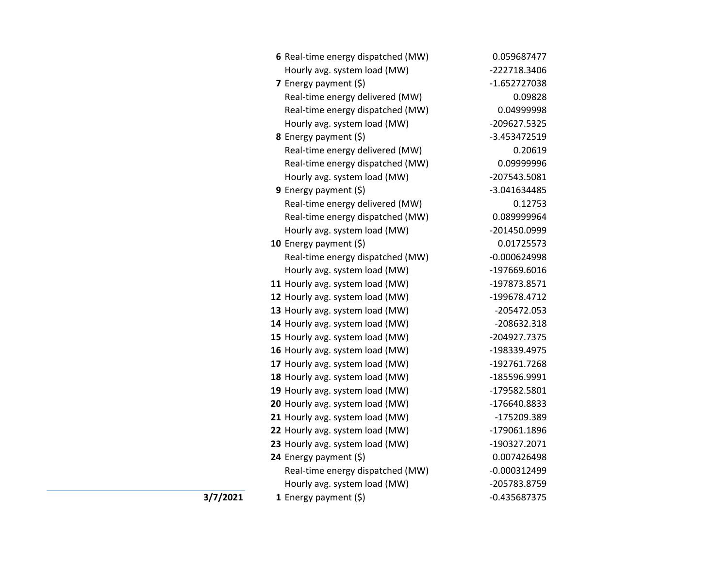| Date | Hour | Item | Value |
|---|---|---|---|
| | **6** | Real-time energy dispatched (MW) | 0.059687477 |
| | | Hourly avg. system load (MW) | -222718.3406 |
| | **7** | Energy payment ($) | -1.652727038 |
| | | Real-time energy delivered (MW) | 0.09828 |
| | | Real-time energy dispatched (MW) | 0.04999998 |
| | | Hourly avg. system load (MW) | -209627.5325 |
| | **8** | Energy payment ($) | -3.453472519 |
| | | Real-time energy delivered (MW) | 0.20619 |
| | | Real-time energy dispatched (MW) | 0.09999996 |
| | | Hourly avg. system load (MW) | -207543.5081 |
| | **9** | Energy payment ($) | -3.041634485 |
| | | Real-time energy delivered (MW) | 0.12753 |
| | | Real-time energy dispatched (MW) | 0.089999964 |
| | | Hourly avg. system load (MW) | -201450.0999 |
| | **10** | Energy payment ($) | 0.01725573 |
| | | Real-time energy dispatched (MW) | -0.000624998 |
| | | Hourly avg. system load (MW) | -197669.6016 |
| | **11** | Hourly avg. system load (MW) | -197873.8571 |
| | **12** | Hourly avg. system load (MW) | -199678.4712 |
| | **13** | Hourly avg. system load (MW) | -205472.053 |
| | **14** | Hourly avg. system load (MW) | -208632.318 |
| | **15** | Hourly avg. system load (MW) | -204927.7375 |
| | **16** | Hourly avg. system load (MW) | -198339.4975 |
| | **17** | Hourly avg. system load (MW) | -192761.7268 |
| | **18** | Hourly avg. system load (MW) | -185596.9991 |
| | **19** | Hourly avg. system load (MW) | -179582.5801 |
| | **20** | Hourly avg. system load (MW) | -176640.8833 |
| | **21** | Hourly avg. system load (MW) | -175209.389 |
| | **22** | Hourly avg. system load (MW) | -179061.1896 |
| | **23** | Hourly avg. system load (MW) | -190327.2071 |
| | **24** | Energy payment ($) | 0.007426498 |
| | | Real-time energy dispatched (MW) | -0.000312499 |
| | | Hourly avg. system load (MW) | -205783.8759 |
| **3/7/2021** | **1** | Energy payment ($) | -0.435687375 |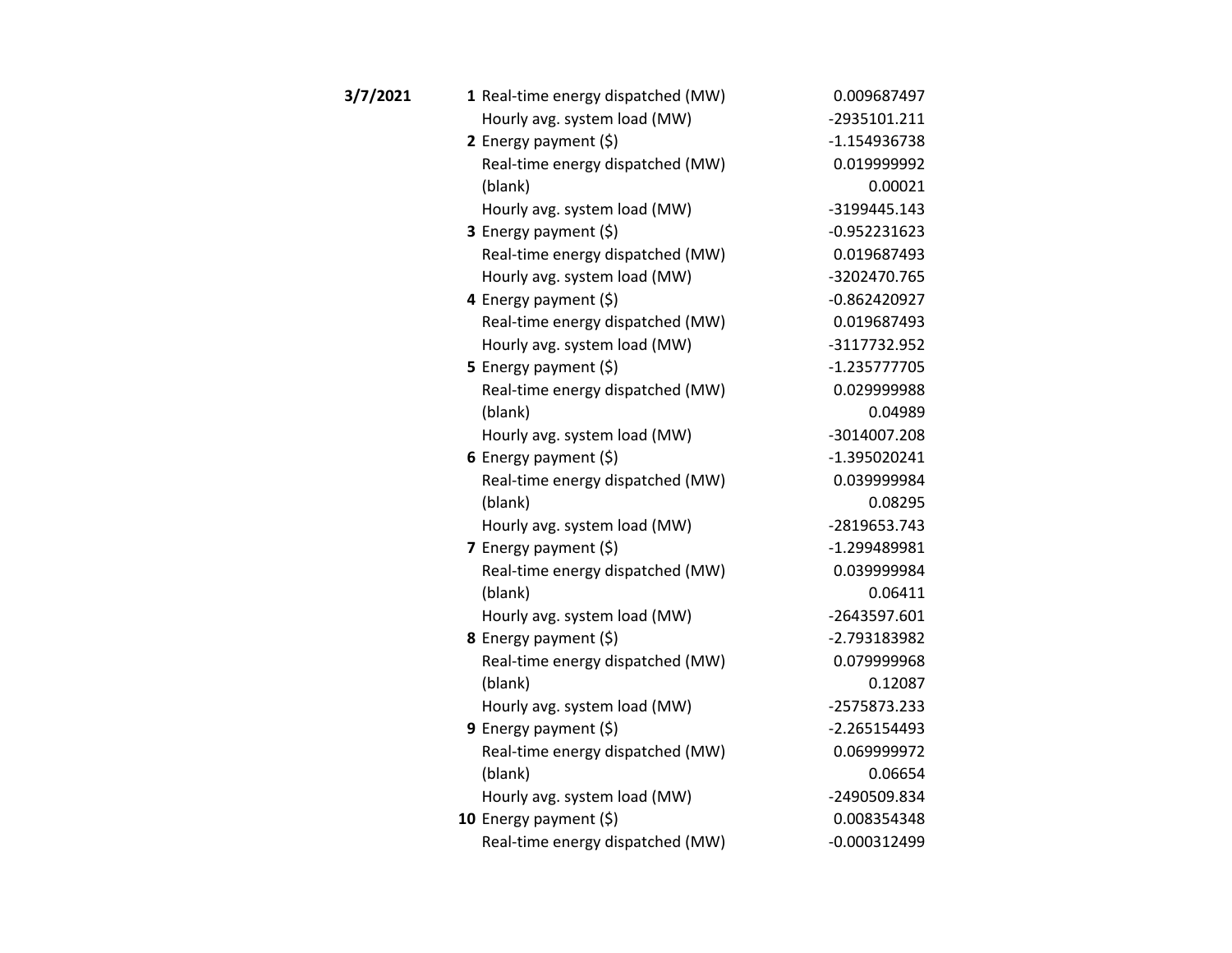| Date | Hour | Measure | Value |
| --- | --- | --- | --- |
| **3/7/2021** | **1** | Real-time energy dispatched (MW) | 0.009687497 |
| | | Hourly avg. system load (MW) | -2935101.211 |
| | **2** | Energy payment ($) | -1.154936738 |
| | | Real-time energy dispatched (MW) | 0.019999992 |
| | | (blank) | 0.00021 |
| | | Hourly avg. system load (MW) | -3199445.143 |
| | **3** | Energy payment ($) | -0.952231623 |
| | | Real-time energy dispatched (MW) | 0.019687493 |
| | | Hourly avg. system load (MW) | -3202470.765 |
| | **4** | Energy payment ($) | -0.862420927 |
| | | Real-time energy dispatched (MW) | 0.019687493 |
| | | Hourly avg. system load (MW) | -3117732.952 |
| | **5** | Energy payment ($) | -1.235777705 |
| | | Real-time energy dispatched (MW) | 0.029999988 |
| | | (blank) | 0.04989 |
| | | Hourly avg. system load (MW) | -3014007.208 |
| | **6** | Energy payment ($) | -1.395020241 |
| | | Real-time energy dispatched (MW) | 0.039999984 |
| | | (blank) | 0.08295 |
| | | Hourly avg. system load (MW) | -2819653.743 |
| | **7** | Energy payment ($) | -1.299489981 |
| | | Real-time energy dispatched (MW) | 0.039999984 |
| | | (blank) | 0.06411 |
| | | Hourly avg. system load (MW) | -2643597.601 |
| | **8** | Energy payment ($) | -2.793183982 |
| | | Real-time energy dispatched (MW) | 0.079999968 |
| | | (blank) | 0.12087 |
| | | Hourly avg. system load (MW) | -2575873.233 |
| | **9** | Energy payment ($) | -2.265154493 |
| | | Real-time energy dispatched (MW) | 0.069999972 |
| | | (blank) | 0.06654 |
| | | Hourly avg. system load (MW) | -2490509.834 |
| | **10** | Energy payment ($) | 0.008354348 |
| | | Real-time energy dispatched (MW) | -0.000312499 |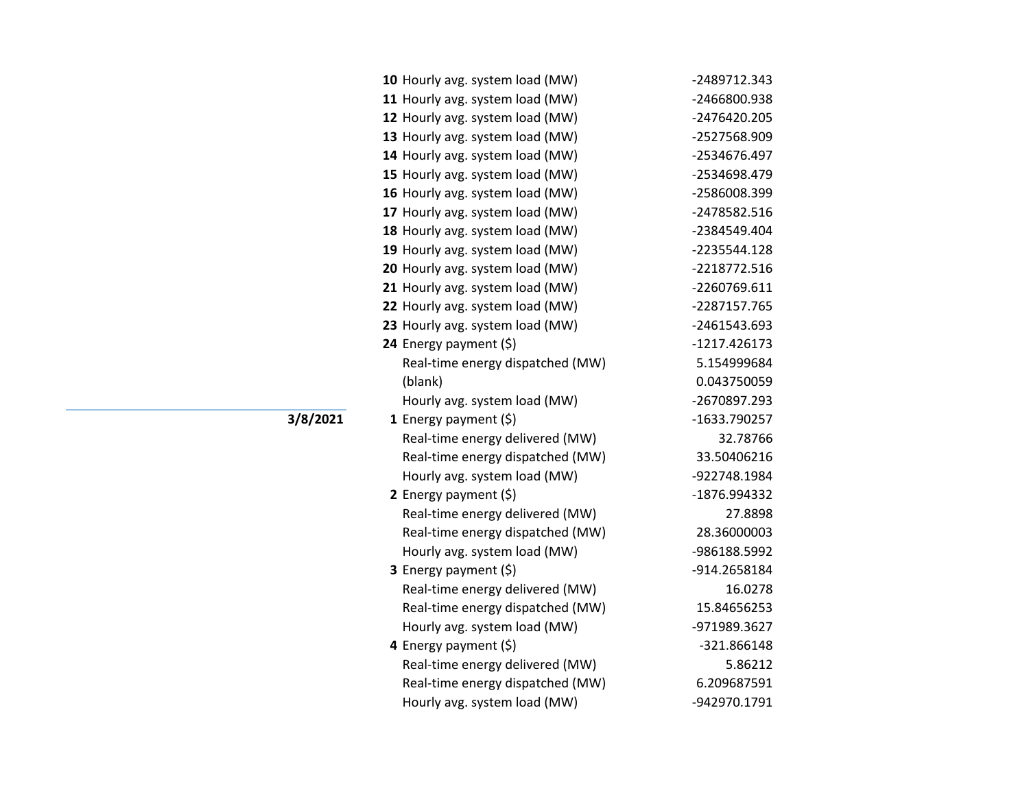| Date | Hour | Measure | Value |
|---|---|---|---|
| | **10** | Hourly avg. system load (MW) | -2489712.343 |
| | **11** | Hourly avg. system load (MW) | -2466800.938 |
| | **12** | Hourly avg. system load (MW) | -2476420.205 |
| | **13** | Hourly avg. system load (MW) | -2527568.909 |
| | **14** | Hourly avg. system load (MW) | -2534676.497 |
| | **15** | Hourly avg. system load (MW) | -2534698.479 |
| | **16** | Hourly avg. system load (MW) | -2586008.399 |
| | **17** | Hourly avg. system load (MW) | -2478582.516 |
| | **18** | Hourly avg. system load (MW) | -2384549.404 |
| | **19** | Hourly avg. system load (MW) | -2235544.128 |
| | **20** | Hourly avg. system load (MW) | -2218772.516 |
| | **21** | Hourly avg. system load (MW) | -2260769.611 |
| | **22** | Hourly avg. system load (MW) | -2287157.765 |
| | **23** | Hourly avg. system load (MW) | -2461543.693 |
| | **24** | Energy payment ($) | -1217.426173 |
| | | Real-time energy dispatched (MW) | 5.154999684 |
| | | (blank) | 0.043750059 |
| | | Hourly avg. system load (MW) | -2670897.293 |
| **3/8/2021** | **1** | Energy payment ($) | -1633.790257 |
| | | Real-time energy delivered (MW) | 32.78766 |
| | | Real-time energy dispatched (MW) | 33.50406216 |
| | | Hourly avg. system load (MW) | -922748.1984 |
| | **2** | Energy payment ($) | -1876.994332 |
| | | Real-time energy delivered (MW) | 27.8898 |
| | | Real-time energy dispatched (MW) | 28.36000003 |
| | | Hourly avg. system load (MW) | -986188.5992 |
| | **3** | Energy payment ($) | -914.2658184 |
| | | Real-time energy delivered (MW) | 16.0278 |
| | | Real-time energy dispatched (MW) | 15.84656253 |
| | | Hourly avg. system load (MW) | -971989.3627 |
| | **4** | Energy payment ($) | -321.866148 |
| | | Real-time energy delivered (MW) | 5.86212 |
| | | Real-time energy dispatched (MW) | 6.209687591 |
| | | Hourly avg. system load (MW) | -942970.1791 |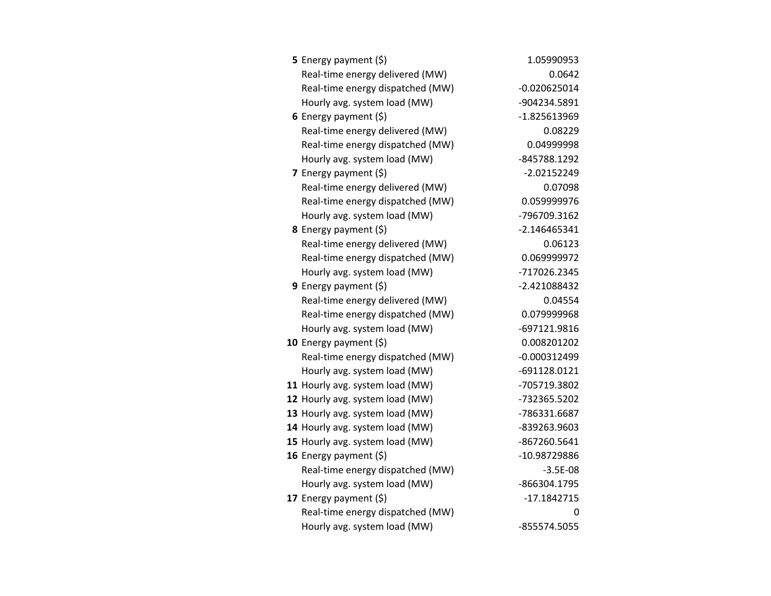| | | |
|---|---|---|
| **5** | Energy payment ($) | 1.05990953 |
| | Real-time energy delivered (MW) | 0.0642 |
| | Real-time energy dispatched (MW) | -0.020625014 |
| | Hourly avg. system load (MW) | -904234.5891 |
| **6** | Energy payment ($) | -1.825613969 |
| | Real-time energy delivered (MW) | 0.08229 |
| | Real-time energy dispatched (MW) | 0.04999998 |
| | Hourly avg. system load (MW) | -845788.1292 |
| **7** | Energy payment ($) | -2.02152249 |
| | Real-time energy delivered (MW) | 0.07098 |
| | Real-time energy dispatched (MW) | 0.059999976 |
| | Hourly avg. system load (MW) | -796709.3162 |
| **8** | Energy payment ($) | -2.146465341 |
| | Real-time energy delivered (MW) | 0.06123 |
| | Real-time energy dispatched (MW) | 0.069999972 |
| | Hourly avg. system load (MW) | -717026.2345 |
| **9** | Energy payment ($) | -2.421088432 |
| | Real-time energy delivered (MW) | 0.04554 |
| | Real-time energy dispatched (MW) | 0.079999968 |
| | Hourly avg. system load (MW) | -697121.9816 |
| **10** | Energy payment ($) | 0.008201202 |
| | Real-time energy dispatched (MW) | -0.000312499 |
| | Hourly avg. system load (MW) | -691128.0121 |
| **11** | Hourly avg. system load (MW) | -705719.3802 |
| **12** | Hourly avg. system load (MW) | -732365.5202 |
| **13** | Hourly avg. system load (MW) | -786331.6687 |
| **14** | Hourly avg. system load (MW) | -839263.9603 |
| **15** | Hourly avg. system load (MW) | -867260.5641 |
| **16** | Energy payment ($) | -10.98729886 |
| | Real-time energy dispatched (MW) | -3.5E-08 |
| | Hourly avg. system load (MW) | -866304.1795 |
| **17** | Energy payment ($) | -17.1842715 |
| | Real-time energy dispatched (MW) | 0 |
| | Hourly avg. system load (MW) | -855574.5055 |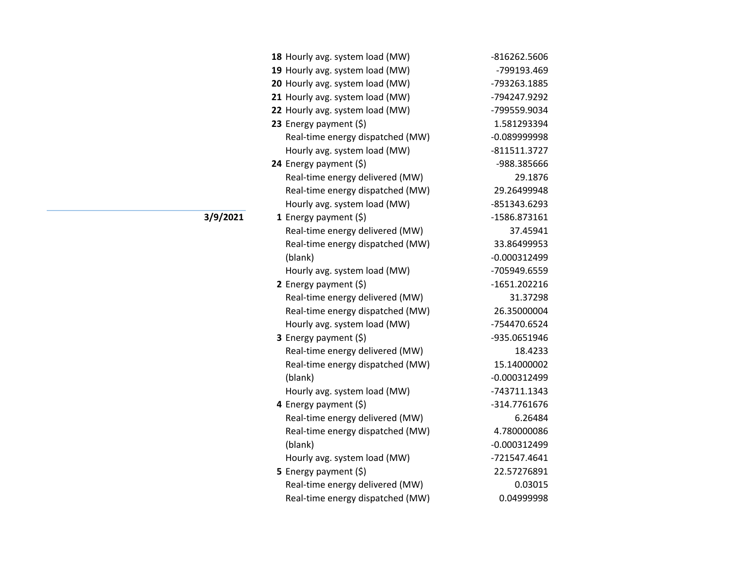| Date | Hour | Measure | Value |
|---|---|---|---|
| | **18** | Hourly avg. system load (MW) | -816262.5606 |
| | **19** | Hourly avg. system load (MW) | -799193.469 |
| | **20** | Hourly avg. system load (MW) | -793263.1885 |
| | **21** | Hourly avg. system load (MW) | -794247.9292 |
| | **22** | Hourly avg. system load (MW) | -799559.9034 |
| | **23** | Energy payment ($) | 1.581293394 |
| | | Real-time energy dispatched (MW) | -0.089999998 |
| | | Hourly avg. system load (MW) | -811511.3727 |
| | **24** | Energy payment ($) | -988.385666 |
| | | Real-time energy delivered (MW) | 29.1876 |
| | | Real-time energy dispatched (MW) | 29.26499948 |
| | | Hourly avg. system load (MW) | -851343.6293 |
| **3/9/2021** | **1** | Energy payment ($) | -1586.873161 |
| | | Real-time energy delivered (MW) | 37.45941 |
| | | Real-time energy dispatched (MW) | 33.86499953 |
| | | (blank) | -0.000312499 |
| | | Hourly avg. system load (MW) | -705949.6559 |
| | **2** | Energy payment ($) | -1651.202216 |
| | | Real-time energy delivered (MW) | 31.37298 |
| | | Real-time energy dispatched (MW) | 26.35000004 |
| | | Hourly avg. system load (MW) | -754470.6524 |
| | **3** | Energy payment ($) | -935.0651946 |
| | | Real-time energy delivered (MW) | 18.4233 |
| | | Real-time energy dispatched (MW) | 15.14000002 |
| | | (blank) | -0.000312499 |
| | | Hourly avg. system load (MW) | -743711.1343 |
| | **4** | Energy payment ($) | -314.7761676 |
| | | Real-time energy delivered (MW) | 6.26484 |
| | | Real-time energy dispatched (MW) | 4.780000086 |
| | | (blank) | -0.000312499 |
| | | Hourly avg. system load (MW) | -721547.4641 |
| | **5** | Energy payment ($) | 22.57276891 |
| | | Real-time energy delivered (MW) | 0.03015 |
| | | Real-time energy dispatched (MW) | 0.04999998 |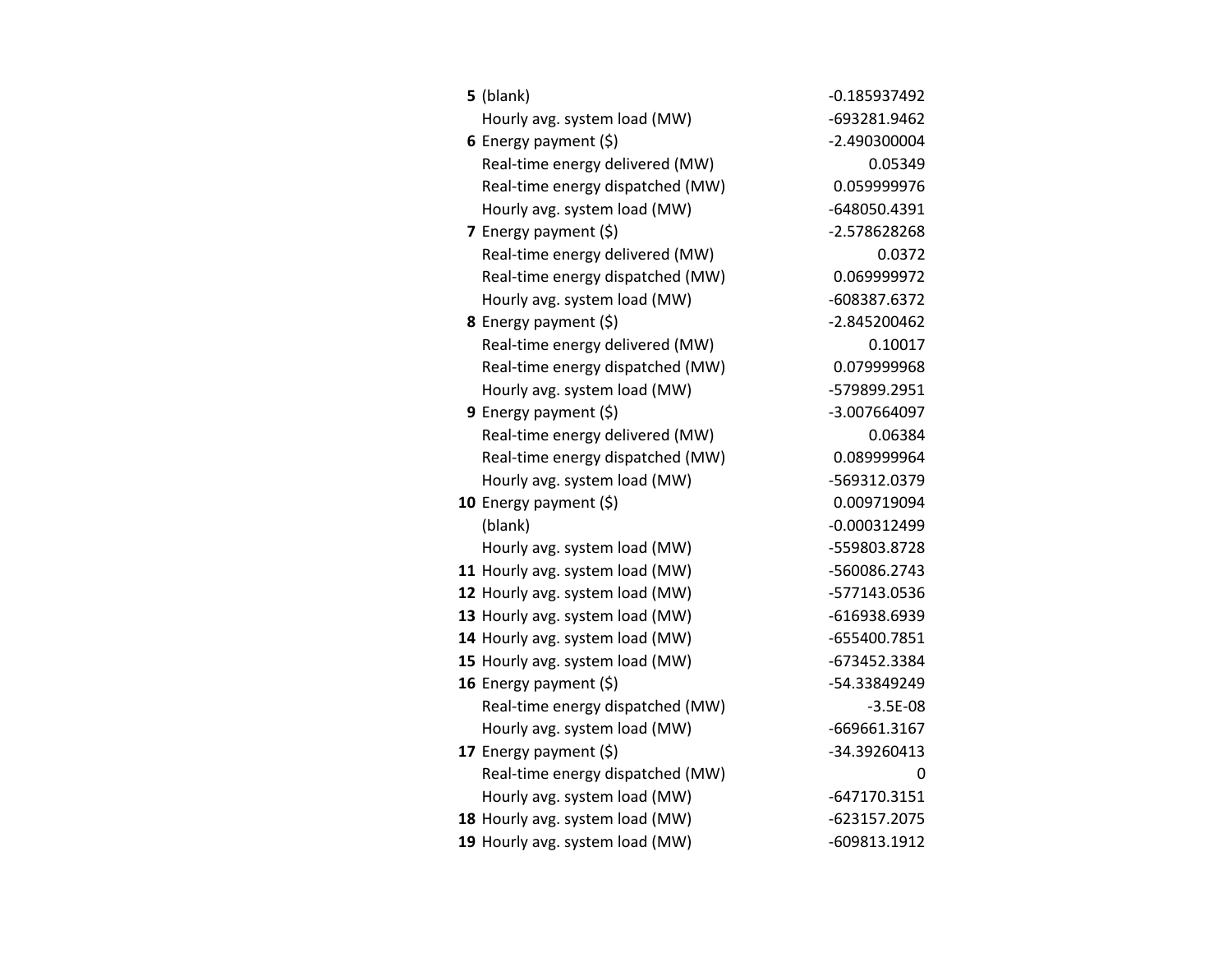| | | |
|---|---|---|
| **5** | (blank) | -0.185937492 |
| | Hourly avg. system load (MW) | -693281.9462 |
| **6** | Energy payment ($) | -2.490300004 |
| | Real-time energy delivered (MW) | 0.05349 |
| | Real-time energy dispatched (MW) | 0.059999976 |
| | Hourly avg. system load (MW) | -648050.4391 |
| **7** | Energy payment ($) | -2.578628268 |
| | Real-time energy delivered (MW) | 0.0372 |
| | Real-time energy dispatched (MW) | 0.069999972 |
| | Hourly avg. system load (MW) | -608387.6372 |
| **8** | Energy payment ($) | -2.845200462 |
| | Real-time energy delivered (MW) | 0.10017 |
| | Real-time energy dispatched (MW) | 0.079999968 |
| | Hourly avg. system load (MW) | -579899.2951 |
| **9** | Energy payment ($) | -3.007664097 |
| | Real-time energy delivered (MW) | 0.06384 |
| | Real-time energy dispatched (MW) | 0.089999964 |
| | Hourly avg. system load (MW) | -569312.0379 |
| **10** | Energy payment ($) | 0.009719094 |
| | (blank) | -0.000312499 |
| | Hourly avg. system load (MW) | -559803.8728 |
| **11** | Hourly avg. system load (MW) | -560086.2743 |
| **12** | Hourly avg. system load (MW) | -577143.0536 |
| **13** | Hourly avg. system load (MW) | -616938.6939 |
| **14** | Hourly avg. system load (MW) | -655400.7851 |
| **15** | Hourly avg. system load (MW) | -673452.3384 |
| **16** | Energy payment ($) | -54.33849249 |
| | Real-time energy dispatched (MW) | -3.5E-08 |
| | Hourly avg. system load (MW) | -669661.3167 |
| **17** | Energy payment ($) | -34.39260413 |
| | Real-time energy dispatched (MW) | 0 |
| | Hourly avg. system load (MW) | -647170.3151 |
| **18** | Hourly avg. system load (MW) | -623157.2075 |
| **19** | Hourly avg. system load (MW) | -609813.1912 |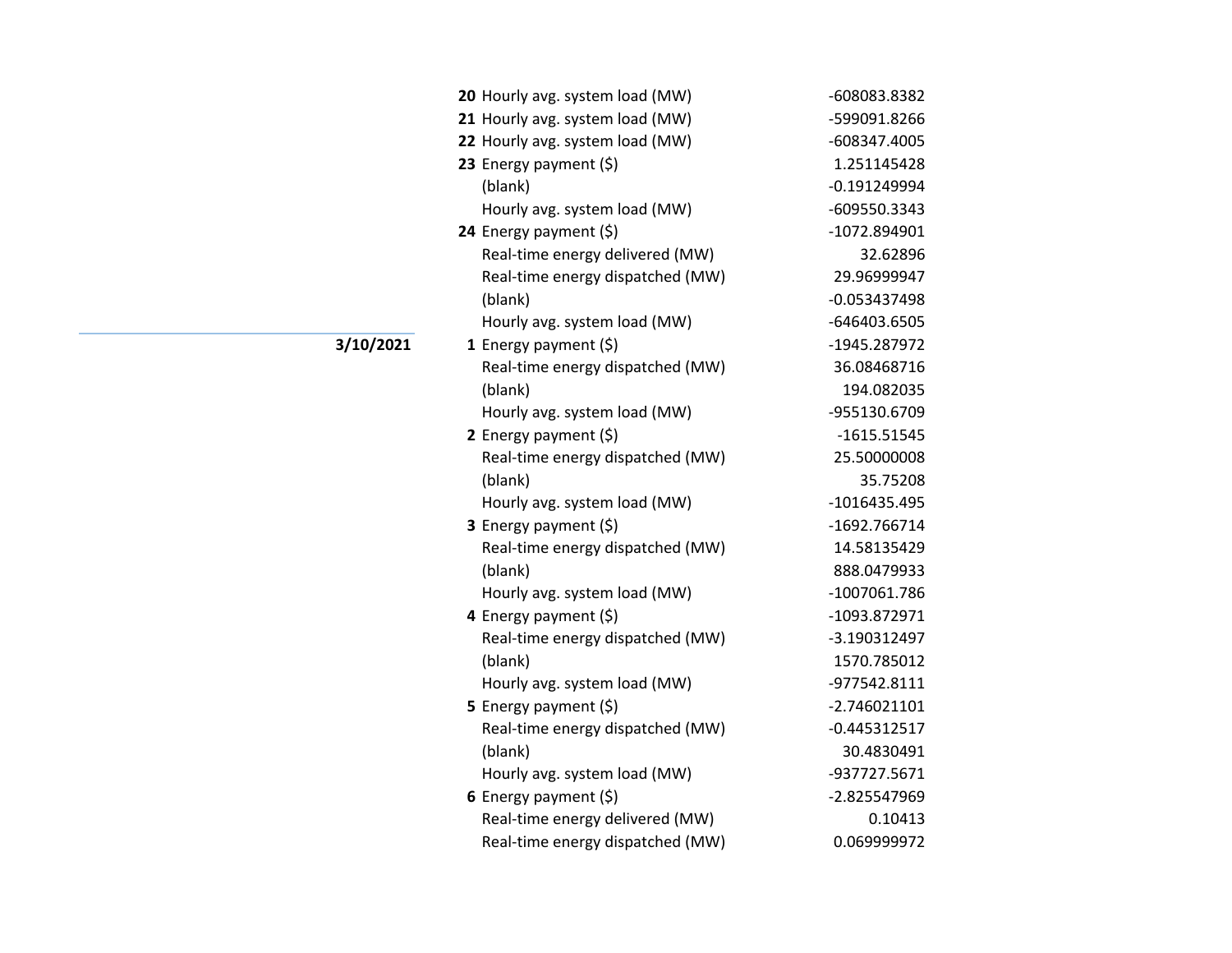| Date | Hour | Item | Value |
|---|---|---|---|
| | **20** | Hourly avg. system load (MW) | -608083.8382 |
| | **21** | Hourly avg. system load (MW) | -599091.8266 |
| | **22** | Hourly avg. system load (MW) | -608347.4005 |
| | **23** | Energy payment ($) | 1.251145428 |
| | | (blank) | -0.191249994 |
| | | Hourly avg. system load (MW) | -609550.3343 |
| | **24** | Energy payment ($) | -1072.894901 |
| | | Real-time energy delivered (MW) | 32.62896 |
| | | Real-time energy dispatched (MW) | 29.96999947 |
| | | (blank) | -0.053437498 |
| | | Hourly avg. system load (MW) | -646403.6505 |
| **3/10/2021** | **1** | Energy payment ($) | -1945.287972 |
| | | Real-time energy dispatched (MW) | 36.08468716 |
| | | (blank) | 194.082035 |
| | | Hourly avg. system load (MW) | -955130.6709 |
| | **2** | Energy payment ($) | -1615.51545 |
| | | Real-time energy dispatched (MW) | 25.50000008 |
| | | (blank) | 35.75208 |
| | | Hourly avg. system load (MW) | -1016435.495 |
| | **3** | Energy payment ($) | -1692.766714 |
| | | Real-time energy dispatched (MW) | 14.58135429 |
| | | (blank) | 888.0479933 |
| | | Hourly avg. system load (MW) | -1007061.786 |
| | **4** | Energy payment ($) | -1093.872971 |
| | | Real-time energy dispatched (MW) | -3.190312497 |
| | | (blank) | 1570.785012 |
| | | Hourly avg. system load (MW) | -977542.8111 |
| | **5** | Energy payment ($) | -2.746021101 |
| | | Real-time energy dispatched (MW) | -0.445312517 |
| | | (blank) | 30.4830491 |
| | | Hourly avg. system load (MW) | -937727.5671 |
| | **6** | Energy payment ($) | -2.825547969 |
| | | Real-time energy delivered (MW) | 0.10413 |
| | | Real-time energy dispatched (MW) | 0.069999972 |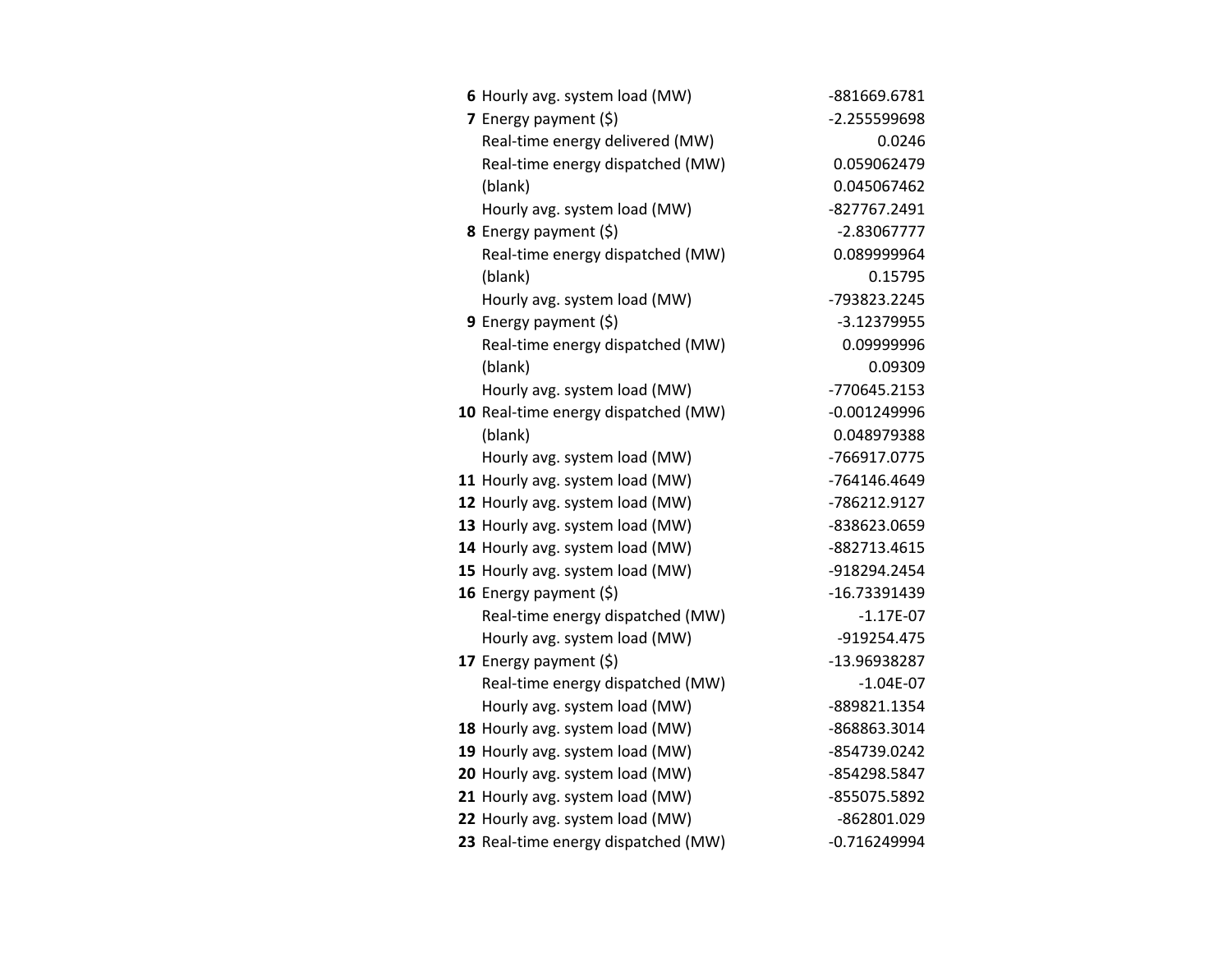| | | |
|---|---|---|
| **6** | Hourly avg. system load (MW) | -881669.6781 |
| **7** | Energy payment ($) | -2.255599698 |
| | Real-time energy delivered (MW) | 0.0246 |
| | Real-time energy dispatched (MW) | 0.059062479 |
| | (blank) | 0.045067462 |
| | Hourly avg. system load (MW) | -827767.2491 |
| **8** | Energy payment ($) | -2.83067777 |
| | Real-time energy dispatched (MW) | 0.089999964 |
| | (blank) | 0.15795 |
| | Hourly avg. system load (MW) | -793823.2245 |
| **9** | Energy payment ($) | -3.12379955 |
| | Real-time energy dispatched (MW) | 0.09999996 |
| | (blank) | 0.09309 |
| | Hourly avg. system load (MW) | -770645.2153 |
| **10** | Real-time energy dispatched (MW) | -0.001249996 |
| | (blank) | 0.048979388 |
| | Hourly avg. system load (MW) | -766917.0775 |
| **11** | Hourly avg. system load (MW) | -764146.4649 |
| **12** | Hourly avg. system load (MW) | -786212.9127 |
| **13** | Hourly avg. system load (MW) | -838623.0659 |
| **14** | Hourly avg. system load (MW) | -882713.4615 |
| **15** | Hourly avg. system load (MW) | -918294.2454 |
| **16** | Energy payment ($) | -16.73391439 |
| | Real-time energy dispatched (MW) | -1.17E-07 |
| | Hourly avg. system load (MW) | -919254.475 |
| **17** | Energy payment ($) | -13.96938287 |
| | Real-time energy dispatched (MW) | -1.04E-07 |
| | Hourly avg. system load (MW) | -889821.1354 |
| **18** | Hourly avg. system load (MW) | -868863.3014 |
| **19** | Hourly avg. system load (MW) | -854739.0242 |
| **20** | Hourly avg. system load (MW) | -854298.5847 |
| **21** | Hourly avg. system load (MW) | -855075.5892 |
| **22** | Hourly avg. system load (MW) | -862801.029 |
| **23** | Real-time energy dispatched (MW) | -0.716249994 |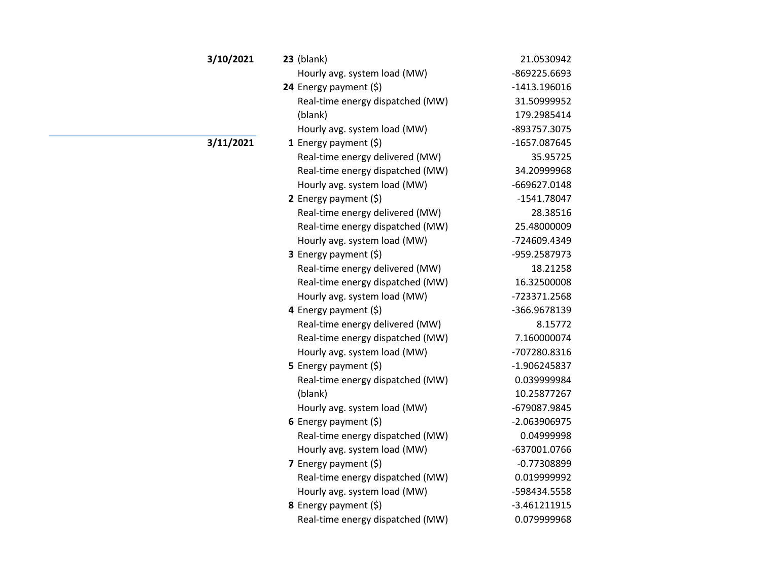| Date | Hour | Field | Value |
|---|---|---|---|
| **3/10/2021** | **23** | (blank) | 21.0530942 |
| | | Hourly avg. system load (MW) | -869225.6693 |
| | **24** | Energy payment ($) | -1413.196016 |
| | | Real-time energy dispatched (MW) | 31.50999952 |
| | | (blank) | 179.2985414 |
| | | Hourly avg. system load (MW) | -893757.3075 |
| **3/11/2021** | **1** | Energy payment ($) | -1657.087645 |
| | | Real-time energy delivered (MW) | 35.95725 |
| | | Real-time energy dispatched (MW) | 34.20999968 |
| | | Hourly avg. system load (MW) | -669627.0148 |
| | **2** | Energy payment ($) | -1541.78047 |
| | | Real-time energy delivered (MW) | 28.38516 |
| | | Real-time energy dispatched (MW) | 25.48000009 |
| | | Hourly avg. system load (MW) | -724609.4349 |
| | **3** | Energy payment ($) | -959.2587973 |
| | | Real-time energy delivered (MW) | 18.21258 |
| | | Real-time energy dispatched (MW) | 16.32500008 |
| | | Hourly avg. system load (MW) | -723371.2568 |
| | **4** | Energy payment ($) | -366.9678139 |
| | | Real-time energy delivered (MW) | 8.15772 |
| | | Real-time energy dispatched (MW) | 7.160000074 |
| | | Hourly avg. system load (MW) | -707280.8316 |
| | **5** | Energy payment ($) | -1.906245837 |
| | | Real-time energy dispatched (MW) | 0.039999984 |
| | | (blank) | 10.25877267 |
| | | Hourly avg. system load (MW) | -679087.9845 |
| | **6** | Energy payment ($) | -2.063906975 |
| | | Real-time energy dispatched (MW) | 0.04999998 |
| | | Hourly avg. system load (MW) | -637001.0766 |
| | **7** | Energy payment ($) | -0.77308899 |
| | | Real-time energy dispatched (MW) | 0.019999992 |
| | | Hourly avg. system load (MW) | -598434.5558 |
| | **8** | Energy payment ($) | -3.461211915 |
| | | Real-time energy dispatched (MW) | 0.079999968 |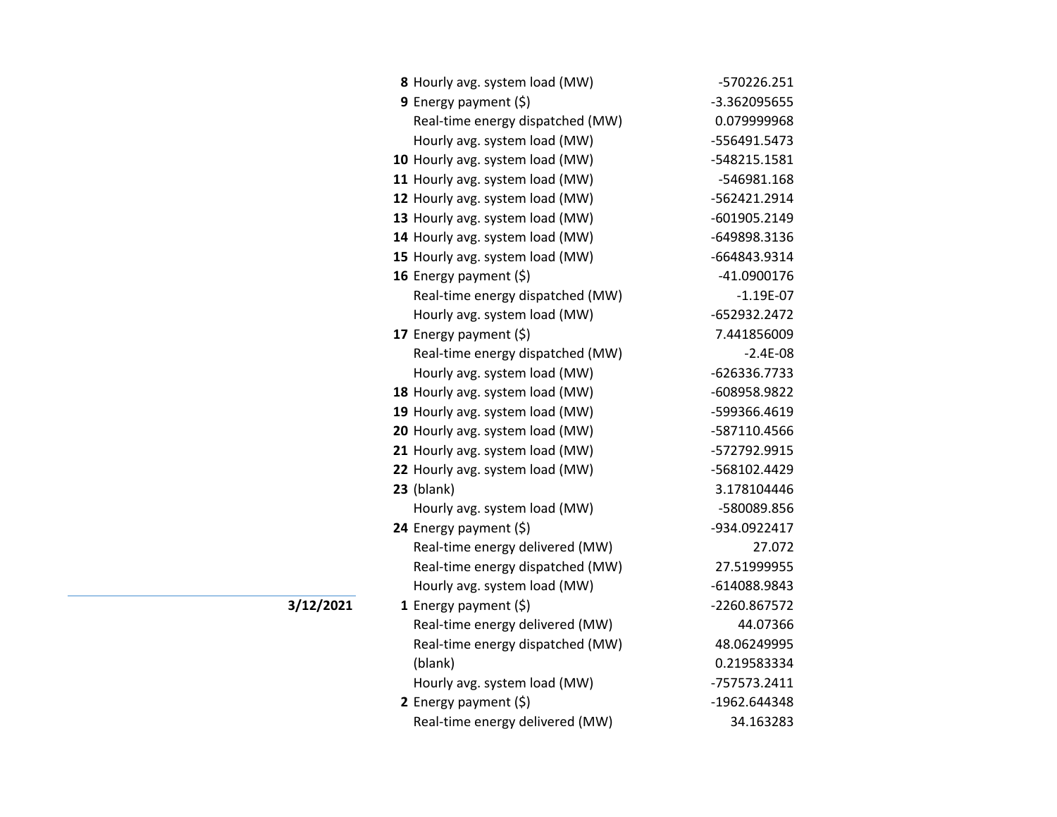| Date | Hour | Measure | Value |
|---|---|---|---|
| | **8** | Hourly avg. system load (MW) | -570226.251 |
| | **9** | Energy payment ($) | -3.362095655 |
| | | Real-time energy dispatched (MW) | 0.079999968 |
| | | Hourly avg. system load (MW) | -556491.5473 |
| | **10** | Hourly avg. system load (MW) | -548215.1581 |
| | **11** | Hourly avg. system load (MW) | -546981.168 |
| | **12** | Hourly avg. system load (MW) | -562421.2914 |
| | **13** | Hourly avg. system load (MW) | -601905.2149 |
| | **14** | Hourly avg. system load (MW) | -649898.3136 |
| | **15** | Hourly avg. system load (MW) | -664843.9314 |
| | **16** | Energy payment ($) | -41.0900176 |
| | | Real-time energy dispatched (MW) | -1.19E-07 |
| | | Hourly avg. system load (MW) | -652932.2472 |
| | **17** | Energy payment ($) | 7.441856009 |
| | | Real-time energy dispatched (MW) | -2.4E-08 |
| | | Hourly avg. system load (MW) | -626336.7733 |
| | **18** | Hourly avg. system load (MW) | -608958.9822 |
| | **19** | Hourly avg. system load (MW) | -599366.4619 |
| | **20** | Hourly avg. system load (MW) | -587110.4566 |
| | **21** | Hourly avg. system load (MW) | -572792.9915 |
| | **22** | Hourly avg. system load (MW) | -568102.4429 |
| | **23** | (blank) | 3.178104446 |
| | | Hourly avg. system load (MW) | -580089.856 |
| | **24** | Energy payment ($) | -934.0922417 |
| | | Real-time energy delivered (MW) | 27.072 |
| | | Real-time energy dispatched (MW) | 27.51999955 |
| | | Hourly avg. system load (MW) | -614088.9843 |
| **3/12/2021** | **1** | Energy payment ($) | -2260.867572 |
| | | Real-time energy delivered (MW) | 44.07366 |
| | | Real-time energy dispatched (MW) | 48.06249995 |
| | | (blank) | 0.219583334 |
| | | Hourly avg. system load (MW) | -757573.2411 |
| | **2** | Energy payment ($) | -1962.644348 |
| | | Real-time energy delivered (MW) | 34.163283 |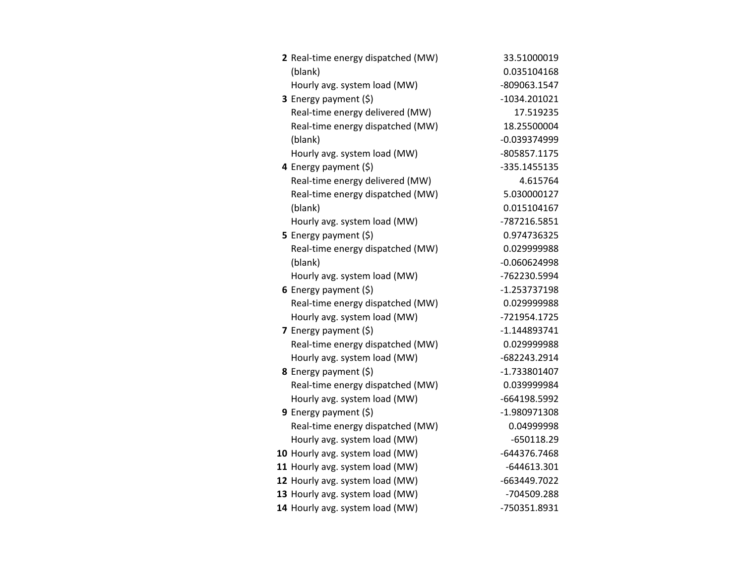| | | |
|---|---|---|
| **2** | Real-time energy dispatched (MW) | 33.51000019 |
| | (blank) | 0.035104168 |
| | Hourly avg. system load (MW) | -809063.1547 |
| **3** | Energy payment ($) | -1034.201021 |
| | Real-time energy delivered (MW) | 17.519235 |
| | Real-time energy dispatched (MW) | 18.25500004 |
| | (blank) | -0.039374999 |
| | Hourly avg. system load (MW) | -805857.1175 |
| **4** | Energy payment ($) | -335.1455135 |
| | Real-time energy delivered (MW) | 4.615764 |
| | Real-time energy dispatched (MW) | 5.030000127 |
| | (blank) | 0.015104167 |
| | Hourly avg. system load (MW) | -787216.5851 |
| **5** | Energy payment ($) | 0.974736325 |
| | Real-time energy dispatched (MW) | 0.029999988 |
| | (blank) | -0.060624998 |
| | Hourly avg. system load (MW) | -762230.5994 |
| **6** | Energy payment ($) | -1.253737198 |
| | Real-time energy dispatched (MW) | 0.029999988 |
| | Hourly avg. system load (MW) | -721954.1725 |
| **7** | Energy payment ($) | -1.144893741 |
| | Real-time energy dispatched (MW) | 0.029999988 |
| | Hourly avg. system load (MW) | -682243.2914 |
| **8** | Energy payment ($) | -1.733801407 |
| | Real-time energy dispatched (MW) | 0.039999984 |
| | Hourly avg. system load (MW) | -664198.5992 |
| **9** | Energy payment ($) | -1.980971308 |
| | Real-time energy dispatched (MW) | 0.04999998 |
| | Hourly avg. system load (MW) | -650118.29 |
| **10** | Hourly avg. system load (MW) | -644376.7468 |
| **11** | Hourly avg. system load (MW) | -644613.301 |
| **12** | Hourly avg. system load (MW) | -663449.7022 |
| **13** | Hourly avg. system load (MW) | -704509.288 |
| **14** | Hourly avg. system load (MW) | -750351.8931 |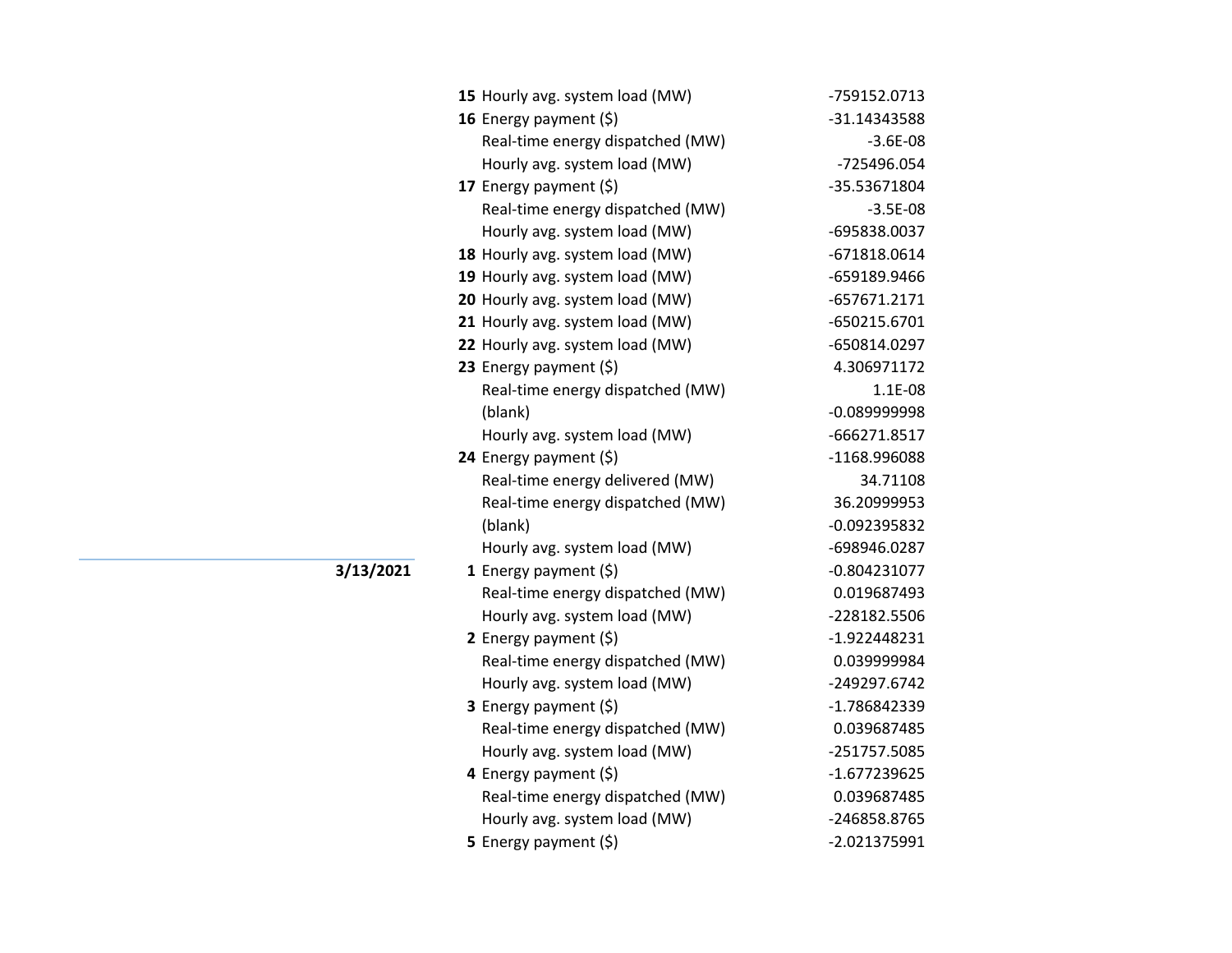| Date | Hour | Item | Value |
|---|---|---|---|
| | **15** | Hourly avg. system load (MW) | -759152.0713 |
| | **16** | Energy payment ($) | -31.14343588 |
| | | Real-time energy dispatched (MW) | -3.6E-08 |
| | | Hourly avg. system load (MW) | -725496.054 |
| | **17** | Energy payment ($) | -35.53671804 |
| | | Real-time energy dispatched (MW) | -3.5E-08 |
| | | Hourly avg. system load (MW) | -695838.0037 |
| | **18** | Hourly avg. system load (MW) | -671818.0614 |
| | **19** | Hourly avg. system load (MW) | -659189.9466 |
| | **20** | Hourly avg. system load (MW) | -657671.2171 |
| | **21** | Hourly avg. system load (MW) | -650215.6701 |
| | **22** | Hourly avg. system load (MW) | -650814.0297 |
| | **23** | Energy payment ($) | 4.306971172 |
| | | Real-time energy dispatched (MW) | 1.1E-08 |
| | | (blank) | -0.089999998 |
| | | Hourly avg. system load (MW) | -666271.8517 |
| | **24** | Energy payment ($) | -1168.996088 |
| | | Real-time energy delivered (MW) | 34.71108 |
| | | Real-time energy dispatched (MW) | 36.20999953 |
| | | (blank) | -0.092395832 |
| | | Hourly avg. system load (MW) | -698946.0287 |
| **3/13/2021** | **1** | Energy payment ($) | -0.804231077 |
| | | Real-time energy dispatched (MW) | 0.019687493 |
| | | Hourly avg. system load (MW) | -228182.5506 |
| | **2** | Energy payment ($) | -1.922448231 |
| | | Real-time energy dispatched (MW) | 0.039999984 |
| | | Hourly avg. system load (MW) | -249297.6742 |
| | **3** | Energy payment ($) | -1.786842339 |
| | | Real-time energy dispatched (MW) | 0.039687485 |
| | | Hourly avg. system load (MW) | -251757.5085 |
| | **4** | Energy payment ($) | -1.677239625 |
| | | Real-time energy dispatched (MW) | 0.039687485 |
| | | Hourly avg. system load (MW) | -246858.8765 |
| | **5** | Energy payment ($) | -2.021375991 |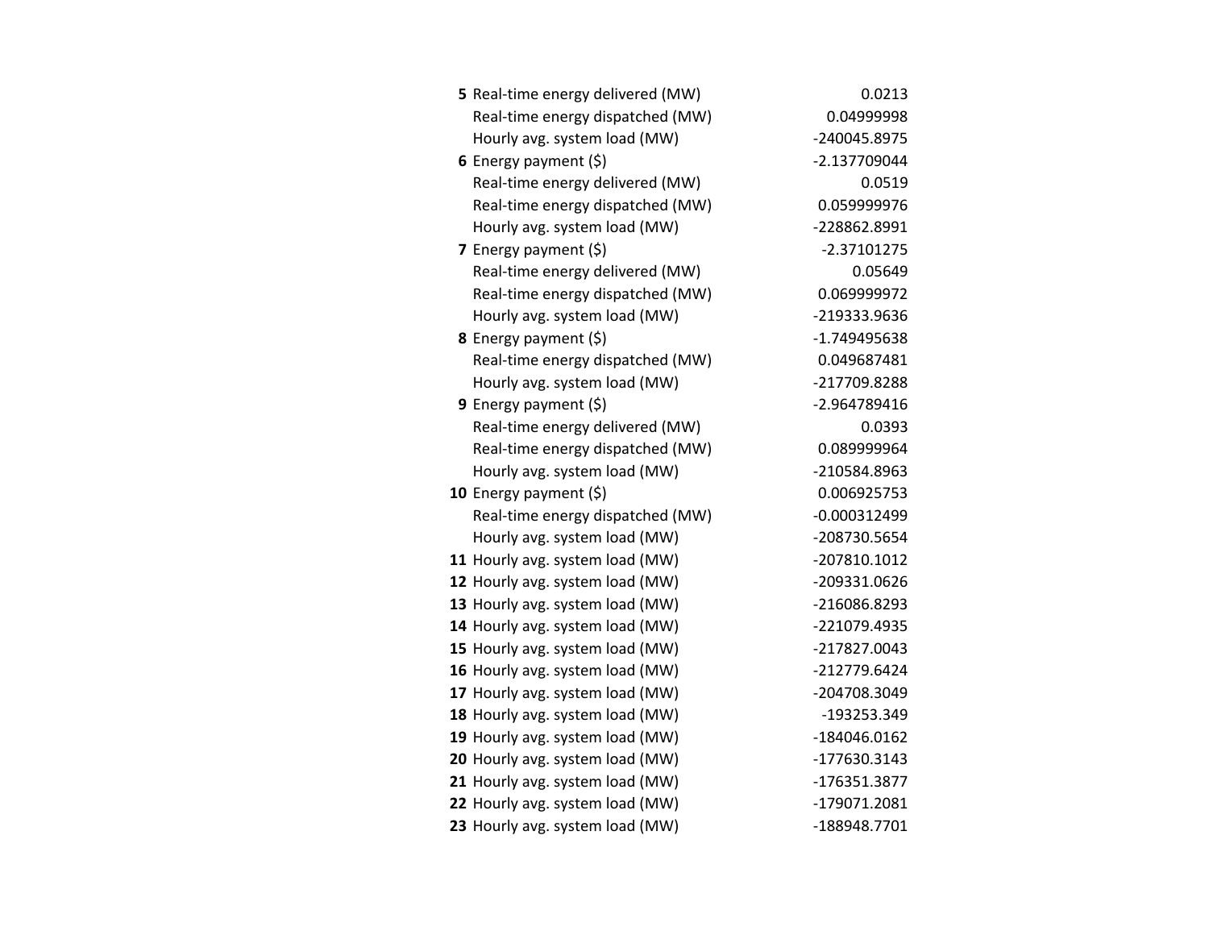| | | |
|---|---|---|
| **5** | Real-time energy delivered (MW) | 0.0213 |
| | Real-time energy dispatched (MW) | 0.04999998 |
| | Hourly avg. system load (MW) | -240045.8975 |
| **6** | Energy payment ($) | -2.137709044 |
| | Real-time energy delivered (MW) | 0.0519 |
| | Real-time energy dispatched (MW) | 0.059999976 |
| | Hourly avg. system load (MW) | -228862.8991 |
| **7** | Energy payment ($) | -2.37101275 |
| | Real-time energy delivered (MW) | 0.05649 |
| | Real-time energy dispatched (MW) | 0.069999972 |
| | Hourly avg. system load (MW) | -219333.9636 |
| **8** | Energy payment ($) | -1.749495638 |
| | Real-time energy dispatched (MW) | 0.049687481 |
| | Hourly avg. system load (MW) | -217709.8288 |
| **9** | Energy payment ($) | -2.964789416 |
| | Real-time energy delivered (MW) | 0.0393 |
| | Real-time energy dispatched (MW) | 0.089999964 |
| | Hourly avg. system load (MW) | -210584.8963 |
| **10** | Energy payment ($) | 0.006925753 |
| | Real-time energy dispatched (MW) | -0.000312499 |
| | Hourly avg. system load (MW) | -208730.5654 |
| **11** | Hourly avg. system load (MW) | -207810.1012 |
| **12** | Hourly avg. system load (MW) | -209331.0626 |
| **13** | Hourly avg. system load (MW) | -216086.8293 |
| **14** | Hourly avg. system load (MW) | -221079.4935 |
| **15** | Hourly avg. system load (MW) | -217827.0043 |
| **16** | Hourly avg. system load (MW) | -212779.6424 |
| **17** | Hourly avg. system load (MW) | -204708.3049 |
| **18** | Hourly avg. system load (MW) | -193253.349 |
| **19** | Hourly avg. system load (MW) | -184046.0162 |
| **20** | Hourly avg. system load (MW) | -177630.3143 |
| **21** | Hourly avg. system load (MW) | -176351.3877 |
| **22** | Hourly avg. system load (MW) | -179071.2081 |
| **23** | Hourly avg. system load (MW) | -188948.7701 |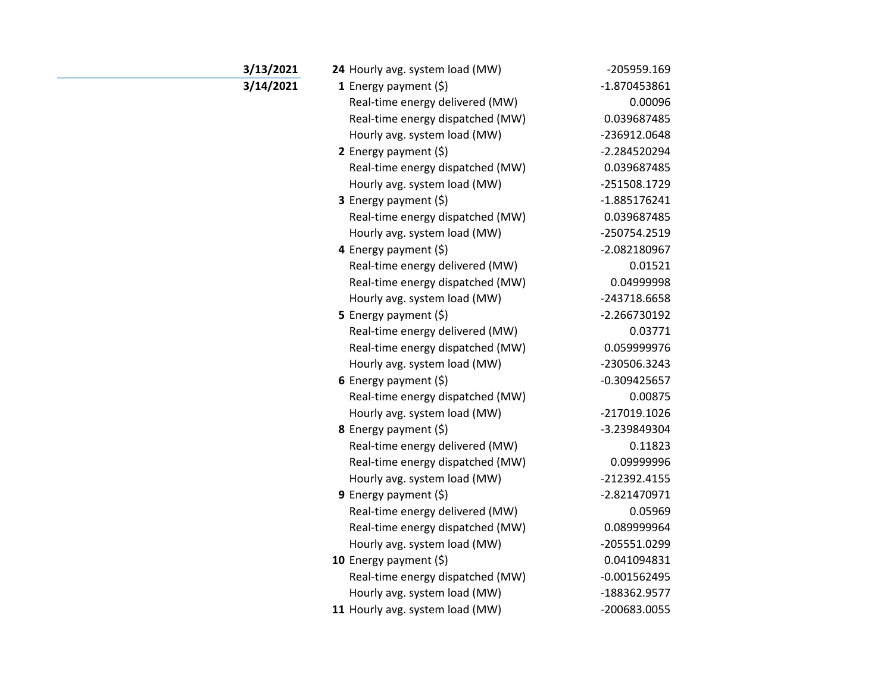| Date | Hour | Measure | Value |
|---|---|---|---|
| **3/13/2021** | **24** | Hourly avg. system load (MW) | -205959.169 |
| **3/14/2021** | **1** | Energy payment ($) | -1.870453861 |
| | | Real-time energy delivered (MW) | 0.00096 |
| | | Real-time energy dispatched (MW) | 0.039687485 |
| | | Hourly avg. system load (MW) | -236912.0648 |
| | **2** | Energy payment ($) | -2.284520294 |
| | | Real-time energy dispatched (MW) | 0.039687485 |
| | | Hourly avg. system load (MW) | -251508.1729 |
| | **3** | Energy payment ($) | -1.885176241 |
| | | Real-time energy dispatched (MW) | 0.039687485 |
| | | Hourly avg. system load (MW) | -250754.2519 |
| | **4** | Energy payment ($) | -2.082180967 |
| | | Real-time energy delivered (MW) | 0.01521 |
| | | Real-time energy dispatched (MW) | 0.04999998 |
| | | Hourly avg. system load (MW) | -243718.6658 |
| | **5** | Energy payment ($) | -2.266730192 |
| | | Real-time energy delivered (MW) | 0.03771 |
| | | Real-time energy dispatched (MW) | 0.059999976 |
| | | Hourly avg. system load (MW) | -230506.3243 |
| | **6** | Energy payment ($) | -0.309425657 |
| | | Real-time energy dispatched (MW) | 0.00875 |
| | | Hourly avg. system load (MW) | -217019.1026 |
| | **8** | Energy payment ($) | -3.239849304 |
| | | Real-time energy delivered (MW) | 0.11823 |
| | | Real-time energy dispatched (MW) | 0.09999996 |
| | | Hourly avg. system load (MW) | -212392.4155 |
| | **9** | Energy payment ($) | -2.821470971 |
| | | Real-time energy delivered (MW) | 0.05969 |
| | | Real-time energy dispatched (MW) | 0.089999964 |
| | | Hourly avg. system load (MW) | -205551.0299 |
| | **10** | Energy payment ($) | 0.041094831 |
| | | Real-time energy dispatched (MW) | -0.001562495 |
| | | Hourly avg. system load (MW) | -188362.9577 |
| | **11** | Hourly avg. system load (MW) | -200683.0055 |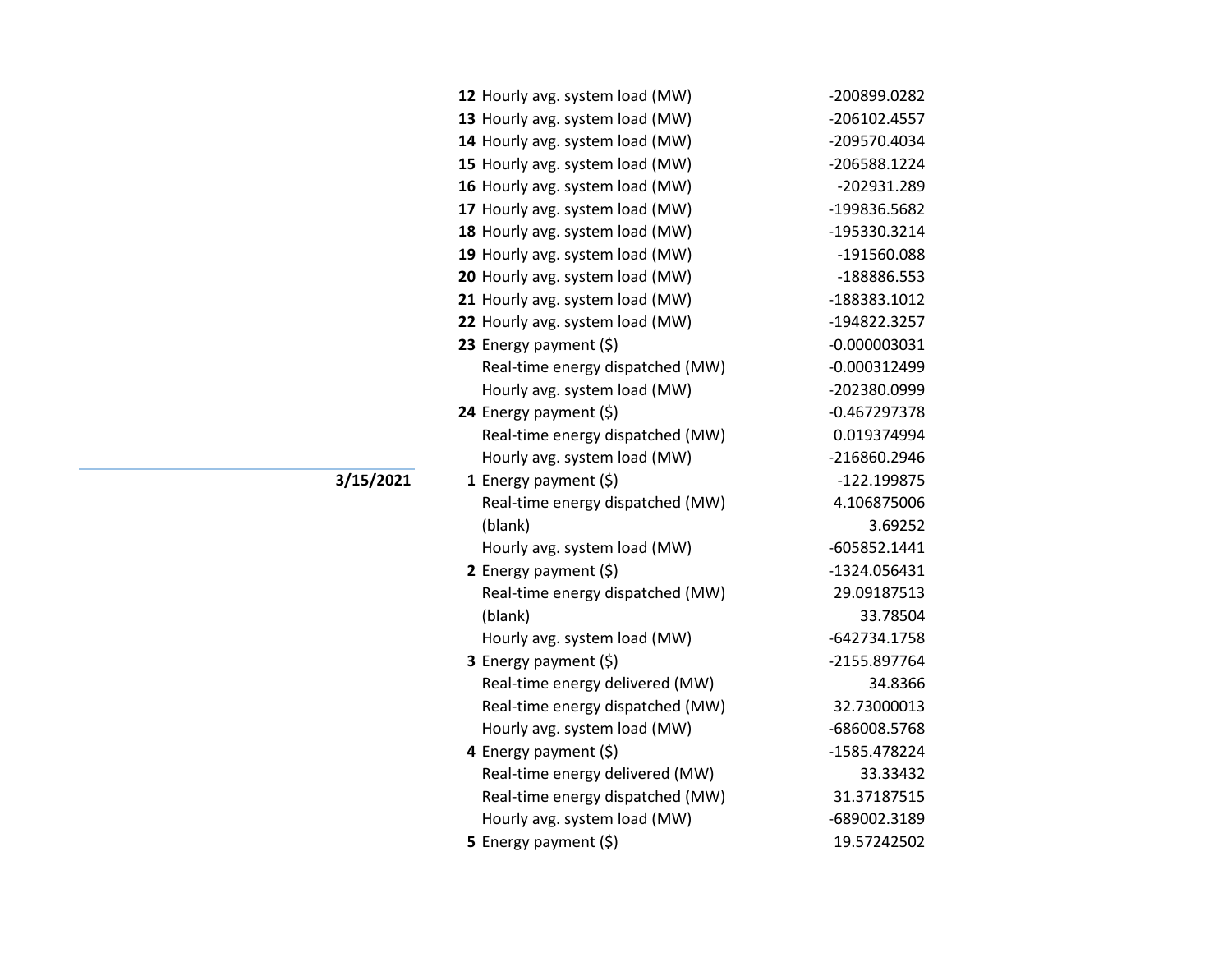| Date | Hour | Measure | Value |
|---|---|---|---|
| | **12** | Hourly avg. system load (MW) | -200899.0282 |
| | **13** | Hourly avg. system load (MW) | -206102.4557 |
| | **14** | Hourly avg. system load (MW) | -209570.4034 |
| | **15** | Hourly avg. system load (MW) | -206588.1224 |
| | **16** | Hourly avg. system load (MW) | -202931.289 |
| | **17** | Hourly avg. system load (MW) | -199836.5682 |
| | **18** | Hourly avg. system load (MW) | -195330.3214 |
| | **19** | Hourly avg. system load (MW) | -191560.088 |
| | **20** | Hourly avg. system load (MW) | -188886.553 |
| | **21** | Hourly avg. system load (MW) | -188383.1012 |
| | **22** | Hourly avg. system load (MW) | -194822.3257 |
| | **23** | Energy payment ($) | -0.000003031 |
| | | Real-time energy dispatched (MW) | -0.000312499 |
| | | Hourly avg. system load (MW) | -202380.0999 |
| | **24** | Energy payment ($) | -0.467297378 |
| | | Real-time energy dispatched (MW) | 0.019374994 |
| | | Hourly avg. system load (MW) | -216860.2946 |
| **3/15/2021** | **1** | Energy payment ($) | -122.199875 |
| | | Real-time energy dispatched (MW) | 4.106875006 |
| | | (blank) | 3.69252 |
| | | Hourly avg. system load (MW) | -605852.1441 |
| | **2** | Energy payment ($) | -1324.056431 |
| | | Real-time energy dispatched (MW) | 29.09187513 |
| | | (blank) | 33.78504 |
| | | Hourly avg. system load (MW) | -642734.1758 |
| | **3** | Energy payment ($) | -2155.897764 |
| | | Real-time energy delivered (MW) | 34.8366 |
| | | Real-time energy dispatched (MW) | 32.73000013 |
| | | Hourly avg. system load (MW) | -686008.5768 |
| | **4** | Energy payment ($) | -1585.478224 |
| | | Real-time energy delivered (MW) | 33.33432 |
| | | Real-time energy dispatched (MW) | 31.37187515 |
| | | Hourly avg. system load (MW) | -689002.3189 |
| | **5** | Energy payment ($) | 19.57242502 |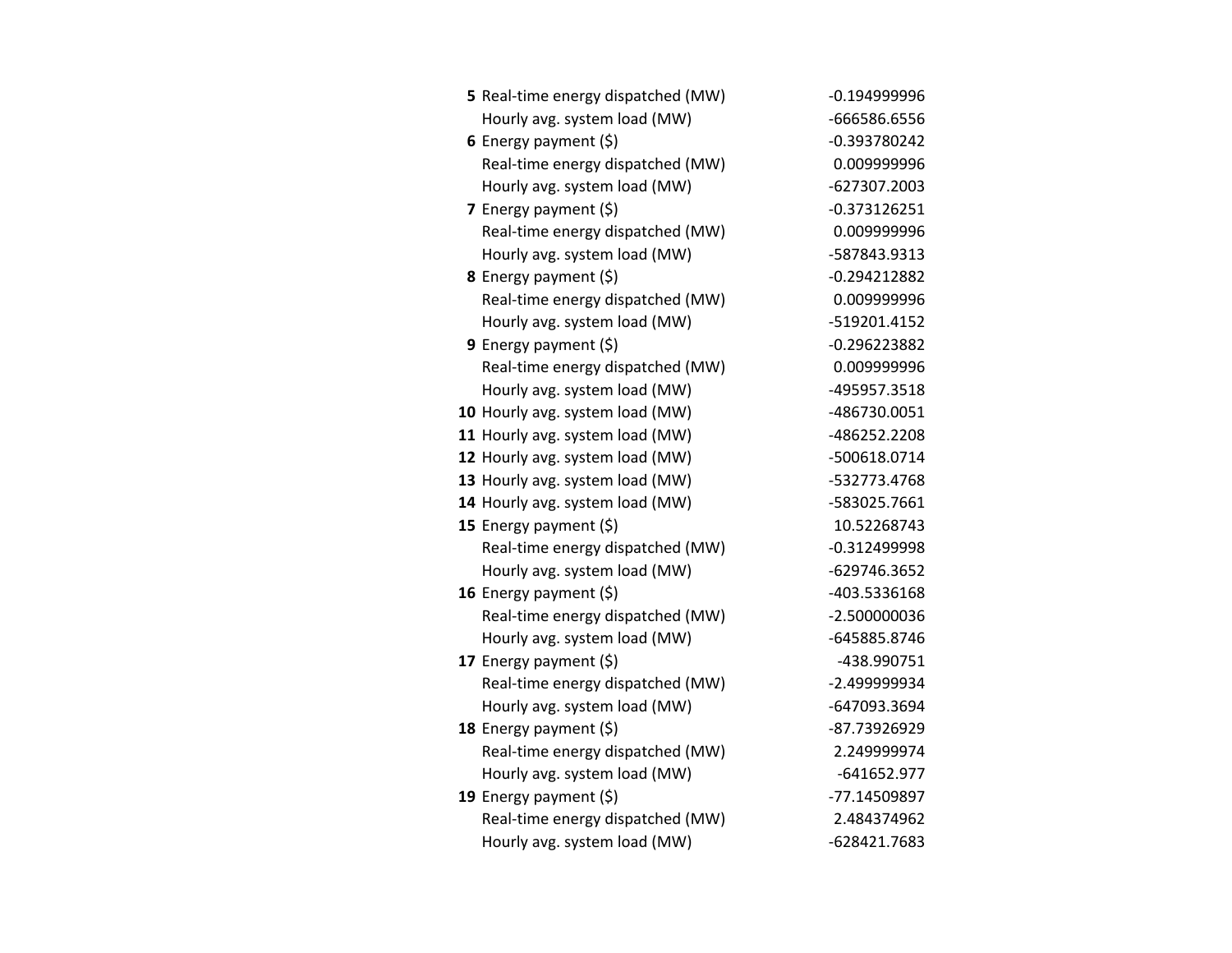| | | |
|---|---|---|
| **5** | Real-time energy dispatched (MW) | -0.194999996 |
| | Hourly avg. system load (MW) | -666586.6556 |
| **6** | Energy payment ($) | -0.393780242 |
| | Real-time energy dispatched (MW) | 0.009999996 |
| | Hourly avg. system load (MW) | -627307.2003 |
| **7** | Energy payment ($) | -0.373126251 |
| | Real-time energy dispatched (MW) | 0.009999996 |
| | Hourly avg. system load (MW) | -587843.9313 |
| **8** | Energy payment ($) | -0.294212882 |
| | Real-time energy dispatched (MW) | 0.009999996 |
| | Hourly avg. system load (MW) | -519201.4152 |
| **9** | Energy payment ($) | -0.296223882 |
| | Real-time energy dispatched (MW) | 0.009999996 |
| | Hourly avg. system load (MW) | -495957.3518 |
| **10** | Hourly avg. system load (MW) | -486730.0051 |
| **11** | Hourly avg. system load (MW) | -486252.2208 |
| **12** | Hourly avg. system load (MW) | -500618.0714 |
| **13** | Hourly avg. system load (MW) | -532773.4768 |
| **14** | Hourly avg. system load (MW) | -583025.7661 |
| **15** | Energy payment ($) | 10.52268743 |
| | Real-time energy dispatched (MW) | -0.312499998 |
| | Hourly avg. system load (MW) | -629746.3652 |
| **16** | Energy payment ($) | -403.5336168 |
| | Real-time energy dispatched (MW) | -2.500000036 |
| | Hourly avg. system load (MW) | -645885.8746 |
| **17** | Energy payment ($) | -438.990751 |
| | Real-time energy dispatched (MW) | -2.499999934 |
| | Hourly avg. system load (MW) | -647093.3694 |
| **18** | Energy payment ($) | -87.73926929 |
| | Real-time energy dispatched (MW) | 2.249999974 |
| | Hourly avg. system load (MW) | -641652.977 |
| **19** | Energy payment ($) | -77.14509897 |
| | Real-time energy dispatched (MW) | 2.484374962 |
| | Hourly avg. system load (MW) | -628421.7683 |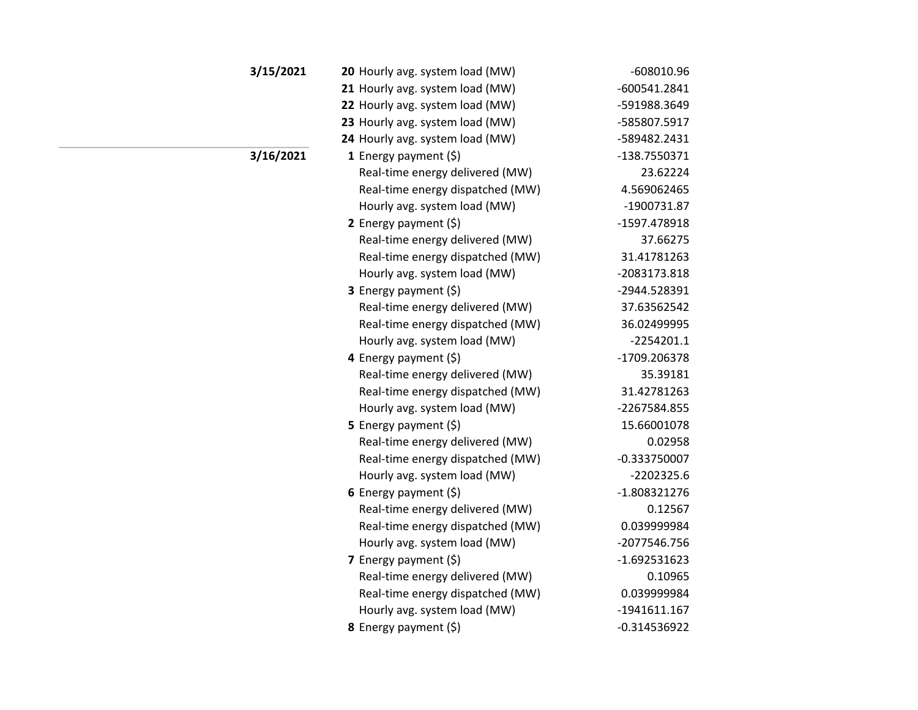| Date | Hour | Item | Value |
|---|---|---|---|
| **3/15/2021** | **20** | Hourly avg. system load (MW) | -608010.96 |
| | **21** | Hourly avg. system load (MW) | -600541.2841 |
| | **22** | Hourly avg. system load (MW) | -591988.3649 |
| | **23** | Hourly avg. system load (MW) | -585807.5917 |
| | **24** | Hourly avg. system load (MW) | -589482.2431 |
| **3/16/2021** | **1** | Energy payment ($) | -138.7550371 |
| | | Real-time energy delivered (MW) | 23.62224 |
| | | Real-time energy dispatched (MW) | 4.569062465 |
| | | Hourly avg. system load (MW) | -1900731.87 |
| | **2** | Energy payment ($) | -1597.478918 |
| | | Real-time energy delivered (MW) | 37.66275 |
| | | Real-time energy dispatched (MW) | 31.41781263 |
| | | Hourly avg. system load (MW) | -2083173.818 |
| | **3** | Energy payment ($) | -2944.528391 |
| | | Real-time energy delivered (MW) | 37.63562542 |
| | | Real-time energy dispatched (MW) | 36.02499995 |
| | | Hourly avg. system load (MW) | -2254201.1 |
| | **4** | Energy payment ($) | -1709.206378 |
| | | Real-time energy delivered (MW) | 35.39181 |
| | | Real-time energy dispatched (MW) | 31.42781263 |
| | | Hourly avg. system load (MW) | -2267584.855 |
| | **5** | Energy payment ($) | 15.66001078 |
| | | Real-time energy delivered (MW) | 0.02958 |
| | | Real-time energy dispatched (MW) | -0.333750007 |
| | | Hourly avg. system load (MW) | -2202325.6 |
| | **6** | Energy payment ($) | -1.808321276 |
| | | Real-time energy delivered (MW) | 0.12567 |
| | | Real-time energy dispatched (MW) | 0.039999984 |
| | | Hourly avg. system load (MW) | -2077546.756 |
| | **7** | Energy payment ($) | -1.692531623 |
| | | Real-time energy delivered (MW) | 0.10965 |
| | | Real-time energy dispatched (MW) | 0.039999984 |
| | | Hourly avg. system load (MW) | -1941611.167 |
| | **8** | Energy payment ($) | -0.314536922 |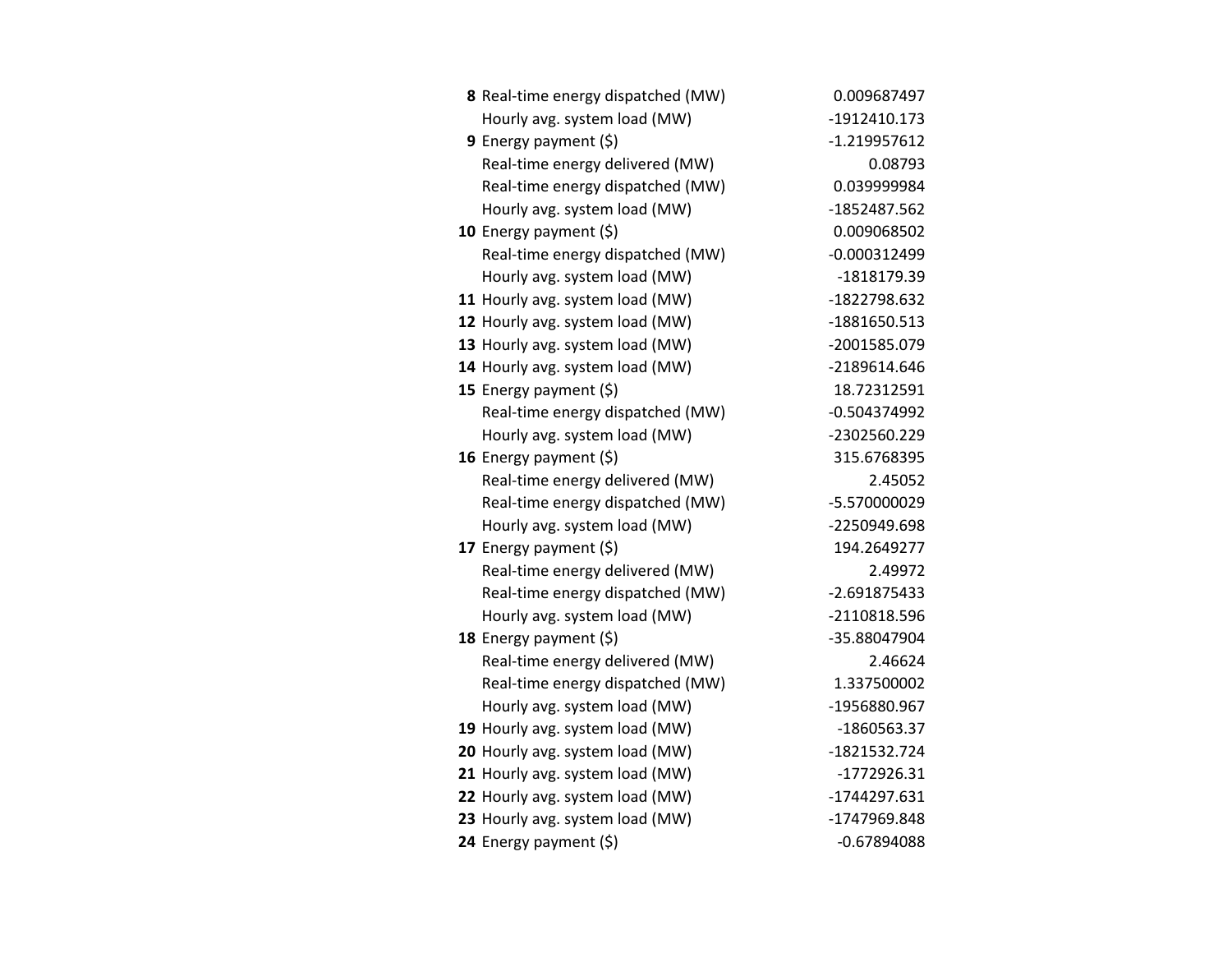| | | |
|---|---|---|
| **8** | Real-time energy dispatched (MW) | 0.009687497 |
| | Hourly avg. system load (MW) | -1912410.173 |
| **9** | Energy payment ($) | -1.219957612 |
| | Real-time energy delivered (MW) | 0.08793 |
| | Real-time energy dispatched (MW) | 0.039999984 |
| | Hourly avg. system load (MW) | -1852487.562 |
| **10** | Energy payment ($) | 0.009068502 |
| | Real-time energy dispatched (MW) | -0.000312499 |
| | Hourly avg. system load (MW) | -1818179.39 |
| **11** | Hourly avg. system load (MW) | -1822798.632 |
| **12** | Hourly avg. system load (MW) | -1881650.513 |
| **13** | Hourly avg. system load (MW) | -2001585.079 |
| **14** | Hourly avg. system load (MW) | -2189614.646 |
| **15** | Energy payment ($) | 18.72312591 |
| | Real-time energy dispatched (MW) | -0.504374992 |
| | Hourly avg. system load (MW) | -2302560.229 |
| **16** | Energy payment ($) | 315.6768395 |
| | Real-time energy delivered (MW) | 2.45052 |
| | Real-time energy dispatched (MW) | -5.570000029 |
| | Hourly avg. system load (MW) | -2250949.698 |
| **17** | Energy payment ($) | 194.2649277 |
| | Real-time energy delivered (MW) | 2.49972 |
| | Real-time energy dispatched (MW) | -2.691875433 |
| | Hourly avg. system load (MW) | -2110818.596 |
| **18** | Energy payment ($) | -35.88047904 |
| | Real-time energy delivered (MW) | 2.46624 |
| | Real-time energy dispatched (MW) | 1.337500002 |
| | Hourly avg. system load (MW) | -1956880.967 |
| **19** | Hourly avg. system load (MW) | -1860563.37 |
| **20** | Hourly avg. system load (MW) | -1821532.724 |
| **21** | Hourly avg. system load (MW) | -1772926.31 |
| **22** | Hourly avg. system load (MW) | -1744297.631 |
| **23** | Hourly avg. system load (MW) | -1747969.848 |
| **24** | Energy payment ($) | -0.67894088 |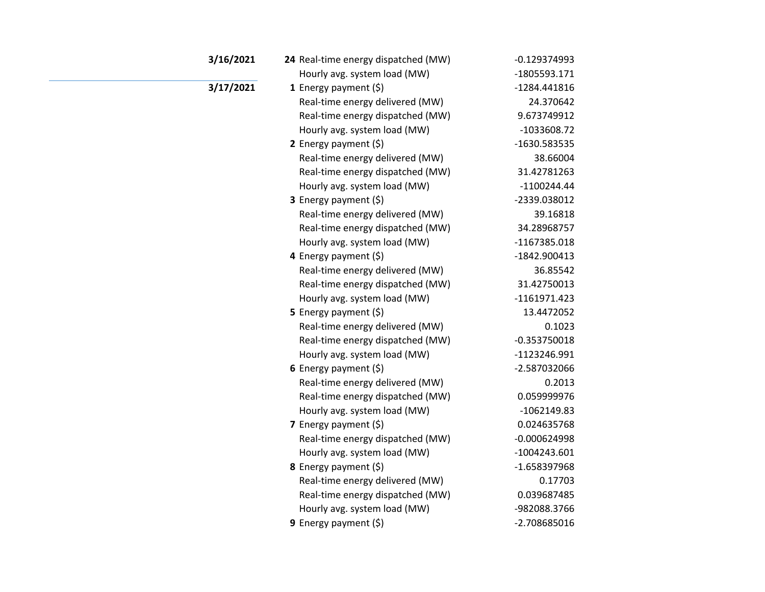| Date | Hour | Metric | Value |
| --- | --- | --- | --- |
| **3/16/2021** | **24** | Real-time energy dispatched (MW) | -0.129374993 |
| | | Hourly avg. system load (MW) | -1805593.171 |
| **3/17/2021** | **1** | Energy payment ($) | -1284.441816 |
| | | Real-time energy delivered (MW) | 24.370642 |
| | | Real-time energy dispatched (MW) | 9.673749912 |
| | | Hourly avg. system load (MW) | -1033608.72 |
| | **2** | Energy payment ($) | -1630.583535 |
| | | Real-time energy delivered (MW) | 38.66004 |
| | | Real-time energy dispatched (MW) | 31.42781263 |
| | | Hourly avg. system load (MW) | -1100244.44 |
| | **3** | Energy payment ($) | -2339.038012 |
| | | Real-time energy delivered (MW) | 39.16818 |
| | | Real-time energy dispatched (MW) | 34.28968757 |
| | | Hourly avg. system load (MW) | -1167385.018 |
| | **4** | Energy payment ($) | -1842.900413 |
| | | Real-time energy delivered (MW) | 36.85542 |
| | | Real-time energy dispatched (MW) | 31.42750013 |
| | | Hourly avg. system load (MW) | -1161971.423 |
| | **5** | Energy payment ($) | 13.4472052 |
| | | Real-time energy delivered (MW) | 0.1023 |
| | | Real-time energy dispatched (MW) | -0.353750018 |
| | | Hourly avg. system load (MW) | -1123246.991 |
| | **6** | Energy payment ($) | -2.587032066 |
| | | Real-time energy delivered (MW) | 0.2013 |
| | | Real-time energy dispatched (MW) | 0.059999976 |
| | | Hourly avg. system load (MW) | -1062149.83 |
| | **7** | Energy payment ($) | 0.024635768 |
| | | Real-time energy dispatched (MW) | -0.000624998 |
| | | Hourly avg. system load (MW) | -1004243.601 |
| | **8** | Energy payment ($) | -1.658397968 |
| | | Real-time energy delivered (MW) | 0.17703 |
| | | Real-time energy dispatched (MW) | 0.039687485 |
| | | Hourly avg. system load (MW) | -982088.3766 |
| | **9** | Energy payment ($) | -2.708685016 |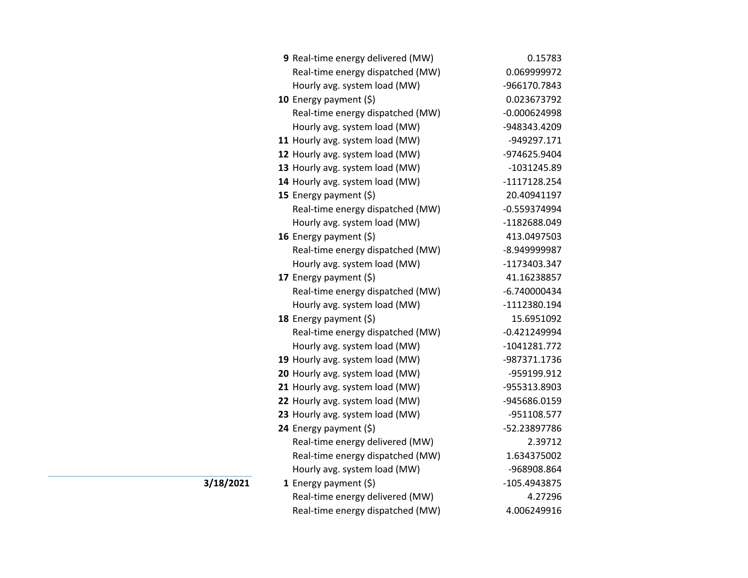| Date | Hour | Measure | Value |
|---|---|---|---|
| | **9** | Real-time energy delivered (MW) | 0.15783 |
| | | Real-time energy dispatched (MW) | 0.069999972 |
| | | Hourly avg. system load (MW) | -966170.7843 |
| | **10** | Energy payment ($) | 0.023673792 |
| | | Real-time energy dispatched (MW) | -0.000624998 |
| | | Hourly avg. system load (MW) | -948343.4209 |
| | **11** | Hourly avg. system load (MW) | -949297.171 |
| | **12** | Hourly avg. system load (MW) | -974625.9404 |
| | **13** | Hourly avg. system load (MW) | -1031245.89 |
| | **14** | Hourly avg. system load (MW) | -1117128.254 |
| | **15** | Energy payment ($) | 20.40941197 |
| | | Real-time energy dispatched (MW) | -0.559374994 |
| | | Hourly avg. system load (MW) | -1182688.049 |
| | **16** | Energy payment ($) | 413.0497503 |
| | | Real-time energy dispatched (MW) | -8.949999987 |
| | | Hourly avg. system load (MW) | -1173403.347 |
| | **17** | Energy payment ($) | 41.16238857 |
| | | Real-time energy dispatched (MW) | -6.740000434 |
| | | Hourly avg. system load (MW) | -1112380.194 |
| | **18** | Energy payment ($) | 15.6951092 |
| | | Real-time energy dispatched (MW) | -0.421249994 |
| | | Hourly avg. system load (MW) | -1041281.772 |
| | **19** | Hourly avg. system load (MW) | -987371.1736 |
| | **20** | Hourly avg. system load (MW) | -959199.912 |
| | **21** | Hourly avg. system load (MW) | -955313.8903 |
| | **22** | Hourly avg. system load (MW) | -945686.0159 |
| | **23** | Hourly avg. system load (MW) | -951108.577 |
| | **24** | Energy payment ($) | -52.23897786 |
| | | Real-time energy delivered (MW) | 2.39712 |
| | | Real-time energy dispatched (MW) | 1.634375002 |
| | | Hourly avg. system load (MW) | -968908.864 |
| **3/18/2021** | **1** | Energy payment ($) | -105.4943875 |
| | | Real-time energy delivered (MW) | 4.27296 |
| | | Real-time energy dispatched (MW) | 4.006249916 |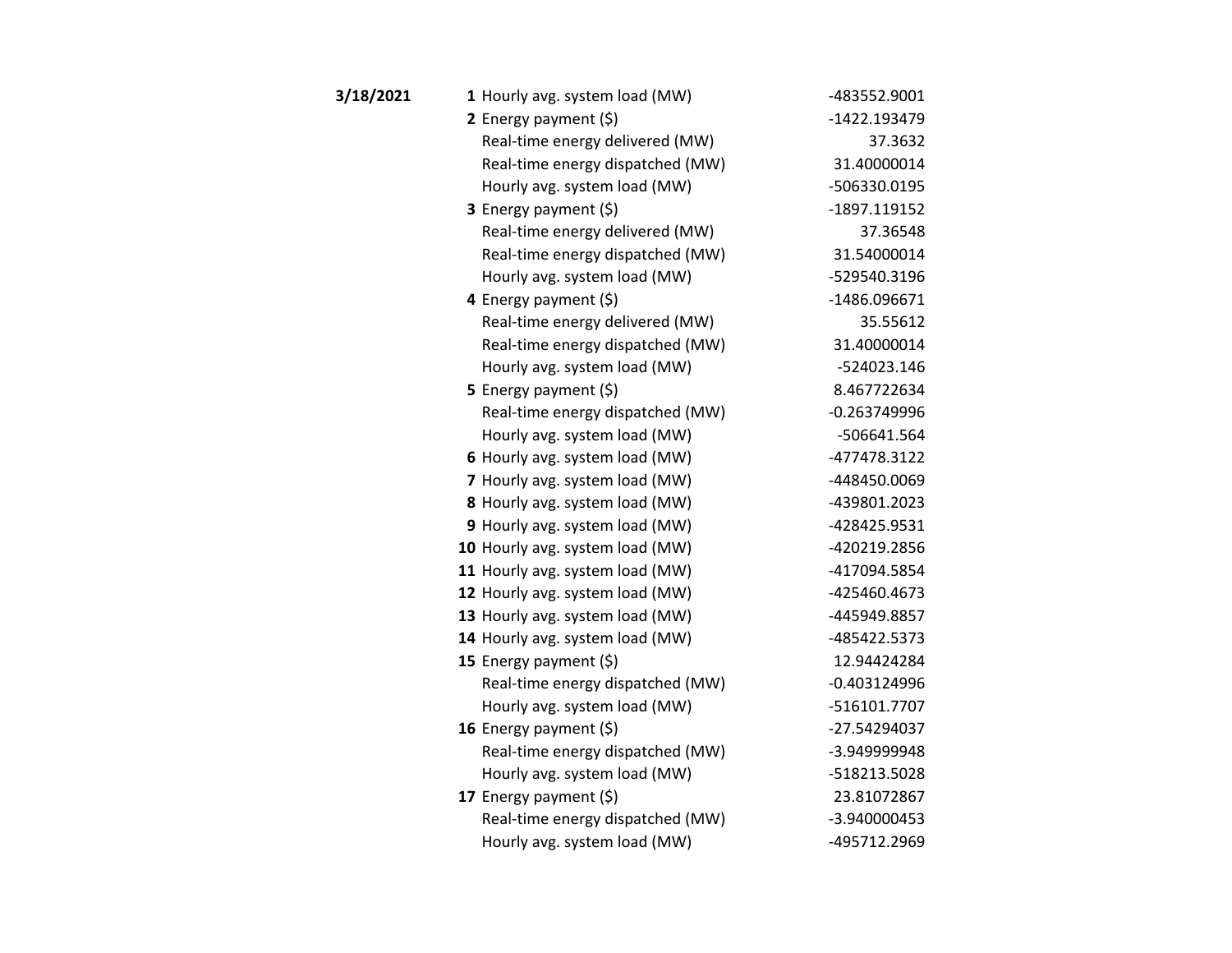| Date | Hour | Item | Value |
|---|---|---|---|
| **3/18/2021** | **1** | Hourly avg. system load (MW) | -483552.9001 |
| | **2** | Energy payment ($) | -1422.193479 |
| | | Real-time energy delivered (MW) | 37.3632 |
| | | Real-time energy dispatched (MW) | 31.40000014 |
| | | Hourly avg. system load (MW) | -506330.0195 |
| | **3** | Energy payment ($) | -1897.119152 |
| | | Real-time energy delivered (MW) | 37.36548 |
| | | Real-time energy dispatched (MW) | 31.54000014 |
| | | Hourly avg. system load (MW) | -529540.3196 |
| | **4** | Energy payment ($) | -1486.096671 |
| | | Real-time energy delivered (MW) | 35.55612 |
| | | Real-time energy dispatched (MW) | 31.40000014 |
| | | Hourly avg. system load (MW) | -524023.146 |
| | **5** | Energy payment ($) | 8.467722634 |
| | | Real-time energy dispatched (MW) | -0.263749996 |
| | | Hourly avg. system load (MW) | -506641.564 |
| | **6** | Hourly avg. system load (MW) | -477478.3122 |
| | **7** | Hourly avg. system load (MW) | -448450.0069 |
| | **8** | Hourly avg. system load (MW) | -439801.2023 |
| | **9** | Hourly avg. system load (MW) | -428425.9531 |
| | **10** | Hourly avg. system load (MW) | -420219.2856 |
| | **11** | Hourly avg. system load (MW) | -417094.5854 |
| | **12** | Hourly avg. system load (MW) | -425460.4673 |
| | **13** | Hourly avg. system load (MW) | -445949.8857 |
| | **14** | Hourly avg. system load (MW) | -485422.5373 |
| | **15** | Energy payment ($) | 12.94424284 |
| | | Real-time energy dispatched (MW) | -0.403124996 |
| | | Hourly avg. system load (MW) | -516101.7707 |
| | **16** | Energy payment ($) | -27.54294037 |
| | | Real-time energy dispatched (MW) | -3.949999948 |
| | | Hourly avg. system load (MW) | -518213.5028 |
| | **17** | Energy payment ($) | 23.81072867 |
| | | Real-time energy dispatched (MW) | -3.940000453 |
| | | Hourly avg. system load (MW) | -495712.2969 |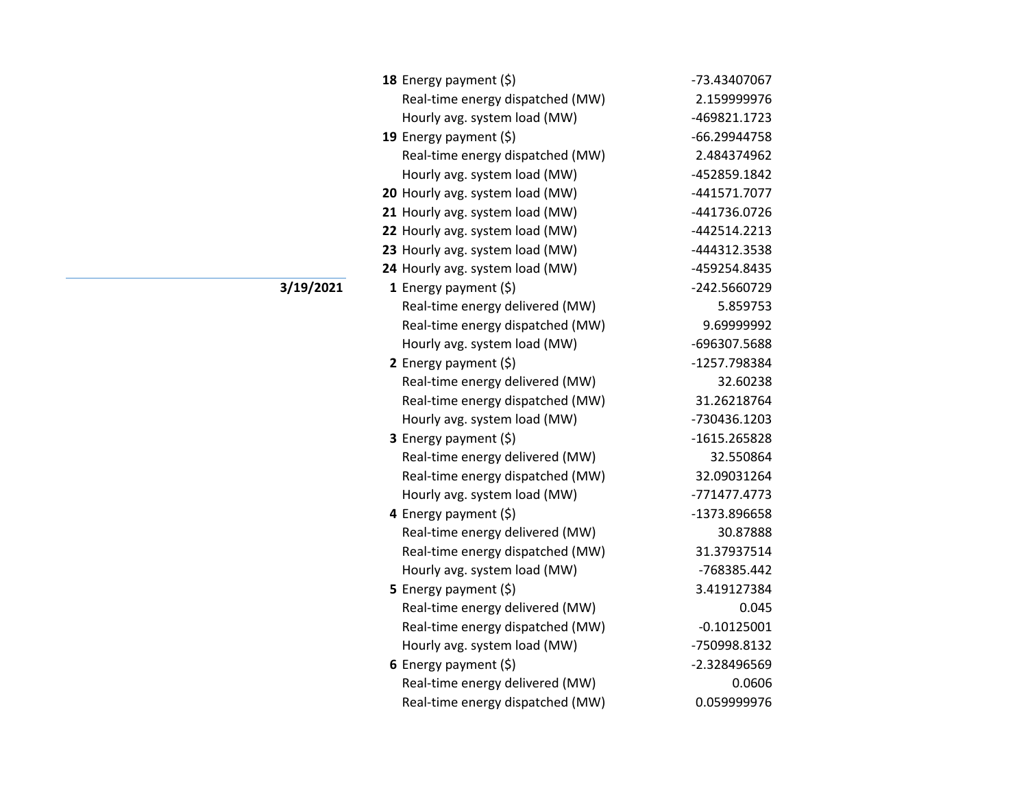| Date | Hour | Item | Value |
|---|---|---|---|
| | **18** | Energy payment ($) | -73.43407067 |
| | | Real-time energy dispatched (MW) | 2.159999976 |
| | | Hourly avg. system load (MW) | -469821.1723 |
| | **19** | Energy payment ($) | -66.29944758 |
| | | Real-time energy dispatched (MW) | 2.484374962 |
| | | Hourly avg. system load (MW) | -452859.1842 |
| | **20** | Hourly avg. system load (MW) | -441571.7077 |
| | **21** | Hourly avg. system load (MW) | -441736.0726 |
| | **22** | Hourly avg. system load (MW) | -442514.2213 |
| | **23** | Hourly avg. system load (MW) | -444312.3538 |
| | **24** | Hourly avg. system load (MW) | -459254.8435 |
| **3/19/2021** | **1** | Energy payment ($) | -242.5660729 |
| | | Real-time energy delivered (MW) | 5.859753 |
| | | Real-time energy dispatched (MW) | 9.69999992 |
| | | Hourly avg. system load (MW) | -696307.5688 |
| | **2** | Energy payment ($) | -1257.798384 |
| | | Real-time energy delivered (MW) | 32.60238 |
| | | Real-time energy dispatched (MW) | 31.26218764 |
| | | Hourly avg. system load (MW) | -730436.1203 |
| | **3** | Energy payment ($) | -1615.265828 |
| | | Real-time energy delivered (MW) | 32.550864 |
| | | Real-time energy dispatched (MW) | 32.09031264 |
| | | Hourly avg. system load (MW) | -771477.4773 |
| | **4** | Energy payment ($) | -1373.896658 |
| | | Real-time energy delivered (MW) | 30.87888 |
| | | Real-time energy dispatched (MW) | 31.37937514 |
| | | Hourly avg. system load (MW) | -768385.442 |
| | **5** | Energy payment ($) | 3.419127384 |
| | | Real-time energy delivered (MW) | 0.045 |
| | | Real-time energy dispatched (MW) | -0.10125001 |
| | | Hourly avg. system load (MW) | -750998.8132 |
| | **6** | Energy payment ($) | -2.328496569 |
| | | Real-time energy delivered (MW) | 0.0606 |
| | | Real-time energy dispatched (MW) | 0.059999976 |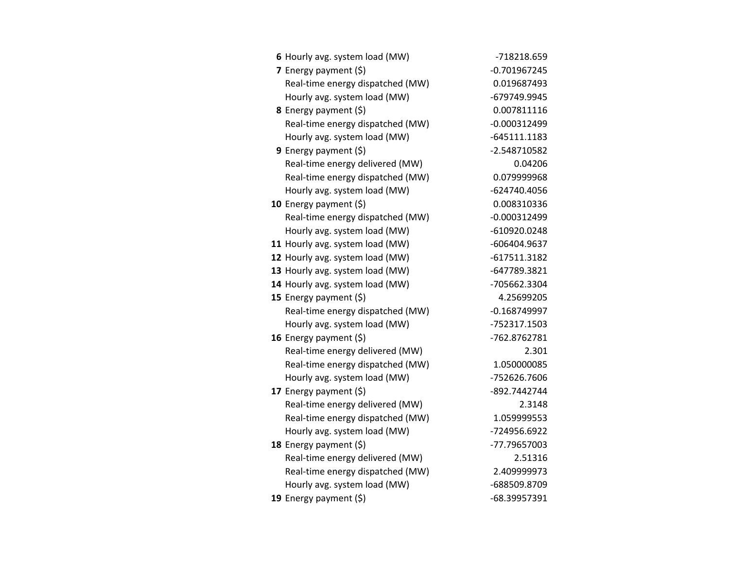| | | |
|---|---|---|
| **6** | Hourly avg. system load (MW) | -718218.659 |
| **7** | Energy payment ($) | -0.701967245 |
| | Real-time energy dispatched (MW) | 0.019687493 |
| | Hourly avg. system load (MW) | -679749.9945 |
| **8** | Energy payment ($) | 0.007811116 |
| | Real-time energy dispatched (MW) | -0.000312499 |
| | Hourly avg. system load (MW) | -645111.1183 |
| **9** | Energy payment ($) | -2.548710582 |
| | Real-time energy delivered (MW) | 0.04206 |
| | Real-time energy dispatched (MW) | 0.079999968 |
| | Hourly avg. system load (MW) | -624740.4056 |
| **10** | Energy payment ($) | 0.008310336 |
| | Real-time energy dispatched (MW) | -0.000312499 |
| | Hourly avg. system load (MW) | -610920.0248 |
| **11** | Hourly avg. system load (MW) | -606404.9637 |
| **12** | Hourly avg. system load (MW) | -617511.3182 |
| **13** | Hourly avg. system load (MW) | -647789.3821 |
| **14** | Hourly avg. system load (MW) | -705662.3304 |
| **15** | Energy payment ($) | 4.25699205 |
| | Real-time energy dispatched (MW) | -0.168749997 |
| | Hourly avg. system load (MW) | -752317.1503 |
| **16** | Energy payment ($) | -762.8762781 |
| | Real-time energy delivered (MW) | 2.301 |
| | Real-time energy dispatched (MW) | 1.050000085 |
| | Hourly avg. system load (MW) | -752626.7606 |
| **17** | Energy payment ($) | -892.7442744 |
| | Real-time energy delivered (MW) | 2.3148 |
| | Real-time energy dispatched (MW) | 1.059999553 |
| | Hourly avg. system load (MW) | -724956.6922 |
| **18** | Energy payment ($) | -77.79657003 |
| | Real-time energy delivered (MW) | 2.51316 |
| | Real-time energy dispatched (MW) | 2.409999973 |
| | Hourly avg. system load (MW) | -688509.8709 |
| **19** | Energy payment ($) | -68.39957391 |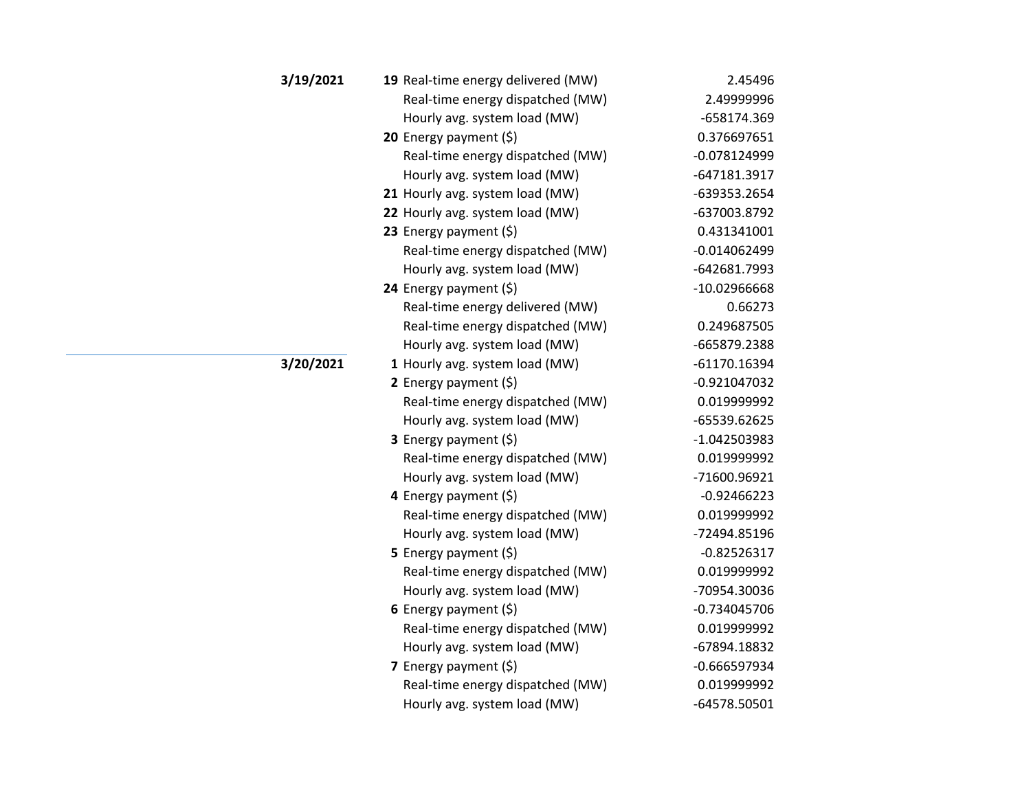| Date | Hour | Item | Value |
|---|---|---|---|
| **3/19/2021** | **19** | Real-time energy delivered (MW) | 2.45496 |
| | | Real-time energy dispatched (MW) | 2.49999996 |
| | | Hourly avg. system load (MW) | -658174.369 |
| | **20** | Energy payment ($) | 0.376697651 |
| | | Real-time energy dispatched (MW) | -0.078124999 |
| | | Hourly avg. system load (MW) | -647181.3917 |
| | **21** | Hourly avg. system load (MW) | -639353.2654 |
| | **22** | Hourly avg. system load (MW) | -637003.8792 |
| | **23** | Energy payment ($) | 0.431341001 |
| | | Real-time energy dispatched (MW) | -0.014062499 |
| | | Hourly avg. system load (MW) | -642681.7993 |
| | **24** | Energy payment ($) | -10.02966668 |
| | | Real-time energy delivered (MW) | 0.66273 |
| | | Real-time energy dispatched (MW) | 0.249687505 |
| | | Hourly avg. system load (MW) | -665879.2388 |
| **3/20/2021** | **1** | Hourly avg. system load (MW) | -61170.16394 |
| | **2** | Energy payment ($) | -0.921047032 |
| | | Real-time energy dispatched (MW) | 0.019999992 |
| | | Hourly avg. system load (MW) | -65539.62625 |
| | **3** | Energy payment ($) | -1.042503983 |
| | | Real-time energy dispatched (MW) | 0.019999992 |
| | | Hourly avg. system load (MW) | -71600.96921 |
| | **4** | Energy payment ($) | -0.92466223 |
| | | Real-time energy dispatched (MW) | 0.019999992 |
| | | Hourly avg. system load (MW) | -72494.85196 |
| | **5** | Energy payment ($) | -0.82526317 |
| | | Real-time energy dispatched (MW) | 0.019999992 |
| | | Hourly avg. system load (MW) | -70954.30036 |
| | **6** | Energy payment ($) | -0.734045706 |
| | | Real-time energy dispatched (MW) | 0.019999992 |
| | | Hourly avg. system load (MW) | -67894.18832 |
| | **7** | Energy payment ($) | -0.666597934 |
| | | Real-time energy dispatched (MW) | 0.019999992 |
| | | Hourly avg. system load (MW) | -64578.50501 |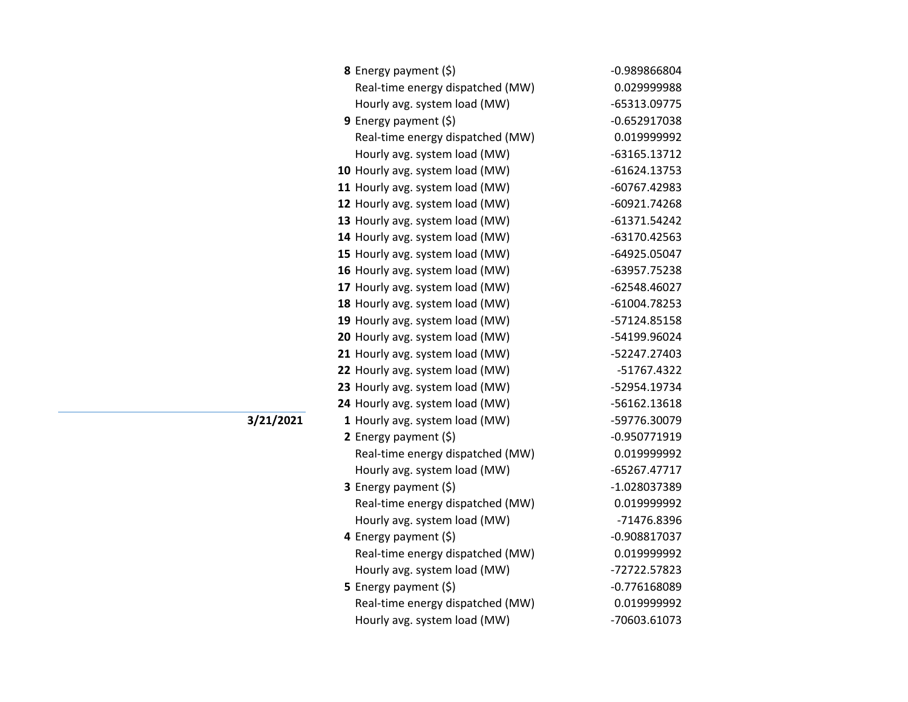| Date | Hour | Item | Value |
|---|---|---|---|
| | **8** | Energy payment ($) | -0.989866804 |
| | | Real-time energy dispatched (MW) | 0.029999988 |
| | | Hourly avg. system load (MW) | -65313.09775 |
| | **9** | Energy payment ($) | -0.652917038 |
| | | Real-time energy dispatched (MW) | 0.019999992 |
| | | Hourly avg. system load (MW) | -63165.13712 |
| | **10** | Hourly avg. system load (MW) | -61624.13753 |
| | **11** | Hourly avg. system load (MW) | -60767.42983 |
| | **12** | Hourly avg. system load (MW) | -60921.74268 |
| | **13** | Hourly avg. system load (MW) | -61371.54242 |
| | **14** | Hourly avg. system load (MW) | -63170.42563 |
| | **15** | Hourly avg. system load (MW) | -64925.05047 |
| | **16** | Hourly avg. system load (MW) | -63957.75238 |
| | **17** | Hourly avg. system load (MW) | -62548.46027 |
| | **18** | Hourly avg. system load (MW) | -61004.78253 |
| | **19** | Hourly avg. system load (MW) | -57124.85158 |
| | **20** | Hourly avg. system load (MW) | -54199.96024 |
| | **21** | Hourly avg. system load (MW) | -52247.27403 |
| | **22** | Hourly avg. system load (MW) | -51767.4322 |
| | **23** | Hourly avg. system load (MW) | -52954.19734 |
| | **24** | Hourly avg. system load (MW) | -56162.13618 |
| **3/21/2021** | **1** | Hourly avg. system load (MW) | -59776.30079 |
| | **2** | Energy payment ($) | -0.950771919 |
| | | Real-time energy dispatched (MW) | 0.019999992 |
| | | Hourly avg. system load (MW) | -65267.47717 |
| | **3** | Energy payment ($) | -1.028037389 |
| | | Real-time energy dispatched (MW) | 0.019999992 |
| | | Hourly avg. system load (MW) | -71476.8396 |
| | **4** | Energy payment ($) | -0.908817037 |
| | | Real-time energy dispatched (MW) | 0.019999992 |
| | | Hourly avg. system load (MW) | -72722.57823 |
| | **5** | Energy payment ($) | -0.776168089 |
| | | Real-time energy dispatched (MW) | 0.019999992 |
| | | Hourly avg. system load (MW) | -70603.61073 |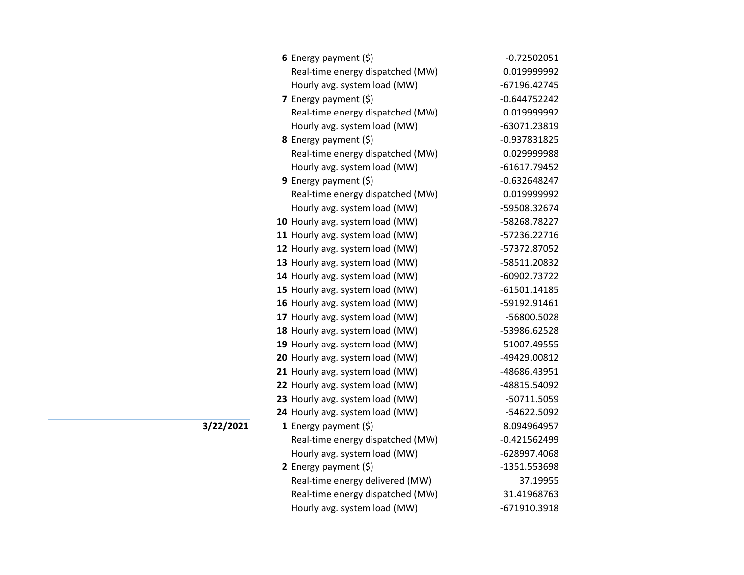| Date | Hour | Description | Value |
|---|---|---|---|
| | **6** | Energy payment ($) | -0.72502051 |
| | | Real-time energy dispatched (MW) | 0.019999992 |
| | | Hourly avg. system load (MW) | -67196.42745 |
| | **7** | Energy payment ($) | -0.644752242 |
| | | Real-time energy dispatched (MW) | 0.019999992 |
| | | Hourly avg. system load (MW) | -63071.23819 |
| | **8** | Energy payment ($) | -0.937831825 |
| | | Real-time energy dispatched (MW) | 0.029999988 |
| | | Hourly avg. system load (MW) | -61617.79452 |
| | **9** | Energy payment ($) | -0.632648247 |
| | | Real-time energy dispatched (MW) | 0.019999992 |
| | | Hourly avg. system load (MW) | -59508.32674 |
| | **10** | Hourly avg. system load (MW) | -58268.78227 |
| | **11** | Hourly avg. system load (MW) | -57236.22716 |
| | **12** | Hourly avg. system load (MW) | -57372.87052 |
| | **13** | Hourly avg. system load (MW) | -58511.20832 |
| | **14** | Hourly avg. system load (MW) | -60902.73722 |
| | **15** | Hourly avg. system load (MW) | -61501.14185 |
| | **16** | Hourly avg. system load (MW) | -59192.91461 |
| | **17** | Hourly avg. system load (MW) | -56800.5028 |
| | **18** | Hourly avg. system load (MW) | -53986.62528 |
| | **19** | Hourly avg. system load (MW) | -51007.49555 |
| | **20** | Hourly avg. system load (MW) | -49429.00812 |
| | **21** | Hourly avg. system load (MW) | -48686.43951 |
| | **22** | Hourly avg. system load (MW) | -48815.54092 |
| | **23** | Hourly avg. system load (MW) | -50711.5059 |
| | **24** | Hourly avg. system load (MW) | -54622.5092 |
| **3/22/2021** | **1** | Energy payment ($) | 8.094964957 |
| | | Real-time energy dispatched (MW) | -0.421562499 |
| | | Hourly avg. system load (MW) | -628997.4068 |
| | **2** | Energy payment ($) | -1351.553698 |
| | | Real-time energy delivered (MW) | 37.19955 |
| | | Real-time energy dispatched (MW) | 31.41968763 |
| | | Hourly avg. system load (MW) | -671910.3918 |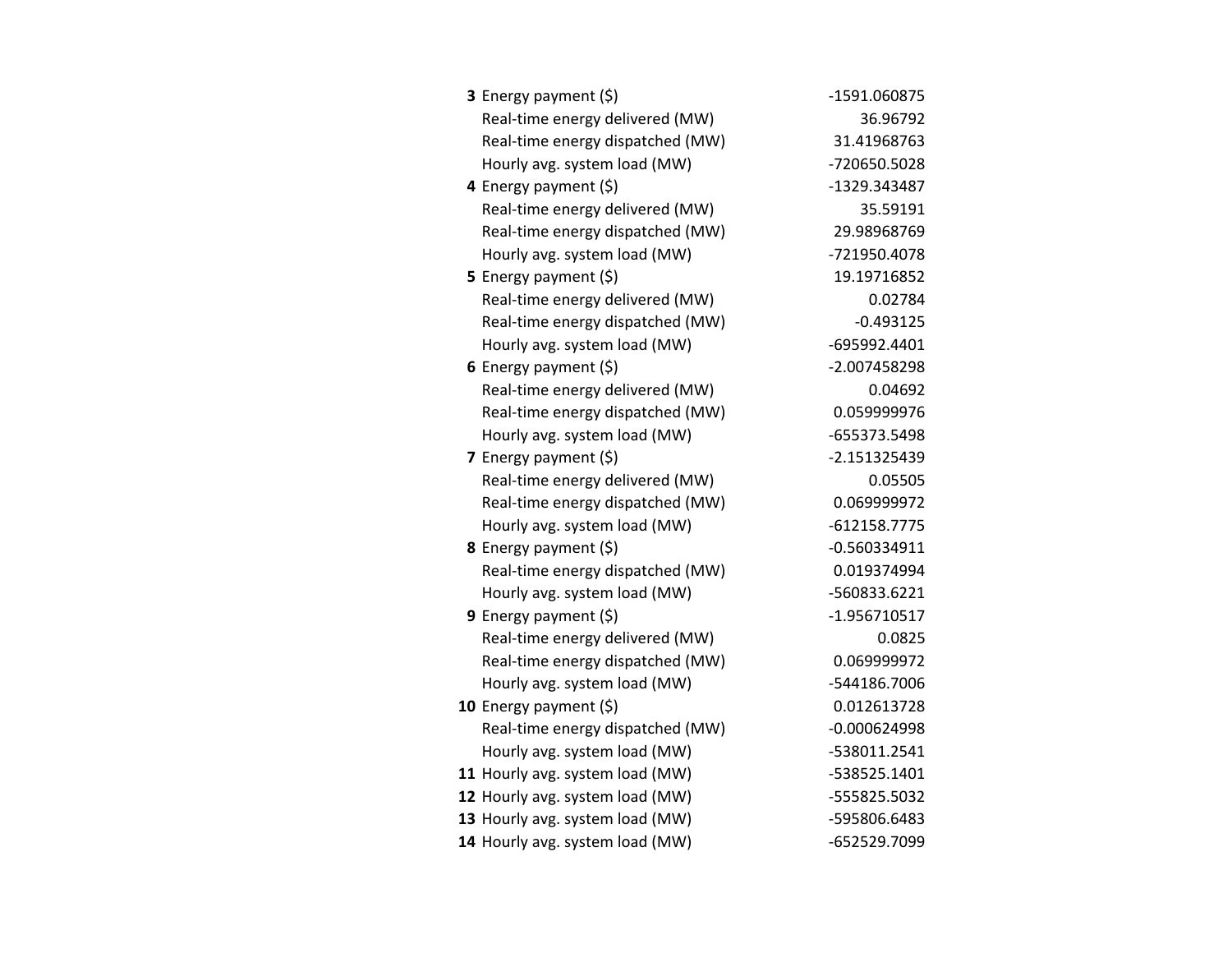| | | |
|---|---|---|
| **3** | Energy payment ($) | -1591.060875 |
| | Real-time energy delivered (MW) | 36.96792 |
| | Real-time energy dispatched (MW) | 31.41968763 |
| | Hourly avg. system load (MW) | -720650.5028 |
| **4** | Energy payment ($) | -1329.343487 |
| | Real-time energy delivered (MW) | 35.59191 |
| | Real-time energy dispatched (MW) | 29.98968769 |
| | Hourly avg. system load (MW) | -721950.4078 |
| **5** | Energy payment ($) | 19.19716852 |
| | Real-time energy delivered (MW) | 0.02784 |
| | Real-time energy dispatched (MW) | -0.493125 |
| | Hourly avg. system load (MW) | -695992.4401 |
| **6** | Energy payment ($) | -2.007458298 |
| | Real-time energy delivered (MW) | 0.04692 |
| | Real-time energy dispatched (MW) | 0.059999976 |
| | Hourly avg. system load (MW) | -655373.5498 |
| **7** | Energy payment ($) | -2.151325439 |
| | Real-time energy delivered (MW) | 0.05505 |
| | Real-time energy dispatched (MW) | 0.069999972 |
| | Hourly avg. system load (MW) | -612158.7775 |
| **8** | Energy payment ($) | -0.560334911 |
| | Real-time energy dispatched (MW) | 0.019374994 |
| | Hourly avg. system load (MW) | -560833.6221 |
| **9** | Energy payment ($) | -1.956710517 |
| | Real-time energy delivered (MW) | 0.0825 |
| | Real-time energy dispatched (MW) | 0.069999972 |
| | Hourly avg. system load (MW) | -544186.7006 |
| **10** | Energy payment ($) | 0.012613728 |
| | Real-time energy dispatched (MW) | -0.000624998 |
| | Hourly avg. system load (MW) | -538011.2541 |
| **11** | Hourly avg. system load (MW) | -538525.1401 |
| **12** | Hourly avg. system load (MW) | -555825.5032 |
| **13** | Hourly avg. system load (MW) | -595806.6483 |
| **14** | Hourly avg. system load (MW) | -652529.7099 |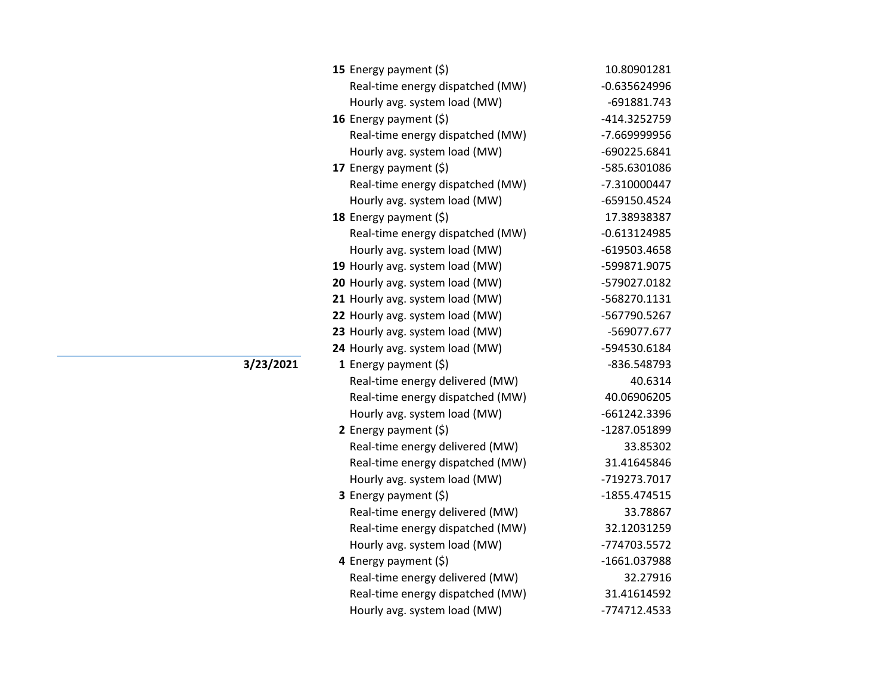| Date | Hour | Item | Value |
|---|---|---|---|
| | **15** | Energy payment ($) | 10.80901281 |
| | | Real-time energy dispatched (MW) | -0.635624996 |
| | | Hourly avg. system load (MW) | -691881.743 |
| | **16** | Energy payment ($) | -414.3252759 |
| | | Real-time energy dispatched (MW) | -7.669999956 |
| | | Hourly avg. system load (MW) | -690225.6841 |
| | **17** | Energy payment ($) | -585.6301086 |
| | | Real-time energy dispatched (MW) | -7.310000447 |
| | | Hourly avg. system load (MW) | -659150.4524 |
| | **18** | Energy payment ($) | 17.38938387 |
| | | Real-time energy dispatched (MW) | -0.613124985 |
| | | Hourly avg. system load (MW) | -619503.4658 |
| | **19** | Hourly avg. system load (MW) | -599871.9075 |
| | **20** | Hourly avg. system load (MW) | -579027.0182 |
| | **21** | Hourly avg. system load (MW) | -568270.1131 |
| | **22** | Hourly avg. system load (MW) | -567790.5267 |
| | **23** | Hourly avg. system load (MW) | -569077.677 |
| | **24** | Hourly avg. system load (MW) | -594530.6184 |
| **3/23/2021** | **1** | Energy payment ($) | -836.548793 |
| | | Real-time energy delivered (MW) | 40.6314 |
| | | Real-time energy dispatched (MW) | 40.06906205 |
| | | Hourly avg. system load (MW) | -661242.3396 |
| | **2** | Energy payment ($) | -1287.051899 |
| | | Real-time energy delivered (MW) | 33.85302 |
| | | Real-time energy dispatched (MW) | 31.41645846 |
| | | Hourly avg. system load (MW) | -719273.7017 |
| | **3** | Energy payment ($) | -1855.474515 |
| | | Real-time energy delivered (MW) | 33.78867 |
| | | Real-time energy dispatched (MW) | 32.12031259 |
| | | Hourly avg. system load (MW) | -774703.5572 |
| | **4** | Energy payment ($) | -1661.037988 |
| | | Real-time energy delivered (MW) | 32.27916 |
| | | Real-time energy dispatched (MW) | 31.41614592 |
| | | Hourly avg. system load (MW) | -774712.4533 |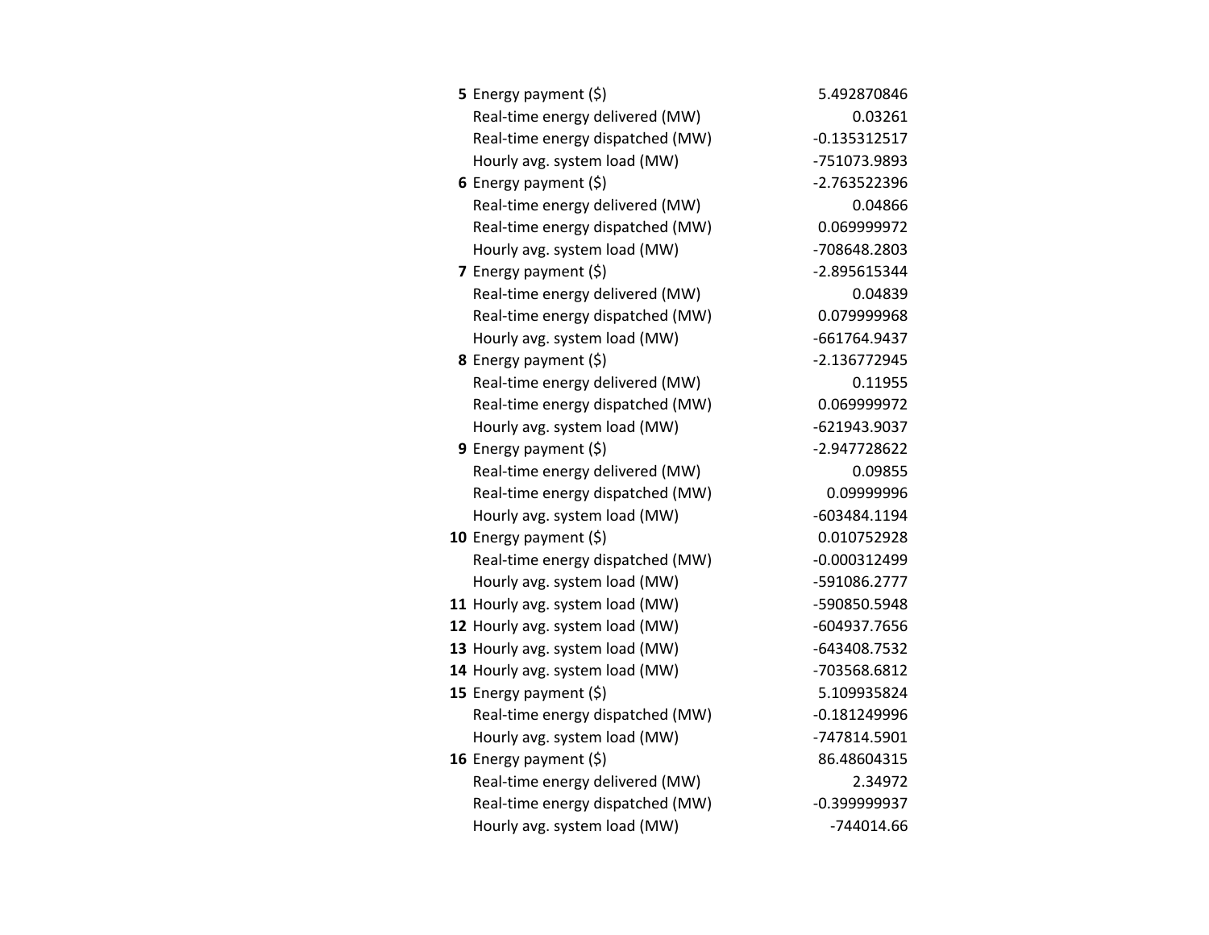| | | |
|---|---|---|
| **5** | Energy payment ($) | 5.492870846 |
| | Real-time energy delivered (MW) | 0.03261 |
| | Real-time energy dispatched (MW) | -0.135312517 |
| | Hourly avg. system load (MW) | -751073.9893 |
| **6** | Energy payment ($) | -2.763522396 |
| | Real-time energy delivered (MW) | 0.04866 |
| | Real-time energy dispatched (MW) | 0.069999972 |
| | Hourly avg. system load (MW) | -708648.2803 |
| **7** | Energy payment ($) | -2.895615344 |
| | Real-time energy delivered (MW) | 0.04839 |
| | Real-time energy dispatched (MW) | 0.079999968 |
| | Hourly avg. system load (MW) | -661764.9437 |
| **8** | Energy payment ($) | -2.136772945 |
| | Real-time energy delivered (MW) | 0.11955 |
| | Real-time energy dispatched (MW) | 0.069999972 |
| | Hourly avg. system load (MW) | -621943.9037 |
| **9** | Energy payment ($) | -2.947728622 |
| | Real-time energy delivered (MW) | 0.09855 |
| | Real-time energy dispatched (MW) | 0.09999996 |
| | Hourly avg. system load (MW) | -603484.1194 |
| **10** | Energy payment ($) | 0.010752928 |
| | Real-time energy dispatched (MW) | -0.000312499 |
| | Hourly avg. system load (MW) | -591086.2777 |
| **11** | Hourly avg. system load (MW) | -590850.5948 |
| **12** | Hourly avg. system load (MW) | -604937.7656 |
| **13** | Hourly avg. system load (MW) | -643408.7532 |
| **14** | Hourly avg. system load (MW) | -703568.6812 |
| **15** | Energy payment ($) | 5.109935824 |
| | Real-time energy dispatched (MW) | -0.181249996 |
| | Hourly avg. system load (MW) | -747814.5901 |
| **16** | Energy payment ($) | 86.48604315 |
| | Real-time energy delivered (MW) | 2.34972 |
| | Real-time energy dispatched (MW) | -0.399999937 |
| | Hourly avg. system load (MW) | -744014.66 |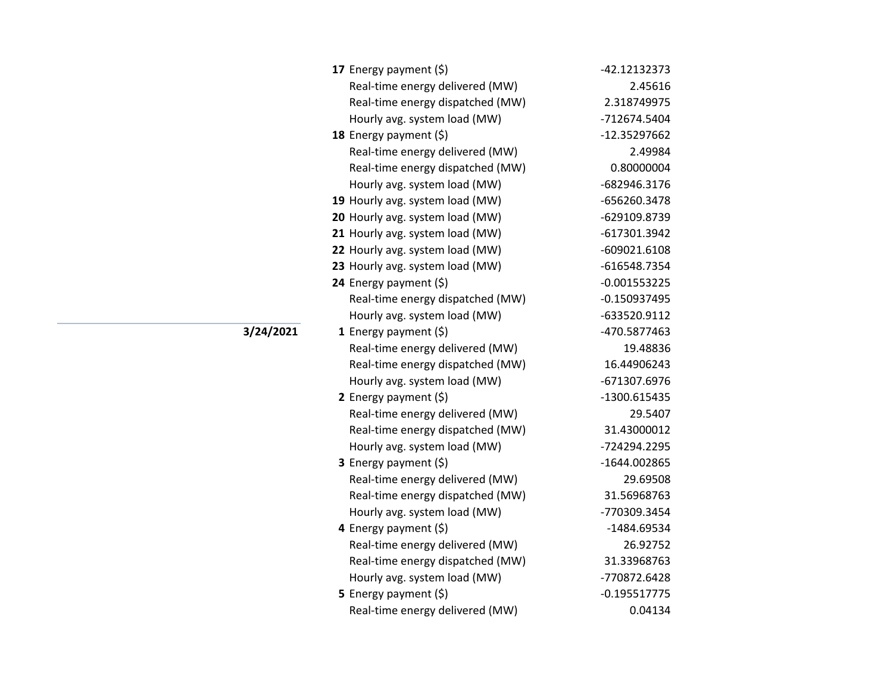| Date | Hour | Item | Value |
|---|---|---|---|
| | **17** | Energy payment ($) | -42.12132373 |
| | | Real-time energy delivered (MW) | 2.45616 |
| | | Real-time energy dispatched (MW) | 2.318749975 |
| | | Hourly avg. system load (MW) | -712674.5404 |
| | **18** | Energy payment ($) | -12.35297662 |
| | | Real-time energy delivered (MW) | 2.49984 |
| | | Real-time energy dispatched (MW) | 0.80000004 |
| | | Hourly avg. system load (MW) | -682946.3176 |
| | **19** | Hourly avg. system load (MW) | -656260.3478 |
| | **20** | Hourly avg. system load (MW) | -629109.8739 |
| | **21** | Hourly avg. system load (MW) | -617301.3942 |
| | **22** | Hourly avg. system load (MW) | -609021.6108 |
| | **23** | Hourly avg. system load (MW) | -616548.7354 |
| | **24** | Energy payment ($) | -0.001553225 |
| | | Real-time energy dispatched (MW) | -0.150937495 |
| | | Hourly avg. system load (MW) | -633520.9112 |
| **3/24/2021** | **1** | Energy payment ($) | -470.5877463 |
| | | Real-time energy delivered (MW) | 19.48836 |
| | | Real-time energy dispatched (MW) | 16.44906243 |
| | | Hourly avg. system load (MW) | -671307.6976 |
| | **2** | Energy payment ($) | -1300.615435 |
| | | Real-time energy delivered (MW) | 29.5407 |
| | | Real-time energy dispatched (MW) | 31.43000012 |
| | | Hourly avg. system load (MW) | -724294.2295 |
| | **3** | Energy payment ($) | -1644.002865 |
| | | Real-time energy delivered (MW) | 29.69508 |
| | | Real-time energy dispatched (MW) | 31.56968763 |
| | | Hourly avg. system load (MW) | -770309.3454 |
| | **4** | Energy payment ($) | -1484.69534 |
| | | Real-time energy delivered (MW) | 26.92752 |
| | | Real-time energy dispatched (MW) | 31.33968763 |
| | | Hourly avg. system load (MW) | -770872.6428 |
| | **5** | Energy payment ($) | -0.195517775 |
| | | Real-time energy delivered (MW) | 0.04134 |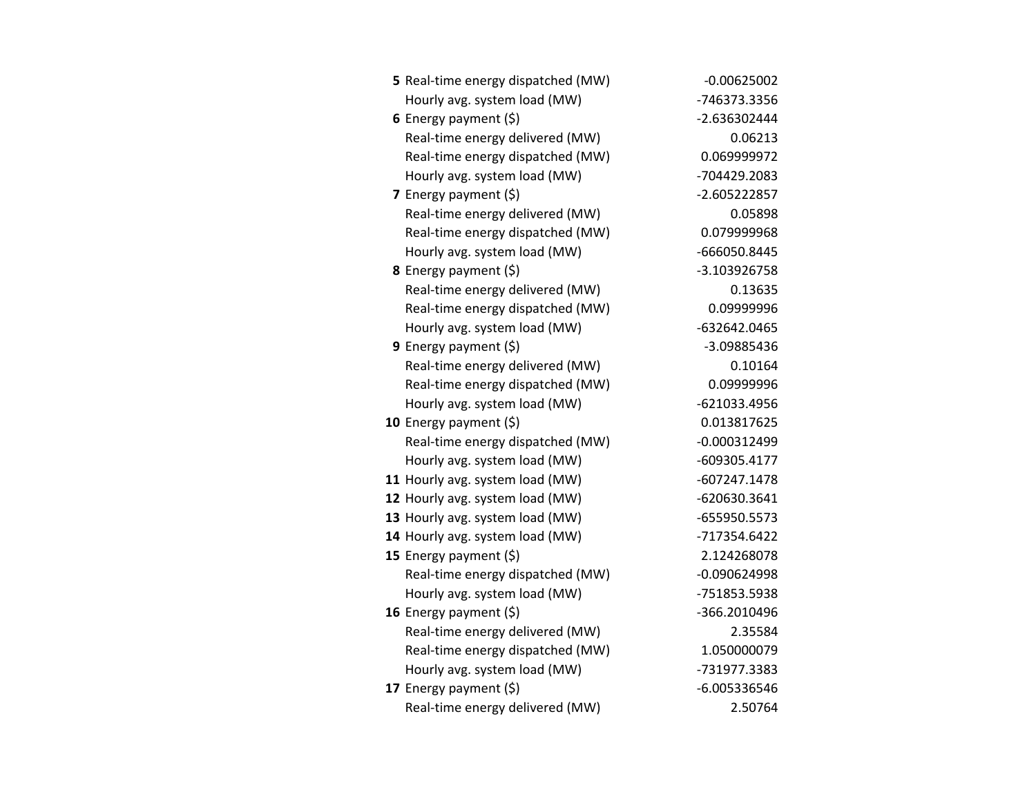| | | |
|---|---|---|
| **5** | Real-time energy dispatched (MW) | -0.00625002 |
| | Hourly avg. system load (MW) | -746373.3356 |
| **6** | Energy payment ($) | -2.636302444 |
| | Real-time energy delivered (MW) | 0.06213 |
| | Real-time energy dispatched (MW) | 0.069999972 |
| | Hourly avg. system load (MW) | -704429.2083 |
| **7** | Energy payment ($) | -2.605222857 |
| | Real-time energy delivered (MW) | 0.05898 |
| | Real-time energy dispatched (MW) | 0.079999968 |
| | Hourly avg. system load (MW) | -666050.8445 |
| **8** | Energy payment ($) | -3.103926758 |
| | Real-time energy delivered (MW) | 0.13635 |
| | Real-time energy dispatched (MW) | 0.09999996 |
| | Hourly avg. system load (MW) | -632642.0465 |
| **9** | Energy payment ($) | -3.09885436 |
| | Real-time energy delivered (MW) | 0.10164 |
| | Real-time energy dispatched (MW) | 0.09999996 |
| | Hourly avg. system load (MW) | -621033.4956 |
| **10** | Energy payment ($) | 0.013817625 |
| | Real-time energy dispatched (MW) | -0.000312499 |
| | Hourly avg. system load (MW) | -609305.4177 |
| **11** | Hourly avg. system load (MW) | -607247.1478 |
| **12** | Hourly avg. system load (MW) | -620630.3641 |
| **13** | Hourly avg. system load (MW) | -655950.5573 |
| **14** | Hourly avg. system load (MW) | -717354.6422 |
| **15** | Energy payment ($) | 2.124268078 |
| | Real-time energy dispatched (MW) | -0.090624998 |
| | Hourly avg. system load (MW) | -751853.5938 |
| **16** | Energy payment ($) | -366.2010496 |
| | Real-time energy delivered (MW) | 2.35584 |
| | Real-time energy dispatched (MW) | 1.050000079 |
| | Hourly avg. system load (MW) | -731977.3383 |
| **17** | Energy payment ($) | -6.005336546 |
| | Real-time energy delivered (MW) | 2.50764 |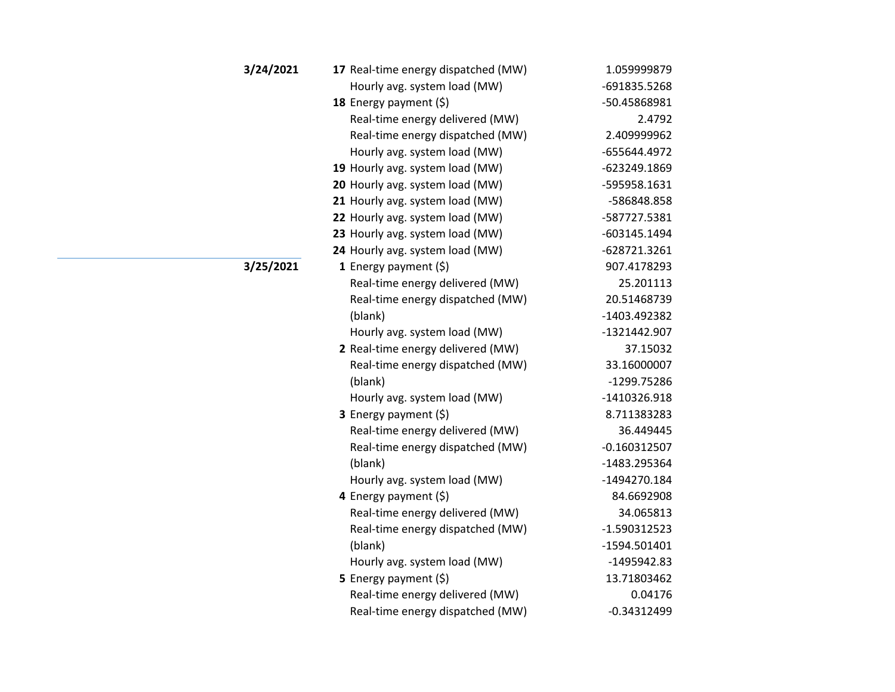| Date | Hour | Measure | Value |
|---|---|---|---|
| **3/24/2021** | **17** | Real-time energy dispatched (MW) | 1.059999879 |
| | | Hourly avg. system load (MW) | -691835.5268 |
| | **18** | Energy payment ($) | -50.45868981 |
| | | Real-time energy delivered (MW) | 2.4792 |
| | | Real-time energy dispatched (MW) | 2.409999962 |
| | | Hourly avg. system load (MW) | -655644.4972 |
| | **19** | Hourly avg. system load (MW) | -623249.1869 |
| | **20** | Hourly avg. system load (MW) | -595958.1631 |
| | **21** | Hourly avg. system load (MW) | -586848.858 |
| | **22** | Hourly avg. system load (MW) | -587727.5381 |
| | **23** | Hourly avg. system load (MW) | -603145.1494 |
| | **24** | Hourly avg. system load (MW) | -628721.3261 |
| **3/25/2021** | **1** | Energy payment ($) | 907.4178293 |
| | | Real-time energy delivered (MW) | 25.201113 |
| | | Real-time energy dispatched (MW) | 20.51468739 |
| | | (blank) | -1403.492382 |
| | | Hourly avg. system load (MW) | -1321442.907 |
| | **2** | Real-time energy delivered (MW) | 37.15032 |
| | | Real-time energy dispatched (MW) | 33.16000007 |
| | | (blank) | -1299.75286 |
| | | Hourly avg. system load (MW) | -1410326.918 |
| | **3** | Energy payment ($) | 8.711383283 |
| | | Real-time energy delivered (MW) | 36.449445 |
| | | Real-time energy dispatched (MW) | -0.160312507 |
| | | (blank) | -1483.295364 |
| | | Hourly avg. system load (MW) | -1494270.184 |
| | **4** | Energy payment ($) | 84.6692908 |
| | | Real-time energy delivered (MW) | 34.065813 |
| | | Real-time energy dispatched (MW) | -1.590312523 |
| | | (blank) | -1594.501401 |
| | | Hourly avg. system load (MW) | -1495942.83 |
| | **5** | Energy payment ($) | 13.71803462 |
| | | Real-time energy delivered (MW) | 0.04176 |
| | | Real-time energy dispatched (MW) | -0.34312499 |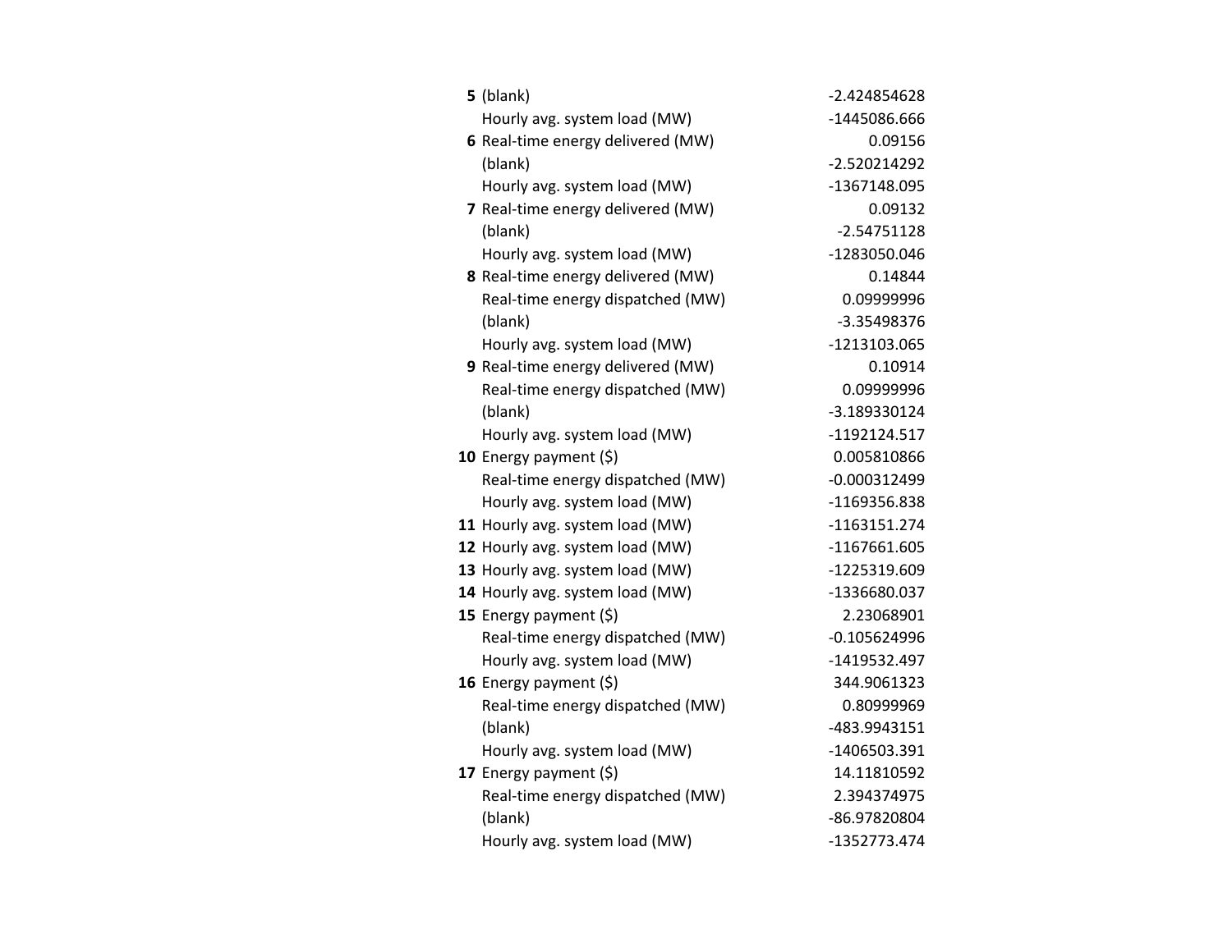| | | |
|---|---|---|
| **5** | (blank) | -2.424854628 |
| | Hourly avg. system load (MW) | -1445086.666 |
| **6** | Real-time energy delivered (MW) | 0.09156 |
| | (blank) | -2.520214292 |
| | Hourly avg. system load (MW) | -1367148.095 |
| **7** | Real-time energy delivered (MW) | 0.09132 |
| | (blank) | -2.54751128 |
| | Hourly avg. system load (MW) | -1283050.046 |
| **8** | Real-time energy delivered (MW) | 0.14844 |
| | Real-time energy dispatched (MW) | 0.09999996 |
| | (blank) | -3.35498376 |
| | Hourly avg. system load (MW) | -1213103.065 |
| **9** | Real-time energy delivered (MW) | 0.10914 |
| | Real-time energy dispatched (MW) | 0.09999996 |
| | (blank) | -3.189330124 |
| | Hourly avg. system load (MW) | -1192124.517 |
| **10** | Energy payment ($) | 0.005810866 |
| | Real-time energy dispatched (MW) | -0.000312499 |
| | Hourly avg. system load (MW) | -1169356.838 |
| **11** | Hourly avg. system load (MW) | -1163151.274 |
| **12** | Hourly avg. system load (MW) | -1167661.605 |
| **13** | Hourly avg. system load (MW) | -1225319.609 |
| **14** | Hourly avg. system load (MW) | -1336680.037 |
| **15** | Energy payment ($) | 2.23068901 |
| | Real-time energy dispatched (MW) | -0.105624996 |
| | Hourly avg. system load (MW) | -1419532.497 |
| **16** | Energy payment ($) | 344.9061323 |
| | Real-time energy dispatched (MW) | 0.80999969 |
| | (blank) | -483.9943151 |
| | Hourly avg. system load (MW) | -1406503.391 |
| **17** | Energy payment ($) | 14.11810592 |
| | Real-time energy dispatched (MW) | 2.394374975 |
| | (blank) | -86.97820804 |
| | Hourly avg. system load (MW) | -1352773.474 |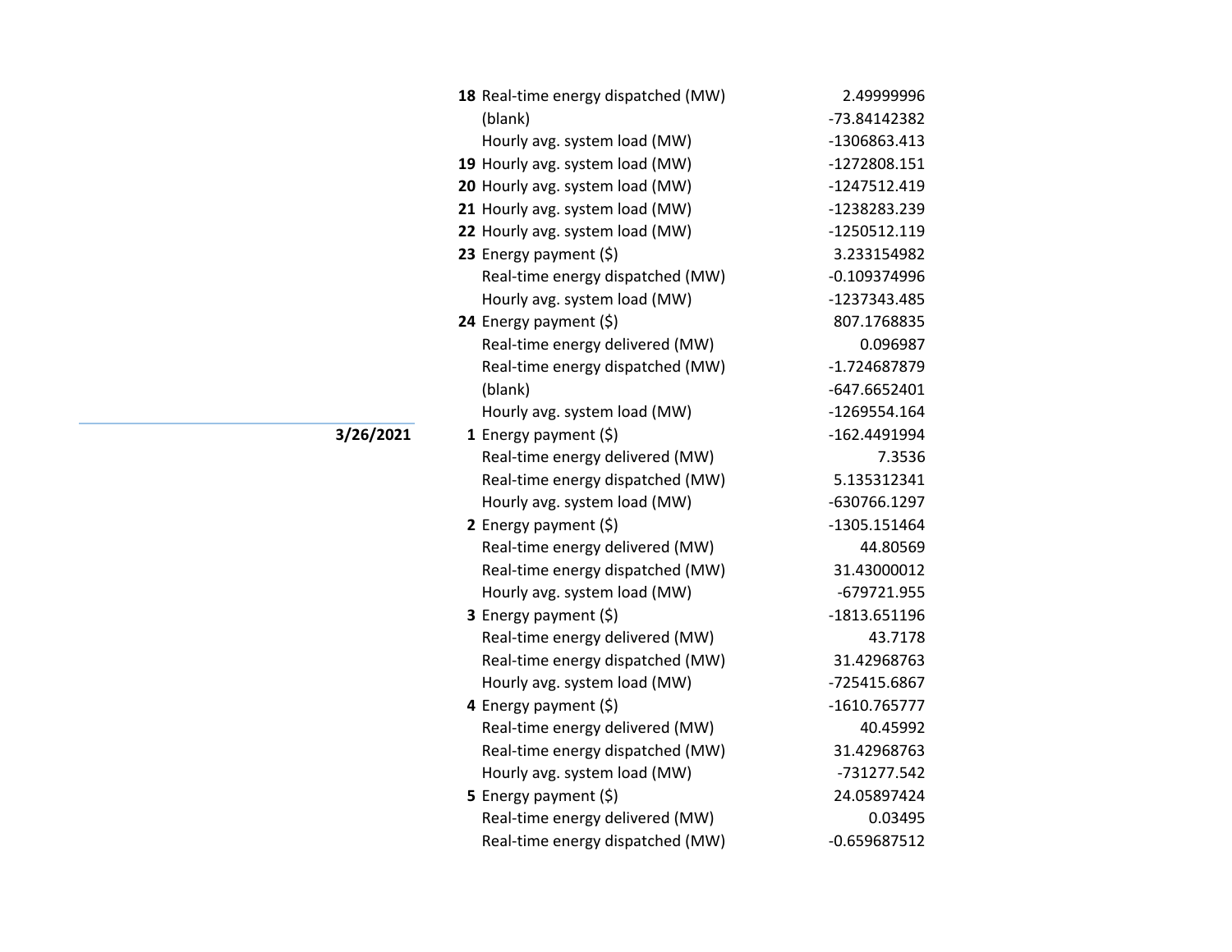| Date | Hour | Measure | Value |
| --- | --- | --- | --- |
| | 18 | Real-time energy dispatched (MW) | 2.49999996 |
| | | (blank) | -73.84142382 |
| | | Hourly avg. system load (MW) | -1306863.413 |
| | 19 | Hourly avg. system load (MW) | -1272808.151 |
| | 20 | Hourly avg. system load (MW) | -1247512.419 |
| | 21 | Hourly avg. system load (MW) | -1238283.239 |
| | 22 | Hourly avg. system load (MW) | -1250512.119 |
| | 23 | Energy payment ($) | 3.233154982 |
| | | Real-time energy dispatched (MW) | -0.109374996 |
| | | Hourly avg. system load (MW) | -1237343.485 |
| | 24 | Energy payment ($) | 807.1768835 |
| | | Real-time energy delivered (MW) | 0.096987 |
| | | Real-time energy dispatched (MW) | -1.724687879 |
| | | (blank) | -647.6652401 |
| | | Hourly avg. system load (MW) | -1269554.164 |
| **3/26/2021** | 1 | Energy payment ($) | -162.4491994 |
| | | Real-time energy delivered (MW) | 7.3536 |
| | | Real-time energy dispatched (MW) | 5.135312341 |
| | | Hourly avg. system load (MW) | -630766.1297 |
| | 2 | Energy payment ($) | -1305.151464 |
| | | Real-time energy delivered (MW) | 44.80569 |
| | | Real-time energy dispatched (MW) | 31.43000012 |
| | | Hourly avg. system load (MW) | -679721.955 |
| | 3 | Energy payment ($) | -1813.651196 |
| | | Real-time energy delivered (MW) | 43.7178 |
| | | Real-time energy dispatched (MW) | 31.42968763 |
| | | Hourly avg. system load (MW) | -725415.6867 |
| | 4 | Energy payment ($) | -1610.765777 |
| | | Real-time energy delivered (MW) | 40.45992 |
| | | Real-time energy dispatched (MW) | 31.42968763 |
| | | Hourly avg. system load (MW) | -731277.542 |
| | 5 | Energy payment ($) | 24.05897424 |
| | | Real-time energy delivered (MW) | 0.03495 |
| | | Real-time energy dispatched (MW) | -0.659687512 |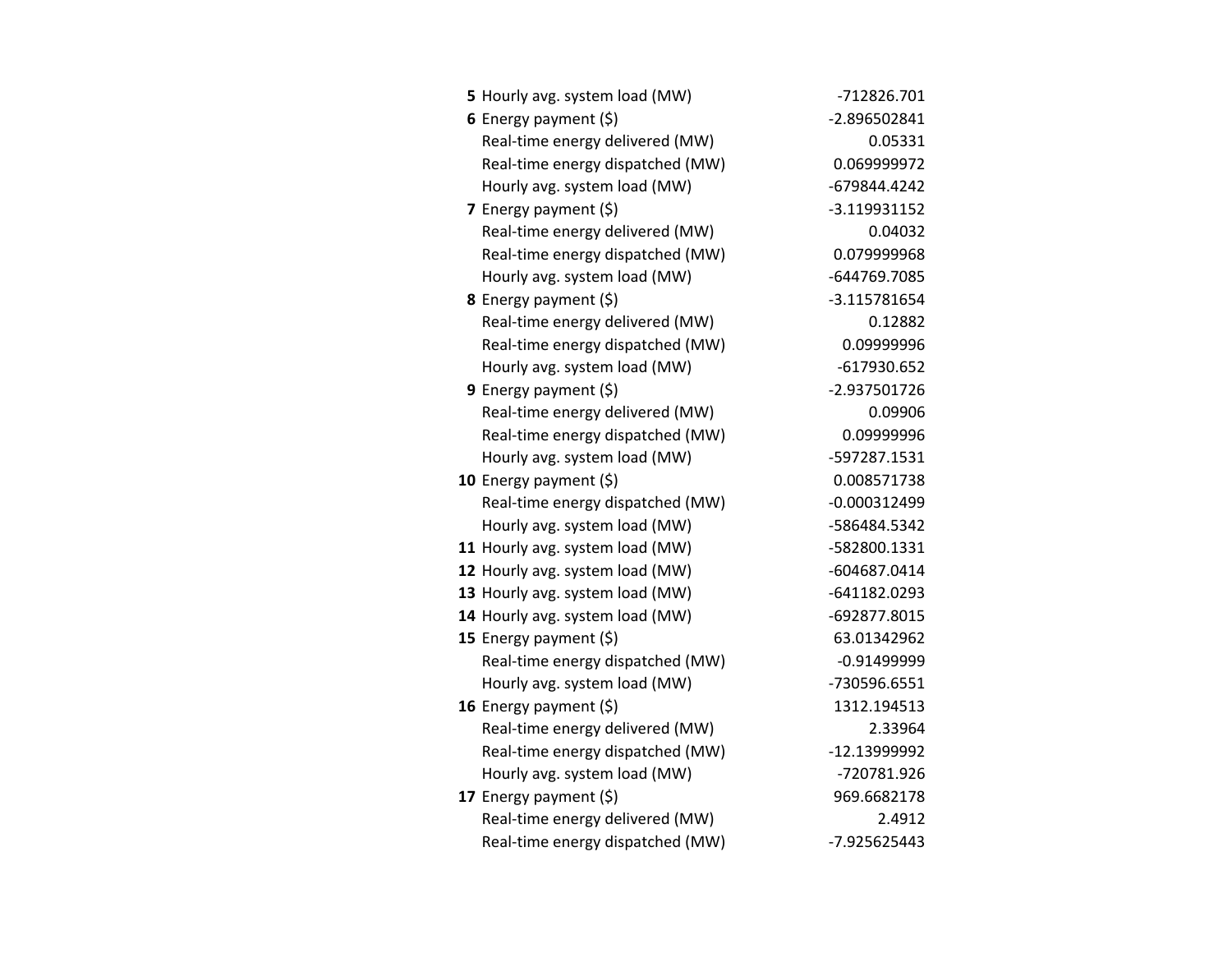| | | |
|---|---|---|
| **5** | Hourly avg. system load (MW) | -712826.701 |
| **6** | Energy payment ($) | -2.896502841 |
| | Real-time energy delivered (MW) | 0.05331 |
| | Real-time energy dispatched (MW) | 0.069999972 |
| | Hourly avg. system load (MW) | -679844.4242 |
| **7** | Energy payment ($) | -3.119931152 |
| | Real-time energy delivered (MW) | 0.04032 |
| | Real-time energy dispatched (MW) | 0.079999968 |
| | Hourly avg. system load (MW) | -644769.7085 |
| **8** | Energy payment ($) | -3.115781654 |
| | Real-time energy delivered (MW) | 0.12882 |
| | Real-time energy dispatched (MW) | 0.09999996 |
| | Hourly avg. system load (MW) | -617930.652 |
| **9** | Energy payment ($) | -2.937501726 |
| | Real-time energy delivered (MW) | 0.09906 |
| | Real-time energy dispatched (MW) | 0.09999996 |
| | Hourly avg. system load (MW) | -597287.1531 |
| **10** | Energy payment ($) | 0.008571738 |
| | Real-time energy dispatched (MW) | -0.000312499 |
| | Hourly avg. system load (MW) | -586484.5342 |
| **11** | Hourly avg. system load (MW) | -582800.1331 |
| **12** | Hourly avg. system load (MW) | -604687.0414 |
| **13** | Hourly avg. system load (MW) | -641182.0293 |
| **14** | Hourly avg. system load (MW) | -692877.8015 |
| **15** | Energy payment ($) | 63.01342962 |
| | Real-time energy dispatched (MW) | -0.91499999 |
| | Hourly avg. system load (MW) | -730596.6551 |
| **16** | Energy payment ($) | 1312.194513 |
| | Real-time energy delivered (MW) | 2.33964 |
| | Real-time energy dispatched (MW) | -12.13999992 |
| | Hourly avg. system load (MW) | -720781.926 |
| **17** | Energy payment ($) | 969.6682178 |
| | Real-time energy delivered (MW) | 2.4912 |
| | Real-time energy dispatched (MW) | -7.925625443 |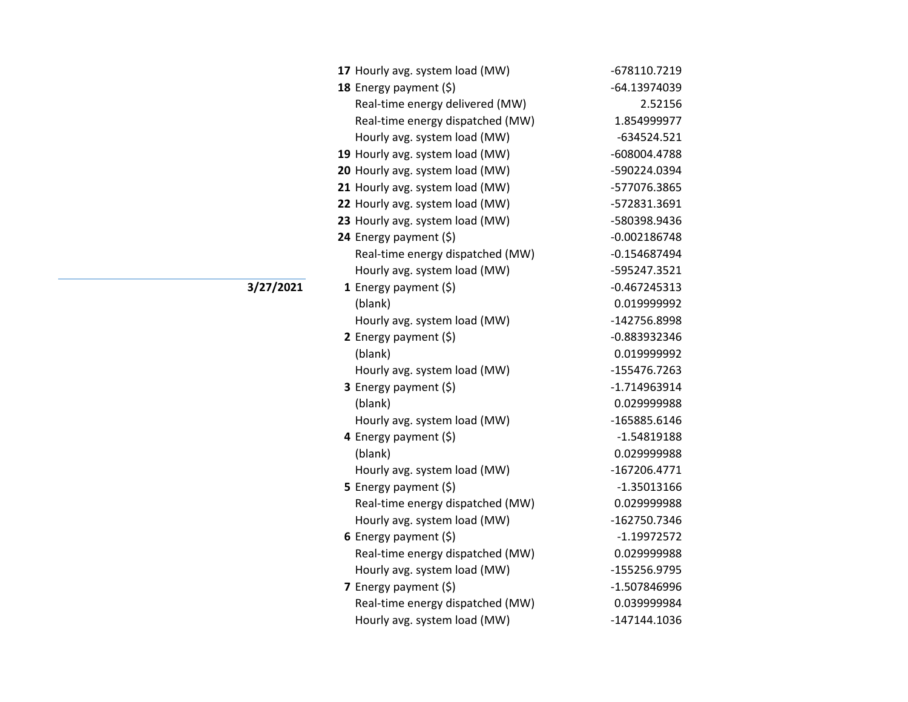| Date | Hour | Measure | Value |
|---|---|---|---|
| | **17** | Hourly avg. system load (MW) | -678110.7219 |
| | **18** | Energy payment ($) | -64.13974039 |
| | | Real-time energy delivered (MW) | 2.52156 |
| | | Real-time energy dispatched (MW) | 1.854999977 |
| | | Hourly avg. system load (MW) | -634524.521 |
| | **19** | Hourly avg. system load (MW) | -608004.4788 |
| | **20** | Hourly avg. system load (MW) | -590224.0394 |
| | **21** | Hourly avg. system load (MW) | -577076.3865 |
| | **22** | Hourly avg. system load (MW) | -572831.3691 |
| | **23** | Hourly avg. system load (MW) | -580398.9436 |
| | **24** | Energy payment ($) | -0.002186748 |
| | | Real-time energy dispatched (MW) | -0.154687494 |
| | | Hourly avg. system load (MW) | -595247.3521 |
| **3/27/2021** | **1** | Energy payment ($) | -0.467245313 |
| | | (blank) | 0.019999992 |
| | | Hourly avg. system load (MW) | -142756.8998 |
| | **2** | Energy payment ($) | -0.883932346 |
| | | (blank) | 0.019999992 |
| | | Hourly avg. system load (MW) | -155476.7263 |
| | **3** | Energy payment ($) | -1.714963914 |
| | | (blank) | 0.029999988 |
| | | Hourly avg. system load (MW) | -165885.6146 |
| | **4** | Energy payment ($) | -1.54819188 |
| | | (blank) | 0.029999988 |
| | | Hourly avg. system load (MW) | -167206.4771 |
| | **5** | Energy payment ($) | -1.35013166 |
| | | Real-time energy dispatched (MW) | 0.029999988 |
| | | Hourly avg. system load (MW) | -162750.7346 |
| | **6** | Energy payment ($) | -1.19972572 |
| | | Real-time energy dispatched (MW) | 0.029999988 |
| | | Hourly avg. system load (MW) | -155256.9795 |
| | **7** | Energy payment ($) | -1.507846996 |
| | | Real-time energy dispatched (MW) | 0.039999984 |
| | | Hourly avg. system load (MW) | -147144.1036 |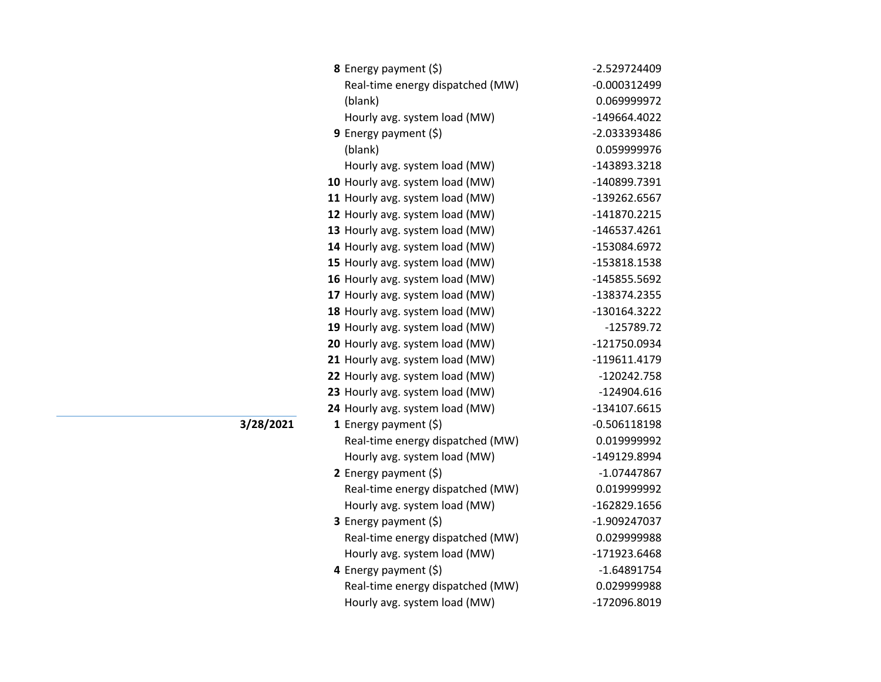| Date | Hour | Metric | Value |
|---|---|---|---|
| | **8** | Energy payment ($) | -2.529724409 |
| | | Real-time energy dispatched (MW) | -0.000312499 |
| | | (blank) | 0.069999972 |
| | | Hourly avg. system load (MW) | -149664.4022 |
| | **9** | Energy payment ($) | -2.033393486 |
| | | (blank) | 0.059999976 |
| | | Hourly avg. system load (MW) | -143893.3218 |
| | **10** | Hourly avg. system load (MW) | -140899.7391 |
| | **11** | Hourly avg. system load (MW) | -139262.6567 |
| | **12** | Hourly avg. system load (MW) | -141870.2215 |
| | **13** | Hourly avg. system load (MW) | -146537.4261 |
| | **14** | Hourly avg. system load (MW) | -153084.6972 |
| | **15** | Hourly avg. system load (MW) | -153818.1538 |
| | **16** | Hourly avg. system load (MW) | -145855.5692 |
| | **17** | Hourly avg. system load (MW) | -138374.2355 |
| | **18** | Hourly avg. system load (MW) | -130164.3222 |
| | **19** | Hourly avg. system load (MW) | -125789.72 |
| | **20** | Hourly avg. system load (MW) | -121750.0934 |
| | **21** | Hourly avg. system load (MW) | -119611.4179 |
| | **22** | Hourly avg. system load (MW) | -120242.758 |
| | **23** | Hourly avg. system load (MW) | -124904.616 |
| | **24** | Hourly avg. system load (MW) | -134107.6615 |
| **3/28/2021** | **1** | Energy payment ($) | -0.506118198 |
| | | Real-time energy dispatched (MW) | 0.019999992 |
| | | Hourly avg. system load (MW) | -149129.8994 |
| | **2** | Energy payment ($) | -1.07447867 |
| | | Real-time energy dispatched (MW) | 0.019999992 |
| | | Hourly avg. system load (MW) | -162829.1656 |
| | **3** | Energy payment ($) | -1.909247037 |
| | | Real-time energy dispatched (MW) | 0.029999988 |
| | | Hourly avg. system load (MW) | -171923.6468 |
| | **4** | Energy payment ($) | -1.64891754 |
| | | Real-time energy dispatched (MW) | 0.029999988 |
| | | Hourly avg. system load (MW) | -172096.8019 |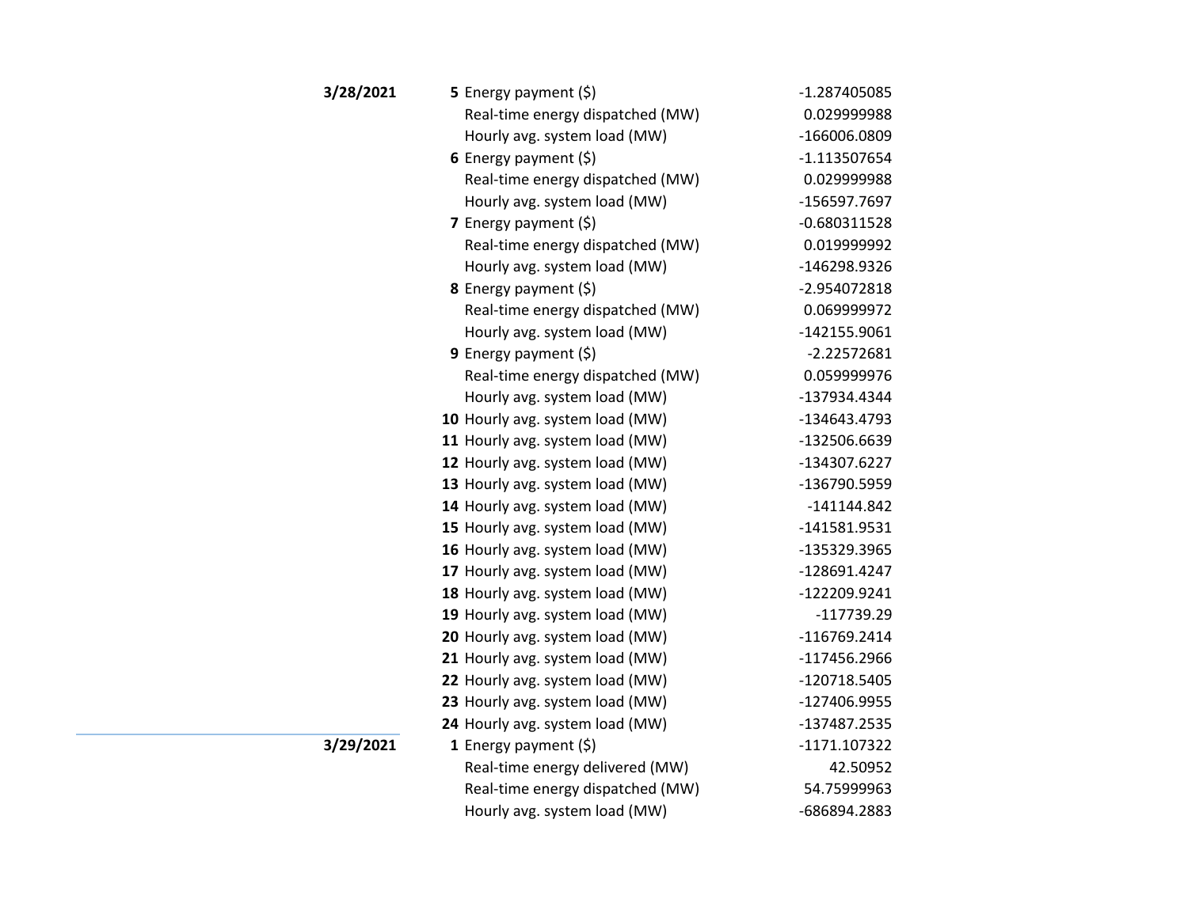| Date | Hour | Item | Value |
|---|---|---|---|
| **3/28/2021** | **5** | Energy payment ($) | -1.287405085 |
| | | Real-time energy dispatched (MW) | 0.029999988 |
| | | Hourly avg. system load (MW) | -166006.0809 |
| | **6** | Energy payment ($) | -1.113507654 |
| | | Real-time energy dispatched (MW) | 0.029999988 |
| | | Hourly avg. system load (MW) | -156597.7697 |
| | **7** | Energy payment ($) | -0.680311528 |
| | | Real-time energy dispatched (MW) | 0.019999992 |
| | | Hourly avg. system load (MW) | -146298.9326 |
| | **8** | Energy payment ($) | -2.954072818 |
| | | Real-time energy dispatched (MW) | 0.069999972 |
| | | Hourly avg. system load (MW) | -142155.9061 |
| | **9** | Energy payment ($) | -2.22572681 |
| | | Real-time energy dispatched (MW) | 0.059999976 |
| | | Hourly avg. system load (MW) | -137934.4344 |
| | **10** | Hourly avg. system load (MW) | -134643.4793 |
| | **11** | Hourly avg. system load (MW) | -132506.6639 |
| | **12** | Hourly avg. system load (MW) | -134307.6227 |
| | **13** | Hourly avg. system load (MW) | -136790.5959 |
| | **14** | Hourly avg. system load (MW) | -141144.842 |
| | **15** | Hourly avg. system load (MW) | -141581.9531 |
| | **16** | Hourly avg. system load (MW) | -135329.3965 |
| | **17** | Hourly avg. system load (MW) | -128691.4247 |
| | **18** | Hourly avg. system load (MW) | -122209.9241 |
| | **19** | Hourly avg. system load (MW) | -117739.29 |
| | **20** | Hourly avg. system load (MW) | -116769.2414 |
| | **21** | Hourly avg. system load (MW) | -117456.2966 |
| | **22** | Hourly avg. system load (MW) | -120718.5405 |
| | **23** | Hourly avg. system load (MW) | -127406.9955 |
| | **24** | Hourly avg. system load (MW) | -137487.2535 |
| **3/29/2021** | **1** | Energy payment ($) | -1171.107322 |
| | | Real-time energy delivered (MW) | 42.50952 |
| | | Real-time energy dispatched (MW) | 54.75999963 |
| | | Hourly avg. system load (MW) | -686894.2883 |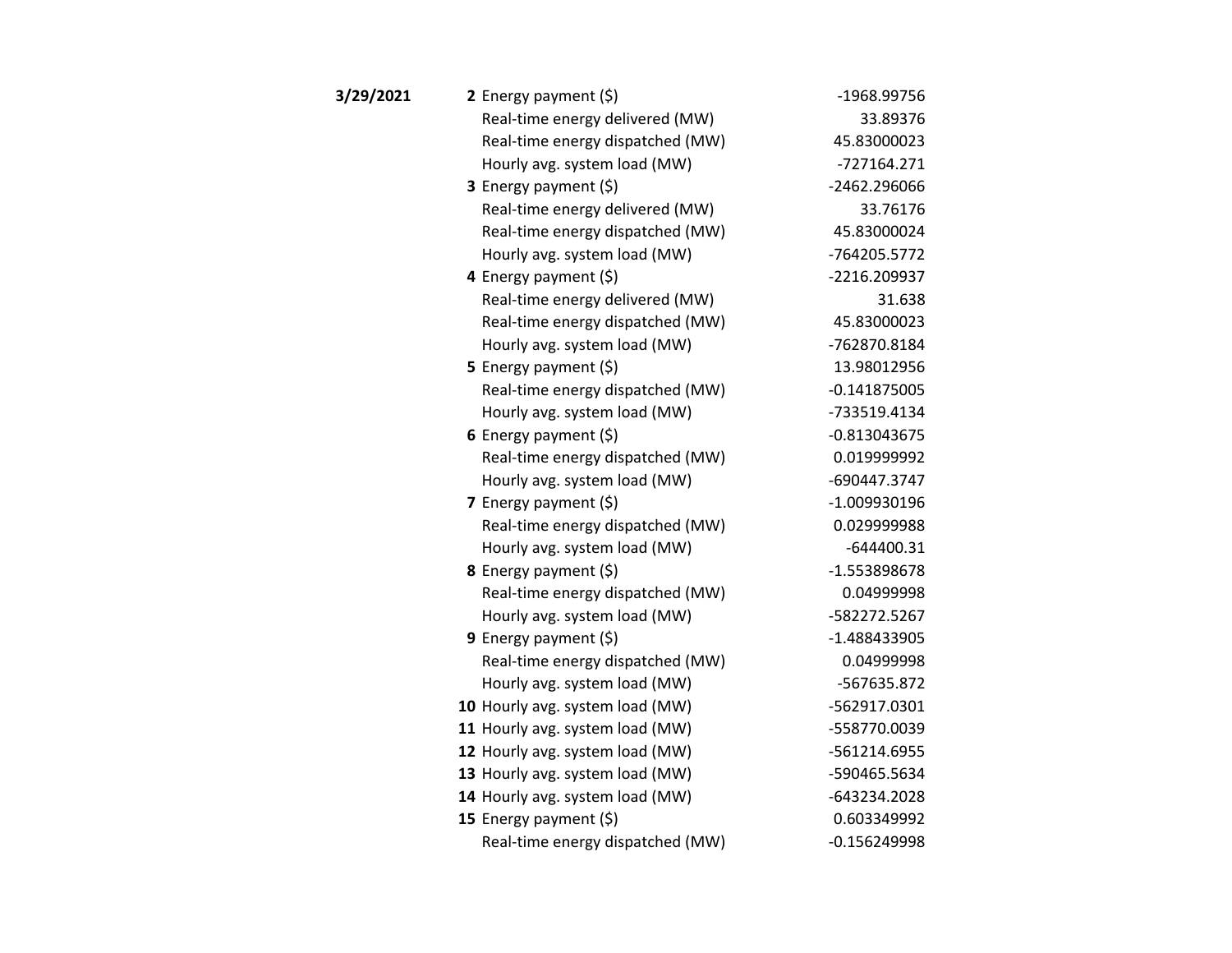| | | | |
|---|---|---|---|
| **3/29/2021** | **2** | Energy payment ($) | -1968.99756 |
| | | Real-time energy delivered (MW) | 33.89376 |
| | | Real-time energy dispatched (MW) | 45.83000023 |
| | | Hourly avg. system load (MW) | -727164.271 |
| | **3** | Energy payment ($) | -2462.296066 |
| | | Real-time energy delivered (MW) | 33.76176 |
| | | Real-time energy dispatched (MW) | 45.83000024 |
| | | Hourly avg. system load (MW) | -764205.5772 |
| | **4** | Energy payment ($) | -2216.209937 |
| | | Real-time energy delivered (MW) | 31.638 |
| | | Real-time energy dispatched (MW) | 45.83000023 |
| | | Hourly avg. system load (MW) | -762870.8184 |
| | **5** | Energy payment ($) | 13.98012956 |
| | | Real-time energy dispatched (MW) | -0.141875005 |
| | | Hourly avg. system load (MW) | -733519.4134 |
| | **6** | Energy payment ($) | -0.813043675 |
| | | Real-time energy dispatched (MW) | 0.019999992 |
| | | Hourly avg. system load (MW) | -690447.3747 |
| | **7** | Energy payment ($) | -1.009930196 |
| | | Real-time energy dispatched (MW) | 0.029999988 |
| | | Hourly avg. system load (MW) | -644400.31 |
| | **8** | Energy payment ($) | -1.553898678 |
| | | Real-time energy dispatched (MW) | 0.04999998 |
| | | Hourly avg. system load (MW) | -582272.5267 |
| | **9** | Energy payment ($) | -1.488433905 |
| | | Real-time energy dispatched (MW) | 0.04999998 |
| | | Hourly avg. system load (MW) | -567635.872 |
| | **10** | Hourly avg. system load (MW) | -562917.0301 |
| | **11** | Hourly avg. system load (MW) | -558770.0039 |
| | **12** | Hourly avg. system load (MW) | -561214.6955 |
| | **13** | Hourly avg. system load (MW) | -590465.5634 |
| | **14** | Hourly avg. system load (MW) | -643234.2028 |
| | **15** | Energy payment ($) | 0.603349992 |
| | | Real-time energy dispatched (MW) | -0.156249998 |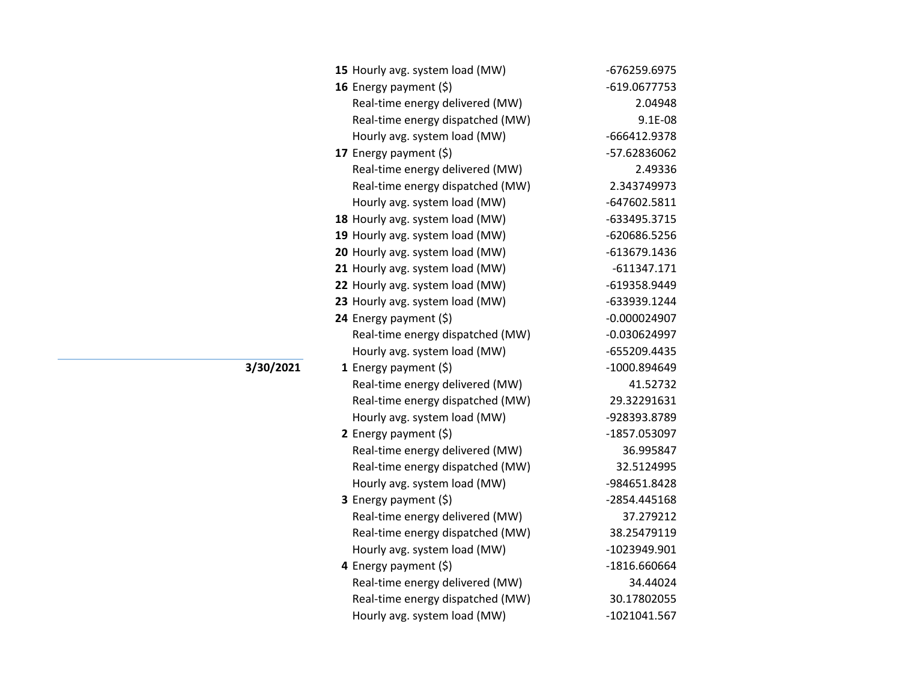| Date | Hour | Item | Value |
|---|---|---|---|
| | **15** | Hourly avg. system load (MW) | -676259.6975 |
| | **16** | Energy payment ($) | -619.0677753 |
| | | Real-time energy delivered (MW) | 2.04948 |
| | | Real-time energy dispatched (MW) | 9.1E-08 |
| | | Hourly avg. system load (MW) | -666412.9378 |
| | **17** | Energy payment ($) | -57.62836062 |
| | | Real-time energy delivered (MW) | 2.49336 |
| | | Real-time energy dispatched (MW) | 2.343749973 |
| | | Hourly avg. system load (MW) | -647602.5811 |
| | **18** | Hourly avg. system load (MW) | -633495.3715 |
| | **19** | Hourly avg. system load (MW) | -620686.5256 |
| | **20** | Hourly avg. system load (MW) | -613679.1436 |
| | **21** | Hourly avg. system load (MW) | -611347.171 |
| | **22** | Hourly avg. system load (MW) | -619358.9449 |
| | **23** | Hourly avg. system load (MW) | -633939.1244 |
| | **24** | Energy payment ($) | -0.000024907 |
| | | Real-time energy dispatched (MW) | -0.030624997 |
| | | Hourly avg. system load (MW) | -655209.4435 |
| **3/30/2021** | **1** | Energy payment ($) | -1000.894649 |
| | | Real-time energy delivered (MW) | 41.52732 |
| | | Real-time energy dispatched (MW) | 29.32291631 |
| | | Hourly avg. system load (MW) | -928393.8789 |
| | **2** | Energy payment ($) | -1857.053097 |
| | | Real-time energy delivered (MW) | 36.995847 |
| | | Real-time energy dispatched (MW) | 32.5124995 |
| | | Hourly avg. system load (MW) | -984651.8428 |
| | **3** | Energy payment ($) | -2854.445168 |
| | | Real-time energy delivered (MW) | 37.279212 |
| | | Real-time energy dispatched (MW) | 38.25479119 |
| | | Hourly avg. system load (MW) | -1023949.901 |
| | **4** | Energy payment ($) | -1816.660664 |
| | | Real-time energy delivered (MW) | 34.44024 |
| | | Real-time energy dispatched (MW) | 30.17802055 |
| | | Hourly avg. system load (MW) | -1021041.567 |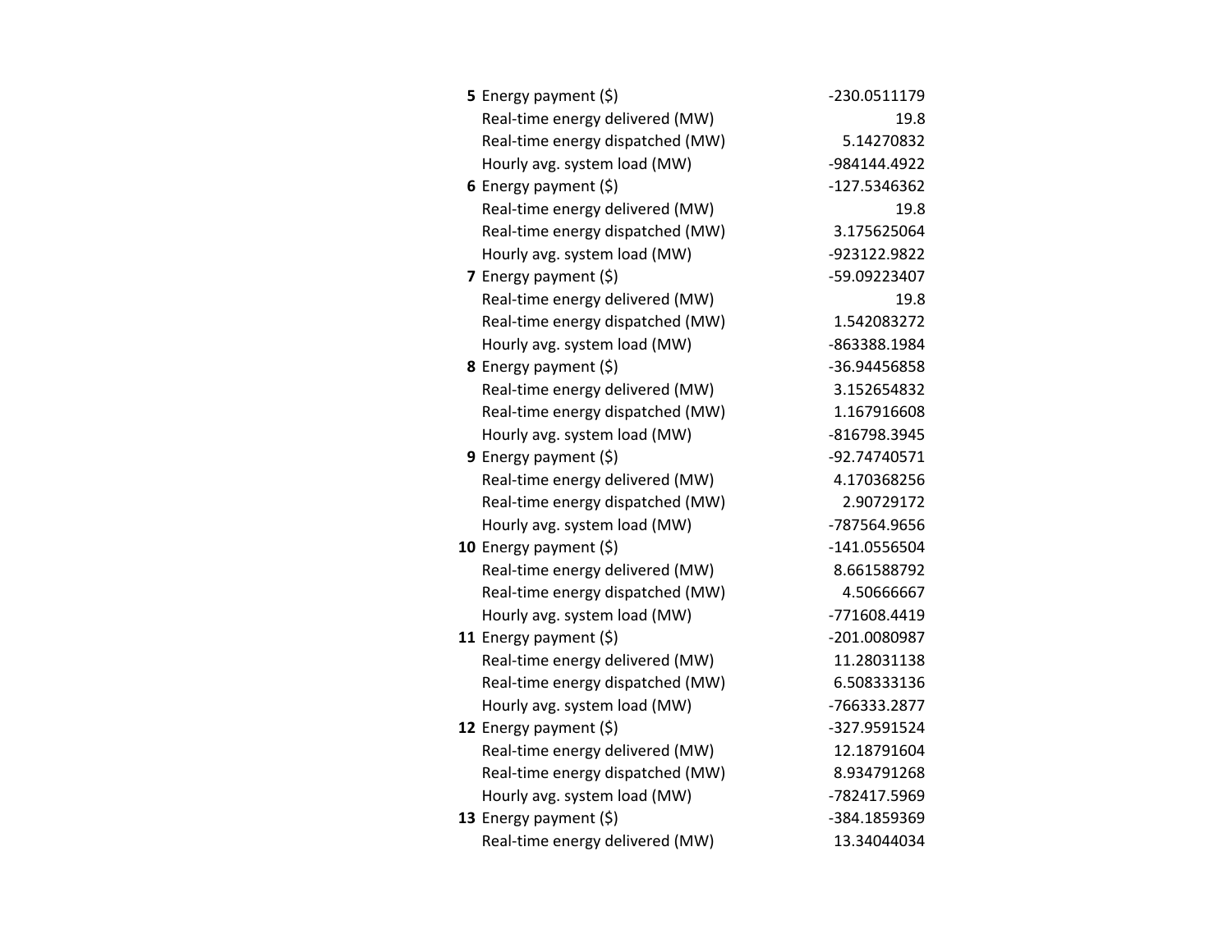| | | |
|---|---|---|
| **5** | Energy payment ($) | -230.0511179 |
| | Real-time energy delivered (MW) | 19.8 |
| | Real-time energy dispatched (MW) | 5.14270832 |
| | Hourly avg. system load (MW) | -984144.4922 |
| **6** | Energy payment ($) | -127.5346362 |
| | Real-time energy delivered (MW) | 19.8 |
| | Real-time energy dispatched (MW) | 3.175625064 |
| | Hourly avg. system load (MW) | -923122.9822 |
| **7** | Energy payment ($) | -59.09223407 |
| | Real-time energy delivered (MW) | 19.8 |
| | Real-time energy dispatched (MW) | 1.542083272 |
| | Hourly avg. system load (MW) | -863388.1984 |
| **8** | Energy payment ($) | -36.94456858 |
| | Real-time energy delivered (MW) | 3.152654832 |
| | Real-time energy dispatched (MW) | 1.167916608 |
| | Hourly avg. system load (MW) | -816798.3945 |
| **9** | Energy payment ($) | -92.74740571 |
| | Real-time energy delivered (MW) | 4.170368256 |
| | Real-time energy dispatched (MW) | 2.90729172 |
| | Hourly avg. system load (MW) | -787564.9656 |
| **10** | Energy payment ($) | -141.0556504 |
| | Real-time energy delivered (MW) | 8.661588792 |
| | Real-time energy dispatched (MW) | 4.50666667 |
| | Hourly avg. system load (MW) | -771608.4419 |
| **11** | Energy payment ($) | -201.0080987 |
| | Real-time energy delivered (MW) | 11.28031138 |
| | Real-time energy dispatched (MW) | 6.508333136 |
| | Hourly avg. system load (MW) | -766333.2877 |
| **12** | Energy payment ($) | -327.9591524 |
| | Real-time energy delivered (MW) | 12.18791604 |
| | Real-time energy dispatched (MW) | 8.934791268 |
| | Hourly avg. system load (MW) | -782417.5969 |
| **13** | Energy payment ($) | -384.1859369 |
| | Real-time energy delivered (MW) | 13.34044034 |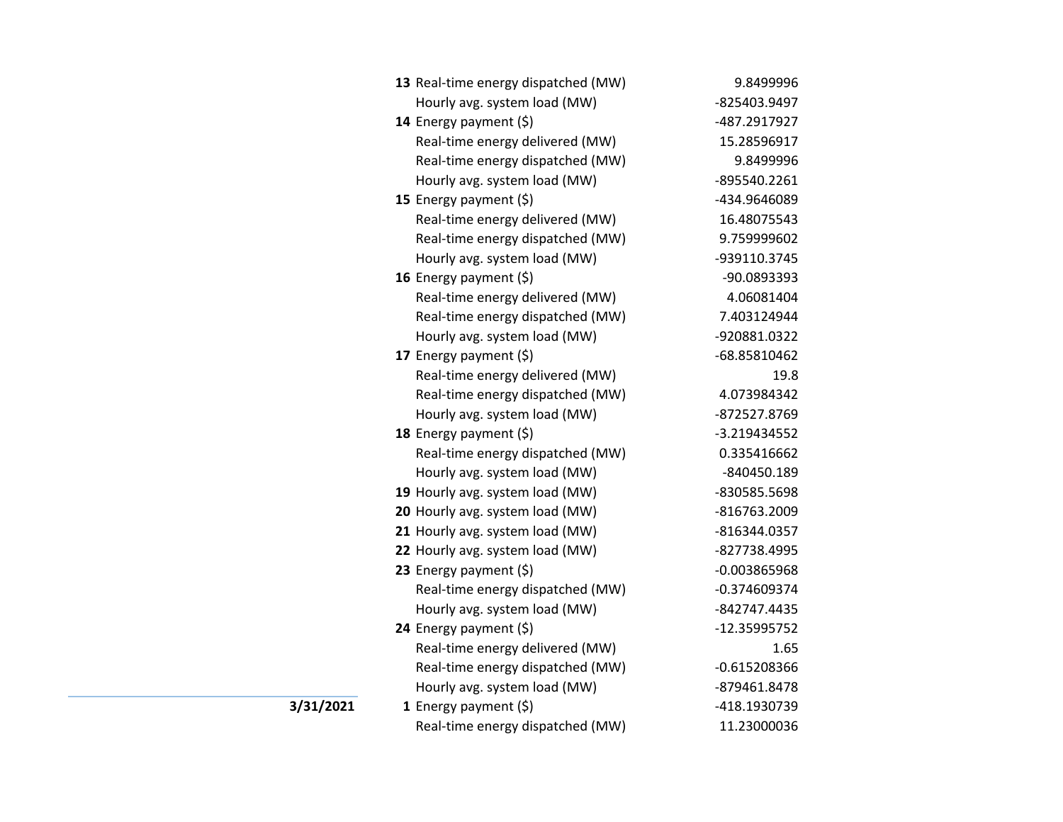| Date | Hour | Item | Value |
|---|---|---|---|
| | **13** | Real-time energy dispatched (MW) | 9.8499996 |
| | | Hourly avg. system load (MW) | -825403.9497 |
| | **14** | Energy payment ($) | -487.2917927 |
| | | Real-time energy delivered (MW) | 15.28596917 |
| | | Real-time energy dispatched (MW) | 9.8499996 |
| | | Hourly avg. system load (MW) | -895540.2261 |
| | **15** | Energy payment ($) | -434.9646089 |
| | | Real-time energy delivered (MW) | 16.48075543 |
| | | Real-time energy dispatched (MW) | 9.759999602 |
| | | Hourly avg. system load (MW) | -939110.3745 |
| | **16** | Energy payment ($) | -90.0893393 |
| | | Real-time energy delivered (MW) | 4.06081404 |
| | | Real-time energy dispatched (MW) | 7.403124944 |
| | | Hourly avg. system load (MW) | -920881.0322 |
| | **17** | Energy payment ($) | -68.85810462 |
| | | Real-time energy delivered (MW) | 19.8 |
| | | Real-time energy dispatched (MW) | 4.073984342 |
| | | Hourly avg. system load (MW) | -872527.8769 |
| | **18** | Energy payment ($) | -3.219434552 |
| | | Real-time energy dispatched (MW) | 0.335416662 |
| | | Hourly avg. system load (MW) | -840450.189 |
| | **19** | Hourly avg. system load (MW) | -830585.5698 |
| | **20** | Hourly avg. system load (MW) | -816763.2009 |
| | **21** | Hourly avg. system load (MW) | -816344.0357 |
| | **22** | Hourly avg. system load (MW) | -827738.4995 |
| | **23** | Energy payment ($) | -0.003865968 |
| | | Real-time energy dispatched (MW) | -0.374609374 |
| | | Hourly avg. system load (MW) | -842747.4435 |
| | **24** | Energy payment ($) | -12.35995752 |
| | | Real-time energy delivered (MW) | 1.65 |
| | | Real-time energy dispatched (MW) | -0.615208366 |
| | | Hourly avg. system load (MW) | -879461.8478 |
| **3/31/2021** | **1** | Energy payment ($) | -418.1930739 |
| | | Real-time energy dispatched (MW) | 11.23000036 |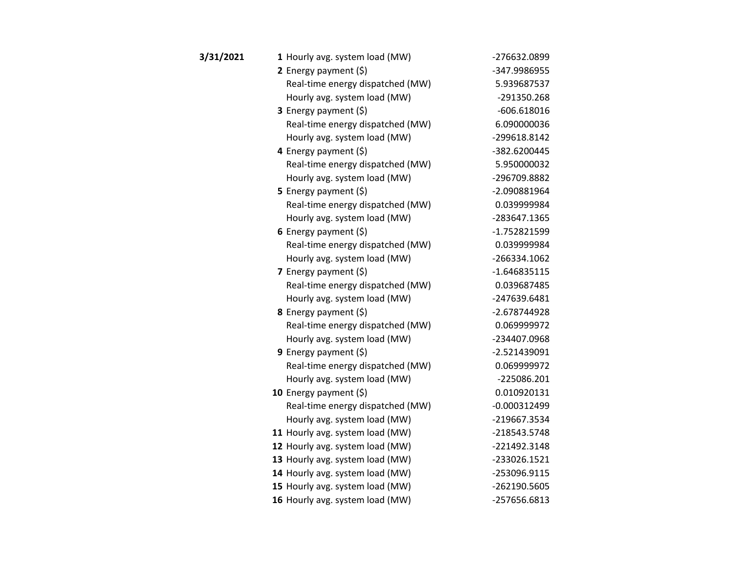| Date | Hour | Item | Value |
|---|---|---|---|
| **3/31/2021** | **1** | Hourly avg. system load (MW) | -276632.0899 |
| | **2** | Energy payment ($) | -347.9986955 |
| | | Real-time energy dispatched (MW) | 5.939687537 |
| | | Hourly avg. system load (MW) | -291350.268 |
| | **3** | Energy payment ($) | -606.618016 |
| | | Real-time energy dispatched (MW) | 6.090000036 |
| | | Hourly avg. system load (MW) | -299618.8142 |
| | **4** | Energy payment ($) | -382.6200445 |
| | | Real-time energy dispatched (MW) | 5.950000032 |
| | | Hourly avg. system load (MW) | -296709.8882 |
| | **5** | Energy payment ($) | -2.090881964 |
| | | Real-time energy dispatched (MW) | 0.039999984 |
| | | Hourly avg. system load (MW) | -283647.1365 |
| | **6** | Energy payment ($) | -1.752821599 |
| | | Real-time energy dispatched (MW) | 0.039999984 |
| | | Hourly avg. system load (MW) | -266334.1062 |
| | **7** | Energy payment ($) | -1.646835115 |
| | | Real-time energy dispatched (MW) | 0.039687485 |
| | | Hourly avg. system load (MW) | -247639.6481 |
| | **8** | Energy payment ($) | -2.678744928 |
| | | Real-time energy dispatched (MW) | 0.069999972 |
| | | Hourly avg. system load (MW) | -234407.0968 |
| | **9** | Energy payment ($) | -2.521439091 |
| | | Real-time energy dispatched (MW) | 0.069999972 |
| | | Hourly avg. system load (MW) | -225086.201 |
| | **10** | Energy payment ($) | 0.010920131 |
| | | Real-time energy dispatched (MW) | -0.000312499 |
| | | Hourly avg. system load (MW) | -219667.3534 |
| | **11** | Hourly avg. system load (MW) | -218543.5748 |
| | **12** | Hourly avg. system load (MW) | -221492.3148 |
| | **13** | Hourly avg. system load (MW) | -233026.1521 |
| | **14** | Hourly avg. system load (MW) | -253096.9115 |
| | **15** | Hourly avg. system load (MW) | -262190.5605 |
| | **16** | Hourly avg. system load (MW) | -257656.6813 |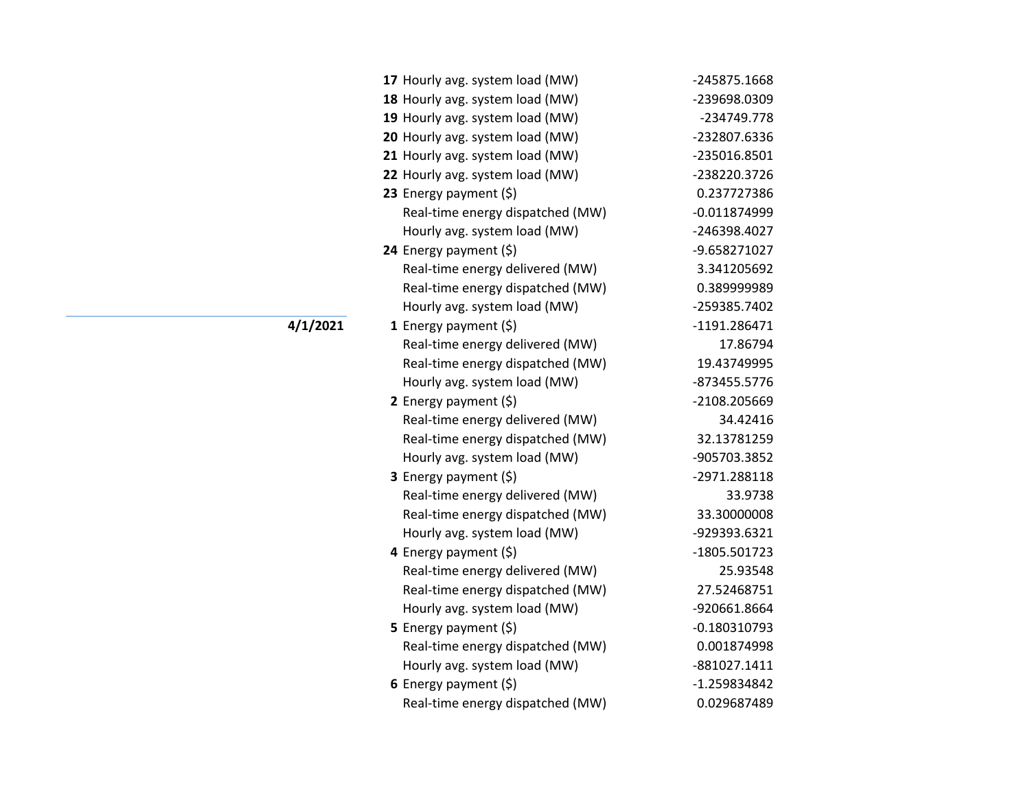| Date | Hour | Item | Value |
|---|---|---|---|
| | **17** | Hourly avg. system load (MW) | -245875.1668 |
| | **18** | Hourly avg. system load (MW) | -239698.0309 |
| | **19** | Hourly avg. system load (MW) | -234749.778 |
| | **20** | Hourly avg. system load (MW) | -232807.6336 |
| | **21** | Hourly avg. system load (MW) | -235016.8501 |
| | **22** | Hourly avg. system load (MW) | -238220.3726 |
| | **23** | Energy payment ($) | 0.237727386 |
| | | Real-time energy dispatched (MW) | -0.011874999 |
| | | Hourly avg. system load (MW) | -246398.4027 |
| | **24** | Energy payment ($) | -9.658271027 |
| | | Real-time energy delivered (MW) | 3.341205692 |
| | | Real-time energy dispatched (MW) | 0.389999989 |
| | | Hourly avg. system load (MW) | -259385.7402 |
| **4/1/2021** | **1** | Energy payment ($) | -1191.286471 |
| | | Real-time energy delivered (MW) | 17.86794 |
| | | Real-time energy dispatched (MW) | 19.43749995 |
| | | Hourly avg. system load (MW) | -873455.5776 |
| | **2** | Energy payment ($) | -2108.205669 |
| | | Real-time energy delivered (MW) | 34.42416 |
| | | Real-time energy dispatched (MW) | 32.13781259 |
| | | Hourly avg. system load (MW) | -905703.3852 |
| | **3** | Energy payment ($) | -2971.288118 |
| | | Real-time energy delivered (MW) | 33.9738 |
| | | Real-time energy dispatched (MW) | 33.30000008 |
| | | Hourly avg. system load (MW) | -929393.6321 |
| | **4** | Energy payment ($) | -1805.501723 |
| | | Real-time energy delivered (MW) | 25.93548 |
| | | Real-time energy dispatched (MW) | 27.52468751 |
| | | Hourly avg. system load (MW) | -920661.8664 |
| | **5** | Energy payment ($) | -0.180310793 |
| | | Real-time energy dispatched (MW) | 0.001874998 |
| | | Hourly avg. system load (MW) | -881027.1411 |
| | **6** | Energy payment ($) | -1.259834842 |
| | | Real-time energy dispatched (MW) | 0.029687489 |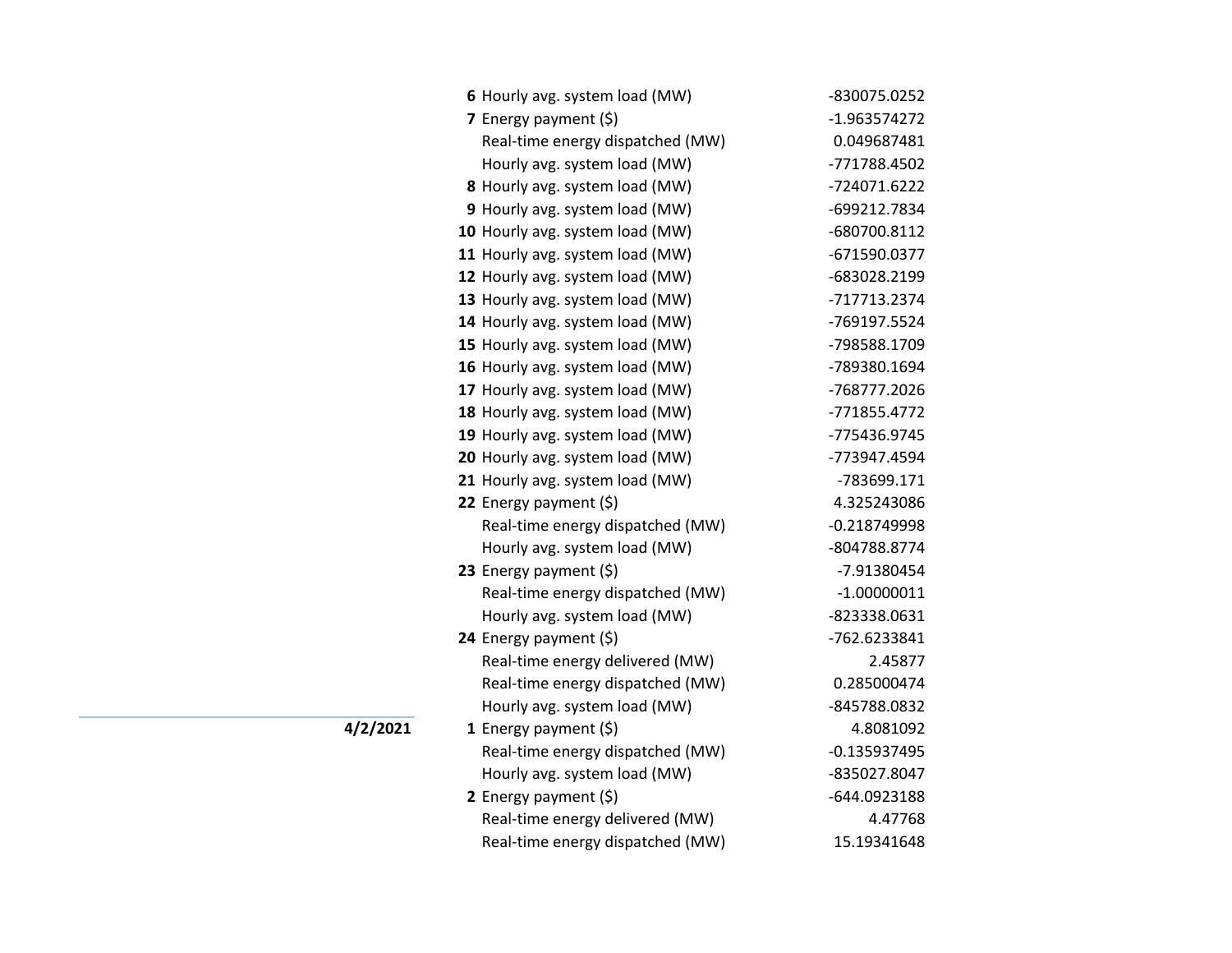| Date | Hour | Metric | Value |
|---|---|---|---|
| | 6 | Hourly avg. system load (MW) | -830075.0252 |
| | 7 | Energy payment ($) | -1.963574272 |
| | | Real-time energy dispatched (MW) | 0.049687481 |
| | | Hourly avg. system load (MW) | -771788.4502 |
| | 8 | Hourly avg. system load (MW) | -724071.6222 |
| | 9 | Hourly avg. system load (MW) | -699212.7834 |
| | 10 | Hourly avg. system load (MW) | -680700.8112 |
| | 11 | Hourly avg. system load (MW) | -671590.0377 |
| | 12 | Hourly avg. system load (MW) | -683028.2199 |
| | 13 | Hourly avg. system load (MW) | -717713.2374 |
| | 14 | Hourly avg. system load (MW) | -769197.5524 |
| | 15 | Hourly avg. system load (MW) | -798588.1709 |
| | 16 | Hourly avg. system load (MW) | -789380.1694 |
| | 17 | Hourly avg. system load (MW) | -768777.2026 |
| | 18 | Hourly avg. system load (MW) | -771855.4772 |
| | 19 | Hourly avg. system load (MW) | -775436.9745 |
| | 20 | Hourly avg. system load (MW) | -773947.4594 |
| | 21 | Hourly avg. system load (MW) | -783699.171 |
| | 22 | Energy payment ($) | 4.325243086 |
| | | Real-time energy dispatched (MW) | -0.218749998 |
| | | Hourly avg. system load (MW) | -804788.8774 |
| | 23 | Energy payment ($) | -7.91380454 |
| | | Real-time energy dispatched (MW) | -1.00000011 |
| | | Hourly avg. system load (MW) | -823338.0631 |
| | 24 | Energy payment ($) | -762.6233841 |
| | | Real-time energy delivered (MW) | 2.45877 |
| | | Real-time energy dispatched (MW) | 0.285000474 |
| | | Hourly avg. system load (MW) | -845788.0832 |
| **4/2/2021** | 1 | Energy payment ($) | 4.8081092 |
| | | Real-time energy dispatched (MW) | -0.135937495 |
| | | Hourly avg. system load (MW) | -835027.8047 |
| | 2 | Energy payment ($) | -644.0923188 |
| | | Real-time energy delivered (MW) | 4.47768 |
| | | Real-time energy dispatched (MW) | 15.19341648 |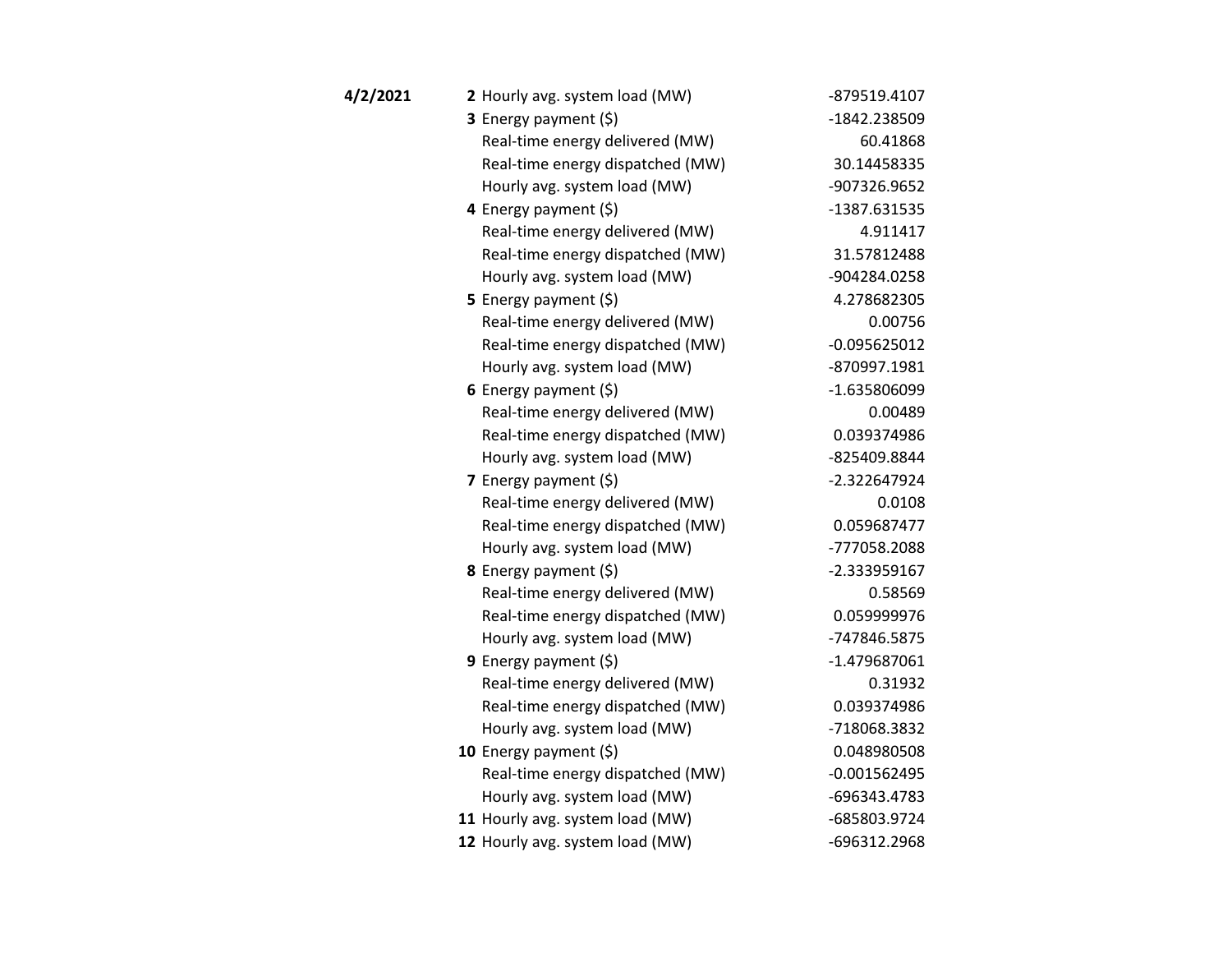| Date | Hour | Item | Value |
|---|---|---|---|
| **4/2/2021** | **2** | Hourly avg. system load (MW) | -879519.4107 |
| | **3** | Energy payment ($) | -1842.238509 |
| | | Real-time energy delivered (MW) | 60.41868 |
| | | Real-time energy dispatched (MW) | 30.14458335 |
| | | Hourly avg. system load (MW) | -907326.9652 |
| | **4** | Energy payment ($) | -1387.631535 |
| | | Real-time energy delivered (MW) | 4.911417 |
| | | Real-time energy dispatched (MW) | 31.57812488 |
| | | Hourly avg. system load (MW) | -904284.0258 |
| | **5** | Energy payment ($) | 4.278682305 |
| | | Real-time energy delivered (MW) | 0.00756 |
| | | Real-time energy dispatched (MW) | -0.095625012 |
| | | Hourly avg. system load (MW) | -870997.1981 |
| | **6** | Energy payment ($) | -1.635806099 |
| | | Real-time energy delivered (MW) | 0.00489 |
| | | Real-time energy dispatched (MW) | 0.039374986 |
| | | Hourly avg. system load (MW) | -825409.8844 |
| | **7** | Energy payment ($) | -2.322647924 |
| | | Real-time energy delivered (MW) | 0.0108 |
| | | Real-time energy dispatched (MW) | 0.059687477 |
| | | Hourly avg. system load (MW) | -777058.2088 |
| | **8** | Energy payment ($) | -2.333959167 |
| | | Real-time energy delivered (MW) | 0.58569 |
| | | Real-time energy dispatched (MW) | 0.059999976 |
| | | Hourly avg. system load (MW) | -747846.5875 |
| | **9** | Energy payment ($) | -1.479687061 |
| | | Real-time energy delivered (MW) | 0.31932 |
| | | Real-time energy dispatched (MW) | 0.039374986 |
| | | Hourly avg. system load (MW) | -718068.3832 |
| | **10** | Energy payment ($) | 0.048980508 |
| | | Real-time energy dispatched (MW) | -0.001562495 |
| | | Hourly avg. system load (MW) | -696343.4783 |
| | **11** | Hourly avg. system load (MW) | -685803.9724 |
| | **12** | Hourly avg. system load (MW) | -696312.2968 |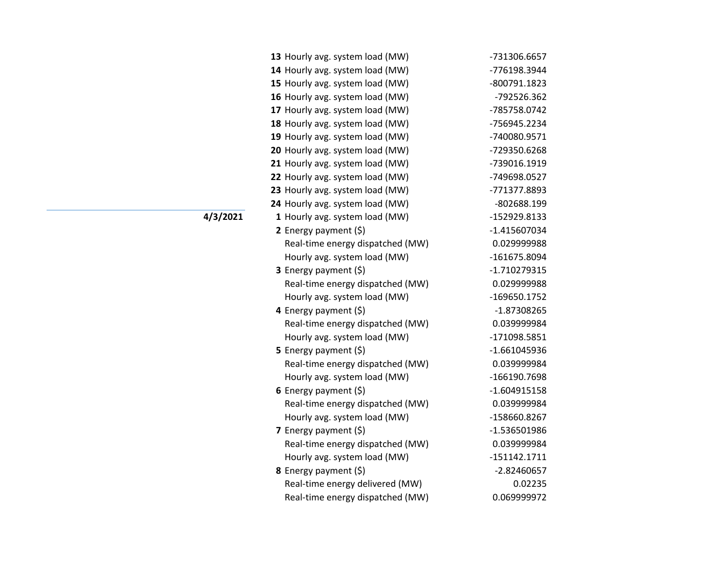| Date | Hour | Item | Value |
|---|---|---|---|
| | **13** | Hourly avg. system load (MW) | -731306.6657 |
| | **14** | Hourly avg. system load (MW) | -776198.3944 |
| | **15** | Hourly avg. system load (MW) | -800791.1823 |
| | **16** | Hourly avg. system load (MW) | -792526.362 |
| | **17** | Hourly avg. system load (MW) | -785758.0742 |
| | **18** | Hourly avg. system load (MW) | -756945.2234 |
| | **19** | Hourly avg. system load (MW) | -740080.9571 |
| | **20** | Hourly avg. system load (MW) | -729350.6268 |
| | **21** | Hourly avg. system load (MW) | -739016.1919 |
| | **22** | Hourly avg. system load (MW) | -749698.0527 |
| | **23** | Hourly avg. system load (MW) | -771377.8893 |
| | **24** | Hourly avg. system load (MW) | -802688.199 |
| **4/3/2021** | **1** | Hourly avg. system load (MW) | -152929.8133 |
| | **2** | Energy payment ($) | -1.415607034 |
| | | Real-time energy dispatched (MW) | 0.029999988 |
| | | Hourly avg. system load (MW) | -161675.8094 |
| | **3** | Energy payment ($) | -1.710279315 |
| | | Real-time energy dispatched (MW) | 0.029999988 |
| | | Hourly avg. system load (MW) | -169650.1752 |
| | **4** | Energy payment ($) | -1.87308265 |
| | | Real-time energy dispatched (MW) | 0.039999984 |
| | | Hourly avg. system load (MW) | -171098.5851 |
| | **5** | Energy payment ($) | -1.661045936 |
| | | Real-time energy dispatched (MW) | 0.039999984 |
| | | Hourly avg. system load (MW) | -166190.7698 |
| | **6** | Energy payment ($) | -1.604915158 |
| | | Real-time energy dispatched (MW) | 0.039999984 |
| | | Hourly avg. system load (MW) | -158660.8267 |
| | **7** | Energy payment ($) | -1.536501986 |
| | | Real-time energy dispatched (MW) | 0.039999984 |
| | | Hourly avg. system load (MW) | -151142.1711 |
| | **8** | Energy payment ($) | -2.82460657 |
| | | Real-time energy delivered (MW) | 0.02235 |
| | | Real-time energy dispatched (MW) | 0.069999972 |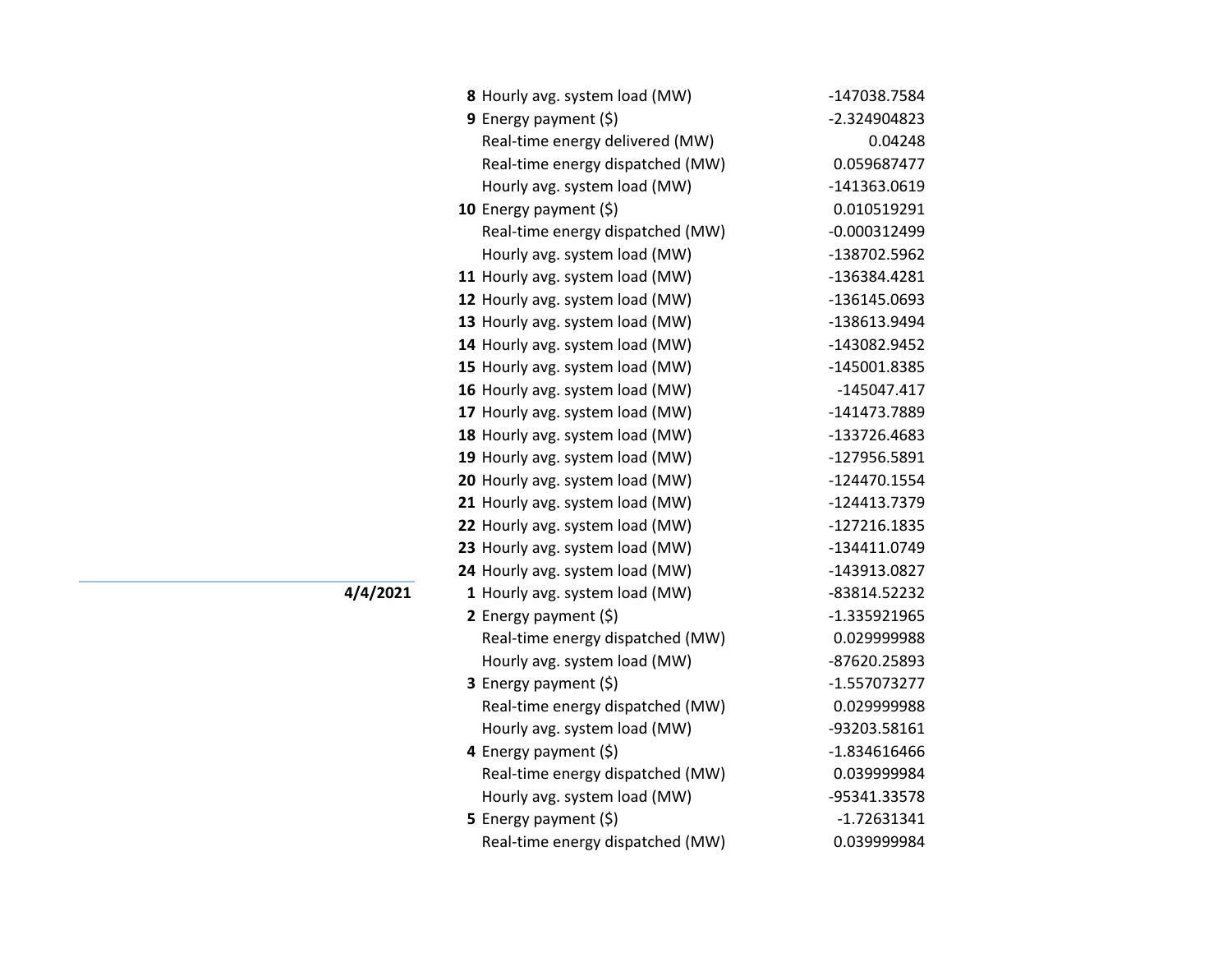| Date | Hour | Item | Value |
|---|---|---|---|
| | **8** | Hourly avg. system load (MW) | -147038.7584 |
| | **9** | Energy payment ($) | -2.324904823 |
| | | Real-time energy delivered (MW) | 0.04248 |
| | | Real-time energy dispatched (MW) | 0.059687477 |
| | | Hourly avg. system load (MW) | -141363.0619 |
| | **10** | Energy payment ($) | 0.010519291 |
| | | Real-time energy dispatched (MW) | -0.000312499 |
| | | Hourly avg. system load (MW) | -138702.5962 |
| | **11** | Hourly avg. system load (MW) | -136384.4281 |
| | **12** | Hourly avg. system load (MW) | -136145.0693 |
| | **13** | Hourly avg. system load (MW) | -138613.9494 |
| | **14** | Hourly avg. system load (MW) | -143082.9452 |
| | **15** | Hourly avg. system load (MW) | -145001.8385 |
| | **16** | Hourly avg. system load (MW) | -145047.417 |
| | **17** | Hourly avg. system load (MW) | -141473.7889 |
| | **18** | Hourly avg. system load (MW) | -133726.4683 |
| | **19** | Hourly avg. system load (MW) | -127956.5891 |
| | **20** | Hourly avg. system load (MW) | -124470.1554 |
| | **21** | Hourly avg. system load (MW) | -124413.7379 |
| | **22** | Hourly avg. system load (MW) | -127216.1835 |
| | **23** | Hourly avg. system load (MW) | -134411.0749 |
| | **24** | Hourly avg. system load (MW) | -143913.0827 |
| **4/4/2021** | **1** | Hourly avg. system load (MW) | -83814.52232 |
| | **2** | Energy payment ($) | -1.335921965 |
| | | Real-time energy dispatched (MW) | 0.029999988 |
| | | Hourly avg. system load (MW) | -87620.25893 |
| | **3** | Energy payment ($) | -1.557073277 |
| | | Real-time energy dispatched (MW) | 0.029999988 |
| | | Hourly avg. system load (MW) | -93203.58161 |
| | **4** | Energy payment ($) | -1.834616466 |
| | | Real-time energy dispatched (MW) | 0.039999984 |
| | | Hourly avg. system load (MW) | -95341.33578 |
| | **5** | Energy payment ($) | -1.72631341 |
| | | Real-time energy dispatched (MW) | 0.039999984 |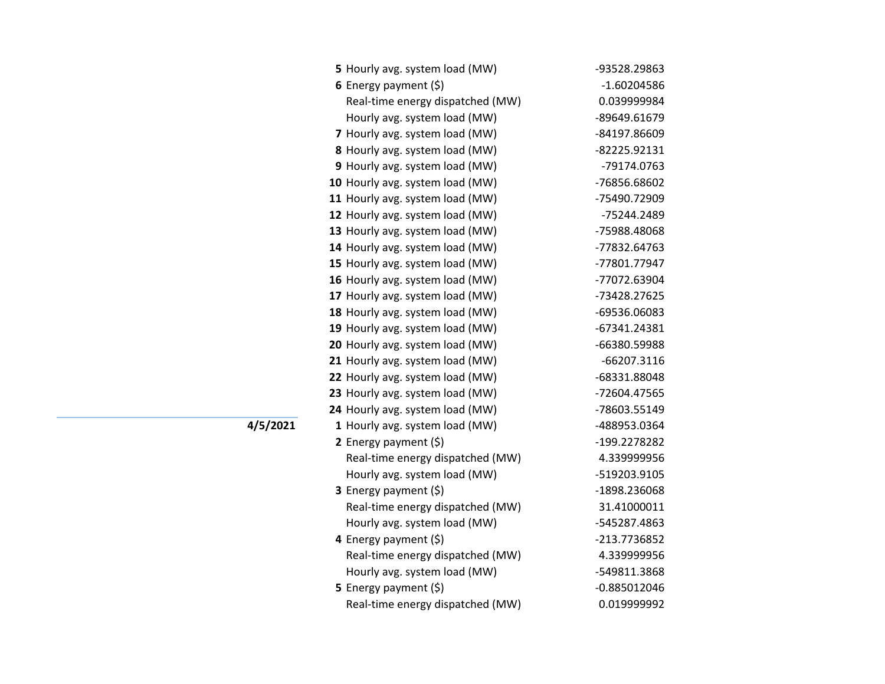| Date | Hour | Metric | Value |
|---|---|---|---|
| | **5** | Hourly avg. system load (MW) | -93528.29863 |
| | **6** | Energy payment ($) | -1.60204586 |
| | | Real-time energy dispatched (MW) | 0.039999984 |
| | | Hourly avg. system load (MW) | -89649.61679 |
| | **7** | Hourly avg. system load (MW) | -84197.86609 |
| | **8** | Hourly avg. system load (MW) | -82225.92131 |
| | **9** | Hourly avg. system load (MW) | -79174.0763 |
| | **10** | Hourly avg. system load (MW) | -76856.68602 |
| | **11** | Hourly avg. system load (MW) | -75490.72909 |
| | **12** | Hourly avg. system load (MW) | -75244.2489 |
| | **13** | Hourly avg. system load (MW) | -75988.48068 |
| | **14** | Hourly avg. system load (MW) | -77832.64763 |
| | **15** | Hourly avg. system load (MW) | -77801.77947 |
| | **16** | Hourly avg. system load (MW) | -77072.63904 |
| | **17** | Hourly avg. system load (MW) | -73428.27625 |
| | **18** | Hourly avg. system load (MW) | -69536.06083 |
| | **19** | Hourly avg. system load (MW) | -67341.24381 |
| | **20** | Hourly avg. system load (MW) | -66380.59988 |
| | **21** | Hourly avg. system load (MW) | -66207.3116 |
| | **22** | Hourly avg. system load (MW) | -68331.88048 |
| | **23** | Hourly avg. system load (MW) | -72604.47565 |
| | **24** | Hourly avg. system load (MW) | -78603.55149 |
| **4/5/2021** | **1** | Hourly avg. system load (MW) | -488953.0364 |
| | **2** | Energy payment ($) | -199.2278282 |
| | | Real-time energy dispatched (MW) | 4.339999956 |
| | | Hourly avg. system load (MW) | -519203.9105 |
| | **3** | Energy payment ($) | -1898.236068 |
| | | Real-time energy dispatched (MW) | 31.41000011 |
| | | Hourly avg. system load (MW) | -545287.4863 |
| | **4** | Energy payment ($) | -213.7736852 |
| | | Real-time energy dispatched (MW) | 4.339999956 |
| | | Hourly avg. system load (MW) | -549811.3868 |
| | **5** | Energy payment ($) | -0.885012046 |
| | | Real-time energy dispatched (MW) | 0.019999992 |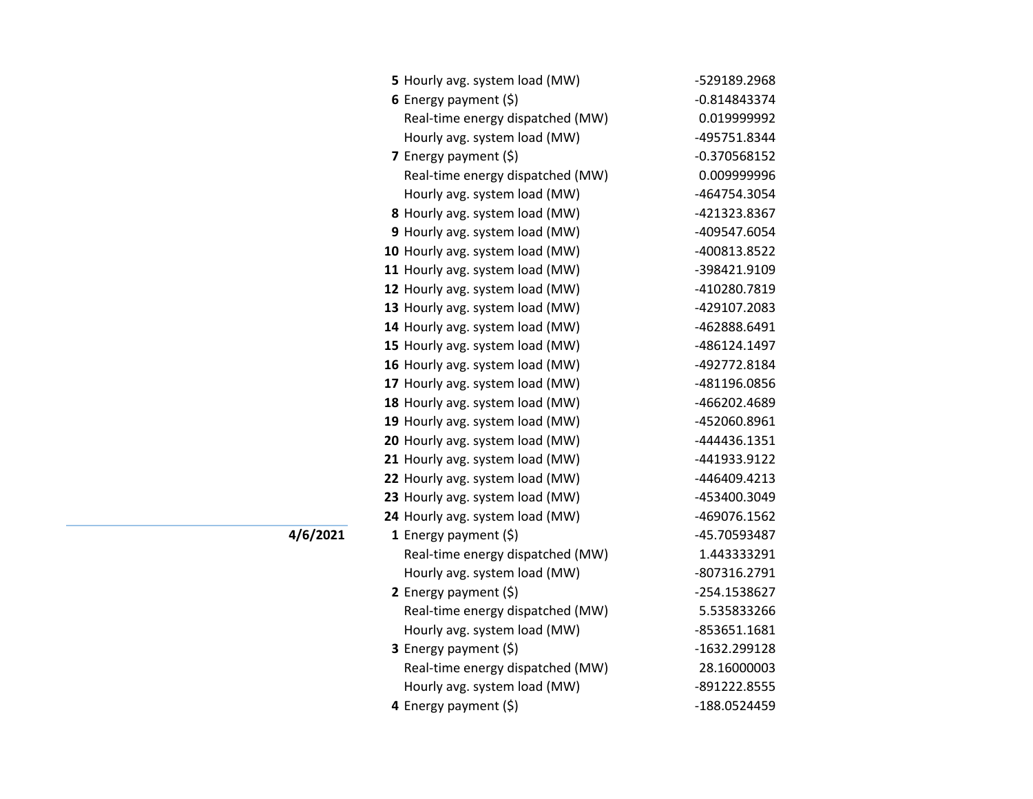| Date | Hour | Item | Value |
|---|---|---|---|
| | **5** | Hourly avg. system load (MW) | -529189.2968 |
| | **6** | Energy payment ($) | -0.814843374 |
| | | Real-time energy dispatched (MW) | 0.019999992 |
| | | Hourly avg. system load (MW) | -495751.8344 |
| | **7** | Energy payment ($) | -0.370568152 |
| | | Real-time energy dispatched (MW) | 0.009999996 |
| | | Hourly avg. system load (MW) | -464754.3054 |
| | **8** | Hourly avg. system load (MW) | -421323.8367 |
| | **9** | Hourly avg. system load (MW) | -409547.6054 |
| | **10** | Hourly avg. system load (MW) | -400813.8522 |
| | **11** | Hourly avg. system load (MW) | -398421.9109 |
| | **12** | Hourly avg. system load (MW) | -410280.7819 |
| | **13** | Hourly avg. system load (MW) | -429107.2083 |
| | **14** | Hourly avg. system load (MW) | -462888.6491 |
| | **15** | Hourly avg. system load (MW) | -486124.1497 |
| | **16** | Hourly avg. system load (MW) | -492772.8184 |
| | **17** | Hourly avg. system load (MW) | -481196.0856 |
| | **18** | Hourly avg. system load (MW) | -466202.4689 |
| | **19** | Hourly avg. system load (MW) | -452060.8961 |
| | **20** | Hourly avg. system load (MW) | -444436.1351 |
| | **21** | Hourly avg. system load (MW) | -441933.9122 |
| | **22** | Hourly avg. system load (MW) | -446409.4213 |
| | **23** | Hourly avg. system load (MW) | -453400.3049 |
| | **24** | Hourly avg. system load (MW) | -469076.1562 |
| **4/6/2021** | **1** | Energy payment ($) | -45.70593487 |
| | | Real-time energy dispatched (MW) | 1.443333291 |
| | | Hourly avg. system load (MW) | -807316.2791 |
| | **2** | Energy payment ($) | -254.1538627 |
| | | Real-time energy dispatched (MW) | 5.535833266 |
| | | Hourly avg. system load (MW) | -853651.1681 |
| | **3** | Energy payment ($) | -1632.299128 |
| | | Real-time energy dispatched (MW) | 28.16000003 |
| | | Hourly avg. system load (MW) | -891222.8555 |
| | **4** | Energy payment ($) | -188.0524459 |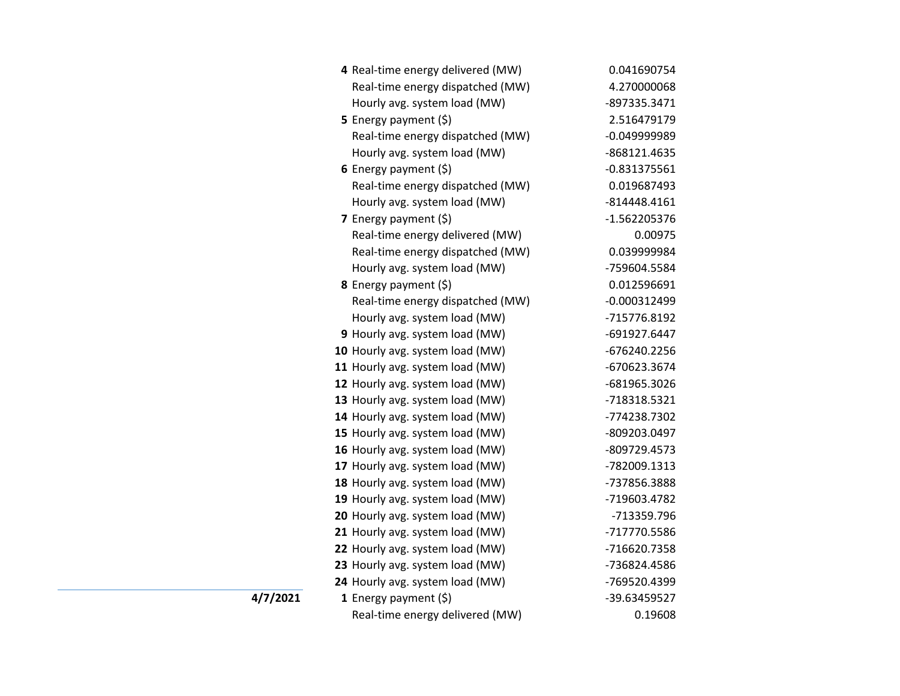| Date | Hour | Measure | Value |
|---|---|---|---|
| | **4** | Real-time energy delivered (MW) | 0.041690754 |
| | | Real-time energy dispatched (MW) | 4.270000068 |
| | | Hourly avg. system load (MW) | -897335.3471 |
| | **5** | Energy payment ($) | 2.516479179 |
| | | Real-time energy dispatched (MW) | -0.049999989 |
| | | Hourly avg. system load (MW) | -868121.4635 |
| | **6** | Energy payment ($) | -0.831375561 |
| | | Real-time energy dispatched (MW) | 0.019687493 |
| | | Hourly avg. system load (MW) | -814448.4161 |
| | **7** | Energy payment ($) | -1.562205376 |
| | | Real-time energy delivered (MW) | 0.00975 |
| | | Real-time energy dispatched (MW) | 0.039999984 |
| | | Hourly avg. system load (MW) | -759604.5584 |
| | **8** | Energy payment ($) | 0.012596691 |
| | | Real-time energy dispatched (MW) | -0.000312499 |
| | | Hourly avg. system load (MW) | -715776.8192 |
| | **9** | Hourly avg. system load (MW) | -691927.6447 |
| | **10** | Hourly avg. system load (MW) | -676240.2256 |
| | **11** | Hourly avg. system load (MW) | -670623.3674 |
| | **12** | Hourly avg. system load (MW) | -681965.3026 |
| | **13** | Hourly avg. system load (MW) | -718318.5321 |
| | **14** | Hourly avg. system load (MW) | -774238.7302 |
| | **15** | Hourly avg. system load (MW) | -809203.0497 |
| | **16** | Hourly avg. system load (MW) | -809729.4573 |
| | **17** | Hourly avg. system load (MW) | -782009.1313 |
| | **18** | Hourly avg. system load (MW) | -737856.3888 |
| | **19** | Hourly avg. system load (MW) | -719603.4782 |
| | **20** | Hourly avg. system load (MW) | -713359.796 |
| | **21** | Hourly avg. system load (MW) | -717770.5586 |
| | **22** | Hourly avg. system load (MW) | -716620.7358 |
| | **23** | Hourly avg. system load (MW) | -736824.4586 |
| | **24** | Hourly avg. system load (MW) | -769520.4399 |
| **4/7/2021** | **1** | Energy payment ($) | -39.63459527 |
| | | Real-time energy delivered (MW) | 0.19608 |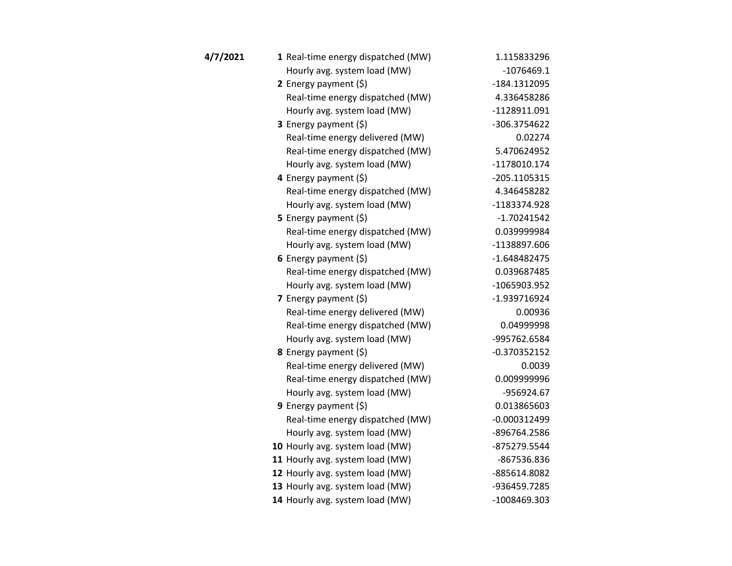| Date | Hour | Description | Value |
| --- | --- | --- | --- |
| **4/7/2021** | **1** | Real-time energy dispatched (MW) | 1.115833296 |
| | | Hourly avg. system load (MW) | -1076469.1 |
| | **2** | Energy payment ($) | -184.1312095 |
| | | Real-time energy dispatched (MW) | 4.336458286 |
| | | Hourly avg. system load (MW) | -1128911.091 |
| | **3** | Energy payment ($) | -306.3754622 |
| | | Real-time energy delivered (MW) | 0.02274 |
| | | Real-time energy dispatched (MW) | 5.470624952 |
| | | Hourly avg. system load (MW) | -1178010.174 |
| | **4** | Energy payment ($) | -205.1105315 |
| | | Real-time energy dispatched (MW) | 4.346458282 |
| | | Hourly avg. system load (MW) | -1183374.928 |
| | **5** | Energy payment ($) | -1.70241542 |
| | | Real-time energy dispatched (MW) | 0.039999984 |
| | | Hourly avg. system load (MW) | -1138897.606 |
| | **6** | Energy payment ($) | -1.648482475 |
| | | Real-time energy dispatched (MW) | 0.039687485 |
| | | Hourly avg. system load (MW) | -1065903.952 |
| | **7** | Energy payment ($) | -1.939716924 |
| | | Real-time energy delivered (MW) | 0.00936 |
| | | Real-time energy dispatched (MW) | 0.04999998 |
| | | Hourly avg. system load (MW) | -995762.6584 |
| | **8** | Energy payment ($) | -0.370352152 |
| | | Real-time energy delivered (MW) | 0.0039 |
| | | Real-time energy dispatched (MW) | 0.009999996 |
| | | Hourly avg. system load (MW) | -956924.67 |
| | **9** | Energy payment ($) | 0.013865603 |
| | | Real-time energy dispatched (MW) | -0.000312499 |
| | | Hourly avg. system load (MW) | -896764.2586 |
| | **10** | Hourly avg. system load (MW) | -875279.5544 |
| | **11** | Hourly avg. system load (MW) | -867536.836 |
| | **12** | Hourly avg. system load (MW) | -885614.8082 |
| | **13** | Hourly avg. system load (MW) | -936459.7285 |
| | **14** | Hourly avg. system load (MW) | -1008469.303 |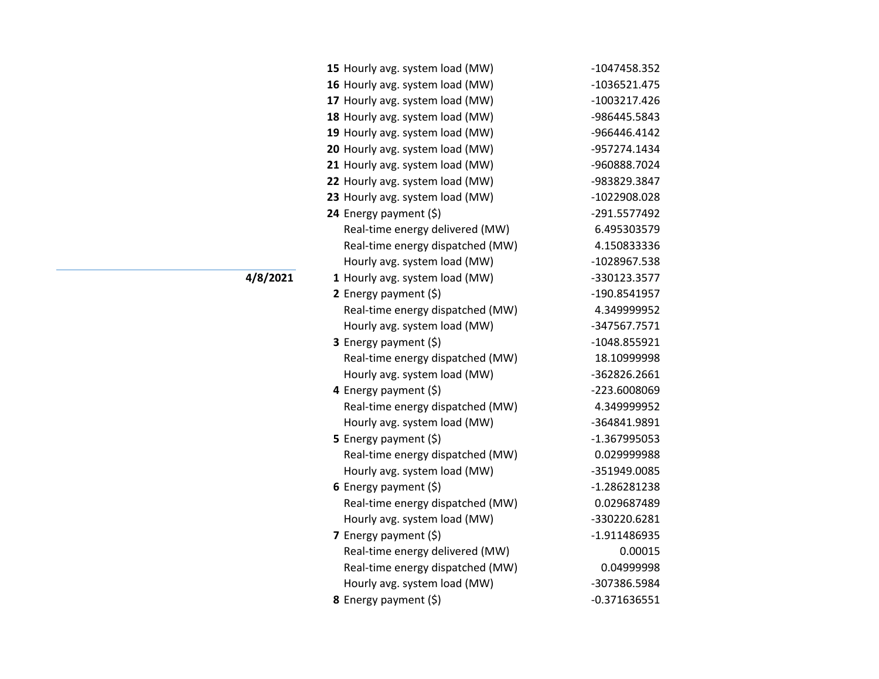| Date | Hour | Description | Value |
|---|---|---|---|
| | **15** | Hourly avg. system load (MW) | -1047458.352 |
| | **16** | Hourly avg. system load (MW) | -1036521.475 |
| | **17** | Hourly avg. system load (MW) | -1003217.426 |
| | **18** | Hourly avg. system load (MW) | -986445.5843 |
| | **19** | Hourly avg. system load (MW) | -966446.4142 |
| | **20** | Hourly avg. system load (MW) | -957274.1434 |
| | **21** | Hourly avg. system load (MW) | -960888.7024 |
| | **22** | Hourly avg. system load (MW) | -983829.3847 |
| | **23** | Hourly avg. system load (MW) | -1022908.028 |
| | **24** | Energy payment ($) | -291.5577492 |
| | | Real-time energy delivered (MW) | 6.495303579 |
| | | Real-time energy dispatched (MW) | 4.150833336 |
| | | Hourly avg. system load (MW) | -1028967.538 |
| **4/8/2021** | **1** | Hourly avg. system load (MW) | -330123.3577 |
| | **2** | Energy payment ($) | -190.8541957 |
| | | Real-time energy dispatched (MW) | 4.349999952 |
| | | Hourly avg. system load (MW) | -347567.7571 |
| | **3** | Energy payment ($) | -1048.855921 |
| | | Real-time energy dispatched (MW) | 18.10999998 |
| | | Hourly avg. system load (MW) | -362826.2661 |
| | **4** | Energy payment ($) | -223.6008069 |
| | | Real-time energy dispatched (MW) | 4.349999952 |
| | | Hourly avg. system load (MW) | -364841.9891 |
| | **5** | Energy payment ($) | -1.367995053 |
| | | Real-time energy dispatched (MW) | 0.029999988 |
| | | Hourly avg. system load (MW) | -351949.0085 |
| | **6** | Energy payment ($) | -1.286281238 |
| | | Real-time energy dispatched (MW) | 0.029687489 |
| | | Hourly avg. system load (MW) | -330220.6281 |
| | **7** | Energy payment ($) | -1.911486935 |
| | | Real-time energy delivered (MW) | 0.00015 |
| | | Real-time energy dispatched (MW) | 0.04999998 |
| | | Hourly avg. system load (MW) | -307386.5984 |
| | **8** | Energy payment ($) | -0.371636551 |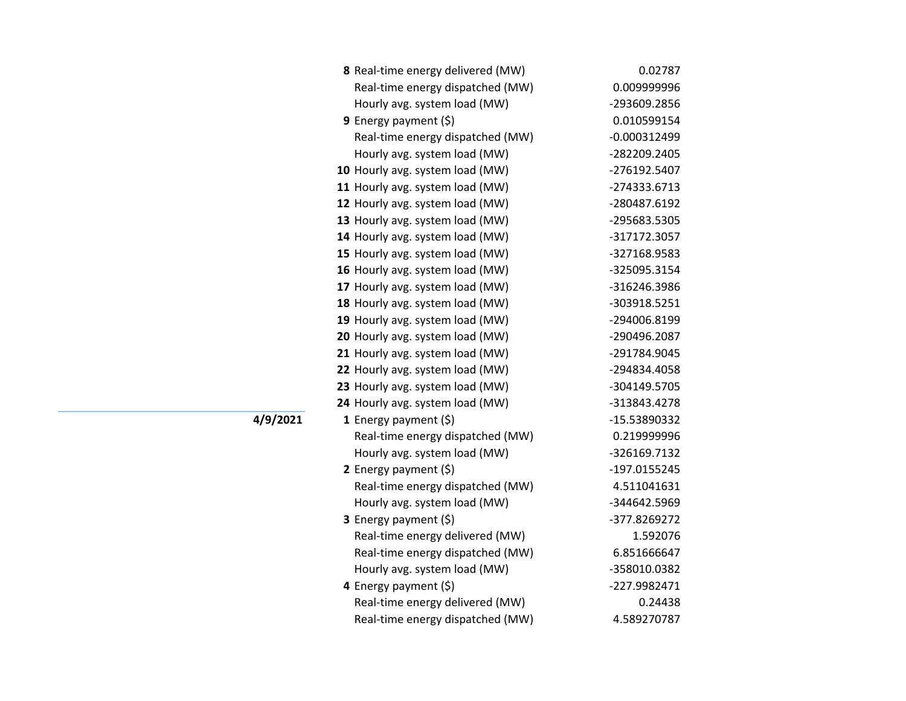| Date | Hour | Measure | Value |
|---|---|---|---|
| | **8** | Real-time energy delivered (MW) | 0.02787 |
| | | Real-time energy dispatched (MW) | 0.009999996 |
| | | Hourly avg. system load (MW) | -293609.2856 |
| | **9** | Energy payment ($) | 0.010599154 |
| | | Real-time energy dispatched (MW) | -0.000312499 |
| | | Hourly avg. system load (MW) | -282209.2405 |
| | **10** | Hourly avg. system load (MW) | -276192.5407 |
| | **11** | Hourly avg. system load (MW) | -274333.6713 |
| | **12** | Hourly avg. system load (MW) | -280487.6192 |
| | **13** | Hourly avg. system load (MW) | -295683.5305 |
| | **14** | Hourly avg. system load (MW) | -317172.3057 |
| | **15** | Hourly avg. system load (MW) | -327168.9583 |
| | **16** | Hourly avg. system load (MW) | -325095.3154 |
| | **17** | Hourly avg. system load (MW) | -316246.3986 |
| | **18** | Hourly avg. system load (MW) | -303918.5251 |
| | **19** | Hourly avg. system load (MW) | -294006.8199 |
| | **20** | Hourly avg. system load (MW) | -290496.2087 |
| | **21** | Hourly avg. system load (MW) | -291784.9045 |
| | **22** | Hourly avg. system load (MW) | -294834.4058 |
| | **23** | Hourly avg. system load (MW) | -304149.5705 |
| | **24** | Hourly avg. system load (MW) | -313843.4278 |
| **4/9/2021** | **1** | Energy payment ($) | -15.53890332 |
| | | Real-time energy dispatched (MW) | 0.219999996 |
| | | Hourly avg. system load (MW) | -326169.7132 |
| | **2** | Energy payment ($) | -197.0155245 |
| | | Real-time energy dispatched (MW) | 4.511041631 |
| | | Hourly avg. system load (MW) | -344642.5969 |
| | **3** | Energy payment ($) | -377.8269272 |
| | | Real-time energy delivered (MW) | 1.592076 |
| | | Real-time energy dispatched (MW) | 6.851666647 |
| | | Hourly avg. system load (MW) | -358010.0382 |
| | **4** | Energy payment ($) | -227.9982471 |
| | | Real-time energy delivered (MW) | 0.24438 |
| | | Real-time energy dispatched (MW) | 4.589270787 |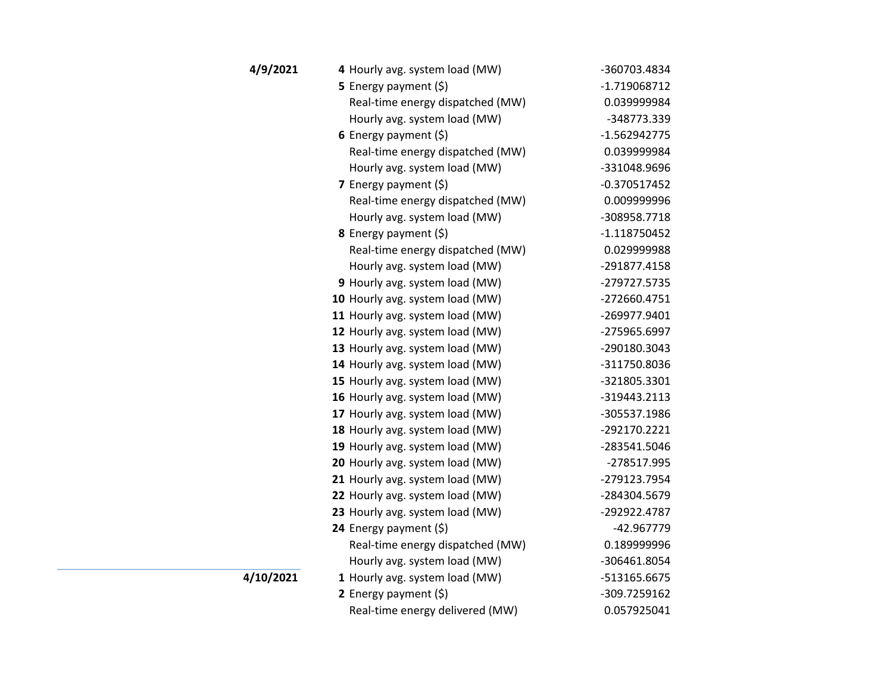| Date | Hour | Item | Value |
| --- | --- | --- | --- |
| **4/9/2021** | **4** | Hourly avg. system load (MW) | -360703.4834 |
| | **5** | Energy payment ($) | -1.719068712 |
| | | Real-time energy dispatched (MW) | 0.039999984 |
| | | Hourly avg. system load (MW) | -348773.339 |
| | **6** | Energy payment ($) | -1.562942775 |
| | | Real-time energy dispatched (MW) | 0.039999984 |
| | | Hourly avg. system load (MW) | -331048.9696 |
| | **7** | Energy payment ($) | -0.370517452 |
| | | Real-time energy dispatched (MW) | 0.009999996 |
| | | Hourly avg. system load (MW) | -308958.7718 |
| | **8** | Energy payment ($) | -1.118750452 |
| | | Real-time energy dispatched (MW) | 0.029999988 |
| | | Hourly avg. system load (MW) | -291877.4158 |
| | **9** | Hourly avg. system load (MW) | -279727.5735 |
| | **10** | Hourly avg. system load (MW) | -272660.4751 |
| | **11** | Hourly avg. system load (MW) | -269977.9401 |
| | **12** | Hourly avg. system load (MW) | -275965.6997 |
| | **13** | Hourly avg. system load (MW) | -290180.3043 |
| | **14** | Hourly avg. system load (MW) | -311750.8036 |
| | **15** | Hourly avg. system load (MW) | -321805.3301 |
| | **16** | Hourly avg. system load (MW) | -319443.2113 |
| | **17** | Hourly avg. system load (MW) | -305537.1986 |
| | **18** | Hourly avg. system load (MW) | -292170.2221 |
| | **19** | Hourly avg. system load (MW) | -283541.5046 |
| | **20** | Hourly avg. system load (MW) | -278517.995 |
| | **21** | Hourly avg. system load (MW) | -279123.7954 |
| | **22** | Hourly avg. system load (MW) | -284304.5679 |
| | **23** | Hourly avg. system load (MW) | -292922.4787 |
| | **24** | Energy payment ($) | -42.967779 |
| | | Real-time energy dispatched (MW) | 0.189999996 |
| | | Hourly avg. system load (MW) | -306461.8054 |
| **4/10/2021** | **1** | Hourly avg. system load (MW) | -513165.6675 |
| | **2** | Energy payment ($) | -309.7259162 |
| | | Real-time energy delivered (MW) | 0.057925041 |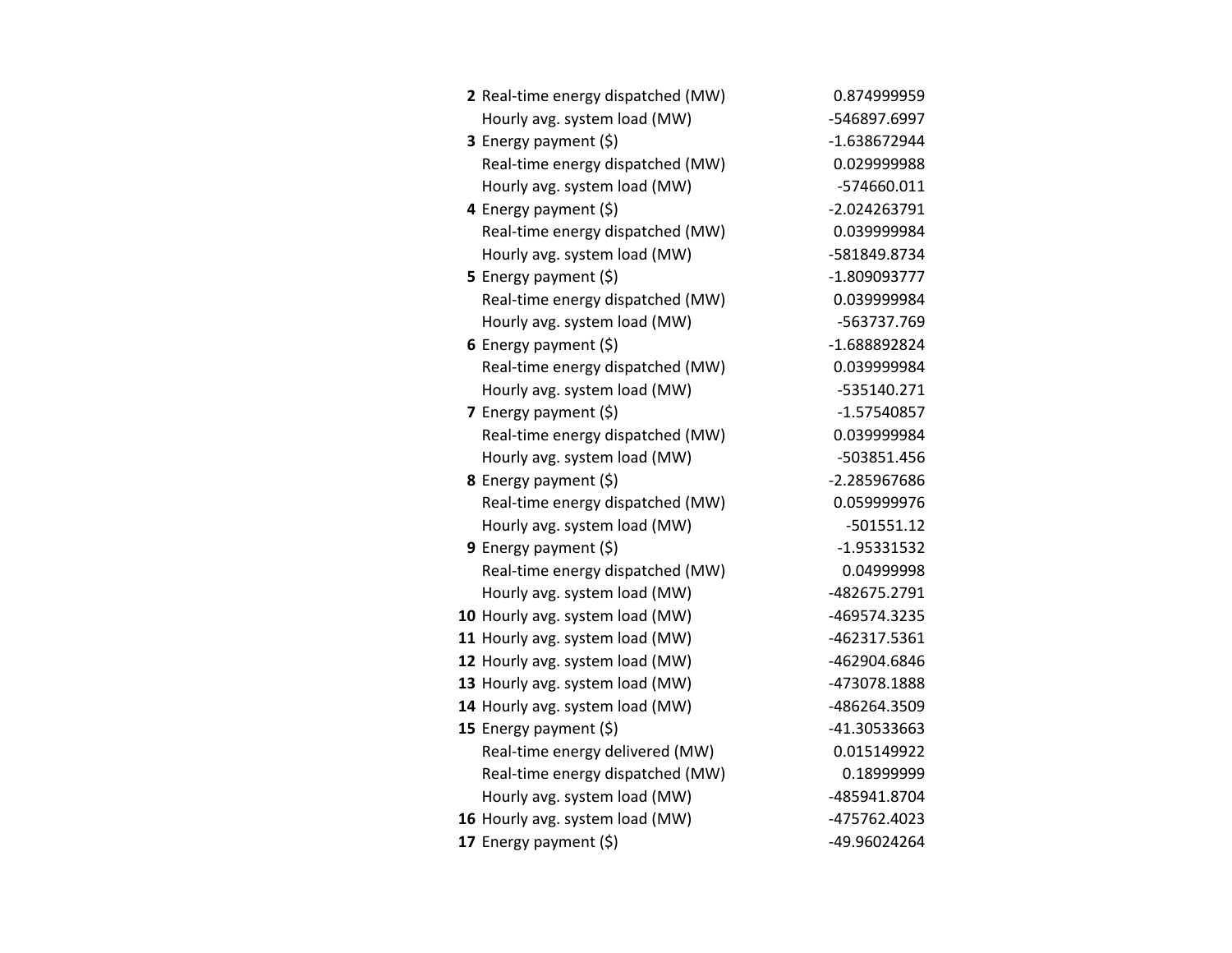| | | |
|---|---|---|
| **2** | Real-time energy dispatched (MW) | 0.874999959 |
| | Hourly avg. system load (MW) | -546897.6997 |
| **3** | Energy payment ($) | -1.638672944 |
| | Real-time energy dispatched (MW) | 0.029999988 |
| | Hourly avg. system load (MW) | -574660.011 |
| **4** | Energy payment ($) | -2.024263791 |
| | Real-time energy dispatched (MW) | 0.039999984 |
| | Hourly avg. system load (MW) | -581849.8734 |
| **5** | Energy payment ($) | -1.809093777 |
| | Real-time energy dispatched (MW) | 0.039999984 |
| | Hourly avg. system load (MW) | -563737.769 |
| **6** | Energy payment ($) | -1.688892824 |
| | Real-time energy dispatched (MW) | 0.039999984 |
| | Hourly avg. system load (MW) | -535140.271 |
| **7** | Energy payment ($) | -1.57540857 |
| | Real-time energy dispatched (MW) | 0.039999984 |
| | Hourly avg. system load (MW) | -503851.456 |
| **8** | Energy payment ($) | -2.285967686 |
| | Real-time energy dispatched (MW) | 0.059999976 |
| | Hourly avg. system load (MW) | -501551.12 |
| **9** | Energy payment ($) | -1.95331532 |
| | Real-time energy dispatched (MW) | 0.04999998 |
| | Hourly avg. system load (MW) | -482675.2791 |
| **10** | Hourly avg. system load (MW) | -469574.3235 |
| **11** | Hourly avg. system load (MW) | -462317.5361 |
| **12** | Hourly avg. system load (MW) | -462904.6846 |
| **13** | Hourly avg. system load (MW) | -473078.1888 |
| **14** | Hourly avg. system load (MW) | -486264.3509 |
| **15** | Energy payment ($) | -41.30533663 |
| | Real-time energy delivered (MW) | 0.015149922 |
| | Real-time energy dispatched (MW) | 0.18999999 |
| | Hourly avg. system load (MW) | -485941.8704 |
| **16** | Hourly avg. system load (MW) | -475762.4023 |
| **17** | Energy payment ($) | -49.96024264 |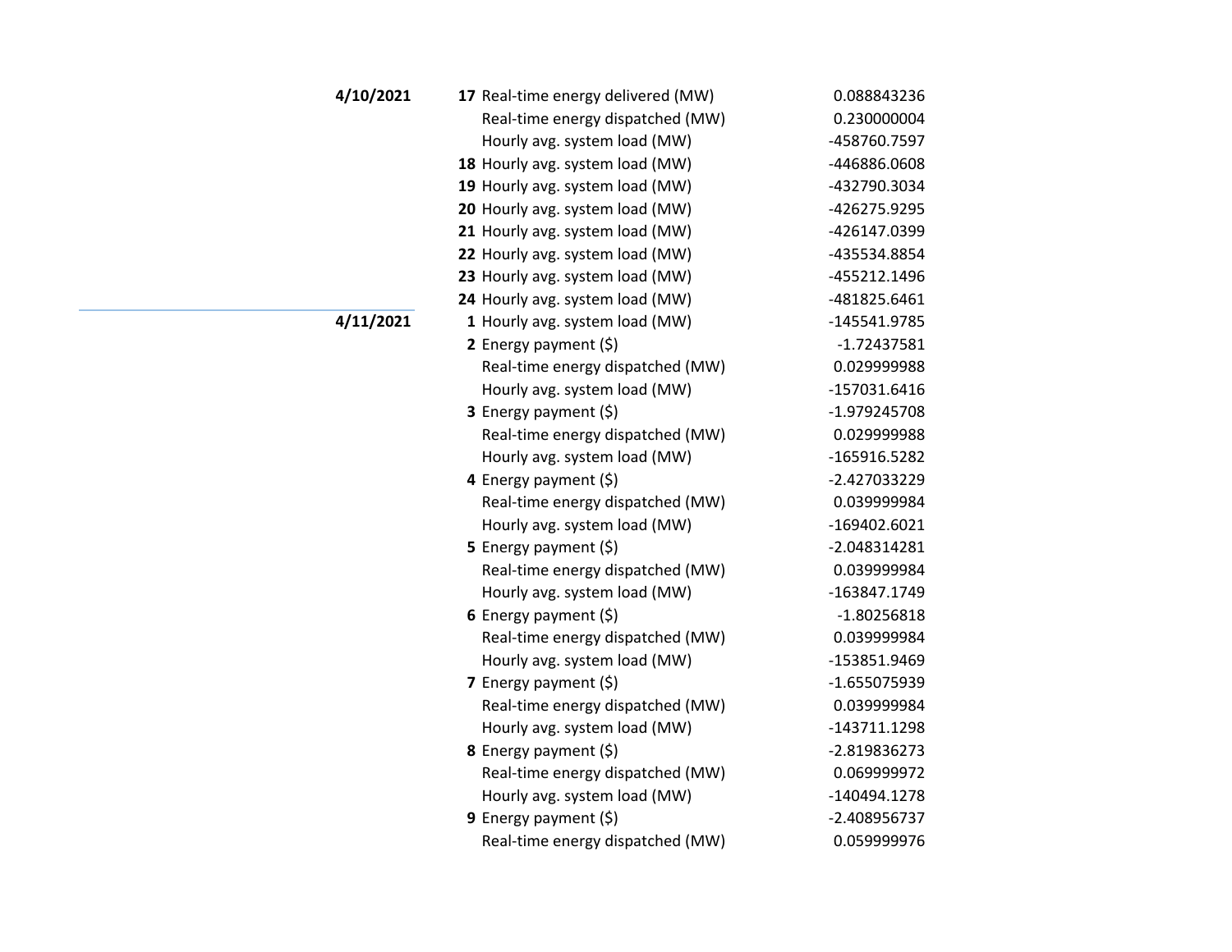| Date | Hour | Item | Value |
|---|---|---|---|
| **4/10/2021** | **17** | Real-time energy delivered (MW) | 0.088843236 |
| | | Real-time energy dispatched (MW) | 0.230000004 |
| | | Hourly avg. system load (MW) | -458760.7597 |
| | **18** | Hourly avg. system load (MW) | -446886.0608 |
| | **19** | Hourly avg. system load (MW) | -432790.3034 |
| | **20** | Hourly avg. system load (MW) | -426275.9295 |
| | **21** | Hourly avg. system load (MW) | -426147.0399 |
| | **22** | Hourly avg. system load (MW) | -435534.8854 |
| | **23** | Hourly avg. system load (MW) | -455212.1496 |
| | **24** | Hourly avg. system load (MW) | -481825.6461 |
| **4/11/2021** | **1** | Hourly avg. system load (MW) | -145541.9785 |
| | **2** | Energy payment ($) | -1.72437581 |
| | | Real-time energy dispatched (MW) | 0.029999988 |
| | | Hourly avg. system load (MW) | -157031.6416 |
| | **3** | Energy payment ($) | -1.979245708 |
| | | Real-time energy dispatched (MW) | 0.029999988 |
| | | Hourly avg. system load (MW) | -165916.5282 |
| | **4** | Energy payment ($) | -2.427033229 |
| | | Real-time energy dispatched (MW) | 0.039999984 |
| | | Hourly avg. system load (MW) | -169402.6021 |
| | **5** | Energy payment ($) | -2.048314281 |
| | | Real-time energy dispatched (MW) | 0.039999984 |
| | | Hourly avg. system load (MW) | -163847.1749 |
| | **6** | Energy payment ($) | -1.80256818 |
| | | Real-time energy dispatched (MW) | 0.039999984 |
| | | Hourly avg. system load (MW) | -153851.9469 |
| | **7** | Energy payment ($) | -1.655075939 |
| | | Real-time energy dispatched (MW) | 0.039999984 |
| | | Hourly avg. system load (MW) | -143711.1298 |
| | **8** | Energy payment ($) | -2.819836273 |
| | | Real-time energy dispatched (MW) | 0.069999972 |
| | | Hourly avg. system load (MW) | -140494.1278 |
| | **9** | Energy payment ($) | -2.408956737 |
| | | Real-time energy dispatched (MW) | 0.059999976 |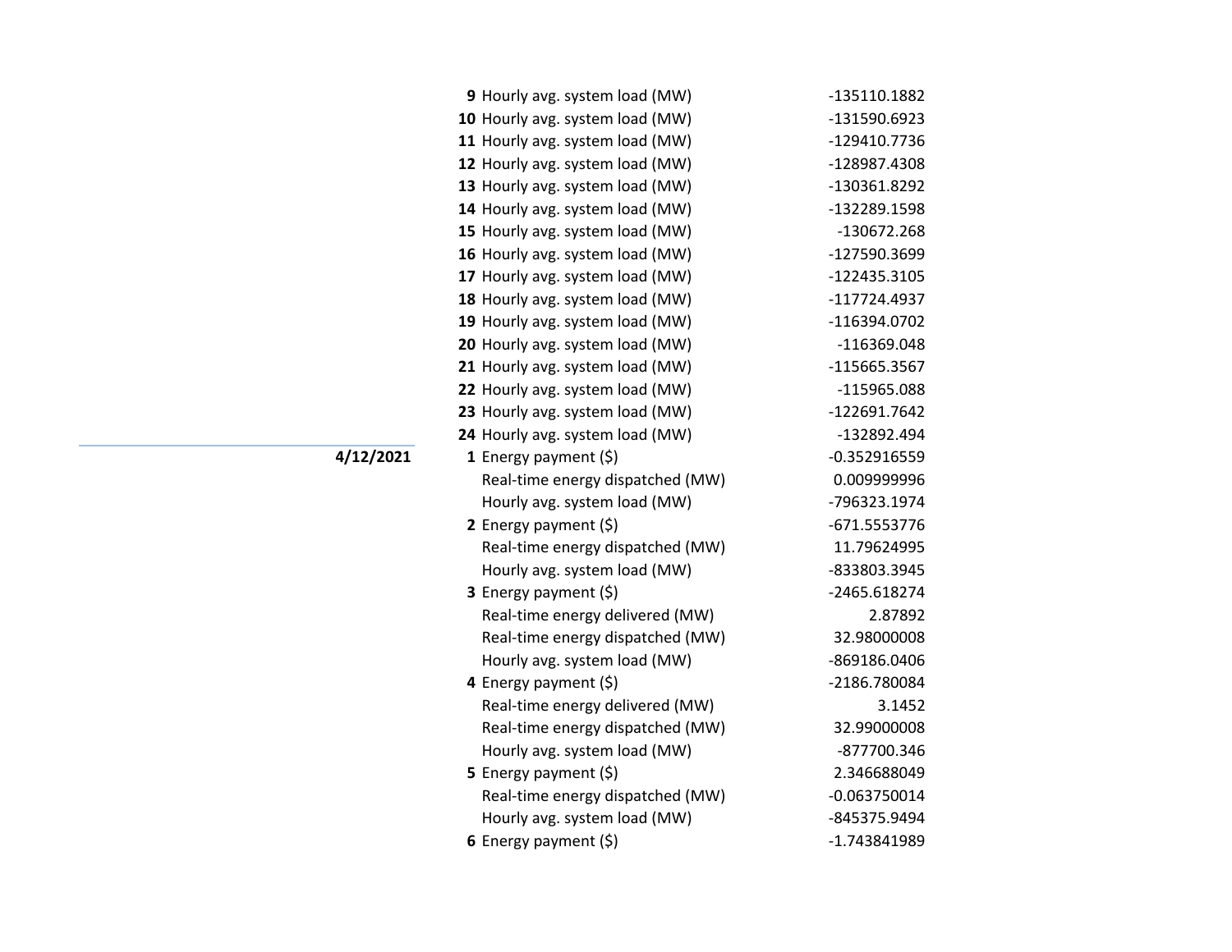| Date | Hour | Description | Value |
|---|---|---|---|
| | **9** | Hourly avg. system load (MW) | -135110.1882 |
| | **10** | Hourly avg. system load (MW) | -131590.6923 |
| | **11** | Hourly avg. system load (MW) | -129410.7736 |
| | **12** | Hourly avg. system load (MW) | -128987.4308 |
| | **13** | Hourly avg. system load (MW) | -130361.8292 |
| | **14** | Hourly avg. system load (MW) | -132289.1598 |
| | **15** | Hourly avg. system load (MW) | -130672.268 |
| | **16** | Hourly avg. system load (MW) | -127590.3699 |
| | **17** | Hourly avg. system load (MW) | -122435.3105 |
| | **18** | Hourly avg. system load (MW) | -117724.4937 |
| | **19** | Hourly avg. system load (MW) | -116394.0702 |
| | **20** | Hourly avg. system load (MW) | -116369.048 |
| | **21** | Hourly avg. system load (MW) | -115665.3567 |
| | **22** | Hourly avg. system load (MW) | -115965.088 |
| | **23** | Hourly avg. system load (MW) | -122691.7642 |
| | **24** | Hourly avg. system load (MW) | -132892.494 |
| **4/12/2021** | **1** | Energy payment ($) | -0.352916559 |
| | | Real-time energy dispatched (MW) | 0.009999996 |
| | | Hourly avg. system load (MW) | -796323.1974 |
| | **2** | Energy payment ($) | -671.5553776 |
| | | Real-time energy dispatched (MW) | 11.79624995 |
| | | Hourly avg. system load (MW) | -833803.3945 |
| | **3** | Energy payment ($) | -2465.618274 |
| | | Real-time energy delivered (MW) | 2.87892 |
| | | Real-time energy dispatched (MW) | 32.98000008 |
| | | Hourly avg. system load (MW) | -869186.0406 |
| | **4** | Energy payment ($) | -2186.780084 |
| | | Real-time energy delivered (MW) | 3.1452 |
| | | Real-time energy dispatched (MW) | 32.99000008 |
| | | Hourly avg. system load (MW) | -877700.346 |
| | **5** | Energy payment ($) | 2.346688049 |
| | | Real-time energy dispatched (MW) | -0.063750014 |
| | | Hourly avg. system load (MW) | -845375.9494 |
| | **6** | Energy payment ($) | -1.743841989 |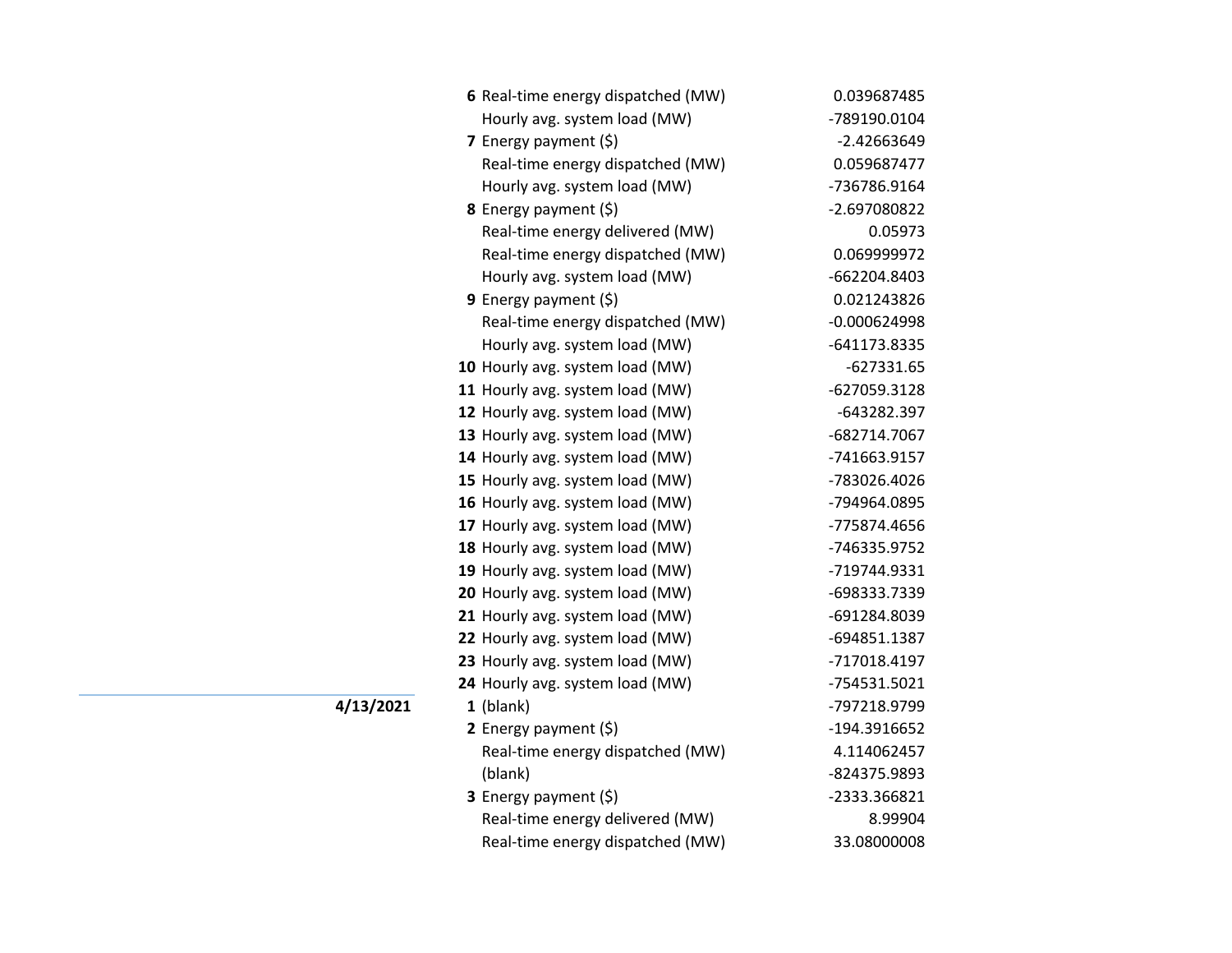| Date | Hour | Measure | Value |
|---|---|---|---|
| | **6** | Real-time energy dispatched (MW) | 0.039687485 |
| | | Hourly avg. system load (MW) | -789190.0104 |
| | **7** | Energy payment ($) | -2.42663649 |
| | | Real-time energy dispatched (MW) | 0.059687477 |
| | | Hourly avg. system load (MW) | -736786.9164 |
| | **8** | Energy payment ($) | -2.697080822 |
| | | Real-time energy delivered (MW) | 0.05973 |
| | | Real-time energy dispatched (MW) | 0.069999972 |
| | | Hourly avg. system load (MW) | -662204.8403 |
| | **9** | Energy payment ($) | 0.021243826 |
| | | Real-time energy dispatched (MW) | -0.000624998 |
| | | Hourly avg. system load (MW) | -641173.8335 |
| | **10** | Hourly avg. system load (MW) | -627331.65 |
| | **11** | Hourly avg. system load (MW) | -627059.3128 |
| | **12** | Hourly avg. system load (MW) | -643282.397 |
| | **13** | Hourly avg. system load (MW) | -682714.7067 |
| | **14** | Hourly avg. system load (MW) | -741663.9157 |
| | **15** | Hourly avg. system load (MW) | -783026.4026 |
| | **16** | Hourly avg. system load (MW) | -794964.0895 |
| | **17** | Hourly avg. system load (MW) | -775874.4656 |
| | **18** | Hourly avg. system load (MW) | -746335.9752 |
| | **19** | Hourly avg. system load (MW) | -719744.9331 |
| | **20** | Hourly avg. system load (MW) | -698333.7339 |
| | **21** | Hourly avg. system load (MW) | -691284.8039 |
| | **22** | Hourly avg. system load (MW) | -694851.1387 |
| | **23** | Hourly avg. system load (MW) | -717018.4197 |
| | **24** | Hourly avg. system load (MW) | -754531.5021 |
| **4/13/2021** | **1** | (blank) | -797218.9799 |
| | **2** | Energy payment ($) | -194.3916652 |
| | | Real-time energy dispatched (MW) | 4.114062457 |
| | | (blank) | -824375.9893 |
| | **3** | Energy payment ($) | -2333.366821 |
| | | Real-time energy delivered (MW) | 8.99904 |
| | | Real-time energy dispatched (MW) | 33.08000008 |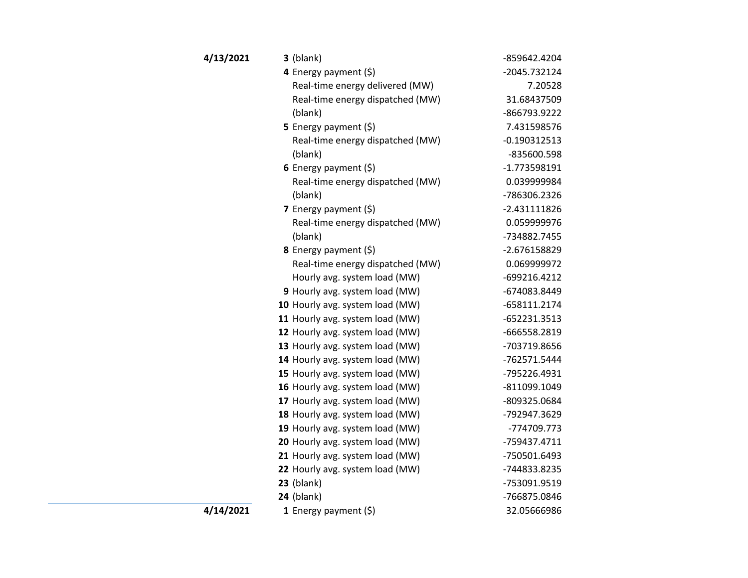| Date | Hour | Field | Value |
|---|---|---|---|
| **4/13/2021** | **3** | (blank) | -859642.4204 |
| | **4** | Energy payment ($) | -2045.732124 |
| | | Real-time energy delivered (MW) | 7.20528 |
| | | Real-time energy dispatched (MW) | 31.68437509 |
| | | (blank) | -866793.9222 |
| | **5** | Energy payment ($) | 7.431598576 |
| | | Real-time energy dispatched (MW) | -0.190312513 |
| | | (blank) | -835600.598 |
| | **6** | Energy payment ($) | -1.773598191 |
| | | Real-time energy dispatched (MW) | 0.039999984 |
| | | (blank) | -786306.2326 |
| | **7** | Energy payment ($) | -2.431111826 |
| | | Real-time energy dispatched (MW) | 0.059999976 |
| | | (blank) | -734882.7455 |
| | **8** | Energy payment ($) | -2.676158829 |
| | | Real-time energy dispatched (MW) | 0.069999972 |
| | | Hourly avg. system load (MW) | -699216.4212 |
| | **9** | Hourly avg. system load (MW) | -674083.8449 |
| | **10** | Hourly avg. system load (MW) | -658111.2174 |
| | **11** | Hourly avg. system load (MW) | -652231.3513 |
| | **12** | Hourly avg. system load (MW) | -666558.2819 |
| | **13** | Hourly avg. system load (MW) | -703719.8656 |
| | **14** | Hourly avg. system load (MW) | -762571.5444 |
| | **15** | Hourly avg. system load (MW) | -795226.4931 |
| | **16** | Hourly avg. system load (MW) | -811099.1049 |
| | **17** | Hourly avg. system load (MW) | -809325.0684 |
| | **18** | Hourly avg. system load (MW) | -792947.3629 |
| | **19** | Hourly avg. system load (MW) | -774709.773 |
| | **20** | Hourly avg. system load (MW) | -759437.4711 |
| | **21** | Hourly avg. system load (MW) | -750501.6493 |
| | **22** | Hourly avg. system load (MW) | -744833.8235 |
| | **23** | (blank) | -753091.9519 |
| | **24** | (blank) | -766875.0846 |
| **4/14/2021** | **1** | Energy payment ($) | 32.05666986 |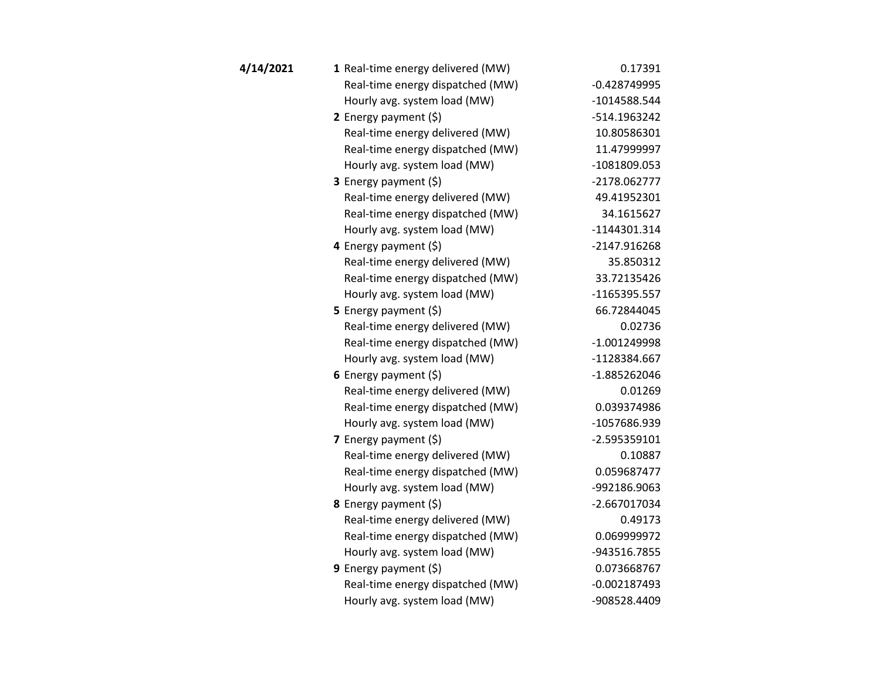| Date | Hour | Item | Value |
|---|---|---|---|
| **4/14/2021** | **1** | Real-time energy delivered (MW) | 0.17391 |
| | | Real-time energy dispatched (MW) | -0.428749995 |
| | | Hourly avg. system load (MW) | -1014588.544 |
| | **2** | Energy payment ($) | -514.1963242 |
| | | Real-time energy delivered (MW) | 10.80586301 |
| | | Real-time energy dispatched (MW) | 11.47999997 |
| | | Hourly avg. system load (MW) | -1081809.053 |
| | **3** | Energy payment ($) | -2178.062777 |
| | | Real-time energy delivered (MW) | 49.41952301 |
| | | Real-time energy dispatched (MW) | 34.1615627 |
| | | Hourly avg. system load (MW) | -1144301.314 |
| | **4** | Energy payment ($) | -2147.916268 |
| | | Real-time energy delivered (MW) | 35.850312 |
| | | Real-time energy dispatched (MW) | 33.72135426 |
| | | Hourly avg. system load (MW) | -1165395.557 |
| | **5** | Energy payment ($) | 66.72844045 |
| | | Real-time energy delivered (MW) | 0.02736 |
| | | Real-time energy dispatched (MW) | -1.001249998 |
| | | Hourly avg. system load (MW) | -1128384.667 |
| | **6** | Energy payment ($) | -1.885262046 |
| | | Real-time energy delivered (MW) | 0.01269 |
| | | Real-time energy dispatched (MW) | 0.039374986 |
| | | Hourly avg. system load (MW) | -1057686.939 |
| | **7** | Energy payment ($) | -2.595359101 |
| | | Real-time energy delivered (MW) | 0.10887 |
| | | Real-time energy dispatched (MW) | 0.059687477 |
| | | Hourly avg. system load (MW) | -992186.9063 |
| | **8** | Energy payment ($) | -2.667017034 |
| | | Real-time energy delivered (MW) | 0.49173 |
| | | Real-time energy dispatched (MW) | 0.069999972 |
| | | Hourly avg. system load (MW) | -943516.7855 |
| | **9** | Energy payment ($) | 0.073668767 |
| | | Real-time energy dispatched (MW) | -0.002187493 |
| | | Hourly avg. system load (MW) | -908528.4409 |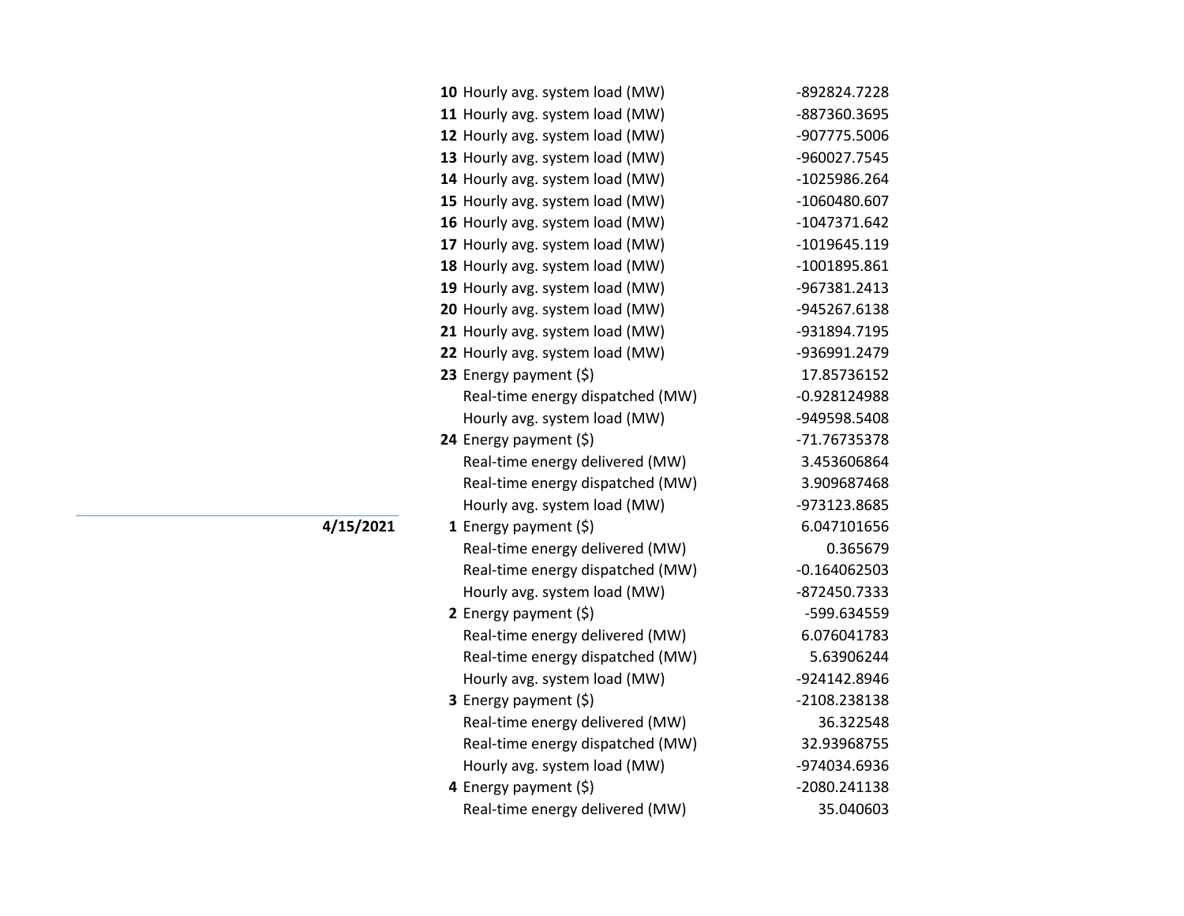| Date | Hour | Item | Value |
|---|---|---|---|
| | **10** | Hourly avg. system load (MW) | -892824.7228 |
| | **11** | Hourly avg. system load (MW) | -887360.3695 |
| | **12** | Hourly avg. system load (MW) | -907775.5006 |
| | **13** | Hourly avg. system load (MW) | -960027.7545 |
| | **14** | Hourly avg. system load (MW) | -1025986.264 |
| | **15** | Hourly avg. system load (MW) | -1060480.607 |
| | **16** | Hourly avg. system load (MW) | -1047371.642 |
| | **17** | Hourly avg. system load (MW) | -1019645.119 |
| | **18** | Hourly avg. system load (MW) | -1001895.861 |
| | **19** | Hourly avg. system load (MW) | -967381.2413 |
| | **20** | Hourly avg. system load (MW) | -945267.6138 |
| | **21** | Hourly avg. system load (MW) | -931894.7195 |
| | **22** | Hourly avg. system load (MW) | -936991.2479 |
| | **23** | Energy payment ($) | 17.85736152 |
| | | Real-time energy dispatched (MW) | -0.928124988 |
| | | Hourly avg. system load (MW) | -949598.5408 |
| | **24** | Energy payment ($) | -71.76735378 |
| | | Real-time energy delivered (MW) | 3.453606864 |
| | | Real-time energy dispatched (MW) | 3.909687468 |
| | | Hourly avg. system load (MW) | -973123.8685 |
| **4/15/2021** | **1** | Energy payment ($) | 6.047101656 |
| | | Real-time energy delivered (MW) | 0.365679 |
| | | Real-time energy dispatched (MW) | -0.164062503 |
| | | Hourly avg. system load (MW) | -872450.7333 |
| | **2** | Energy payment ($) | -599.634559 |
| | | Real-time energy delivered (MW) | 6.076041783 |
| | | Real-time energy dispatched (MW) | 5.63906244 |
| | | Hourly avg. system load (MW) | -924142.8946 |
| | **3** | Energy payment ($) | -2108.238138 |
| | | Real-time energy delivered (MW) | 36.322548 |
| | | Real-time energy dispatched (MW) | 32.93968755 |
| | | Hourly avg. system load (MW) | -974034.6936 |
| | **4** | Energy payment ($) | -2080.241138 |
| | | Real-time energy delivered (MW) | 35.040603 |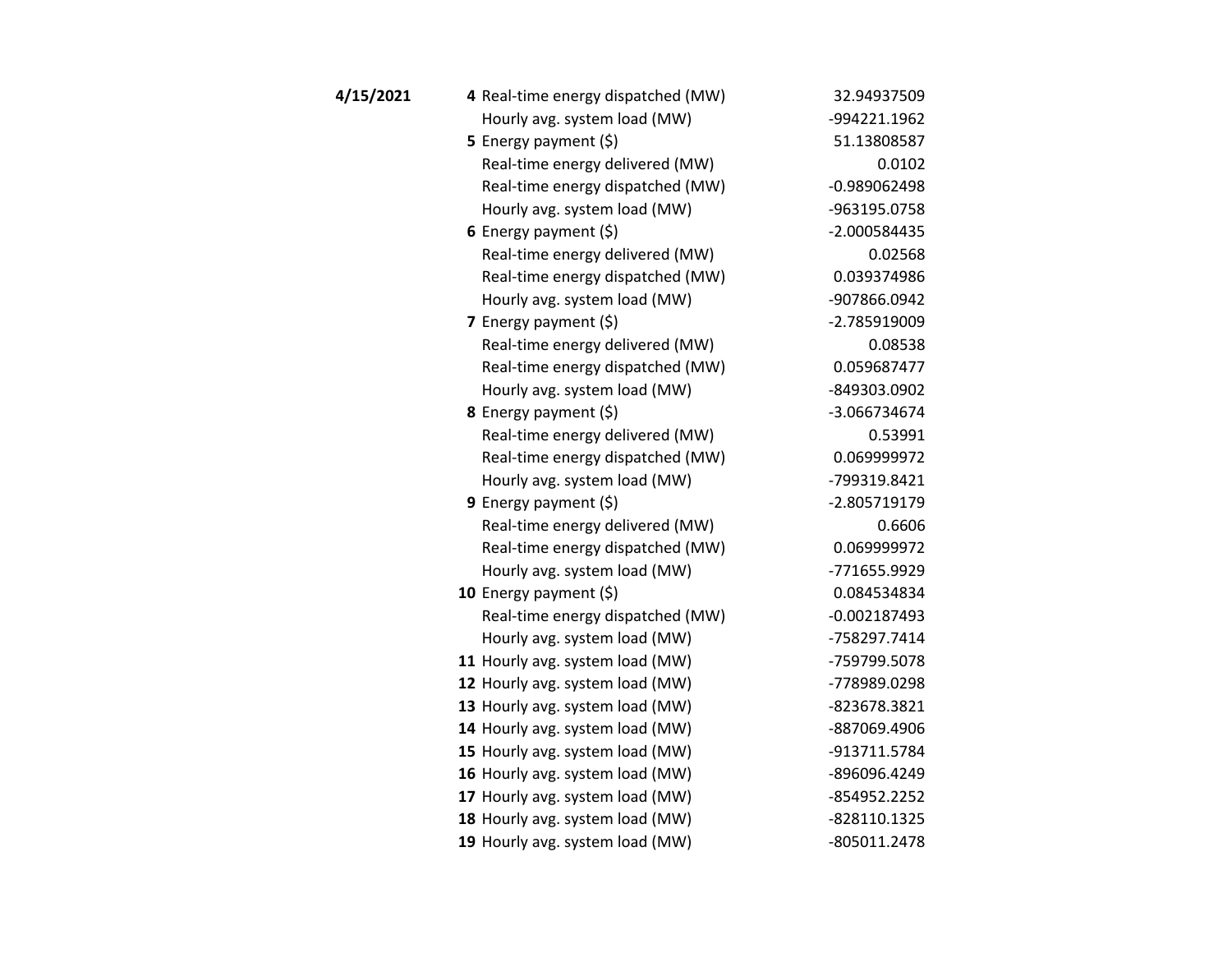| Date | Hour | Item | Value |
| --- | --- | --- | --- |
| **4/15/2021** | **4** | Real-time energy dispatched (MW) | 32.94937509 |
| | | Hourly avg. system load (MW) | -994221.1962 |
| | **5** | Energy payment ($) | 51.13808587 |
| | | Real-time energy delivered (MW) | 0.0102 |
| | | Real-time energy dispatched (MW) | -0.989062498 |
| | | Hourly avg. system load (MW) | -963195.0758 |
| | **6** | Energy payment ($) | -2.000584435 |
| | | Real-time energy delivered (MW) | 0.02568 |
| | | Real-time energy dispatched (MW) | 0.039374986 |
| | | Hourly avg. system load (MW) | -907866.0942 |
| | **7** | Energy payment ($) | -2.785919009 |
| | | Real-time energy delivered (MW) | 0.08538 |
| | | Real-time energy dispatched (MW) | 0.059687477 |
| | | Hourly avg. system load (MW) | -849303.0902 |
| | **8** | Energy payment ($) | -3.066734674 |
| | | Real-time energy delivered (MW) | 0.53991 |
| | | Real-time energy dispatched (MW) | 0.069999972 |
| | | Hourly avg. system load (MW) | -799319.8421 |
| | **9** | Energy payment ($) | -2.805719179 |
| | | Real-time energy delivered (MW) | 0.6606 |
| | | Real-time energy dispatched (MW) | 0.069999972 |
| | | Hourly avg. system load (MW) | -771655.9929 |
| | **10** | Energy payment ($) | 0.084534834 |
| | | Real-time energy dispatched (MW) | -0.002187493 |
| | | Hourly avg. system load (MW) | -758297.7414 |
| | **11** | Hourly avg. system load (MW) | -759799.5078 |
| | **12** | Hourly avg. system load (MW) | -778989.0298 |
| | **13** | Hourly avg. system load (MW) | -823678.3821 |
| | **14** | Hourly avg. system load (MW) | -887069.4906 |
| | **15** | Hourly avg. system load (MW) | -913711.5784 |
| | **16** | Hourly avg. system load (MW) | -896096.4249 |
| | **17** | Hourly avg. system load (MW) | -854952.2252 |
| | **18** | Hourly avg. system load (MW) | -828110.1325 |
| | **19** | Hourly avg. system load (MW) | -805011.2478 |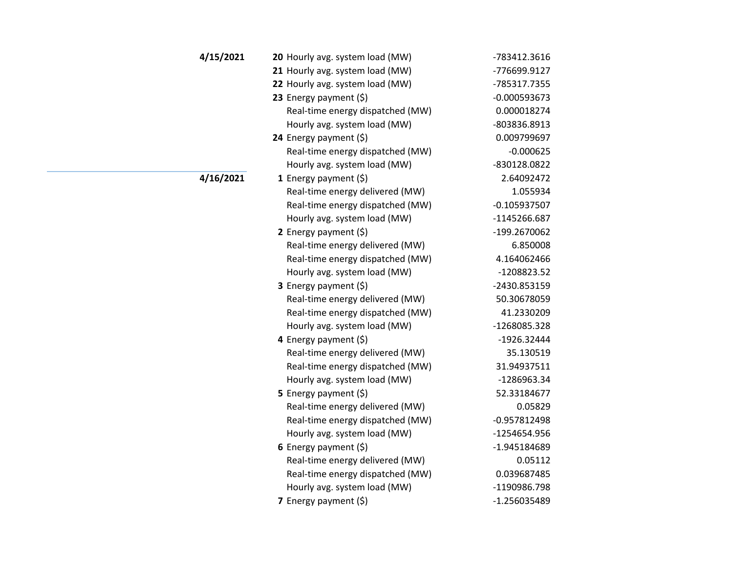| Date | Hour | Measure | Value |
|---|---|---|---|
| **4/15/2021** | **20** | Hourly avg. system load (MW) | -783412.3616 |
| | **21** | Hourly avg. system load (MW) | -776699.9127 |
| | **22** | Hourly avg. system load (MW) | -785317.7355 |
| | **23** | Energy payment ($) | -0.000593673 |
| | | Real-time energy dispatched (MW) | 0.000018274 |
| | | Hourly avg. system load (MW) | -803836.8913 |
| | **24** | Energy payment ($) | 0.009799697 |
| | | Real-time energy dispatched (MW) | -0.000625 |
| | | Hourly avg. system load (MW) | -830128.0822 |
| **4/16/2021** | **1** | Energy payment ($) | 2.64092472 |
| | | Real-time energy delivered (MW) | 1.055934 |
| | | Real-time energy dispatched (MW) | -0.105937507 |
| | | Hourly avg. system load (MW) | -1145266.687 |
| | **2** | Energy payment ($) | -199.2670062 |
| | | Real-time energy delivered (MW) | 6.850008 |
| | | Real-time energy dispatched (MW) | 4.164062466 |
| | | Hourly avg. system load (MW) | -1208823.52 |
| | **3** | Energy payment ($) | -2430.853159 |
| | | Real-time energy delivered (MW) | 50.30678059 |
| | | Real-time energy dispatched (MW) | 41.2330209 |
| | | Hourly avg. system load (MW) | -1268085.328 |
| | **4** | Energy payment ($) | -1926.32444 |
| | | Real-time energy delivered (MW) | 35.130519 |
| | | Real-time energy dispatched (MW) | 31.94937511 |
| | | Hourly avg. system load (MW) | -1286963.34 |
| | **5** | Energy payment ($) | 52.33184677 |
| | | Real-time energy delivered (MW) | 0.05829 |
| | | Real-time energy dispatched (MW) | -0.957812498 |
| | | Hourly avg. system load (MW) | -1254654.956 |
| | **6** | Energy payment ($) | -1.945184689 |
| | | Real-time energy delivered (MW) | 0.05112 |
| | | Real-time energy dispatched (MW) | 0.039687485 |
| | | Hourly avg. system load (MW) | -1190986.798 |
| | **7** | Energy payment ($) | -1.256035489 |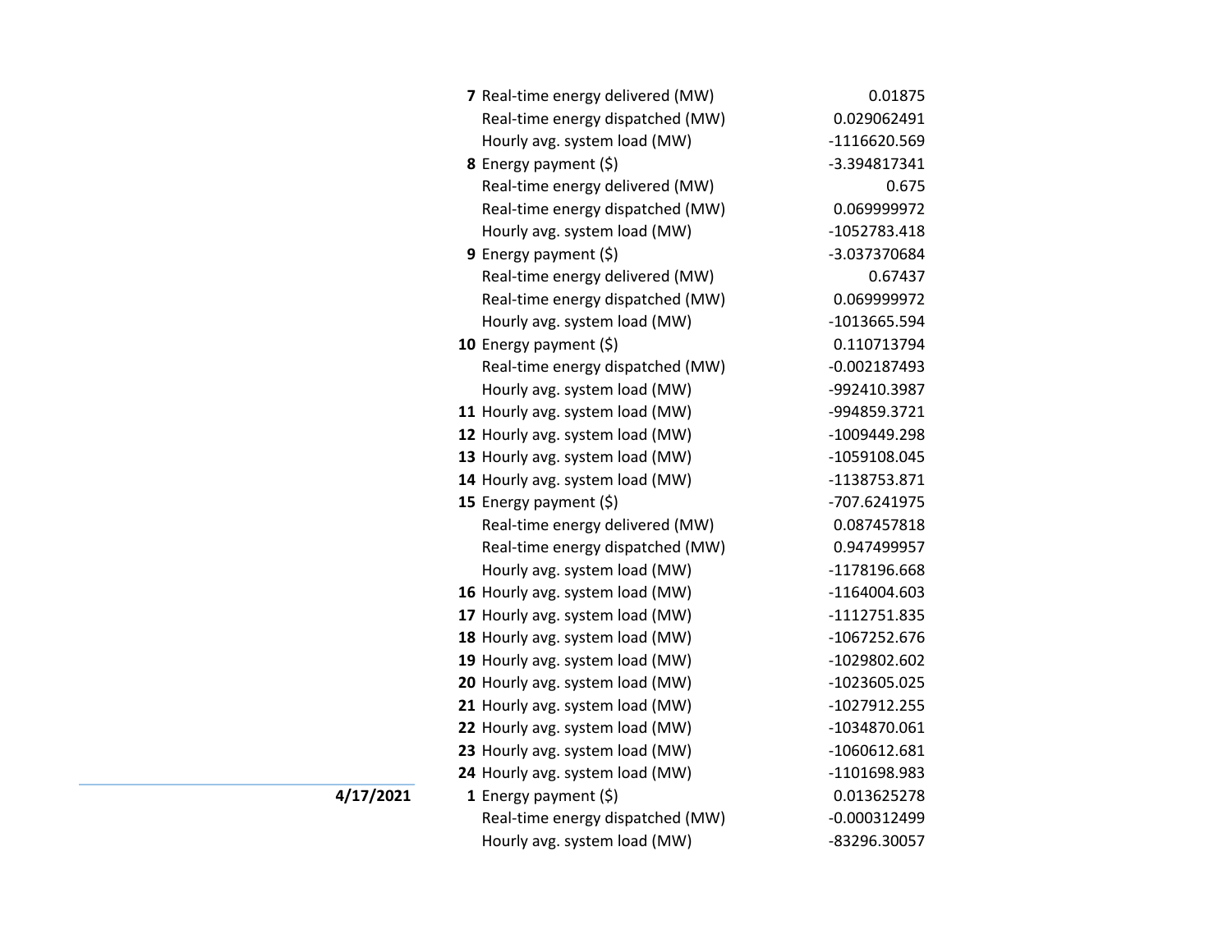| Date | Hour | Item | Value |
|---|---|---|---|
| | **7** | Real-time energy delivered (MW) | 0.01875 |
| | | Real-time energy dispatched (MW) | 0.029062491 |
| | | Hourly avg. system load (MW) | -1116620.569 |
| | **8** | Energy payment ($) | -3.394817341 |
| | | Real-time energy delivered (MW) | 0.675 |
| | | Real-time energy dispatched (MW) | 0.069999972 |
| | | Hourly avg. system load (MW) | -1052783.418 |
| | **9** | Energy payment ($) | -3.037370684 |
| | | Real-time energy delivered (MW) | 0.67437 |
| | | Real-time energy dispatched (MW) | 0.069999972 |
| | | Hourly avg. system load (MW) | -1013665.594 |
| | **10** | Energy payment ($) | 0.110713794 |
| | | Real-time energy dispatched (MW) | -0.002187493 |
| | | Hourly avg. system load (MW) | -992410.3987 |
| | **11** | Hourly avg. system load (MW) | -994859.3721 |
| | **12** | Hourly avg. system load (MW) | -1009449.298 |
| | **13** | Hourly avg. system load (MW) | -1059108.045 |
| | **14** | Hourly avg. system load (MW) | -1138753.871 |
| | **15** | Energy payment ($) | -707.6241975 |
| | | Real-time energy delivered (MW) | 0.087457818 |
| | | Real-time energy dispatched (MW) | 0.947499957 |
| | | Hourly avg. system load (MW) | -1178196.668 |
| | **16** | Hourly avg. system load (MW) | -1164004.603 |
| | **17** | Hourly avg. system load (MW) | -1112751.835 |
| | **18** | Hourly avg. system load (MW) | -1067252.676 |
| | **19** | Hourly avg. system load (MW) | -1029802.602 |
| | **20** | Hourly avg. system load (MW) | -1023605.025 |
| | **21** | Hourly avg. system load (MW) | -1027912.255 |
| | **22** | Hourly avg. system load (MW) | -1034870.061 |
| | **23** | Hourly avg. system load (MW) | -1060612.681 |
| | **24** | Hourly avg. system load (MW) | -1101698.983 |
| **4/17/2021** | **1** | Energy payment ($) | 0.013625278 |
| | | Real-time energy dispatched (MW) | -0.000312499 |
| | | Hourly avg. system load (MW) | -83296.30057 |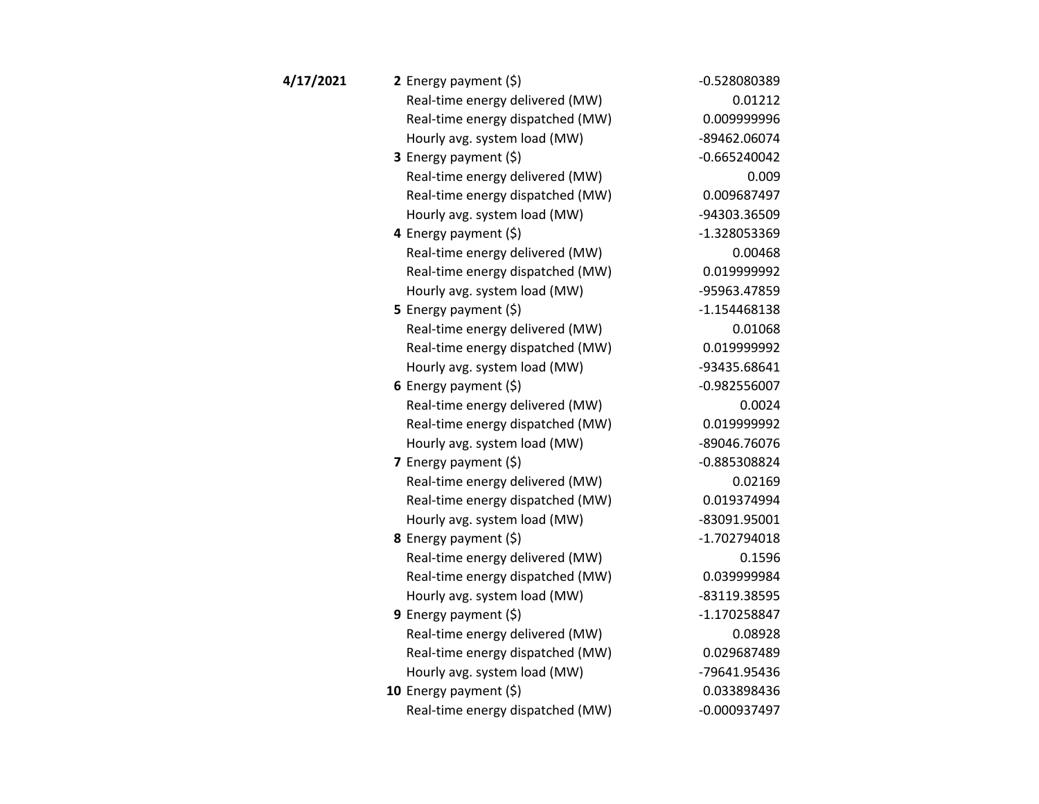| Date | Hour | Item | Value |
|---|---|---|---|
| **4/17/2021** | **2** | Energy payment ($) | -0.528080389 |
| | | Real-time energy delivered (MW) | 0.01212 |
| | | Real-time energy dispatched (MW) | 0.009999996 |
| | | Hourly avg. system load (MW) | -89462.06074 |
| | **3** | Energy payment ($) | -0.665240042 |
| | | Real-time energy delivered (MW) | 0.009 |
| | | Real-time energy dispatched (MW) | 0.009687497 |
| | | Hourly avg. system load (MW) | -94303.36509 |
| | **4** | Energy payment ($) | -1.328053369 |
| | | Real-time energy delivered (MW) | 0.00468 |
| | | Real-time energy dispatched (MW) | 0.019999992 |
| | | Hourly avg. system load (MW) | -95963.47859 |
| | **5** | Energy payment ($) | -1.154468138 |
| | | Real-time energy delivered (MW) | 0.01068 |
| | | Real-time energy dispatched (MW) | 0.019999992 |
| | | Hourly avg. system load (MW) | -93435.68641 |
| | **6** | Energy payment ($) | -0.982556007 |
| | | Real-time energy delivered (MW) | 0.0024 |
| | | Real-time energy dispatched (MW) | 0.019999992 |
| | | Hourly avg. system load (MW) | -89046.76076 |
| | **7** | Energy payment ($) | -0.885308824 |
| | | Real-time energy delivered (MW) | 0.02169 |
| | | Real-time energy dispatched (MW) | 0.019374994 |
| | | Hourly avg. system load (MW) | -83091.95001 |
| | **8** | Energy payment ($) | -1.702794018 |
| | | Real-time energy delivered (MW) | 0.1596 |
| | | Real-time energy dispatched (MW) | 0.039999984 |
| | | Hourly avg. system load (MW) | -83119.38595 |
| | **9** | Energy payment ($) | -1.170258847 |
| | | Real-time energy delivered (MW) | 0.08928 |
| | | Real-time energy dispatched (MW) | 0.029687489 |
| | | Hourly avg. system load (MW) | -79641.95436 |
| | **10** | Energy payment ($) | 0.033898436 |
| | | Real-time energy dispatched (MW) | -0.000937497 |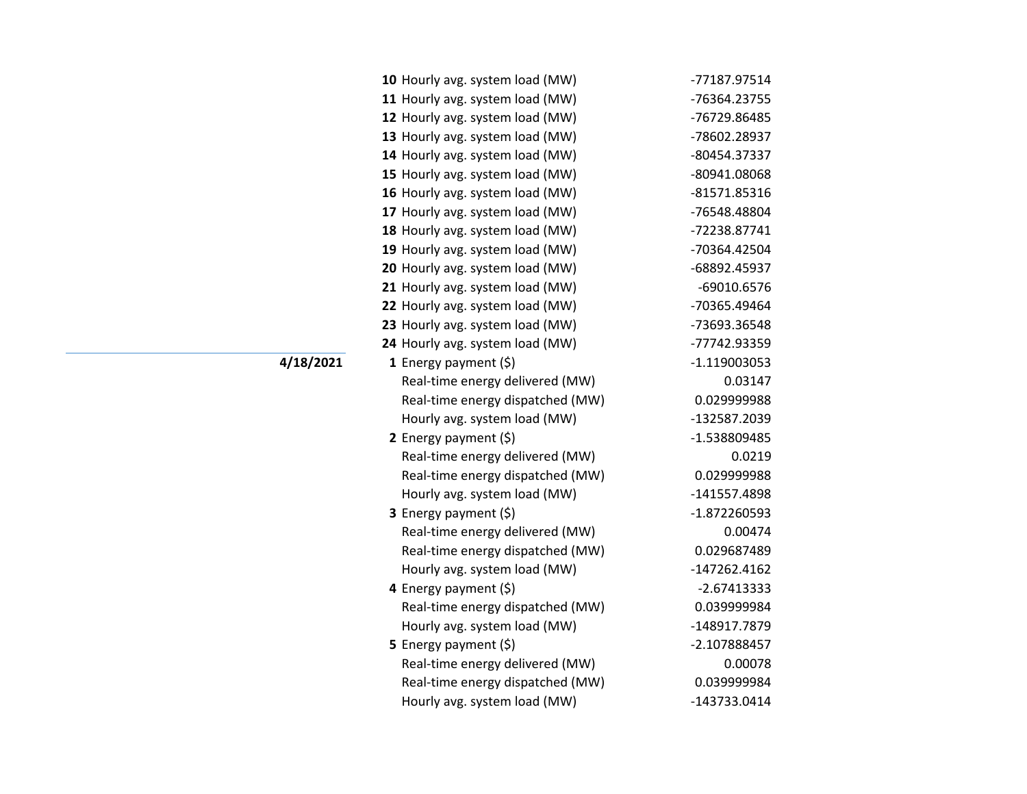| Date | Hour | Item | Value |
|---|---|---|---|
| | **10** | Hourly avg. system load (MW) | -77187.97514 |
| | **11** | Hourly avg. system load (MW) | -76364.23755 |
| | **12** | Hourly avg. system load (MW) | -76729.86485 |
| | **13** | Hourly avg. system load (MW) | -78602.28937 |
| | **14** | Hourly avg. system load (MW) | -80454.37337 |
| | **15** | Hourly avg. system load (MW) | -80941.08068 |
| | **16** | Hourly avg. system load (MW) | -81571.85316 |
| | **17** | Hourly avg. system load (MW) | -76548.48804 |
| | **18** | Hourly avg. system load (MW) | -72238.87741 |
| | **19** | Hourly avg. system load (MW) | -70364.42504 |
| | **20** | Hourly avg. system load (MW) | -68892.45937 |
| | **21** | Hourly avg. system load (MW) | -69010.6576 |
| | **22** | Hourly avg. system load (MW) | -70365.49464 |
| | **23** | Hourly avg. system load (MW) | -73693.36548 |
| | **24** | Hourly avg. system load (MW) | -77742.93359 |
| **4/18/2021** | **1** | Energy payment ($) | -1.119003053 |
| | | Real-time energy delivered (MW) | 0.03147 |
| | | Real-time energy dispatched (MW) | 0.029999988 |
| | | Hourly avg. system load (MW) | -132587.2039 |
| | **2** | Energy payment ($) | -1.538809485 |
| | | Real-time energy delivered (MW) | 0.0219 |
| | | Real-time energy dispatched (MW) | 0.029999988 |
| | | Hourly avg. system load (MW) | -141557.4898 |
| | **3** | Energy payment ($) | -1.872260593 |
| | | Real-time energy delivered (MW) | 0.00474 |
| | | Real-time energy dispatched (MW) | 0.029687489 |
| | | Hourly avg. system load (MW) | -147262.4162 |
| | **4** | Energy payment ($) | -2.67413333 |
| | | Real-time energy dispatched (MW) | 0.039999984 |
| | | Hourly avg. system load (MW) | -148917.7879 |
| | **5** | Energy payment ($) | -2.107888457 |
| | | Real-time energy delivered (MW) | 0.00078 |
| | | Real-time energy dispatched (MW) | 0.039999984 |
| | | Hourly avg. system load (MW) | -143733.0414 |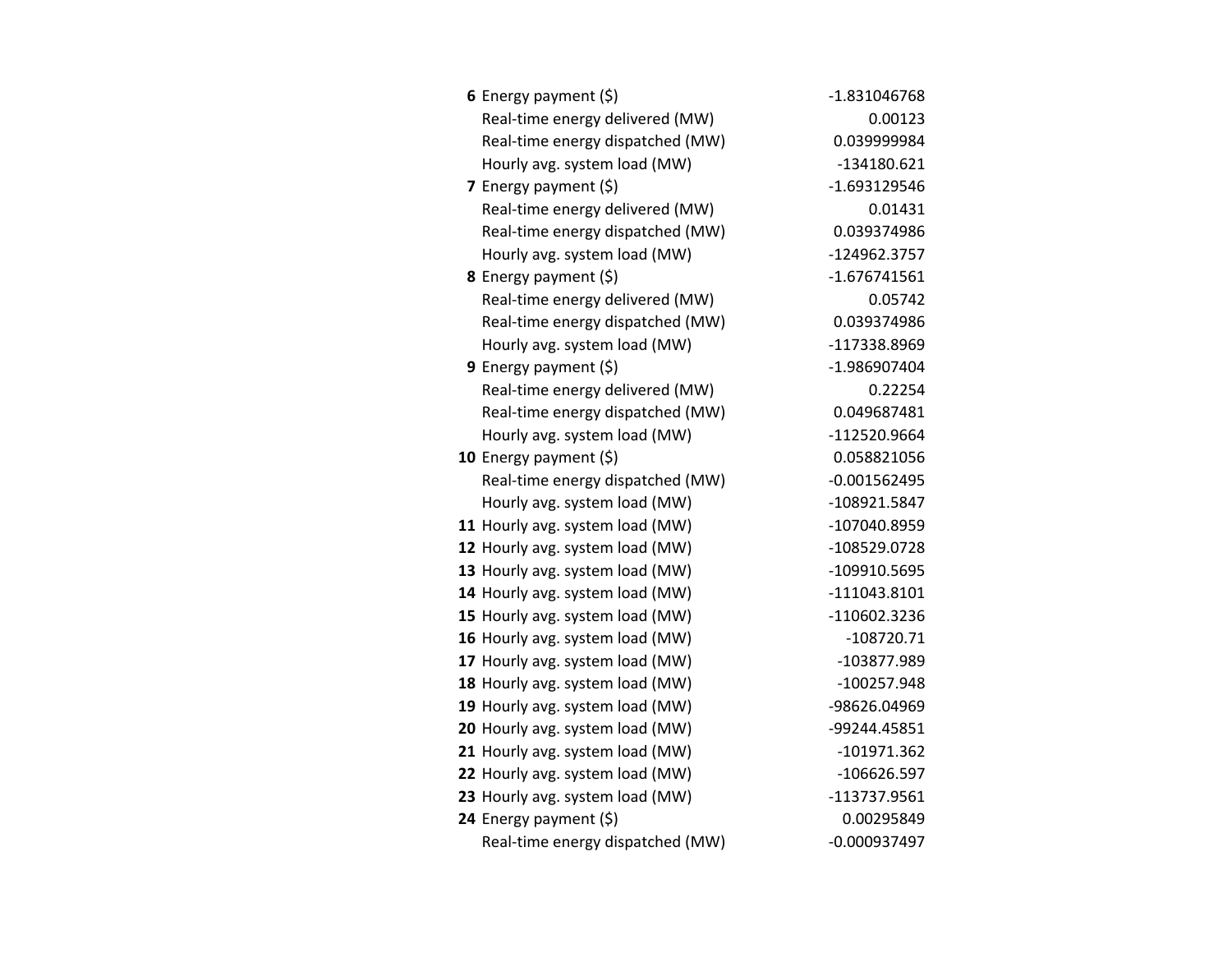| | | |
|---|---|---|
| **6** | Energy payment ($) | -1.831046768 |
| | Real-time energy delivered (MW) | 0.00123 |
| | Real-time energy dispatched (MW) | 0.039999984 |
| | Hourly avg. system load (MW) | -134180.621 |
| **7** | Energy payment ($) | -1.693129546 |
| | Real-time energy delivered (MW) | 0.01431 |
| | Real-time energy dispatched (MW) | 0.039374986 |
| | Hourly avg. system load (MW) | -124962.3757 |
| **8** | Energy payment ($) | -1.676741561 |
| | Real-time energy delivered (MW) | 0.05742 |
| | Real-time energy dispatched (MW) | 0.039374986 |
| | Hourly avg. system load (MW) | -117338.8969 |
| **9** | Energy payment ($) | -1.986907404 |
| | Real-time energy delivered (MW) | 0.22254 |
| | Real-time energy dispatched (MW) | 0.049687481 |
| | Hourly avg. system load (MW) | -112520.9664 |
| **10** | Energy payment ($) | 0.058821056 |
| | Real-time energy dispatched (MW) | -0.001562495 |
| | Hourly avg. system load (MW) | -108921.5847 |
| **11** | Hourly avg. system load (MW) | -107040.8959 |
| **12** | Hourly avg. system load (MW) | -108529.0728 |
| **13** | Hourly avg. system load (MW) | -109910.5695 |
| **14** | Hourly avg. system load (MW) | -111043.8101 |
| **15** | Hourly avg. system load (MW) | -110602.3236 |
| **16** | Hourly avg. system load (MW) | -108720.71 |
| **17** | Hourly avg. system load (MW) | -103877.989 |
| **18** | Hourly avg. system load (MW) | -100257.948 |
| **19** | Hourly avg. system load (MW) | -98626.04969 |
| **20** | Hourly avg. system load (MW) | -99244.45851 |
| **21** | Hourly avg. system load (MW) | -101971.362 |
| **22** | Hourly avg. system load (MW) | -106626.597 |
| **23** | Hourly avg. system load (MW) | -113737.9561 |
| **24** | Energy payment ($) | 0.00295849 |
| | Real-time energy dispatched (MW) | -0.000937497 |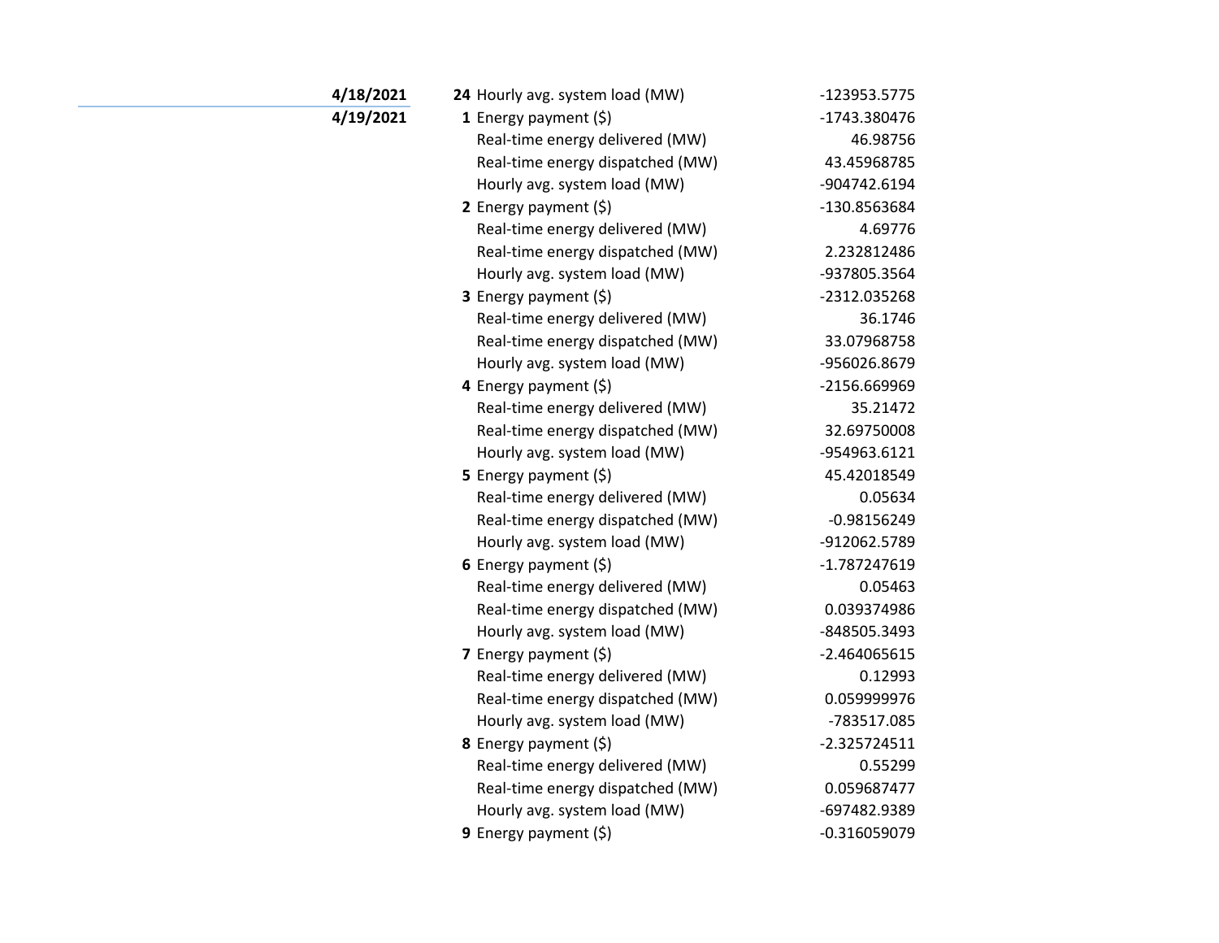| Date | Hour | Measure | Value |
|---|---|---|---|
| **4/18/2021** | **24** | Hourly avg. system load (MW) | -123953.5775 |
| **4/19/2021** | **1** | Energy payment ($) | -1743.380476 |
| | | Real-time energy delivered (MW) | 46.98756 |
| | | Real-time energy dispatched (MW) | 43.45968785 |
| | | Hourly avg. system load (MW) | -904742.6194 |
| | **2** | Energy payment ($) | -130.8563684 |
| | | Real-time energy delivered (MW) | 4.69776 |
| | | Real-time energy dispatched (MW) | 2.232812486 |
| | | Hourly avg. system load (MW) | -937805.3564 |
| | **3** | Energy payment ($) | -2312.035268 |
| | | Real-time energy delivered (MW) | 36.1746 |
| | | Real-time energy dispatched (MW) | 33.07968758 |
| | | Hourly avg. system load (MW) | -956026.8679 |
| | **4** | Energy payment ($) | -2156.669969 |
| | | Real-time energy delivered (MW) | 35.21472 |
| | | Real-time energy dispatched (MW) | 32.69750008 |
| | | Hourly avg. system load (MW) | -954963.6121 |
| | **5** | Energy payment ($) | 45.42018549 |
| | | Real-time energy delivered (MW) | 0.05634 |
| | | Real-time energy dispatched (MW) | -0.98156249 |
| | | Hourly avg. system load (MW) | -912062.5789 |
| | **6** | Energy payment ($) | -1.787247619 |
| | | Real-time energy delivered (MW) | 0.05463 |
| | | Real-time energy dispatched (MW) | 0.039374986 |
| | | Hourly avg. system load (MW) | -848505.3493 |
| | **7** | Energy payment ($) | -2.464065615 |
| | | Real-time energy delivered (MW) | 0.12993 |
| | | Real-time energy dispatched (MW) | 0.059999976 |
| | | Hourly avg. system load (MW) | -783517.085 |
| | **8** | Energy payment ($) | -2.325724511 |
| | | Real-time energy delivered (MW) | 0.55299 |
| | | Real-time energy dispatched (MW) | 0.059687477 |
| | | Hourly avg. system load (MW) | -697482.9389 |
| | **9** | Energy payment ($) | -0.316059079 |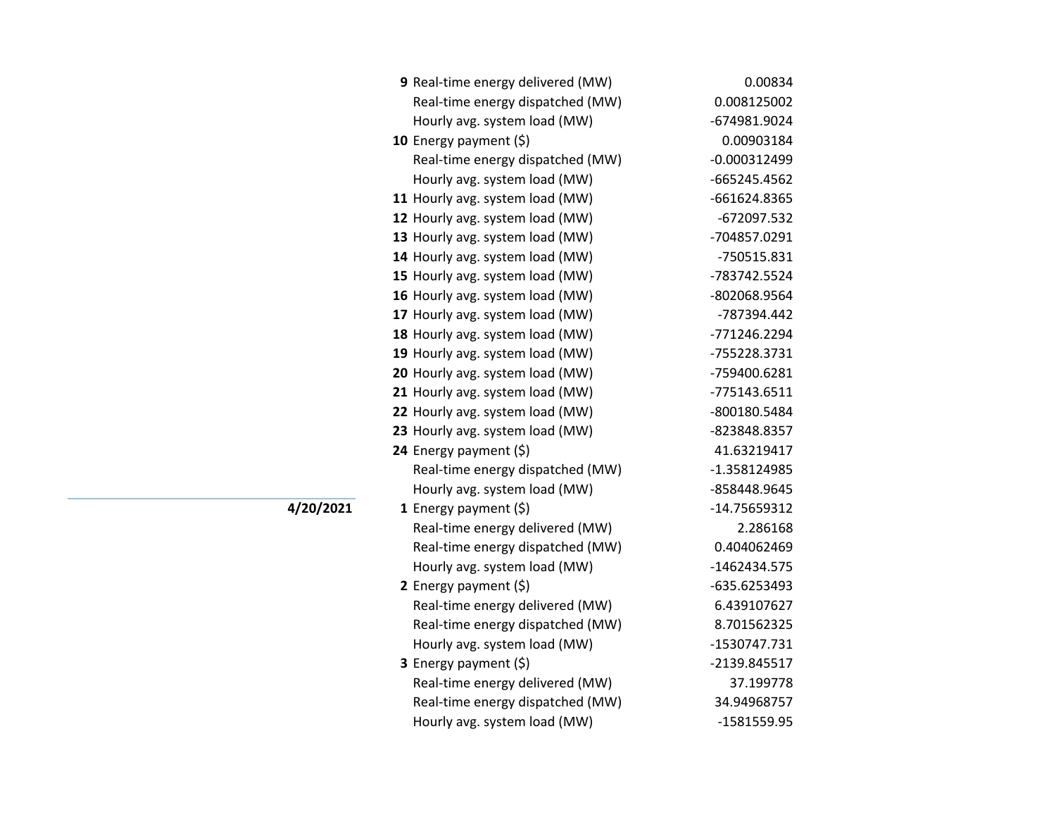| Date | Hour | Item | Value |
|---|---|---|---|
| | **9** | Real-time energy delivered (MW) | 0.00834 |
| | | Real-time energy dispatched (MW) | 0.008125002 |
| | | Hourly avg. system load (MW) | -674981.9024 |
| | **10** | Energy payment ($) | 0.00903184 |
| | | Real-time energy dispatched (MW) | -0.000312499 |
| | | Hourly avg. system load (MW) | -665245.4562 |
| | **11** | Hourly avg. system load (MW) | -661624.8365 |
| | **12** | Hourly avg. system load (MW) | -672097.532 |
| | **13** | Hourly avg. system load (MW) | -704857.0291 |
| | **14** | Hourly avg. system load (MW) | -750515.831 |
| | **15** | Hourly avg. system load (MW) | -783742.5524 |
| | **16** | Hourly avg. system load (MW) | -802068.9564 |
| | **17** | Hourly avg. system load (MW) | -787394.442 |
| | **18** | Hourly avg. system load (MW) | -771246.2294 |
| | **19** | Hourly avg. system load (MW) | -755228.3731 |
| | **20** | Hourly avg. system load (MW) | -759400.6281 |
| | **21** | Hourly avg. system load (MW) | -775143.6511 |
| | **22** | Hourly avg. system load (MW) | -800180.5484 |
| | **23** | Hourly avg. system load (MW) | -823848.8357 |
| | **24** | Energy payment ($) | 41.63219417 |
| | | Real-time energy dispatched (MW) | -1.358124985 |
| | | Hourly avg. system load (MW) | -858448.9645 |
| **4/20/2021** | **1** | Energy payment ($) | -14.75659312 |
| | | Real-time energy delivered (MW) | 2.286168 |
| | | Real-time energy dispatched (MW) | 0.404062469 |
| | | Hourly avg. system load (MW) | -1462434.575 |
| | **2** | Energy payment ($) | -635.6253493 |
| | | Real-time energy delivered (MW) | 6.439107627 |
| | | Real-time energy dispatched (MW) | 8.701562325 |
| | | Hourly avg. system load (MW) | -1530747.731 |
| | **3** | Energy payment ($) | -2139.845517 |
| | | Real-time energy delivered (MW) | 37.199778 |
| | | Real-time energy dispatched (MW) | 34.94968757 |
| | | Hourly avg. system load (MW) | -1581559.95 |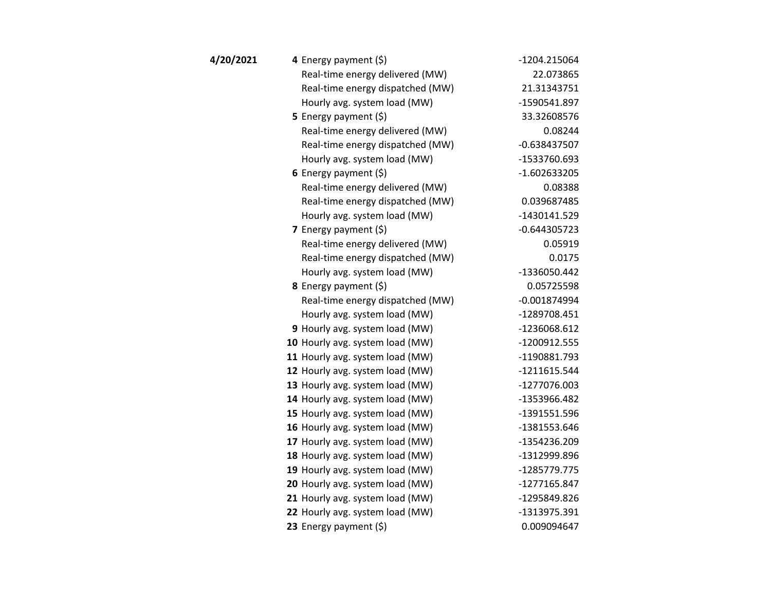| Date | Hour | Item | Value |
|---|---|---|---|
| **4/20/2021** | **4** | Energy payment ($) | -1204.215064 |
| | | Real-time energy delivered (MW) | 22.073865 |
| | | Real-time energy dispatched (MW) | 21.31343751 |
| | | Hourly avg. system load (MW) | -1590541.897 |
| | **5** | Energy payment ($) | 33.32608576 |
| | | Real-time energy delivered (MW) | 0.08244 |
| | | Real-time energy dispatched (MW) | -0.638437507 |
| | | Hourly avg. system load (MW) | -1533760.693 |
| | **6** | Energy payment ($) | -1.602633205 |
| | | Real-time energy delivered (MW) | 0.08388 |
| | | Real-time energy dispatched (MW) | 0.039687485 |
| | | Hourly avg. system load (MW) | -1430141.529 |
| | **7** | Energy payment ($) | -0.644305723 |
| | | Real-time energy delivered (MW) | 0.05919 |
| | | Real-time energy dispatched (MW) | 0.0175 |
| | | Hourly avg. system load (MW) | -1336050.442 |
| | **8** | Energy payment ($) | 0.05725598 |
| | | Real-time energy dispatched (MW) | -0.001874994 |
| | | Hourly avg. system load (MW) | -1289708.451 |
| | **9** | Hourly avg. system load (MW) | -1236068.612 |
| | **10** | Hourly avg. system load (MW) | -1200912.555 |
| | **11** | Hourly avg. system load (MW) | -1190881.793 |
| | **12** | Hourly avg. system load (MW) | -1211615.544 |
| | **13** | Hourly avg. system load (MW) | -1277076.003 |
| | **14** | Hourly avg. system load (MW) | -1353966.482 |
| | **15** | Hourly avg. system load (MW) | -1391551.596 |
| | **16** | Hourly avg. system load (MW) | -1381553.646 |
| | **17** | Hourly avg. system load (MW) | -1354236.209 |
| | **18** | Hourly avg. system load (MW) | -1312999.896 |
| | **19** | Hourly avg. system load (MW) | -1285779.775 |
| | **20** | Hourly avg. system load (MW) | -1277165.847 |
| | **21** | Hourly avg. system load (MW) | -1295849.826 |
| | **22** | Hourly avg. system load (MW) | -1313975.391 |
| | **23** | Energy payment ($) | 0.009094647 |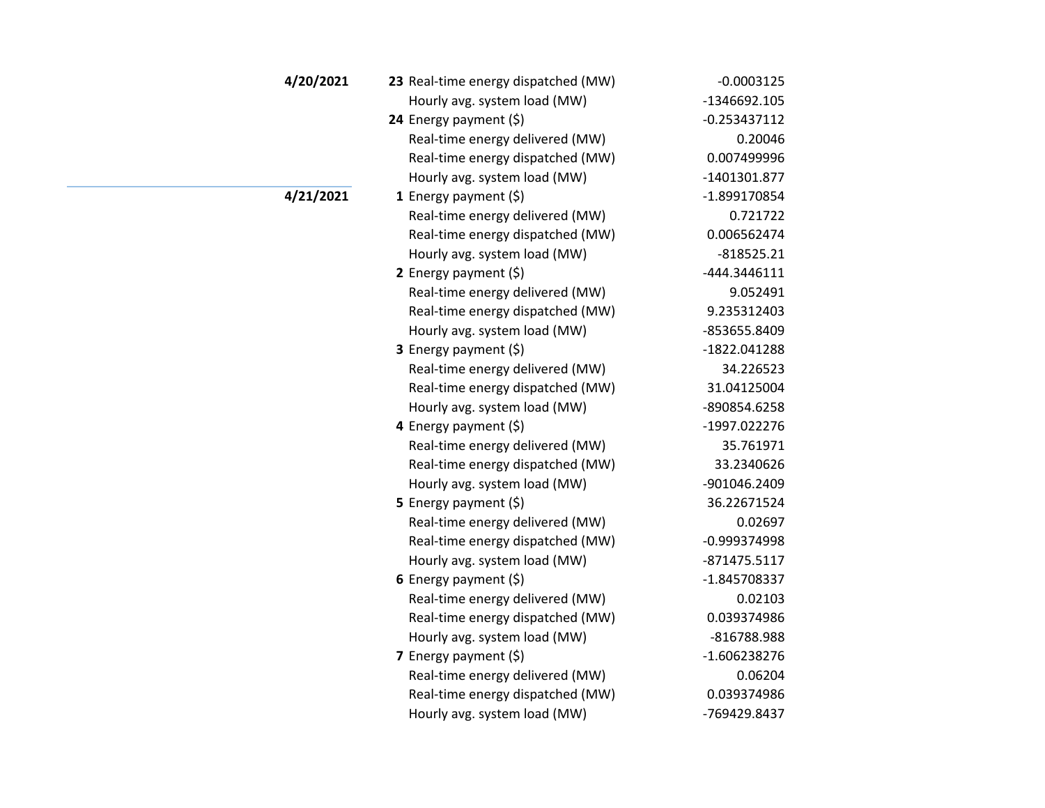| Date | Hour | Metric | Value |
|---|---|---|---|
| **4/20/2021** | **23** | Real-time energy dispatched (MW) | -0.0003125 |
| | | Hourly avg. system load (MW) | -1346692.105 |
| | **24** | Energy payment ($) | -0.253437112 |
| | | Real-time energy delivered (MW) | 0.20046 |
| | | Real-time energy dispatched (MW) | 0.007499996 |
| | | Hourly avg. system load (MW) | -1401301.877 |
| **4/21/2021** | **1** | Energy payment ($) | -1.899170854 |
| | | Real-time energy delivered (MW) | 0.721722 |
| | | Real-time energy dispatched (MW) | 0.006562474 |
| | | Hourly avg. system load (MW) | -818525.21 |
| | **2** | Energy payment ($) | -444.3446111 |
| | | Real-time energy delivered (MW) | 9.052491 |
| | | Real-time energy dispatched (MW) | 9.235312403 |
| | | Hourly avg. system load (MW) | -853655.8409 |
| | **3** | Energy payment ($) | -1822.041288 |
| | | Real-time energy delivered (MW) | 34.226523 |
| | | Real-time energy dispatched (MW) | 31.04125004 |
| | | Hourly avg. system load (MW) | -890854.6258 |
| | **4** | Energy payment ($) | -1997.022276 |
| | | Real-time energy delivered (MW) | 35.761971 |
| | | Real-time energy dispatched (MW) | 33.2340626 |
| | | Hourly avg. system load (MW) | -901046.2409 |
| | **5** | Energy payment ($) | 36.22671524 |
| | | Real-time energy delivered (MW) | 0.02697 |
| | | Real-time energy dispatched (MW) | -0.999374998 |
| | | Hourly avg. system load (MW) | -871475.5117 |
| | **6** | Energy payment ($) | -1.845708337 |
| | | Real-time energy delivered (MW) | 0.02103 |
| | | Real-time energy dispatched (MW) | 0.039374986 |
| | | Hourly avg. system load (MW) | -816788.988 |
| | **7** | Energy payment ($) | -1.606238276 |
| | | Real-time energy delivered (MW) | 0.06204 |
| | | Real-time energy dispatched (MW) | 0.039374986 |
| | | Hourly avg. system load (MW) | -769429.8437 |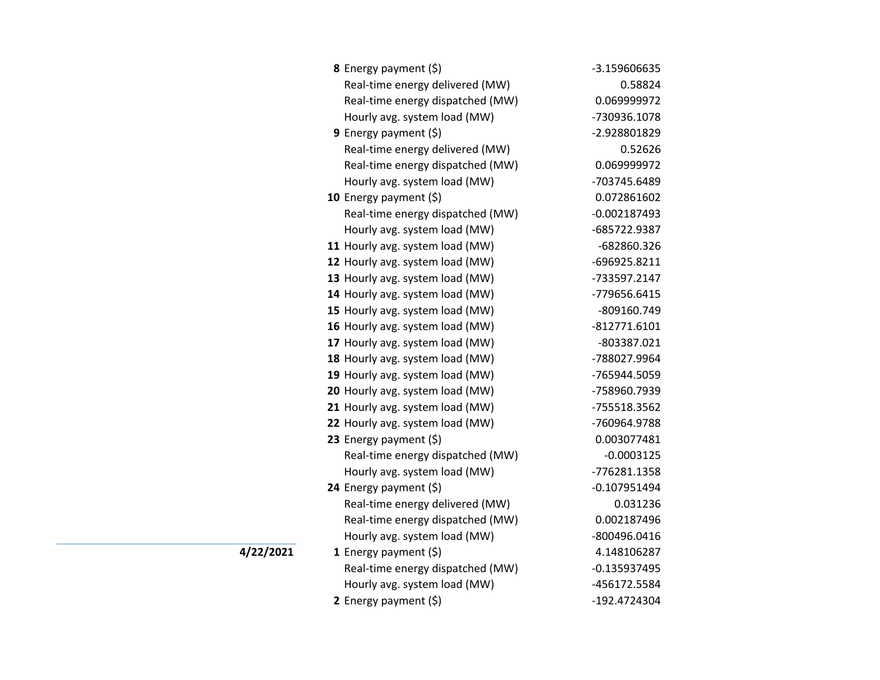| Date | Hour | Item | Value |
|---|---|---|---|
| | **8** | Energy payment ($) | -3.159606635 |
| | | Real-time energy delivered (MW) | 0.58824 |
| | | Real-time energy dispatched (MW) | 0.069999972 |
| | | Hourly avg. system load (MW) | -730936.1078 |
| | **9** | Energy payment ($) | -2.928801829 |
| | | Real-time energy delivered (MW) | 0.52626 |
| | | Real-time energy dispatched (MW) | 0.069999972 |
| | | Hourly avg. system load (MW) | -703745.6489 |
| | **10** | Energy payment ($) | 0.072861602 |
| | | Real-time energy dispatched (MW) | -0.002187493 |
| | | Hourly avg. system load (MW) | -685722.9387 |
| | **11** | Hourly avg. system load (MW) | -682860.326 |
| | **12** | Hourly avg. system load (MW) | -696925.8211 |
| | **13** | Hourly avg. system load (MW) | -733597.2147 |
| | **14** | Hourly avg. system load (MW) | -779656.6415 |
| | **15** | Hourly avg. system load (MW) | -809160.749 |
| | **16** | Hourly avg. system load (MW) | -812771.6101 |
| | **17** | Hourly avg. system load (MW) | -803387.021 |
| | **18** | Hourly avg. system load (MW) | -788027.9964 |
| | **19** | Hourly avg. system load (MW) | -765944.5059 |
| | **20** | Hourly avg. system load (MW) | -758960.7939 |
| | **21** | Hourly avg. system load (MW) | -755518.3562 |
| | **22** | Hourly avg. system load (MW) | -760964.9788 |
| | **23** | Energy payment ($) | 0.003077481 |
| | | Real-time energy dispatched (MW) | -0.0003125 |
| | | Hourly avg. system load (MW) | -776281.1358 |
| | **24** | Energy payment ($) | -0.107951494 |
| | | Real-time energy delivered (MW) | 0.031236 |
| | | Real-time energy dispatched (MW) | 0.002187496 |
| | | Hourly avg. system load (MW) | -800496.0416 |
| **4/22/2021** | **1** | Energy payment ($) | 4.148106287 |
| | | Real-time energy dispatched (MW) | -0.135937495 |
| | | Hourly avg. system load (MW) | -456172.5584 |
| | **2** | Energy payment ($) | -192.4724304 |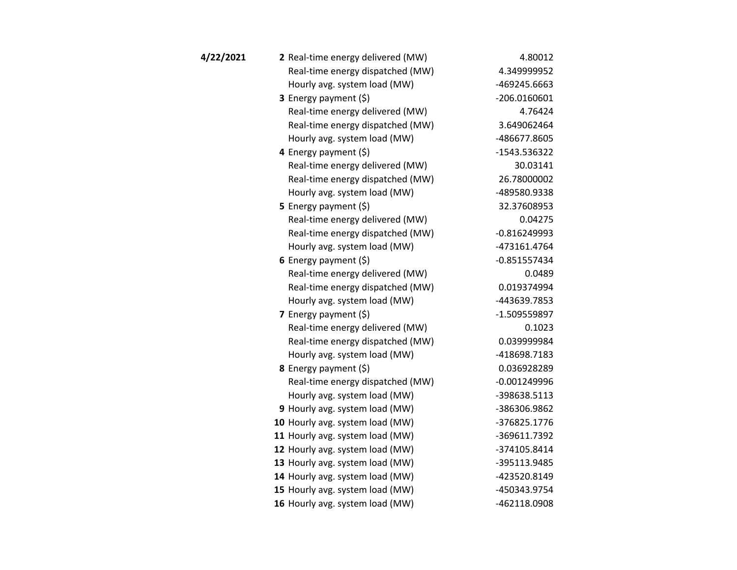| Date | Hour | Item | Value |
|---|---|---|---|
| **4/22/2021** | **2** | Real-time energy delivered (MW) | 4.80012 |
| | | Real-time energy dispatched (MW) | 4.349999952 |
| | | Hourly avg. system load (MW) | -469245.6663 |
| | **3** | Energy payment ($) | -206.0160601 |
| | | Real-time energy delivered (MW) | 4.76424 |
| | | Real-time energy dispatched (MW) | 3.649062464 |
| | | Hourly avg. system load (MW) | -486677.8605 |
| | **4** | Energy payment ($) | -1543.536322 |
| | | Real-time energy delivered (MW) | 30.03141 |
| | | Real-time energy dispatched (MW) | 26.78000002 |
| | | Hourly avg. system load (MW) | -489580.9338 |
| | **5** | Energy payment ($) | 32.37608953 |
| | | Real-time energy delivered (MW) | 0.04275 |
| | | Real-time energy dispatched (MW) | -0.816249993 |
| | | Hourly avg. system load (MW) | -473161.4764 |
| | **6** | Energy payment ($) | -0.851557434 |
| | | Real-time energy delivered (MW) | 0.0489 |
| | | Real-time energy dispatched (MW) | 0.019374994 |
| | | Hourly avg. system load (MW) | -443639.7853 |
| | **7** | Energy payment ($) | -1.509559897 |
| | | Real-time energy delivered (MW) | 0.1023 |
| | | Real-time energy dispatched (MW) | 0.039999984 |
| | | Hourly avg. system load (MW) | -418698.7183 |
| | **8** | Energy payment ($) | 0.036928289 |
| | | Real-time energy dispatched (MW) | -0.001249996 |
| | | Hourly avg. system load (MW) | -398638.5113 |
| | **9** | Hourly avg. system load (MW) | -386306.9862 |
| | **10** | Hourly avg. system load (MW) | -376825.1776 |
| | **11** | Hourly avg. system load (MW) | -369611.7392 |
| | **12** | Hourly avg. system load (MW) | -374105.8414 |
| | **13** | Hourly avg. system load (MW) | -395113.9485 |
| | **14** | Hourly avg. system load (MW) | -423520.8149 |
| | **15** | Hourly avg. system load (MW) | -450343.9754 |
| | **16** | Hourly avg. system load (MW) | -462118.0908 |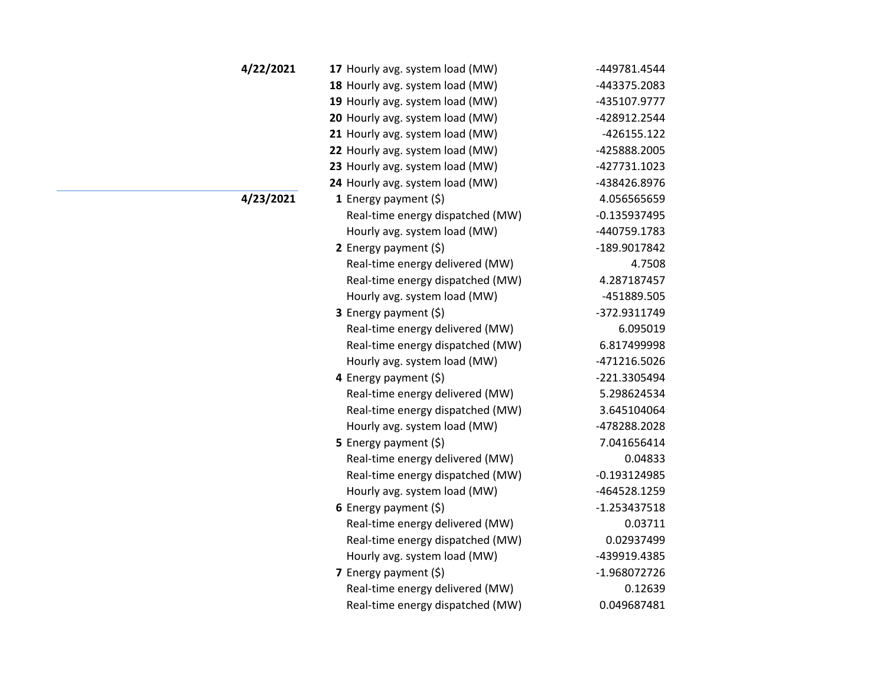| Date | Hour | Metric | Value |
|---|---|---|---|
| **4/22/2021** | **17** | Hourly avg. system load (MW) | -449781.4544 |
| | **18** | Hourly avg. system load (MW) | -443375.2083 |
| | **19** | Hourly avg. system load (MW) | -435107.9777 |
| | **20** | Hourly avg. system load (MW) | -428912.2544 |
| | **21** | Hourly avg. system load (MW) | -426155.122 |
| | **22** | Hourly avg. system load (MW) | -425888.2005 |
| | **23** | Hourly avg. system load (MW) | -427731.1023 |
| | **24** | Hourly avg. system load (MW) | -438426.8976 |
| **4/23/2021** | **1** | Energy payment ($) | 4.056565659 |
| | | Real-time energy dispatched (MW) | -0.135937495 |
| | | Hourly avg. system load (MW) | -440759.1783 |
| | **2** | Energy payment ($) | -189.9017842 |
| | | Real-time energy delivered (MW) | 4.7508 |
| | | Real-time energy dispatched (MW) | 4.287187457 |
| | | Hourly avg. system load (MW) | -451889.505 |
| | **3** | Energy payment ($) | -372.9311749 |
| | | Real-time energy delivered (MW) | 6.095019 |
| | | Real-time energy dispatched (MW) | 6.817499998 |
| | | Hourly avg. system load (MW) | -471216.5026 |
| | **4** | Energy payment ($) | -221.3305494 |
| | | Real-time energy delivered (MW) | 5.298624534 |
| | | Real-time energy dispatched (MW) | 3.645104064 |
| | | Hourly avg. system load (MW) | -478288.2028 |
| | **5** | Energy payment ($) | 7.041656414 |
| | | Real-time energy delivered (MW) | 0.04833 |
| | | Real-time energy dispatched (MW) | -0.193124985 |
| | | Hourly avg. system load (MW) | -464528.1259 |
| | **6** | Energy payment ($) | -1.253437518 |
| | | Real-time energy delivered (MW) | 0.03711 |
| | | Real-time energy dispatched (MW) | 0.02937499 |
| | | Hourly avg. system load (MW) | -439919.4385 |
| | **7** | Energy payment ($) | -1.968072726 |
| | | Real-time energy delivered (MW) | 0.12639 |
| | | Real-time energy dispatched (MW) | 0.049687481 |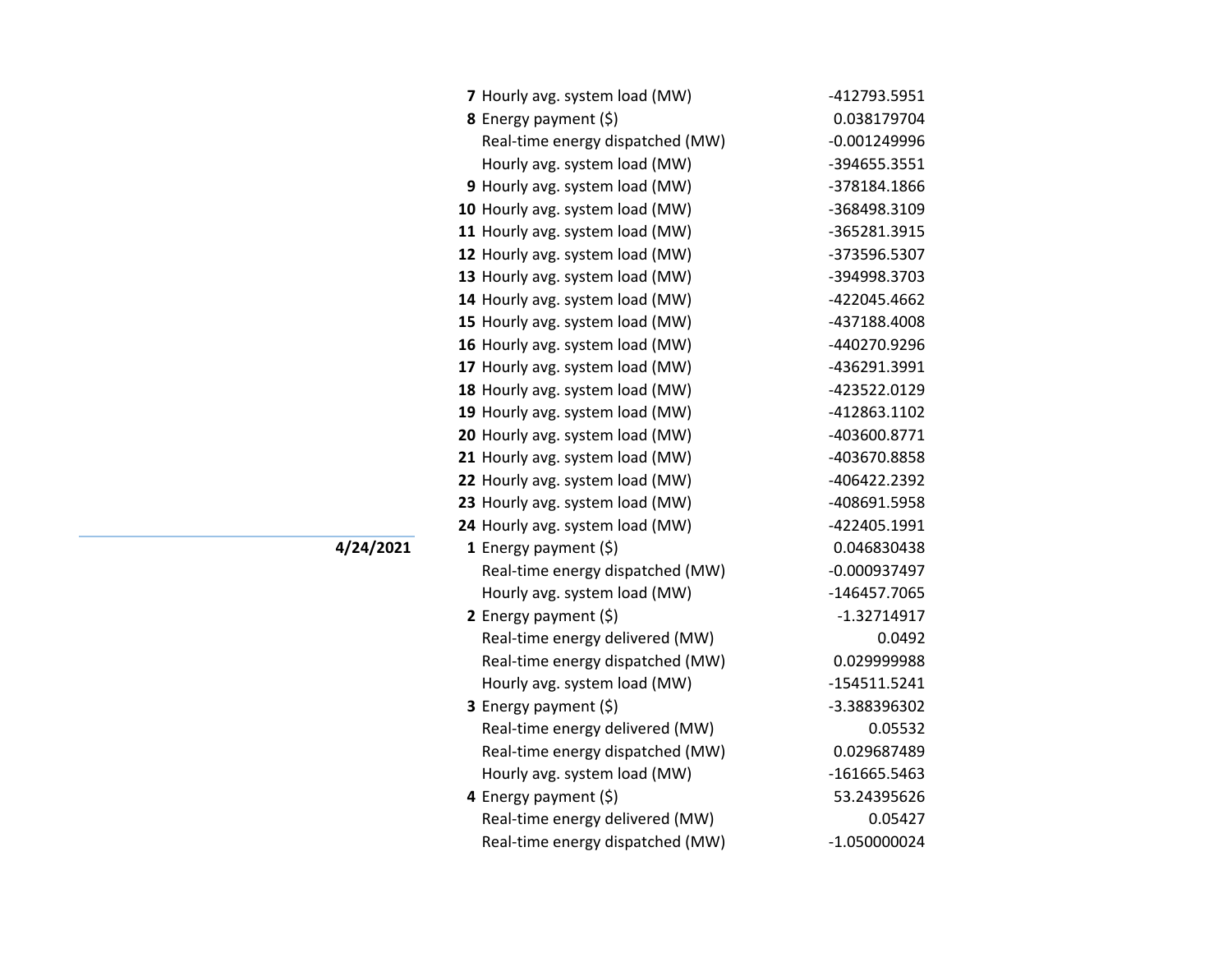| Date | Hour | Measure | Value |
|---|---|---|---|
| | **7** | Hourly avg. system load (MW) | -412793.5951 |
| | **8** | Energy payment ($) | 0.038179704 |
| | | Real-time energy dispatched (MW) | -0.001249996 |
| | | Hourly avg. system load (MW) | -394655.3551 |
| | **9** | Hourly avg. system load (MW) | -378184.1866 |
| | **10** | Hourly avg. system load (MW) | -368498.3109 |
| | **11** | Hourly avg. system load (MW) | -365281.3915 |
| | **12** | Hourly avg. system load (MW) | -373596.5307 |
| | **13** | Hourly avg. system load (MW) | -394998.3703 |
| | **14** | Hourly avg. system load (MW) | -422045.4662 |
| | **15** | Hourly avg. system load (MW) | -437188.4008 |
| | **16** | Hourly avg. system load (MW) | -440270.9296 |
| | **17** | Hourly avg. system load (MW) | -436291.3991 |
| | **18** | Hourly avg. system load (MW) | -423522.0129 |
| | **19** | Hourly avg. system load (MW) | -412863.1102 |
| | **20** | Hourly avg. system load (MW) | -403600.8771 |
| | **21** | Hourly avg. system load (MW) | -403670.8858 |
| | **22** | Hourly avg. system load (MW) | -406422.2392 |
| | **23** | Hourly avg. system load (MW) | -408691.5958 |
| | **24** | Hourly avg. system load (MW) | -422405.1991 |
| **4/24/2021** | **1** | Energy payment ($) | 0.046830438 |
| | | Real-time energy dispatched (MW) | -0.000937497 |
| | | Hourly avg. system load (MW) | -146457.7065 |
| | **2** | Energy payment ($) | -1.32714917 |
| | | Real-time energy delivered (MW) | 0.0492 |
| | | Real-time energy dispatched (MW) | 0.029999988 |
| | | Hourly avg. system load (MW) | -154511.5241 |
| | **3** | Energy payment ($) | -3.388396302 |
| | | Real-time energy delivered (MW) | 0.05532 |
| | | Real-time energy dispatched (MW) | 0.029687489 |
| | | Hourly avg. system load (MW) | -161665.5463 |
| | **4** | Energy payment ($) | 53.24395626 |
| | | Real-time energy delivered (MW) | 0.05427 |
| | | Real-time energy dispatched (MW) | -1.050000024 |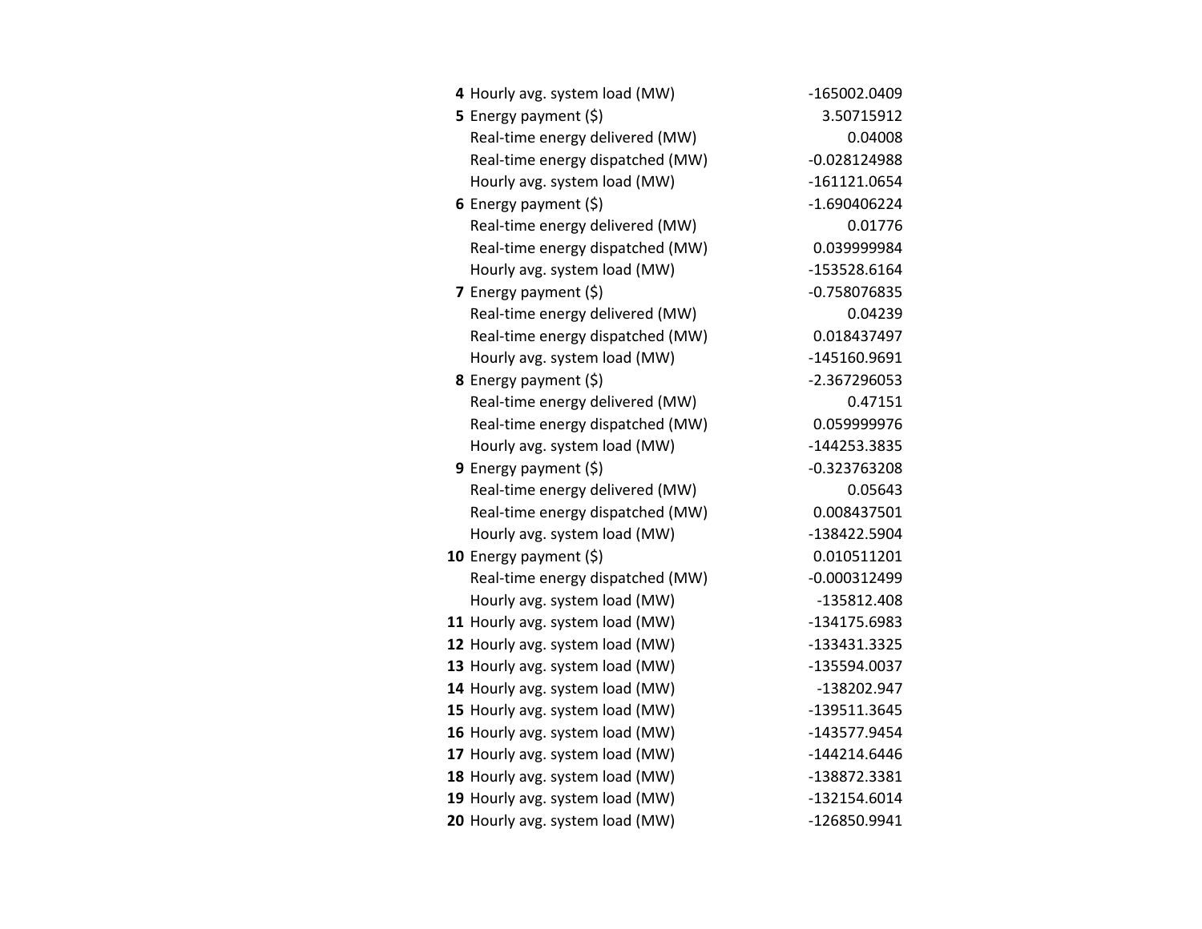| | | |
|---|---|---|
| **4** | Hourly avg. system load (MW) | -165002.0409 |
| **5** | Energy payment ($) | 3.50715912 |
| | Real-time energy delivered (MW) | 0.04008 |
| | Real-time energy dispatched (MW) | -0.028124988 |
| | Hourly avg. system load (MW) | -161121.0654 |
| **6** | Energy payment ($) | -1.690406224 |
| | Real-time energy delivered (MW) | 0.01776 |
| | Real-time energy dispatched (MW) | 0.039999984 |
| | Hourly avg. system load (MW) | -153528.6164 |
| **7** | Energy payment ($) | -0.758076835 |
| | Real-time energy delivered (MW) | 0.04239 |
| | Real-time energy dispatched (MW) | 0.018437497 |
| | Hourly avg. system load (MW) | -145160.9691 |
| **8** | Energy payment ($) | -2.367296053 |
| | Real-time energy delivered (MW) | 0.47151 |
| | Real-time energy dispatched (MW) | 0.059999976 |
| | Hourly avg. system load (MW) | -144253.3835 |
| **9** | Energy payment ($) | -0.323763208 |
| | Real-time energy delivered (MW) | 0.05643 |
| | Real-time energy dispatched (MW) | 0.008437501 |
| | Hourly avg. system load (MW) | -138422.5904 |
| **10** | Energy payment ($) | 0.010511201 |
| | Real-time energy dispatched (MW) | -0.000312499 |
| | Hourly avg. system load (MW) | -135812.408 |
| **11** | Hourly avg. system load (MW) | -134175.6983 |
| **12** | Hourly avg. system load (MW) | -133431.3325 |
| **13** | Hourly avg. system load (MW) | -135594.0037 |
| **14** | Hourly avg. system load (MW) | -138202.947 |
| **15** | Hourly avg. system load (MW) | -139511.3645 |
| **16** | Hourly avg. system load (MW) | -143577.9454 |
| **17** | Hourly avg. system load (MW) | -144214.6446 |
| **18** | Hourly avg. system load (MW) | -138872.3381 |
| **19** | Hourly avg. system load (MW) | -132154.6014 |
| **20** | Hourly avg. system load (MW) | -126850.9941 |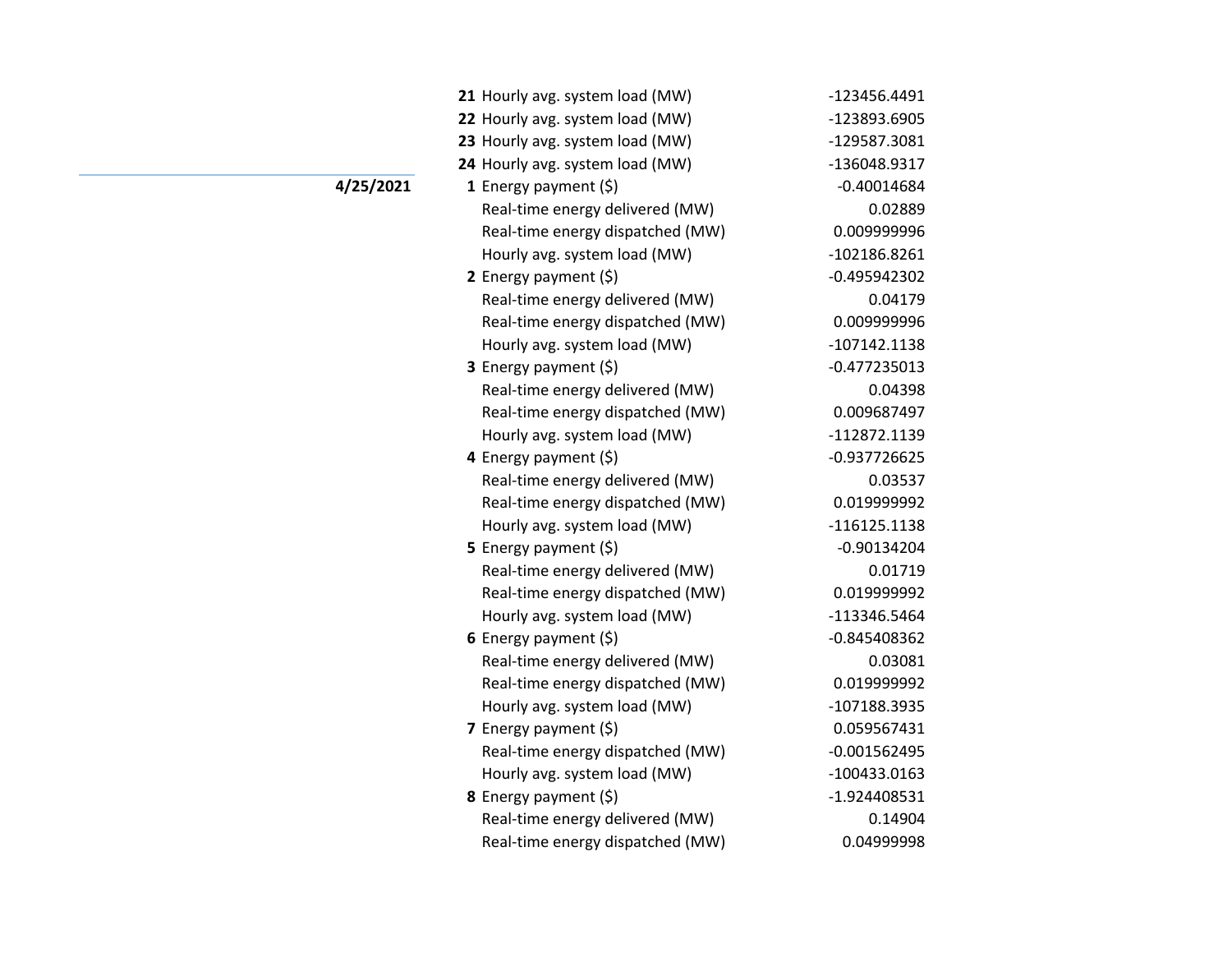| Date | Hour | Metric | Value |
|---|---|---|---|
| | **21** | Hourly avg. system load (MW) | -123456.4491 |
| | **22** | Hourly avg. system load (MW) | -123893.6905 |
| | **23** | Hourly avg. system load (MW) | -129587.3081 |
| | **24** | Hourly avg. system load (MW) | -136048.9317 |
| **4/25/2021** | **1** | Energy payment ($) | -0.40014684 |
| | | Real-time energy delivered (MW) | 0.02889 |
| | | Real-time energy dispatched (MW) | 0.009999996 |
| | | Hourly avg. system load (MW) | -102186.8261 |
| | **2** | Energy payment ($) | -0.495942302 |
| | | Real-time energy delivered (MW) | 0.04179 |
| | | Real-time energy dispatched (MW) | 0.009999996 |
| | | Hourly avg. system load (MW) | -107142.1138 |
| | **3** | Energy payment ($) | -0.477235013 |
| | | Real-time energy delivered (MW) | 0.04398 |
| | | Real-time energy dispatched (MW) | 0.009687497 |
| | | Hourly avg. system load (MW) | -112872.1139 |
| | **4** | Energy payment ($) | -0.937726625 |
| | | Real-time energy delivered (MW) | 0.03537 |
| | | Real-time energy dispatched (MW) | 0.019999992 |
| | | Hourly avg. system load (MW) | -116125.1138 |
| | **5** | Energy payment ($) | -0.90134204 |
| | | Real-time energy delivered (MW) | 0.01719 |
| | | Real-time energy dispatched (MW) | 0.019999992 |
| | | Hourly avg. system load (MW) | -113346.5464 |
| | **6** | Energy payment ($) | -0.845408362 |
| | | Real-time energy delivered (MW) | 0.03081 |
| | | Real-time energy dispatched (MW) | 0.019999992 |
| | | Hourly avg. system load (MW) | -107188.3935 |
| | **7** | Energy payment ($) | 0.059567431 |
| | | Real-time energy dispatched (MW) | -0.001562495 |
| | | Hourly avg. system load (MW) | -100433.0163 |
| | **8** | Energy payment ($) | -1.924408531 |
| | | Real-time energy delivered (MW) | 0.14904 |
| | | Real-time energy dispatched (MW) | 0.04999998 |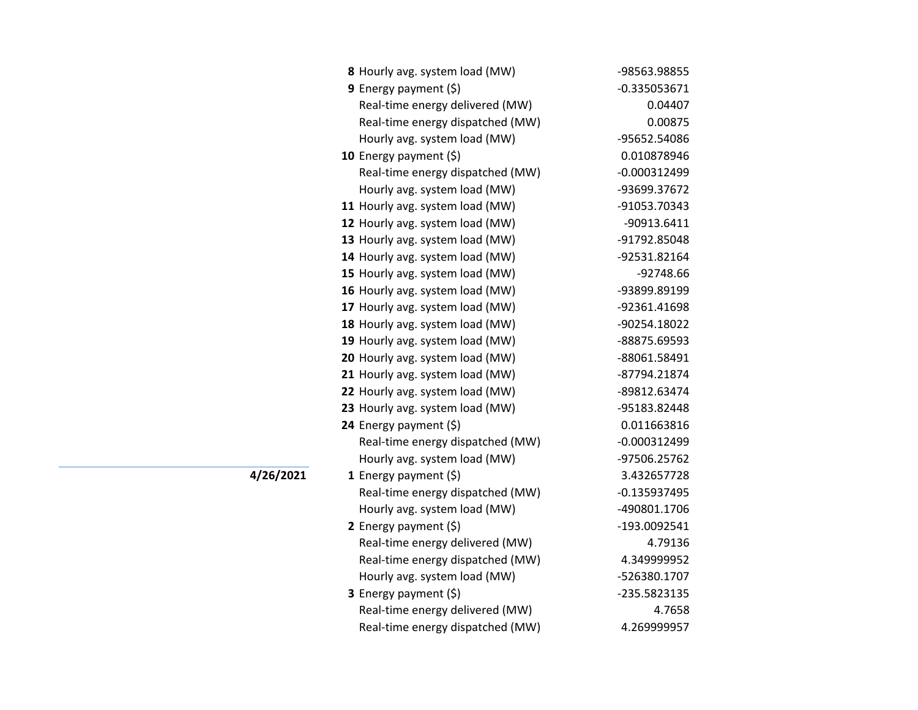| Date | Hour | Item | Value |
|---|---|---|---|
| | **8** | Hourly avg. system load (MW) | -98563.98855 |
| | **9** | Energy payment ($) | -0.335053671 |
| | | Real-time energy delivered (MW) | 0.04407 |
| | | Real-time energy dispatched (MW) | 0.00875 |
| | | Hourly avg. system load (MW) | -95652.54086 |
| | **10** | Energy payment ($) | 0.010878946 |
| | | Real-time energy dispatched (MW) | -0.000312499 |
| | | Hourly avg. system load (MW) | -93699.37672 |
| | **11** | Hourly avg. system load (MW) | -91053.70343 |
| | **12** | Hourly avg. system load (MW) | -90913.6411 |
| | **13** | Hourly avg. system load (MW) | -91792.85048 |
| | **14** | Hourly avg. system load (MW) | -92531.82164 |
| | **15** | Hourly avg. system load (MW) | -92748.66 |
| | **16** | Hourly avg. system load (MW) | -93899.89199 |
| | **17** | Hourly avg. system load (MW) | -92361.41698 |
| | **18** | Hourly avg. system load (MW) | -90254.18022 |
| | **19** | Hourly avg. system load (MW) | -88875.69593 |
| | **20** | Hourly avg. system load (MW) | -88061.58491 |
| | **21** | Hourly avg. system load (MW) | -87794.21874 |
| | **22** | Hourly avg. system load (MW) | -89812.63474 |
| | **23** | Hourly avg. system load (MW) | -95183.82448 |
| | **24** | Energy payment ($) | 0.011663816 |
| | | Real-time energy dispatched (MW) | -0.000312499 |
| | | Hourly avg. system load (MW) | -97506.25762 |
| **4/26/2021** | **1** | Energy payment ($) | 3.432657728 |
| | | Real-time energy dispatched (MW) | -0.135937495 |
| | | Hourly avg. system load (MW) | -490801.1706 |
| | **2** | Energy payment ($) | -193.0092541 |
| | | Real-time energy delivered (MW) | 4.79136 |
| | | Real-time energy dispatched (MW) | 4.349999952 |
| | | Hourly avg. system load (MW) | -526380.1707 |
| | **3** | Energy payment ($) | -235.5823135 |
| | | Real-time energy delivered (MW) | 4.7658 |
| | | Real-time energy dispatched (MW) | 4.269999957 |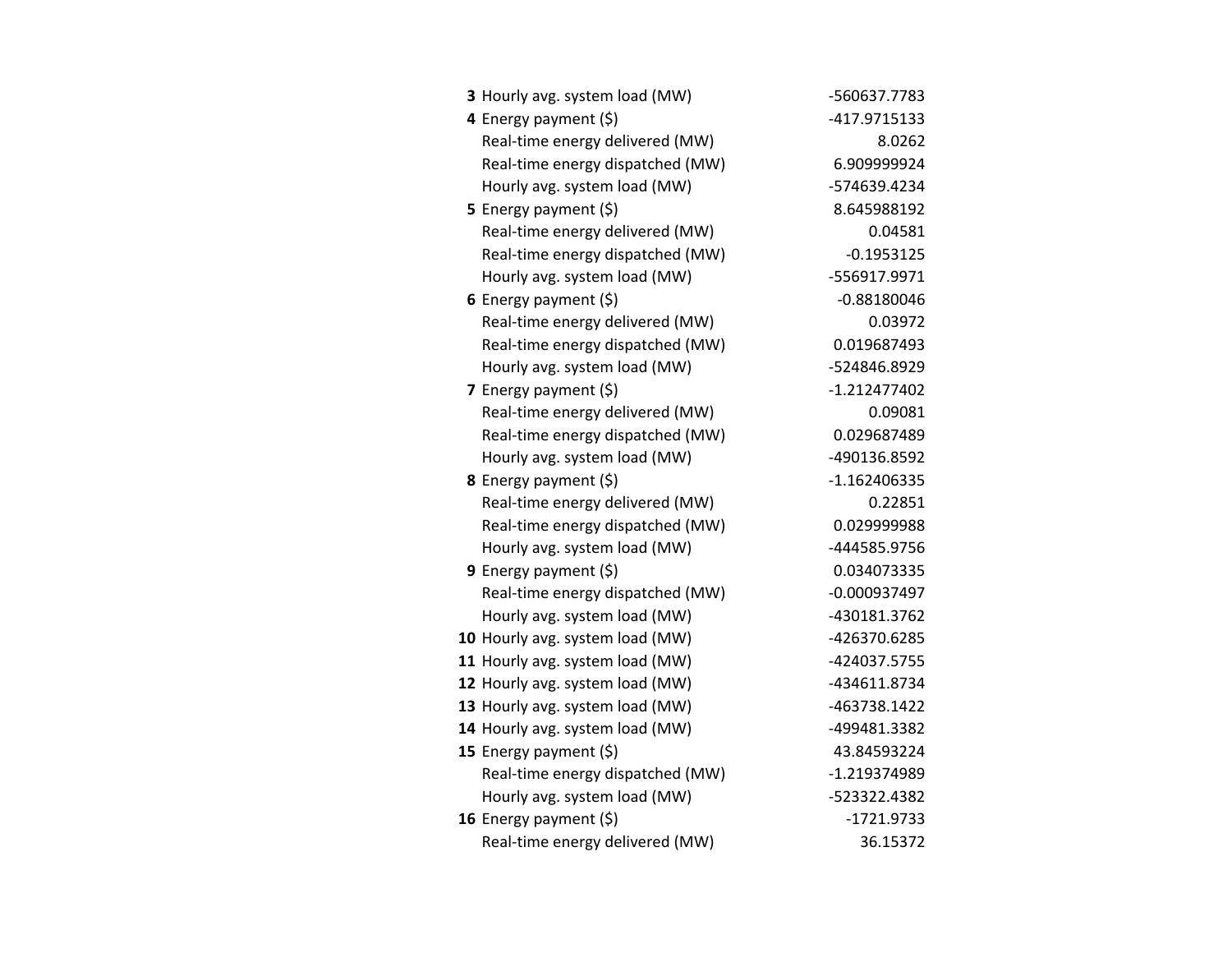| | | |
|---|---|---|
| **3** | Hourly avg. system load (MW) | -560637.7783 |
| **4** | Energy payment ($) | -417.9715133 |
| | Real-time energy delivered (MW) | 8.0262 |
| | Real-time energy dispatched (MW) | 6.909999924 |
| | Hourly avg. system load (MW) | -574639.4234 |
| **5** | Energy payment ($) | 8.645988192 |
| | Real-time energy delivered (MW) | 0.04581 |
| | Real-time energy dispatched (MW) | -0.1953125 |
| | Hourly avg. system load (MW) | -556917.9971 |
| **6** | Energy payment ($) | -0.88180046 |
| | Real-time energy delivered (MW) | 0.03972 |
| | Real-time energy dispatched (MW) | 0.019687493 |
| | Hourly avg. system load (MW) | -524846.8929 |
| **7** | Energy payment ($) | -1.212477402 |
| | Real-time energy delivered (MW) | 0.09081 |
| | Real-time energy dispatched (MW) | 0.029687489 |
| | Hourly avg. system load (MW) | -490136.8592 |
| **8** | Energy payment ($) | -1.162406335 |
| | Real-time energy delivered (MW) | 0.22851 |
| | Real-time energy dispatched (MW) | 0.029999988 |
| | Hourly avg. system load (MW) | -444585.9756 |
| **9** | Energy payment ($) | 0.034073335 |
| | Real-time energy dispatched (MW) | -0.000937497 |
| | Hourly avg. system load (MW) | -430181.3762 |
| **10** | Hourly avg. system load (MW) | -426370.6285 |
| **11** | Hourly avg. system load (MW) | -424037.5755 |
| **12** | Hourly avg. system load (MW) | -434611.8734 |
| **13** | Hourly avg. system load (MW) | -463738.1422 |
| **14** | Hourly avg. system load (MW) | -499481.3382 |
| **15** | Energy payment ($) | 43.84593224 |
| | Real-time energy dispatched (MW) | -1.219374989 |
| | Hourly avg. system load (MW) | -523322.4382 |
| **16** | Energy payment ($) | -1721.9733 |
| | Real-time energy delivered (MW) | 36.15372 |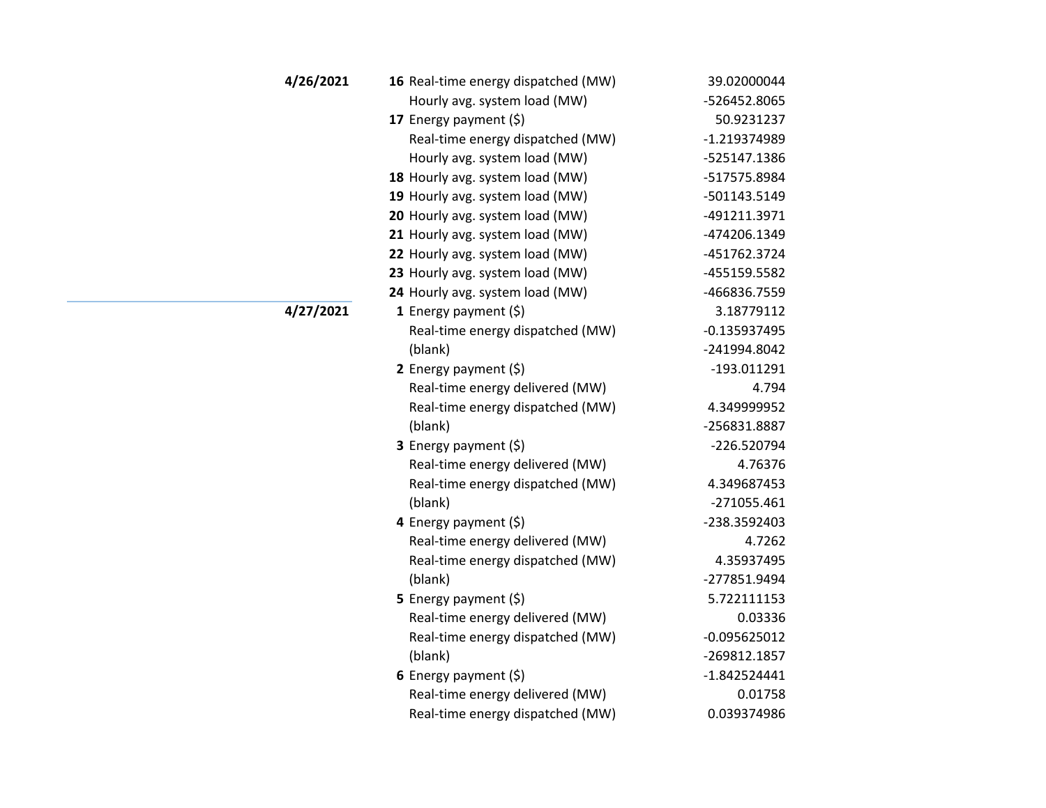| Date | Hour | Measure | Value |
|---|---|---|---|
| **4/26/2021** | **16** | Real-time energy dispatched (MW) | 39.02000044 |
| | | Hourly avg. system load (MW) | -526452.8065 |
| | **17** | Energy payment ($) | 50.9231237 |
| | | Real-time energy dispatched (MW) | -1.219374989 |
| | | Hourly avg. system load (MW) | -525147.1386 |
| | **18** | Hourly avg. system load (MW) | -517575.8984 |
| | **19** | Hourly avg. system load (MW) | -501143.5149 |
| | **20** | Hourly avg. system load (MW) | -491211.3971 |
| | **21** | Hourly avg. system load (MW) | -474206.1349 |
| | **22** | Hourly avg. system load (MW) | -451762.3724 |
| | **23** | Hourly avg. system load (MW) | -455159.5582 |
| | **24** | Hourly avg. system load (MW) | -466836.7559 |
| **4/27/2021** | **1** | Energy payment ($) | 3.18779112 |
| | | Real-time energy dispatched (MW) | -0.135937495 |
| | | (blank) | -241994.8042 |
| | **2** | Energy payment ($) | -193.011291 |
| | | Real-time energy delivered (MW) | 4.794 |
| | | Real-time energy dispatched (MW) | 4.349999952 |
| | | (blank) | -256831.8887 |
| | **3** | Energy payment ($) | -226.520794 |
| | | Real-time energy delivered (MW) | 4.76376 |
| | | Real-time energy dispatched (MW) | 4.349687453 |
| | | (blank) | -271055.461 |
| | **4** | Energy payment ($) | -238.3592403 |
| | | Real-time energy delivered (MW) | 4.7262 |
| | | Real-time energy dispatched (MW) | 4.35937495 |
| | | (blank) | -277851.9494 |
| | **5** | Energy payment ($) | 5.722111153 |
| | | Real-time energy delivered (MW) | 0.03336 |
| | | Real-time energy dispatched (MW) | -0.095625012 |
| | | (blank) | -269812.1857 |
| | **6** | Energy payment ($) | -1.842524441 |
| | | Real-time energy delivered (MW) | 0.01758 |
| | | Real-time energy dispatched (MW) | 0.039374986 |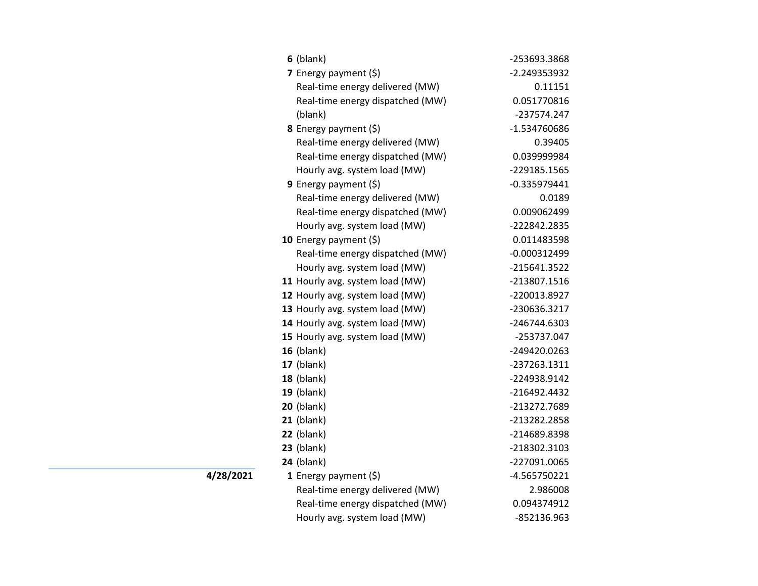| Date | Hour | Item | Value |
|---|---|---|---|
| | **6** | (blank) | -253693.3868 |
| | **7** | Energy payment ($) | -2.249353932 |
| | | Real-time energy delivered (MW) | 0.11151 |
| | | Real-time energy dispatched (MW) | 0.051770816 |
| | | (blank) | -237574.247 |
| | **8** | Energy payment ($) | -1.534760686 |
| | | Real-time energy delivered (MW) | 0.39405 |
| | | Real-time energy dispatched (MW) | 0.039999984 |
| | | Hourly avg. system load (MW) | -229185.1565 |
| | **9** | Energy payment ($) | -0.335979441 |
| | | Real-time energy delivered (MW) | 0.0189 |
| | | Real-time energy dispatched (MW) | 0.009062499 |
| | | Hourly avg. system load (MW) | -222842.2835 |
| | **10** | Energy payment ($) | 0.011483598 |
| | | Real-time energy dispatched (MW) | -0.000312499 |
| | | Hourly avg. system load (MW) | -215641.3522 |
| | **11** | Hourly avg. system load (MW) | -213807.1516 |
| | **12** | Hourly avg. system load (MW) | -220013.8927 |
| | **13** | Hourly avg. system load (MW) | -230636.3217 |
| | **14** | Hourly avg. system load (MW) | -246744.6303 |
| | **15** | Hourly avg. system load (MW) | -253737.047 |
| | **16** | (blank) | -249420.0263 |
| | **17** | (blank) | -237263.1311 |
| | **18** | (blank) | -224938.9142 |
| | **19** | (blank) | -216492.4432 |
| | **20** | (blank) | -213272.7689 |
| | **21** | (blank) | -213282.2858 |
| | **22** | (blank) | -214689.8398 |
| | **23** | (blank) | -218302.3103 |
| | **24** | (blank) | -227091.0065 |
| **4/28/2021** | **1** | Energy payment ($) | -4.565750221 |
| | | Real-time energy delivered (MW) | 2.986008 |
| | | Real-time energy dispatched (MW) | 0.094374912 |
| | | Hourly avg. system load (MW) | -852136.963 |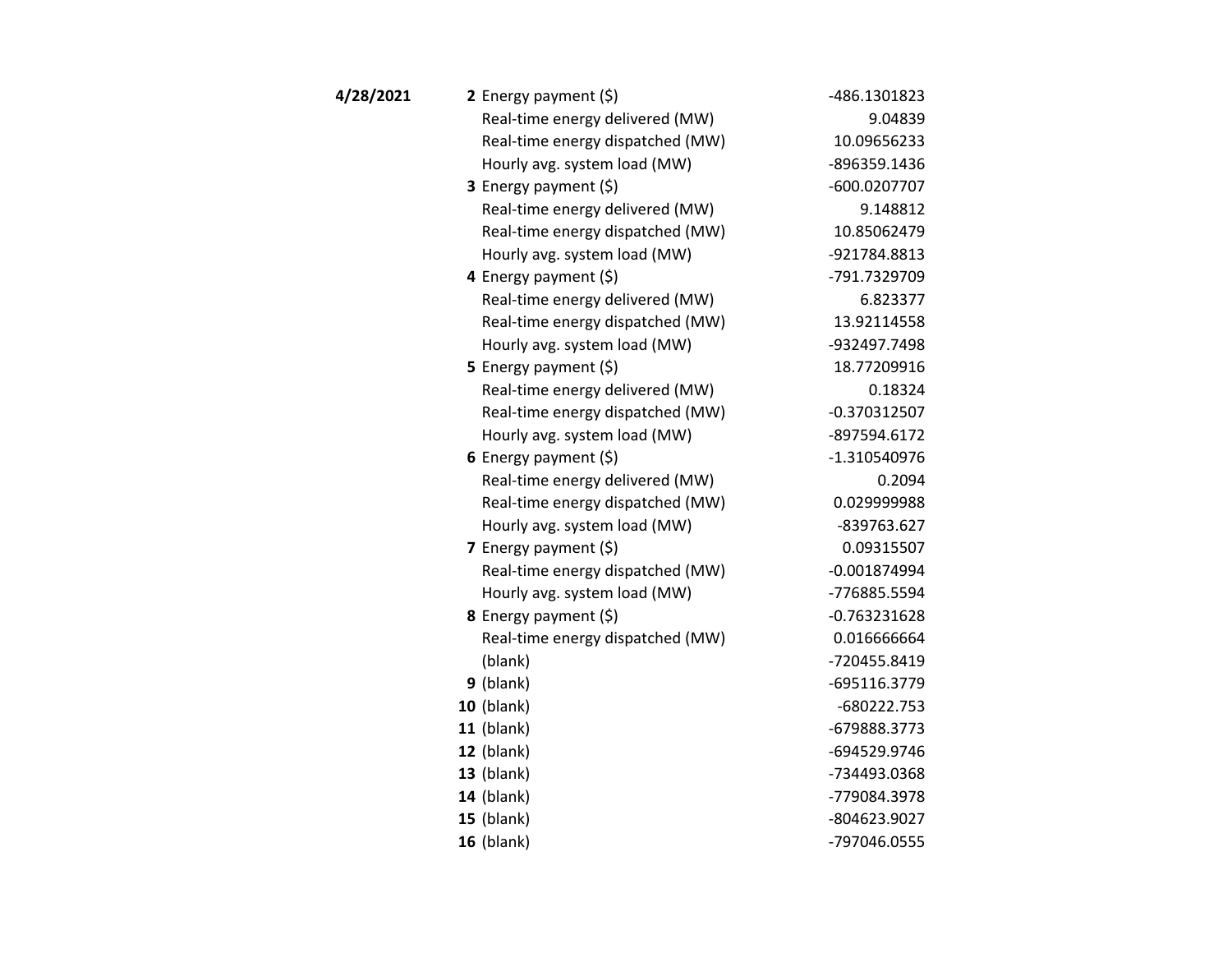| | | | |
|---|---|---|---|
| **4/28/2021** | **2** | Energy payment ($) | -486.1301823 |
| | | Real-time energy delivered (MW) | 9.04839 |
| | | Real-time energy dispatched (MW) | 10.09656233 |
| | | Hourly avg. system load (MW) | -896359.1436 |
| | **3** | Energy payment ($) | -600.0207707 |
| | | Real-time energy delivered (MW) | 9.148812 |
| | | Real-time energy dispatched (MW) | 10.85062479 |
| | | Hourly avg. system load (MW) | -921784.8813 |
| | **4** | Energy payment ($) | -791.7329709 |
| | | Real-time energy delivered (MW) | 6.823377 |
| | | Real-time energy dispatched (MW) | 13.92114558 |
| | | Hourly avg. system load (MW) | -932497.7498 |
| | **5** | Energy payment ($) | 18.77209916 |
| | | Real-time energy delivered (MW) | 0.18324 |
| | | Real-time energy dispatched (MW) | -0.370312507 |
| | | Hourly avg. system load (MW) | -897594.6172 |
| | **6** | Energy payment ($) | -1.310540976 |
| | | Real-time energy delivered (MW) | 0.2094 |
| | | Real-time energy dispatched (MW) | 0.029999988 |
| | | Hourly avg. system load (MW) | -839763.627 |
| | **7** | Energy payment ($) | 0.09315507 |
| | | Real-time energy dispatched (MW) | -0.001874994 |
| | | Hourly avg. system load (MW) | -776885.5594 |
| | **8** | Energy payment ($) | -0.763231628 |
| | | Real-time energy dispatched (MW) | 0.016666664 |
| | | (blank) | -720455.8419 |
| | **9** | (blank) | -695116.3779 |
| | **10** | (blank) | -680222.753 |
| | **11** | (blank) | -679888.3773 |
| | **12** | (blank) | -694529.9746 |
| | **13** | (blank) | -734493.0368 |
| | **14** | (blank) | -779084.3978 |
| | **15** | (blank) | -804623.9027 |
| | **16** | (blank) | -797046.0555 |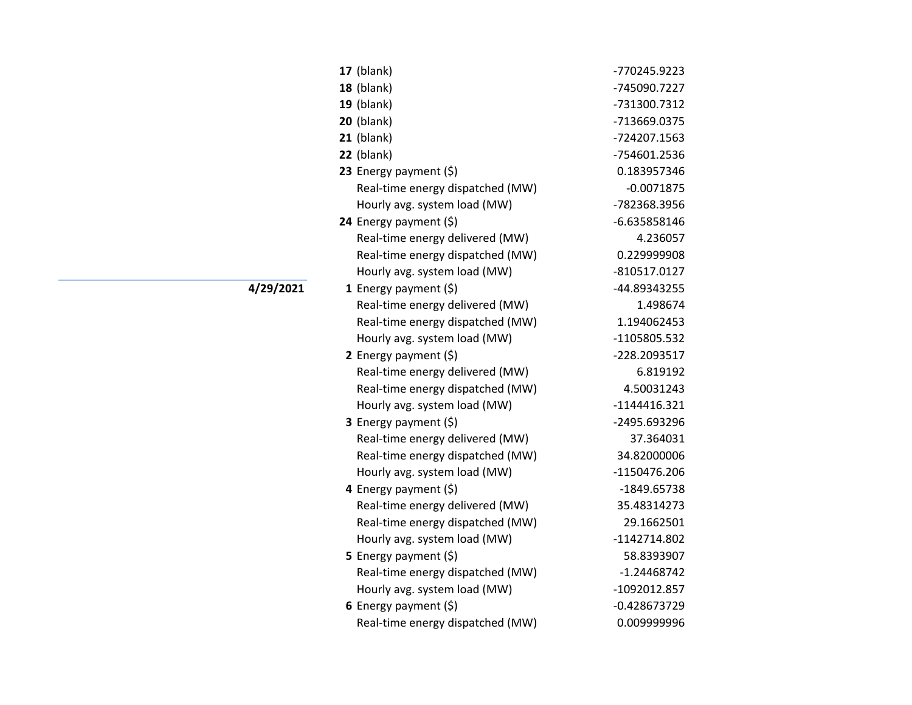| Date | Hour | Measure | Value |
|---|---|---|---|
| | **17** | (blank) | -770245.9223 |
| | **18** | (blank) | -745090.7227 |
| | **19** | (blank) | -731300.7312 |
| | **20** | (blank) | -713669.0375 |
| | **21** | (blank) | -724207.1563 |
| | **22** | (blank) | -754601.2536 |
| | **23** | Energy payment ($) | 0.183957346 |
| | | Real-time energy dispatched (MW) | -0.0071875 |
| | | Hourly avg. system load (MW) | -782368.3956 |
| | **24** | Energy payment ($) | -6.635858146 |
| | | Real-time energy delivered (MW) | 4.236057 |
| | | Real-time energy dispatched (MW) | 0.229999908 |
| | | Hourly avg. system load (MW) | -810517.0127 |
| **4/29/2021** | **1** | Energy payment ($) | -44.89343255 |
| | | Real-time energy delivered (MW) | 1.498674 |
| | | Real-time energy dispatched (MW) | 1.194062453 |
| | | Hourly avg. system load (MW) | -1105805.532 |
| | **2** | Energy payment ($) | -228.2093517 |
| | | Real-time energy delivered (MW) | 6.819192 |
| | | Real-time energy dispatched (MW) | 4.50031243 |
| | | Hourly avg. system load (MW) | -1144416.321 |
| | **3** | Energy payment ($) | -2495.693296 |
| | | Real-time energy delivered (MW) | 37.364031 |
| | | Real-time energy dispatched (MW) | 34.82000006 |
| | | Hourly avg. system load (MW) | -1150476.206 |
| | **4** | Energy payment ($) | -1849.65738 |
| | | Real-time energy delivered (MW) | 35.48314273 |
| | | Real-time energy dispatched (MW) | 29.1662501 |
| | | Hourly avg. system load (MW) | -1142714.802 |
| | **5** | Energy payment ($) | 58.8393907 |
| | | Real-time energy dispatched (MW) | -1.24468742 |
| | | Hourly avg. system load (MW) | -1092012.857 |
| | **6** | Energy payment ($) | -0.428673729 |
| | | Real-time energy dispatched (MW) | 0.009999996 |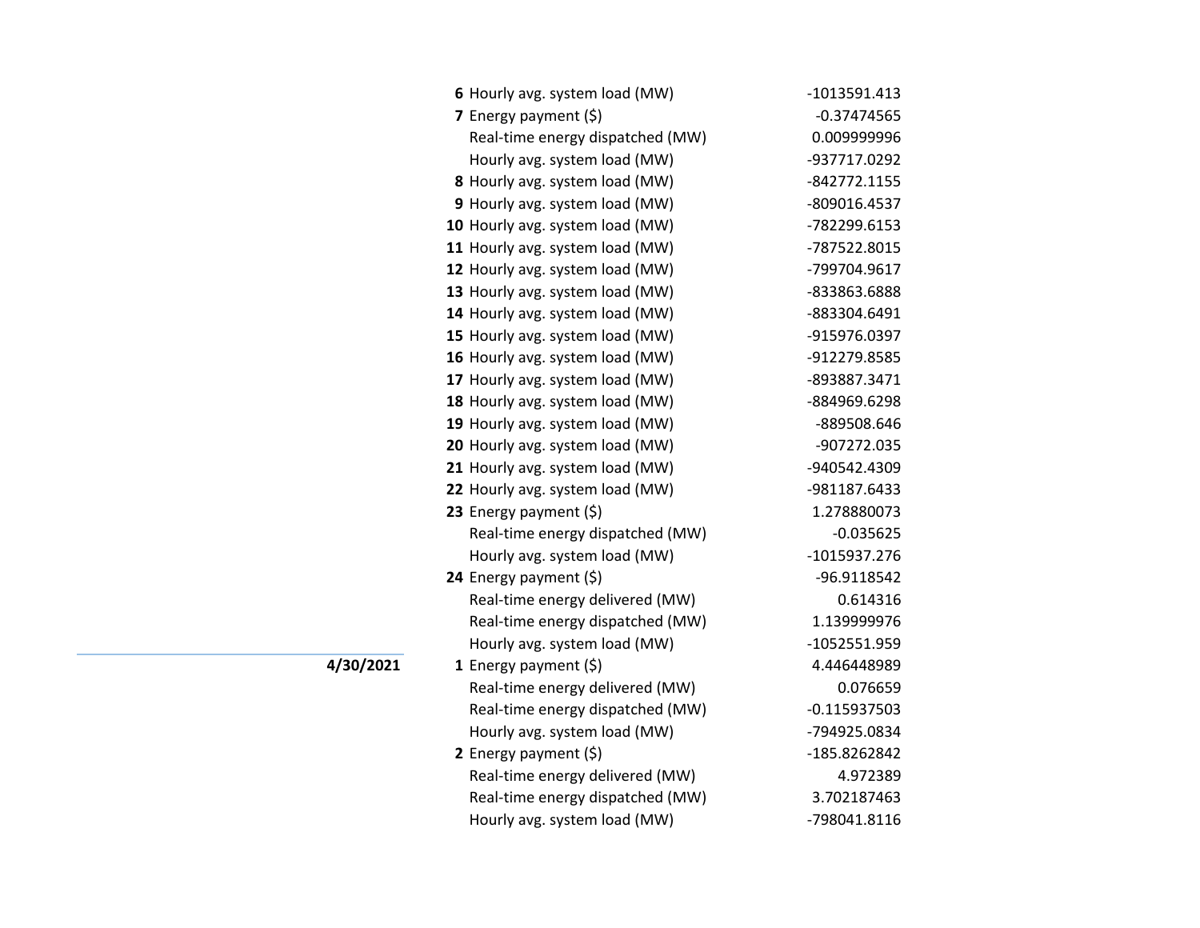| Date | Hour | Item | Value |
|---|---|---|---|
| | **6** | Hourly avg. system load (MW) | -1013591.413 |
| | **7** | Energy payment ($) | -0.37474565 |
| | | Real-time energy dispatched (MW) | 0.009999996 |
| | | Hourly avg. system load (MW) | -937717.0292 |
| | **8** | Hourly avg. system load (MW) | -842772.1155 |
| | **9** | Hourly avg. system load (MW) | -809016.4537 |
| | **10** | Hourly avg. system load (MW) | -782299.6153 |
| | **11** | Hourly avg. system load (MW) | -787522.8015 |
| | **12** | Hourly avg. system load (MW) | -799704.9617 |
| | **13** | Hourly avg. system load (MW) | -833863.6888 |
| | **14** | Hourly avg. system load (MW) | -883304.6491 |
| | **15** | Hourly avg. system load (MW) | -915976.0397 |
| | **16** | Hourly avg. system load (MW) | -912279.8585 |
| | **17** | Hourly avg. system load (MW) | -893887.3471 |
| | **18** | Hourly avg. system load (MW) | -884969.6298 |
| | **19** | Hourly avg. system load (MW) | -889508.646 |
| | **20** | Hourly avg. system load (MW) | -907272.035 |
| | **21** | Hourly avg. system load (MW) | -940542.4309 |
| | **22** | Hourly avg. system load (MW) | -981187.6433 |
| | **23** | Energy payment ($) | 1.278880073 |
| | | Real-time energy dispatched (MW) | -0.035625 |
| | | Hourly avg. system load (MW) | -1015937.276 |
| | **24** | Energy payment ($) | -96.9118542 |
| | | Real-time energy delivered (MW) | 0.614316 |
| | | Real-time energy dispatched (MW) | 1.139999976 |
| | | Hourly avg. system load (MW) | -1052551.959 |
| **4/30/2021** | **1** | Energy payment ($) | 4.446448989 |
| | | Real-time energy delivered (MW) | 0.076659 |
| | | Real-time energy dispatched (MW) | -0.115937503 |
| | | Hourly avg. system load (MW) | -794925.0834 |
| | **2** | Energy payment ($) | -185.8262842 |
| | | Real-time energy delivered (MW) | 4.972389 |
| | | Real-time energy dispatched (MW) | 3.702187463 |
| | | Hourly avg. system load (MW) | -798041.8116 |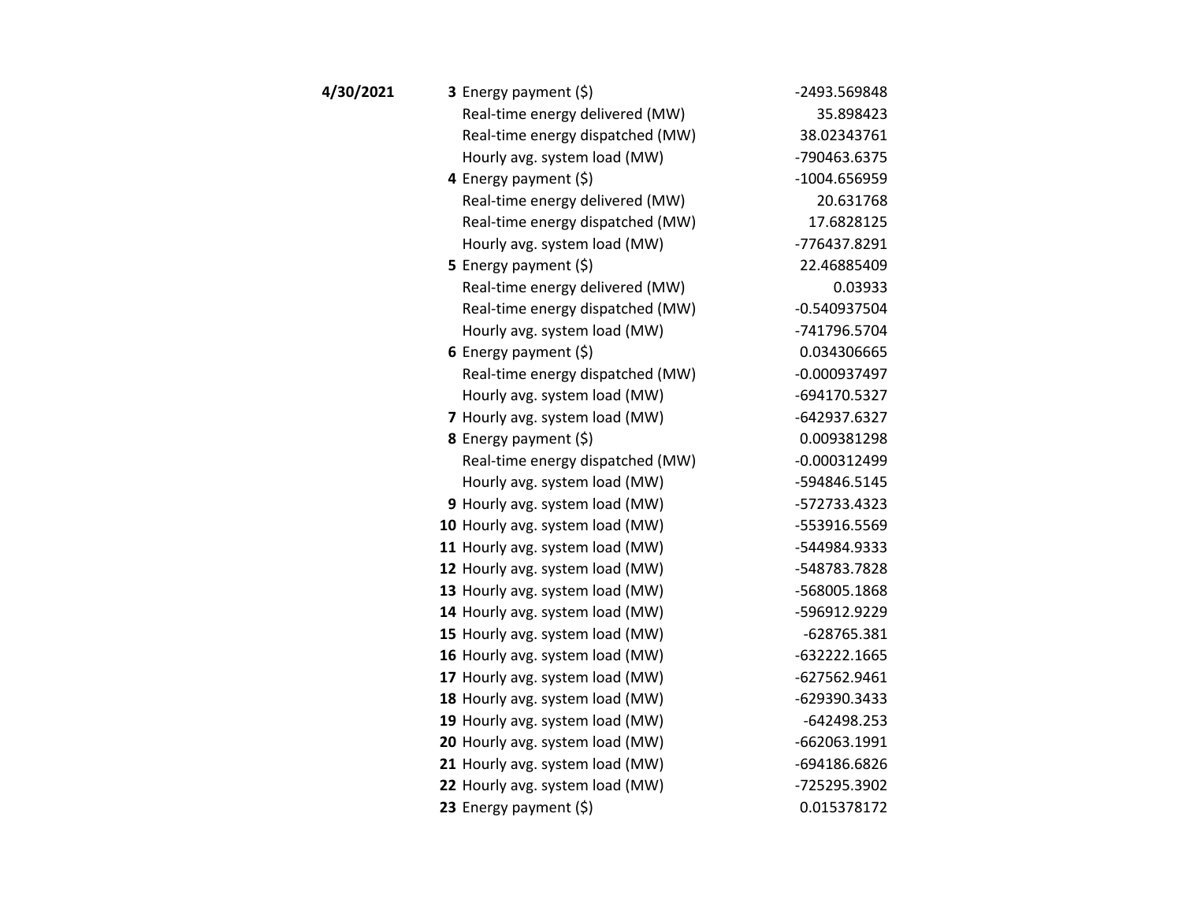| Date | Hour | Item | Value |
|---|---|---|---|
| **4/30/2021** | **3** | Energy payment ($) | -2493.569848 |
| | | Real-time energy delivered (MW) | 35.898423 |
| | | Real-time energy dispatched (MW) | 38.02343761 |
| | | Hourly avg. system load (MW) | -790463.6375 |
| | **4** | Energy payment ($) | -1004.656959 |
| | | Real-time energy delivered (MW) | 20.631768 |
| | | Real-time energy dispatched (MW) | 17.6828125 |
| | | Hourly avg. system load (MW) | -776437.8291 |
| | **5** | Energy payment ($) | 22.46885409 |
| | | Real-time energy delivered (MW) | 0.03933 |
| | | Real-time energy dispatched (MW) | -0.540937504 |
| | | Hourly avg. system load (MW) | -741796.5704 |
| | **6** | Energy payment ($) | 0.034306665 |
| | | Real-time energy dispatched (MW) | -0.000937497 |
| | | Hourly avg. system load (MW) | -694170.5327 |
| | **7** | Hourly avg. system load (MW) | -642937.6327 |
| | **8** | Energy payment ($) | 0.009381298 |
| | | Real-time energy dispatched (MW) | -0.000312499 |
| | | Hourly avg. system load (MW) | -594846.5145 |
| | **9** | Hourly avg. system load (MW) | -572733.4323 |
| | **10** | Hourly avg. system load (MW) | -553916.5569 |
| | **11** | Hourly avg. system load (MW) | -544984.9333 |
| | **12** | Hourly avg. system load (MW) | -548783.7828 |
| | **13** | Hourly avg. system load (MW) | -568005.1868 |
| | **14** | Hourly avg. system load (MW) | -596912.9229 |
| | **15** | Hourly avg. system load (MW) | -628765.381 |
| | **16** | Hourly avg. system load (MW) | -632222.1665 |
| | **17** | Hourly avg. system load (MW) | -627562.9461 |
| | **18** | Hourly avg. system load (MW) | -629390.3433 |
| | **19** | Hourly avg. system load (MW) | -642498.253 |
| | **20** | Hourly avg. system load (MW) | -662063.1991 |
| | **21** | Hourly avg. system load (MW) | -694186.6826 |
| | **22** | Hourly avg. system load (MW) | -725295.3902 |
| | **23** | Energy payment ($) | 0.015378172 |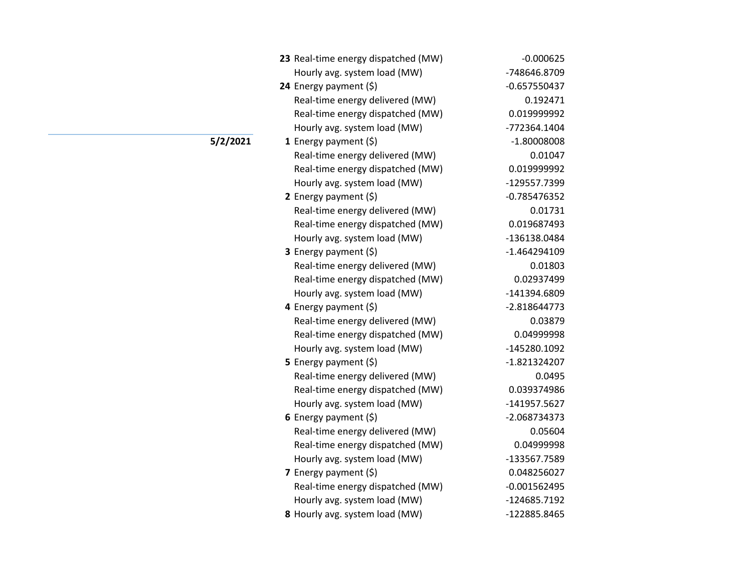| Date | Hour | Metric | Value |
|---|---|---|---|
| | 23 | Real-time energy dispatched (MW) | -0.000625 |
| | | Hourly avg. system load (MW) | -748646.8709 |
| | 24 | Energy payment ($) | -0.657550437 |
| | | Real-time energy delivered (MW) | 0.192471 |
| | | Real-time energy dispatched (MW) | 0.019999992 |
| | | Hourly avg. system load (MW) | -772364.1404 |
| **5/2/2021** | 1 | Energy payment ($) | -1.80008008 |
| | | Real-time energy delivered (MW) | 0.01047 |
| | | Real-time energy dispatched (MW) | 0.019999992 |
| | | Hourly avg. system load (MW) | -129557.7399 |
| | 2 | Energy payment ($) | -0.785476352 |
| | | Real-time energy delivered (MW) | 0.01731 |
| | | Real-time energy dispatched (MW) | 0.019687493 |
| | | Hourly avg. system load (MW) | -136138.0484 |
| | 3 | Energy payment ($) | -1.464294109 |
| | | Real-time energy delivered (MW) | 0.01803 |
| | | Real-time energy dispatched (MW) | 0.02937499 |
| | | Hourly avg. system load (MW) | -141394.6809 |
| | 4 | Energy payment ($) | -2.818644773 |
| | | Real-time energy delivered (MW) | 0.03879 |
| | | Real-time energy dispatched (MW) | 0.04999998 |
| | | Hourly avg. system load (MW) | -145280.1092 |
| | 5 | Energy payment ($) | -1.821324207 |
| | | Real-time energy delivered (MW) | 0.0495 |
| | | Real-time energy dispatched (MW) | 0.039374986 |
| | | Hourly avg. system load (MW) | -141957.5627 |
| | 6 | Energy payment ($) | -2.068734373 |
| | | Real-time energy delivered (MW) | 0.05604 |
| | | Real-time energy dispatched (MW) | 0.04999998 |
| | | Hourly avg. system load (MW) | -133567.7589 |
| | 7 | Energy payment ($) | 0.048256027 |
| | | Real-time energy dispatched (MW) | -0.001562495 |
| | | Hourly avg. system load (MW) | -124685.7192 |
| | 8 | Hourly avg. system load (MW) | -122885.8465 |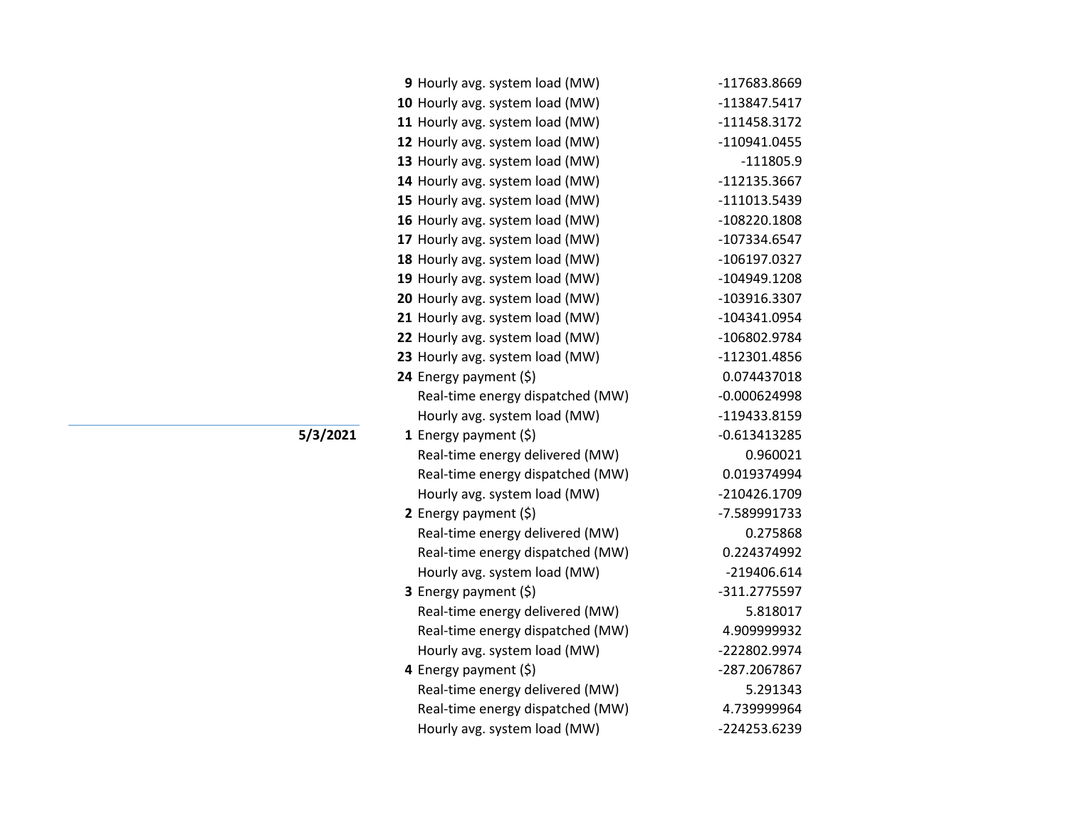| Date | Hour | Item | Value |
|---|---|---|---|
| | 9 | Hourly avg. system load (MW) | -117683.8669 |
| | 10 | Hourly avg. system load (MW) | -113847.5417 |
| | 11 | Hourly avg. system load (MW) | -111458.3172 |
| | 12 | Hourly avg. system load (MW) | -110941.0455 |
| | 13 | Hourly avg. system load (MW) | -111805.9 |
| | 14 | Hourly avg. system load (MW) | -112135.3667 |
| | 15 | Hourly avg. system load (MW) | -111013.5439 |
| | 16 | Hourly avg. system load (MW) | -108220.1808 |
| | 17 | Hourly avg. system load (MW) | -107334.6547 |
| | 18 | Hourly avg. system load (MW) | -106197.0327 |
| | 19 | Hourly avg. system load (MW) | -104949.1208 |
| | 20 | Hourly avg. system load (MW) | -103916.3307 |
| | 21 | Hourly avg. system load (MW) | -104341.0954 |
| | 22 | Hourly avg. system load (MW) | -106802.9784 |
| | 23 | Hourly avg. system load (MW) | -112301.4856 |
| | 24 | Energy payment ($) | 0.074437018 |
| | | Real-time energy dispatched (MW) | -0.000624998 |
| | | Hourly avg. system load (MW) | -119433.8159 |
| **5/3/2021** | 1 | Energy payment ($) | -0.613413285 |
| | | Real-time energy delivered (MW) | 0.960021 |
| | | Real-time energy dispatched (MW) | 0.019374994 |
| | | Hourly avg. system load (MW) | -210426.1709 |
| | 2 | Energy payment ($) | -7.589991733 |
| | | Real-time energy delivered (MW) | 0.275868 |
| | | Real-time energy dispatched (MW) | 0.224374992 |
| | | Hourly avg. system load (MW) | -219406.614 |
| | 3 | Energy payment ($) | -311.2775597 |
| | | Real-time energy delivered (MW) | 5.818017 |
| | | Real-time energy dispatched (MW) | 4.909999932 |
| | | Hourly avg. system load (MW) | -222802.9974 |
| | 4 | Energy payment ($) | -287.2067867 |
| | | Real-time energy delivered (MW) | 5.291343 |
| | | Real-time energy dispatched (MW) | 4.739999964 |
| | | Hourly avg. system load (MW) | -224253.6239 |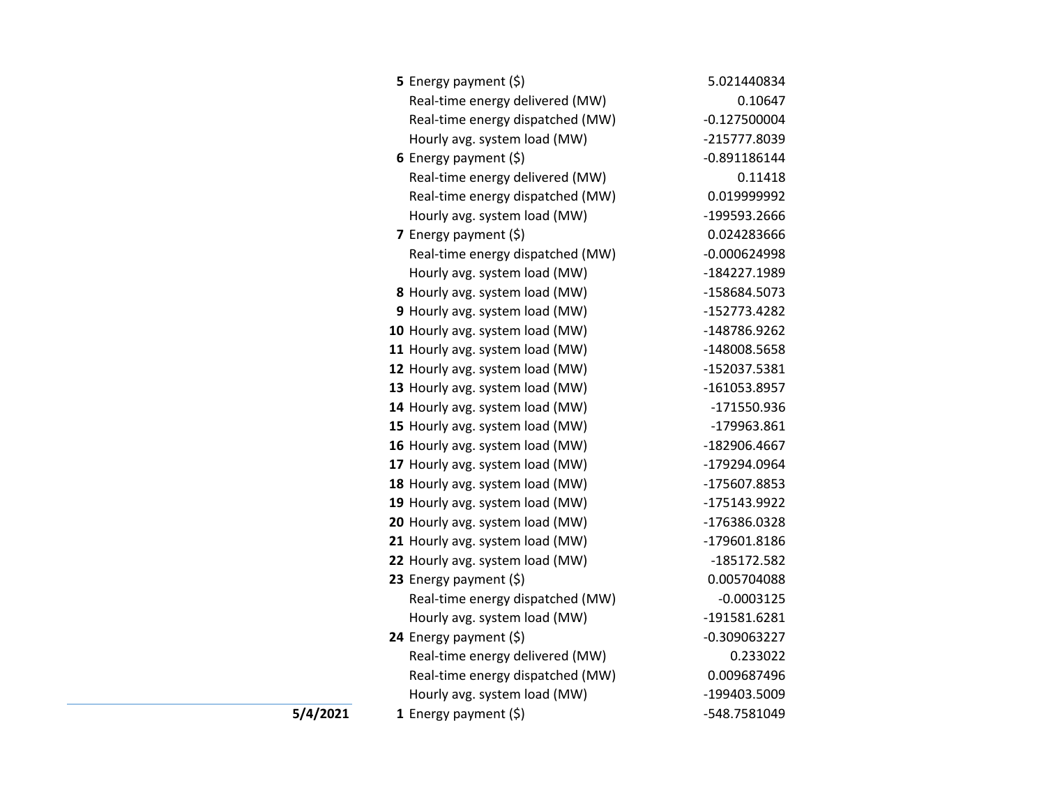| Date | Hour | Item | Value |
|---|---|---|---|
| | **5** | Energy payment ($) | 5.021440834 |
| | | Real-time energy delivered (MW) | 0.10647 |
| | | Real-time energy dispatched (MW) | -0.127500004 |
| | | Hourly avg. system load (MW) | -215777.8039 |
| | **6** | Energy payment ($) | -0.891186144 |
| | | Real-time energy delivered (MW) | 0.11418 |
| | | Real-time energy dispatched (MW) | 0.019999992 |
| | | Hourly avg. system load (MW) | -199593.2666 |
| | **7** | Energy payment ($) | 0.024283666 |
| | | Real-time energy dispatched (MW) | -0.000624998 |
| | | Hourly avg. system load (MW) | -184227.1989 |
| | **8** | Hourly avg. system load (MW) | -158684.5073 |
| | **9** | Hourly avg. system load (MW) | -152773.4282 |
| | **10** | Hourly avg. system load (MW) | -148786.9262 |
| | **11** | Hourly avg. system load (MW) | -148008.5658 |
| | **12** | Hourly avg. system load (MW) | -152037.5381 |
| | **13** | Hourly avg. system load (MW) | -161053.8957 |
| | **14** | Hourly avg. system load (MW) | -171550.936 |
| | **15** | Hourly avg. system load (MW) | -179963.861 |
| | **16** | Hourly avg. system load (MW) | -182906.4667 |
| | **17** | Hourly avg. system load (MW) | -179294.0964 |
| | **18** | Hourly avg. system load (MW) | -175607.8853 |
| | **19** | Hourly avg. system load (MW) | -175143.9922 |
| | **20** | Hourly avg. system load (MW) | -176386.0328 |
| | **21** | Hourly avg. system load (MW) | -179601.8186 |
| | **22** | Hourly avg. system load (MW) | -185172.582 |
| | **23** | Energy payment ($) | 0.005704088 |
| | | Real-time energy dispatched (MW) | -0.0003125 |
| | | Hourly avg. system load (MW) | -191581.6281 |
| | **24** | Energy payment ($) | -0.309063227 |
| | | Real-time energy delivered (MW) | 0.233022 |
| | | Real-time energy dispatched (MW) | 0.009687496 |
| | | Hourly avg. system load (MW) | -199403.5009 |
| **5/4/2021** | **1** | Energy payment ($) | -548.7581049 |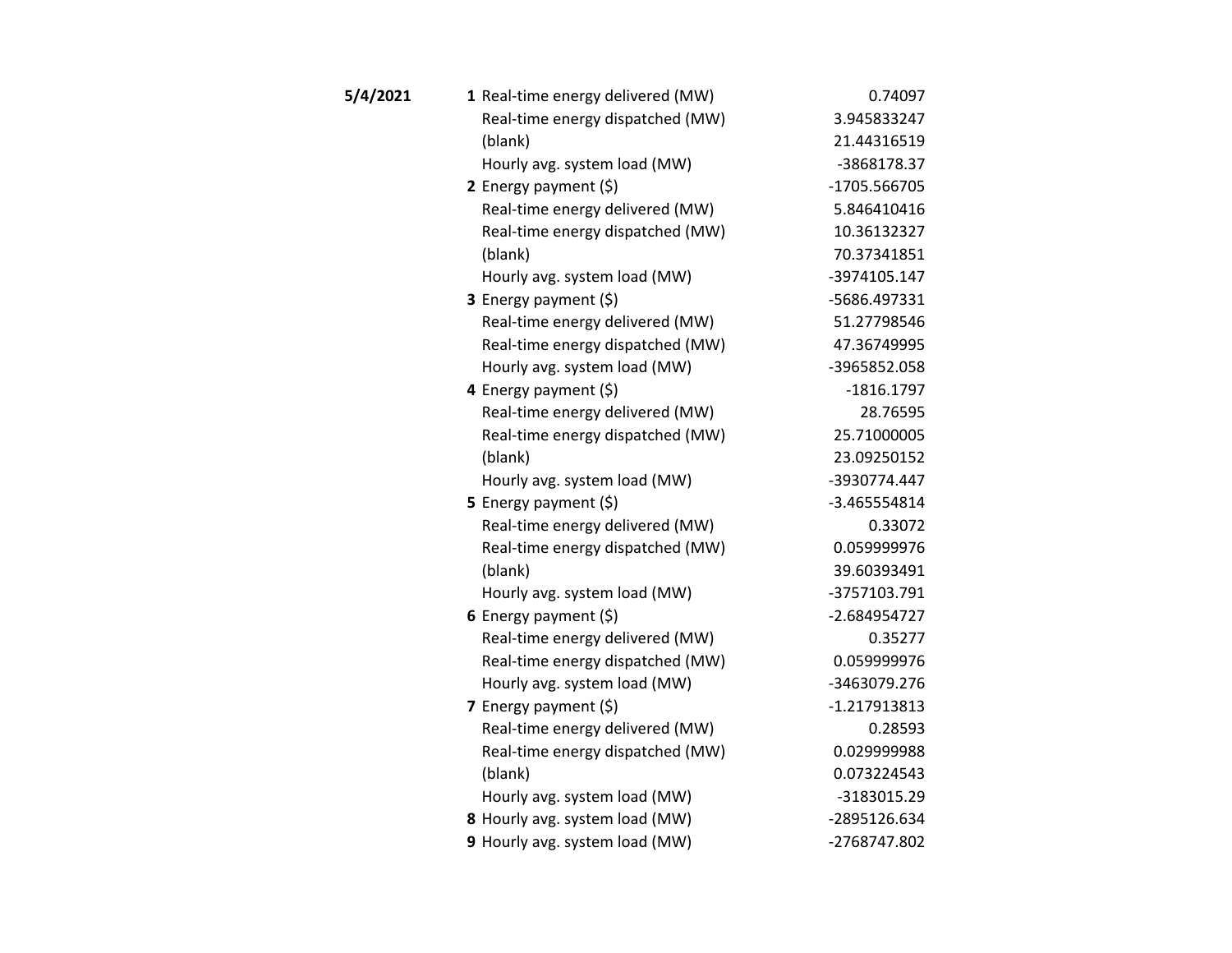| | | | |
|---|---|---|---|
| **5/4/2021** | **1** | Real-time energy delivered (MW) | 0.74097 |
| | | Real-time energy dispatched (MW) | 3.945833247 |
| | | (blank) | 21.44316519 |
| | | Hourly avg. system load (MW) | -3868178.37 |
| | **2** | Energy payment ($) | -1705.566705 |
| | | Real-time energy delivered (MW) | 5.846410416 |
| | | Real-time energy dispatched (MW) | 10.36132327 |
| | | (blank) | 70.37341851 |
| | | Hourly avg. system load (MW) | -3974105.147 |
| | **3** | Energy payment ($) | -5686.497331 |
| | | Real-time energy delivered (MW) | 51.27798546 |
| | | Real-time energy dispatched (MW) | 47.36749995 |
| | | Hourly avg. system load (MW) | -3965852.058 |
| | **4** | Energy payment ($) | -1816.1797 |
| | | Real-time energy delivered (MW) | 28.76595 |
| | | Real-time energy dispatched (MW) | 25.71000005 |
| | | (blank) | 23.09250152 |
| | | Hourly avg. system load (MW) | -3930774.447 |
| | **5** | Energy payment ($) | -3.465554814 |
| | | Real-time energy delivered (MW) | 0.33072 |
| | | Real-time energy dispatched (MW) | 0.059999976 |
| | | (blank) | 39.60393491 |
| | | Hourly avg. system load (MW) | -3757103.791 |
| | **6** | Energy payment ($) | -2.684954727 |
| | | Real-time energy delivered (MW) | 0.35277 |
| | | Real-time energy dispatched (MW) | 0.059999976 |
| | | Hourly avg. system load (MW) | -3463079.276 |
| | **7** | Energy payment ($) | -1.217913813 |
| | | Real-time energy delivered (MW) | 0.28593 |
| | | Real-time energy dispatched (MW) | 0.029999988 |
| | | (blank) | 0.073224543 |
| | | Hourly avg. system load (MW) | -3183015.29 |
| | **8** | Hourly avg. system load (MW) | -2895126.634 |
| | **9** | Hourly avg. system load (MW) | -2768747.802 |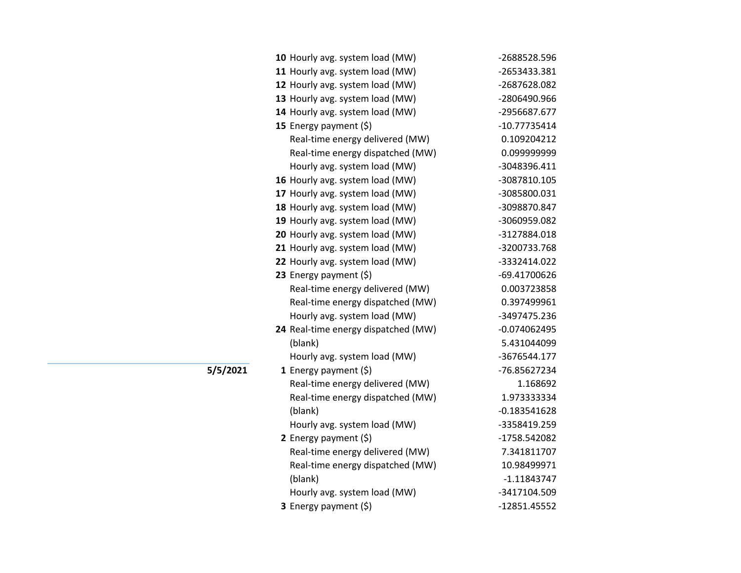| Date | Hour | Measure | Value |
|---|---|---|---|
| | **10** | Hourly avg. system load (MW) | -2688528.596 |
| | **11** | Hourly avg. system load (MW) | -2653433.381 |
| | **12** | Hourly avg. system load (MW) | -2687628.082 |
| | **13** | Hourly avg. system load (MW) | -2806490.966 |
| | **14** | Hourly avg. system load (MW) | -2956687.677 |
| | **15** | Energy payment ($) | -10.77735414 |
| | | Real-time energy delivered (MW) | 0.109204212 |
| | | Real-time energy dispatched (MW) | 0.099999999 |
| | | Hourly avg. system load (MW) | -3048396.411 |
| | **16** | Hourly avg. system load (MW) | -3087810.105 |
| | **17** | Hourly avg. system load (MW) | -3085800.031 |
| | **18** | Hourly avg. system load (MW) | -3098870.847 |
| | **19** | Hourly avg. system load (MW) | -3060959.082 |
| | **20** | Hourly avg. system load (MW) | -3127884.018 |
| | **21** | Hourly avg. system load (MW) | -3200733.768 |
| | **22** | Hourly avg. system load (MW) | -3332414.022 |
| | **23** | Energy payment ($) | -69.41700626 |
| | | Real-time energy delivered (MW) | 0.003723858 |
| | | Real-time energy dispatched (MW) | 0.397499961 |
| | | Hourly avg. system load (MW) | -3497475.236 |
| | **24** | Real-time energy dispatched (MW) | -0.074062495 |
| | | (blank) | 5.431044099 |
| | | Hourly avg. system load (MW) | -3676544.177 |
| **5/5/2021** | **1** | Energy payment ($) | -76.85627234 |
| | | Real-time energy delivered (MW) | 1.168692 |
| | | Real-time energy dispatched (MW) | 1.973333334 |
| | | (blank) | -0.183541628 |
| | | Hourly avg. system load (MW) | -3358419.259 |
| | **2** | Energy payment ($) | -1758.542082 |
| | | Real-time energy delivered (MW) | 7.341811707 |
| | | Real-time energy dispatched (MW) | 10.98499971 |
| | | (blank) | -1.11843747 |
| | | Hourly avg. system load (MW) | -3417104.509 |
| | **3** | Energy payment ($) | -12851.45552 |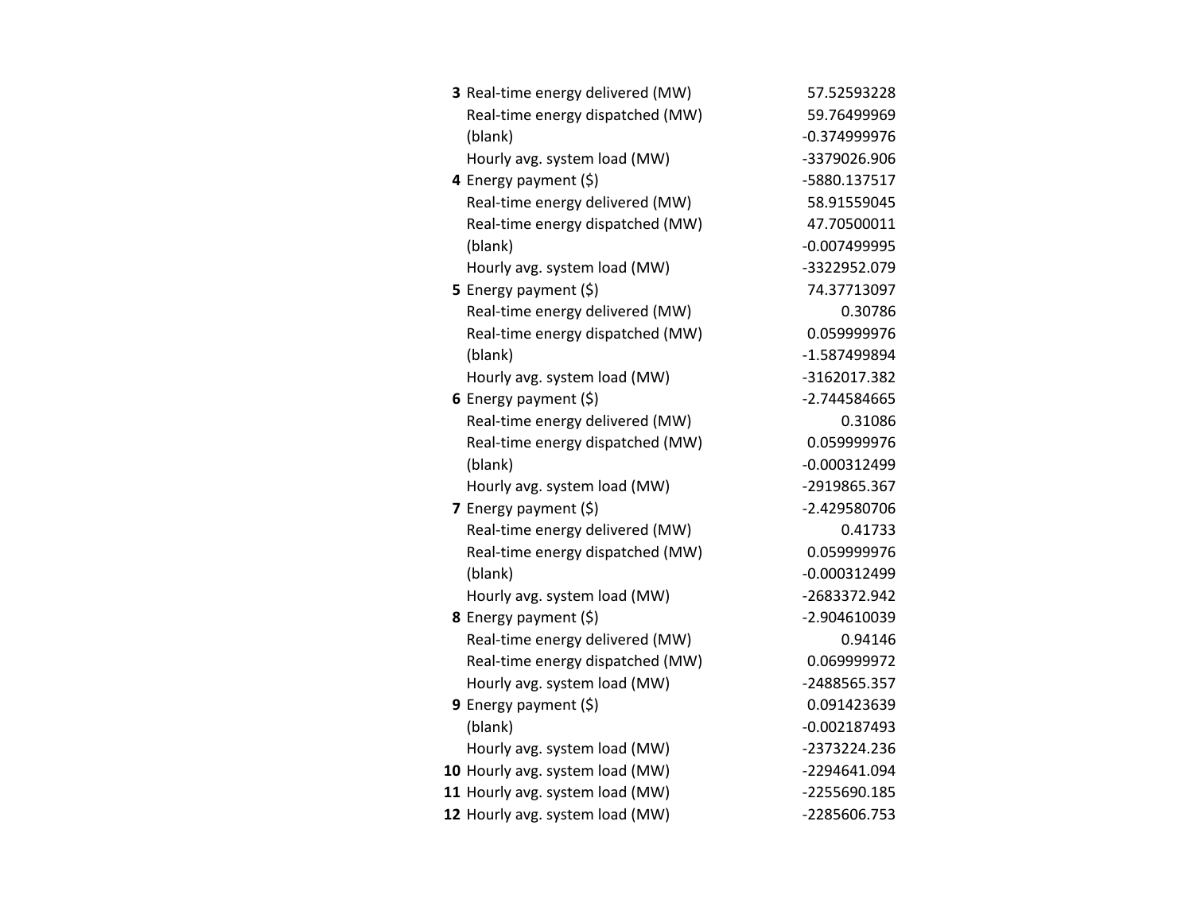| | | |
|---|---|---|
| **3** | Real-time energy delivered (MW) | 57.52593228 |
| | Real-time energy dispatched (MW) | 59.76499969 |
| | (blank) | -0.374999976 |
| | Hourly avg. system load (MW) | -3379026.906 |
| **4** | Energy payment ($) | -5880.137517 |
| | Real-time energy delivered (MW) | 58.91559045 |
| | Real-time energy dispatched (MW) | 47.70500011 |
| | (blank) | -0.007499995 |
| | Hourly avg. system load (MW) | -3322952.079 |
| **5** | Energy payment ($) | 74.37713097 |
| | Real-time energy delivered (MW) | 0.30786 |
| | Real-time energy dispatched (MW) | 0.059999976 |
| | (blank) | -1.587499894 |
| | Hourly avg. system load (MW) | -3162017.382 |
| **6** | Energy payment ($) | -2.744584665 |
| | Real-time energy delivered (MW) | 0.31086 |
| | Real-time energy dispatched (MW) | 0.059999976 |
| | (blank) | -0.000312499 |
| | Hourly avg. system load (MW) | -2919865.367 |
| **7** | Energy payment ($) | -2.429580706 |
| | Real-time energy delivered (MW) | 0.41733 |
| | Real-time energy dispatched (MW) | 0.059999976 |
| | (blank) | -0.000312499 |
| | Hourly avg. system load (MW) | -2683372.942 |
| **8** | Energy payment ($) | -2.904610039 |
| | Real-time energy delivered (MW) | 0.94146 |
| | Real-time energy dispatched (MW) | 0.069999972 |
| | Hourly avg. system load (MW) | -2488565.357 |
| **9** | Energy payment ($) | 0.091423639 |
| | (blank) | -0.002187493 |
| | Hourly avg. system load (MW) | -2373224.236 |
| **10** | Hourly avg. system load (MW) | -2294641.094 |
| **11** | Hourly avg. system load (MW) | -2255690.185 |
| **12** | Hourly avg. system load (MW) | -2285606.753 |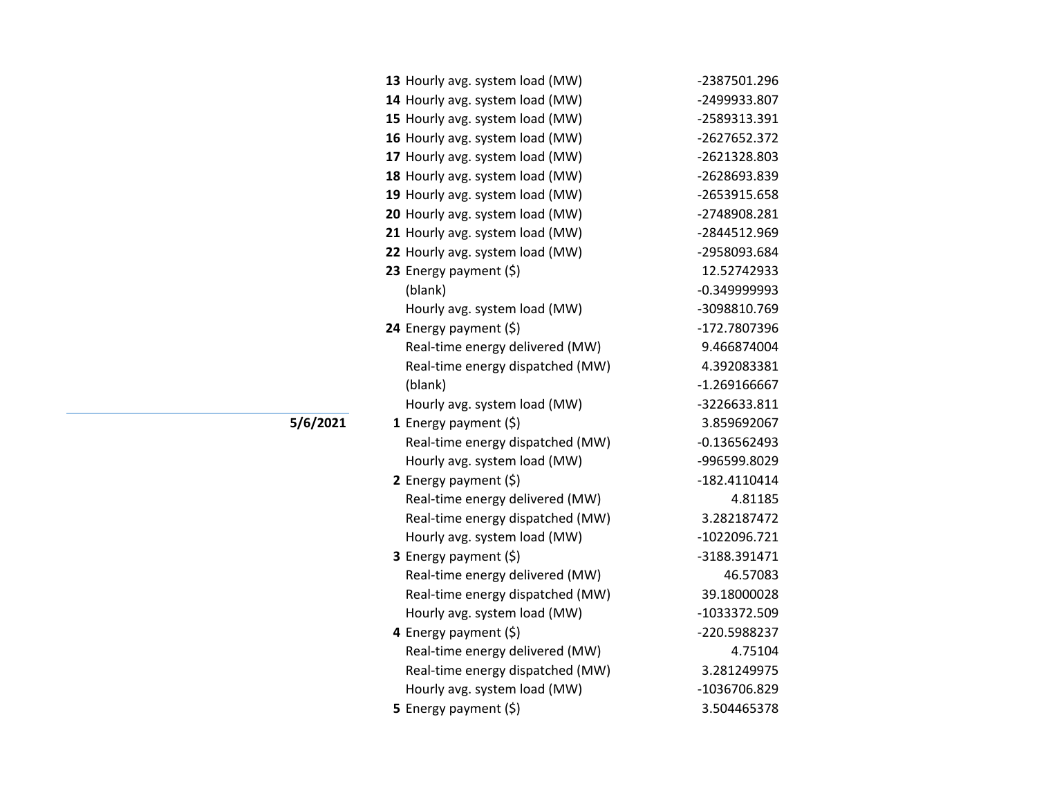| Date | Hour | Metric | Value |
|---|---|---|---|
| | 13 | Hourly avg. system load (MW) | -2387501.296 |
| | 14 | Hourly avg. system load (MW) | -2499933.807 |
| | 15 | Hourly avg. system load (MW) | -2589313.391 |
| | 16 | Hourly avg. system load (MW) | -2627652.372 |
| | 17 | Hourly avg. system load (MW) | -2621328.803 |
| | 18 | Hourly avg. system load (MW) | -2628693.839 |
| | 19 | Hourly avg. system load (MW) | -2653915.658 |
| | 20 | Hourly avg. system load (MW) | -2748908.281 |
| | 21 | Hourly avg. system load (MW) | -2844512.969 |
| | 22 | Hourly avg. system load (MW) | -2958093.684 |
| | 23 | Energy payment ($) | 12.52742933 |
| | | (blank) | -0.349999993 |
| | | Hourly avg. system load (MW) | -3098810.769 |
| | 24 | Energy payment ($) | -172.7807396 |
| | | Real-time energy delivered (MW) | 9.466874004 |
| | | Real-time energy dispatched (MW) | 4.392083381 |
| | | (blank) | -1.269166667 |
| | | Hourly avg. system load (MW) | -3226633.811 |
| **5/6/2021** | 1 | Energy payment ($) | 3.859692067 |
| | | Real-time energy dispatched (MW) | -0.136562493 |
| | | Hourly avg. system load (MW) | -996599.8029 |
| | 2 | Energy payment ($) | -182.4110414 |
| | | Real-time energy delivered (MW) | 4.81185 |
| | | Real-time energy dispatched (MW) | 3.282187472 |
| | | Hourly avg. system load (MW) | -1022096.721 |
| | 3 | Energy payment ($) | -3188.391471 |
| | | Real-time energy delivered (MW) | 46.57083 |
| | | Real-time energy dispatched (MW) | 39.18000028 |
| | | Hourly avg. system load (MW) | -1033372.509 |
| | 4 | Energy payment ($) | -220.5988237 |
| | | Real-time energy delivered (MW) | 4.75104 |
| | | Real-time energy dispatched (MW) | 3.281249975 |
| | | Hourly avg. system load (MW) | -1036706.829 |
| | 5 | Energy payment ($) | 3.504465378 |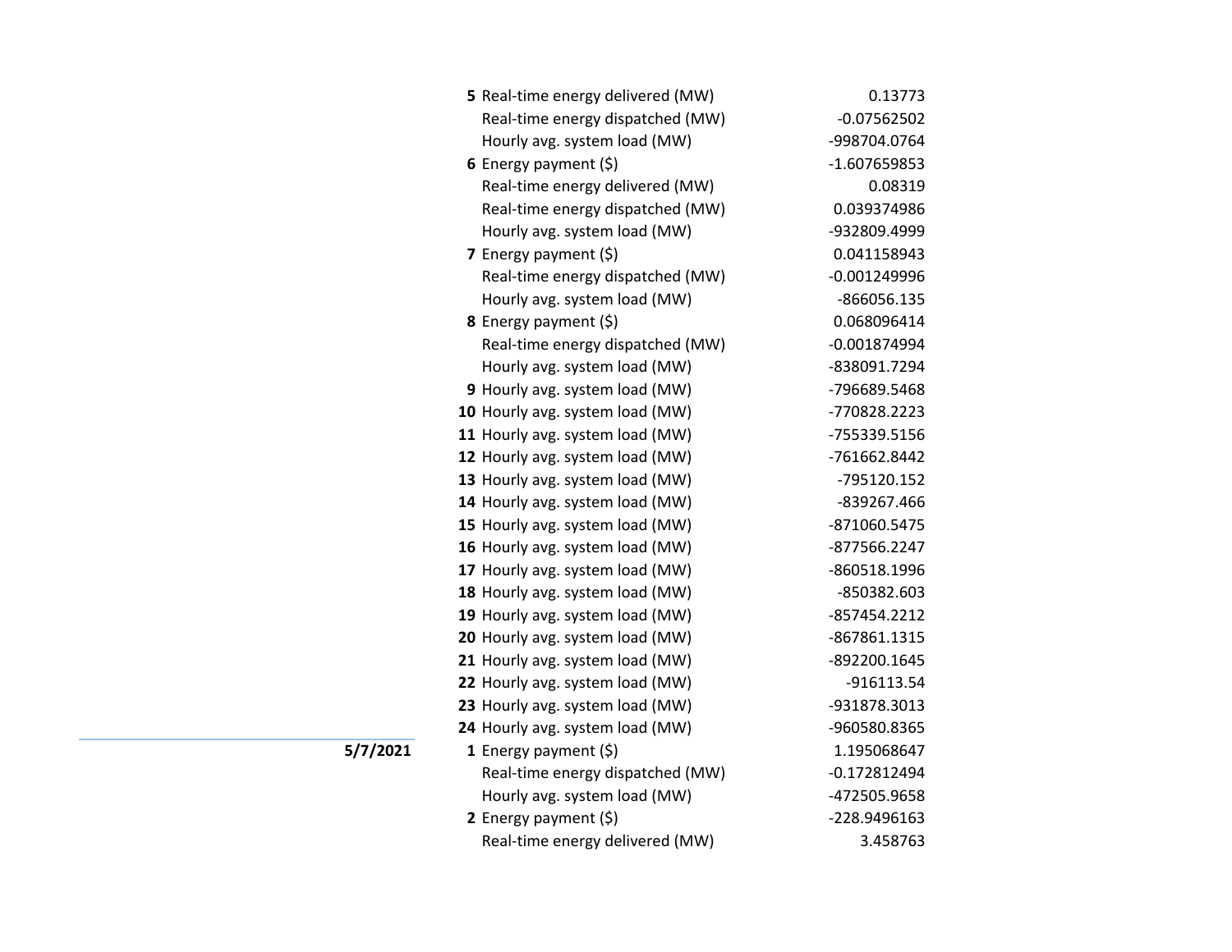| Date | Hour | Item | Value |
|---|---|---|---|
| | **5** | Real-time energy delivered (MW) | 0.13773 |
| | | Real-time energy dispatched (MW) | -0.07562502 |
| | | Hourly avg. system load (MW) | -998704.0764 |
| | **6** | Energy payment ($) | -1.607659853 |
| | | Real-time energy delivered (MW) | 0.08319 |
| | | Real-time energy dispatched (MW) | 0.039374986 |
| | | Hourly avg. system load (MW) | -932809.4999 |
| | **7** | Energy payment ($) | 0.041158943 |
| | | Real-time energy dispatched (MW) | -0.001249996 |
| | | Hourly avg. system load (MW) | -866056.135 |
| | **8** | Energy payment ($) | 0.068096414 |
| | | Real-time energy dispatched (MW) | -0.001874994 |
| | | Hourly avg. system load (MW) | -838091.7294 |
| | **9** | Hourly avg. system load (MW) | -796689.5468 |
| | **10** | Hourly avg. system load (MW) | -770828.2223 |
| | **11** | Hourly avg. system load (MW) | -755339.5156 |
| | **12** | Hourly avg. system load (MW) | -761662.8442 |
| | **13** | Hourly avg. system load (MW) | -795120.152 |
| | **14** | Hourly avg. system load (MW) | -839267.466 |
| | **15** | Hourly avg. system load (MW) | -871060.5475 |
| | **16** | Hourly avg. system load (MW) | -877566.2247 |
| | **17** | Hourly avg. system load (MW) | -860518.1996 |
| | **18** | Hourly avg. system load (MW) | -850382.603 |
| | **19** | Hourly avg. system load (MW) | -857454.2212 |
| | **20** | Hourly avg. system load (MW) | -867861.1315 |
| | **21** | Hourly avg. system load (MW) | -892200.1645 |
| | **22** | Hourly avg. system load (MW) | -916113.54 |
| | **23** | Hourly avg. system load (MW) | -931878.3013 |
| | **24** | Hourly avg. system load (MW) | -960580.8365 |
| **5/7/2021** | **1** | Energy payment ($) | 1.195068647 |
| | | Real-time energy dispatched (MW) | -0.172812494 |
| | | Hourly avg. system load (MW) | -472505.9658 |
| | **2** | Energy payment ($) | -228.9496163 |
| | | Real-time energy delivered (MW) | 3.458763 |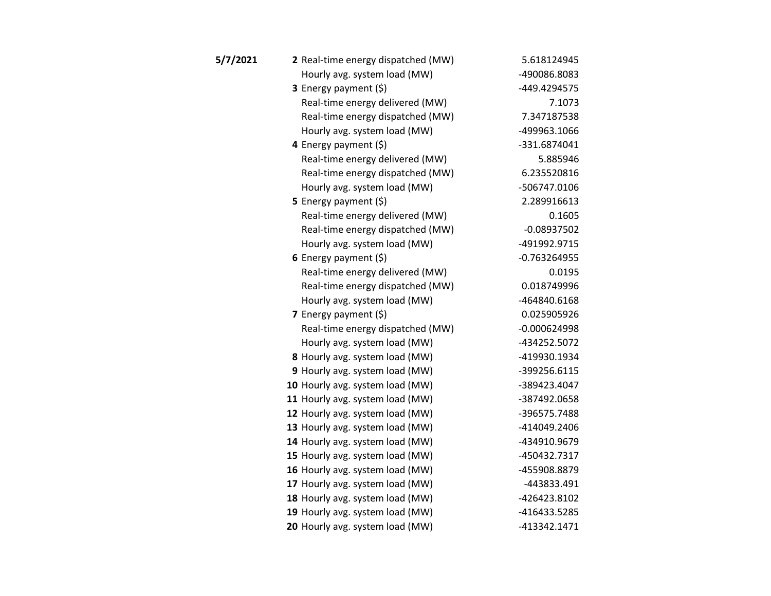| Date | Hour | Item | Value |
|---|---|---|---|
| **5/7/2021** | **2** | Real-time energy dispatched (MW) | 5.618124945 |
| | | Hourly avg. system load (MW) | -490086.8083 |
| | **3** | Energy payment ($) | -449.4294575 |
| | | Real-time energy delivered (MW) | 7.1073 |
| | | Real-time energy dispatched (MW) | 7.347187538 |
| | | Hourly avg. system load (MW) | -499963.1066 |
| | **4** | Energy payment ($) | -331.6874041 |
| | | Real-time energy delivered (MW) | 5.885946 |
| | | Real-time energy dispatched (MW) | 6.235520816 |
| | | Hourly avg. system load (MW) | -506747.0106 |
| | **5** | Energy payment ($) | 2.289916613 |
| | | Real-time energy delivered (MW) | 0.1605 |
| | | Real-time energy dispatched (MW) | -0.08937502 |
| | | Hourly avg. system load (MW) | -491992.9715 |
| | **6** | Energy payment ($) | -0.763264955 |
| | | Real-time energy delivered (MW) | 0.0195 |
| | | Real-time energy dispatched (MW) | 0.018749996 |
| | | Hourly avg. system load (MW) | -464840.6168 |
| | **7** | Energy payment ($) | 0.025905926 |
| | | Real-time energy dispatched (MW) | -0.000624998 |
| | | Hourly avg. system load (MW) | -434252.5072 |
| | **8** | Hourly avg. system load (MW) | -419930.1934 |
| | **9** | Hourly avg. system load (MW) | -399256.6115 |
| | **10** | Hourly avg. system load (MW) | -389423.4047 |
| | **11** | Hourly avg. system load (MW) | -387492.0658 |
| | **12** | Hourly avg. system load (MW) | -396575.7488 |
| | **13** | Hourly avg. system load (MW) | -414049.2406 |
| | **14** | Hourly avg. system load (MW) | -434910.9679 |
| | **15** | Hourly avg. system load (MW) | -450432.7317 |
| | **16** | Hourly avg. system load (MW) | -455908.8879 |
| | **17** | Hourly avg. system load (MW) | -443833.491 |
| | **18** | Hourly avg. system load (MW) | -426423.8102 |
| | **19** | Hourly avg. system load (MW) | -416433.5285 |
| | **20** | Hourly avg. system load (MW) | -413342.1471 |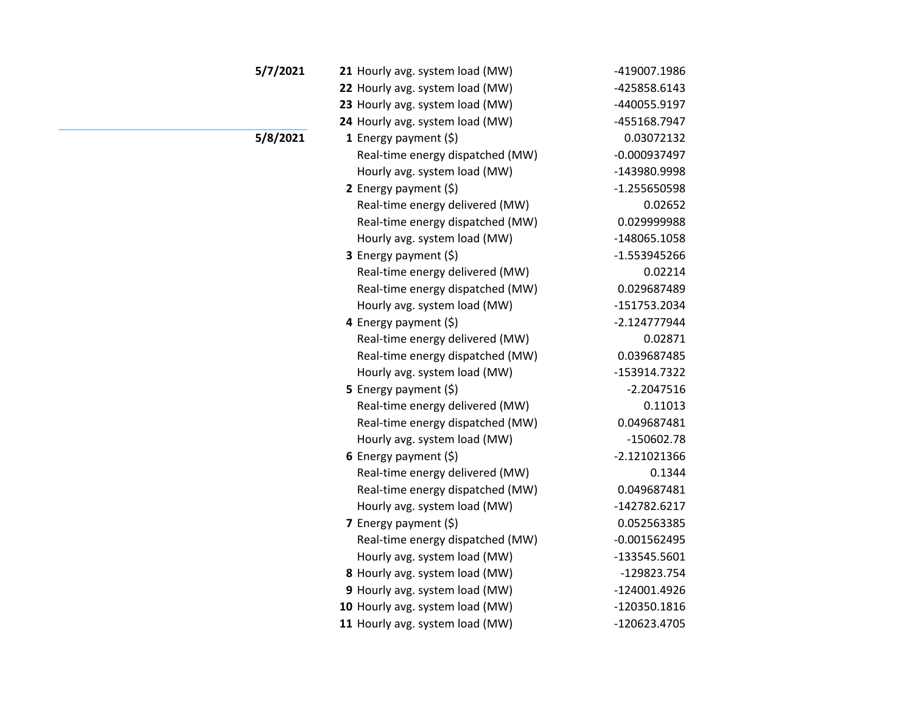| Date | Hour | Description | Value |
| --- | --- | --- | --- |
| **5/7/2021** | **21** | Hourly avg. system load (MW) | -419007.1986 |
| | **22** | Hourly avg. system load (MW) | -425858.6143 |
| | **23** | Hourly avg. system load (MW) | -440055.9197 |
| | **24** | Hourly avg. system load (MW) | -455168.7947 |
| **5/8/2021** | **1** | Energy payment ($) | 0.03072132 |
| | | Real-time energy dispatched (MW) | -0.000937497 |
| | | Hourly avg. system load (MW) | -143980.9998 |
| | **2** | Energy payment ($) | -1.255650598 |
| | | Real-time energy delivered (MW) | 0.02652 |
| | | Real-time energy dispatched (MW) | 0.029999988 |
| | | Hourly avg. system load (MW) | -148065.1058 |
| | **3** | Energy payment ($) | -1.553945266 |
| | | Real-time energy delivered (MW) | 0.02214 |
| | | Real-time energy dispatched (MW) | 0.029687489 |
| | | Hourly avg. system load (MW) | -151753.2034 |
| | **4** | Energy payment ($) | -2.124777944 |
| | | Real-time energy delivered (MW) | 0.02871 |
| | | Real-time energy dispatched (MW) | 0.039687485 |
| | | Hourly avg. system load (MW) | -153914.7322 |
| | **5** | Energy payment ($) | -2.2047516 |
| | | Real-time energy delivered (MW) | 0.11013 |
| | | Real-time energy dispatched (MW) | 0.049687481 |
| | | Hourly avg. system load (MW) | -150602.78 |
| | **6** | Energy payment ($) | -2.121021366 |
| | | Real-time energy delivered (MW) | 0.1344 |
| | | Real-time energy dispatched (MW) | 0.049687481 |
| | | Hourly avg. system load (MW) | -142782.6217 |
| | **7** | Energy payment ($) | 0.052563385 |
| | | Real-time energy dispatched (MW) | -0.001562495 |
| | | Hourly avg. system load (MW) | -133545.5601 |
| | **8** | Hourly avg. system load (MW) | -129823.754 |
| | **9** | Hourly avg. system load (MW) | -124001.4926 |
| | **10** | Hourly avg. system load (MW) | -120350.1816 |
| | **11** | Hourly avg. system load (MW) | -120623.4705 |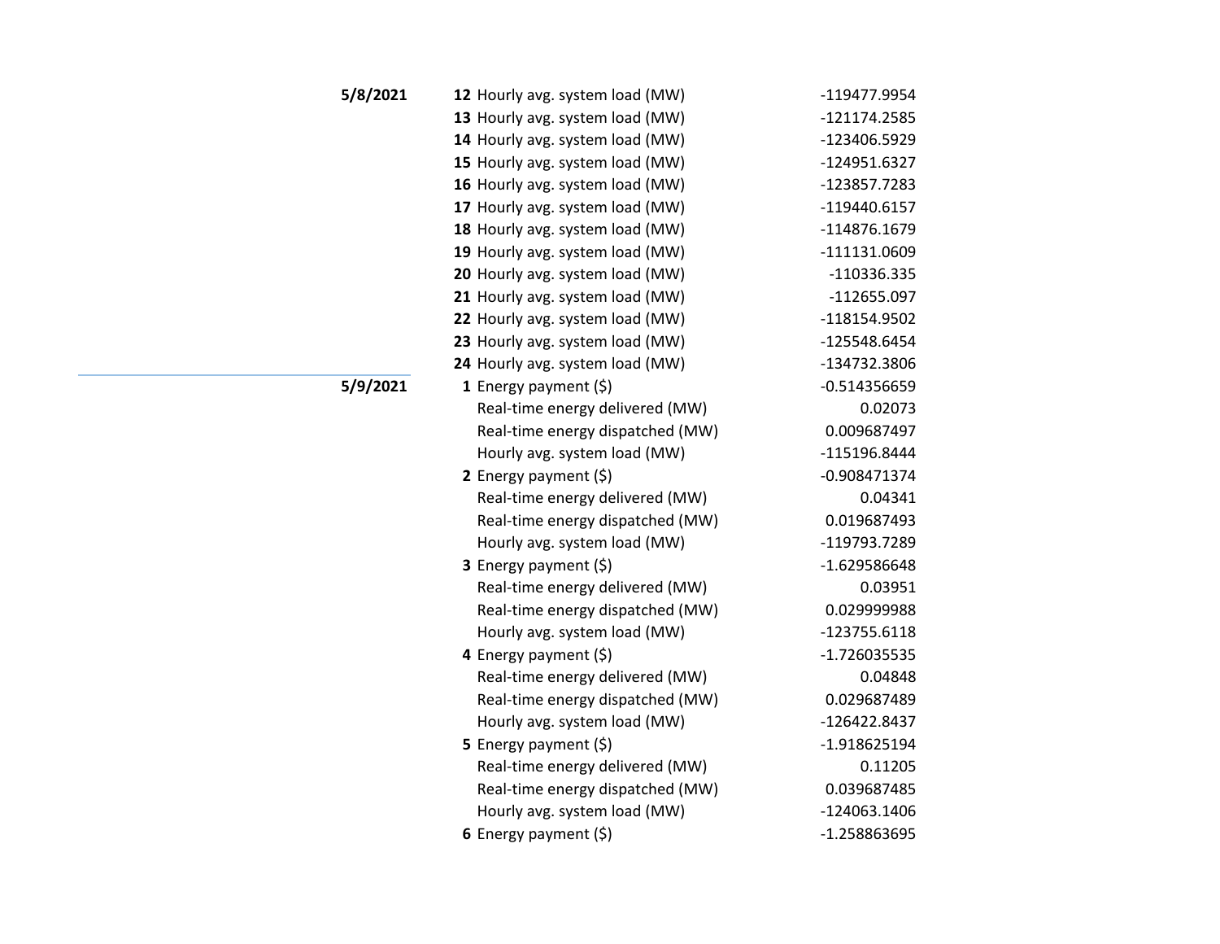| Date | Hour | Item | Value |
|---|---|---|---|
| **5/8/2021** | **12** | Hourly avg. system load (MW) | -119477.9954 |
| | **13** | Hourly avg. system load (MW) | -121174.2585 |
| | **14** | Hourly avg. system load (MW) | -123406.5929 |
| | **15** | Hourly avg. system load (MW) | -124951.6327 |
| | **16** | Hourly avg. system load (MW) | -123857.7283 |
| | **17** | Hourly avg. system load (MW) | -119440.6157 |
| | **18** | Hourly avg. system load (MW) | -114876.1679 |
| | **19** | Hourly avg. system load (MW) | -111131.0609 |
| | **20** | Hourly avg. system load (MW) | -110336.335 |
| | **21** | Hourly avg. system load (MW) | -112655.097 |
| | **22** | Hourly avg. system load (MW) | -118154.9502 |
| | **23** | Hourly avg. system load (MW) | -125548.6454 |
| | **24** | Hourly avg. system load (MW) | -134732.3806 |
| **5/9/2021** | **1** | Energy payment ($) | -0.514356659 |
| | | Real-time energy delivered (MW) | 0.02073 |
| | | Real-time energy dispatched (MW) | 0.009687497 |
| | | Hourly avg. system load (MW) | -115196.8444 |
| | **2** | Energy payment ($) | -0.908471374 |
| | | Real-time energy delivered (MW) | 0.04341 |
| | | Real-time energy dispatched (MW) | 0.019687493 |
| | | Hourly avg. system load (MW) | -119793.7289 |
| | **3** | Energy payment ($) | -1.629586648 |
| | | Real-time energy delivered (MW) | 0.03951 |
| | | Real-time energy dispatched (MW) | 0.029999988 |
| | | Hourly avg. system load (MW) | -123755.6118 |
| | **4** | Energy payment ($) | -1.726035535 |
| | | Real-time energy delivered (MW) | 0.04848 |
| | | Real-time energy dispatched (MW) | 0.029687489 |
| | | Hourly avg. system load (MW) | -126422.8437 |
| | **5** | Energy payment ($) | -1.918625194 |
| | | Real-time energy delivered (MW) | 0.11205 |
| | | Real-time energy dispatched (MW) | 0.039687485 |
| | | Hourly avg. system load (MW) | -124063.1406 |
| | **6** | Energy payment ($) | -1.258863695 |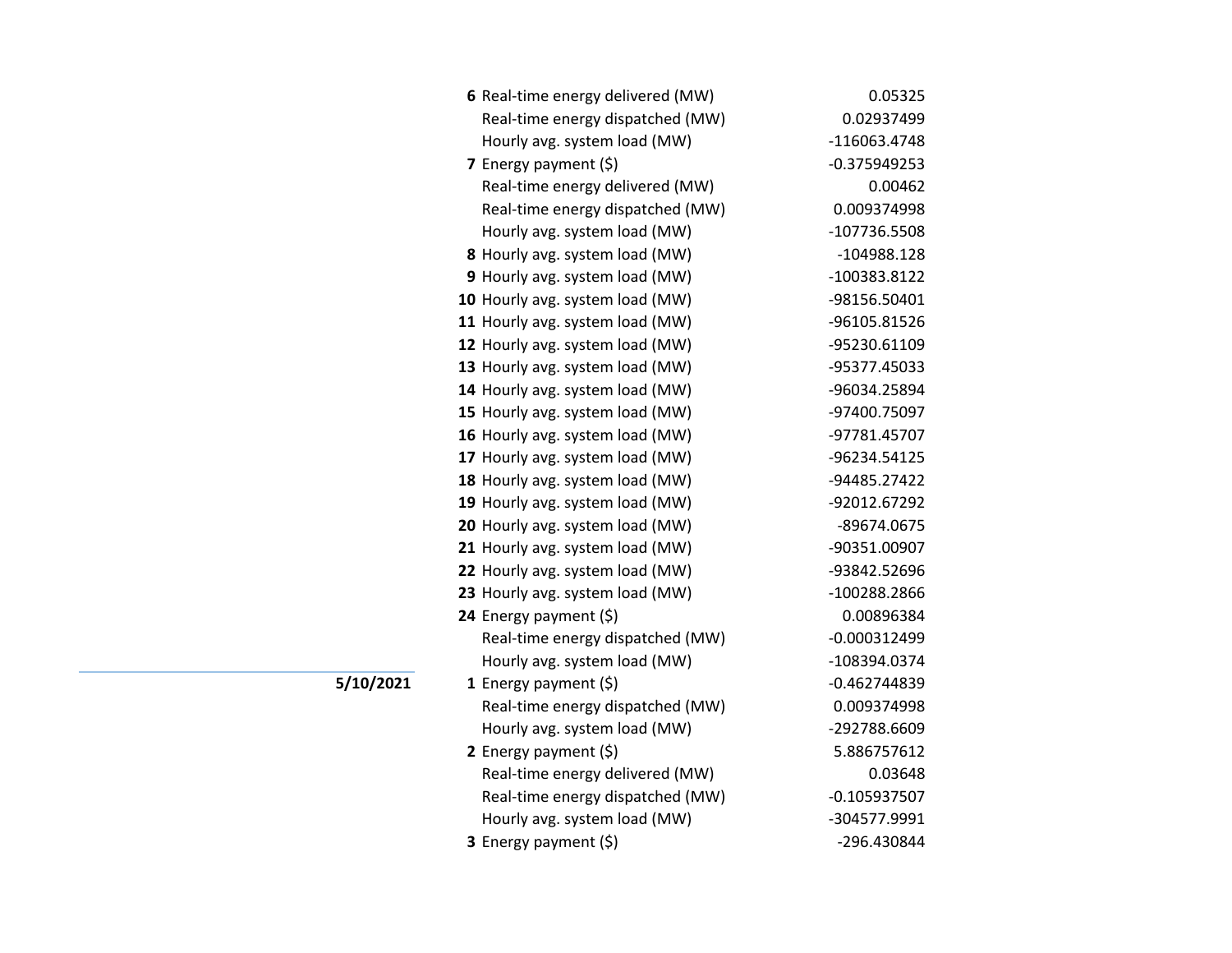| Date | Hour | Item | Value |
|---|---|---|---|
| | **6** | Real-time energy delivered (MW) | 0.05325 |
| | | Real-time energy dispatched (MW) | 0.02937499 |
| | | Hourly avg. system load (MW) | -116063.4748 |
| | **7** | Energy payment ($) | -0.375949253 |
| | | Real-time energy delivered (MW) | 0.00462 |
| | | Real-time energy dispatched (MW) | 0.009374998 |
| | | Hourly avg. system load (MW) | -107736.5508 |
| | **8** | Hourly avg. system load (MW) | -104988.128 |
| | **9** | Hourly avg. system load (MW) | -100383.8122 |
| | **10** | Hourly avg. system load (MW) | -98156.50401 |
| | **11** | Hourly avg. system load (MW) | -96105.81526 |
| | **12** | Hourly avg. system load (MW) | -95230.61109 |
| | **13** | Hourly avg. system load (MW) | -95377.45033 |
| | **14** | Hourly avg. system load (MW) | -96034.25894 |
| | **15** | Hourly avg. system load (MW) | -97400.75097 |
| | **16** | Hourly avg. system load (MW) | -97781.45707 |
| | **17** | Hourly avg. system load (MW) | -96234.54125 |
| | **18** | Hourly avg. system load (MW) | -94485.27422 |
| | **19** | Hourly avg. system load (MW) | -92012.67292 |
| | **20** | Hourly avg. system load (MW) | -89674.0675 |
| | **21** | Hourly avg. system load (MW) | -90351.00907 |
| | **22** | Hourly avg. system load (MW) | -93842.52696 |
| | **23** | Hourly avg. system load (MW) | -100288.2866 |
| | **24** | Energy payment ($) | 0.00896384 |
| | | Real-time energy dispatched (MW) | -0.000312499 |
| | | Hourly avg. system load (MW) | -108394.0374 |
| **5/10/2021** | **1** | Energy payment ($) | -0.462744839 |
| | | Real-time energy dispatched (MW) | 0.009374998 |
| | | Hourly avg. system load (MW) | -292788.6609 |
| | **2** | Energy payment ($) | 5.886757612 |
| | | Real-time energy delivered (MW) | 0.03648 |
| | | Real-time energy dispatched (MW) | -0.105937507 |
| | | Hourly avg. system load (MW) | -304577.9991 |
| | **3** | Energy payment ($) | -296.430844 |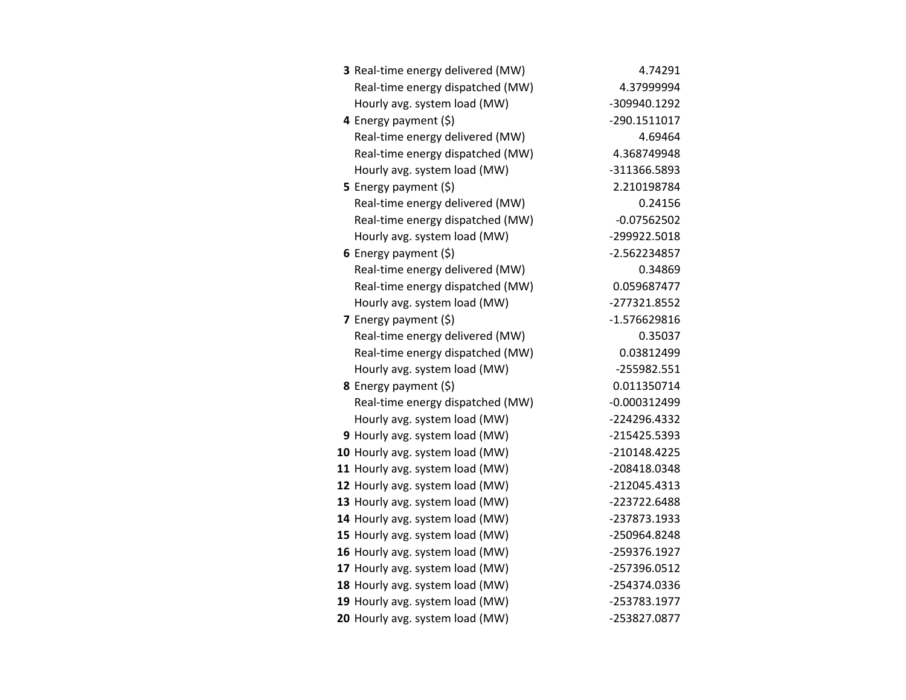| | | |
|---|---|---|
| **3** | Real-time energy delivered (MW) | 4.74291 |
| | Real-time energy dispatched (MW) | 4.37999994 |
| | Hourly avg. system load (MW) | -309940.1292 |
| **4** | Energy payment ($) | -290.1511017 |
| | Real-time energy delivered (MW) | 4.69464 |
| | Real-time energy dispatched (MW) | 4.368749948 |
| | Hourly avg. system load (MW) | -311366.5893 |
| **5** | Energy payment ($) | 2.210198784 |
| | Real-time energy delivered (MW) | 0.24156 |
| | Real-time energy dispatched (MW) | -0.07562502 |
| | Hourly avg. system load (MW) | -299922.5018 |
| **6** | Energy payment ($) | -2.562234857 |
| | Real-time energy delivered (MW) | 0.34869 |
| | Real-time energy dispatched (MW) | 0.059687477 |
| | Hourly avg. system load (MW) | -277321.8552 |
| **7** | Energy payment ($) | -1.576629816 |
| | Real-time energy delivered (MW) | 0.35037 |
| | Real-time energy dispatched (MW) | 0.03812499 |
| | Hourly avg. system load (MW) | -255982.551 |
| **8** | Energy payment ($) | 0.011350714 |
| | Real-time energy dispatched (MW) | -0.000312499 |
| | Hourly avg. system load (MW) | -224296.4332 |
| **9** | Hourly avg. system load (MW) | -215425.5393 |
| **10** | Hourly avg. system load (MW) | -210148.4225 |
| **11** | Hourly avg. system load (MW) | -208418.0348 |
| **12** | Hourly avg. system load (MW) | -212045.4313 |
| **13** | Hourly avg. system load (MW) | -223722.6488 |
| **14** | Hourly avg. system load (MW) | -237873.1933 |
| **15** | Hourly avg. system load (MW) | -250964.8248 |
| **16** | Hourly avg. system load (MW) | -259376.1927 |
| **17** | Hourly avg. system load (MW) | -257396.0512 |
| **18** | Hourly avg. system load (MW) | -254374.0336 |
| **19** | Hourly avg. system load (MW) | -253783.1977 |
| **20** | Hourly avg. system load (MW) | -253827.0877 |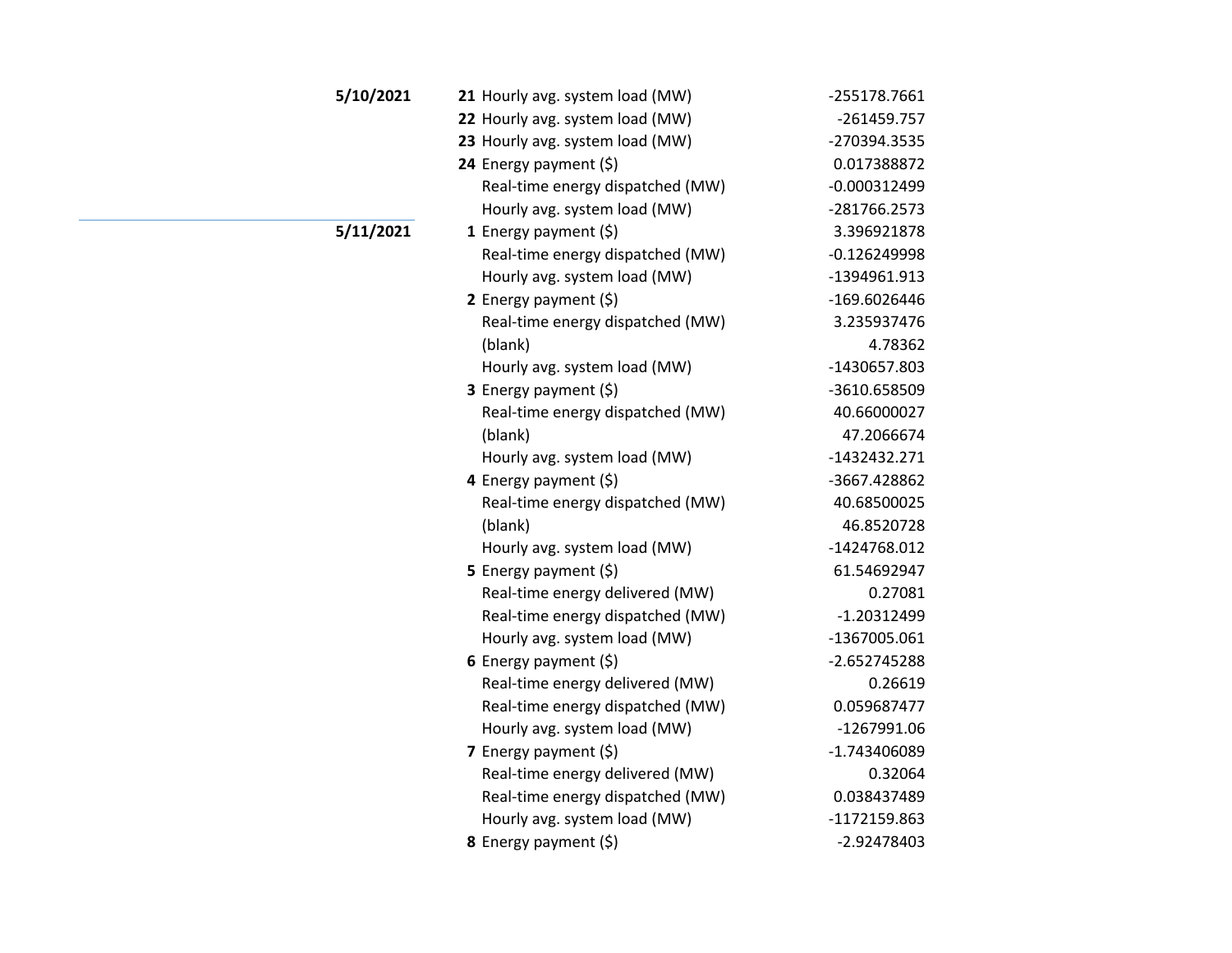| Date | Hour | Measure | Value |
|---|---|---|---|
| **5/10/2021** | **21** | Hourly avg. system load (MW) | -255178.7661 |
| | **22** | Hourly avg. system load (MW) | -261459.757 |
| | **23** | Hourly avg. system load (MW) | -270394.3535 |
| | **24** | Energy payment ($) | 0.017388872 |
| | | Real-time energy dispatched (MW) | -0.000312499 |
| | | Hourly avg. system load (MW) | -281766.2573 |
| **5/11/2021** | **1** | Energy payment ($) | 3.396921878 |
| | | Real-time energy dispatched (MW) | -0.126249998 |
| | | Hourly avg. system load (MW) | -1394961.913 |
| | **2** | Energy payment ($) | -169.6026446 |
| | | Real-time energy dispatched (MW) | 3.235937476 |
| | | (blank) | 4.78362 |
| | | Hourly avg. system load (MW) | -1430657.803 |
| | **3** | Energy payment ($) | -3610.658509 |
| | | Real-time energy dispatched (MW) | 40.66000027 |
| | | (blank) | 47.2066674 |
| | | Hourly avg. system load (MW) | -1432432.271 |
| | **4** | Energy payment ($) | -3667.428862 |
| | | Real-time energy dispatched (MW) | 40.68500025 |
| | | (blank) | 46.8520728 |
| | | Hourly avg. system load (MW) | -1424768.012 |
| | **5** | Energy payment ($) | 61.54692947 |
| | | Real-time energy delivered (MW) | 0.27081 |
| | | Real-time energy dispatched (MW) | -1.20312499 |
| | | Hourly avg. system load (MW) | -1367005.061 |
| | **6** | Energy payment ($) | -2.652745288 |
| | | Real-time energy delivered (MW) | 0.26619 |
| | | Real-time energy dispatched (MW) | 0.059687477 |
| | | Hourly avg. system load (MW) | -1267991.06 |
| | **7** | Energy payment ($) | -1.743406089 |
| | | Real-time energy delivered (MW) | 0.32064 |
| | | Real-time energy dispatched (MW) | 0.038437489 |
| | | Hourly avg. system load (MW) | -1172159.863 |
| | **8** | Energy payment ($) | -2.92478403 |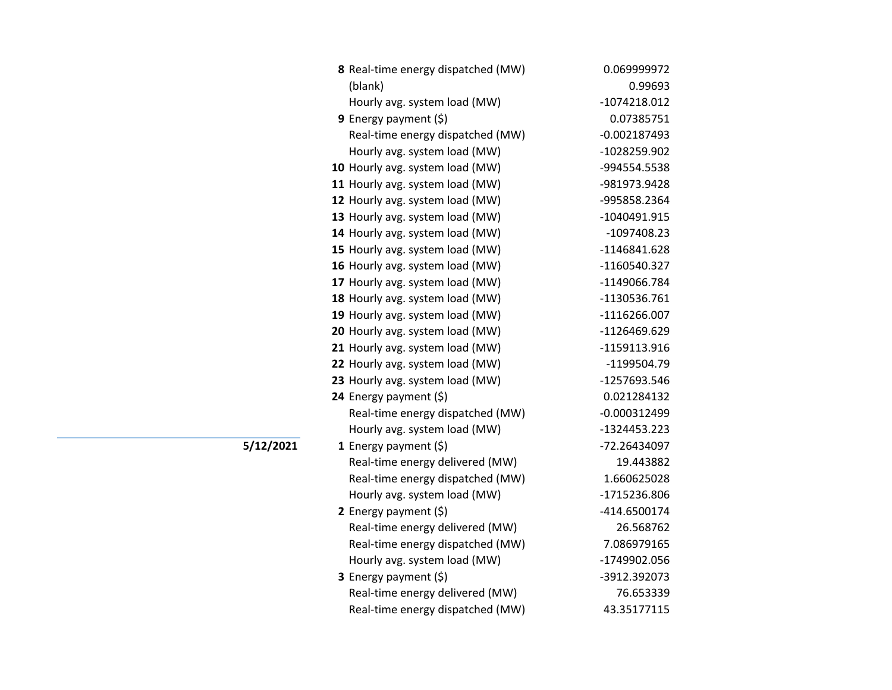| Date | Hour | Metric | Value |
|---|---|---|---|
| | **8** | Real-time energy dispatched (MW) | 0.069999972 |
| | | (blank) | 0.99693 |
| | | Hourly avg. system load (MW) | -1074218.012 |
| | **9** | Energy payment ($) | 0.07385751 |
| | | Real-time energy dispatched (MW) | -0.002187493 |
| | | Hourly avg. system load (MW) | -1028259.902 |
| | **10** | Hourly avg. system load (MW) | -994554.5538 |
| | **11** | Hourly avg. system load (MW) | -981973.9428 |
| | **12** | Hourly avg. system load (MW) | -995858.2364 |
| | **13** | Hourly avg. system load (MW) | -1040491.915 |
| | **14** | Hourly avg. system load (MW) | -1097408.23 |
| | **15** | Hourly avg. system load (MW) | -1146841.628 |
| | **16** | Hourly avg. system load (MW) | -1160540.327 |
| | **17** | Hourly avg. system load (MW) | -1149066.784 |
| | **18** | Hourly avg. system load (MW) | -1130536.761 |
| | **19** | Hourly avg. system load (MW) | -1116266.007 |
| | **20** | Hourly avg. system load (MW) | -1126469.629 |
| | **21** | Hourly avg. system load (MW) | -1159113.916 |
| | **22** | Hourly avg. system load (MW) | -1199504.79 |
| | **23** | Hourly avg. system load (MW) | -1257693.546 |
| | **24** | Energy payment ($) | 0.021284132 |
| | | Real-time energy dispatched (MW) | -0.000312499 |
| | | Hourly avg. system load (MW) | -1324453.223 |
| **5/12/2021** | **1** | Energy payment ($) | -72.26434097 |
| | | Real-time energy delivered (MW) | 19.443882 |
| | | Real-time energy dispatched (MW) | 1.660625028 |
| | | Hourly avg. system load (MW) | -1715236.806 |
| | **2** | Energy payment ($) | -414.6500174 |
| | | Real-time energy delivered (MW) | 26.568762 |
| | | Real-time energy dispatched (MW) | 7.086979165 |
| | | Hourly avg. system load (MW) | -1749902.056 |
| | **3** | Energy payment ($) | -3912.392073 |
| | | Real-time energy delivered (MW) | 76.653339 |
| | | Real-time energy dispatched (MW) | 43.35177115 |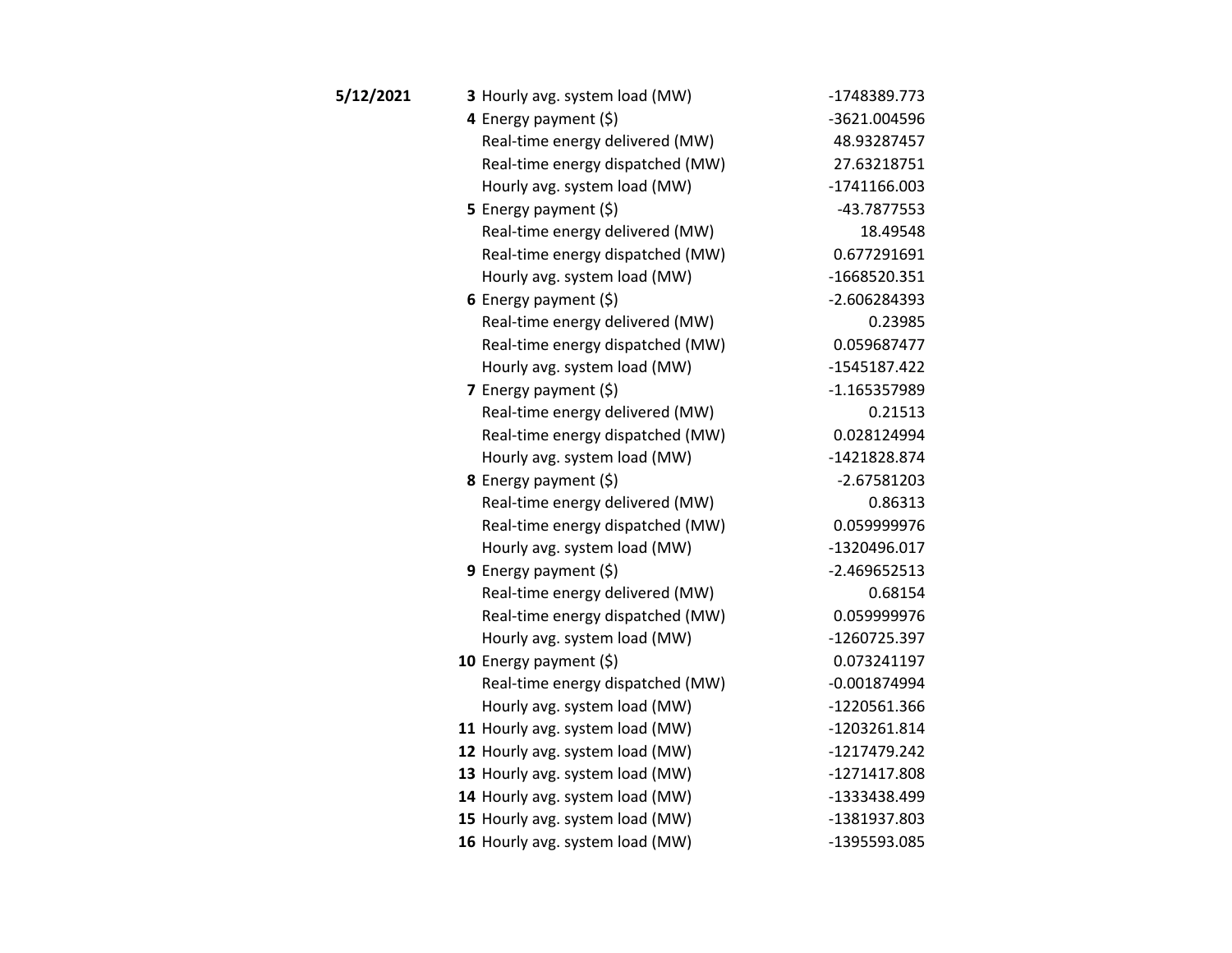| Date | Hour | Item | Value |
|---|---|---|---|
| **5/12/2021** | **3** | Hourly avg. system load (MW) | -1748389.773 |
| | **4** | Energy payment ($) | -3621.004596 |
| | | Real-time energy delivered (MW) | 48.93287457 |
| | | Real-time energy dispatched (MW) | 27.63218751 |
| | | Hourly avg. system load (MW) | -1741166.003 |
| | **5** | Energy payment ($) | -43.7877553 |
| | | Real-time energy delivered (MW) | 18.49548 |
| | | Real-time energy dispatched (MW) | 0.677291691 |
| | | Hourly avg. system load (MW) | -1668520.351 |
| | **6** | Energy payment ($) | -2.606284393 |
| | | Real-time energy delivered (MW) | 0.23985 |
| | | Real-time energy dispatched (MW) | 0.059687477 |
| | | Hourly avg. system load (MW) | -1545187.422 |
| | **7** | Energy payment ($) | -1.165357989 |
| | | Real-time energy delivered (MW) | 0.21513 |
| | | Real-time energy dispatched (MW) | 0.028124994 |
| | | Hourly avg. system load (MW) | -1421828.874 |
| | **8** | Energy payment ($) | -2.67581203 |
| | | Real-time energy delivered (MW) | 0.86313 |
| | | Real-time energy dispatched (MW) | 0.059999976 |
| | | Hourly avg. system load (MW) | -1320496.017 |
| | **9** | Energy payment ($) | -2.469652513 |
| | | Real-time energy delivered (MW) | 0.68154 |
| | | Real-time energy dispatched (MW) | 0.059999976 |
| | | Hourly avg. system load (MW) | -1260725.397 |
| | **10** | Energy payment ($) | 0.073241197 |
| | | Real-time energy dispatched (MW) | -0.001874994 |
| | | Hourly avg. system load (MW) | -1220561.366 |
| | **11** | Hourly avg. system load (MW) | -1203261.814 |
| | **12** | Hourly avg. system load (MW) | -1217479.242 |
| | **13** | Hourly avg. system load (MW) | -1271417.808 |
| | **14** | Hourly avg. system load (MW) | -1333438.499 |
| | **15** | Hourly avg. system load (MW) | -1381937.803 |
| | **16** | Hourly avg. system load (MW) | -1395593.085 |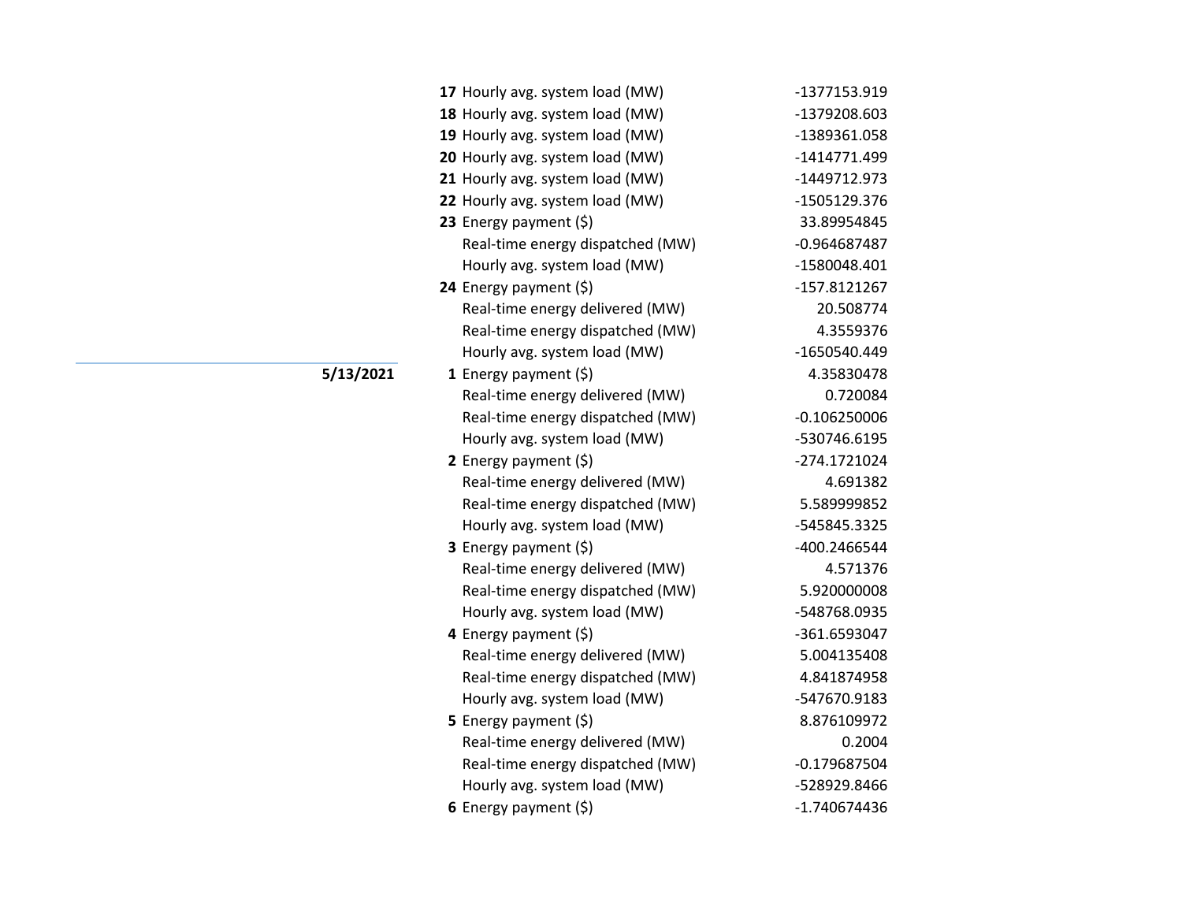| Date | Hour | Metric | Value |
|---|---|---|---|
| | **17** | Hourly avg. system load (MW) | -1377153.919 |
| | **18** | Hourly avg. system load (MW) | -1379208.603 |
| | **19** | Hourly avg. system load (MW) | -1389361.058 |
| | **20** | Hourly avg. system load (MW) | -1414771.499 |
| | **21** | Hourly avg. system load (MW) | -1449712.973 |
| | **22** | Hourly avg. system load (MW) | -1505129.376 |
| | **23** | Energy payment ($) | 33.89954845 |
| | | Real-time energy dispatched (MW) | -0.964687487 |
| | | Hourly avg. system load (MW) | -1580048.401 |
| | **24** | Energy payment ($) | -157.8121267 |
| | | Real-time energy delivered (MW) | 20.508774 |
| | | Real-time energy dispatched (MW) | 4.3559376 |
| | | Hourly avg. system load (MW) | -1650540.449 |
| **5/13/2021** | **1** | Energy payment ($) | 4.35830478 |
| | | Real-time energy delivered (MW) | 0.720084 |
| | | Real-time energy dispatched (MW) | -0.106250006 |
| | | Hourly avg. system load (MW) | -530746.6195 |
| | **2** | Energy payment ($) | -274.1721024 |
| | | Real-time energy delivered (MW) | 4.691382 |
| | | Real-time energy dispatched (MW) | 5.589999852 |
| | | Hourly avg. system load (MW) | -545845.3325 |
| | **3** | Energy payment ($) | -400.2466544 |
| | | Real-time energy delivered (MW) | 4.571376 |
| | | Real-time energy dispatched (MW) | 5.920000008 |
| | | Hourly avg. system load (MW) | -548768.0935 |
| | **4** | Energy payment ($) | -361.6593047 |
| | | Real-time energy delivered (MW) | 5.004135408 |
| | | Real-time energy dispatched (MW) | 4.841874958 |
| | | Hourly avg. system load (MW) | -547670.9183 |
| | **5** | Energy payment ($) | 8.876109972 |
| | | Real-time energy delivered (MW) | 0.2004 |
| | | Real-time energy dispatched (MW) | -0.179687504 |
| | | Hourly avg. system load (MW) | -528929.8466 |
| | **6** | Energy payment ($) | -1.740674436 |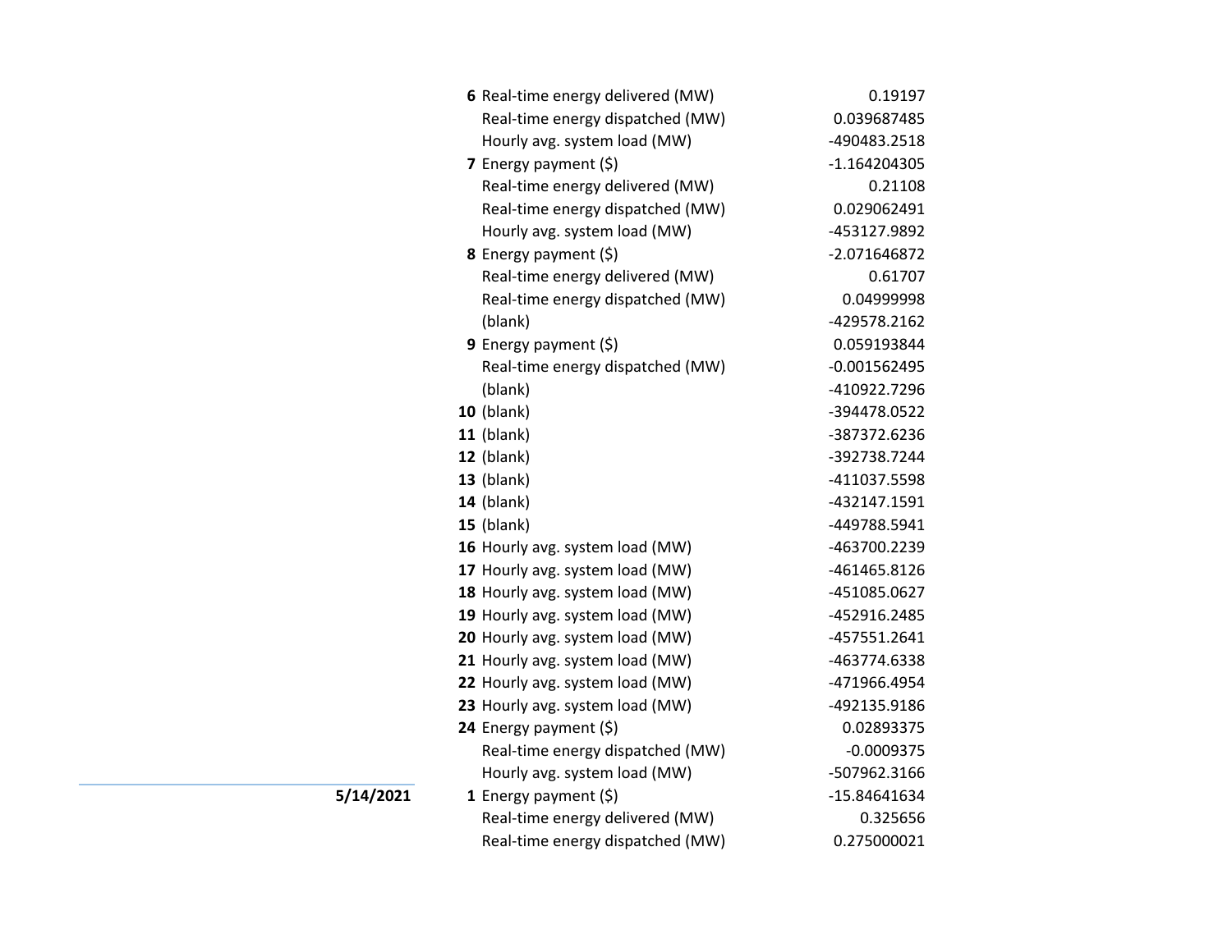| Date | Hour | Item | Value |
|---|---|---|---|
| | **6** | Real-time energy delivered (MW) | 0.19197 |
| | | Real-time energy dispatched (MW) | 0.039687485 |
| | | Hourly avg. system load (MW) | -490483.2518 |
| | **7** | Energy payment ($) | -1.164204305 |
| | | Real-time energy delivered (MW) | 0.21108 |
| | | Real-time energy dispatched (MW) | 0.029062491 |
| | | Hourly avg. system load (MW) | -453127.9892 |
| | **8** | Energy payment ($) | -2.071646872 |
| | | Real-time energy delivered (MW) | 0.61707 |
| | | Real-time energy dispatched (MW) | 0.04999998 |
| | | (blank) | -429578.2162 |
| | **9** | Energy payment ($) | 0.059193844 |
| | | Real-time energy dispatched (MW) | -0.001562495 |
| | | (blank) | -410922.7296 |
| | **10** | (blank) | -394478.0522 |
| | **11** | (blank) | -387372.6236 |
| | **12** | (blank) | -392738.7244 |
| | **13** | (blank) | -411037.5598 |
| | **14** | (blank) | -432147.1591 |
| | **15** | (blank) | -449788.5941 |
| | **16** | Hourly avg. system load (MW) | -463700.2239 |
| | **17** | Hourly avg. system load (MW) | -461465.8126 |
| | **18** | Hourly avg. system load (MW) | -451085.0627 |
| | **19** | Hourly avg. system load (MW) | -452916.2485 |
| | **20** | Hourly avg. system load (MW) | -457551.2641 |
| | **21** | Hourly avg. system load (MW) | -463774.6338 |
| | **22** | Hourly avg. system load (MW) | -471966.4954 |
| | **23** | Hourly avg. system load (MW) | -492135.9186 |
| | **24** | Energy payment ($) | 0.02893375 |
| | | Real-time energy dispatched (MW) | -0.0009375 |
| | | Hourly avg. system load (MW) | -507962.3166 |
| **5/14/2021** | **1** | Energy payment ($) | -15.84641634 |
| | | Real-time energy delivered (MW) | 0.325656 |
| | | Real-time energy dispatched (MW) | 0.275000021 |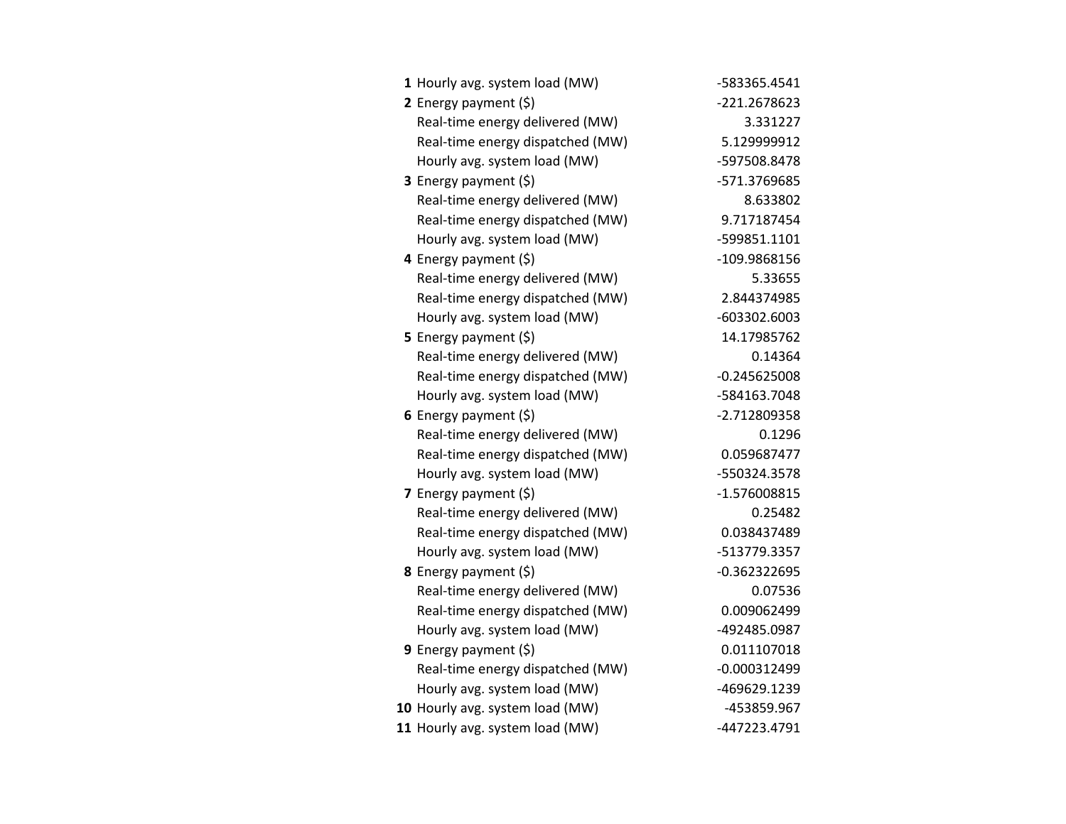| | | |
|---|---|---|
| **1** | Hourly avg. system load (MW) | -583365.4541 |
| **2** | Energy payment ($) | -221.2678623 |
| | Real-time energy delivered (MW) | 3.331227 |
| | Real-time energy dispatched (MW) | 5.129999912 |
| | Hourly avg. system load (MW) | -597508.8478 |
| **3** | Energy payment ($) | -571.3769685 |
| | Real-time energy delivered (MW) | 8.633802 |
| | Real-time energy dispatched (MW) | 9.717187454 |
| | Hourly avg. system load (MW) | -599851.1101 |
| **4** | Energy payment ($) | -109.9868156 |
| | Real-time energy delivered (MW) | 5.33655 |
| | Real-time energy dispatched (MW) | 2.844374985 |
| | Hourly avg. system load (MW) | -603302.6003 |
| **5** | Energy payment ($) | 14.17985762 |
| | Real-time energy delivered (MW) | 0.14364 |
| | Real-time energy dispatched (MW) | -0.245625008 |
| | Hourly avg. system load (MW) | -584163.7048 |
| **6** | Energy payment ($) | -2.712809358 |
| | Real-time energy delivered (MW) | 0.1296 |
| | Real-time energy dispatched (MW) | 0.059687477 |
| | Hourly avg. system load (MW) | -550324.3578 |
| **7** | Energy payment ($) | -1.576008815 |
| | Real-time energy delivered (MW) | 0.25482 |
| | Real-time energy dispatched (MW) | 0.038437489 |
| | Hourly avg. system load (MW) | -513779.3357 |
| **8** | Energy payment ($) | -0.362322695 |
| | Real-time energy delivered (MW) | 0.07536 |
| | Real-time energy dispatched (MW) | 0.009062499 |
| | Hourly avg. system load (MW) | -492485.0987 |
| **9** | Energy payment ($) | 0.011107018 |
| | Real-time energy dispatched (MW) | -0.000312499 |
| | Hourly avg. system load (MW) | -469629.1239 |
| **10** | Hourly avg. system load (MW) | -453859.967 |
| **11** | Hourly avg. system load (MW) | -447223.4791 |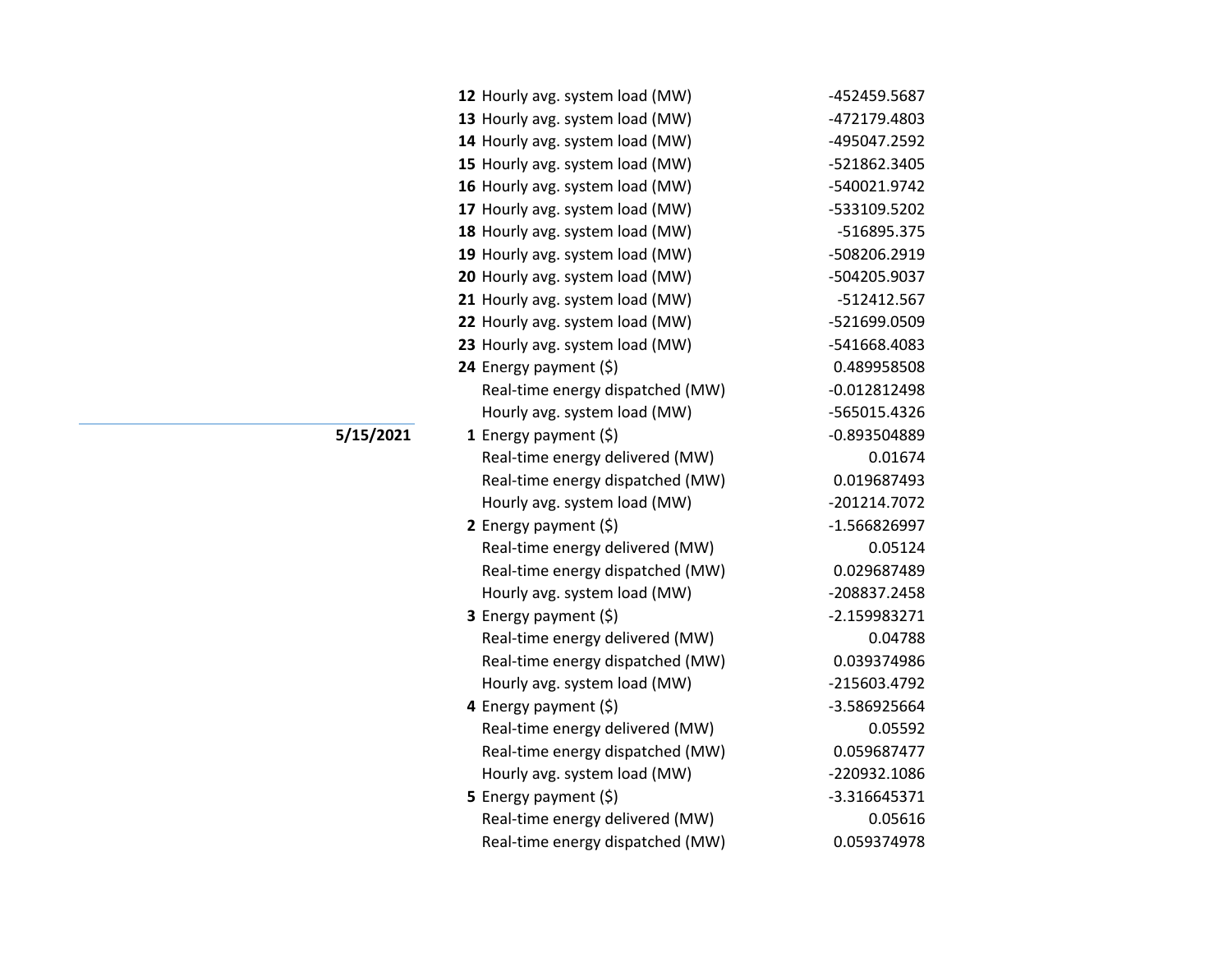| Date | Hour | Metric | Value |
|---|---|---|---|
| | **12** | Hourly avg. system load (MW) | -452459.5687 |
| | **13** | Hourly avg. system load (MW) | -472179.4803 |
| | **14** | Hourly avg. system load (MW) | -495047.2592 |
| | **15** | Hourly avg. system load (MW) | -521862.3405 |
| | **16** | Hourly avg. system load (MW) | -540021.9742 |
| | **17** | Hourly avg. system load (MW) | -533109.5202 |
| | **18** | Hourly avg. system load (MW) | -516895.375 |
| | **19** | Hourly avg. system load (MW) | -508206.2919 |
| | **20** | Hourly avg. system load (MW) | -504205.9037 |
| | **21** | Hourly avg. system load (MW) | -512412.567 |
| | **22** | Hourly avg. system load (MW) | -521699.0509 |
| | **23** | Hourly avg. system load (MW) | -541668.4083 |
| | **24** | Energy payment ($) | 0.489958508 |
| | | Real-time energy dispatched (MW) | -0.012812498 |
| | | Hourly avg. system load (MW) | -565015.4326 |
| **5/15/2021** | **1** | Energy payment ($) | -0.893504889 |
| | | Real-time energy delivered (MW) | 0.01674 |
| | | Real-time energy dispatched (MW) | 0.019687493 |
| | | Hourly avg. system load (MW) | -201214.7072 |
| | **2** | Energy payment ($) | -1.566826997 |
| | | Real-time energy delivered (MW) | 0.05124 |
| | | Real-time energy dispatched (MW) | 0.029687489 |
| | | Hourly avg. system load (MW) | -208837.2458 |
| | **3** | Energy payment ($) | -2.159983271 |
| | | Real-time energy delivered (MW) | 0.04788 |
| | | Real-time energy dispatched (MW) | 0.039374986 |
| | | Hourly avg. system load (MW) | -215603.4792 |
| | **4** | Energy payment ($) | -3.586925664 |
| | | Real-time energy delivered (MW) | 0.05592 |
| | | Real-time energy dispatched (MW) | 0.059687477 |
| | | Hourly avg. system load (MW) | -220932.1086 |
| | **5** | Energy payment ($) | -3.316645371 |
| | | Real-time energy delivered (MW) | 0.05616 |
| | | Real-time energy dispatched (MW) | 0.059374978 |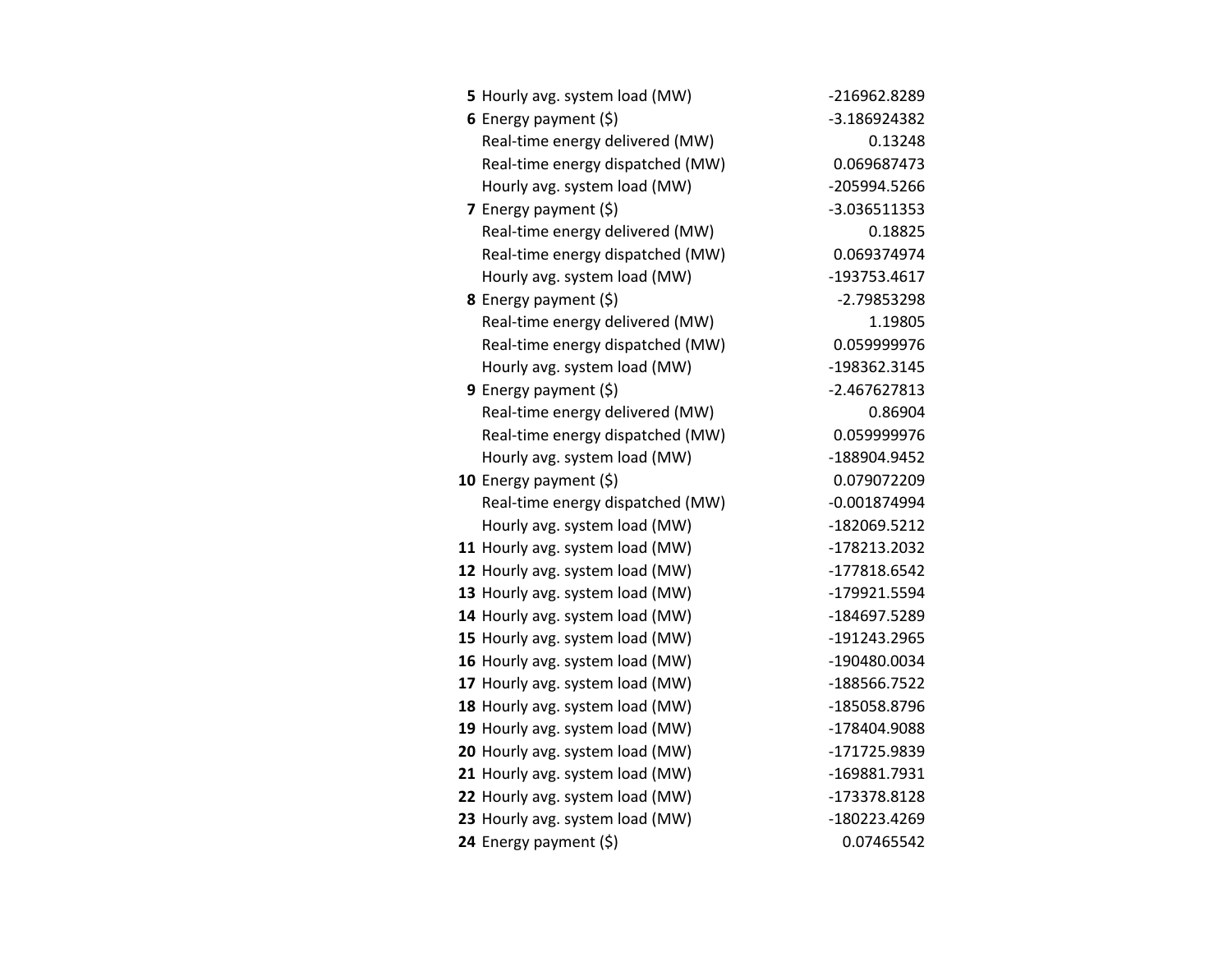| | | |
|---|---|---|
| **5** | Hourly avg. system load (MW) | -216962.8289 |
| **6** | Energy payment ($) | -3.186924382 |
| | Real-time energy delivered (MW) | 0.13248 |
| | Real-time energy dispatched (MW) | 0.069687473 |
| | Hourly avg. system load (MW) | -205994.5266 |
| **7** | Energy payment ($) | -3.036511353 |
| | Real-time energy delivered (MW) | 0.18825 |
| | Real-time energy dispatched (MW) | 0.069374974 |
| | Hourly avg. system load (MW) | -193753.4617 |
| **8** | Energy payment ($) | -2.79853298 |
| | Real-time energy delivered (MW) | 1.19805 |
| | Real-time energy dispatched (MW) | 0.059999976 |
| | Hourly avg. system load (MW) | -198362.3145 |
| **9** | Energy payment ($) | -2.467627813 |
| | Real-time energy delivered (MW) | 0.86904 |
| | Real-time energy dispatched (MW) | 0.059999976 |
| | Hourly avg. system load (MW) | -188904.9452 |
| **10** | Energy payment ($) | 0.079072209 |
| | Real-time energy dispatched (MW) | -0.001874994 |
| | Hourly avg. system load (MW) | -182069.5212 |
| **11** | Hourly avg. system load (MW) | -178213.2032 |
| **12** | Hourly avg. system load (MW) | -177818.6542 |
| **13** | Hourly avg. system load (MW) | -179921.5594 |
| **14** | Hourly avg. system load (MW) | -184697.5289 |
| **15** | Hourly avg. system load (MW) | -191243.2965 |
| **16** | Hourly avg. system load (MW) | -190480.0034 |
| **17** | Hourly avg. system load (MW) | -188566.7522 |
| **18** | Hourly avg. system load (MW) | -185058.8796 |
| **19** | Hourly avg. system load (MW) | -178404.9088 |
| **20** | Hourly avg. system load (MW) | -171725.9839 |
| **21** | Hourly avg. system load (MW) | -169881.7931 |
| **22** | Hourly avg. system load (MW) | -173378.8128 |
| **23** | Hourly avg. system load (MW) | -180223.4269 |
| **24** | Energy payment ($) | 0.07465542 |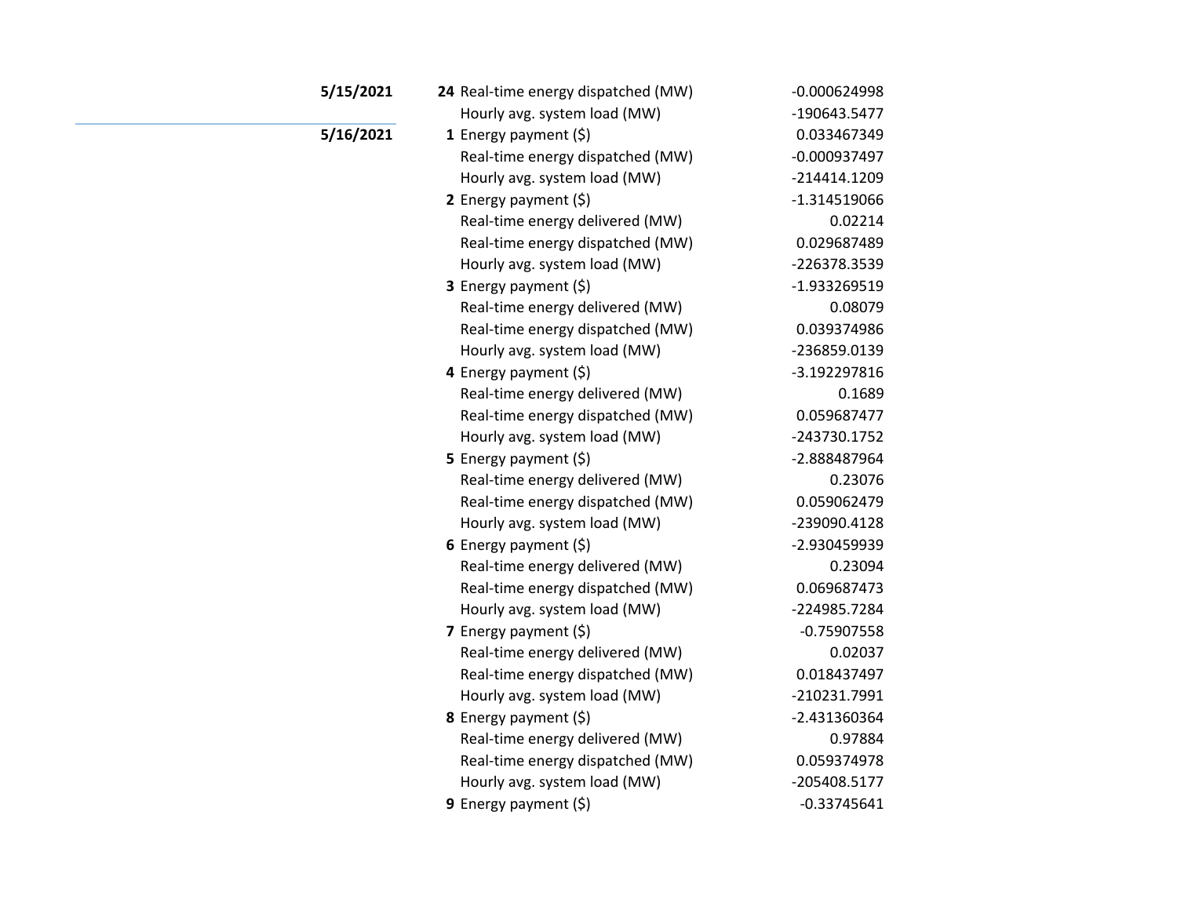| Date | Hour | Item | Value |
|---|---|---|---|
| **5/15/2021** | **24** | Real-time energy dispatched (MW) | -0.000624998 |
| | | Hourly avg. system load (MW) | -190643.5477 |
| **5/16/2021** | **1** | Energy payment ($) | 0.033467349 |
| | | Real-time energy dispatched (MW) | -0.000937497 |
| | | Hourly avg. system load (MW) | -214414.1209 |
| | **2** | Energy payment ($) | -1.314519066 |
| | | Real-time energy delivered (MW) | 0.02214 |
| | | Real-time energy dispatched (MW) | 0.029687489 |
| | | Hourly avg. system load (MW) | -226378.3539 |
| | **3** | Energy payment ($) | -1.933269519 |
| | | Real-time energy delivered (MW) | 0.08079 |
| | | Real-time energy dispatched (MW) | 0.039374986 |
| | | Hourly avg. system load (MW) | -236859.0139 |
| | **4** | Energy payment ($) | -3.192297816 |
| | | Real-time energy delivered (MW) | 0.1689 |
| | | Real-time energy dispatched (MW) | 0.059687477 |
| | | Hourly avg. system load (MW) | -243730.1752 |
| | **5** | Energy payment ($) | -2.888487964 |
| | | Real-time energy delivered (MW) | 0.23076 |
| | | Real-time energy dispatched (MW) | 0.059062479 |
| | | Hourly avg. system load (MW) | -239090.4128 |
| | **6** | Energy payment ($) | -2.930459939 |
| | | Real-time energy delivered (MW) | 0.23094 |
| | | Real-time energy dispatched (MW) | 0.069687473 |
| | | Hourly avg. system load (MW) | -224985.7284 |
| | **7** | Energy payment ($) | -0.75907558 |
| | | Real-time energy delivered (MW) | 0.02037 |
| | | Real-time energy dispatched (MW) | 0.018437497 |
| | | Hourly avg. system load (MW) | -210231.7991 |
| | **8** | Energy payment ($) | -2.431360364 |
| | | Real-time energy delivered (MW) | 0.97884 |
| | | Real-time energy dispatched (MW) | 0.059374978 |
| | | Hourly avg. system load (MW) | -205408.5177 |
| | **9** | Energy payment ($) | -0.33745641 |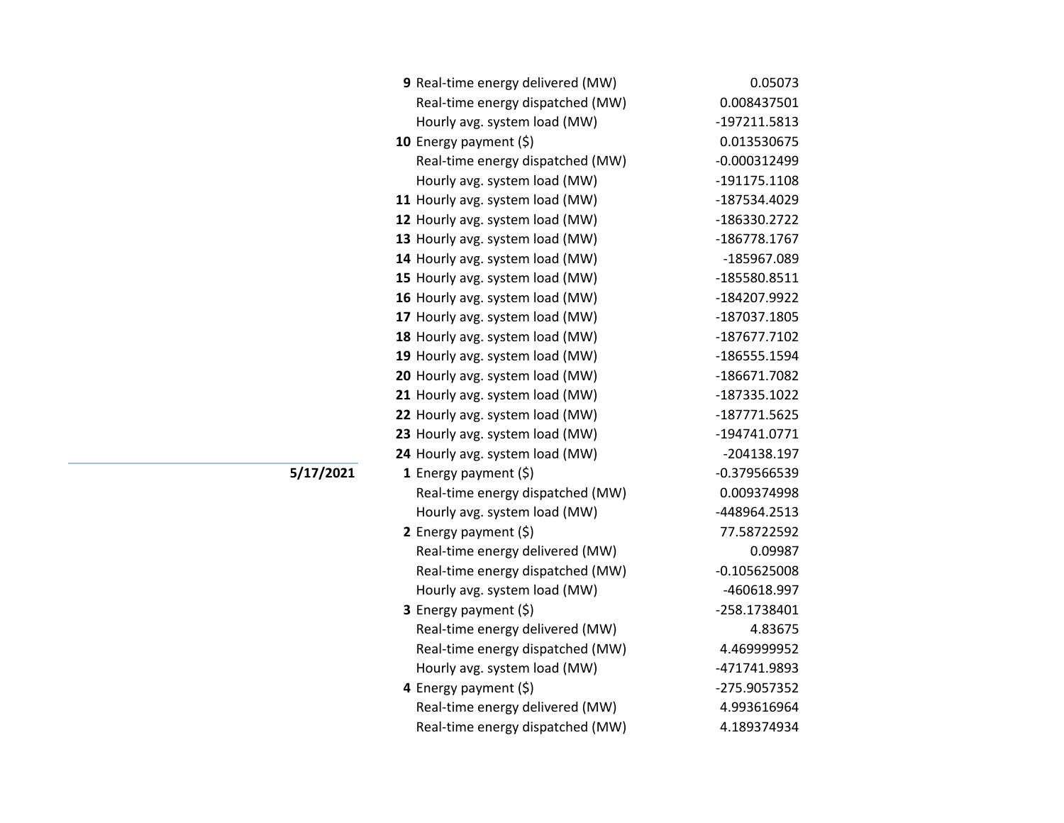| Date | Hour | Measure | Value |
|---|---|---|---|
| | **9** | Real-time energy delivered (MW) | 0.05073 |
| | | Real-time energy dispatched (MW) | 0.008437501 |
| | | Hourly avg. system load (MW) | -197211.5813 |
| | **10** | Energy payment ($) | 0.013530675 |
| | | Real-time energy dispatched (MW) | -0.000312499 |
| | | Hourly avg. system load (MW) | -191175.1108 |
| | **11** | Hourly avg. system load (MW) | -187534.4029 |
| | **12** | Hourly avg. system load (MW) | -186330.2722 |
| | **13** | Hourly avg. system load (MW) | -186778.1767 |
| | **14** | Hourly avg. system load (MW) | -185967.089 |
| | **15** | Hourly avg. system load (MW) | -185580.8511 |
| | **16** | Hourly avg. system load (MW) | -184207.9922 |
| | **17** | Hourly avg. system load (MW) | -187037.1805 |
| | **18** | Hourly avg. system load (MW) | -187677.7102 |
| | **19** | Hourly avg. system load (MW) | -186555.1594 |
| | **20** | Hourly avg. system load (MW) | -186671.7082 |
| | **21** | Hourly avg. system load (MW) | -187335.1022 |
| | **22** | Hourly avg. system load (MW) | -187771.5625 |
| | **23** | Hourly avg. system load (MW) | -194741.0771 |
| | **24** | Hourly avg. system load (MW) | -204138.197 |
| **5/17/2021** | **1** | Energy payment ($) | -0.379566539 |
| | | Real-time energy dispatched (MW) | 0.009374998 |
| | | Hourly avg. system load (MW) | -448964.2513 |
| | **2** | Energy payment ($) | 77.58722592 |
| | | Real-time energy delivered (MW) | 0.09987 |
| | | Real-time energy dispatched (MW) | -0.105625008 |
| | | Hourly avg. system load (MW) | -460618.997 |
| | **3** | Energy payment ($) | -258.1738401 |
| | | Real-time energy delivered (MW) | 4.83675 |
| | | Real-time energy dispatched (MW) | 4.469999952 |
| | | Hourly avg. system load (MW) | -471741.9893 |
| | **4** | Energy payment ($) | -275.9057352 |
| | | Real-time energy delivered (MW) | 4.993616964 |
| | | Real-time energy dispatched (MW) | 4.189374934 |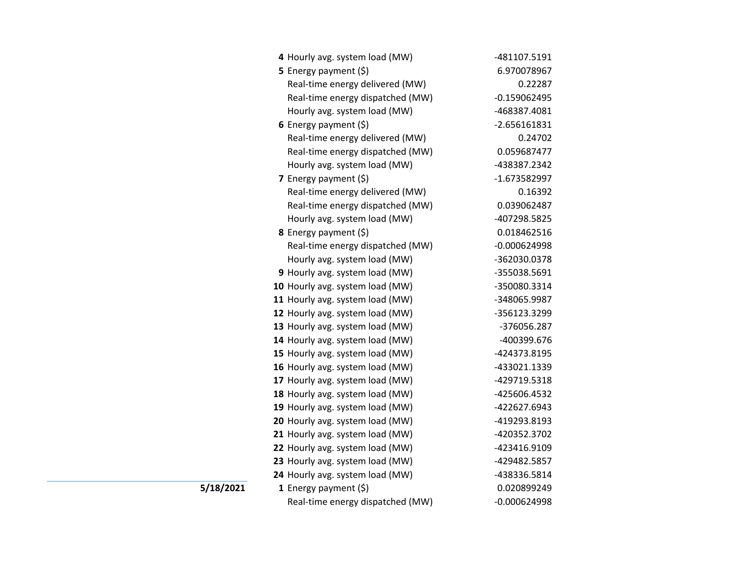| Date | Hour | Item | Value |
|---|---|---|---|
| | 4 | Hourly avg. system load (MW) | -481107.5191 |
| | 5 | Energy payment ($) | 6.970078967 |
| | | Real-time energy delivered (MW) | 0.22287 |
| | | Real-time energy dispatched (MW) | -0.159062495 |
| | | Hourly avg. system load (MW) | -468387.4081 |
| | 6 | Energy payment ($) | -2.656161831 |
| | | Real-time energy delivered (MW) | 0.24702 |
| | | Real-time energy dispatched (MW) | 0.059687477 |
| | | Hourly avg. system load (MW) | -438387.2342 |
| | 7 | Energy payment ($) | -1.673582997 |
| | | Real-time energy delivered (MW) | 0.16392 |
| | | Real-time energy dispatched (MW) | 0.039062487 |
| | | Hourly avg. system load (MW) | -407298.5825 |
| | 8 | Energy payment ($) | 0.018462516 |
| | | Real-time energy dispatched (MW) | -0.000624998 |
| | | Hourly avg. system load (MW) | -362030.0378 |
| | 9 | Hourly avg. system load (MW) | -355038.5691 |
| | 10 | Hourly avg. system load (MW) | -350080.3314 |
| | 11 | Hourly avg. system load (MW) | -348065.9987 |
| | 12 | Hourly avg. system load (MW) | -356123.3299 |
| | 13 | Hourly avg. system load (MW) | -376056.287 |
| | 14 | Hourly avg. system load (MW) | -400399.676 |
| | 15 | Hourly avg. system load (MW) | -424373.8195 |
| | 16 | Hourly avg. system load (MW) | -433021.1339 |
| | 17 | Hourly avg. system load (MW) | -429719.5318 |
| | 18 | Hourly avg. system load (MW) | -425606.4532 |
| | 19 | Hourly avg. system load (MW) | -422627.6943 |
| | 20 | Hourly avg. system load (MW) | -419293.8193 |
| | 21 | Hourly avg. system load (MW) | -420352.3702 |
| | 22 | Hourly avg. system load (MW) | -423416.9109 |
| | 23 | Hourly avg. system load (MW) | -429482.5857 |
| | 24 | Hourly avg. system load (MW) | -438336.5814 |
| **5/18/2021** | 1 | Energy payment ($) | 0.020899249 |
| | | Real-time energy dispatched (MW) | -0.000624998 |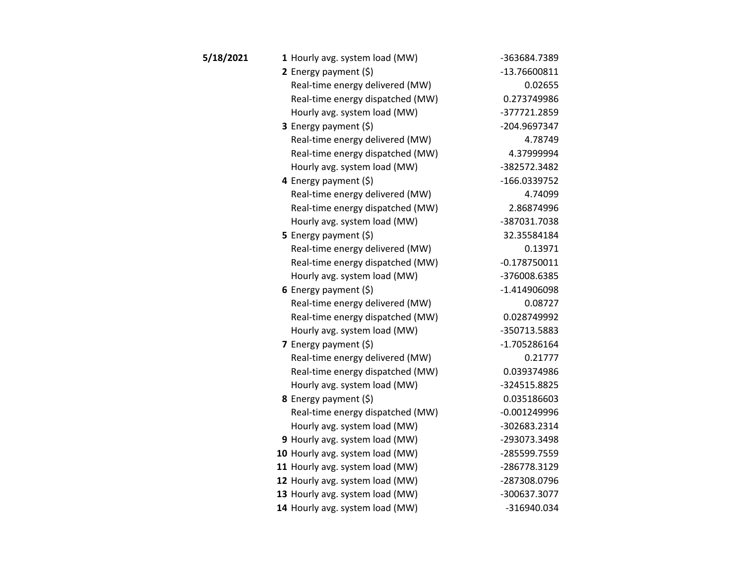| Date | Hour | Item | Value |
|---|---|---|---|
| **5/18/2021** | **1** | Hourly avg. system load (MW) | -363684.7389 |
| | **2** | Energy payment ($) | -13.76600811 |
| | | Real-time energy delivered (MW) | 0.02655 |
| | | Real-time energy dispatched (MW) | 0.273749986 |
| | | Hourly avg. system load (MW) | -377721.2859 |
| | **3** | Energy payment ($) | -204.9697347 |
| | | Real-time energy delivered (MW) | 4.78749 |
| | | Real-time energy dispatched (MW) | 4.37999994 |
| | | Hourly avg. system load (MW) | -382572.3482 |
| | **4** | Energy payment ($) | -166.0339752 |
| | | Real-time energy delivered (MW) | 4.74099 |
| | | Real-time energy dispatched (MW) | 2.86874996 |
| | | Hourly avg. system load (MW) | -387031.7038 |
| | **5** | Energy payment ($) | 32.35584184 |
| | | Real-time energy delivered (MW) | 0.13971 |
| | | Real-time energy dispatched (MW) | -0.178750011 |
| | | Hourly avg. system load (MW) | -376008.6385 |
| | **6** | Energy payment ($) | -1.414906098 |
| | | Real-time energy delivered (MW) | 0.08727 |
| | | Real-time energy dispatched (MW) | 0.028749992 |
| | | Hourly avg. system load (MW) | -350713.5883 |
| | **7** | Energy payment ($) | -1.705286164 |
| | | Real-time energy delivered (MW) | 0.21777 |
| | | Real-time energy dispatched (MW) | 0.039374986 |
| | | Hourly avg. system load (MW) | -324515.8825 |
| | **8** | Energy payment ($) | 0.035186603 |
| | | Real-time energy dispatched (MW) | -0.001249996 |
| | | Hourly avg. system load (MW) | -302683.2314 |
| | **9** | Hourly avg. system load (MW) | -293073.3498 |
| | **10** | Hourly avg. system load (MW) | -285599.7559 |
| | **11** | Hourly avg. system load (MW) | -286778.3129 |
| | **12** | Hourly avg. system load (MW) | -287308.0796 |
| | **13** | Hourly avg. system load (MW) | -300637.3077 |
| | **14** | Hourly avg. system load (MW) | -316940.034 |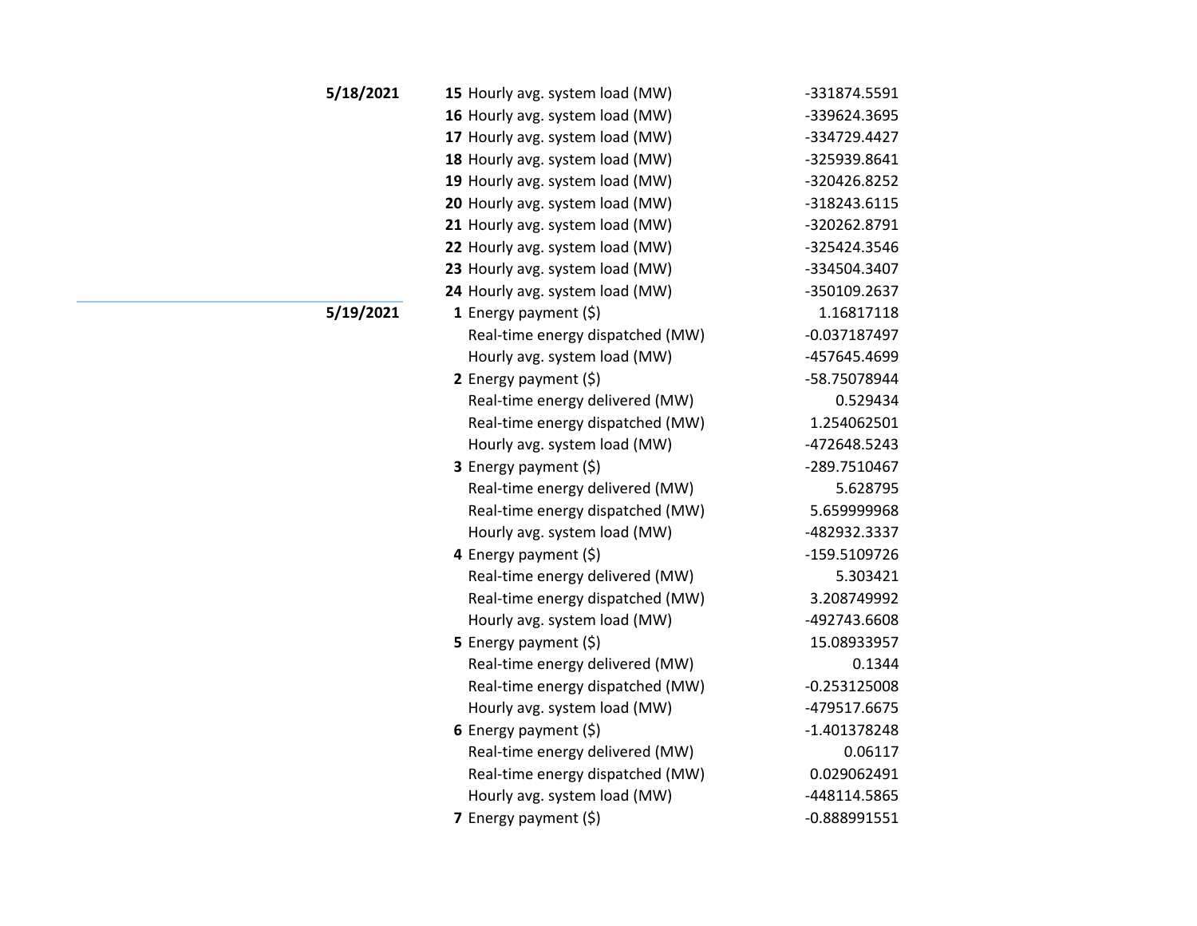| Date | Hour | Metric | Value |
|---|---|---|---|
| **5/18/2021** | **15** | Hourly avg. system load (MW) | -331874.5591 |
| | **16** | Hourly avg. system load (MW) | -339624.3695 |
| | **17** | Hourly avg. system load (MW) | -334729.4427 |
| | **18** | Hourly avg. system load (MW) | -325939.8641 |
| | **19** | Hourly avg. system load (MW) | -320426.8252 |
| | **20** | Hourly avg. system load (MW) | -318243.6115 |
| | **21** | Hourly avg. system load (MW) | -320262.8791 |
| | **22** | Hourly avg. system load (MW) | -325424.3546 |
| | **23** | Hourly avg. system load (MW) | -334504.3407 |
| | **24** | Hourly avg. system load (MW) | -350109.2637 |
| **5/19/2021** | **1** | Energy payment ($) | 1.16817118 |
| | | Real-time energy dispatched (MW) | -0.037187497 |
| | | Hourly avg. system load (MW) | -457645.4699 |
| | **2** | Energy payment ($) | -58.75078944 |
| | | Real-time energy delivered (MW) | 0.529434 |
| | | Real-time energy dispatched (MW) | 1.254062501 |
| | | Hourly avg. system load (MW) | -472648.5243 |
| | **3** | Energy payment ($) | -289.7510467 |
| | | Real-time energy delivered (MW) | 5.628795 |
| | | Real-time energy dispatched (MW) | 5.659999968 |
| | | Hourly avg. system load (MW) | -482932.3337 |
| | **4** | Energy payment ($) | -159.5109726 |
| | | Real-time energy delivered (MW) | 5.303421 |
| | | Real-time energy dispatched (MW) | 3.208749992 |
| | | Hourly avg. system load (MW) | -492743.6608 |
| | **5** | Energy payment ($) | 15.08933957 |
| | | Real-time energy delivered (MW) | 0.1344 |
| | | Real-time energy dispatched (MW) | -0.253125008 |
| | | Hourly avg. system load (MW) | -479517.6675 |
| | **6** | Energy payment ($) | -1.401378248 |
| | | Real-time energy delivered (MW) | 0.06117 |
| | | Real-time energy dispatched (MW) | 0.029062491 |
| | | Hourly avg. system load (MW) | -448114.5865 |
| | **7** | Energy payment ($) | -0.888991551 |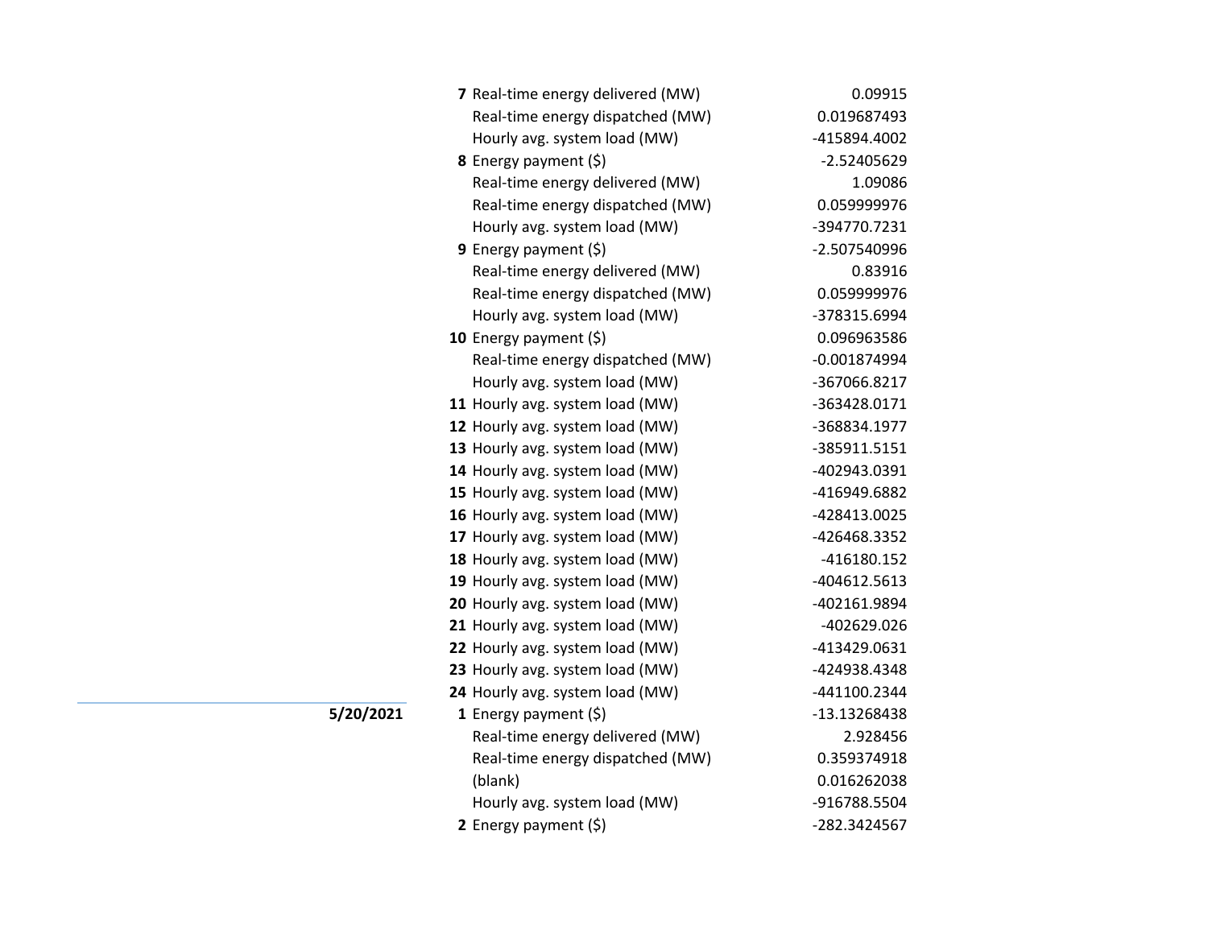| Date | Hour | Measure | Value |
|---|---|---|---|
| | **7** | Real-time energy delivered (MW) | 0.09915 |
| | | Real-time energy dispatched (MW) | 0.019687493 |
| | | Hourly avg. system load (MW) | -415894.4002 |
| | **8** | Energy payment ($) | -2.52405629 |
| | | Real-time energy delivered (MW) | 1.09086 |
| | | Real-time energy dispatched (MW) | 0.059999976 |
| | | Hourly avg. system load (MW) | -394770.7231 |
| | **9** | Energy payment ($) | -2.507540996 |
| | | Real-time energy delivered (MW) | 0.83916 |
| | | Real-time energy dispatched (MW) | 0.059999976 |
| | | Hourly avg. system load (MW) | -378315.6994 |
| | **10** | Energy payment ($) | 0.096963586 |
| | | Real-time energy dispatched (MW) | -0.001874994 |
| | | Hourly avg. system load (MW) | -367066.8217 |
| | **11** | Hourly avg. system load (MW) | -363428.0171 |
| | **12** | Hourly avg. system load (MW) | -368834.1977 |
| | **13** | Hourly avg. system load (MW) | -385911.5151 |
| | **14** | Hourly avg. system load (MW) | -402943.0391 |
| | **15** | Hourly avg. system load (MW) | -416949.6882 |
| | **16** | Hourly avg. system load (MW) | -428413.0025 |
| | **17** | Hourly avg. system load (MW) | -426468.3352 |
| | **18** | Hourly avg. system load (MW) | -416180.152 |
| | **19** | Hourly avg. system load (MW) | -404612.5613 |
| | **20** | Hourly avg. system load (MW) | -402161.9894 |
| | **21** | Hourly avg. system load (MW) | -402629.026 |
| | **22** | Hourly avg. system load (MW) | -413429.0631 |
| | **23** | Hourly avg. system load (MW) | -424938.4348 |
| | **24** | Hourly avg. system load (MW) | -441100.2344 |
| **5/20/2021** | **1** | Energy payment ($) | -13.13268438 |
| | | Real-time energy delivered (MW) | 2.928456 |
| | | Real-time energy dispatched (MW) | 0.359374918 |
| | | (blank) | 0.016262038 |
| | | Hourly avg. system load (MW) | -916788.5504 |
| | **2** | Energy payment ($) | -282.3424567 |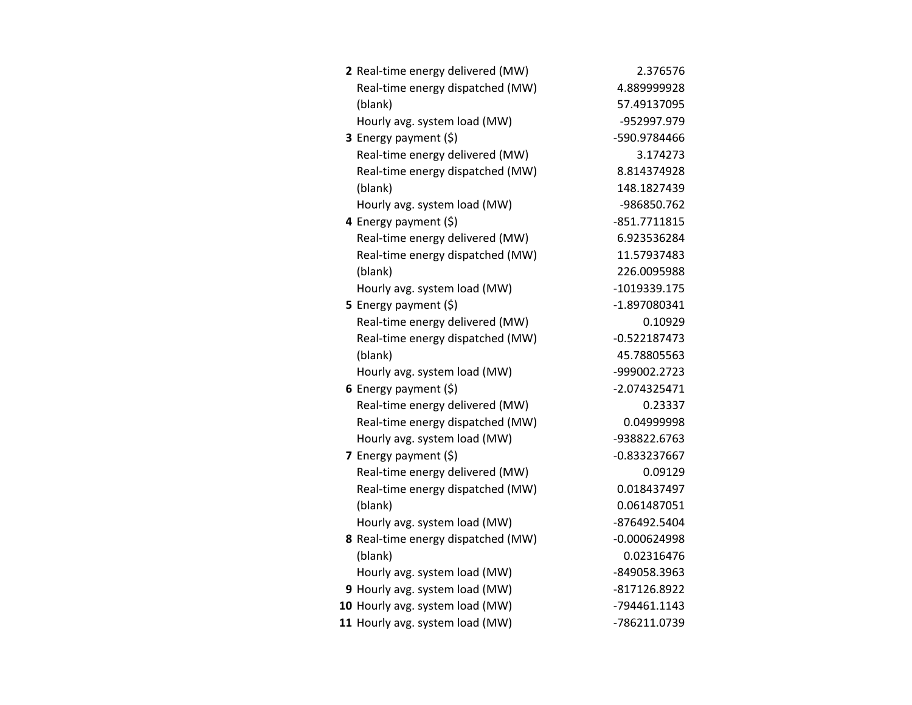| | | |
|---|---|---|
| **2** | Real-time energy delivered (MW) | 2.376576 |
| | Real-time energy dispatched (MW) | 4.889999928 |
| | (blank) | 57.49137095 |
| | Hourly avg. system load (MW) | -952997.979 |
| **3** | Energy payment ($) | -590.9784466 |
| | Real-time energy delivered (MW) | 3.174273 |
| | Real-time energy dispatched (MW) | 8.814374928 |
| | (blank) | 148.1827439 |
| | Hourly avg. system load (MW) | -986850.762 |
| **4** | Energy payment ($) | -851.7711815 |
| | Real-time energy delivered (MW) | 6.923536284 |
| | Real-time energy dispatched (MW) | 11.57937483 |
| | (blank) | 226.0095988 |
| | Hourly avg. system load (MW) | -1019339.175 |
| **5** | Energy payment ($) | -1.897080341 |
| | Real-time energy delivered (MW) | 0.10929 |
| | Real-time energy dispatched (MW) | -0.522187473 |
| | (blank) | 45.78805563 |
| | Hourly avg. system load (MW) | -999002.2723 |
| **6** | Energy payment ($) | -2.074325471 |
| | Real-time energy delivered (MW) | 0.23337 |
| | Real-time energy dispatched (MW) | 0.04999998 |
| | Hourly avg. system load (MW) | -938822.6763 |
| **7** | Energy payment ($) | -0.833237667 |
| | Real-time energy delivered (MW) | 0.09129 |
| | Real-time energy dispatched (MW) | 0.018437497 |
| | (blank) | 0.061487051 |
| | Hourly avg. system load (MW) | -876492.5404 |
| **8** | Real-time energy dispatched (MW) | -0.000624998 |
| | (blank) | 0.02316476 |
| | Hourly avg. system load (MW) | -849058.3963 |
| **9** | Hourly avg. system load (MW) | -817126.8922 |
| **10** | Hourly avg. system load (MW) | -794461.1143 |
| **11** | Hourly avg. system load (MW) | -786211.0739 |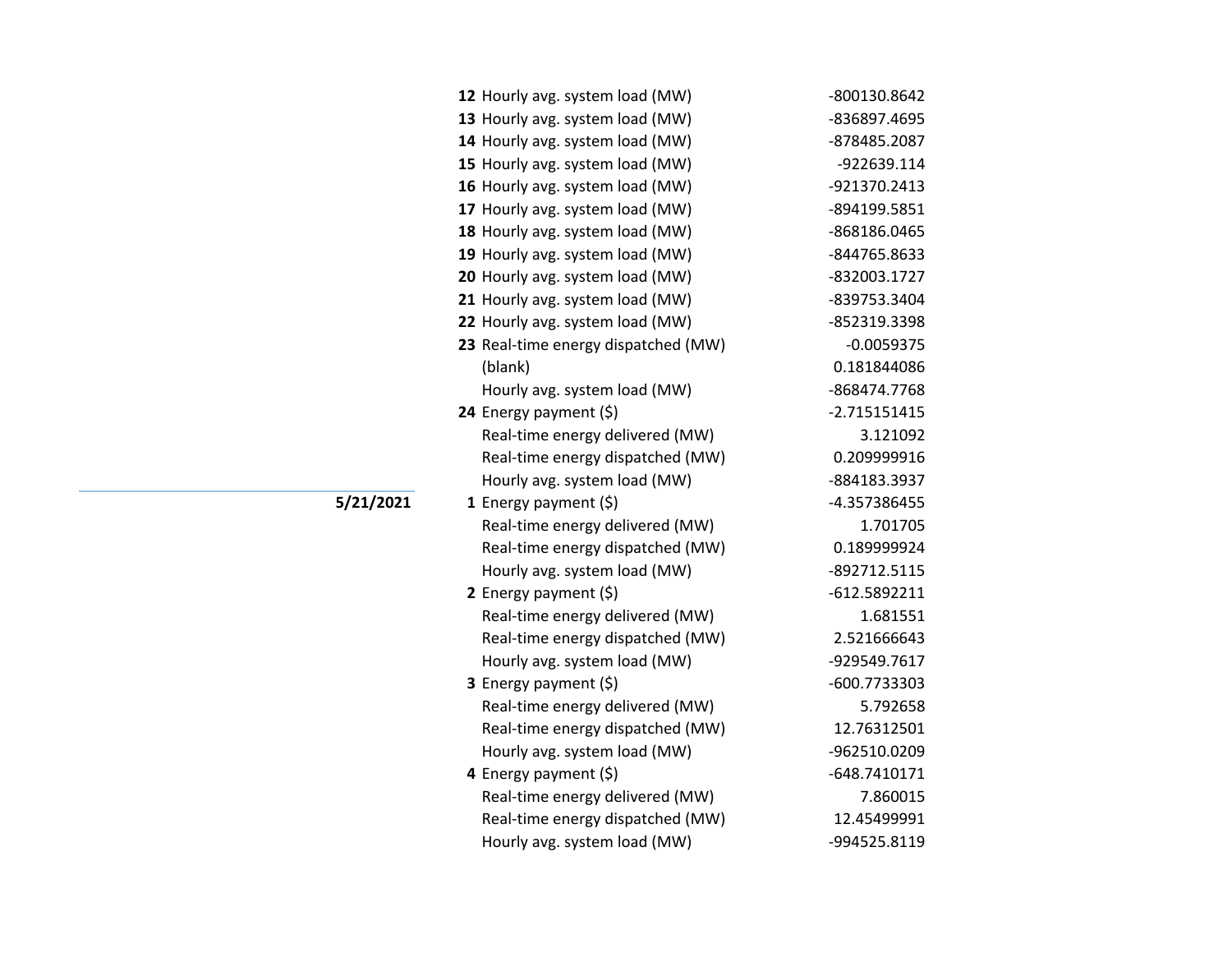| Date | Hour | Measure | Value |
|---|---|---|---|
| | **12** | Hourly avg. system load (MW) | -800130.8642 |
| | **13** | Hourly avg. system load (MW) | -836897.4695 |
| | **14** | Hourly avg. system load (MW) | -878485.2087 |
| | **15** | Hourly avg. system load (MW) | -922639.114 |
| | **16** | Hourly avg. system load (MW) | -921370.2413 |
| | **17** | Hourly avg. system load (MW) | -894199.5851 |
| | **18** | Hourly avg. system load (MW) | -868186.0465 |
| | **19** | Hourly avg. system load (MW) | -844765.8633 |
| | **20** | Hourly avg. system load (MW) | -832003.1727 |
| | **21** | Hourly avg. system load (MW) | -839753.3404 |
| | **22** | Hourly avg. system load (MW) | -852319.3398 |
| | **23** | Real-time energy dispatched (MW) | -0.0059375 |
| | | (blank) | 0.181844086 |
| | | Hourly avg. system load (MW) | -868474.7768 |
| | **24** | Energy payment ($) | -2.715151415 |
| | | Real-time energy delivered (MW) | 3.121092 |
| | | Real-time energy dispatched (MW) | 0.209999916 |
| | | Hourly avg. system load (MW) | -884183.3937 |
| **5/21/2021** | **1** | Energy payment ($) | -4.357386455 |
| | | Real-time energy delivered (MW) | 1.701705 |
| | | Real-time energy dispatched (MW) | 0.189999924 |
| | | Hourly avg. system load (MW) | -892712.5115 |
| | **2** | Energy payment ($) | -612.5892211 |
| | | Real-time energy delivered (MW) | 1.681551 |
| | | Real-time energy dispatched (MW) | 2.521666643 |
| | | Hourly avg. system load (MW) | -929549.7617 |
| | **3** | Energy payment ($) | -600.7733303 |
| | | Real-time energy delivered (MW) | 5.792658 |
| | | Real-time energy dispatched (MW) | 12.76312501 |
| | | Hourly avg. system load (MW) | -962510.0209 |
| | **4** | Energy payment ($) | -648.7410171 |
| | | Real-time energy delivered (MW) | 7.860015 |
| | | Real-time energy dispatched (MW) | 12.45499991 |
| | | Hourly avg. system load (MW) | -994525.8119 |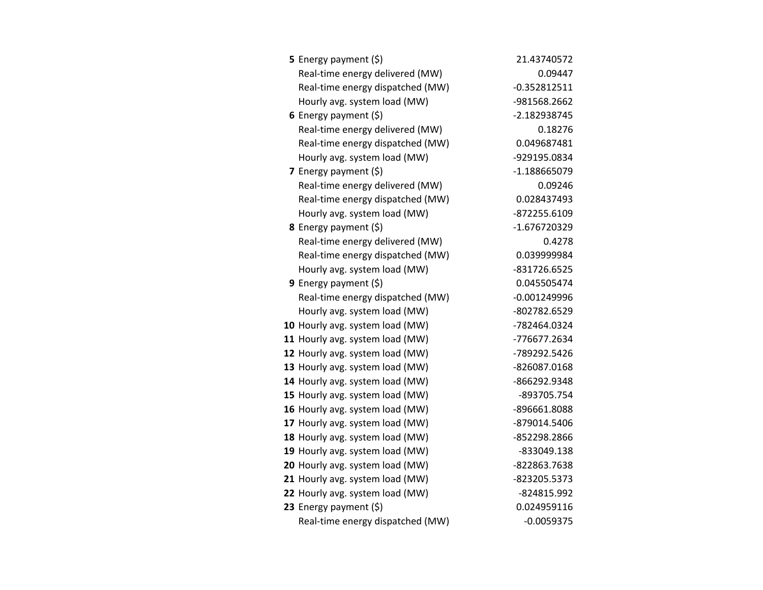| | | |
|---|---|---|
| **5** | Energy payment ($) | 21.43740572 |
| | Real-time energy delivered (MW) | 0.09447 |
| | Real-time energy dispatched (MW) | -0.352812511 |
| | Hourly avg. system load (MW) | -981568.2662 |
| **6** | Energy payment ($) | -2.182938745 |
| | Real-time energy delivered (MW) | 0.18276 |
| | Real-time energy dispatched (MW) | 0.049687481 |
| | Hourly avg. system load (MW) | -929195.0834 |
| **7** | Energy payment ($) | -1.188665079 |
| | Real-time energy delivered (MW) | 0.09246 |
| | Real-time energy dispatched (MW) | 0.028437493 |
| | Hourly avg. system load (MW) | -872255.6109 |
| **8** | Energy payment ($) | -1.676720329 |
| | Real-time energy delivered (MW) | 0.4278 |
| | Real-time energy dispatched (MW) | 0.039999984 |
| | Hourly avg. system load (MW) | -831726.6525 |
| **9** | Energy payment ($) | 0.045505474 |
| | Real-time energy dispatched (MW) | -0.001249996 |
| | Hourly avg. system load (MW) | -802782.6529 |
| **10** | Hourly avg. system load (MW) | -782464.0324 |
| **11** | Hourly avg. system load (MW) | -776677.2634 |
| **12** | Hourly avg. system load (MW) | -789292.5426 |
| **13** | Hourly avg. system load (MW) | -826087.0168 |
| **14** | Hourly avg. system load (MW) | -866292.9348 |
| **15** | Hourly avg. system load (MW) | -893705.754 |
| **16** | Hourly avg. system load (MW) | -896661.8088 |
| **17** | Hourly avg. system load (MW) | -879014.5406 |
| **18** | Hourly avg. system load (MW) | -852298.2866 |
| **19** | Hourly avg. system load (MW) | -833049.138 |
| **20** | Hourly avg. system load (MW) | -822863.7638 |
| **21** | Hourly avg. system load (MW) | -823205.5373 |
| **22** | Hourly avg. system load (MW) | -824815.992 |
| **23** | Energy payment ($) | 0.024959116 |
| | Real-time energy dispatched (MW) | -0.0059375 |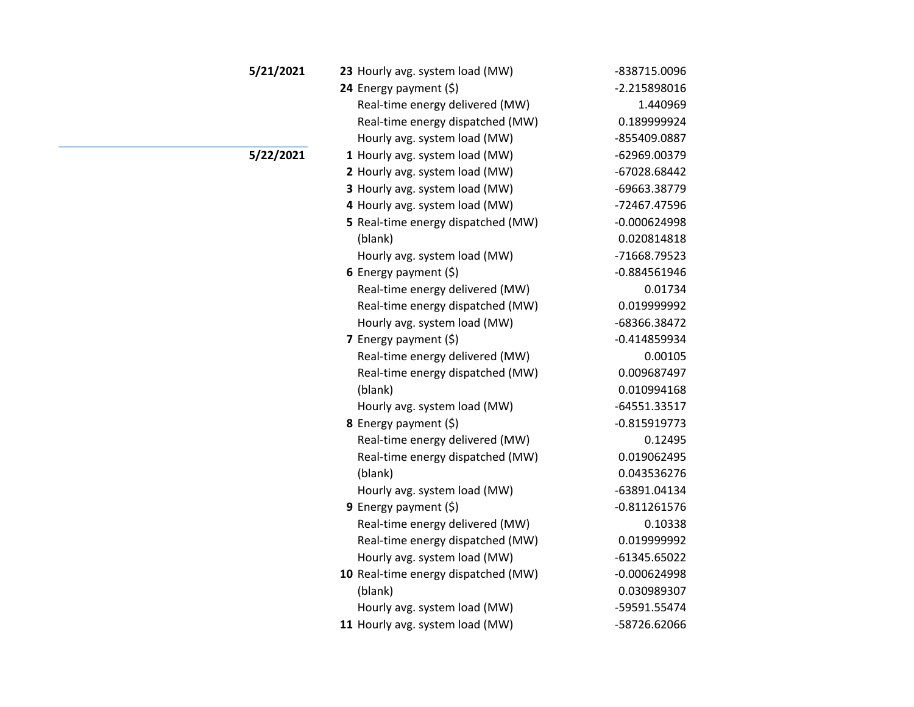| Date | Hour | Measure | Value |
|---|---|---|---|
| **5/21/2021** | **23** | Hourly avg. system load (MW) | -838715.0096 |
| | **24** | Energy payment ($) | -2.215898016 |
| | | Real-time energy delivered (MW) | 1.440969 |
| | | Real-time energy dispatched (MW) | 0.189999924 |
| | | Hourly avg. system load (MW) | -855409.0887 |
| **5/22/2021** | **1** | Hourly avg. system load (MW) | -62969.00379 |
| | **2** | Hourly avg. system load (MW) | -67028.68442 |
| | **3** | Hourly avg. system load (MW) | -69663.38779 |
| | **4** | Hourly avg. system load (MW) | -72467.47596 |
| | **5** | Real-time energy dispatched (MW) | -0.000624998 |
| | | (blank) | 0.020814818 |
| | | Hourly avg. system load (MW) | -71668.79523 |
| | **6** | Energy payment ($) | -0.884561946 |
| | | Real-time energy delivered (MW) | 0.01734 |
| | | Real-time energy dispatched (MW) | 0.019999992 |
| | | Hourly avg. system load (MW) | -68366.38472 |
| | **7** | Energy payment ($) | -0.414859934 |
| | | Real-time energy delivered (MW) | 0.00105 |
| | | Real-time energy dispatched (MW) | 0.009687497 |
| | | (blank) | 0.010994168 |
| | | Hourly avg. system load (MW) | -64551.33517 |
| | **8** | Energy payment ($) | -0.815919773 |
| | | Real-time energy delivered (MW) | 0.12495 |
| | | Real-time energy dispatched (MW) | 0.019062495 |
| | | (blank) | 0.043536276 |
| | | Hourly avg. system load (MW) | -63891.04134 |
| | **9** | Energy payment ($) | -0.811261576 |
| | | Real-time energy delivered (MW) | 0.10338 |
| | | Real-time energy dispatched (MW) | 0.019999992 |
| | | Hourly avg. system load (MW) | -61345.65022 |
| | **10** | Real-time energy dispatched (MW) | -0.000624998 |
| | | (blank) | 0.030989307 |
| | | Hourly avg. system load (MW) | -59591.55474 |
| | **11** | Hourly avg. system load (MW) | -58726.62066 |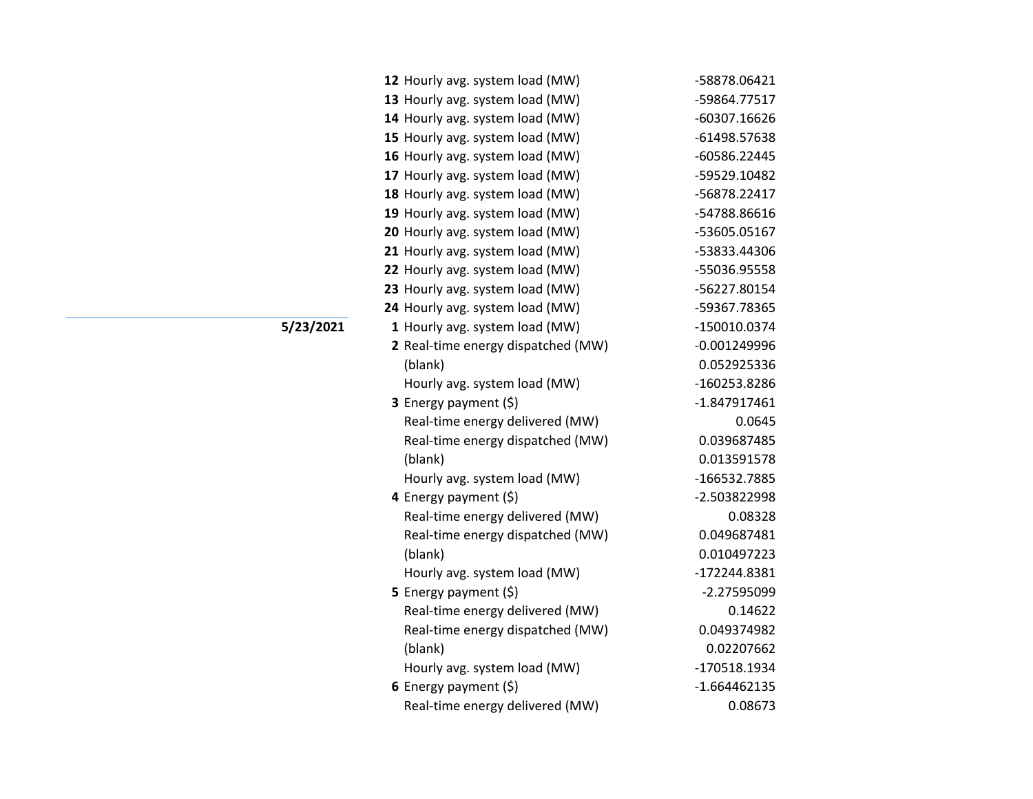| Date | Hour | Metric | Value |
|---|---|---|---|
| | **12** | Hourly avg. system load (MW) | -58878.06421 |
| | **13** | Hourly avg. system load (MW) | -59864.77517 |
| | **14** | Hourly avg. system load (MW) | -60307.16626 |
| | **15** | Hourly avg. system load (MW) | -61498.57638 |
| | **16** | Hourly avg. system load (MW) | -60586.22445 |
| | **17** | Hourly avg. system load (MW) | -59529.10482 |
| | **18** | Hourly avg. system load (MW) | -56878.22417 |
| | **19** | Hourly avg. system load (MW) | -54788.86616 |
| | **20** | Hourly avg. system load (MW) | -53605.05167 |
| | **21** | Hourly avg. system load (MW) | -53833.44306 |
| | **22** | Hourly avg. system load (MW) | -55036.95558 |
| | **23** | Hourly avg. system load (MW) | -56227.80154 |
| | **24** | Hourly avg. system load (MW) | -59367.78365 |
| **5/23/2021** | **1** | Hourly avg. system load (MW) | -150010.0374 |
| | **2** | Real-time energy dispatched (MW) | -0.001249996 |
| | | (blank) | 0.052925336 |
| | | Hourly avg. system load (MW) | -160253.8286 |
| | **3** | Energy payment ($) | -1.847917461 |
| | | Real-time energy delivered (MW) | 0.0645 |
| | | Real-time energy dispatched (MW) | 0.039687485 |
| | | (blank) | 0.013591578 |
| | | Hourly avg. system load (MW) | -166532.7885 |
| | **4** | Energy payment ($) | -2.503822998 |
| | | Real-time energy delivered (MW) | 0.08328 |
| | | Real-time energy dispatched (MW) | 0.049687481 |
| | | (blank) | 0.010497223 |
| | | Hourly avg. system load (MW) | -172244.8381 |
| | **5** | Energy payment ($) | -2.27595099 |
| | | Real-time energy delivered (MW) | 0.14622 |
| | | Real-time energy dispatched (MW) | 0.049374982 |
| | | (blank) | 0.02207662 |
| | | Hourly avg. system load (MW) | -170518.1934 |
| | **6** | Energy payment ($) | -1.664462135 |
| | | Real-time energy delivered (MW) | 0.08673 |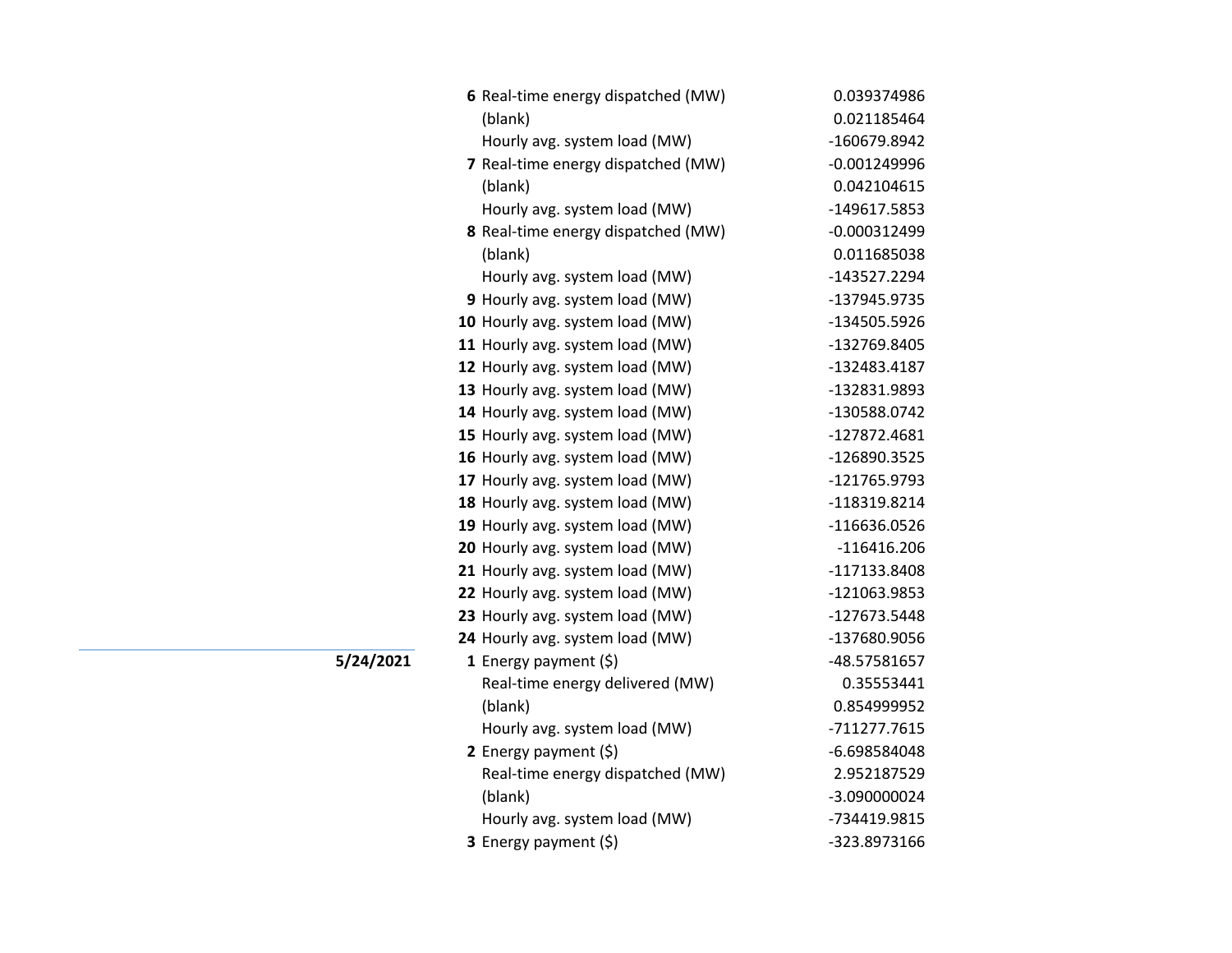| Date | Hour | Item | Value |
|---|---|---|---|
| | 6 | Real-time energy dispatched (MW) | 0.039374986 |
| | | (blank) | 0.021185464 |
| | | Hourly avg. system load (MW) | -160679.8942 |
| | 7 | Real-time energy dispatched (MW) | -0.001249996 |
| | | (blank) | 0.042104615 |
| | | Hourly avg. system load (MW) | -149617.5853 |
| | 8 | Real-time energy dispatched (MW) | -0.000312499 |
| | | (blank) | 0.011685038 |
| | | Hourly avg. system load (MW) | -143527.2294 |
| | 9 | Hourly avg. system load (MW) | -137945.9735 |
| | 10 | Hourly avg. system load (MW) | -134505.5926 |
| | 11 | Hourly avg. system load (MW) | -132769.8405 |
| | 12 | Hourly avg. system load (MW) | -132483.4187 |
| | 13 | Hourly avg. system load (MW) | -132831.9893 |
| | 14 | Hourly avg. system load (MW) | -130588.0742 |
| | 15 | Hourly avg. system load (MW) | -127872.4681 |
| | 16 | Hourly avg. system load (MW) | -126890.3525 |
| | 17 | Hourly avg. system load (MW) | -121765.9793 |
| | 18 | Hourly avg. system load (MW) | -118319.8214 |
| | 19 | Hourly avg. system load (MW) | -116636.0526 |
| | 20 | Hourly avg. system load (MW) | -116416.206 |
| | 21 | Hourly avg. system load (MW) | -117133.8408 |
| | 22 | Hourly avg. system load (MW) | -121063.9853 |
| | 23 | Hourly avg. system load (MW) | -127673.5448 |
| | 24 | Hourly avg. system load (MW) | -137680.9056 |
| **5/24/2021** | 1 | Energy payment ($) | -48.57581657 |
| | | Real-time energy delivered (MW) | 0.35553441 |
| | | (blank) | 0.854999952 |
| | | Hourly avg. system load (MW) | -711277.7615 |
| | 2 | Energy payment ($) | -6.698584048 |
| | | Real-time energy dispatched (MW) | 2.952187529 |
| | | (blank) | -3.090000024 |
| | | Hourly avg. system load (MW) | -734419.9815 |
| | 3 | Energy payment ($) | -323.8973166 |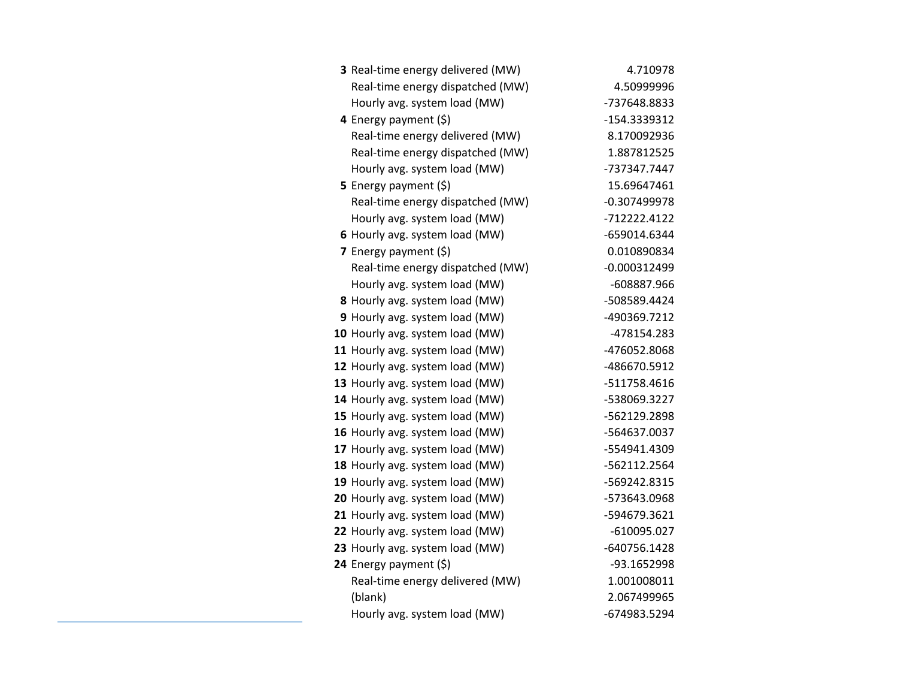| | | |
|---|---|---|
| **3** | Real-time energy delivered (MW) | 4.710978 |
| | Real-time energy dispatched (MW) | 4.50999996 |
| | Hourly avg. system load (MW) | -737648.8833 |
| **4** | Energy payment ($) | -154.3339312 |
| | Real-time energy delivered (MW) | 8.170092936 |
| | Real-time energy dispatched (MW) | 1.887812525 |
| | Hourly avg. system load (MW) | -737347.7447 |
| **5** | Energy payment ($) | 15.69647461 |
| | Real-time energy dispatched (MW) | -0.307499978 |
| | Hourly avg. system load (MW) | -712222.4122 |
| **6** | Hourly avg. system load (MW) | -659014.6344 |
| **7** | Energy payment ($) | 0.010890834 |
| | Real-time energy dispatched (MW) | -0.000312499 |
| | Hourly avg. system load (MW) | -608887.966 |
| **8** | Hourly avg. system load (MW) | -508589.4424 |
| **9** | Hourly avg. system load (MW) | -490369.7212 |
| **10** | Hourly avg. system load (MW) | -478154.283 |
| **11** | Hourly avg. system load (MW) | -476052.8068 |
| **12** | Hourly avg. system load (MW) | -486670.5912 |
| **13** | Hourly avg. system load (MW) | -511758.4616 |
| **14** | Hourly avg. system load (MW) | -538069.3227 |
| **15** | Hourly avg. system load (MW) | -562129.2898 |
| **16** | Hourly avg. system load (MW) | -564637.0037 |
| **17** | Hourly avg. system load (MW) | -554941.4309 |
| **18** | Hourly avg. system load (MW) | -562112.2564 |
| **19** | Hourly avg. system load (MW) | -569242.8315 |
| **20** | Hourly avg. system load (MW) | -573643.0968 |
| **21** | Hourly avg. system load (MW) | -594679.3621 |
| **22** | Hourly avg. system load (MW) | -610095.027 |
| **23** | Hourly avg. system load (MW) | -640756.1428 |
| **24** | Energy payment ($) | -93.1652998 |
| | Real-time energy delivered (MW) | 1.001008011 |
| | (blank) | 2.067499965 |
| | Hourly avg. system load (MW) | -674983.5294 |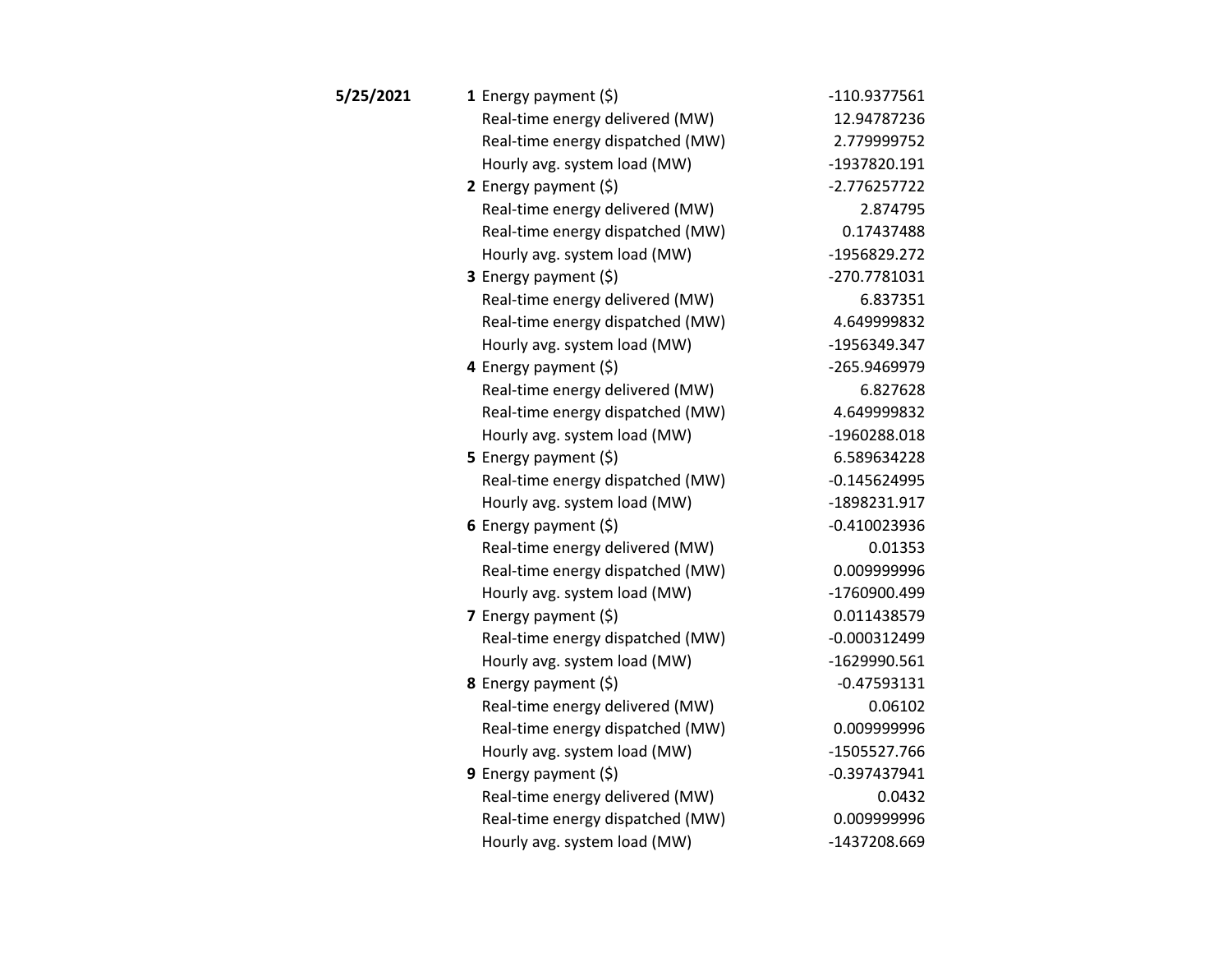| Date | Hour | Item | Value |
|---|---|---|---|
| **5/25/2021** | **1** | Energy payment ($) | -110.9377561 |
| | | Real-time energy delivered (MW) | 12.94787236 |
| | | Real-time energy dispatched (MW) | 2.779999752 |
| | | Hourly avg. system load (MW) | -1937820.191 |
| | **2** | Energy payment ($) | -2.776257722 |
| | | Real-time energy delivered (MW) | 2.874795 |
| | | Real-time energy dispatched (MW) | 0.17437488 |
| | | Hourly avg. system load (MW) | -1956829.272 |
| | **3** | Energy payment ($) | -270.7781031 |
| | | Real-time energy delivered (MW) | 6.837351 |
| | | Real-time energy dispatched (MW) | 4.649999832 |
| | | Hourly avg. system load (MW) | -1956349.347 |
| | **4** | Energy payment ($) | -265.9469979 |
| | | Real-time energy delivered (MW) | 6.827628 |
| | | Real-time energy dispatched (MW) | 4.649999832 |
| | | Hourly avg. system load (MW) | -1960288.018 |
| | **5** | Energy payment ($) | 6.589634228 |
| | | Real-time energy dispatched (MW) | -0.145624995 |
| | | Hourly avg. system load (MW) | -1898231.917 |
| | **6** | Energy payment ($) | -0.410023936 |
| | | Real-time energy delivered (MW) | 0.01353 |
| | | Real-time energy dispatched (MW) | 0.009999996 |
| | | Hourly avg. system load (MW) | -1760900.499 |
| | **7** | Energy payment ($) | 0.011438579 |
| | | Real-time energy dispatched (MW) | -0.000312499 |
| | | Hourly avg. system load (MW) | -1629990.561 |
| | **8** | Energy payment ($) | -0.47593131 |
| | | Real-time energy delivered (MW) | 0.06102 |
| | | Real-time energy dispatched (MW) | 0.009999996 |
| | | Hourly avg. system load (MW) | -1505527.766 |
| | **9** | Energy payment ($) | -0.397437941 |
| | | Real-time energy delivered (MW) | 0.0432 |
| | | Real-time energy dispatched (MW) | 0.009999996 |
| | | Hourly avg. system load (MW) | -1437208.669 |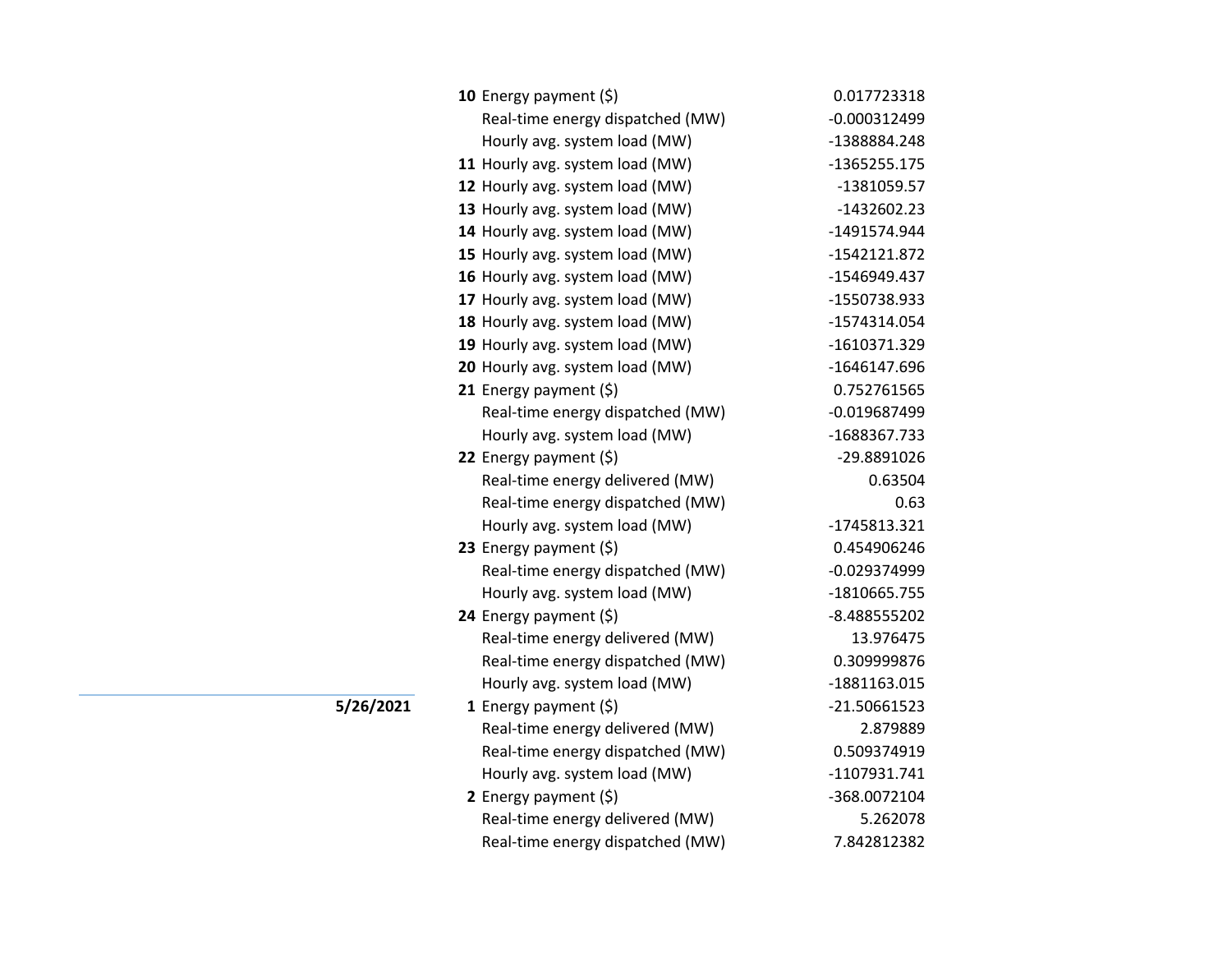| Date | Hour | Item | Value |
|---|---|---|---|
| | **10** | Energy payment ($) | 0.017723318 |
| | | Real-time energy dispatched (MW) | -0.000312499 |
| | | Hourly avg. system load (MW) | -1388884.248 |
| | **11** | Hourly avg. system load (MW) | -1365255.175 |
| | **12** | Hourly avg. system load (MW) | -1381059.57 |
| | **13** | Hourly avg. system load (MW) | -1432602.23 |
| | **14** | Hourly avg. system load (MW) | -1491574.944 |
| | **15** | Hourly avg. system load (MW) | -1542121.872 |
| | **16** | Hourly avg. system load (MW) | -1546949.437 |
| | **17** | Hourly avg. system load (MW) | -1550738.933 |
| | **18** | Hourly avg. system load (MW) | -1574314.054 |
| | **19** | Hourly avg. system load (MW) | -1610371.329 |
| | **20** | Hourly avg. system load (MW) | -1646147.696 |
| | **21** | Energy payment ($) | 0.752761565 |
| | | Real-time energy dispatched (MW) | -0.019687499 |
| | | Hourly avg. system load (MW) | -1688367.733 |
| | **22** | Energy payment ($) | -29.8891026 |
| | | Real-time energy delivered (MW) | 0.63504 |
| | | Real-time energy dispatched (MW) | 0.63 |
| | | Hourly avg. system load (MW) | -1745813.321 |
| | **23** | Energy payment ($) | 0.454906246 |
| | | Real-time energy dispatched (MW) | -0.029374999 |
| | | Hourly avg. system load (MW) | -1810665.755 |
| | **24** | Energy payment ($) | -8.488555202 |
| | | Real-time energy delivered (MW) | 13.976475 |
| | | Real-time energy dispatched (MW) | 0.309999876 |
| | | Hourly avg. system load (MW) | -1881163.015 |
| **5/26/2021** | **1** | Energy payment ($) | -21.50661523 |
| | | Real-time energy delivered (MW) | 2.879889 |
| | | Real-time energy dispatched (MW) | 0.509374919 |
| | | Hourly avg. system load (MW) | -1107931.741 |
| | **2** | Energy payment ($) | -368.0072104 |
| | | Real-time energy delivered (MW) | 5.262078 |
| | | Real-time energy dispatched (MW) | 7.842812382 |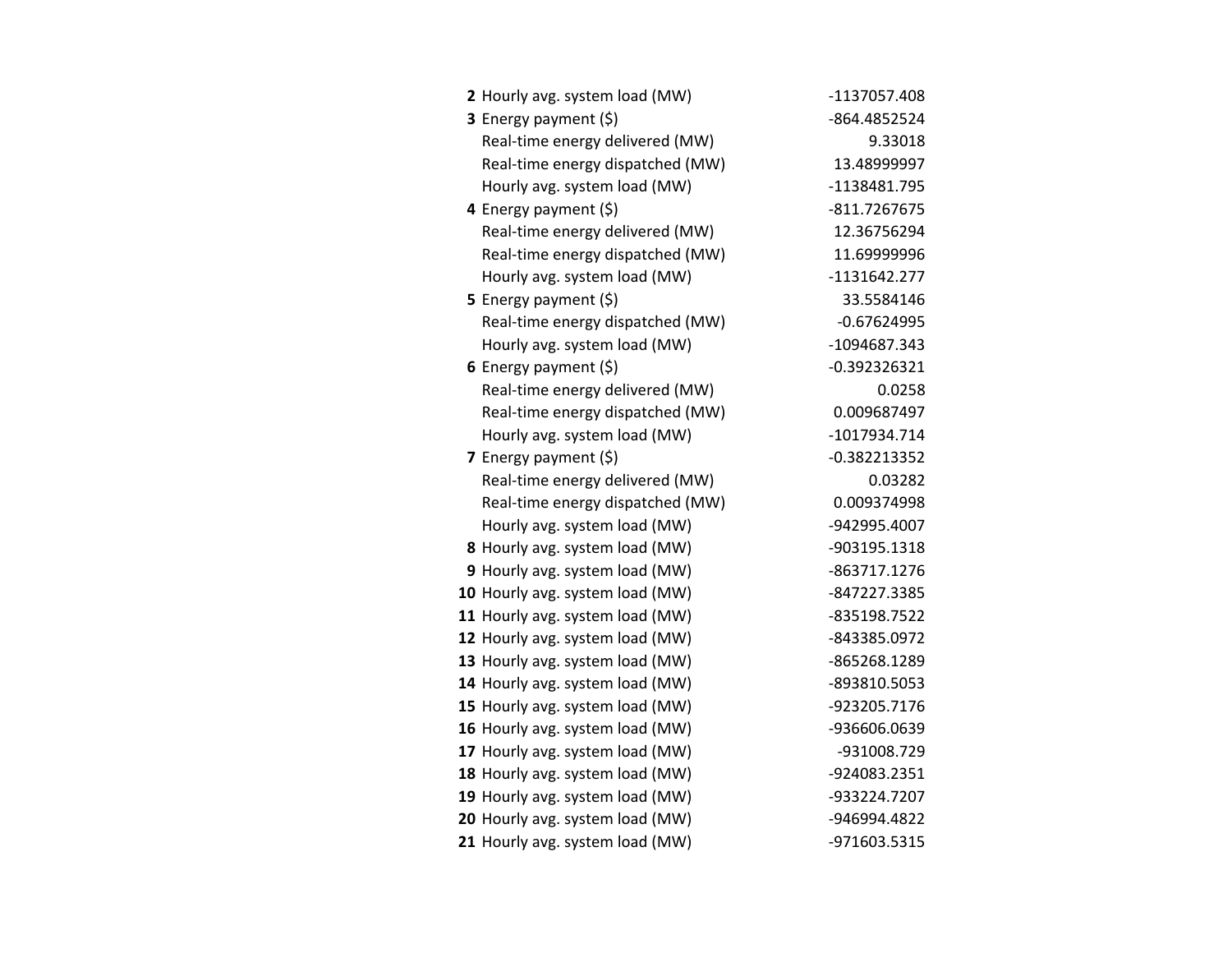| | | |
|---|---|---|
| **2** | Hourly avg. system load (MW) | -1137057.408 |
| **3** | Energy payment ($) | -864.4852524 |
| | Real-time energy delivered (MW) | 9.33018 |
| | Real-time energy dispatched (MW) | 13.48999997 |
| | Hourly avg. system load (MW) | -1138481.795 |
| **4** | Energy payment ($) | -811.7267675 |
| | Real-time energy delivered (MW) | 12.36756294 |
| | Real-time energy dispatched (MW) | 11.69999996 |
| | Hourly avg. system load (MW) | -1131642.277 |
| **5** | Energy payment ($) | 33.5584146 |
| | Real-time energy dispatched (MW) | -0.67624995 |
| | Hourly avg. system load (MW) | -1094687.343 |
| **6** | Energy payment ($) | -0.392326321 |
| | Real-time energy delivered (MW) | 0.0258 |
| | Real-time energy dispatched (MW) | 0.009687497 |
| | Hourly avg. system load (MW) | -1017934.714 |
| **7** | Energy payment ($) | -0.382213352 |
| | Real-time energy delivered (MW) | 0.03282 |
| | Real-time energy dispatched (MW) | 0.009374998 |
| | Hourly avg. system load (MW) | -942995.4007 |
| **8** | Hourly avg. system load (MW) | -903195.1318 |
| **9** | Hourly avg. system load (MW) | -863717.1276 |
| **10** | Hourly avg. system load (MW) | -847227.3385 |
| **11** | Hourly avg. system load (MW) | -835198.7522 |
| **12** | Hourly avg. system load (MW) | -843385.0972 |
| **13** | Hourly avg. system load (MW) | -865268.1289 |
| **14** | Hourly avg. system load (MW) | -893810.5053 |
| **15** | Hourly avg. system load (MW) | -923205.7176 |
| **16** | Hourly avg. system load (MW) | -936606.0639 |
| **17** | Hourly avg. system load (MW) | -931008.729 |
| **18** | Hourly avg. system load (MW) | -924083.2351 |
| **19** | Hourly avg. system load (MW) | -933224.7207 |
| **20** | Hourly avg. system load (MW) | -946994.4822 |
| **21** | Hourly avg. system load (MW) | -971603.5315 |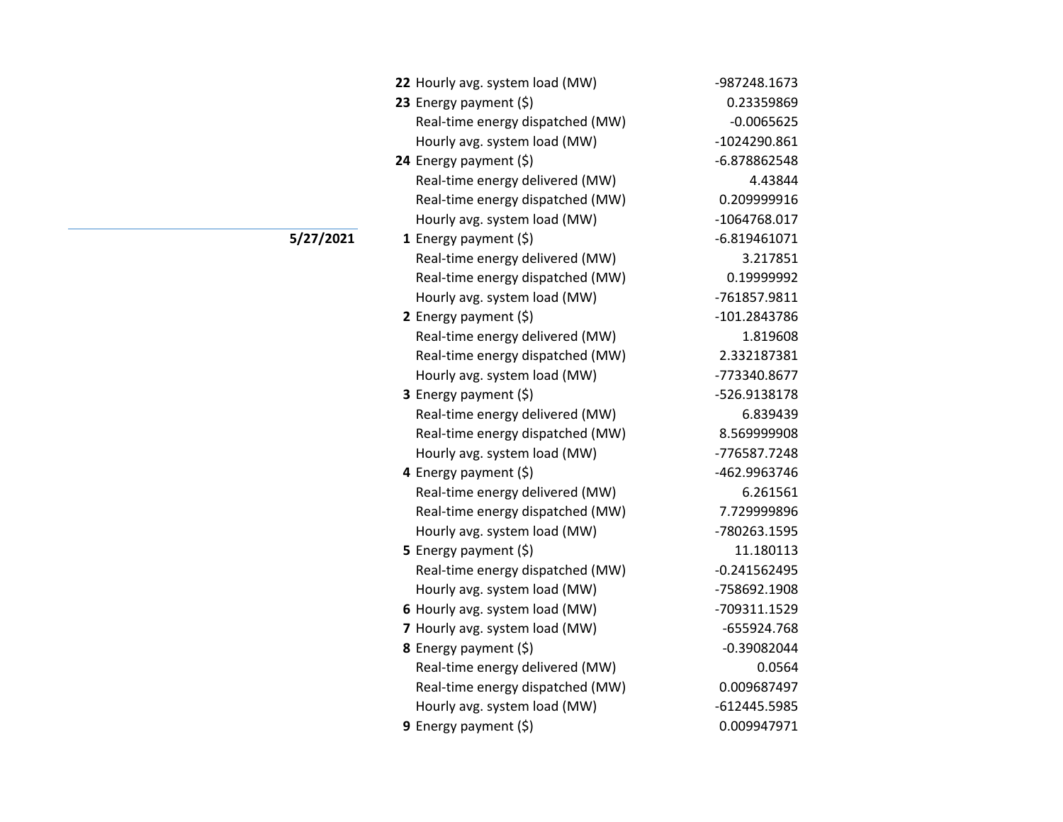| Date | Hour | Metric | Value |
|---|---|---|---|
| | **22** | Hourly avg. system load (MW) | -987248.1673 |
| | **23** | Energy payment ($) | 0.23359869 |
| | | Real-time energy dispatched (MW) | -0.0065625 |
| | | Hourly avg. system load (MW) | -1024290.861 |
| | **24** | Energy payment ($) | -6.878862548 |
| | | Real-time energy delivered (MW) | 4.43844 |
| | | Real-time energy dispatched (MW) | 0.209999916 |
| | | Hourly avg. system load (MW) | -1064768.017 |
| **5/27/2021** | **1** | Energy payment ($) | -6.819461071 |
| | | Real-time energy delivered (MW) | 3.217851 |
| | | Real-time energy dispatched (MW) | 0.19999992 |
| | | Hourly avg. system load (MW) | -761857.9811 |
| | **2** | Energy payment ($) | -101.2843786 |
| | | Real-time energy delivered (MW) | 1.819608 |
| | | Real-time energy dispatched (MW) | 2.332187381 |
| | | Hourly avg. system load (MW) | -773340.8677 |
| | **3** | Energy payment ($) | -526.9138178 |
| | | Real-time energy delivered (MW) | 6.839439 |
| | | Real-time energy dispatched (MW) | 8.569999908 |
| | | Hourly avg. system load (MW) | -776587.7248 |
| | **4** | Energy payment ($) | -462.9963746 |
| | | Real-time energy delivered (MW) | 6.261561 |
| | | Real-time energy dispatched (MW) | 7.729999896 |
| | | Hourly avg. system load (MW) | -780263.1595 |
| | **5** | Energy payment ($) | 11.180113 |
| | | Real-time energy dispatched (MW) | -0.241562495 |
| | | Hourly avg. system load (MW) | -758692.1908 |
| | **6** | Hourly avg. system load (MW) | -709311.1529 |
| | **7** | Hourly avg. system load (MW) | -655924.768 |
| | **8** | Energy payment ($) | -0.39082044 |
| | | Real-time energy delivered (MW) | 0.0564 |
| | | Real-time energy dispatched (MW) | 0.009687497 |
| | | Hourly avg. system load (MW) | -612445.5985 |
| | **9** | Energy payment ($) | 0.009947971 |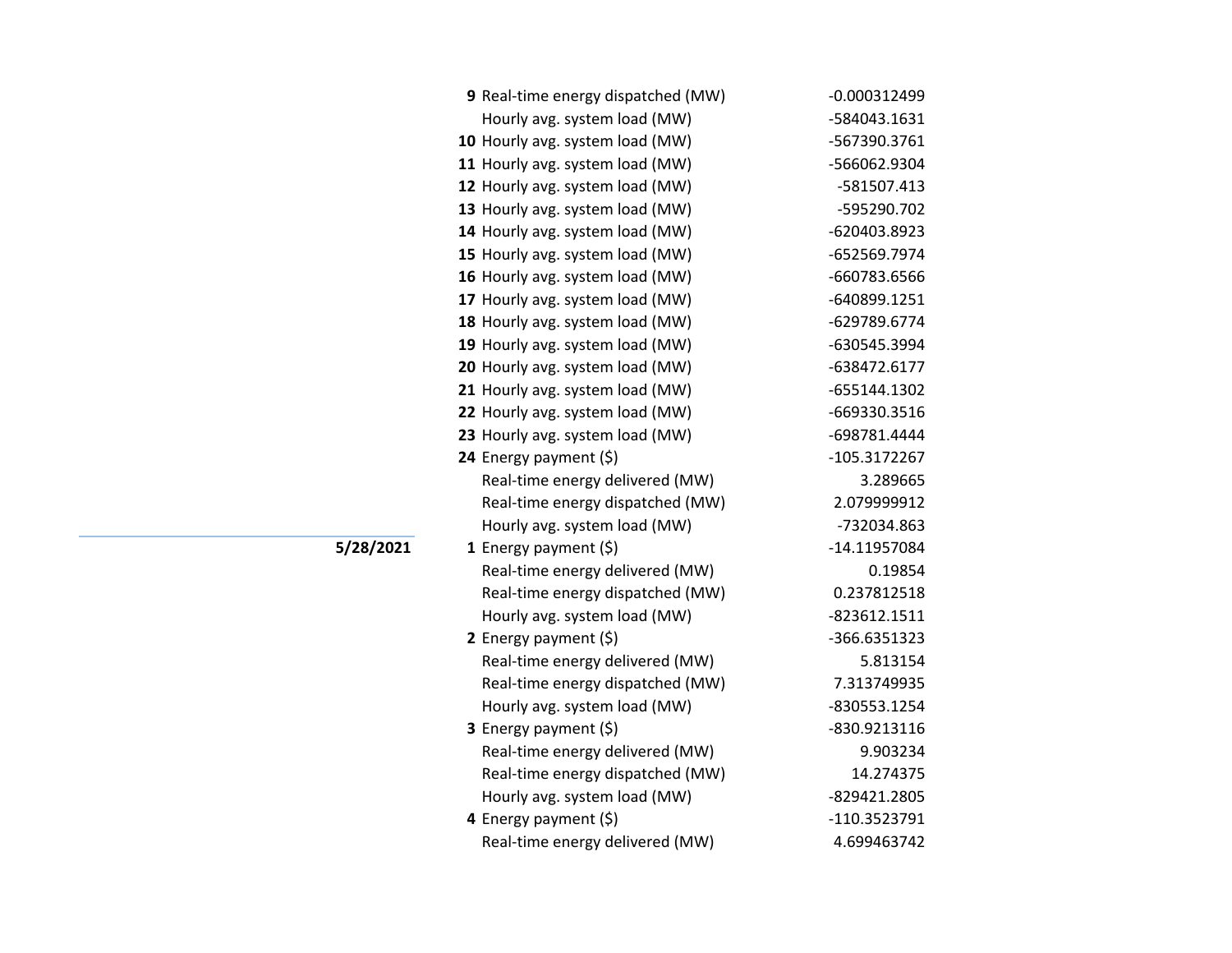| Date | Hour | Measure | Value |
|---|---|---|---|
| | 9 | Real-time energy dispatched (MW) | -0.000312499 |
| | | Hourly avg. system load (MW) | -584043.1631 |
| | 10 | Hourly avg. system load (MW) | -567390.3761 |
| | 11 | Hourly avg. system load (MW) | -566062.9304 |
| | 12 | Hourly avg. system load (MW) | -581507.413 |
| | 13 | Hourly avg. system load (MW) | -595290.702 |
| | 14 | Hourly avg. system load (MW) | -620403.8923 |
| | 15 | Hourly avg. system load (MW) | -652569.7974 |
| | 16 | Hourly avg. system load (MW) | -660783.6566 |
| | 17 | Hourly avg. system load (MW) | -640899.1251 |
| | 18 | Hourly avg. system load (MW) | -629789.6774 |
| | 19 | Hourly avg. system load (MW) | -630545.3994 |
| | 20 | Hourly avg. system load (MW) | -638472.6177 |
| | 21 | Hourly avg. system load (MW) | -655144.1302 |
| | 22 | Hourly avg. system load (MW) | -669330.3516 |
| | 23 | Hourly avg. system load (MW) | -698781.4444 |
| | 24 | Energy payment ($) | -105.3172267 |
| | | Real-time energy delivered (MW) | 3.289665 |
| | | Real-time energy dispatched (MW) | 2.079999912 |
| | | Hourly avg. system load (MW) | -732034.863 |
| **5/28/2021** | 1 | Energy payment ($) | -14.11957084 |
| | | Real-time energy delivered (MW) | 0.19854 |
| | | Real-time energy dispatched (MW) | 0.237812518 |
| | | Hourly avg. system load (MW) | -823612.1511 |
| | 2 | Energy payment ($) | -366.6351323 |
| | | Real-time energy delivered (MW) | 5.813154 |
| | | Real-time energy dispatched (MW) | 7.313749935 |
| | | Hourly avg. system load (MW) | -830553.1254 |
| | 3 | Energy payment ($) | -830.9213116 |
| | | Real-time energy delivered (MW) | 9.903234 |
| | | Real-time energy dispatched (MW) | 14.274375 |
| | | Hourly avg. system load (MW) | -829421.2805 |
| | 4 | Energy payment ($) | -110.3523791 |
| | | Real-time energy delivered (MW) | 4.699463742 |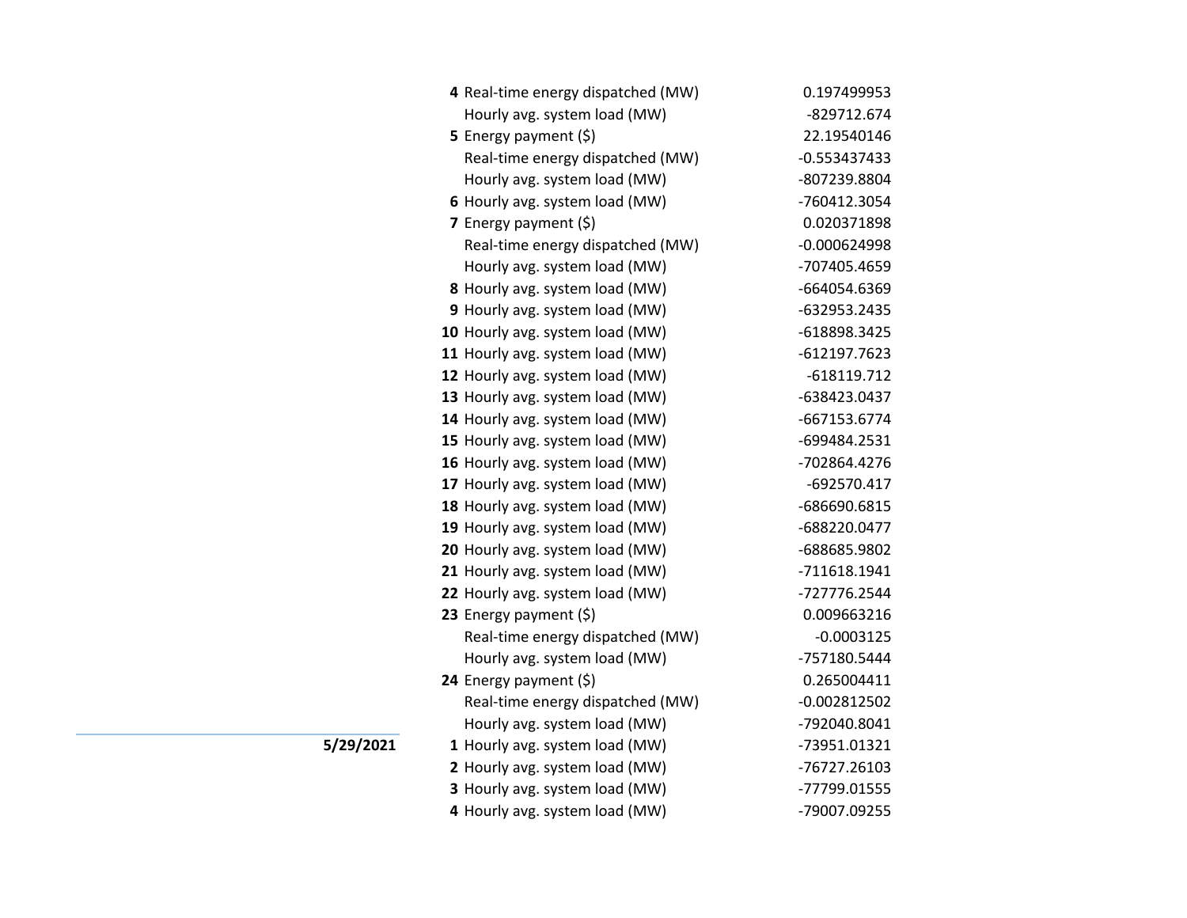| Date | Hour | Metric | Value |
|---|---|---|---|
| | 4 | Real-time energy dispatched (MW) | 0.197499953 |
| | | Hourly avg. system load (MW) | -829712.674 |
| | 5 | Energy payment ($) | 22.19540146 |
| | | Real-time energy dispatched (MW) | -0.553437433 |
| | | Hourly avg. system load (MW) | -807239.8804 |
| | 6 | Hourly avg. system load (MW) | -760412.3054 |
| | 7 | Energy payment ($) | 0.020371898 |
| | | Real-time energy dispatched (MW) | -0.000624998 |
| | | Hourly avg. system load (MW) | -707405.4659 |
| | 8 | Hourly avg. system load (MW) | -664054.6369 |
| | 9 | Hourly avg. system load (MW) | -632953.2435 |
| | 10 | Hourly avg. system load (MW) | -618898.3425 |
| | 11 | Hourly avg. system load (MW) | -612197.7623 |
| | 12 | Hourly avg. system load (MW) | -618119.712 |
| | 13 | Hourly avg. system load (MW) | -638423.0437 |
| | 14 | Hourly avg. system load (MW) | -667153.6774 |
| | 15 | Hourly avg. system load (MW) | -699484.2531 |
| | 16 | Hourly avg. system load (MW) | -702864.4276 |
| | 17 | Hourly avg. system load (MW) | -692570.417 |
| | 18 | Hourly avg. system load (MW) | -686690.6815 |
| | 19 | Hourly avg. system load (MW) | -688220.0477 |
| | 20 | Hourly avg. system load (MW) | -688685.9802 |
| | 21 | Hourly avg. system load (MW) | -711618.1941 |
| | 22 | Hourly avg. system load (MW) | -727776.2544 |
| | 23 | Energy payment ($) | 0.009663216 |
| | | Real-time energy dispatched (MW) | -0.0003125 |
| | | Hourly avg. system load (MW) | -757180.5444 |
| | 24 | Energy payment ($) | 0.265004411 |
| | | Real-time energy dispatched (MW) | -0.002812502 |
| | | Hourly avg. system load (MW) | -792040.8041 |
| **5/29/2021** | 1 | Hourly avg. system load (MW) | -73951.01321 |
| | 2 | Hourly avg. system load (MW) | -76727.26103 |
| | 3 | Hourly avg. system load (MW) | -77799.01555 |
| | 4 | Hourly avg. system load (MW) | -79007.09255 |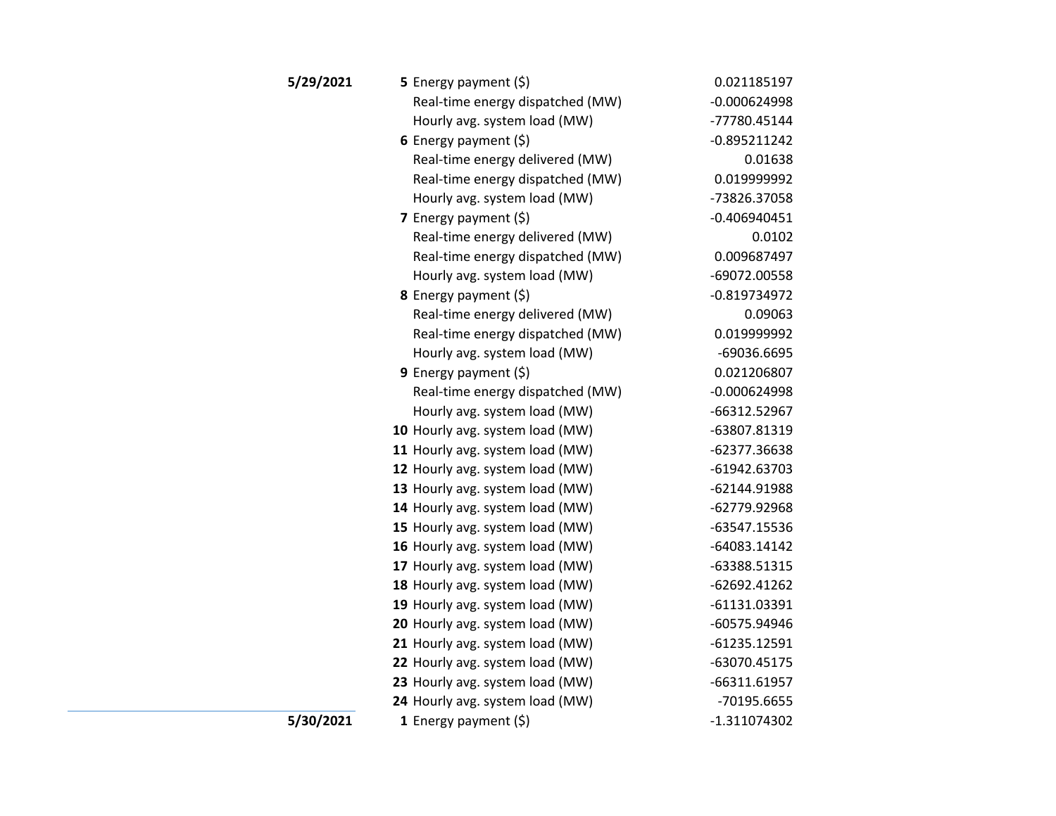| Date | Hour | Item | Value |
|---|---|---|---|
| **5/29/2021** | **5** | Energy payment ($) | 0.021185197 |
| | | Real-time energy dispatched (MW) | -0.000624998 |
| | | Hourly avg. system load (MW) | -77780.45144 |
| | **6** | Energy payment ($) | -0.895211242 |
| | | Real-time energy delivered (MW) | 0.01638 |
| | | Real-time energy dispatched (MW) | 0.019999992 |
| | | Hourly avg. system load (MW) | -73826.37058 |
| | **7** | Energy payment ($) | -0.406940451 |
| | | Real-time energy delivered (MW) | 0.0102 |
| | | Real-time energy dispatched (MW) | 0.009687497 |
| | | Hourly avg. system load (MW) | -69072.00558 |
| | **8** | Energy payment ($) | -0.819734972 |
| | | Real-time energy delivered (MW) | 0.09063 |
| | | Real-time energy dispatched (MW) | 0.019999992 |
| | | Hourly avg. system load (MW) | -69036.6695 |
| | **9** | Energy payment ($) | 0.021206807 |
| | | Real-time energy dispatched (MW) | -0.000624998 |
| | | Hourly avg. system load (MW) | -66312.52967 |
| | **10** | Hourly avg. system load (MW) | -63807.81319 |
| | **11** | Hourly avg. system load (MW) | -62377.36638 |
| | **12** | Hourly avg. system load (MW) | -61942.63703 |
| | **13** | Hourly avg. system load (MW) | -62144.91988 |
| | **14** | Hourly avg. system load (MW) | -62779.92968 |
| | **15** | Hourly avg. system load (MW) | -63547.15536 |
| | **16** | Hourly avg. system load (MW) | -64083.14142 |
| | **17** | Hourly avg. system load (MW) | -63388.51315 |
| | **18** | Hourly avg. system load (MW) | -62692.41262 |
| | **19** | Hourly avg. system load (MW) | -61131.03391 |
| | **20** | Hourly avg. system load (MW) | -60575.94946 |
| | **21** | Hourly avg. system load (MW) | -61235.12591 |
| | **22** | Hourly avg. system load (MW) | -63070.45175 |
| | **23** | Hourly avg. system load (MW) | -66311.61957 |
| | **24** | Hourly avg. system load (MW) | -70195.6655 |
| **5/30/2021** | **1** | Energy payment ($) | -1.311074302 |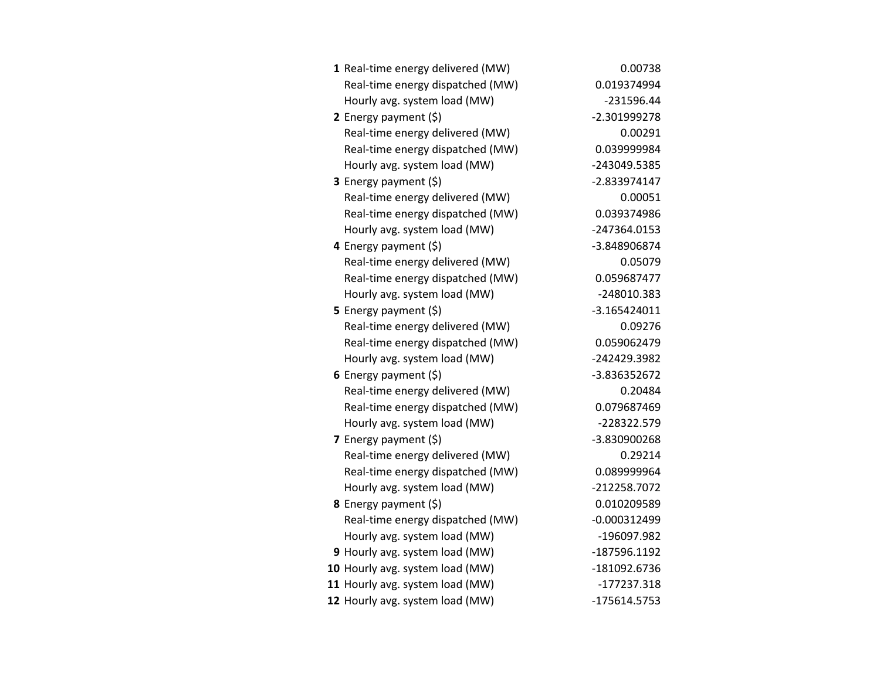| | | |
|---|---|---|
| **1** | Real-time energy delivered (MW) | 0.00738 |
| | Real-time energy dispatched (MW) | 0.019374994 |
| | Hourly avg. system load (MW) | -231596.44 |
| **2** | Energy payment ($) | -2.301999278 |
| | Real-time energy delivered (MW) | 0.00291 |
| | Real-time energy dispatched (MW) | 0.039999984 |
| | Hourly avg. system load (MW) | -243049.5385 |
| **3** | Energy payment ($) | -2.833974147 |
| | Real-time energy delivered (MW) | 0.00051 |
| | Real-time energy dispatched (MW) | 0.039374986 |
| | Hourly avg. system load (MW) | -247364.0153 |
| **4** | Energy payment ($) | -3.848906874 |
| | Real-time energy delivered (MW) | 0.05079 |
| | Real-time energy dispatched (MW) | 0.059687477 |
| | Hourly avg. system load (MW) | -248010.383 |
| **5** | Energy payment ($) | -3.165424011 |
| | Real-time energy delivered (MW) | 0.09276 |
| | Real-time energy dispatched (MW) | 0.059062479 |
| | Hourly avg. system load (MW) | -242429.3982 |
| **6** | Energy payment ($) | -3.836352672 |
| | Real-time energy delivered (MW) | 0.20484 |
| | Real-time energy dispatched (MW) | 0.079687469 |
| | Hourly avg. system load (MW) | -228322.579 |
| **7** | Energy payment ($) | -3.830900268 |
| | Real-time energy delivered (MW) | 0.29214 |
| | Real-time energy dispatched (MW) | 0.089999964 |
| | Hourly avg. system load (MW) | -212258.7072 |
| **8** | Energy payment ($) | 0.010209589 |
| | Real-time energy dispatched (MW) | -0.000312499 |
| | Hourly avg. system load (MW) | -196097.982 |
| **9** | Hourly avg. system load (MW) | -187596.1192 |
| **10** | Hourly avg. system load (MW) | -181092.6736 |
| **11** | Hourly avg. system load (MW) | -177237.318 |
| **12** | Hourly avg. system load (MW) | -175614.5753 |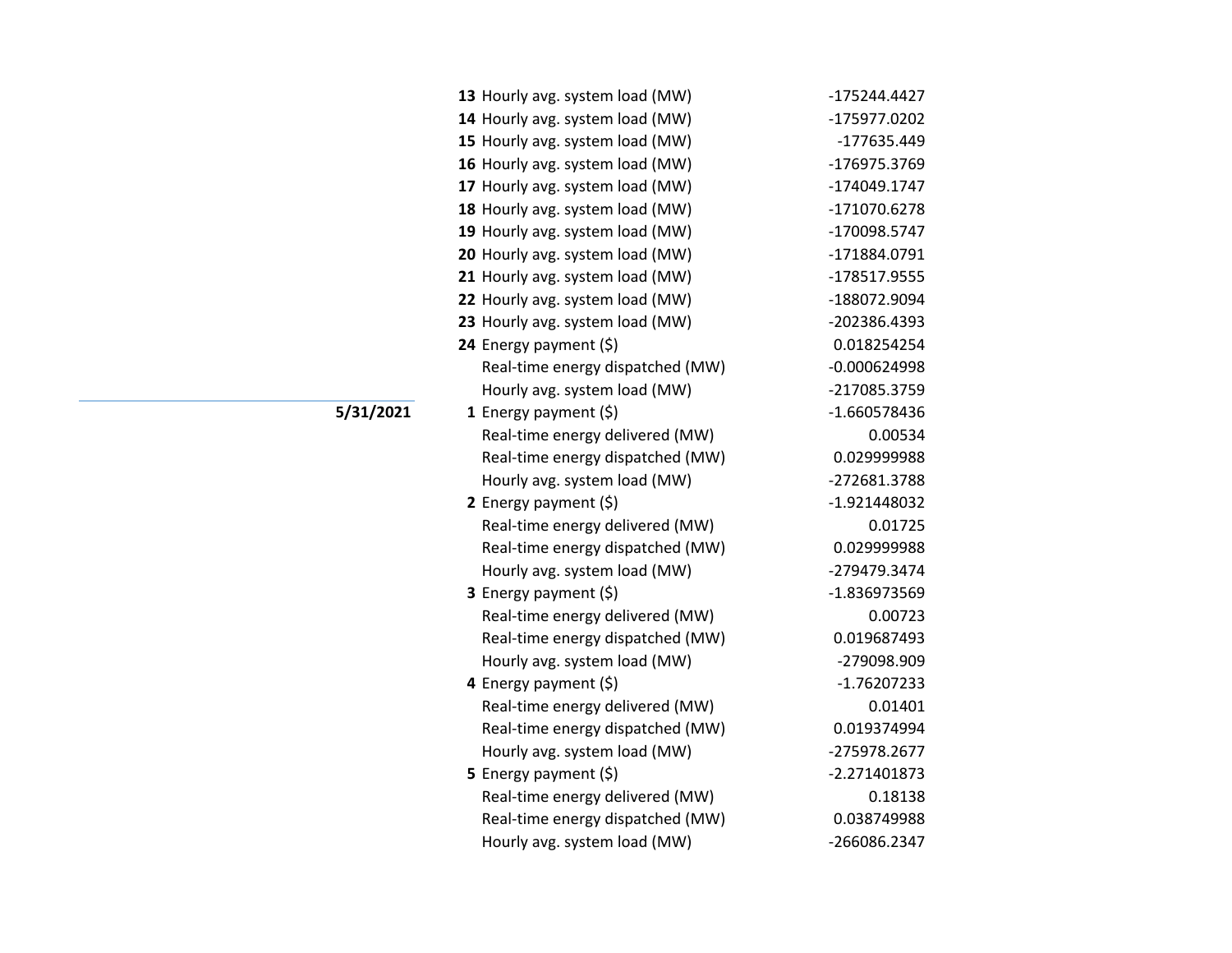| Date | Hour | Item | Value |
|---|---|---|---|
| | **13** | Hourly avg. system load (MW) | -175244.4427 |
| | **14** | Hourly avg. system load (MW) | -175977.0202 |
| | **15** | Hourly avg. system load (MW) | -177635.449 |
| | **16** | Hourly avg. system load (MW) | -176975.3769 |
| | **17** | Hourly avg. system load (MW) | -174049.1747 |
| | **18** | Hourly avg. system load (MW) | -171070.6278 |
| | **19** | Hourly avg. system load (MW) | -170098.5747 |
| | **20** | Hourly avg. system load (MW) | -171884.0791 |
| | **21** | Hourly avg. system load (MW) | -178517.9555 |
| | **22** | Hourly avg. system load (MW) | -188072.9094 |
| | **23** | Hourly avg. system load (MW) | -202386.4393 |
| | **24** | Energy payment ($) | 0.018254254 |
| | | Real-time energy dispatched (MW) | -0.000624998 |
| | | Hourly avg. system load (MW) | -217085.3759 |
| **5/31/2021** | **1** | Energy payment ($) | -1.660578436 |
| | | Real-time energy delivered (MW) | 0.00534 |
| | | Real-time energy dispatched (MW) | 0.029999988 |
| | | Hourly avg. system load (MW) | -272681.3788 |
| | **2** | Energy payment ($) | -1.921448032 |
| | | Real-time energy delivered (MW) | 0.01725 |
| | | Real-time energy dispatched (MW) | 0.029999988 |
| | | Hourly avg. system load (MW) | -279479.3474 |
| | **3** | Energy payment ($) | -1.836973569 |
| | | Real-time energy delivered (MW) | 0.00723 |
| | | Real-time energy dispatched (MW) | 0.019687493 |
| | | Hourly avg. system load (MW) | -279098.909 |
| | **4** | Energy payment ($) | -1.76207233 |
| | | Real-time energy delivered (MW) | 0.01401 |
| | | Real-time energy dispatched (MW) | 0.019374994 |
| | | Hourly avg. system load (MW) | -275978.2677 |
| | **5** | Energy payment ($) | -2.271401873 |
| | | Real-time energy delivered (MW) | 0.18138 |
| | | Real-time energy dispatched (MW) | 0.038749988 |
| | | Hourly avg. system load (MW) | -266086.2347 |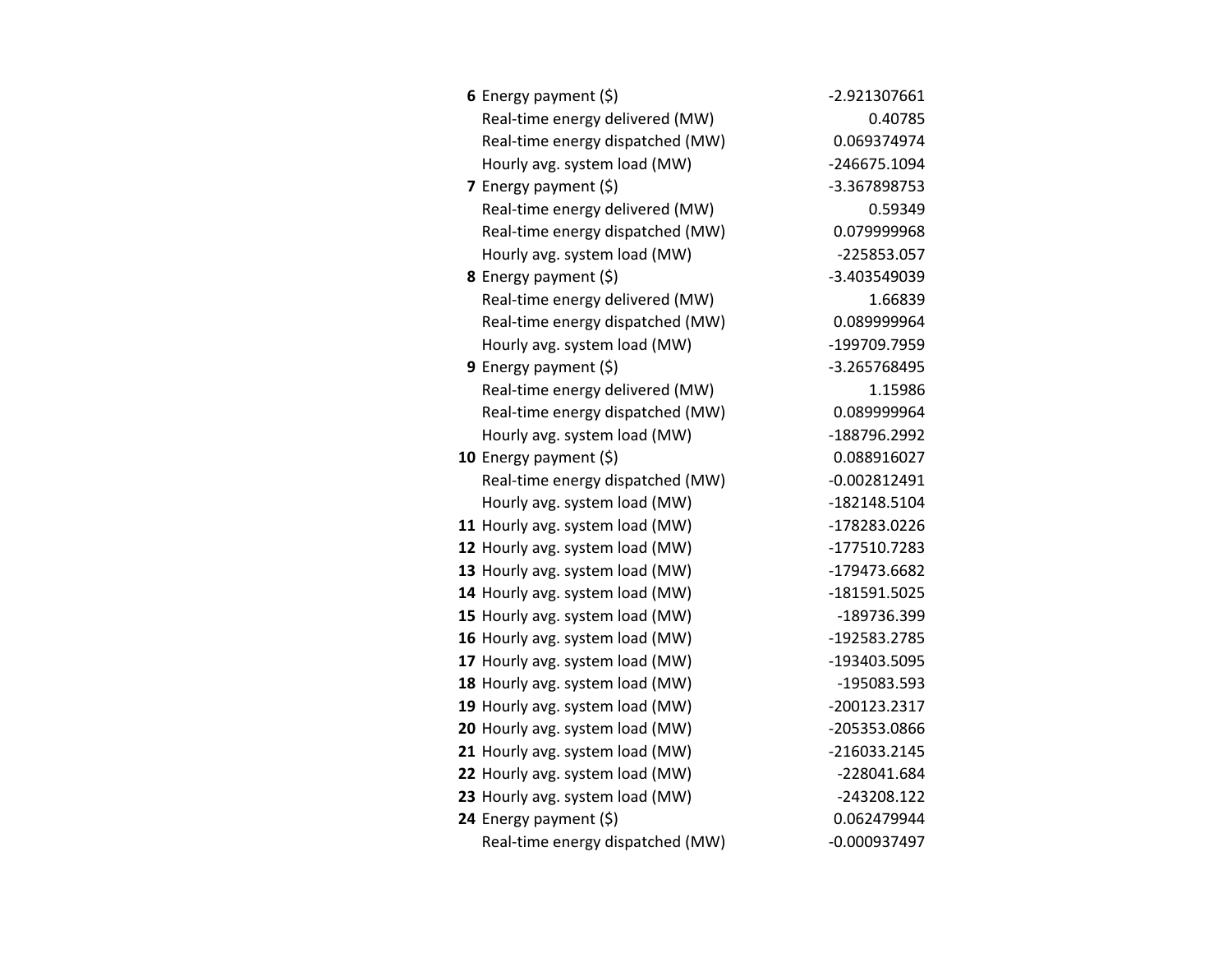| Hour | Item | Value |
|---|---|---|
| **6** | Energy payment ($) | -2.921307661 |
| | Real-time energy delivered (MW) | 0.40785 |
| | Real-time energy dispatched (MW) | 0.069374974 |
| | Hourly avg. system load (MW) | -246675.1094 |
| **7** | Energy payment ($) | -3.367898753 |
| | Real-time energy delivered (MW) | 0.59349 |
| | Real-time energy dispatched (MW) | 0.079999968 |
| | Hourly avg. system load (MW) | -225853.057 |
| **8** | Energy payment ($) | -3.403549039 |
| | Real-time energy delivered (MW) | 1.66839 |
| | Real-time energy dispatched (MW) | 0.089999964 |
| | Hourly avg. system load (MW) | -199709.7959 |
| **9** | Energy payment ($) | -3.265768495 |
| | Real-time energy delivered (MW) | 1.15986 |
| | Real-time energy dispatched (MW) | 0.089999964 |
| | Hourly avg. system load (MW) | -188796.2992 |
| **10** | Energy payment ($) | 0.088916027 |
| | Real-time energy dispatched (MW) | -0.002812491 |
| | Hourly avg. system load (MW) | -182148.5104 |
| **11** | Hourly avg. system load (MW) | -178283.0226 |
| **12** | Hourly avg. system load (MW) | -177510.7283 |
| **13** | Hourly avg. system load (MW) | -179473.6682 |
| **14** | Hourly avg. system load (MW) | -181591.5025 |
| **15** | Hourly avg. system load (MW) | -189736.399 |
| **16** | Hourly avg. system load (MW) | -192583.2785 |
| **17** | Hourly avg. system load (MW) | -193403.5095 |
| **18** | Hourly avg. system load (MW) | -195083.593 |
| **19** | Hourly avg. system load (MW) | -200123.2317 |
| **20** | Hourly avg. system load (MW) | -205353.0866 |
| **21** | Hourly avg. system load (MW) | -216033.2145 |
| **22** | Hourly avg. system load (MW) | -228041.684 |
| **23** | Hourly avg. system load (MW) | -243208.122 |
| **24** | Energy payment ($) | 0.062479944 |
| | Real-time energy dispatched (MW) | -0.000937497 |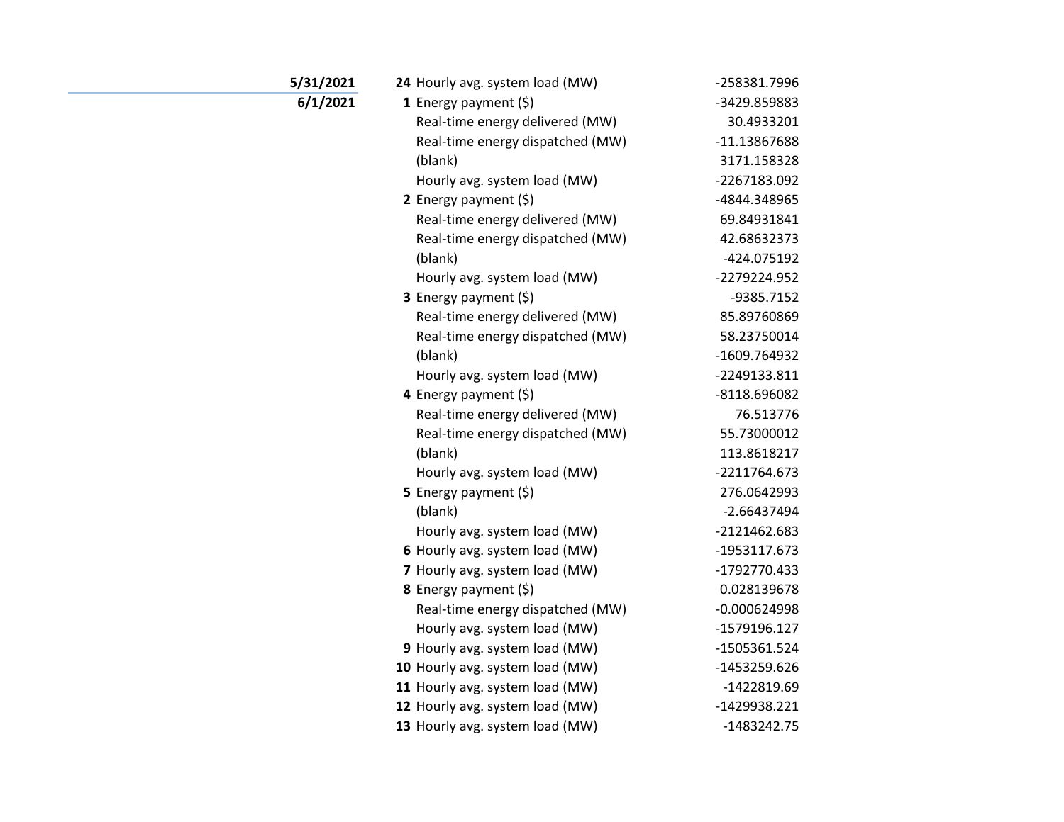| Date | Hour | Measure | Value |
|---|---|---|---|
| 5/31/2021 | 24 | Hourly avg. system load (MW) | -258381.7996 |
| 6/1/2021 | 1 | Energy payment ($) | -3429.859883 |
| | | Real-time energy delivered (MW) | 30.4933201 |
| | | Real-time energy dispatched (MW) | -11.13867688 |
| | | (blank) | 3171.158328 |
| | | Hourly avg. system load (MW) | -2267183.092 |
| | 2 | Energy payment ($) | -4844.348965 |
| | | Real-time energy delivered (MW) | 69.84931841 |
| | | Real-time energy dispatched (MW) | 42.68632373 |
| | | (blank) | -424.075192 |
| | | Hourly avg. system load (MW) | -2279224.952 |
| | 3 | Energy payment ($) | -9385.7152 |
| | | Real-time energy delivered (MW) | 85.89760869 |
| | | Real-time energy dispatched (MW) | 58.23750014 |
| | | (blank) | -1609.764932 |
| | | Hourly avg. system load (MW) | -2249133.811 |
| | 4 | Energy payment ($) | -8118.696082 |
| | | Real-time energy delivered (MW) | 76.513776 |
| | | Real-time energy dispatched (MW) | 55.73000012 |
| | | (blank) | 113.8618217 |
| | | Hourly avg. system load (MW) | -2211764.673 |
| | 5 | Energy payment ($) | 276.0642993 |
| | | (blank) | -2.66437494 |
| | | Hourly avg. system load (MW) | -2121462.683 |
| | 6 | Hourly avg. system load (MW) | -1953117.673 |
| | 7 | Hourly avg. system load (MW) | -1792770.433 |
| | 8 | Energy payment ($) | 0.028139678 |
| | | Real-time energy dispatched (MW) | -0.000624998 |
| | | Hourly avg. system load (MW) | -1579196.127 |
| | 9 | Hourly avg. system load (MW) | -1505361.524 |
| | 10 | Hourly avg. system load (MW) | -1453259.626 |
| | 11 | Hourly avg. system load (MW) | -1422819.69 |
| | 12 | Hourly avg. system load (MW) | -1429938.221 |
| | 13 | Hourly avg. system load (MW) | -1483242.75 |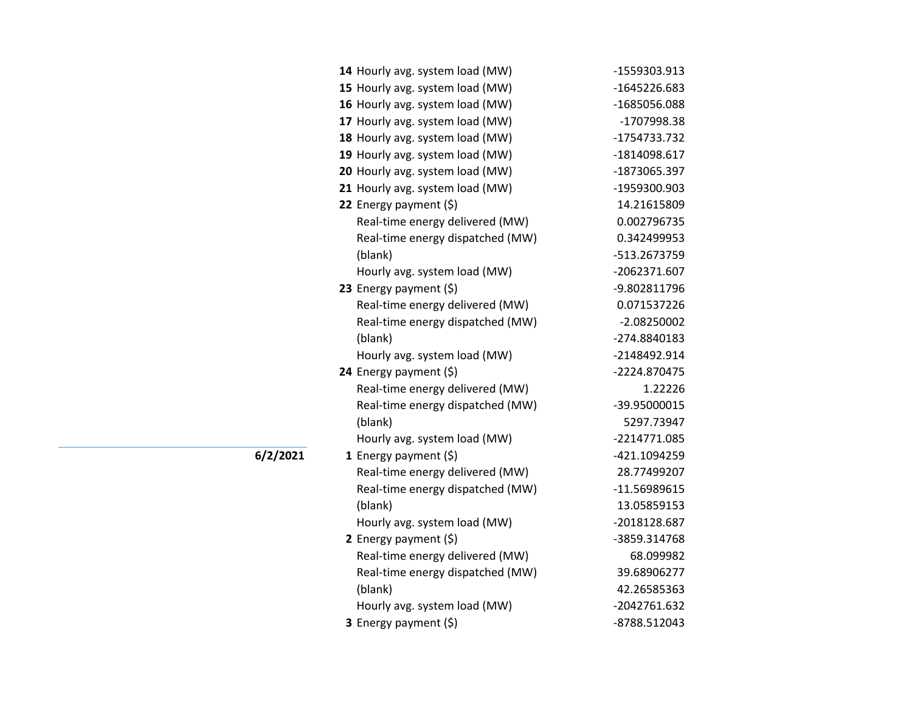| Date | Hour | Metric | Value |
|---|---|---|---|
| | 14 | Hourly avg. system load (MW) | -1559303.913 |
| | 15 | Hourly avg. system load (MW) | -1645226.683 |
| | 16 | Hourly avg. system load (MW) | -1685056.088 |
| | 17 | Hourly avg. system load (MW) | -1707998.38 |
| | 18 | Hourly avg. system load (MW) | -1754733.732 |
| | 19 | Hourly avg. system load (MW) | -1814098.617 |
| | 20 | Hourly avg. system load (MW) | -1873065.397 |
| | 21 | Hourly avg. system load (MW) | -1959300.903 |
| | 22 | Energy payment ($) | 14.21615809 |
| | | Real-time energy delivered (MW) | 0.002796735 |
| | | Real-time energy dispatched (MW) | 0.342499953 |
| | | (blank) | -513.2673759 |
| | | Hourly avg. system load (MW) | -2062371.607 |
| | 23 | Energy payment ($) | -9.802811796 |
| | | Real-time energy delivered (MW) | 0.071537226 |
| | | Real-time energy dispatched (MW) | -2.08250002 |
| | | (blank) | -274.8840183 |
| | | Hourly avg. system load (MW) | -2148492.914 |
| | 24 | Energy payment ($) | -2224.870475 |
| | | Real-time energy delivered (MW) | 1.22226 |
| | | Real-time energy dispatched (MW) | -39.95000015 |
| | | (blank) | 5297.73947 |
| | | Hourly avg. system load (MW) | -2214771.085 |
| **6/2/2021** | 1 | Energy payment ($) | -421.1094259 |
| | | Real-time energy delivered (MW) | 28.77499207 |
| | | Real-time energy dispatched (MW) | -11.56989615 |
| | | (blank) | 13.05859153 |
| | | Hourly avg. system load (MW) | -2018128.687 |
| | 2 | Energy payment ($) | -3859.314768 |
| | | Real-time energy delivered (MW) | 68.099982 |
| | | Real-time energy dispatched (MW) | 39.68906277 |
| | | (blank) | 42.26585363 |
| | | Hourly avg. system load (MW) | -2042761.632 |
| | 3 | Energy payment ($) | -8788.512043 |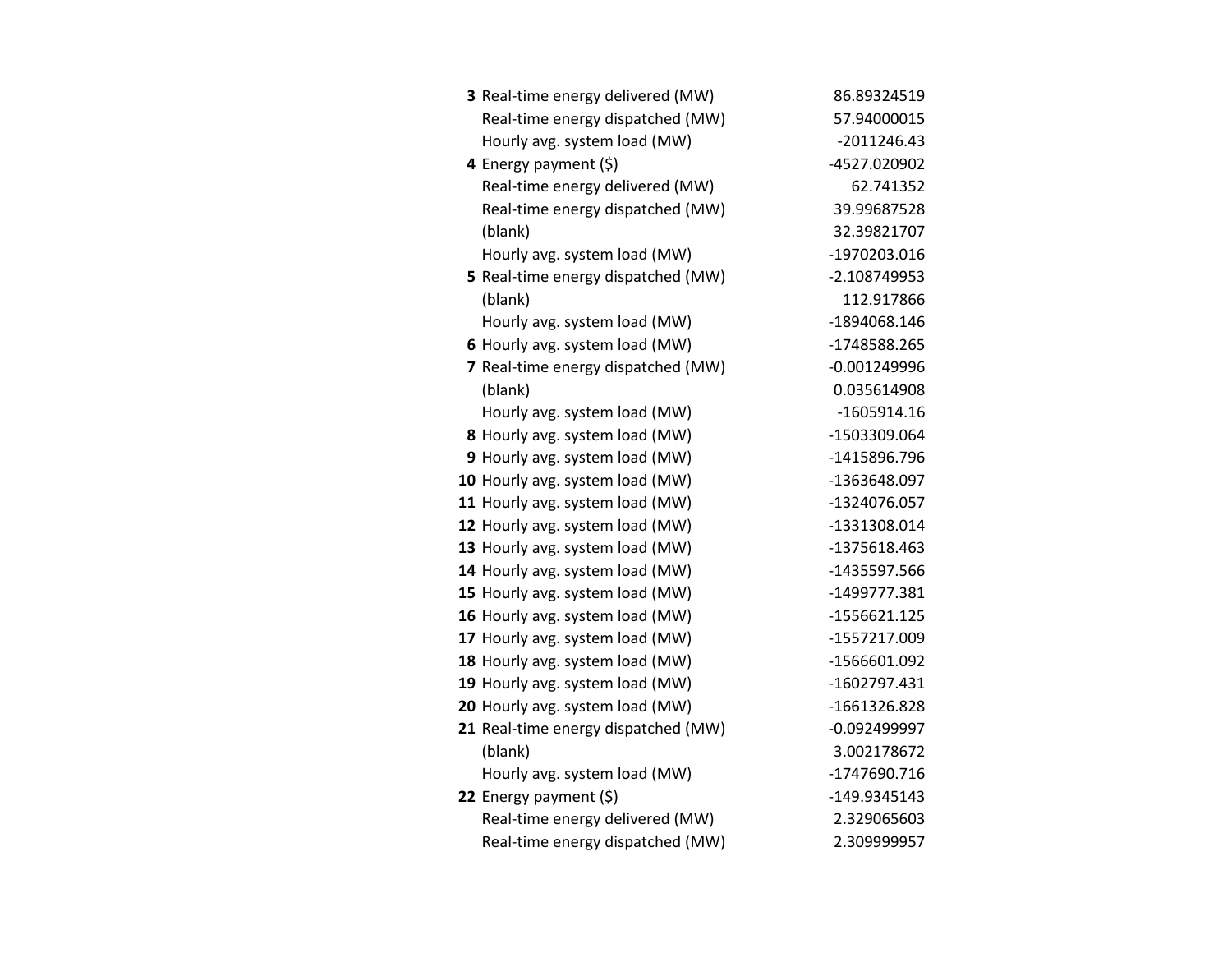| | | |
|---|---|---|
| **3** | Real-time energy delivered (MW) | 86.89324519 |
| | Real-time energy dispatched (MW) | 57.94000015 |
| | Hourly avg. system load (MW) | -2011246.43 |
| **4** | Energy payment ($) | -4527.020902 |
| | Real-time energy delivered (MW) | 62.741352 |
| | Real-time energy dispatched (MW) | 39.99687528 |
| | (blank) | 32.39821707 |
| | Hourly avg. system load (MW) | -1970203.016 |
| **5** | Real-time energy dispatched (MW) | -2.108749953 |
| | (blank) | 112.917866 |
| | Hourly avg. system load (MW) | -1894068.146 |
| **6** | Hourly avg. system load (MW) | -1748588.265 |
| **7** | Real-time energy dispatched (MW) | -0.001249996 |
| | (blank) | 0.035614908 |
| | Hourly avg. system load (MW) | -1605914.16 |
| **8** | Hourly avg. system load (MW) | -1503309.064 |
| **9** | Hourly avg. system load (MW) | -1415896.796 |
| **10** | Hourly avg. system load (MW) | -1363648.097 |
| **11** | Hourly avg. system load (MW) | -1324076.057 |
| **12** | Hourly avg. system load (MW) | -1331308.014 |
| **13** | Hourly avg. system load (MW) | -1375618.463 |
| **14** | Hourly avg. system load (MW) | -1435597.566 |
| **15** | Hourly avg. system load (MW) | -1499777.381 |
| **16** | Hourly avg. system load (MW) | -1556621.125 |
| **17** | Hourly avg. system load (MW) | -1557217.009 |
| **18** | Hourly avg. system load (MW) | -1566601.092 |
| **19** | Hourly avg. system load (MW) | -1602797.431 |
| **20** | Hourly avg. system load (MW) | -1661326.828 |
| **21** | Real-time energy dispatched (MW) | -0.092499997 |
| | (blank) | 3.002178672 |
| | Hourly avg. system load (MW) | -1747690.716 |
| **22** | Energy payment ($) | -149.9345143 |
| | Real-time energy delivered (MW) | 2.329065603 |
| | Real-time energy dispatched (MW) | 2.309999957 |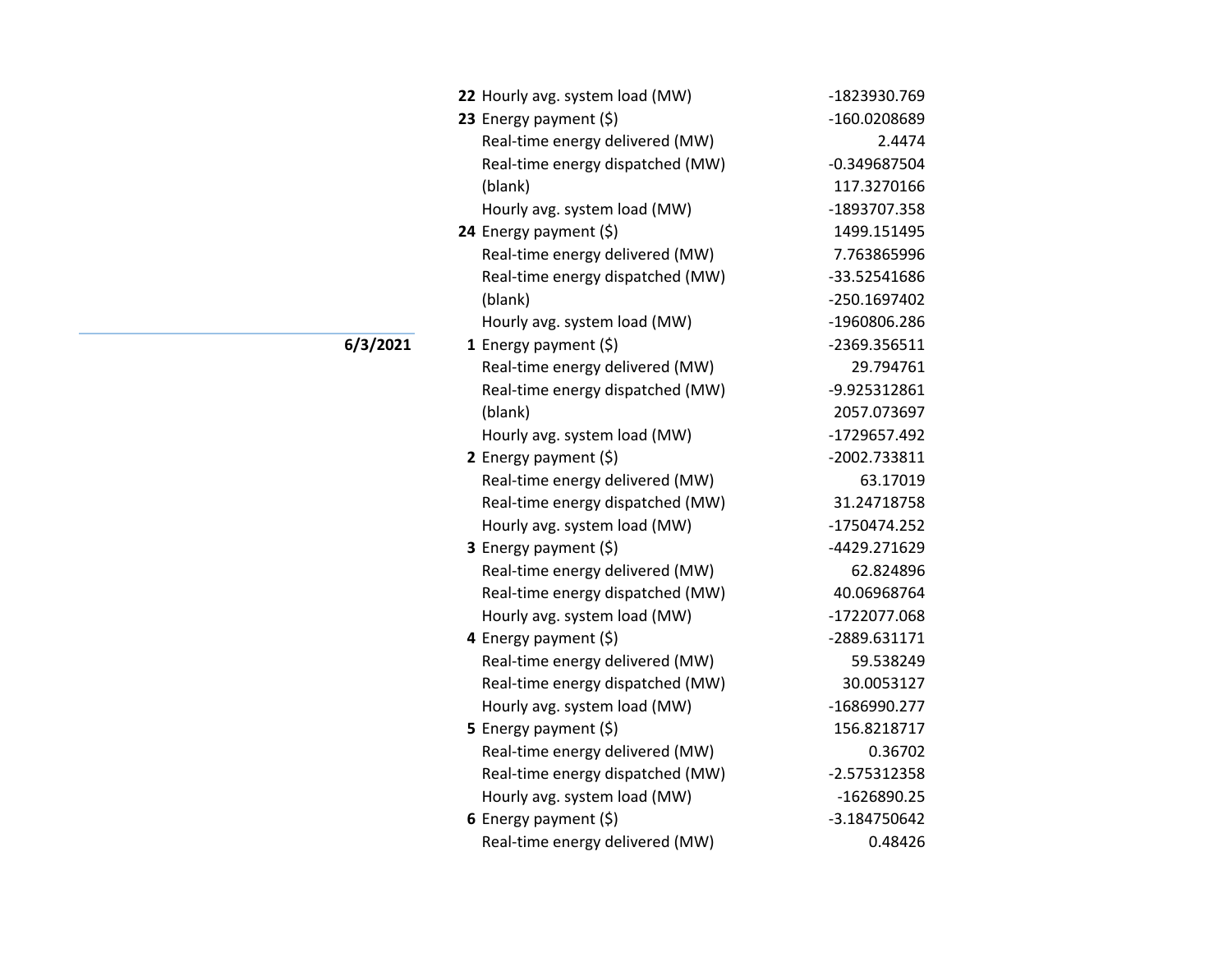| Date | Hour | Measure | Value |
|---|---|---|---|
| | **22** | Hourly avg. system load (MW) | -1823930.769 |
| | **23** | Energy payment ($) | -160.0208689 |
| | | Real-time energy delivered (MW) | 2.4474 |
| | | Real-time energy dispatched (MW) | -0.349687504 |
| | | (blank) | 117.3270166 |
| | | Hourly avg. system load (MW) | -1893707.358 |
| | **24** | Energy payment ($) | 1499.151495 |
| | | Real-time energy delivered (MW) | 7.763865996 |
| | | Real-time energy dispatched (MW) | -33.52541686 |
| | | (blank) | -250.1697402 |
| | | Hourly avg. system load (MW) | -1960806.286 |
| **6/3/2021** | **1** | Energy payment ($) | -2369.356511 |
| | | Real-time energy delivered (MW) | 29.794761 |
| | | Real-time energy dispatched (MW) | -9.925312861 |
| | | (blank) | 2057.073697 |
| | | Hourly avg. system load (MW) | -1729657.492 |
| | **2** | Energy payment ($) | -2002.733811 |
| | | Real-time energy delivered (MW) | 63.17019 |
| | | Real-time energy dispatched (MW) | 31.24718758 |
| | | Hourly avg. system load (MW) | -1750474.252 |
| | **3** | Energy payment ($) | -4429.271629 |
| | | Real-time energy delivered (MW) | 62.824896 |
| | | Real-time energy dispatched (MW) | 40.06968764 |
| | | Hourly avg. system load (MW) | -1722077.068 |
| | **4** | Energy payment ($) | -2889.631171 |
| | | Real-time energy delivered (MW) | 59.538249 |
| | | Real-time energy dispatched (MW) | 30.0053127 |
| | | Hourly avg. system load (MW) | -1686990.277 |
| | **5** | Energy payment ($) | 156.8218717 |
| | | Real-time energy delivered (MW) | 0.36702 |
| | | Real-time energy dispatched (MW) | -2.575312358 |
| | | Hourly avg. system load (MW) | -1626890.25 |
| | **6** | Energy payment ($) | -3.184750642 |
| | | Real-time energy delivered (MW) | 0.48426 |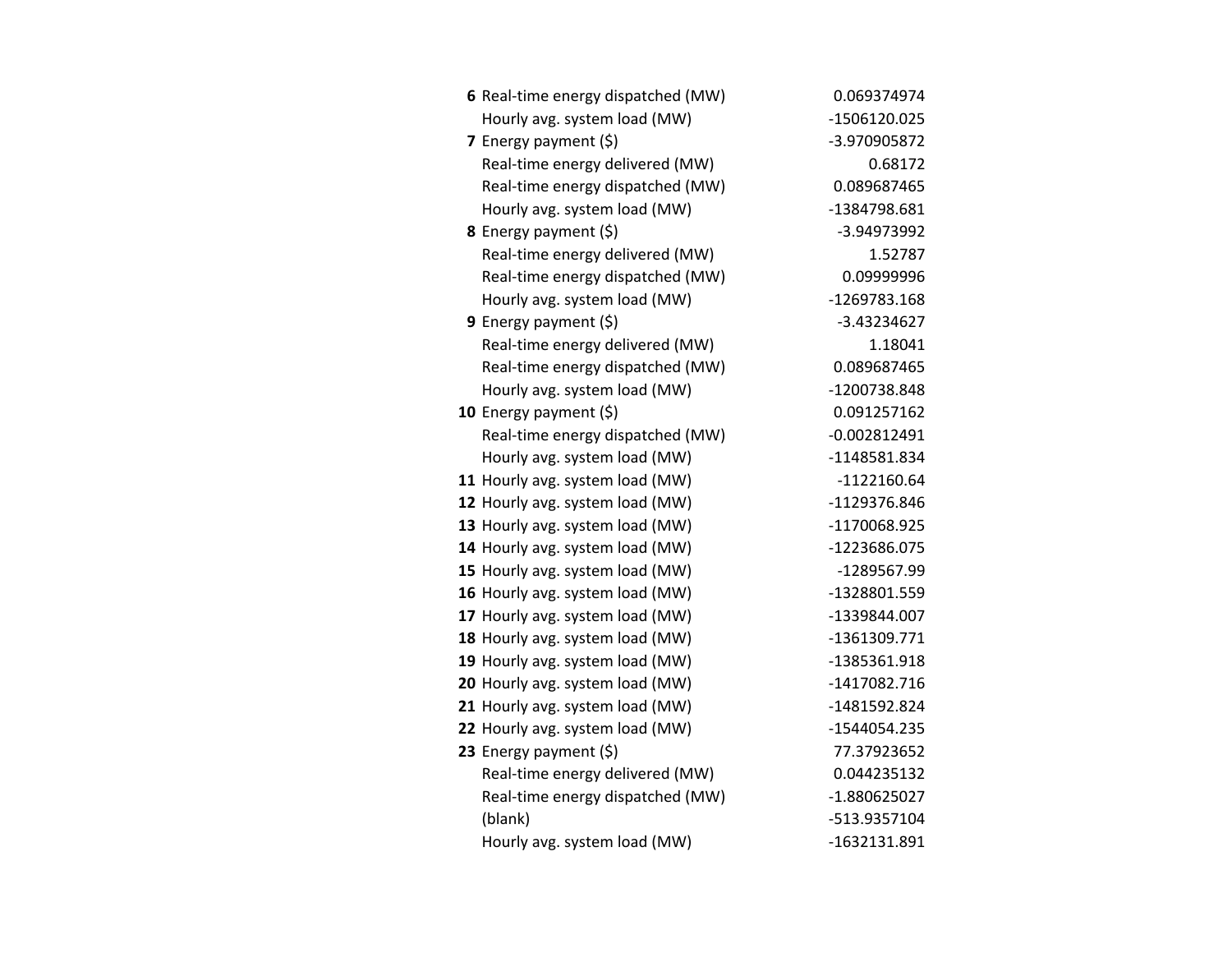| | | |
|---|---|---|
| **6** | Real-time energy dispatched (MW) | 0.069374974 |
| | Hourly avg. system load (MW) | -1506120.025 |
| **7** | Energy payment ($) | -3.970905872 |
| | Real-time energy delivered (MW) | 0.68172 |
| | Real-time energy dispatched (MW) | 0.089687465 |
| | Hourly avg. system load (MW) | -1384798.681 |
| **8** | Energy payment ($) | -3.94973992 |
| | Real-time energy delivered (MW) | 1.52787 |
| | Real-time energy dispatched (MW) | 0.09999996 |
| | Hourly avg. system load (MW) | -1269783.168 |
| **9** | Energy payment ($) | -3.43234627 |
| | Real-time energy delivered (MW) | 1.18041 |
| | Real-time energy dispatched (MW) | 0.089687465 |
| | Hourly avg. system load (MW) | -1200738.848 |
| **10** | Energy payment ($) | 0.091257162 |
| | Real-time energy dispatched (MW) | -0.002812491 |
| | Hourly avg. system load (MW) | -1148581.834 |
| **11** | Hourly avg. system load (MW) | -1122160.64 |
| **12** | Hourly avg. system load (MW) | -1129376.846 |
| **13** | Hourly avg. system load (MW) | -1170068.925 |
| **14** | Hourly avg. system load (MW) | -1223686.075 |
| **15** | Hourly avg. system load (MW) | -1289567.99 |
| **16** | Hourly avg. system load (MW) | -1328801.559 |
| **17** | Hourly avg. system load (MW) | -1339844.007 |
| **18** | Hourly avg. system load (MW) | -1361309.771 |
| **19** | Hourly avg. system load (MW) | -1385361.918 |
| **20** | Hourly avg. system load (MW) | -1417082.716 |
| **21** | Hourly avg. system load (MW) | -1481592.824 |
| **22** | Hourly avg. system load (MW) | -1544054.235 |
| **23** | Energy payment ($) | 77.37923652 |
| | Real-time energy delivered (MW) | 0.044235132 |
| | Real-time energy dispatched (MW) | -1.880625027 |
| | (blank) | -513.9357104 |
| | Hourly avg. system load (MW) | -1632131.891 |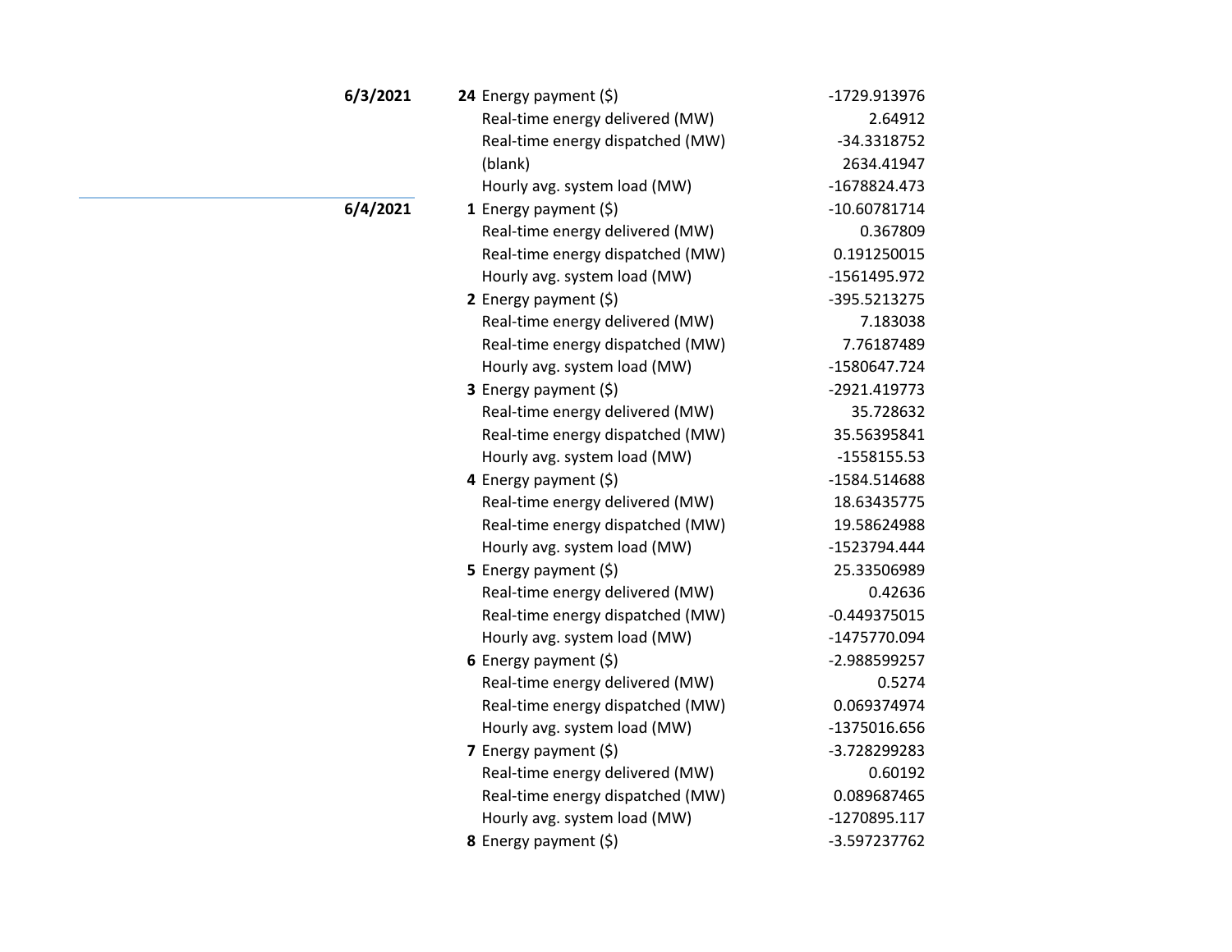| Date | Hour | Metric | Value |
|---|---|---|---|
| **6/3/2021** | **24** | Energy payment ($) | -1729.913976 |
| | | Real-time energy delivered (MW) | 2.64912 |
| | | Real-time energy dispatched (MW) | -34.3318752 |
| | | (blank) | 2634.41947 |
| | | Hourly avg. system load (MW) | -1678824.473 |
| **6/4/2021** | **1** | Energy payment ($) | -10.60781714 |
| | | Real-time energy delivered (MW) | 0.367809 |
| | | Real-time energy dispatched (MW) | 0.191250015 |
| | | Hourly avg. system load (MW) | -1561495.972 |
| | **2** | Energy payment ($) | -395.5213275 |
| | | Real-time energy delivered (MW) | 7.183038 |
| | | Real-time energy dispatched (MW) | 7.76187489 |
| | | Hourly avg. system load (MW) | -1580647.724 |
| | **3** | Energy payment ($) | -2921.419773 |
| | | Real-time energy delivered (MW) | 35.728632 |
| | | Real-time energy dispatched (MW) | 35.56395841 |
| | | Hourly avg. system load (MW) | -1558155.53 |
| | **4** | Energy payment ($) | -1584.514688 |
| | | Real-time energy delivered (MW) | 18.63435775 |
| | | Real-time energy dispatched (MW) | 19.58624988 |
| | | Hourly avg. system load (MW) | -1523794.444 |
| | **5** | Energy payment ($) | 25.33506989 |
| | | Real-time energy delivered (MW) | 0.42636 |
| | | Real-time energy dispatched (MW) | -0.449375015 |
| | | Hourly avg. system load (MW) | -1475770.094 |
| | **6** | Energy payment ($) | -2.988599257 |
| | | Real-time energy delivered (MW) | 0.5274 |
| | | Real-time energy dispatched (MW) | 0.069374974 |
| | | Hourly avg. system load (MW) | -1375016.656 |
| | **7** | Energy payment ($) | -3.728299283 |
| | | Real-time energy delivered (MW) | 0.60192 |
| | | Real-time energy dispatched (MW) | 0.089687465 |
| | | Hourly avg. system load (MW) | -1270895.117 |
| | **8** | Energy payment ($) | -3.597237762 |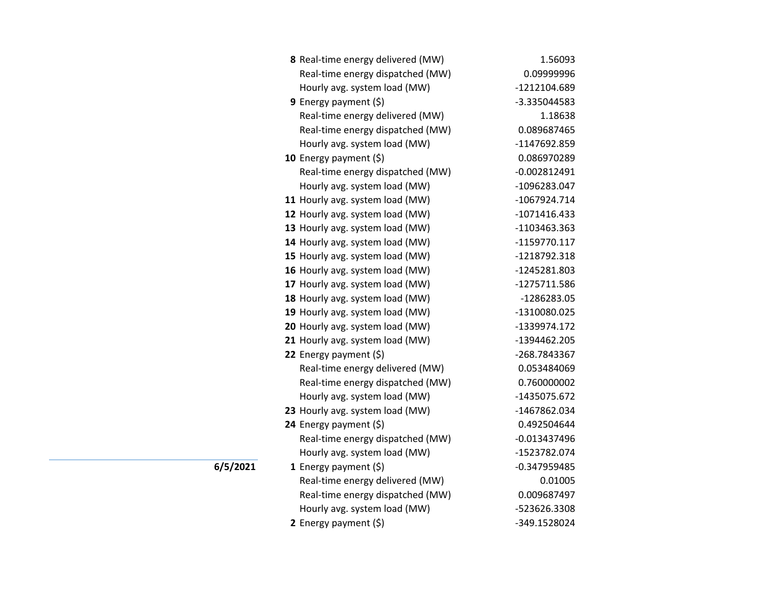| Date | Hour | Metric | Value |
|---|---|---|---|
| | **8** | Real-time energy delivered (MW) | 1.56093 |
| | | Real-time energy dispatched (MW) | 0.09999996 |
| | | Hourly avg. system load (MW) | -1212104.689 |
| | **9** | Energy payment ($) | -3.335044583 |
| | | Real-time energy delivered (MW) | 1.18638 |
| | | Real-time energy dispatched (MW) | 0.089687465 |
| | | Hourly avg. system load (MW) | -1147692.859 |
| | **10** | Energy payment ($) | 0.086970289 |
| | | Real-time energy dispatched (MW) | -0.002812491 |
| | | Hourly avg. system load (MW) | -1096283.047 |
| | **11** | Hourly avg. system load (MW) | -1067924.714 |
| | **12** | Hourly avg. system load (MW) | -1071416.433 |
| | **13** | Hourly avg. system load (MW) | -1103463.363 |
| | **14** | Hourly avg. system load (MW) | -1159770.117 |
| | **15** | Hourly avg. system load (MW) | -1218792.318 |
| | **16** | Hourly avg. system load (MW) | -1245281.803 |
| | **17** | Hourly avg. system load (MW) | -1275711.586 |
| | **18** | Hourly avg. system load (MW) | -1286283.05 |
| | **19** | Hourly avg. system load (MW) | -1310080.025 |
| | **20** | Hourly avg. system load (MW) | -1339974.172 |
| | **21** | Hourly avg. system load (MW) | -1394462.205 |
| | **22** | Energy payment ($) | -268.7843367 |
| | | Real-time energy delivered (MW) | 0.053484069 |
| | | Real-time energy dispatched (MW) | 0.760000002 |
| | | Hourly avg. system load (MW) | -1435075.672 |
| | **23** | Hourly avg. system load (MW) | -1467862.034 |
| | **24** | Energy payment ($) | 0.492504644 |
| | | Real-time energy dispatched (MW) | -0.013437496 |
| | | Hourly avg. system load (MW) | -1523782.074 |
| **6/5/2021** | **1** | Energy payment ($) | -0.347959485 |
| | | Real-time energy delivered (MW) | 0.01005 |
| | | Real-time energy dispatched (MW) | 0.009687497 |
| | | Hourly avg. system load (MW) | -523626.3308 |
| | **2** | Energy payment ($) | -349.1528024 |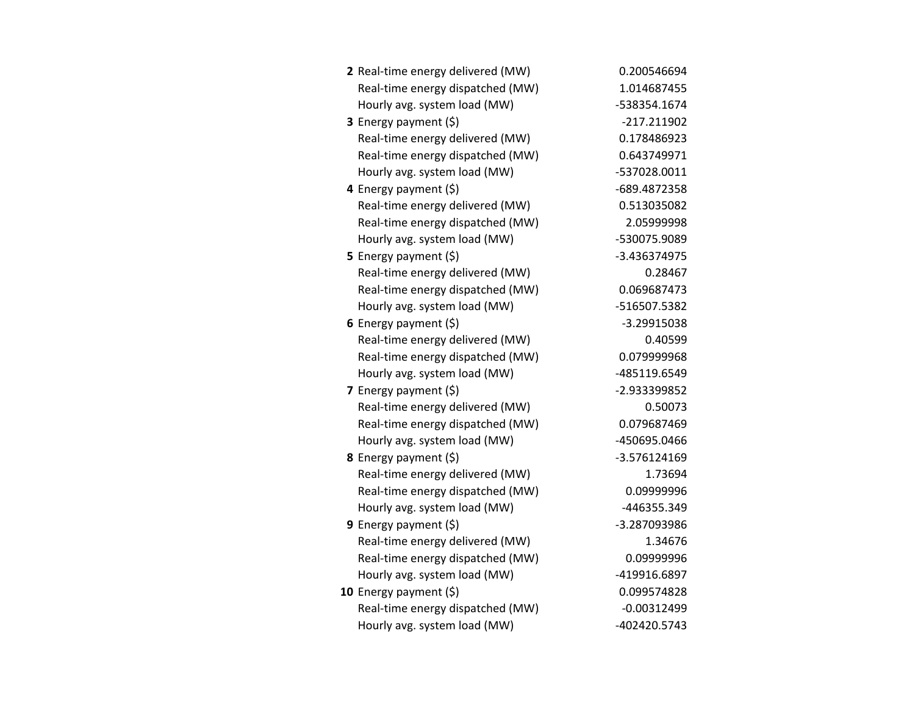| | | |
|---|---|---|
| **2** | Real-time energy delivered (MW) | 0.200546694 |
| | Real-time energy dispatched (MW) | 1.014687455 |
| | Hourly avg. system load (MW) | -538354.1674 |
| **3** | Energy payment ($) | -217.211902 |
| | Real-time energy delivered (MW) | 0.178486923 |
| | Real-time energy dispatched (MW) | 0.643749971 |
| | Hourly avg. system load (MW) | -537028.0011 |
| **4** | Energy payment ($) | -689.4872358 |
| | Real-time energy delivered (MW) | 0.513035082 |
| | Real-time energy dispatched (MW) | 2.05999998 |
| | Hourly avg. system load (MW) | -530075.9089 |
| **5** | Energy payment ($) | -3.436374975 |
| | Real-time energy delivered (MW) | 0.28467 |
| | Real-time energy dispatched (MW) | 0.069687473 |
| | Hourly avg. system load (MW) | -516507.5382 |
| **6** | Energy payment ($) | -3.29915038 |
| | Real-time energy delivered (MW) | 0.40599 |
| | Real-time energy dispatched (MW) | 0.079999968 |
| | Hourly avg. system load (MW) | -485119.6549 |
| **7** | Energy payment ($) | -2.933399852 |
| | Real-time energy delivered (MW) | 0.50073 |
| | Real-time energy dispatched (MW) | 0.079687469 |
| | Hourly avg. system load (MW) | -450695.0466 |
| **8** | Energy payment ($) | -3.576124169 |
| | Real-time energy delivered (MW) | 1.73694 |
| | Real-time energy dispatched (MW) | 0.09999996 |
| | Hourly avg. system load (MW) | -446355.349 |
| **9** | Energy payment ($) | -3.287093986 |
| | Real-time energy delivered (MW) | 1.34676 |
| | Real-time energy dispatched (MW) | 0.09999996 |
| | Hourly avg. system load (MW) | -419916.6897 |
| **10** | Energy payment ($) | 0.099574828 |
| | Real-time energy dispatched (MW) | -0.00312499 |
| | Hourly avg. system load (MW) | -402420.5743 |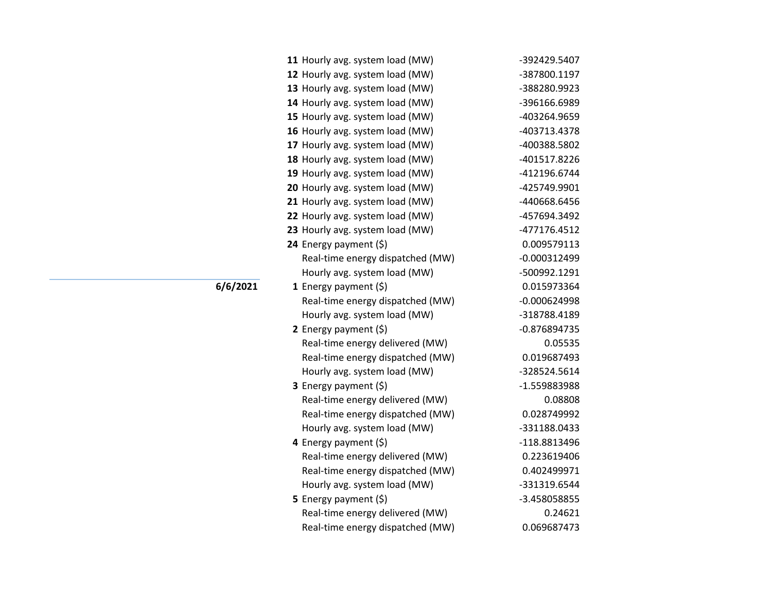| Date | Hour | Item | Value |
|---|---|---|---|
| | **11** | Hourly avg. system load (MW) | -392429.5407 |
| | **12** | Hourly avg. system load (MW) | -387800.1197 |
| | **13** | Hourly avg. system load (MW) | -388280.9923 |
| | **14** | Hourly avg. system load (MW) | -396166.6989 |
| | **15** | Hourly avg. system load (MW) | -403264.9659 |
| | **16** | Hourly avg. system load (MW) | -403713.4378 |
| | **17** | Hourly avg. system load (MW) | -400388.5802 |
| | **18** | Hourly avg. system load (MW) | -401517.8226 |
| | **19** | Hourly avg. system load (MW) | -412196.6744 |
| | **20** | Hourly avg. system load (MW) | -425749.9901 |
| | **21** | Hourly avg. system load (MW) | -440668.6456 |
| | **22** | Hourly avg. system load (MW) | -457694.3492 |
| | **23** | Hourly avg. system load (MW) | -477176.4512 |
| | **24** | Energy payment ($) | 0.009579113 |
| | | Real-time energy dispatched (MW) | -0.000312499 |
| | | Hourly avg. system load (MW) | -500992.1291 |
| **6/6/2021** | **1** | Energy payment ($) | 0.015973364 |
| | | Real-time energy dispatched (MW) | -0.000624998 |
| | | Hourly avg. system load (MW) | -318788.4189 |
| | **2** | Energy payment ($) | -0.876894735 |
| | | Real-time energy delivered (MW) | 0.05535 |
| | | Real-time energy dispatched (MW) | 0.019687493 |
| | | Hourly avg. system load (MW) | -328524.5614 |
| | **3** | Energy payment ($) | -1.559883988 |
| | | Real-time energy delivered (MW) | 0.08808 |
| | | Real-time energy dispatched (MW) | 0.028749992 |
| | | Hourly avg. system load (MW) | -331188.0433 |
| | **4** | Energy payment ($) | -118.8813496 |
| | | Real-time energy delivered (MW) | 0.223619406 |
| | | Real-time energy dispatched (MW) | 0.402499971 |
| | | Hourly avg. system load (MW) | -331319.6544 |
| | **5** | Energy payment ($) | -3.458058855 |
| | | Real-time energy delivered (MW) | 0.24621 |
| | | Real-time energy dispatched (MW) | 0.069687473 |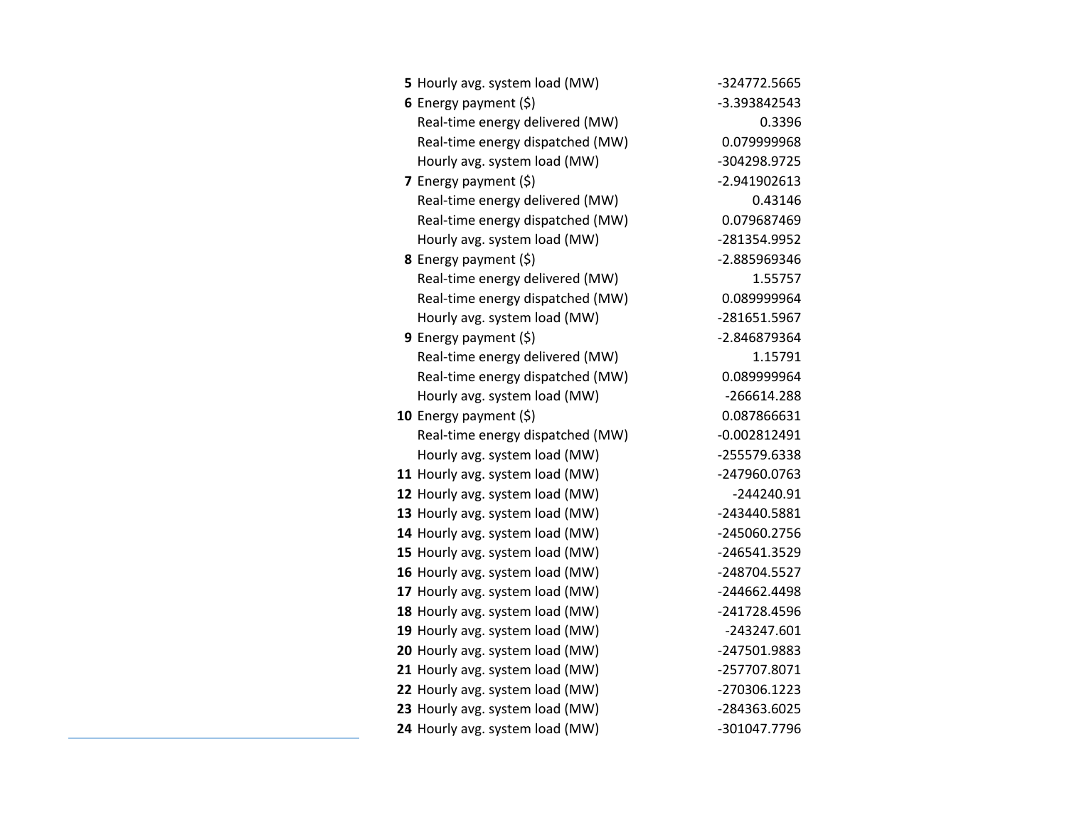| | | |
|---|---|---|
| **5** | Hourly avg. system load (MW) | -324772.5665 |
| **6** | Energy payment ($) | -3.393842543 |
| | Real-time energy delivered (MW) | 0.3396 |
| | Real-time energy dispatched (MW) | 0.079999968 |
| | Hourly avg. system load (MW) | -304298.9725 |
| **7** | Energy payment ($) | -2.941902613 |
| | Real-time energy delivered (MW) | 0.43146 |
| | Real-time energy dispatched (MW) | 0.079687469 |
| | Hourly avg. system load (MW) | -281354.9952 |
| **8** | Energy payment ($) | -2.885969346 |
| | Real-time energy delivered (MW) | 1.55757 |
| | Real-time energy dispatched (MW) | 0.089999964 |
| | Hourly avg. system load (MW) | -281651.5967 |
| **9** | Energy payment ($) | -2.846879364 |
| | Real-time energy delivered (MW) | 1.15791 |
| | Real-time energy dispatched (MW) | 0.089999964 |
| | Hourly avg. system load (MW) | -266614.288 |
| **10** | Energy payment ($) | 0.087866631 |
| | Real-time energy dispatched (MW) | -0.002812491 |
| | Hourly avg. system load (MW) | -255579.6338 |
| **11** | Hourly avg. system load (MW) | -247960.0763 |
| **12** | Hourly avg. system load (MW) | -244240.91 |
| **13** | Hourly avg. system load (MW) | -243440.5881 |
| **14** | Hourly avg. system load (MW) | -245060.2756 |
| **15** | Hourly avg. system load (MW) | -246541.3529 |
| **16** | Hourly avg. system load (MW) | -248704.5527 |
| **17** | Hourly avg. system load (MW) | -244662.4498 |
| **18** | Hourly avg. system load (MW) | -241728.4596 |
| **19** | Hourly avg. system load (MW) | -243247.601 |
| **20** | Hourly avg. system load (MW) | -247501.9883 |
| **21** | Hourly avg. system load (MW) | -257707.8071 |
| **22** | Hourly avg. system load (MW) | -270306.1223 |
| **23** | Hourly avg. system load (MW) | -284363.6025 |
| **24** | Hourly avg. system load (MW) | -301047.7796 |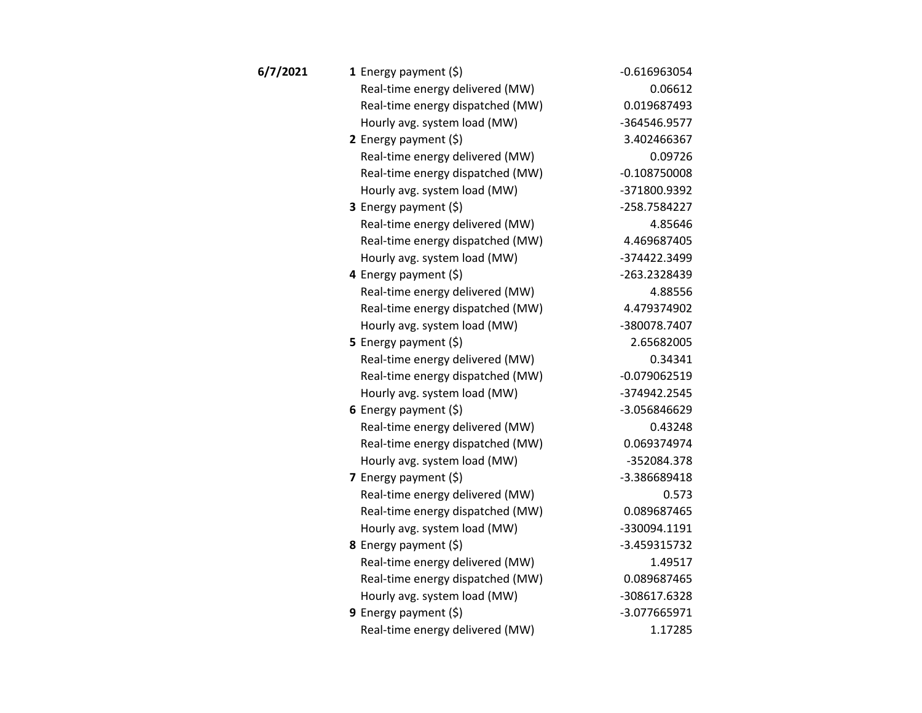| | | | |
|---|---|---|---|
| **6/7/2021** | **1** | Energy payment ($) | -0.616963054 |
| | | Real-time energy delivered (MW) | 0.06612 |
| | | Real-time energy dispatched (MW) | 0.019687493 |
| | | Hourly avg. system load (MW) | -364546.9577 |
| | **2** | Energy payment ($) | 3.402466367 |
| | | Real-time energy delivered (MW) | 0.09726 |
| | | Real-time energy dispatched (MW) | -0.108750008 |
| | | Hourly avg. system load (MW) | -371800.9392 |
| | **3** | Energy payment ($) | -258.7584227 |
| | | Real-time energy delivered (MW) | 4.85646 |
| | | Real-time energy dispatched (MW) | 4.469687405 |
| | | Hourly avg. system load (MW) | -374422.3499 |
| | **4** | Energy payment ($) | -263.2328439 |
| | | Real-time energy delivered (MW) | 4.88556 |
| | | Real-time energy dispatched (MW) | 4.479374902 |
| | | Hourly avg. system load (MW) | -380078.7407 |
| | **5** | Energy payment ($) | 2.65682005 |
| | | Real-time energy delivered (MW) | 0.34341 |
| | | Real-time energy dispatched (MW) | -0.079062519 |
| | | Hourly avg. system load (MW) | -374942.2545 |
| | **6** | Energy payment ($) | -3.056846629 |
| | | Real-time energy delivered (MW) | 0.43248 |
| | | Real-time energy dispatched (MW) | 0.069374974 |
| | | Hourly avg. system load (MW) | -352084.378 |
| | **7** | Energy payment ($) | -3.386689418 |
| | | Real-time energy delivered (MW) | 0.573 |
| | | Real-time energy dispatched (MW) | 0.089687465 |
| | | Hourly avg. system load (MW) | -330094.1191 |
| | **8** | Energy payment ($) | -3.459315732 |
| | | Real-time energy delivered (MW) | 1.49517 |
| | | Real-time energy dispatched (MW) | 0.089687465 |
| | | Hourly avg. system load (MW) | -308617.6328 |
| | **9** | Energy payment ($) | -3.077665971 |
| | | Real-time energy delivered (MW) | 1.17285 |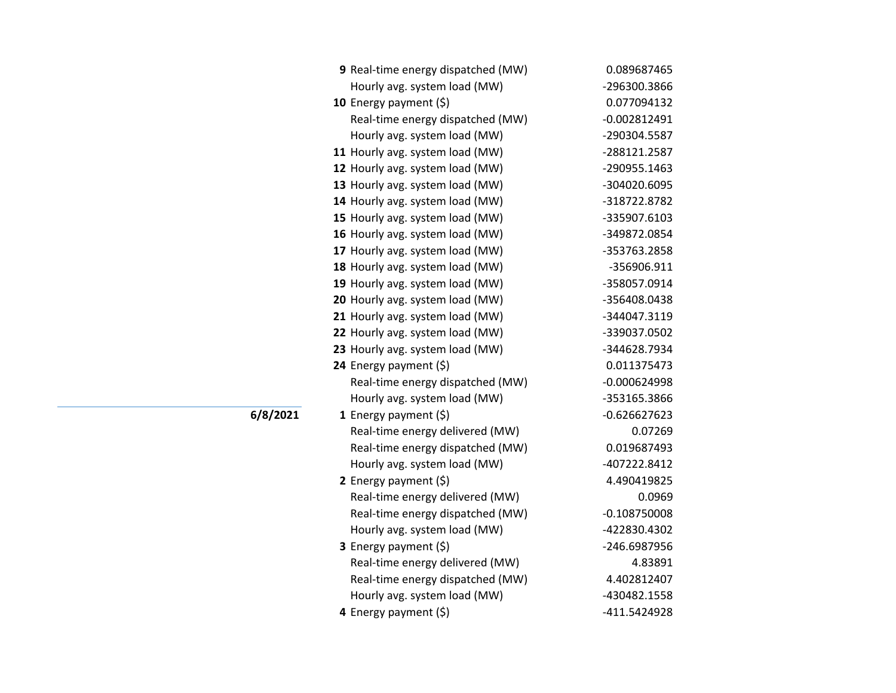| Date | Hour | Metric | Value |
|---|---|---|---|
| | **9** | Real-time energy dispatched (MW) | 0.089687465 |
| | | Hourly avg. system load (MW) | -296300.3866 |
| | **10** | Energy payment ($) | 0.077094132 |
| | | Real-time energy dispatched (MW) | -0.002812491 |
| | | Hourly avg. system load (MW) | -290304.5587 |
| | **11** | Hourly avg. system load (MW) | -288121.2587 |
| | **12** | Hourly avg. system load (MW) | -290955.1463 |
| | **13** | Hourly avg. system load (MW) | -304020.6095 |
| | **14** | Hourly avg. system load (MW) | -318722.8782 |
| | **15** | Hourly avg. system load (MW) | -335907.6103 |
| | **16** | Hourly avg. system load (MW) | -349872.0854 |
| | **17** | Hourly avg. system load (MW) | -353763.2858 |
| | **18** | Hourly avg. system load (MW) | -356906.911 |
| | **19** | Hourly avg. system load (MW) | -358057.0914 |
| | **20** | Hourly avg. system load (MW) | -356408.0438 |
| | **21** | Hourly avg. system load (MW) | -344047.3119 |
| | **22** | Hourly avg. system load (MW) | -339037.0502 |
| | **23** | Hourly avg. system load (MW) | -344628.7934 |
| | **24** | Energy payment ($) | 0.011375473 |
| | | Real-time energy dispatched (MW) | -0.000624998 |
| | | Hourly avg. system load (MW) | -353165.3866 |
| **6/8/2021** | **1** | Energy payment ($) | -0.626627623 |
| | | Real-time energy delivered (MW) | 0.07269 |
| | | Real-time energy dispatched (MW) | 0.019687493 |
| | | Hourly avg. system load (MW) | -407222.8412 |
| | **2** | Energy payment ($) | 4.490419825 |
| | | Real-time energy delivered (MW) | 0.0969 |
| | | Real-time energy dispatched (MW) | -0.108750008 |
| | | Hourly avg. system load (MW) | -422830.4302 |
| | **3** | Energy payment ($) | -246.6987956 |
| | | Real-time energy delivered (MW) | 4.83891 |
| | | Real-time energy dispatched (MW) | 4.402812407 |
| | | Hourly avg. system load (MW) | -430482.1558 |
| | **4** | Energy payment ($) | -411.5424928 |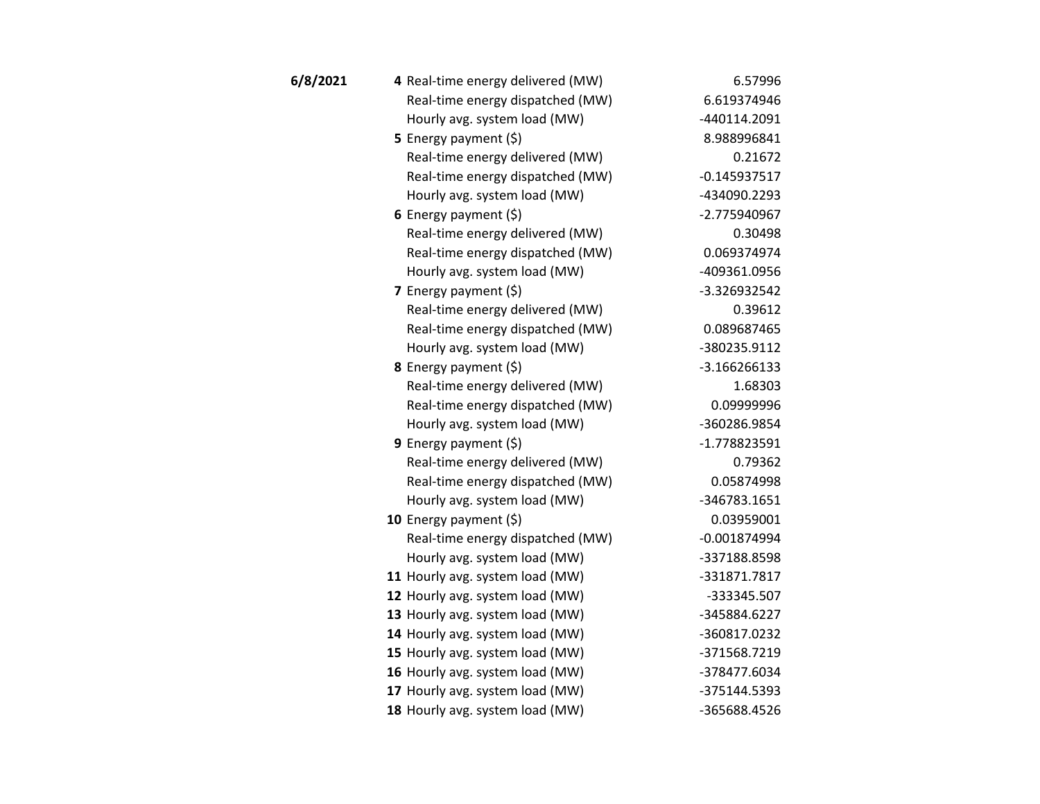| | | | |
|---|---|---|---|
| **6/8/2021** | **4** | Real-time energy delivered (MW) | 6.57996 |
| | | Real-time energy dispatched (MW) | 6.619374946 |
| | | Hourly avg. system load (MW) | -440114.2091 |
| | **5** | Energy payment ($) | 8.988996841 |
| | | Real-time energy delivered (MW) | 0.21672 |
| | | Real-time energy dispatched (MW) | -0.145937517 |
| | | Hourly avg. system load (MW) | -434090.2293 |
| | **6** | Energy payment ($) | -2.775940967 |
| | | Real-time energy delivered (MW) | 0.30498 |
| | | Real-time energy dispatched (MW) | 0.069374974 |
| | | Hourly avg. system load (MW) | -409361.0956 |
| | **7** | Energy payment ($) | -3.326932542 |
| | | Real-time energy delivered (MW) | 0.39612 |
| | | Real-time energy dispatched (MW) | 0.089687465 |
| | | Hourly avg. system load (MW) | -380235.9112 |
| | **8** | Energy payment ($) | -3.166266133 |
| | | Real-time energy delivered (MW) | 1.68303 |
| | | Real-time energy dispatched (MW) | 0.09999996 |
| | | Hourly avg. system load (MW) | -360286.9854 |
| | **9** | Energy payment ($) | -1.778823591 |
| | | Real-time energy delivered (MW) | 0.79362 |
| | | Real-time energy dispatched (MW) | 0.05874998 |
| | | Hourly avg. system load (MW) | -346783.1651 |
| | **10** | Energy payment ($) | 0.03959001 |
| | | Real-time energy dispatched (MW) | -0.001874994 |
| | | Hourly avg. system load (MW) | -337188.8598 |
| | **11** | Hourly avg. system load (MW) | -331871.7817 |
| | **12** | Hourly avg. system load (MW) | -333345.507 |
| | **13** | Hourly avg. system load (MW) | -345884.6227 |
| | **14** | Hourly avg. system load (MW) | -360817.0232 |
| | **15** | Hourly avg. system load (MW) | -371568.7219 |
| | **16** | Hourly avg. system load (MW) | -378477.6034 |
| | **17** | Hourly avg. system load (MW) | -375144.5393 |
| | **18** | Hourly avg. system load (MW) | -365688.4526 |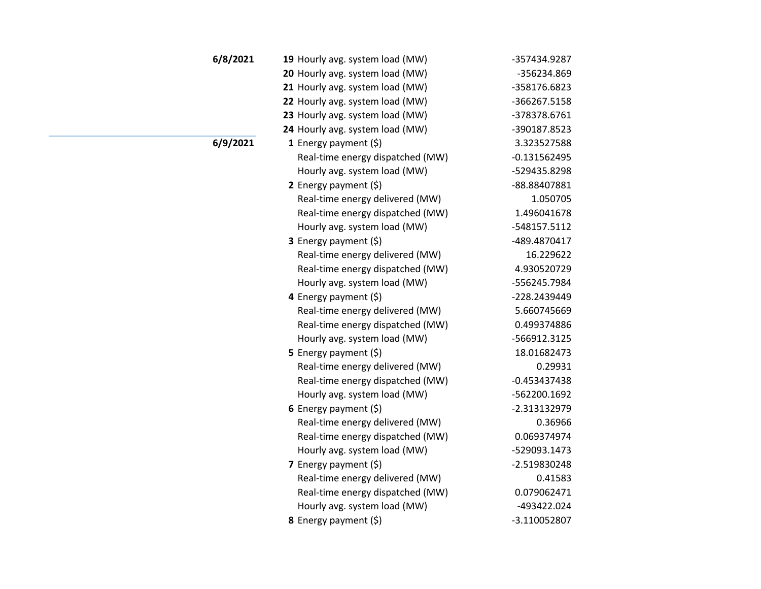| Date | Hour | Item | Value |
|---|---|---|---|
| **6/8/2021** | **19** | Hourly avg. system load (MW) | -357434.9287 |
| | **20** | Hourly avg. system load (MW) | -356234.869 |
| | **21** | Hourly avg. system load (MW) | -358176.6823 |
| | **22** | Hourly avg. system load (MW) | -366267.5158 |
| | **23** | Hourly avg. system load (MW) | -378378.6761 |
| | **24** | Hourly avg. system load (MW) | -390187.8523 |
| **6/9/2021** | **1** | Energy payment ($) | 3.323527588 |
| | | Real-time energy dispatched (MW) | -0.131562495 |
| | | Hourly avg. system load (MW) | -529435.8298 |
| | **2** | Energy payment ($) | -88.88407881 |
| | | Real-time energy delivered (MW) | 1.050705 |
| | | Real-time energy dispatched (MW) | 1.496041678 |
| | | Hourly avg. system load (MW) | -548157.5112 |
| | **3** | Energy payment ($) | -489.4870417 |
| | | Real-time energy delivered (MW) | 16.229622 |
| | | Real-time energy dispatched (MW) | 4.930520729 |
| | | Hourly avg. system load (MW) | -556245.7984 |
| | **4** | Energy payment ($) | -228.2439449 |
| | | Real-time energy delivered (MW) | 5.660745669 |
| | | Real-time energy dispatched (MW) | 0.499374886 |
| | | Hourly avg. system load (MW) | -566912.3125 |
| | **5** | Energy payment ($) | 18.01682473 |
| | | Real-time energy delivered (MW) | 0.29931 |
| | | Real-time energy dispatched (MW) | -0.453437438 |
| | | Hourly avg. system load (MW) | -562200.1692 |
| | **6** | Energy payment ($) | -2.313132979 |
| | | Real-time energy delivered (MW) | 0.36966 |
| | | Real-time energy dispatched (MW) | 0.069374974 |
| | | Hourly avg. system load (MW) | -529093.1473 |
| | **7** | Energy payment ($) | -2.519830248 |
| | | Real-time energy delivered (MW) | 0.41583 |
| | | Real-time energy dispatched (MW) | 0.079062471 |
| | | Hourly avg. system load (MW) | -493422.024 |
| | **8** | Energy payment ($) | -3.110052807 |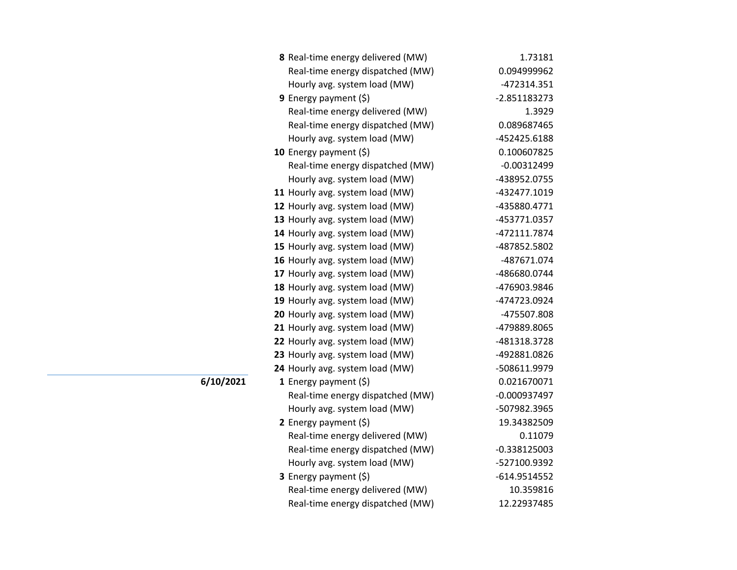| Date | Hour | Measure | Value |
|---|---|---|---|
| | **8** | Real-time energy delivered (MW) | 1.73181 |
| | | Real-time energy dispatched (MW) | 0.094999962 |
| | | Hourly avg. system load (MW) | -472314.351 |
| | **9** | Energy payment ($) | -2.851183273 |
| | | Real-time energy delivered (MW) | 1.3929 |
| | | Real-time energy dispatched (MW) | 0.089687465 |
| | | Hourly avg. system load (MW) | -452425.6188 |
| | **10** | Energy payment ($) | 0.100607825 |
| | | Real-time energy dispatched (MW) | -0.00312499 |
| | | Hourly avg. system load (MW) | -438952.0755 |
| | **11** | Hourly avg. system load (MW) | -432477.1019 |
| | **12** | Hourly avg. system load (MW) | -435880.4771 |
| | **13** | Hourly avg. system load (MW) | -453771.0357 |
| | **14** | Hourly avg. system load (MW) | -472111.7874 |
| | **15** | Hourly avg. system load (MW) | -487852.5802 |
| | **16** | Hourly avg. system load (MW) | -487671.074 |
| | **17** | Hourly avg. system load (MW) | -486680.0744 |
| | **18** | Hourly avg. system load (MW) | -476903.9846 |
| | **19** | Hourly avg. system load (MW) | -474723.0924 |
| | **20** | Hourly avg. system load (MW) | -475507.808 |
| | **21** | Hourly avg. system load (MW) | -479889.8065 |
| | **22** | Hourly avg. system load (MW) | -481318.3728 |
| | **23** | Hourly avg. system load (MW) | -492881.0826 |
| | **24** | Hourly avg. system load (MW) | -508611.9979 |
| **6/10/2021** | **1** | Energy payment ($) | 0.021670071 |
| | | Real-time energy dispatched (MW) | -0.000937497 |
| | | Hourly avg. system load (MW) | -507982.3965 |
| | **2** | Energy payment ($) | 19.34382509 |
| | | Real-time energy delivered (MW) | 0.11079 |
| | | Real-time energy dispatched (MW) | -0.338125003 |
| | | Hourly avg. system load (MW) | -527100.9392 |
| | **3** | Energy payment ($) | -614.9514552 |
| | | Real-time energy delivered (MW) | 10.359816 |
| | | Real-time energy dispatched (MW) | 12.22937485 |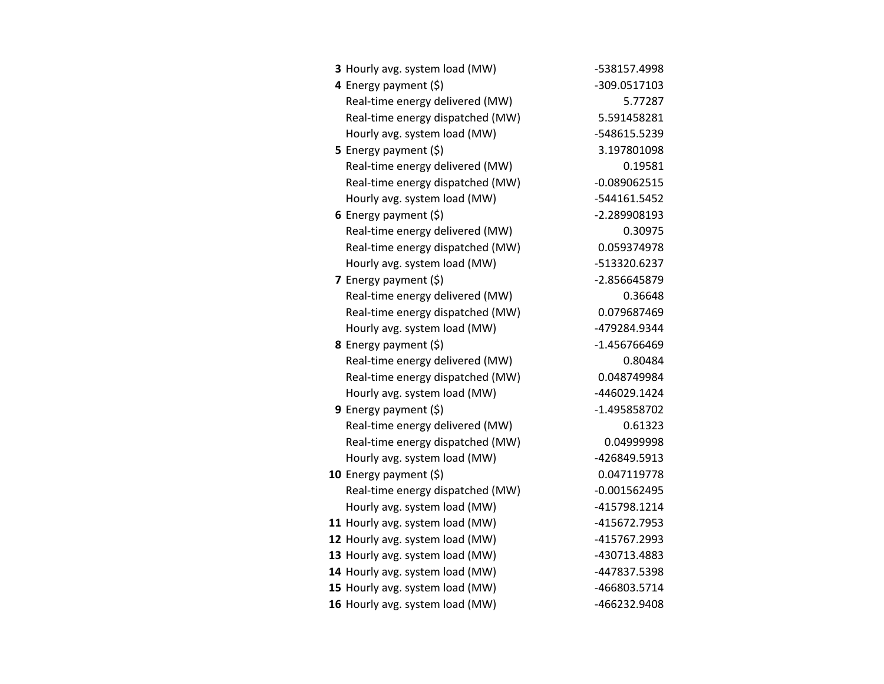| | | |
|---|---|---|
| **3** | Hourly avg. system load (MW) | -538157.4998 |
| **4** | Energy payment ($) | -309.0517103 |
| | Real-time energy delivered (MW) | 5.77287 |
| | Real-time energy dispatched (MW) | 5.591458281 |
| | Hourly avg. system load (MW) | -548615.5239 |
| **5** | Energy payment ($) | 3.197801098 |
| | Real-time energy delivered (MW) | 0.19581 |
| | Real-time energy dispatched (MW) | -0.089062515 |
| | Hourly avg. system load (MW) | -544161.5452 |
| **6** | Energy payment ($) | -2.289908193 |
| | Real-time energy delivered (MW) | 0.30975 |
| | Real-time energy dispatched (MW) | 0.059374978 |
| | Hourly avg. system load (MW) | -513320.6237 |
| **7** | Energy payment ($) | -2.856645879 |
| | Real-time energy delivered (MW) | 0.36648 |
| | Real-time energy dispatched (MW) | 0.079687469 |
| | Hourly avg. system load (MW) | -479284.9344 |
| **8** | Energy payment ($) | -1.456766469 |
| | Real-time energy delivered (MW) | 0.80484 |
| | Real-time energy dispatched (MW) | 0.048749984 |
| | Hourly avg. system load (MW) | -446029.1424 |
| **9** | Energy payment ($) | -1.495858702 |
| | Real-time energy delivered (MW) | 0.61323 |
| | Real-time energy dispatched (MW) | 0.04999998 |
| | Hourly avg. system load (MW) | -426849.5913 |
| **10** | Energy payment ($) | 0.047119778 |
| | Real-time energy dispatched (MW) | -0.001562495 |
| | Hourly avg. system load (MW) | -415798.1214 |
| **11** | Hourly avg. system load (MW) | -415672.7953 |
| **12** | Hourly avg. system load (MW) | -415767.2993 |
| **13** | Hourly avg. system load (MW) | -430713.4883 |
| **14** | Hourly avg. system load (MW) | -447837.5398 |
| **15** | Hourly avg. system load (MW) | -466803.5714 |
| **16** | Hourly avg. system load (MW) | -466232.9408 |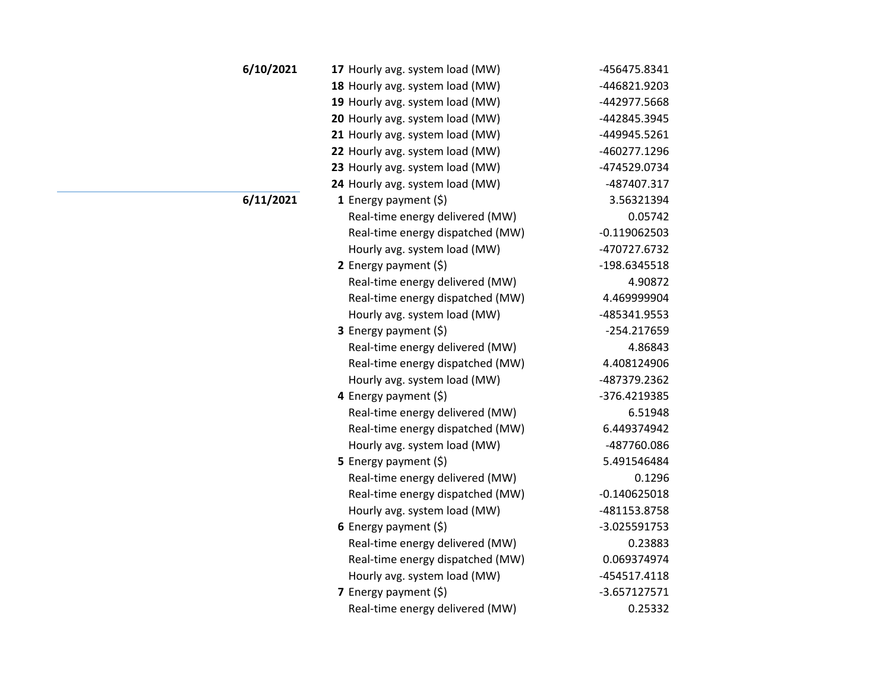| Date | Hour | Metric | Value |
|---|---|---|---|
| **6/10/2021** | **17** | Hourly avg. system load (MW) | -456475.8341 |
| | **18** | Hourly avg. system load (MW) | -446821.9203 |
| | **19** | Hourly avg. system load (MW) | -442977.5668 |
| | **20** | Hourly avg. system load (MW) | -442845.3945 |
| | **21** | Hourly avg. system load (MW) | -449945.5261 |
| | **22** | Hourly avg. system load (MW) | -460277.1296 |
| | **23** | Hourly avg. system load (MW) | -474529.0734 |
| | **24** | Hourly avg. system load (MW) | -487407.317 |
| **6/11/2021** | **1** | Energy payment ($) | 3.56321394 |
| | | Real-time energy delivered (MW) | 0.05742 |
| | | Real-time energy dispatched (MW) | -0.119062503 |
| | | Hourly avg. system load (MW) | -470727.6732 |
| | **2** | Energy payment ($) | -198.6345518 |
| | | Real-time energy delivered (MW) | 4.90872 |
| | | Real-time energy dispatched (MW) | 4.469999904 |
| | | Hourly avg. system load (MW) | -485341.9553 |
| | **3** | Energy payment ($) | -254.217659 |
| | | Real-time energy delivered (MW) | 4.86843 |
| | | Real-time energy dispatched (MW) | 4.408124906 |
| | | Hourly avg. system load (MW) | -487379.2362 |
| | **4** | Energy payment ($) | -376.4219385 |
| | | Real-time energy delivered (MW) | 6.51948 |
| | | Real-time energy dispatched (MW) | 6.449374942 |
| | | Hourly avg. system load (MW) | -487760.086 |
| | **5** | Energy payment ($) | 5.491546484 |
| | | Real-time energy delivered (MW) | 0.1296 |
| | | Real-time energy dispatched (MW) | -0.140625018 |
| | | Hourly avg. system load (MW) | -481153.8758 |
| | **6** | Energy payment ($) | -3.025591753 |
| | | Real-time energy delivered (MW) | 0.23883 |
| | | Real-time energy dispatched (MW) | 0.069374974 |
| | | Hourly avg. system load (MW) | -454517.4118 |
| | **7** | Energy payment ($) | -3.657127571 |
| | | Real-time energy delivered (MW) | 0.25332 |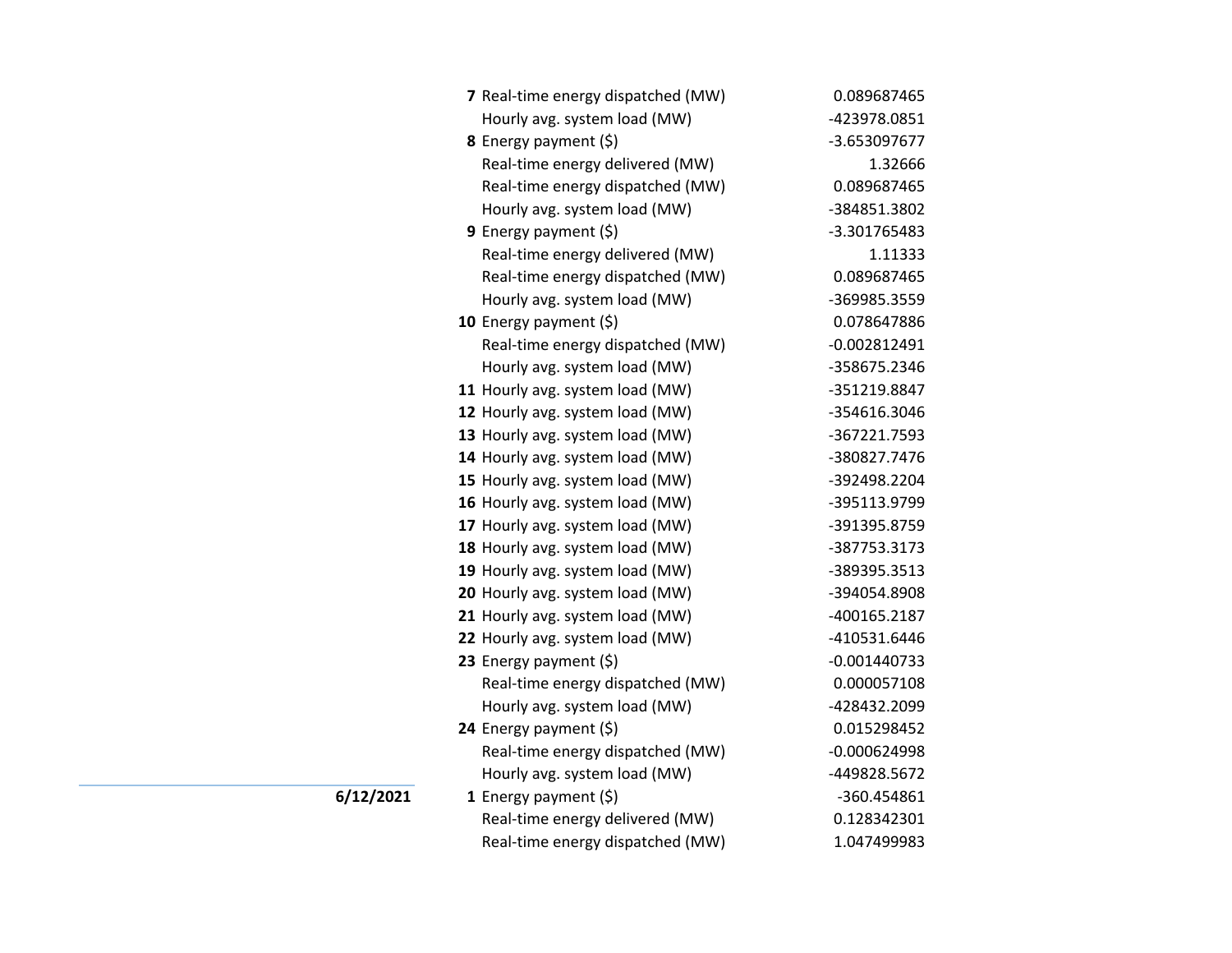| Date | Hour | Item | Value |
|---|---|---|---|
| | **7** | Real-time energy dispatched (MW) | 0.089687465 |
| | | Hourly avg. system load (MW) | -423978.0851 |
| | **8** | Energy payment ($) | -3.653097677 |
| | | Real-time energy delivered (MW) | 1.32666 |
| | | Real-time energy dispatched (MW) | 0.089687465 |
| | | Hourly avg. system load (MW) | -384851.3802 |
| | **9** | Energy payment ($) | -3.301765483 |
| | | Real-time energy delivered (MW) | 1.11333 |
| | | Real-time energy dispatched (MW) | 0.089687465 |
| | | Hourly avg. system load (MW) | -369985.3559 |
| | **10** | Energy payment ($) | 0.078647886 |
| | | Real-time energy dispatched (MW) | -0.002812491 |
| | | Hourly avg. system load (MW) | -358675.2346 |
| | **11** | Hourly avg. system load (MW) | -351219.8847 |
| | **12** | Hourly avg. system load (MW) | -354616.3046 |
| | **13** | Hourly avg. system load (MW) | -367221.7593 |
| | **14** | Hourly avg. system load (MW) | -380827.7476 |
| | **15** | Hourly avg. system load (MW) | -392498.2204 |
| | **16** | Hourly avg. system load (MW) | -395113.9799 |
| | **17** | Hourly avg. system load (MW) | -391395.8759 |
| | **18** | Hourly avg. system load (MW) | -387753.3173 |
| | **19** | Hourly avg. system load (MW) | -389395.3513 |
| | **20** | Hourly avg. system load (MW) | -394054.8908 |
| | **21** | Hourly avg. system load (MW) | -400165.2187 |
| | **22** | Hourly avg. system load (MW) | -410531.6446 |
| | **23** | Energy payment ($) | -0.001440733 |
| | | Real-time energy dispatched (MW) | 0.000057108 |
| | | Hourly avg. system load (MW) | -428432.2099 |
| | **24** | Energy payment ($) | 0.015298452 |
| | | Real-time energy dispatched (MW) | -0.000624998 |
| | | Hourly avg. system load (MW) | -449828.5672 |
| **6/12/2021** | **1** | Energy payment ($) | -360.454861 |
| | | Real-time energy delivered (MW) | 0.128342301 |
| | | Real-time energy dispatched (MW) | 1.047499983 |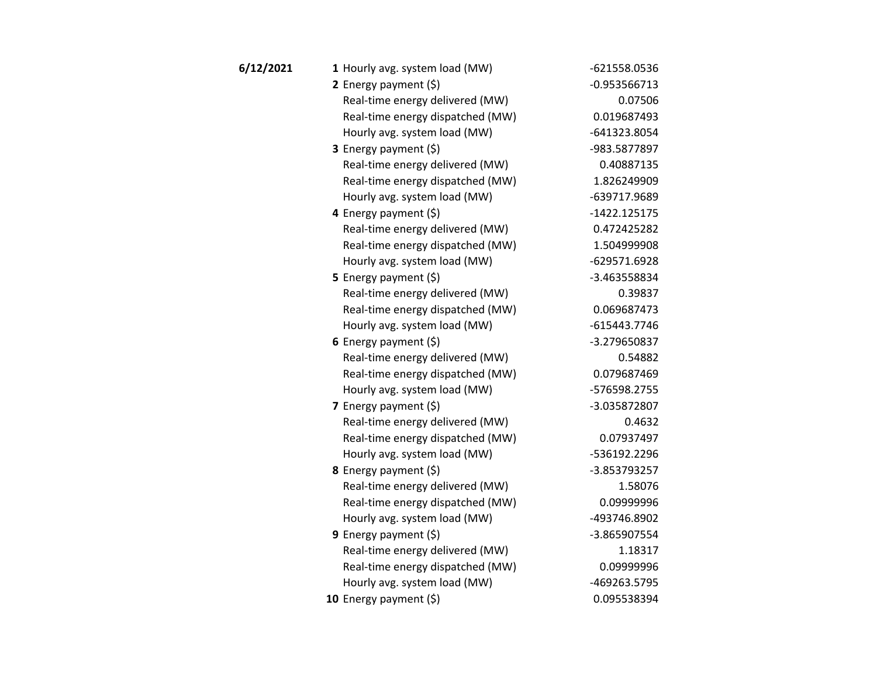| | | | |
|---|---|---|---|
| **6/12/2021** | **1** | Hourly avg. system load (MW) | -621558.0536 |
| | **2** | Energy payment ($) | -0.953566713 |
| | | Real-time energy delivered (MW) | 0.07506 |
| | | Real-time energy dispatched (MW) | 0.019687493 |
| | | Hourly avg. system load (MW) | -641323.8054 |
| | **3** | Energy payment ($) | -983.5877897 |
| | | Real-time energy delivered (MW) | 0.40887135 |
| | | Real-time energy dispatched (MW) | 1.826249909 |
| | | Hourly avg. system load (MW) | -639717.9689 |
| | **4** | Energy payment ($) | -1422.125175 |
| | | Real-time energy delivered (MW) | 0.472425282 |
| | | Real-time energy dispatched (MW) | 1.504999908 |
| | | Hourly avg. system load (MW) | -629571.6928 |
| | **5** | Energy payment ($) | -3.463558834 |
| | | Real-time energy delivered (MW) | 0.39837 |
| | | Real-time energy dispatched (MW) | 0.069687473 |
| | | Hourly avg. system load (MW) | -615443.7746 |
| | **6** | Energy payment ($) | -3.279650837 |
| | | Real-time energy delivered (MW) | 0.54882 |
| | | Real-time energy dispatched (MW) | 0.079687469 |
| | | Hourly avg. system load (MW) | -576598.2755 |
| | **7** | Energy payment ($) | -3.035872807 |
| | | Real-time energy delivered (MW) | 0.4632 |
| | | Real-time energy dispatched (MW) | 0.07937497 |
| | | Hourly avg. system load (MW) | -536192.2296 |
| | **8** | Energy payment ($) | -3.853793257 |
| | | Real-time energy delivered (MW) | 1.58076 |
| | | Real-time energy dispatched (MW) | 0.09999996 |
| | | Hourly avg. system load (MW) | -493746.8902 |
| | **9** | Energy payment ($) | -3.865907554 |
| | | Real-time energy delivered (MW) | 1.18317 |
| | | Real-time energy dispatched (MW) | 0.09999996 |
| | | Hourly avg. system load (MW) | -469263.5795 |
| | **10** | Energy payment ($) | 0.095538394 |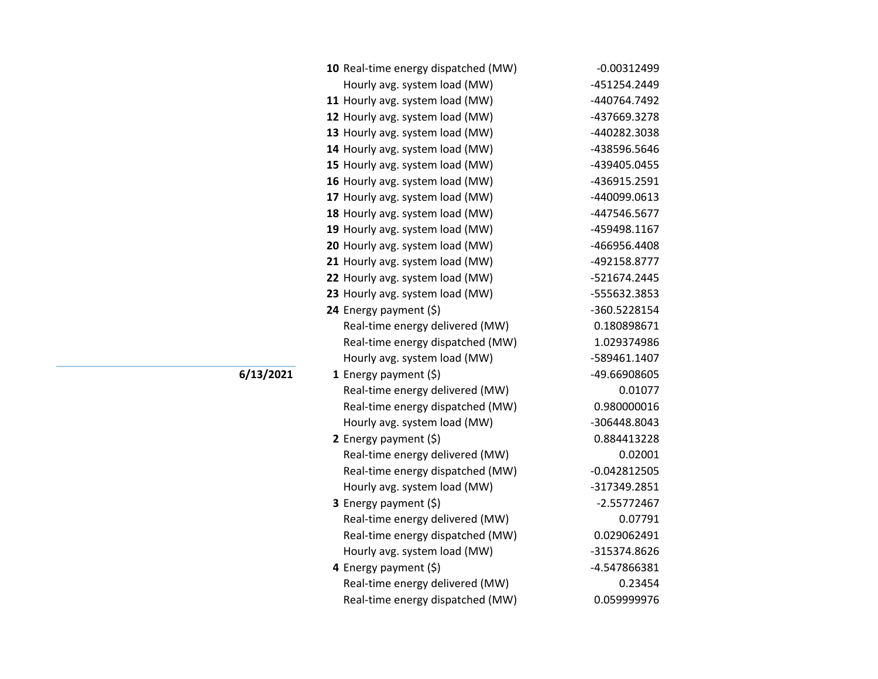| Date | Hour | Item | Value |
|---|---|---|---|
| | 10 | Real-time energy dispatched (MW) | -0.00312499 |
| | | Hourly avg. system load (MW) | -451254.2449 |
| | 11 | Hourly avg. system load (MW) | -440764.7492 |
| | 12 | Hourly avg. system load (MW) | -437669.3278 |
| | 13 | Hourly avg. system load (MW) | -440282.3038 |
| | 14 | Hourly avg. system load (MW) | -438596.5646 |
| | 15 | Hourly avg. system load (MW) | -439405.0455 |
| | 16 | Hourly avg. system load (MW) | -436915.2591 |
| | 17 | Hourly avg. system load (MW) | -440099.0613 |
| | 18 | Hourly avg. system load (MW) | -447546.5677 |
| | 19 | Hourly avg. system load (MW) | -459498.1167 |
| | 20 | Hourly avg. system load (MW) | -466956.4408 |
| | 21 | Hourly avg. system load (MW) | -492158.8777 |
| | 22 | Hourly avg. system load (MW) | -521674.2445 |
| | 23 | Hourly avg. system load (MW) | -555632.3853 |
| | 24 | Energy payment ($) | -360.5228154 |
| | | Real-time energy delivered (MW) | 0.180898671 |
| | | Real-time energy dispatched (MW) | 1.029374986 |
| | | Hourly avg. system load (MW) | -589461.1407 |
| **6/13/2021** | 1 | Energy payment ($) | -49.66908605 |
| | | Real-time energy delivered (MW) | 0.01077 |
| | | Real-time energy dispatched (MW) | 0.980000016 |
| | | Hourly avg. system load (MW) | -306448.8043 |
| | 2 | Energy payment ($) | 0.884413228 |
| | | Real-time energy delivered (MW) | 0.02001 |
| | | Real-time energy dispatched (MW) | -0.042812505 |
| | | Hourly avg. system load (MW) | -317349.2851 |
| | 3 | Energy payment ($) | -2.55772467 |
| | | Real-time energy delivered (MW) | 0.07791 |
| | | Real-time energy dispatched (MW) | 0.029062491 |
| | | Hourly avg. system load (MW) | -315374.8626 |
| | 4 | Energy payment ($) | -4.547866381 |
| | | Real-time energy delivered (MW) | 0.23454 |
| | | Real-time energy dispatched (MW) | 0.059999976 |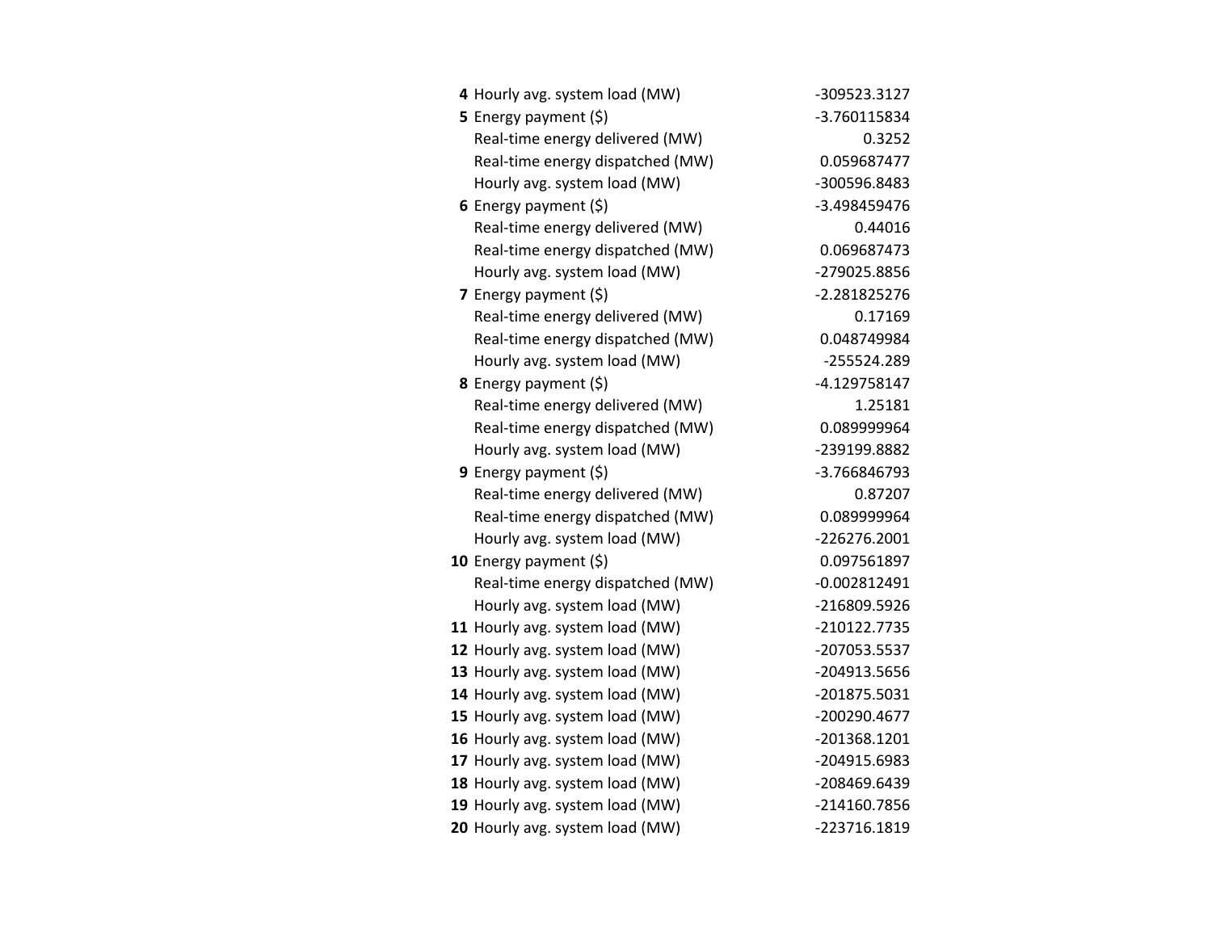| | | |
|---|---|---|
| **4** | Hourly avg. system load (MW) | -309523.3127 |
| **5** | Energy payment ($) | -3.760115834 |
| | Real-time energy delivered (MW) | 0.3252 |
| | Real-time energy dispatched (MW) | 0.059687477 |
| | Hourly avg. system load (MW) | -300596.8483 |
| **6** | Energy payment ($) | -3.498459476 |
| | Real-time energy delivered (MW) | 0.44016 |
| | Real-time energy dispatched (MW) | 0.069687473 |
| | Hourly avg. system load (MW) | -279025.8856 |
| **7** | Energy payment ($) | -2.281825276 |
| | Real-time energy delivered (MW) | 0.17169 |
| | Real-time energy dispatched (MW) | 0.048749984 |
| | Hourly avg. system load (MW) | -255524.289 |
| **8** | Energy payment ($) | -4.129758147 |
| | Real-time energy delivered (MW) | 1.25181 |
| | Real-time energy dispatched (MW) | 0.089999964 |
| | Hourly avg. system load (MW) | -239199.8882 |
| **9** | Energy payment ($) | -3.766846793 |
| | Real-time energy delivered (MW) | 0.87207 |
| | Real-time energy dispatched (MW) | 0.089999964 |
| | Hourly avg. system load (MW) | -226276.2001 |
| **10** | Energy payment ($) | 0.097561897 |
| | Real-time energy dispatched (MW) | -0.002812491 |
| | Hourly avg. system load (MW) | -216809.5926 |
| **11** | Hourly avg. system load (MW) | -210122.7735 |
| **12** | Hourly avg. system load (MW) | -207053.5537 |
| **13** | Hourly avg. system load (MW) | -204913.5656 |
| **14** | Hourly avg. system load (MW) | -201875.5031 |
| **15** | Hourly avg. system load (MW) | -200290.4677 |
| **16** | Hourly avg. system load (MW) | -201368.1201 |
| **17** | Hourly avg. system load (MW) | -204915.6983 |
| **18** | Hourly avg. system load (MW) | -208469.6439 |
| **19** | Hourly avg. system load (MW) | -214160.7856 |
| **20** | Hourly avg. system load (MW) | -223716.1819 |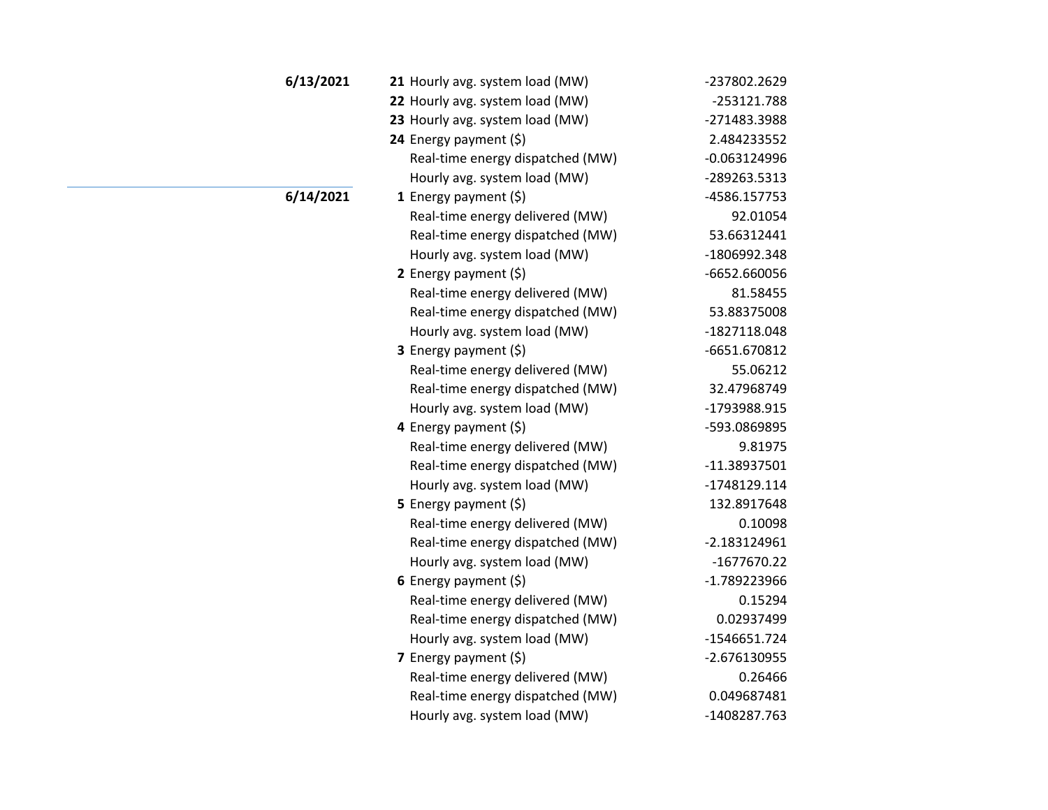| Date | Hour | Metric | Value |
|---|---|---|---|
| **6/13/2021** | **21** | Hourly avg. system load (MW) | -237802.2629 |
| | **22** | Hourly avg. system load (MW) | -253121.788 |
| | **23** | Hourly avg. system load (MW) | -271483.3988 |
| | **24** | Energy payment ($) | 2.484233552 |
| | | Real-time energy dispatched (MW) | -0.063124996 |
| | | Hourly avg. system load (MW) | -289263.5313 |
| **6/14/2021** | **1** | Energy payment ($) | -4586.157753 |
| | | Real-time energy delivered (MW) | 92.01054 |
| | | Real-time energy dispatched (MW) | 53.66312441 |
| | | Hourly avg. system load (MW) | -1806992.348 |
| | **2** | Energy payment ($) | -6652.660056 |
| | | Real-time energy delivered (MW) | 81.58455 |
| | | Real-time energy dispatched (MW) | 53.88375008 |
| | | Hourly avg. system load (MW) | -1827118.048 |
| | **3** | Energy payment ($) | -6651.670812 |
| | | Real-time energy delivered (MW) | 55.06212 |
| | | Real-time energy dispatched (MW) | 32.47968749 |
| | | Hourly avg. system load (MW) | -1793988.915 |
| | **4** | Energy payment ($) | -593.0869895 |
| | | Real-time energy delivered (MW) | 9.81975 |
| | | Real-time energy dispatched (MW) | -11.38937501 |
| | | Hourly avg. system load (MW) | -1748129.114 |
| | **5** | Energy payment ($) | 132.8917648 |
| | | Real-time energy delivered (MW) | 0.10098 |
| | | Real-time energy dispatched (MW) | -2.183124961 |
| | | Hourly avg. system load (MW) | -1677670.22 |
| | **6** | Energy payment ($) | -1.789223966 |
| | | Real-time energy delivered (MW) | 0.15294 |
| | | Real-time energy dispatched (MW) | 0.02937499 |
| | | Hourly avg. system load (MW) | -1546651.724 |
| | **7** | Energy payment ($) | -2.676130955 |
| | | Real-time energy delivered (MW) | 0.26466 |
| | | Real-time energy dispatched (MW) | 0.049687481 |
| | | Hourly avg. system load (MW) | -1408287.763 |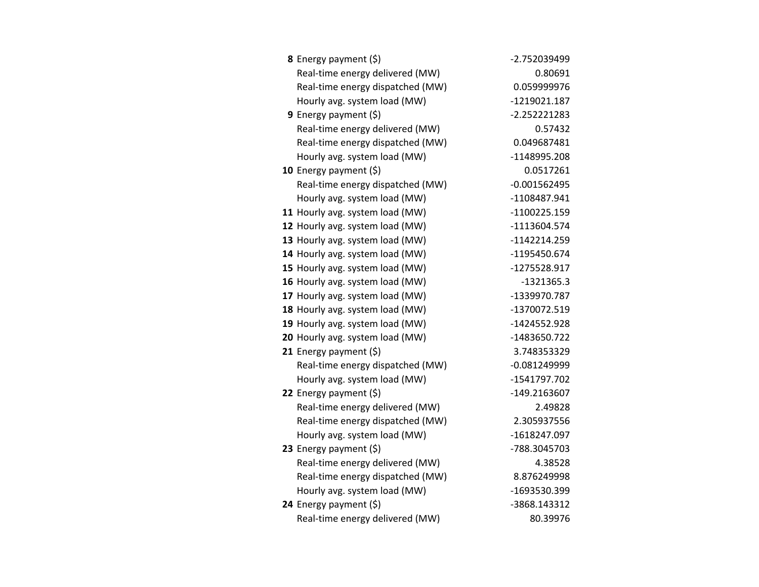| | | |
|---|---|---|
| **8** | Energy payment ($) | -2.752039499 |
| | Real-time energy delivered (MW) | 0.80691 |
| | Real-time energy dispatched (MW) | 0.059999976 |
| | Hourly avg. system load (MW) | -1219021.187 |
| **9** | Energy payment ($) | -2.252221283 |
| | Real-time energy delivered (MW) | 0.57432 |
| | Real-time energy dispatched (MW) | 0.049687481 |
| | Hourly avg. system load (MW) | -1148995.208 |
| **10** | Energy payment ($) | 0.0517261 |
| | Real-time energy dispatched (MW) | -0.001562495 |
| | Hourly avg. system load (MW) | -1108487.941 |
| **11** | Hourly avg. system load (MW) | -1100225.159 |
| **12** | Hourly avg. system load (MW) | -1113604.574 |
| **13** | Hourly avg. system load (MW) | -1142214.259 |
| **14** | Hourly avg. system load (MW) | -1195450.674 |
| **15** | Hourly avg. system load (MW) | -1275528.917 |
| **16** | Hourly avg. system load (MW) | -1321365.3 |
| **17** | Hourly avg. system load (MW) | -1339970.787 |
| **18** | Hourly avg. system load (MW) | -1370072.519 |
| **19** | Hourly avg. system load (MW) | -1424552.928 |
| **20** | Hourly avg. system load (MW) | -1483650.722 |
| **21** | Energy payment ($) | 3.748353329 |
| | Real-time energy dispatched (MW) | -0.081249999 |
| | Hourly avg. system load (MW) | -1541797.702 |
| **22** | Energy payment ($) | -149.2163607 |
| | Real-time energy delivered (MW) | 2.49828 |
| | Real-time energy dispatched (MW) | 2.305937556 |
| | Hourly avg. system load (MW) | -1618247.097 |
| **23** | Energy payment ($) | -788.3045703 |
| | Real-time energy delivered (MW) | 4.38528 |
| | Real-time energy dispatched (MW) | 8.876249998 |
| | Hourly avg. system load (MW) | -1693530.399 |
| **24** | Energy payment ($) | -3868.143312 |
| | Real-time energy delivered (MW) | 80.39976 |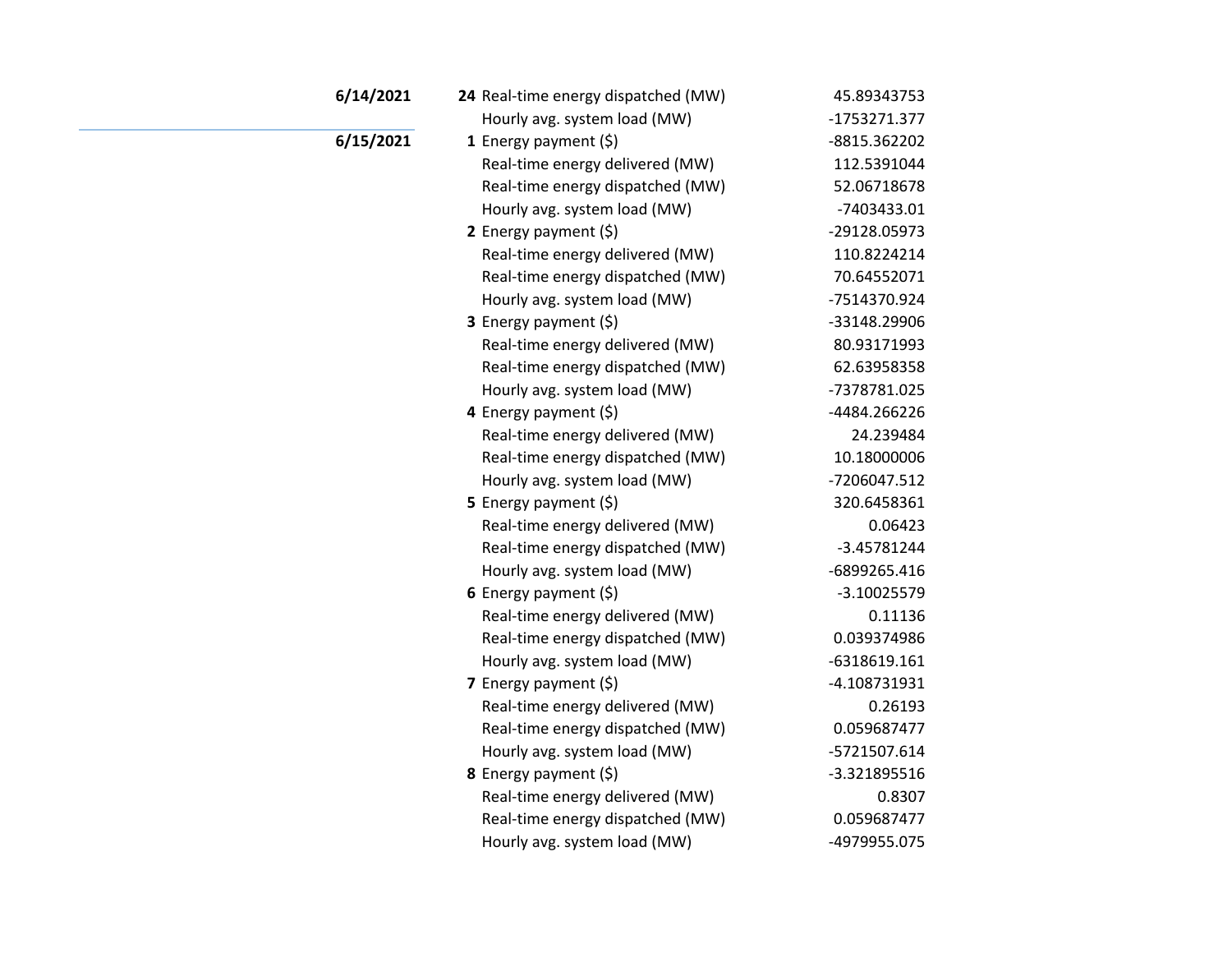| Date | Hour | Metric | Value |
|---|---|---|---|
| **6/14/2021** | **24** | Real-time energy dispatched (MW) | 45.89343753 |
| | | Hourly avg. system load (MW) | -1753271.377 |
| **6/15/2021** | **1** | Energy payment ($) | -8815.362202 |
| | | Real-time energy delivered (MW) | 112.5391044 |
| | | Real-time energy dispatched (MW) | 52.06718678 |
| | | Hourly avg. system load (MW) | -7403433.01 |
| | **2** | Energy payment ($) | -29128.05973 |
| | | Real-time energy delivered (MW) | 110.8224214 |
| | | Real-time energy dispatched (MW) | 70.64552071 |
| | | Hourly avg. system load (MW) | -7514370.924 |
| | **3** | Energy payment ($) | -33148.29906 |
| | | Real-time energy delivered (MW) | 80.93171993 |
| | | Real-time energy dispatched (MW) | 62.63958358 |
| | | Hourly avg. system load (MW) | -7378781.025 |
| | **4** | Energy payment ($) | -4484.266226 |
| | | Real-time energy delivered (MW) | 24.239484 |
| | | Real-time energy dispatched (MW) | 10.18000006 |
| | | Hourly avg. system load (MW) | -7206047.512 |
| | **5** | Energy payment ($) | 320.6458361 |
| | | Real-time energy delivered (MW) | 0.06423 |
| | | Real-time energy dispatched (MW) | -3.45781244 |
| | | Hourly avg. system load (MW) | -6899265.416 |
| | **6** | Energy payment ($) | -3.10025579 |
| | | Real-time energy delivered (MW) | 0.11136 |
| | | Real-time energy dispatched (MW) | 0.039374986 |
| | | Hourly avg. system load (MW) | -6318619.161 |
| | **7** | Energy payment ($) | -4.108731931 |
| | | Real-time energy delivered (MW) | 0.26193 |
| | | Real-time energy dispatched (MW) | 0.059687477 |
| | | Hourly avg. system load (MW) | -5721507.614 |
| | **8** | Energy payment ($) | -3.321895516 |
| | | Real-time energy delivered (MW) | 0.8307 |
| | | Real-time energy dispatched (MW) | 0.059687477 |
| | | Hourly avg. system load (MW) | -4979955.075 |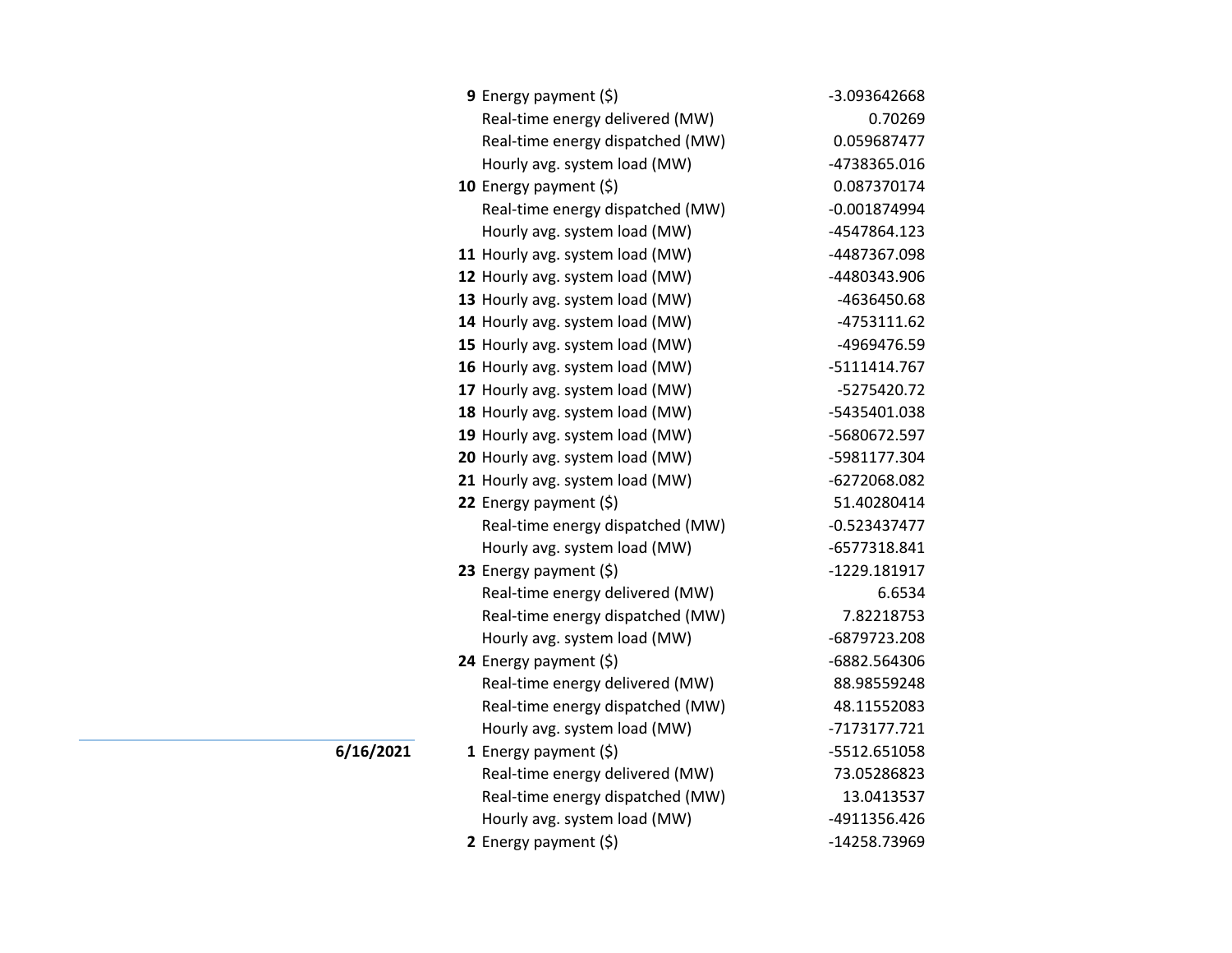| Date | Hour | Metric | Value |
|---|---|---|---|
| | **9** | Energy payment ($) | -3.093642668 |
| | | Real-time energy delivered (MW) | 0.70269 |
| | | Real-time energy dispatched (MW) | 0.059687477 |
| | | Hourly avg. system load (MW) | -4738365.016 |
| | **10** | Energy payment ($) | 0.087370174 |
| | | Real-time energy dispatched (MW) | -0.001874994 |
| | | Hourly avg. system load (MW) | -4547864.123 |
| | **11** | Hourly avg. system load (MW) | -4487367.098 |
| | **12** | Hourly avg. system load (MW) | -4480343.906 |
| | **13** | Hourly avg. system load (MW) | -4636450.68 |
| | **14** | Hourly avg. system load (MW) | -4753111.62 |
| | **15** | Hourly avg. system load (MW) | -4969476.59 |
| | **16** | Hourly avg. system load (MW) | -5111414.767 |
| | **17** | Hourly avg. system load (MW) | -5275420.72 |
| | **18** | Hourly avg. system load (MW) | -5435401.038 |
| | **19** | Hourly avg. system load (MW) | -5680672.597 |
| | **20** | Hourly avg. system load (MW) | -5981177.304 |
| | **21** | Hourly avg. system load (MW) | -6272068.082 |
| | **22** | Energy payment ($) | 51.40280414 |
| | | Real-time energy dispatched (MW) | -0.523437477 |
| | | Hourly avg. system load (MW) | -6577318.841 |
| | **23** | Energy payment ($) | -1229.181917 |
| | | Real-time energy delivered (MW) | 6.6534 |
| | | Real-time energy dispatched (MW) | 7.82218753 |
| | | Hourly avg. system load (MW) | -6879723.208 |
| | **24** | Energy payment ($) | -6882.564306 |
| | | Real-time energy delivered (MW) | 88.98559248 |
| | | Real-time energy dispatched (MW) | 48.11552083 |
| | | Hourly avg. system load (MW) | -7173177.721 |
| **6/16/2021** | **1** | Energy payment ($) | -5512.651058 |
| | | Real-time energy delivered (MW) | 73.05286823 |
| | | Real-time energy dispatched (MW) | 13.0413537 |
| | | Hourly avg. system load (MW) | -4911356.426 |
| | **2** | Energy payment ($) | -14258.73969 |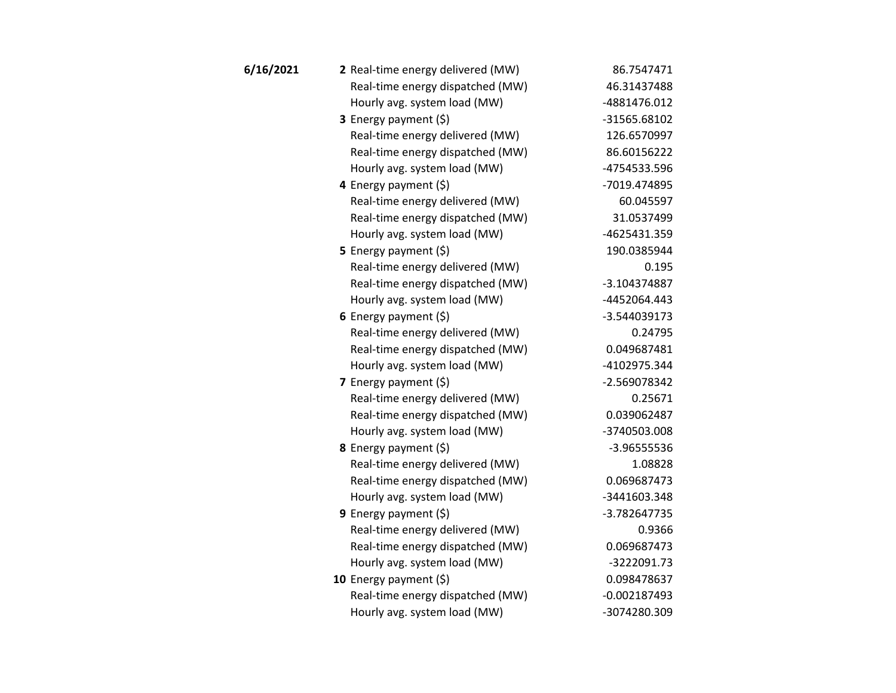| Date | Hour | Item | Value |
|---|---|---|---|
| **6/16/2021** | **2** | Real-time energy delivered (MW) | 86.7547471 |
| | | Real-time energy dispatched (MW) | 46.31437488 |
| | | Hourly avg. system load (MW) | -4881476.012 |
| | **3** | Energy payment ($) | -31565.68102 |
| | | Real-time energy delivered (MW) | 126.6570997 |
| | | Real-time energy dispatched (MW) | 86.60156222 |
| | | Hourly avg. system load (MW) | -4754533.596 |
| | **4** | Energy payment ($) | -7019.474895 |
| | | Real-time energy delivered (MW) | 60.045597 |
| | | Real-time energy dispatched (MW) | 31.0537499 |
| | | Hourly avg. system load (MW) | -4625431.359 |
| | **5** | Energy payment ($) | 190.0385944 |
| | | Real-time energy delivered (MW) | 0.195 |
| | | Real-time energy dispatched (MW) | -3.104374887 |
| | | Hourly avg. system load (MW) | -4452064.443 |
| | **6** | Energy payment ($) | -3.544039173 |
| | | Real-time energy delivered (MW) | 0.24795 |
| | | Real-time energy dispatched (MW) | 0.049687481 |
| | | Hourly avg. system load (MW) | -4102975.344 |
| | **7** | Energy payment ($) | -2.569078342 |
| | | Real-time energy delivered (MW) | 0.25671 |
| | | Real-time energy dispatched (MW) | 0.039062487 |
| | | Hourly avg. system load (MW) | -3740503.008 |
| | **8** | Energy payment ($) | -3.96555536 |
| | | Real-time energy delivered (MW) | 1.08828 |
| | | Real-time energy dispatched (MW) | 0.069687473 |
| | | Hourly avg. system load (MW) | -3441603.348 |
| | **9** | Energy payment ($) | -3.782647735 |
| | | Real-time energy delivered (MW) | 0.9366 |
| | | Real-time energy dispatched (MW) | 0.069687473 |
| | | Hourly avg. system load (MW) | -3222091.73 |
| | **10** | Energy payment ($) | 0.098478637 |
| | | Real-time energy dispatched (MW) | -0.002187493 |
| | | Hourly avg. system load (MW) | -3074280.309 |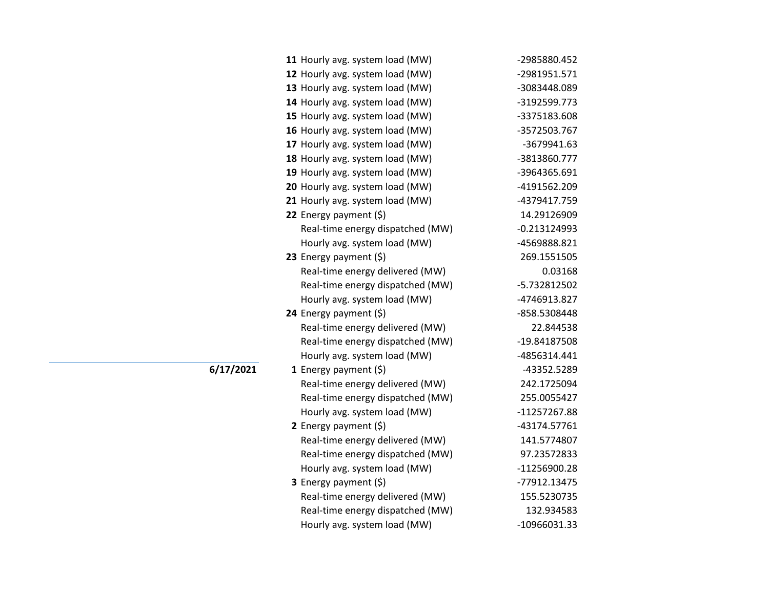| Date | Hour | Item | Value |
|---|---|---|---|
| | 11 | Hourly avg. system load (MW) | -2985880.452 |
| | 12 | Hourly avg. system load (MW) | -2981951.571 |
| | 13 | Hourly avg. system load (MW) | -3083448.089 |
| | 14 | Hourly avg. system load (MW) | -3192599.773 |
| | 15 | Hourly avg. system load (MW) | -3375183.608 |
| | 16 | Hourly avg. system load (MW) | -3572503.767 |
| | 17 | Hourly avg. system load (MW) | -3679941.63 |
| | 18 | Hourly avg. system load (MW) | -3813860.777 |
| | 19 | Hourly avg. system load (MW) | -3964365.691 |
| | 20 | Hourly avg. system load (MW) | -4191562.209 |
| | 21 | Hourly avg. system load (MW) | -4379417.759 |
| | 22 | Energy payment ($) | 14.29126909 |
| | | Real-time energy dispatched (MW) | -0.213124993 |
| | | Hourly avg. system load (MW) | -4569888.821 |
| | 23 | Energy payment ($) | 269.1551505 |
| | | Real-time energy delivered (MW) | 0.03168 |
| | | Real-time energy dispatched (MW) | -5.732812502 |
| | | Hourly avg. system load (MW) | -4746913.827 |
| | 24 | Energy payment ($) | -858.5308448 |
| | | Real-time energy delivered (MW) | 22.844538 |
| | | Real-time energy dispatched (MW) | -19.84187508 |
| | | Hourly avg. system load (MW) | -4856314.441 |
| **6/17/2021** | 1 | Energy payment ($) | -43352.5289 |
| | | Real-time energy delivered (MW) | 242.1725094 |
| | | Real-time energy dispatched (MW) | 255.0055427 |
| | | Hourly avg. system load (MW) | -11257267.88 |
| | 2 | Energy payment ($) | -43174.57761 |
| | | Real-time energy delivered (MW) | 141.5774807 |
| | | Real-time energy dispatched (MW) | 97.23572833 |
| | | Hourly avg. system load (MW) | -11256900.28 |
| | 3 | Energy payment ($) | -77912.13475 |
| | | Real-time energy delivered (MW) | 155.5230735 |
| | | Real-time energy dispatched (MW) | 132.934583 |
| | | Hourly avg. system load (MW) | -10966031.33 |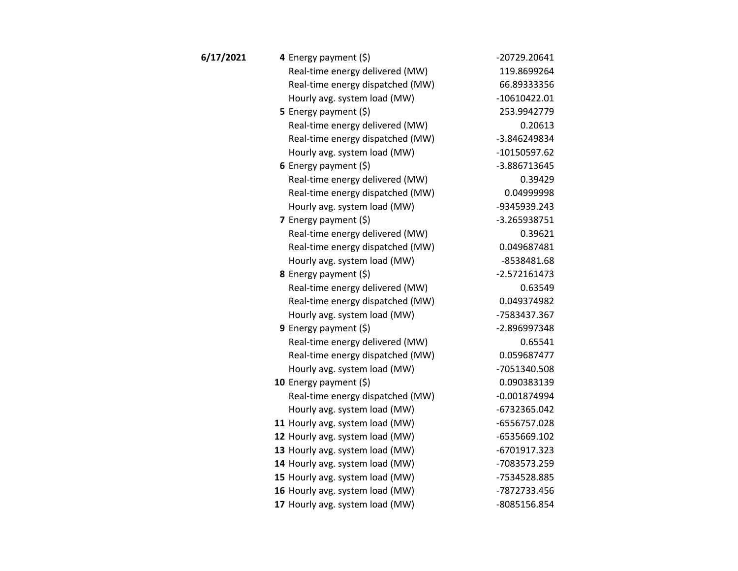| Date | Hour | Item | Value |
|---|---|---|---|
| **6/17/2021** | **4** | Energy payment ($) | -20729.20641 |
| | | Real-time energy delivered (MW) | 119.8699264 |
| | | Real-time energy dispatched (MW) | 66.89333356 |
| | | Hourly avg. system load (MW) | -10610422.01 |
| | **5** | Energy payment ($) | 253.9942779 |
| | | Real-time energy delivered (MW) | 0.20613 |
| | | Real-time energy dispatched (MW) | -3.846249834 |
| | | Hourly avg. system load (MW) | -10150597.62 |
| | **6** | Energy payment ($) | -3.886713645 |
| | | Real-time energy delivered (MW) | 0.39429 |
| | | Real-time energy dispatched (MW) | 0.04999998 |
| | | Hourly avg. system load (MW) | -9345939.243 |
| | **7** | Energy payment ($) | -3.265938751 |
| | | Real-time energy delivered (MW) | 0.39621 |
| | | Real-time energy dispatched (MW) | 0.049687481 |
| | | Hourly avg. system load (MW) | -8538481.68 |
| | **8** | Energy payment ($) | -2.572161473 |
| | | Real-time energy delivered (MW) | 0.63549 |
| | | Real-time energy dispatched (MW) | 0.049374982 |
| | | Hourly avg. system load (MW) | -7583437.367 |
| | **9** | Energy payment ($) | -2.896997348 |
| | | Real-time energy delivered (MW) | 0.65541 |
| | | Real-time energy dispatched (MW) | 0.059687477 |
| | | Hourly avg. system load (MW) | -7051340.508 |
| | **10** | Energy payment ($) | 0.090383139 |
| | | Real-time energy dispatched (MW) | -0.001874994 |
| | | Hourly avg. system load (MW) | -6732365.042 |
| | **11** | Hourly avg. system load (MW) | -6556757.028 |
| | **12** | Hourly avg. system load (MW) | -6535669.102 |
| | **13** | Hourly avg. system load (MW) | -6701917.323 |
| | **14** | Hourly avg. system load (MW) | -7083573.259 |
| | **15** | Hourly avg. system load (MW) | -7534528.885 |
| | **16** | Hourly avg. system load (MW) | -7872733.456 |
| | **17** | Hourly avg. system load (MW) | -8085156.854 |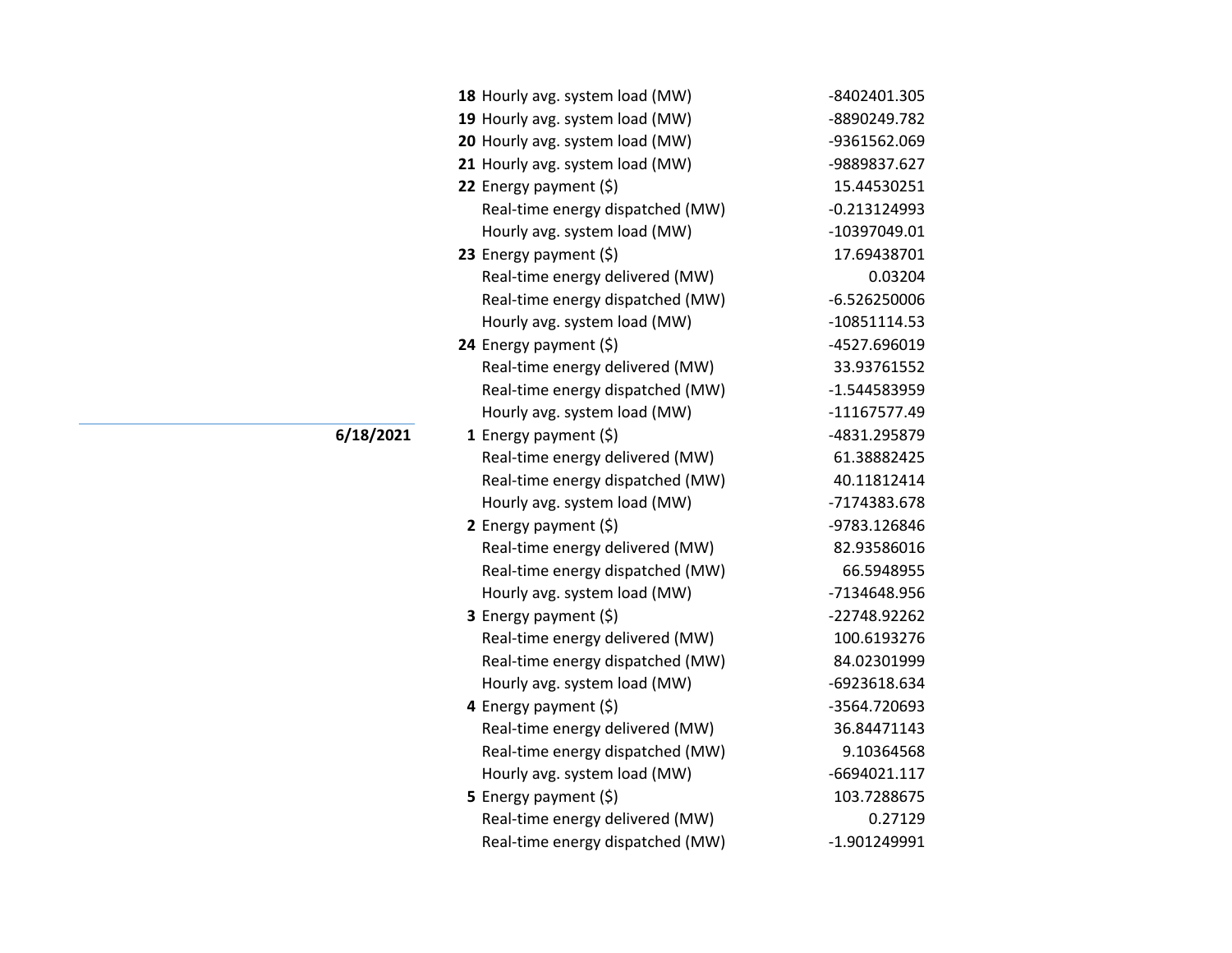| Date | Hour | Metric | Value |
|---|---|---|---|
| | **18** | Hourly avg. system load (MW) | -8402401.305 |
| | **19** | Hourly avg. system load (MW) | -8890249.782 |
| | **20** | Hourly avg. system load (MW) | -9361562.069 |
| | **21** | Hourly avg. system load (MW) | -9889837.627 |
| | **22** | Energy payment ($) | 15.44530251 |
| | | Real-time energy dispatched (MW) | -0.213124993 |
| | | Hourly avg. system load (MW) | -10397049.01 |
| | **23** | Energy payment ($) | 17.69438701 |
| | | Real-time energy delivered (MW) | 0.03204 |
| | | Real-time energy dispatched (MW) | -6.526250006 |
| | | Hourly avg. system load (MW) | -10851114.53 |
| | **24** | Energy payment ($) | -4527.696019 |
| | | Real-time energy delivered (MW) | 33.93761552 |
| | | Real-time energy dispatched (MW) | -1.544583959 |
| | | Hourly avg. system load (MW) | -11167577.49 |
| **6/18/2021** | **1** | Energy payment ($) | -4831.295879 |
| | | Real-time energy delivered (MW) | 61.38882425 |
| | | Real-time energy dispatched (MW) | 40.11812414 |
| | | Hourly avg. system load (MW) | -7174383.678 |
| | **2** | Energy payment ($) | -9783.126846 |
| | | Real-time energy delivered (MW) | 82.93586016 |
| | | Real-time energy dispatched (MW) | 66.5948955 |
| | | Hourly avg. system load (MW) | -7134648.956 |
| | **3** | Energy payment ($) | -22748.92262 |
| | | Real-time energy delivered (MW) | 100.6193276 |
| | | Real-time energy dispatched (MW) | 84.02301999 |
| | | Hourly avg. system load (MW) | -6923618.634 |
| | **4** | Energy payment ($) | -3564.720693 |
| | | Real-time energy delivered (MW) | 36.84471143 |
| | | Real-time energy dispatched (MW) | 9.10364568 |
| | | Hourly avg. system load (MW) | -6694021.117 |
| | **5** | Energy payment ($) | 103.7288675 |
| | | Real-time energy delivered (MW) | 0.27129 |
| | | Real-time energy dispatched (MW) | -1.901249991 |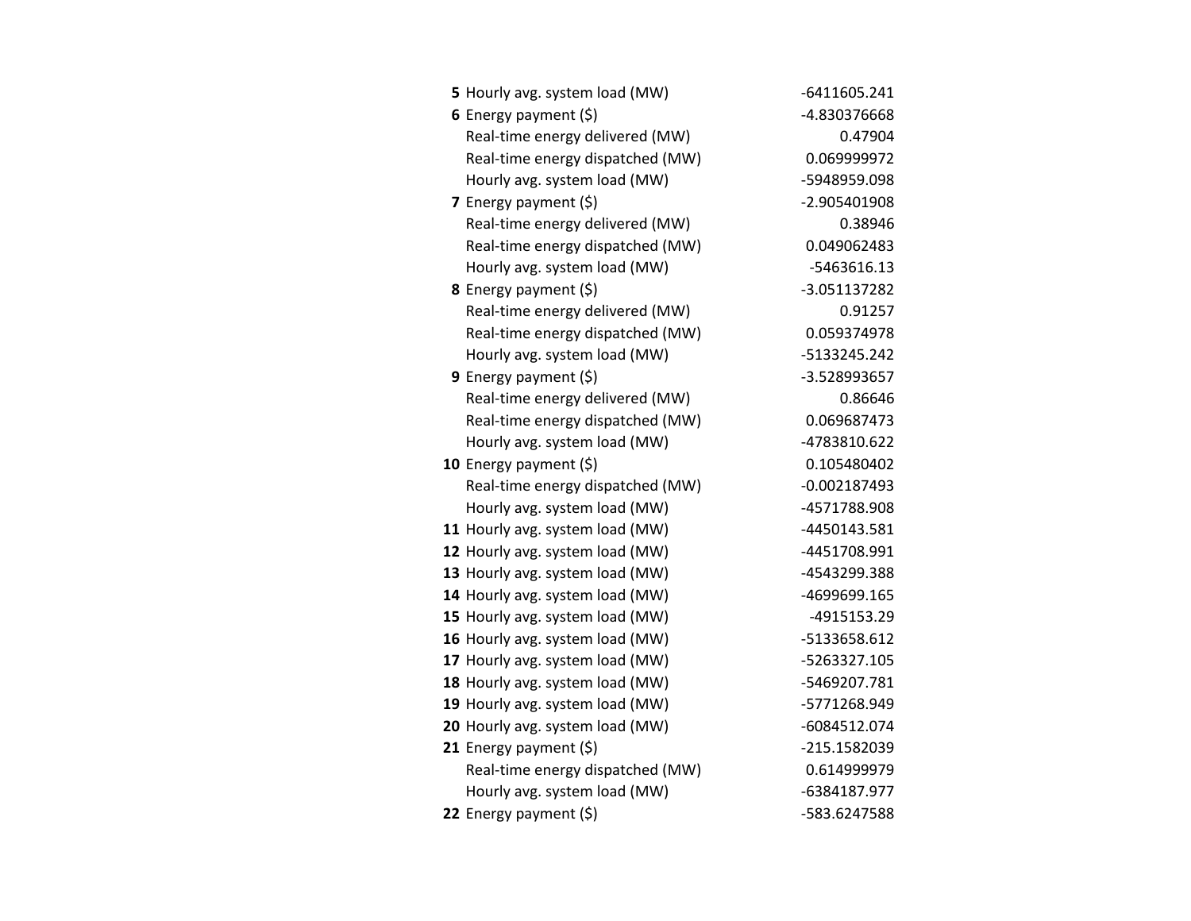| | | |
|---|---|---|
| **5** | Hourly avg. system load (MW) | -6411605.241 |
| **6** | Energy payment ($) | -4.830376668 |
| | Real-time energy delivered (MW) | 0.47904 |
| | Real-time energy dispatched (MW) | 0.069999972 |
| | Hourly avg. system load (MW) | -5948959.098 |
| **7** | Energy payment ($) | -2.905401908 |
| | Real-time energy delivered (MW) | 0.38946 |
| | Real-time energy dispatched (MW) | 0.049062483 |
| | Hourly avg. system load (MW) | -5463616.13 |
| **8** | Energy payment ($) | -3.051137282 |
| | Real-time energy delivered (MW) | 0.91257 |
| | Real-time energy dispatched (MW) | 0.059374978 |
| | Hourly avg. system load (MW) | -5133245.242 |
| **9** | Energy payment ($) | -3.528993657 |
| | Real-time energy delivered (MW) | 0.86646 |
| | Real-time energy dispatched (MW) | 0.069687473 |
| | Hourly avg. system load (MW) | -4783810.622 |
| **10** | Energy payment ($) | 0.105480402 |
| | Real-time energy dispatched (MW) | -0.002187493 |
| | Hourly avg. system load (MW) | -4571788.908 |
| **11** | Hourly avg. system load (MW) | -4450143.581 |
| **12** | Hourly avg. system load (MW) | -4451708.991 |
| **13** | Hourly avg. system load (MW) | -4543299.388 |
| **14** | Hourly avg. system load (MW) | -4699699.165 |
| **15** | Hourly avg. system load (MW) | -4915153.29 |
| **16** | Hourly avg. system load (MW) | -5133658.612 |
| **17** | Hourly avg. system load (MW) | -5263327.105 |
| **18** | Hourly avg. system load (MW) | -5469207.781 |
| **19** | Hourly avg. system load (MW) | -5771268.949 |
| **20** | Hourly avg. system load (MW) | -6084512.074 |
| **21** | Energy payment ($) | -215.1582039 |
| | Real-time energy dispatched (MW) | 0.614999979 |
| | Hourly avg. system load (MW) | -6384187.977 |
| **22** | Energy payment ($) | -583.6247588 |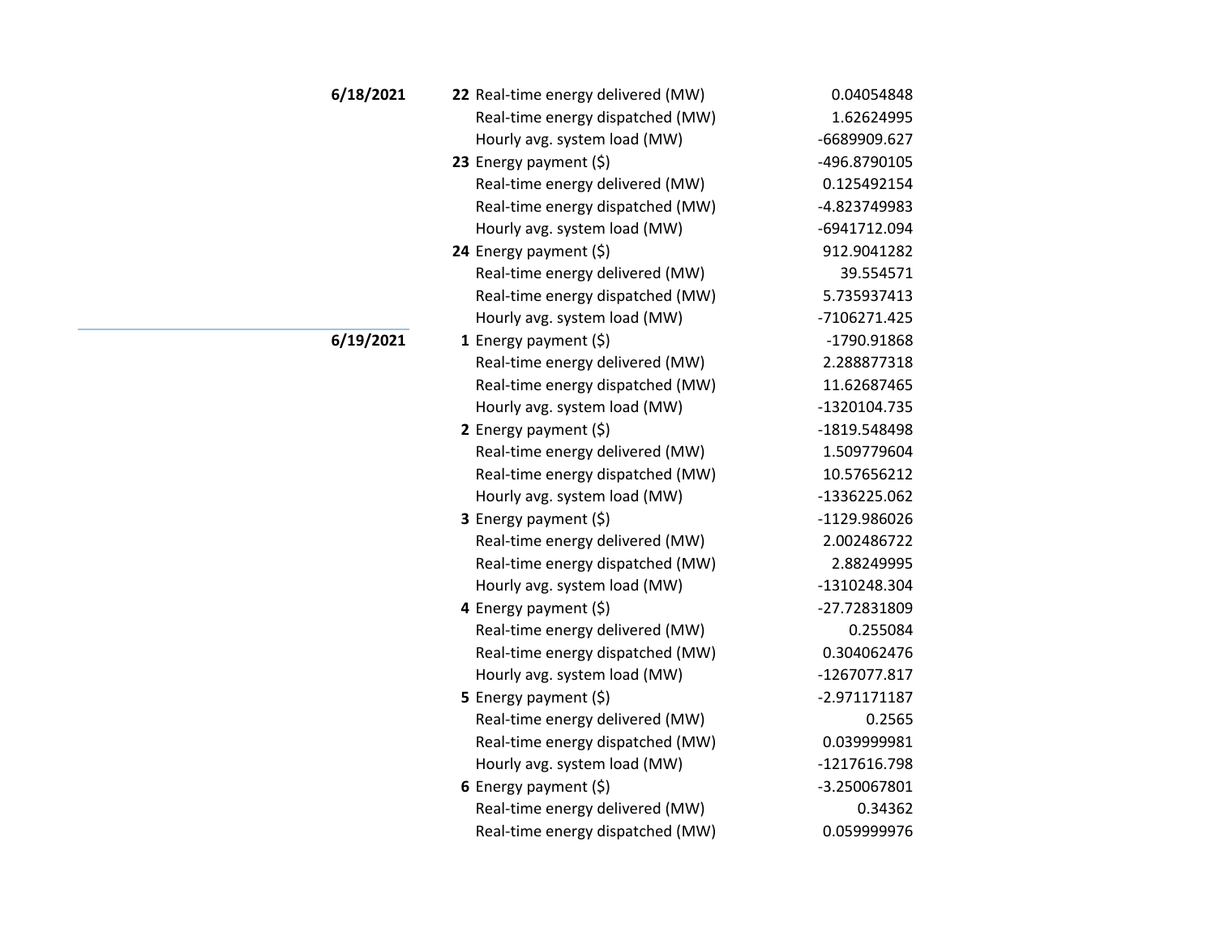| Date | Hour | Item | Value |
|---|---|---|---|
| **6/18/2021** | **22** | Real-time energy delivered (MW) | 0.04054848 |
| | | Real-time energy dispatched (MW) | 1.62624995 |
| | | Hourly avg. system load (MW) | -6689909.627 |
| | **23** | Energy payment ($) | -496.8790105 |
| | | Real-time energy delivered (MW) | 0.125492154 |
| | | Real-time energy dispatched (MW) | -4.823749983 |
| | | Hourly avg. system load (MW) | -6941712.094 |
| | **24** | Energy payment ($) | 912.9041282 |
| | | Real-time energy delivered (MW) | 39.554571 |
| | | Real-time energy dispatched (MW) | 5.735937413 |
| | | Hourly avg. system load (MW) | -7106271.425 |
| **6/19/2021** | **1** | Energy payment ($) | -1790.91868 |
| | | Real-time energy delivered (MW) | 2.288877318 |
| | | Real-time energy dispatched (MW) | 11.62687465 |
| | | Hourly avg. system load (MW) | -1320104.735 |
| | **2** | Energy payment ($) | -1819.548498 |
| | | Real-time energy delivered (MW) | 1.509779604 |
| | | Real-time energy dispatched (MW) | 10.57656212 |
| | | Hourly avg. system load (MW) | -1336225.062 |
| | **3** | Energy payment ($) | -1129.986026 |
| | | Real-time energy delivered (MW) | 2.002486722 |
| | | Real-time energy dispatched (MW) | 2.88249995 |
| | | Hourly avg. system load (MW) | -1310248.304 |
| | **4** | Energy payment ($) | -27.72831809 |
| | | Real-time energy delivered (MW) | 0.255084 |
| | | Real-time energy dispatched (MW) | 0.304062476 |
| | | Hourly avg. system load (MW) | -1267077.817 |
| | **5** | Energy payment ($) | -2.971171187 |
| | | Real-time energy delivered (MW) | 0.2565 |
| | | Real-time energy dispatched (MW) | 0.039999981 |
| | | Hourly avg. system load (MW) | -1217616.798 |
| | **6** | Energy payment ($) | -3.250067801 |
| | | Real-time energy delivered (MW) | 0.34362 |
| | | Real-time energy dispatched (MW) | 0.059999976 |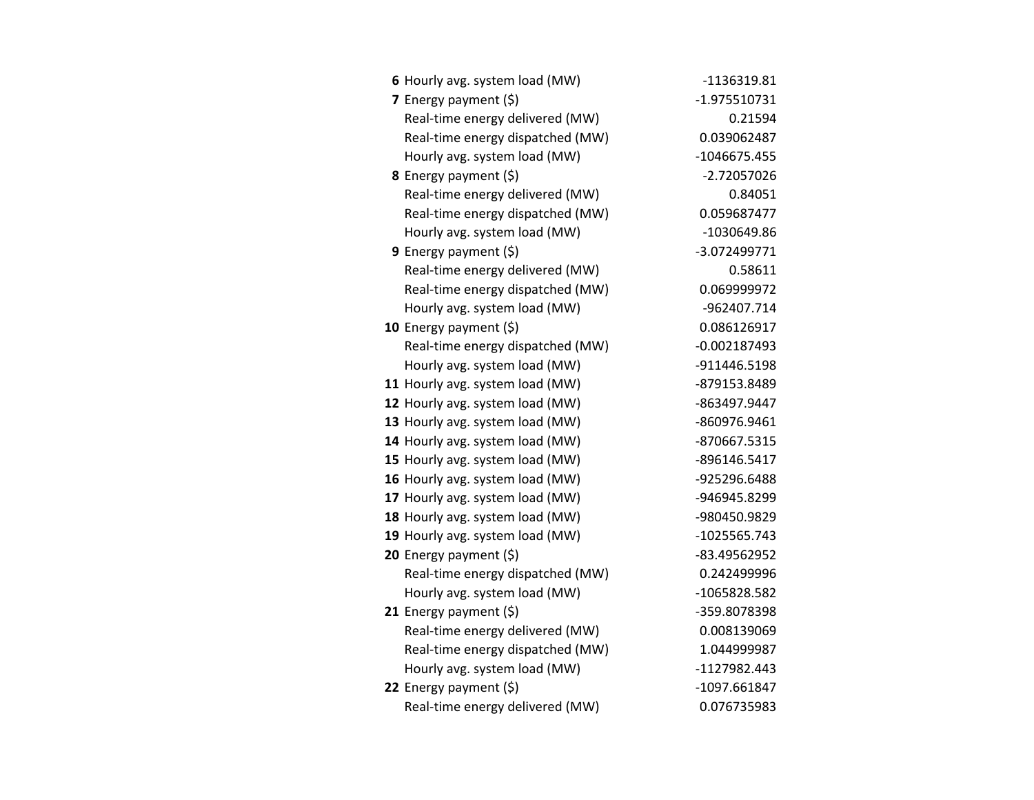| | | |
|---|---|---|
| **6** | Hourly avg. system load (MW) | -1136319.81 |
| **7** | Energy payment ($) | -1.975510731 |
| | Real-time energy delivered (MW) | 0.21594 |
| | Real-time energy dispatched (MW) | 0.039062487 |
| | Hourly avg. system load (MW) | -1046675.455 |
| **8** | Energy payment ($) | -2.72057026 |
| | Real-time energy delivered (MW) | 0.84051 |
| | Real-time energy dispatched (MW) | 0.059687477 |
| | Hourly avg. system load (MW) | -1030649.86 |
| **9** | Energy payment ($) | -3.072499771 |
| | Real-time energy delivered (MW) | 0.58611 |
| | Real-time energy dispatched (MW) | 0.069999972 |
| | Hourly avg. system load (MW) | -962407.714 |
| **10** | Energy payment ($) | 0.086126917 |
| | Real-time energy dispatched (MW) | -0.002187493 |
| | Hourly avg. system load (MW) | -911446.5198 |
| **11** | Hourly avg. system load (MW) | -879153.8489 |
| **12** | Hourly avg. system load (MW) | -863497.9447 |
| **13** | Hourly avg. system load (MW) | -860976.9461 |
| **14** | Hourly avg. system load (MW) | -870667.5315 |
| **15** | Hourly avg. system load (MW) | -896146.5417 |
| **16** | Hourly avg. system load (MW) | -925296.6488 |
| **17** | Hourly avg. system load (MW) | -946945.8299 |
| **18** | Hourly avg. system load (MW) | -980450.9829 |
| **19** | Hourly avg. system load (MW) | -1025565.743 |
| **20** | Energy payment ($) | -83.49562952 |
| | Real-time energy dispatched (MW) | 0.242499996 |
| | Hourly avg. system load (MW) | -1065828.582 |
| **21** | Energy payment ($) | -359.8078398 |
| | Real-time energy delivered (MW) | 0.008139069 |
| | Real-time energy dispatched (MW) | 1.044999987 |
| | Hourly avg. system load (MW) | -1127982.443 |
| **22** | Energy payment ($) | -1097.661847 |
| | Real-time energy delivered (MW) | 0.076735983 |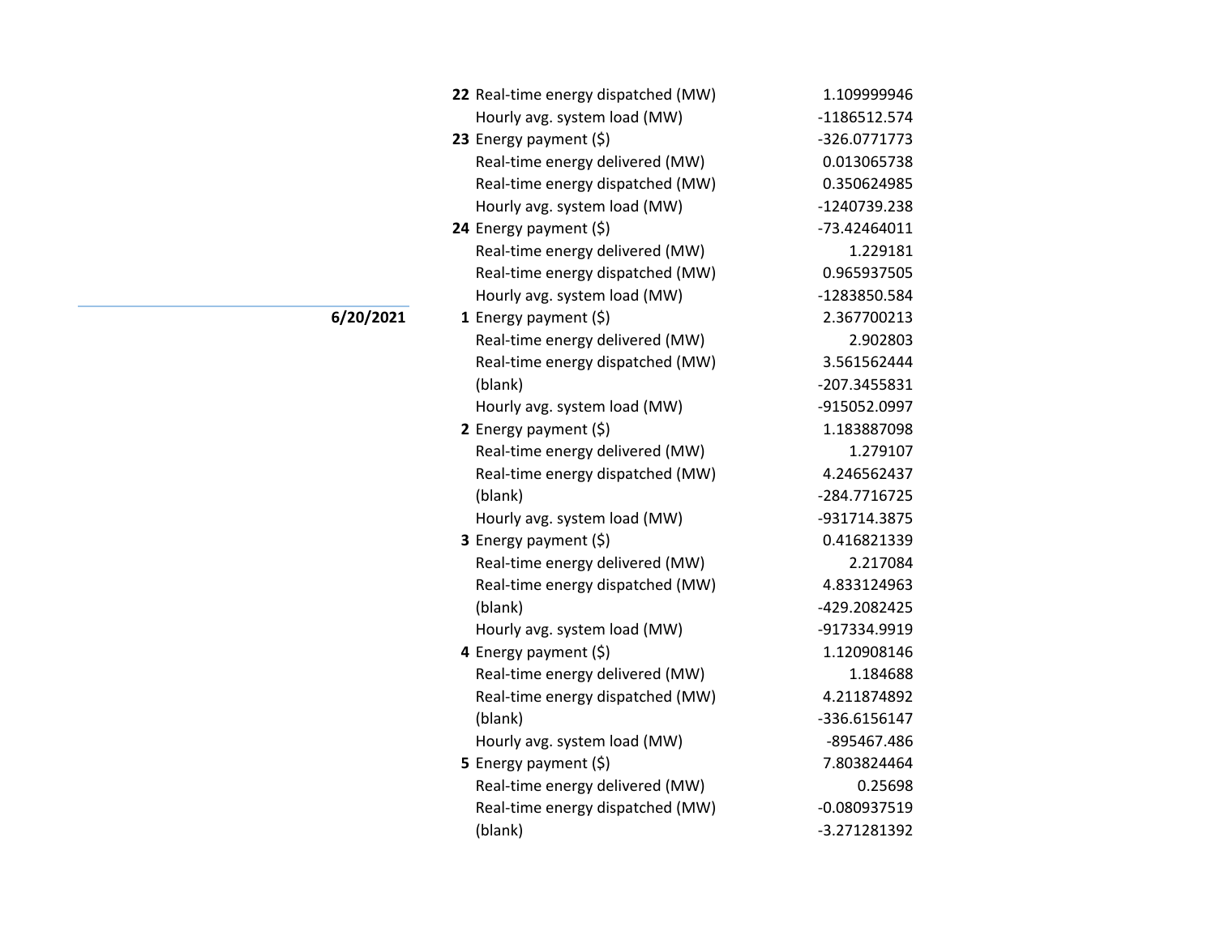| Date | Hour | Metric | Value |
|---|---|---|---|
| | **22** | Real-time energy dispatched (MW) | 1.109999946 |
| | | Hourly avg. system load (MW) | -1186512.574 |
| | **23** | Energy payment ($) | -326.0771773 |
| | | Real-time energy delivered (MW) | 0.013065738 |
| | | Real-time energy dispatched (MW) | 0.350624985 |
| | | Hourly avg. system load (MW) | -1240739.238 |
| | **24** | Energy payment ($) | -73.42464011 |
| | | Real-time energy delivered (MW) | 1.229181 |
| | | Real-time energy dispatched (MW) | 0.965937505 |
| | | Hourly avg. system load (MW) | -1283850.584 |
| **6/20/2021** | **1** | Energy payment ($) | 2.367700213 |
| | | Real-time energy delivered (MW) | 2.902803 |
| | | Real-time energy dispatched (MW) | 3.561562444 |
| | | (blank) | -207.3455831 |
| | | Hourly avg. system load (MW) | -915052.0997 |
| | **2** | Energy payment ($) | 1.183887098 |
| | | Real-time energy delivered (MW) | 1.279107 |
| | | Real-time energy dispatched (MW) | 4.246562437 |
| | | (blank) | -284.7716725 |
| | | Hourly avg. system load (MW) | -931714.3875 |
| | **3** | Energy payment ($) | 0.416821339 |
| | | Real-time energy delivered (MW) | 2.217084 |
| | | Real-time energy dispatched (MW) | 4.833124963 |
| | | (blank) | -429.2082425 |
| | | Hourly avg. system load (MW) | -917334.9919 |
| | **4** | Energy payment ($) | 1.120908146 |
| | | Real-time energy delivered (MW) | 1.184688 |
| | | Real-time energy dispatched (MW) | 4.211874892 |
| | | (blank) | -336.6156147 |
| | | Hourly avg. system load (MW) | -895467.486 |
| | **5** | Energy payment ($) | 7.803824464 |
| | | Real-time energy delivered (MW) | 0.25698 |
| | | Real-time energy dispatched (MW) | -0.080937519 |
| | | (blank) | -3.271281392 |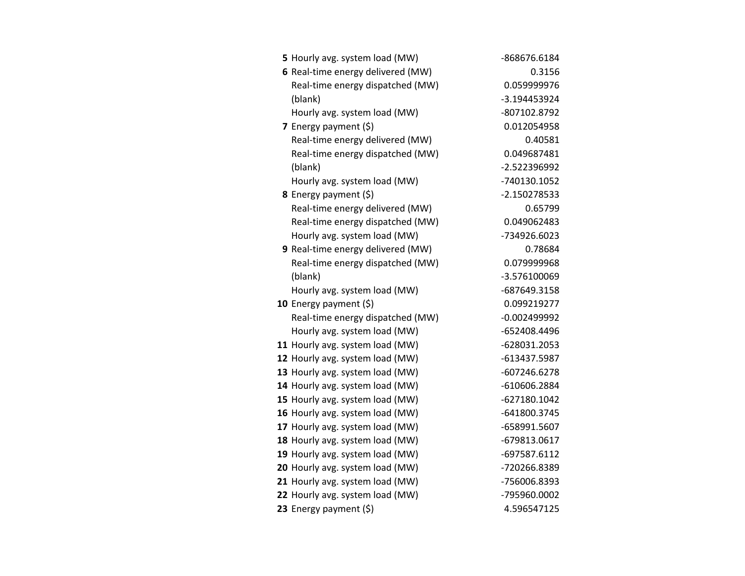| | | |
|---|---|---|
| **5** | Hourly avg. system load (MW) | -868676.6184 |
| **6** | Real-time energy delivered (MW) | 0.3156 |
| | Real-time energy dispatched (MW) | 0.059999976 |
| | (blank) | -3.194453924 |
| | Hourly avg. system load (MW) | -807102.8792 |
| **7** | Energy payment ($) | 0.012054958 |
| | Real-time energy delivered (MW) | 0.40581 |
| | Real-time energy dispatched (MW) | 0.049687481 |
| | (blank) | -2.522396992 |
| | Hourly avg. system load (MW) | -740130.1052 |
| **8** | Energy payment ($) | -2.150278533 |
| | Real-time energy delivered (MW) | 0.65799 |
| | Real-time energy dispatched (MW) | 0.049062483 |
| | Hourly avg. system load (MW) | -734926.6023 |
| **9** | Real-time energy delivered (MW) | 0.78684 |
| | Real-time energy dispatched (MW) | 0.079999968 |
| | (blank) | -3.576100069 |
| | Hourly avg. system load (MW) | -687649.3158 |
| **10** | Energy payment ($) | 0.099219277 |
| | Real-time energy dispatched (MW) | -0.002499992 |
| | Hourly avg. system load (MW) | -652408.4496 |
| **11** | Hourly avg. system load (MW) | -628031.2053 |
| **12** | Hourly avg. system load (MW) | -613437.5987 |
| **13** | Hourly avg. system load (MW) | -607246.6278 |
| **14** | Hourly avg. system load (MW) | -610606.2884 |
| **15** | Hourly avg. system load (MW) | -627180.1042 |
| **16** | Hourly avg. system load (MW) | -641800.3745 |
| **17** | Hourly avg. system load (MW) | -658991.5607 |
| **18** | Hourly avg. system load (MW) | -679813.0617 |
| **19** | Hourly avg. system load (MW) | -697587.6112 |
| **20** | Hourly avg. system load (MW) | -720266.8389 |
| **21** | Hourly avg. system load (MW) | -756006.8393 |
| **22** | Hourly avg. system load (MW) | -795960.0002 |
| **23** | Energy payment ($) | 4.596547125 |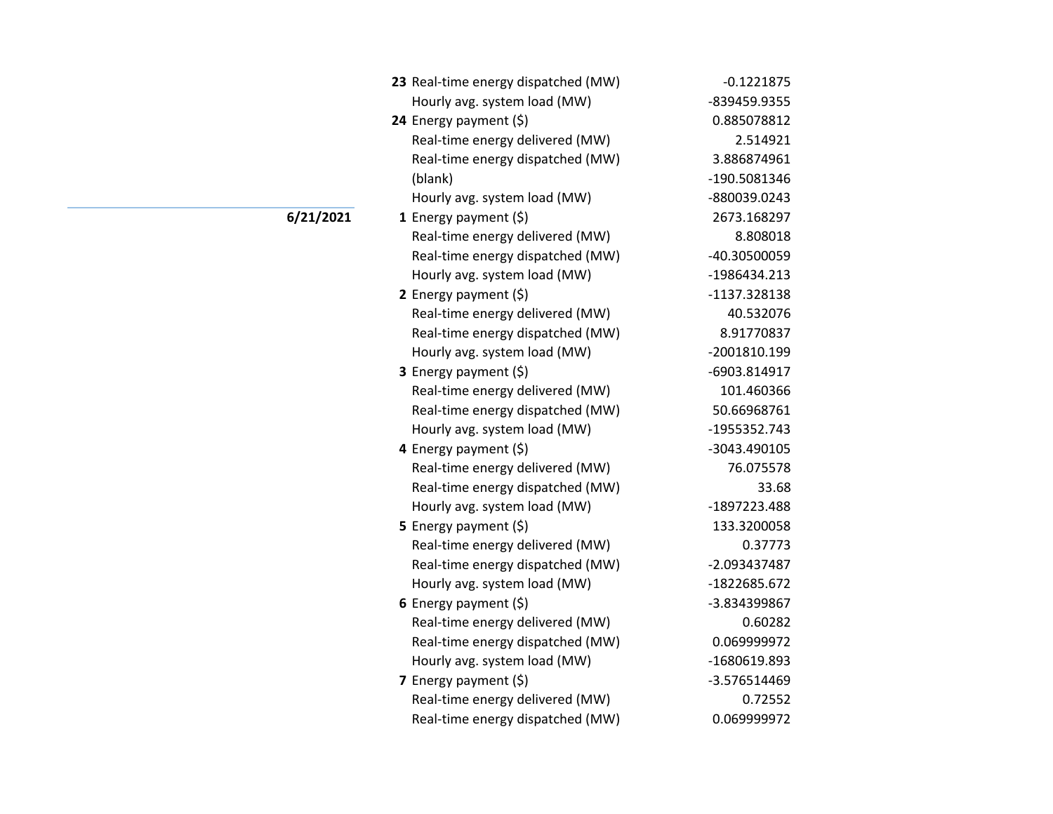| Date | Hour | Metric | Value |
|---|---|---|---|
| | **23** | Real-time energy dispatched (MW) | -0.1221875 |
| | | Hourly avg. system load (MW) | -839459.9355 |
| | **24** | Energy payment ($) | 0.885078812 |
| | | Real-time energy delivered (MW) | 2.514921 |
| | | Real-time energy dispatched (MW) | 3.886874961 |
| | | (blank) | -190.5081346 |
| | | Hourly avg. system load (MW) | -880039.0243 |
| **6/21/2021** | **1** | Energy payment ($) | 2673.168297 |
| | | Real-time energy delivered (MW) | 8.808018 |
| | | Real-time energy dispatched (MW) | -40.30500059 |
| | | Hourly avg. system load (MW) | -1986434.213 |
| | **2** | Energy payment ($) | -1137.328138 |
| | | Real-time energy delivered (MW) | 40.532076 |
| | | Real-time energy dispatched (MW) | 8.91770837 |
| | | Hourly avg. system load (MW) | -2001810.199 |
| | **3** | Energy payment ($) | -6903.814917 |
| | | Real-time energy delivered (MW) | 101.460366 |
| | | Real-time energy dispatched (MW) | 50.66968761 |
| | | Hourly avg. system load (MW) | -1955352.743 |
| | **4** | Energy payment ($) | -3043.490105 |
| | | Real-time energy delivered (MW) | 76.075578 |
| | | Real-time energy dispatched (MW) | 33.68 |
| | | Hourly avg. system load (MW) | -1897223.488 |
| | **5** | Energy payment ($) | 133.3200058 |
| | | Real-time energy delivered (MW) | 0.37773 |
| | | Real-time energy dispatched (MW) | -2.093437487 |
| | | Hourly avg. system load (MW) | -1822685.672 |
| | **6** | Energy payment ($) | -3.834399867 |
| | | Real-time energy delivered (MW) | 0.60282 |
| | | Real-time energy dispatched (MW) | 0.069999972 |
| | | Hourly avg. system load (MW) | -1680619.893 |
| | **7** | Energy payment ($) | -3.576514469 |
| | | Real-time energy delivered (MW) | 0.72552 |
| | | Real-time energy dispatched (MW) | 0.069999972 |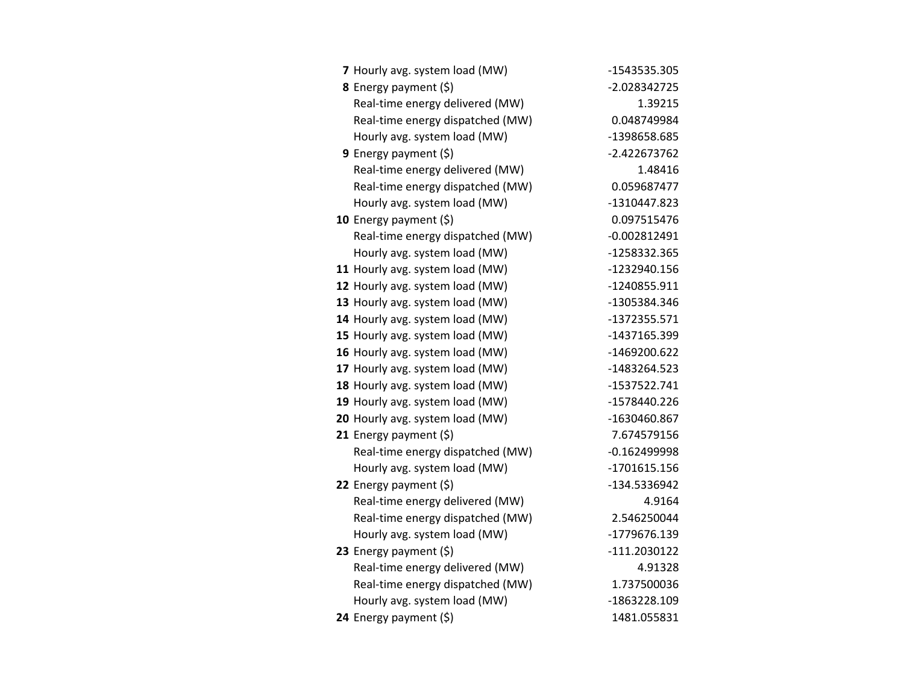| | | |
|---|---|---|
| **7** | Hourly avg. system load (MW) | -1543535.305 |
| **8** | Energy payment ($) | -2.028342725 |
| | Real-time energy delivered (MW) | 1.39215 |
| | Real-time energy dispatched (MW) | 0.048749984 |
| | Hourly avg. system load (MW) | -1398658.685 |
| **9** | Energy payment ($) | -2.422673762 |
| | Real-time energy delivered (MW) | 1.48416 |
| | Real-time energy dispatched (MW) | 0.059687477 |
| | Hourly avg. system load (MW) | -1310447.823 |
| **10** | Energy payment ($) | 0.097515476 |
| | Real-time energy dispatched (MW) | -0.002812491 |
| | Hourly avg. system load (MW) | -1258332.365 |
| **11** | Hourly avg. system load (MW) | -1232940.156 |
| **12** | Hourly avg. system load (MW) | -1240855.911 |
| **13** | Hourly avg. system load (MW) | -1305384.346 |
| **14** | Hourly avg. system load (MW) | -1372355.571 |
| **15** | Hourly avg. system load (MW) | -1437165.399 |
| **16** | Hourly avg. system load (MW) | -1469200.622 |
| **17** | Hourly avg. system load (MW) | -1483264.523 |
| **18** | Hourly avg. system load (MW) | -1537522.741 |
| **19** | Hourly avg. system load (MW) | -1578440.226 |
| **20** | Hourly avg. system load (MW) | -1630460.867 |
| **21** | Energy payment ($) | 7.674579156 |
| | Real-time energy dispatched (MW) | -0.162499998 |
| | Hourly avg. system load (MW) | -1701615.156 |
| **22** | Energy payment ($) | -134.5336942 |
| | Real-time energy delivered (MW) | 4.9164 |
| | Real-time energy dispatched (MW) | 2.546250044 |
| | Hourly avg. system load (MW) | -1779676.139 |
| **23** | Energy payment ($) | -111.2030122 |
| | Real-time energy delivered (MW) | 4.91328 |
| | Real-time energy dispatched (MW) | 1.737500036 |
| | Hourly avg. system load (MW) | -1863228.109 |
| **24** | Energy payment ($) | 1481.055831 |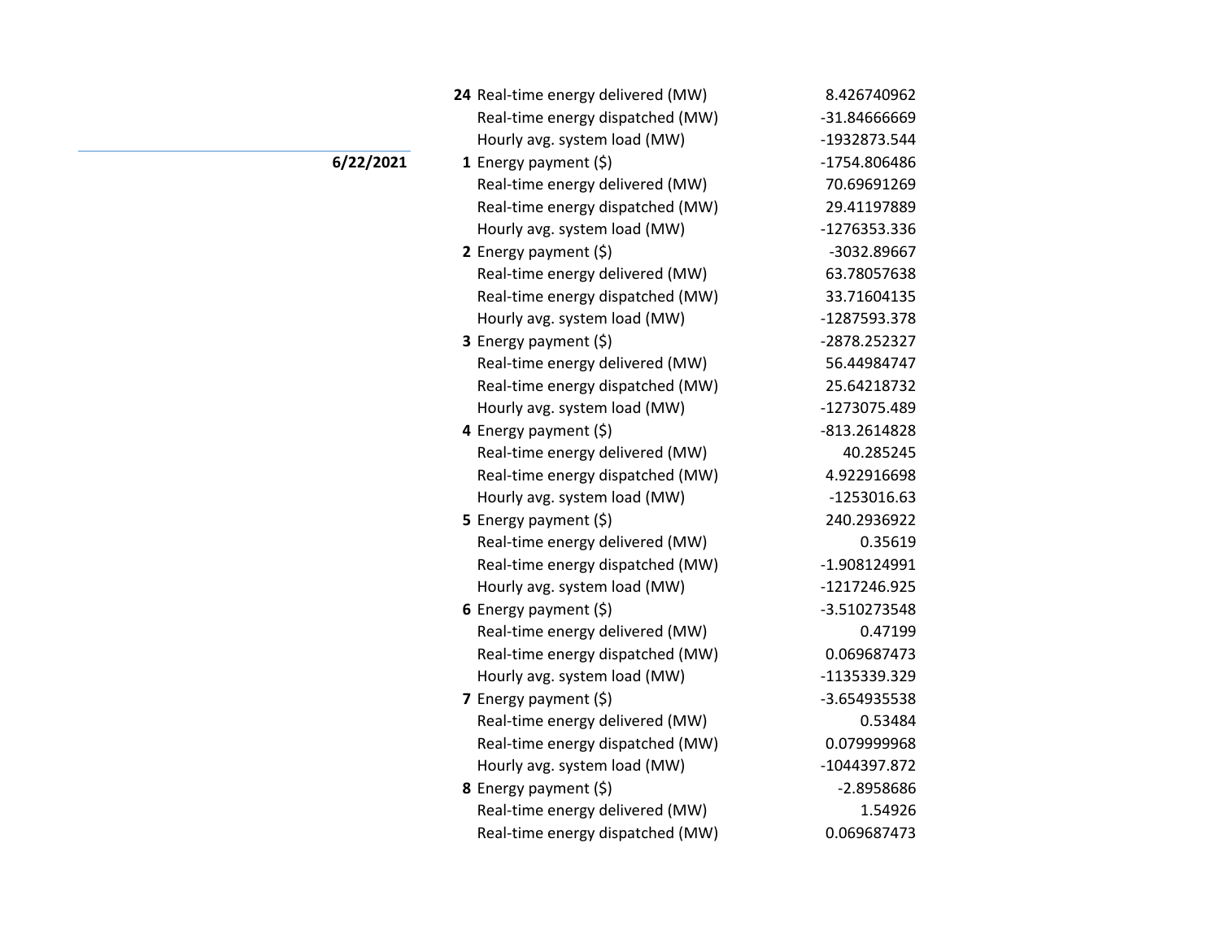| Date | Hour | Metric | Value |
|---|---|---|---|
| | **24** | Real-time energy delivered (MW) | 8.426740962 |
| | | Real-time energy dispatched (MW) | -31.84666669 |
| | | Hourly avg. system load (MW) | -1932873.544 |
| **6/22/2021** | **1** | Energy payment ($) | -1754.806486 |
| | | Real-time energy delivered (MW) | 70.69691269 |
| | | Real-time energy dispatched (MW) | 29.41197889 |
| | | Hourly avg. system load (MW) | -1276353.336 |
| | **2** | Energy payment ($) | -3032.89667 |
| | | Real-time energy delivered (MW) | 63.78057638 |
| | | Real-time energy dispatched (MW) | 33.71604135 |
| | | Hourly avg. system load (MW) | -1287593.378 |
| | **3** | Energy payment ($) | -2878.252327 |
| | | Real-time energy delivered (MW) | 56.44984747 |
| | | Real-time energy dispatched (MW) | 25.64218732 |
| | | Hourly avg. system load (MW) | -1273075.489 |
| | **4** | Energy payment ($) | -813.2614828 |
| | | Real-time energy delivered (MW) | 40.285245 |
| | | Real-time energy dispatched (MW) | 4.922916698 |
| | | Hourly avg. system load (MW) | -1253016.63 |
| | **5** | Energy payment ($) | 240.2936922 |
| | | Real-time energy delivered (MW) | 0.35619 |
| | | Real-time energy dispatched (MW) | -1.908124991 |
| | | Hourly avg. system load (MW) | -1217246.925 |
| | **6** | Energy payment ($) | -3.510273548 |
| | | Real-time energy delivered (MW) | 0.47199 |
| | | Real-time energy dispatched (MW) | 0.069687473 |
| | | Hourly avg. system load (MW) | -1135339.329 |
| | **7** | Energy payment ($) | -3.654935538 |
| | | Real-time energy delivered (MW) | 0.53484 |
| | | Real-time energy dispatched (MW) | 0.079999968 |
| | | Hourly avg. system load (MW) | -1044397.872 |
| | **8** | Energy payment ($) | -2.8958686 |
| | | Real-time energy delivered (MW) | 1.54926 |
| | | Real-time energy dispatched (MW) | 0.069687473 |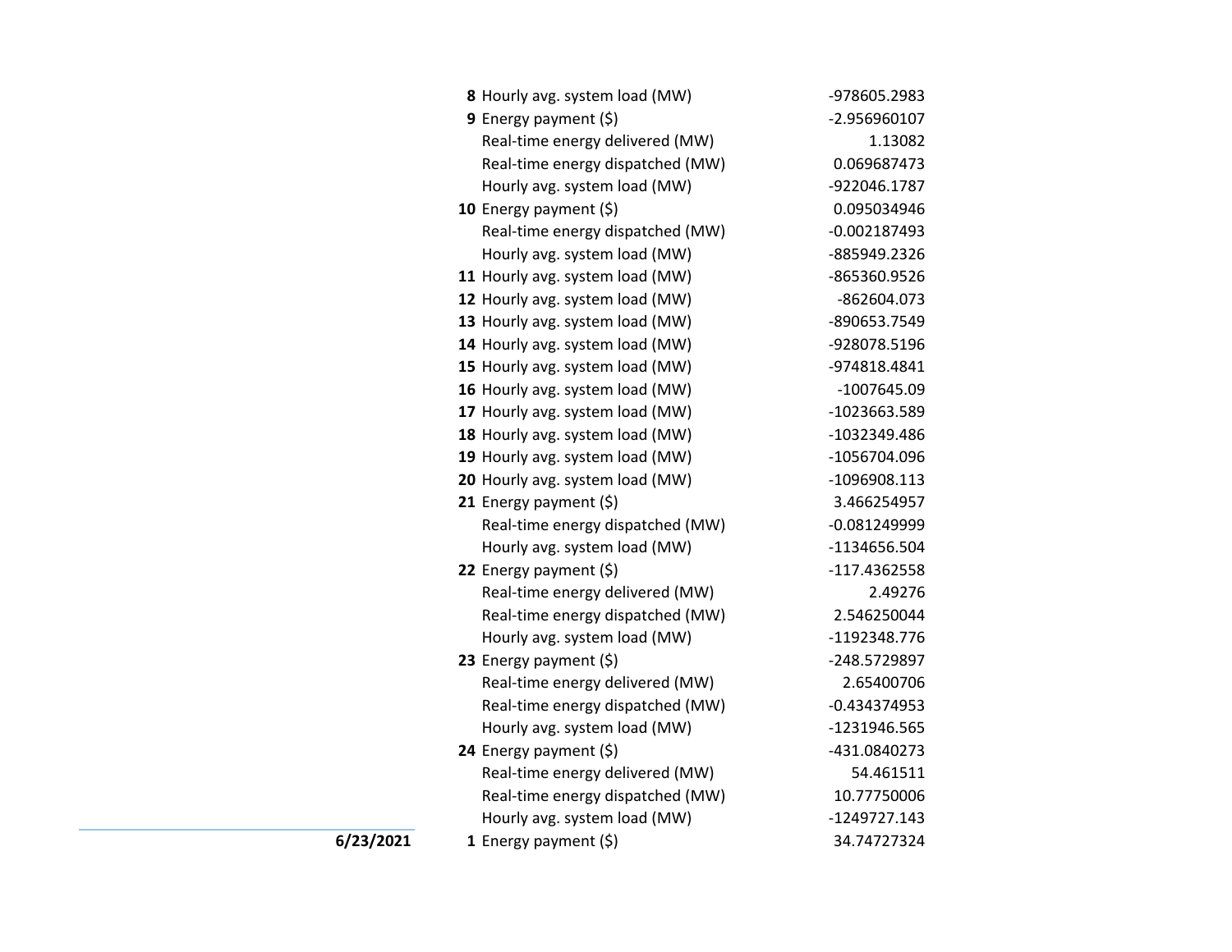| Date | Hour | Item | Value |
|---|---|---|---|
| | **8** | Hourly avg. system load (MW) | -978605.2983 |
| | **9** | Energy payment ($) | -2.956960107 |
| | | Real-time energy delivered (MW) | 1.13082 |
| | | Real-time energy dispatched (MW) | 0.069687473 |
| | | Hourly avg. system load (MW) | -922046.1787 |
| | **10** | Energy payment ($) | 0.095034946 |
| | | Real-time energy dispatched (MW) | -0.002187493 |
| | | Hourly avg. system load (MW) | -885949.2326 |
| | **11** | Hourly avg. system load (MW) | -865360.9526 |
| | **12** | Hourly avg. system load (MW) | -862604.073 |
| | **13** | Hourly avg. system load (MW) | -890653.7549 |
| | **14** | Hourly avg. system load (MW) | -928078.5196 |
| | **15** | Hourly avg. system load (MW) | -974818.4841 |
| | **16** | Hourly avg. system load (MW) | -1007645.09 |
| | **17** | Hourly avg. system load (MW) | -1023663.589 |
| | **18** | Hourly avg. system load (MW) | -1032349.486 |
| | **19** | Hourly avg. system load (MW) | -1056704.096 |
| | **20** | Hourly avg. system load (MW) | -1096908.113 |
| | **21** | Energy payment ($) | 3.466254957 |
| | | Real-time energy dispatched (MW) | -0.081249999 |
| | | Hourly avg. system load (MW) | -1134656.504 |
| | **22** | Energy payment ($) | -117.4362558 |
| | | Real-time energy delivered (MW) | 2.49276 |
| | | Real-time energy dispatched (MW) | 2.546250044 |
| | | Hourly avg. system load (MW) | -1192348.776 |
| | **23** | Energy payment ($) | -248.5729897 |
| | | Real-time energy delivered (MW) | 2.65400706 |
| | | Real-time energy dispatched (MW) | -0.434374953 |
| | | Hourly avg. system load (MW) | -1231946.565 |
| | **24** | Energy payment ($) | -431.0840273 |
| | | Real-time energy delivered (MW) | 54.461511 |
| | | Real-time energy dispatched (MW) | 10.77750006 |
| | | Hourly avg. system load (MW) | -1249727.143 |
| **6/23/2021** | **1** | Energy payment ($) | 34.74727324 |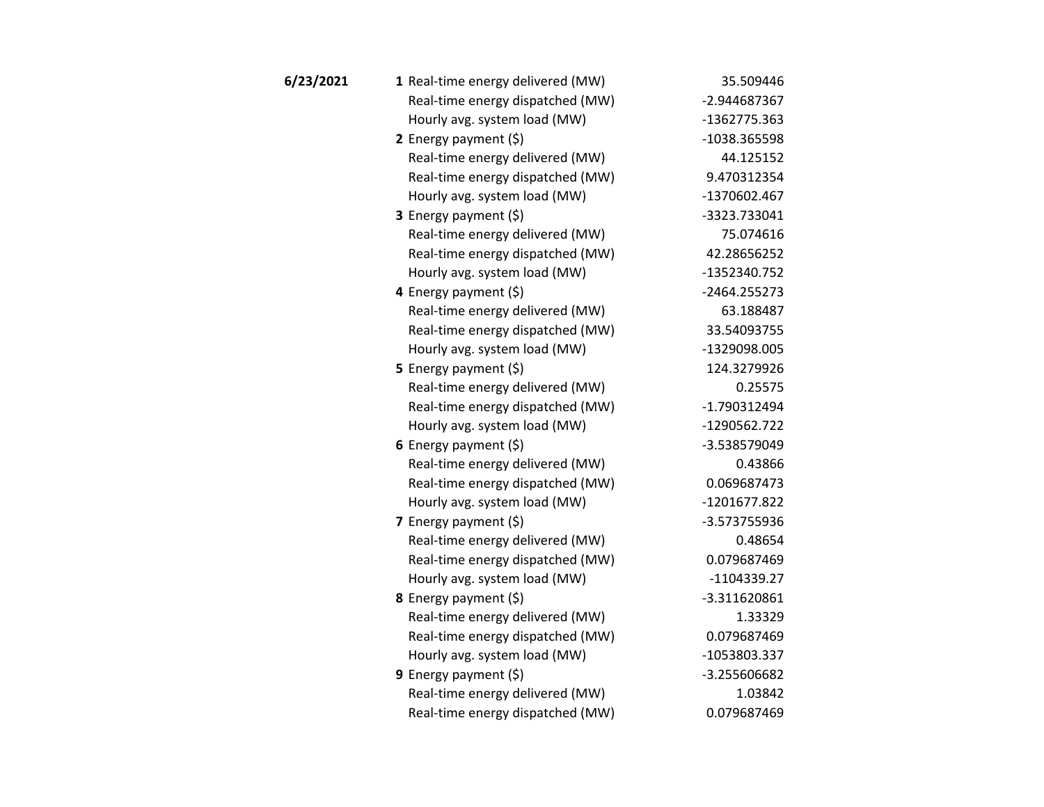| Date | Hour | Item | Value |
|---|---|---|---|
| **6/23/2021** | **1** | Real-time energy delivered (MW) | 35.509446 |
| | | Real-time energy dispatched (MW) | -2.944687367 |
| | | Hourly avg. system load (MW) | -1362775.363 |
| | **2** | Energy payment ($) | -1038.365598 |
| | | Real-time energy delivered (MW) | 44.125152 |
| | | Real-time energy dispatched (MW) | 9.470312354 |
| | | Hourly avg. system load (MW) | -1370602.467 |
| | **3** | Energy payment ($) | -3323.733041 |
| | | Real-time energy delivered (MW) | 75.074616 |
| | | Real-time energy dispatched (MW) | 42.28656252 |
| | | Hourly avg. system load (MW) | -1352340.752 |
| | **4** | Energy payment ($) | -2464.255273 |
| | | Real-time energy delivered (MW) | 63.188487 |
| | | Real-time energy dispatched (MW) | 33.54093755 |
| | | Hourly avg. system load (MW) | -1329098.005 |
| | **5** | Energy payment ($) | 124.3279926 |
| | | Real-time energy delivered (MW) | 0.25575 |
| | | Real-time energy dispatched (MW) | -1.790312494 |
| | | Hourly avg. system load (MW) | -1290562.722 |
| | **6** | Energy payment ($) | -3.538579049 |
| | | Real-time energy delivered (MW) | 0.43866 |
| | | Real-time energy dispatched (MW) | 0.069687473 |
| | | Hourly avg. system load (MW) | -1201677.822 |
| | **7** | Energy payment ($) | -3.573755936 |
| | | Real-time energy delivered (MW) | 0.48654 |
| | | Real-time energy dispatched (MW) | 0.079687469 |
| | | Hourly avg. system load (MW) | -1104339.27 |
| | **8** | Energy payment ($) | -3.311620861 |
| | | Real-time energy delivered (MW) | 1.33329 |
| | | Real-time energy dispatched (MW) | 0.079687469 |
| | | Hourly avg. system load (MW) | -1053803.337 |
| | **9** | Energy payment ($) | -3.255606682 |
| | | Real-time energy delivered (MW) | 1.03842 |
| | | Real-time energy dispatched (MW) | 0.079687469 |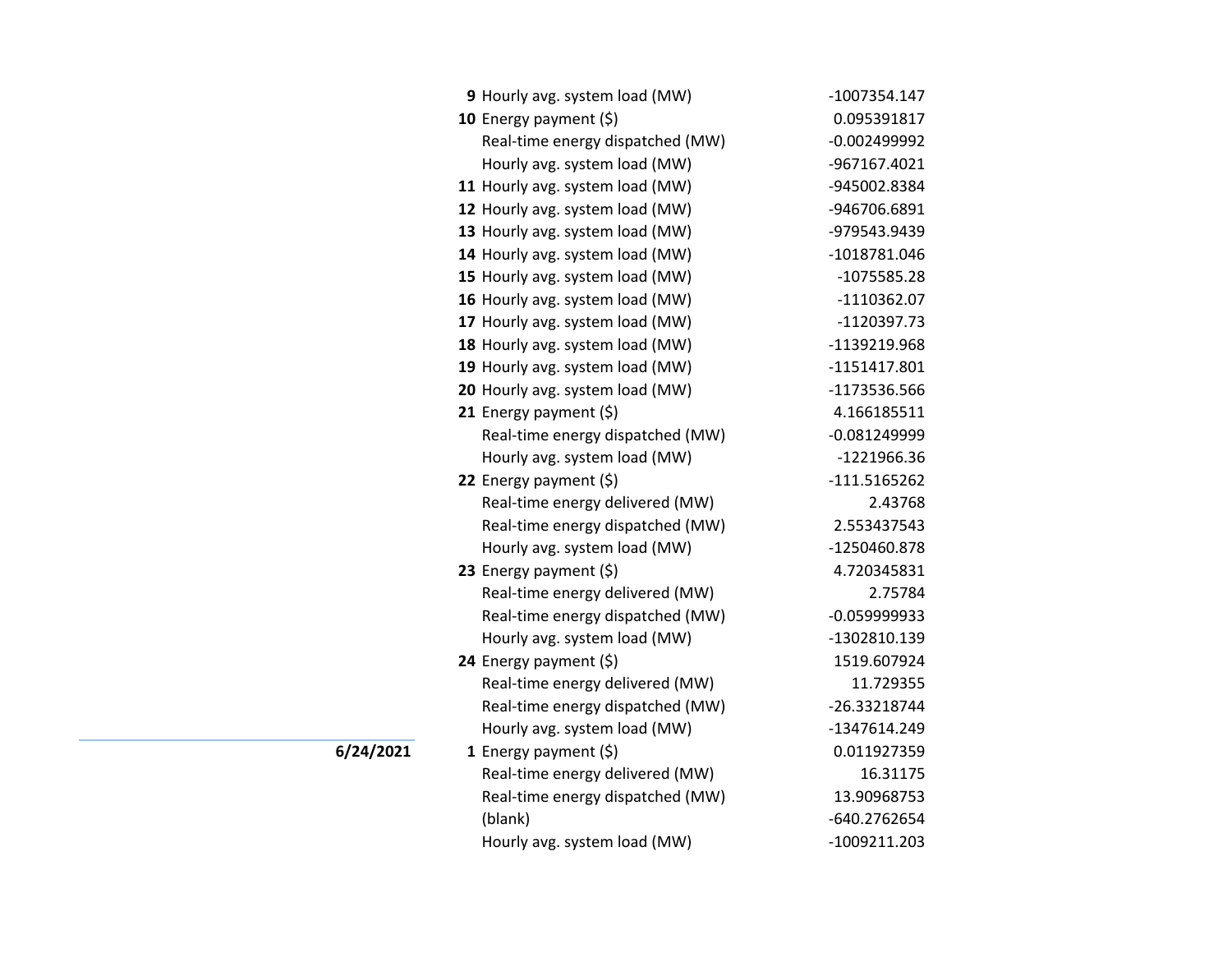| Date | Hour | Measure | Value |
|---|---|---|---|
| | **9** | Hourly avg. system load (MW) | -1007354.147 |
| | **10** | Energy payment ($) | 0.095391817 |
| | | Real-time energy dispatched (MW) | -0.002499992 |
| | | Hourly avg. system load (MW) | -967167.4021 |
| | **11** | Hourly avg. system load (MW) | -945002.8384 |
| | **12** | Hourly avg. system load (MW) | -946706.6891 |
| | **13** | Hourly avg. system load (MW) | -979543.9439 |
| | **14** | Hourly avg. system load (MW) | -1018781.046 |
| | **15** | Hourly avg. system load (MW) | -1075585.28 |
| | **16** | Hourly avg. system load (MW) | -1110362.07 |
| | **17** | Hourly avg. system load (MW) | -1120397.73 |
| | **18** | Hourly avg. system load (MW) | -1139219.968 |
| | **19** | Hourly avg. system load (MW) | -1151417.801 |
| | **20** | Hourly avg. system load (MW) | -1173536.566 |
| | **21** | Energy payment ($) | 4.166185511 |
| | | Real-time energy dispatched (MW) | -0.081249999 |
| | | Hourly avg. system load (MW) | -1221966.36 |
| | **22** | Energy payment ($) | -111.5165262 |
| | | Real-time energy delivered (MW) | 2.43768 |
| | | Real-time energy dispatched (MW) | 2.553437543 |
| | | Hourly avg. system load (MW) | -1250460.878 |
| | **23** | Energy payment ($) | 4.720345831 |
| | | Real-time energy delivered (MW) | 2.75784 |
| | | Real-time energy dispatched (MW) | -0.059999933 |
| | | Hourly avg. system load (MW) | -1302810.139 |
| | **24** | Energy payment ($) | 1519.607924 |
| | | Real-time energy delivered (MW) | 11.729355 |
| | | Real-time energy dispatched (MW) | -26.33218744 |
| | | Hourly avg. system load (MW) | -1347614.249 |
| **6/24/2021** | **1** | Energy payment ($) | 0.011927359 |
| | | Real-time energy delivered (MW) | 16.31175 |
| | | Real-time energy dispatched (MW) | 13.90968753 |
| | | (blank) | -640.2762654 |
| | | Hourly avg. system load (MW) | -1009211.203 |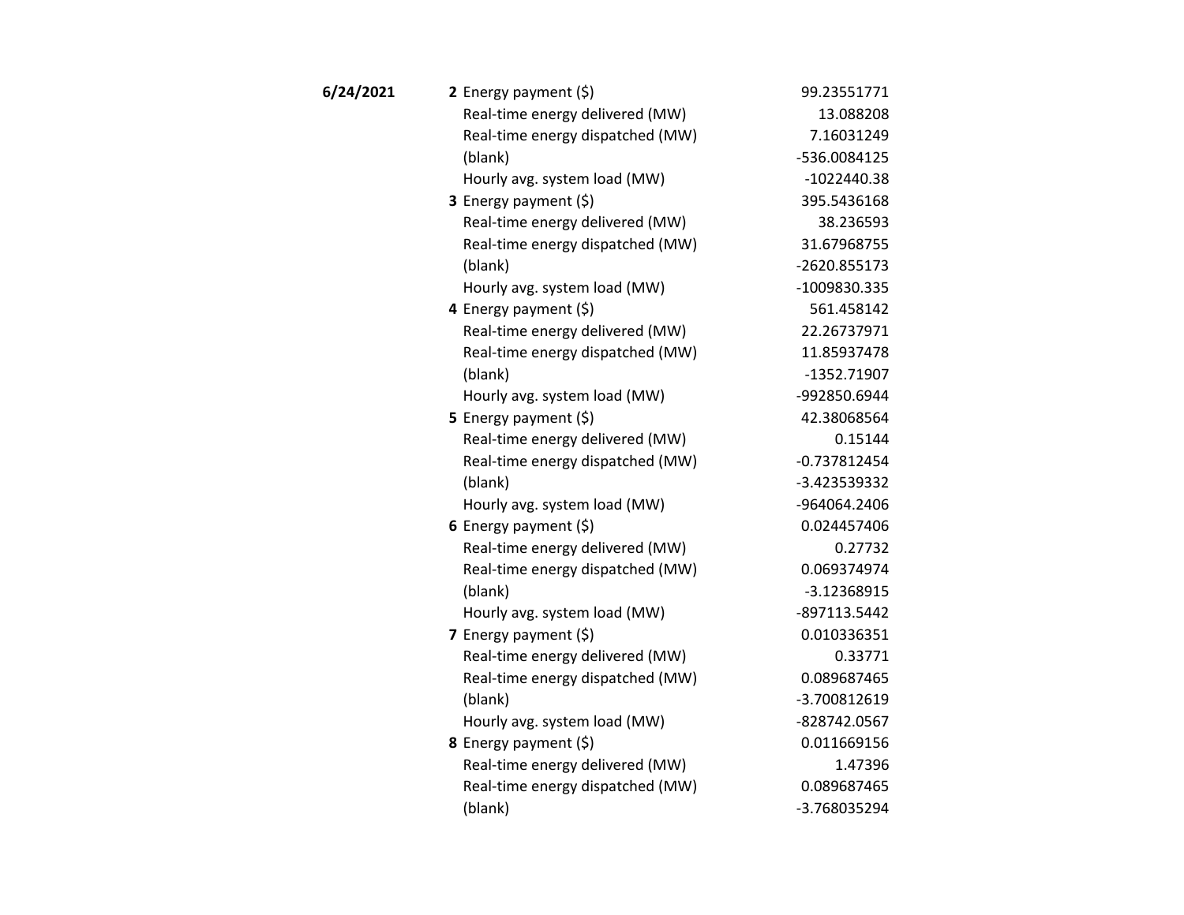| Date | Hour | Metric | Value |
|---|---|---|---|
| **6/24/2021** | **2** | Energy payment ($) | 99.23551771 |
| | | Real-time energy delivered (MW) | 13.088208 |
| | | Real-time energy dispatched (MW) | 7.16031249 |
| | | (blank) | -536.0084125 |
| | | Hourly avg. system load (MW) | -1022440.38 |
| | **3** | Energy payment ($) | 395.5436168 |
| | | Real-time energy delivered (MW) | 38.236593 |
| | | Real-time energy dispatched (MW) | 31.67968755 |
| | | (blank) | -2620.855173 |
| | | Hourly avg. system load (MW) | -1009830.335 |
| | **4** | Energy payment ($) | 561.458142 |
| | | Real-time energy delivered (MW) | 22.26737971 |
| | | Real-time energy dispatched (MW) | 11.85937478 |
| | | (blank) | -1352.71907 |
| | | Hourly avg. system load (MW) | -992850.6944 |
| | **5** | Energy payment ($) | 42.38068564 |
| | | Real-time energy delivered (MW) | 0.15144 |
| | | Real-time energy dispatched (MW) | -0.737812454 |
| | | (blank) | -3.423539332 |
| | | Hourly avg. system load (MW) | -964064.2406 |
| | **6** | Energy payment ($) | 0.024457406 |
| | | Real-time energy delivered (MW) | 0.27732 |
| | | Real-time energy dispatched (MW) | 0.069374974 |
| | | (blank) | -3.12368915 |
| | | Hourly avg. system load (MW) | -897113.5442 |
| | **7** | Energy payment ($) | 0.010336351 |
| | | Real-time energy delivered (MW) | 0.33771 |
| | | Real-time energy dispatched (MW) | 0.089687465 |
| | | (blank) | -3.700812619 |
| | | Hourly avg. system load (MW) | -828742.0567 |
| | **8** | Energy payment ($) | 0.011669156 |
| | | Real-time energy delivered (MW) | 1.47396 |
| | | Real-time energy dispatched (MW) | 0.089687465 |
| | | (blank) | -3.768035294 |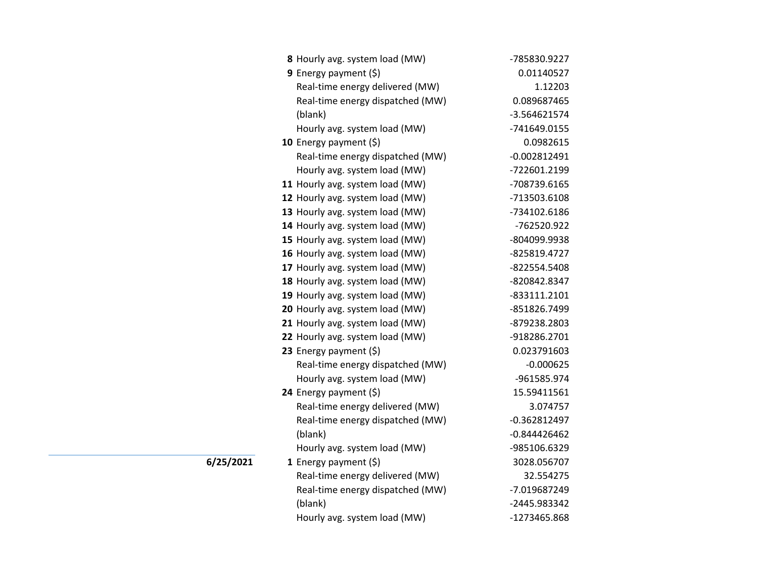| Date | Hour | Item | Value |
|---|---|---|---|
| | **8** | Hourly avg. system load (MW) | -785830.9227 |
| | **9** | Energy payment ($) | 0.01140527 |
| | | Real-time energy delivered (MW) | 1.12203 |
| | | Real-time energy dispatched (MW) | 0.089687465 |
| | | (blank) | -3.564621574 |
| | | Hourly avg. system load (MW) | -741649.0155 |
| | **10** | Energy payment ($) | 0.0982615 |
| | | Real-time energy dispatched (MW) | -0.002812491 |
| | | Hourly avg. system load (MW) | -722601.2199 |
| | **11** | Hourly avg. system load (MW) | -708739.6165 |
| | **12** | Hourly avg. system load (MW) | -713503.6108 |
| | **13** | Hourly avg. system load (MW) | -734102.6186 |
| | **14** | Hourly avg. system load (MW) | -762520.922 |
| | **15** | Hourly avg. system load (MW) | -804099.9938 |
| | **16** | Hourly avg. system load (MW) | -825819.4727 |
| | **17** | Hourly avg. system load (MW) | -822554.5408 |
| | **18** | Hourly avg. system load (MW) | -820842.8347 |
| | **19** | Hourly avg. system load (MW) | -833111.2101 |
| | **20** | Hourly avg. system load (MW) | -851826.7499 |
| | **21** | Hourly avg. system load (MW) | -879238.2803 |
| | **22** | Hourly avg. system load (MW) | -918286.2701 |
| | **23** | Energy payment ($) | 0.023791603 |
| | | Real-time energy dispatched (MW) | -0.000625 |
| | | Hourly avg. system load (MW) | -961585.974 |
| | **24** | Energy payment ($) | 15.59411561 |
| | | Real-time energy delivered (MW) | 3.074757 |
| | | Real-time energy dispatched (MW) | -0.362812497 |
| | | (blank) | -0.844426462 |
| | | Hourly avg. system load (MW) | -985106.6329 |
| **6/25/2021** | **1** | Energy payment ($) | 3028.056707 |
| | | Real-time energy delivered (MW) | 32.554275 |
| | | Real-time energy dispatched (MW) | -7.019687249 |
| | | (blank) | -2445.983342 |
| | | Hourly avg. system load (MW) | -1273465.868 |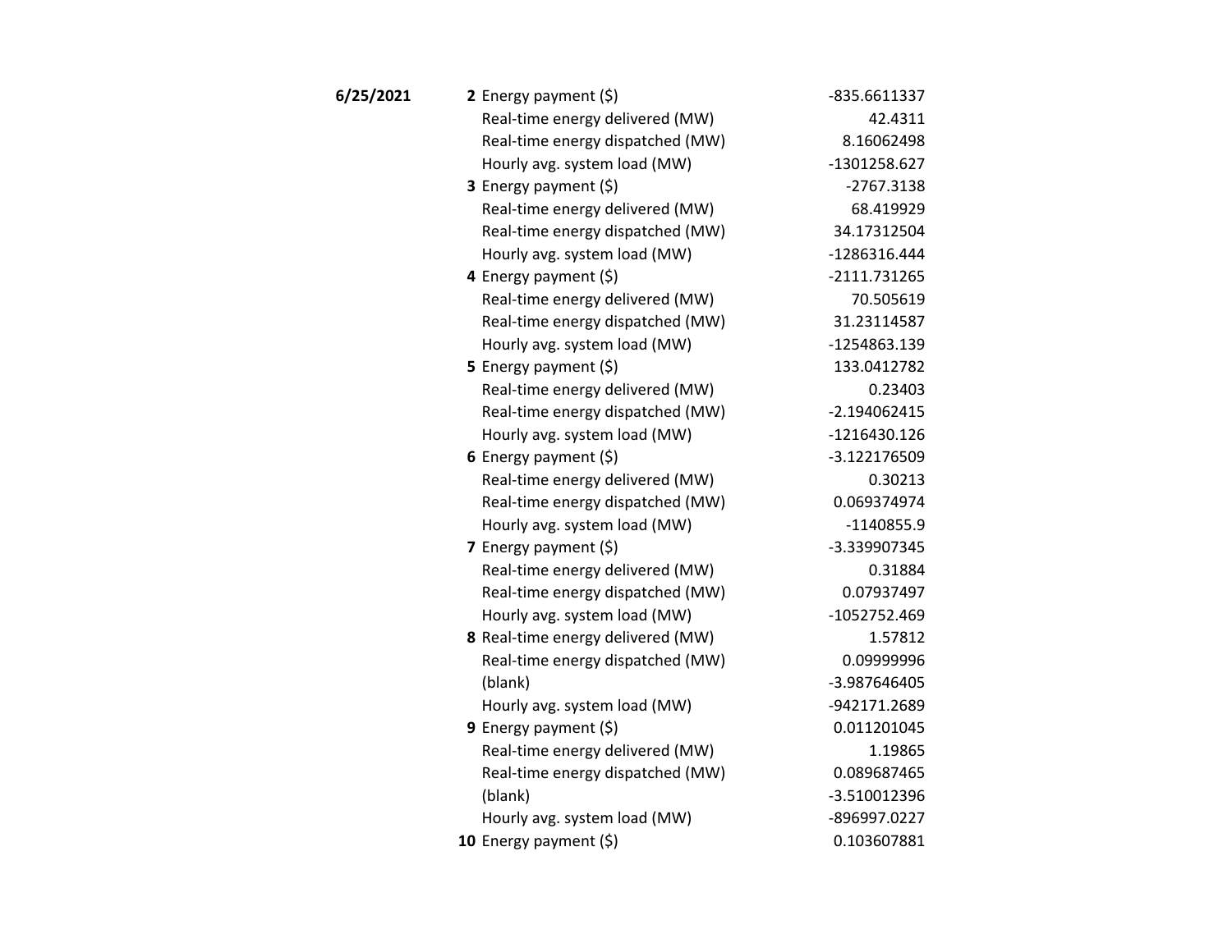| Date | Hour | Measure | Value |
|---|---|---|---|
| **6/25/2021** | **2** | Energy payment ($) | -835.6611337 |
| | | Real-time energy delivered (MW) | 42.4311 |
| | | Real-time energy dispatched (MW) | 8.16062498 |
| | | Hourly avg. system load (MW) | -1301258.627 |
| | **3** | Energy payment ($) | -2767.3138 |
| | | Real-time energy delivered (MW) | 68.419929 |
| | | Real-time energy dispatched (MW) | 34.17312504 |
| | | Hourly avg. system load (MW) | -1286316.444 |
| | **4** | Energy payment ($) | -2111.731265 |
| | | Real-time energy delivered (MW) | 70.505619 |
| | | Real-time energy dispatched (MW) | 31.23114587 |
| | | Hourly avg. system load (MW) | -1254863.139 |
| | **5** | Energy payment ($) | 133.0412782 |
| | | Real-time energy delivered (MW) | 0.23403 |
| | | Real-time energy dispatched (MW) | -2.194062415 |
| | | Hourly avg. system load (MW) | -1216430.126 |
| | **6** | Energy payment ($) | -3.122176509 |
| | | Real-time energy delivered (MW) | 0.30213 |
| | | Real-time energy dispatched (MW) | 0.069374974 |
| | | Hourly avg. system load (MW) | -1140855.9 |
| | **7** | Energy payment ($) | -3.339907345 |
| | | Real-time energy delivered (MW) | 0.31884 |
| | | Real-time energy dispatched (MW) | 0.07937497 |
| | | Hourly avg. system load (MW) | -1052752.469 |
| | **8** | Real-time energy delivered (MW) | 1.57812 |
| | | Real-time energy dispatched (MW) | 0.09999996 |
| | | (blank) | -3.987646405 |
| | | Hourly avg. system load (MW) | -942171.2689 |
| | **9** | Energy payment ($) | 0.011201045 |
| | | Real-time energy delivered (MW) | 1.19865 |
| | | Real-time energy dispatched (MW) | 0.089687465 |
| | | (blank) | -3.510012396 |
| | | Hourly avg. system load (MW) | -896997.0227 |
| | **10** | Energy payment ($) | 0.103607881 |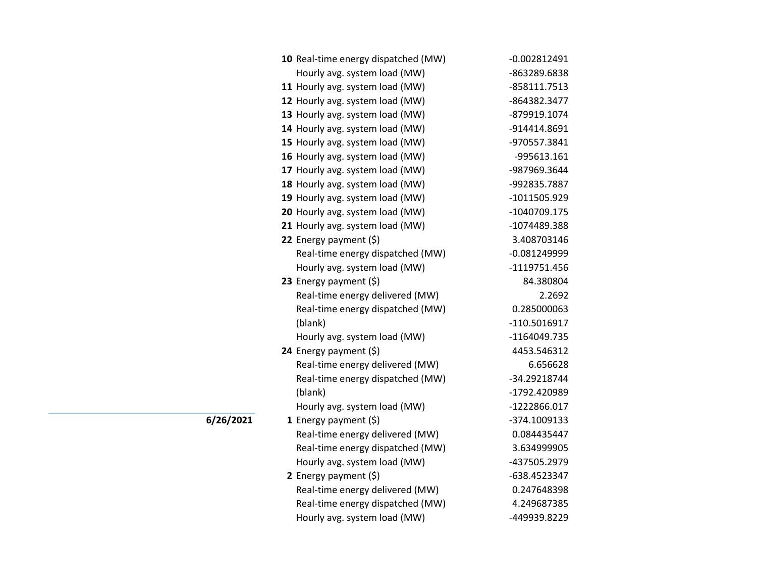| Date | Hour | Measure | Value |
|---|---|---|---|
| | 10 | Real-time energy dispatched (MW) | -0.002812491 |
| | | Hourly avg. system load (MW) | -863289.6838 |
| | 11 | Hourly avg. system load (MW) | -858111.7513 |
| | 12 | Hourly avg. system load (MW) | -864382.3477 |
| | 13 | Hourly avg. system load (MW) | -879919.1074 |
| | 14 | Hourly avg. system load (MW) | -914414.8691 |
| | 15 | Hourly avg. system load (MW) | -970557.3841 |
| | 16 | Hourly avg. system load (MW) | -995613.161 |
| | 17 | Hourly avg. system load (MW) | -987969.3644 |
| | 18 | Hourly avg. system load (MW) | -992835.7887 |
| | 19 | Hourly avg. system load (MW) | -1011505.929 |
| | 20 | Hourly avg. system load (MW) | -1040709.175 |
| | 21 | Hourly avg. system load (MW) | -1074489.388 |
| | 22 | Energy payment ($) | 3.408703146 |
| | | Real-time energy dispatched (MW) | -0.081249999 |
| | | Hourly avg. system load (MW) | -1119751.456 |
| | 23 | Energy payment ($) | 84.380804 |
| | | Real-time energy delivered (MW) | 2.2692 |
| | | Real-time energy dispatched (MW) | 0.285000063 |
| | | (blank) | -110.5016917 |
| | | Hourly avg. system load (MW) | -1164049.735 |
| | 24 | Energy payment ($) | 4453.546312 |
| | | Real-time energy delivered (MW) | 6.656628 |
| | | Real-time energy dispatched (MW) | -34.29218744 |
| | | (blank) | -1792.420989 |
| | | Hourly avg. system load (MW) | -1222866.017 |
| **6/26/2021** | 1 | Energy payment ($) | -374.1009133 |
| | | Real-time energy delivered (MW) | 0.084435447 |
| | | Real-time energy dispatched (MW) | 3.634999905 |
| | | Hourly avg. system load (MW) | -437505.2979 |
| | 2 | Energy payment ($) | -638.4523347 |
| | | Real-time energy delivered (MW) | 0.247648398 |
| | | Real-time energy dispatched (MW) | 4.249687385 |
| | | Hourly avg. system load (MW) | -449939.8229 |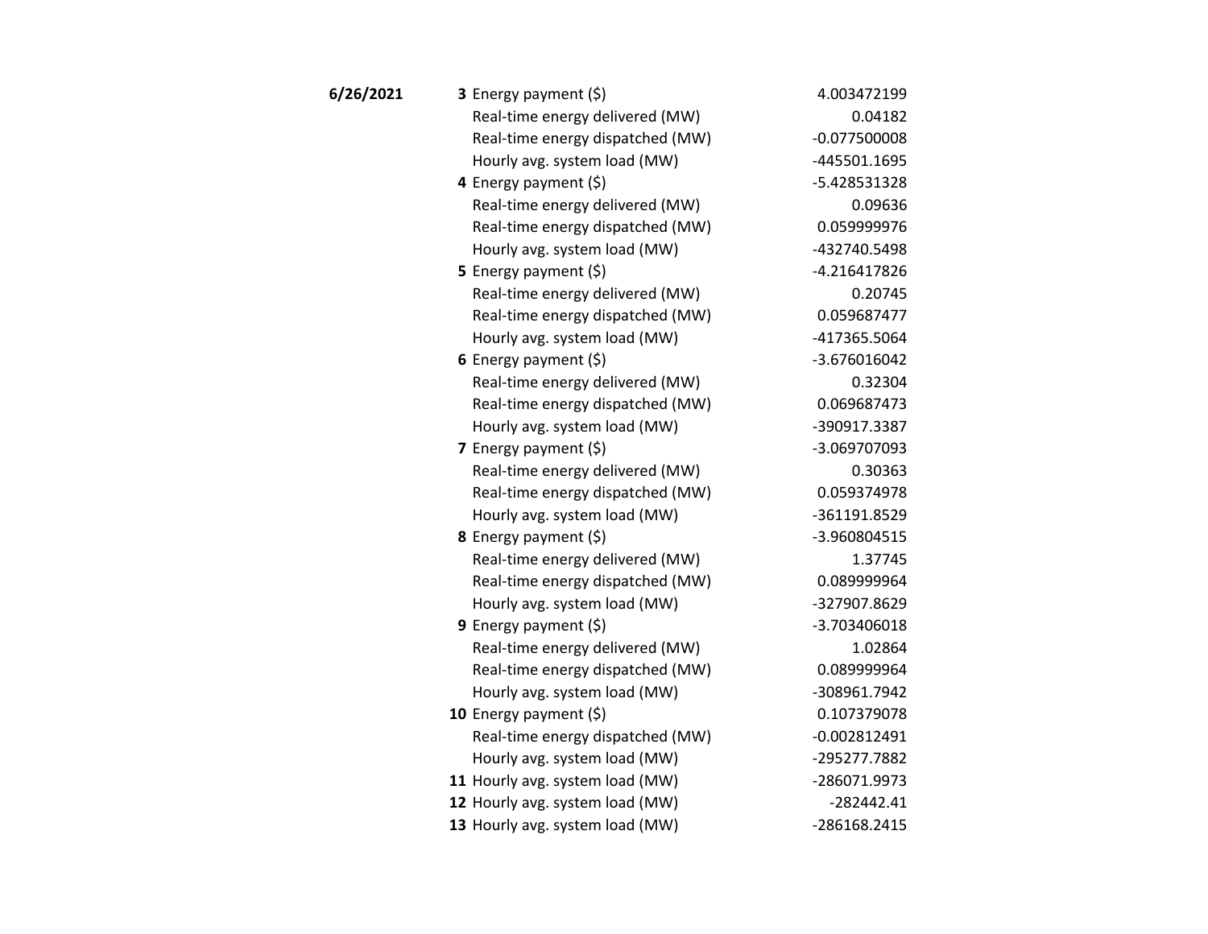| Date | Hour | Item | Value |
|---|---|---|---|
| **6/26/2021** | **3** | Energy payment ($) | 4.003472199 |
| | | Real-time energy delivered (MW) | 0.04182 |
| | | Real-time energy dispatched (MW) | -0.077500008 |
| | | Hourly avg. system load (MW) | -445501.1695 |
| | **4** | Energy payment ($) | -5.428531328 |
| | | Real-time energy delivered (MW) | 0.09636 |
| | | Real-time energy dispatched (MW) | 0.059999976 |
| | | Hourly avg. system load (MW) | -432740.5498 |
| | **5** | Energy payment ($) | -4.216417826 |
| | | Real-time energy delivered (MW) | 0.20745 |
| | | Real-time energy dispatched (MW) | 0.059687477 |
| | | Hourly avg. system load (MW) | -417365.5064 |
| | **6** | Energy payment ($) | -3.676016042 |
| | | Real-time energy delivered (MW) | 0.32304 |
| | | Real-time energy dispatched (MW) | 0.069687473 |
| | | Hourly avg. system load (MW) | -390917.3387 |
| | **7** | Energy payment ($) | -3.069707093 |
| | | Real-time energy delivered (MW) | 0.30363 |
| | | Real-time energy dispatched (MW) | 0.059374978 |
| | | Hourly avg. system load (MW) | -361191.8529 |
| | **8** | Energy payment ($) | -3.960804515 |
| | | Real-time energy delivered (MW) | 1.37745 |
| | | Real-time energy dispatched (MW) | 0.089999964 |
| | | Hourly avg. system load (MW) | -327907.8629 |
| | **9** | Energy payment ($) | -3.703406018 |
| | | Real-time energy delivered (MW) | 1.02864 |
| | | Real-time energy dispatched (MW) | 0.089999964 |
| | | Hourly avg. system load (MW) | -308961.7942 |
| | **10** | Energy payment ($) | 0.107379078 |
| | | Real-time energy dispatched (MW) | -0.002812491 |
| | | Hourly avg. system load (MW) | -295277.7882 |
| | **11** | Hourly avg. system load (MW) | -286071.9973 |
| | **12** | Hourly avg. system load (MW) | -282442.41 |
| | **13** | Hourly avg. system load (MW) | -286168.2415 |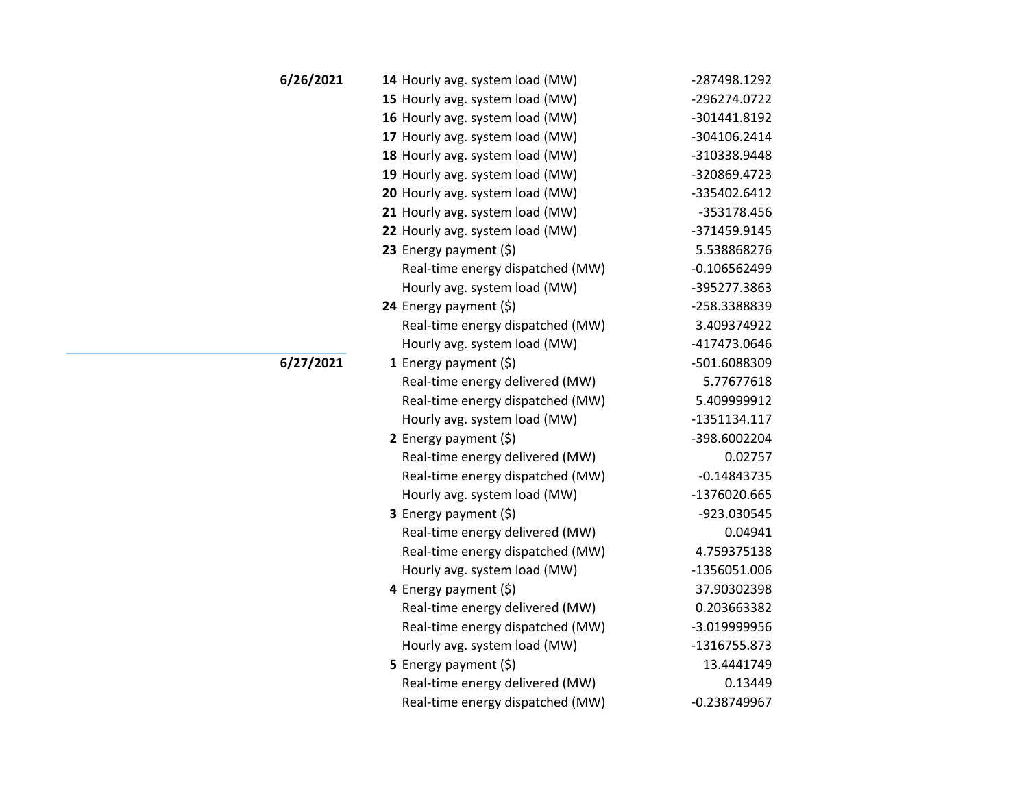| Date | Hour | Metric | Value |
|---|---|---|---|
| **6/26/2021** | **14** | Hourly avg. system load (MW) | -287498.1292 |
| | **15** | Hourly avg. system load (MW) | -296274.0722 |
| | **16** | Hourly avg. system load (MW) | -301441.8192 |
| | **17** | Hourly avg. system load (MW) | -304106.2414 |
| | **18** | Hourly avg. system load (MW) | -310338.9448 |
| | **19** | Hourly avg. system load (MW) | -320869.4723 |
| | **20** | Hourly avg. system load (MW) | -335402.6412 |
| | **21** | Hourly avg. system load (MW) | -353178.456 |
| | **22** | Hourly avg. system load (MW) | -371459.9145 |
| | **23** | Energy payment ($) | 5.538868276 |
| | | Real-time energy dispatched (MW) | -0.106562499 |
| | | Hourly avg. system load (MW) | -395277.3863 |
| | **24** | Energy payment ($) | -258.3388839 |
| | | Real-time energy dispatched (MW) | 3.409374922 |
| | | Hourly avg. system load (MW) | -417473.0646 |
| **6/27/2021** | **1** | Energy payment ($) | -501.6088309 |
| | | Real-time energy delivered (MW) | 5.77677618 |
| | | Real-time energy dispatched (MW) | 5.409999912 |
| | | Hourly avg. system load (MW) | -1351134.117 |
| | **2** | Energy payment ($) | -398.6002204 |
| | | Real-time energy delivered (MW) | 0.02757 |
| | | Real-time energy dispatched (MW) | -0.14843735 |
| | | Hourly avg. system load (MW) | -1376020.665 |
| | **3** | Energy payment ($) | -923.030545 |
| | | Real-time energy delivered (MW) | 0.04941 |
| | | Real-time energy dispatched (MW) | 4.759375138 |
| | | Hourly avg. system load (MW) | -1356051.006 |
| | **4** | Energy payment ($) | 37.90302398 |
| | | Real-time energy delivered (MW) | 0.203663382 |
| | | Real-time energy dispatched (MW) | -3.019999956 |
| | | Hourly avg. system load (MW) | -1316755.873 |
| | **5** | Energy payment ($) | 13.4441749 |
| | | Real-time energy delivered (MW) | 0.13449 |
| | | Real-time energy dispatched (MW) | -0.238749967 |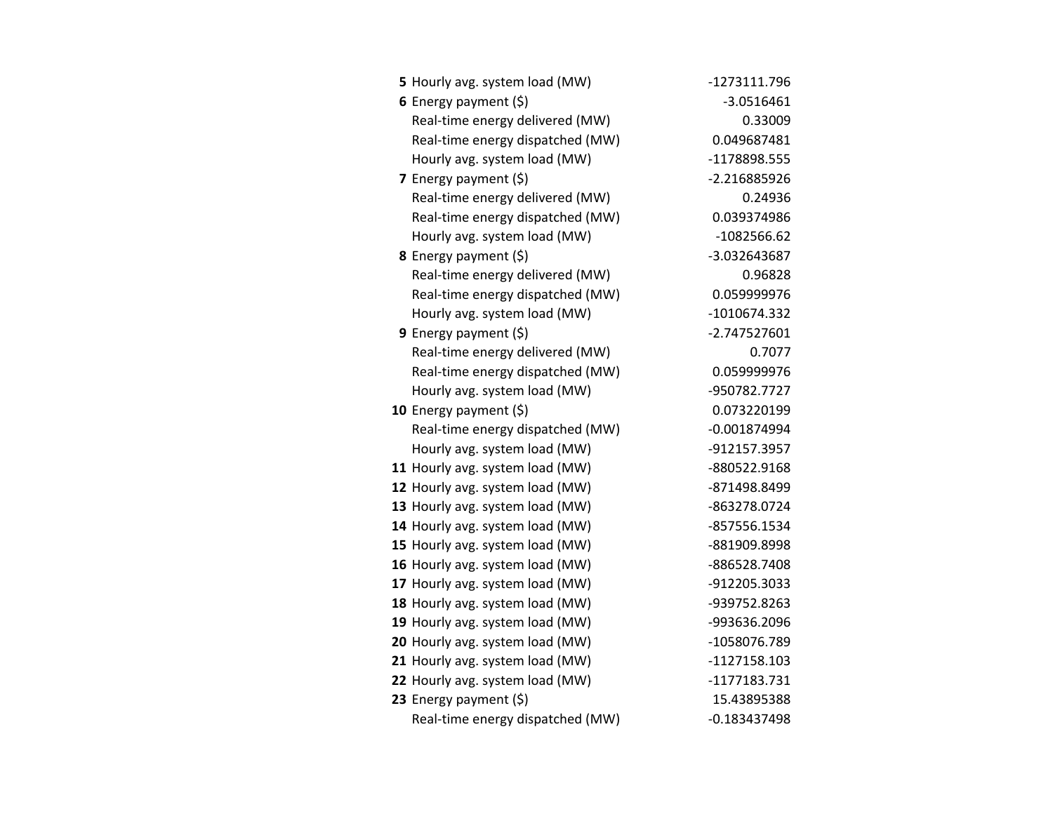| | | |
|---|---|---|
| **5** | Hourly avg. system load (MW) | -1273111.796 |
| **6** | Energy payment ($) | -3.0516461 |
| | Real-time energy delivered (MW) | 0.33009 |
| | Real-time energy dispatched (MW) | 0.049687481 |
| | Hourly avg. system load (MW) | -1178898.555 |
| **7** | Energy payment ($) | -2.216885926 |
| | Real-time energy delivered (MW) | 0.24936 |
| | Real-time energy dispatched (MW) | 0.039374986 |
| | Hourly avg. system load (MW) | -1082566.62 |
| **8** | Energy payment ($) | -3.032643687 |
| | Real-time energy delivered (MW) | 0.96828 |
| | Real-time energy dispatched (MW) | 0.059999976 |
| | Hourly avg. system load (MW) | -1010674.332 |
| **9** | Energy payment ($) | -2.747527601 |
| | Real-time energy delivered (MW) | 0.7077 |
| | Real-time energy dispatched (MW) | 0.059999976 |
| | Hourly avg. system load (MW) | -950782.7727 |
| **10** | Energy payment ($) | 0.073220199 |
| | Real-time energy dispatched (MW) | -0.001874994 |
| | Hourly avg. system load (MW) | -912157.3957 |
| **11** | Hourly avg. system load (MW) | -880522.9168 |
| **12** | Hourly avg. system load (MW) | -871498.8499 |
| **13** | Hourly avg. system load (MW) | -863278.0724 |
| **14** | Hourly avg. system load (MW) | -857556.1534 |
| **15** | Hourly avg. system load (MW) | -881909.8998 |
| **16** | Hourly avg. system load (MW) | -886528.7408 |
| **17** | Hourly avg. system load (MW) | -912205.3033 |
| **18** | Hourly avg. system load (MW) | -939752.8263 |
| **19** | Hourly avg. system load (MW) | -993636.2096 |
| **20** | Hourly avg. system load (MW) | -1058076.789 |
| **21** | Hourly avg. system load (MW) | -1127158.103 |
| **22** | Hourly avg. system load (MW) | -1177183.731 |
| **23** | Energy payment ($) | 15.43895388 |
| | Real-time energy dispatched (MW) | -0.183437498 |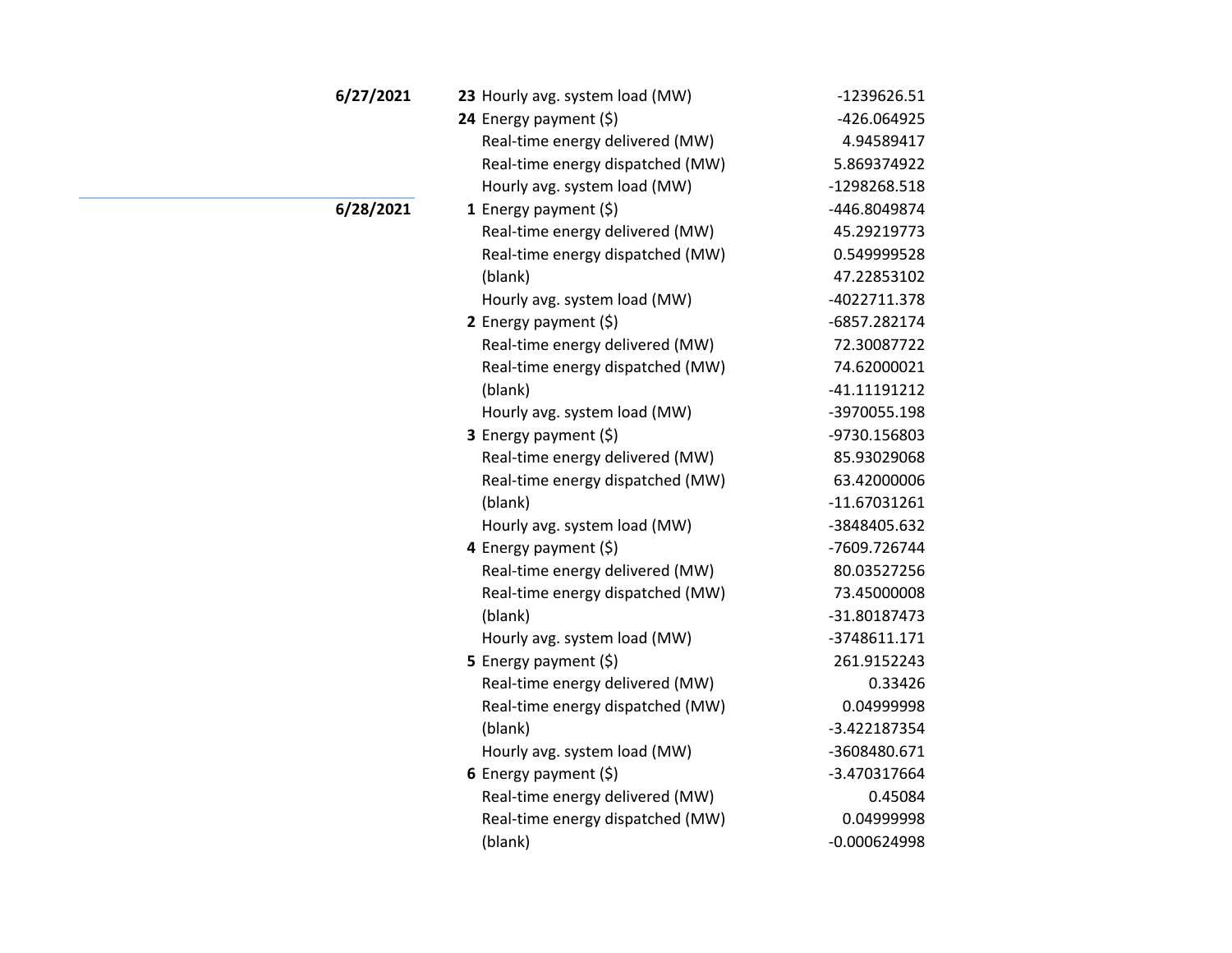| Date | Hour | Measure | Value |
|---|---|---|---|
| **6/27/2021** | **23** | Hourly avg. system load (MW) | -1239626.51 |
| | **24** | Energy payment ($) | -426.064925 |
| | | Real-time energy delivered (MW) | 4.94589417 |
| | | Real-time energy dispatched (MW) | 5.869374922 |
| | | Hourly avg. system load (MW) | -1298268.518 |
| **6/28/2021** | **1** | Energy payment ($) | -446.8049874 |
| | | Real-time energy delivered (MW) | 45.29219773 |
| | | Real-time energy dispatched (MW) | 0.549999528 |
| | | (blank) | 47.22853102 |
| | | Hourly avg. system load (MW) | -4022711.378 |
| | **2** | Energy payment ($) | -6857.282174 |
| | | Real-time energy delivered (MW) | 72.30087722 |
| | | Real-time energy dispatched (MW) | 74.62000021 |
| | | (blank) | -41.11191212 |
| | | Hourly avg. system load (MW) | -3970055.198 |
| | **3** | Energy payment ($) | -9730.156803 |
| | | Real-time energy delivered (MW) | 85.93029068 |
| | | Real-time energy dispatched (MW) | 63.42000006 |
| | | (blank) | -11.67031261 |
| | | Hourly avg. system load (MW) | -3848405.632 |
| | **4** | Energy payment ($) | -7609.726744 |
| | | Real-time energy delivered (MW) | 80.03527256 |
| | | Real-time energy dispatched (MW) | 73.45000008 |
| | | (blank) | -31.80187473 |
| | | Hourly avg. system load (MW) | -3748611.171 |
| | **5** | Energy payment ($) | 261.9152243 |
| | | Real-time energy delivered (MW) | 0.33426 |
| | | Real-time energy dispatched (MW) | 0.04999998 |
| | | (blank) | -3.422187354 |
| | | Hourly avg. system load (MW) | -3608480.671 |
| | **6** | Energy payment ($) | -3.470317664 |
| | | Real-time energy delivered (MW) | 0.45084 |
| | | Real-time energy dispatched (MW) | 0.04999998 |
| | | (blank) | -0.000624998 |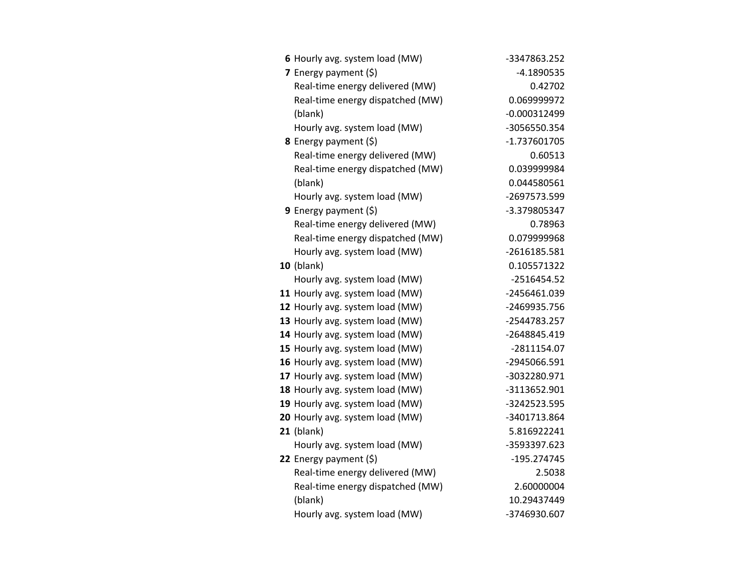| | | |
|---|---|---|
| **6** | Hourly avg. system load (MW) | -3347863.252 |
| **7** | Energy payment ($) | -4.1890535 |
| | Real-time energy delivered (MW) | 0.42702 |
| | Real-time energy dispatched (MW) | 0.069999972 |
| | (blank) | -0.000312499 |
| | Hourly avg. system load (MW) | -3056550.354 |
| **8** | Energy payment ($) | -1.737601705 |
| | Real-time energy delivered (MW) | 0.60513 |
| | Real-time energy dispatched (MW) | 0.039999984 |
| | (blank) | 0.044580561 |
| | Hourly avg. system load (MW) | -2697573.599 |
| **9** | Energy payment ($) | -3.379805347 |
| | Real-time energy delivered (MW) | 0.78963 |
| | Real-time energy dispatched (MW) | 0.079999968 |
| | Hourly avg. system load (MW) | -2616185.581 |
| **10** | (blank) | 0.105571322 |
| | Hourly avg. system load (MW) | -2516454.52 |
| **11** | Hourly avg. system load (MW) | -2456461.039 |
| **12** | Hourly avg. system load (MW) | -2469935.756 |
| **13** | Hourly avg. system load (MW) | -2544783.257 |
| **14** | Hourly avg. system load (MW) | -2648845.419 |
| **15** | Hourly avg. system load (MW) | -2811154.07 |
| **16** | Hourly avg. system load (MW) | -2945066.591 |
| **17** | Hourly avg. system load (MW) | -3032280.971 |
| **18** | Hourly avg. system load (MW) | -3113652.901 |
| **19** | Hourly avg. system load (MW) | -3242523.595 |
| **20** | Hourly avg. system load (MW) | -3401713.864 |
| **21** | (blank) | 5.816922241 |
| | Hourly avg. system load (MW) | -3593397.623 |
| **22** | Energy payment ($) | -195.274745 |
| | Real-time energy delivered (MW) | 2.5038 |
| | Real-time energy dispatched (MW) | 2.60000004 |
| | (blank) | 10.29437449 |
| | Hourly avg. system load (MW) | -3746930.607 |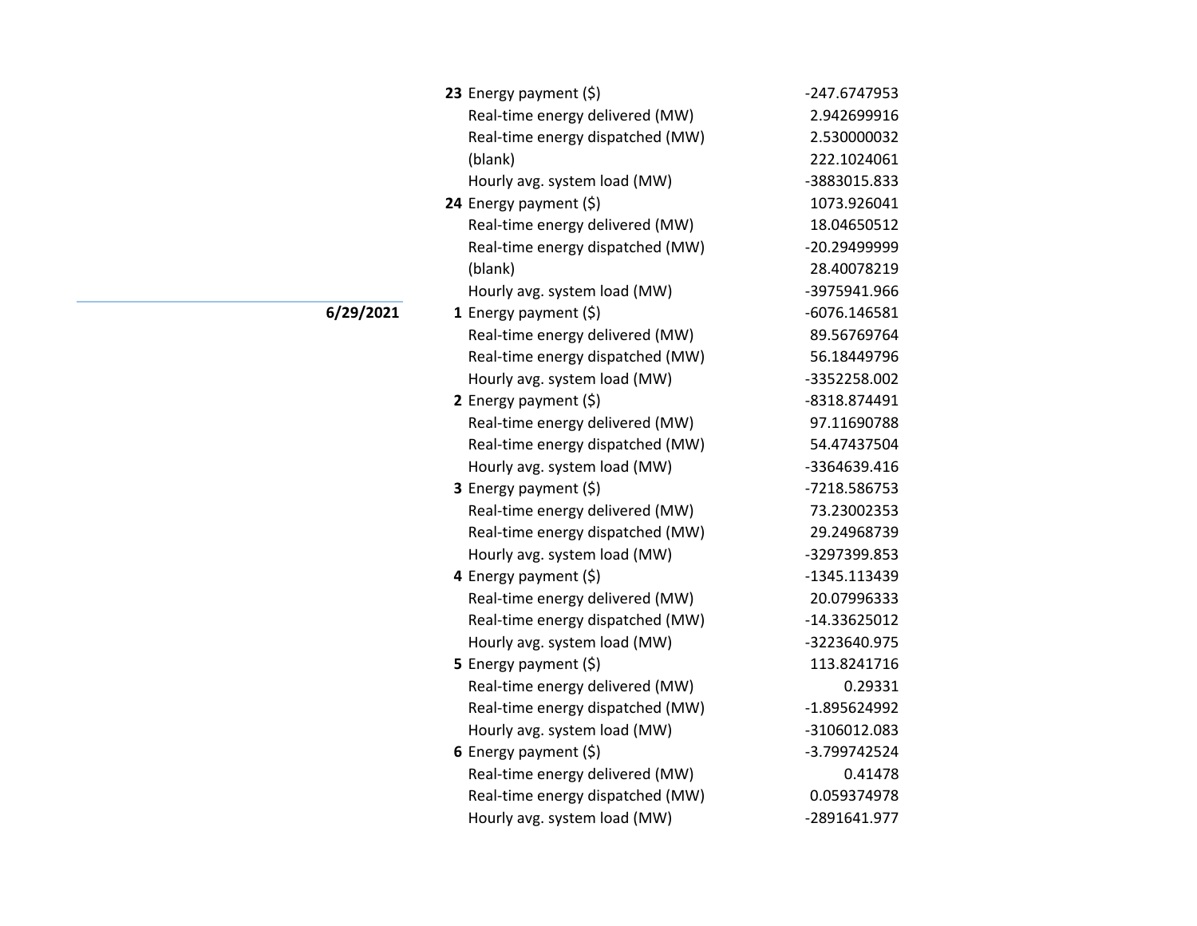| Date | Hour | Measure | Value |
|---|---|---|---|
| | **23** | Energy payment ($) | -247.6747953 |
| | | Real-time energy delivered (MW) | 2.942699916 |
| | | Real-time energy dispatched (MW) | 2.530000032 |
| | | (blank) | 222.1024061 |
| | | Hourly avg. system load (MW) | -3883015.833 |
| | **24** | Energy payment ($) | 1073.926041 |
| | | Real-time energy delivered (MW) | 18.04650512 |
| | | Real-time energy dispatched (MW) | -20.29499999 |
| | | (blank) | 28.40078219 |
| | | Hourly avg. system load (MW) | -3975941.966 |
| **6/29/2021** | **1** | Energy payment ($) | -6076.146581 |
| | | Real-time energy delivered (MW) | 89.56769764 |
| | | Real-time energy dispatched (MW) | 56.18449796 |
| | | Hourly avg. system load (MW) | -3352258.002 |
| | **2** | Energy payment ($) | -8318.874491 |
| | | Real-time energy delivered (MW) | 97.11690788 |
| | | Real-time energy dispatched (MW) | 54.47437504 |
| | | Hourly avg. system load (MW) | -3364639.416 |
| | **3** | Energy payment ($) | -7218.586753 |
| | | Real-time energy delivered (MW) | 73.23002353 |
| | | Real-time energy dispatched (MW) | 29.24968739 |
| | | Hourly avg. system load (MW) | -3297399.853 |
| | **4** | Energy payment ($) | -1345.113439 |
| | | Real-time energy delivered (MW) | 20.07996333 |
| | | Real-time energy dispatched (MW) | -14.33625012 |
| | | Hourly avg. system load (MW) | -3223640.975 |
| | **5** | Energy payment ($) | 113.8241716 |
| | | Real-time energy delivered (MW) | 0.29331 |
| | | Real-time energy dispatched (MW) | -1.895624992 |
| | | Hourly avg. system load (MW) | -3106012.083 |
| | **6** | Energy payment ($) | -3.799742524 |
| | | Real-time energy delivered (MW) | 0.41478 |
| | | Real-time energy dispatched (MW) | 0.059374978 |
| | | Hourly avg. system load (MW) | -2891641.977 |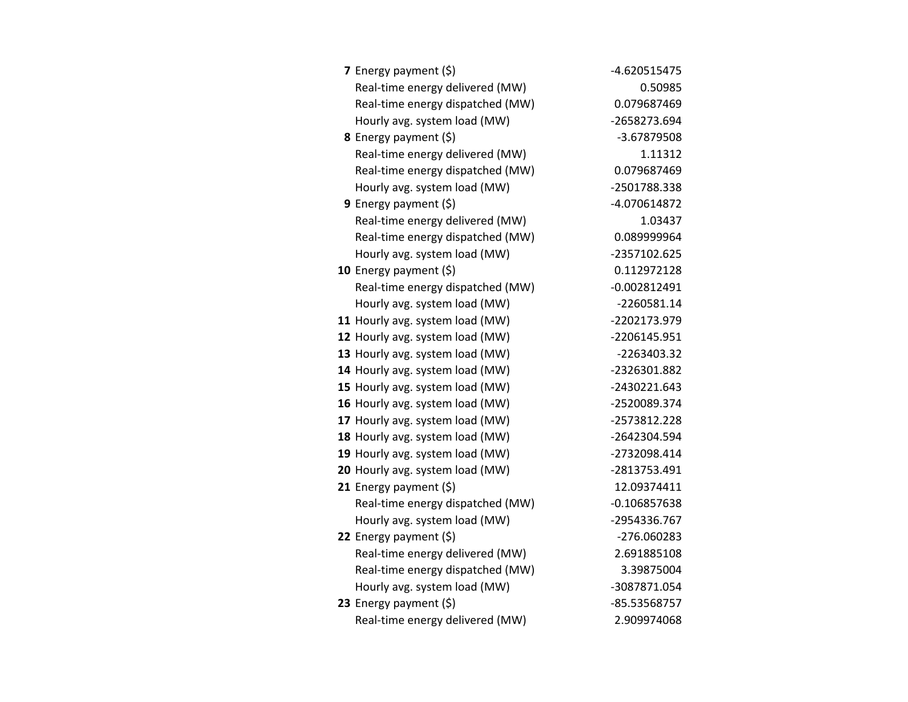| | | |
|---|---|---|
| **7** | Energy payment ($) | -4.620515475 |
| | Real-time energy delivered (MW) | 0.50985 |
| | Real-time energy dispatched (MW) | 0.079687469 |
| | Hourly avg. system load (MW) | -2658273.694 |
| **8** | Energy payment ($) | -3.67879508 |
| | Real-time energy delivered (MW) | 1.11312 |
| | Real-time energy dispatched (MW) | 0.079687469 |
| | Hourly avg. system load (MW) | -2501788.338 |
| **9** | Energy payment ($) | -4.070614872 |
| | Real-time energy delivered (MW) | 1.03437 |
| | Real-time energy dispatched (MW) | 0.089999964 |
| | Hourly avg. system load (MW) | -2357102.625 |
| **10** | Energy payment ($) | 0.112972128 |
| | Real-time energy dispatched (MW) | -0.002812491 |
| | Hourly avg. system load (MW) | -2260581.14 |
| **11** | Hourly avg. system load (MW) | -2202173.979 |
| **12** | Hourly avg. system load (MW) | -2206145.951 |
| **13** | Hourly avg. system load (MW) | -2263403.32 |
| **14** | Hourly avg. system load (MW) | -2326301.882 |
| **15** | Hourly avg. system load (MW) | -2430221.643 |
| **16** | Hourly avg. system load (MW) | -2520089.374 |
| **17** | Hourly avg. system load (MW) | -2573812.228 |
| **18** | Hourly avg. system load (MW) | -2642304.594 |
| **19** | Hourly avg. system load (MW) | -2732098.414 |
| **20** | Hourly avg. system load (MW) | -2813753.491 |
| **21** | Energy payment ($) | 12.09374411 |
| | Real-time energy dispatched (MW) | -0.106857638 |
| | Hourly avg. system load (MW) | -2954336.767 |
| **22** | Energy payment ($) | -276.060283 |
| | Real-time energy delivered (MW) | 2.691885108 |
| | Real-time energy dispatched (MW) | 3.39875004 |
| | Hourly avg. system load (MW) | -3087871.054 |
| **23** | Energy payment ($) | -85.53568757 |
| | Real-time energy delivered (MW) | 2.909974068 |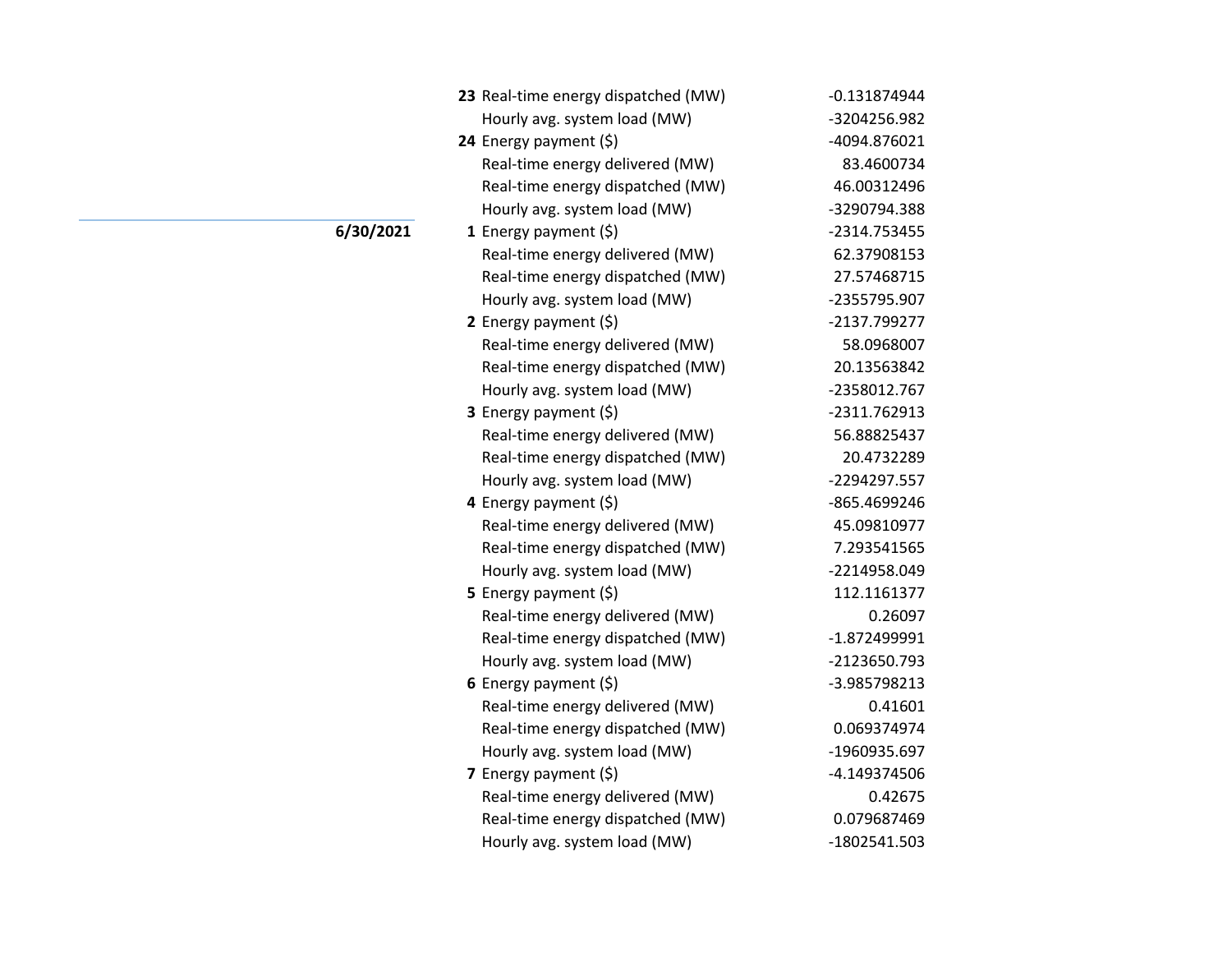| Date | Hour | Metric | Value |
|---|---|---|---|
| | 23 | Real-time energy dispatched (MW) | -0.131874944 |
| | | Hourly avg. system load (MW) | -3204256.982 |
| | 24 | Energy payment ($) | -4094.876021 |
| | | Real-time energy delivered (MW) | 83.4600734 |
| | | Real-time energy dispatched (MW) | 46.00312496 |
| | | Hourly avg. system load (MW) | -3290794.388 |
| **6/30/2021** | 1 | Energy payment ($) | -2314.753455 |
| | | Real-time energy delivered (MW) | 62.37908153 |
| | | Real-time energy dispatched (MW) | 27.57468715 |
| | | Hourly avg. system load (MW) | -2355795.907 |
| | 2 | Energy payment ($) | -2137.799277 |
| | | Real-time energy delivered (MW) | 58.0968007 |
| | | Real-time energy dispatched (MW) | 20.13563842 |
| | | Hourly avg. system load (MW) | -2358012.767 |
| | 3 | Energy payment ($) | -2311.762913 |
| | | Real-time energy delivered (MW) | 56.88825437 |
| | | Real-time energy dispatched (MW) | 20.4732289 |
| | | Hourly avg. system load (MW) | -2294297.557 |
| | 4 | Energy payment ($) | -865.4699246 |
| | | Real-time energy delivered (MW) | 45.09810977 |
| | | Real-time energy dispatched (MW) | 7.293541565 |
| | | Hourly avg. system load (MW) | -2214958.049 |
| | 5 | Energy payment ($) | 112.1161377 |
| | | Real-time energy delivered (MW) | 0.26097 |
| | | Real-time energy dispatched (MW) | -1.872499991 |
| | | Hourly avg. system load (MW) | -2123650.793 |
| | 6 | Energy payment ($) | -3.985798213 |
| | | Real-time energy delivered (MW) | 0.41601 |
| | | Real-time energy dispatched (MW) | 0.069374974 |
| | | Hourly avg. system load (MW) | -1960935.697 |
| | 7 | Energy payment ($) | -4.149374506 |
| | | Real-time energy delivered (MW) | 0.42675 |
| | | Real-time energy dispatched (MW) | 0.079687469 |
| | | Hourly avg. system load (MW) | -1802541.503 |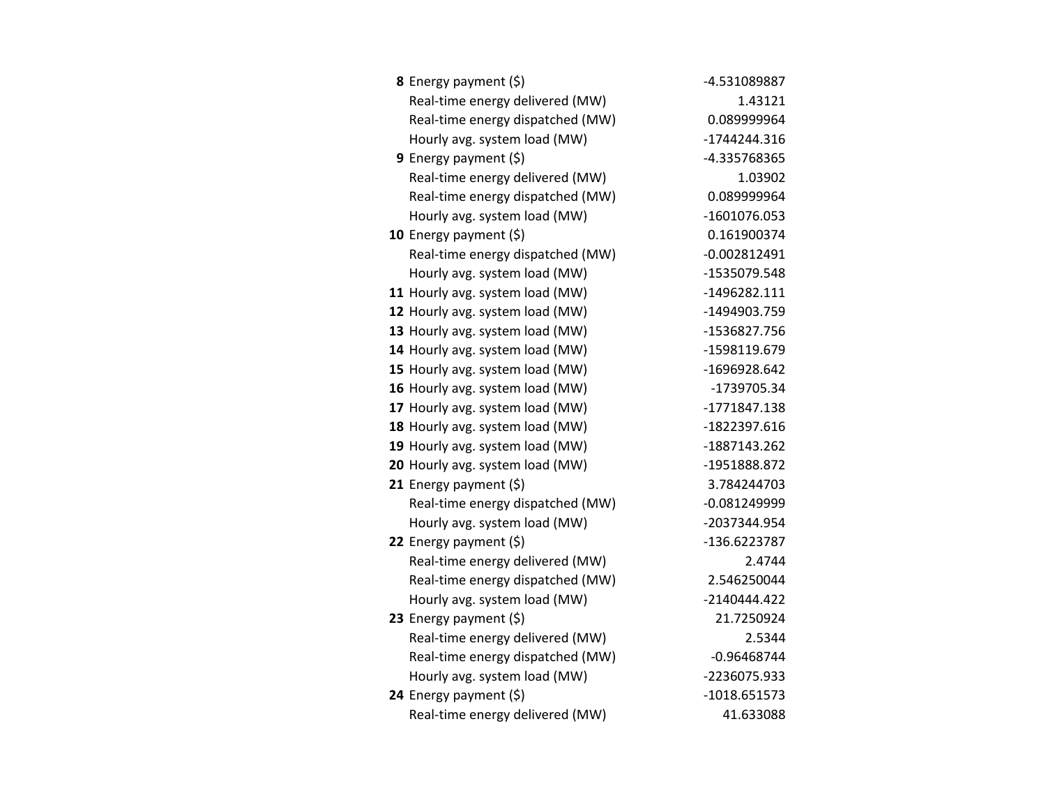| | | |
|---|---|---|
| **8** | Energy payment ($) | -4.531089887 |
| | Real-time energy delivered (MW) | 1.43121 |
| | Real-time energy dispatched (MW) | 0.089999964 |
| | Hourly avg. system load (MW) | -1744244.316 |
| **9** | Energy payment ($) | -4.335768365 |
| | Real-time energy delivered (MW) | 1.03902 |
| | Real-time energy dispatched (MW) | 0.089999964 |
| | Hourly avg. system load (MW) | -1601076.053 |
| **10** | Energy payment ($) | 0.161900374 |
| | Real-time energy dispatched (MW) | -0.002812491 |
| | Hourly avg. system load (MW) | -1535079.548 |
| **11** | Hourly avg. system load (MW) | -1496282.111 |
| **12** | Hourly avg. system load (MW) | -1494903.759 |
| **13** | Hourly avg. system load (MW) | -1536827.756 |
| **14** | Hourly avg. system load (MW) | -1598119.679 |
| **15** | Hourly avg. system load (MW) | -1696928.642 |
| **16** | Hourly avg. system load (MW) | -1739705.34 |
| **17** | Hourly avg. system load (MW) | -1771847.138 |
| **18** | Hourly avg. system load (MW) | -1822397.616 |
| **19** | Hourly avg. system load (MW) | -1887143.262 |
| **20** | Hourly avg. system load (MW) | -1951888.872 |
| **21** | Energy payment ($) | 3.784244703 |
| | Real-time energy dispatched (MW) | -0.081249999 |
| | Hourly avg. system load (MW) | -2037344.954 |
| **22** | Energy payment ($) | -136.6223787 |
| | Real-time energy delivered (MW) | 2.4744 |
| | Real-time energy dispatched (MW) | 2.546250044 |
| | Hourly avg. system load (MW) | -2140444.422 |
| **23** | Energy payment ($) | 21.7250924 |
| | Real-time energy delivered (MW) | 2.5344 |
| | Real-time energy dispatched (MW) | -0.96468744 |
| | Hourly avg. system load (MW) | -2236075.933 |
| **24** | Energy payment ($) | -1018.651573 |
| | Real-time energy delivered (MW) | 41.633088 |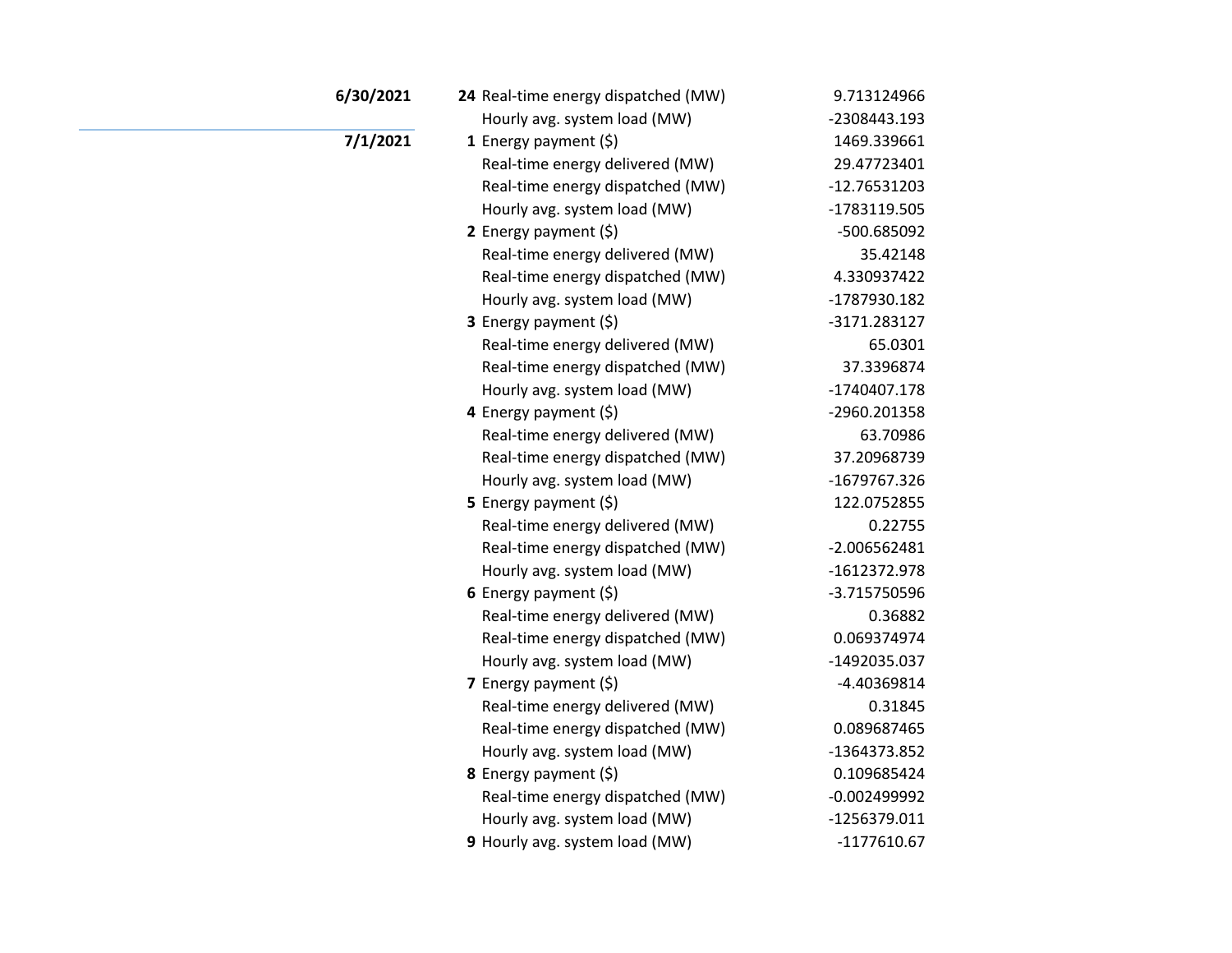| Date | Hour | Metric | Value |
|---|---|---|---|
| **6/30/2021** | **24** | Real-time energy dispatched (MW) | 9.713124966 |
| | | Hourly avg. system load (MW) | -2308443.193 |
| **7/1/2021** | **1** | Energy payment ($) | 1469.339661 |
| | | Real-time energy delivered (MW) | 29.47723401 |
| | | Real-time energy dispatched (MW) | -12.76531203 |
| | | Hourly avg. system load (MW) | -1783119.505 |
| | **2** | Energy payment ($) | -500.685092 |
| | | Real-time energy delivered (MW) | 35.42148 |
| | | Real-time energy dispatched (MW) | 4.330937422 |
| | | Hourly avg. system load (MW) | -1787930.182 |
| | **3** | Energy payment ($) | -3171.283127 |
| | | Real-time energy delivered (MW) | 65.0301 |
| | | Real-time energy dispatched (MW) | 37.3396874 |
| | | Hourly avg. system load (MW) | -1740407.178 |
| | **4** | Energy payment ($) | -2960.201358 |
| | | Real-time energy delivered (MW) | 63.70986 |
| | | Real-time energy dispatched (MW) | 37.20968739 |
| | | Hourly avg. system load (MW) | -1679767.326 |
| | **5** | Energy payment ($) | 122.0752855 |
| | | Real-time energy delivered (MW) | 0.22755 |
| | | Real-time energy dispatched (MW) | -2.006562481 |
| | | Hourly avg. system load (MW) | -1612372.978 |
| | **6** | Energy payment ($) | -3.715750596 |
| | | Real-time energy delivered (MW) | 0.36882 |
| | | Real-time energy dispatched (MW) | 0.069374974 |
| | | Hourly avg. system load (MW) | -1492035.037 |
| | **7** | Energy payment ($) | -4.40369814 |
| | | Real-time energy delivered (MW) | 0.31845 |
| | | Real-time energy dispatched (MW) | 0.089687465 |
| | | Hourly avg. system load (MW) | -1364373.852 |
| | **8** | Energy payment ($) | 0.109685424 |
| | | Real-time energy dispatched (MW) | -0.002499992 |
| | | Hourly avg. system load (MW) | -1256379.011 |
| | **9** | Hourly avg. system load (MW) | -1177610.67 |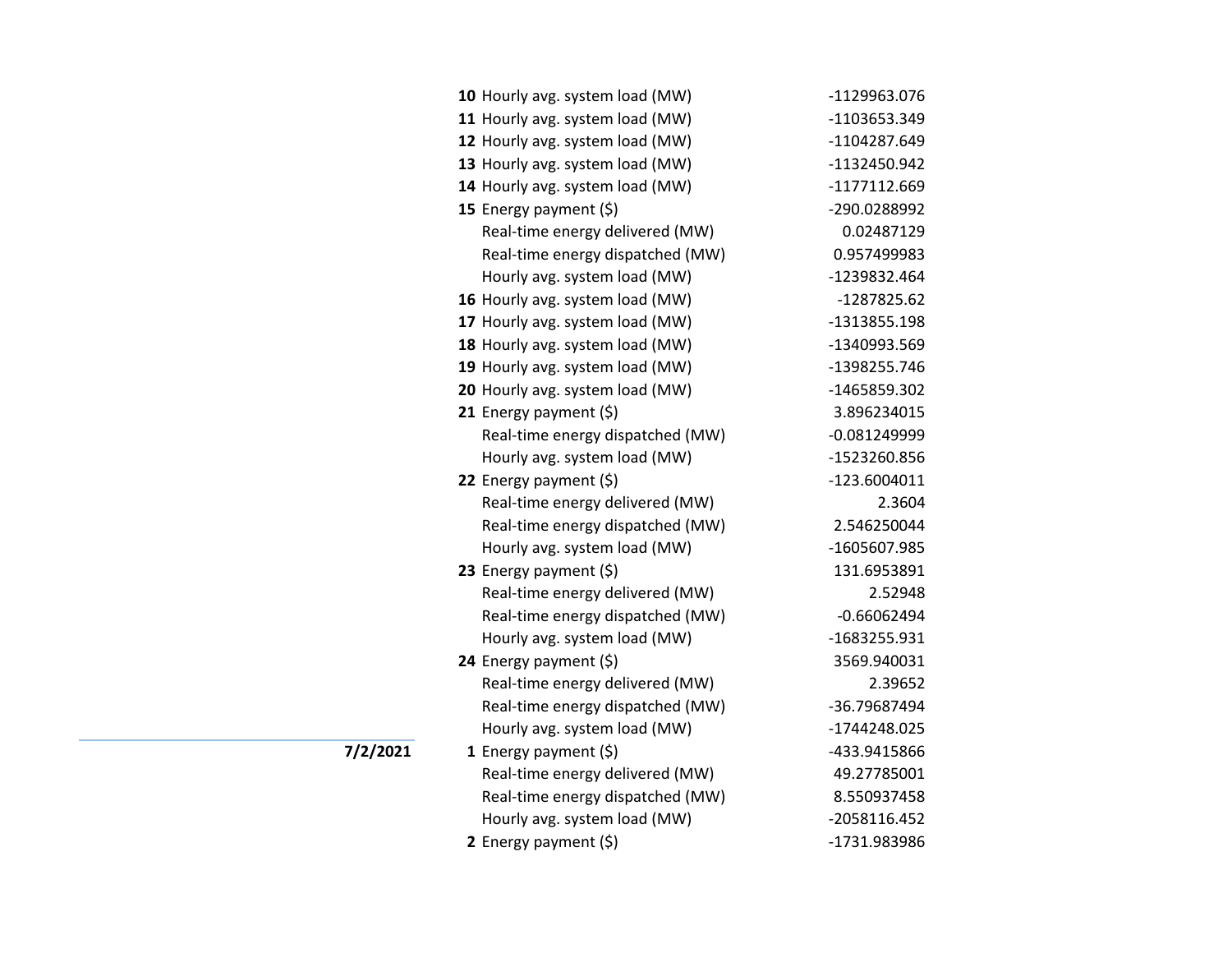| Date | Hour | Measure | Value |
|---|---|---|---|
| | **10** | Hourly avg. system load (MW) | -1129963.076 |
| | **11** | Hourly avg. system load (MW) | -1103653.349 |
| | **12** | Hourly avg. system load (MW) | -1104287.649 |
| | **13** | Hourly avg. system load (MW) | -1132450.942 |
| | **14** | Hourly avg. system load (MW) | -1177112.669 |
| | **15** | Energy payment ($) | -290.0288992 |
| | | Real-time energy delivered (MW) | 0.02487129 |
| | | Real-time energy dispatched (MW) | 0.957499983 |
| | | Hourly avg. system load (MW) | -1239832.464 |
| | **16** | Hourly avg. system load (MW) | -1287825.62 |
| | **17** | Hourly avg. system load (MW) | -1313855.198 |
| | **18** | Hourly avg. system load (MW) | -1340993.569 |
| | **19** | Hourly avg. system load (MW) | -1398255.746 |
| | **20** | Hourly avg. system load (MW) | -1465859.302 |
| | **21** | Energy payment ($) | 3.896234015 |
| | | Real-time energy dispatched (MW) | -0.081249999 |
| | | Hourly avg. system load (MW) | -1523260.856 |
| | **22** | Energy payment ($) | -123.6004011 |
| | | Real-time energy delivered (MW) | 2.3604 |
| | | Real-time energy dispatched (MW) | 2.546250044 |
| | | Hourly avg. system load (MW) | -1605607.985 |
| | **23** | Energy payment ($) | 131.6953891 |
| | | Real-time energy delivered (MW) | 2.52948 |
| | | Real-time energy dispatched (MW) | -0.66062494 |
| | | Hourly avg. system load (MW) | -1683255.931 |
| | **24** | Energy payment ($) | 3569.940031 |
| | | Real-time energy delivered (MW) | 2.39652 |
| | | Real-time energy dispatched (MW) | -36.79687494 |
| | | Hourly avg. system load (MW) | -1744248.025 |
| **7/2/2021** | **1** | Energy payment ($) | -433.9415866 |
| | | Real-time energy delivered (MW) | 49.27785001 |
| | | Real-time energy dispatched (MW) | 8.550937458 |
| | | Hourly avg. system load (MW) | -2058116.452 |
| | **2** | Energy payment ($) | -1731.983986 |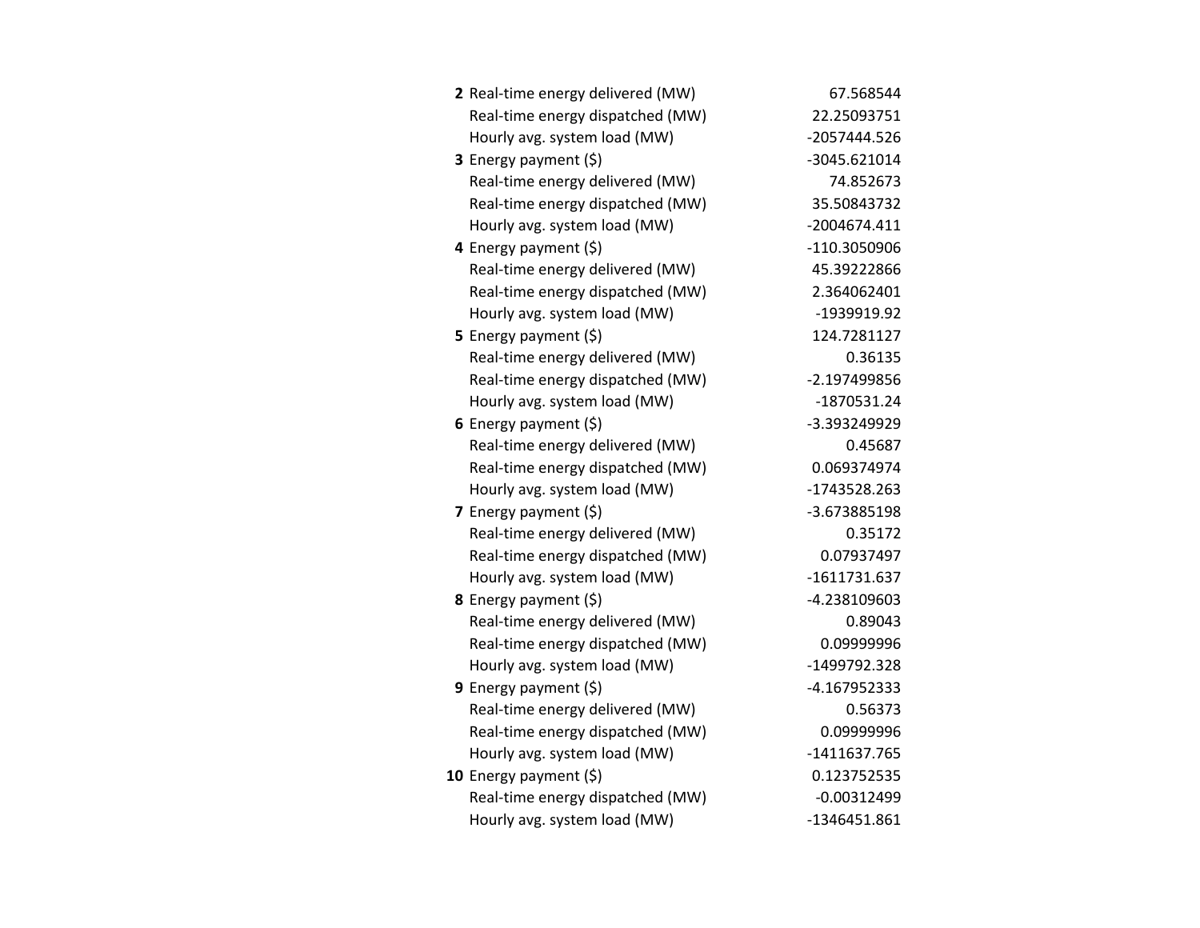| | | |
|---|---|---|
| **2** | Real-time energy delivered (MW) | 67.568544 |
| | Real-time energy dispatched (MW) | 22.25093751 |
| | Hourly avg. system load (MW) | -2057444.526 |
| **3** | Energy payment ($) | -3045.621014 |
| | Real-time energy delivered (MW) | 74.852673 |
| | Real-time energy dispatched (MW) | 35.50843732 |
| | Hourly avg. system load (MW) | -2004674.411 |
| **4** | Energy payment ($) | -110.3050906 |
| | Real-time energy delivered (MW) | 45.39222866 |
| | Real-time energy dispatched (MW) | 2.364062401 |
| | Hourly avg. system load (MW) | -1939919.92 |
| **5** | Energy payment ($) | 124.7281127 |
| | Real-time energy delivered (MW) | 0.36135 |
| | Real-time energy dispatched (MW) | -2.197499856 |
| | Hourly avg. system load (MW) | -1870531.24 |
| **6** | Energy payment ($) | -3.393249929 |
| | Real-time energy delivered (MW) | 0.45687 |
| | Real-time energy dispatched (MW) | 0.069374974 |
| | Hourly avg. system load (MW) | -1743528.263 |
| **7** | Energy payment ($) | -3.673885198 |
| | Real-time energy delivered (MW) | 0.35172 |
| | Real-time energy dispatched (MW) | 0.07937497 |
| | Hourly avg. system load (MW) | -1611731.637 |
| **8** | Energy payment ($) | -4.238109603 |
| | Real-time energy delivered (MW) | 0.89043 |
| | Real-time energy dispatched (MW) | 0.09999996 |
| | Hourly avg. system load (MW) | -1499792.328 |
| **9** | Energy payment ($) | -4.167952333 |
| | Real-time energy delivered (MW) | 0.56373 |
| | Real-time energy dispatched (MW) | 0.09999996 |
| | Hourly avg. system load (MW) | -1411637.765 |
| **10** | Energy payment ($) | 0.123752535 |
| | Real-time energy dispatched (MW) | -0.00312499 |
| | Hourly avg. system load (MW) | -1346451.861 |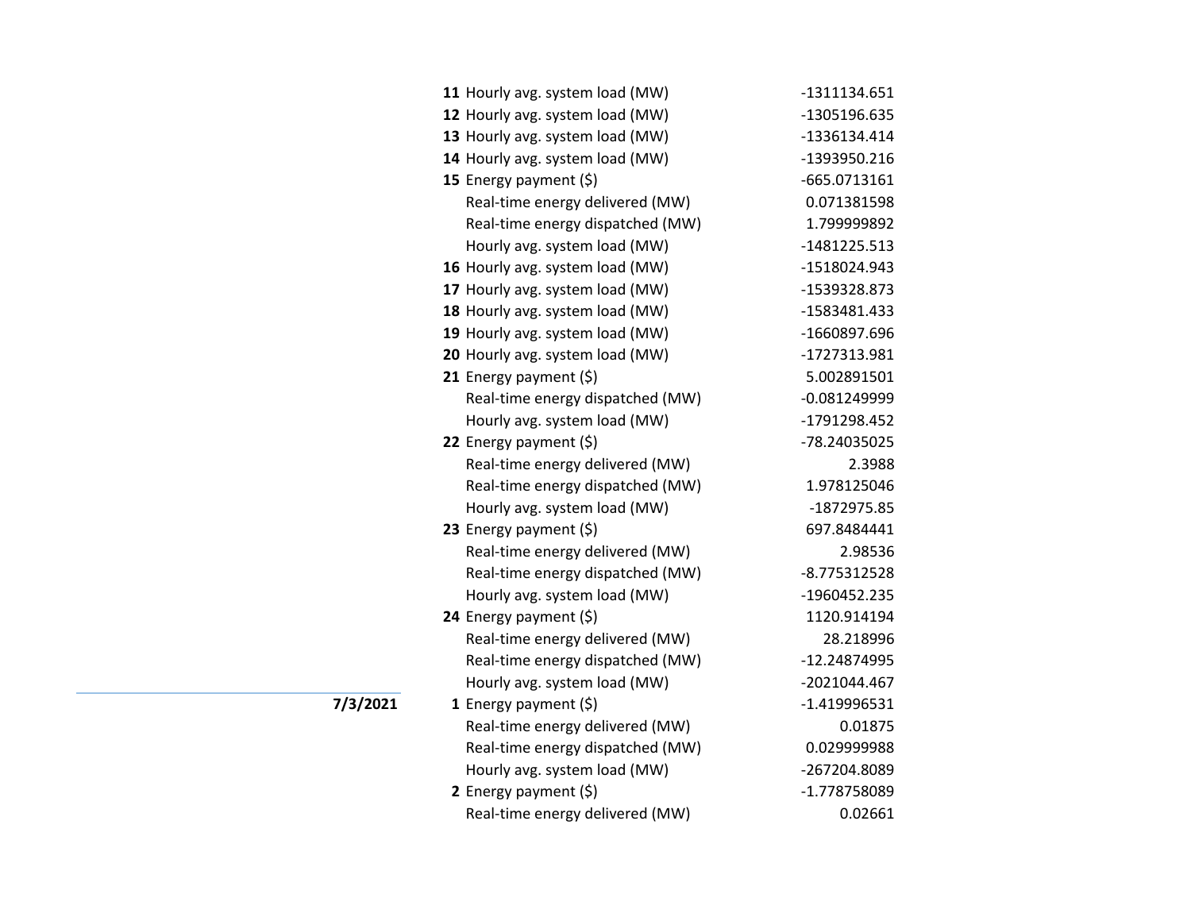| Date | Hour | Measure | Value |
|---|---|---|---|
| | **11** | Hourly avg. system load (MW) | -1311134.651 |
| | **12** | Hourly avg. system load (MW) | -1305196.635 |
| | **13** | Hourly avg. system load (MW) | -1336134.414 |
| | **14** | Hourly avg. system load (MW) | -1393950.216 |
| | **15** | Energy payment ($) | -665.0713161 |
| | | Real-time energy delivered (MW) | 0.071381598 |
| | | Real-time energy dispatched (MW) | 1.799999892 |
| | | Hourly avg. system load (MW) | -1481225.513 |
| | **16** | Hourly avg. system load (MW) | -1518024.943 |
| | **17** | Hourly avg. system load (MW) | -1539328.873 |
| | **18** | Hourly avg. system load (MW) | -1583481.433 |
| | **19** | Hourly avg. system load (MW) | -1660897.696 |
| | **20** | Hourly avg. system load (MW) | -1727313.981 |
| | **21** | Energy payment ($) | 5.002891501 |
| | | Real-time energy dispatched (MW) | -0.081249999 |
| | | Hourly avg. system load (MW) | -1791298.452 |
| | **22** | Energy payment ($) | -78.24035025 |
| | | Real-time energy delivered (MW) | 2.3988 |
| | | Real-time energy dispatched (MW) | 1.978125046 |
| | | Hourly avg. system load (MW) | -1872975.85 |
| | **23** | Energy payment ($) | 697.8484441 |
| | | Real-time energy delivered (MW) | 2.98536 |
| | | Real-time energy dispatched (MW) | -8.775312528 |
| | | Hourly avg. system load (MW) | -1960452.235 |
| | **24** | Energy payment ($) | 1120.914194 |
| | | Real-time energy delivered (MW) | 28.218996 |
| | | Real-time energy dispatched (MW) | -12.24874995 |
| | | Hourly avg. system load (MW) | -2021044.467 |
| **7/3/2021** | **1** | Energy payment ($) | -1.419996531 |
| | | Real-time energy delivered (MW) | 0.01875 |
| | | Real-time energy dispatched (MW) | 0.029999988 |
| | | Hourly avg. system load (MW) | -267204.8089 |
| | **2** | Energy payment ($) | -1.778758089 |
| | | Real-time energy delivered (MW) | 0.02661 |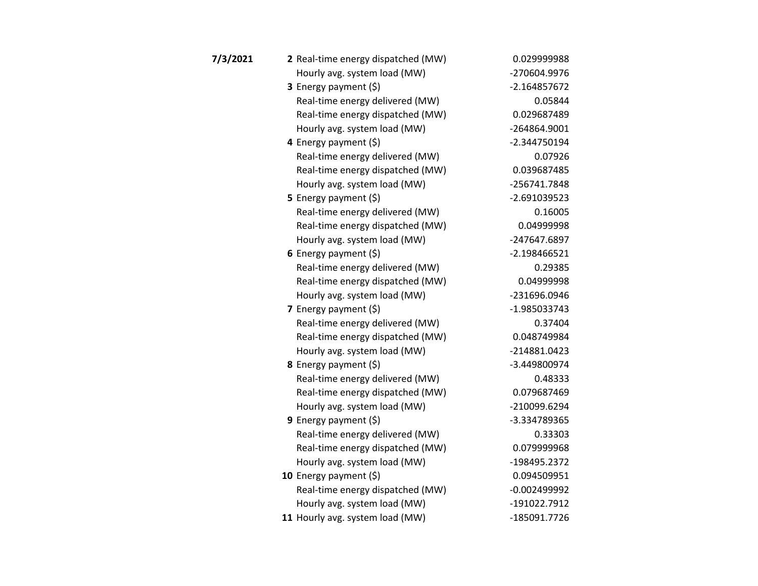| | | | |
|---|---|---|---|
| **7/3/2021** | **2** | Real-time energy dispatched (MW) | 0.029999988 |
| | | Hourly avg. system load (MW) | -270604.9976 |
| | **3** | Energy payment ($) | -2.164857672 |
| | | Real-time energy delivered (MW) | 0.05844 |
| | | Real-time energy dispatched (MW) | 0.029687489 |
| | | Hourly avg. system load (MW) | -264864.9001 |
| | **4** | Energy payment ($) | -2.344750194 |
| | | Real-time energy delivered (MW) | 0.07926 |
| | | Real-time energy dispatched (MW) | 0.039687485 |
| | | Hourly avg. system load (MW) | -256741.7848 |
| | **5** | Energy payment ($) | -2.691039523 |
| | | Real-time energy delivered (MW) | 0.16005 |
| | | Real-time energy dispatched (MW) | 0.04999998 |
| | | Hourly avg. system load (MW) | -247647.6897 |
| | **6** | Energy payment ($) | -2.198466521 |
| | | Real-time energy delivered (MW) | 0.29385 |
| | | Real-time energy dispatched (MW) | 0.04999998 |
| | | Hourly avg. system load (MW) | -231696.0946 |
| | **7** | Energy payment ($) | -1.985033743 |
| | | Real-time energy delivered (MW) | 0.37404 |
| | | Real-time energy dispatched (MW) | 0.048749984 |
| | | Hourly avg. system load (MW) | -214881.0423 |
| | **8** | Energy payment ($) | -3.449800974 |
| | | Real-time energy delivered (MW) | 0.48333 |
| | | Real-time energy dispatched (MW) | 0.079687469 |
| | | Hourly avg. system load (MW) | -210099.6294 |
| | **9** | Energy payment ($) | -3.334789365 |
| | | Real-time energy delivered (MW) | 0.33303 |
| | | Real-time energy dispatched (MW) | 0.079999968 |
| | | Hourly avg. system load (MW) | -198495.2372 |
| | **10** | Energy payment ($) | 0.094509951 |
| | | Real-time energy dispatched (MW) | -0.002499992 |
| | | Hourly avg. system load (MW) | -191022.7912 |
| | **11** | Hourly avg. system load (MW) | -185091.7726 |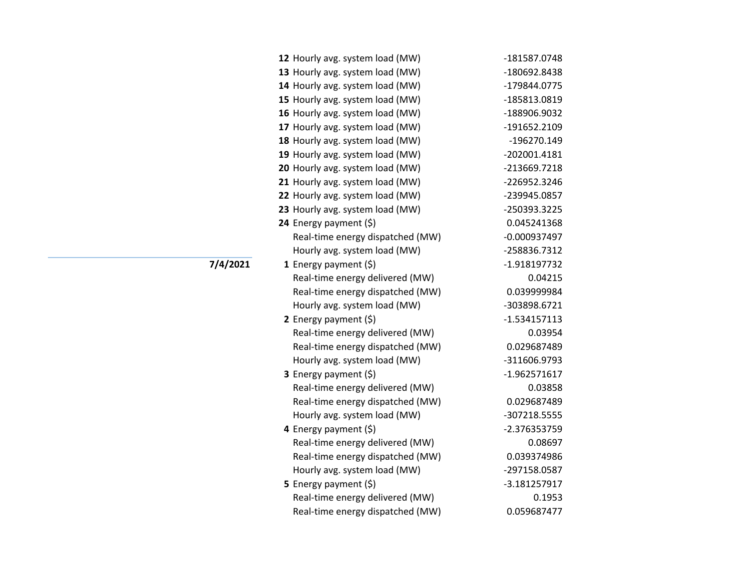| Date | Hour | Item | Value |
|---|---|---|---|
| | **12** | Hourly avg. system load (MW) | -181587.0748 |
| | **13** | Hourly avg. system load (MW) | -180692.8438 |
| | **14** | Hourly avg. system load (MW) | -179844.0775 |
| | **15** | Hourly avg. system load (MW) | -185813.0819 |
| | **16** | Hourly avg. system load (MW) | -188906.9032 |
| | **17** | Hourly avg. system load (MW) | -191652.2109 |
| | **18** | Hourly avg. system load (MW) | -196270.149 |
| | **19** | Hourly avg. system load (MW) | -202001.4181 |
| | **20** | Hourly avg. system load (MW) | -213669.7218 |
| | **21** | Hourly avg. system load (MW) | -226952.3246 |
| | **22** | Hourly avg. system load (MW) | -239945.0857 |
| | **23** | Hourly avg. system load (MW) | -250393.3225 |
| | **24** | Energy payment ($) | 0.045241368 |
| | | Real-time energy dispatched (MW) | -0.000937497 |
| | | Hourly avg. system load (MW) | -258836.7312 |
| **7/4/2021** | **1** | Energy payment ($) | -1.918197732 |
| | | Real-time energy delivered (MW) | 0.04215 |
| | | Real-time energy dispatched (MW) | 0.039999984 |
| | | Hourly avg. system load (MW) | -303898.6721 |
| | **2** | Energy payment ($) | -1.534157113 |
| | | Real-time energy delivered (MW) | 0.03954 |
| | | Real-time energy dispatched (MW) | 0.029687489 |
| | | Hourly avg. system load (MW) | -311606.9793 |
| | **3** | Energy payment ($) | -1.962571617 |
| | | Real-time energy delivered (MW) | 0.03858 |
| | | Real-time energy dispatched (MW) | 0.029687489 |
| | | Hourly avg. system load (MW) | -307218.5555 |
| | **4** | Energy payment ($) | -2.376353759 |
| | | Real-time energy delivered (MW) | 0.08697 |
| | | Real-time energy dispatched (MW) | 0.039374986 |
| | | Hourly avg. system load (MW) | -297158.0587 |
| | **5** | Energy payment ($) | -3.181257917 |
| | | Real-time energy delivered (MW) | 0.1953 |
| | | Real-time energy dispatched (MW) | 0.059687477 |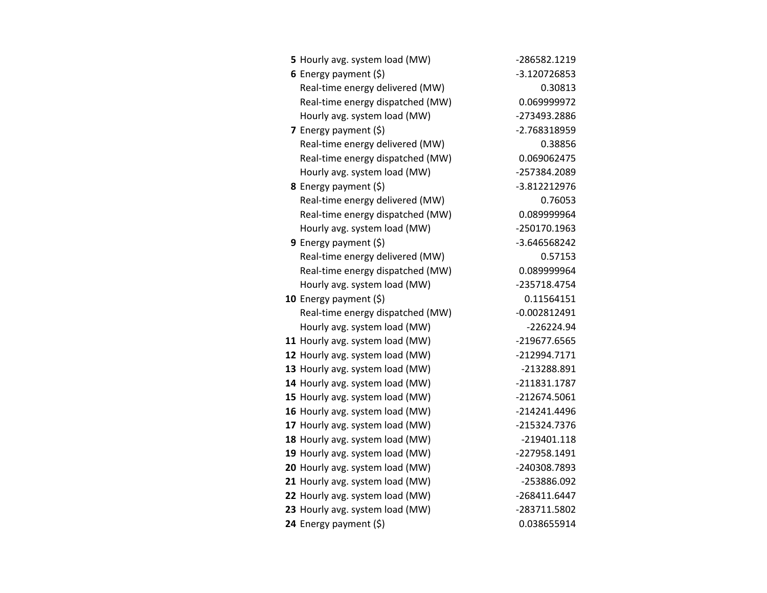| | | |
|---|---|---|
| **5** | Hourly avg. system load (MW) | -286582.1219 |
| **6** | Energy payment ($) | -3.120726853 |
| | Real-time energy delivered (MW) | 0.30813 |
| | Real-time energy dispatched (MW) | 0.069999972 |
| | Hourly avg. system load (MW) | -273493.2886 |
| **7** | Energy payment ($) | -2.768318959 |
| | Real-time energy delivered (MW) | 0.38856 |
| | Real-time energy dispatched (MW) | 0.069062475 |
| | Hourly avg. system load (MW) | -257384.2089 |
| **8** | Energy payment ($) | -3.812212976 |
| | Real-time energy delivered (MW) | 0.76053 |
| | Real-time energy dispatched (MW) | 0.089999964 |
| | Hourly avg. system load (MW) | -250170.1963 |
| **9** | Energy payment ($) | -3.646568242 |
| | Real-time energy delivered (MW) | 0.57153 |
| | Real-time energy dispatched (MW) | 0.089999964 |
| | Hourly avg. system load (MW) | -235718.4754 |
| **10** | Energy payment ($) | 0.11564151 |
| | Real-time energy dispatched (MW) | -0.002812491 |
| | Hourly avg. system load (MW) | -226224.94 |
| **11** | Hourly avg. system load (MW) | -219677.6565 |
| **12** | Hourly avg. system load (MW) | -212994.7171 |
| **13** | Hourly avg. system load (MW) | -213288.891 |
| **14** | Hourly avg. system load (MW) | -211831.1787 |
| **15** | Hourly avg. system load (MW) | -212674.5061 |
| **16** | Hourly avg. system load (MW) | -214241.4496 |
| **17** | Hourly avg. system load (MW) | -215324.7376 |
| **18** | Hourly avg. system load (MW) | -219401.118 |
| **19** | Hourly avg. system load (MW) | -227958.1491 |
| **20** | Hourly avg. system load (MW) | -240308.7893 |
| **21** | Hourly avg. system load (MW) | -253886.092 |
| **22** | Hourly avg. system load (MW) | -268411.6447 |
| **23** | Hourly avg. system load (MW) | -283711.5802 |
| **24** | Energy payment ($) | 0.038655914 |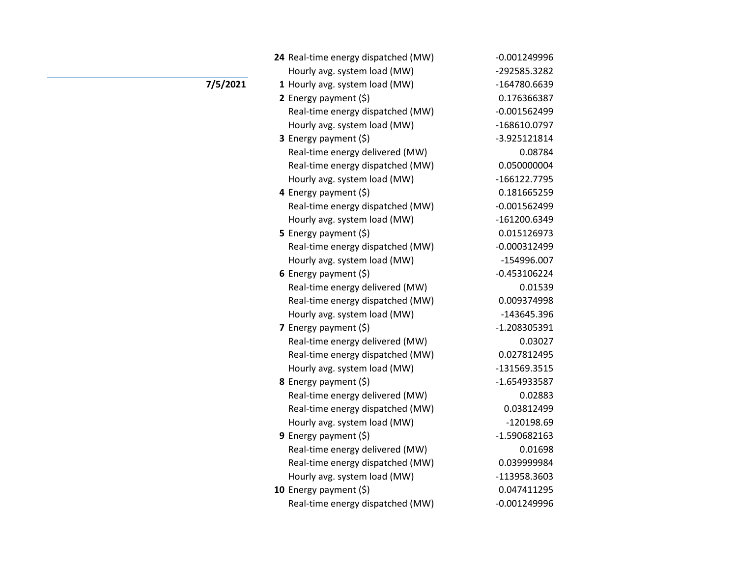| Date | Hour | Item | Value |
|---|---|---|---|
| | **24** | Real-time energy dispatched (MW) | -0.001249996 |
| | | Hourly avg. system load (MW) | -292585.3282 |
| **7/5/2021** | **1** | Hourly avg. system load (MW) | -164780.6639 |
| | **2** | Energy payment ($) | 0.176366387 |
| | | Real-time energy dispatched (MW) | -0.001562499 |
| | | Hourly avg. system load (MW) | -168610.0797 |
| | **3** | Energy payment ($) | -3.925121814 |
| | | Real-time energy delivered (MW) | 0.08784 |
| | | Real-time energy dispatched (MW) | 0.050000004 |
| | | Hourly avg. system load (MW) | -166122.7795 |
| | **4** | Energy payment ($) | 0.181665259 |
| | | Real-time energy dispatched (MW) | -0.001562499 |
| | | Hourly avg. system load (MW) | -161200.6349 |
| | **5** | Energy payment ($) | 0.015126973 |
| | | Real-time energy dispatched (MW) | -0.000312499 |
| | | Hourly avg. system load (MW) | -154996.007 |
| | **6** | Energy payment ($) | -0.453106224 |
| | | Real-time energy delivered (MW) | 0.01539 |
| | | Real-time energy dispatched (MW) | 0.009374998 |
| | | Hourly avg. system load (MW) | -143645.396 |
| | **7** | Energy payment ($) | -1.208305391 |
| | | Real-time energy delivered (MW) | 0.03027 |
| | | Real-time energy dispatched (MW) | 0.027812495 |
| | | Hourly avg. system load (MW) | -131569.3515 |
| | **8** | Energy payment ($) | -1.654933587 |
| | | Real-time energy delivered (MW) | 0.02883 |
| | | Real-time energy dispatched (MW) | 0.03812499 |
| | | Hourly avg. system load (MW) | -120198.69 |
| | **9** | Energy payment ($) | -1.590682163 |
| | | Real-time energy delivered (MW) | 0.01698 |
| | | Real-time energy dispatched (MW) | 0.039999984 |
| | | Hourly avg. system load (MW) | -113958.3603 |
| | **10** | Energy payment ($) | 0.047411295 |
| | | Real-time energy dispatched (MW) | -0.001249996 |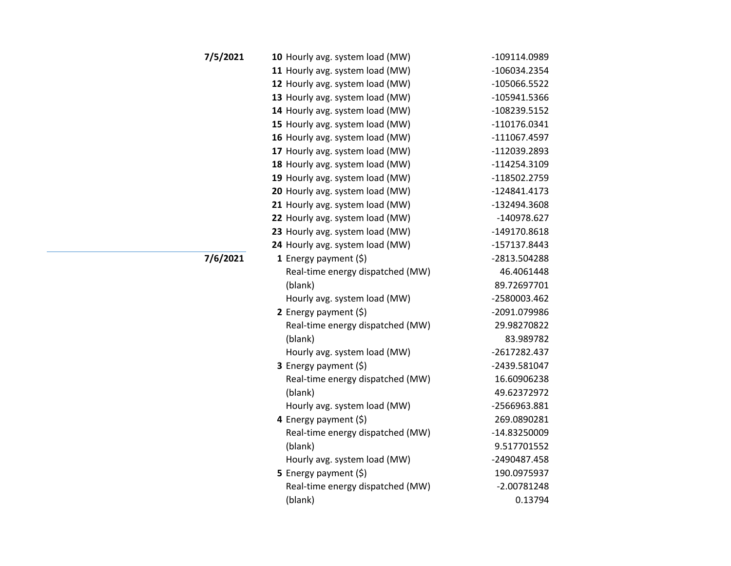| | | | |
|---|---|---|---|
| **7/5/2021** | **10** | Hourly avg. system load (MW) | -109114.0989 |
| | **11** | Hourly avg. system load (MW) | -106034.2354 |
| | **12** | Hourly avg. system load (MW) | -105066.5522 |
| | **13** | Hourly avg. system load (MW) | -105941.5366 |
| | **14** | Hourly avg. system load (MW) | -108239.5152 |
| | **15** | Hourly avg. system load (MW) | -110176.0341 |
| | **16** | Hourly avg. system load (MW) | -111067.4597 |
| | **17** | Hourly avg. system load (MW) | -112039.2893 |
| | **18** | Hourly avg. system load (MW) | -114254.3109 |
| | **19** | Hourly avg. system load (MW) | -118502.2759 |
| | **20** | Hourly avg. system load (MW) | -124841.4173 |
| | **21** | Hourly avg. system load (MW) | -132494.3608 |
| | **22** | Hourly avg. system load (MW) | -140978.627 |
| | **23** | Hourly avg. system load (MW) | -149170.8618 |
| | **24** | Hourly avg. system load (MW) | -157137.8443 |
| **7/6/2021** | **1** | Energy payment ($) | -2813.504288 |
| | | Real-time energy dispatched (MW) | 46.4061448 |
| | | (blank) | 89.72697701 |
| | | Hourly avg. system load (MW) | -2580003.462 |
| | **2** | Energy payment ($) | -2091.079986 |
| | | Real-time energy dispatched (MW) | 29.98270822 |
| | | (blank) | 83.989782 |
| | | Hourly avg. system load (MW) | -2617282.437 |
| | **3** | Energy payment ($) | -2439.581047 |
| | | Real-time energy dispatched (MW) | 16.60906238 |
| | | (blank) | 49.62372972 |
| | | Hourly avg. system load (MW) | -2566963.881 |
| | **4** | Energy payment ($) | 269.0890281 |
| | | Real-time energy dispatched (MW) | -14.83250009 |
| | | (blank) | 9.517701552 |
| | | Hourly avg. system load (MW) | -2490487.458 |
| | **5** | Energy payment ($) | 190.0975937 |
| | | Real-time energy dispatched (MW) | -2.00781248 |
| | | (blank) | 0.13794 |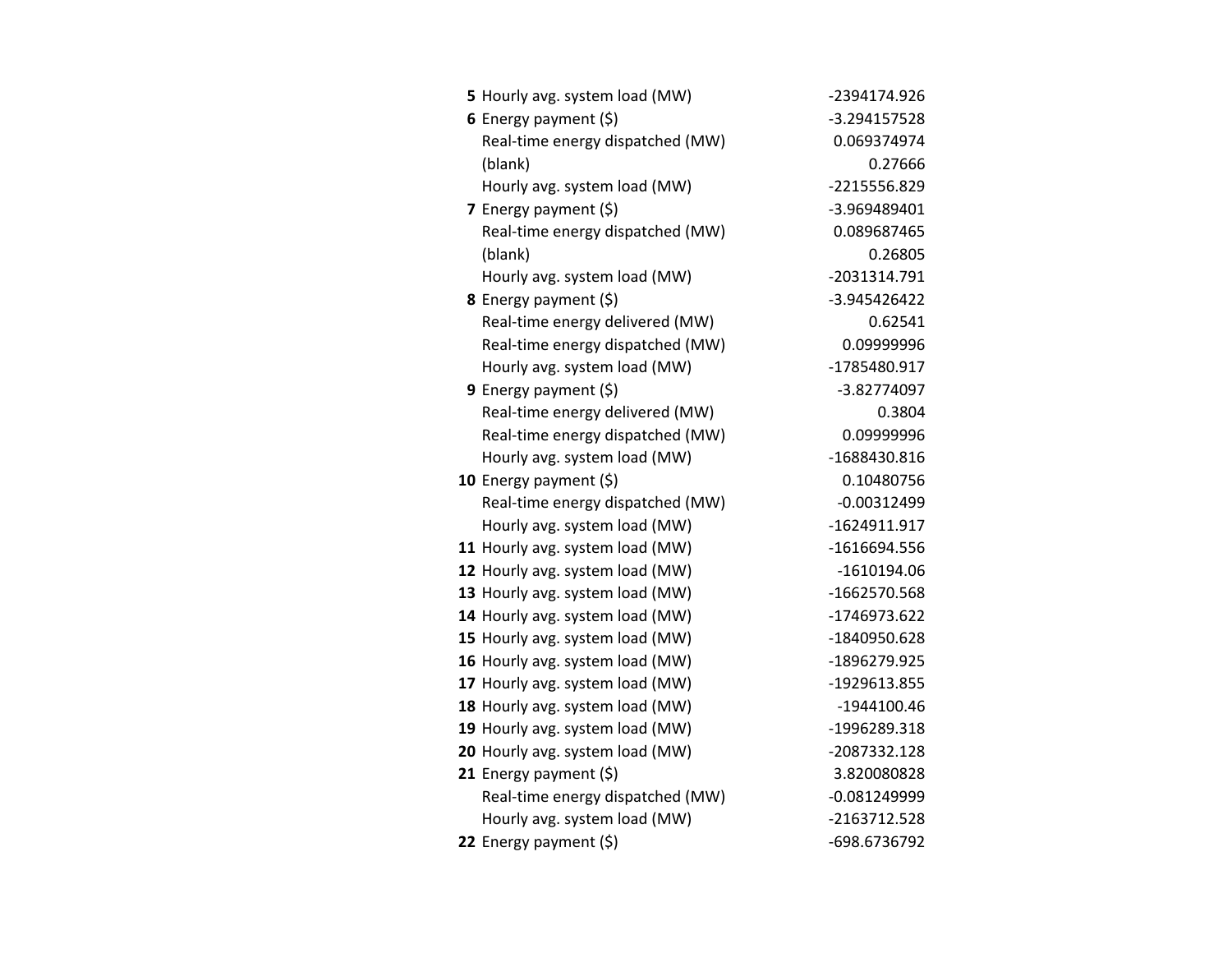| | | |
|---|---|---|
| **5** | Hourly avg. system load (MW) | -2394174.926 |
| **6** | Energy payment ($) | -3.294157528 |
| | Real-time energy dispatched (MW) | 0.069374974 |
| | (blank) | 0.27666 |
| | Hourly avg. system load (MW) | -2215556.829 |
| **7** | Energy payment ($) | -3.969489401 |
| | Real-time energy dispatched (MW) | 0.089687465 |
| | (blank) | 0.26805 |
| | Hourly avg. system load (MW) | -2031314.791 |
| **8** | Energy payment ($) | -3.945426422 |
| | Real-time energy delivered (MW) | 0.62541 |
| | Real-time energy dispatched (MW) | 0.09999996 |
| | Hourly avg. system load (MW) | -1785480.917 |
| **9** | Energy payment ($) | -3.82774097 |
| | Real-time energy delivered (MW) | 0.3804 |
| | Real-time energy dispatched (MW) | 0.09999996 |
| | Hourly avg. system load (MW) | -1688430.816 |
| **10** | Energy payment ($) | 0.10480756 |
| | Real-time energy dispatched (MW) | -0.00312499 |
| | Hourly avg. system load (MW) | -1624911.917 |
| **11** | Hourly avg. system load (MW) | -1616694.556 |
| **12** | Hourly avg. system load (MW) | -1610194.06 |
| **13** | Hourly avg. system load (MW) | -1662570.568 |
| **14** | Hourly avg. system load (MW) | -1746973.622 |
| **15** | Hourly avg. system load (MW) | -1840950.628 |
| **16** | Hourly avg. system load (MW) | -1896279.925 |
| **17** | Hourly avg. system load (MW) | -1929613.855 |
| **18** | Hourly avg. system load (MW) | -1944100.46 |
| **19** | Hourly avg. system load (MW) | -1996289.318 |
| **20** | Hourly avg. system load (MW) | -2087332.128 |
| **21** | Energy payment ($) | 3.820080828 |
| | Real-time energy dispatched (MW) | -0.081249999 |
| | Hourly avg. system load (MW) | -2163712.528 |
| **22** | Energy payment ($) | -698.6736792 |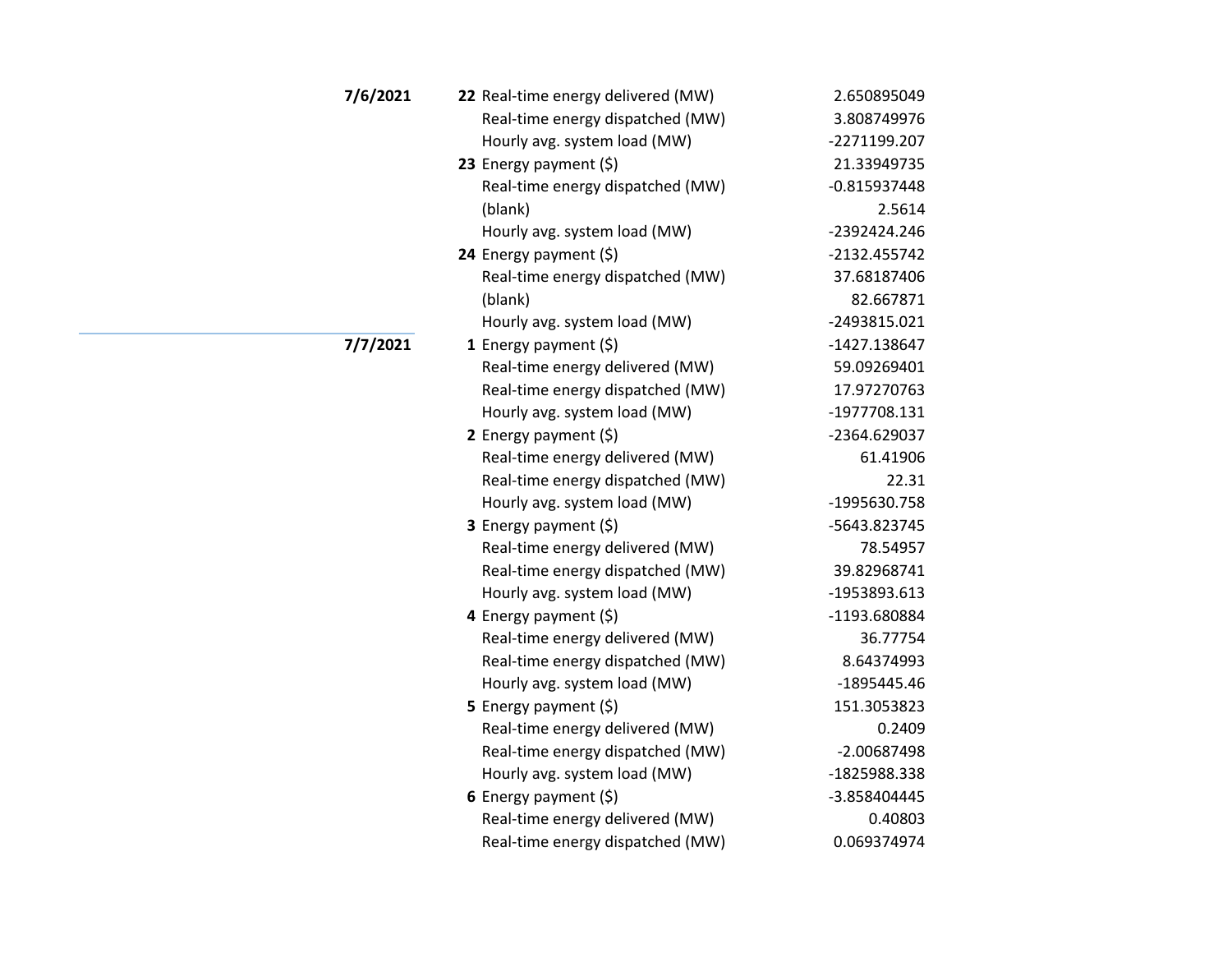| Date | Hour | Item | Value |
|---|---|---|---|
| **7/6/2021** | **22** | Real-time energy delivered (MW) | 2.650895049 |
| | | Real-time energy dispatched (MW) | 3.808749976 |
| | | Hourly avg. system load (MW) | -2271199.207 |
| | **23** | Energy payment ($) | 21.33949735 |
| | | Real-time energy dispatched (MW) | -0.815937448 |
| | | (blank) | 2.5614 |
| | | Hourly avg. system load (MW) | -2392424.246 |
| | **24** | Energy payment ($) | -2132.455742 |
| | | Real-time energy dispatched (MW) | 37.68187406 |
| | | (blank) | 82.667871 |
| | | Hourly avg. system load (MW) | -2493815.021 |
| **7/7/2021** | **1** | Energy payment ($) | -1427.138647 |
| | | Real-time energy delivered (MW) | 59.09269401 |
| | | Real-time energy dispatched (MW) | 17.97270763 |
| | | Hourly avg. system load (MW) | -1977708.131 |
| | **2** | Energy payment ($) | -2364.629037 |
| | | Real-time energy delivered (MW) | 61.41906 |
| | | Real-time energy dispatched (MW) | 22.31 |
| | | Hourly avg. system load (MW) | -1995630.758 |
| | **3** | Energy payment ($) | -5643.823745 |
| | | Real-time energy delivered (MW) | 78.54957 |
| | | Real-time energy dispatched (MW) | 39.82968741 |
| | | Hourly avg. system load (MW) | -1953893.613 |
| | **4** | Energy payment ($) | -1193.680884 |
| | | Real-time energy delivered (MW) | 36.77754 |
| | | Real-time energy dispatched (MW) | 8.64374993 |
| | | Hourly avg. system load (MW) | -1895445.46 |
| | **5** | Energy payment ($) | 151.3053823 |
| | | Real-time energy delivered (MW) | 0.2409 |
| | | Real-time energy dispatched (MW) | -2.00687498 |
| | | Hourly avg. system load (MW) | -1825988.338 |
| | **6** | Energy payment ($) | -3.858404445 |
| | | Real-time energy delivered (MW) | 0.40803 |
| | | Real-time energy dispatched (MW) | 0.069374974 |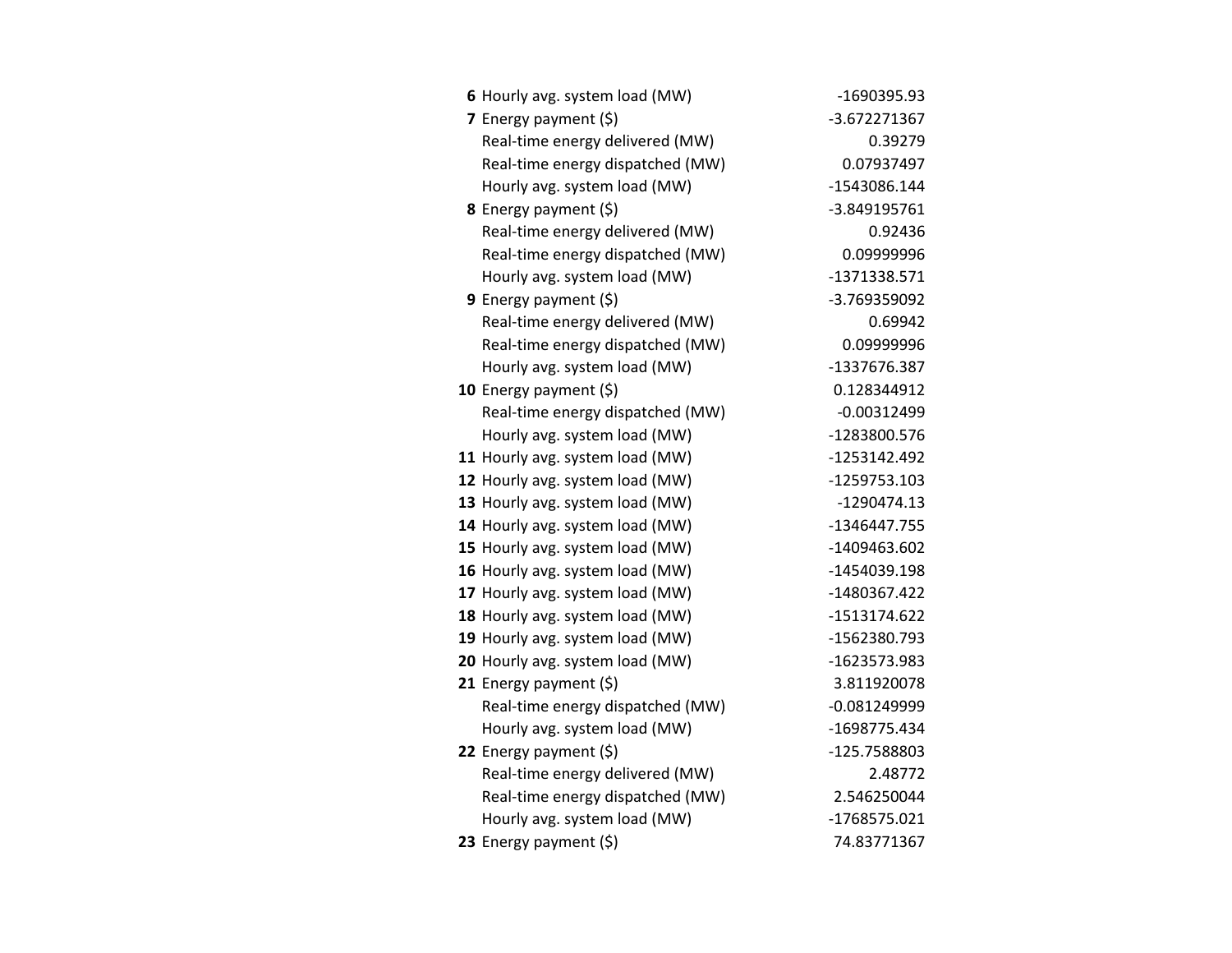| | | |
|---|---|---|
| **6** | Hourly avg. system load (MW) | -1690395.93 |
| **7** | Energy payment ($) | -3.672271367 |
| | Real-time energy delivered (MW) | 0.39279 |
| | Real-time energy dispatched (MW) | 0.07937497 |
| | Hourly avg. system load (MW) | -1543086.144 |
| **8** | Energy payment ($) | -3.849195761 |
| | Real-time energy delivered (MW) | 0.92436 |
| | Real-time energy dispatched (MW) | 0.09999996 |
| | Hourly avg. system load (MW) | -1371338.571 |
| **9** | Energy payment ($) | -3.769359092 |
| | Real-time energy delivered (MW) | 0.69942 |
| | Real-time energy dispatched (MW) | 0.09999996 |
| | Hourly avg. system load (MW) | -1337676.387 |
| **10** | Energy payment ($) | 0.128344912 |
| | Real-time energy dispatched (MW) | -0.00312499 |
| | Hourly avg. system load (MW) | -1283800.576 |
| **11** | Hourly avg. system load (MW) | -1253142.492 |
| **12** | Hourly avg. system load (MW) | -1259753.103 |
| **13** | Hourly avg. system load (MW) | -1290474.13 |
| **14** | Hourly avg. system load (MW) | -1346447.755 |
| **15** | Hourly avg. system load (MW) | -1409463.602 |
| **16** | Hourly avg. system load (MW) | -1454039.198 |
| **17** | Hourly avg. system load (MW) | -1480367.422 |
| **18** | Hourly avg. system load (MW) | -1513174.622 |
| **19** | Hourly avg. system load (MW) | -1562380.793 |
| **20** | Hourly avg. system load (MW) | -1623573.983 |
| **21** | Energy payment ($) | 3.811920078 |
| | Real-time energy dispatched (MW) | -0.081249999 |
| | Hourly avg. system load (MW) | -1698775.434 |
| **22** | Energy payment ($) | -125.7588803 |
| | Real-time energy delivered (MW) | 2.48772 |
| | Real-time energy dispatched (MW) | 2.546250044 |
| | Hourly avg. system load (MW) | -1768575.021 |
| **23** | Energy payment ($) | 74.83771367 |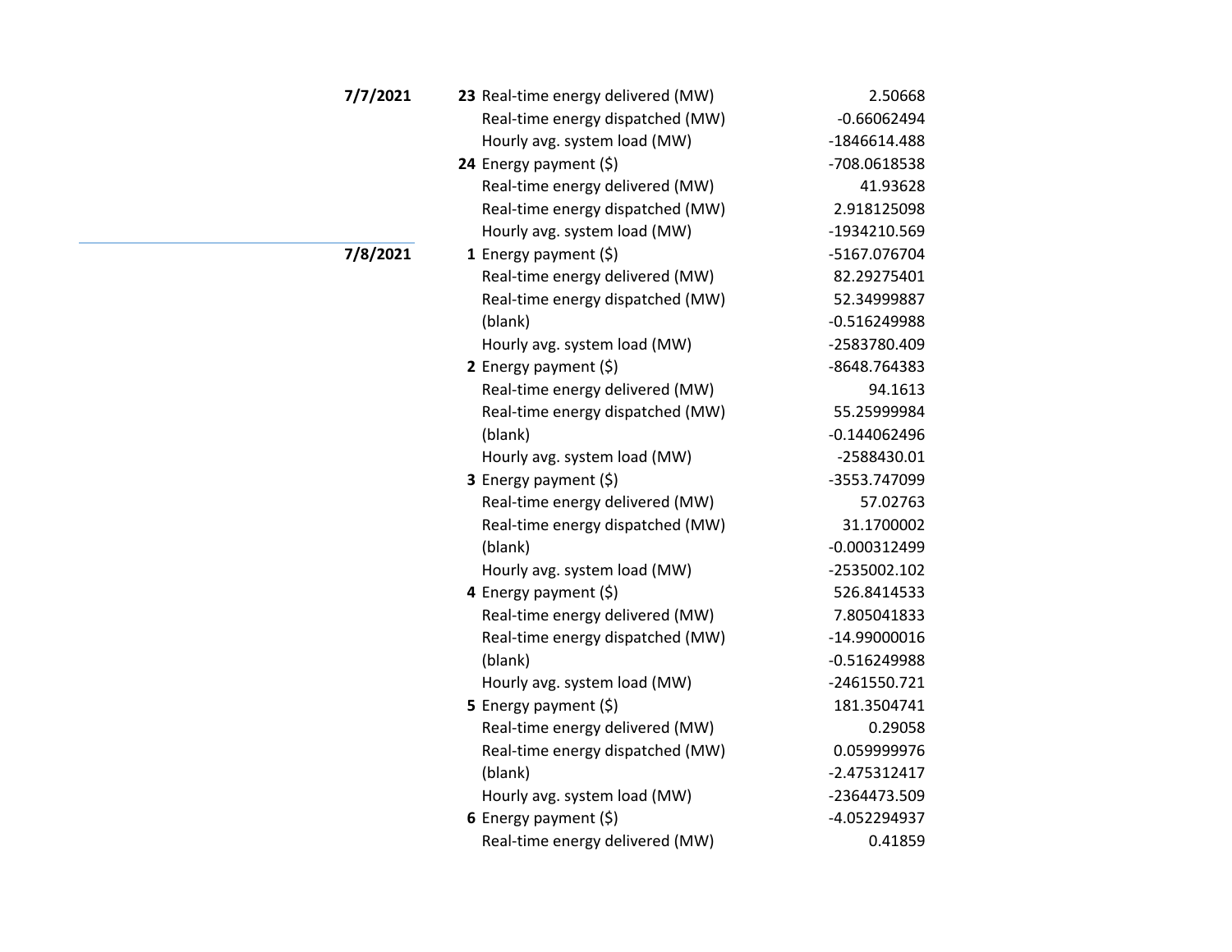| Date | Hour | Measure | Value |
|---|---|---|---|
| **7/7/2021** | **23** | Real-time energy delivered (MW) | 2.50668 |
| | | Real-time energy dispatched (MW) | -0.66062494 |
| | | Hourly avg. system load (MW) | -1846614.488 |
| | **24** | Energy payment ($) | -708.0618538 |
| | | Real-time energy delivered (MW) | 41.93628 |
| | | Real-time energy dispatched (MW) | 2.918125098 |
| | | Hourly avg. system load (MW) | -1934210.569 |
| **7/8/2021** | **1** | Energy payment ($) | -5167.076704 |
| | | Real-time energy delivered (MW) | 82.29275401 |
| | | Real-time energy dispatched (MW) | 52.34999887 |
| | | (blank) | -0.516249988 |
| | | Hourly avg. system load (MW) | -2583780.409 |
| | **2** | Energy payment ($) | -8648.764383 |
| | | Real-time energy delivered (MW) | 94.1613 |
| | | Real-time energy dispatched (MW) | 55.25999984 |
| | | (blank) | -0.144062496 |
| | | Hourly avg. system load (MW) | -2588430.01 |
| | **3** | Energy payment ($) | -3553.747099 |
| | | Real-time energy delivered (MW) | 57.02763 |
| | | Real-time energy dispatched (MW) | 31.1700002 |
| | | (blank) | -0.000312499 |
| | | Hourly avg. system load (MW) | -2535002.102 |
| | **4** | Energy payment ($) | 526.8414533 |
| | | Real-time energy delivered (MW) | 7.805041833 |
| | | Real-time energy dispatched (MW) | -14.99000016 |
| | | (blank) | -0.516249988 |
| | | Hourly avg. system load (MW) | -2461550.721 |
| | **5** | Energy payment ($) | 181.3504741 |
| | | Real-time energy delivered (MW) | 0.29058 |
| | | Real-time energy dispatched (MW) | 0.059999976 |
| | | (blank) | -2.475312417 |
| | | Hourly avg. system load (MW) | -2364473.509 |
| | **6** | Energy payment ($) | -4.052294937 |
| | | Real-time energy delivered (MW) | 0.41859 |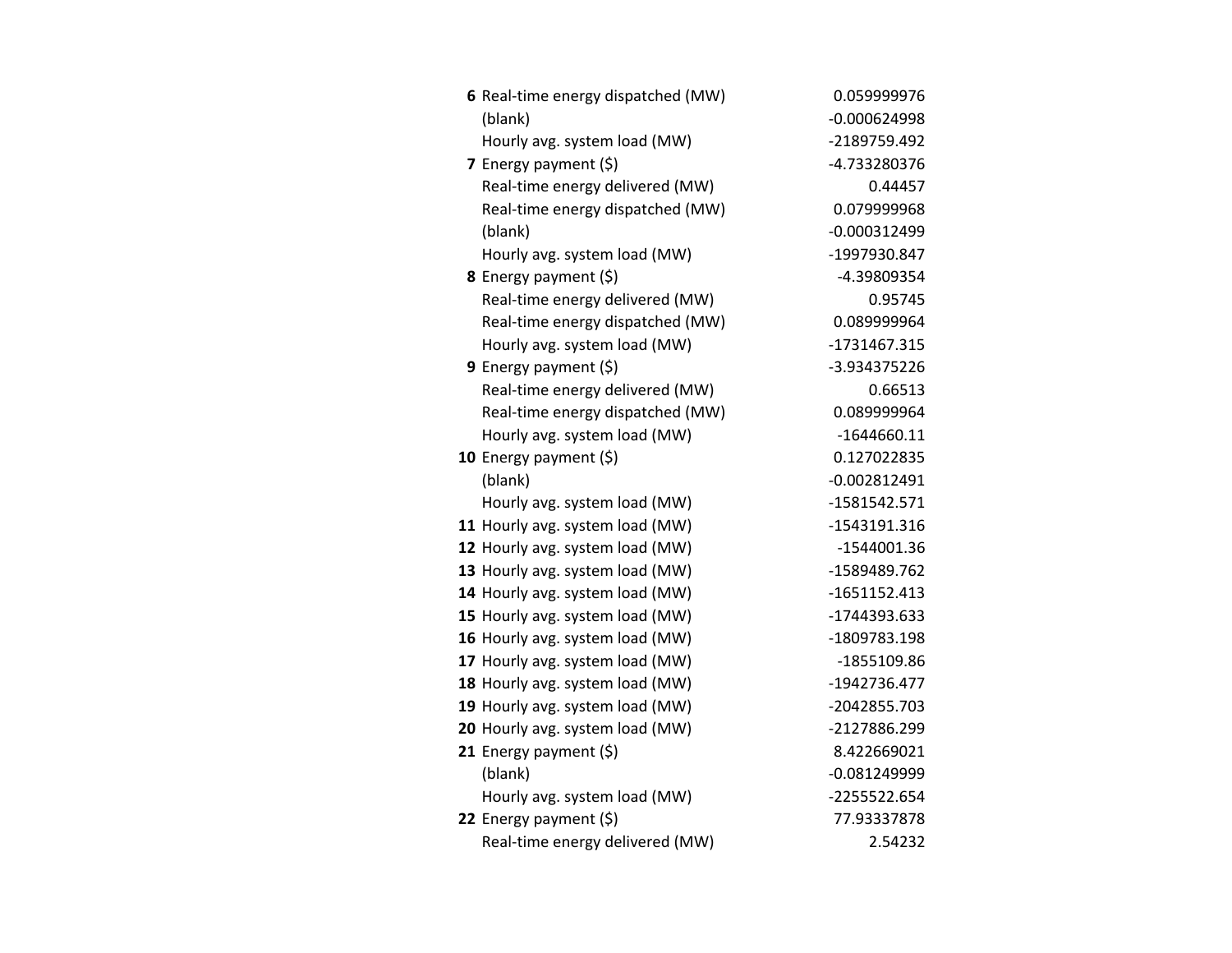| | | |
|---|---|---|
| **6** | Real-time energy dispatched (MW) | 0.059999976 |
| | (blank) | -0.000624998 |
| | Hourly avg. system load (MW) | -2189759.492 |
| **7** | Energy payment ($) | -4.733280376 |
| | Real-time energy delivered (MW) | 0.44457 |
| | Real-time energy dispatched (MW) | 0.079999968 |
| | (blank) | -0.000312499 |
| | Hourly avg. system load (MW) | -1997930.847 |
| **8** | Energy payment ($) | -4.39809354 |
| | Real-time energy delivered (MW) | 0.95745 |
| | Real-time energy dispatched (MW) | 0.089999964 |
| | Hourly avg. system load (MW) | -1731467.315 |
| **9** | Energy payment ($) | -3.934375226 |
| | Real-time energy delivered (MW) | 0.66513 |
| | Real-time energy dispatched (MW) | 0.089999964 |
| | Hourly avg. system load (MW) | -1644660.11 |
| **10** | Energy payment ($) | 0.127022835 |
| | (blank) | -0.002812491 |
| | Hourly avg. system load (MW) | -1581542.571 |
| **11** | Hourly avg. system load (MW) | -1543191.316 |
| **12** | Hourly avg. system load (MW) | -1544001.36 |
| **13** | Hourly avg. system load (MW) | -1589489.762 |
| **14** | Hourly avg. system load (MW) | -1651152.413 |
| **15** | Hourly avg. system load (MW) | -1744393.633 |
| **16** | Hourly avg. system load (MW) | -1809783.198 |
| **17** | Hourly avg. system load (MW) | -1855109.86 |
| **18** | Hourly avg. system load (MW) | -1942736.477 |
| **19** | Hourly avg. system load (MW) | -2042855.703 |
| **20** | Hourly avg. system load (MW) | -2127886.299 |
| **21** | Energy payment ($) | 8.422669021 |
| | (blank) | -0.081249999 |
| | Hourly avg. system load (MW) | -2255522.654 |
| **22** | Energy payment ($) | 77.93337878 |
| | Real-time energy delivered (MW) | 2.54232 |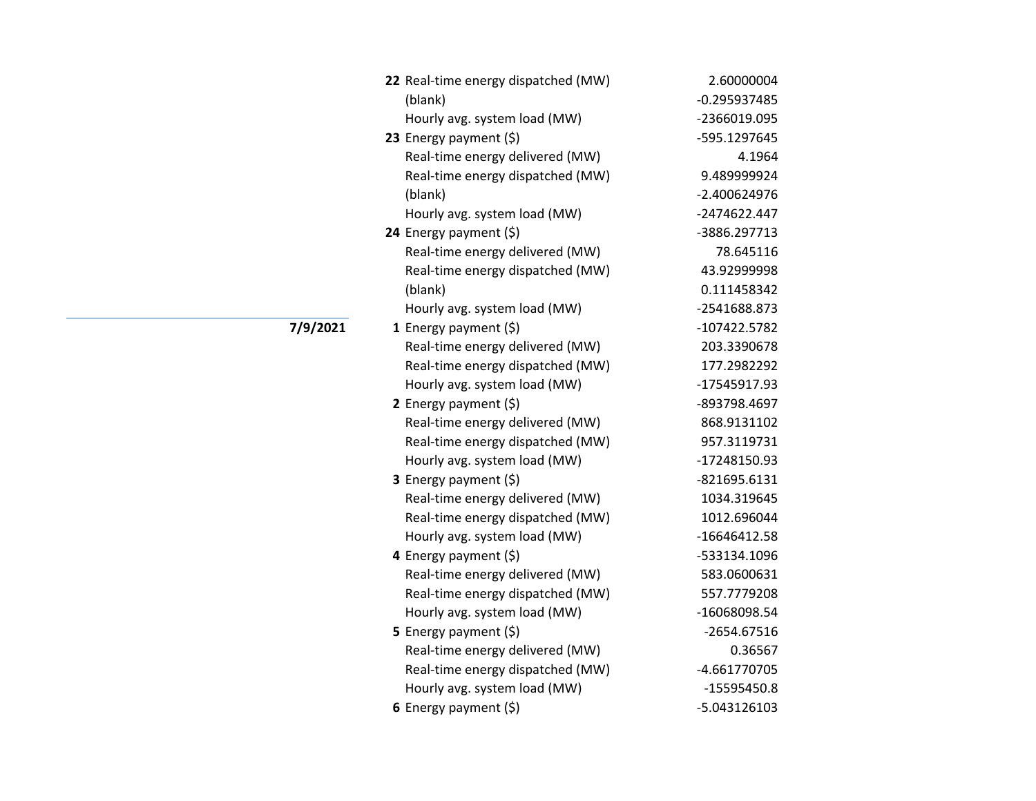| Date | Hour | Measure | Value |
|---|---|---|---|
| | **22** | Real-time energy dispatched (MW) | 2.60000004 |
| | | (blank) | -0.295937485 |
| | | Hourly avg. system load (MW) | -2366019.095 |
| | **23** | Energy payment ($) | -595.1297645 |
| | | Real-time energy delivered (MW) | 4.1964 |
| | | Real-time energy dispatched (MW) | 9.489999924 |
| | | (blank) | -2.400624976 |
| | | Hourly avg. system load (MW) | -2474622.447 |
| | **24** | Energy payment ($) | -3886.297713 |
| | | Real-time energy delivered (MW) | 78.645116 |
| | | Real-time energy dispatched (MW) | 43.92999998 |
| | | (blank) | 0.111458342 |
| | | Hourly avg. system load (MW) | -2541688.873 |
| **7/9/2021** | **1** | Energy payment ($) | -107422.5782 |
| | | Real-time energy delivered (MW) | 203.3390678 |
| | | Real-time energy dispatched (MW) | 177.2982292 |
| | | Hourly avg. system load (MW) | -17545917.93 |
| | **2** | Energy payment ($) | -893798.4697 |
| | | Real-time energy delivered (MW) | 868.9131102 |
| | | Real-time energy dispatched (MW) | 957.3119731 |
| | | Hourly avg. system load (MW) | -17248150.93 |
| | **3** | Energy payment ($) | -821695.6131 |
| | | Real-time energy delivered (MW) | 1034.319645 |
| | | Real-time energy dispatched (MW) | 1012.696044 |
| | | Hourly avg. system load (MW) | -16646412.58 |
| | **4** | Energy payment ($) | -533134.1096 |
| | | Real-time energy delivered (MW) | 583.0600631 |
| | | Real-time energy dispatched (MW) | 557.7779208 |
| | | Hourly avg. system load (MW) | -16068098.54 |
| | **5** | Energy payment ($) | -2654.67516 |
| | | Real-time energy delivered (MW) | 0.36567 |
| | | Real-time energy dispatched (MW) | -4.661770705 |
| | | Hourly avg. system load (MW) | -15595450.8 |
| | **6** | Energy payment ($) | -5.043126103 |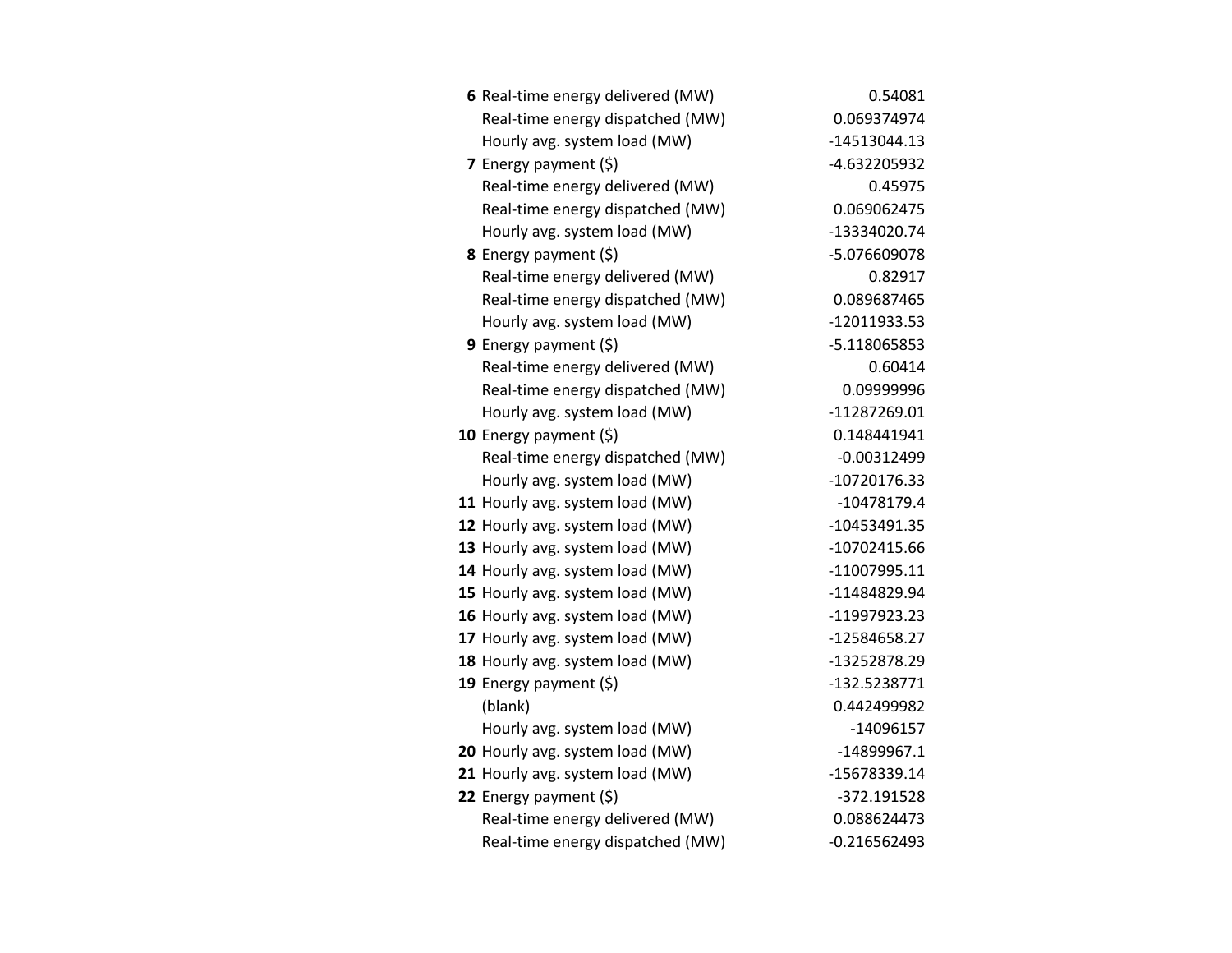| | | |
|---|---|---|
| **6** | Real-time energy delivered (MW) | 0.54081 |
| | Real-time energy dispatched (MW) | 0.069374974 |
| | Hourly avg. system load (MW) | -14513044.13 |
| **7** | Energy payment ($) | -4.632205932 |
| | Real-time energy delivered (MW) | 0.45975 |
| | Real-time energy dispatched (MW) | 0.069062475 |
| | Hourly avg. system load (MW) | -13334020.74 |
| **8** | Energy payment ($) | -5.076609078 |
| | Real-time energy delivered (MW) | 0.82917 |
| | Real-time energy dispatched (MW) | 0.089687465 |
| | Hourly avg. system load (MW) | -12011933.53 |
| **9** | Energy payment ($) | -5.118065853 |
| | Real-time energy delivered (MW) | 0.60414 |
| | Real-time energy dispatched (MW) | 0.09999996 |
| | Hourly avg. system load (MW) | -11287269.01 |
| **10** | Energy payment ($) | 0.148441941 |
| | Real-time energy dispatched (MW) | -0.00312499 |
| | Hourly avg. system load (MW) | -10720176.33 |
| **11** | Hourly avg. system load (MW) | -10478179.4 |
| **12** | Hourly avg. system load (MW) | -10453491.35 |
| **13** | Hourly avg. system load (MW) | -10702415.66 |
| **14** | Hourly avg. system load (MW) | -11007995.11 |
| **15** | Hourly avg. system load (MW) | -11484829.94 |
| **16** | Hourly avg. system load (MW) | -11997923.23 |
| **17** | Hourly avg. system load (MW) | -12584658.27 |
| **18** | Hourly avg. system load (MW) | -13252878.29 |
| **19** | Energy payment ($) | -132.5238771 |
| | (blank) | 0.442499982 |
| | Hourly avg. system load (MW) | -14096157 |
| **20** | Hourly avg. system load (MW) | -14899967.1 |
| **21** | Hourly avg. system load (MW) | -15678339.14 |
| **22** | Energy payment ($) | -372.191528 |
| | Real-time energy delivered (MW) | 0.088624473 |
| | Real-time energy dispatched (MW) | -0.216562493 |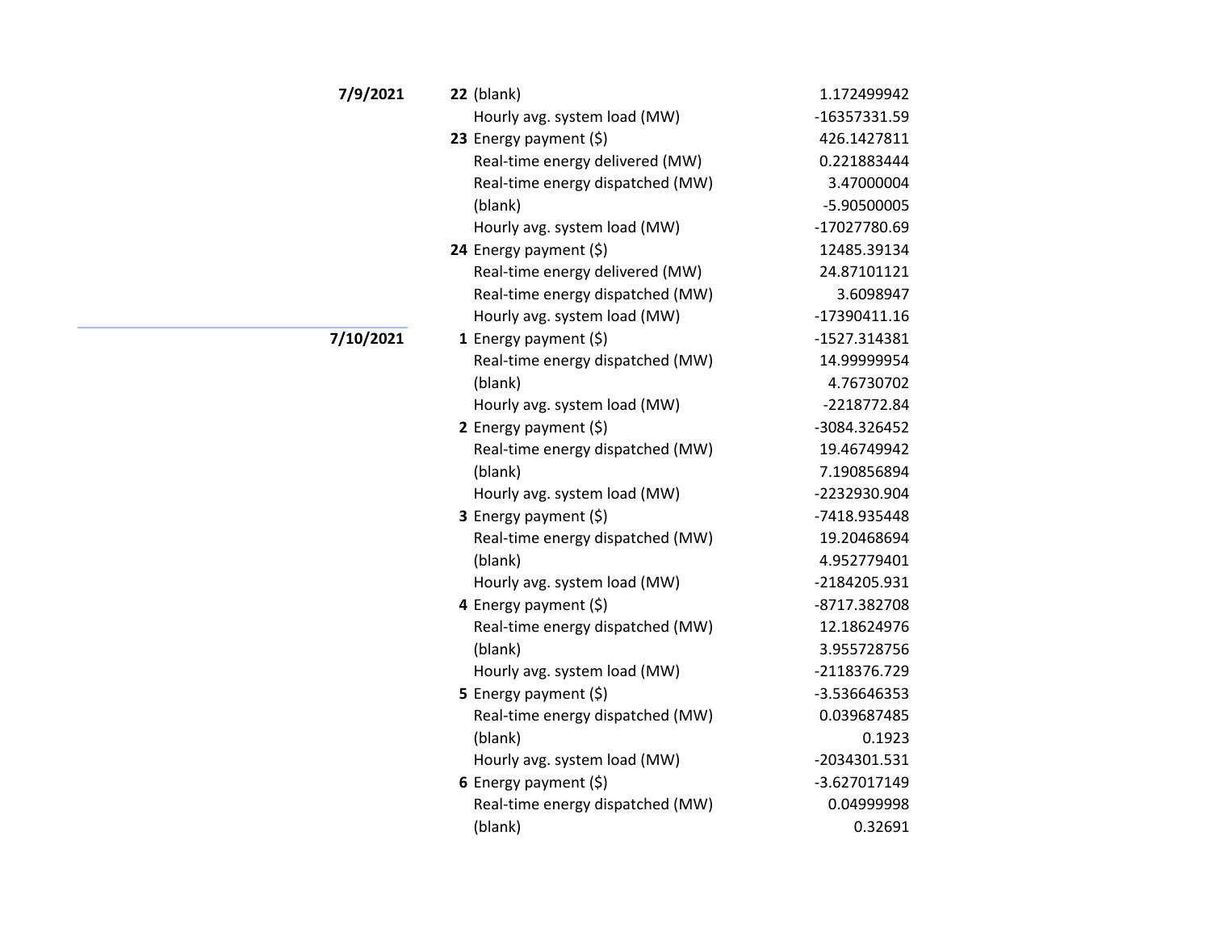| Date | Hour | Metric | Value |
|---|---|---|---|
| **7/9/2021** | **22** | (blank) | 1.172499942 |
| | | Hourly avg. system load (MW) | -16357331.59 |
| | **23** | Energy payment ($) | 426.1427811 |
| | | Real-time energy delivered (MW) | 0.221883444 |
| | | Real-time energy dispatched (MW) | 3.47000004 |
| | | (blank) | -5.90500005 |
| | | Hourly avg. system load (MW) | -17027780.69 |
| | **24** | Energy payment ($) | 12485.39134 |
| | | Real-time energy delivered (MW) | 24.87101121 |
| | | Real-time energy dispatched (MW) | 3.6098947 |
| | | Hourly avg. system load (MW) | -17390411.16 |
| **7/10/2021** | **1** | Energy payment ($) | -1527.314381 |
| | | Real-time energy dispatched (MW) | 14.99999954 |
| | | (blank) | 4.76730702 |
| | | Hourly avg. system load (MW) | -2218772.84 |
| | **2** | Energy payment ($) | -3084.326452 |
| | | Real-time energy dispatched (MW) | 19.46749942 |
| | | (blank) | 7.190856894 |
| | | Hourly avg. system load (MW) | -2232930.904 |
| | **3** | Energy payment ($) | -7418.935448 |
| | | Real-time energy dispatched (MW) | 19.20468694 |
| | | (blank) | 4.952779401 |
| | | Hourly avg. system load (MW) | -2184205.931 |
| | **4** | Energy payment ($) | -8717.382708 |
| | | Real-time energy dispatched (MW) | 12.18624976 |
| | | (blank) | 3.955728756 |
| | | Hourly avg. system load (MW) | -2118376.729 |
| | **5** | Energy payment ($) | -3.536646353 |
| | | Real-time energy dispatched (MW) | 0.039687485 |
| | | (blank) | 0.1923 |
| | | Hourly avg. system load (MW) | -2034301.531 |
| | **6** | Energy payment ($) | -3.627017149 |
| | | Real-time energy dispatched (MW) | 0.04999998 |
| | | (blank) | 0.32691 |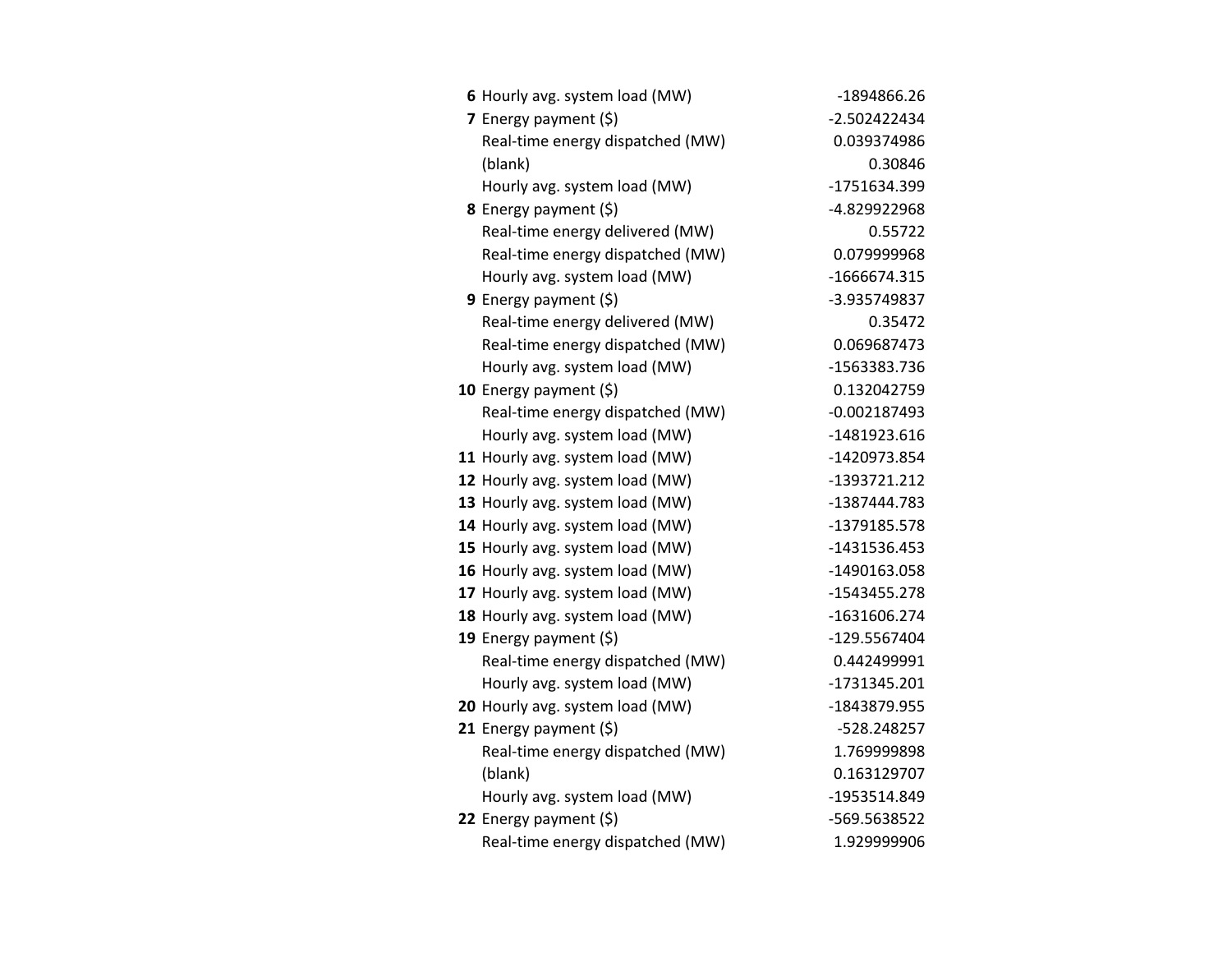| | | |
|---|---|---|
| **6** | Hourly avg. system load (MW) | -1894866.26 |
| **7** | Energy payment ($) | -2.502422434 |
| | Real-time energy dispatched (MW) | 0.039374986 |
| | (blank) | 0.30846 |
| | Hourly avg. system load (MW) | -1751634.399 |
| **8** | Energy payment ($) | -4.829922968 |
| | Real-time energy delivered (MW) | 0.55722 |
| | Real-time energy dispatched (MW) | 0.079999968 |
| | Hourly avg. system load (MW) | -1666674.315 |
| **9** | Energy payment ($) | -3.935749837 |
| | Real-time energy delivered (MW) | 0.35472 |
| | Real-time energy dispatched (MW) | 0.069687473 |
| | Hourly avg. system load (MW) | -1563383.736 |
| **10** | Energy payment ($) | 0.132042759 |
| | Real-time energy dispatched (MW) | -0.002187493 |
| | Hourly avg. system load (MW) | -1481923.616 |
| **11** | Hourly avg. system load (MW) | -1420973.854 |
| **12** | Hourly avg. system load (MW) | -1393721.212 |
| **13** | Hourly avg. system load (MW) | -1387444.783 |
| **14** | Hourly avg. system load (MW) | -1379185.578 |
| **15** | Hourly avg. system load (MW) | -1431536.453 |
| **16** | Hourly avg. system load (MW) | -1490163.058 |
| **17** | Hourly avg. system load (MW) | -1543455.278 |
| **18** | Hourly avg. system load (MW) | -1631606.274 |
| **19** | Energy payment ($) | -129.5567404 |
| | Real-time energy dispatched (MW) | 0.442499991 |
| | Hourly avg. system load (MW) | -1731345.201 |
| **20** | Hourly avg. system load (MW) | -1843879.955 |
| **21** | Energy payment ($) | -528.248257 |
| | Real-time energy dispatched (MW) | 1.769999898 |
| | (blank) | 0.163129707 |
| | Hourly avg. system load (MW) | -1953514.849 |
| **22** | Energy payment ($) | -569.5638522 |
| | Real-time energy dispatched (MW) | 1.929999906 |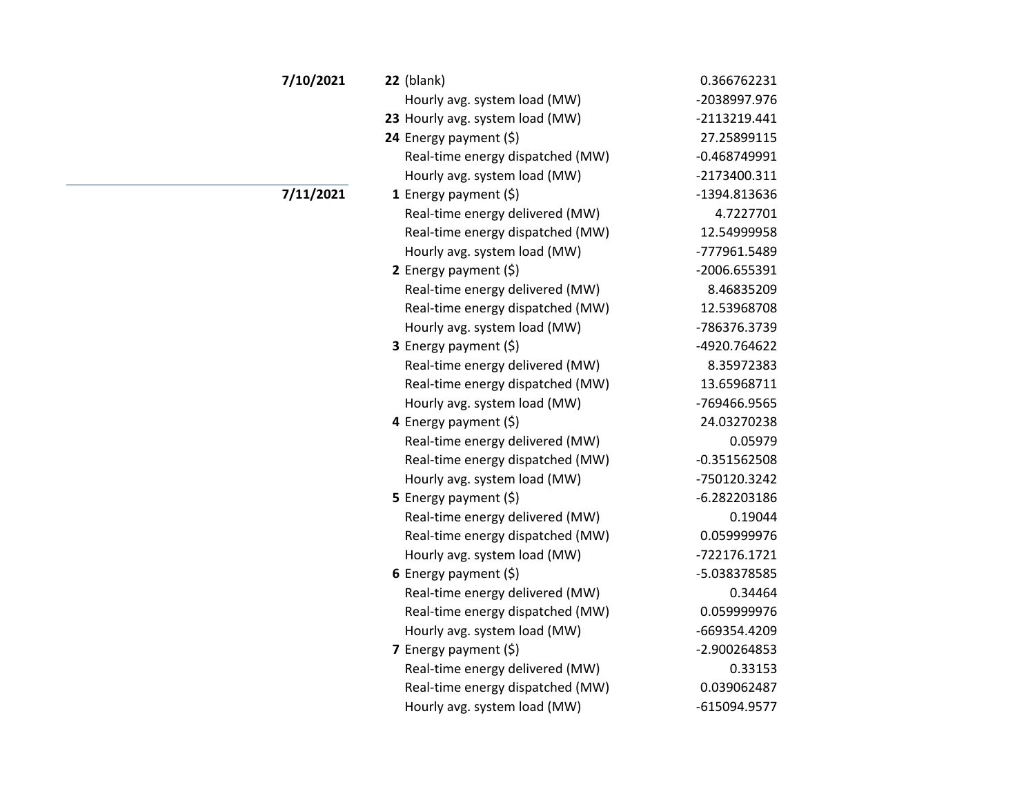| Date | Hour | Metric | Value |
|---|---|---|---|
| **7/10/2021** | **22** | (blank) | 0.366762231 |
| | | Hourly avg. system load (MW) | -2038997.976 |
| | **23** | Hourly avg. system load (MW) | -2113219.441 |
| | **24** | Energy payment ($) | 27.25899115 |
| | | Real-time energy dispatched (MW) | -0.468749991 |
| | | Hourly avg. system load (MW) | -2173400.311 |
| **7/11/2021** | **1** | Energy payment ($) | -1394.813636 |
| | | Real-time energy delivered (MW) | 4.7227701 |
| | | Real-time energy dispatched (MW) | 12.54999958 |
| | | Hourly avg. system load (MW) | -777961.5489 |
| | **2** | Energy payment ($) | -2006.655391 |
| | | Real-time energy delivered (MW) | 8.46835209 |
| | | Real-time energy dispatched (MW) | 12.53968708 |
| | | Hourly avg. system load (MW) | -786376.3739 |
| | **3** | Energy payment ($) | -4920.764622 |
| | | Real-time energy delivered (MW) | 8.35972383 |
| | | Real-time energy dispatched (MW) | 13.65968711 |
| | | Hourly avg. system load (MW) | -769466.9565 |
| | **4** | Energy payment ($) | 24.03270238 |
| | | Real-time energy delivered (MW) | 0.05979 |
| | | Real-time energy dispatched (MW) | -0.351562508 |
| | | Hourly avg. system load (MW) | -750120.3242 |
| | **5** | Energy payment ($) | -6.282203186 |
| | | Real-time energy delivered (MW) | 0.19044 |
| | | Real-time energy dispatched (MW) | 0.059999976 |
| | | Hourly avg. system load (MW) | -722176.1721 |
| | **6** | Energy payment ($) | -5.038378585 |
| | | Real-time energy delivered (MW) | 0.34464 |
| | | Real-time energy dispatched (MW) | 0.059999976 |
| | | Hourly avg. system load (MW) | -669354.4209 |
| | **7** | Energy payment ($) | -2.900264853 |
| | | Real-time energy delivered (MW) | 0.33153 |
| | | Real-time energy dispatched (MW) | 0.039062487 |
| | | Hourly avg. system load (MW) | -615094.9577 |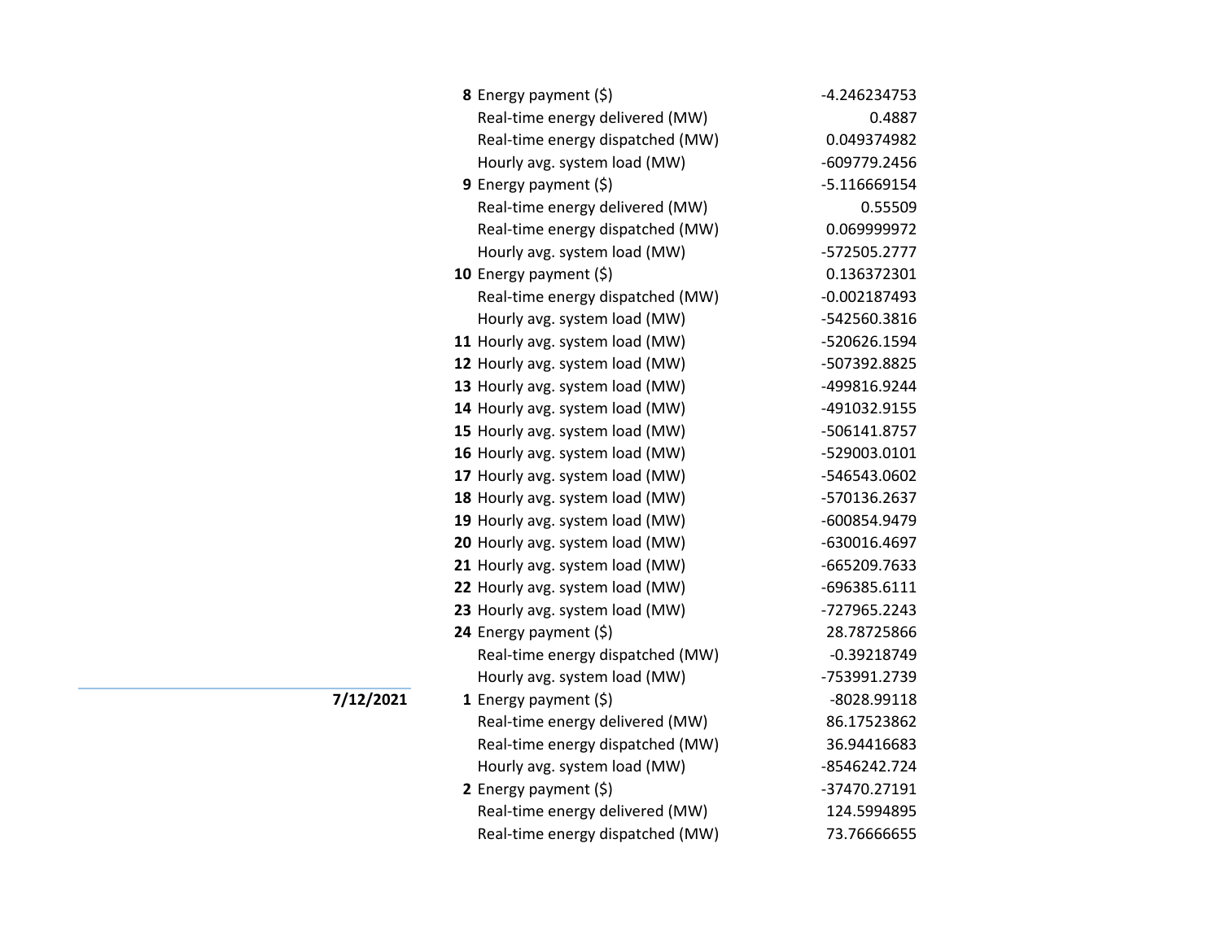| Date | Hour | Item | Value |
|---|---|---|---|
| | **8** | Energy payment ($) | -4.246234753 |
| | | Real-time energy delivered (MW) | 0.4887 |
| | | Real-time energy dispatched (MW) | 0.049374982 |
| | | Hourly avg. system load (MW) | -609779.2456 |
| | **9** | Energy payment ($) | -5.116669154 |
| | | Real-time energy delivered (MW) | 0.55509 |
| | | Real-time energy dispatched (MW) | 0.069999972 |
| | | Hourly avg. system load (MW) | -572505.2777 |
| | **10** | Energy payment ($) | 0.136372301 |
| | | Real-time energy dispatched (MW) | -0.002187493 |
| | | Hourly avg. system load (MW) | -542560.3816 |
| | **11** | Hourly avg. system load (MW) | -520626.1594 |
| | **12** | Hourly avg. system load (MW) | -507392.8825 |
| | **13** | Hourly avg. system load (MW) | -499816.9244 |
| | **14** | Hourly avg. system load (MW) | -491032.9155 |
| | **15** | Hourly avg. system load (MW) | -506141.8757 |
| | **16** | Hourly avg. system load (MW) | -529003.0101 |
| | **17** | Hourly avg. system load (MW) | -546543.0602 |
| | **18** | Hourly avg. system load (MW) | -570136.2637 |
| | **19** | Hourly avg. system load (MW) | -600854.9479 |
| | **20** | Hourly avg. system load (MW) | -630016.4697 |
| | **21** | Hourly avg. system load (MW) | -665209.7633 |
| | **22** | Hourly avg. system load (MW) | -696385.6111 |
| | **23** | Hourly avg. system load (MW) | -727965.2243 |
| | **24** | Energy payment ($) | 28.78725866 |
| | | Real-time energy dispatched (MW) | -0.39218749 |
| | | Hourly avg. system load (MW) | -753991.2739 |
| **7/12/2021** | **1** | Energy payment ($) | -8028.99118 |
| | | Real-time energy delivered (MW) | 86.17523862 |
| | | Real-time energy dispatched (MW) | 36.94416683 |
| | | Hourly avg. system load (MW) | -8546242.724 |
| | **2** | Energy payment ($) | -37470.27191 |
| | | Real-time energy delivered (MW) | 124.5994895 |
| | | Real-time energy dispatched (MW) | 73.76666655 |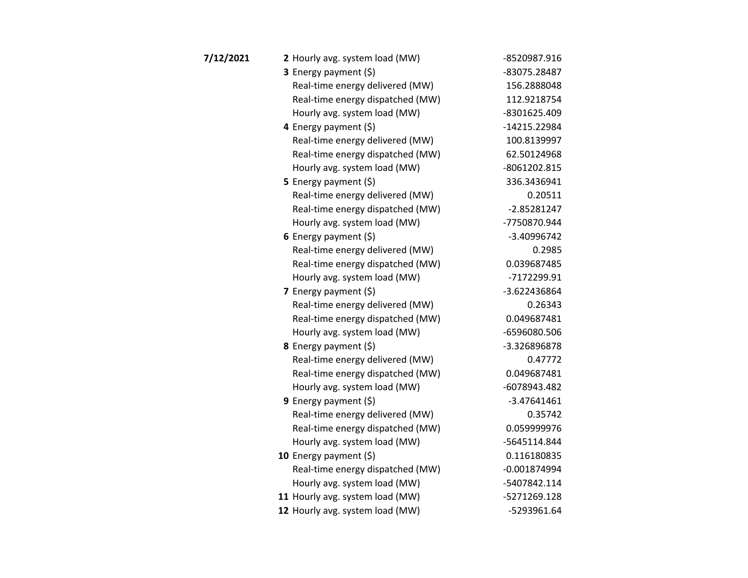| Date | Hour | Metric | Value |
|---|---|---|---|
| 7/12/2021 | 2 | Hourly avg. system load (MW) | -8520987.916 |
| | 3 | Energy payment ($) | -83075.28487 |
| | | Real-time energy delivered (MW) | 156.2888048 |
| | | Real-time energy dispatched (MW) | 112.9218754 |
| | | Hourly avg. system load (MW) | -8301625.409 |
| | 4 | Energy payment ($) | -14215.22984 |
| | | Real-time energy delivered (MW) | 100.8139997 |
| | | Real-time energy dispatched (MW) | 62.50124968 |
| | | Hourly avg. system load (MW) | -8061202.815 |
| | 5 | Energy payment ($) | 336.3436941 |
| | | Real-time energy delivered (MW) | 0.20511 |
| | | Real-time energy dispatched (MW) | -2.85281247 |
| | | Hourly avg. system load (MW) | -7750870.944 |
| | 6 | Energy payment ($) | -3.40996742 |
| | | Real-time energy delivered (MW) | 0.2985 |
| | | Real-time energy dispatched (MW) | 0.039687485 |
| | | Hourly avg. system load (MW) | -7172299.91 |
| | 7 | Energy payment ($) | -3.622436864 |
| | | Real-time energy delivered (MW) | 0.26343 |
| | | Real-time energy dispatched (MW) | 0.049687481 |
| | | Hourly avg. system load (MW) | -6596080.506 |
| | 8 | Energy payment ($) | -3.326896878 |
| | | Real-time energy delivered (MW) | 0.47772 |
| | | Real-time energy dispatched (MW) | 0.049687481 |
| | | Hourly avg. system load (MW) | -6078943.482 |
| | 9 | Energy payment ($) | -3.47641461 |
| | | Real-time energy delivered (MW) | 0.35742 |
| | | Real-time energy dispatched (MW) | 0.059999976 |
| | | Hourly avg. system load (MW) | -5645114.844 |
| | 10 | Energy payment ($) | 0.116180835 |
| | | Real-time energy dispatched (MW) | -0.001874994 |
| | | Hourly avg. system load (MW) | -5407842.114 |
| | 11 | Hourly avg. system load (MW) | -5271269.128 |
| | 12 | Hourly avg. system load (MW) | -5293961.64 |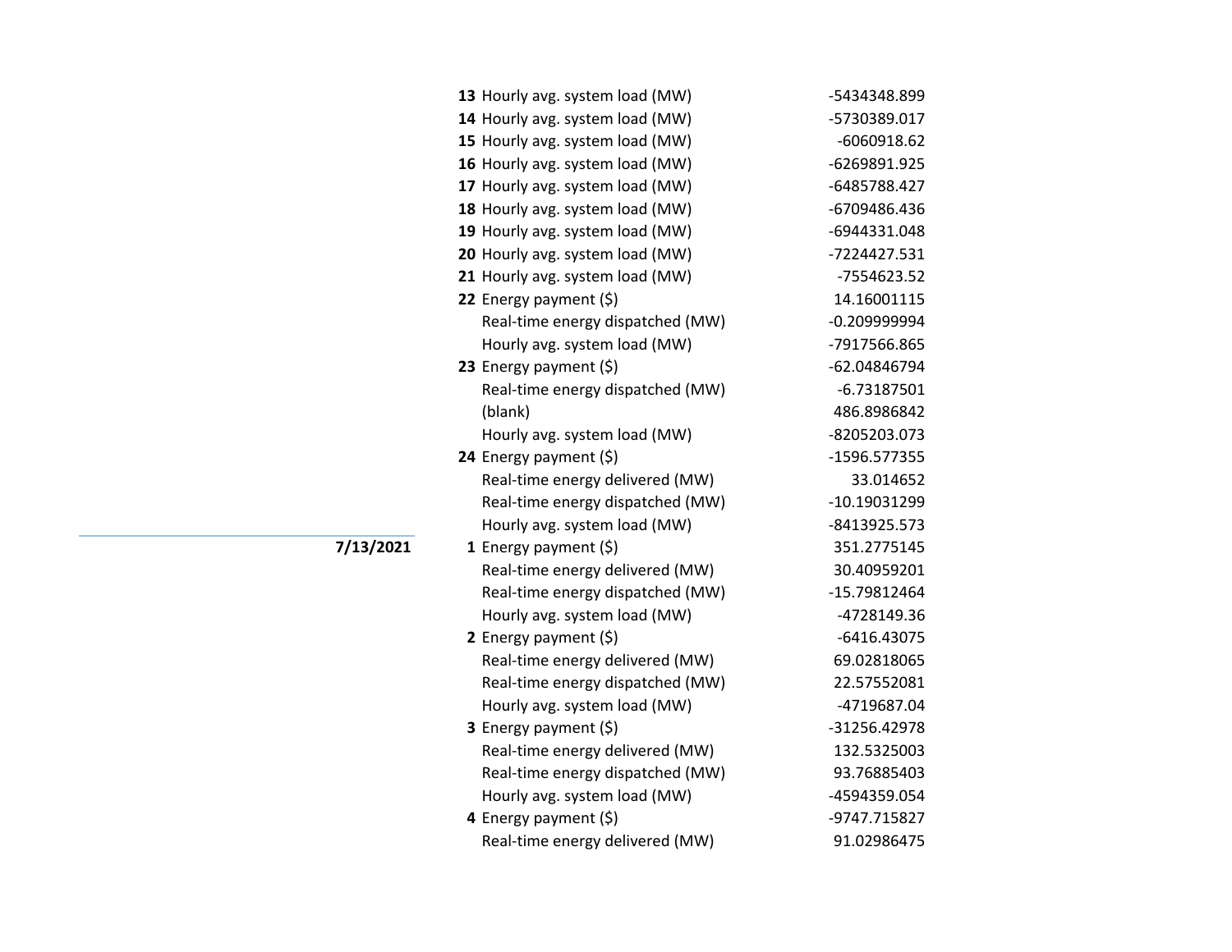| Date | Hour | Measure | Value |
|---|---|---|---|
| | **13** | Hourly avg. system load (MW) | -5434348.899 |
| | **14** | Hourly avg. system load (MW) | -5730389.017 |
| | **15** | Hourly avg. system load (MW) | -6060918.62 |
| | **16** | Hourly avg. system load (MW) | -6269891.925 |
| | **17** | Hourly avg. system load (MW) | -6485788.427 |
| | **18** | Hourly avg. system load (MW) | -6709486.436 |
| | **19** | Hourly avg. system load (MW) | -6944331.048 |
| | **20** | Hourly avg. system load (MW) | -7224427.531 |
| | **21** | Hourly avg. system load (MW) | -7554623.52 |
| | **22** | Energy payment ($) | 14.16001115 |
| | | Real-time energy dispatched (MW) | -0.209999994 |
| | | Hourly avg. system load (MW) | -7917566.865 |
| | **23** | Energy payment ($) | -62.04846794 |
| | | Real-time energy dispatched (MW) | -6.73187501 |
| | | (blank) | 486.8986842 |
| | | Hourly avg. system load (MW) | -8205203.073 |
| | **24** | Energy payment ($) | -1596.577355 |
| | | Real-time energy delivered (MW) | 33.014652 |
| | | Real-time energy dispatched (MW) | -10.19031299 |
| | | Hourly avg. system load (MW) | -8413925.573 |
| **7/13/2021** | **1** | Energy payment ($) | 351.2775145 |
| | | Real-time energy delivered (MW) | 30.40959201 |
| | | Real-time energy dispatched (MW) | -15.79812464 |
| | | Hourly avg. system load (MW) | -4728149.36 |
| | **2** | Energy payment ($) | -6416.43075 |
| | | Real-time energy delivered (MW) | 69.02818065 |
| | | Real-time energy dispatched (MW) | 22.57552081 |
| | | Hourly avg. system load (MW) | -4719687.04 |
| | **3** | Energy payment ($) | -31256.42978 |
| | | Real-time energy delivered (MW) | 132.5325003 |
| | | Real-time energy dispatched (MW) | 93.76885403 |
| | | Hourly avg. system load (MW) | -4594359.054 |
| | **4** | Energy payment ($) | -9747.715827 |
| | | Real-time energy delivered (MW) | 91.02986475 |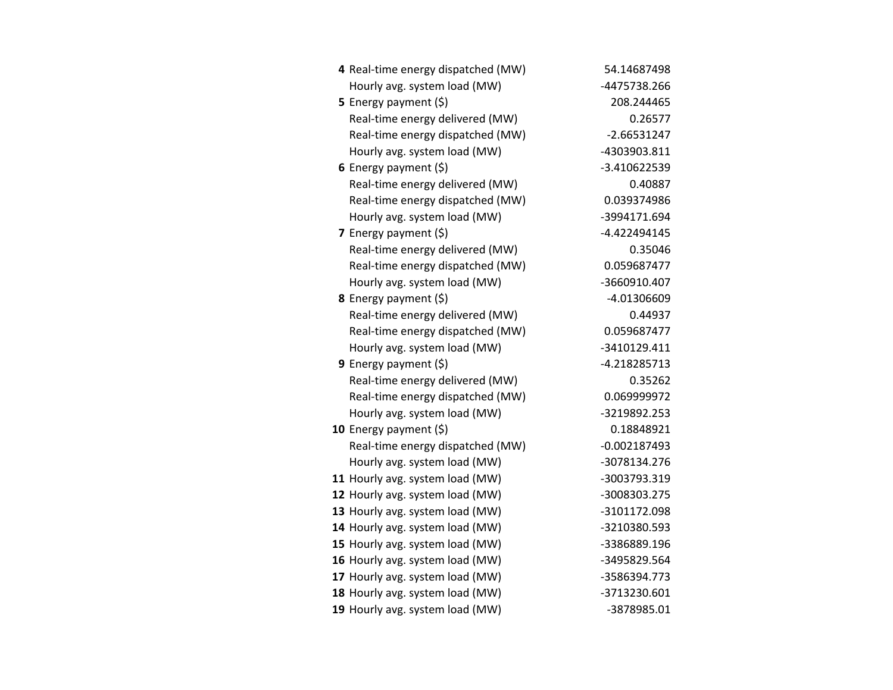| | | |
|---|---|---|
| **4** | Real-time energy dispatched (MW) | 54.14687498 |
| | Hourly avg. system load (MW) | -4475738.266 |
| **5** | Energy payment ($) | 208.244465 |
| | Real-time energy delivered (MW) | 0.26577 |
| | Real-time energy dispatched (MW) | -2.66531247 |
| | Hourly avg. system load (MW) | -4303903.811 |
| **6** | Energy payment ($) | -3.410622539 |
| | Real-time energy delivered (MW) | 0.40887 |
| | Real-time energy dispatched (MW) | 0.039374986 |
| | Hourly avg. system load (MW) | -3994171.694 |
| **7** | Energy payment ($) | -4.422494145 |
| | Real-time energy delivered (MW) | 0.35046 |
| | Real-time energy dispatched (MW) | 0.059687477 |
| | Hourly avg. system load (MW) | -3660910.407 |
| **8** | Energy payment ($) | -4.01306609 |
| | Real-time energy delivered (MW) | 0.44937 |
| | Real-time energy dispatched (MW) | 0.059687477 |
| | Hourly avg. system load (MW) | -3410129.411 |
| **9** | Energy payment ($) | -4.218285713 |
| | Real-time energy delivered (MW) | 0.35262 |
| | Real-time energy dispatched (MW) | 0.069999972 |
| | Hourly avg. system load (MW) | -3219892.253 |
| **10** | Energy payment ($) | 0.18848921 |
| | Real-time energy dispatched (MW) | -0.002187493 |
| | Hourly avg. system load (MW) | -3078134.276 |
| **11** | Hourly avg. system load (MW) | -3003793.319 |
| **12** | Hourly avg. system load (MW) | -3008303.275 |
| **13** | Hourly avg. system load (MW) | -3101172.098 |
| **14** | Hourly avg. system load (MW) | -3210380.593 |
| **15** | Hourly avg. system load (MW) | -3386889.196 |
| **16** | Hourly avg. system load (MW) | -3495829.564 |
| **17** | Hourly avg. system load (MW) | -3586394.773 |
| **18** | Hourly avg. system load (MW) | -3713230.601 |
| **19** | Hourly avg. system load (MW) | -3878985.01 |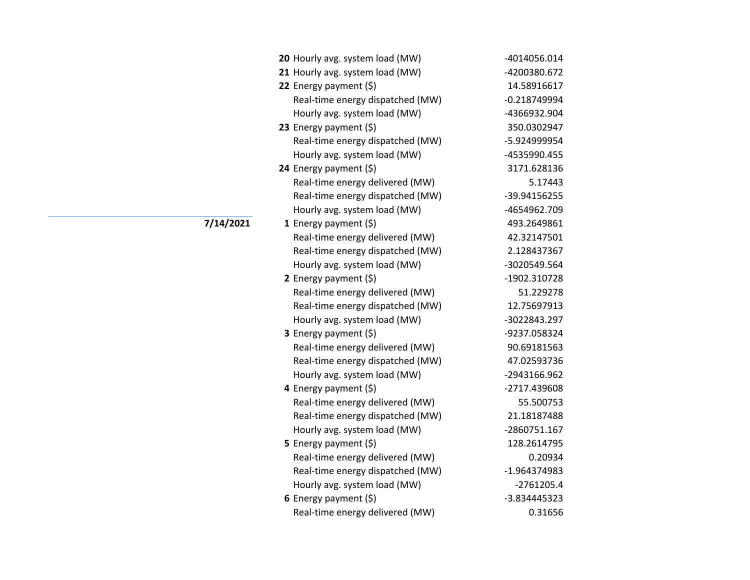| Date | Hour | Metric | Value |
|---|---|---|---|
| | **20** | Hourly avg. system load (MW) | -4014056.014 |
| | **21** | Hourly avg. system load (MW) | -4200380.672 |
| | **22** | Energy payment ($) | 14.58916617 |
| | | Real-time energy dispatched (MW) | -0.218749994 |
| | | Hourly avg. system load (MW) | -4366932.904 |
| | **23** | Energy payment ($) | 350.0302947 |
| | | Real-time energy dispatched (MW) | -5.924999954 |
| | | Hourly avg. system load (MW) | -4535990.455 |
| | **24** | Energy payment ($) | 3171.628136 |
| | | Real-time energy delivered (MW) | 5.17443 |
| | | Real-time energy dispatched (MW) | -39.94156255 |
| | | Hourly avg. system load (MW) | -4654962.709 |
| **7/14/2021** | **1** | Energy payment ($) | 493.2649861 |
| | | Real-time energy delivered (MW) | 42.32147501 |
| | | Real-time energy dispatched (MW) | 2.128437367 |
| | | Hourly avg. system load (MW) | -3020549.564 |
| | **2** | Energy payment ($) | -1902.310728 |
| | | Real-time energy delivered (MW) | 51.229278 |
| | | Real-time energy dispatched (MW) | 12.75697913 |
| | | Hourly avg. system load (MW) | -3022843.297 |
| | **3** | Energy payment ($) | -9237.058324 |
| | | Real-time energy delivered (MW) | 90.69181563 |
| | | Real-time energy dispatched (MW) | 47.02593736 |
| | | Hourly avg. system load (MW) | -2943166.962 |
| | **4** | Energy payment ($) | -2717.439608 |
| | | Real-time energy delivered (MW) | 55.500753 |
| | | Real-time energy dispatched (MW) | 21.18187488 |
| | | Hourly avg. system load (MW) | -2860751.167 |
| | **5** | Energy payment ($) | 128.2614795 |
| | | Real-time energy delivered (MW) | 0.20934 |
| | | Real-time energy dispatched (MW) | -1.964374983 |
| | | Hourly avg. system load (MW) | -2761205.4 |
| | **6** | Energy payment ($) | -3.834445323 |
| | | Real-time energy delivered (MW) | 0.31656 |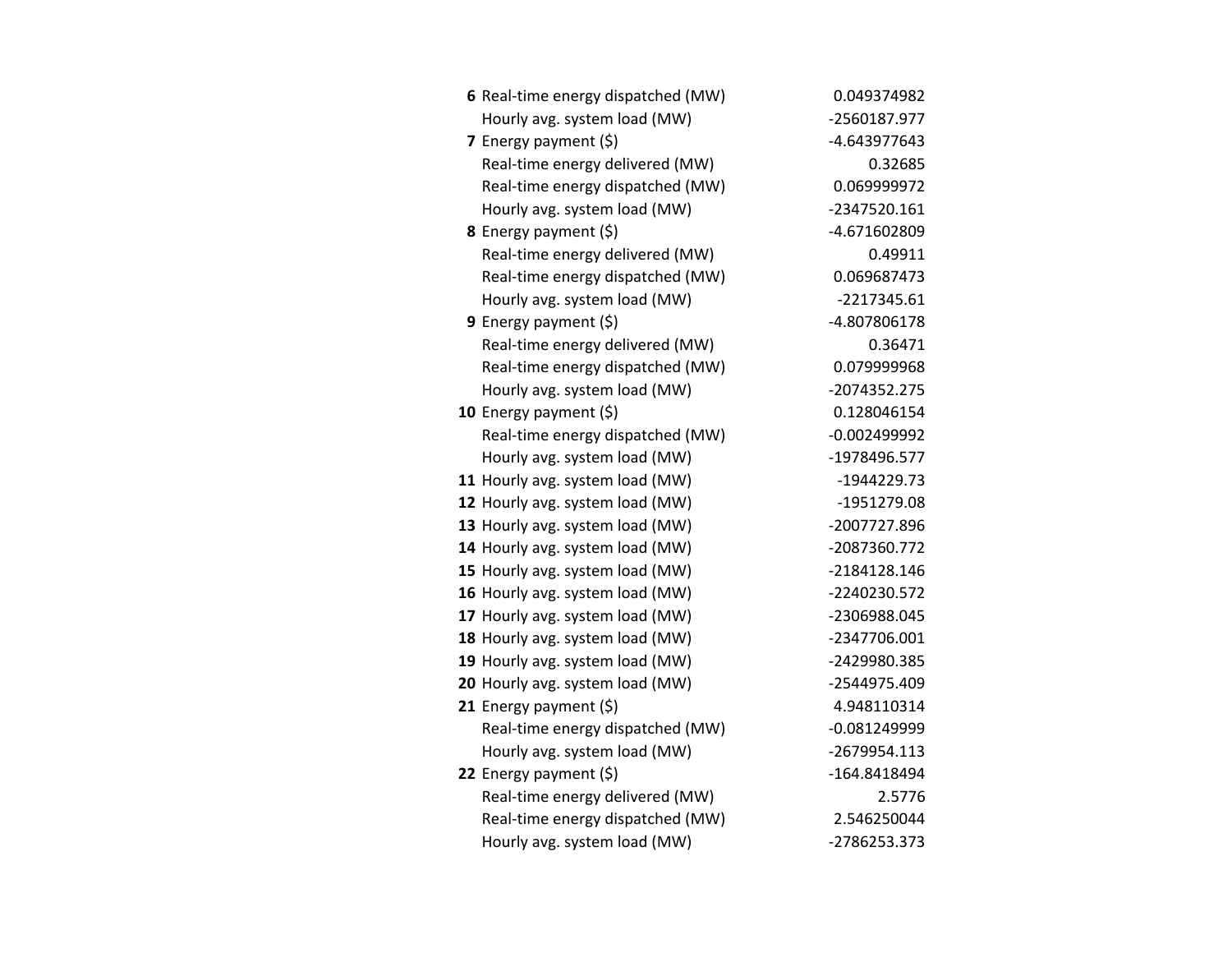| | | |
|---|---|---|
| **6** | Real-time energy dispatched (MW) | 0.049374982 |
| | Hourly avg. system load (MW) | -2560187.977 |
| **7** | Energy payment ($) | -4.643977643 |
| | Real-time energy delivered (MW) | 0.32685 |
| | Real-time energy dispatched (MW) | 0.069999972 |
| | Hourly avg. system load (MW) | -2347520.161 |
| **8** | Energy payment ($) | -4.671602809 |
| | Real-time energy delivered (MW) | 0.49911 |
| | Real-time energy dispatched (MW) | 0.069687473 |
| | Hourly avg. system load (MW) | -2217345.61 |
| **9** | Energy payment ($) | -4.807806178 |
| | Real-time energy delivered (MW) | 0.36471 |
| | Real-time energy dispatched (MW) | 0.079999968 |
| | Hourly avg. system load (MW) | -2074352.275 |
| **10** | Energy payment ($) | 0.128046154 |
| | Real-time energy dispatched (MW) | -0.002499992 |
| | Hourly avg. system load (MW) | -1978496.577 |
| **11** | Hourly avg. system load (MW) | -1944229.73 |
| **12** | Hourly avg. system load (MW) | -1951279.08 |
| **13** | Hourly avg. system load (MW) | -2007727.896 |
| **14** | Hourly avg. system load (MW) | -2087360.772 |
| **15** | Hourly avg. system load (MW) | -2184128.146 |
| **16** | Hourly avg. system load (MW) | -2240230.572 |
| **17** | Hourly avg. system load (MW) | -2306988.045 |
| **18** | Hourly avg. system load (MW) | -2347706.001 |
| **19** | Hourly avg. system load (MW) | -2429980.385 |
| **20** | Hourly avg. system load (MW) | -2544975.409 |
| **21** | Energy payment ($) | 4.948110314 |
| | Real-time energy dispatched (MW) | -0.081249999 |
| | Hourly avg. system load (MW) | -2679954.113 |
| **22** | Energy payment ($) | -164.8418494 |
| | Real-time energy delivered (MW) | 2.5776 |
| | Real-time energy dispatched (MW) | 2.546250044 |
| | Hourly avg. system load (MW) | -2786253.373 |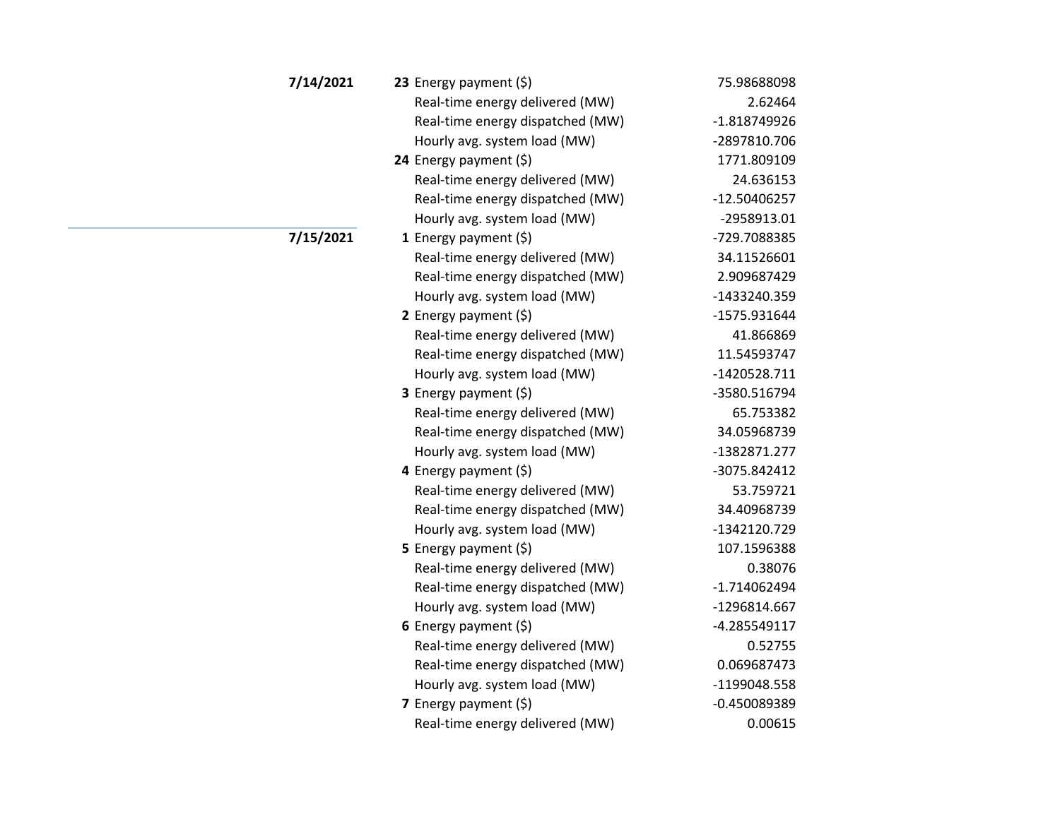| Date | Hour | Metric | Value |
|---|---|---|---|
| **7/14/2021** | **23** | Energy payment ($) | 75.98688098 |
| | | Real-time energy delivered (MW) | 2.62464 |
| | | Real-time energy dispatched (MW) | -1.818749926 |
| | | Hourly avg. system load (MW) | -2897810.706 |
| | **24** | Energy payment ($) | 1771.809109 |
| | | Real-time energy delivered (MW) | 24.636153 |
| | | Real-time energy dispatched (MW) | -12.50406257 |
| | | Hourly avg. system load (MW) | -2958913.01 |
| **7/15/2021** | **1** | Energy payment ($) | -729.7088385 |
| | | Real-time energy delivered (MW) | 34.11526601 |
| | | Real-time energy dispatched (MW) | 2.909687429 |
| | | Hourly avg. system load (MW) | -1433240.359 |
| | **2** | Energy payment ($) | -1575.931644 |
| | | Real-time energy delivered (MW) | 41.866869 |
| | | Real-time energy dispatched (MW) | 11.54593747 |
| | | Hourly avg. system load (MW) | -1420528.711 |
| | **3** | Energy payment ($) | -3580.516794 |
| | | Real-time energy delivered (MW) | 65.753382 |
| | | Real-time energy dispatched (MW) | 34.05968739 |
| | | Hourly avg. system load (MW) | -1382871.277 |
| | **4** | Energy payment ($) | -3075.842412 |
| | | Real-time energy delivered (MW) | 53.759721 |
| | | Real-time energy dispatched (MW) | 34.40968739 |
| | | Hourly avg. system load (MW) | -1342120.729 |
| | **5** | Energy payment ($) | 107.1596388 |
| | | Real-time energy delivered (MW) | 0.38076 |
| | | Real-time energy dispatched (MW) | -1.714062494 |
| | | Hourly avg. system load (MW) | -1296814.667 |
| | **6** | Energy payment ($) | -4.285549117 |
| | | Real-time energy delivered (MW) | 0.52755 |
| | | Real-time energy dispatched (MW) | 0.069687473 |
| | | Hourly avg. system load (MW) | -1199048.558 |
| | **7** | Energy payment ($) | -0.450089389 |
| | | Real-time energy delivered (MW) | 0.00615 |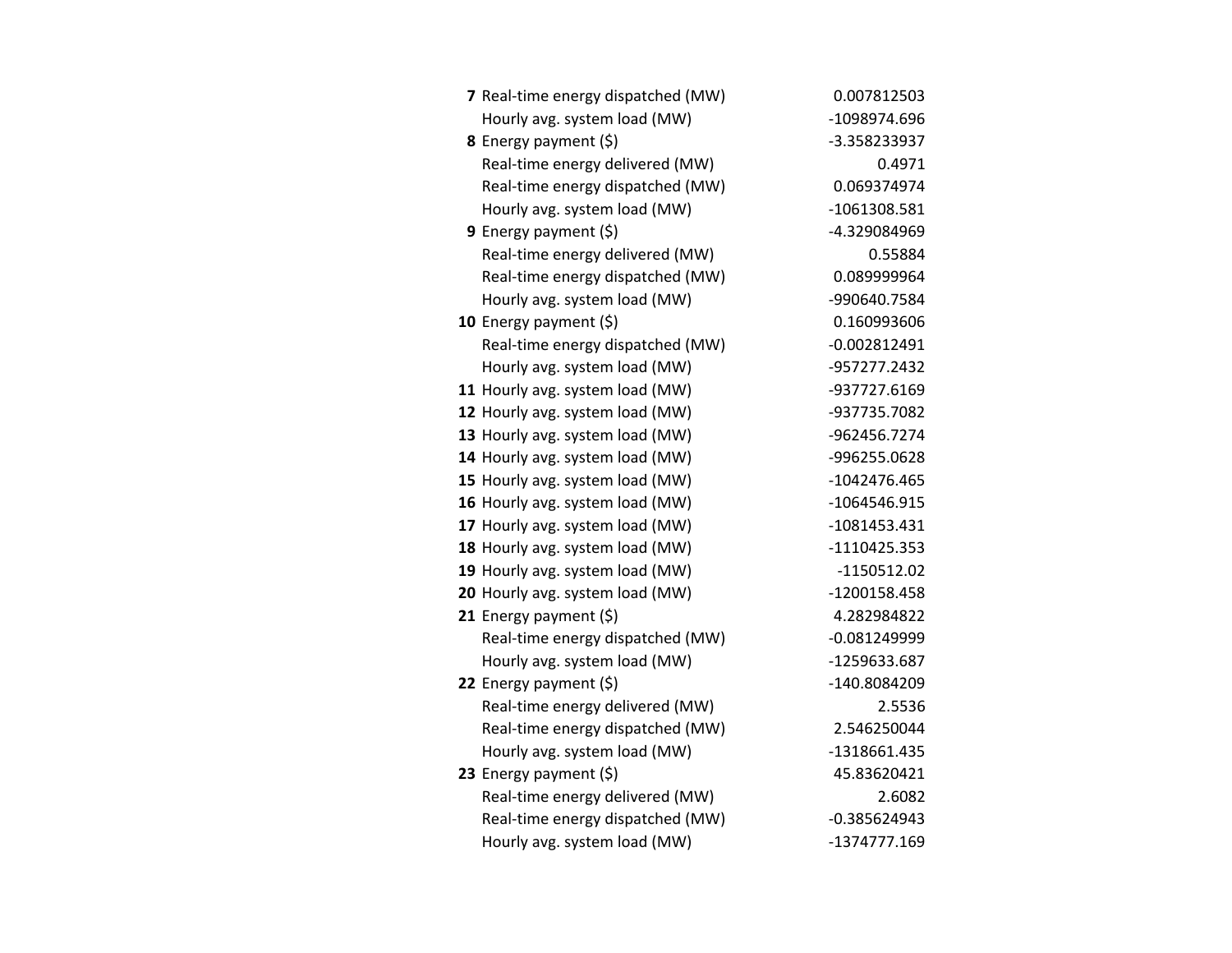| | | |
|---|---|---|
| **7** | Real-time energy dispatched (MW) | 0.007812503 |
| | Hourly avg. system load (MW) | -1098974.696 |
| **8** | Energy payment ($) | -3.358233937 |
| | Real-time energy delivered (MW) | 0.4971 |
| | Real-time energy dispatched (MW) | 0.069374974 |
| | Hourly avg. system load (MW) | -1061308.581 |
| **9** | Energy payment ($) | -4.329084969 |
| | Real-time energy delivered (MW) | 0.55884 |
| | Real-time energy dispatched (MW) | 0.089999964 |
| | Hourly avg. system load (MW) | -990640.7584 |
| **10** | Energy payment ($) | 0.160993606 |
| | Real-time energy dispatched (MW) | -0.002812491 |
| | Hourly avg. system load (MW) | -957277.2432 |
| **11** | Hourly avg. system load (MW) | -937727.6169 |
| **12** | Hourly avg. system load (MW) | -937735.7082 |
| **13** | Hourly avg. system load (MW) | -962456.7274 |
| **14** | Hourly avg. system load (MW) | -996255.0628 |
| **15** | Hourly avg. system load (MW) | -1042476.465 |
| **16** | Hourly avg. system load (MW) | -1064546.915 |
| **17** | Hourly avg. system load (MW) | -1081453.431 |
| **18** | Hourly avg. system load (MW) | -1110425.353 |
| **19** | Hourly avg. system load (MW) | -1150512.02 |
| **20** | Hourly avg. system load (MW) | -1200158.458 |
| **21** | Energy payment ($) | 4.282984822 |
| | Real-time energy dispatched (MW) | -0.081249999 |
| | Hourly avg. system load (MW) | -1259633.687 |
| **22** | Energy payment ($) | -140.8084209 |
| | Real-time energy delivered (MW) | 2.5536 |
| | Real-time energy dispatched (MW) | 2.546250044 |
| | Hourly avg. system load (MW) | -1318661.435 |
| **23** | Energy payment ($) | 45.83620421 |
| | Real-time energy delivered (MW) | 2.6082 |
| | Real-time energy dispatched (MW) | -0.385624943 |
| | Hourly avg. system load (MW) | -1374777.169 |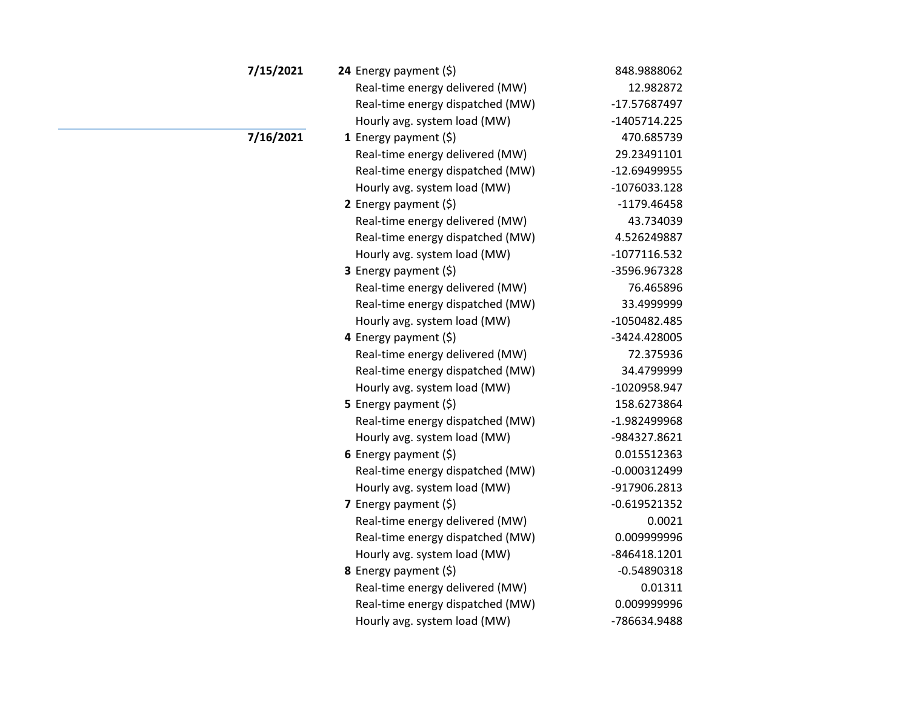| Date | Hour | Measure | Value |
|---|---|---|---|
| **7/15/2021** | **24** | Energy payment ($) | 848.9888062 |
| | | Real-time energy delivered (MW) | 12.982872 |
| | | Real-time energy dispatched (MW) | -17.57687497 |
| | | Hourly avg. system load (MW) | -1405714.225 |
| **7/16/2021** | **1** | Energy payment ($) | 470.685739 |
| | | Real-time energy delivered (MW) | 29.23491101 |
| | | Real-time energy dispatched (MW) | -12.69499955 |
| | | Hourly avg. system load (MW) | -1076033.128 |
| | **2** | Energy payment ($) | -1179.46458 |
| | | Real-time energy delivered (MW) | 43.734039 |
| | | Real-time energy dispatched (MW) | 4.526249887 |
| | | Hourly avg. system load (MW) | -1077116.532 |
| | **3** | Energy payment ($) | -3596.967328 |
| | | Real-time energy delivered (MW) | 76.465896 |
| | | Real-time energy dispatched (MW) | 33.4999999 |
| | | Hourly avg. system load (MW) | -1050482.485 |
| | **4** | Energy payment ($) | -3424.428005 |
| | | Real-time energy delivered (MW) | 72.375936 |
| | | Real-time energy dispatched (MW) | 34.4799999 |
| | | Hourly avg. system load (MW) | -1020958.947 |
| | **5** | Energy payment ($) | 158.6273864 |
| | | Real-time energy dispatched (MW) | -1.982499968 |
| | | Hourly avg. system load (MW) | -984327.8621 |
| | **6** | Energy payment ($) | 0.015512363 |
| | | Real-time energy dispatched (MW) | -0.000312499 |
| | | Hourly avg. system load (MW) | -917906.2813 |
| | **7** | Energy payment ($) | -0.619521352 |
| | | Real-time energy delivered (MW) | 0.0021 |
| | | Real-time energy dispatched (MW) | 0.009999996 |
| | | Hourly avg. system load (MW) | -846418.1201 |
| | **8** | Energy payment ($) | -0.54890318 |
| | | Real-time energy delivered (MW) | 0.01311 |
| | | Real-time energy dispatched (MW) | 0.009999996 |
| | | Hourly avg. system load (MW) | -786634.9488 |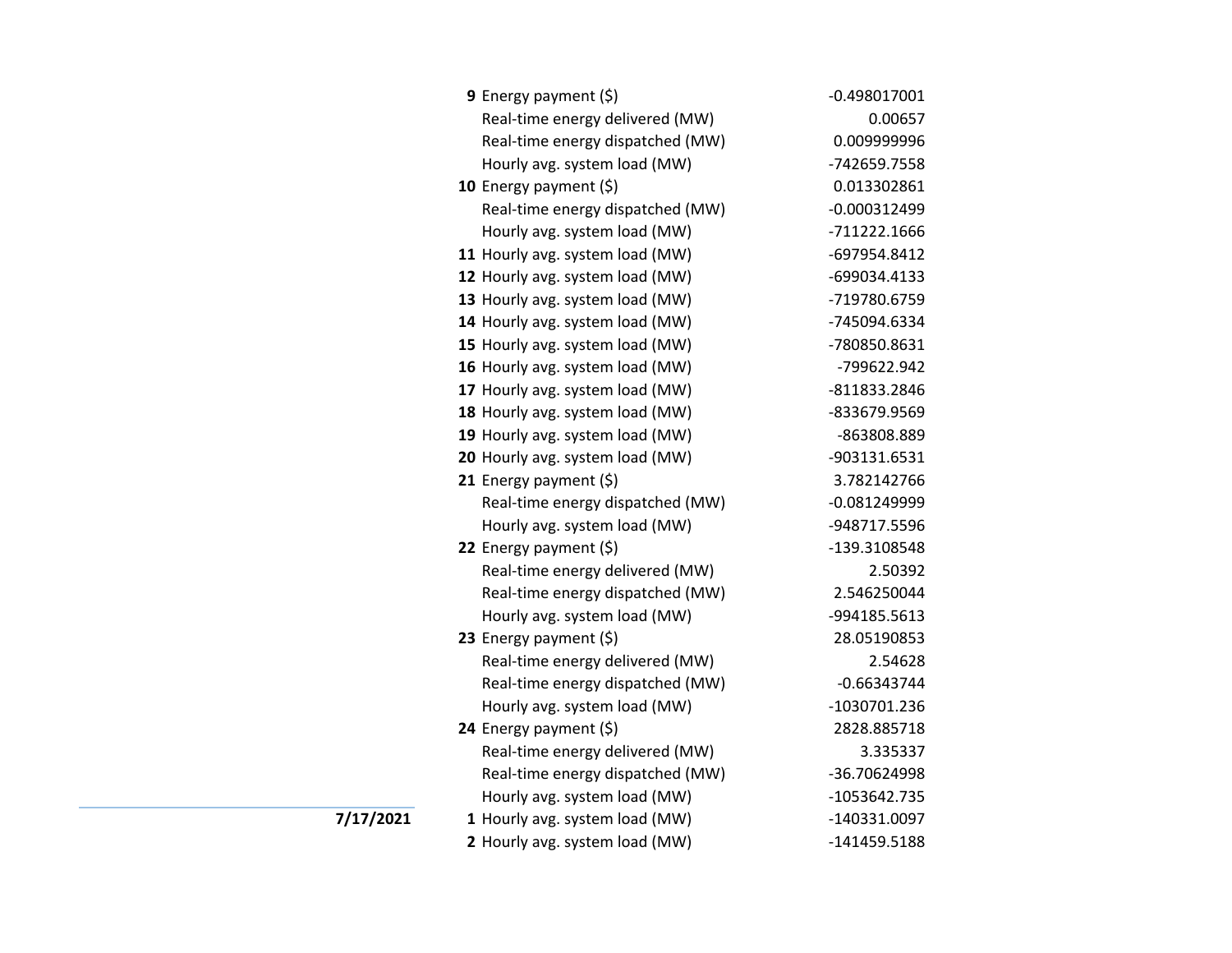| Date | Hour | Item | Value |
|---|---|---|---|
| | **9** | Energy payment ($) | -0.498017001 |
| | | Real-time energy delivered (MW) | 0.00657 |
| | | Real-time energy dispatched (MW) | 0.009999996 |
| | | Hourly avg. system load (MW) | -742659.7558 |
| | **10** | Energy payment ($) | 0.013302861 |
| | | Real-time energy dispatched (MW) | -0.000312499 |
| | | Hourly avg. system load (MW) | -711222.1666 |
| | **11** | Hourly avg. system load (MW) | -697954.8412 |
| | **12** | Hourly avg. system load (MW) | -699034.4133 |
| | **13** | Hourly avg. system load (MW) | -719780.6759 |
| | **14** | Hourly avg. system load (MW) | -745094.6334 |
| | **15** | Hourly avg. system load (MW) | -780850.8631 |
| | **16** | Hourly avg. system load (MW) | -799622.942 |
| | **17** | Hourly avg. system load (MW) | -811833.2846 |
| | **18** | Hourly avg. system load (MW) | -833679.9569 |
| | **19** | Hourly avg. system load (MW) | -863808.889 |
| | **20** | Hourly avg. system load (MW) | -903131.6531 |
| | **21** | Energy payment ($) | 3.782142766 |
| | | Real-time energy dispatched (MW) | -0.081249999 |
| | | Hourly avg. system load (MW) | -948717.5596 |
| | **22** | Energy payment ($) | -139.3108548 |
| | | Real-time energy delivered (MW) | 2.50392 |
| | | Real-time energy dispatched (MW) | 2.546250044 |
| | | Hourly avg. system load (MW) | -994185.5613 |
| | **23** | Energy payment ($) | 28.05190853 |
| | | Real-time energy delivered (MW) | 2.54628 |
| | | Real-time energy dispatched (MW) | -0.66343744 |
| | | Hourly avg. system load (MW) | -1030701.236 |
| | **24** | Energy payment ($) | 2828.885718 |
| | | Real-time energy delivered (MW) | 3.335337 |
| | | Real-time energy dispatched (MW) | -36.70624998 |
| | | Hourly avg. system load (MW) | -1053642.735 |
| **7/17/2021** | **1** | Hourly avg. system load (MW) | -140331.0097 |
| | **2** | Hourly avg. system load (MW) | -141459.5188 |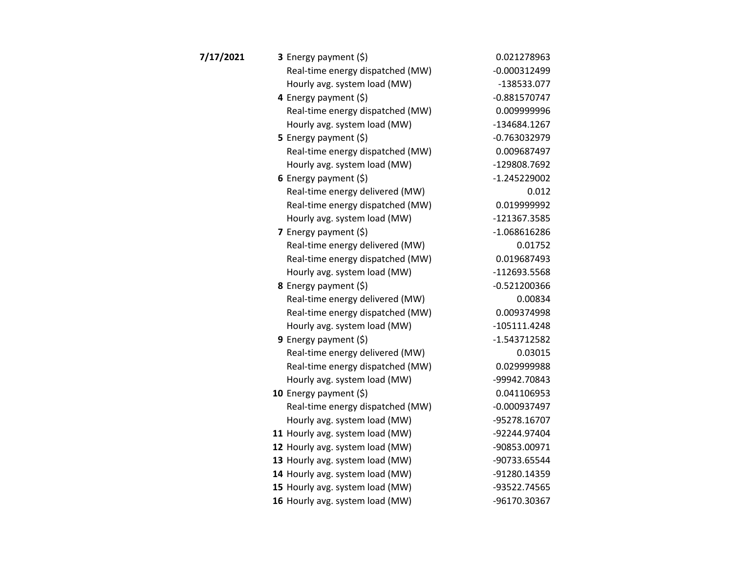| Date | Hour | Item | Value |
|---|---|---|---|
| **7/17/2021** | **3** | Energy payment ($) | 0.021278963 |
| | | Real-time energy dispatched (MW) | -0.000312499 |
| | | Hourly avg. system load (MW) | -138533.077 |
| | **4** | Energy payment ($) | -0.881570747 |
| | | Real-time energy dispatched (MW) | 0.009999996 |
| | | Hourly avg. system load (MW) | -134684.1267 |
| | **5** | Energy payment ($) | -0.763032979 |
| | | Real-time energy dispatched (MW) | 0.009687497 |
| | | Hourly avg. system load (MW) | -129808.7692 |
| | **6** | Energy payment ($) | -1.245229002 |
| | | Real-time energy delivered (MW) | 0.012 |
| | | Real-time energy dispatched (MW) | 0.019999992 |
| | | Hourly avg. system load (MW) | -121367.3585 |
| | **7** | Energy payment ($) | -1.068616286 |
| | | Real-time energy delivered (MW) | 0.01752 |
| | | Real-time energy dispatched (MW) | 0.019687493 |
| | | Hourly avg. system load (MW) | -112693.5568 |
| | **8** | Energy payment ($) | -0.521200366 |
| | | Real-time energy delivered (MW) | 0.00834 |
| | | Real-time energy dispatched (MW) | 0.009374998 |
| | | Hourly avg. system load (MW) | -105111.4248 |
| | **9** | Energy payment ($) | -1.543712582 |
| | | Real-time energy delivered (MW) | 0.03015 |
| | | Real-time energy dispatched (MW) | 0.029999988 |
| | | Hourly avg. system load (MW) | -99942.70843 |
| | **10** | Energy payment ($) | 0.041106953 |
| | | Real-time energy dispatched (MW) | -0.000937497 |
| | | Hourly avg. system load (MW) | -95278.16707 |
| | **11** | Hourly avg. system load (MW) | -92244.97404 |
| | **12** | Hourly avg. system load (MW) | -90853.00971 |
| | **13** | Hourly avg. system load (MW) | -90733.65544 |
| | **14** | Hourly avg. system load (MW) | -91280.14359 |
| | **15** | Hourly avg. system load (MW) | -93522.74565 |
| | **16** | Hourly avg. system load (MW) | -96170.30367 |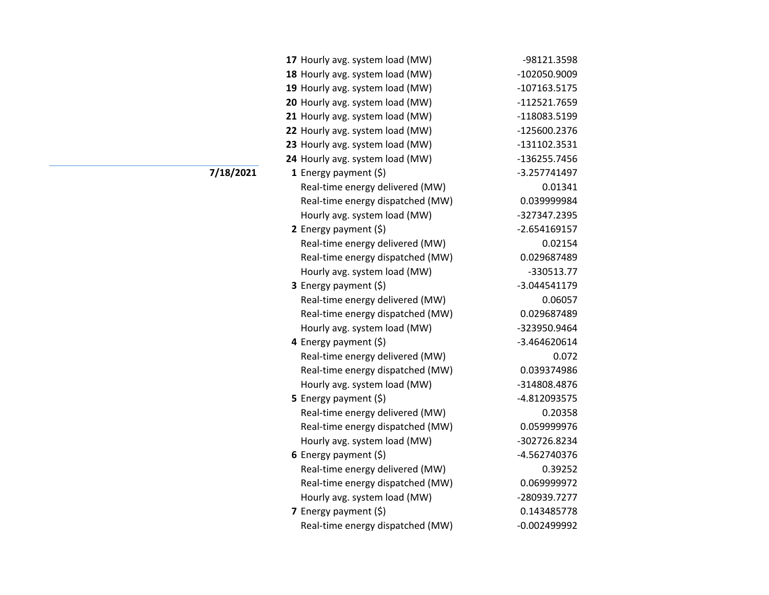| Date | Hour | Item | Value |
|---|---|---|---|
| | 17 | Hourly avg. system load (MW) | -98121.3598 |
| | 18 | Hourly avg. system load (MW) | -102050.9009 |
| | 19 | Hourly avg. system load (MW) | -107163.5175 |
| | 20 | Hourly avg. system load (MW) | -112521.7659 |
| | 21 | Hourly avg. system load (MW) | -118083.5199 |
| | 22 | Hourly avg. system load (MW) | -125600.2376 |
| | 23 | Hourly avg. system load (MW) | -131102.3531 |
| | 24 | Hourly avg. system load (MW) | -136255.7456 |
| **7/18/2021** | 1 | Energy payment ($) | -3.257741497 |
| | | Real-time energy delivered (MW) | 0.01341 |
| | | Real-time energy dispatched (MW) | 0.039999984 |
| | | Hourly avg. system load (MW) | -327347.2395 |
| | 2 | Energy payment ($) | -2.654169157 |
| | | Real-time energy delivered (MW) | 0.02154 |
| | | Real-time energy dispatched (MW) | 0.029687489 |
| | | Hourly avg. system load (MW) | -330513.77 |
| | 3 | Energy payment ($) | -3.044541179 |
| | | Real-time energy delivered (MW) | 0.06057 |
| | | Real-time energy dispatched (MW) | 0.029687489 |
| | | Hourly avg. system load (MW) | -323950.9464 |
| | 4 | Energy payment ($) | -3.464620614 |
| | | Real-time energy delivered (MW) | 0.072 |
| | | Real-time energy dispatched (MW) | 0.039374986 |
| | | Hourly avg. system load (MW) | -314808.4876 |
| | 5 | Energy payment ($) | -4.812093575 |
| | | Real-time energy delivered (MW) | 0.20358 |
| | | Real-time energy dispatched (MW) | 0.059999976 |
| | | Hourly avg. system load (MW) | -302726.8234 |
| | 6 | Energy payment ($) | -4.562740376 |
| | | Real-time energy delivered (MW) | 0.39252 |
| | | Real-time energy dispatched (MW) | 0.069999972 |
| | | Hourly avg. system load (MW) | -280939.7277 |
| | 7 | Energy payment ($) | 0.143485778 |
| | | Real-time energy dispatched (MW) | -0.002499992 |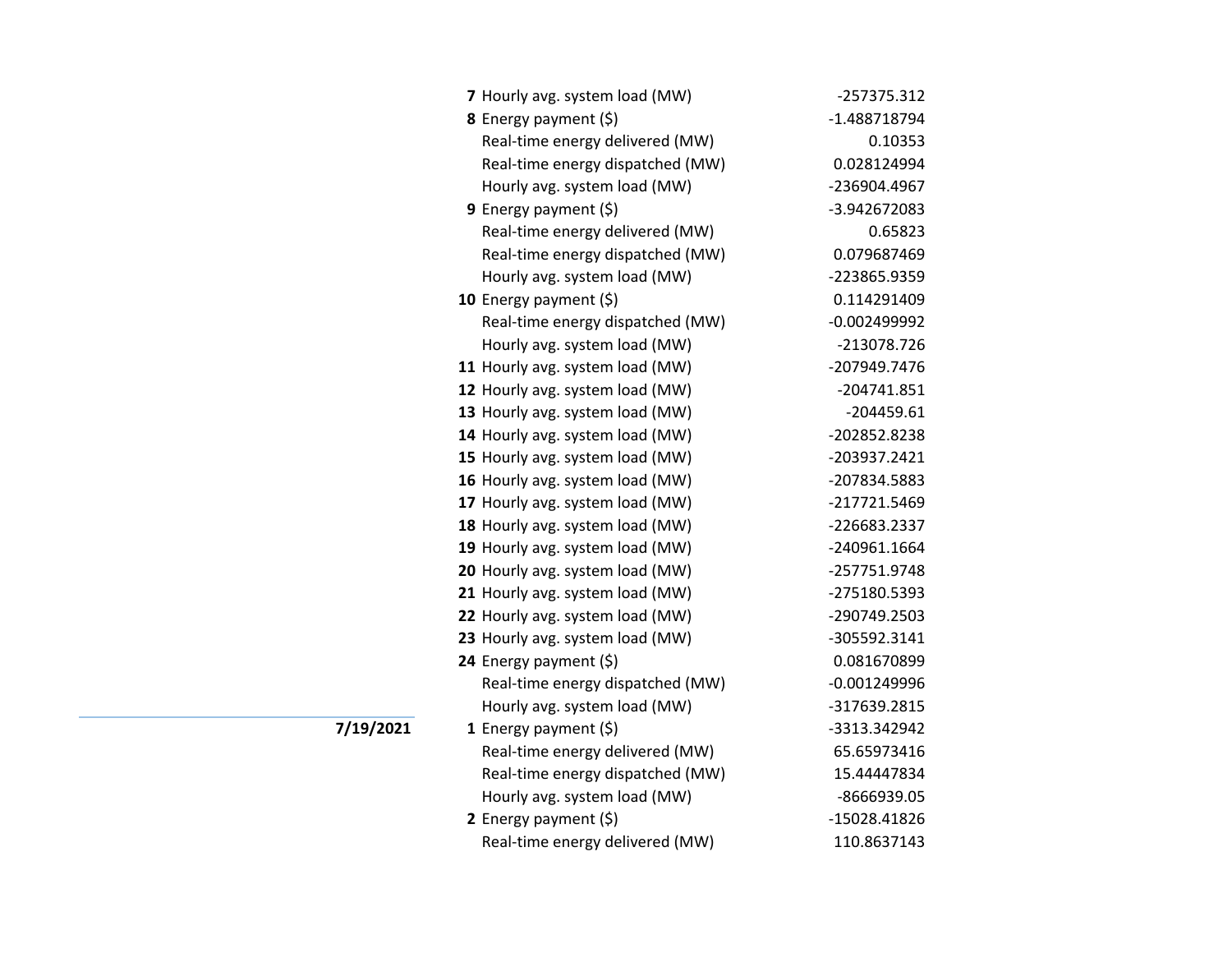| Date | Hour | Metric | Value |
|---|---|---|---|
| | **7** | Hourly avg. system load (MW) | -257375.312 |
| | **8** | Energy payment ($) | -1.488718794 |
| | | Real-time energy delivered (MW) | 0.10353 |
| | | Real-time energy dispatched (MW) | 0.028124994 |
| | | Hourly avg. system load (MW) | -236904.4967 |
| | **9** | Energy payment ($) | -3.942672083 |
| | | Real-time energy delivered (MW) | 0.65823 |
| | | Real-time energy dispatched (MW) | 0.079687469 |
| | | Hourly avg. system load (MW) | -223865.9359 |
| | **10** | Energy payment ($) | 0.114291409 |
| | | Real-time energy dispatched (MW) | -0.002499992 |
| | | Hourly avg. system load (MW) | -213078.726 |
| | **11** | Hourly avg. system load (MW) | -207949.7476 |
| | **12** | Hourly avg. system load (MW) | -204741.851 |
| | **13** | Hourly avg. system load (MW) | -204459.61 |
| | **14** | Hourly avg. system load (MW) | -202852.8238 |
| | **15** | Hourly avg. system load (MW) | -203937.2421 |
| | **16** | Hourly avg. system load (MW) | -207834.5883 |
| | **17** | Hourly avg. system load (MW) | -217721.5469 |
| | **18** | Hourly avg. system load (MW) | -226683.2337 |
| | **19** | Hourly avg. system load (MW) | -240961.1664 |
| | **20** | Hourly avg. system load (MW) | -257751.9748 |
| | **21** | Hourly avg. system load (MW) | -275180.5393 |
| | **22** | Hourly avg. system load (MW) | -290749.2503 |
| | **23** | Hourly avg. system load (MW) | -305592.3141 |
| | **24** | Energy payment ($) | 0.081670899 |
| | | Real-time energy dispatched (MW) | -0.001249996 |
| | | Hourly avg. system load (MW) | -317639.2815 |
| **7/19/2021** | **1** | Energy payment ($) | -3313.342942 |
| | | Real-time energy delivered (MW) | 65.65973416 |
| | | Real-time energy dispatched (MW) | 15.44447834 |
| | | Hourly avg. system load (MW) | -8666939.05 |
| | **2** | Energy payment ($) | -15028.41826 |
| | | Real-time energy delivered (MW) | 110.8637143 |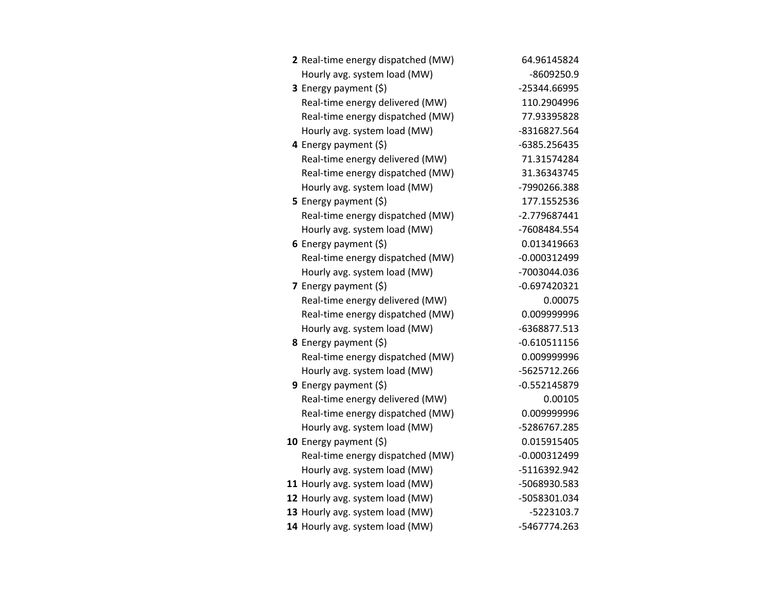| | | |
|---|---|---|
| **2** | Real-time energy dispatched (MW) | 64.96145824 |
| | Hourly avg. system load (MW) | -8609250.9 |
| **3** | Energy payment ($) | -25344.66995 |
| | Real-time energy delivered (MW) | 110.2904996 |
| | Real-time energy dispatched (MW) | 77.93395828 |
| | Hourly avg. system load (MW) | -8316827.564 |
| **4** | Energy payment ($) | -6385.256435 |
| | Real-time energy delivered (MW) | 71.31574284 |
| | Real-time energy dispatched (MW) | 31.36343745 |
| | Hourly avg. system load (MW) | -7990266.388 |
| **5** | Energy payment ($) | 177.1552536 |
| | Real-time energy dispatched (MW) | -2.779687441 |
| | Hourly avg. system load (MW) | -7608484.554 |
| **6** | Energy payment ($) | 0.013419663 |
| | Real-time energy dispatched (MW) | -0.000312499 |
| | Hourly avg. system load (MW) | -7003044.036 |
| **7** | Energy payment ($) | -0.697420321 |
| | Real-time energy delivered (MW) | 0.00075 |
| | Real-time energy dispatched (MW) | 0.009999996 |
| | Hourly avg. system load (MW) | -6368877.513 |
| **8** | Energy payment ($) | -0.610511156 |
| | Real-time energy dispatched (MW) | 0.009999996 |
| | Hourly avg. system load (MW) | -5625712.266 |
| **9** | Energy payment ($) | -0.552145879 |
| | Real-time energy delivered (MW) | 0.00105 |
| | Real-time energy dispatched (MW) | 0.009999996 |
| | Hourly avg. system load (MW) | -5286767.285 |
| **10** | Energy payment ($) | 0.015915405 |
| | Real-time energy dispatched (MW) | -0.000312499 |
| | Hourly avg. system load (MW) | -5116392.942 |
| **11** | Hourly avg. system load (MW) | -5068930.583 |
| **12** | Hourly avg. system load (MW) | -5058301.034 |
| **13** | Hourly avg. system load (MW) | -5223103.7 |
| **14** | Hourly avg. system load (MW) | -5467774.263 |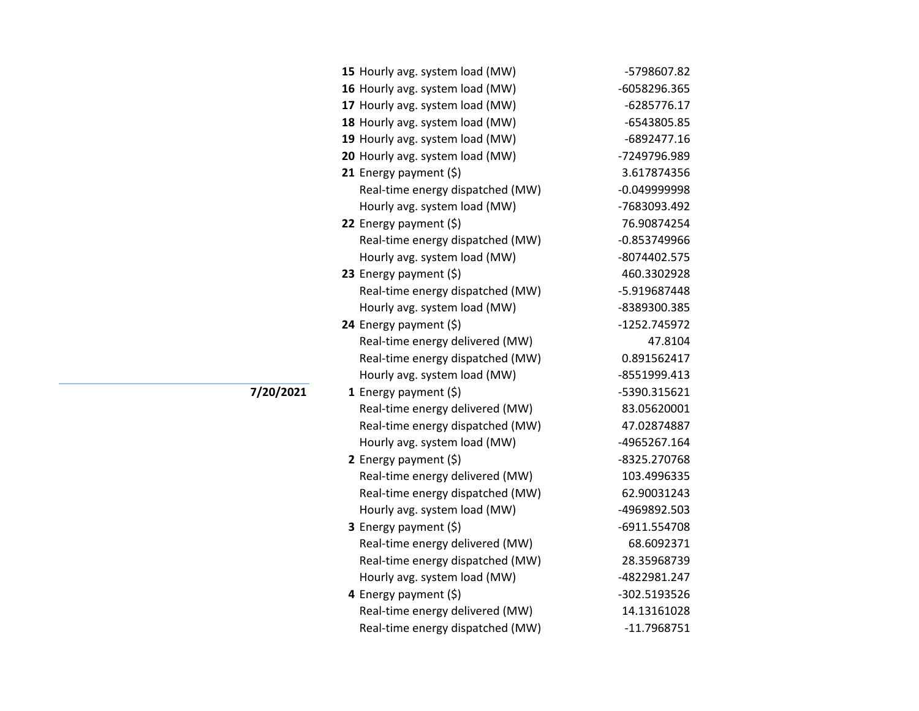| Date | Hour | Metric | Value |
|---|---|---|---|
| | **15** | Hourly avg. system load (MW) | -5798607.82 |
| | **16** | Hourly avg. system load (MW) | -6058296.365 |
| | **17** | Hourly avg. system load (MW) | -6285776.17 |
| | **18** | Hourly avg. system load (MW) | -6543805.85 |
| | **19** | Hourly avg. system load (MW) | -6892477.16 |
| | **20** | Hourly avg. system load (MW) | -7249796.989 |
| | **21** | Energy payment ($) | 3.617874356 |
| | | Real-time energy dispatched (MW) | -0.049999998 |
| | | Hourly avg. system load (MW) | -7683093.492 |
| | **22** | Energy payment ($) | 76.90874254 |
| | | Real-time energy dispatched (MW) | -0.853749966 |
| | | Hourly avg. system load (MW) | -8074402.575 |
| | **23** | Energy payment ($) | 460.3302928 |
| | | Real-time energy dispatched (MW) | -5.919687448 |
| | | Hourly avg. system load (MW) | -8389300.385 |
| | **24** | Energy payment ($) | -1252.745972 |
| | | Real-time energy delivered (MW) | 47.8104 |
| | | Real-time energy dispatched (MW) | 0.891562417 |
| | | Hourly avg. system load (MW) | -8551999.413 |
| **7/20/2021** | **1** | Energy payment ($) | -5390.315621 |
| | | Real-time energy delivered (MW) | 83.05620001 |
| | | Real-time energy dispatched (MW) | 47.02874887 |
| | | Hourly avg. system load (MW) | -4965267.164 |
| | **2** | Energy payment ($) | -8325.270768 |
| | | Real-time energy delivered (MW) | 103.4996335 |
| | | Real-time energy dispatched (MW) | 62.90031243 |
| | | Hourly avg. system load (MW) | -4969892.503 |
| | **3** | Energy payment ($) | -6911.554708 |
| | | Real-time energy delivered (MW) | 68.6092371 |
| | | Real-time energy dispatched (MW) | 28.35968739 |
| | | Hourly avg. system load (MW) | -4822981.247 |
| | **4** | Energy payment ($) | -302.5193526 |
| | | Real-time energy delivered (MW) | 14.13161028 |
| | | Real-time energy dispatched (MW) | -11.7968751 |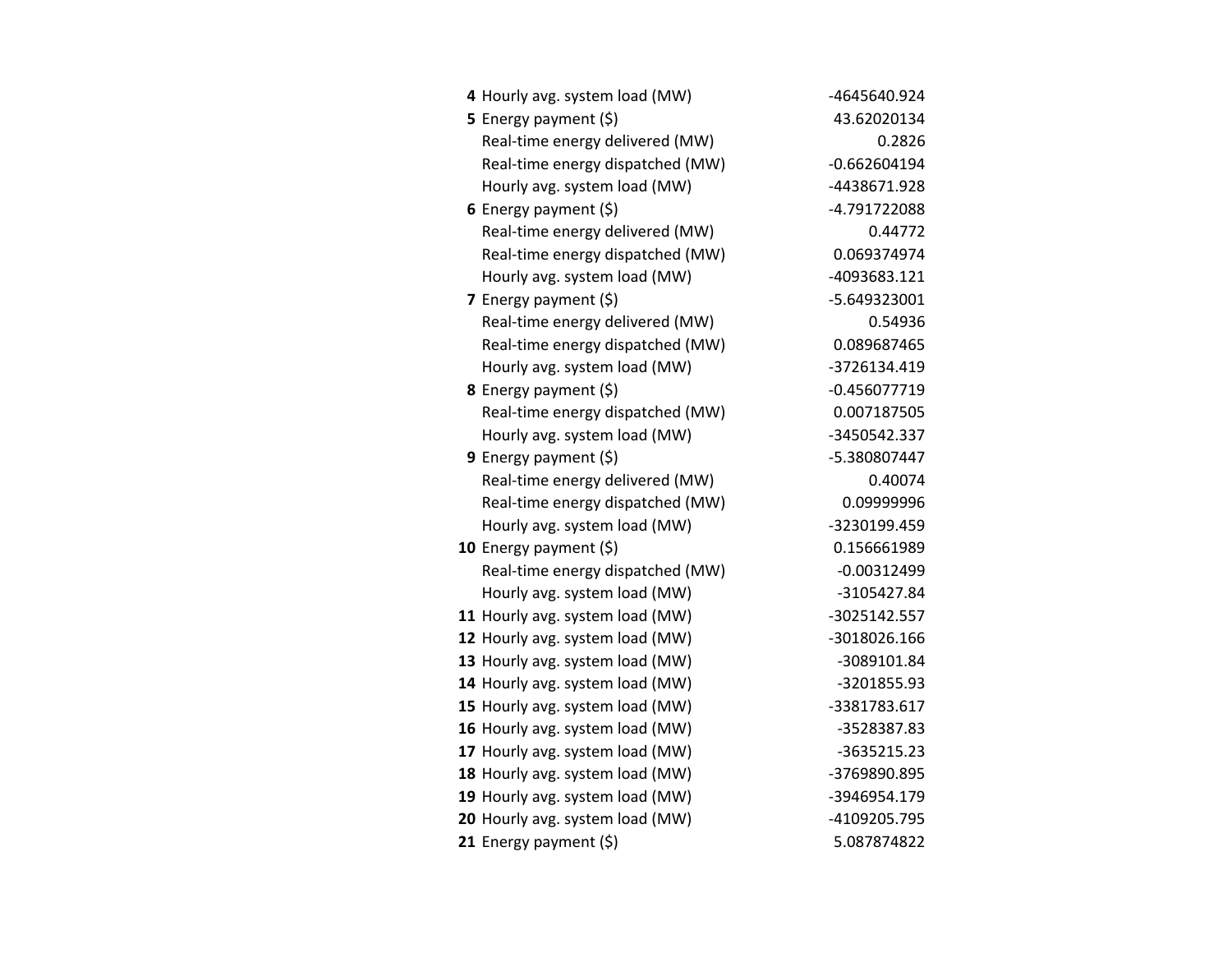| | | |
|---|---|---|
| **4** | Hourly avg. system load (MW) | -4645640.924 |
| **5** | Energy payment ($) | 43.62020134 |
| | Real-time energy delivered (MW) | 0.2826 |
| | Real-time energy dispatched (MW) | -0.662604194 |
| | Hourly avg. system load (MW) | -4438671.928 |
| **6** | Energy payment ($) | -4.791722088 |
| | Real-time energy delivered (MW) | 0.44772 |
| | Real-time energy dispatched (MW) | 0.069374974 |
| | Hourly avg. system load (MW) | -4093683.121 |
| **7** | Energy payment ($) | -5.649323001 |
| | Real-time energy delivered (MW) | 0.54936 |
| | Real-time energy dispatched (MW) | 0.089687465 |
| | Hourly avg. system load (MW) | -3726134.419 |
| **8** | Energy payment ($) | -0.456077719 |
| | Real-time energy dispatched (MW) | 0.007187505 |
| | Hourly avg. system load (MW) | -3450542.337 |
| **9** | Energy payment ($) | -5.380807447 |
| | Real-time energy delivered (MW) | 0.40074 |
| | Real-time energy dispatched (MW) | 0.09999996 |
| | Hourly avg. system load (MW) | -3230199.459 |
| **10** | Energy payment ($) | 0.156661989 |
| | Real-time energy dispatched (MW) | -0.00312499 |
| | Hourly avg. system load (MW) | -3105427.84 |
| **11** | Hourly avg. system load (MW) | -3025142.557 |
| **12** | Hourly avg. system load (MW) | -3018026.166 |
| **13** | Hourly avg. system load (MW) | -3089101.84 |
| **14** | Hourly avg. system load (MW) | -3201855.93 |
| **15** | Hourly avg. system load (MW) | -3381783.617 |
| **16** | Hourly avg. system load (MW) | -3528387.83 |
| **17** | Hourly avg. system load (MW) | -3635215.23 |
| **18** | Hourly avg. system load (MW) | -3769890.895 |
| **19** | Hourly avg. system load (MW) | -3946954.179 |
| **20** | Hourly avg. system load (MW) | -4109205.795 |
| **21** | Energy payment ($) | 5.087874822 |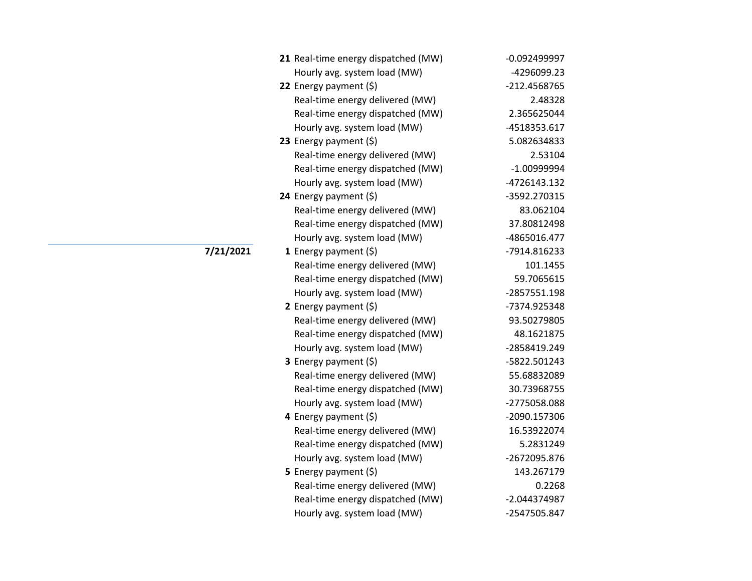| Date | Hour | Metric | Value |
|---|---|---|---|
| | **21** | Real-time energy dispatched (MW) | -0.092499997 |
| | | Hourly avg. system load (MW) | -4296099.23 |
| | **22** | Energy payment ($) | -212.4568765 |
| | | Real-time energy delivered (MW) | 2.48328 |
| | | Real-time energy dispatched (MW) | 2.365625044 |
| | | Hourly avg. system load (MW) | -4518353.617 |
| | **23** | Energy payment ($) | 5.082634833 |
| | | Real-time energy delivered (MW) | 2.53104 |
| | | Real-time energy dispatched (MW) | -1.00999994 |
| | | Hourly avg. system load (MW) | -4726143.132 |
| | **24** | Energy payment ($) | -3592.270315 |
| | | Real-time energy delivered (MW) | 83.062104 |
| | | Real-time energy dispatched (MW) | 37.80812498 |
| | | Hourly avg. system load (MW) | -4865016.477 |
| **7/21/2021** | **1** | Energy payment ($) | -7914.816233 |
| | | Real-time energy delivered (MW) | 101.1455 |
| | | Real-time energy dispatched (MW) | 59.7065615 |
| | | Hourly avg. system load (MW) | -2857551.198 |
| | **2** | Energy payment ($) | -7374.925348 |
| | | Real-time energy delivered (MW) | 93.50279805 |
| | | Real-time energy dispatched (MW) | 48.1621875 |
| | | Hourly avg. system load (MW) | -2858419.249 |
| | **3** | Energy payment ($) | -5822.501243 |
| | | Real-time energy delivered (MW) | 55.68832089 |
| | | Real-time energy dispatched (MW) | 30.73968755 |
| | | Hourly avg. system load (MW) | -2775058.088 |
| | **4** | Energy payment ($) | -2090.157306 |
| | | Real-time energy delivered (MW) | 16.53922074 |
| | | Real-time energy dispatched (MW) | 5.2831249 |
| | | Hourly avg. system load (MW) | -2672095.876 |
| | **5** | Energy payment ($) | 143.267179 |
| | | Real-time energy delivered (MW) | 0.2268 |
| | | Real-time energy dispatched (MW) | -2.044374987 |
| | | Hourly avg. system load (MW) | -2547505.847 |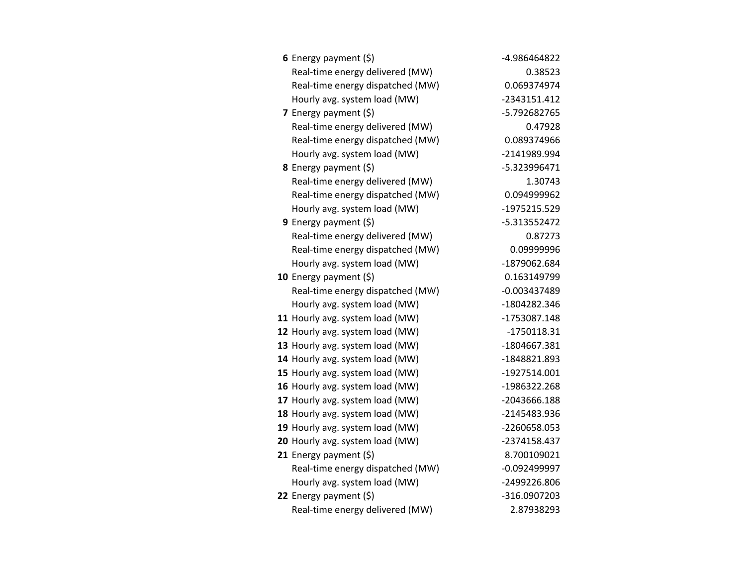| | | |
|---|---|---|
| **6** | Energy payment ($) | -4.986464822 |
| | Real-time energy delivered (MW) | 0.38523 |
| | Real-time energy dispatched (MW) | 0.069374974 |
| | Hourly avg. system load (MW) | -2343151.412 |
| **7** | Energy payment ($) | -5.792682765 |
| | Real-time energy delivered (MW) | 0.47928 |
| | Real-time energy dispatched (MW) | 0.089374966 |
| | Hourly avg. system load (MW) | -2141989.994 |
| **8** | Energy payment ($) | -5.323996471 |
| | Real-time energy delivered (MW) | 1.30743 |
| | Real-time energy dispatched (MW) | 0.094999962 |
| | Hourly avg. system load (MW) | -1975215.529 |
| **9** | Energy payment ($) | -5.313552472 |
| | Real-time energy delivered (MW) | 0.87273 |
| | Real-time energy dispatched (MW) | 0.09999996 |
| | Hourly avg. system load (MW) | -1879062.684 |
| **10** | Energy payment ($) | 0.163149799 |
| | Real-time energy dispatched (MW) | -0.003437489 |
| | Hourly avg. system load (MW) | -1804282.346 |
| **11** | Hourly avg. system load (MW) | -1753087.148 |
| **12** | Hourly avg. system load (MW) | -1750118.31 |
| **13** | Hourly avg. system load (MW) | -1804667.381 |
| **14** | Hourly avg. system load (MW) | -1848821.893 |
| **15** | Hourly avg. system load (MW) | -1927514.001 |
| **16** | Hourly avg. system load (MW) | -1986322.268 |
| **17** | Hourly avg. system load (MW) | -2043666.188 |
| **18** | Hourly avg. system load (MW) | -2145483.936 |
| **19** | Hourly avg. system load (MW) | -2260658.053 |
| **20** | Hourly avg. system load (MW) | -2374158.437 |
| **21** | Energy payment ($) | 8.700109021 |
| | Real-time energy dispatched (MW) | -0.092499997 |
| | Hourly avg. system load (MW) | -2499226.806 |
| **22** | Energy payment ($) | -316.0907203 |
| | Real-time energy delivered (MW) | 2.87938293 |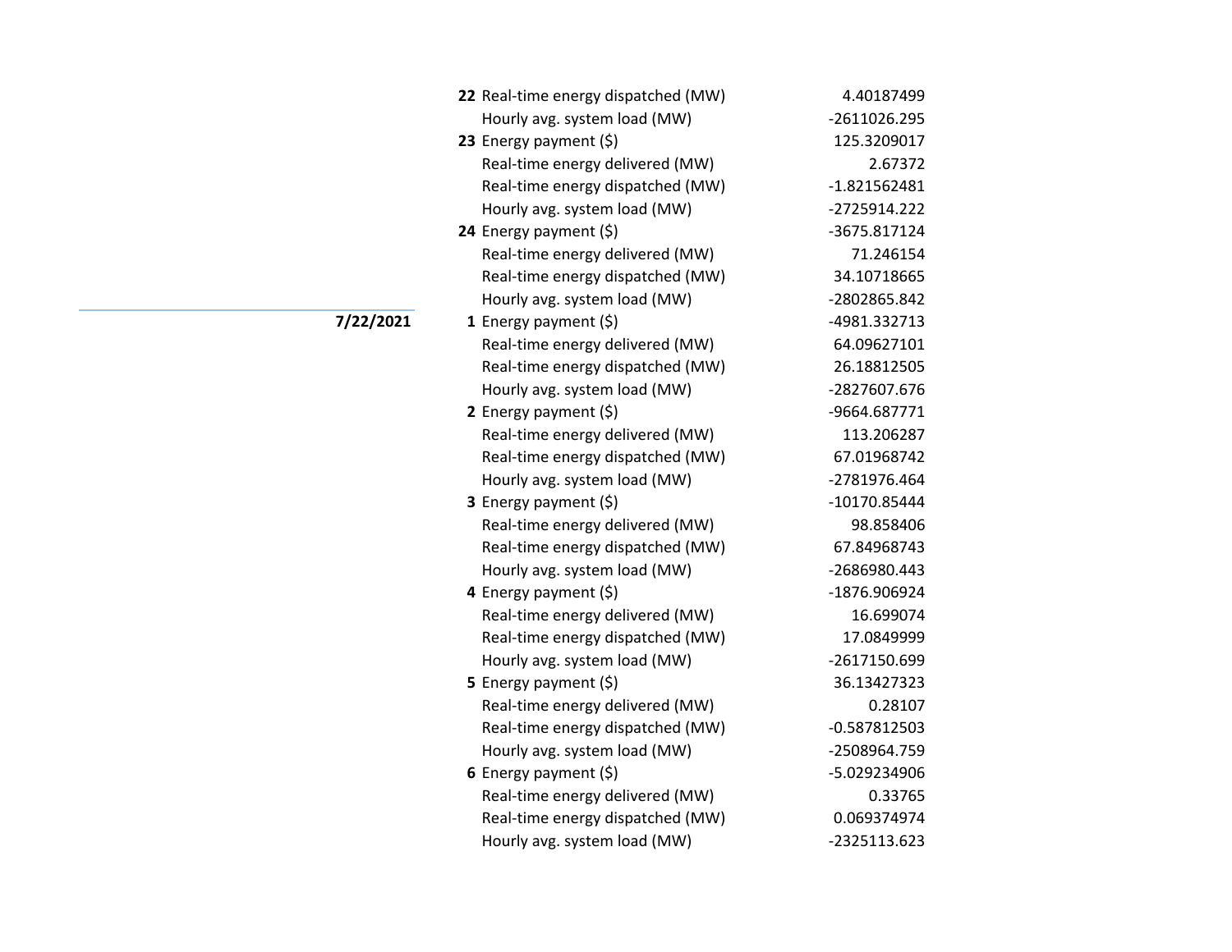| Date | Hour | Metric | Value |
|---|---|---|---|
| | **22** | Real-time energy dispatched (MW) | 4.40187499 |
| | | Hourly avg. system load (MW) | -2611026.295 |
| | **23** | Energy payment ($) | 125.3209017 |
| | | Real-time energy delivered (MW) | 2.67372 |
| | | Real-time energy dispatched (MW) | -1.821562481 |
| | | Hourly avg. system load (MW) | -2725914.222 |
| | **24** | Energy payment ($) | -3675.817124 |
| | | Real-time energy delivered (MW) | 71.246154 |
| | | Real-time energy dispatched (MW) | 34.10718665 |
| | | Hourly avg. system load (MW) | -2802865.842 |
| **7/22/2021** | **1** | Energy payment ($) | -4981.332713 |
| | | Real-time energy delivered (MW) | 64.09627101 |
| | | Real-time energy dispatched (MW) | 26.18812505 |
| | | Hourly avg. system load (MW) | -2827607.676 |
| | **2** | Energy payment ($) | -9664.687771 |
| | | Real-time energy delivered (MW) | 113.206287 |
| | | Real-time energy dispatched (MW) | 67.01968742 |
| | | Hourly avg. system load (MW) | -2781976.464 |
| | **3** | Energy payment ($) | -10170.85444 |
| | | Real-time energy delivered (MW) | 98.858406 |
| | | Real-time energy dispatched (MW) | 67.84968743 |
| | | Hourly avg. system load (MW) | -2686980.443 |
| | **4** | Energy payment ($) | -1876.906924 |
| | | Real-time energy delivered (MW) | 16.699074 |
| | | Real-time energy dispatched (MW) | 17.0849999 |
| | | Hourly avg. system load (MW) | -2617150.699 |
| | **5** | Energy payment ($) | 36.13427323 |
| | | Real-time energy delivered (MW) | 0.28107 |
| | | Real-time energy dispatched (MW) | -0.587812503 |
| | | Hourly avg. system load (MW) | -2508964.759 |
| | **6** | Energy payment ($) | -5.029234906 |
| | | Real-time energy delivered (MW) | 0.33765 |
| | | Real-time energy dispatched (MW) | 0.069374974 |
| | | Hourly avg. system load (MW) | -2325113.623 |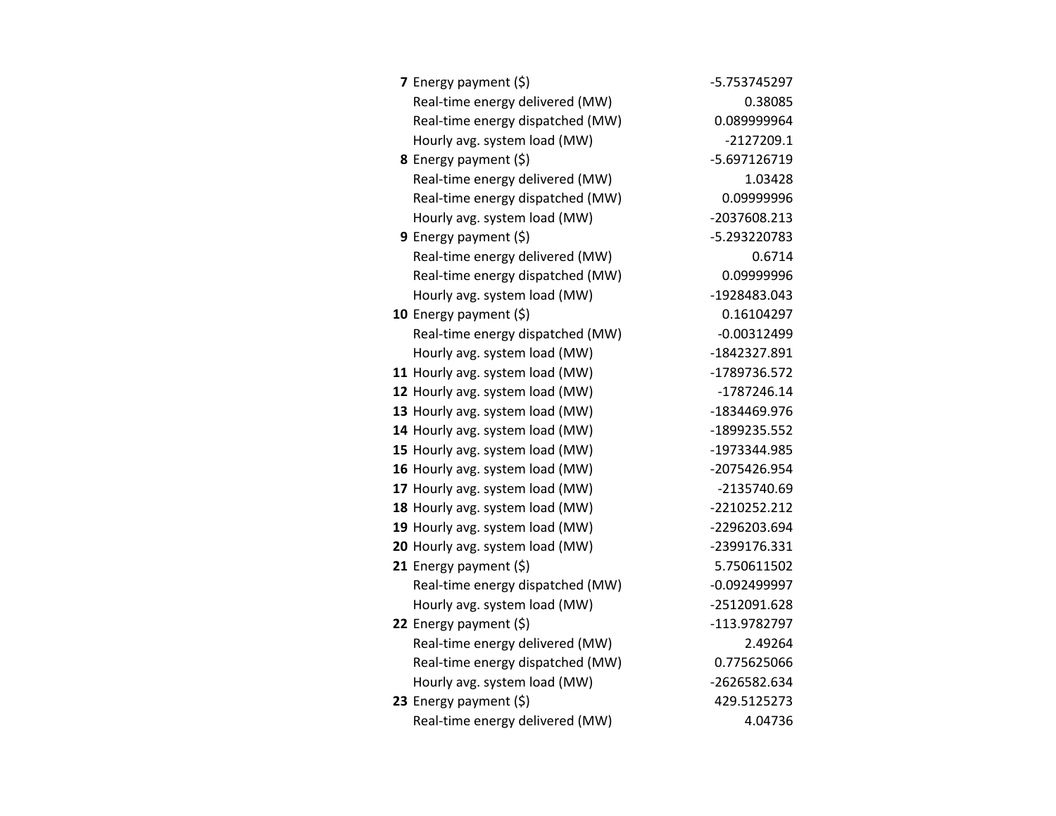| | | |
|---|---|---|
| **7** | Energy payment ($) | -5.753745297 |
| | Real-time energy delivered (MW) | 0.38085 |
| | Real-time energy dispatched (MW) | 0.089999964 |
| | Hourly avg. system load (MW) | -2127209.1 |
| **8** | Energy payment ($) | -5.697126719 |
| | Real-time energy delivered (MW) | 1.03428 |
| | Real-time energy dispatched (MW) | 0.09999996 |
| | Hourly avg. system load (MW) | -2037608.213 |
| **9** | Energy payment ($) | -5.293220783 |
| | Real-time energy delivered (MW) | 0.6714 |
| | Real-time energy dispatched (MW) | 0.09999996 |
| | Hourly avg. system load (MW) | -1928483.043 |
| **10** | Energy payment ($) | 0.16104297 |
| | Real-time energy dispatched (MW) | -0.00312499 |
| | Hourly avg. system load (MW) | -1842327.891 |
| **11** | Hourly avg. system load (MW) | -1789736.572 |
| **12** | Hourly avg. system load (MW) | -1787246.14 |
| **13** | Hourly avg. system load (MW) | -1834469.976 |
| **14** | Hourly avg. system load (MW) | -1899235.552 |
| **15** | Hourly avg. system load (MW) | -1973344.985 |
| **16** | Hourly avg. system load (MW) | -2075426.954 |
| **17** | Hourly avg. system load (MW) | -2135740.69 |
| **18** | Hourly avg. system load (MW) | -2210252.212 |
| **19** | Hourly avg. system load (MW) | -2296203.694 |
| **20** | Hourly avg. system load (MW) | -2399176.331 |
| **21** | Energy payment ($) | 5.750611502 |
| | Real-time energy dispatched (MW) | -0.092499997 |
| | Hourly avg. system load (MW) | -2512091.628 |
| **22** | Energy payment ($) | -113.9782797 |
| | Real-time energy delivered (MW) | 2.49264 |
| | Real-time energy dispatched (MW) | 0.775625066 |
| | Hourly avg. system load (MW) | -2626582.634 |
| **23** | Energy payment ($) | 429.5125273 |
| | Real-time energy delivered (MW) | 4.04736 |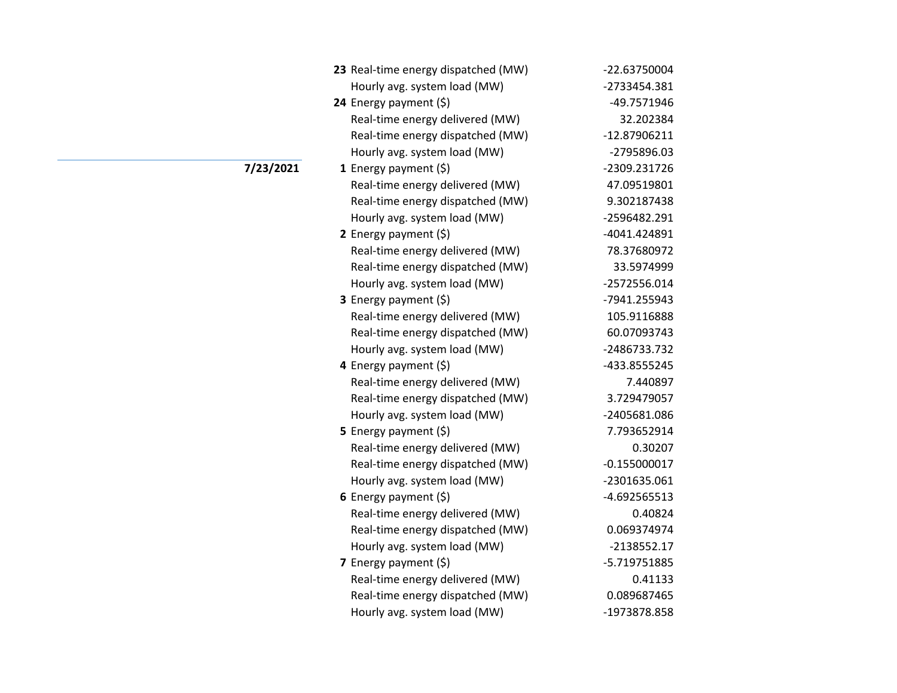| Date | Hour | Metric | Value |
|---|---|---|---|
| | **23** | Real-time energy dispatched (MW) | -22.63750004 |
| | | Hourly avg. system load (MW) | -2733454.381 |
| | **24** | Energy payment ($) | -49.7571946 |
| | | Real-time energy delivered (MW) | 32.202384 |
| | | Real-time energy dispatched (MW) | -12.87906211 |
| | | Hourly avg. system load (MW) | -2795896.03 |
| **7/23/2021** | **1** | Energy payment ($) | -2309.231726 |
| | | Real-time energy delivered (MW) | 47.09519801 |
| | | Real-time energy dispatched (MW) | 9.302187438 |
| | | Hourly avg. system load (MW) | -2596482.291 |
| | **2** | Energy payment ($) | -4041.424891 |
| | | Real-time energy delivered (MW) | 78.37680972 |
| | | Real-time energy dispatched (MW) | 33.5974999 |
| | | Hourly avg. system load (MW) | -2572556.014 |
| | **3** | Energy payment ($) | -7941.255943 |
| | | Real-time energy delivered (MW) | 105.9116888 |
| | | Real-time energy dispatched (MW) | 60.07093743 |
| | | Hourly avg. system load (MW) | -2486733.732 |
| | **4** | Energy payment ($) | -433.8555245 |
| | | Real-time energy delivered (MW) | 7.440897 |
| | | Real-time energy dispatched (MW) | 3.729479057 |
| | | Hourly avg. system load (MW) | -2405681.086 |
| | **5** | Energy payment ($) | 7.793652914 |
| | | Real-time energy delivered (MW) | 0.30207 |
| | | Real-time energy dispatched (MW) | -0.155000017 |
| | | Hourly avg. system load (MW) | -2301635.061 |
| | **6** | Energy payment ($) | -4.692565513 |
| | | Real-time energy delivered (MW) | 0.40824 |
| | | Real-time energy dispatched (MW) | 0.069374974 |
| | | Hourly avg. system load (MW) | -2138552.17 |
| | **7** | Energy payment ($) | -5.719751885 |
| | | Real-time energy delivered (MW) | 0.41133 |
| | | Real-time energy dispatched (MW) | 0.089687465 |
| | | Hourly avg. system load (MW) | -1973878.858 |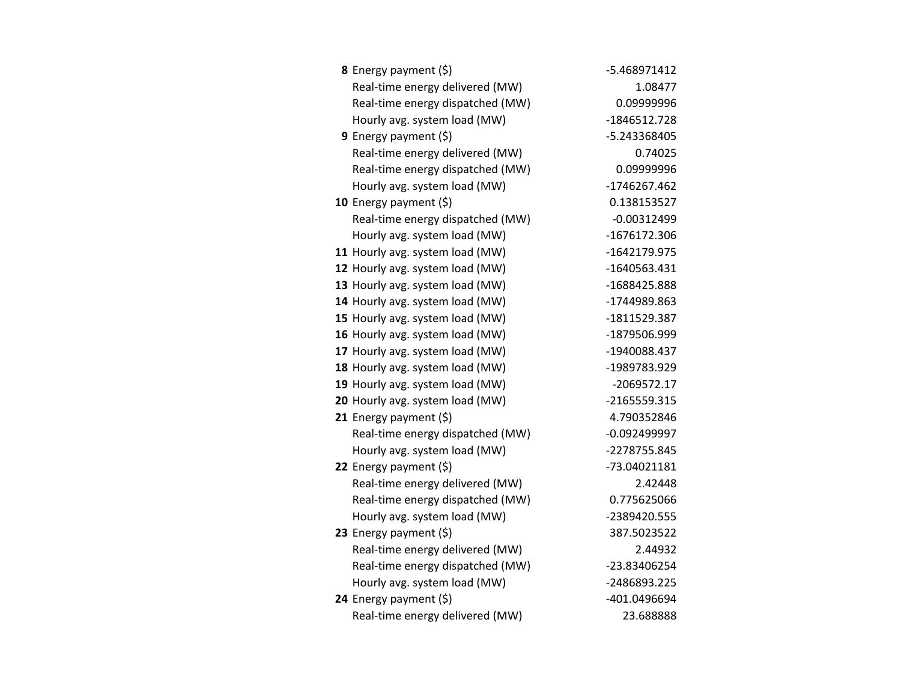| | | |
|---|---|---|
| **8** | Energy payment ($) | -5.468971412 |
| | Real-time energy delivered (MW) | 1.08477 |
| | Real-time energy dispatched (MW) | 0.09999996 |
| | Hourly avg. system load (MW) | -1846512.728 |
| **9** | Energy payment ($) | -5.243368405 |
| | Real-time energy delivered (MW) | 0.74025 |
| | Real-time energy dispatched (MW) | 0.09999996 |
| | Hourly avg. system load (MW) | -1746267.462 |
| **10** | Energy payment ($) | 0.138153527 |
| | Real-time energy dispatched (MW) | -0.00312499 |
| | Hourly avg. system load (MW) | -1676172.306 |
| **11** | Hourly avg. system load (MW) | -1642179.975 |
| **12** | Hourly avg. system load (MW) | -1640563.431 |
| **13** | Hourly avg. system load (MW) | -1688425.888 |
| **14** | Hourly avg. system load (MW) | -1744989.863 |
| **15** | Hourly avg. system load (MW) | -1811529.387 |
| **16** | Hourly avg. system load (MW) | -1879506.999 |
| **17** | Hourly avg. system load (MW) | -1940088.437 |
| **18** | Hourly avg. system load (MW) | -1989783.929 |
| **19** | Hourly avg. system load (MW) | -2069572.17 |
| **20** | Hourly avg. system load (MW) | -2165559.315 |
| **21** | Energy payment ($) | 4.790352846 |
| | Real-time energy dispatched (MW) | -0.092499997 |
| | Hourly avg. system load (MW) | -2278755.845 |
| **22** | Energy payment ($) | -73.04021181 |
| | Real-time energy delivered (MW) | 2.42448 |
| | Real-time energy dispatched (MW) | 0.775625066 |
| | Hourly avg. system load (MW) | -2389420.555 |
| **23** | Energy payment ($) | 387.5023522 |
| | Real-time energy delivered (MW) | 2.44932 |
| | Real-time energy dispatched (MW) | -23.83406254 |
| | Hourly avg. system load (MW) | -2486893.225 |
| **24** | Energy payment ($) | -401.0496694 |
| | Real-time energy delivered (MW) | 23.688888 |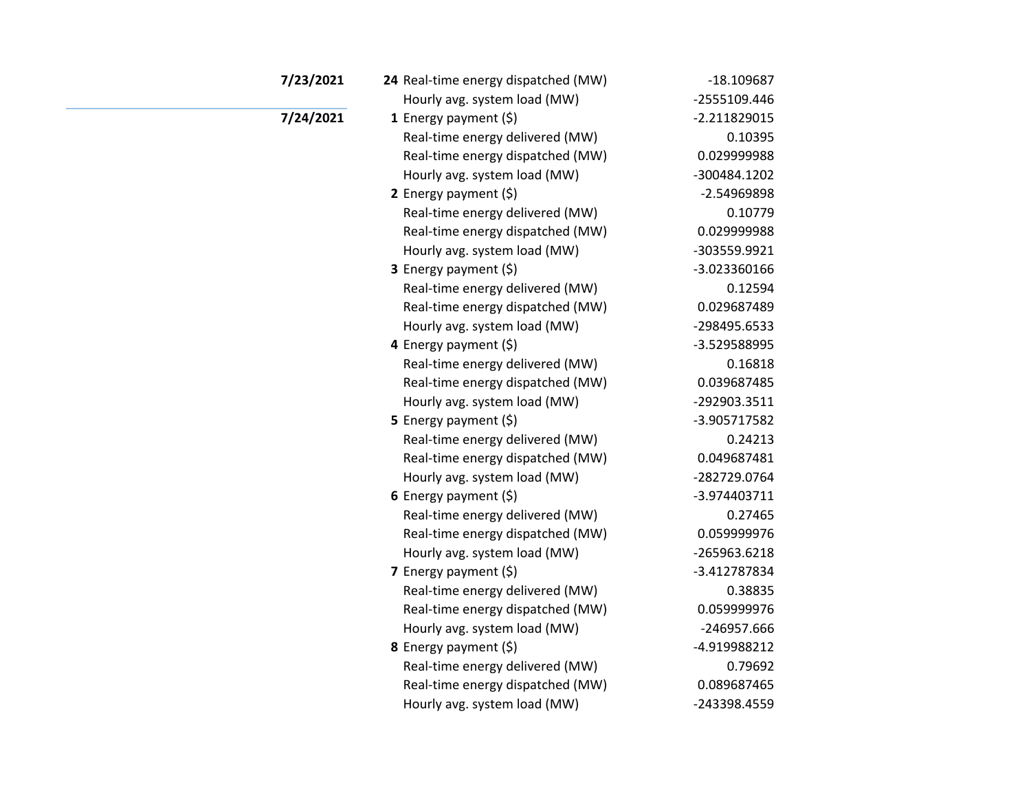| Date | Hour | Metric | Value |
|---|---|---|---|
| **7/23/2021** | **24** | Real-time energy dispatched (MW) | -18.109687 |
| | | Hourly avg. system load (MW) | -2555109.446 |
| **7/24/2021** | **1** | Energy payment ($) | -2.211829015 |
| | | Real-time energy delivered (MW) | 0.10395 |
| | | Real-time energy dispatched (MW) | 0.029999988 |
| | | Hourly avg. system load (MW) | -300484.1202 |
| | **2** | Energy payment ($) | -2.54969898 |
| | | Real-time energy delivered (MW) | 0.10779 |
| | | Real-time energy dispatched (MW) | 0.029999988 |
| | | Hourly avg. system load (MW) | -303559.9921 |
| | **3** | Energy payment ($) | -3.023360166 |
| | | Real-time energy delivered (MW) | 0.12594 |
| | | Real-time energy dispatched (MW) | 0.029687489 |
| | | Hourly avg. system load (MW) | -298495.6533 |
| | **4** | Energy payment ($) | -3.529588995 |
| | | Real-time energy delivered (MW) | 0.16818 |
| | | Real-time energy dispatched (MW) | 0.039687485 |
| | | Hourly avg. system load (MW) | -292903.3511 |
| | **5** | Energy payment ($) | -3.905717582 |
| | | Real-time energy delivered (MW) | 0.24213 |
| | | Real-time energy dispatched (MW) | 0.049687481 |
| | | Hourly avg. system load (MW) | -282729.0764 |
| | **6** | Energy payment ($) | -3.974403711 |
| | | Real-time energy delivered (MW) | 0.27465 |
| | | Real-time energy dispatched (MW) | 0.059999976 |
| | | Hourly avg. system load (MW) | -265963.6218 |
| | **7** | Energy payment ($) | -3.412787834 |
| | | Real-time energy delivered (MW) | 0.38835 |
| | | Real-time energy dispatched (MW) | 0.059999976 |
| | | Hourly avg. system load (MW) | -246957.666 |
| | **8** | Energy payment ($) | -4.919988212 |
| | | Real-time energy delivered (MW) | 0.79692 |
| | | Real-time energy dispatched (MW) | 0.089687465 |
| | | Hourly avg. system load (MW) | -243398.4559 |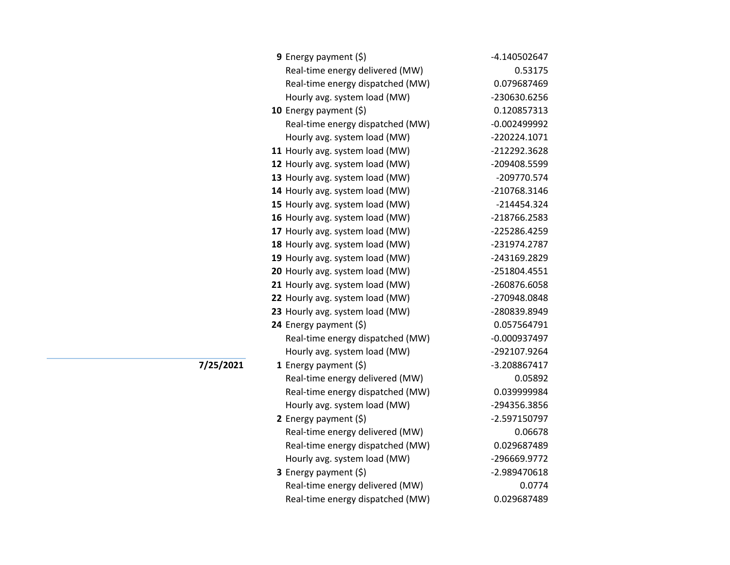| Date | Hour | Item | Value |
|---|---|---|---|
| | **9** | Energy payment ($) | -4.140502647 |
| | | Real-time energy delivered (MW) | 0.53175 |
| | | Real-time energy dispatched (MW) | 0.079687469 |
| | | Hourly avg. system load (MW) | -230630.6256 |
| | **10** | Energy payment ($) | 0.120857313 |
| | | Real-time energy dispatched (MW) | -0.002499992 |
| | | Hourly avg. system load (MW) | -220224.1071 |
| | **11** | Hourly avg. system load (MW) | -212292.3628 |
| | **12** | Hourly avg. system load (MW) | -209408.5599 |
| | **13** | Hourly avg. system load (MW) | -209770.574 |
| | **14** | Hourly avg. system load (MW) | -210768.3146 |
| | **15** | Hourly avg. system load (MW) | -214454.324 |
| | **16** | Hourly avg. system load (MW) | -218766.2583 |
| | **17** | Hourly avg. system load (MW) | -225286.4259 |
| | **18** | Hourly avg. system load (MW) | -231974.2787 |
| | **19** | Hourly avg. system load (MW) | -243169.2829 |
| | **20** | Hourly avg. system load (MW) | -251804.4551 |
| | **21** | Hourly avg. system load (MW) | -260876.6058 |
| | **22** | Hourly avg. system load (MW) | -270948.0848 |
| | **23** | Hourly avg. system load (MW) | -280839.8949 |
| | **24** | Energy payment ($) | 0.057564791 |
| | | Real-time energy dispatched (MW) | -0.000937497 |
| | | Hourly avg. system load (MW) | -292107.9264 |
| **7/25/2021** | **1** | Energy payment ($) | -3.208867417 |
| | | Real-time energy delivered (MW) | 0.05892 |
| | | Real-time energy dispatched (MW) | 0.039999984 |
| | | Hourly avg. system load (MW) | -294356.3856 |
| | **2** | Energy payment ($) | -2.597150797 |
| | | Real-time energy delivered (MW) | 0.06678 |
| | | Real-time energy dispatched (MW) | 0.029687489 |
| | | Hourly avg. system load (MW) | -296669.9772 |
| | **3** | Energy payment ($) | -2.989470618 |
| | | Real-time energy delivered (MW) | 0.0774 |
| | | Real-time energy dispatched (MW) | 0.029687489 |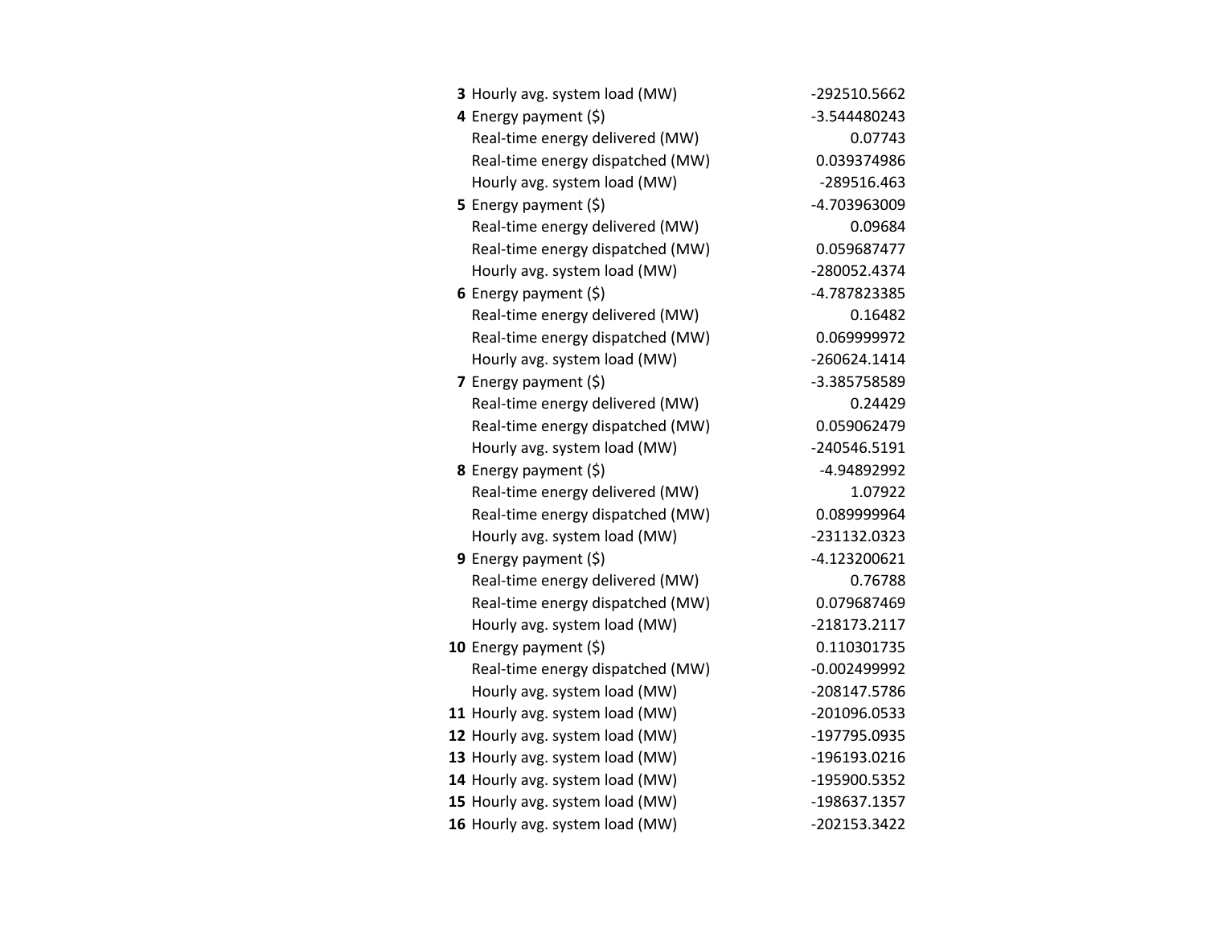| | | |
|---|---|---|
| **3** | Hourly avg. system load (MW) | -292510.5662 |
| **4** | Energy payment ($) | -3.544480243 |
| | Real-time energy delivered (MW) | 0.07743 |
| | Real-time energy dispatched (MW) | 0.039374986 |
| | Hourly avg. system load (MW) | -289516.463 |
| **5** | Energy payment ($) | -4.703963009 |
| | Real-time energy delivered (MW) | 0.09684 |
| | Real-time energy dispatched (MW) | 0.059687477 |
| | Hourly avg. system load (MW) | -280052.4374 |
| **6** | Energy payment ($) | -4.787823385 |
| | Real-time energy delivered (MW) | 0.16482 |
| | Real-time energy dispatched (MW) | 0.069999972 |
| | Hourly avg. system load (MW) | -260624.1414 |
| **7** | Energy payment ($) | -3.385758589 |
| | Real-time energy delivered (MW) | 0.24429 |
| | Real-time energy dispatched (MW) | 0.059062479 |
| | Hourly avg. system load (MW) | -240546.5191 |
| **8** | Energy payment ($) | -4.94892992 |
| | Real-time energy delivered (MW) | 1.07922 |
| | Real-time energy dispatched (MW) | 0.089999964 |
| | Hourly avg. system load (MW) | -231132.0323 |
| **9** | Energy payment ($) | -4.123200621 |
| | Real-time energy delivered (MW) | 0.76788 |
| | Real-time energy dispatched (MW) | 0.079687469 |
| | Hourly avg. system load (MW) | -218173.2117 |
| **10** | Energy payment ($) | 0.110301735 |
| | Real-time energy dispatched (MW) | -0.002499992 |
| | Hourly avg. system load (MW) | -208147.5786 |
| **11** | Hourly avg. system load (MW) | -201096.0533 |
| **12** | Hourly avg. system load (MW) | -197795.0935 |
| **13** | Hourly avg. system load (MW) | -196193.0216 |
| **14** | Hourly avg. system load (MW) | -195900.5352 |
| **15** | Hourly avg. system load (MW) | -198637.1357 |
| **16** | Hourly avg. system load (MW) | -202153.3422 |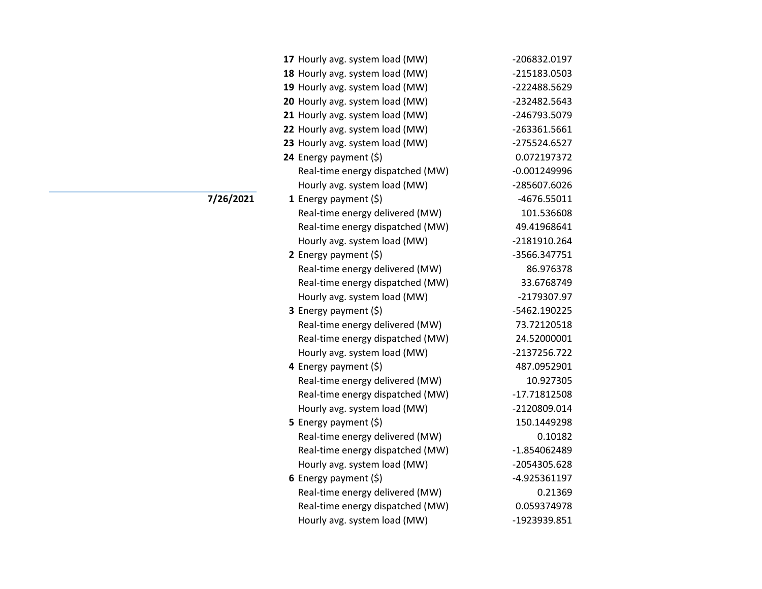| Date | Hour | Metric | Value |
|---|---|---|---|
| | **17** | Hourly avg. system load (MW) | -206832.0197 |
| | **18** | Hourly avg. system load (MW) | -215183.0503 |
| | **19** | Hourly avg. system load (MW) | -222488.5629 |
| | **20** | Hourly avg. system load (MW) | -232482.5643 |
| | **21** | Hourly avg. system load (MW) | -246793.5079 |
| | **22** | Hourly avg. system load (MW) | -263361.5661 |
| | **23** | Hourly avg. system load (MW) | -275524.6527 |
| | **24** | Energy payment ($) | 0.072197372 |
| | | Real-time energy dispatched (MW) | -0.001249996 |
| | | Hourly avg. system load (MW) | -285607.6026 |
| **7/26/2021** | **1** | Energy payment ($) | -4676.55011 |
| | | Real-time energy delivered (MW) | 101.536608 |
| | | Real-time energy dispatched (MW) | 49.41968641 |
| | | Hourly avg. system load (MW) | -2181910.264 |
| | **2** | Energy payment ($) | -3566.347751 |
| | | Real-time energy delivered (MW) | 86.976378 |
| | | Real-time energy dispatched (MW) | 33.6768749 |
| | | Hourly avg. system load (MW) | -2179307.97 |
| | **3** | Energy payment ($) | -5462.190225 |
| | | Real-time energy delivered (MW) | 73.72120518 |
| | | Real-time energy dispatched (MW) | 24.52000001 |
| | | Hourly avg. system load (MW) | -2137256.722 |
| | **4** | Energy payment ($) | 487.0952901 |
| | | Real-time energy delivered (MW) | 10.927305 |
| | | Real-time energy dispatched (MW) | -17.71812508 |
| | | Hourly avg. system load (MW) | -2120809.014 |
| | **5** | Energy payment ($) | 150.1449298 |
| | | Real-time energy delivered (MW) | 0.10182 |
| | | Real-time energy dispatched (MW) | -1.854062489 |
| | | Hourly avg. system load (MW) | -2054305.628 |
| | **6** | Energy payment ($) | -4.925361197 |
| | | Real-time energy delivered (MW) | 0.21369 |
| | | Real-time energy dispatched (MW) | 0.059374978 |
| | | Hourly avg. system load (MW) | -1923939.851 |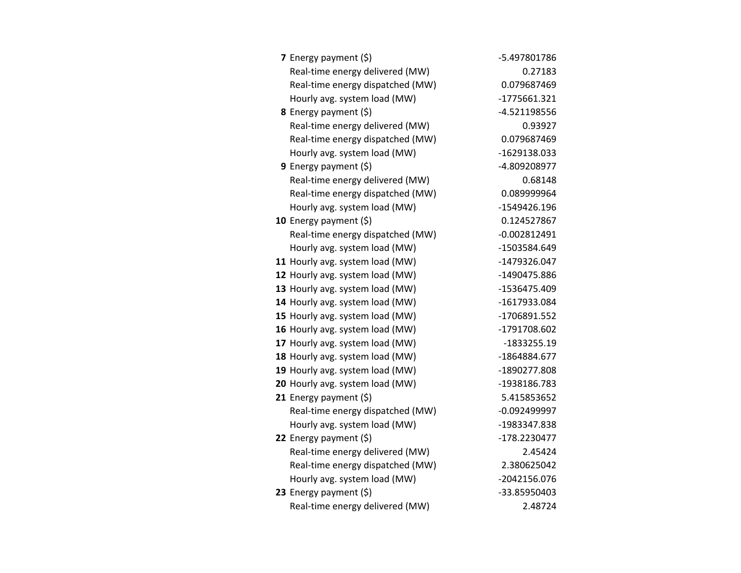| | | |
|---|---|---|
| **7** | Energy payment ($) | -5.497801786 |
| | Real-time energy delivered (MW) | 0.27183 |
| | Real-time energy dispatched (MW) | 0.079687469 |
| | Hourly avg. system load (MW) | -1775661.321 |
| **8** | Energy payment ($) | -4.521198556 |
| | Real-time energy delivered (MW) | 0.93927 |
| | Real-time energy dispatched (MW) | 0.079687469 |
| | Hourly avg. system load (MW) | -1629138.033 |
| **9** | Energy payment ($) | -4.809208977 |
| | Real-time energy delivered (MW) | 0.68148 |
| | Real-time energy dispatched (MW) | 0.089999964 |
| | Hourly avg. system load (MW) | -1549426.196 |
| **10** | Energy payment ($) | 0.124527867 |
| | Real-time energy dispatched (MW) | -0.002812491 |
| | Hourly avg. system load (MW) | -1503584.649 |
| **11** | Hourly avg. system load (MW) | -1479326.047 |
| **12** | Hourly avg. system load (MW) | -1490475.886 |
| **13** | Hourly avg. system load (MW) | -1536475.409 |
| **14** | Hourly avg. system load (MW) | -1617933.084 |
| **15** | Hourly avg. system load (MW) | -1706891.552 |
| **16** | Hourly avg. system load (MW) | -1791708.602 |
| **17** | Hourly avg. system load (MW) | -1833255.19 |
| **18** | Hourly avg. system load (MW) | -1864884.677 |
| **19** | Hourly avg. system load (MW) | -1890277.808 |
| **20** | Hourly avg. system load (MW) | -1938186.783 |
| **21** | Energy payment ($) | 5.415853652 |
| | Real-time energy dispatched (MW) | -0.092499997 |
| | Hourly avg. system load (MW) | -1983347.838 |
| **22** | Energy payment ($) | -178.2230477 |
| | Real-time energy delivered (MW) | 2.45424 |
| | Real-time energy dispatched (MW) | 2.380625042 |
| | Hourly avg. system load (MW) | -2042156.076 |
| **23** | Energy payment ($) | -33.85950403 |
| | Real-time energy delivered (MW) | 2.48724 |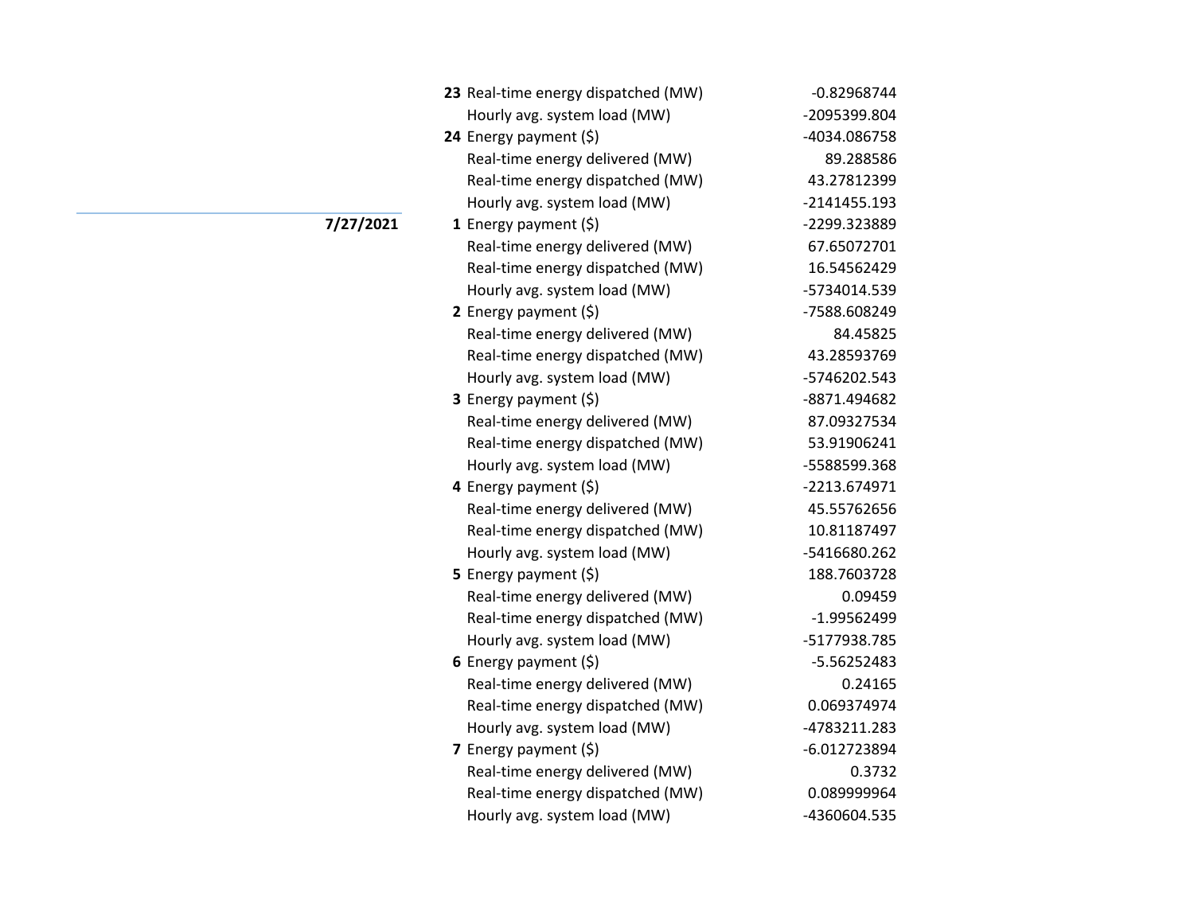| Date | Hour | Metric | Value |
|---|---|---|---|
| | 23 | Real-time energy dispatched (MW) | -0.82968744 |
| | | Hourly avg. system load (MW) | -2095399.804 |
| | 24 | Energy payment ($) | -4034.086758 |
| | | Real-time energy delivered (MW) | 89.288586 |
| | | Real-time energy dispatched (MW) | 43.27812399 |
| | | Hourly avg. system load (MW) | -2141455.193 |
| **7/27/2021** | **1** | Energy payment ($) | -2299.323889 |
| | | Real-time energy delivered (MW) | 67.65072701 |
| | | Real-time energy dispatched (MW) | 16.54562429 |
| | | Hourly avg. system load (MW) | -5734014.539 |
| | **2** | Energy payment ($) | -7588.608249 |
| | | Real-time energy delivered (MW) | 84.45825 |
| | | Real-time energy dispatched (MW) | 43.28593769 |
| | | Hourly avg. system load (MW) | -5746202.543 |
| | **3** | Energy payment ($) | -8871.494682 |
| | | Real-time energy delivered (MW) | 87.09327534 |
| | | Real-time energy dispatched (MW) | 53.91906241 |
| | | Hourly avg. system load (MW) | -5588599.368 |
| | **4** | Energy payment ($) | -2213.674971 |
| | | Real-time energy delivered (MW) | 45.55762656 |
| | | Real-time energy dispatched (MW) | 10.81187497 |
| | | Hourly avg. system load (MW) | -5416680.262 |
| | **5** | Energy payment ($) | 188.7603728 |
| | | Real-time energy delivered (MW) | 0.09459 |
| | | Real-time energy dispatched (MW) | -1.99562499 |
| | | Hourly avg. system load (MW) | -5177938.785 |
| | **6** | Energy payment ($) | -5.56252483 |
| | | Real-time energy delivered (MW) | 0.24165 |
| | | Real-time energy dispatched (MW) | 0.069374974 |
| | | Hourly avg. system load (MW) | -4783211.283 |
| | **7** | Energy payment ($) | -6.012723894 |
| | | Real-time energy delivered (MW) | 0.3732 |
| | | Real-time energy dispatched (MW) | 0.089999964 |
| | | Hourly avg. system load (MW) | -4360604.535 |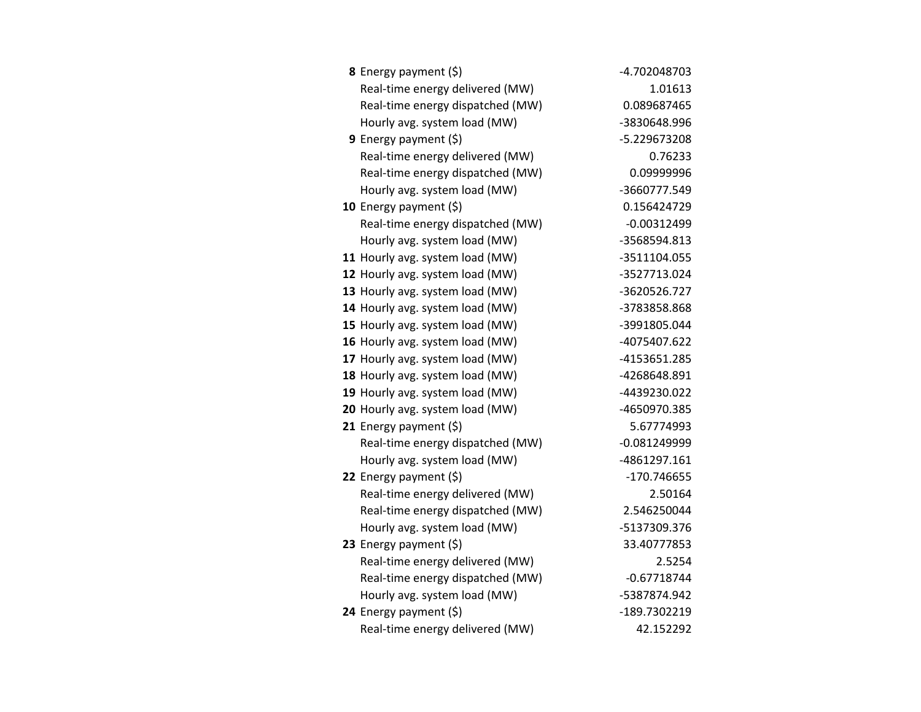| | | |
|---|---|---|
| **8** | Energy payment ($) | -4.702048703 |
| | Real-time energy delivered (MW) | 1.01613 |
| | Real-time energy dispatched (MW) | 0.089687465 |
| | Hourly avg. system load (MW) | -3830648.996 |
| **9** | Energy payment ($) | -5.229673208 |
| | Real-time energy delivered (MW) | 0.76233 |
| | Real-time energy dispatched (MW) | 0.09999996 |
| | Hourly avg. system load (MW) | -3660777.549 |
| **10** | Energy payment ($) | 0.156424729 |
| | Real-time energy dispatched (MW) | -0.00312499 |
| | Hourly avg. system load (MW) | -3568594.813 |
| **11** | Hourly avg. system load (MW) | -3511104.055 |
| **12** | Hourly avg. system load (MW) | -3527713.024 |
| **13** | Hourly avg. system load (MW) | -3620526.727 |
| **14** | Hourly avg. system load (MW) | -3783858.868 |
| **15** | Hourly avg. system load (MW) | -3991805.044 |
| **16** | Hourly avg. system load (MW) | -4075407.622 |
| **17** | Hourly avg. system load (MW) | -4153651.285 |
| **18** | Hourly avg. system load (MW) | -4268648.891 |
| **19** | Hourly avg. system load (MW) | -4439230.022 |
| **20** | Hourly avg. system load (MW) | -4650970.385 |
| **21** | Energy payment ($) | 5.67774993 |
| | Real-time energy dispatched (MW) | -0.081249999 |
| | Hourly avg. system load (MW) | -4861297.161 |
| **22** | Energy payment ($) | -170.746655 |
| | Real-time energy delivered (MW) | 2.50164 |
| | Real-time energy dispatched (MW) | 2.546250044 |
| | Hourly avg. system load (MW) | -5137309.376 |
| **23** | Energy payment ($) | 33.40777853 |
| | Real-time energy delivered (MW) | 2.5254 |
| | Real-time energy dispatched (MW) | -0.67718744 |
| | Hourly avg. system load (MW) | -5387874.942 |
| **24** | Energy payment ($) | -189.7302219 |
| | Real-time energy delivered (MW) | 42.152292 |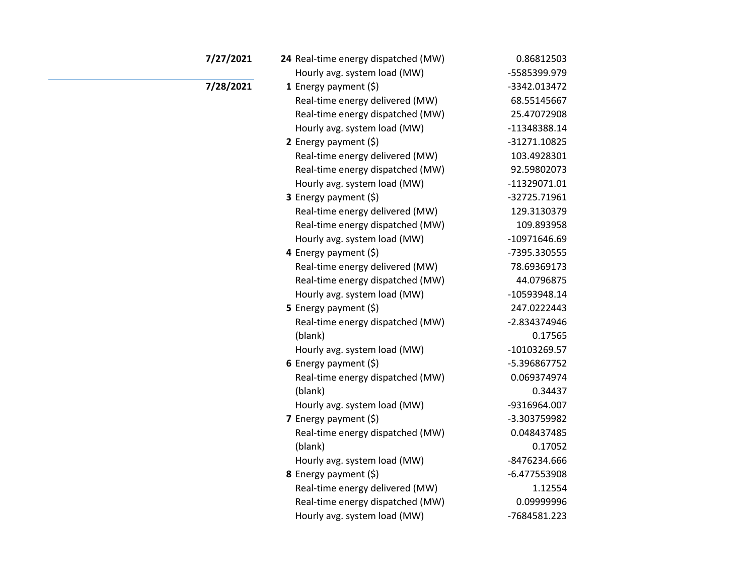| Date | Hour | Measure | Value |
|---|---|---|---|
| **7/27/2021** | **24** | Real-time energy dispatched (MW) | 0.86812503 |
| | | Hourly avg. system load (MW) | -5585399.979 |
| **7/28/2021** | **1** | Energy payment ($) | -3342.013472 |
| | | Real-time energy delivered (MW) | 68.55145667 |
| | | Real-time energy dispatched (MW) | 25.47072908 |
| | | Hourly avg. system load (MW) | -11348388.14 |
| | **2** | Energy payment ($) | -31271.10825 |
| | | Real-time energy delivered (MW) | 103.4928301 |
| | | Real-time energy dispatched (MW) | 92.59802073 |
| | | Hourly avg. system load (MW) | -11329071.01 |
| | **3** | Energy payment ($) | -32725.71961 |
| | | Real-time energy delivered (MW) | 129.3130379 |
| | | Real-time energy dispatched (MW) | 109.893958 |
| | | Hourly avg. system load (MW) | -10971646.69 |
| | **4** | Energy payment ($) | -7395.330555 |
| | | Real-time energy delivered (MW) | 78.69369173 |
| | | Real-time energy dispatched (MW) | 44.0796875 |
| | | Hourly avg. system load (MW) | -10593948.14 |
| | **5** | Energy payment ($) | 247.0222443 |
| | | Real-time energy dispatched (MW) | -2.834374946 |
| | | (blank) | 0.17565 |
| | | Hourly avg. system load (MW) | -10103269.57 |
| | **6** | Energy payment ($) | -5.396867752 |
| | | Real-time energy dispatched (MW) | 0.069374974 |
| | | (blank) | 0.34437 |
| | | Hourly avg. system load (MW) | -9316964.007 |
| | **7** | Energy payment ($) | -3.303759982 |
| | | Real-time energy dispatched (MW) | 0.048437485 |
| | | (blank) | 0.17052 |
| | | Hourly avg. system load (MW) | -8476234.666 |
| | **8** | Energy payment ($) | -6.477553908 |
| | | Real-time energy delivered (MW) | 1.12554 |
| | | Real-time energy dispatched (MW) | 0.09999996 |
| | | Hourly avg. system load (MW) | -7684581.223 |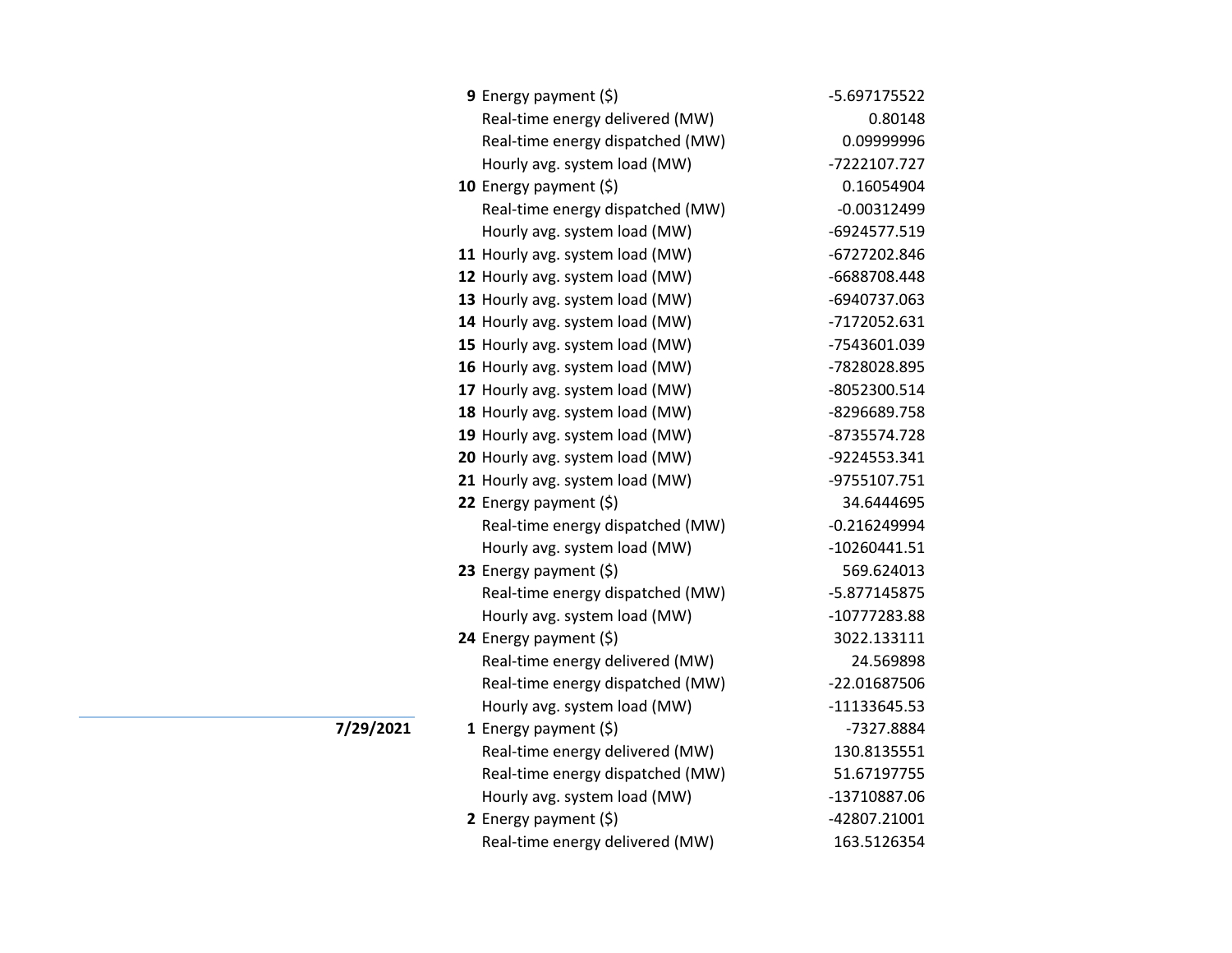| Date | Hour | Measure | Value |
|---|---|---|---|
| | **9** | Energy payment ($) | -5.697175522 |
| | | Real-time energy delivered (MW) | 0.80148 |
| | | Real-time energy dispatched (MW) | 0.09999996 |
| | | Hourly avg. system load (MW) | -7222107.727 |
| | **10** | Energy payment ($) | 0.16054904 |
| | | Real-time energy dispatched (MW) | -0.00312499 |
| | | Hourly avg. system load (MW) | -6924577.519 |
| | **11** | Hourly avg. system load (MW) | -6727202.846 |
| | **12** | Hourly avg. system load (MW) | -6688708.448 |
| | **13** | Hourly avg. system load (MW) | -6940737.063 |
| | **14** | Hourly avg. system load (MW) | -7172052.631 |
| | **15** | Hourly avg. system load (MW) | -7543601.039 |
| | **16** | Hourly avg. system load (MW) | -7828028.895 |
| | **17** | Hourly avg. system load (MW) | -8052300.514 |
| | **18** | Hourly avg. system load (MW) | -8296689.758 |
| | **19** | Hourly avg. system load (MW) | -8735574.728 |
| | **20** | Hourly avg. system load (MW) | -9224553.341 |
| | **21** | Hourly avg. system load (MW) | -9755107.751 |
| | **22** | Energy payment ($) | 34.6444695 |
| | | Real-time energy dispatched (MW) | -0.216249994 |
| | | Hourly avg. system load (MW) | -10260441.51 |
| | **23** | Energy payment ($) | 569.624013 |
| | | Real-time energy dispatched (MW) | -5.877145875 |
| | | Hourly avg. system load (MW) | -10777283.88 |
| | **24** | Energy payment ($) | 3022.133111 |
| | | Real-time energy delivered (MW) | 24.569898 |
| | | Real-time energy dispatched (MW) | -22.01687506 |
| | | Hourly avg. system load (MW) | -11133645.53 |
| **7/29/2021** | **1** | Energy payment ($) | -7327.8884 |
| | | Real-time energy delivered (MW) | 130.8135551 |
| | | Real-time energy dispatched (MW) | 51.67197755 |
| | | Hourly avg. system load (MW) | -13710887.06 |
| | **2** | Energy payment ($) | -42807.21001 |
| | | Real-time energy delivered (MW) | 163.5126354 |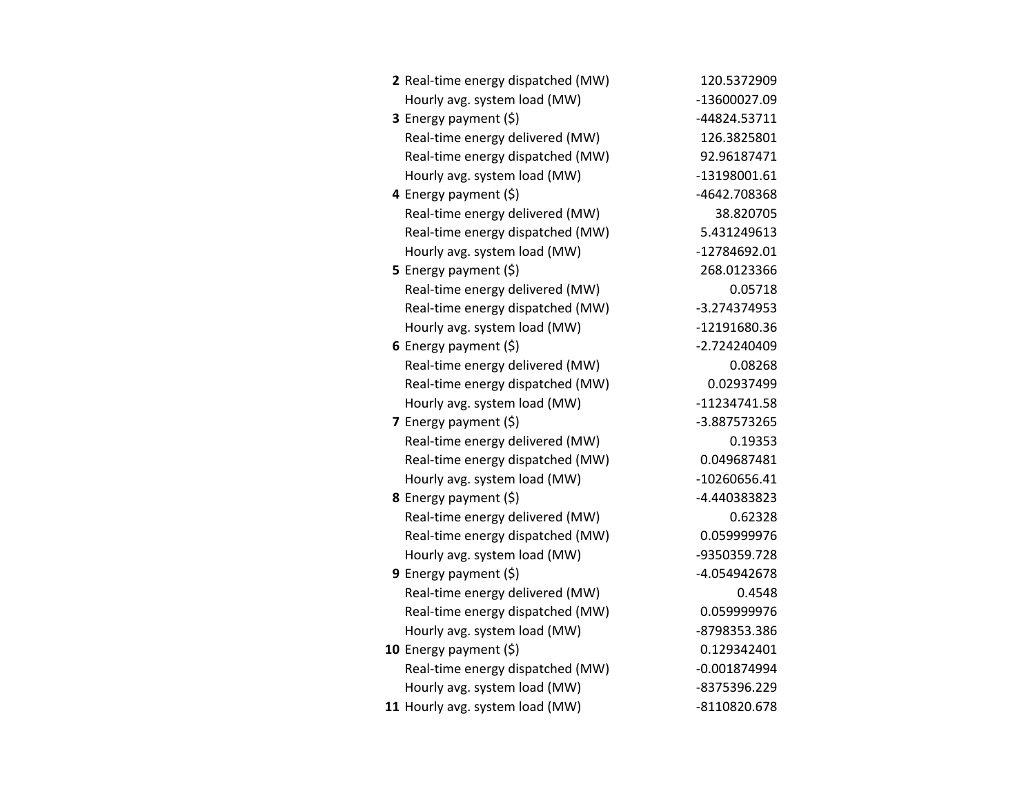| | | |
|---|---|---|
| **2** | Real-time energy dispatched (MW) | 120.5372909 |
| | Hourly avg. system load (MW) | -13600027.09 |
| **3** | Energy payment ($) | -44824.53711 |
| | Real-time energy delivered (MW) | 126.3825801 |
| | Real-time energy dispatched (MW) | 92.96187471 |
| | Hourly avg. system load (MW) | -13198001.61 |
| **4** | Energy payment ($) | -4642.708368 |
| | Real-time energy delivered (MW) | 38.820705 |
| | Real-time energy dispatched (MW) | 5.431249613 |
| | Hourly avg. system load (MW) | -12784692.01 |
| **5** | Energy payment ($) | 268.0123366 |
| | Real-time energy delivered (MW) | 0.05718 |
| | Real-time energy dispatched (MW) | -3.274374953 |
| | Hourly avg. system load (MW) | -12191680.36 |
| **6** | Energy payment ($) | -2.724240409 |
| | Real-time energy delivered (MW) | 0.08268 |
| | Real-time energy dispatched (MW) | 0.02937499 |
| | Hourly avg. system load (MW) | -11234741.58 |
| **7** | Energy payment ($) | -3.887573265 |
| | Real-time energy delivered (MW) | 0.19353 |
| | Real-time energy dispatched (MW) | 0.049687481 |
| | Hourly avg. system load (MW) | -10260656.41 |
| **8** | Energy payment ($) | -4.440383823 |
| | Real-time energy delivered (MW) | 0.62328 |
| | Real-time energy dispatched (MW) | 0.059999976 |
| | Hourly avg. system load (MW) | -9350359.728 |
| **9** | Energy payment ($) | -4.054942678 |
| | Real-time energy delivered (MW) | 0.4548 |
| | Real-time energy dispatched (MW) | 0.059999976 |
| | Hourly avg. system load (MW) | -8798353.386 |
| **10** | Energy payment ($) | 0.129342401 |
| | Real-time energy dispatched (MW) | -0.001874994 |
| | Hourly avg. system load (MW) | -8375396.229 |
| **11** | Hourly avg. system load (MW) | -8110820.678 |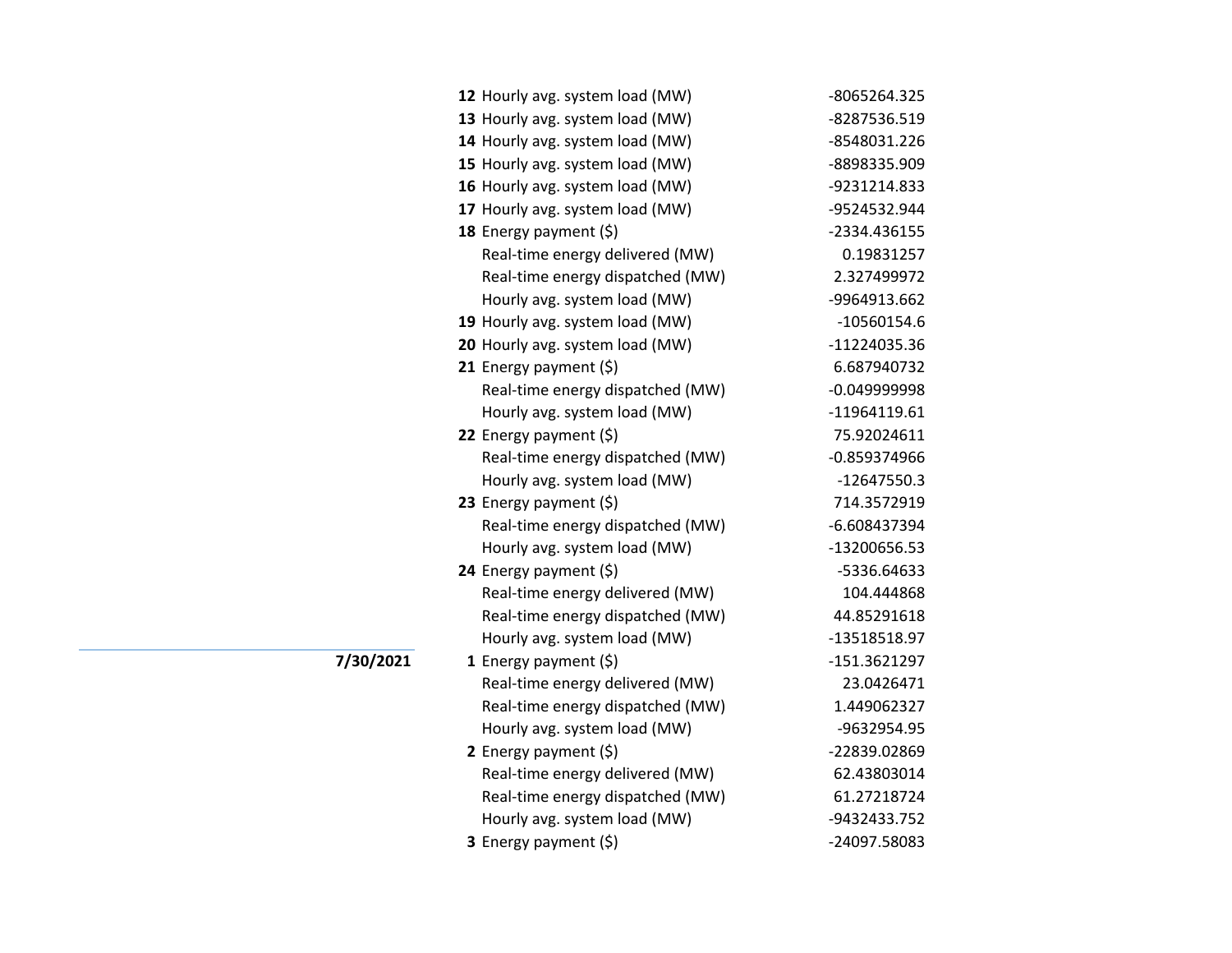| Date | Hour | Item | Value |
|---|---|---|---|
| | **12** | Hourly avg. system load (MW) | -8065264.325 |
| | **13** | Hourly avg. system load (MW) | -8287536.519 |
| | **14** | Hourly avg. system load (MW) | -8548031.226 |
| | **15** | Hourly avg. system load (MW) | -8898335.909 |
| | **16** | Hourly avg. system load (MW) | -9231214.833 |
| | **17** | Hourly avg. system load (MW) | -9524532.944 |
| | **18** | Energy payment ($) | -2334.436155 |
| | | Real-time energy delivered (MW) | 0.19831257 |
| | | Real-time energy dispatched (MW) | 2.327499972 |
| | | Hourly avg. system load (MW) | -9964913.662 |
| | **19** | Hourly avg. system load (MW) | -10560154.6 |
| | **20** | Hourly avg. system load (MW) | -11224035.36 |
| | **21** | Energy payment ($) | 6.687940732 |
| | | Real-time energy dispatched (MW) | -0.049999998 |
| | | Hourly avg. system load (MW) | -11964119.61 |
| | **22** | Energy payment ($) | 75.92024611 |
| | | Real-time energy dispatched (MW) | -0.859374966 |
| | | Hourly avg. system load (MW) | -12647550.3 |
| | **23** | Energy payment ($) | 714.3572919 |
| | | Real-time energy dispatched (MW) | -6.608437394 |
| | | Hourly avg. system load (MW) | -13200656.53 |
| | **24** | Energy payment ($) | -5336.64633 |
| | | Real-time energy delivered (MW) | 104.444868 |
| | | Real-time energy dispatched (MW) | 44.85291618 |
| | | Hourly avg. system load (MW) | -13518518.97 |
| **7/30/2021** | **1** | Energy payment ($) | -151.3621297 |
| | | Real-time energy delivered (MW) | 23.0426471 |
| | | Real-time energy dispatched (MW) | 1.449062327 |
| | | Hourly avg. system load (MW) | -9632954.95 |
| | **2** | Energy payment ($) | -22839.02869 |
| | | Real-time energy delivered (MW) | 62.43803014 |
| | | Real-time energy dispatched (MW) | 61.27218724 |
| | | Hourly avg. system load (MW) | -9432433.752 |
| | **3** | Energy payment ($) | -24097.58083 |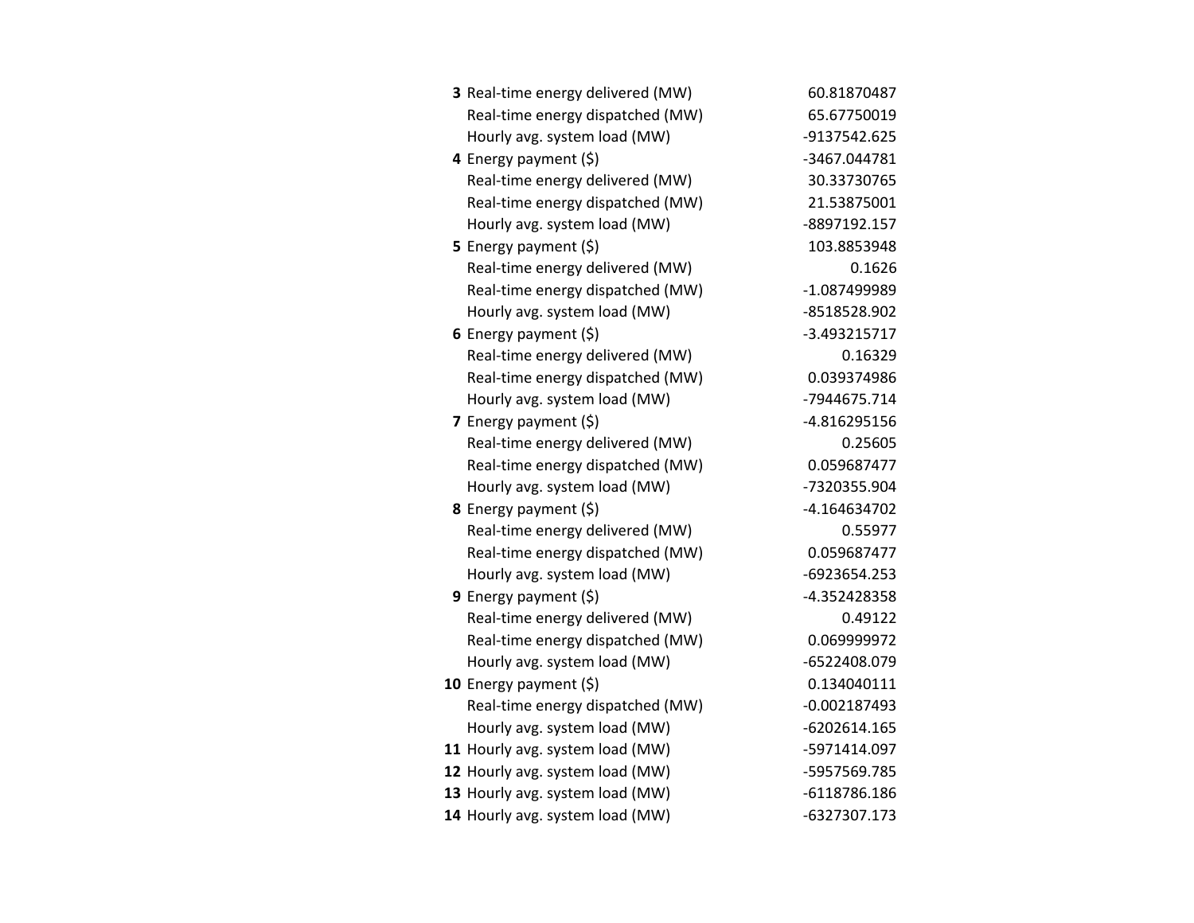| | | |
|---|---|---|
| **3** | Real-time energy delivered (MW) | 60.81870487 |
| | Real-time energy dispatched (MW) | 65.67750019 |
| | Hourly avg. system load (MW) | -9137542.625 |
| **4** | Energy payment ($) | -3467.044781 |
| | Real-time energy delivered (MW) | 30.33730765 |
| | Real-time energy dispatched (MW) | 21.53875001 |
| | Hourly avg. system load (MW) | -8897192.157 |
| **5** | Energy payment ($) | 103.8853948 |
| | Real-time energy delivered (MW) | 0.1626 |
| | Real-time energy dispatched (MW) | -1.087499989 |
| | Hourly avg. system load (MW) | -8518528.902 |
| **6** | Energy payment ($) | -3.493215717 |
| | Real-time energy delivered (MW) | 0.16329 |
| | Real-time energy dispatched (MW) | 0.039374986 |
| | Hourly avg. system load (MW) | -7944675.714 |
| **7** | Energy payment ($) | -4.816295156 |
| | Real-time energy delivered (MW) | 0.25605 |
| | Real-time energy dispatched (MW) | 0.059687477 |
| | Hourly avg. system load (MW) | -7320355.904 |
| **8** | Energy payment ($) | -4.164634702 |
| | Real-time energy delivered (MW) | 0.55977 |
| | Real-time energy dispatched (MW) | 0.059687477 |
| | Hourly avg. system load (MW) | -6923654.253 |
| **9** | Energy payment ($) | -4.352428358 |
| | Real-time energy delivered (MW) | 0.49122 |
| | Real-time energy dispatched (MW) | 0.069999972 |
| | Hourly avg. system load (MW) | -6522408.079 |
| **10** | Energy payment ($) | 0.134040111 |
| | Real-time energy dispatched (MW) | -0.002187493 |
| | Hourly avg. system load (MW) | -6202614.165 |
| **11** | Hourly avg. system load (MW) | -5971414.097 |
| **12** | Hourly avg. system load (MW) | -5957569.785 |
| **13** | Hourly avg. system load (MW) | -6118786.186 |
| **14** | Hourly avg. system load (MW) | -6327307.173 |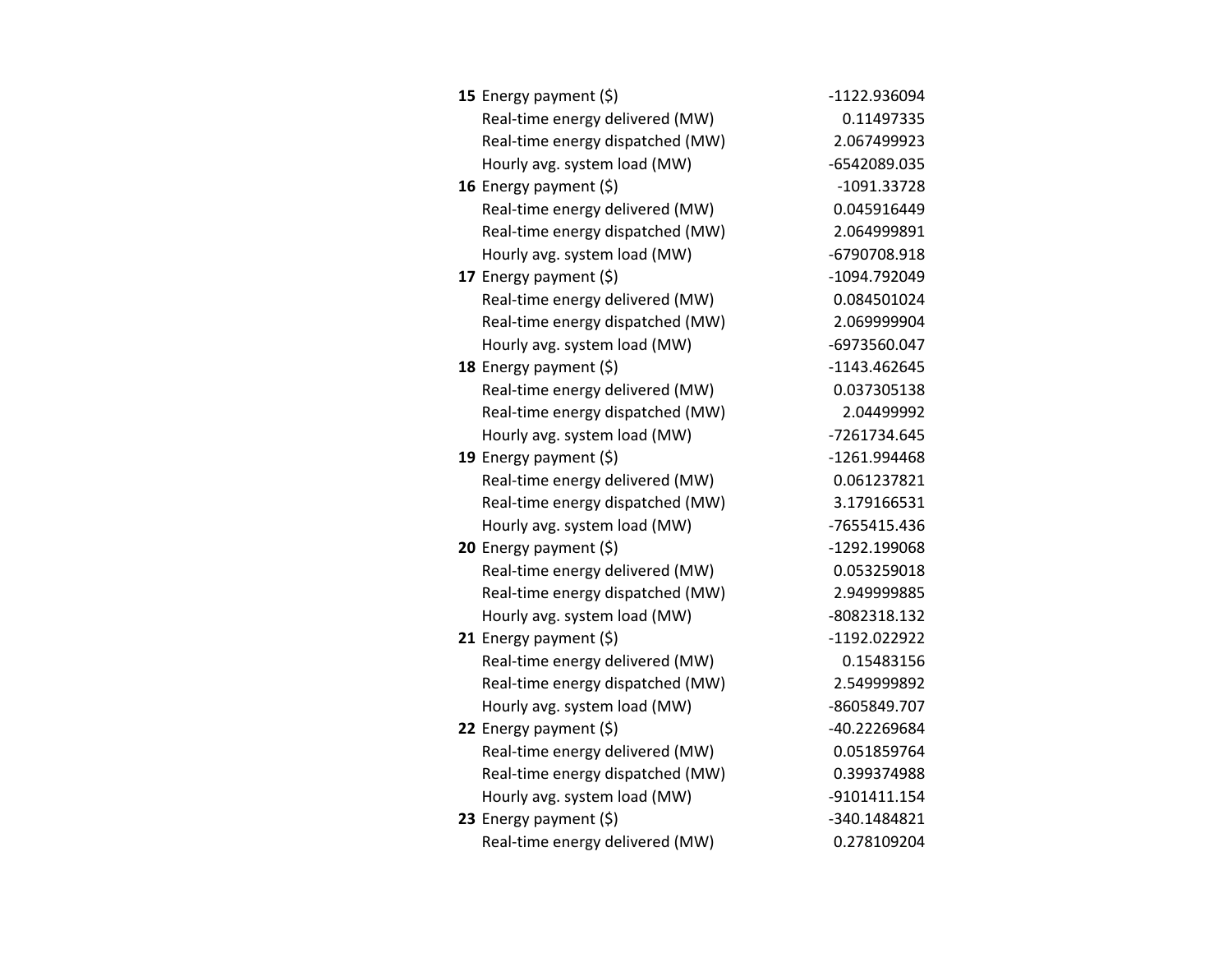| | | |
|---|---|---|
| **15** | Energy payment ($) | -1122.936094 |
| | Real-time energy delivered (MW) | 0.11497335 |
| | Real-time energy dispatched (MW) | 2.067499923 |
| | Hourly avg. system load (MW) | -6542089.035 |
| **16** | Energy payment ($) | -1091.33728 |
| | Real-time energy delivered (MW) | 0.045916449 |
| | Real-time energy dispatched (MW) | 2.064999891 |
| | Hourly avg. system load (MW) | -6790708.918 |
| **17** | Energy payment ($) | -1094.792049 |
| | Real-time energy delivered (MW) | 0.084501024 |
| | Real-time energy dispatched (MW) | 2.069999904 |
| | Hourly avg. system load (MW) | -6973560.047 |
| **18** | Energy payment ($) | -1143.462645 |
| | Real-time energy delivered (MW) | 0.037305138 |
| | Real-time energy dispatched (MW) | 2.04499992 |
| | Hourly avg. system load (MW) | -7261734.645 |
| **19** | Energy payment ($) | -1261.994468 |
| | Real-time energy delivered (MW) | 0.061237821 |
| | Real-time energy dispatched (MW) | 3.179166531 |
| | Hourly avg. system load (MW) | -7655415.436 |
| **20** | Energy payment ($) | -1292.199068 |
| | Real-time energy delivered (MW) | 0.053259018 |
| | Real-time energy dispatched (MW) | 2.949999885 |
| | Hourly avg. system load (MW) | -8082318.132 |
| **21** | Energy payment ($) | -1192.022922 |
| | Real-time energy delivered (MW) | 0.15483156 |
| | Real-time energy dispatched (MW) | 2.549999892 |
| | Hourly avg. system load (MW) | -8605849.707 |
| **22** | Energy payment ($) | -40.22269684 |
| | Real-time energy delivered (MW) | 0.051859764 |
| | Real-time energy dispatched (MW) | 0.399374988 |
| | Hourly avg. system load (MW) | -9101411.154 |
| **23** | Energy payment ($) | -340.1484821 |
| | Real-time energy delivered (MW) | 0.278109204 |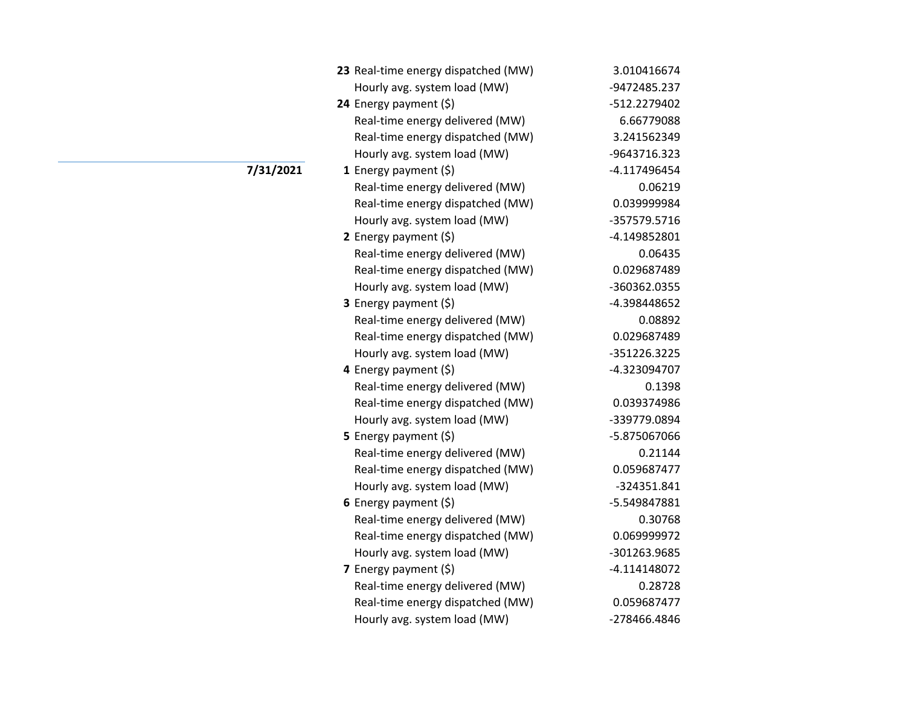| Date | Hour | Metric | Value |
| --- | --- | --- | --- |
| | 23 | Real-time energy dispatched (MW) | 3.010416674 |
| | | Hourly avg. system load (MW) | -9472485.237 |
| | 24 | Energy payment ($) | -512.2279402 |
| | | Real-time energy delivered (MW) | 6.66779088 |
| | | Real-time energy dispatched (MW) | 3.241562349 |
| | | Hourly avg. system load (MW) | -9643716.323 |
| **7/31/2021** | 1 | Energy payment ($) | -4.117496454 |
| | | Real-time energy delivered (MW) | 0.06219 |
| | | Real-time energy dispatched (MW) | 0.039999984 |
| | | Hourly avg. system load (MW) | -357579.5716 |
| | 2 | Energy payment ($) | -4.149852801 |
| | | Real-time energy delivered (MW) | 0.06435 |
| | | Real-time energy dispatched (MW) | 0.029687489 |
| | | Hourly avg. system load (MW) | -360362.0355 |
| | 3 | Energy payment ($) | -4.398448652 |
| | | Real-time energy delivered (MW) | 0.08892 |
| | | Real-time energy dispatched (MW) | 0.029687489 |
| | | Hourly avg. system load (MW) | -351226.3225 |
| | 4 | Energy payment ($) | -4.323094707 |
| | | Real-time energy delivered (MW) | 0.1398 |
| | | Real-time energy dispatched (MW) | 0.039374986 |
| | | Hourly avg. system load (MW) | -339779.0894 |
| | 5 | Energy payment ($) | -5.875067066 |
| | | Real-time energy delivered (MW) | 0.21144 |
| | | Real-time energy dispatched (MW) | 0.059687477 |
| | | Hourly avg. system load (MW) | -324351.841 |
| | 6 | Energy payment ($) | -5.549847881 |
| | | Real-time energy delivered (MW) | 0.30768 |
| | | Real-time energy dispatched (MW) | 0.069999972 |
| | | Hourly avg. system load (MW) | -301263.9685 |
| | 7 | Energy payment ($) | -4.114148072 |
| | | Real-time energy delivered (MW) | 0.28728 |
| | | Real-time energy dispatched (MW) | 0.059687477 |
| | | Hourly avg. system load (MW) | -278466.4846 |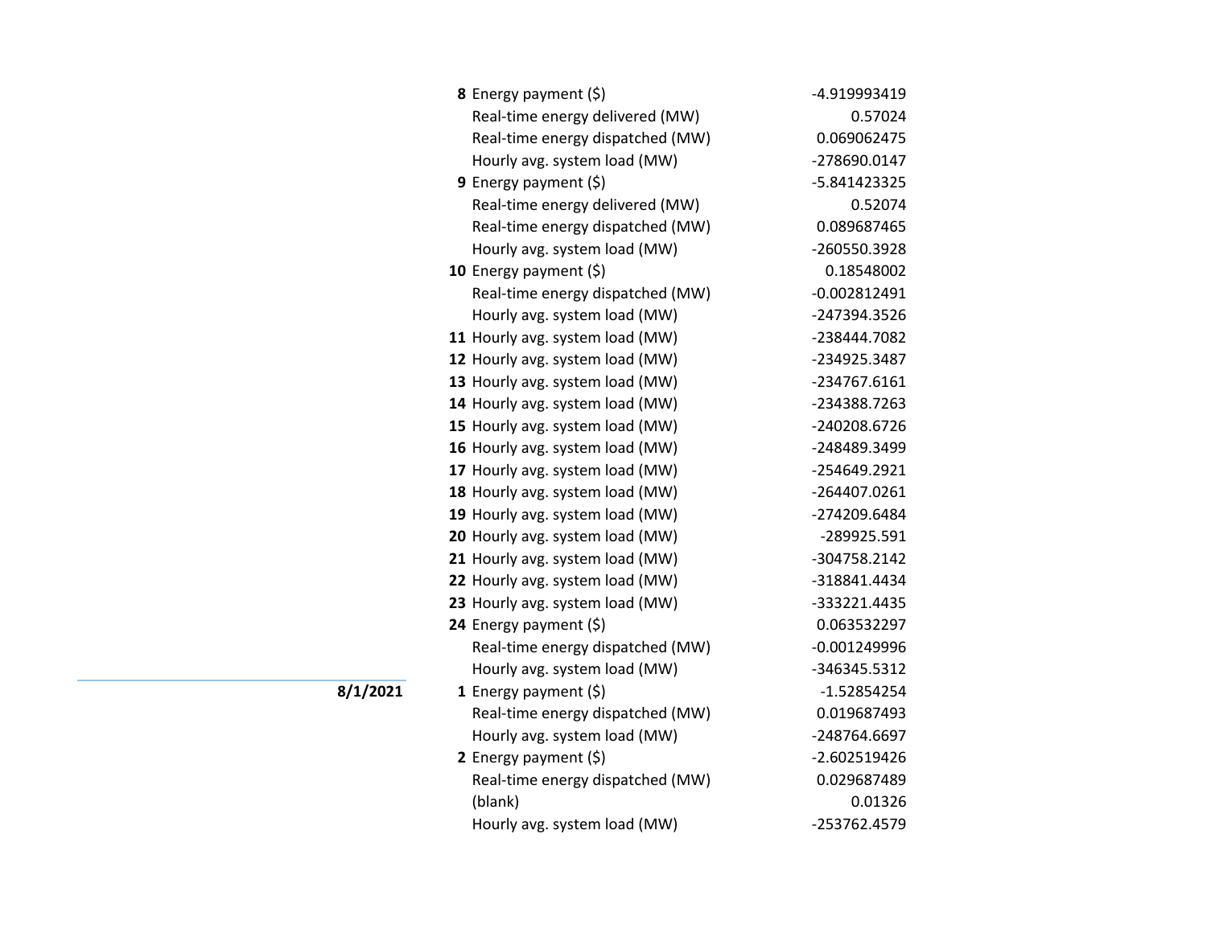| Date | Hour | Measure | Value |
| --- | --- | --- | --- |
| | **8** | Energy payment ($) | -4.919993419 |
| | | Real-time energy delivered (MW) | 0.57024 |
| | | Real-time energy dispatched (MW) | 0.069062475 |
| | | Hourly avg. system load (MW) | -278690.0147 |
| | **9** | Energy payment ($) | -5.841423325 |
| | | Real-time energy delivered (MW) | 0.52074 |
| | | Real-time energy dispatched (MW) | 0.089687465 |
| | | Hourly avg. system load (MW) | -260550.3928 |
| | **10** | Energy payment ($) | 0.18548002 |
| | | Real-time energy dispatched (MW) | -0.002812491 |
| | | Hourly avg. system load (MW) | -247394.3526 |
| | **11** | Hourly avg. system load (MW) | -238444.7082 |
| | **12** | Hourly avg. system load (MW) | -234925.3487 |
| | **13** | Hourly avg. system load (MW) | -234767.6161 |
| | **14** | Hourly avg. system load (MW) | -234388.7263 |
| | **15** | Hourly avg. system load (MW) | -240208.6726 |
| | **16** | Hourly avg. system load (MW) | -248489.3499 |
| | **17** | Hourly avg. system load (MW) | -254649.2921 |
| | **18** | Hourly avg. system load (MW) | -264407.0261 |
| | **19** | Hourly avg. system load (MW) | -274209.6484 |
| | **20** | Hourly avg. system load (MW) | -289925.591 |
| | **21** | Hourly avg. system load (MW) | -304758.2142 |
| | **22** | Hourly avg. system load (MW) | -318841.4434 |
| | **23** | Hourly avg. system load (MW) | -333221.4435 |
| | **24** | Energy payment ($) | 0.063532297 |
| | | Real-time energy dispatched (MW) | -0.001249996 |
| | | Hourly avg. system load (MW) | -346345.5312 |
| **8/1/2021** | **1** | Energy payment ($) | -1.52854254 |
| | | Real-time energy dispatched (MW) | 0.019687493 |
| | | Hourly avg. system load (MW) | -248764.6697 |
| | **2** | Energy payment ($) | -2.602519426 |
| | | Real-time energy dispatched (MW) | 0.029687489 |
| | | (blank) | 0.01326 |
| | | Hourly avg. system load (MW) | -253762.4579 |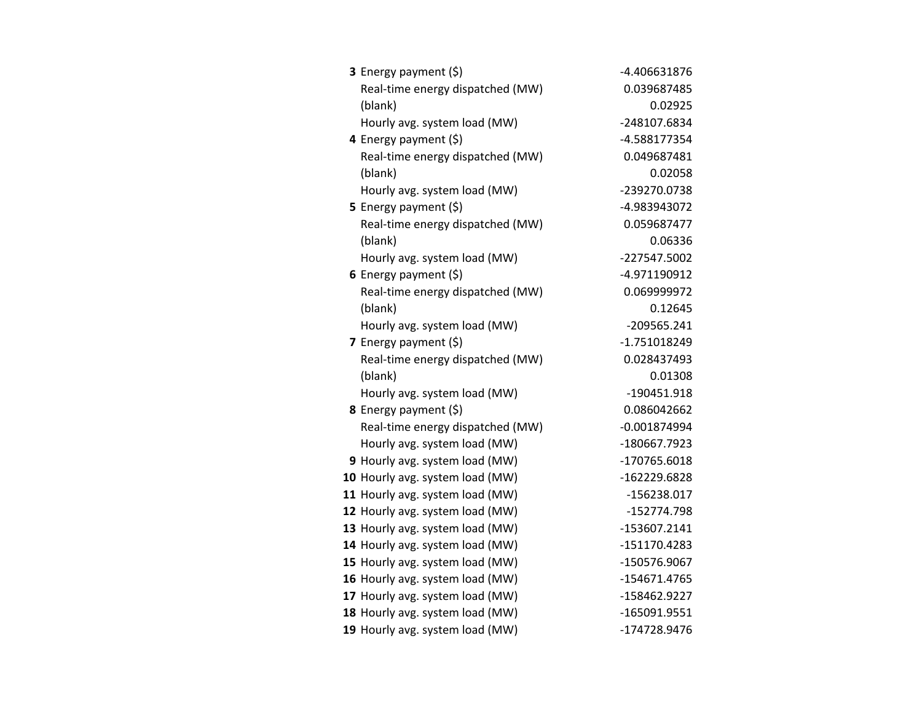| | | |
|---|---|---|
| **3** | Energy payment ($) | -4.406631876 |
| | Real-time energy dispatched (MW) | 0.039687485 |
| | (blank) | 0.02925 |
| | Hourly avg. system load (MW) | -248107.6834 |
| **4** | Energy payment ($) | -4.588177354 |
| | Real-time energy dispatched (MW) | 0.049687481 |
| | (blank) | 0.02058 |
| | Hourly avg. system load (MW) | -239270.0738 |
| **5** | Energy payment ($) | -4.983943072 |
| | Real-time energy dispatched (MW) | 0.059687477 |
| | (blank) | 0.06336 |
| | Hourly avg. system load (MW) | -227547.5002 |
| **6** | Energy payment ($) | -4.971190912 |
| | Real-time energy dispatched (MW) | 0.069999972 |
| | (blank) | 0.12645 |
| | Hourly avg. system load (MW) | -209565.241 |
| **7** | Energy payment ($) | -1.751018249 |
| | Real-time energy dispatched (MW) | 0.028437493 |
| | (blank) | 0.01308 |
| | Hourly avg. system load (MW) | -190451.918 |
| **8** | Energy payment ($) | 0.086042662 |
| | Real-time energy dispatched (MW) | -0.001874994 |
| | Hourly avg. system load (MW) | -180667.7923 |
| **9** | Hourly avg. system load (MW) | -170765.6018 |
| **10** | Hourly avg. system load (MW) | -162229.6828 |
| **11** | Hourly avg. system load (MW) | -156238.017 |
| **12** | Hourly avg. system load (MW) | -152774.798 |
| **13** | Hourly avg. system load (MW) | -153607.2141 |
| **14** | Hourly avg. system load (MW) | -151170.4283 |
| **15** | Hourly avg. system load (MW) | -150576.9067 |
| **16** | Hourly avg. system load (MW) | -154671.4765 |
| **17** | Hourly avg. system load (MW) | -158462.9227 |
| **18** | Hourly avg. system load (MW) | -165091.9551 |
| **19** | Hourly avg. system load (MW) | -174728.9476 |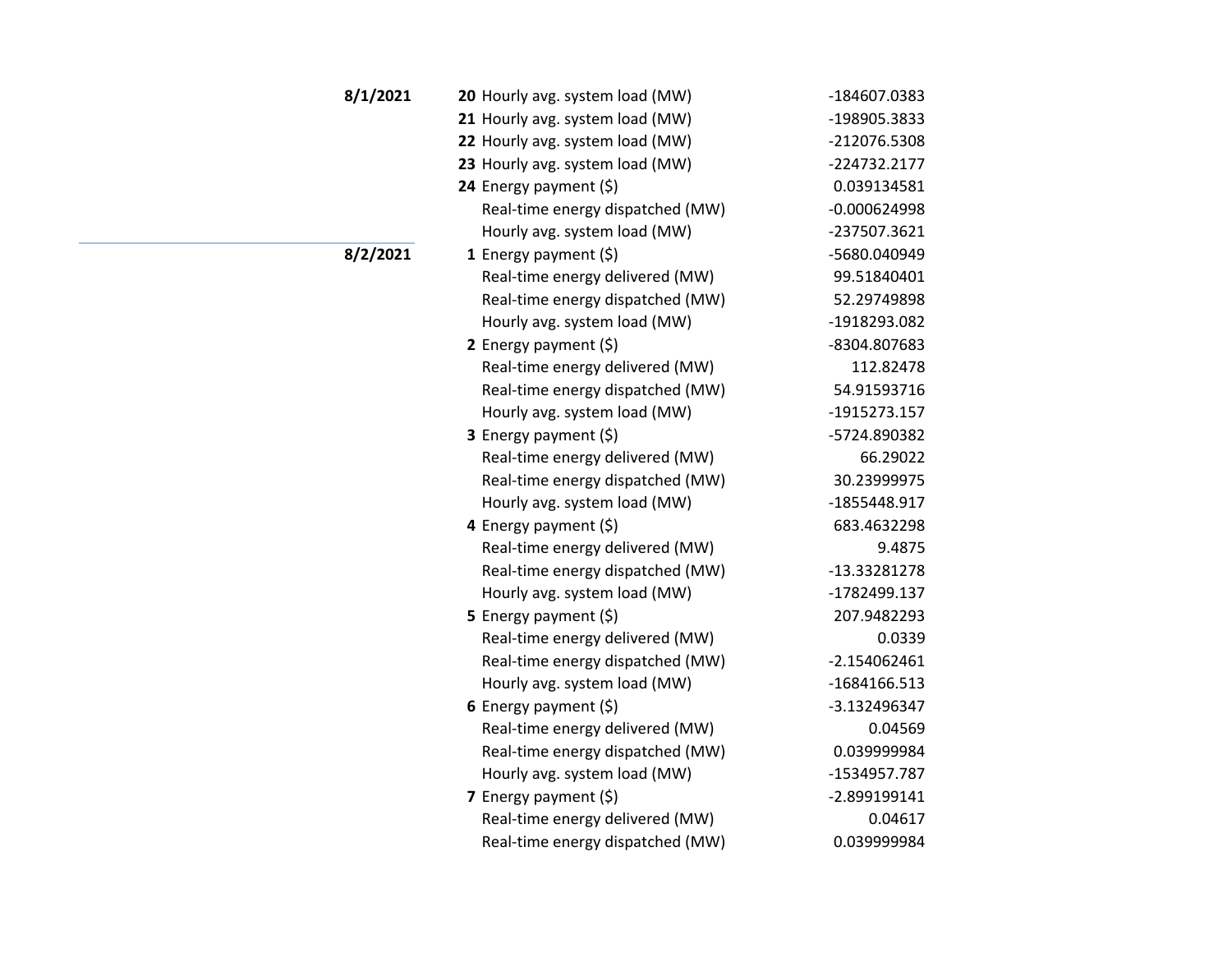| Date | Hour | Metric | Value |
|---|---|---|---|
| **8/1/2021** | **20** | Hourly avg. system load (MW) | -184607.0383 |
| | **21** | Hourly avg. system load (MW) | -198905.3833 |
| | **22** | Hourly avg. system load (MW) | -212076.5308 |
| | **23** | Hourly avg. system load (MW) | -224732.2177 |
| | **24** | Energy payment ($) | 0.039134581 |
| | | Real-time energy dispatched (MW) | -0.000624998 |
| | | Hourly avg. system load (MW) | -237507.3621 |
| **8/2/2021** | **1** | Energy payment ($) | -5680.040949 |
| | | Real-time energy delivered (MW) | 99.51840401 |
| | | Real-time energy dispatched (MW) | 52.29749898 |
| | | Hourly avg. system load (MW) | -1918293.082 |
| | **2** | Energy payment ($) | -8304.807683 |
| | | Real-time energy delivered (MW) | 112.82478 |
| | | Real-time energy dispatched (MW) | 54.91593716 |
| | | Hourly avg. system load (MW) | -1915273.157 |
| | **3** | Energy payment ($) | -5724.890382 |
| | | Real-time energy delivered (MW) | 66.29022 |
| | | Real-time energy dispatched (MW) | 30.23999975 |
| | | Hourly avg. system load (MW) | -1855448.917 |
| | **4** | Energy payment ($) | 683.4632298 |
| | | Real-time energy delivered (MW) | 9.4875 |
| | | Real-time energy dispatched (MW) | -13.33281278 |
| | | Hourly avg. system load (MW) | -1782499.137 |
| | **5** | Energy payment ($) | 207.9482293 |
| | | Real-time energy delivered (MW) | 0.0339 |
| | | Real-time energy dispatched (MW) | -2.154062461 |
| | | Hourly avg. system load (MW) | -1684166.513 |
| | **6** | Energy payment ($) | -3.132496347 |
| | | Real-time energy delivered (MW) | 0.04569 |
| | | Real-time energy dispatched (MW) | 0.039999984 |
| | | Hourly avg. system load (MW) | -1534957.787 |
| | **7** | Energy payment ($) | -2.899199141 |
| | | Real-time energy delivered (MW) | 0.04617 |
| | | Real-time energy dispatched (MW) | 0.039999984 |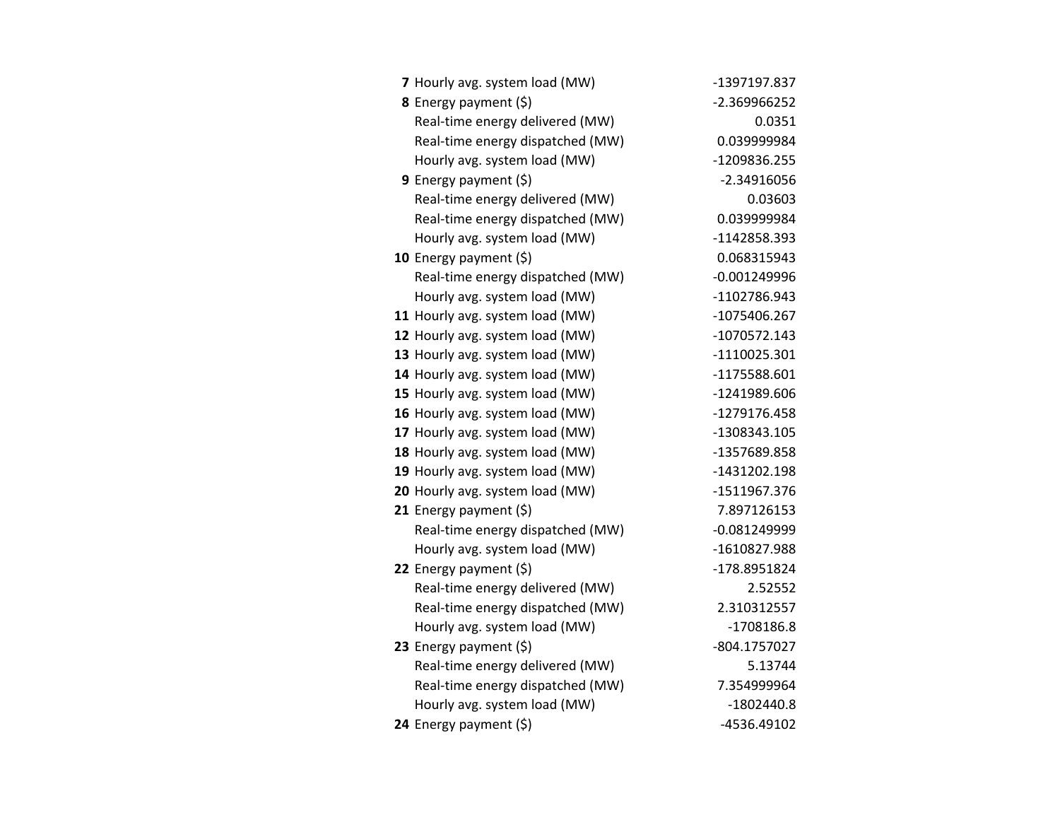| Hour | Item | Value |
|---|---|---|
| **7** | Hourly avg. system load (MW) | -1397197.837 |
| **8** | Energy payment ($) | -2.369966252 |
| | Real-time energy delivered (MW) | 0.0351 |
| | Real-time energy dispatched (MW) | 0.039999984 |
| | Hourly avg. system load (MW) | -1209836.255 |
| **9** | Energy payment ($) | -2.34916056 |
| | Real-time energy delivered (MW) | 0.03603 |
| | Real-time energy dispatched (MW) | 0.039999984 |
| | Hourly avg. system load (MW) | -1142858.393 |
| **10** | Energy payment ($) | 0.068315943 |
| | Real-time energy dispatched (MW) | -0.001249996 |
| | Hourly avg. system load (MW) | -1102786.943 |
| **11** | Hourly avg. system load (MW) | -1075406.267 |
| **12** | Hourly avg. system load (MW) | -1070572.143 |
| **13** | Hourly avg. system load (MW) | -1110025.301 |
| **14** | Hourly avg. system load (MW) | -1175588.601 |
| **15** | Hourly avg. system load (MW) | -1241989.606 |
| **16** | Hourly avg. system load (MW) | -1279176.458 |
| **17** | Hourly avg. system load (MW) | -1308343.105 |
| **18** | Hourly avg. system load (MW) | -1357689.858 |
| **19** | Hourly avg. system load (MW) | -1431202.198 |
| **20** | Hourly avg. system load (MW) | -1511967.376 |
| **21** | Energy payment ($) | 7.897126153 |
| | Real-time energy dispatched (MW) | -0.081249999 |
| | Hourly avg. system load (MW) | -1610827.988 |
| **22** | Energy payment ($) | -178.8951824 |
| | Real-time energy delivered (MW) | 2.52552 |
| | Real-time energy dispatched (MW) | 2.310312557 |
| | Hourly avg. system load (MW) | -1708186.8 |
| **23** | Energy payment ($) | -804.1757027 |
| | Real-time energy delivered (MW) | 5.13744 |
| | Real-time energy dispatched (MW) | 7.354999964 |
| | Hourly avg. system load (MW) | -1802440.8 |
| **24** | Energy payment ($) | -4536.49102 |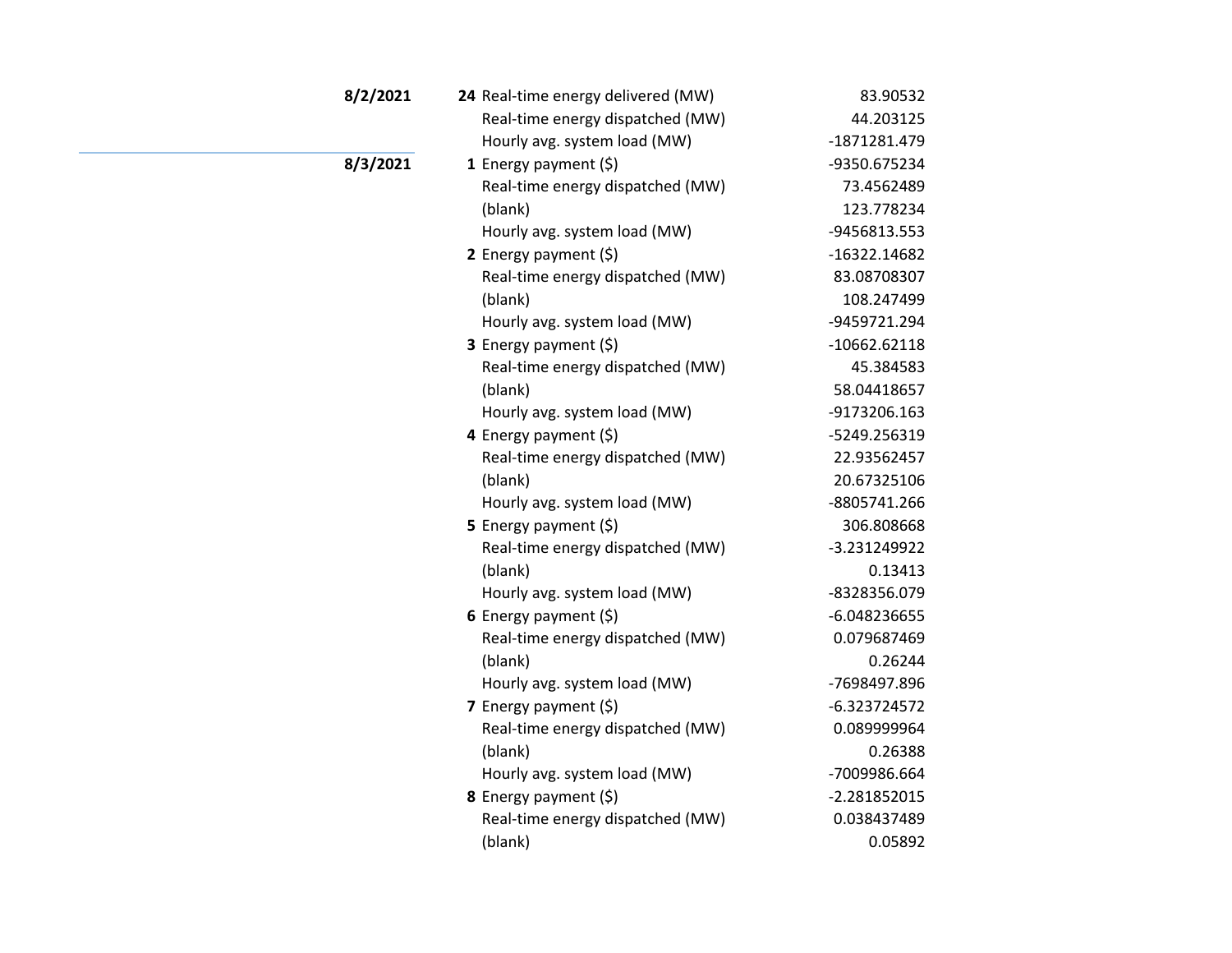| Date | Hour | Measure | Value |
|---|---|---|---|
| **8/2/2021** | **24** | Real-time energy delivered (MW) | 83.90532 |
| | | Real-time energy dispatched (MW) | 44.203125 |
| | | Hourly avg. system load (MW) | -1871281.479 |
| **8/3/2021** | **1** | Energy payment ($) | -9350.675234 |
| | | Real-time energy dispatched (MW) | 73.4562489 |
| | | (blank) | 123.778234 |
| | | Hourly avg. system load (MW) | -9456813.553 |
| | **2** | Energy payment ($) | -16322.14682 |
| | | Real-time energy dispatched (MW) | 83.08708307 |
| | | (blank) | 108.247499 |
| | | Hourly avg. system load (MW) | -9459721.294 |
| | **3** | Energy payment ($) | -10662.62118 |
| | | Real-time energy dispatched (MW) | 45.384583 |
| | | (blank) | 58.04418657 |
| | | Hourly avg. system load (MW) | -9173206.163 |
| | **4** | Energy payment ($) | -5249.256319 |
| | | Real-time energy dispatched (MW) | 22.93562457 |
| | | (blank) | 20.67325106 |
| | | Hourly avg. system load (MW) | -8805741.266 |
| | **5** | Energy payment ($) | 306.808668 |
| | | Real-time energy dispatched (MW) | -3.231249922 |
| | | (blank) | 0.13413 |
| | | Hourly avg. system load (MW) | -8328356.079 |
| | **6** | Energy payment ($) | -6.048236655 |
| | | Real-time energy dispatched (MW) | 0.079687469 |
| | | (blank) | 0.26244 |
| | | Hourly avg. system load (MW) | -7698497.896 |
| | **7** | Energy payment ($) | -6.323724572 |
| | | Real-time energy dispatched (MW) | 0.089999964 |
| | | (blank) | 0.26388 |
| | | Hourly avg. system load (MW) | -7009986.664 |
| | **8** | Energy payment ($) | -2.281852015 |
| | | Real-time energy dispatched (MW) | 0.038437489 |
| | | (blank) | 0.05892 |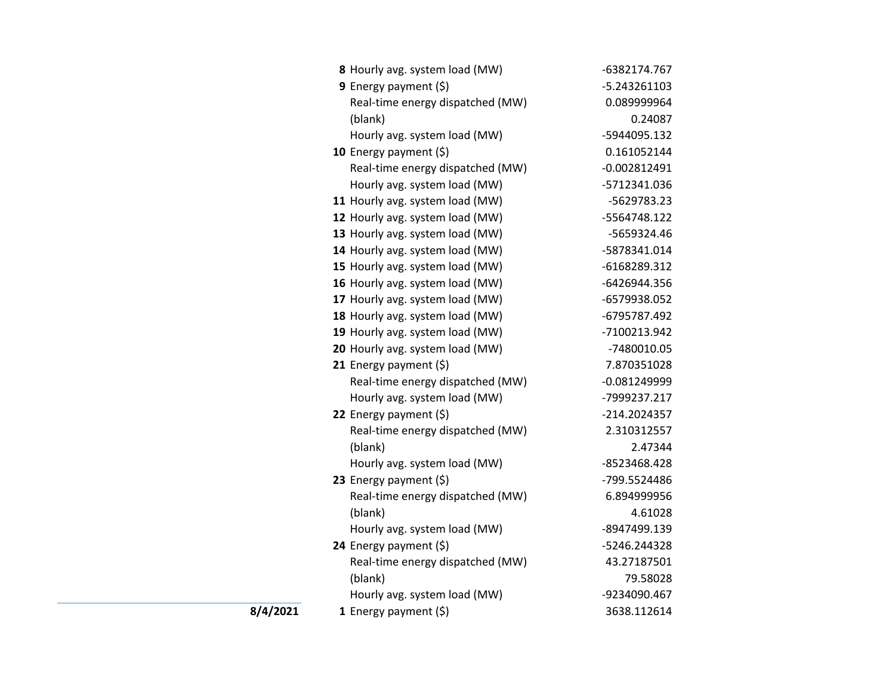| Date | Hour | Measure | Value |
|---|---|---|---|
| | **8** | Hourly avg. system load (MW) | -6382174.767 |
| | **9** | Energy payment ($) | -5.243261103 |
| | | Real-time energy dispatched (MW) | 0.089999964 |
| | | (blank) | 0.24087 |
| | | Hourly avg. system load (MW) | -5944095.132 |
| | **10** | Energy payment ($) | 0.161052144 |
| | | Real-time energy dispatched (MW) | -0.002812491 |
| | | Hourly avg. system load (MW) | -5712341.036 |
| | **11** | Hourly avg. system load (MW) | -5629783.23 |
| | **12** | Hourly avg. system load (MW) | -5564748.122 |
| | **13** | Hourly avg. system load (MW) | -5659324.46 |
| | **14** | Hourly avg. system load (MW) | -5878341.014 |
| | **15** | Hourly avg. system load (MW) | -6168289.312 |
| | **16** | Hourly avg. system load (MW) | -6426944.356 |
| | **17** | Hourly avg. system load (MW) | -6579938.052 |
| | **18** | Hourly avg. system load (MW) | -6795787.492 |
| | **19** | Hourly avg. system load (MW) | -7100213.942 |
| | **20** | Hourly avg. system load (MW) | -7480010.05 |
| | **21** | Energy payment ($) | 7.870351028 |
| | | Real-time energy dispatched (MW) | -0.081249999 |
| | | Hourly avg. system load (MW) | -7999237.217 |
| | **22** | Energy payment ($) | -214.2024357 |
| | | Real-time energy dispatched (MW) | 2.310312557 |
| | | (blank) | 2.47344 |
| | | Hourly avg. system load (MW) | -8523468.428 |
| | **23** | Energy payment ($) | -799.5524486 |
| | | Real-time energy dispatched (MW) | 6.894999956 |
| | | (blank) | 4.61028 |
| | | Hourly avg. system load (MW) | -8947499.139 |
| | **24** | Energy payment ($) | -5246.244328 |
| | | Real-time energy dispatched (MW) | 43.27187501 |
| | | (blank) | 79.58028 |
| | | Hourly avg. system load (MW) | -9234090.467 |
| **8/4/2021** | **1** | Energy payment ($) | 3638.112614 |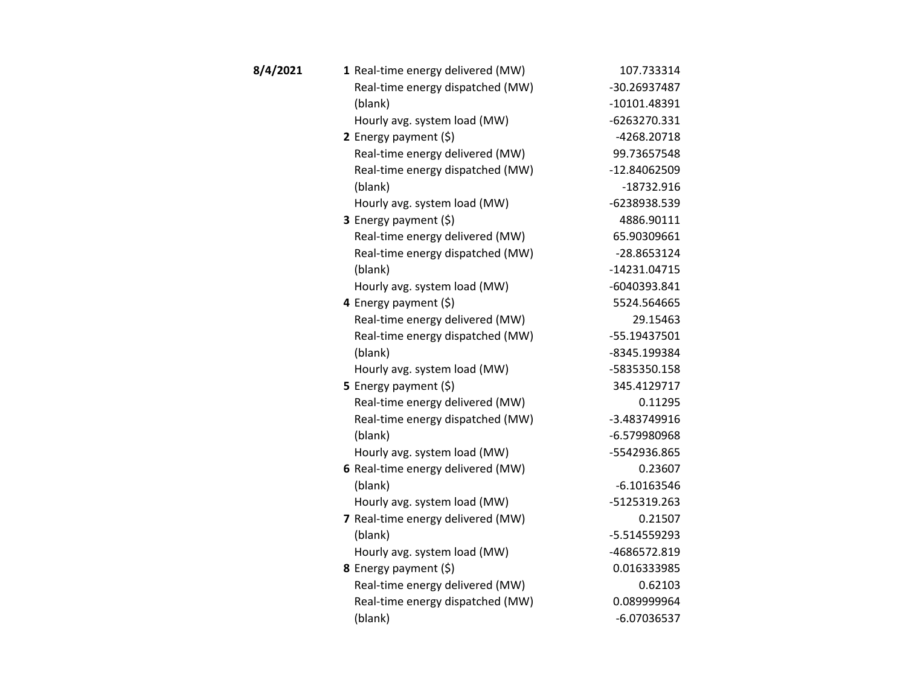| Date | Hour | Field | Value |
|---|---|---|---|
| **8/4/2021** | **1** | Real-time energy delivered (MW) | 107.733314 |
| | | Real-time energy dispatched (MW) | -30.26937487 |
| | | (blank) | -10101.48391 |
| | | Hourly avg. system load (MW) | -6263270.331 |
| | **2** | Energy payment ($) | -4268.20718 |
| | | Real-time energy delivered (MW) | 99.73657548 |
| | | Real-time energy dispatched (MW) | -12.84062509 |
| | | (blank) | -18732.916 |
| | | Hourly avg. system load (MW) | -6238938.539 |
| | **3** | Energy payment ($) | 4886.90111 |
| | | Real-time energy delivered (MW) | 65.90309661 |
| | | Real-time energy dispatched (MW) | -28.8653124 |
| | | (blank) | -14231.04715 |
| | | Hourly avg. system load (MW) | -6040393.841 |
| | **4** | Energy payment ($) | 5524.564665 |
| | | Real-time energy delivered (MW) | 29.15463 |
| | | Real-time energy dispatched (MW) | -55.19437501 |
| | | (blank) | -8345.199384 |
| | | Hourly avg. system load (MW) | -5835350.158 |
| | **5** | Energy payment ($) | 345.4129717 |
| | | Real-time energy delivered (MW) | 0.11295 |
| | | Real-time energy dispatched (MW) | -3.483749916 |
| | | (blank) | -6.579980968 |
| | | Hourly avg. system load (MW) | -5542936.865 |
| | **6** | Real-time energy delivered (MW) | 0.23607 |
| | | (blank) | -6.10163546 |
| | | Hourly avg. system load (MW) | -5125319.263 |
| | **7** | Real-time energy delivered (MW) | 0.21507 |
| | | (blank) | -5.514559293 |
| | | Hourly avg. system load (MW) | -4686572.819 |
| | **8** | Energy payment ($) | 0.016333985 |
| | | Real-time energy delivered (MW) | 0.62103 |
| | | Real-time energy dispatched (MW) | 0.089999964 |
| | | (blank) | -6.07036537 |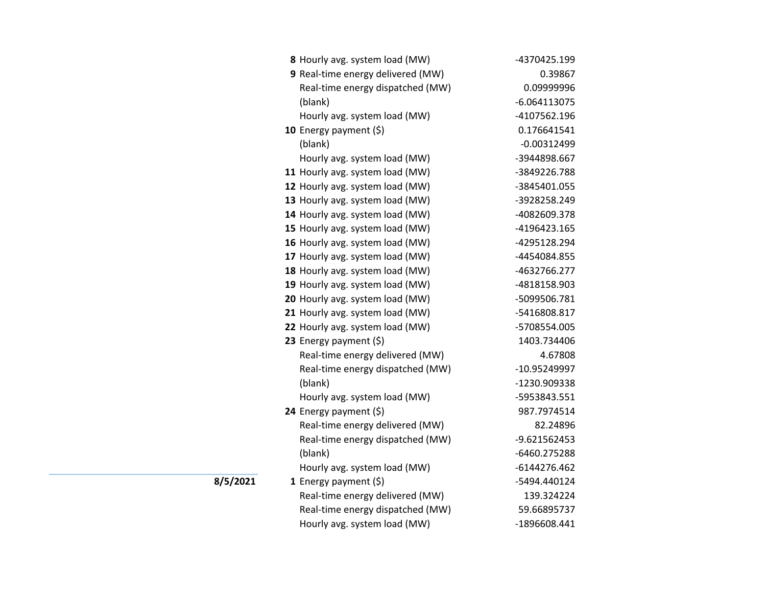| Date | Hour | Field | Value |
|---|---|---|---|
| | **8** | Hourly avg. system load (MW) | -4370425.199 |
| | **9** | Real-time energy delivered (MW) | 0.39867 |
| | | Real-time energy dispatched (MW) | 0.09999996 |
| | | (blank) | -6.064113075 |
| | | Hourly avg. system load (MW) | -4107562.196 |
| | **10** | Energy payment ($) | 0.176641541 |
| | | (blank) | -0.00312499 |
| | | Hourly avg. system load (MW) | -3944898.667 |
| | **11** | Hourly avg. system load (MW) | -3849226.788 |
| | **12** | Hourly avg. system load (MW) | -3845401.055 |
| | **13** | Hourly avg. system load (MW) | -3928258.249 |
| | **14** | Hourly avg. system load (MW) | -4082609.378 |
| | **15** | Hourly avg. system load (MW) | -4196423.165 |
| | **16** | Hourly avg. system load (MW) | -4295128.294 |
| | **17** | Hourly avg. system load (MW) | -4454084.855 |
| | **18** | Hourly avg. system load (MW) | -4632766.277 |
| | **19** | Hourly avg. system load (MW) | -4818158.903 |
| | **20** | Hourly avg. system load (MW) | -5099506.781 |
| | **21** | Hourly avg. system load (MW) | -5416808.817 |
| | **22** | Hourly avg. system load (MW) | -5708554.005 |
| | **23** | Energy payment ($) | 1403.734406 |
| | | Real-time energy delivered (MW) | 4.67808 |
| | | Real-time energy dispatched (MW) | -10.95249997 |
| | | (blank) | -1230.909338 |
| | | Hourly avg. system load (MW) | -5953843.551 |
| | **24** | Energy payment ($) | 987.7974514 |
| | | Real-time energy delivered (MW) | 82.24896 |
| | | Real-time energy dispatched (MW) | -9.621562453 |
| | | (blank) | -6460.275288 |
| | | Hourly avg. system load (MW) | -6144276.462 |
| **8/5/2021** | **1** | Energy payment ($) | -5494.440124 |
| | | Real-time energy delivered (MW) | 139.324224 |
| | | Real-time energy dispatched (MW) | 59.66895737 |
| | | Hourly avg. system load (MW) | -1896608.441 |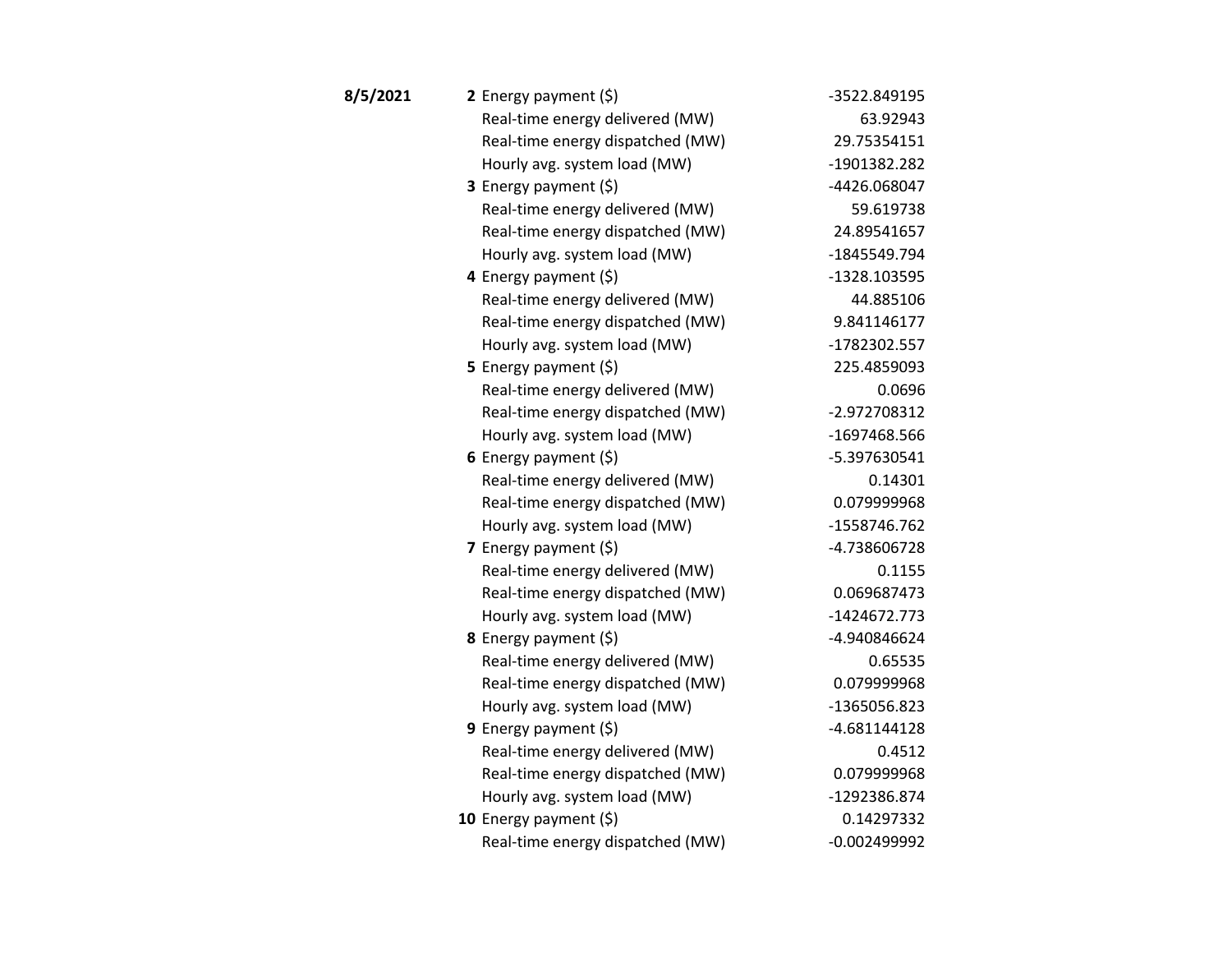| Date | Hour | Metric | Value |
|---|---|---|---|
| **8/5/2021** | **2** | Energy payment ($) | -3522.849195 |
| | | Real-time energy delivered (MW) | 63.92943 |
| | | Real-time energy dispatched (MW) | 29.75354151 |
| | | Hourly avg. system load (MW) | -1901382.282 |
| | **3** | Energy payment ($) | -4426.068047 |
| | | Real-time energy delivered (MW) | 59.619738 |
| | | Real-time energy dispatched (MW) | 24.89541657 |
| | | Hourly avg. system load (MW) | -1845549.794 |
| | **4** | Energy payment ($) | -1328.103595 |
| | | Real-time energy delivered (MW) | 44.885106 |
| | | Real-time energy dispatched (MW) | 9.841146177 |
| | | Hourly avg. system load (MW) | -1782302.557 |
| | **5** | Energy payment ($) | 225.4859093 |
| | | Real-time energy delivered (MW) | 0.0696 |
| | | Real-time energy dispatched (MW) | -2.972708312 |
| | | Hourly avg. system load (MW) | -1697468.566 |
| | **6** | Energy payment ($) | -5.397630541 |
| | | Real-time energy delivered (MW) | 0.14301 |
| | | Real-time energy dispatched (MW) | 0.079999968 |
| | | Hourly avg. system load (MW) | -1558746.762 |
| | **7** | Energy payment ($) | -4.738606728 |
| | | Real-time energy delivered (MW) | 0.1155 |
| | | Real-time energy dispatched (MW) | 0.069687473 |
| | | Hourly avg. system load (MW) | -1424672.773 |
| | **8** | Energy payment ($) | -4.940846624 |
| | | Real-time energy delivered (MW) | 0.65535 |
| | | Real-time energy dispatched (MW) | 0.079999968 |
| | | Hourly avg. system load (MW) | -1365056.823 |
| | **9** | Energy payment ($) | -4.681144128 |
| | | Real-time energy delivered (MW) | 0.4512 |
| | | Real-time energy dispatched (MW) | 0.079999968 |
| | | Hourly avg. system load (MW) | -1292386.874 |
| | **10** | Energy payment ($) | 0.14297332 |
| | | Real-time energy dispatched (MW) | -0.002499992 |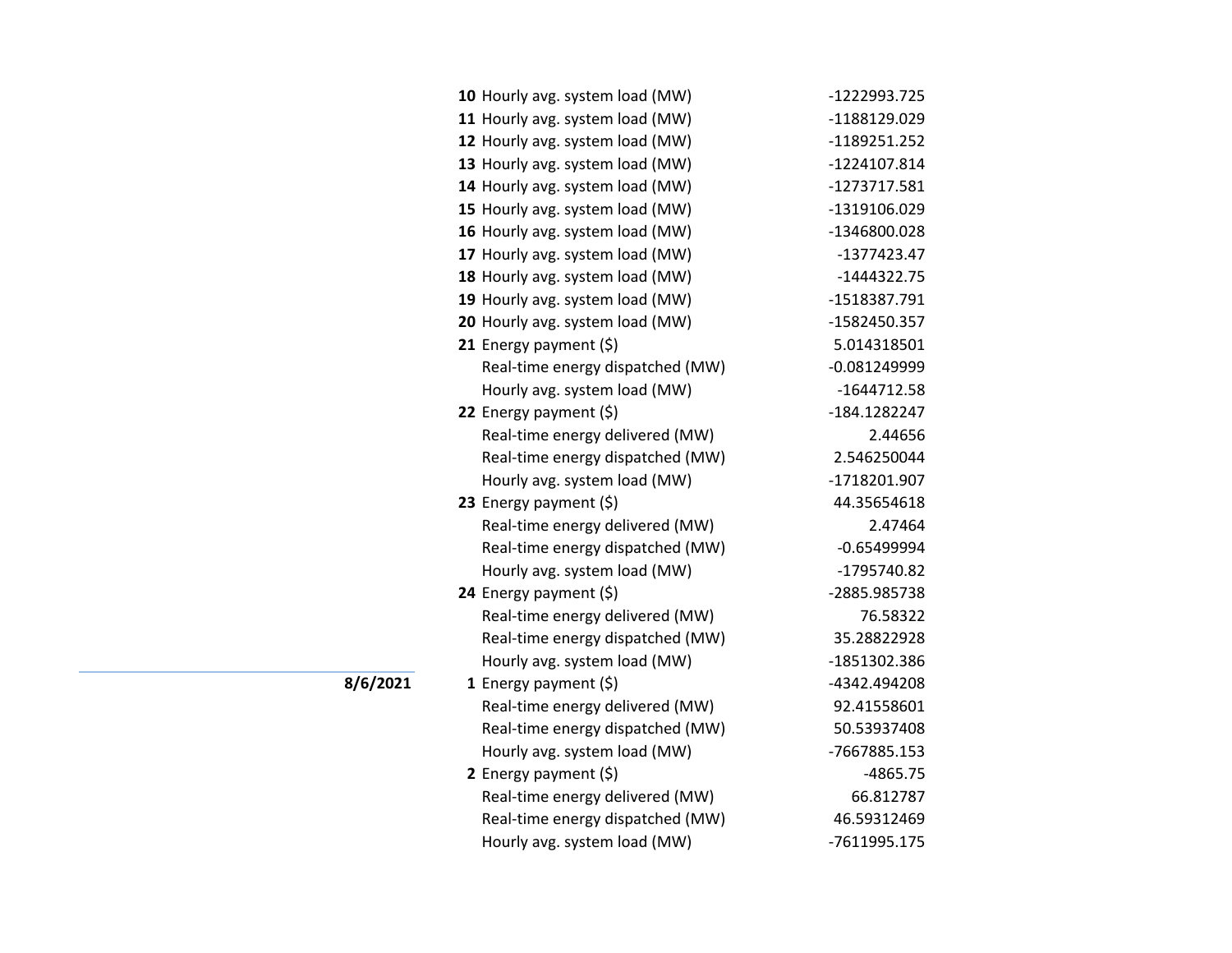| Date | Hour | Item | Value |
|---|---|---|---|
| | **10** | Hourly avg. system load (MW) | -1222993.725 |
| | **11** | Hourly avg. system load (MW) | -1188129.029 |
| | **12** | Hourly avg. system load (MW) | -1189251.252 |
| | **13** | Hourly avg. system load (MW) | -1224107.814 |
| | **14** | Hourly avg. system load (MW) | -1273717.581 |
| | **15** | Hourly avg. system load (MW) | -1319106.029 |
| | **16** | Hourly avg. system load (MW) | -1346800.028 |
| | **17** | Hourly avg. system load (MW) | -1377423.47 |
| | **18** | Hourly avg. system load (MW) | -1444322.75 |
| | **19** | Hourly avg. system load (MW) | -1518387.791 |
| | **20** | Hourly avg. system load (MW) | -1582450.357 |
| | **21** | Energy payment ($) | 5.014318501 |
| | | Real-time energy dispatched (MW) | -0.081249999 |
| | | Hourly avg. system load (MW) | -1644712.58 |
| | **22** | Energy payment ($) | -184.1282247 |
| | | Real-time energy delivered (MW) | 2.44656 |
| | | Real-time energy dispatched (MW) | 2.546250044 |
| | | Hourly avg. system load (MW) | -1718201.907 |
| | **23** | Energy payment ($) | 44.35654618 |
| | | Real-time energy delivered (MW) | 2.47464 |
| | | Real-time energy dispatched (MW) | -0.65499994 |
| | | Hourly avg. system load (MW) | -1795740.82 |
| | **24** | Energy payment ($) | -2885.985738 |
| | | Real-time energy delivered (MW) | 76.58322 |
| | | Real-time energy dispatched (MW) | 35.28822928 |
| | | Hourly avg. system load (MW) | -1851302.386 |
| **8/6/2021** | **1** | Energy payment ($) | -4342.494208 |
| | | Real-time energy delivered (MW) | 92.41558601 |
| | | Real-time energy dispatched (MW) | 50.53937408 |
| | | Hourly avg. system load (MW) | -7667885.153 |
| | **2** | Energy payment ($) | -4865.75 |
| | | Real-time energy delivered (MW) | 66.812787 |
| | | Real-time energy dispatched (MW) | 46.59312469 |
| | | Hourly avg. system load (MW) | -7611995.175 |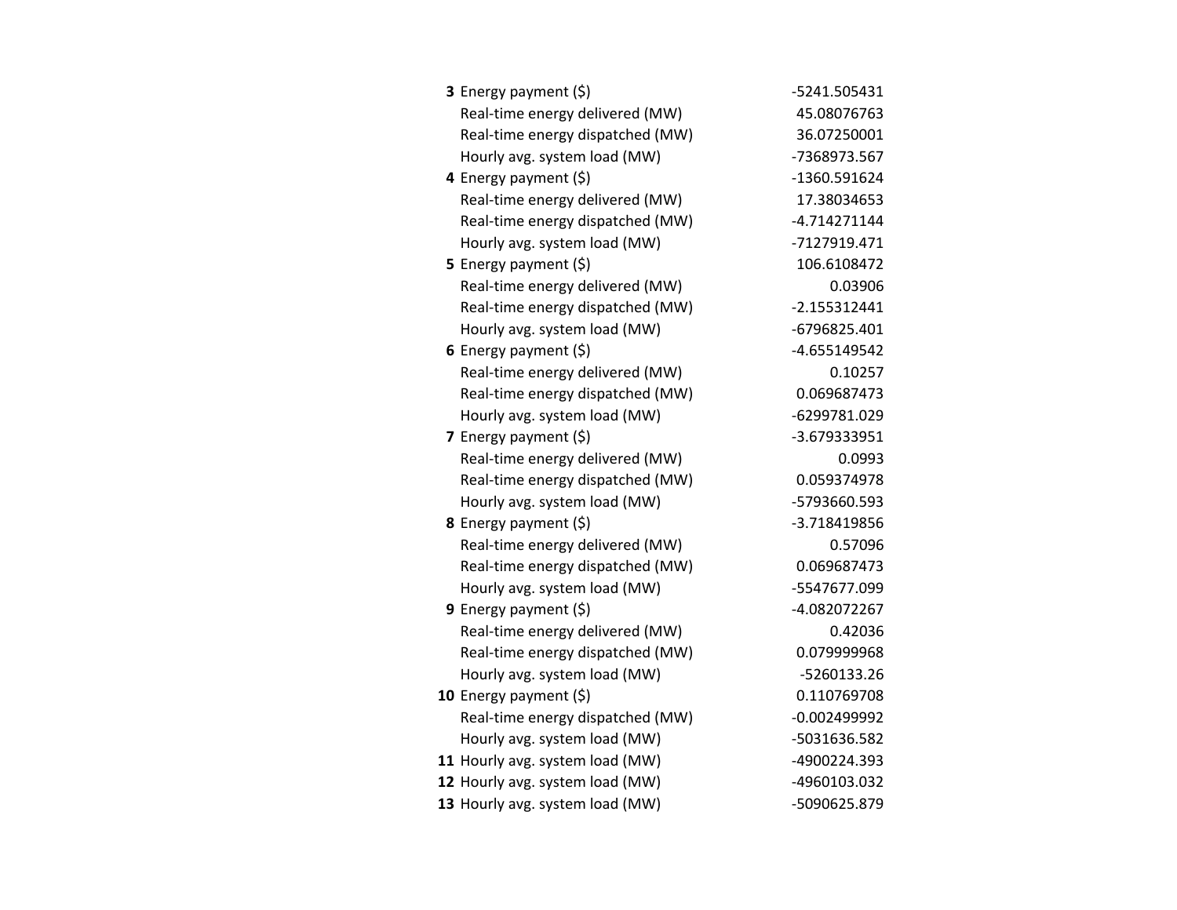| | | |
|---|---|---|
| **3** | Energy payment ($) | -5241.505431 |
| | Real-time energy delivered (MW) | 45.08076763 |
| | Real-time energy dispatched (MW) | 36.07250001 |
| | Hourly avg. system load (MW) | -7368973.567 |
| **4** | Energy payment ($) | -1360.591624 |
| | Real-time energy delivered (MW) | 17.38034653 |
| | Real-time energy dispatched (MW) | -4.714271144 |
| | Hourly avg. system load (MW) | -7127919.471 |
| **5** | Energy payment ($) | 106.6108472 |
| | Real-time energy delivered (MW) | 0.03906 |
| | Real-time energy dispatched (MW) | -2.155312441 |
| | Hourly avg. system load (MW) | -6796825.401 |
| **6** | Energy payment ($) | -4.655149542 |
| | Real-time energy delivered (MW) | 0.10257 |
| | Real-time energy dispatched (MW) | 0.069687473 |
| | Hourly avg. system load (MW) | -6299781.029 |
| **7** | Energy payment ($) | -3.679333951 |
| | Real-time energy delivered (MW) | 0.0993 |
| | Real-time energy dispatched (MW) | 0.059374978 |
| | Hourly avg. system load (MW) | -5793660.593 |
| **8** | Energy payment ($) | -3.718419856 |
| | Real-time energy delivered (MW) | 0.57096 |
| | Real-time energy dispatched (MW) | 0.069687473 |
| | Hourly avg. system load (MW) | -5547677.099 |
| **9** | Energy payment ($) | -4.082072267 |
| | Real-time energy delivered (MW) | 0.42036 |
| | Real-time energy dispatched (MW) | 0.079999968 |
| | Hourly avg. system load (MW) | -5260133.26 |
| **10** | Energy payment ($) | 0.110769708 |
| | Real-time energy dispatched (MW) | -0.002499992 |
| | Hourly avg. system load (MW) | -5031636.582 |
| **11** | Hourly avg. system load (MW) | -4900224.393 |
| **12** | Hourly avg. system load (MW) | -4960103.032 |
| **13** | Hourly avg. system load (MW) | -5090625.879 |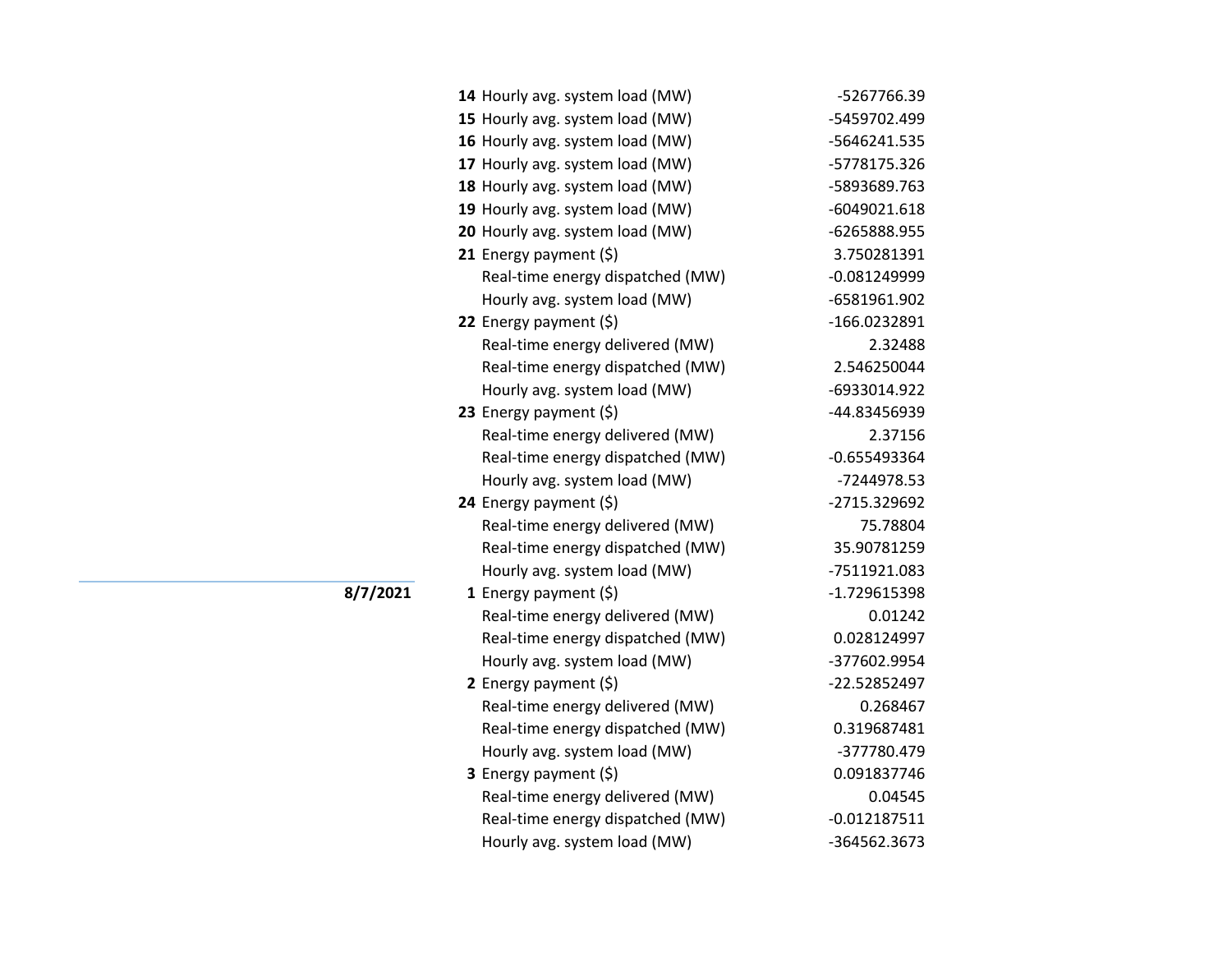| Date | Hour | Item | Value |
|---|---|---|---|
| | **14** | Hourly avg. system load (MW) | -5267766.39 |
| | **15** | Hourly avg. system load (MW) | -5459702.499 |
| | **16** | Hourly avg. system load (MW) | -5646241.535 |
| | **17** | Hourly avg. system load (MW) | -5778175.326 |
| | **18** | Hourly avg. system load (MW) | -5893689.763 |
| | **19** | Hourly avg. system load (MW) | -6049021.618 |
| | **20** | Hourly avg. system load (MW) | -6265888.955 |
| | **21** | Energy payment ($) | 3.750281391 |
| | | Real-time energy dispatched (MW) | -0.081249999 |
| | | Hourly avg. system load (MW) | -6581961.902 |
| | **22** | Energy payment ($) | -166.0232891 |
| | | Real-time energy delivered (MW) | 2.32488 |
| | | Real-time energy dispatched (MW) | 2.546250044 |
| | | Hourly avg. system load (MW) | -6933014.922 |
| | **23** | Energy payment ($) | -44.83456939 |
| | | Real-time energy delivered (MW) | 2.37156 |
| | | Real-time energy dispatched (MW) | -0.655493364 |
| | | Hourly avg. system load (MW) | -7244978.53 |
| | **24** | Energy payment ($) | -2715.329692 |
| | | Real-time energy delivered (MW) | 75.78804 |
| | | Real-time energy dispatched (MW) | 35.90781259 |
| | | Hourly avg. system load (MW) | -7511921.083 |
| **8/7/2021** | **1** | Energy payment ($) | -1.729615398 |
| | | Real-time energy delivered (MW) | 0.01242 |
| | | Real-time energy dispatched (MW) | 0.028124997 |
| | | Hourly avg. system load (MW) | -377602.9954 |
| | **2** | Energy payment ($) | -22.52852497 |
| | | Real-time energy delivered (MW) | 0.268467 |
| | | Real-time energy dispatched (MW) | 0.319687481 |
| | | Hourly avg. system load (MW) | -377780.479 |
| | **3** | Energy payment ($) | 0.091837746 |
| | | Real-time energy delivered (MW) | 0.04545 |
| | | Real-time energy dispatched (MW) | -0.012187511 |
| | | Hourly avg. system load (MW) | -364562.3673 |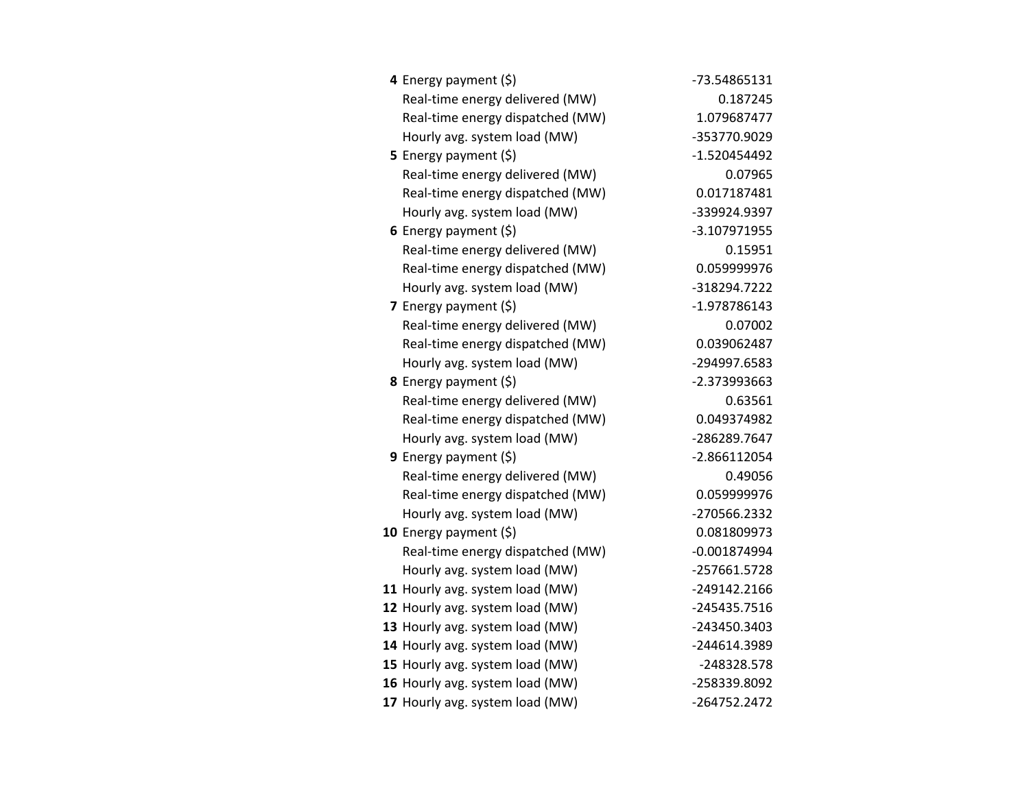| | | |
|---|---|---|
| **4** | Energy payment ($) | -73.54865131 |
| | Real-time energy delivered (MW) | 0.187245 |
| | Real-time energy dispatched (MW) | 1.079687477 |
| | Hourly avg. system load (MW) | -353770.9029 |
| **5** | Energy payment ($) | -1.520454492 |
| | Real-time energy delivered (MW) | 0.07965 |
| | Real-time energy dispatched (MW) | 0.017187481 |
| | Hourly avg. system load (MW) | -339924.9397 |
| **6** | Energy payment ($) | -3.107971955 |
| | Real-time energy delivered (MW) | 0.15951 |
| | Real-time energy dispatched (MW) | 0.059999976 |
| | Hourly avg. system load (MW) | -318294.7222 |
| **7** | Energy payment ($) | -1.978786143 |
| | Real-time energy delivered (MW) | 0.07002 |
| | Real-time energy dispatched (MW) | 0.039062487 |
| | Hourly avg. system load (MW) | -294997.6583 |
| **8** | Energy payment ($) | -2.373993663 |
| | Real-time energy delivered (MW) | 0.63561 |
| | Real-time energy dispatched (MW) | 0.049374982 |
| | Hourly avg. system load (MW) | -286289.7647 |
| **9** | Energy payment ($) | -2.866112054 |
| | Real-time energy delivered (MW) | 0.49056 |
| | Real-time energy dispatched (MW) | 0.059999976 |
| | Hourly avg. system load (MW) | -270566.2332 |
| **10** | Energy payment ($) | 0.081809973 |
| | Real-time energy dispatched (MW) | -0.001874994 |
| | Hourly avg. system load (MW) | -257661.5728 |
| **11** | Hourly avg. system load (MW) | -249142.2166 |
| **12** | Hourly avg. system load (MW) | -245435.7516 |
| **13** | Hourly avg. system load (MW) | -243450.3403 |
| **14** | Hourly avg. system load (MW) | -244614.3989 |
| **15** | Hourly avg. system load (MW) | -248328.578 |
| **16** | Hourly avg. system load (MW) | -258339.8092 |
| **17** | Hourly avg. system load (MW) | -264752.2472 |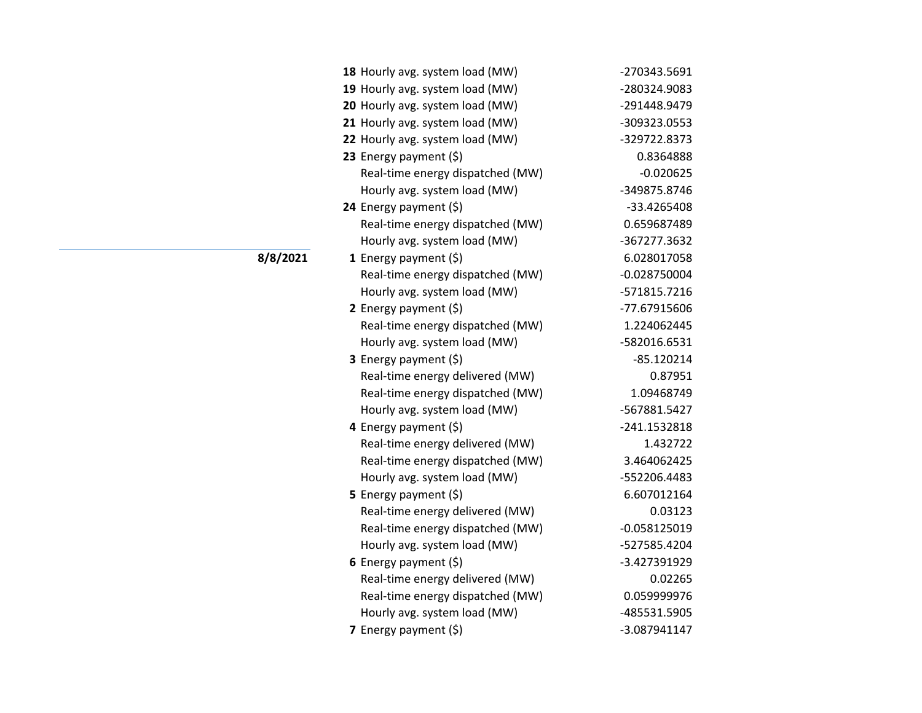| Date | Hour | Measure | Value |
|---|---|---|---|
| | **18** | Hourly avg. system load (MW) | -270343.5691 |
| | **19** | Hourly avg. system load (MW) | -280324.9083 |
| | **20** | Hourly avg. system load (MW) | -291448.9479 |
| | **21** | Hourly avg. system load (MW) | -309323.0553 |
| | **22** | Hourly avg. system load (MW) | -329722.8373 |
| | **23** | Energy payment ($) | 0.8364888 |
| | | Real-time energy dispatched (MW) | -0.020625 |
| | | Hourly avg. system load (MW) | -349875.8746 |
| | **24** | Energy payment ($) | -33.4265408 |
| | | Real-time energy dispatched (MW) | 0.659687489 |
| | | Hourly avg. system load (MW) | -367277.3632 |
| **8/8/2021** | **1** | Energy payment ($) | 6.028017058 |
| | | Real-time energy dispatched (MW) | -0.028750004 |
| | | Hourly avg. system load (MW) | -571815.7216 |
| | **2** | Energy payment ($) | -77.67915606 |
| | | Real-time energy dispatched (MW) | 1.224062445 |
| | | Hourly avg. system load (MW) | -582016.6531 |
| | **3** | Energy payment ($) | -85.120214 |
| | | Real-time energy delivered (MW) | 0.87951 |
| | | Real-time energy dispatched (MW) | 1.09468749 |
| | | Hourly avg. system load (MW) | -567881.5427 |
| | **4** | Energy payment ($) | -241.1532818 |
| | | Real-time energy delivered (MW) | 1.432722 |
| | | Real-time energy dispatched (MW) | 3.464062425 |
| | | Hourly avg. system load (MW) | -552206.4483 |
| | **5** | Energy payment ($) | 6.607012164 |
| | | Real-time energy delivered (MW) | 0.03123 |
| | | Real-time energy dispatched (MW) | -0.058125019 |
| | | Hourly avg. system load (MW) | -527585.4204 |
| | **6** | Energy payment ($) | -3.427391929 |
| | | Real-time energy delivered (MW) | 0.02265 |
| | | Real-time energy dispatched (MW) | 0.059999976 |
| | | Hourly avg. system load (MW) | -485531.5905 |
| | **7** | Energy payment ($) | -3.087941147 |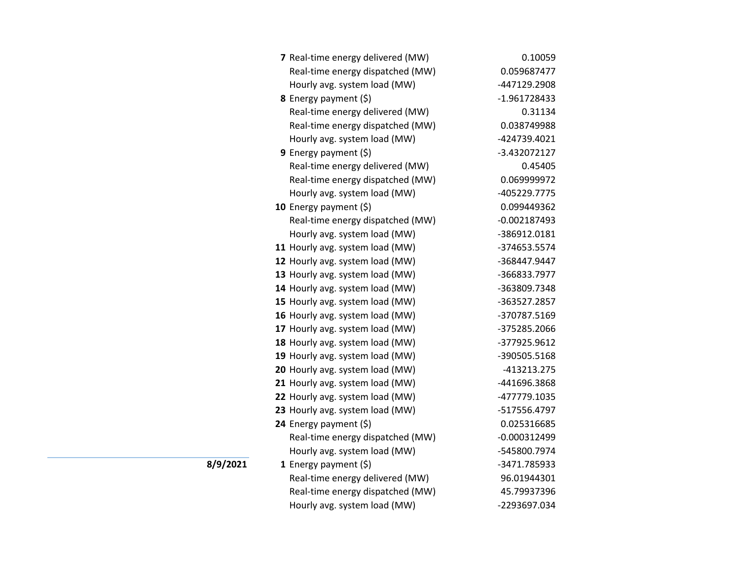| Date | Hour | Metric | Value |
|---|---|---|---|
| | 7 | Real-time energy delivered (MW) | 0.10059 |
| | | Real-time energy dispatched (MW) | 0.059687477 |
| | | Hourly avg. system load (MW) | -447129.2908 |
| | 8 | Energy payment ($) | -1.961728433 |
| | | Real-time energy delivered (MW) | 0.31134 |
| | | Real-time energy dispatched (MW) | 0.038749988 |
| | | Hourly avg. system load (MW) | -424739.4021 |
| | 9 | Energy payment ($) | -3.432072127 |
| | | Real-time energy delivered (MW) | 0.45405 |
| | | Real-time energy dispatched (MW) | 0.069999972 |
| | | Hourly avg. system load (MW) | -405229.7775 |
| | 10 | Energy payment ($) | 0.099449362 |
| | | Real-time energy dispatched (MW) | -0.002187493 |
| | | Hourly avg. system load (MW) | -386912.0181 |
| | 11 | Hourly avg. system load (MW) | -374653.5574 |
| | 12 | Hourly avg. system load (MW) | -368447.9447 |
| | 13 | Hourly avg. system load (MW) | -366833.7977 |
| | 14 | Hourly avg. system load (MW) | -363809.7348 |
| | 15 | Hourly avg. system load (MW) | -363527.2857 |
| | 16 | Hourly avg. system load (MW) | -370787.5169 |
| | 17 | Hourly avg. system load (MW) | -375285.2066 |
| | 18 | Hourly avg. system load (MW) | -377925.9612 |
| | 19 | Hourly avg. system load (MW) | -390505.5168 |
| | 20 | Hourly avg. system load (MW) | -413213.275 |
| | 21 | Hourly avg. system load (MW) | -441696.3868 |
| | 22 | Hourly avg. system load (MW) | -477779.1035 |
| | 23 | Hourly avg. system load (MW) | -517556.4797 |
| | 24 | Energy payment ($) | 0.025316685 |
| | | Real-time energy dispatched (MW) | -0.000312499 |
| | | Hourly avg. system load (MW) | -545800.7974 |
| **8/9/2021** | 1 | Energy payment ($) | -3471.785933 |
| | | Real-time energy delivered (MW) | 96.01944301 |
| | | Real-time energy dispatched (MW) | 45.79937396 |
| | | Hourly avg. system load (MW) | -2293697.034 |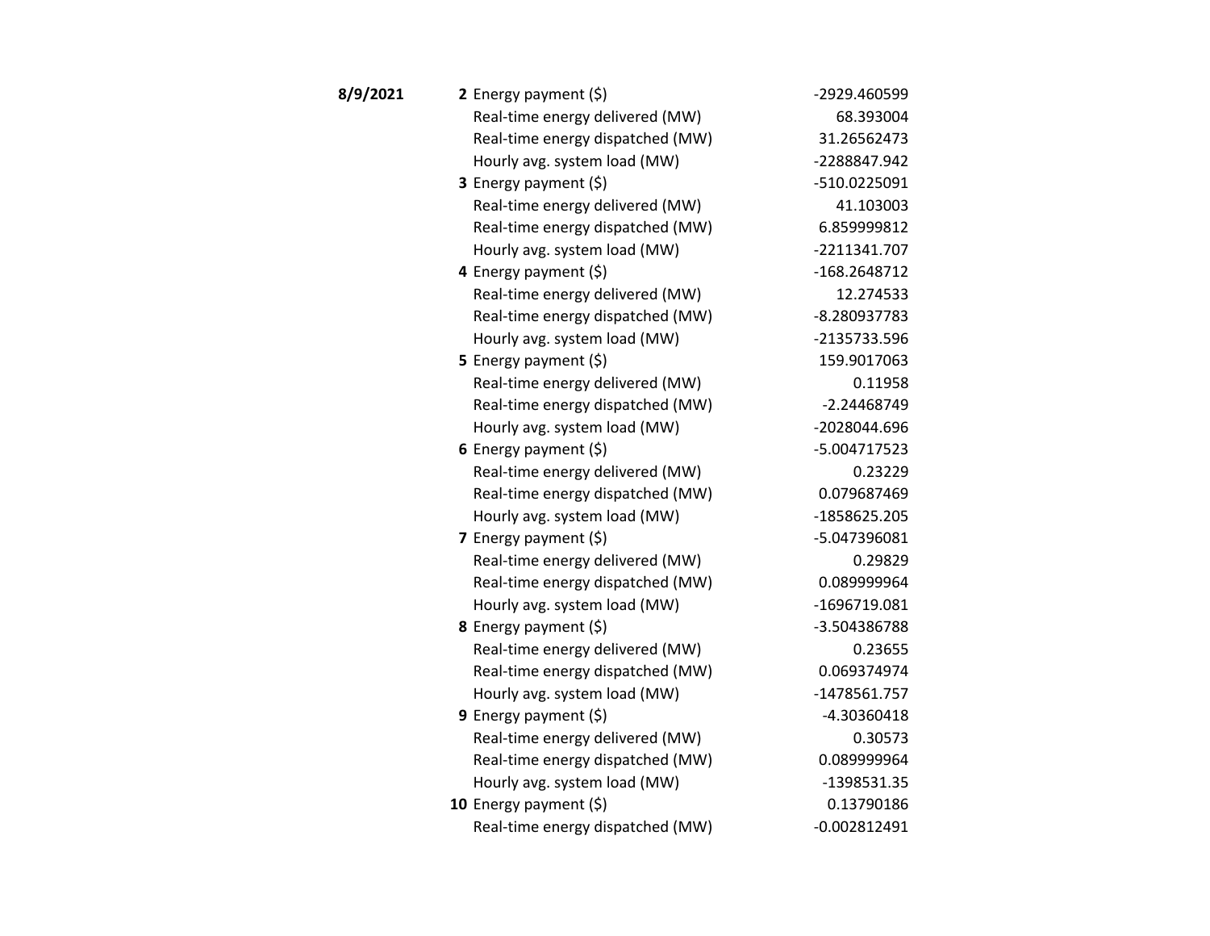| Date | Hour | Metric | Value |
|---|---|---|---|
| **8/9/2021** | **2** | Energy payment ($) | -2929.460599 |
| | | Real-time energy delivered (MW) | 68.393004 |
| | | Real-time energy dispatched (MW) | 31.26562473 |
| | | Hourly avg. system load (MW) | -2288847.942 |
| | **3** | Energy payment ($) | -510.0225091 |
| | | Real-time energy delivered (MW) | 41.103003 |
| | | Real-time energy dispatched (MW) | 6.859999812 |
| | | Hourly avg. system load (MW) | -2211341.707 |
| | **4** | Energy payment ($) | -168.2648712 |
| | | Real-time energy delivered (MW) | 12.274533 |
| | | Real-time energy dispatched (MW) | -8.280937783 |
| | | Hourly avg. system load (MW) | -2135733.596 |
| | **5** | Energy payment ($) | 159.9017063 |
| | | Real-time energy delivered (MW) | 0.11958 |
| | | Real-time energy dispatched (MW) | -2.24468749 |
| | | Hourly avg. system load (MW) | -2028044.696 |
| | **6** | Energy payment ($) | -5.004717523 |
| | | Real-time energy delivered (MW) | 0.23229 |
| | | Real-time energy dispatched (MW) | 0.079687469 |
| | | Hourly avg. system load (MW) | -1858625.205 |
| | **7** | Energy payment ($) | -5.047396081 |
| | | Real-time energy delivered (MW) | 0.29829 |
| | | Real-time energy dispatched (MW) | 0.089999964 |
| | | Hourly avg. system load (MW) | -1696719.081 |
| | **8** | Energy payment ($) | -3.504386788 |
| | | Real-time energy delivered (MW) | 0.23655 |
| | | Real-time energy dispatched (MW) | 0.069374974 |
| | | Hourly avg. system load (MW) | -1478561.757 |
| | **9** | Energy payment ($) | -4.30360418 |
| | | Real-time energy delivered (MW) | 0.30573 |
| | | Real-time energy dispatched (MW) | 0.089999964 |
| | | Hourly avg. system load (MW) | -1398531.35 |
| | **10** | Energy payment ($) | 0.13790186 |
| | | Real-time energy dispatched (MW) | -0.002812491 |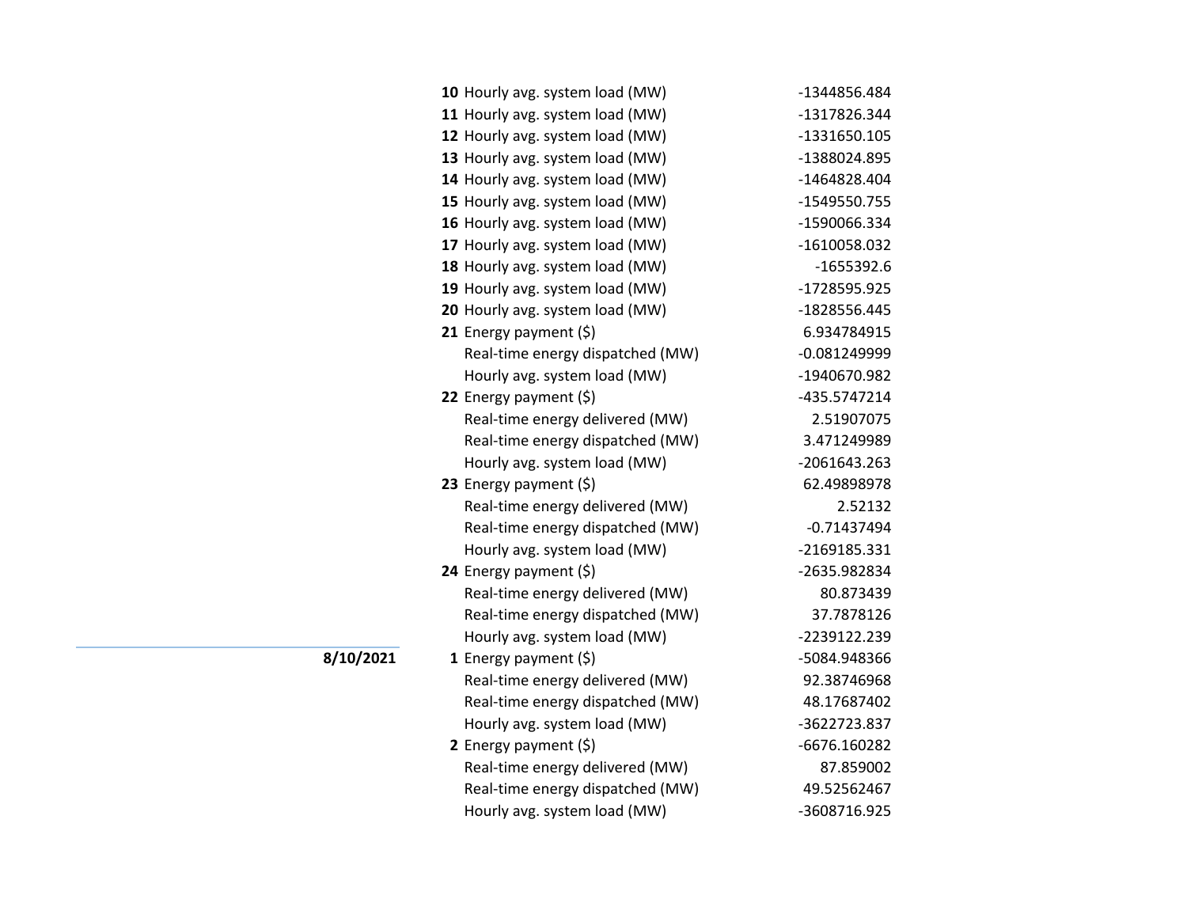| Date | Hour | Metric | Value |
|---|---|---|---|
| | **10** | Hourly avg. system load (MW) | -1344856.484 |
| | **11** | Hourly avg. system load (MW) | -1317826.344 |
| | **12** | Hourly avg. system load (MW) | -1331650.105 |
| | **13** | Hourly avg. system load (MW) | -1388024.895 |
| | **14** | Hourly avg. system load (MW) | -1464828.404 |
| | **15** | Hourly avg. system load (MW) | -1549550.755 |
| | **16** | Hourly avg. system load (MW) | -1590066.334 |
| | **17** | Hourly avg. system load (MW) | -1610058.032 |
| | **18** | Hourly avg. system load (MW) | -1655392.6 |
| | **19** | Hourly avg. system load (MW) | -1728595.925 |
| | **20** | Hourly avg. system load (MW) | -1828556.445 |
| | **21** | Energy payment ($) | 6.934784915 |
| | | Real-time energy dispatched (MW) | -0.081249999 |
| | | Hourly avg. system load (MW) | -1940670.982 |
| | **22** | Energy payment ($) | -435.5747214 |
| | | Real-time energy delivered (MW) | 2.51907075 |
| | | Real-time energy dispatched (MW) | 3.471249989 |
| | | Hourly avg. system load (MW) | -2061643.263 |
| | **23** | Energy payment ($) | 62.49898978 |
| | | Real-time energy delivered (MW) | 2.52132 |
| | | Real-time energy dispatched (MW) | -0.71437494 |
| | | Hourly avg. system load (MW) | -2169185.331 |
| | **24** | Energy payment ($) | -2635.982834 |
| | | Real-time energy delivered (MW) | 80.873439 |
| | | Real-time energy dispatched (MW) | 37.7878126 |
| | | Hourly avg. system load (MW) | -2239122.239 |
| **8/10/2021** | **1** | Energy payment ($) | -5084.948366 |
| | | Real-time energy delivered (MW) | 92.38746968 |
| | | Real-time energy dispatched (MW) | 48.17687402 |
| | | Hourly avg. system load (MW) | -3622723.837 |
| | **2** | Energy payment ($) | -6676.160282 |
| | | Real-time energy delivered (MW) | 87.859002 |
| | | Real-time energy dispatched (MW) | 49.52562467 |
| | | Hourly avg. system load (MW) | -3608716.925 |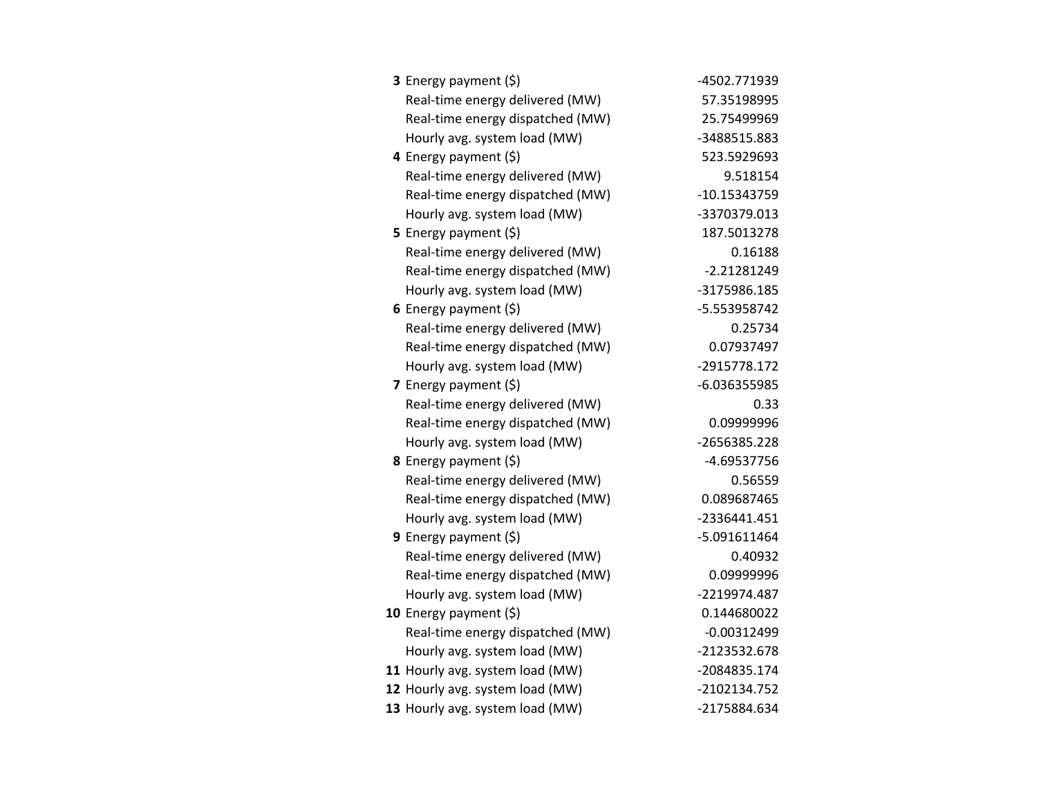| | | |
|---|---|---|
| **3** | Energy payment ($) | -4502.771939 |
| | Real-time energy delivered (MW) | 57.35198995 |
| | Real-time energy dispatched (MW) | 25.75499969 |
| | Hourly avg. system load (MW) | -3488515.883 |
| **4** | Energy payment ($) | 523.5929693 |
| | Real-time energy delivered (MW) | 9.518154 |
| | Real-time energy dispatched (MW) | -10.15343759 |
| | Hourly avg. system load (MW) | -3370379.013 |
| **5** | Energy payment ($) | 187.5013278 |
| | Real-time energy delivered (MW) | 0.16188 |
| | Real-time energy dispatched (MW) | -2.21281249 |
| | Hourly avg. system load (MW) | -3175986.185 |
| **6** | Energy payment ($) | -5.553958742 |
| | Real-time energy delivered (MW) | 0.25734 |
| | Real-time energy dispatched (MW) | 0.07937497 |
| | Hourly avg. system load (MW) | -2915778.172 |
| **7** | Energy payment ($) | -6.036355985 |
| | Real-time energy delivered (MW) | 0.33 |
| | Real-time energy dispatched (MW) | 0.09999996 |
| | Hourly avg. system load (MW) | -2656385.228 |
| **8** | Energy payment ($) | -4.69537756 |
| | Real-time energy delivered (MW) | 0.56559 |
| | Real-time energy dispatched (MW) | 0.089687465 |
| | Hourly avg. system load (MW) | -2336441.451 |
| **9** | Energy payment ($) | -5.091611464 |
| | Real-time energy delivered (MW) | 0.40932 |
| | Real-time energy dispatched (MW) | 0.09999996 |
| | Hourly avg. system load (MW) | -2219974.487 |
| **10** | Energy payment ($) | 0.144680022 |
| | Real-time energy dispatched (MW) | -0.00312499 |
| | Hourly avg. system load (MW) | -2123532.678 |
| **11** | Hourly avg. system load (MW) | -2084835.174 |
| **12** | Hourly avg. system load (MW) | -2102134.752 |
| **13** | Hourly avg. system load (MW) | -2175884.634 |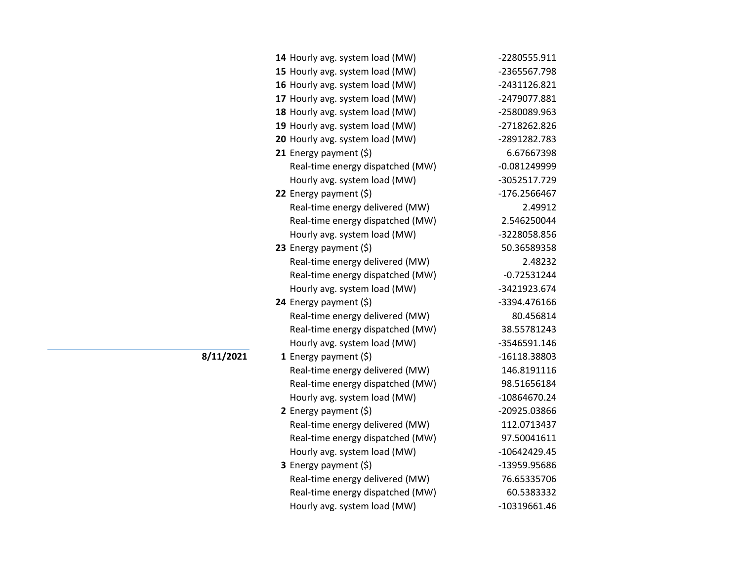| Date | Hour | Item | Value |
|---|---|---|---|
| | **14** | Hourly avg. system load (MW) | -2280555.911 |
| | **15** | Hourly avg. system load (MW) | -2365567.798 |
| | **16** | Hourly avg. system load (MW) | -2431126.821 |
| | **17** | Hourly avg. system load (MW) | -2479077.881 |
| | **18** | Hourly avg. system load (MW) | -2580089.963 |
| | **19** | Hourly avg. system load (MW) | -2718262.826 |
| | **20** | Hourly avg. system load (MW) | -2891282.783 |
| | **21** | Energy payment ($) | 6.67667398 |
| | | Real-time energy dispatched (MW) | -0.081249999 |
| | | Hourly avg. system load (MW) | -3052517.729 |
| | **22** | Energy payment ($) | -176.2566467 |
| | | Real-time energy delivered (MW) | 2.49912 |
| | | Real-time energy dispatched (MW) | 2.546250044 |
| | | Hourly avg. system load (MW) | -3228058.856 |
| | **23** | Energy payment ($) | 50.36589358 |
| | | Real-time energy delivered (MW) | 2.48232 |
| | | Real-time energy dispatched (MW) | -0.72531244 |
| | | Hourly avg. system load (MW) | -3421923.674 |
| | **24** | Energy payment ($) | -3394.476166 |
| | | Real-time energy delivered (MW) | 80.456814 |
| | | Real-time energy dispatched (MW) | 38.55781243 |
| | | Hourly avg. system load (MW) | -3546591.146 |
| **8/11/2021** | **1** | Energy payment ($) | -16118.38803 |
| | | Real-time energy delivered (MW) | 146.8191116 |
| | | Real-time energy dispatched (MW) | 98.51656184 |
| | | Hourly avg. system load (MW) | -10864670.24 |
| | **2** | Energy payment ($) | -20925.03866 |
| | | Real-time energy delivered (MW) | 112.0713437 |
| | | Real-time energy dispatched (MW) | 97.50041611 |
| | | Hourly avg. system load (MW) | -10642429.45 |
| | **3** | Energy payment ($) | -13959.95686 |
| | | Real-time energy delivered (MW) | 76.65335706 |
| | | Real-time energy dispatched (MW) | 60.5383332 |
| | | Hourly avg. system load (MW) | -10319661.46 |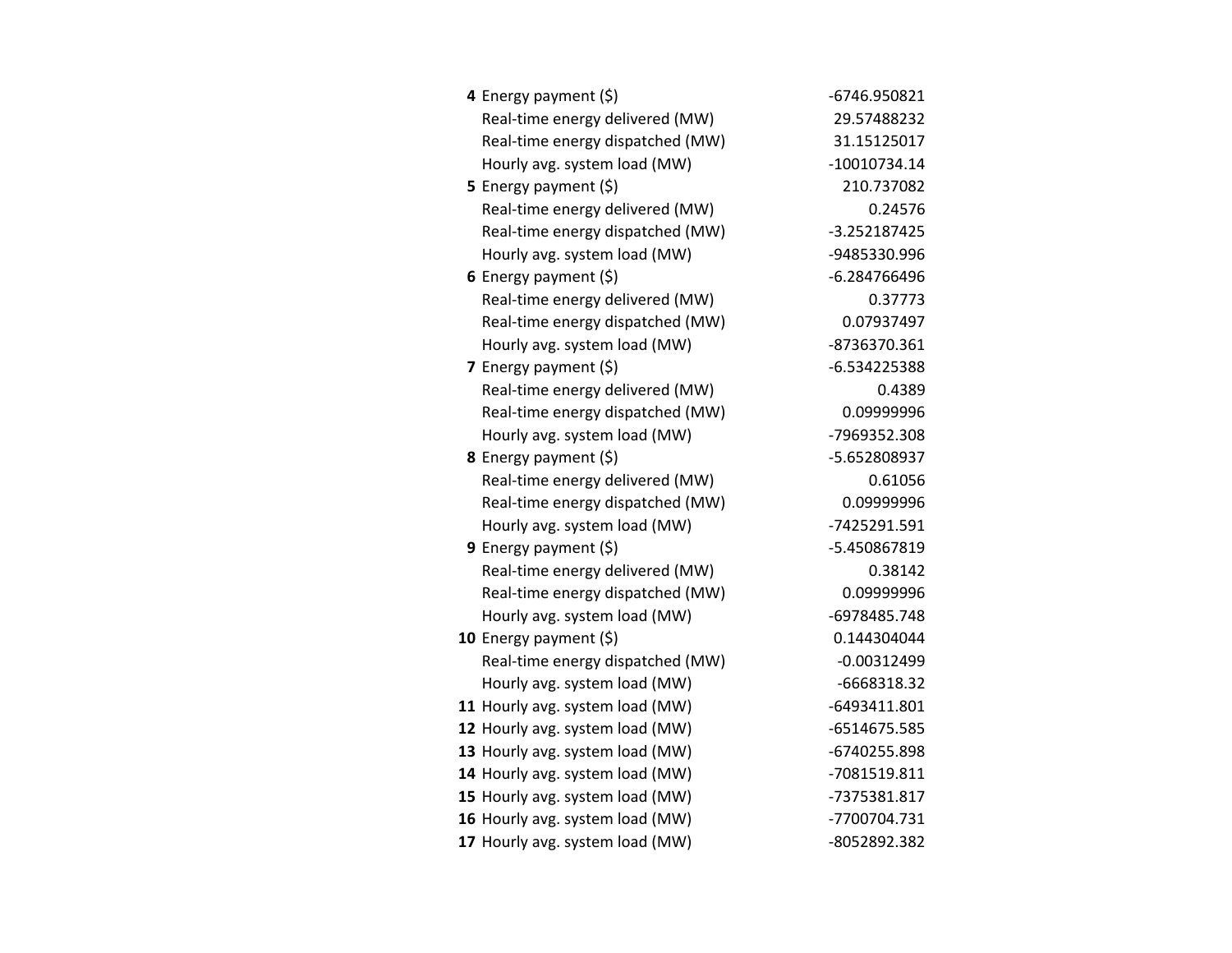| | | |
|---|---|---|
| **4** | Energy payment ($) | -6746.950821 |
| | Real-time energy delivered (MW) | 29.57488232 |
| | Real-time energy dispatched (MW) | 31.15125017 |
| | Hourly avg. system load (MW) | -10010734.14 |
| **5** | Energy payment ($) | 210.737082 |
| | Real-time energy delivered (MW) | 0.24576 |
| | Real-time energy dispatched (MW) | -3.252187425 |
| | Hourly avg. system load (MW) | -9485330.996 |
| **6** | Energy payment ($) | -6.284766496 |
| | Real-time energy delivered (MW) | 0.37773 |
| | Real-time energy dispatched (MW) | 0.07937497 |
| | Hourly avg. system load (MW) | -8736370.361 |
| **7** | Energy payment ($) | -6.534225388 |
| | Real-time energy delivered (MW) | 0.4389 |
| | Real-time energy dispatched (MW) | 0.09999996 |
| | Hourly avg. system load (MW) | -7969352.308 |
| **8** | Energy payment ($) | -5.652808937 |
| | Real-time energy delivered (MW) | 0.61056 |
| | Real-time energy dispatched (MW) | 0.09999996 |
| | Hourly avg. system load (MW) | -7425291.591 |
| **9** | Energy payment ($) | -5.450867819 |
| | Real-time energy delivered (MW) | 0.38142 |
| | Real-time energy dispatched (MW) | 0.09999996 |
| | Hourly avg. system load (MW) | -6978485.748 |
| **10** | Energy payment ($) | 0.144304044 |
| | Real-time energy dispatched (MW) | -0.00312499 |
| | Hourly avg. system load (MW) | -6668318.32 |
| **11** | Hourly avg. system load (MW) | -6493411.801 |
| **12** | Hourly avg. system load (MW) | -6514675.585 |
| **13** | Hourly avg. system load (MW) | -6740255.898 |
| **14** | Hourly avg. system load (MW) | -7081519.811 |
| **15** | Hourly avg. system load (MW) | -7375381.817 |
| **16** | Hourly avg. system load (MW) | -7700704.731 |
| **17** | Hourly avg. system load (MW) | -8052892.382 |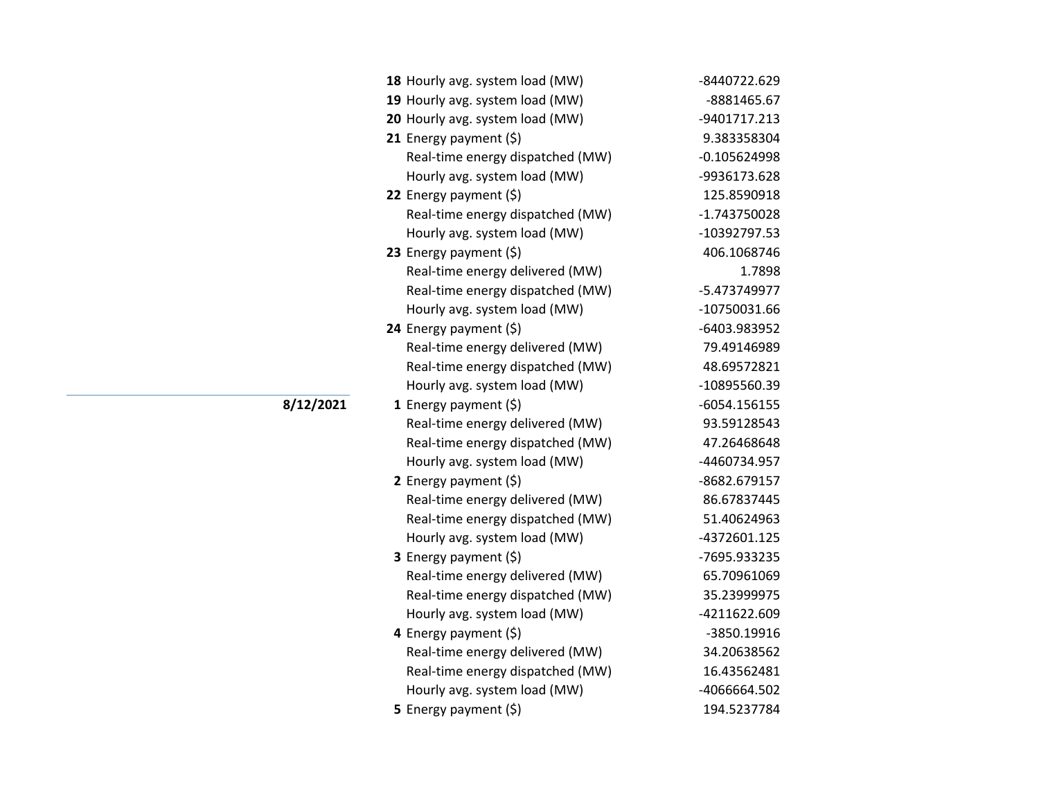| Date | Hour | Item | Value |
|---|---|---|---|
| | **18** | Hourly avg. system load (MW) | -8440722.629 |
| | **19** | Hourly avg. system load (MW) | -8881465.67 |
| | **20** | Hourly avg. system load (MW) | -9401717.213 |
| | **21** | Energy payment ($) | 9.383358304 |
| | | Real-time energy dispatched (MW) | -0.105624998 |
| | | Hourly avg. system load (MW) | -9936173.628 |
| | **22** | Energy payment ($) | 125.8590918 |
| | | Real-time energy dispatched (MW) | -1.743750028 |
| | | Hourly avg. system load (MW) | -10392797.53 |
| | **23** | Energy payment ($) | 406.1068746 |
| | | Real-time energy delivered (MW) | 1.7898 |
| | | Real-time energy dispatched (MW) | -5.473749977 |
| | | Hourly avg. system load (MW) | -10750031.66 |
| | **24** | Energy payment ($) | -6403.983952 |
| | | Real-time energy delivered (MW) | 79.49146989 |
| | | Real-time energy dispatched (MW) | 48.69572821 |
| | | Hourly avg. system load (MW) | -10895560.39 |
| **8/12/2021** | **1** | Energy payment ($) | -6054.156155 |
| | | Real-time energy delivered (MW) | 93.59128543 |
| | | Real-time energy dispatched (MW) | 47.26468648 |
| | | Hourly avg. system load (MW) | -4460734.957 |
| | **2** | Energy payment ($) | -8682.679157 |
| | | Real-time energy delivered (MW) | 86.67837445 |
| | | Real-time energy dispatched (MW) | 51.40624963 |
| | | Hourly avg. system load (MW) | -4372601.125 |
| | **3** | Energy payment ($) | -7695.933235 |
| | | Real-time energy delivered (MW) | 65.70961069 |
| | | Real-time energy dispatched (MW) | 35.23999975 |
| | | Hourly avg. system load (MW) | -4211622.609 |
| | **4** | Energy payment ($) | -3850.19916 |
| | | Real-time energy delivered (MW) | 34.20638562 |
| | | Real-time energy dispatched (MW) | 16.43562481 |
| | | Hourly avg. system load (MW) | -4066664.502 |
| | **5** | Energy payment ($) | 194.5237784 |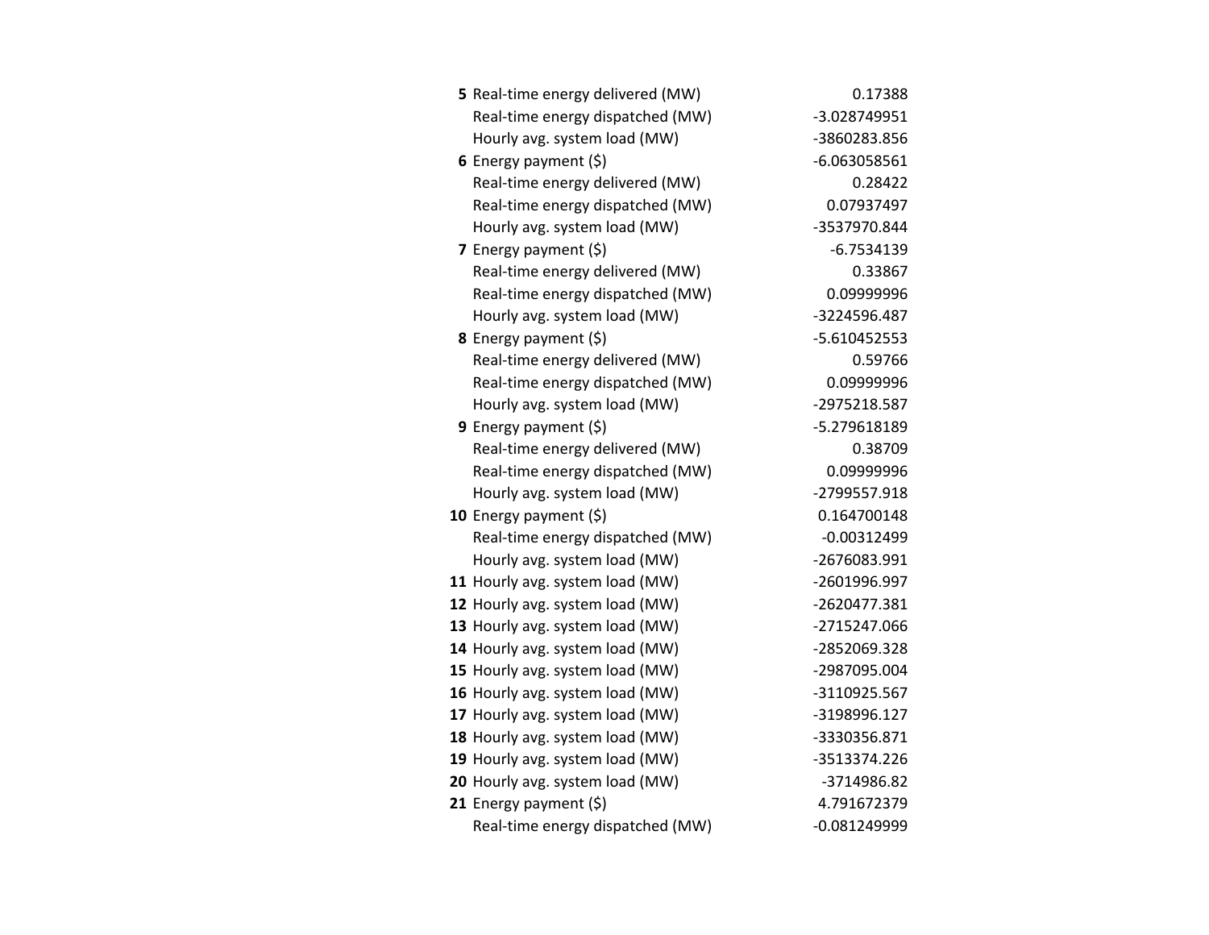| | | |
|---|---|---|
| **5** | Real-time energy delivered (MW) | 0.17388 |
| | Real-time energy dispatched (MW) | -3.028749951 |
| | Hourly avg. system load (MW) | -3860283.856 |
| **6** | Energy payment ($) | -6.063058561 |
| | Real-time energy delivered (MW) | 0.28422 |
| | Real-time energy dispatched (MW) | 0.07937497 |
| | Hourly avg. system load (MW) | -3537970.844 |
| **7** | Energy payment ($) | -6.7534139 |
| | Real-time energy delivered (MW) | 0.33867 |
| | Real-time energy dispatched (MW) | 0.09999996 |
| | Hourly avg. system load (MW) | -3224596.487 |
| **8** | Energy payment ($) | -5.610452553 |
| | Real-time energy delivered (MW) | 0.59766 |
| | Real-time energy dispatched (MW) | 0.09999996 |
| | Hourly avg. system load (MW) | -2975218.587 |
| **9** | Energy payment ($) | -5.279618189 |
| | Real-time energy delivered (MW) | 0.38709 |
| | Real-time energy dispatched (MW) | 0.09999996 |
| | Hourly avg. system load (MW) | -2799557.918 |
| **10** | Energy payment ($) | 0.164700148 |
| | Real-time energy dispatched (MW) | -0.00312499 |
| | Hourly avg. system load (MW) | -2676083.991 |
| **11** | Hourly avg. system load (MW) | -2601996.997 |
| **12** | Hourly avg. system load (MW) | -2620477.381 |
| **13** | Hourly avg. system load (MW) | -2715247.066 |
| **14** | Hourly avg. system load (MW) | -2852069.328 |
| **15** | Hourly avg. system load (MW) | -2987095.004 |
| **16** | Hourly avg. system load (MW) | -3110925.567 |
| **17** | Hourly avg. system load (MW) | -3198996.127 |
| **18** | Hourly avg. system load (MW) | -3330356.871 |
| **19** | Hourly avg. system load (MW) | -3513374.226 |
| **20** | Hourly avg. system load (MW) | -3714986.82 |
| **21** | Energy payment ($) | 4.791672379 |
| | Real-time energy dispatched (MW) | -0.081249999 |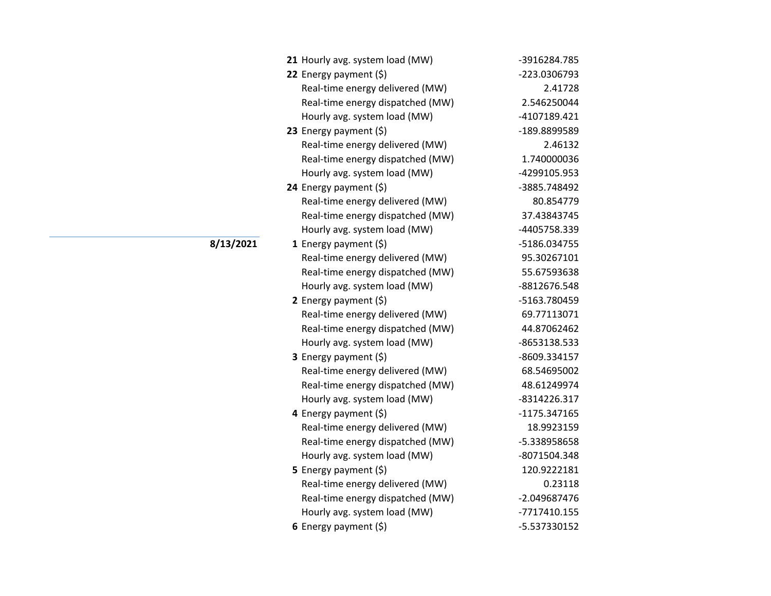| Date | Hour | Item | Value |
|---|---|---|---|
| | **21** | Hourly avg. system load (MW) | -3916284.785 |
| | **22** | Energy payment ($) | -223.0306793 |
| | | Real-time energy delivered (MW) | 2.41728 |
| | | Real-time energy dispatched (MW) | 2.546250044 |
| | | Hourly avg. system load (MW) | -4107189.421 |
| | **23** | Energy payment ($) | -189.8899589 |
| | | Real-time energy delivered (MW) | 2.46132 |
| | | Real-time energy dispatched (MW) | 1.740000036 |
| | | Hourly avg. system load (MW) | -4299105.953 |
| | **24** | Energy payment ($) | -3885.748492 |
| | | Real-time energy delivered (MW) | 80.854779 |
| | | Real-time energy dispatched (MW) | 37.43843745 |
| | | Hourly avg. system load (MW) | -4405758.339 |
| **8/13/2021** | **1** | Energy payment ($) | -5186.034755 |
| | | Real-time energy delivered (MW) | 95.30267101 |
| | | Real-time energy dispatched (MW) | 55.67593638 |
| | | Hourly avg. system load (MW) | -8812676.548 |
| | **2** | Energy payment ($) | -5163.780459 |
| | | Real-time energy delivered (MW) | 69.77113071 |
| | | Real-time energy dispatched (MW) | 44.87062462 |
| | | Hourly avg. system load (MW) | -8653138.533 |
| | **3** | Energy payment ($) | -8609.334157 |
| | | Real-time energy delivered (MW) | 68.54695002 |
| | | Real-time energy dispatched (MW) | 48.61249974 |
| | | Hourly avg. system load (MW) | -8314226.317 |
| | **4** | Energy payment ($) | -1175.347165 |
| | | Real-time energy delivered (MW) | 18.9923159 |
| | | Real-time energy dispatched (MW) | -5.338958658 |
| | | Hourly avg. system load (MW) | -8071504.348 |
| | **5** | Energy payment ($) | 120.9222181 |
| | | Real-time energy delivered (MW) | 0.23118 |
| | | Real-time energy dispatched (MW) | -2.049687476 |
| | | Hourly avg. system load (MW) | -7717410.155 |
| | **6** | Energy payment ($) | -5.537330152 |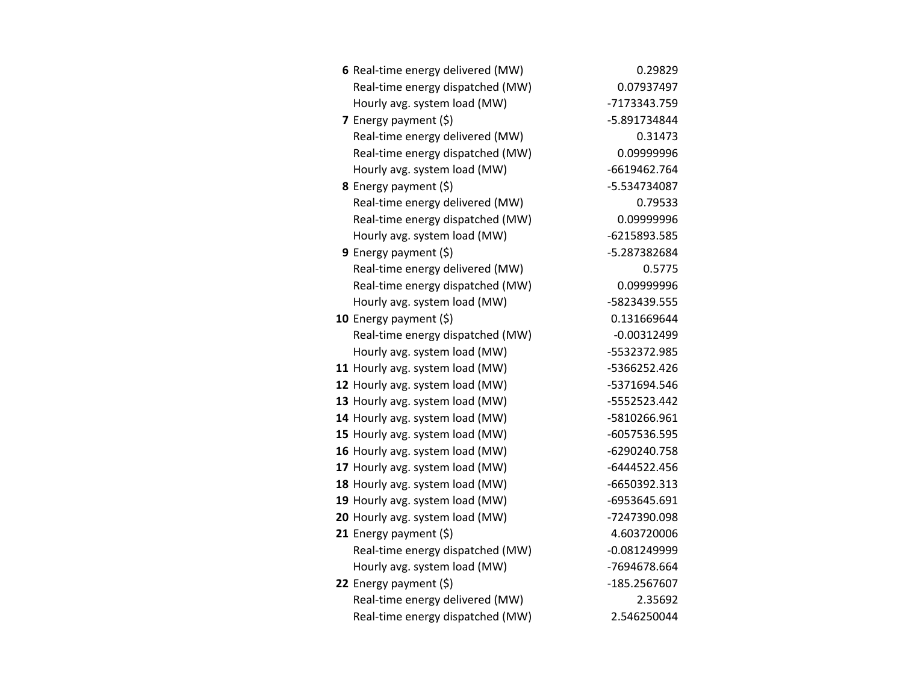| | | |
|---|---|---|
| **6** | Real-time energy delivered (MW) | 0.29829 |
| | Real-time energy dispatched (MW) | 0.07937497 |
| | Hourly avg. system load (MW) | -7173343.759 |
| **7** | Energy payment ($) | -5.891734844 |
| | Real-time energy delivered (MW) | 0.31473 |
| | Real-time energy dispatched (MW) | 0.09999996 |
| | Hourly avg. system load (MW) | -6619462.764 |
| **8** | Energy payment ($) | -5.534734087 |
| | Real-time energy delivered (MW) | 0.79533 |
| | Real-time energy dispatched (MW) | 0.09999996 |
| | Hourly avg. system load (MW) | -6215893.585 |
| **9** | Energy payment ($) | -5.287382684 |
| | Real-time energy delivered (MW) | 0.5775 |
| | Real-time energy dispatched (MW) | 0.09999996 |
| | Hourly avg. system load (MW) | -5823439.555 |
| **10** | Energy payment ($) | 0.131669644 |
| | Real-time energy dispatched (MW) | -0.00312499 |
| | Hourly avg. system load (MW) | -5532372.985 |
| **11** | Hourly avg. system load (MW) | -5366252.426 |
| **12** | Hourly avg. system load (MW) | -5371694.546 |
| **13** | Hourly avg. system load (MW) | -5552523.442 |
| **14** | Hourly avg. system load (MW) | -5810266.961 |
| **15** | Hourly avg. system load (MW) | -6057536.595 |
| **16** | Hourly avg. system load (MW) | -6290240.758 |
| **17** | Hourly avg. system load (MW) | -6444522.456 |
| **18** | Hourly avg. system load (MW) | -6650392.313 |
| **19** | Hourly avg. system load (MW) | -6953645.691 |
| **20** | Hourly avg. system load (MW) | -7247390.098 |
| **21** | Energy payment ($) | 4.603720006 |
| | Real-time energy dispatched (MW) | -0.081249999 |
| | Hourly avg. system load (MW) | -7694678.664 |
| **22** | Energy payment ($) | -185.2567607 |
| | Real-time energy delivered (MW) | 2.35692 |
| | Real-time energy dispatched (MW) | 2.546250044 |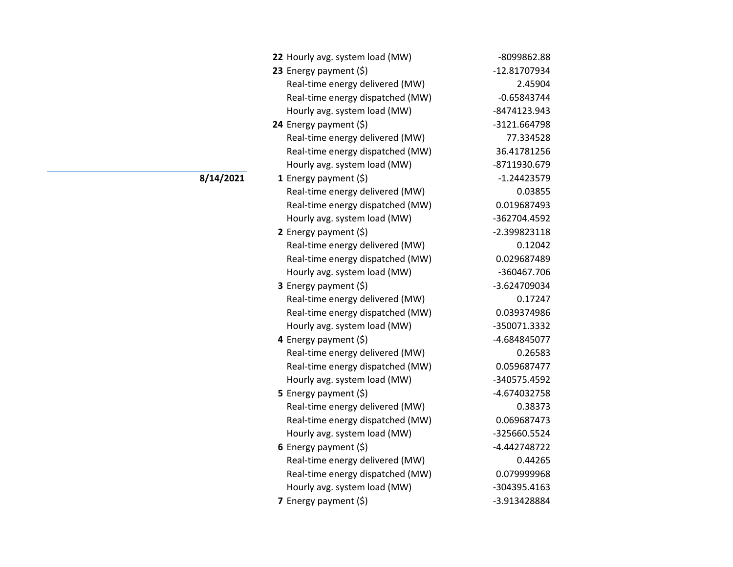| Date | Hour | Item | Value |
|---|---|---|---|
| | **22** | Hourly avg. system load (MW) | -8099862.88 |
| | **23** | Energy payment ($) | -12.81707934 |
| | | Real-time energy delivered (MW) | 2.45904 |
| | | Real-time energy dispatched (MW) | -0.65843744 |
| | | Hourly avg. system load (MW) | -8474123.943 |
| | **24** | Energy payment ($) | -3121.664798 |
| | | Real-time energy delivered (MW) | 77.334528 |
| | | Real-time energy dispatched (MW) | 36.41781256 |
| | | Hourly avg. system load (MW) | -8711930.679 |
| **8/14/2021** | **1** | Energy payment ($) | -1.24423579 |
| | | Real-time energy delivered (MW) | 0.03855 |
| | | Real-time energy dispatched (MW) | 0.019687493 |
| | | Hourly avg. system load (MW) | -362704.4592 |
| | **2** | Energy payment ($) | -2.399823118 |
| | | Real-time energy delivered (MW) | 0.12042 |
| | | Real-time energy dispatched (MW) | 0.029687489 |
| | | Hourly avg. system load (MW) | -360467.706 |
| | **3** | Energy payment ($) | -3.624709034 |
| | | Real-time energy delivered (MW) | 0.17247 |
| | | Real-time energy dispatched (MW) | 0.039374986 |
| | | Hourly avg. system load (MW) | -350071.3332 |
| | **4** | Energy payment ($) | -4.684845077 |
| | | Real-time energy delivered (MW) | 0.26583 |
| | | Real-time energy dispatched (MW) | 0.059687477 |
| | | Hourly avg. system load (MW) | -340575.4592 |
| | **5** | Energy payment ($) | -4.674032758 |
| | | Real-time energy delivered (MW) | 0.38373 |
| | | Real-time energy dispatched (MW) | 0.069687473 |
| | | Hourly avg. system load (MW) | -325660.5524 |
| | **6** | Energy payment ($) | -4.442748722 |
| | | Real-time energy delivered (MW) | 0.44265 |
| | | Real-time energy dispatched (MW) | 0.079999968 |
| | | Hourly avg. system load (MW) | -304395.4163 |
| | **7** | Energy payment ($) | -3.913428884 |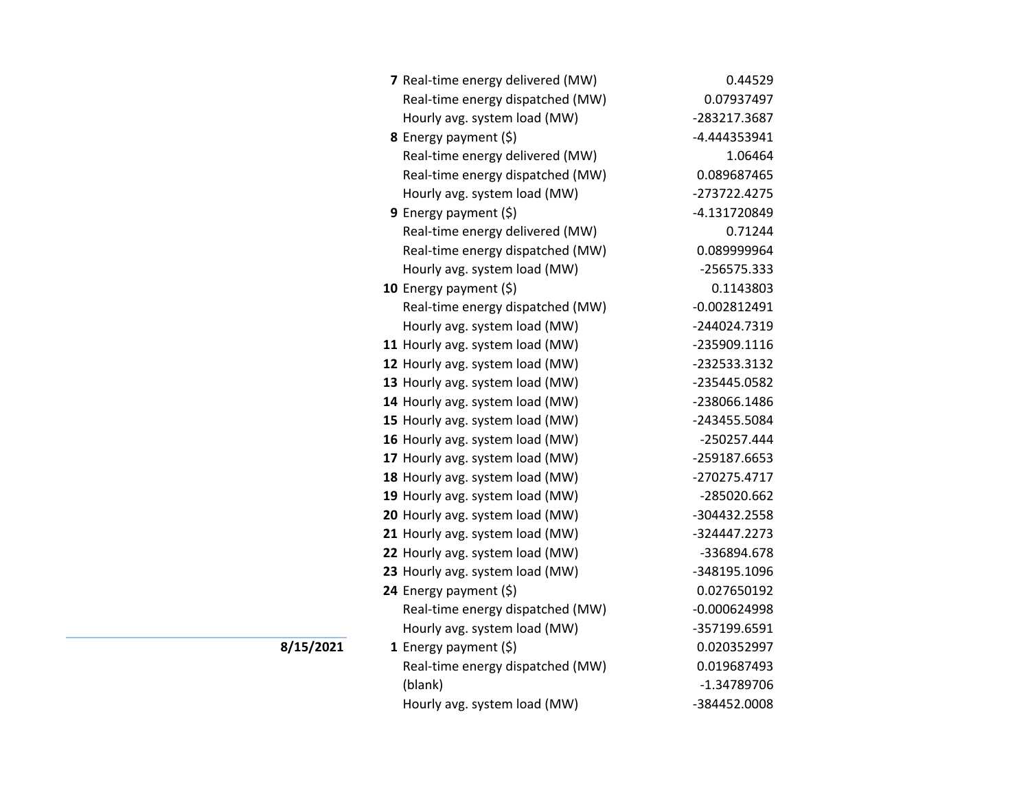| Date | Hour | Measure | Value |
|---|---|---|---|
| | **7** | Real-time energy delivered (MW) | 0.44529 |
| | | Real-time energy dispatched (MW) | 0.07937497 |
| | | Hourly avg. system load (MW) | -283217.3687 |
| | **8** | Energy payment ($) | -4.444353941 |
| | | Real-time energy delivered (MW) | 1.06464 |
| | | Real-time energy dispatched (MW) | 0.089687465 |
| | | Hourly avg. system load (MW) | -273722.4275 |
| | **9** | Energy payment ($) | -4.131720849 |
| | | Real-time energy delivered (MW) | 0.71244 |
| | | Real-time energy dispatched (MW) | 0.089999964 |
| | | Hourly avg. system load (MW) | -256575.333 |
| | **10** | Energy payment ($) | 0.1143803 |
| | | Real-time energy dispatched (MW) | -0.002812491 |
| | | Hourly avg. system load (MW) | -244024.7319 |
| | **11** | Hourly avg. system load (MW) | -235909.1116 |
| | **12** | Hourly avg. system load (MW) | -232533.3132 |
| | **13** | Hourly avg. system load (MW) | -235445.0582 |
| | **14** | Hourly avg. system load (MW) | -238066.1486 |
| | **15** | Hourly avg. system load (MW) | -243455.5084 |
| | **16** | Hourly avg. system load (MW) | -250257.444 |
| | **17** | Hourly avg. system load (MW) | -259187.6653 |
| | **18** | Hourly avg. system load (MW) | -270275.4717 |
| | **19** | Hourly avg. system load (MW) | -285020.662 |
| | **20** | Hourly avg. system load (MW) | -304432.2558 |
| | **21** | Hourly avg. system load (MW) | -324447.2273 |
| | **22** | Hourly avg. system load (MW) | -336894.678 |
| | **23** | Hourly avg. system load (MW) | -348195.1096 |
| | **24** | Energy payment ($) | 0.027650192 |
| | | Real-time energy dispatched (MW) | -0.000624998 |
| | | Hourly avg. system load (MW) | -357199.6591 |
| **8/15/2021** | **1** | Energy payment ($) | 0.020352997 |
| | | Real-time energy dispatched (MW) | 0.019687493 |
| | | (blank) | -1.34789706 |
| | | Hourly avg. system load (MW) | -384452.0008 |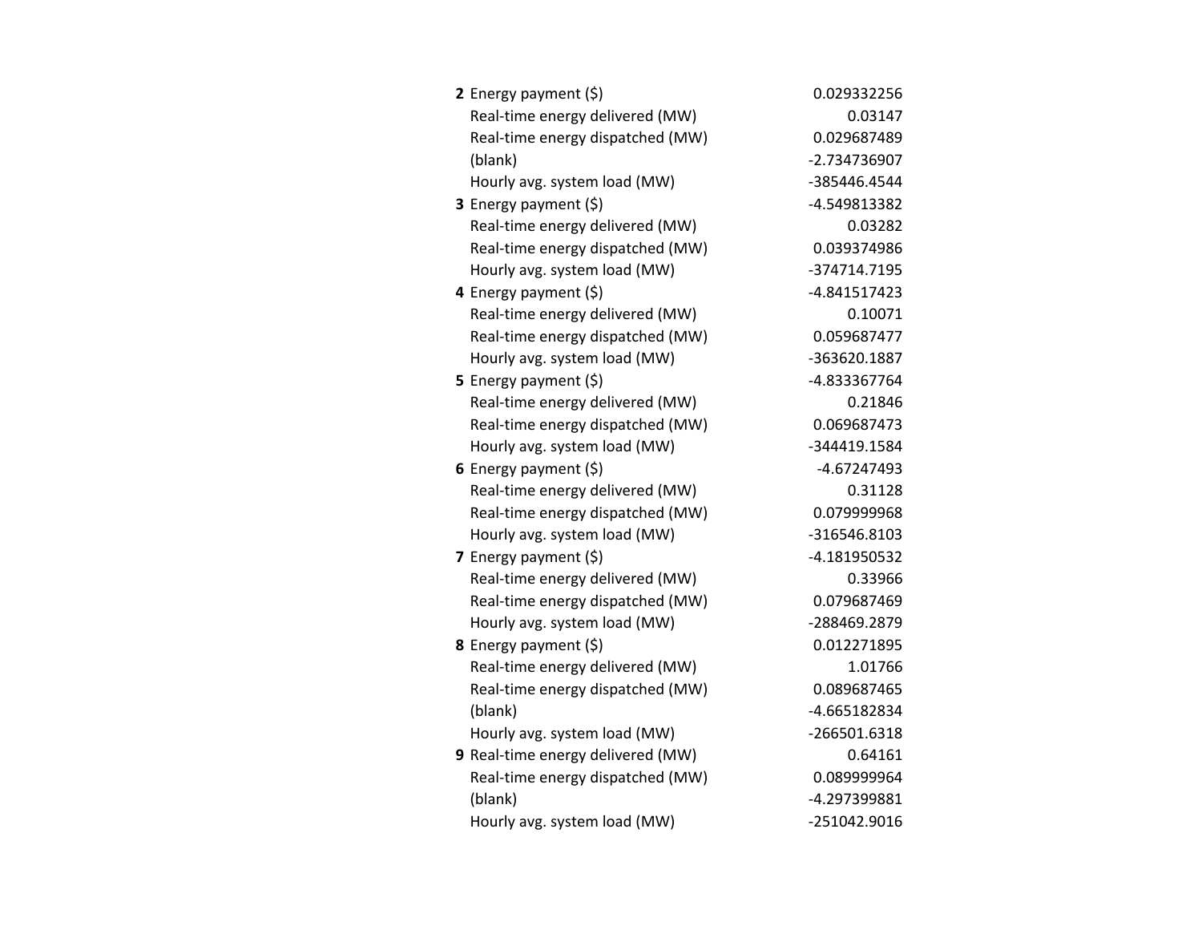| | | |
|---|---|---|
| **2** | Energy payment ($) | 0.029332256 |
| | Real-time energy delivered (MW) | 0.03147 |
| | Real-time energy dispatched (MW) | 0.029687489 |
| | (blank) | -2.734736907 |
| | Hourly avg. system load (MW) | -385446.4544 |
| **3** | Energy payment ($) | -4.549813382 |
| | Real-time energy delivered (MW) | 0.03282 |
| | Real-time energy dispatched (MW) | 0.039374986 |
| | Hourly avg. system load (MW) | -374714.7195 |
| **4** | Energy payment ($) | -4.841517423 |
| | Real-time energy delivered (MW) | 0.10071 |
| | Real-time energy dispatched (MW) | 0.059687477 |
| | Hourly avg. system load (MW) | -363620.1887 |
| **5** | Energy payment ($) | -4.833367764 |
| | Real-time energy delivered (MW) | 0.21846 |
| | Real-time energy dispatched (MW) | 0.069687473 |
| | Hourly avg. system load (MW) | -344419.1584 |
| **6** | Energy payment ($) | -4.67247493 |
| | Real-time energy delivered (MW) | 0.31128 |
| | Real-time energy dispatched (MW) | 0.079999968 |
| | Hourly avg. system load (MW) | -316546.8103 |
| **7** | Energy payment ($) | -4.181950532 |
| | Real-time energy delivered (MW) | 0.33966 |
| | Real-time energy dispatched (MW) | 0.079687469 |
| | Hourly avg. system load (MW) | -288469.2879 |
| **8** | Energy payment ($) | 0.012271895 |
| | Real-time energy delivered (MW) | 1.01766 |
| | Real-time energy dispatched (MW) | 0.089687465 |
| | (blank) | -4.665182834 |
| | Hourly avg. system load (MW) | -266501.6318 |
| **9** | Real-time energy delivered (MW) | 0.64161 |
| | Real-time energy dispatched (MW) | 0.089999964 |
| | (blank) | -4.297399881 |
| | Hourly avg. system load (MW) | -251042.9016 |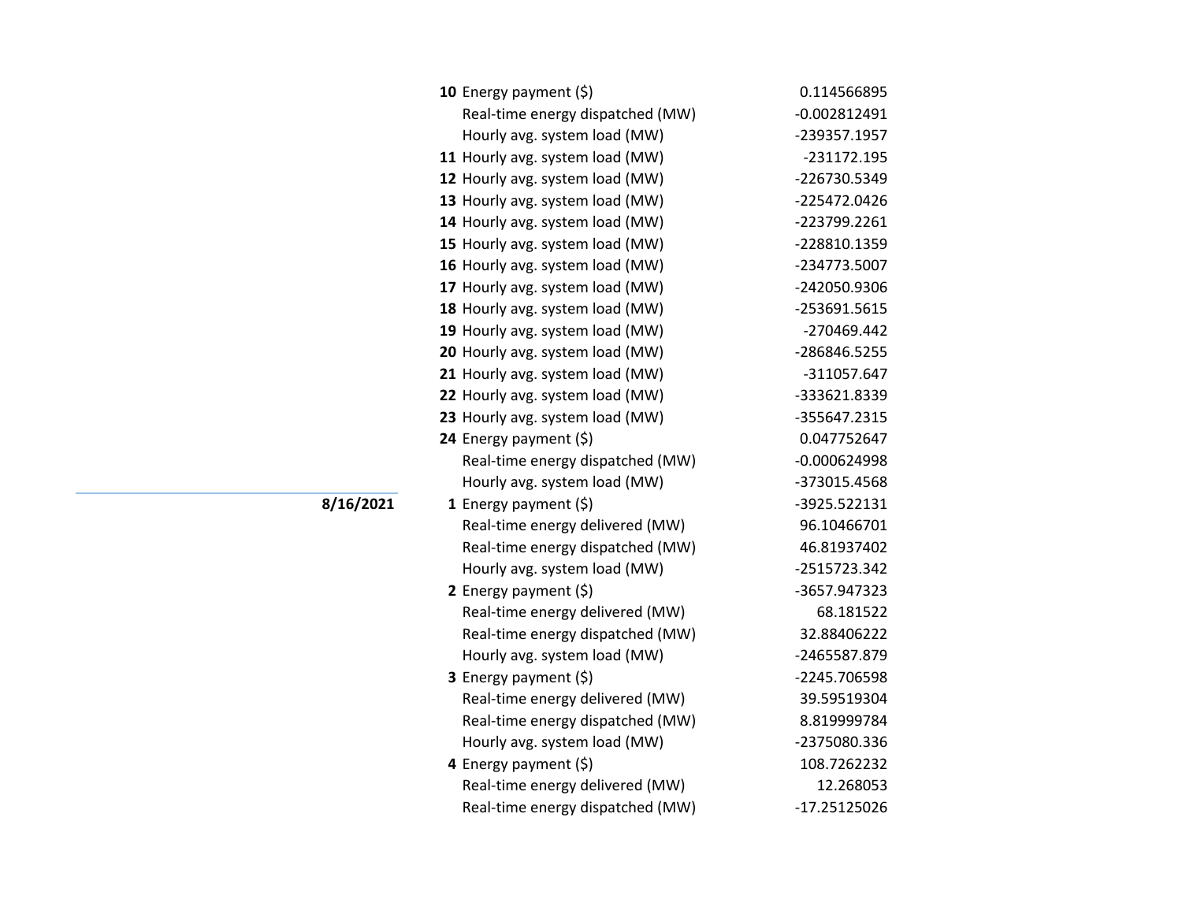| Date | Hour | Metric | Value |
|---|---|---|---|
| | **10** | Energy payment ($) | 0.114566895 |
| | | Real-time energy dispatched (MW) | -0.002812491 |
| | | Hourly avg. system load (MW) | -239357.1957 |
| | **11** | Hourly avg. system load (MW) | -231172.195 |
| | **12** | Hourly avg. system load (MW) | -226730.5349 |
| | **13** | Hourly avg. system load (MW) | -225472.0426 |
| | **14** | Hourly avg. system load (MW) | -223799.2261 |
| | **15** | Hourly avg. system load (MW) | -228810.1359 |
| | **16** | Hourly avg. system load (MW) | -234773.5007 |
| | **17** | Hourly avg. system load (MW) | -242050.9306 |
| | **18** | Hourly avg. system load (MW) | -253691.5615 |
| | **19** | Hourly avg. system load (MW) | -270469.442 |
| | **20** | Hourly avg. system load (MW) | -286846.5255 |
| | **21** | Hourly avg. system load (MW) | -311057.647 |
| | **22** | Hourly avg. system load (MW) | -333621.8339 |
| | **23** | Hourly avg. system load (MW) | -355647.2315 |
| | **24** | Energy payment ($) | 0.047752647 |
| | | Real-time energy dispatched (MW) | -0.000624998 |
| | | Hourly avg. system load (MW) | -373015.4568 |
| **8/16/2021** | **1** | Energy payment ($) | -3925.522131 |
| | | Real-time energy delivered (MW) | 96.10466701 |
| | | Real-time energy dispatched (MW) | 46.81937402 |
| | | Hourly avg. system load (MW) | -2515723.342 |
| | **2** | Energy payment ($) | -3657.947323 |
| | | Real-time energy delivered (MW) | 68.181522 |
| | | Real-time energy dispatched (MW) | 32.88406222 |
| | | Hourly avg. system load (MW) | -2465587.879 |
| | **3** | Energy payment ($) | -2245.706598 |
| | | Real-time energy delivered (MW) | 39.59519304 |
| | | Real-time energy dispatched (MW) | 8.819999784 |
| | | Hourly avg. system load (MW) | -2375080.336 |
| | **4** | Energy payment ($) | 108.7262232 |
| | | Real-time energy delivered (MW) | 12.268053 |
| | | Real-time energy dispatched (MW) | -17.25125026 |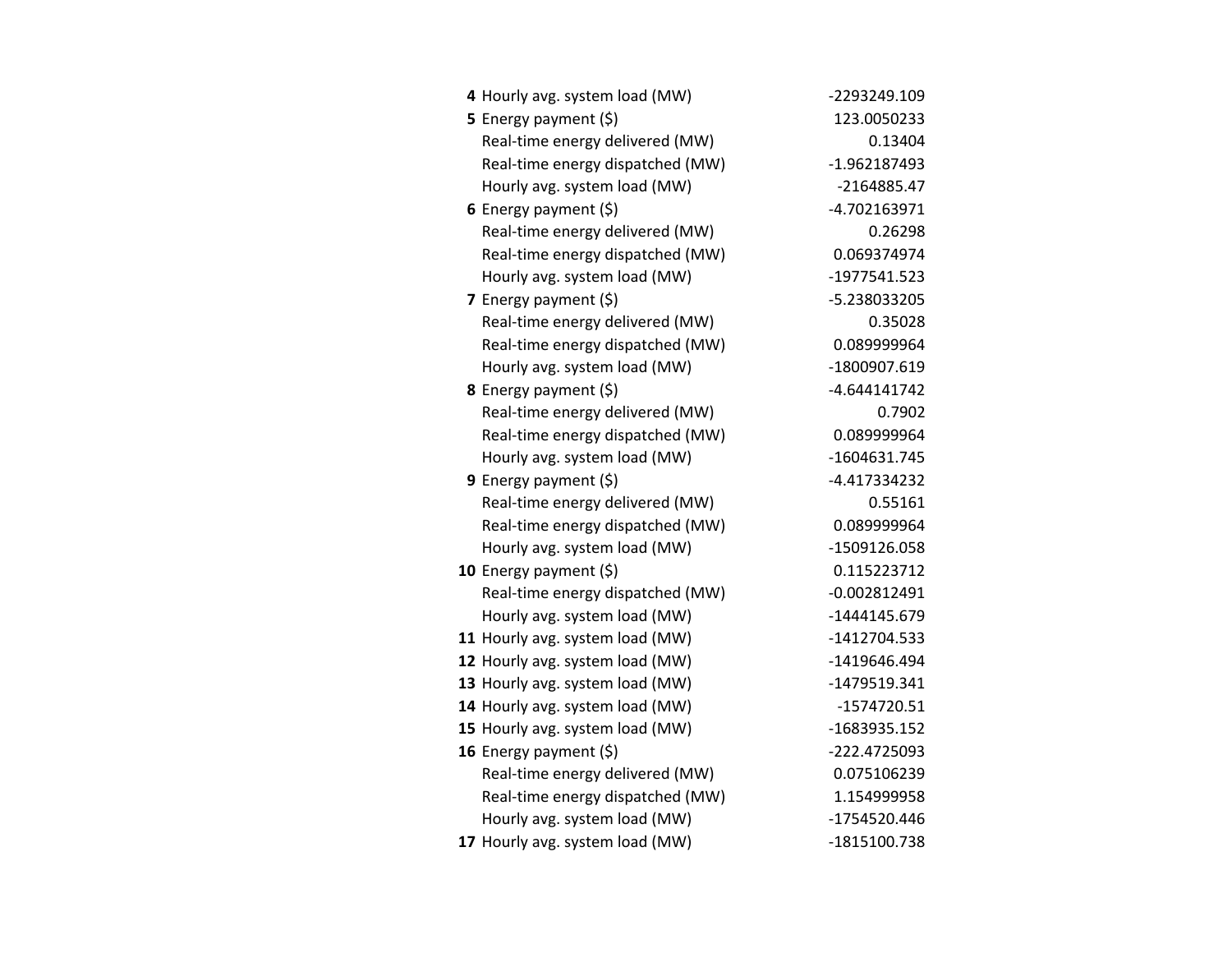| | | |
|---|---|---|
| **4** | Hourly avg. system load (MW) | -2293249.109 |
| **5** | Energy payment ($) | 123.0050233 |
| | Real-time energy delivered (MW) | 0.13404 |
| | Real-time energy dispatched (MW) | -1.962187493 |
| | Hourly avg. system load (MW) | -2164885.47 |
| **6** | Energy payment ($) | -4.702163971 |
| | Real-time energy delivered (MW) | 0.26298 |
| | Real-time energy dispatched (MW) | 0.069374974 |
| | Hourly avg. system load (MW) | -1977541.523 |
| **7** | Energy payment ($) | -5.238033205 |
| | Real-time energy delivered (MW) | 0.35028 |
| | Real-time energy dispatched (MW) | 0.089999964 |
| | Hourly avg. system load (MW) | -1800907.619 |
| **8** | Energy payment ($) | -4.644141742 |
| | Real-time energy delivered (MW) | 0.7902 |
| | Real-time energy dispatched (MW) | 0.089999964 |
| | Hourly avg. system load (MW) | -1604631.745 |
| **9** | Energy payment ($) | -4.417334232 |
| | Real-time energy delivered (MW) | 0.55161 |
| | Real-time energy dispatched (MW) | 0.089999964 |
| | Hourly avg. system load (MW) | -1509126.058 |
| **10** | Energy payment ($) | 0.115223712 |
| | Real-time energy dispatched (MW) | -0.002812491 |
| | Hourly avg. system load (MW) | -1444145.679 |
| **11** | Hourly avg. system load (MW) | -1412704.533 |
| **12** | Hourly avg. system load (MW) | -1419646.494 |
| **13** | Hourly avg. system load (MW) | -1479519.341 |
| **14** | Hourly avg. system load (MW) | -1574720.51 |
| **15** | Hourly avg. system load (MW) | -1683935.152 |
| **16** | Energy payment ($) | -222.4725093 |
| | Real-time energy delivered (MW) | 0.075106239 |
| | Real-time energy dispatched (MW) | 1.154999958 |
| | Hourly avg. system load (MW) | -1754520.446 |
| **17** | Hourly avg. system load (MW) | -1815100.738 |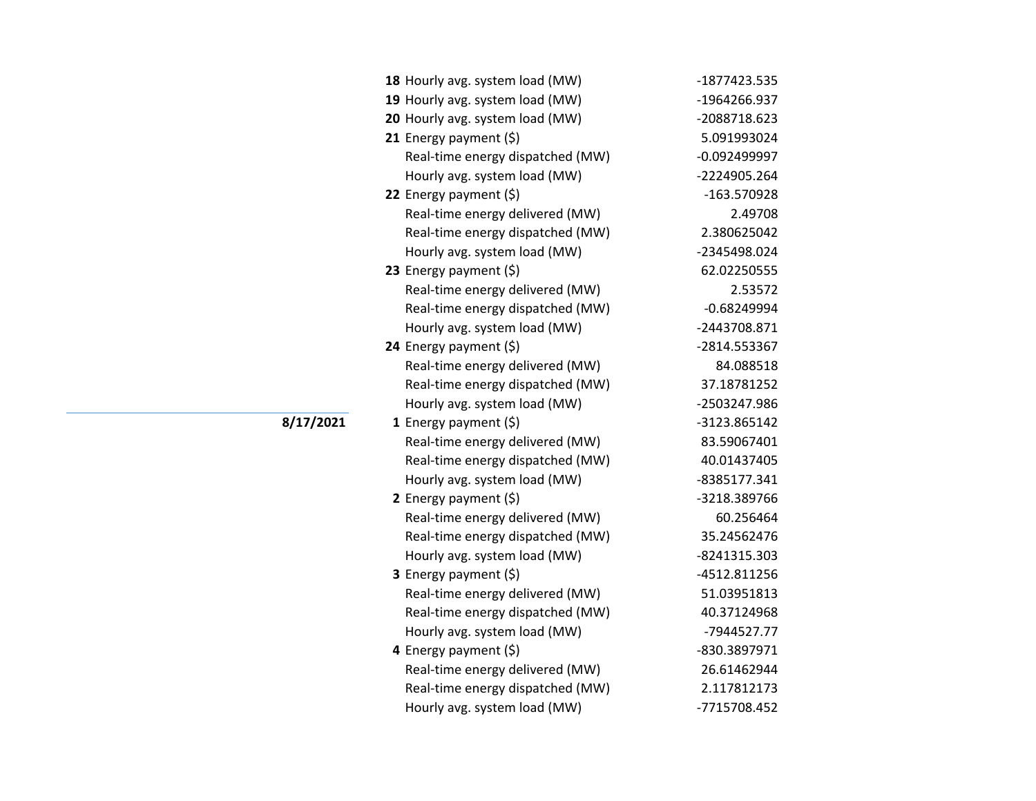| Date | Hour | Metric | Value |
|---|---|---|---|
| | **18** | Hourly avg. system load (MW) | -1877423.535 |
| | **19** | Hourly avg. system load (MW) | -1964266.937 |
| | **20** | Hourly avg. system load (MW) | -2088718.623 |
| | **21** | Energy payment ($) | 5.091993024 |
| | | Real-time energy dispatched (MW) | -0.092499997 |
| | | Hourly avg. system load (MW) | -2224905.264 |
| | **22** | Energy payment ($) | -163.570928 |
| | | Real-time energy delivered (MW) | 2.49708 |
| | | Real-time energy dispatched (MW) | 2.380625042 |
| | | Hourly avg. system load (MW) | -2345498.024 |
| | **23** | Energy payment ($) | 62.02250555 |
| | | Real-time energy delivered (MW) | 2.53572 |
| | | Real-time energy dispatched (MW) | -0.68249994 |
| | | Hourly avg. system load (MW) | -2443708.871 |
| | **24** | Energy payment ($) | -2814.553367 |
| | | Real-time energy delivered (MW) | 84.088518 |
| | | Real-time energy dispatched (MW) | 37.18781252 |
| | | Hourly avg. system load (MW) | -2503247.986 |
| **8/17/2021** | **1** | Energy payment ($) | -3123.865142 |
| | | Real-time energy delivered (MW) | 83.59067401 |
| | | Real-time energy dispatched (MW) | 40.01437405 |
| | | Hourly avg. system load (MW) | -8385177.341 |
| | **2** | Energy payment ($) | -3218.389766 |
| | | Real-time energy delivered (MW) | 60.256464 |
| | | Real-time energy dispatched (MW) | 35.24562476 |
| | | Hourly avg. system load (MW) | -8241315.303 |
| | **3** | Energy payment ($) | -4512.811256 |
| | | Real-time energy delivered (MW) | 51.03951813 |
| | | Real-time energy dispatched (MW) | 40.37124968 |
| | | Hourly avg. system load (MW) | -7944527.77 |
| | **4** | Energy payment ($) | -830.3897971 |
| | | Real-time energy delivered (MW) | 26.61462944 |
| | | Real-time energy dispatched (MW) | 2.117812173 |
| | | Hourly avg. system load (MW) | -7715708.452 |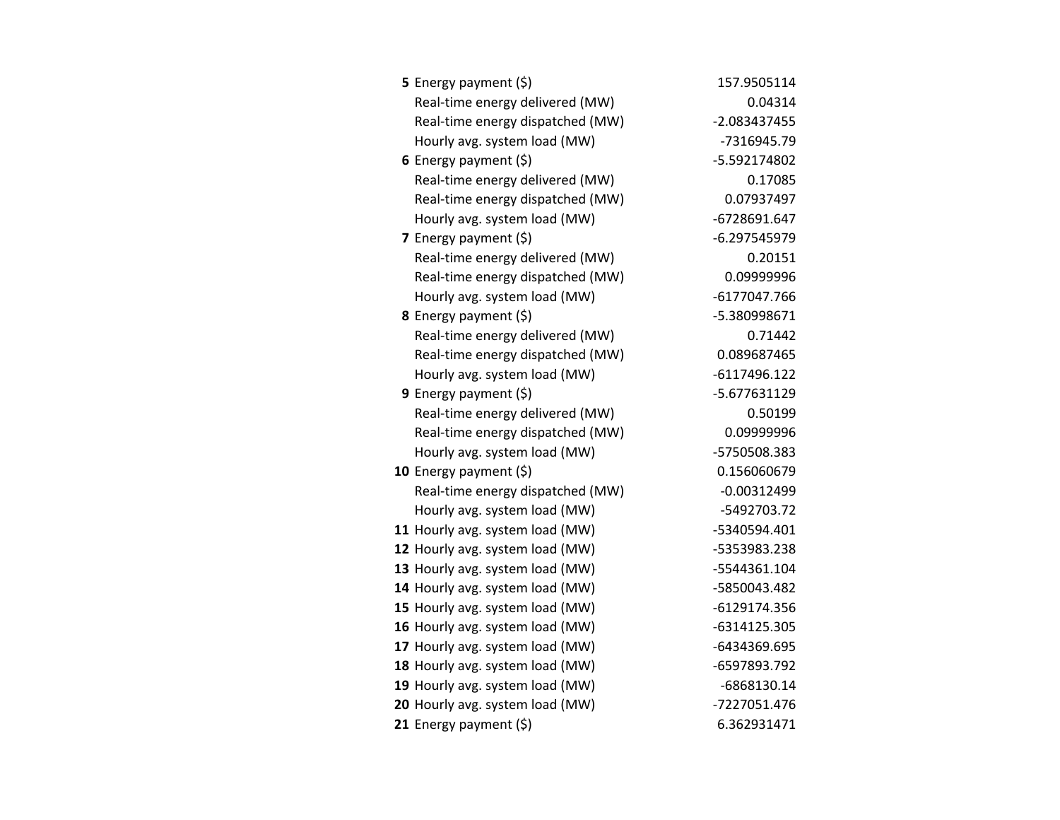| | | |
|---|---|---|
| **5** | Energy payment ($) | 157.9505114 |
| | Real-time energy delivered (MW) | 0.04314 |
| | Real-time energy dispatched (MW) | -2.083437455 |
| | Hourly avg. system load (MW) | -7316945.79 |
| **6** | Energy payment ($) | -5.592174802 |
| | Real-time energy delivered (MW) | 0.17085 |
| | Real-time energy dispatched (MW) | 0.07937497 |
| | Hourly avg. system load (MW) | -6728691.647 |
| **7** | Energy payment ($) | -6.297545979 |
| | Real-time energy delivered (MW) | 0.20151 |
| | Real-time energy dispatched (MW) | 0.09999996 |
| | Hourly avg. system load (MW) | -6177047.766 |
| **8** | Energy payment ($) | -5.380998671 |
| | Real-time energy delivered (MW) | 0.71442 |
| | Real-time energy dispatched (MW) | 0.089687465 |
| | Hourly avg. system load (MW) | -6117496.122 |
| **9** | Energy payment ($) | -5.677631129 |
| | Real-time energy delivered (MW) | 0.50199 |
| | Real-time energy dispatched (MW) | 0.09999996 |
| | Hourly avg. system load (MW) | -5750508.383 |
| **10** | Energy payment ($) | 0.156060679 |
| | Real-time energy dispatched (MW) | -0.00312499 |
| | Hourly avg. system load (MW) | -5492703.72 |
| **11** | Hourly avg. system load (MW) | -5340594.401 |
| **12** | Hourly avg. system load (MW) | -5353983.238 |
| **13** | Hourly avg. system load (MW) | -5544361.104 |
| **14** | Hourly avg. system load (MW) | -5850043.482 |
| **15** | Hourly avg. system load (MW) | -6129174.356 |
| **16** | Hourly avg. system load (MW) | -6314125.305 |
| **17** | Hourly avg. system load (MW) | -6434369.695 |
| **18** | Hourly avg. system load (MW) | -6597893.792 |
| **19** | Hourly avg. system load (MW) | -6868130.14 |
| **20** | Hourly avg. system load (MW) | -7227051.476 |
| **21** | Energy payment ($) | 6.362931471 |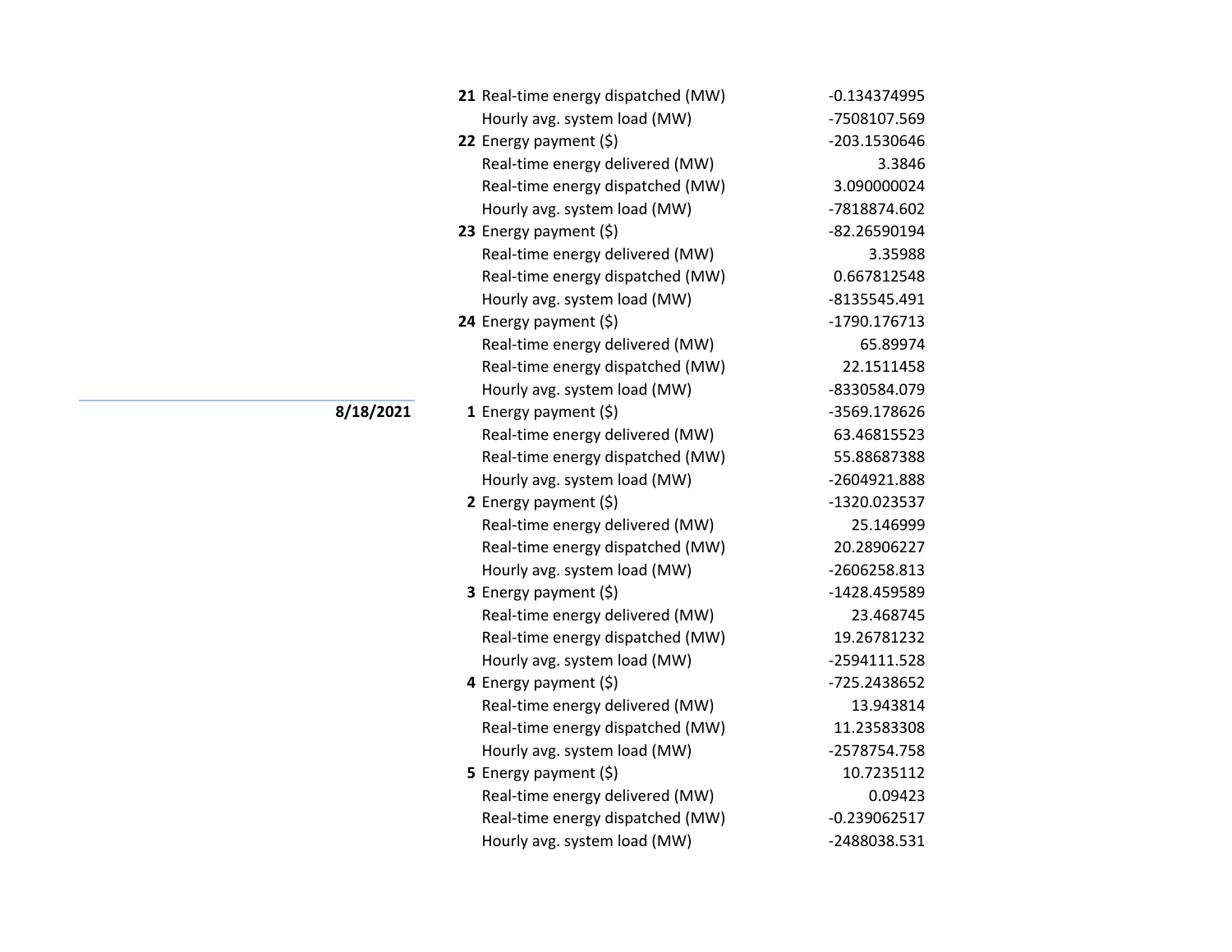| Date | Hour | Item | Value |
|---|---|---|---|
| | **21** | Real-time energy dispatched (MW) | -0.134374995 |
| | | Hourly avg. system load (MW) | -7508107.569 |
| | **22** | Energy payment ($) | -203.1530646 |
| | | Real-time energy delivered (MW) | 3.3846 |
| | | Real-time energy dispatched (MW) | 3.090000024 |
| | | Hourly avg. system load (MW) | -7818874.602 |
| | **23** | Energy payment ($) | -82.26590194 |
| | | Real-time energy delivered (MW) | 3.35988 |
| | | Real-time energy dispatched (MW) | 0.667812548 |
| | | Hourly avg. system load (MW) | -8135545.491 |
| | **24** | Energy payment ($) | -1790.176713 |
| | | Real-time energy delivered (MW) | 65.89974 |
| | | Real-time energy dispatched (MW) | 22.1511458 |
| | | Hourly avg. system load (MW) | -8330584.079 |
| **8/18/2021** | **1** | Energy payment ($) | -3569.178626 |
| | | Real-time energy delivered (MW) | 63.46815523 |
| | | Real-time energy dispatched (MW) | 55.88687388 |
| | | Hourly avg. system load (MW) | -2604921.888 |
| | **2** | Energy payment ($) | -1320.023537 |
| | | Real-time energy delivered (MW) | 25.146999 |
| | | Real-time energy dispatched (MW) | 20.28906227 |
| | | Hourly avg. system load (MW) | -2606258.813 |
| | **3** | Energy payment ($) | -1428.459589 |
| | | Real-time energy delivered (MW) | 23.468745 |
| | | Real-time energy dispatched (MW) | 19.26781232 |
| | | Hourly avg. system load (MW) | -2594111.528 |
| | **4** | Energy payment ($) | -725.2438652 |
| | | Real-time energy delivered (MW) | 13.943814 |
| | | Real-time energy dispatched (MW) | 11.23583308 |
| | | Hourly avg. system load (MW) | -2578754.758 |
| | **5** | Energy payment ($) | 10.7235112 |
| | | Real-time energy delivered (MW) | 0.09423 |
| | | Real-time energy dispatched (MW) | -0.239062517 |
| | | Hourly avg. system load (MW) | -2488038.531 |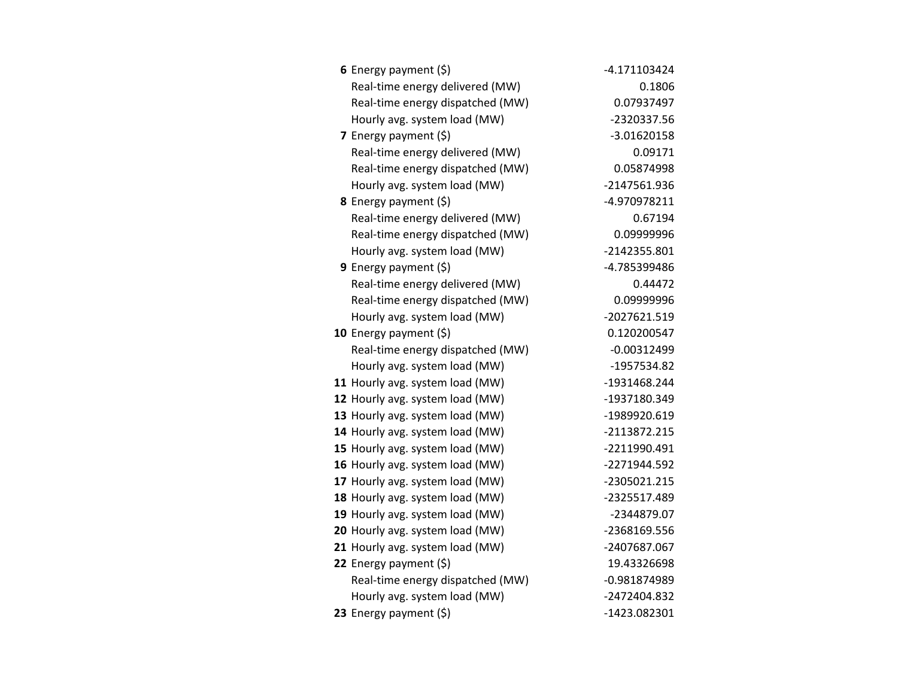| | | |
|---|---|---|
| **6** | Energy payment ($) | -4.171103424 |
| | Real-time energy delivered (MW) | 0.1806 |
| | Real-time energy dispatched (MW) | 0.07937497 |
| | Hourly avg. system load (MW) | -2320337.56 |
| **7** | Energy payment ($) | -3.01620158 |
| | Real-time energy delivered (MW) | 0.09171 |
| | Real-time energy dispatched (MW) | 0.05874998 |
| | Hourly avg. system load (MW) | -2147561.936 |
| **8** | Energy payment ($) | -4.970978211 |
| | Real-time energy delivered (MW) | 0.67194 |
| | Real-time energy dispatched (MW) | 0.09999996 |
| | Hourly avg. system load (MW) | -2142355.801 |
| **9** | Energy payment ($) | -4.785399486 |
| | Real-time energy delivered (MW) | 0.44472 |
| | Real-time energy dispatched (MW) | 0.09999996 |
| | Hourly avg. system load (MW) | -2027621.519 |
| **10** | Energy payment ($) | 0.120200547 |
| | Real-time energy dispatched (MW) | -0.00312499 |
| | Hourly avg. system load (MW) | -1957534.82 |
| **11** | Hourly avg. system load (MW) | -1931468.244 |
| **12** | Hourly avg. system load (MW) | -1937180.349 |
| **13** | Hourly avg. system load (MW) | -1989920.619 |
| **14** | Hourly avg. system load (MW) | -2113872.215 |
| **15** | Hourly avg. system load (MW) | -2211990.491 |
| **16** | Hourly avg. system load (MW) | -2271944.592 |
| **17** | Hourly avg. system load (MW) | -2305021.215 |
| **18** | Hourly avg. system load (MW) | -2325517.489 |
| **19** | Hourly avg. system load (MW) | -2344879.07 |
| **20** | Hourly avg. system load (MW) | -2368169.556 |
| **21** | Hourly avg. system load (MW) | -2407687.067 |
| **22** | Energy payment ($) | 19.43326698 |
| | Real-time energy dispatched (MW) | -0.981874989 |
| | Hourly avg. system load (MW) | -2472404.832 |
| **23** | Energy payment ($) | -1423.082301 |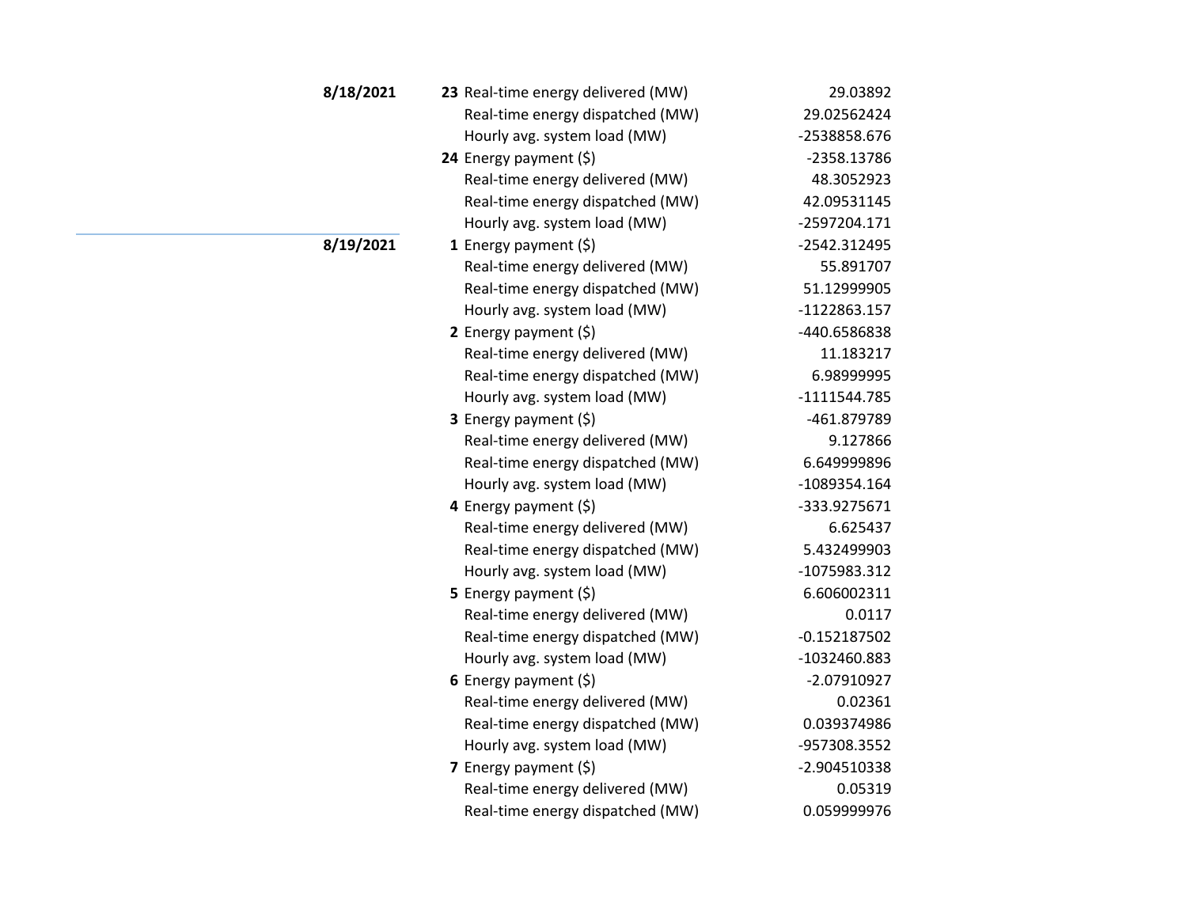| Date | Hour | Item | Value |
|---|---|---|---|
| **8/18/2021** | **23** | Real-time energy delivered (MW) | 29.03892 |
| | | Real-time energy dispatched (MW) | 29.02562424 |
| | | Hourly avg. system load (MW) | -2538858.676 |
| | **24** | Energy payment ($) | -2358.13786 |
| | | Real-time energy delivered (MW) | 48.3052923 |
| | | Real-time energy dispatched (MW) | 42.09531145 |
| | | Hourly avg. system load (MW) | -2597204.171 |
| **8/19/2021** | **1** | Energy payment ($) | -2542.312495 |
| | | Real-time energy delivered (MW) | 55.891707 |
| | | Real-time energy dispatched (MW) | 51.12999905 |
| | | Hourly avg. system load (MW) | -1122863.157 |
| | **2** | Energy payment ($) | -440.6586838 |
| | | Real-time energy delivered (MW) | 11.183217 |
| | | Real-time energy dispatched (MW) | 6.98999995 |
| | | Hourly avg. system load (MW) | -1111544.785 |
| | **3** | Energy payment ($) | -461.879789 |
| | | Real-time energy delivered (MW) | 9.127866 |
| | | Real-time energy dispatched (MW) | 6.649999896 |
| | | Hourly avg. system load (MW) | -1089354.164 |
| | **4** | Energy payment ($) | -333.9275671 |
| | | Real-time energy delivered (MW) | 6.625437 |
| | | Real-time energy dispatched (MW) | 5.432499903 |
| | | Hourly avg. system load (MW) | -1075983.312 |
| | **5** | Energy payment ($) | 6.606002311 |
| | | Real-time energy delivered (MW) | 0.0117 |
| | | Real-time energy dispatched (MW) | -0.152187502 |
| | | Hourly avg. system load (MW) | -1032460.883 |
| | **6** | Energy payment ($) | -2.07910927 |
| | | Real-time energy delivered (MW) | 0.02361 |
| | | Real-time energy dispatched (MW) | 0.039374986 |
| | | Hourly avg. system load (MW) | -957308.3552 |
| | **7** | Energy payment ($) | -2.904510338 |
| | | Real-time energy delivered (MW) | 0.05319 |
| | | Real-time energy dispatched (MW) | 0.059999976 |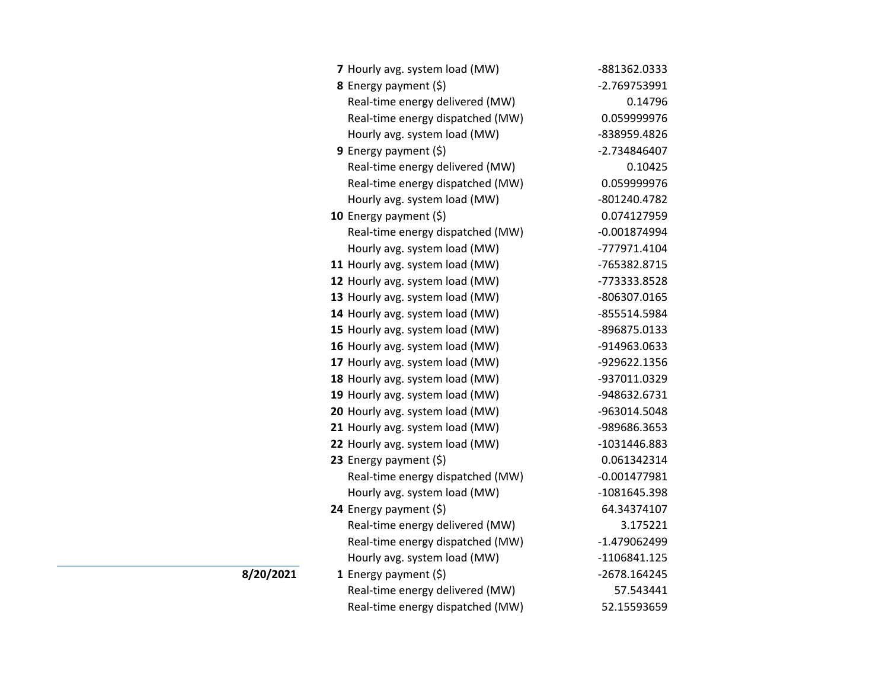| Date | Hour | Item | Value |
|---|---|---|---|
| | **7** | Hourly avg. system load (MW) | -881362.0333 |
| | **8** | Energy payment ($) | -2.769753991 |
| | | Real-time energy delivered (MW) | 0.14796 |
| | | Real-time energy dispatched (MW) | 0.059999976 |
| | | Hourly avg. system load (MW) | -838959.4826 |
| | **9** | Energy payment ($) | -2.734846407 |
| | | Real-time energy delivered (MW) | 0.10425 |
| | | Real-time energy dispatched (MW) | 0.059999976 |
| | | Hourly avg. system load (MW) | -801240.4782 |
| | **10** | Energy payment ($) | 0.074127959 |
| | | Real-time energy dispatched (MW) | -0.001874994 |
| | | Hourly avg. system load (MW) | -777971.4104 |
| | **11** | Hourly avg. system load (MW) | -765382.8715 |
| | **12** | Hourly avg. system load (MW) | -773333.8528 |
| | **13** | Hourly avg. system load (MW) | -806307.0165 |
| | **14** | Hourly avg. system load (MW) | -855514.5984 |
| | **15** | Hourly avg. system load (MW) | -896875.0133 |
| | **16** | Hourly avg. system load (MW) | -914963.0633 |
| | **17** | Hourly avg. system load (MW) | -929622.1356 |
| | **18** | Hourly avg. system load (MW) | -937011.0329 |
| | **19** | Hourly avg. system load (MW) | -948632.6731 |
| | **20** | Hourly avg. system load (MW) | -963014.5048 |
| | **21** | Hourly avg. system load (MW) | -989686.3653 |
| | **22** | Hourly avg. system load (MW) | -1031446.883 |
| | **23** | Energy payment ($) | 0.061342314 |
| | | Real-time energy dispatched (MW) | -0.001477981 |
| | | Hourly avg. system load (MW) | -1081645.398 |
| | **24** | Energy payment ($) | 64.34374107 |
| | | Real-time energy delivered (MW) | 3.175221 |
| | | Real-time energy dispatched (MW) | -1.479062499 |
| | | Hourly avg. system load (MW) | -1106841.125 |
| **8/20/2021** | **1** | Energy payment ($) | -2678.164245 |
| | | Real-time energy delivered (MW) | 57.543441 |
| | | Real-time energy dispatched (MW) | 52.15593659 |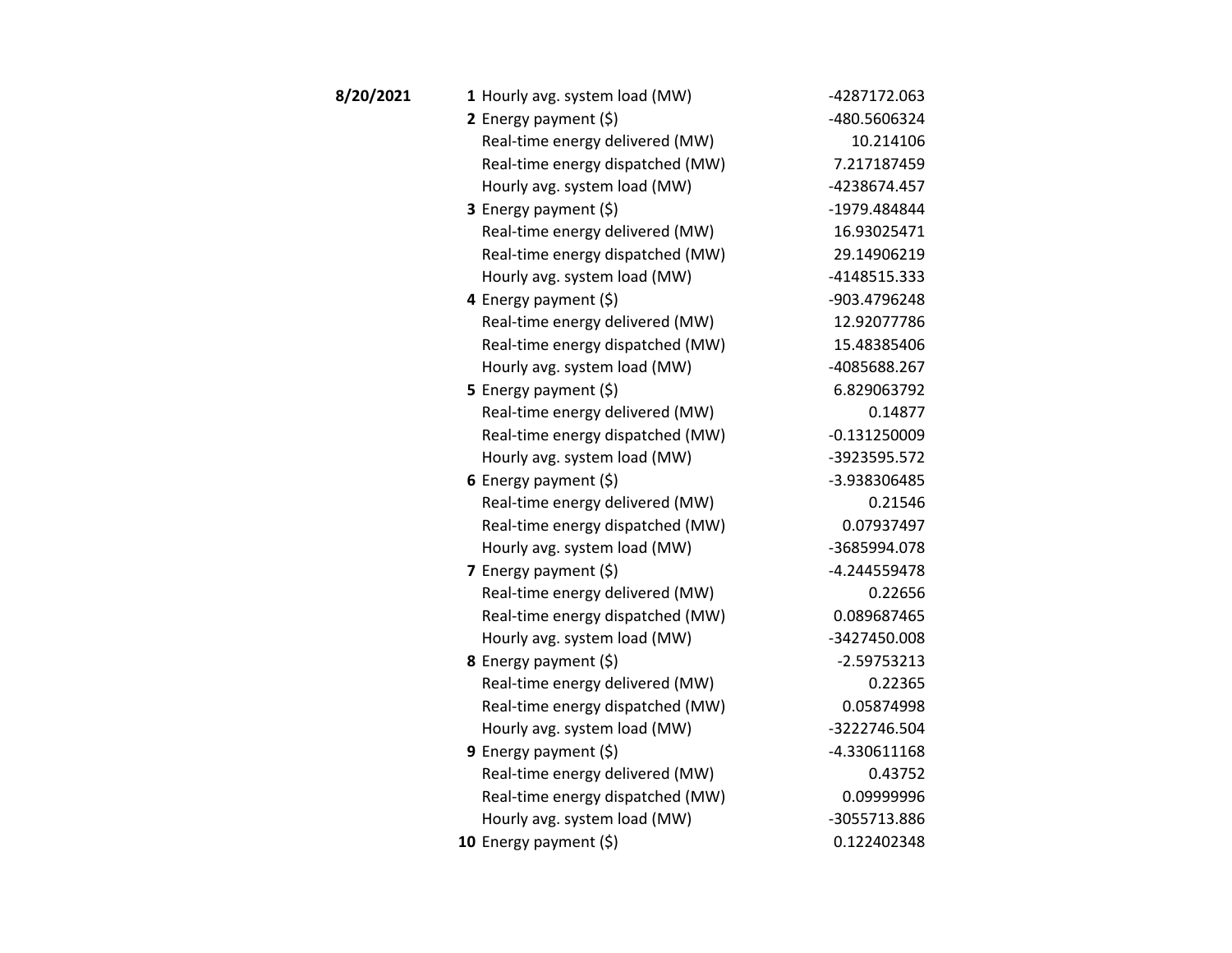| Date | Hour | Item | Value |
|---|---|---|---|
| **8/20/2021** | **1** | Hourly avg. system load (MW) | -4287172.063 |
| | **2** | Energy payment ($) | -480.5606324 |
| | | Real-time energy delivered (MW) | 10.214106 |
| | | Real-time energy dispatched (MW) | 7.217187459 |
| | | Hourly avg. system load (MW) | -4238674.457 |
| | **3** | Energy payment ($) | -1979.484844 |
| | | Real-time energy delivered (MW) | 16.93025471 |
| | | Real-time energy dispatched (MW) | 29.14906219 |
| | | Hourly avg. system load (MW) | -4148515.333 |
| | **4** | Energy payment ($) | -903.4796248 |
| | | Real-time energy delivered (MW) | 12.92077786 |
| | | Real-time energy dispatched (MW) | 15.48385406 |
| | | Hourly avg. system load (MW) | -4085688.267 |
| | **5** | Energy payment ($) | 6.829063792 |
| | | Real-time energy delivered (MW) | 0.14877 |
| | | Real-time energy dispatched (MW) | -0.131250009 |
| | | Hourly avg. system load (MW) | -3923595.572 |
| | **6** | Energy payment ($) | -3.938306485 |
| | | Real-time energy delivered (MW) | 0.21546 |
| | | Real-time energy dispatched (MW) | 0.07937497 |
| | | Hourly avg. system load (MW) | -3685994.078 |
| | **7** | Energy payment ($) | -4.244559478 |
| | | Real-time energy delivered (MW) | 0.22656 |
| | | Real-time energy dispatched (MW) | 0.089687465 |
| | | Hourly avg. system load (MW) | -3427450.008 |
| | **8** | Energy payment ($) | -2.59753213 |
| | | Real-time energy delivered (MW) | 0.22365 |
| | | Real-time energy dispatched (MW) | 0.05874998 |
| | | Hourly avg. system load (MW) | -3222746.504 |
| | **9** | Energy payment ($) | -4.330611168 |
| | | Real-time energy delivered (MW) | 0.43752 |
| | | Real-time energy dispatched (MW) | 0.09999996 |
| | | Hourly avg. system load (MW) | -3055713.886 |
| | **10** | Energy payment ($) | 0.122402348 |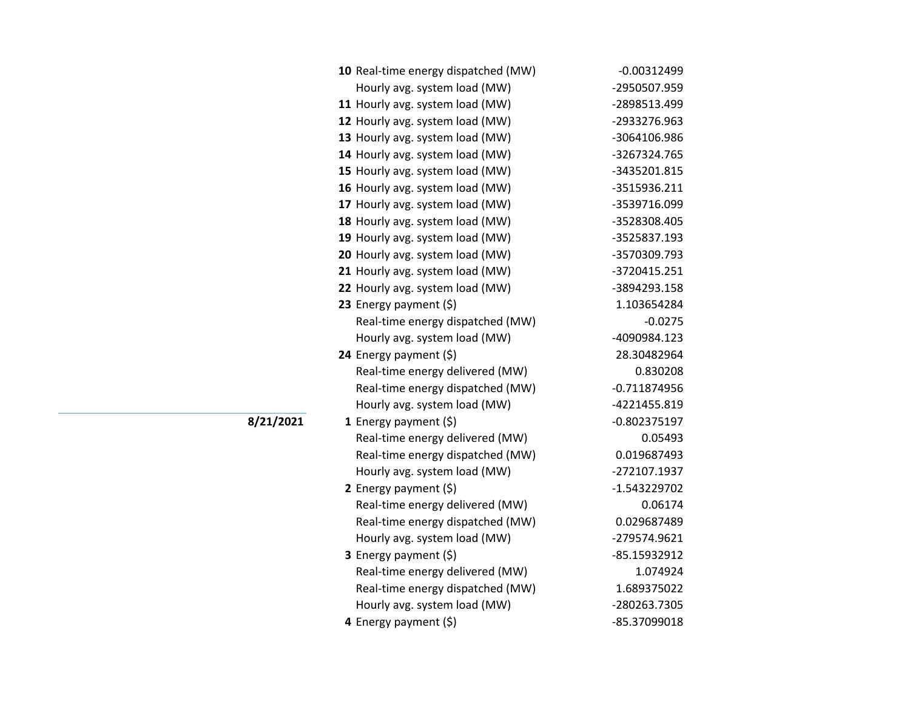| Date | Hour | Item | Value |
|---|---|---|---|
| | **10** | Real-time energy dispatched (MW) | -0.00312499 |
| | | Hourly avg. system load (MW) | -2950507.959 |
| | **11** | Hourly avg. system load (MW) | -2898513.499 |
| | **12** | Hourly avg. system load (MW) | -2933276.963 |
| | **13** | Hourly avg. system load (MW) | -3064106.986 |
| | **14** | Hourly avg. system load (MW) | -3267324.765 |
| | **15** | Hourly avg. system load (MW) | -3435201.815 |
| | **16** | Hourly avg. system load (MW) | -3515936.211 |
| | **17** | Hourly avg. system load (MW) | -3539716.099 |
| | **18** | Hourly avg. system load (MW) | -3528308.405 |
| | **19** | Hourly avg. system load (MW) | -3525837.193 |
| | **20** | Hourly avg. system load (MW) | -3570309.793 |
| | **21** | Hourly avg. system load (MW) | -3720415.251 |
| | **22** | Hourly avg. system load (MW) | -3894293.158 |
| | **23** | Energy payment ($) | 1.103654284 |
| | | Real-time energy dispatched (MW) | -0.0275 |
| | | Hourly avg. system load (MW) | -4090984.123 |
| | **24** | Energy payment ($) | 28.30482964 |
| | | Real-time energy delivered (MW) | 0.830208 |
| | | Real-time energy dispatched (MW) | -0.711874956 |
| | | Hourly avg. system load (MW) | -4221455.819 |
| **8/21/2021** | **1** | Energy payment ($) | -0.802375197 |
| | | Real-time energy delivered (MW) | 0.05493 |
| | | Real-time energy dispatched (MW) | 0.019687493 |
| | | Hourly avg. system load (MW) | -272107.1937 |
| | **2** | Energy payment ($) | -1.543229702 |
| | | Real-time energy delivered (MW) | 0.06174 |
| | | Real-time energy dispatched (MW) | 0.029687489 |
| | | Hourly avg. system load (MW) | -279574.9621 |
| | **3** | Energy payment ($) | -85.15932912 |
| | | Real-time energy delivered (MW) | 1.074924 |
| | | Real-time energy dispatched (MW) | 1.689375022 |
| | | Hourly avg. system load (MW) | -280263.7305 |
| | **4** | Energy payment ($) | -85.37099018 |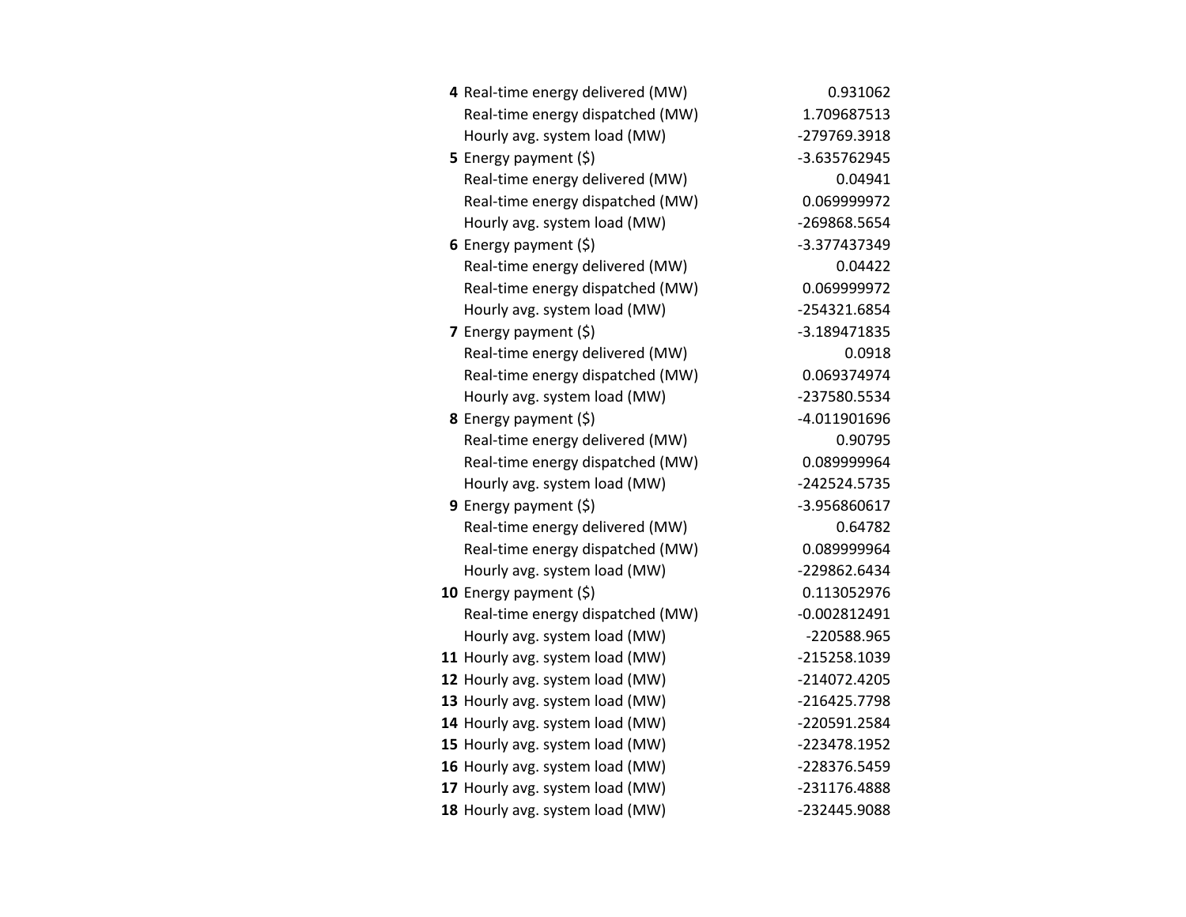| | | |
|---|---|---|
| **4** | Real-time energy delivered (MW) | 0.931062 |
| | Real-time energy dispatched (MW) | 1.709687513 |
| | Hourly avg. system load (MW) | -279769.3918 |
| **5** | Energy payment ($) | -3.635762945 |
| | Real-time energy delivered (MW) | 0.04941 |
| | Real-time energy dispatched (MW) | 0.069999972 |
| | Hourly avg. system load (MW) | -269868.5654 |
| **6** | Energy payment ($) | -3.377437349 |
| | Real-time energy delivered (MW) | 0.04422 |
| | Real-time energy dispatched (MW) | 0.069999972 |
| | Hourly avg. system load (MW) | -254321.6854 |
| **7** | Energy payment ($) | -3.189471835 |
| | Real-time energy delivered (MW) | 0.0918 |
| | Real-time energy dispatched (MW) | 0.069374974 |
| | Hourly avg. system load (MW) | -237580.5534 |
| **8** | Energy payment ($) | -4.011901696 |
| | Real-time energy delivered (MW) | 0.90795 |
| | Real-time energy dispatched (MW) | 0.089999964 |
| | Hourly avg. system load (MW) | -242524.5735 |
| **9** | Energy payment ($) | -3.956860617 |
| | Real-time energy delivered (MW) | 0.64782 |
| | Real-time energy dispatched (MW) | 0.089999964 |
| | Hourly avg. system load (MW) | -229862.6434 |
| **10** | Energy payment ($) | 0.113052976 |
| | Real-time energy dispatched (MW) | -0.002812491 |
| | Hourly avg. system load (MW) | -220588.965 |
| **11** | Hourly avg. system load (MW) | -215258.1039 |
| **12** | Hourly avg. system load (MW) | -214072.4205 |
| **13** | Hourly avg. system load (MW) | -216425.7798 |
| **14** | Hourly avg. system load (MW) | -220591.2584 |
| **15** | Hourly avg. system load (MW) | -223478.1952 |
| **16** | Hourly avg. system load (MW) | -228376.5459 |
| **17** | Hourly avg. system load (MW) | -231176.4888 |
| **18** | Hourly avg. system load (MW) | -232445.9088 |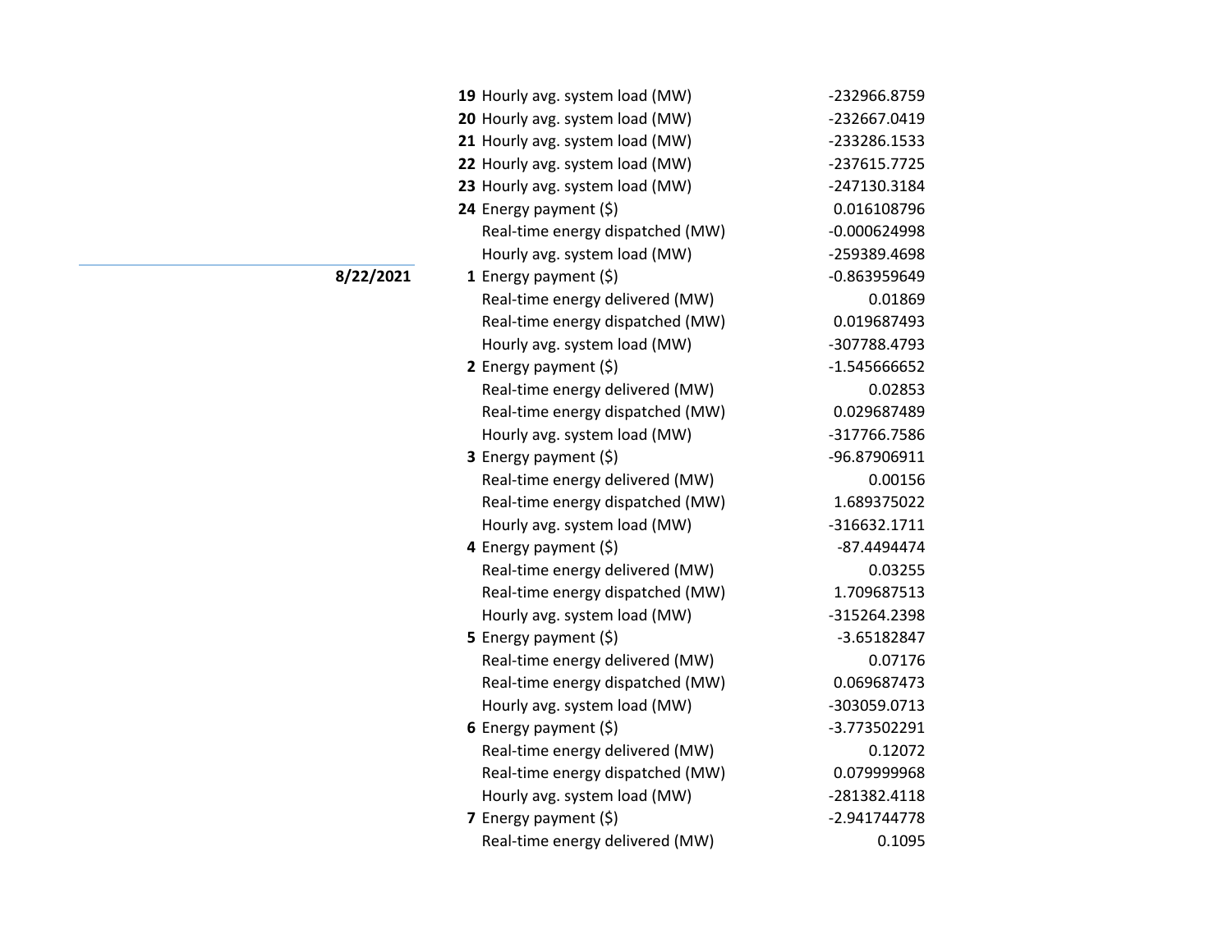| Date | Hour | Metric | Value |
|---|---|---|---|
| | 19 | Hourly avg. system load (MW) | -232966.8759 |
| | 20 | Hourly avg. system load (MW) | -232667.0419 |
| | 21 | Hourly avg. system load (MW) | -233286.1533 |
| | 22 | Hourly avg. system load (MW) | -237615.7725 |
| | 23 | Hourly avg. system load (MW) | -247130.3184 |
| | 24 | Energy payment ($) | 0.016108796 |
| | | Real-time energy dispatched (MW) | -0.000624998 |
| | | Hourly avg. system load (MW) | -259389.4698 |
| **8/22/2021** | 1 | Energy payment ($) | -0.863959649 |
| | | Real-time energy delivered (MW) | 0.01869 |
| | | Real-time energy dispatched (MW) | 0.019687493 |
| | | Hourly avg. system load (MW) | -307788.4793 |
| | 2 | Energy payment ($) | -1.545666652 |
| | | Real-time energy delivered (MW) | 0.02853 |
| | | Real-time energy dispatched (MW) | 0.029687489 |
| | | Hourly avg. system load (MW) | -317766.7586 |
| | 3 | Energy payment ($) | -96.87906911 |
| | | Real-time energy delivered (MW) | 0.00156 |
| | | Real-time energy dispatched (MW) | 1.689375022 |
| | | Hourly avg. system load (MW) | -316632.1711 |
| | 4 | Energy payment ($) | -87.4494474 |
| | | Real-time energy delivered (MW) | 0.03255 |
| | | Real-time energy dispatched (MW) | 1.709687513 |
| | | Hourly avg. system load (MW) | -315264.2398 |
| | 5 | Energy payment ($) | -3.65182847 |
| | | Real-time energy delivered (MW) | 0.07176 |
| | | Real-time energy dispatched (MW) | 0.069687473 |
| | | Hourly avg. system load (MW) | -303059.0713 |
| | 6 | Energy payment ($) | -3.773502291 |
| | | Real-time energy delivered (MW) | 0.12072 |
| | | Real-time energy dispatched (MW) | 0.079999968 |
| | | Hourly avg. system load (MW) | -281382.4118 |
| | 7 | Energy payment ($) | -2.941744778 |
| | | Real-time energy delivered (MW) | 0.1095 |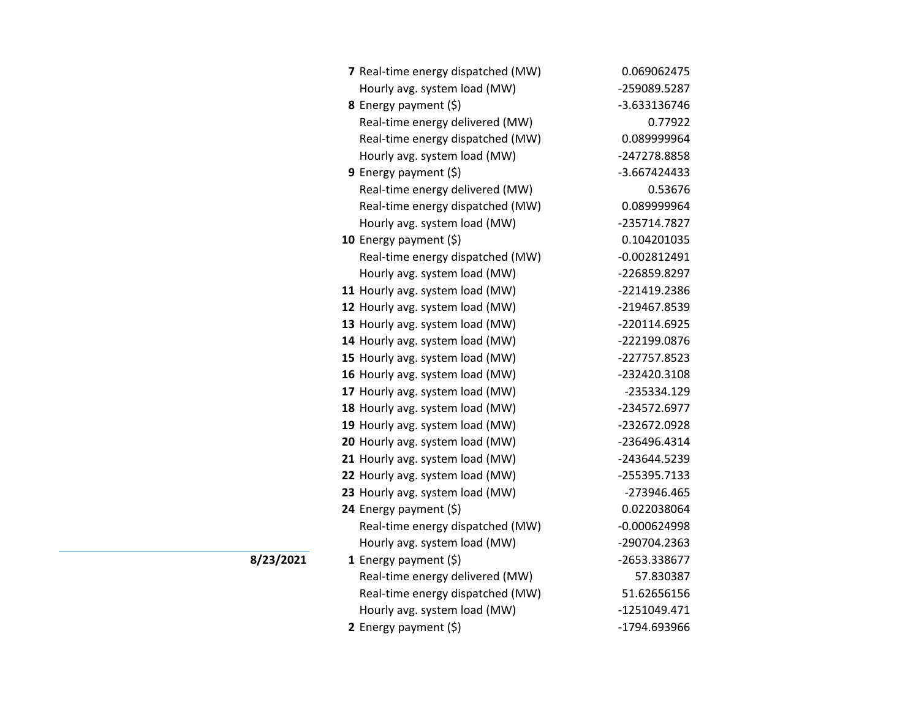| Date | Hour | Metric | Value |
|---|---|---|---|
| | 7 | Real-time energy dispatched (MW) | 0.069062475 |
| | | Hourly avg. system load (MW) | -259089.5287 |
| | 8 | Energy payment ($) | -3.633136746 |
| | | Real-time energy delivered (MW) | 0.77922 |
| | | Real-time energy dispatched (MW) | 0.089999964 |
| | | Hourly avg. system load (MW) | -247278.8858 |
| | 9 | Energy payment ($) | -3.667424433 |
| | | Real-time energy delivered (MW) | 0.53676 |
| | | Real-time energy dispatched (MW) | 0.089999964 |
| | | Hourly avg. system load (MW) | -235714.7827 |
| | 10 | Energy payment ($) | 0.104201035 |
| | | Real-time energy dispatched (MW) | -0.002812491 |
| | | Hourly avg. system load (MW) | -226859.8297 |
| | 11 | Hourly avg. system load (MW) | -221419.2386 |
| | 12 | Hourly avg. system load (MW) | -219467.8539 |
| | 13 | Hourly avg. system load (MW) | -220114.6925 |
| | 14 | Hourly avg. system load (MW) | -222199.0876 |
| | 15 | Hourly avg. system load (MW) | -227757.8523 |
| | 16 | Hourly avg. system load (MW) | -232420.3108 |
| | 17 | Hourly avg. system load (MW) | -235334.129 |
| | 18 | Hourly avg. system load (MW) | -234572.6977 |
| | 19 | Hourly avg. system load (MW) | -232672.0928 |
| | 20 | Hourly avg. system load (MW) | -236496.4314 |
| | 21 | Hourly avg. system load (MW) | -243644.5239 |
| | 22 | Hourly avg. system load (MW) | -255395.7133 |
| | 23 | Hourly avg. system load (MW) | -273946.465 |
| | 24 | Energy payment ($) | 0.022038064 |
| | | Real-time energy dispatched (MW) | -0.000624998 |
| | | Hourly avg. system load (MW) | -290704.2363 |
| **8/23/2021** | 1 | Energy payment ($) | -2653.338677 |
| | | Real-time energy delivered (MW) | 57.830387 |
| | | Real-time energy dispatched (MW) | 51.62656156 |
| | | Hourly avg. system load (MW) | -1251049.471 |
| | 2 | Energy payment ($) | -1794.693966 |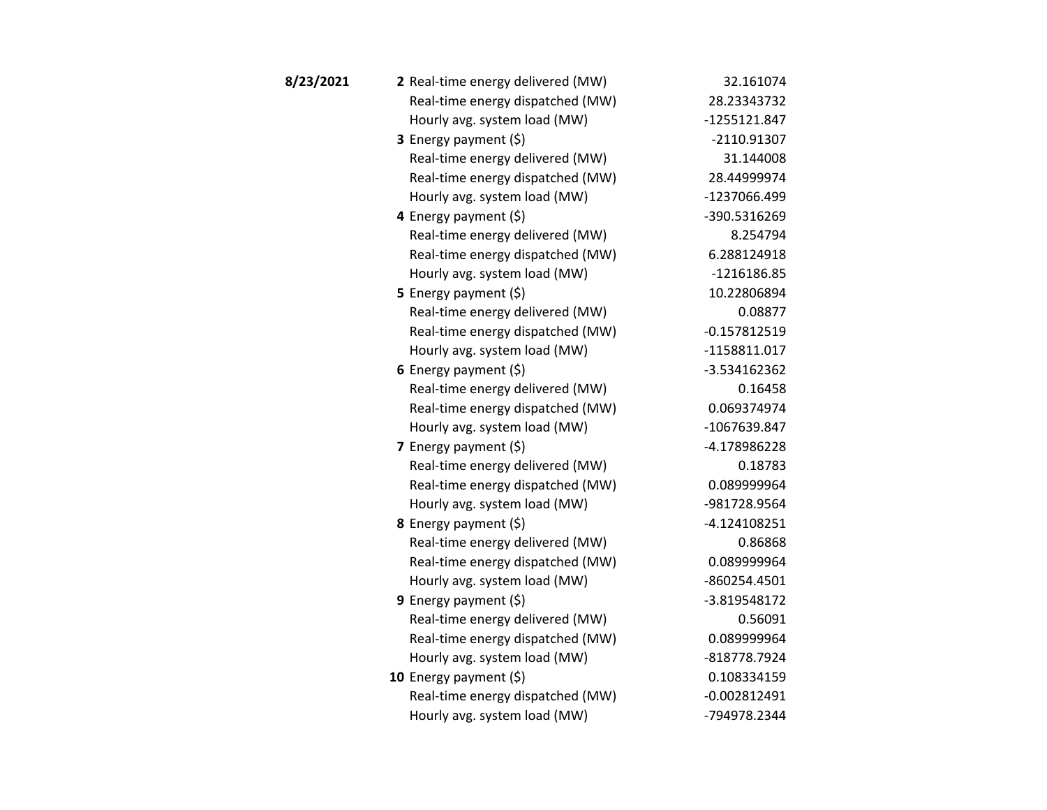| Date | Hour | Metric | Value |
|---|---|---|---|
| **8/23/2021** | **2** | Real-time energy delivered (MW) | 32.161074 |
| | | Real-time energy dispatched (MW) | 28.23343732 |
| | | Hourly avg. system load (MW) | -1255121.847 |
| | **3** | Energy payment ($) | -2110.91307 |
| | | Real-time energy delivered (MW) | 31.144008 |
| | | Real-time energy dispatched (MW) | 28.44999974 |
| | | Hourly avg. system load (MW) | -1237066.499 |
| | **4** | Energy payment ($) | -390.5316269 |
| | | Real-time energy delivered (MW) | 8.254794 |
| | | Real-time energy dispatched (MW) | 6.288124918 |
| | | Hourly avg. system load (MW) | -1216186.85 |
| | **5** | Energy payment ($) | 10.22806894 |
| | | Real-time energy delivered (MW) | 0.08877 |
| | | Real-time energy dispatched (MW) | -0.157812519 |
| | | Hourly avg. system load (MW) | -1158811.017 |
| | **6** | Energy payment ($) | -3.534162362 |
| | | Real-time energy delivered (MW) | 0.16458 |
| | | Real-time energy dispatched (MW) | 0.069374974 |
| | | Hourly avg. system load (MW) | -1067639.847 |
| | **7** | Energy payment ($) | -4.178986228 |
| | | Real-time energy delivered (MW) | 0.18783 |
| | | Real-time energy dispatched (MW) | 0.089999964 |
| | | Hourly avg. system load (MW) | -981728.9564 |
| | **8** | Energy payment ($) | -4.124108251 |
| | | Real-time energy delivered (MW) | 0.86868 |
| | | Real-time energy dispatched (MW) | 0.089999964 |
| | | Hourly avg. system load (MW) | -860254.4501 |
| | **9** | Energy payment ($) | -3.819548172 |
| | | Real-time energy delivered (MW) | 0.56091 |
| | | Real-time energy dispatched (MW) | 0.089999964 |
| | | Hourly avg. system load (MW) | -818778.7924 |
| | **10** | Energy payment ($) | 0.108334159 |
| | | Real-time energy dispatched (MW) | -0.002812491 |
| | | Hourly avg. system load (MW) | -794978.2344 |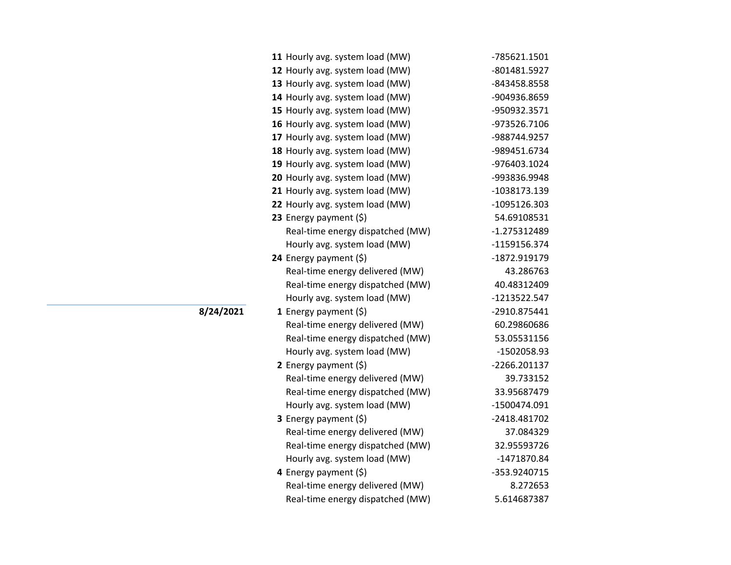| Date | Hour | Measure | Value |
|---|---|---|---|
| | **11** | Hourly avg. system load (MW) | -785621.1501 |
| | **12** | Hourly avg. system load (MW) | -801481.5927 |
| | **13** | Hourly avg. system load (MW) | -843458.8558 |
| | **14** | Hourly avg. system load (MW) | -904936.8659 |
| | **15** | Hourly avg. system load (MW) | -950932.3571 |
| | **16** | Hourly avg. system load (MW) | -973526.7106 |
| | **17** | Hourly avg. system load (MW) | -988744.9257 |
| | **18** | Hourly avg. system load (MW) | -989451.6734 |
| | **19** | Hourly avg. system load (MW) | -976403.1024 |
| | **20** | Hourly avg. system load (MW) | -993836.9948 |
| | **21** | Hourly avg. system load (MW) | -1038173.139 |
| | **22** | Hourly avg. system load (MW) | -1095126.303 |
| | **23** | Energy payment ($) | 54.69108531 |
| | | Real-time energy dispatched (MW) | -1.275312489 |
| | | Hourly avg. system load (MW) | -1159156.374 |
| | **24** | Energy payment ($) | -1872.919179 |
| | | Real-time energy delivered (MW) | 43.286763 |
| | | Real-time energy dispatched (MW) | 40.48312409 |
| | | Hourly avg. system load (MW) | -1213522.547 |
| **8/24/2021** | **1** | Energy payment ($) | -2910.875441 |
| | | Real-time energy delivered (MW) | 60.29860686 |
| | | Real-time energy dispatched (MW) | 53.05531156 |
| | | Hourly avg. system load (MW) | -1502058.93 |
| | **2** | Energy payment ($) | -2266.201137 |
| | | Real-time energy delivered (MW) | 39.733152 |
| | | Real-time energy dispatched (MW) | 33.95687479 |
| | | Hourly avg. system load (MW) | -1500474.091 |
| | **3** | Energy payment ($) | -2418.481702 |
| | | Real-time energy delivered (MW) | 37.084329 |
| | | Real-time energy dispatched (MW) | 32.95593726 |
| | | Hourly avg. system load (MW) | -1471870.84 |
| | **4** | Energy payment ($) | -353.9240715 |
| | | Real-time energy delivered (MW) | 8.272653 |
| | | Real-time energy dispatched (MW) | 5.614687387 |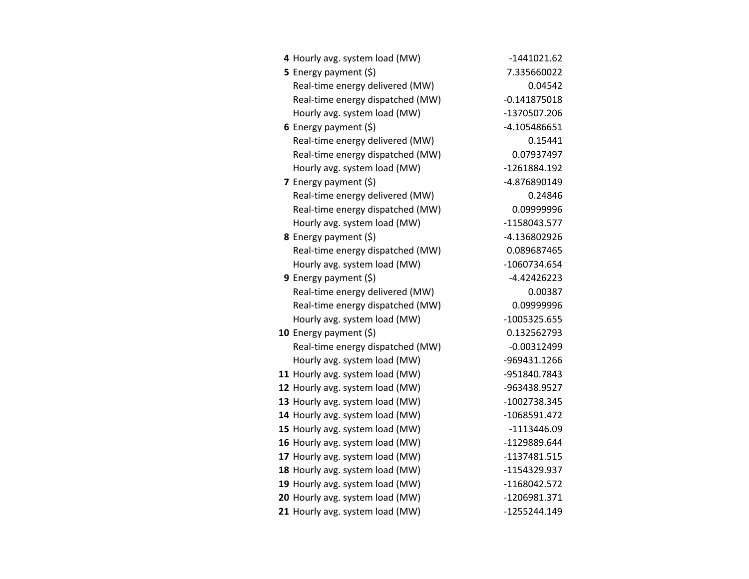| | | |
|---|---|---|
| **4** | Hourly avg. system load (MW) | -1441021.62 |
| **5** | Energy payment ($) | 7.335660022 |
| | Real-time energy delivered (MW) | 0.04542 |
| | Real-time energy dispatched (MW) | -0.141875018 |
| | Hourly avg. system load (MW) | -1370507.206 |
| **6** | Energy payment ($) | -4.105486651 |
| | Real-time energy delivered (MW) | 0.15441 |
| | Real-time energy dispatched (MW) | 0.07937497 |
| | Hourly avg. system load (MW) | -1261884.192 |
| **7** | Energy payment ($) | -4.876890149 |
| | Real-time energy delivered (MW) | 0.24846 |
| | Real-time energy dispatched (MW) | 0.09999996 |
| | Hourly avg. system load (MW) | -1158043.577 |
| **8** | Energy payment ($) | -4.136802926 |
| | Real-time energy dispatched (MW) | 0.089687465 |
| | Hourly avg. system load (MW) | -1060734.654 |
| **9** | Energy payment ($) | -4.42426223 |
| | Real-time energy delivered (MW) | 0.00387 |
| | Real-time energy dispatched (MW) | 0.09999996 |
| | Hourly avg. system load (MW) | -1005325.655 |
| **10** | Energy payment ($) | 0.132562793 |
| | Real-time energy dispatched (MW) | -0.00312499 |
| | Hourly avg. system load (MW) | -969431.1266 |
| **11** | Hourly avg. system load (MW) | -951840.7843 |
| **12** | Hourly avg. system load (MW) | -963438.9527 |
| **13** | Hourly avg. system load (MW) | -1002738.345 |
| **14** | Hourly avg. system load (MW) | -1068591.472 |
| **15** | Hourly avg. system load (MW) | -1113446.09 |
| **16** | Hourly avg. system load (MW) | -1129889.644 |
| **17** | Hourly avg. system load (MW) | -1137481.515 |
| **18** | Hourly avg. system load (MW) | -1154329.937 |
| **19** | Hourly avg. system load (MW) | -1168042.572 |
| **20** | Hourly avg. system load (MW) | -1206981.371 |
| **21** | Hourly avg. system load (MW) | -1255244.149 |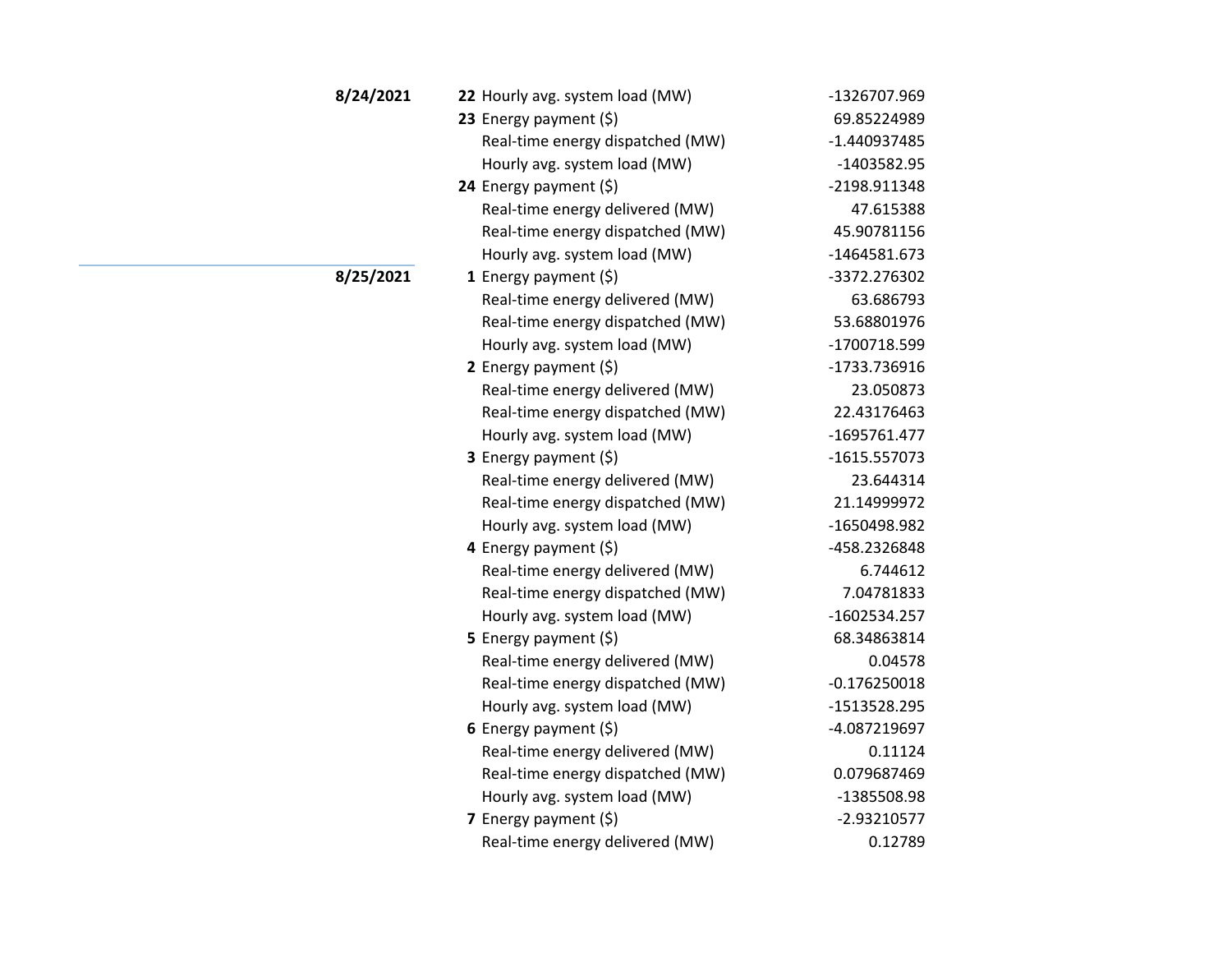| Date | Hour | Metric | Value |
|---|---|---|---|
| **8/24/2021** | **22** | Hourly avg. system load (MW) | -1326707.969 |
| | **23** | Energy payment ($) | 69.85224989 |
| | | Real-time energy dispatched (MW) | -1.440937485 |
| | | Hourly avg. system load (MW) | -1403582.95 |
| | **24** | Energy payment ($) | -2198.911348 |
| | | Real-time energy delivered (MW) | 47.615388 |
| | | Real-time energy dispatched (MW) | 45.90781156 |
| | | Hourly avg. system load (MW) | -1464581.673 |
| **8/25/2021** | **1** | Energy payment ($) | -3372.276302 |
| | | Real-time energy delivered (MW) | 63.686793 |
| | | Real-time energy dispatched (MW) | 53.68801976 |
| | | Hourly avg. system load (MW) | -1700718.599 |
| | **2** | Energy payment ($) | -1733.736916 |
| | | Real-time energy delivered (MW) | 23.050873 |
| | | Real-time energy dispatched (MW) | 22.43176463 |
| | | Hourly avg. system load (MW) | -1695761.477 |
| | **3** | Energy payment ($) | -1615.557073 |
| | | Real-time energy delivered (MW) | 23.644314 |
| | | Real-time energy dispatched (MW) | 21.14999972 |
| | | Hourly avg. system load (MW) | -1650498.982 |
| | **4** | Energy payment ($) | -458.2326848 |
| | | Real-time energy delivered (MW) | 6.744612 |
| | | Real-time energy dispatched (MW) | 7.04781833 |
| | | Hourly avg. system load (MW) | -1602534.257 |
| | **5** | Energy payment ($) | 68.34863814 |
| | | Real-time energy delivered (MW) | 0.04578 |
| | | Real-time energy dispatched (MW) | -0.176250018 |
| | | Hourly avg. system load (MW) | -1513528.295 |
| | **6** | Energy payment ($) | -4.087219697 |
| | | Real-time energy delivered (MW) | 0.11124 |
| | | Real-time energy dispatched (MW) | 0.079687469 |
| | | Hourly avg. system load (MW) | -1385508.98 |
| | **7** | Energy payment ($) | -2.93210577 |
| | | Real-time energy delivered (MW) | 0.12789 |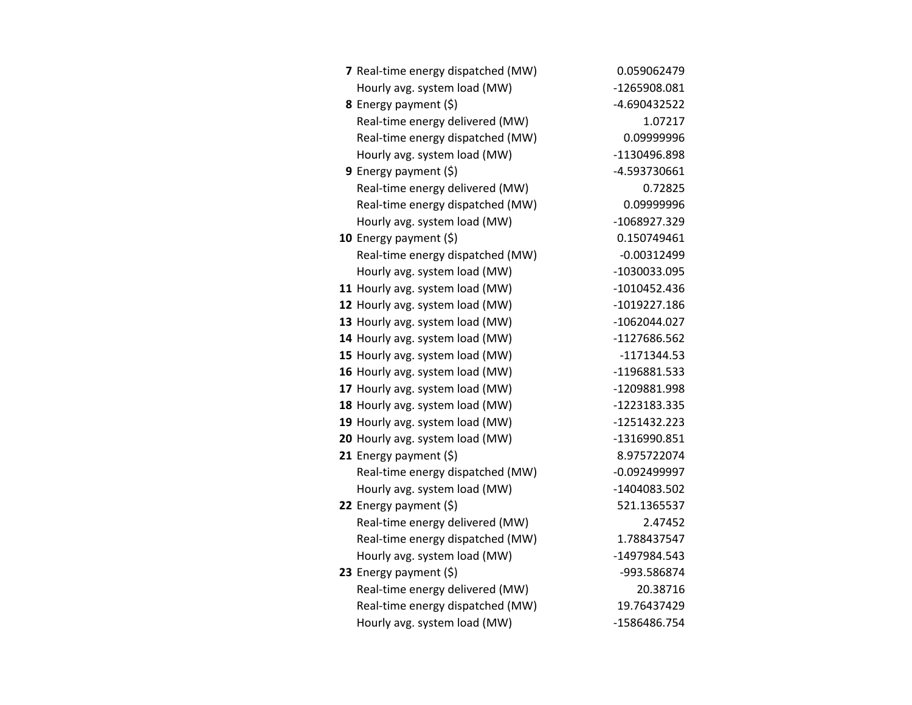| | | |
|---|---|---|
| **7** | Real-time energy dispatched (MW) | 0.059062479 |
| | Hourly avg. system load (MW) | -1265908.081 |
| **8** | Energy payment ($) | -4.690432522 |
| | Real-time energy delivered (MW) | 1.07217 |
| | Real-time energy dispatched (MW) | 0.09999996 |
| | Hourly avg. system load (MW) | -1130496.898 |
| **9** | Energy payment ($) | -4.593730661 |
| | Real-time energy delivered (MW) | 0.72825 |
| | Real-time energy dispatched (MW) | 0.09999996 |
| | Hourly avg. system load (MW) | -1068927.329 |
| **10** | Energy payment ($) | 0.150749461 |
| | Real-time energy dispatched (MW) | -0.00312499 |
| | Hourly avg. system load (MW) | -1030033.095 |
| **11** | Hourly avg. system load (MW) | -1010452.436 |
| **12** | Hourly avg. system load (MW) | -1019227.186 |
| **13** | Hourly avg. system load (MW) | -1062044.027 |
| **14** | Hourly avg. system load (MW) | -1127686.562 |
| **15** | Hourly avg. system load (MW) | -1171344.53 |
| **16** | Hourly avg. system load (MW) | -1196881.533 |
| **17** | Hourly avg. system load (MW) | -1209881.998 |
| **18** | Hourly avg. system load (MW) | -1223183.335 |
| **19** | Hourly avg. system load (MW) | -1251432.223 |
| **20** | Hourly avg. system load (MW) | -1316990.851 |
| **21** | Energy payment ($) | 8.975722074 |
| | Real-time energy dispatched (MW) | -0.092499997 |
| | Hourly avg. system load (MW) | -1404083.502 |
| **22** | Energy payment ($) | 521.1365537 |
| | Real-time energy delivered (MW) | 2.47452 |
| | Real-time energy dispatched (MW) | 1.788437547 |
| | Hourly avg. system load (MW) | -1497984.543 |
| **23** | Energy payment ($) | -993.586874 |
| | Real-time energy delivered (MW) | 20.38716 |
| | Real-time energy dispatched (MW) | 19.76437429 |
| | Hourly avg. system load (MW) | -1586486.754 |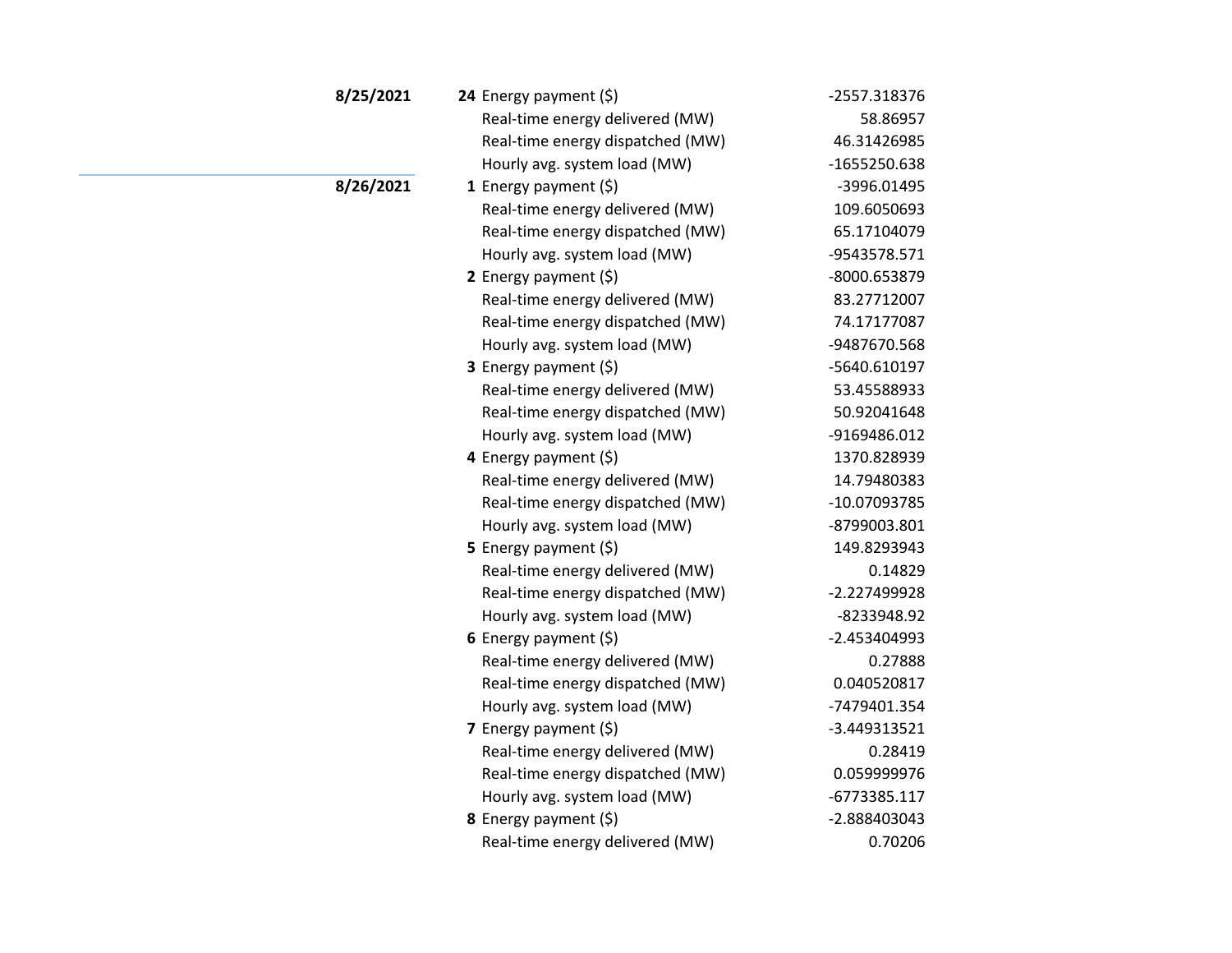| Date | Hour | Metric | Value |
|---|---|---|---|
| **8/25/2021** | **24** | Energy payment ($) | -2557.318376 |
| | | Real-time energy delivered (MW) | 58.86957 |
| | | Real-time energy dispatched (MW) | 46.31426985 |
| | | Hourly avg. system load (MW) | -1655250.638 |
| **8/26/2021** | **1** | Energy payment ($) | -3996.01495 |
| | | Real-time energy delivered (MW) | 109.6050693 |
| | | Real-time energy dispatched (MW) | 65.17104079 |
| | | Hourly avg. system load (MW) | -9543578.571 |
| | **2** | Energy payment ($) | -8000.653879 |
| | | Real-time energy delivered (MW) | 83.27712007 |
| | | Real-time energy dispatched (MW) | 74.17177087 |
| | | Hourly avg. system load (MW) | -9487670.568 |
| | **3** | Energy payment ($) | -5640.610197 |
| | | Real-time energy delivered (MW) | 53.45588933 |
| | | Real-time energy dispatched (MW) | 50.92041648 |
| | | Hourly avg. system load (MW) | -9169486.012 |
| | **4** | Energy payment ($) | 1370.828939 |
| | | Real-time energy delivered (MW) | 14.79480383 |
| | | Real-time energy dispatched (MW) | -10.07093785 |
| | | Hourly avg. system load (MW) | -8799003.801 |
| | **5** | Energy payment ($) | 149.8293943 |
| | | Real-time energy delivered (MW) | 0.14829 |
| | | Real-time energy dispatched (MW) | -2.227499928 |
| | | Hourly avg. system load (MW) | -8233948.92 |
| | **6** | Energy payment ($) | -2.453404993 |
| | | Real-time energy delivered (MW) | 0.27888 |
| | | Real-time energy dispatched (MW) | 0.040520817 |
| | | Hourly avg. system load (MW) | -7479401.354 |
| | **7** | Energy payment ($) | -3.449313521 |
| | | Real-time energy delivered (MW) | 0.28419 |
| | | Real-time energy dispatched (MW) | 0.059999976 |
| | | Hourly avg. system load (MW) | -6773385.117 |
| | **8** | Energy payment ($) | -2.888403043 |
| | | Real-time energy delivered (MW) | 0.70206 |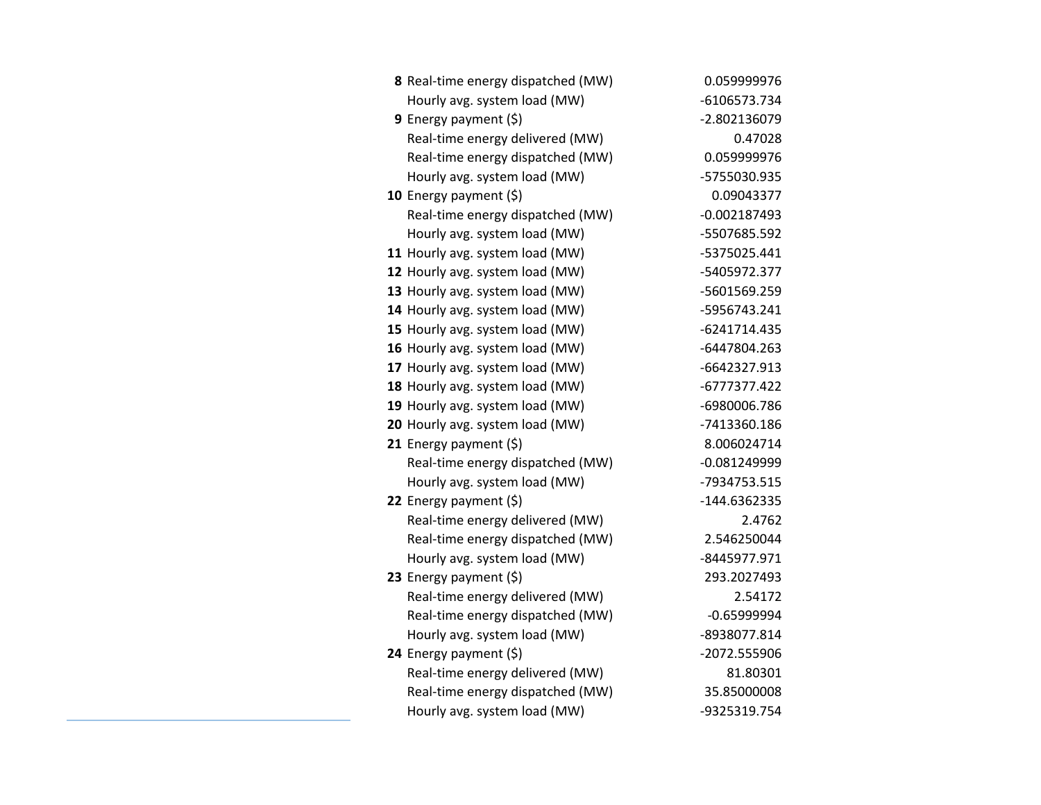| Hour | Item | Value |
|---|---|---|
| **8** | Real-time energy dispatched (MW) | 0.059999976 |
| | Hourly avg. system load (MW) | -6106573.734 |
| **9** | Energy payment ($) | -2.802136079 |
| | Real-time energy delivered (MW) | 0.47028 |
| | Real-time energy dispatched (MW) | 0.059999976 |
| | Hourly avg. system load (MW) | -5755030.935 |
| **10** | Energy payment ($) | 0.09043377 |
| | Real-time energy dispatched (MW) | -0.002187493 |
| | Hourly avg. system load (MW) | -5507685.592 |
| **11** | Hourly avg. system load (MW) | -5375025.441 |
| **12** | Hourly avg. system load (MW) | -5405972.377 |
| **13** | Hourly avg. system load (MW) | -5601569.259 |
| **14** | Hourly avg. system load (MW) | -5956743.241 |
| **15** | Hourly avg. system load (MW) | -6241714.435 |
| **16** | Hourly avg. system load (MW) | -6447804.263 |
| **17** | Hourly avg. system load (MW) | -6642327.913 |
| **18** | Hourly avg. system load (MW) | -6777377.422 |
| **19** | Hourly avg. system load (MW) | -6980006.786 |
| **20** | Hourly avg. system load (MW) | -7413360.186 |
| **21** | Energy payment ($) | 8.006024714 |
| | Real-time energy dispatched (MW) | -0.081249999 |
| | Hourly avg. system load (MW) | -7934753.515 |
| **22** | Energy payment ($) | -144.6362335 |
| | Real-time energy delivered (MW) | 2.4762 |
| | Real-time energy dispatched (MW) | 2.546250044 |
| | Hourly avg. system load (MW) | -8445977.971 |
| **23** | Energy payment ($) | 293.2027493 |
| | Real-time energy delivered (MW) | 2.54172 |
| | Real-time energy dispatched (MW) | -0.65999994 |
| | Hourly avg. system load (MW) | -8938077.814 |
| **24** | Energy payment ($) | -2072.555906 |
| | Real-time energy delivered (MW) | 81.80301 |
| | Real-time energy dispatched (MW) | 35.85000008 |
| | Hourly avg. system load (MW) | -9325319.754 |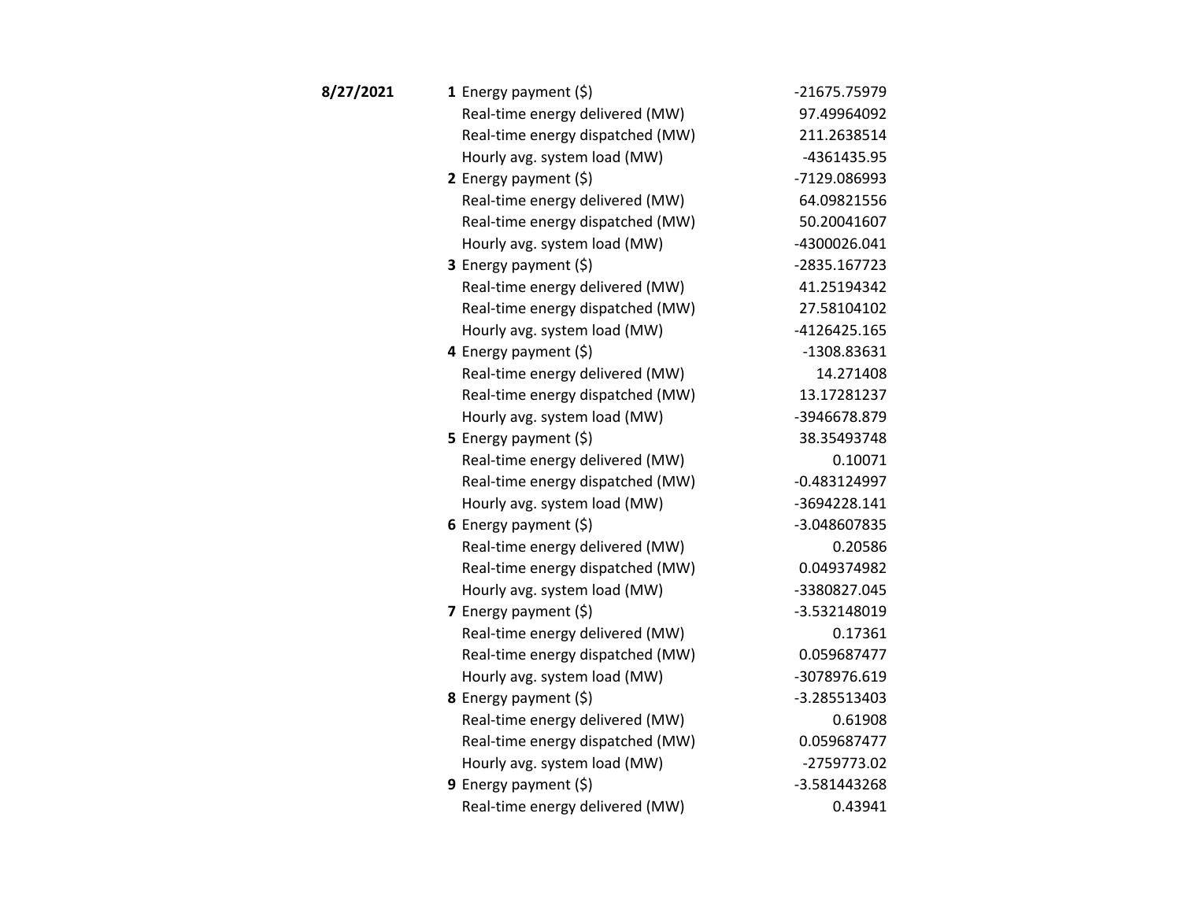| Date | Hour | Metric | Value |
|---|---|---|---|
| **8/27/2021** | **1** | Energy payment ($) | -21675.75979 |
| | | Real-time energy delivered (MW) | 97.49964092 |
| | | Real-time energy dispatched (MW) | 211.2638514 |
| | | Hourly avg. system load (MW) | -4361435.95 |
| | **2** | Energy payment ($) | -7129.086993 |
| | | Real-time energy delivered (MW) | 64.09821556 |
| | | Real-time energy dispatched (MW) | 50.20041607 |
| | | Hourly avg. system load (MW) | -4300026.041 |
| | **3** | Energy payment ($) | -2835.167723 |
| | | Real-time energy delivered (MW) | 41.25194342 |
| | | Real-time energy dispatched (MW) | 27.58104102 |
| | | Hourly avg. system load (MW) | -4126425.165 |
| | **4** | Energy payment ($) | -1308.83631 |
| | | Real-time energy delivered (MW) | 14.271408 |
| | | Real-time energy dispatched (MW) | 13.17281237 |
| | | Hourly avg. system load (MW) | -3946678.879 |
| | **5** | Energy payment ($) | 38.35493748 |
| | | Real-time energy delivered (MW) | 0.10071 |
| | | Real-time energy dispatched (MW) | -0.483124997 |
| | | Hourly avg. system load (MW) | -3694228.141 |
| | **6** | Energy payment ($) | -3.048607835 |
| | | Real-time energy delivered (MW) | 0.20586 |
| | | Real-time energy dispatched (MW) | 0.049374982 |
| | | Hourly avg. system load (MW) | -3380827.045 |
| | **7** | Energy payment ($) | -3.532148019 |
| | | Real-time energy delivered (MW) | 0.17361 |
| | | Real-time energy dispatched (MW) | 0.059687477 |
| | | Hourly avg. system load (MW) | -3078976.619 |
| | **8** | Energy payment ($) | -3.285513403 |
| | | Real-time energy delivered (MW) | 0.61908 |
| | | Real-time energy dispatched (MW) | 0.059687477 |
| | | Hourly avg. system load (MW) | -2759773.02 |
| | **9** | Energy payment ($) | -3.581443268 |
| | | Real-time energy delivered (MW) | 0.43941 |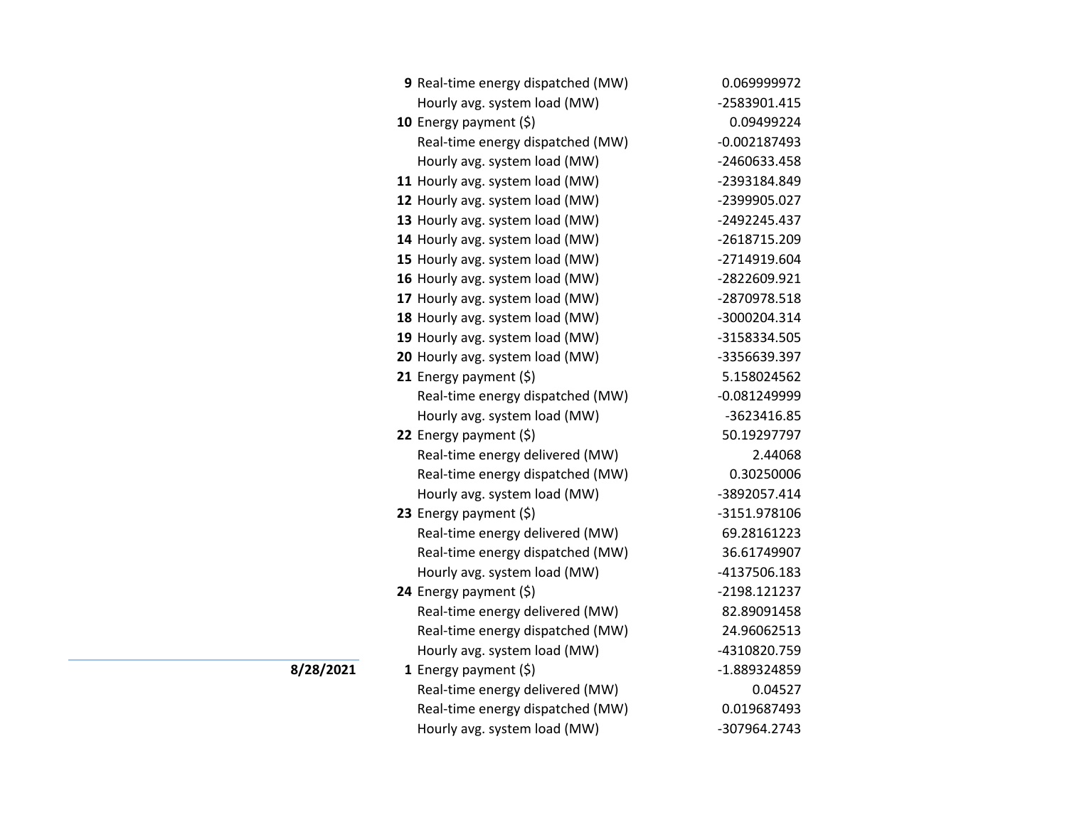| Date | Hour | Metric | Value |
|---|---|---|---|
| | **9** | Real-time energy dispatched (MW) | 0.069999972 |
| | | Hourly avg. system load (MW) | -2583901.415 |
| | **10** | Energy payment ($) | 0.09499224 |
| | | Real-time energy dispatched (MW) | -0.002187493 |
| | | Hourly avg. system load (MW) | -2460633.458 |
| | **11** | Hourly avg. system load (MW) | -2393184.849 |
| | **12** | Hourly avg. system load (MW) | -2399905.027 |
| | **13** | Hourly avg. system load (MW) | -2492245.437 |
| | **14** | Hourly avg. system load (MW) | -2618715.209 |
| | **15** | Hourly avg. system load (MW) | -2714919.604 |
| | **16** | Hourly avg. system load (MW) | -2822609.921 |
| | **17** | Hourly avg. system load (MW) | -2870978.518 |
| | **18** | Hourly avg. system load (MW) | -3000204.314 |
| | **19** | Hourly avg. system load (MW) | -3158334.505 |
| | **20** | Hourly avg. system load (MW) | -3356639.397 |
| | **21** | Energy payment ($) | 5.158024562 |
| | | Real-time energy dispatched (MW) | -0.081249999 |
| | | Hourly avg. system load (MW) | -3623416.85 |
| | **22** | Energy payment ($) | 50.19297797 |
| | | Real-time energy delivered (MW) | 2.44068 |
| | | Real-time energy dispatched (MW) | 0.30250006 |
| | | Hourly avg. system load (MW) | -3892057.414 |
| | **23** | Energy payment ($) | -3151.978106 |
| | | Real-time energy delivered (MW) | 69.28161223 |
| | | Real-time energy dispatched (MW) | 36.61749907 |
| | | Hourly avg. system load (MW) | -4137506.183 |
| | **24** | Energy payment ($) | -2198.121237 |
| | | Real-time energy delivered (MW) | 82.89091458 |
| | | Real-time energy dispatched (MW) | 24.96062513 |
| | | Hourly avg. system load (MW) | -4310820.759 |
| **8/28/2021** | **1** | Energy payment ($) | -1.889324859 |
| | | Real-time energy delivered (MW) | 0.04527 |
| | | Real-time energy dispatched (MW) | 0.019687493 |
| | | Hourly avg. system load (MW) | -307964.2743 |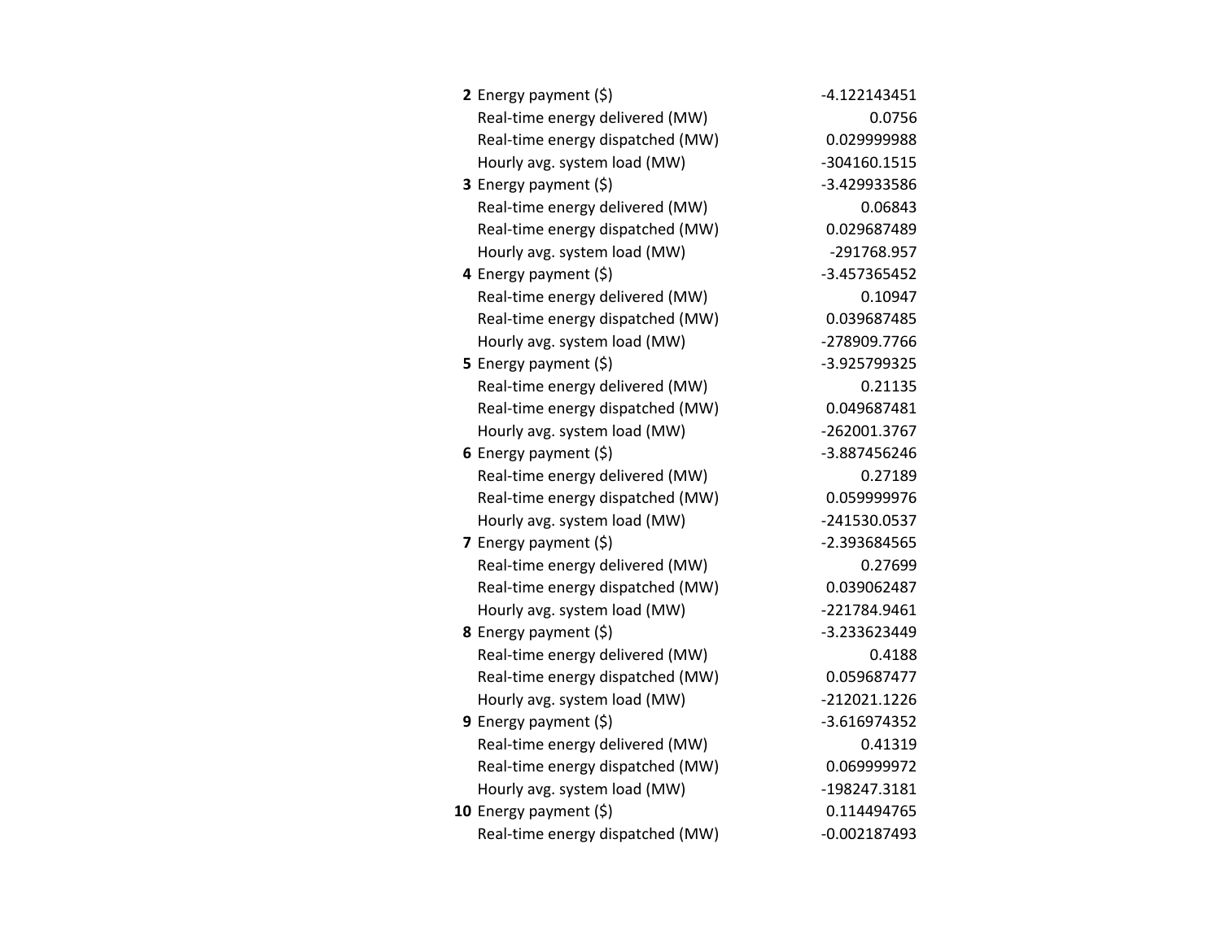| | | |
|---|---|---|
| **2** | Energy payment ($) | -4.122143451 |
| | Real-time energy delivered (MW) | 0.0756 |
| | Real-time energy dispatched (MW) | 0.029999988 |
| | Hourly avg. system load (MW) | -304160.1515 |
| **3** | Energy payment ($) | -3.429933586 |
| | Real-time energy delivered (MW) | 0.06843 |
| | Real-time energy dispatched (MW) | 0.029687489 |
| | Hourly avg. system load (MW) | -291768.957 |
| **4** | Energy payment ($) | -3.457365452 |
| | Real-time energy delivered (MW) | 0.10947 |
| | Real-time energy dispatched (MW) | 0.039687485 |
| | Hourly avg. system load (MW) | -278909.7766 |
| **5** | Energy payment ($) | -3.925799325 |
| | Real-time energy delivered (MW) | 0.21135 |
| | Real-time energy dispatched (MW) | 0.049687481 |
| | Hourly avg. system load (MW) | -262001.3767 |
| **6** | Energy payment ($) | -3.887456246 |
| | Real-time energy delivered (MW) | 0.27189 |
| | Real-time energy dispatched (MW) | 0.059999976 |
| | Hourly avg. system load (MW) | -241530.0537 |
| **7** | Energy payment ($) | -2.393684565 |
| | Real-time energy delivered (MW) | 0.27699 |
| | Real-time energy dispatched (MW) | 0.039062487 |
| | Hourly avg. system load (MW) | -221784.9461 |
| **8** | Energy payment ($) | -3.233623449 |
| | Real-time energy delivered (MW) | 0.4188 |
| | Real-time energy dispatched (MW) | 0.059687477 |
| | Hourly avg. system load (MW) | -212021.1226 |
| **9** | Energy payment ($) | -3.616974352 |
| | Real-time energy delivered (MW) | 0.41319 |
| | Real-time energy dispatched (MW) | 0.069999972 |
| | Hourly avg. system load (MW) | -198247.3181 |
| **10** | Energy payment ($) | 0.114494765 |
| | Real-time energy dispatched (MW) | -0.002187493 |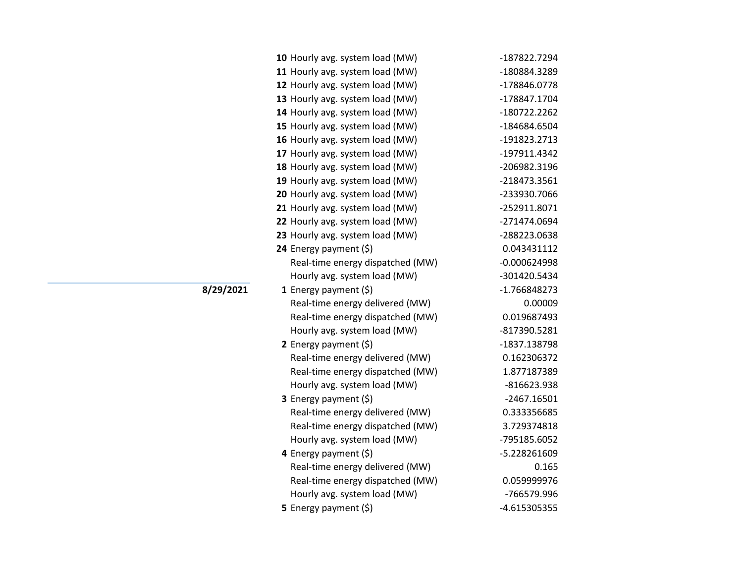| Date | Hour | Metric | Value |
|---|---|---|---|
| | **10** | Hourly avg. system load (MW) | -187822.7294 |
| | **11** | Hourly avg. system load (MW) | -180884.3289 |
| | **12** | Hourly avg. system load (MW) | -178846.0778 |
| | **13** | Hourly avg. system load (MW) | -178847.1704 |
| | **14** | Hourly avg. system load (MW) | -180722.2262 |
| | **15** | Hourly avg. system load (MW) | -184684.6504 |
| | **16** | Hourly avg. system load (MW) | -191823.2713 |
| | **17** | Hourly avg. system load (MW) | -197911.4342 |
| | **18** | Hourly avg. system load (MW) | -206982.3196 |
| | **19** | Hourly avg. system load (MW) | -218473.3561 |
| | **20** | Hourly avg. system load (MW) | -233930.7066 |
| | **21** | Hourly avg. system load (MW) | -252911.8071 |
| | **22** | Hourly avg. system load (MW) | -271474.0694 |
| | **23** | Hourly avg. system load (MW) | -288223.0638 |
| | **24** | Energy payment ($) | 0.043431112 |
| | | Real-time energy dispatched (MW) | -0.000624998 |
| | | Hourly avg. system load (MW) | -301420.5434 |
| **8/29/2021** | **1** | Energy payment ($) | -1.766848273 |
| | | Real-time energy delivered (MW) | 0.00009 |
| | | Real-time energy dispatched (MW) | 0.019687493 |
| | | Hourly avg. system load (MW) | -817390.5281 |
| | **2** | Energy payment ($) | -1837.138798 |
| | | Real-time energy delivered (MW) | 0.162306372 |
| | | Real-time energy dispatched (MW) | 1.877187389 |
| | | Hourly avg. system load (MW) | -816623.938 |
| | **3** | Energy payment ($) | -2467.16501 |
| | | Real-time energy delivered (MW) | 0.333356685 |
| | | Real-time energy dispatched (MW) | 3.729374818 |
| | | Hourly avg. system load (MW) | -795185.6052 |
| | **4** | Energy payment ($) | -5.228261609 |
| | | Real-time energy delivered (MW) | 0.165 |
| | | Real-time energy dispatched (MW) | 0.059999976 |
| | | Hourly avg. system load (MW) | -766579.996 |
| | **5** | Energy payment ($) | -4.615305355 |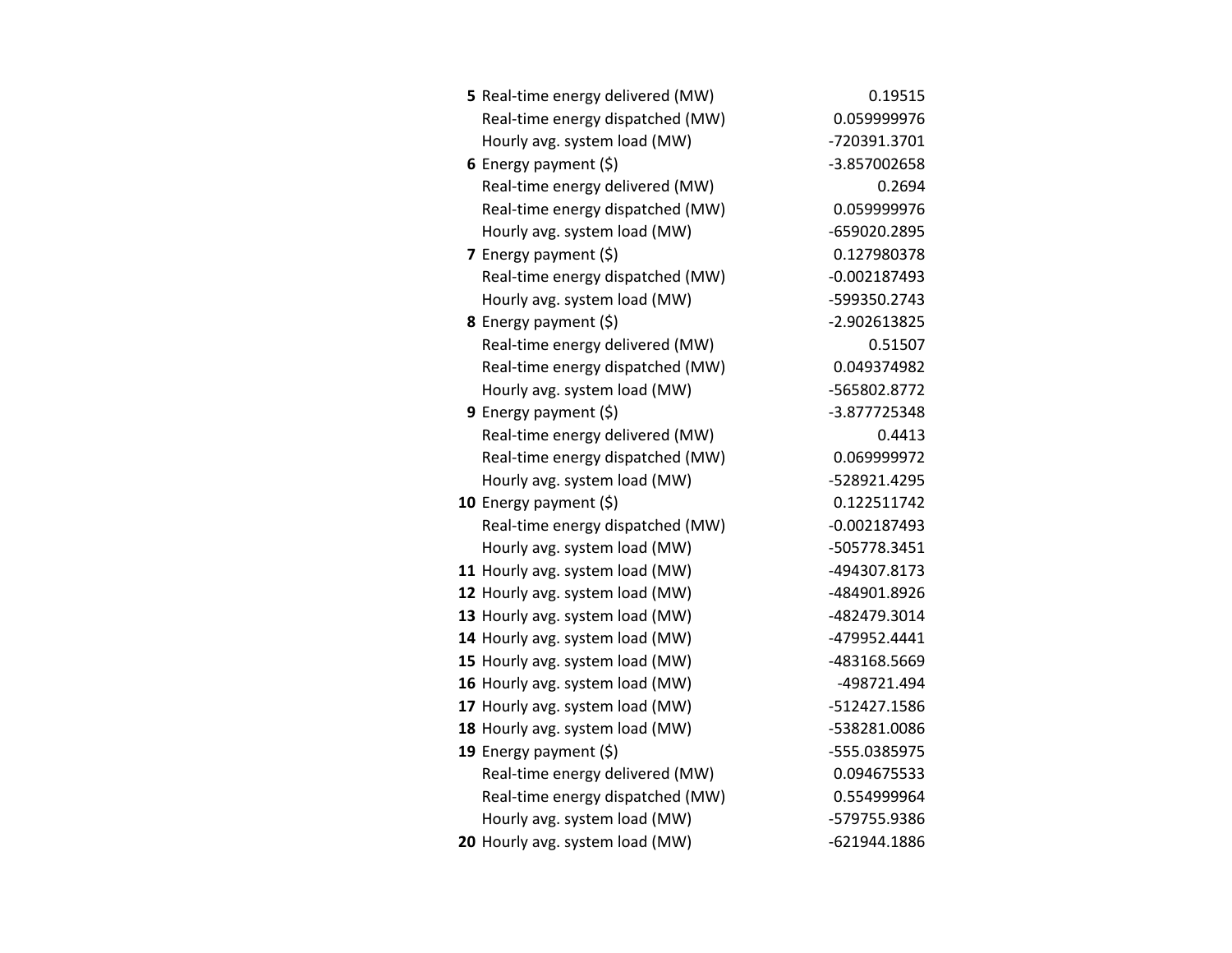| | | |
|---|---|---|
| **5** | Real-time energy delivered (MW) | 0.19515 |
| | Real-time energy dispatched (MW) | 0.059999976 |
| | Hourly avg. system load (MW) | -720391.3701 |
| **6** | Energy payment ($) | -3.857002658 |
| | Real-time energy delivered (MW) | 0.2694 |
| | Real-time energy dispatched (MW) | 0.059999976 |
| | Hourly avg. system load (MW) | -659020.2895 |
| **7** | Energy payment ($) | 0.127980378 |
| | Real-time energy dispatched (MW) | -0.002187493 |
| | Hourly avg. system load (MW) | -599350.2743 |
| **8** | Energy payment ($) | -2.902613825 |
| | Real-time energy delivered (MW) | 0.51507 |
| | Real-time energy dispatched (MW) | 0.049374982 |
| | Hourly avg. system load (MW) | -565802.8772 |
| **9** | Energy payment ($) | -3.877725348 |
| | Real-time energy delivered (MW) | 0.4413 |
| | Real-time energy dispatched (MW) | 0.069999972 |
| | Hourly avg. system load (MW) | -528921.4295 |
| **10** | Energy payment ($) | 0.122511742 |
| | Real-time energy dispatched (MW) | -0.002187493 |
| | Hourly avg. system load (MW) | -505778.3451 |
| **11** | Hourly avg. system load (MW) | -494307.8173 |
| **12** | Hourly avg. system load (MW) | -484901.8926 |
| **13** | Hourly avg. system load (MW) | -482479.3014 |
| **14** | Hourly avg. system load (MW) | -479952.4441 |
| **15** | Hourly avg. system load (MW) | -483168.5669 |
| **16** | Hourly avg. system load (MW) | -498721.494 |
| **17** | Hourly avg. system load (MW) | -512427.1586 |
| **18** | Hourly avg. system load (MW) | -538281.0086 |
| **19** | Energy payment ($) | -555.0385975 |
| | Real-time energy delivered (MW) | 0.094675533 |
| | Real-time energy dispatched (MW) | 0.554999964 |
| | Hourly avg. system load (MW) | -579755.9386 |
| **20** | Hourly avg. system load (MW) | -621944.1886 |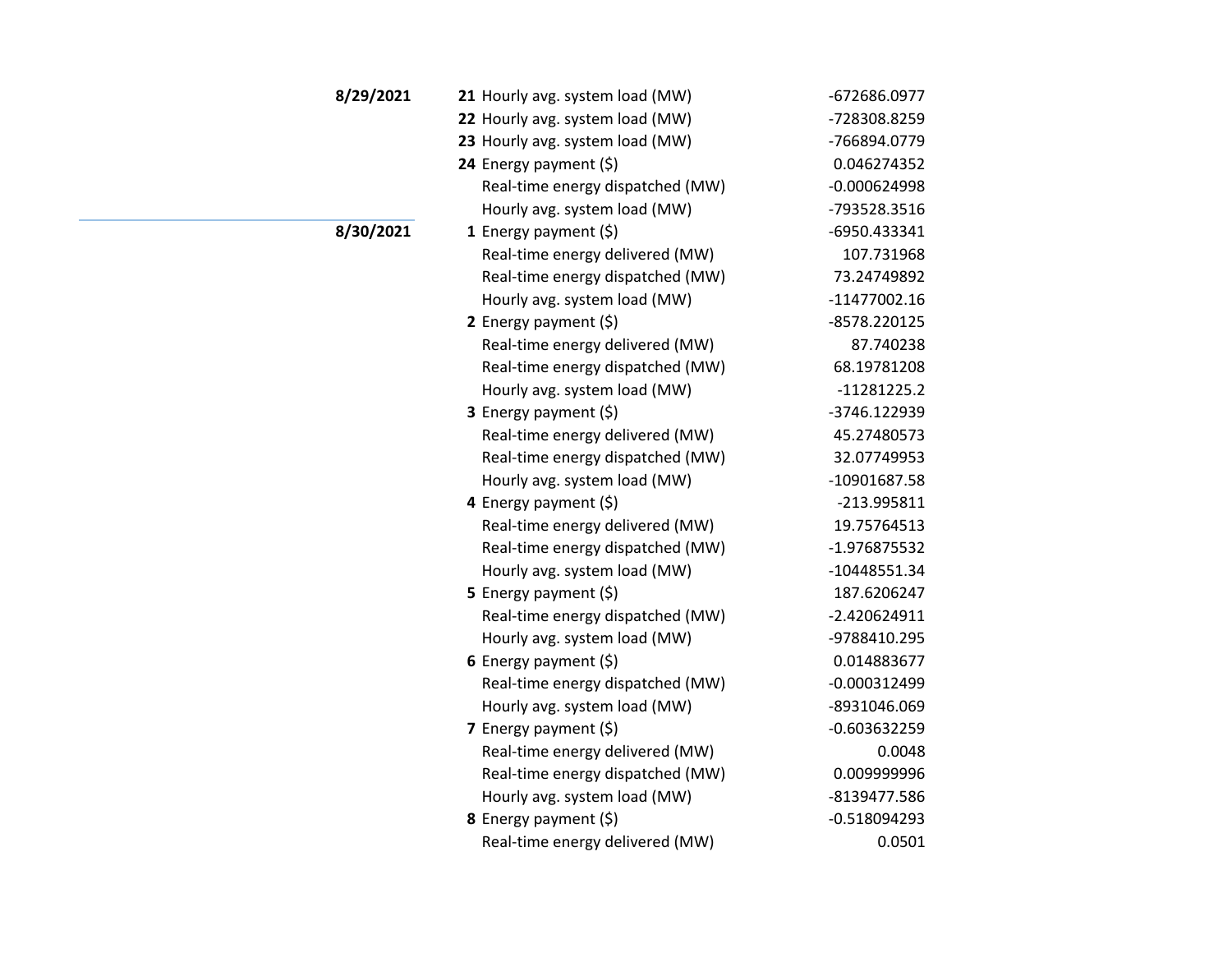| Date | Hour | Metric | Value |
|---|---|---|---|
| **8/29/2021** | **21** | Hourly avg. system load (MW) | -672686.0977 |
| | **22** | Hourly avg. system load (MW) | -728308.8259 |
| | **23** | Hourly avg. system load (MW) | -766894.0779 |
| | **24** | Energy payment ($) | 0.046274352 |
| | | Real-time energy dispatched (MW) | -0.000624998 |
| | | Hourly avg. system load (MW) | -793528.3516 |
| **8/30/2021** | **1** | Energy payment ($) | -6950.433341 |
| | | Real-time energy delivered (MW) | 107.731968 |
| | | Real-time energy dispatched (MW) | 73.24749892 |
| | | Hourly avg. system load (MW) | -11477002.16 |
| | **2** | Energy payment ($) | -8578.220125 |
| | | Real-time energy delivered (MW) | 87.740238 |
| | | Real-time energy dispatched (MW) | 68.19781208 |
| | | Hourly avg. system load (MW) | -11281225.2 |
| | **3** | Energy payment ($) | -3746.122939 |
| | | Real-time energy delivered (MW) | 45.27480573 |
| | | Real-time energy dispatched (MW) | 32.07749953 |
| | | Hourly avg. system load (MW) | -10901687.58 |
| | **4** | Energy payment ($) | -213.995811 |
| | | Real-time energy delivered (MW) | 19.75764513 |
| | | Real-time energy dispatched (MW) | -1.976875532 |
| | | Hourly avg. system load (MW) | -10448551.34 |
| | **5** | Energy payment ($) | 187.6206247 |
| | | Real-time energy dispatched (MW) | -2.420624911 |
| | | Hourly avg. system load (MW) | -9788410.295 |
| | **6** | Energy payment ($) | 0.014883677 |
| | | Real-time energy dispatched (MW) | -0.000312499 |
| | | Hourly avg. system load (MW) | -8931046.069 |
| | **7** | Energy payment ($) | -0.603632259 |
| | | Real-time energy delivered (MW) | 0.0048 |
| | | Real-time energy dispatched (MW) | 0.009999996 |
| | | Hourly avg. system load (MW) | -8139477.586 |
| | **8** | Energy payment ($) | -0.518094293 |
| | | Real-time energy delivered (MW) | 0.0501 |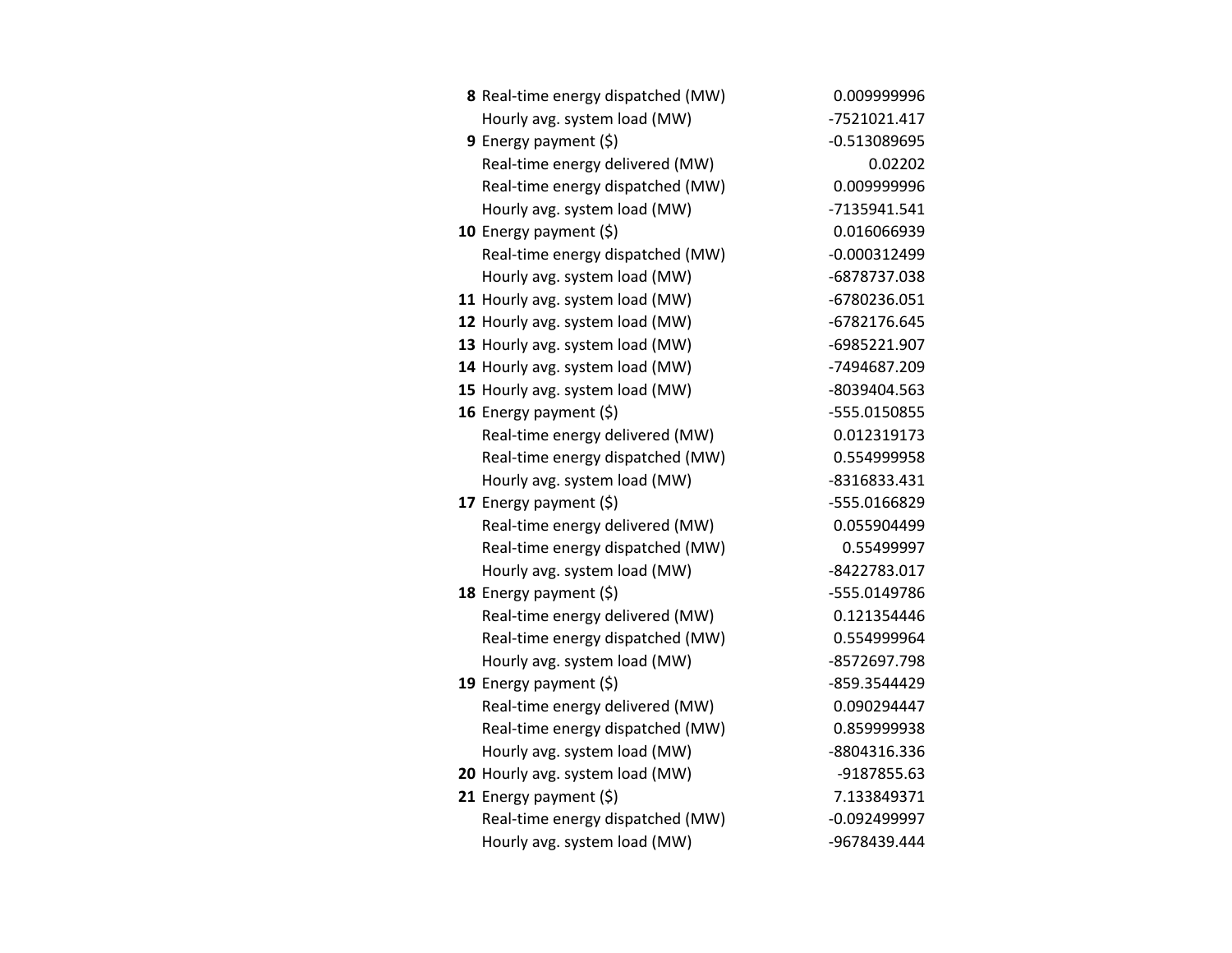| | | |
|---|---|---|
| **8** | Real-time energy dispatched (MW) | 0.009999996 |
| | Hourly avg. system load (MW) | -7521021.417 |
| **9** | Energy payment ($) | -0.513089695 |
| | Real-time energy delivered (MW) | 0.02202 |
| | Real-time energy dispatched (MW) | 0.009999996 |
| | Hourly avg. system load (MW) | -7135941.541 |
| **10** | Energy payment ($) | 0.016066939 |
| | Real-time energy dispatched (MW) | -0.000312499 |
| | Hourly avg. system load (MW) | -6878737.038 |
| **11** | Hourly avg. system load (MW) | -6780236.051 |
| **12** | Hourly avg. system load (MW) | -6782176.645 |
| **13** | Hourly avg. system load (MW) | -6985221.907 |
| **14** | Hourly avg. system load (MW) | -7494687.209 |
| **15** | Hourly avg. system load (MW) | -8039404.563 |
| **16** | Energy payment ($) | -555.0150855 |
| | Real-time energy delivered (MW) | 0.012319173 |
| | Real-time energy dispatched (MW) | 0.554999958 |
| | Hourly avg. system load (MW) | -8316833.431 |
| **17** | Energy payment ($) | -555.0166829 |
| | Real-time energy delivered (MW) | 0.055904499 |
| | Real-time energy dispatched (MW) | 0.55499997 |
| | Hourly avg. system load (MW) | -8422783.017 |
| **18** | Energy payment ($) | -555.0149786 |
| | Real-time energy delivered (MW) | 0.121354446 |
| | Real-time energy dispatched (MW) | 0.554999964 |
| | Hourly avg. system load (MW) | -8572697.798 |
| **19** | Energy payment ($) | -859.3544429 |
| | Real-time energy delivered (MW) | 0.090294447 |
| | Real-time energy dispatched (MW) | 0.859999938 |
| | Hourly avg. system load (MW) | -8804316.336 |
| **20** | Hourly avg. system load (MW) | -9187855.63 |
| **21** | Energy payment ($) | 7.133849371 |
| | Real-time energy dispatched (MW) | -0.092499997 |
| | Hourly avg. system load (MW) | -9678439.444 |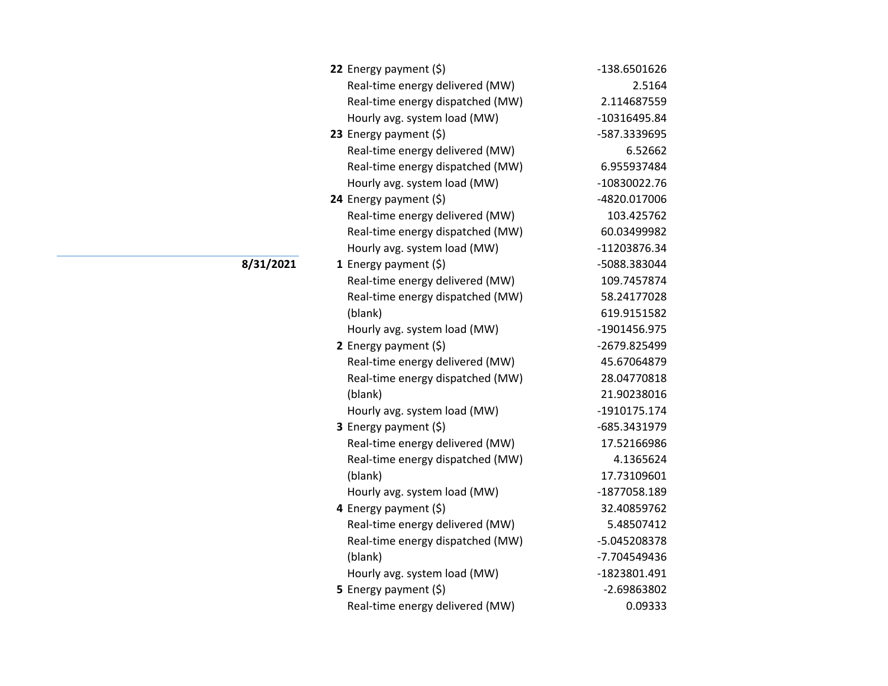| Date | Hour | Measure | Value |
|---|---|---|---|
| | **22** | Energy payment ($) | -138.6501626 |
| | | Real-time energy delivered (MW) | 2.5164 |
| | | Real-time energy dispatched (MW) | 2.114687559 |
| | | Hourly avg. system load (MW) | -10316495.84 |
| | **23** | Energy payment ($) | -587.3339695 |
| | | Real-time energy delivered (MW) | 6.52662 |
| | | Real-time energy dispatched (MW) | 6.955937484 |
| | | Hourly avg. system load (MW) | -10830022.76 |
| | **24** | Energy payment ($) | -4820.017006 |
| | | Real-time energy delivered (MW) | 103.425762 |
| | | Real-time energy dispatched (MW) | 60.03499982 |
| | | Hourly avg. system load (MW) | -11203876.34 |
| **8/31/2021** | **1** | Energy payment ($) | -5088.383044 |
| | | Real-time energy delivered (MW) | 109.7457874 |
| | | Real-time energy dispatched (MW) | 58.24177028 |
| | | (blank) | 619.9151582 |
| | | Hourly avg. system load (MW) | -1901456.975 |
| | **2** | Energy payment ($) | -2679.825499 |
| | | Real-time energy delivered (MW) | 45.67064879 |
| | | Real-time energy dispatched (MW) | 28.04770818 |
| | | (blank) | 21.90238016 |
| | | Hourly avg. system load (MW) | -1910175.174 |
| | **3** | Energy payment ($) | -685.3431979 |
| | | Real-time energy delivered (MW) | 17.52166986 |
| | | Real-time energy dispatched (MW) | 4.1365624 |
| | | (blank) | 17.73109601 |
| | | Hourly avg. system load (MW) | -1877058.189 |
| | **4** | Energy payment ($) | 32.40859762 |
| | | Real-time energy delivered (MW) | 5.48507412 |
| | | Real-time energy dispatched (MW) | -5.045208378 |
| | | (blank) | -7.704549436 |
| | | Hourly avg. system load (MW) | -1823801.491 |
| | **5** | Energy payment ($) | -2.69863802 |
| | | Real-time energy delivered (MW) | 0.09333 |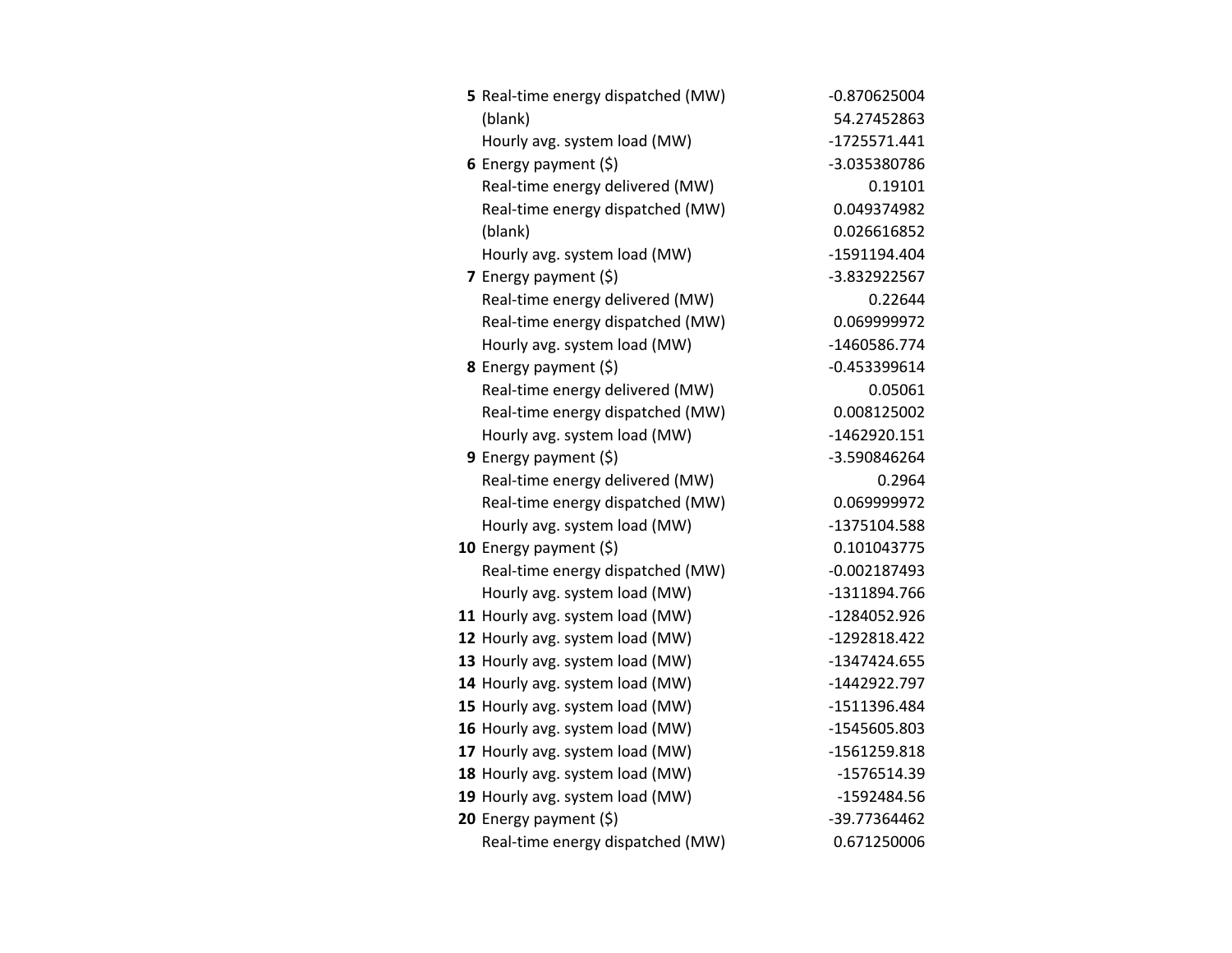| | | |
|---|---|---|
| **5** | Real-time energy dispatched (MW) | -0.870625004 |
| | (blank) | 54.27452863 |
| | Hourly avg. system load (MW) | -1725571.441 |
| **6** | Energy payment ($) | -3.035380786 |
| | Real-time energy delivered (MW) | 0.19101 |
| | Real-time energy dispatched (MW) | 0.049374982 |
| | (blank) | 0.026616852 |
| | Hourly avg. system load (MW) | -1591194.404 |
| **7** | Energy payment ($) | -3.832922567 |
| | Real-time energy delivered (MW) | 0.22644 |
| | Real-time energy dispatched (MW) | 0.069999972 |
| | Hourly avg. system load (MW) | -1460586.774 |
| **8** | Energy payment ($) | -0.453399614 |
| | Real-time energy delivered (MW) | 0.05061 |
| | Real-time energy dispatched (MW) | 0.008125002 |
| | Hourly avg. system load (MW) | -1462920.151 |
| **9** | Energy payment ($) | -3.590846264 |
| | Real-time energy delivered (MW) | 0.2964 |
| | Real-time energy dispatched (MW) | 0.069999972 |
| | Hourly avg. system load (MW) | -1375104.588 |
| **10** | Energy payment ($) | 0.101043775 |
| | Real-time energy dispatched (MW) | -0.002187493 |
| | Hourly avg. system load (MW) | -1311894.766 |
| **11** | Hourly avg. system load (MW) | -1284052.926 |
| **12** | Hourly avg. system load (MW) | -1292818.422 |
| **13** | Hourly avg. system load (MW) | -1347424.655 |
| **14** | Hourly avg. system load (MW) | -1442922.797 |
| **15** | Hourly avg. system load (MW) | -1511396.484 |
| **16** | Hourly avg. system load (MW) | -1545605.803 |
| **17** | Hourly avg. system load (MW) | -1561259.818 |
| **18** | Hourly avg. system load (MW) | -1576514.39 |
| **19** | Hourly avg. system load (MW) | -1592484.56 |
| **20** | Energy payment ($) | -39.77364462 |
| | Real-time energy dispatched (MW) | 0.671250006 |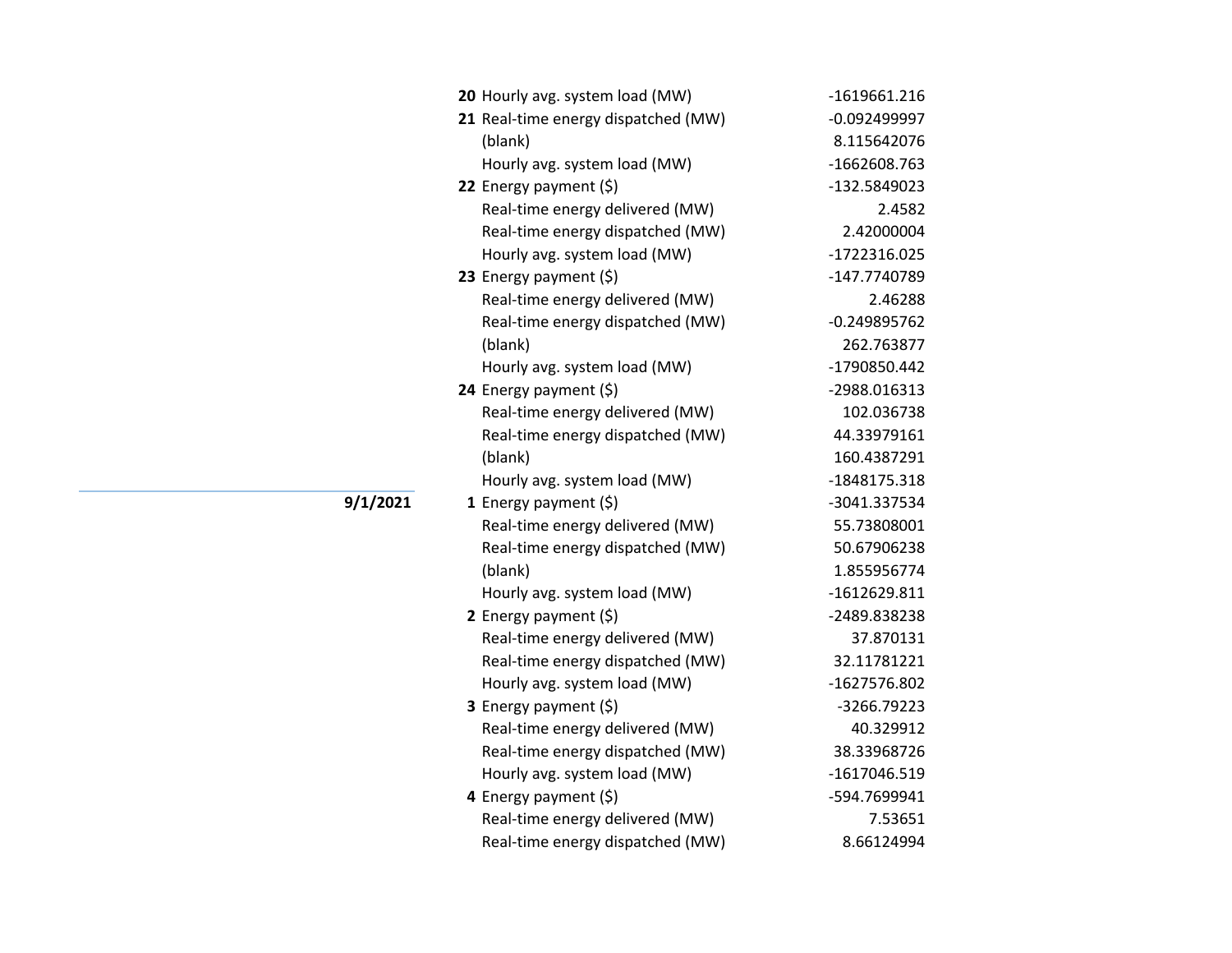| Date | Hour | Measure | Value |
|---|---|---|---|
| | **20** | Hourly avg. system load (MW) | -1619661.216 |
| | **21** | Real-time energy dispatched (MW) | -0.092499997 |
| | | (blank) | 8.115642076 |
| | | Hourly avg. system load (MW) | -1662608.763 |
| | **22** | Energy payment ($) | -132.5849023 |
| | | Real-time energy delivered (MW) | 2.4582 |
| | | Real-time energy dispatched (MW) | 2.42000004 |
| | | Hourly avg. system load (MW) | -1722316.025 |
| | **23** | Energy payment ($) | -147.7740789 |
| | | Real-time energy delivered (MW) | 2.46288 |
| | | Real-time energy dispatched (MW) | -0.249895762 |
| | | (blank) | 262.763877 |
| | | Hourly avg. system load (MW) | -1790850.442 |
| | **24** | Energy payment ($) | -2988.016313 |
| | | Real-time energy delivered (MW) | 102.036738 |
| | | Real-time energy dispatched (MW) | 44.33979161 |
| | | (blank) | 160.4387291 |
| | | Hourly avg. system load (MW) | -1848175.318 |
| **9/1/2021** | **1** | Energy payment ($) | -3041.337534 |
| | | Real-time energy delivered (MW) | 55.73808001 |
| | | Real-time energy dispatched (MW) | 50.67906238 |
| | | (blank) | 1.855956774 |
| | | Hourly avg. system load (MW) | -1612629.811 |
| | **2** | Energy payment ($) | -2489.838238 |
| | | Real-time energy delivered (MW) | 37.870131 |
| | | Real-time energy dispatched (MW) | 32.11781221 |
| | | Hourly avg. system load (MW) | -1627576.802 |
| | **3** | Energy payment ($) | -3266.79223 |
| | | Real-time energy delivered (MW) | 40.329912 |
| | | Real-time energy dispatched (MW) | 38.33968726 |
| | | Hourly avg. system load (MW) | -1617046.519 |
| | **4** | Energy payment ($) | -594.7699941 |
| | | Real-time energy delivered (MW) | 7.53651 |
| | | Real-time energy dispatched (MW) | 8.66124994 |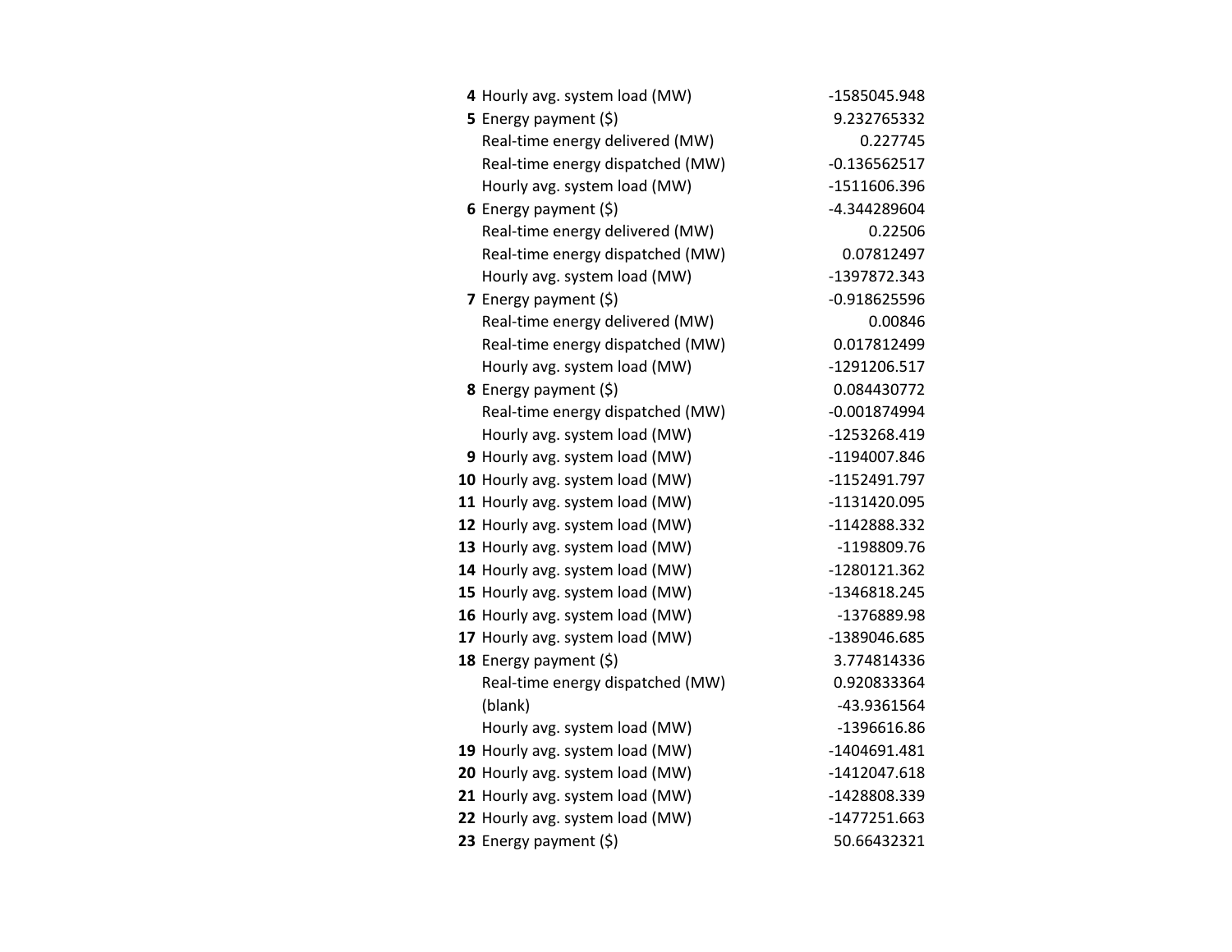| | | |
|---|---|---|
| **4** | Hourly avg. system load (MW) | -1585045.948 |
| **5** | Energy payment ($) | 9.232765332 |
| | Real-time energy delivered (MW) | 0.227745 |
| | Real-time energy dispatched (MW) | -0.136562517 |
| | Hourly avg. system load (MW) | -1511606.396 |
| **6** | Energy payment ($) | -4.344289604 |
| | Real-time energy delivered (MW) | 0.22506 |
| | Real-time energy dispatched (MW) | 0.07812497 |
| | Hourly avg. system load (MW) | -1397872.343 |
| **7** | Energy payment ($) | -0.918625596 |
| | Real-time energy delivered (MW) | 0.00846 |
| | Real-time energy dispatched (MW) | 0.017812499 |
| | Hourly avg. system load (MW) | -1291206.517 |
| **8** | Energy payment ($) | 0.084430772 |
| | Real-time energy dispatched (MW) | -0.001874994 |
| | Hourly avg. system load (MW) | -1253268.419 |
| **9** | Hourly avg. system load (MW) | -1194007.846 |
| **10** | Hourly avg. system load (MW) | -1152491.797 |
| **11** | Hourly avg. system load (MW) | -1131420.095 |
| **12** | Hourly avg. system load (MW) | -1142888.332 |
| **13** | Hourly avg. system load (MW) | -1198809.76 |
| **14** | Hourly avg. system load (MW) | -1280121.362 |
| **15** | Hourly avg. system load (MW) | -1346818.245 |
| **16** | Hourly avg. system load (MW) | -1376889.98 |
| **17** | Hourly avg. system load (MW) | -1389046.685 |
| **18** | Energy payment ($) | 3.774814336 |
| | Real-time energy dispatched (MW) | 0.920833364 |
| | (blank) | -43.9361564 |
| | Hourly avg. system load (MW) | -1396616.86 |
| **19** | Hourly avg. system load (MW) | -1404691.481 |
| **20** | Hourly avg. system load (MW) | -1412047.618 |
| **21** | Hourly avg. system load (MW) | -1428808.339 |
| **22** | Hourly avg. system load (MW) | -1477251.663 |
| **23** | Energy payment ($) | 50.66432321 |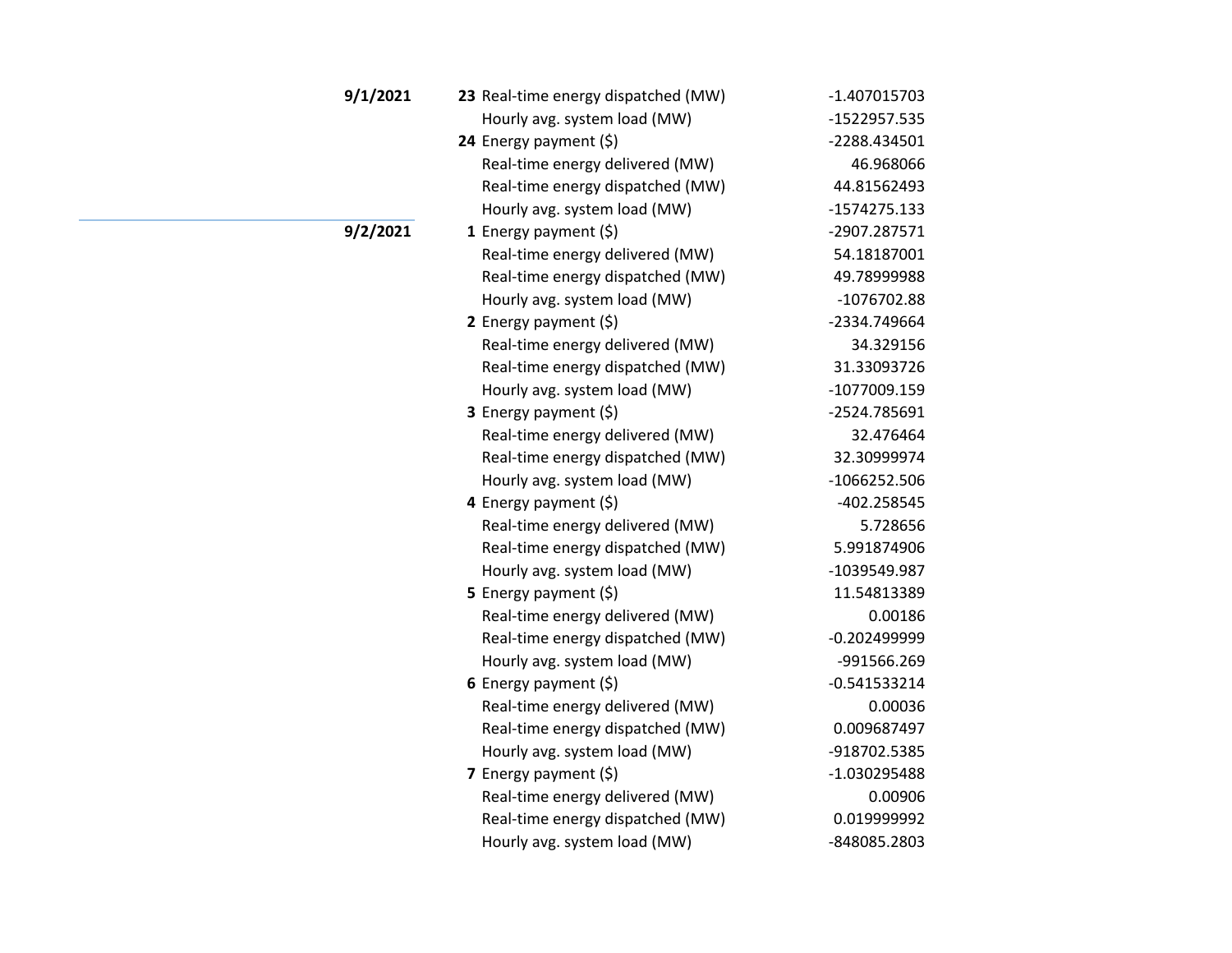| Date | Hour | Metric | Value |
|---|---|---|---|
| **9/1/2021** | **23** | Real-time energy dispatched (MW) | -1.407015703 |
| | | Hourly avg. system load (MW) | -1522957.535 |
| | **24** | Energy payment ($) | -2288.434501 |
| | | Real-time energy delivered (MW) | 46.968066 |
| | | Real-time energy dispatched (MW) | 44.81562493 |
| | | Hourly avg. system load (MW) | -1574275.133 |
| **9/2/2021** | **1** | Energy payment ($) | -2907.287571 |
| | | Real-time energy delivered (MW) | 54.18187001 |
| | | Real-time energy dispatched (MW) | 49.78999988 |
| | | Hourly avg. system load (MW) | -1076702.88 |
| | **2** | Energy payment ($) | -2334.749664 |
| | | Real-time energy delivered (MW) | 34.329156 |
| | | Real-time energy dispatched (MW) | 31.33093726 |
| | | Hourly avg. system load (MW) | -1077009.159 |
| | **3** | Energy payment ($) | -2524.785691 |
| | | Real-time energy delivered (MW) | 32.476464 |
| | | Real-time energy dispatched (MW) | 32.30999974 |
| | | Hourly avg. system load (MW) | -1066252.506 |
| | **4** | Energy payment ($) | -402.258545 |
| | | Real-time energy delivered (MW) | 5.728656 |
| | | Real-time energy dispatched (MW) | 5.991874906 |
| | | Hourly avg. system load (MW) | -1039549.987 |
| | **5** | Energy payment ($) | 11.54813389 |
| | | Real-time energy delivered (MW) | 0.00186 |
| | | Real-time energy dispatched (MW) | -0.202499999 |
| | | Hourly avg. system load (MW) | -991566.269 |
| | **6** | Energy payment ($) | -0.541533214 |
| | | Real-time energy delivered (MW) | 0.00036 |
| | | Real-time energy dispatched (MW) | 0.009687497 |
| | | Hourly avg. system load (MW) | -918702.5385 |
| | **7** | Energy payment ($) | -1.030295488 |
| | | Real-time energy delivered (MW) | 0.00906 |
| | | Real-time energy dispatched (MW) | 0.019999992 |
| | | Hourly avg. system load (MW) | -848085.2803 |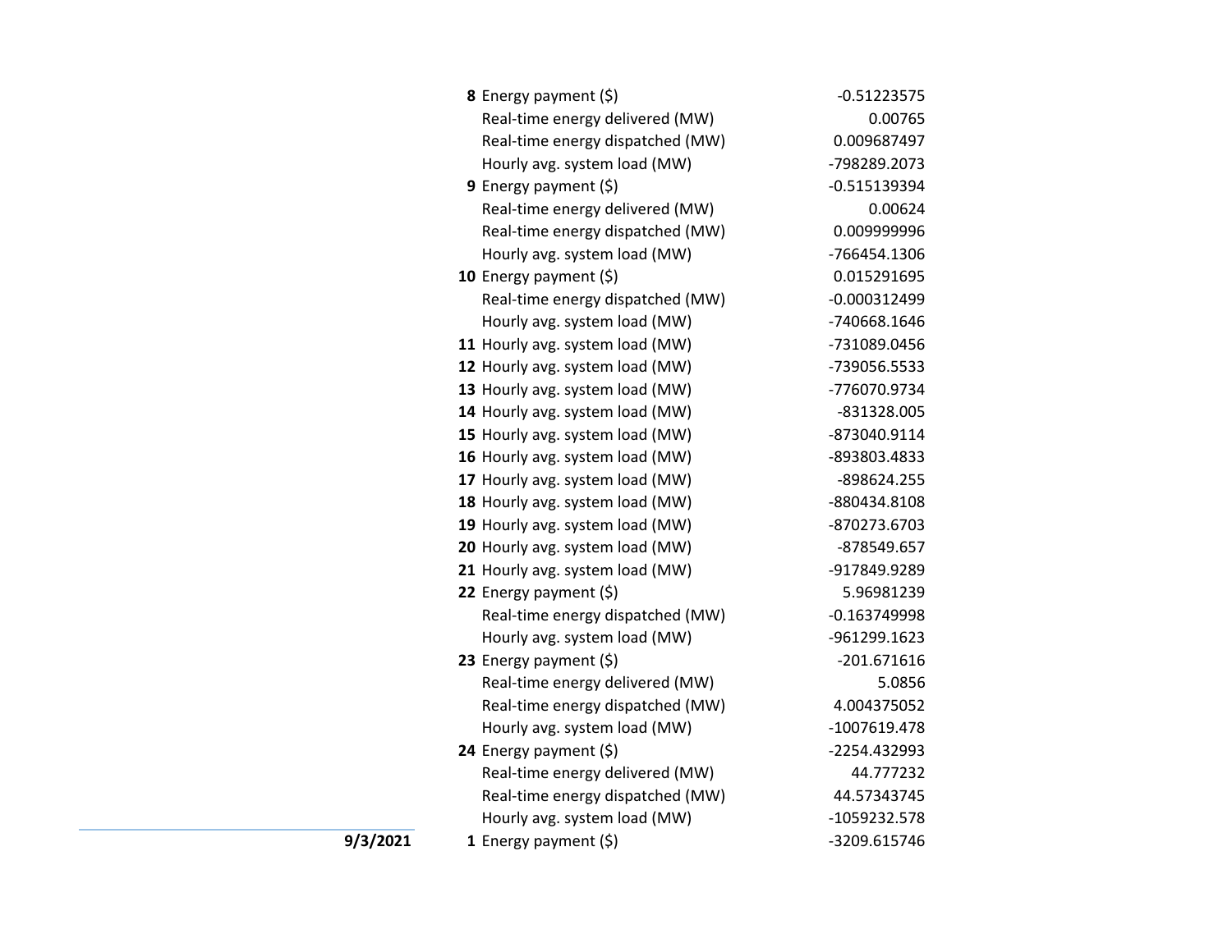| Date | Hour | Item | Value |
|---|---|---|---|
| | **8** | Energy payment ($) | -0.51223575 |
| | | Real-time energy delivered (MW) | 0.00765 |
| | | Real-time energy dispatched (MW) | 0.009687497 |
| | | Hourly avg. system load (MW) | -798289.2073 |
| | **9** | Energy payment ($) | -0.515139394 |
| | | Real-time energy delivered (MW) | 0.00624 |
| | | Real-time energy dispatched (MW) | 0.009999996 |
| | | Hourly avg. system load (MW) | -766454.1306 |
| | **10** | Energy payment ($) | 0.015291695 |
| | | Real-time energy dispatched (MW) | -0.000312499 |
| | | Hourly avg. system load (MW) | -740668.1646 |
| | **11** | Hourly avg. system load (MW) | -731089.0456 |
| | **12** | Hourly avg. system load (MW) | -739056.5533 |
| | **13** | Hourly avg. system load (MW) | -776070.9734 |
| | **14** | Hourly avg. system load (MW) | -831328.005 |
| | **15** | Hourly avg. system load (MW) | -873040.9114 |
| | **16** | Hourly avg. system load (MW) | -893803.4833 |
| | **17** | Hourly avg. system load (MW) | -898624.255 |
| | **18** | Hourly avg. system load (MW) | -880434.8108 |
| | **19** | Hourly avg. system load (MW) | -870273.6703 |
| | **20** | Hourly avg. system load (MW) | -878549.657 |
| | **21** | Hourly avg. system load (MW) | -917849.9289 |
| | **22** | Energy payment ($) | 5.96981239 |
| | | Real-time energy dispatched (MW) | -0.163749998 |
| | | Hourly avg. system load (MW) | -961299.1623 |
| | **23** | Energy payment ($) | -201.671616 |
| | | Real-time energy delivered (MW) | 5.0856 |
| | | Real-time energy dispatched (MW) | 4.004375052 |
| | | Hourly avg. system load (MW) | -1007619.478 |
| | **24** | Energy payment ($) | -2254.432993 |
| | | Real-time energy delivered (MW) | 44.777232 |
| | | Real-time energy dispatched (MW) | 44.57343745 |
| | | Hourly avg. system load (MW) | -1059232.578 |
| **9/3/2021** | **1** | Energy payment ($) | -3209.615746 |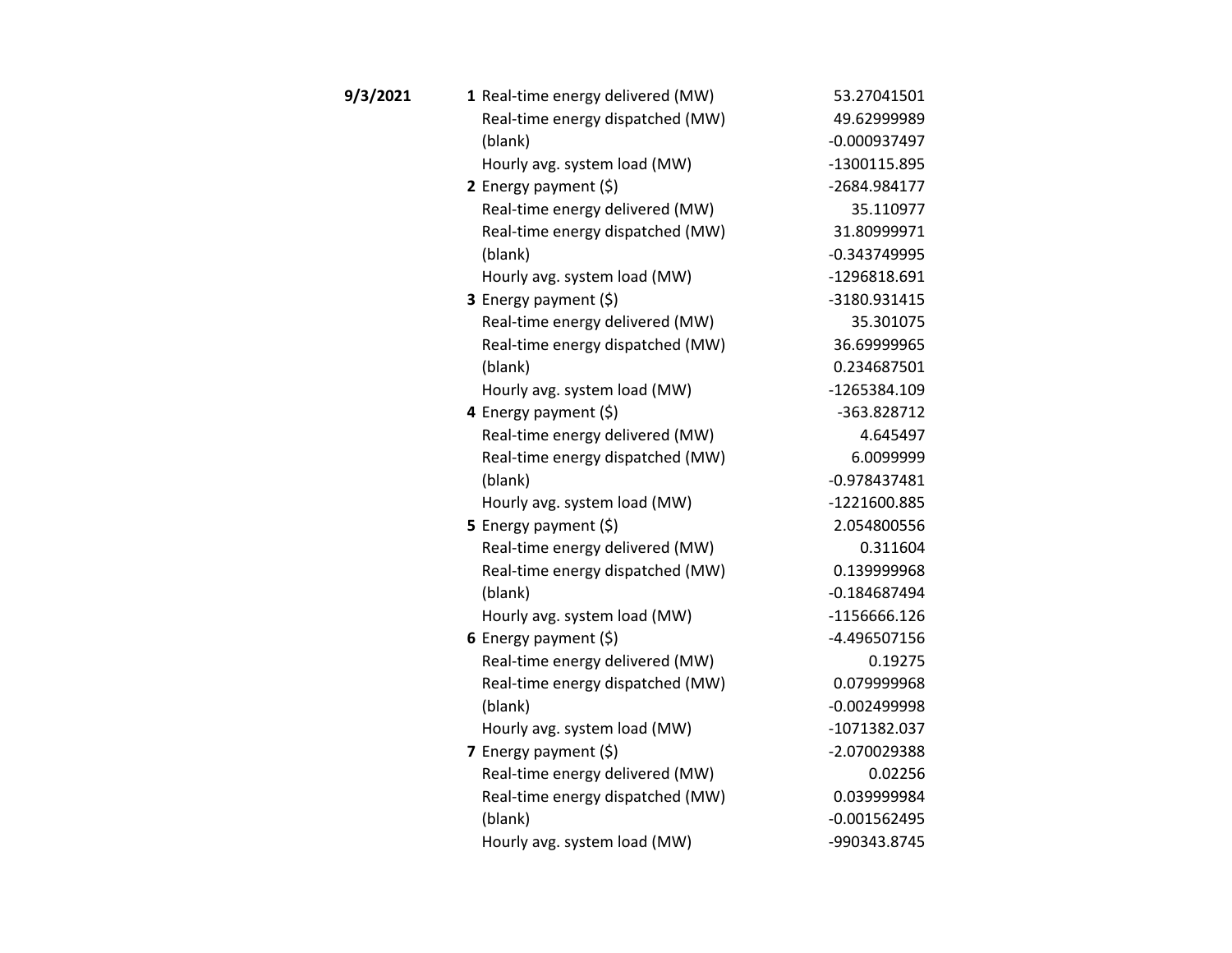| Date | Hour | Item | Value |
|---|---|---|---|
| **9/3/2021** | **1** | Real-time energy delivered (MW) | 53.27041501 |
| | | Real-time energy dispatched (MW) | 49.62999989 |
| | | (blank) | -0.000937497 |
| | | Hourly avg. system load (MW) | -1300115.895 |
| | **2** | Energy payment ($) | -2684.984177 |
| | | Real-time energy delivered (MW) | 35.110977 |
| | | Real-time energy dispatched (MW) | 31.80999971 |
| | | (blank) | -0.343749995 |
| | | Hourly avg. system load (MW) | -1296818.691 |
| | **3** | Energy payment ($) | -3180.931415 |
| | | Real-time energy delivered (MW) | 35.301075 |
| | | Real-time energy dispatched (MW) | 36.69999965 |
| | | (blank) | 0.234687501 |
| | | Hourly avg. system load (MW) | -1265384.109 |
| | **4** | Energy payment ($) | -363.828712 |
| | | Real-time energy delivered (MW) | 4.645497 |
| | | Real-time energy dispatched (MW) | 6.0099999 |
| | | (blank) | -0.978437481 |
| | | Hourly avg. system load (MW) | -1221600.885 |
| | **5** | Energy payment ($) | 2.054800556 |
| | | Real-time energy delivered (MW) | 0.311604 |
| | | Real-time energy dispatched (MW) | 0.139999968 |
| | | (blank) | -0.184687494 |
| | | Hourly avg. system load (MW) | -1156666.126 |
| | **6** | Energy payment ($) | -4.496507156 |
| | | Real-time energy delivered (MW) | 0.19275 |
| | | Real-time energy dispatched (MW) | 0.079999968 |
| | | (blank) | -0.002499998 |
| | | Hourly avg. system load (MW) | -1071382.037 |
| | **7** | Energy payment ($) | -2.070029388 |
| | | Real-time energy delivered (MW) | 0.02256 |
| | | Real-time energy dispatched (MW) | 0.039999984 |
| | | (blank) | -0.001562495 |
| | | Hourly avg. system load (MW) | -990343.8745 |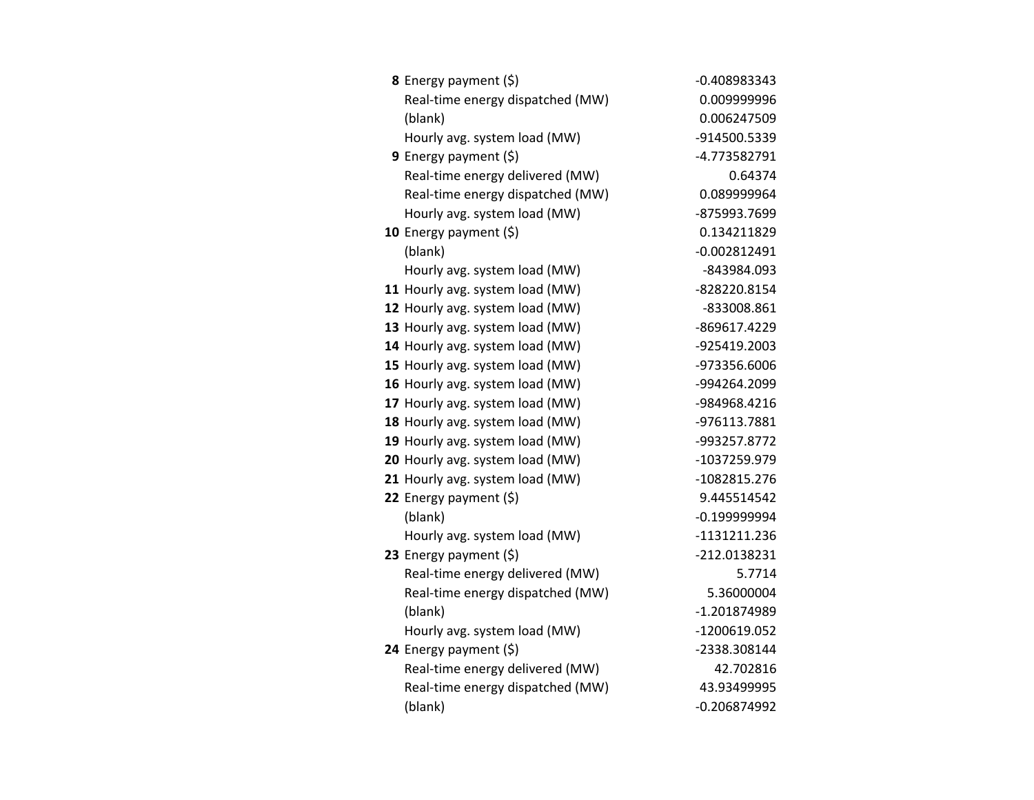| | | |
|---|---|---|
| **8** | Energy payment ($) | -0.408983343 |
| | Real-time energy dispatched (MW) | 0.009999996 |
| | (blank) | 0.006247509 |
| | Hourly avg. system load (MW) | -914500.5339 |
| **9** | Energy payment ($) | -4.773582791 |
| | Real-time energy delivered (MW) | 0.64374 |
| | Real-time energy dispatched (MW) | 0.089999964 |
| | Hourly avg. system load (MW) | -875993.7699 |
| **10** | Energy payment ($) | 0.134211829 |
| | (blank) | -0.002812491 |
| | Hourly avg. system load (MW) | -843984.093 |
| **11** | Hourly avg. system load (MW) | -828220.8154 |
| **12** | Hourly avg. system load (MW) | -833008.861 |
| **13** | Hourly avg. system load (MW) | -869617.4229 |
| **14** | Hourly avg. system load (MW) | -925419.2003 |
| **15** | Hourly avg. system load (MW) | -973356.6006 |
| **16** | Hourly avg. system load (MW) | -994264.2099 |
| **17** | Hourly avg. system load (MW) | -984968.4216 |
| **18** | Hourly avg. system load (MW) | -976113.7881 |
| **19** | Hourly avg. system load (MW) | -993257.8772 |
| **20** | Hourly avg. system load (MW) | -1037259.979 |
| **21** | Hourly avg. system load (MW) | -1082815.276 |
| **22** | Energy payment ($) | 9.445514542 |
| | (blank) | -0.199999994 |
| | Hourly avg. system load (MW) | -1131211.236 |
| **23** | Energy payment ($) | -212.0138231 |
| | Real-time energy delivered (MW) | 5.7714 |
| | Real-time energy dispatched (MW) | 5.36000004 |
| | (blank) | -1.201874989 |
| | Hourly avg. system load (MW) | -1200619.052 |
| **24** | Energy payment ($) | -2338.308144 |
| | Real-time energy delivered (MW) | 42.702816 |
| | Real-time energy dispatched (MW) | 43.93499995 |
| | (blank) | -0.206874992 |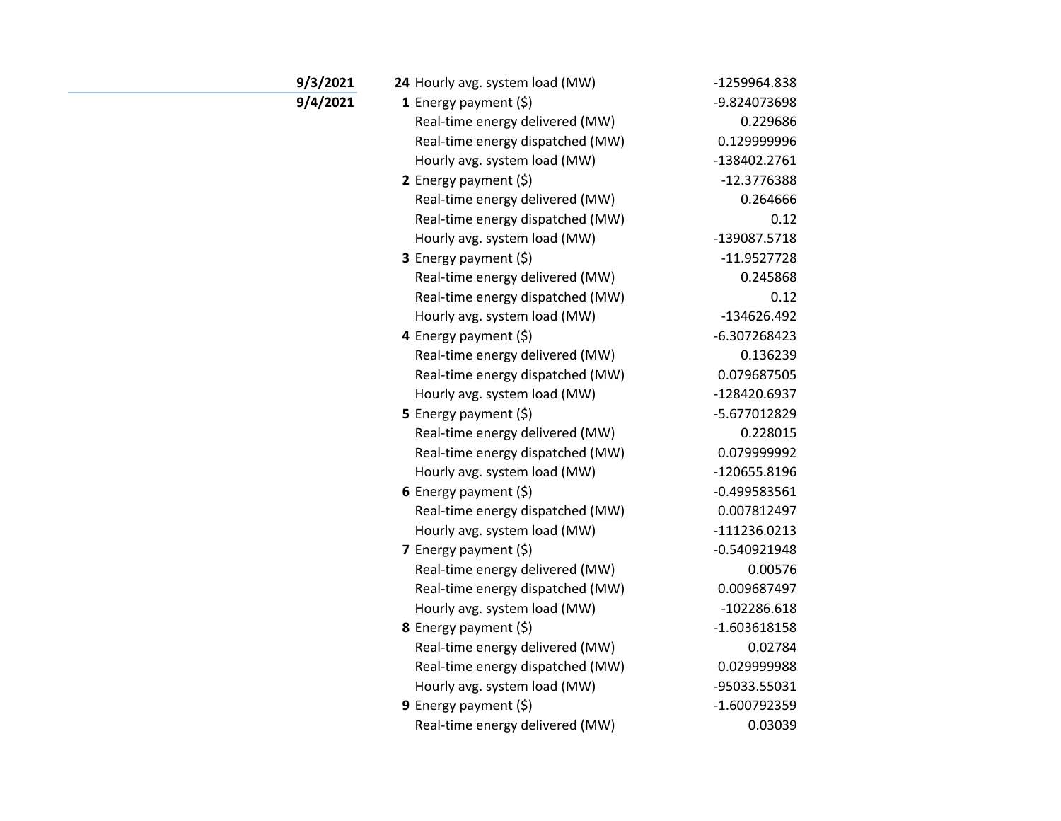| Date | Hour | Metric | Value |
|---|---|---|---|
| **9/3/2021** | **24** | Hourly avg. system load (MW) | -1259964.838 |
| **9/4/2021** | **1** | Energy payment ($) | -9.824073698 |
| | | Real-time energy delivered (MW) | 0.229686 |
| | | Real-time energy dispatched (MW) | 0.129999996 |
| | | Hourly avg. system load (MW) | -138402.2761 |
| | **2** | Energy payment ($) | -12.3776388 |
| | | Real-time energy delivered (MW) | 0.264666 |
| | | Real-time energy dispatched (MW) | 0.12 |
| | | Hourly avg. system load (MW) | -139087.5718 |
| | **3** | Energy payment ($) | -11.9527728 |
| | | Real-time energy delivered (MW) | 0.245868 |
| | | Real-time energy dispatched (MW) | 0.12 |
| | | Hourly avg. system load (MW) | -134626.492 |
| | **4** | Energy payment ($) | -6.307268423 |
| | | Real-time energy delivered (MW) | 0.136239 |
| | | Real-time energy dispatched (MW) | 0.079687505 |
| | | Hourly avg. system load (MW) | -128420.6937 |
| | **5** | Energy payment ($) | -5.677012829 |
| | | Real-time energy delivered (MW) | 0.228015 |
| | | Real-time energy dispatched (MW) | 0.079999992 |
| | | Hourly avg. system load (MW) | -120655.8196 |
| | **6** | Energy payment ($) | -0.499583561 |
| | | Real-time energy dispatched (MW) | 0.007812497 |
| | | Hourly avg. system load (MW) | -111236.0213 |
| | **7** | Energy payment ($) | -0.540921948 |
| | | Real-time energy delivered (MW) | 0.00576 |
| | | Real-time energy dispatched (MW) | 0.009687497 |
| | | Hourly avg. system load (MW) | -102286.618 |
| | **8** | Energy payment ($) | -1.603618158 |
| | | Real-time energy delivered (MW) | 0.02784 |
| | | Real-time energy dispatched (MW) | 0.029999988 |
| | | Hourly avg. system load (MW) | -95033.55031 |
| | **9** | Energy payment ($) | -1.600792359 |
| | | Real-time energy delivered (MW) | 0.03039 |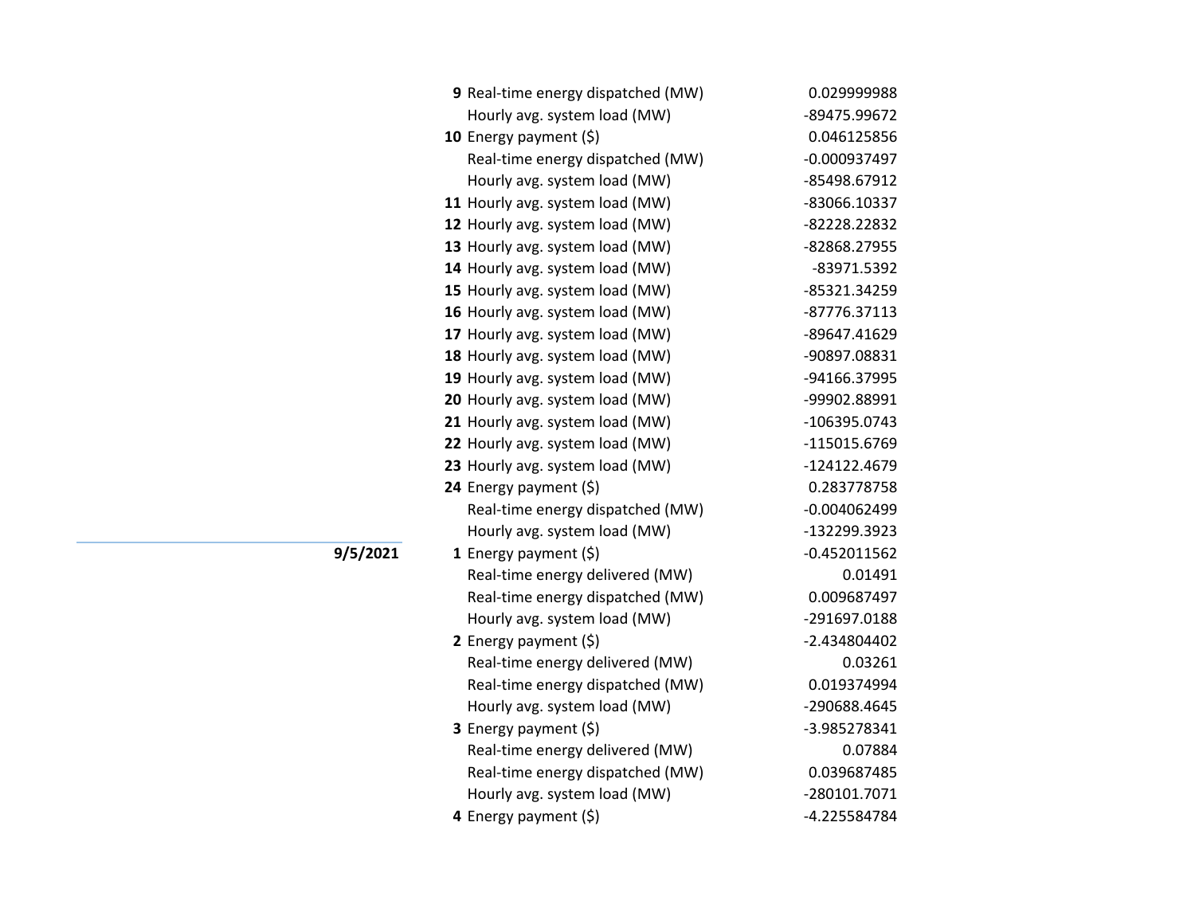| Date | Hour | Metric | Value |
|---|---|---|---|
| | **9** | Real-time energy dispatched (MW) | 0.029999988 |
| | | Hourly avg. system load (MW) | -89475.99672 |
| | **10** | Energy payment ($) | 0.046125856 |
| | | Real-time energy dispatched (MW) | -0.000937497 |
| | | Hourly avg. system load (MW) | -85498.67912 |
| | **11** | Hourly avg. system load (MW) | -83066.10337 |
| | **12** | Hourly avg. system load (MW) | -82228.22832 |
| | **13** | Hourly avg. system load (MW) | -82868.27955 |
| | **14** | Hourly avg. system load (MW) | -83971.5392 |
| | **15** | Hourly avg. system load (MW) | -85321.34259 |
| | **16** | Hourly avg. system load (MW) | -87776.37113 |
| | **17** | Hourly avg. system load (MW) | -89647.41629 |
| | **18** | Hourly avg. system load (MW) | -90897.08831 |
| | **19** | Hourly avg. system load (MW) | -94166.37995 |
| | **20** | Hourly avg. system load (MW) | -99902.88991 |
| | **21** | Hourly avg. system load (MW) | -106395.0743 |
| | **22** | Hourly avg. system load (MW) | -115015.6769 |
| | **23** | Hourly avg. system load (MW) | -124122.4679 |
| | **24** | Energy payment ($) | 0.283778758 |
| | | Real-time energy dispatched (MW) | -0.004062499 |
| | | Hourly avg. system load (MW) | -132299.3923 |
| **9/5/2021** | **1** | Energy payment ($) | -0.452011562 |
| | | Real-time energy delivered (MW) | 0.01491 |
| | | Real-time energy dispatched (MW) | 0.009687497 |
| | | Hourly avg. system load (MW) | -291697.0188 |
| | **2** | Energy payment ($) | -2.434804402 |
| | | Real-time energy delivered (MW) | 0.03261 |
| | | Real-time energy dispatched (MW) | 0.019374994 |
| | | Hourly avg. system load (MW) | -290688.4645 |
| | **3** | Energy payment ($) | -3.985278341 |
| | | Real-time energy delivered (MW) | 0.07884 |
| | | Real-time energy dispatched (MW) | 0.039687485 |
| | | Hourly avg. system load (MW) | -280101.7071 |
| | **4** | Energy payment ($) | -4.225584784 |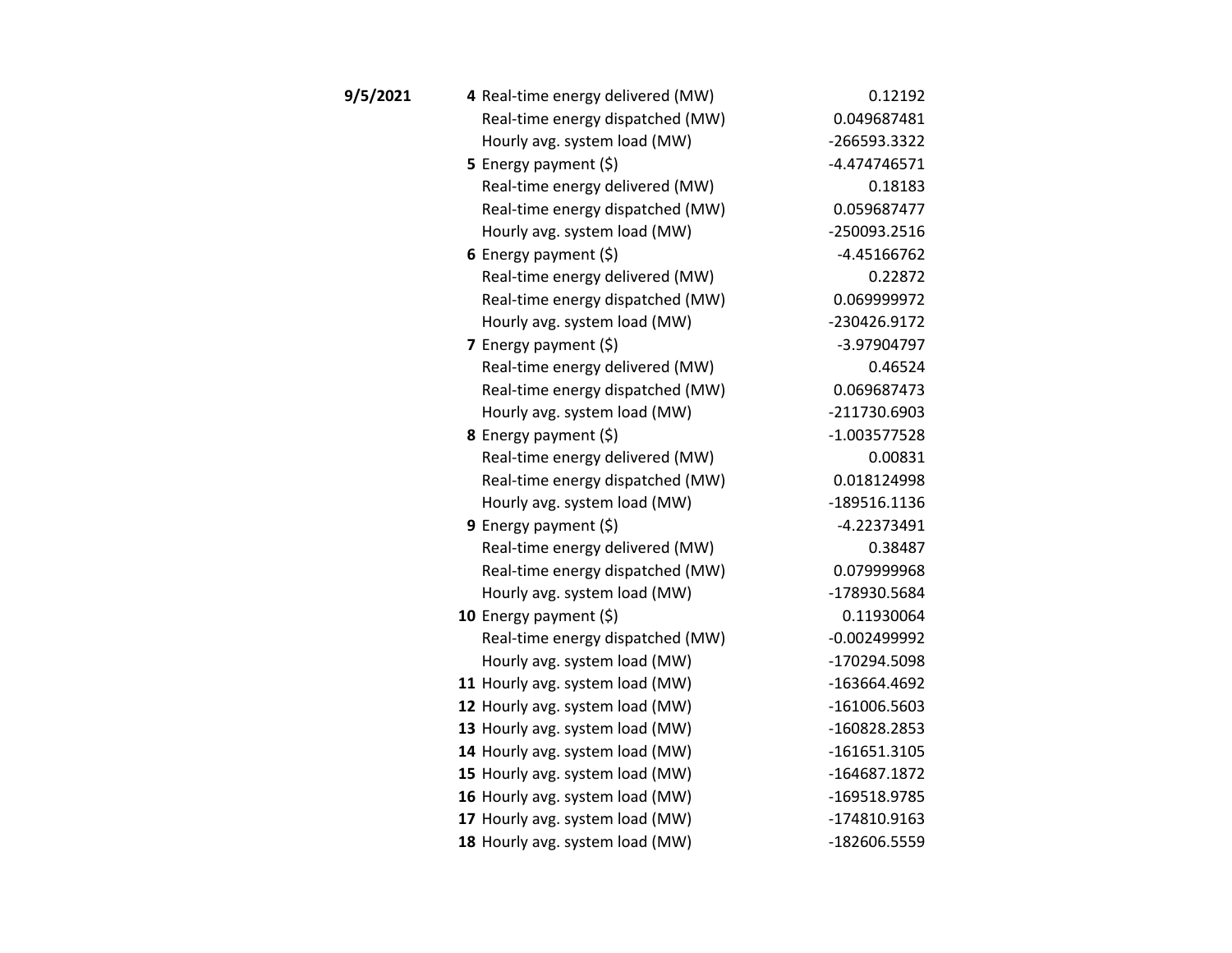| Date | Hour | Measure | Value |
|---|---|---|---|
| **9/5/2021** | **4** | Real-time energy delivered (MW) | 0.12192 |
| | | Real-time energy dispatched (MW) | 0.049687481 |
| | | Hourly avg. system load (MW) | -266593.3322 |
| | **5** | Energy payment ($) | -4.474746571 |
| | | Real-time energy delivered (MW) | 0.18183 |
| | | Real-time energy dispatched (MW) | 0.059687477 |
| | | Hourly avg. system load (MW) | -250093.2516 |
| | **6** | Energy payment ($) | -4.45166762 |
| | | Real-time energy delivered (MW) | 0.22872 |
| | | Real-time energy dispatched (MW) | 0.069999972 |
| | | Hourly avg. system load (MW) | -230426.9172 |
| | **7** | Energy payment ($) | -3.97904797 |
| | | Real-time energy delivered (MW) | 0.46524 |
| | | Real-time energy dispatched (MW) | 0.069687473 |
| | | Hourly avg. system load (MW) | -211730.6903 |
| | **8** | Energy payment ($) | -1.003577528 |
| | | Real-time energy delivered (MW) | 0.00831 |
| | | Real-time energy dispatched (MW) | 0.018124998 |
| | | Hourly avg. system load (MW) | -189516.1136 |
| | **9** | Energy payment ($) | -4.22373491 |
| | | Real-time energy delivered (MW) | 0.38487 |
| | | Real-time energy dispatched (MW) | 0.079999968 |
| | | Hourly avg. system load (MW) | -178930.5684 |
| | **10** | Energy payment ($) | 0.11930064 |
| | | Real-time energy dispatched (MW) | -0.002499992 |
| | | Hourly avg. system load (MW) | -170294.5098 |
| | **11** | Hourly avg. system load (MW) | -163664.4692 |
| | **12** | Hourly avg. system load (MW) | -161006.5603 |
| | **13** | Hourly avg. system load (MW) | -160828.2853 |
| | **14** | Hourly avg. system load (MW) | -161651.3105 |
| | **15** | Hourly avg. system load (MW) | -164687.1872 |
| | **16** | Hourly avg. system load (MW) | -169518.9785 |
| | **17** | Hourly avg. system load (MW) | -174810.9163 |
| | **18** | Hourly avg. system load (MW) | -182606.5559 |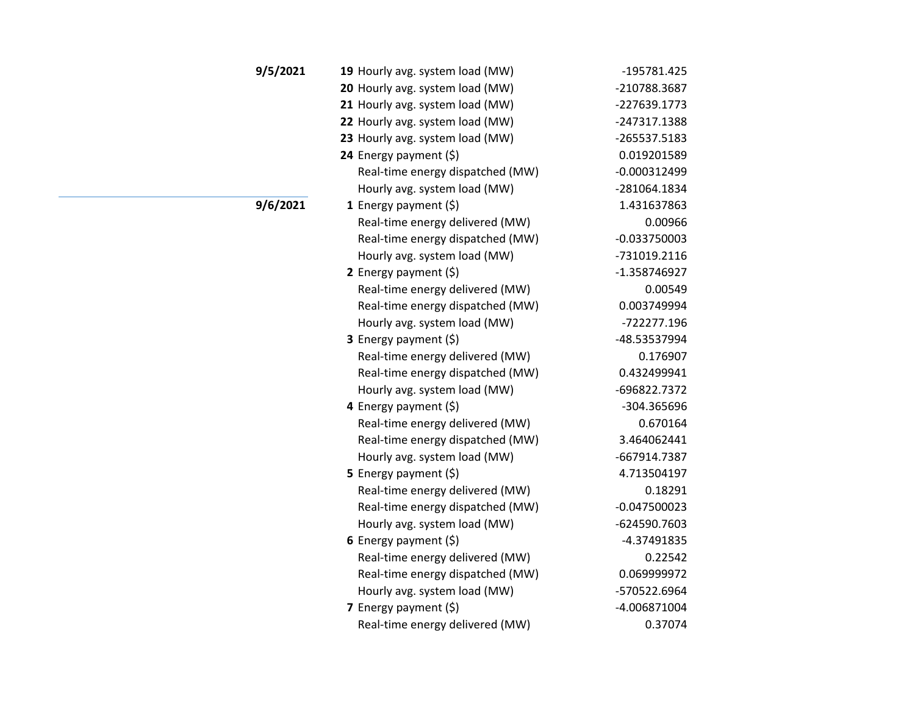| Date | Hour | Metric | Value |
|---|---|---|---|
| **9/5/2021** | **19** | Hourly avg. system load (MW) | -195781.425 |
| | **20** | Hourly avg. system load (MW) | -210788.3687 |
| | **21** | Hourly avg. system load (MW) | -227639.1773 |
| | **22** | Hourly avg. system load (MW) | -247317.1388 |
| | **23** | Hourly avg. system load (MW) | -265537.5183 |
| | **24** | Energy payment ($) | 0.019201589 |
| | | Real-time energy dispatched (MW) | -0.000312499 |
| | | Hourly avg. system load (MW) | -281064.1834 |
| **9/6/2021** | **1** | Energy payment ($) | 1.431637863 |
| | | Real-time energy delivered (MW) | 0.00966 |
| | | Real-time energy dispatched (MW) | -0.033750003 |
| | | Hourly avg. system load (MW) | -731019.2116 |
| | **2** | Energy payment ($) | -1.358746927 |
| | | Real-time energy delivered (MW) | 0.00549 |
| | | Real-time energy dispatched (MW) | 0.003749994 |
| | | Hourly avg. system load (MW) | -722277.196 |
| | **3** | Energy payment ($) | -48.53537994 |
| | | Real-time energy delivered (MW) | 0.176907 |
| | | Real-time energy dispatched (MW) | 0.432499941 |
| | | Hourly avg. system load (MW) | -696822.7372 |
| | **4** | Energy payment ($) | -304.365696 |
| | | Real-time energy delivered (MW) | 0.670164 |
| | | Real-time energy dispatched (MW) | 3.464062441 |
| | | Hourly avg. system load (MW) | -667914.7387 |
| | **5** | Energy payment ($) | 4.713504197 |
| | | Real-time energy delivered (MW) | 0.18291 |
| | | Real-time energy dispatched (MW) | -0.047500023 |
| | | Hourly avg. system load (MW) | -624590.7603 |
| | **6** | Energy payment ($) | -4.37491835 |
| | | Real-time energy delivered (MW) | 0.22542 |
| | | Real-time energy dispatched (MW) | 0.069999972 |
| | | Hourly avg. system load (MW) | -570522.6964 |
| | **7** | Energy payment ($) | -4.006871004 |
| | | Real-time energy delivered (MW) | 0.37074 |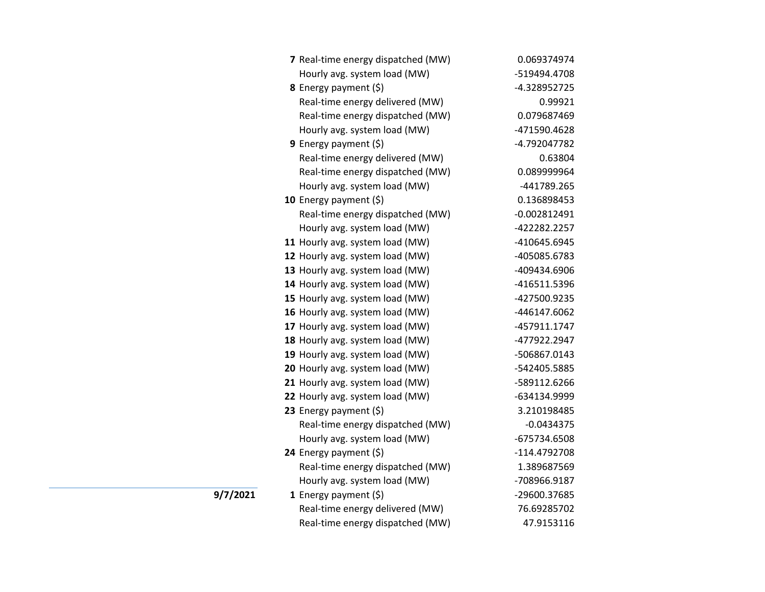| Date | Hour | Item | Value |
|---|---|---|---|
| | **7** | Real-time energy dispatched (MW) | 0.069374974 |
| | | Hourly avg. system load (MW) | -519494.4708 |
| | **8** | Energy payment ($) | -4.328952725 |
| | | Real-time energy delivered (MW) | 0.99921 |
| | | Real-time energy dispatched (MW) | 0.079687469 |
| | | Hourly avg. system load (MW) | -471590.4628 |
| | **9** | Energy payment ($) | -4.792047782 |
| | | Real-time energy delivered (MW) | 0.63804 |
| | | Real-time energy dispatched (MW) | 0.089999964 |
| | | Hourly avg. system load (MW) | -441789.265 |
| | **10** | Energy payment ($) | 0.136898453 |
| | | Real-time energy dispatched (MW) | -0.002812491 |
| | | Hourly avg. system load (MW) | -422282.2257 |
| | **11** | Hourly avg. system load (MW) | -410645.6945 |
| | **12** | Hourly avg. system load (MW) | -405085.6783 |
| | **13** | Hourly avg. system load (MW) | -409434.6906 |
| | **14** | Hourly avg. system load (MW) | -416511.5396 |
| | **15** | Hourly avg. system load (MW) | -427500.9235 |
| | **16** | Hourly avg. system load (MW) | -446147.6062 |
| | **17** | Hourly avg. system load (MW) | -457911.1747 |
| | **18** | Hourly avg. system load (MW) | -477922.2947 |
| | **19** | Hourly avg. system load (MW) | -506867.0143 |
| | **20** | Hourly avg. system load (MW) | -542405.5885 |
| | **21** | Hourly avg. system load (MW) | -589112.6266 |
| | **22** | Hourly avg. system load (MW) | -634134.9999 |
| | **23** | Energy payment ($) | 3.210198485 |
| | | Real-time energy dispatched (MW) | -0.0434375 |
| | | Hourly avg. system load (MW) | -675734.6508 |
| | **24** | Energy payment ($) | -114.4792708 |
| | | Real-time energy dispatched (MW) | 1.389687569 |
| | | Hourly avg. system load (MW) | -708966.9187 |
| **9/7/2021** | **1** | Energy payment ($) | -29600.37685 |
| | | Real-time energy delivered (MW) | 76.69285702 |
| | | Real-time energy dispatched (MW) | 47.9153116 |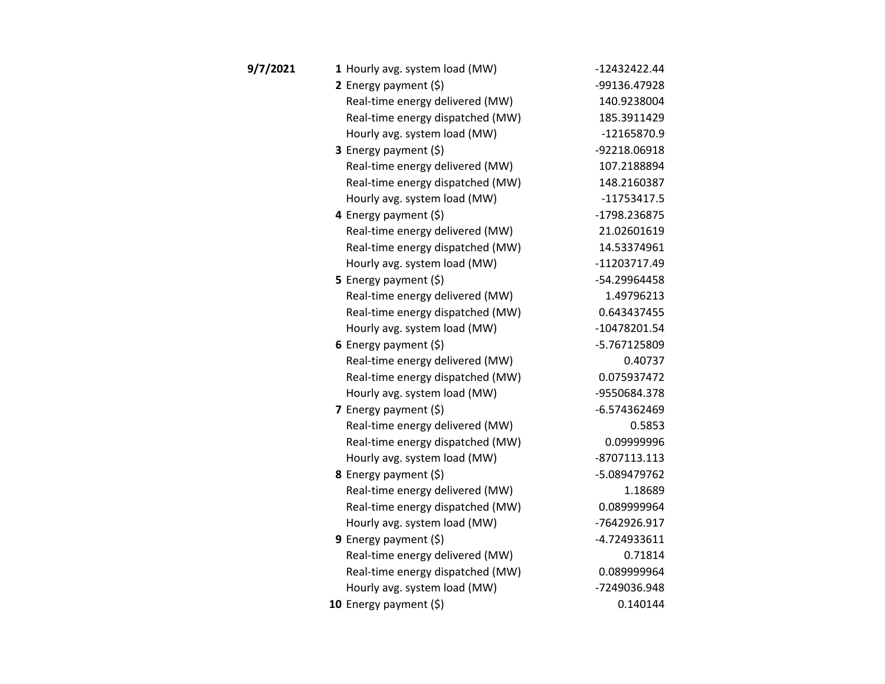| Date | Hour | Item | Value |
|---|---|---|---|
| **9/7/2021** | **1** | Hourly avg. system load (MW) | -12432422.44 |
| | **2** | Energy payment ($) | -99136.47928 |
| | | Real-time energy delivered (MW) | 140.9238004 |
| | | Real-time energy dispatched (MW) | 185.3911429 |
| | | Hourly avg. system load (MW) | -12165870.9 |
| | **3** | Energy payment ($) | -92218.06918 |
| | | Real-time energy delivered (MW) | 107.2188894 |
| | | Real-time energy dispatched (MW) | 148.2160387 |
| | | Hourly avg. system load (MW) | -11753417.5 |
| | **4** | Energy payment ($) | -1798.236875 |
| | | Real-time energy delivered (MW) | 21.02601619 |
| | | Real-time energy dispatched (MW) | 14.53374961 |
| | | Hourly avg. system load (MW) | -11203717.49 |
| | **5** | Energy payment ($) | -54.29964458 |
| | | Real-time energy delivered (MW) | 1.49796213 |
| | | Real-time energy dispatched (MW) | 0.643437455 |
| | | Hourly avg. system load (MW) | -10478201.54 |
| | **6** | Energy payment ($) | -5.767125809 |
| | | Real-time energy delivered (MW) | 0.40737 |
| | | Real-time energy dispatched (MW) | 0.075937472 |
| | | Hourly avg. system load (MW) | -9550684.378 |
| | **7** | Energy payment ($) | -6.574362469 |
| | | Real-time energy delivered (MW) | 0.5853 |
| | | Real-time energy dispatched (MW) | 0.09999996 |
| | | Hourly avg. system load (MW) | -8707113.113 |
| | **8** | Energy payment ($) | -5.089479762 |
| | | Real-time energy delivered (MW) | 1.18689 |
| | | Real-time energy dispatched (MW) | 0.089999964 |
| | | Hourly avg. system load (MW) | -7642926.917 |
| | **9** | Energy payment ($) | -4.724933611 |
| | | Real-time energy delivered (MW) | 0.71814 |
| | | Real-time energy dispatched (MW) | 0.089999964 |
| | | Hourly avg. system load (MW) | -7249036.948 |
| | **10** | Energy payment ($) | 0.140144 |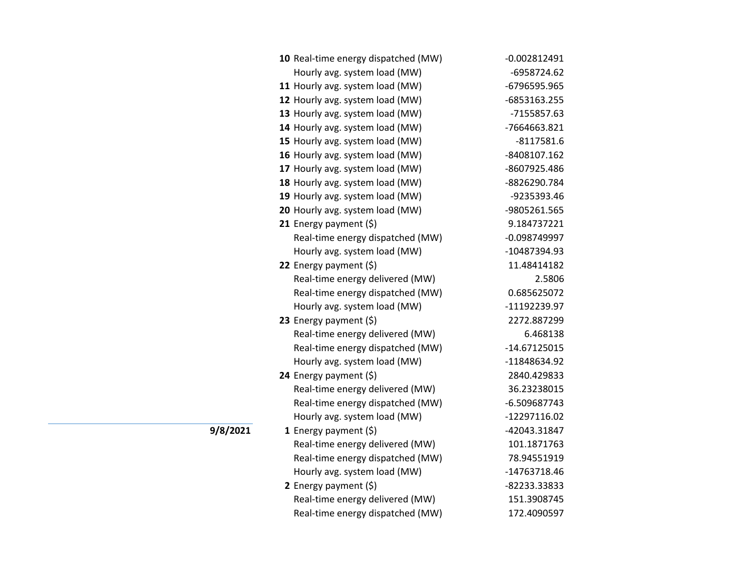| Date | Hour | Item | Value |
|---|---|---|---|
| | **10** | Real-time energy dispatched (MW) | -0.002812491 |
| | | Hourly avg. system load (MW) | -6958724.62 |
| | **11** | Hourly avg. system load (MW) | -6796595.965 |
| | **12** | Hourly avg. system load (MW) | -6853163.255 |
| | **13** | Hourly avg. system load (MW) | -7155857.63 |
| | **14** | Hourly avg. system load (MW) | -7664663.821 |
| | **15** | Hourly avg. system load (MW) | -8117581.6 |
| | **16** | Hourly avg. system load (MW) | -8408107.162 |
| | **17** | Hourly avg. system load (MW) | -8607925.486 |
| | **18** | Hourly avg. system load (MW) | -8826290.784 |
| | **19** | Hourly avg. system load (MW) | -9235393.46 |
| | **20** | Hourly avg. system load (MW) | -9805261.565 |
| | **21** | Energy payment ($) | 9.184737221 |
| | | Real-time energy dispatched (MW) | -0.098749997 |
| | | Hourly avg. system load (MW) | -10487394.93 |
| | **22** | Energy payment ($) | 11.48414182 |
| | | Real-time energy delivered (MW) | 2.5806 |
| | | Real-time energy dispatched (MW) | 0.685625072 |
| | | Hourly avg. system load (MW) | -11192239.97 |
| | **23** | Energy payment ($) | 2272.887299 |
| | | Real-time energy delivered (MW) | 6.468138 |
| | | Real-time energy dispatched (MW) | -14.67125015 |
| | | Hourly avg. system load (MW) | -11848634.92 |
| | **24** | Energy payment ($) | 2840.429833 |
| | | Real-time energy delivered (MW) | 36.23238015 |
| | | Real-time energy dispatched (MW) | -6.509687743 |
| | | Hourly avg. system load (MW) | -12297116.02 |
| **9/8/2021** | **1** | Energy payment ($) | -42043.31847 |
| | | Real-time energy delivered (MW) | 101.1871763 |
| | | Real-time energy dispatched (MW) | 78.94551919 |
| | | Hourly avg. system load (MW) | -14763718.46 |
| | **2** | Energy payment ($) | -82233.33833 |
| | | Real-time energy delivered (MW) | 151.3908745 |
| | | Real-time energy dispatched (MW) | 172.4090597 |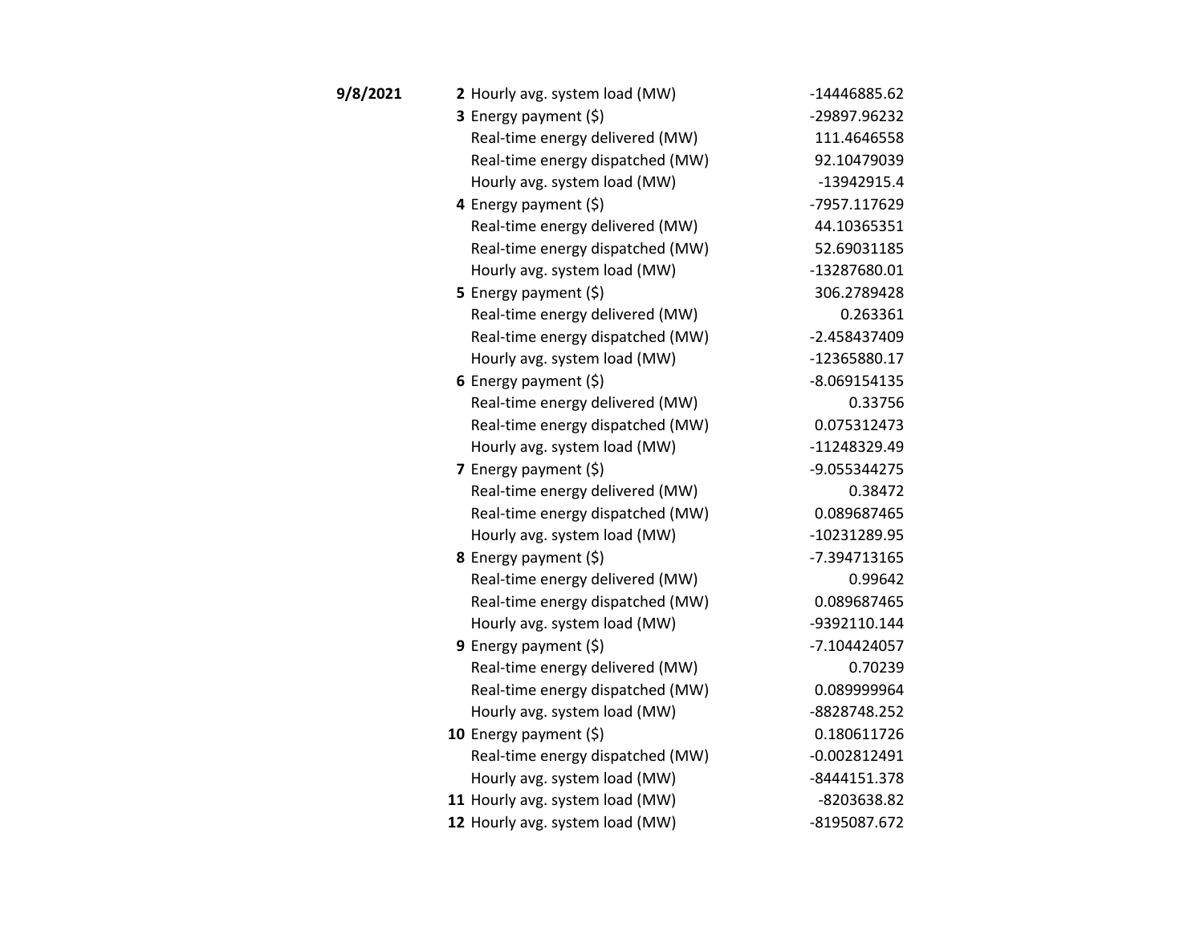| Date | Hour | Item | Value |
|---|---|---|---|
| **9/8/2021** | **2** | Hourly avg. system load (MW) | -14446885.62 |
| | **3** | Energy payment ($) | -29897.96232 |
| | | Real-time energy delivered (MW) | 111.4646558 |
| | | Real-time energy dispatched (MW) | 92.10479039 |
| | | Hourly avg. system load (MW) | -13942915.4 |
| | **4** | Energy payment ($) | -7957.117629 |
| | | Real-time energy delivered (MW) | 44.10365351 |
| | | Real-time energy dispatched (MW) | 52.69031185 |
| | | Hourly avg. system load (MW) | -13287680.01 |
| | **5** | Energy payment ($) | 306.2789428 |
| | | Real-time energy delivered (MW) | 0.263361 |
| | | Real-time energy dispatched (MW) | -2.458437409 |
| | | Hourly avg. system load (MW) | -12365880.17 |
| | **6** | Energy payment ($) | -8.069154135 |
| | | Real-time energy delivered (MW) | 0.33756 |
| | | Real-time energy dispatched (MW) | 0.075312473 |
| | | Hourly avg. system load (MW) | -11248329.49 |
| | **7** | Energy payment ($) | -9.055344275 |
| | | Real-time energy delivered (MW) | 0.38472 |
| | | Real-time energy dispatched (MW) | 0.089687465 |
| | | Hourly avg. system load (MW) | -10231289.95 |
| | **8** | Energy payment ($) | -7.394713165 |
| | | Real-time energy delivered (MW) | 0.99642 |
| | | Real-time energy dispatched (MW) | 0.089687465 |
| | | Hourly avg. system load (MW) | -9392110.144 |
| | **9** | Energy payment ($) | -7.104424057 |
| | | Real-time energy delivered (MW) | 0.70239 |
| | | Real-time energy dispatched (MW) | 0.089999964 |
| | | Hourly avg. system load (MW) | -8828748.252 |
| | **10** | Energy payment ($) | 0.180611726 |
| | | Real-time energy dispatched (MW) | -0.002812491 |
| | | Hourly avg. system load (MW) | -8444151.378 |
| | **11** | Hourly avg. system load (MW) | -8203638.82 |
| | **12** | Hourly avg. system load (MW) | -8195087.672 |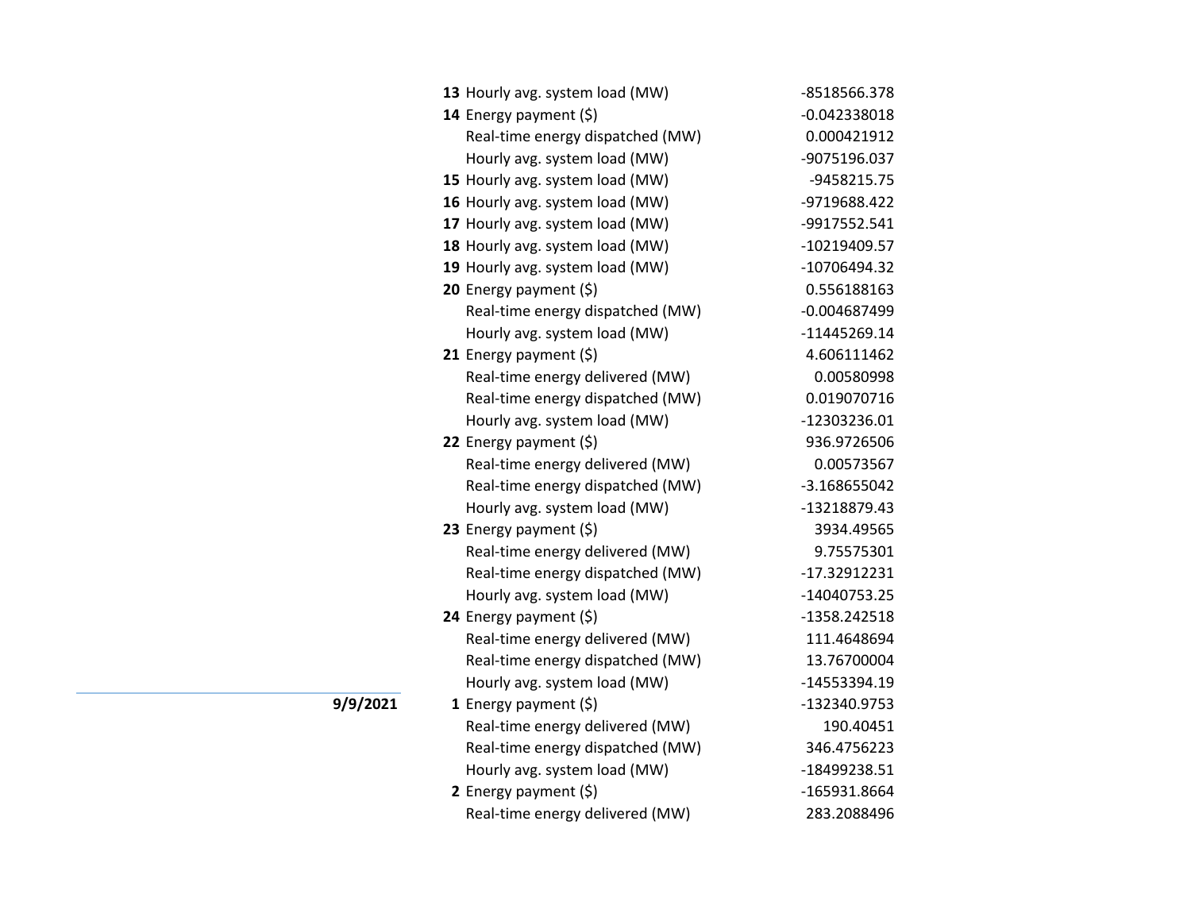| Date | Hour | Measure | Value |
|---|---|---|---|
| | 13 | Hourly avg. system load (MW) | -8518566.378 |
| | 14 | Energy payment ($) | -0.042338018 |
| | | Real-time energy dispatched (MW) | 0.000421912 |
| | | Hourly avg. system load (MW) | -9075196.037 |
| | 15 | Hourly avg. system load (MW) | -9458215.75 |
| | 16 | Hourly avg. system load (MW) | -9719688.422 |
| | 17 | Hourly avg. system load (MW) | -9917552.541 |
| | 18 | Hourly avg. system load (MW) | -10219409.57 |
| | 19 | Hourly avg. system load (MW) | -10706494.32 |
| | 20 | Energy payment ($) | 0.556188163 |
| | | Real-time energy dispatched (MW) | -0.004687499 |
| | | Hourly avg. system load (MW) | -11445269.14 |
| | 21 | Energy payment ($) | 4.606111462 |
| | | Real-time energy delivered (MW) | 0.00580998 |
| | | Real-time energy dispatched (MW) | 0.019070716 |
| | | Hourly avg. system load (MW) | -12303236.01 |
| | 22 | Energy payment ($) | 936.9726506 |
| | | Real-time energy delivered (MW) | 0.00573567 |
| | | Real-time energy dispatched (MW) | -3.168655042 |
| | | Hourly avg. system load (MW) | -13218879.43 |
| | 23 | Energy payment ($) | 3934.49565 |
| | | Real-time energy delivered (MW) | 9.75575301 |
| | | Real-time energy dispatched (MW) | -17.32912231 |
| | | Hourly avg. system load (MW) | -14040753.25 |
| | 24 | Energy payment ($) | -1358.242518 |
| | | Real-time energy delivered (MW) | 111.4648694 |
| | | Real-time energy dispatched (MW) | 13.76700004 |
| | | Hourly avg. system load (MW) | -14553394.19 |
| **9/9/2021** | 1 | Energy payment ($) | -132340.9753 |
| | | Real-time energy delivered (MW) | 190.40451 |
| | | Real-time energy dispatched (MW) | 346.4756223 |
| | | Hourly avg. system load (MW) | -18499238.51 |
| | 2 | Energy payment ($) | -165931.8664 |
| | | Real-time energy delivered (MW) | 283.2088496 |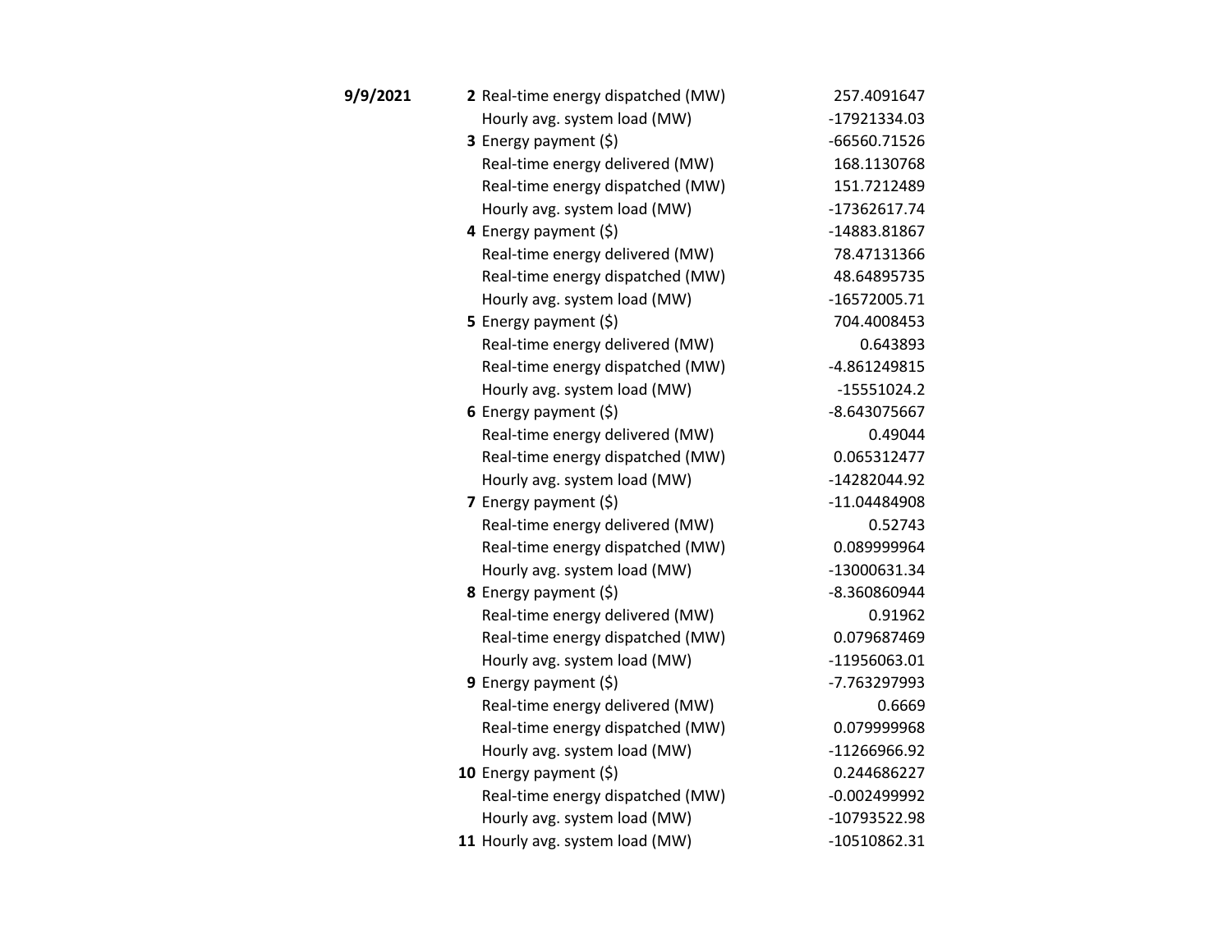| Date | Hour | Metric | Value |
|---|---|---|---|
| **9/9/2021** | **2** | Real-time energy dispatched (MW) | 257.4091647 |
| | | Hourly avg. system load (MW) | -17921334.03 |
| | **3** | Energy payment ($) | -66560.71526 |
| | | Real-time energy delivered (MW) | 168.1130768 |
| | | Real-time energy dispatched (MW) | 151.7212489 |
| | | Hourly avg. system load (MW) | -17362617.74 |
| | **4** | Energy payment ($) | -14883.81867 |
| | | Real-time energy delivered (MW) | 78.47131366 |
| | | Real-time energy dispatched (MW) | 48.64895735 |
| | | Hourly avg. system load (MW) | -16572005.71 |
| | **5** | Energy payment ($) | 704.4008453 |
| | | Real-time energy delivered (MW) | 0.643893 |
| | | Real-time energy dispatched (MW) | -4.861249815 |
| | | Hourly avg. system load (MW) | -15551024.2 |
| | **6** | Energy payment ($) | -8.643075667 |
| | | Real-time energy delivered (MW) | 0.49044 |
| | | Real-time energy dispatched (MW) | 0.065312477 |
| | | Hourly avg. system load (MW) | -14282044.92 |
| | **7** | Energy payment ($) | -11.04484908 |
| | | Real-time energy delivered (MW) | 0.52743 |
| | | Real-time energy dispatched (MW) | 0.089999964 |
| | | Hourly avg. system load (MW) | -13000631.34 |
| | **8** | Energy payment ($) | -8.360860944 |
| | | Real-time energy delivered (MW) | 0.91962 |
| | | Real-time energy dispatched (MW) | 0.079687469 |
| | | Hourly avg. system load (MW) | -11956063.01 |
| | **9** | Energy payment ($) | -7.763297993 |
| | | Real-time energy delivered (MW) | 0.6669 |
| | | Real-time energy dispatched (MW) | 0.079999968 |
| | | Hourly avg. system load (MW) | -11266966.92 |
| | **10** | Energy payment ($) | 0.244686227 |
| | | Real-time energy dispatched (MW) | -0.002499992 |
| | | Hourly avg. system load (MW) | -10793522.98 |
| | **11** | Hourly avg. system load (MW) | -10510862.31 |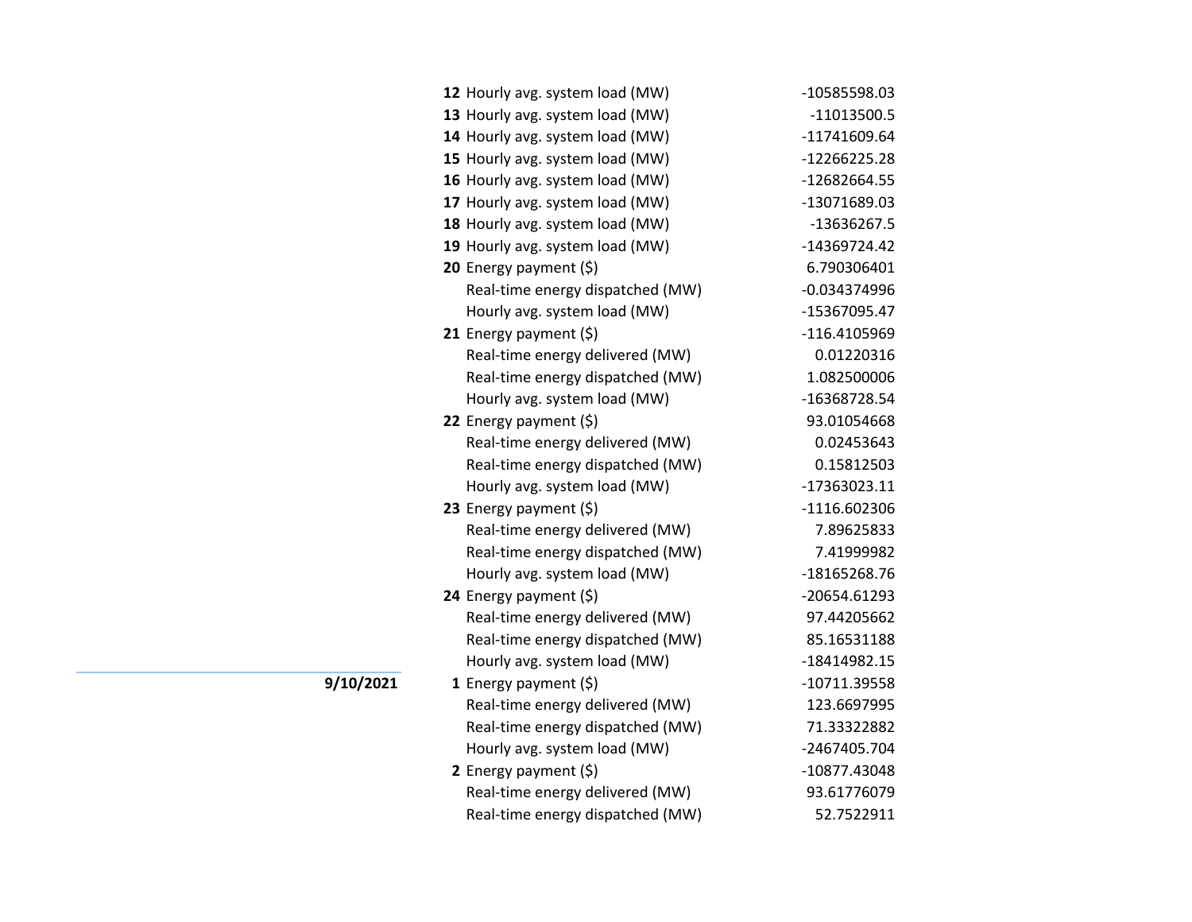| Date | Hour | Metric | Value |
|---|---|---|---|
| | **12** | Hourly avg. system load (MW) | -10585598.03 |
| | **13** | Hourly avg. system load (MW) | -11013500.5 |
| | **14** | Hourly avg. system load (MW) | -11741609.64 |
| | **15** | Hourly avg. system load (MW) | -12266225.28 |
| | **16** | Hourly avg. system load (MW) | -12682664.55 |
| | **17** | Hourly avg. system load (MW) | -13071689.03 |
| | **18** | Hourly avg. system load (MW) | -13636267.5 |
| | **19** | Hourly avg. system load (MW) | -14369724.42 |
| | **20** | Energy payment ($) | 6.790306401 |
| | | Real-time energy dispatched (MW) | -0.034374996 |
| | | Hourly avg. system load (MW) | -15367095.47 |
| | **21** | Energy payment ($) | -116.4105969 |
| | | Real-time energy delivered (MW) | 0.01220316 |
| | | Real-time energy dispatched (MW) | 1.082500006 |
| | | Hourly avg. system load (MW) | -16368728.54 |
| | **22** | Energy payment ($) | 93.01054668 |
| | | Real-time energy delivered (MW) | 0.02453643 |
| | | Real-time energy dispatched (MW) | 0.15812503 |
| | | Hourly avg. system load (MW) | -17363023.11 |
| | **23** | Energy payment ($) | -1116.602306 |
| | | Real-time energy delivered (MW) | 7.89625833 |
| | | Real-time energy dispatched (MW) | 7.41999982 |
| | | Hourly avg. system load (MW) | -18165268.76 |
| | **24** | Energy payment ($) | -20654.61293 |
| | | Real-time energy delivered (MW) | 97.44205662 |
| | | Real-time energy dispatched (MW) | 85.16531188 |
| | | Hourly avg. system load (MW) | -18414982.15 |
| **9/10/2021** | **1** | Energy payment ($) | -10711.39558 |
| | | Real-time energy delivered (MW) | 123.6697995 |
| | | Real-time energy dispatched (MW) | 71.33322882 |
| | | Hourly avg. system load (MW) | -2467405.704 |
| | **2** | Energy payment ($) | -10877.43048 |
| | | Real-time energy delivered (MW) | 93.61776079 |
| | | Real-time energy dispatched (MW) | 52.7522911 |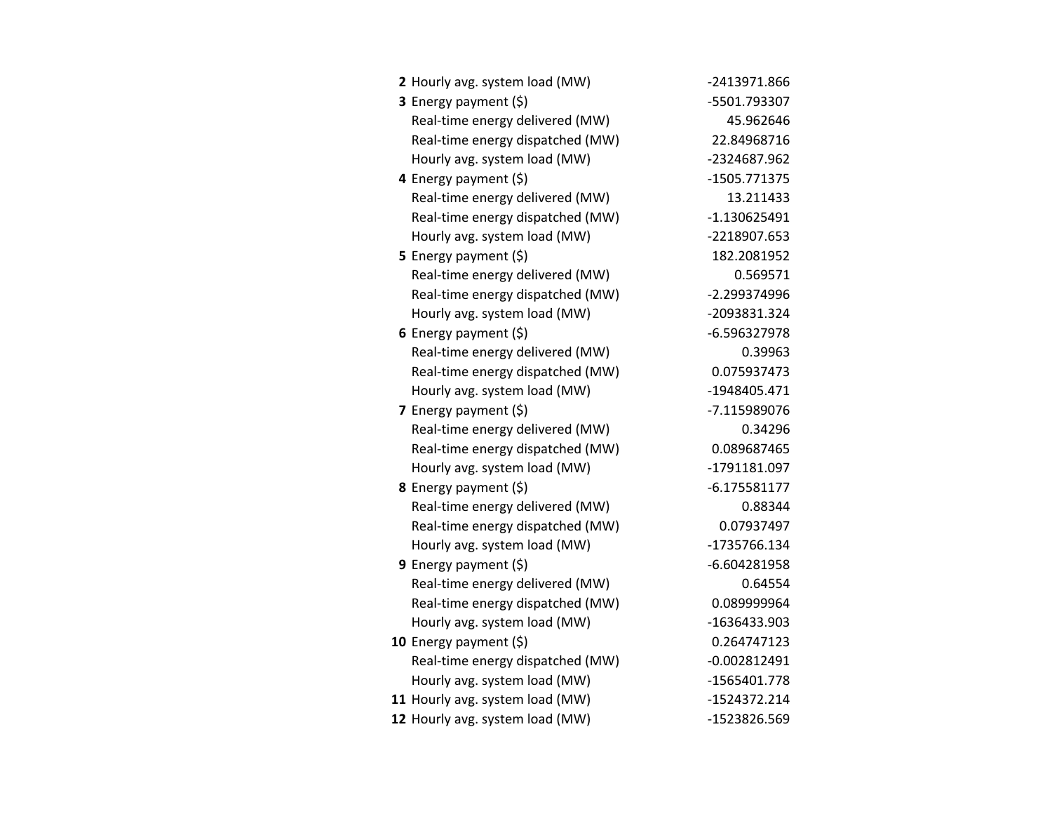| | | |
|---|---|---|
| **2** | Hourly avg. system load (MW) | -2413971.866 |
| **3** | Energy payment ($) | -5501.793307 |
| | Real-time energy delivered (MW) | 45.962646 |
| | Real-time energy dispatched (MW) | 22.84968716 |
| | Hourly avg. system load (MW) | -2324687.962 |
| **4** | Energy payment ($) | -1505.771375 |
| | Real-time energy delivered (MW) | 13.211433 |
| | Real-time energy dispatched (MW) | -1.130625491 |
| | Hourly avg. system load (MW) | -2218907.653 |
| **5** | Energy payment ($) | 182.2081952 |
| | Real-time energy delivered (MW) | 0.569571 |
| | Real-time energy dispatched (MW) | -2.299374996 |
| | Hourly avg. system load (MW) | -2093831.324 |
| **6** | Energy payment ($) | -6.596327978 |
| | Real-time energy delivered (MW) | 0.39963 |
| | Real-time energy dispatched (MW) | 0.075937473 |
| | Hourly avg. system load (MW) | -1948405.471 |
| **7** | Energy payment ($) | -7.115989076 |
| | Real-time energy delivered (MW) | 0.34296 |
| | Real-time energy dispatched (MW) | 0.089687465 |
| | Hourly avg. system load (MW) | -1791181.097 |
| **8** | Energy payment ($) | -6.175581177 |
| | Real-time energy delivered (MW) | 0.88344 |
| | Real-time energy dispatched (MW) | 0.07937497 |
| | Hourly avg. system load (MW) | -1735766.134 |
| **9** | Energy payment ($) | -6.604281958 |
| | Real-time energy delivered (MW) | 0.64554 |
| | Real-time energy dispatched (MW) | 0.089999964 |
| | Hourly avg. system load (MW) | -1636433.903 |
| **10** | Energy payment ($) | 0.264747123 |
| | Real-time energy dispatched (MW) | -0.002812491 |
| | Hourly avg. system load (MW) | -1565401.778 |
| **11** | Hourly avg. system load (MW) | -1524372.214 |
| **12** | Hourly avg. system load (MW) | -1523826.569 |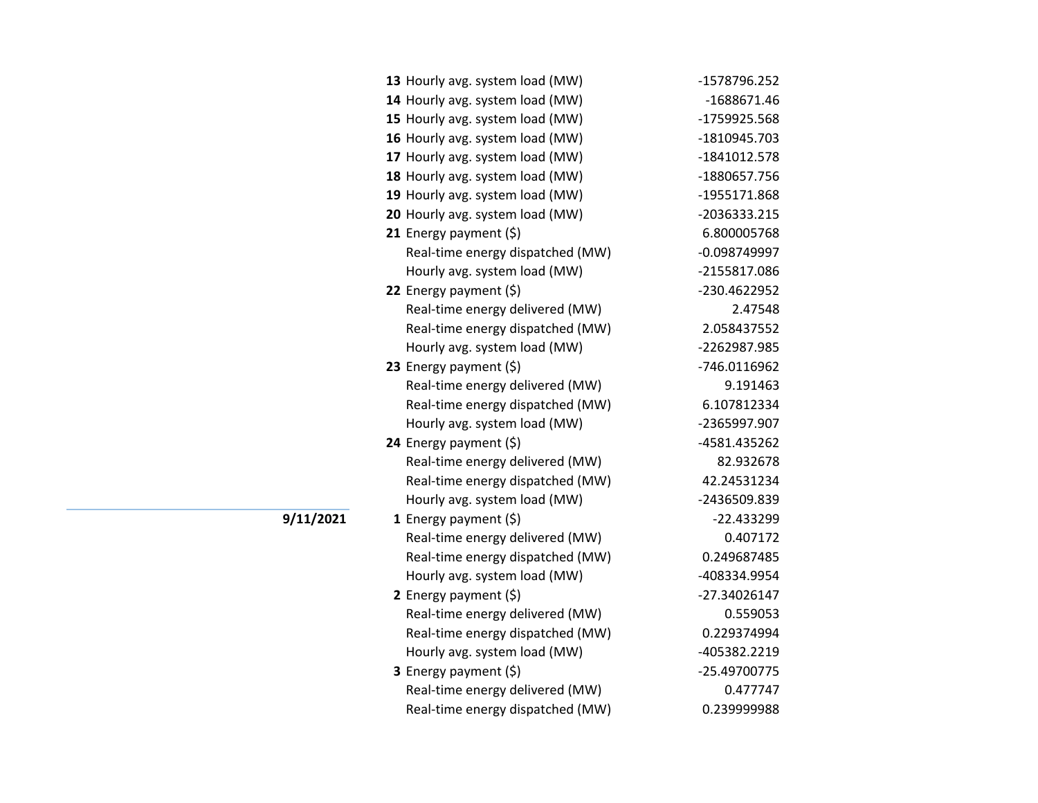| Date | Hour | Description | Value |
|---|---|---|---|
| | **13** | Hourly avg. system load (MW) | -1578796.252 |
| | **14** | Hourly avg. system load (MW) | -1688671.46 |
| | **15** | Hourly avg. system load (MW) | -1759925.568 |
| | **16** | Hourly avg. system load (MW) | -1810945.703 |
| | **17** | Hourly avg. system load (MW) | -1841012.578 |
| | **18** | Hourly avg. system load (MW) | -1880657.756 |
| | **19** | Hourly avg. system load (MW) | -1955171.868 |
| | **20** | Hourly avg. system load (MW) | -2036333.215 |
| | **21** | Energy payment ($) | 6.800005768 |
| | | Real-time energy dispatched (MW) | -0.098749997 |
| | | Hourly avg. system load (MW) | -2155817.086 |
| | **22** | Energy payment ($) | -230.4622952 |
| | | Real-time energy delivered (MW) | 2.47548 |
| | | Real-time energy dispatched (MW) | 2.058437552 |
| | | Hourly avg. system load (MW) | -2262987.985 |
| | **23** | Energy payment ($) | -746.0116962 |
| | | Real-time energy delivered (MW) | 9.191463 |
| | | Real-time energy dispatched (MW) | 6.107812334 |
| | | Hourly avg. system load (MW) | -2365997.907 |
| | **24** | Energy payment ($) | -4581.435262 |
| | | Real-time energy delivered (MW) | 82.932678 |
| | | Real-time energy dispatched (MW) | 42.24531234 |
| | | Hourly avg. system load (MW) | -2436509.839 |
| **9/11/2021** | **1** | Energy payment ($) | -22.433299 |
| | | Real-time energy delivered (MW) | 0.407172 |
| | | Real-time energy dispatched (MW) | 0.249687485 |
| | | Hourly avg. system load (MW) | -408334.9954 |
| | **2** | Energy payment ($) | -27.34026147 |
| | | Real-time energy delivered (MW) | 0.559053 |
| | | Real-time energy dispatched (MW) | 0.229374994 |
| | | Hourly avg. system load (MW) | -405382.2219 |
| | **3** | Energy payment ($) | -25.49700775 |
| | | Real-time energy delivered (MW) | 0.477747 |
| | | Real-time energy dispatched (MW) | 0.239999988 |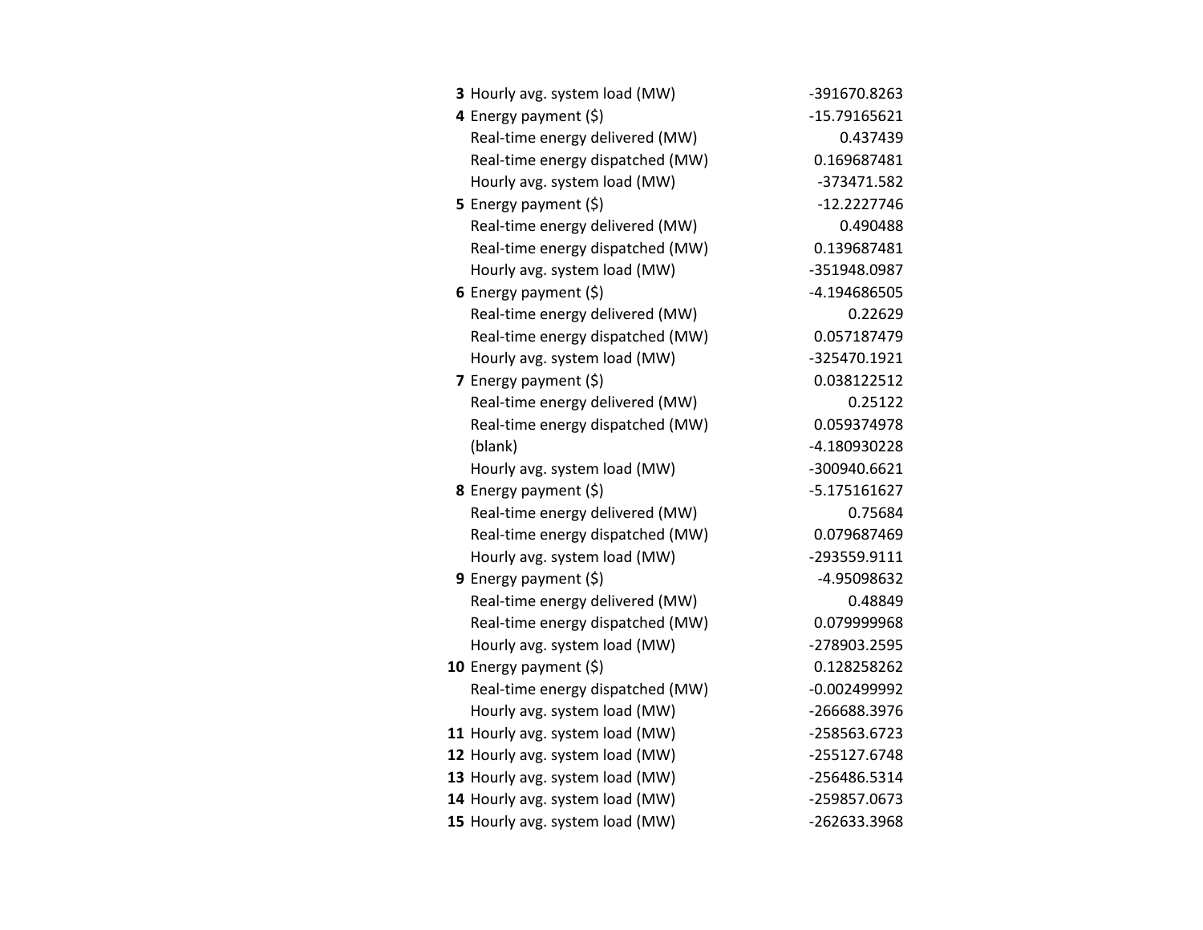| | | |
|---|---|---|
| **3** | Hourly avg. system load (MW) | -391670.8263 |
| **4** | Energy payment ($) | -15.79165621 |
| | Real-time energy delivered (MW) | 0.437439 |
| | Real-time energy dispatched (MW) | 0.169687481 |
| | Hourly avg. system load (MW) | -373471.582 |
| **5** | Energy payment ($) | -12.2227746 |
| | Real-time energy delivered (MW) | 0.490488 |
| | Real-time energy dispatched (MW) | 0.139687481 |
| | Hourly avg. system load (MW) | -351948.0987 |
| **6** | Energy payment ($) | -4.194686505 |
| | Real-time energy delivered (MW) | 0.22629 |
| | Real-time energy dispatched (MW) | 0.057187479 |
| | Hourly avg. system load (MW) | -325470.1921 |
| **7** | Energy payment ($) | 0.038122512 |
| | Real-time energy delivered (MW) | 0.25122 |
| | Real-time energy dispatched (MW) | 0.059374978 |
| | (blank) | -4.180930228 |
| | Hourly avg. system load (MW) | -300940.6621 |
| **8** | Energy payment ($) | -5.175161627 |
| | Real-time energy delivered (MW) | 0.75684 |
| | Real-time energy dispatched (MW) | 0.079687469 |
| | Hourly avg. system load (MW) | -293559.9111 |
| **9** | Energy payment ($) | -4.95098632 |
| | Real-time energy delivered (MW) | 0.48849 |
| | Real-time energy dispatched (MW) | 0.079999968 |
| | Hourly avg. system load (MW) | -278903.2595 |
| **10** | Energy payment ($) | 0.128258262 |
| | Real-time energy dispatched (MW) | -0.002499992 |
| | Hourly avg. system load (MW) | -266688.3976 |
| **11** | Hourly avg. system load (MW) | -258563.6723 |
| **12** | Hourly avg. system load (MW) | -255127.6748 |
| **13** | Hourly avg. system load (MW) | -256486.5314 |
| **14** | Hourly avg. system load (MW) | -259857.0673 |
| **15** | Hourly avg. system load (MW) | -262633.3968 |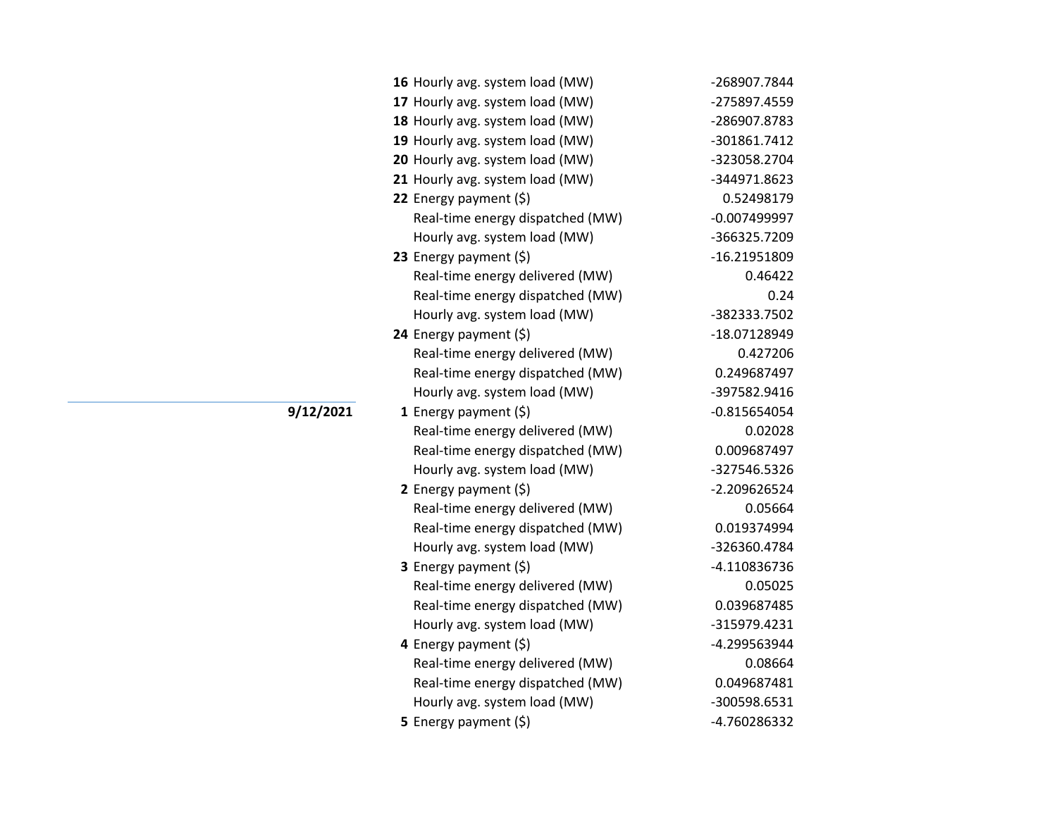| Date | Hour | Metric | Value |
|---|---|---|---|
| | **16** | Hourly avg. system load (MW) | -268907.7844 |
| | **17** | Hourly avg. system load (MW) | -275897.4559 |
| | **18** | Hourly avg. system load (MW) | -286907.8783 |
| | **19** | Hourly avg. system load (MW) | -301861.7412 |
| | **20** | Hourly avg. system load (MW) | -323058.2704 |
| | **21** | Hourly avg. system load (MW) | -344971.8623 |
| | **22** | Energy payment ($) | 0.52498179 |
| | | Real-time energy dispatched (MW) | -0.007499997 |
| | | Hourly avg. system load (MW) | -366325.7209 |
| | **23** | Energy payment ($) | -16.21951809 |
| | | Real-time energy delivered (MW) | 0.46422 |
| | | Real-time energy dispatched (MW) | 0.24 |
| | | Hourly avg. system load (MW) | -382333.7502 |
| | **24** | Energy payment ($) | -18.07128949 |
| | | Real-time energy delivered (MW) | 0.427206 |
| | | Real-time energy dispatched (MW) | 0.249687497 |
| | | Hourly avg. system load (MW) | -397582.9416 |
| **9/12/2021** | **1** | Energy payment ($) | -0.815654054 |
| | | Real-time energy delivered (MW) | 0.02028 |
| | | Real-time energy dispatched (MW) | 0.009687497 |
| | | Hourly avg. system load (MW) | -327546.5326 |
| | **2** | Energy payment ($) | -2.209626524 |
| | | Real-time energy delivered (MW) | 0.05664 |
| | | Real-time energy dispatched (MW) | 0.019374994 |
| | | Hourly avg. system load (MW) | -326360.4784 |
| | **3** | Energy payment ($) | -4.110836736 |
| | | Real-time energy delivered (MW) | 0.05025 |
| | | Real-time energy dispatched (MW) | 0.039687485 |
| | | Hourly avg. system load (MW) | -315979.4231 |
| | **4** | Energy payment ($) | -4.299563944 |
| | | Real-time energy delivered (MW) | 0.08664 |
| | | Real-time energy dispatched (MW) | 0.049687481 |
| | | Hourly avg. system load (MW) | -300598.6531 |
| | **5** | Energy payment ($) | -4.760286332 |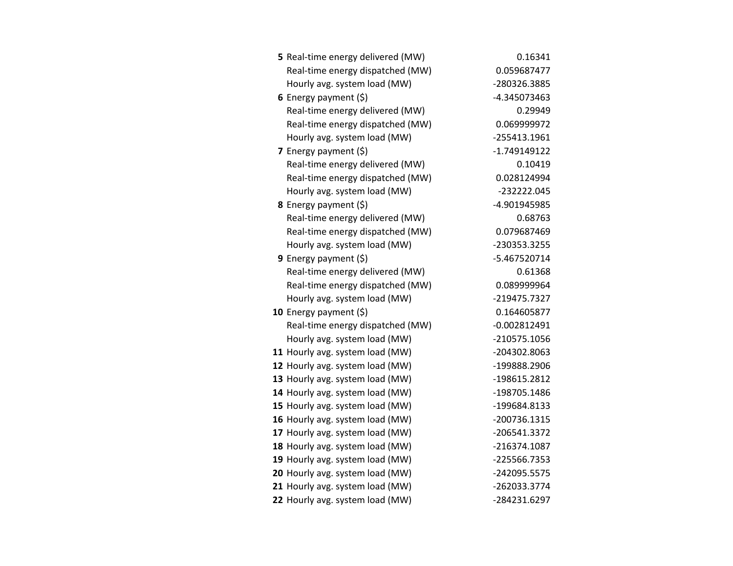| | | |
|---|---|---|
| **5** | Real-time energy delivered (MW) | 0.16341 |
| | Real-time energy dispatched (MW) | 0.059687477 |
| | Hourly avg. system load (MW) | -280326.3885 |
| **6** | Energy payment ($) | -4.345073463 |
| | Real-time energy delivered (MW) | 0.29949 |
| | Real-time energy dispatched (MW) | 0.069999972 |
| | Hourly avg. system load (MW) | -255413.1961 |
| **7** | Energy payment ($) | -1.749149122 |
| | Real-time energy delivered (MW) | 0.10419 |
| | Real-time energy dispatched (MW) | 0.028124994 |
| | Hourly avg. system load (MW) | -232222.045 |
| **8** | Energy payment ($) | -4.901945985 |
| | Real-time energy delivered (MW) | 0.68763 |
| | Real-time energy dispatched (MW) | 0.079687469 |
| | Hourly avg. system load (MW) | -230353.3255 |
| **9** | Energy payment ($) | -5.467520714 |
| | Real-time energy delivered (MW) | 0.61368 |
| | Real-time energy dispatched (MW) | 0.089999964 |
| | Hourly avg. system load (MW) | -219475.7327 |
| **10** | Energy payment ($) | 0.164605877 |
| | Real-time energy dispatched (MW) | -0.002812491 |
| | Hourly avg. system load (MW) | -210575.1056 |
| **11** | Hourly avg. system load (MW) | -204302.8063 |
| **12** | Hourly avg. system load (MW) | -199888.2906 |
| **13** | Hourly avg. system load (MW) | -198615.2812 |
| **14** | Hourly avg. system load (MW) | -198705.1486 |
| **15** | Hourly avg. system load (MW) | -199684.8133 |
| **16** | Hourly avg. system load (MW) | -200736.1315 |
| **17** | Hourly avg. system load (MW) | -206541.3372 |
| **18** | Hourly avg. system load (MW) | -216374.1087 |
| **19** | Hourly avg. system load (MW) | -225566.7353 |
| **20** | Hourly avg. system load (MW) | -242095.5575 |
| **21** | Hourly avg. system load (MW) | -262033.3774 |
| **22** | Hourly avg. system load (MW) | -284231.6297 |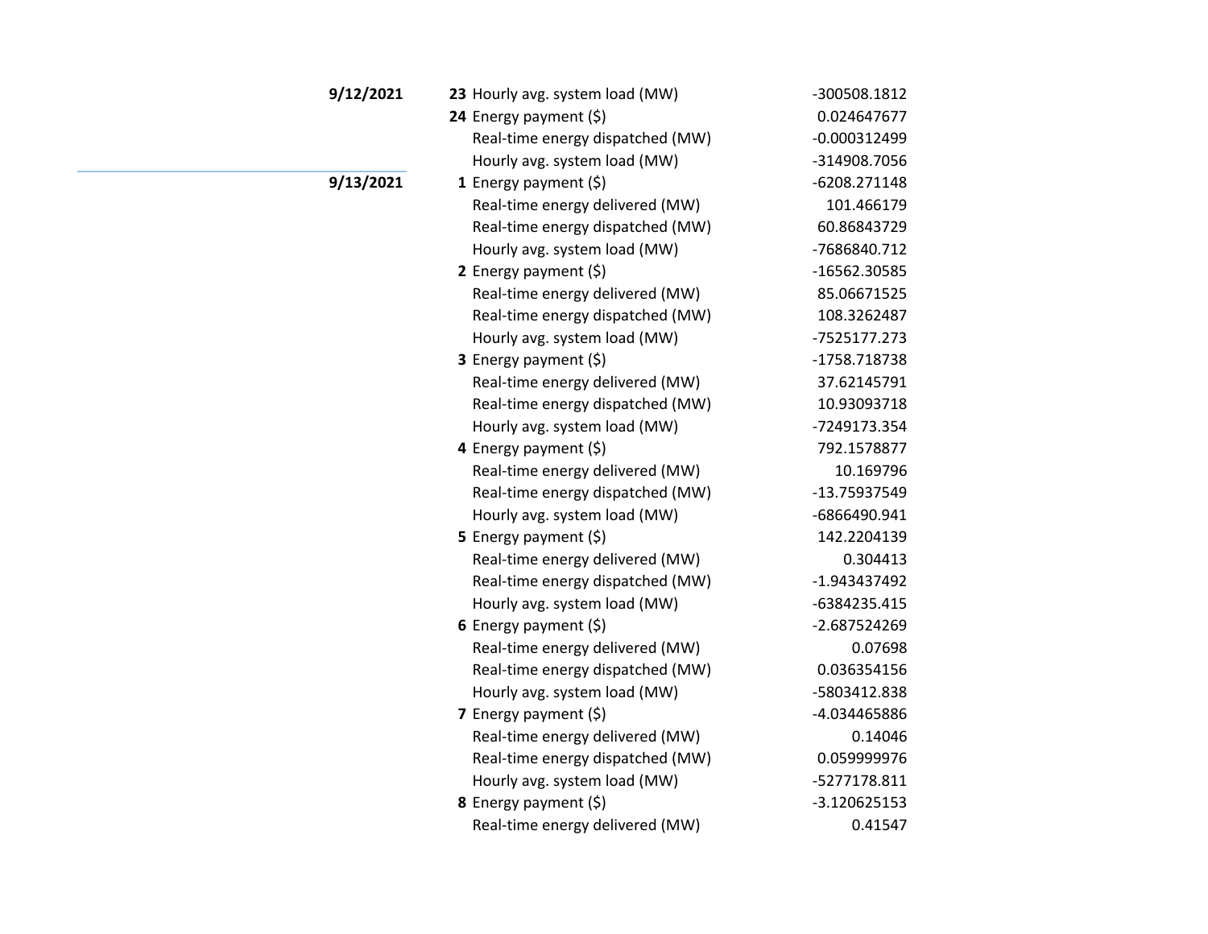| Date | Hour | Metric | Value |
|---|---|---|---|
| **9/12/2021** | **23** | Hourly avg. system load (MW) | -300508.1812 |
| | **24** | Energy payment ($) | 0.024647677 |
| | | Real-time energy dispatched (MW) | -0.000312499 |
| | | Hourly avg. system load (MW) | -314908.7056 |
| **9/13/2021** | **1** | Energy payment ($) | -6208.271148 |
| | | Real-time energy delivered (MW) | 101.466179 |
| | | Real-time energy dispatched (MW) | 60.86843729 |
| | | Hourly avg. system load (MW) | -7686840.712 |
| | **2** | Energy payment ($) | -16562.30585 |
| | | Real-time energy delivered (MW) | 85.06671525 |
| | | Real-time energy dispatched (MW) | 108.3262487 |
| | | Hourly avg. system load (MW) | -7525177.273 |
| | **3** | Energy payment ($) | -1758.718738 |
| | | Real-time energy delivered (MW) | 37.62145791 |
| | | Real-time energy dispatched (MW) | 10.93093718 |
| | | Hourly avg. system load (MW) | -7249173.354 |
| | **4** | Energy payment ($) | 792.1578877 |
| | | Real-time energy delivered (MW) | 10.169796 |
| | | Real-time energy dispatched (MW) | -13.75937549 |
| | | Hourly avg. system load (MW) | -6866490.941 |
| | **5** | Energy payment ($) | 142.2204139 |
| | | Real-time energy delivered (MW) | 0.304413 |
| | | Real-time energy dispatched (MW) | -1.943437492 |
| | | Hourly avg. system load (MW) | -6384235.415 |
| | **6** | Energy payment ($) | -2.687524269 |
| | | Real-time energy delivered (MW) | 0.07698 |
| | | Real-time energy dispatched (MW) | 0.036354156 |
| | | Hourly avg. system load (MW) | -5803412.838 |
| | **7** | Energy payment ($) | -4.034465886 |
| | | Real-time energy delivered (MW) | 0.14046 |
| | | Real-time energy dispatched (MW) | 0.059999976 |
| | | Hourly avg. system load (MW) | -5277178.811 |
| | **8** | Energy payment ($) | -3.120625153 |
| | | Real-time energy delivered (MW) | 0.41547 |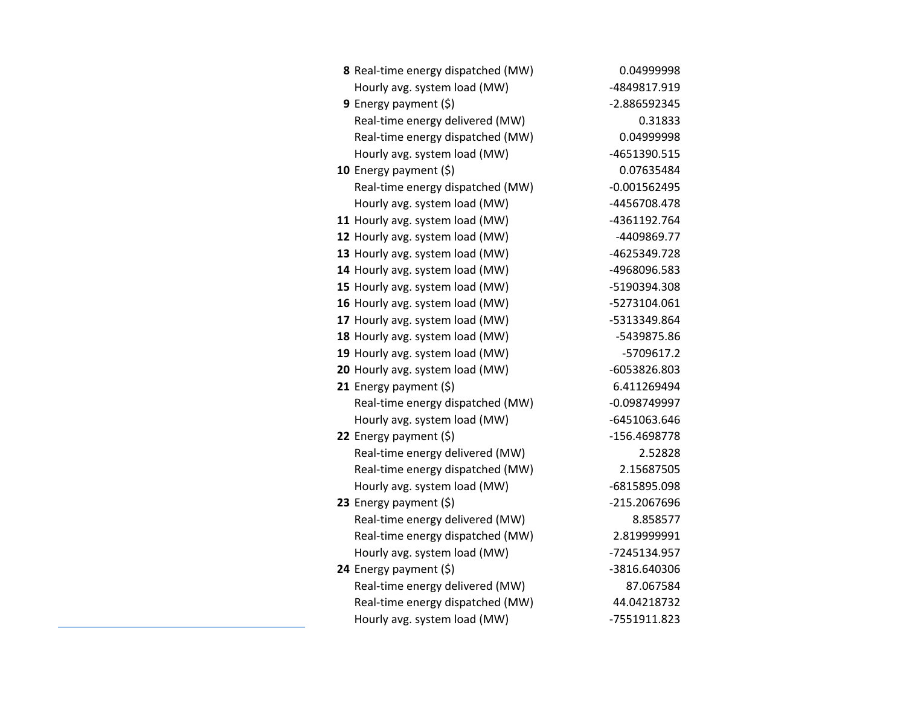| | | |
|---|---|---|
| **8** | Real-time energy dispatched (MW) | 0.04999998 |
| | Hourly avg. system load (MW) | -4849817.919 |
| **9** | Energy payment ($) | -2.886592345 |
| | Real-time energy delivered (MW) | 0.31833 |
| | Real-time energy dispatched (MW) | 0.04999998 |
| | Hourly avg. system load (MW) | -4651390.515 |
| **10** | Energy payment ($) | 0.07635484 |
| | Real-time energy dispatched (MW) | -0.001562495 |
| | Hourly avg. system load (MW) | -4456708.478 |
| **11** | Hourly avg. system load (MW) | -4361192.764 |
| **12** | Hourly avg. system load (MW) | -4409869.77 |
| **13** | Hourly avg. system load (MW) | -4625349.728 |
| **14** | Hourly avg. system load (MW) | -4968096.583 |
| **15** | Hourly avg. system load (MW) | -5190394.308 |
| **16** | Hourly avg. system load (MW) | -5273104.061 |
| **17** | Hourly avg. system load (MW) | -5313349.864 |
| **18** | Hourly avg. system load (MW) | -5439875.86 |
| **19** | Hourly avg. system load (MW) | -5709617.2 |
| **20** | Hourly avg. system load (MW) | -6053826.803 |
| **21** | Energy payment ($) | 6.411269494 |
| | Real-time energy dispatched (MW) | -0.098749997 |
| | Hourly avg. system load (MW) | -6451063.646 |
| **22** | Energy payment ($) | -156.4698778 |
| | Real-time energy delivered (MW) | 2.52828 |
| | Real-time energy dispatched (MW) | 2.15687505 |
| | Hourly avg. system load (MW) | -6815895.098 |
| **23** | Energy payment ($) | -215.2067696 |
| | Real-time energy delivered (MW) | 8.858577 |
| | Real-time energy dispatched (MW) | 2.819999991 |
| | Hourly avg. system load (MW) | -7245134.957 |
| **24** | Energy payment ($) | -3816.640306 |
| | Real-time energy delivered (MW) | 87.067584 |
| | Real-time energy dispatched (MW) | 44.04218732 |
| | Hourly avg. system load (MW) | -7551911.823 |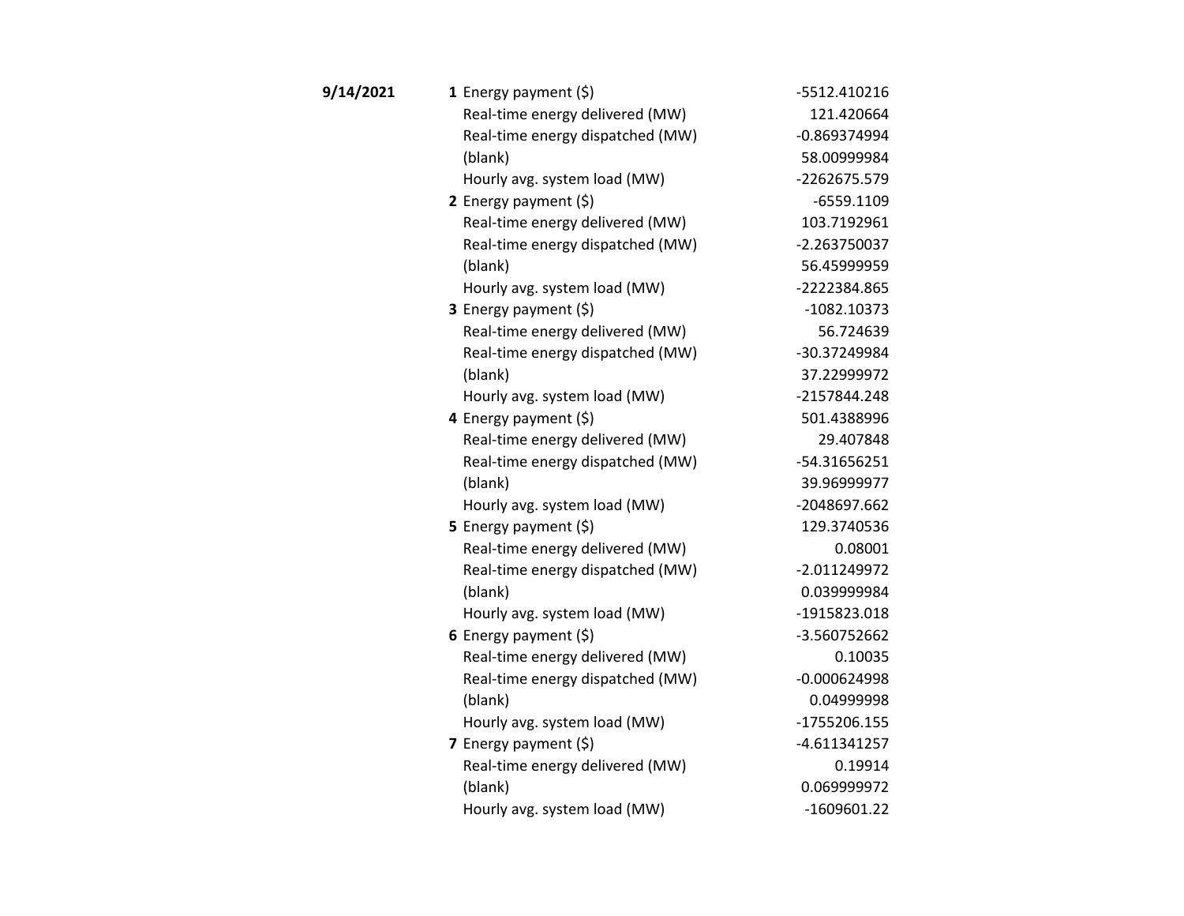| Date | Hour | Item | Value |
|---|---|---|---|
| **9/14/2021** | **1** | Energy payment ($) | -5512.410216 |
| | | Real-time energy delivered (MW) | 121.420664 |
| | | Real-time energy dispatched (MW) | -0.869374994 |
| | | (blank) | 58.00999984 |
| | | Hourly avg. system load (MW) | -2262675.579 |
| | **2** | Energy payment ($) | -6559.1109 |
| | | Real-time energy delivered (MW) | 103.7192961 |
| | | Real-time energy dispatched (MW) | -2.263750037 |
| | | (blank) | 56.45999959 |
| | | Hourly avg. system load (MW) | -2222384.865 |
| | **3** | Energy payment ($) | -1082.10373 |
| | | Real-time energy delivered (MW) | 56.724639 |
| | | Real-time energy dispatched (MW) | -30.37249984 |
| | | (blank) | 37.22999972 |
| | | Hourly avg. system load (MW) | -2157844.248 |
| | **4** | Energy payment ($) | 501.4388996 |
| | | Real-time energy delivered (MW) | 29.407848 |
| | | Real-time energy dispatched (MW) | -54.31656251 |
| | | (blank) | 39.96999977 |
| | | Hourly avg. system load (MW) | -2048697.662 |
| | **5** | Energy payment ($) | 129.3740536 |
| | | Real-time energy delivered (MW) | 0.08001 |
| | | Real-time energy dispatched (MW) | -2.011249972 |
| | | (blank) | 0.039999984 |
| | | Hourly avg. system load (MW) | -1915823.018 |
| | **6** | Energy payment ($) | -3.560752662 |
| | | Real-time energy delivered (MW) | 0.10035 |
| | | Real-time energy dispatched (MW) | -0.000624998 |
| | | (blank) | 0.04999998 |
| | | Hourly avg. system load (MW) | -1755206.155 |
| | **7** | Energy payment ($) | -4.611341257 |
| | | Real-time energy delivered (MW) | 0.19914 |
| | | (blank) | 0.069999972 |
| | | Hourly avg. system load (MW) | -1609601.22 |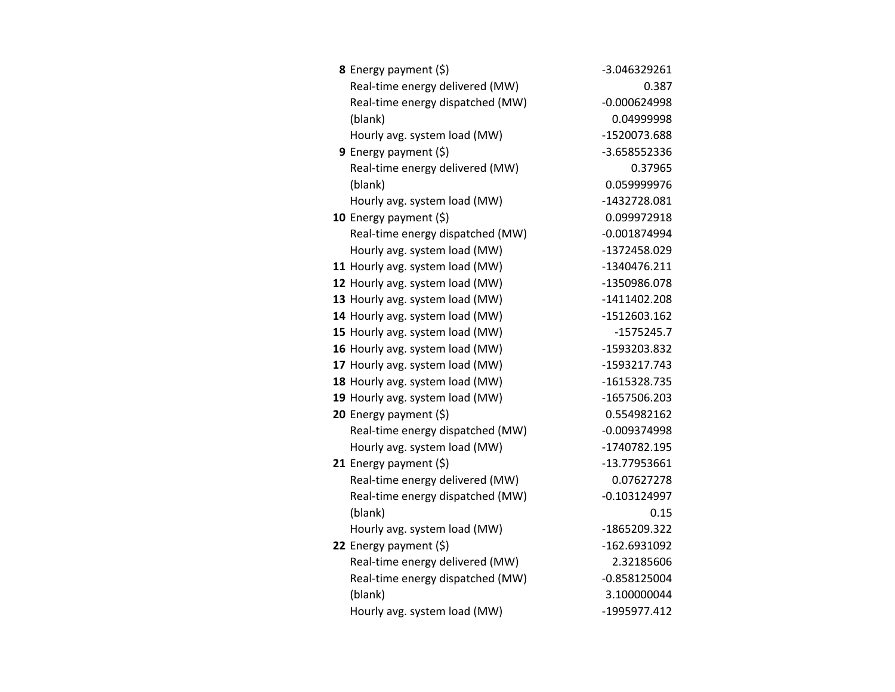| | | |
|---|---|---|
| **8** | Energy payment ($) | -3.046329261 |
| | Real-time energy delivered (MW) | 0.387 |
| | Real-time energy dispatched (MW) | -0.000624998 |
| | (blank) | 0.04999998 |
| | Hourly avg. system load (MW) | -1520073.688 |
| **9** | Energy payment ($) | -3.658552336 |
| | Real-time energy delivered (MW) | 0.37965 |
| | (blank) | 0.059999976 |
| | Hourly avg. system load (MW) | -1432728.081 |
| **10** | Energy payment ($) | 0.099972918 |
| | Real-time energy dispatched (MW) | -0.001874994 |
| | Hourly avg. system load (MW) | -1372458.029 |
| **11** | Hourly avg. system load (MW) | -1340476.211 |
| **12** | Hourly avg. system load (MW) | -1350986.078 |
| **13** | Hourly avg. system load (MW) | -1411402.208 |
| **14** | Hourly avg. system load (MW) | -1512603.162 |
| **15** | Hourly avg. system load (MW) | -1575245.7 |
| **16** | Hourly avg. system load (MW) | -1593203.832 |
| **17** | Hourly avg. system load (MW) | -1593217.743 |
| **18** | Hourly avg. system load (MW) | -1615328.735 |
| **19** | Hourly avg. system load (MW) | -1657506.203 |
| **20** | Energy payment ($) | 0.554982162 |
| | Real-time energy dispatched (MW) | -0.009374998 |
| | Hourly avg. system load (MW) | -1740782.195 |
| **21** | Energy payment ($) | -13.77953661 |
| | Real-time energy delivered (MW) | 0.07627278 |
| | Real-time energy dispatched (MW) | -0.103124997 |
| | (blank) | 0.15 |
| | Hourly avg. system load (MW) | -1865209.322 |
| **22** | Energy payment ($) | -162.6931092 |
| | Real-time energy delivered (MW) | 2.32185606 |
| | Real-time energy dispatched (MW) | -0.858125004 |
| | (blank) | 3.100000044 |
| | Hourly avg. system load (MW) | -1995977.412 |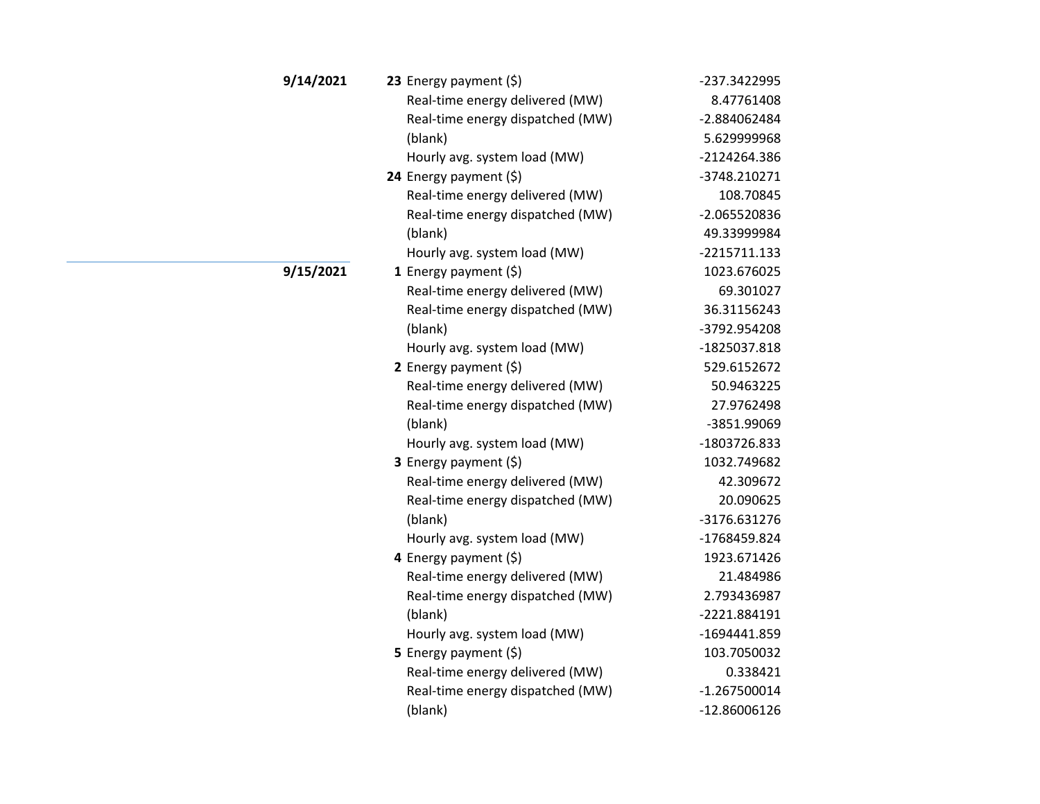| Date | Hour | Metric | Value |
|---|---|---|---|
| **9/14/2021** | **23** | Energy payment ($) | -237.3422995 |
| | | Real-time energy delivered (MW) | 8.47761408 |
| | | Real-time energy dispatched (MW) | -2.884062484 |
| | | (blank) | 5.629999968 |
| | | Hourly avg. system load (MW) | -2124264.386 |
| | **24** | Energy payment ($) | -3748.210271 |
| | | Real-time energy delivered (MW) | 108.70845 |
| | | Real-time energy dispatched (MW) | -2.065520836 |
| | | (blank) | 49.33999984 |
| | | Hourly avg. system load (MW) | -2215711.133 |
| **9/15/2021** | **1** | Energy payment ($) | 1023.676025 |
| | | Real-time energy delivered (MW) | 69.301027 |
| | | Real-time energy dispatched (MW) | 36.31156243 |
| | | (blank) | -3792.954208 |
| | | Hourly avg. system load (MW) | -1825037.818 |
| | **2** | Energy payment ($) | 529.6152672 |
| | | Real-time energy delivered (MW) | 50.9463225 |
| | | Real-time energy dispatched (MW) | 27.9762498 |
| | | (blank) | -3851.99069 |
| | | Hourly avg. system load (MW) | -1803726.833 |
| | **3** | Energy payment ($) | 1032.749682 |
| | | Real-time energy delivered (MW) | 42.309672 |
| | | Real-time energy dispatched (MW) | 20.090625 |
| | | (blank) | -3176.631276 |
| | | Hourly avg. system load (MW) | -1768459.824 |
| | **4** | Energy payment ($) | 1923.671426 |
| | | Real-time energy delivered (MW) | 21.484986 |
| | | Real-time energy dispatched (MW) | 2.793436987 |
| | | (blank) | -2221.884191 |
| | | Hourly avg. system load (MW) | -1694441.859 |
| | **5** | Energy payment ($) | 103.7050032 |
| | | Real-time energy delivered (MW) | 0.338421 |
| | | Real-time energy dispatched (MW) | -1.267500014 |
| | | (blank) | -12.86006126 |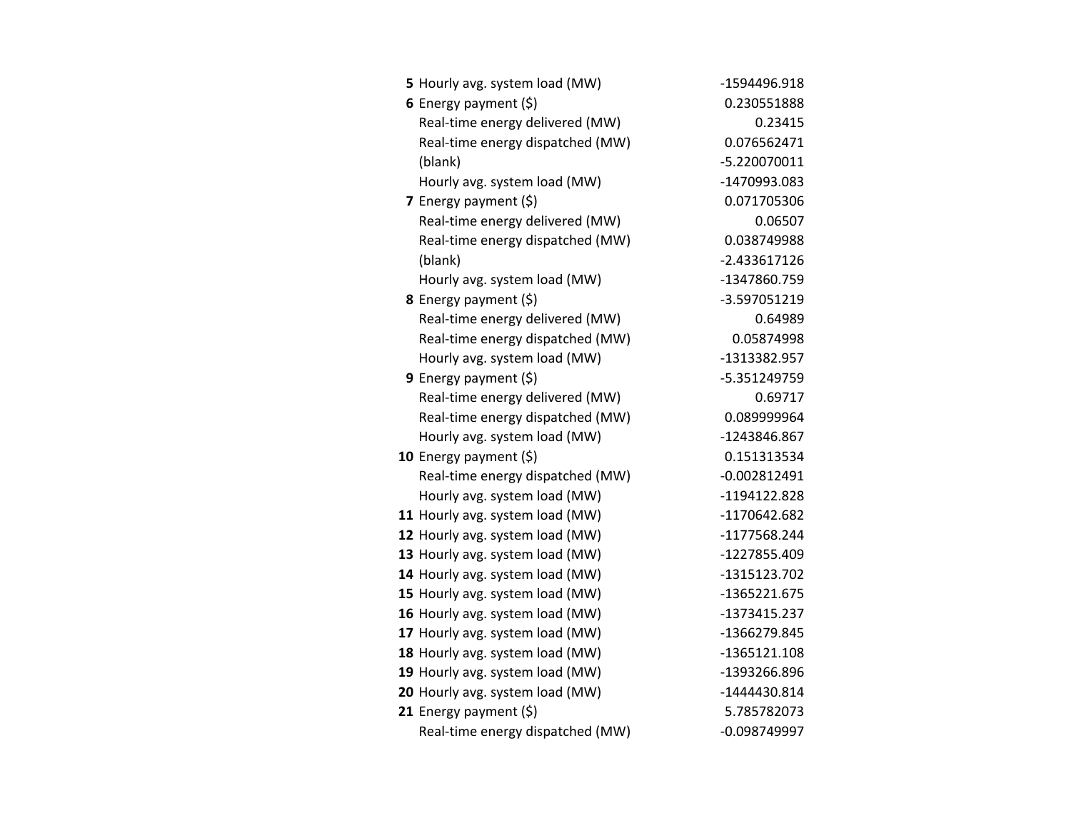| | | |
|---|---|---|
| **5** | Hourly avg. system load (MW) | -1594496.918 |
| **6** | Energy payment ($) | 0.230551888 |
| | Real-time energy delivered (MW) | 0.23415 |
| | Real-time energy dispatched (MW) | 0.076562471 |
| | (blank) | -5.220070011 |
| | Hourly avg. system load (MW) | -1470993.083 |
| **7** | Energy payment ($) | 0.071705306 |
| | Real-time energy delivered (MW) | 0.06507 |
| | Real-time energy dispatched (MW) | 0.038749988 |
| | (blank) | -2.433617126 |
| | Hourly avg. system load (MW) | -1347860.759 |
| **8** | Energy payment ($) | -3.597051219 |
| | Real-time energy delivered (MW) | 0.64989 |
| | Real-time energy dispatched (MW) | 0.05874998 |
| | Hourly avg. system load (MW) | -1313382.957 |
| **9** | Energy payment ($) | -5.351249759 |
| | Real-time energy delivered (MW) | 0.69717 |
| | Real-time energy dispatched (MW) | 0.089999964 |
| | Hourly avg. system load (MW) | -1243846.867 |
| **10** | Energy payment ($) | 0.151313534 |
| | Real-time energy dispatched (MW) | -0.002812491 |
| | Hourly avg. system load (MW) | -1194122.828 |
| **11** | Hourly avg. system load (MW) | -1170642.682 |
| **12** | Hourly avg. system load (MW) | -1177568.244 |
| **13** | Hourly avg. system load (MW) | -1227855.409 |
| **14** | Hourly avg. system load (MW) | -1315123.702 |
| **15** | Hourly avg. system load (MW) | -1365221.675 |
| **16** | Hourly avg. system load (MW) | -1373415.237 |
| **17** | Hourly avg. system load (MW) | -1366279.845 |
| **18** | Hourly avg. system load (MW) | -1365121.108 |
| **19** | Hourly avg. system load (MW) | -1393266.896 |
| **20** | Hourly avg. system load (MW) | -1444430.814 |
| **21** | Energy payment ($) | 5.785782073 |
| | Real-time energy dispatched (MW) | -0.098749997 |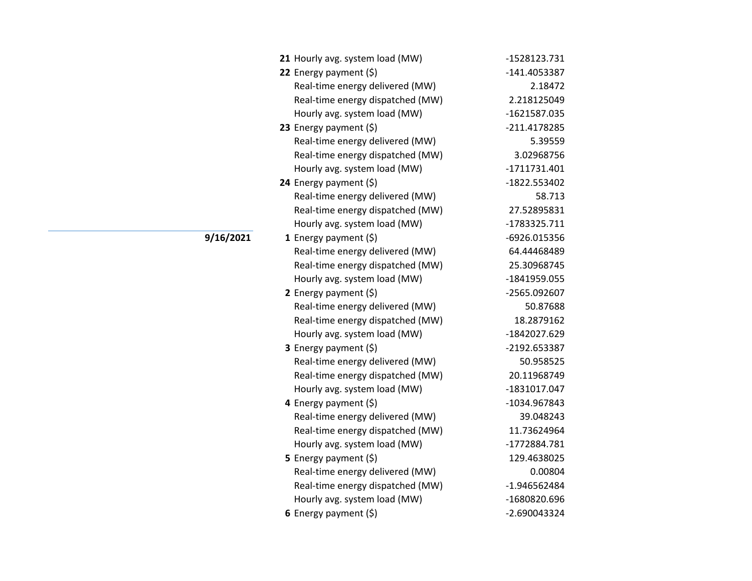| Date | Hour | Item | Value |
|---|---|---|---|
| | **21** | Hourly avg. system load (MW) | -1528123.731 |
| | **22** | Energy payment ($) | -141.4053387 |
| | | Real-time energy delivered (MW) | 2.18472 |
| | | Real-time energy dispatched (MW) | 2.218125049 |
| | | Hourly avg. system load (MW) | -1621587.035 |
| | **23** | Energy payment ($) | -211.4178285 |
| | | Real-time energy delivered (MW) | 5.39559 |
| | | Real-time energy dispatched (MW) | 3.02968756 |
| | | Hourly avg. system load (MW) | -1711731.401 |
| | **24** | Energy payment ($) | -1822.553402 |
| | | Real-time energy delivered (MW) | 58.713 |
| | | Real-time energy dispatched (MW) | 27.52895831 |
| | | Hourly avg. system load (MW) | -1783325.711 |
| **9/16/2021** | **1** | Energy payment ($) | -6926.015356 |
| | | Real-time energy delivered (MW) | 64.44468489 |
| | | Real-time energy dispatched (MW) | 25.30968745 |
| | | Hourly avg. system load (MW) | -1841959.055 |
| | **2** | Energy payment ($) | -2565.092607 |
| | | Real-time energy delivered (MW) | 50.87688 |
| | | Real-time energy dispatched (MW) | 18.2879162 |
| | | Hourly avg. system load (MW) | -1842027.629 |
| | **3** | Energy payment ($) | -2192.653387 |
| | | Real-time energy delivered (MW) | 50.958525 |
| | | Real-time energy dispatched (MW) | 20.11968749 |
| | | Hourly avg. system load (MW) | -1831017.047 |
| | **4** | Energy payment ($) | -1034.967843 |
| | | Real-time energy delivered (MW) | 39.048243 |
| | | Real-time energy dispatched (MW) | 11.73624964 |
| | | Hourly avg. system load (MW) | -1772884.781 |
| | **5** | Energy payment ($) | 129.4638025 |
| | | Real-time energy delivered (MW) | 0.00804 |
| | | Real-time energy dispatched (MW) | -1.946562484 |
| | | Hourly avg. system load (MW) | -1680820.696 |
| | **6** | Energy payment ($) | -2.690043324 |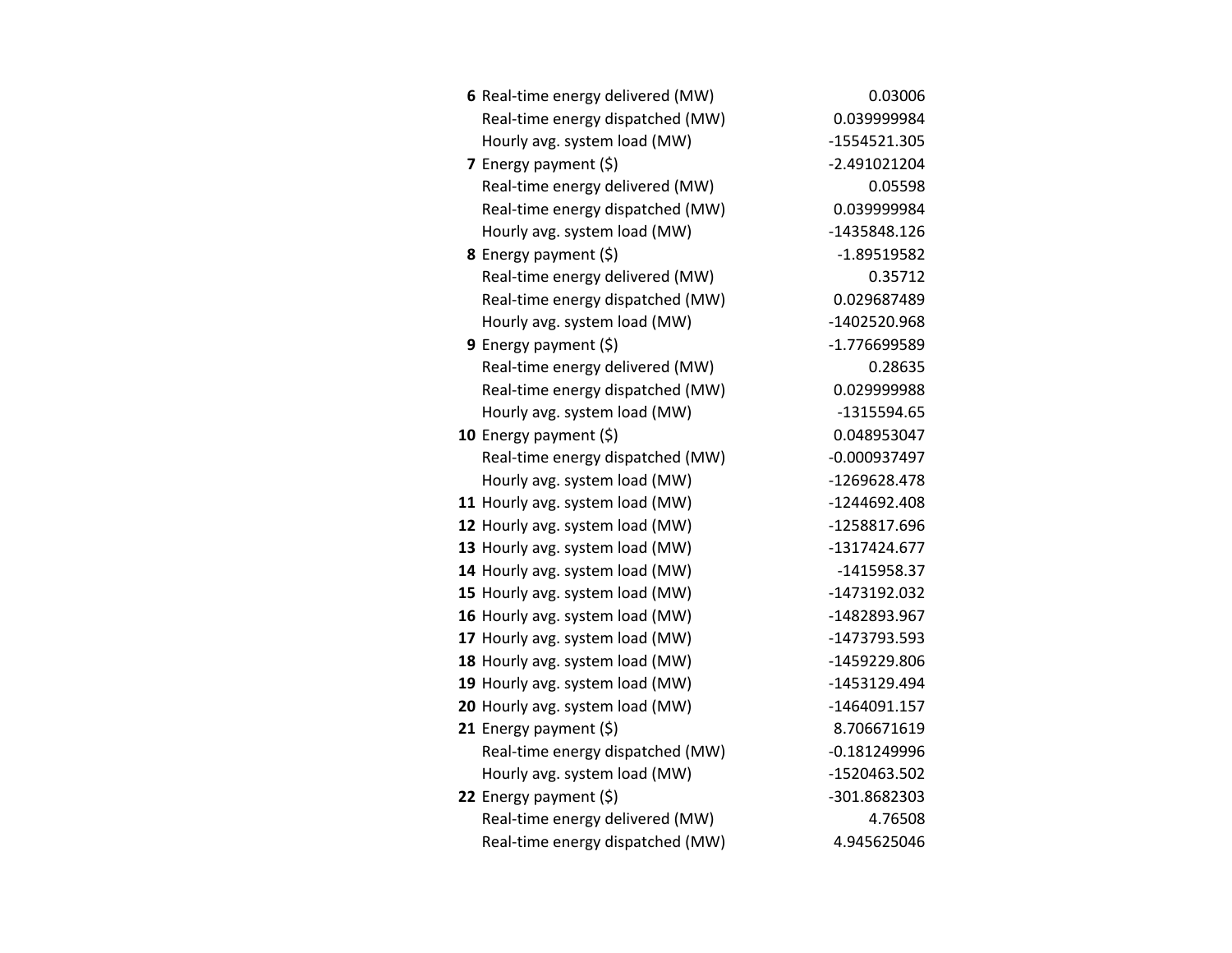| | | |
|---|---|---|
| **6** | Real-time energy delivered (MW) | 0.03006 |
| | Real-time energy dispatched (MW) | 0.039999984 |
| | Hourly avg. system load (MW) | -1554521.305 |
| **7** | Energy payment ($) | -2.491021204 |
| | Real-time energy delivered (MW) | 0.05598 |
| | Real-time energy dispatched (MW) | 0.039999984 |
| | Hourly avg. system load (MW) | -1435848.126 |
| **8** | Energy payment ($) | -1.89519582 |
| | Real-time energy delivered (MW) | 0.35712 |
| | Real-time energy dispatched (MW) | 0.029687489 |
| | Hourly avg. system load (MW) | -1402520.968 |
| **9** | Energy payment ($) | -1.776699589 |
| | Real-time energy delivered (MW) | 0.28635 |
| | Real-time energy dispatched (MW) | 0.029999988 |
| | Hourly avg. system load (MW) | -1315594.65 |
| **10** | Energy payment ($) | 0.048953047 |
| | Real-time energy dispatched (MW) | -0.000937497 |
| | Hourly avg. system load (MW) | -1269628.478 |
| **11** | Hourly avg. system load (MW) | -1244692.408 |
| **12** | Hourly avg. system load (MW) | -1258817.696 |
| **13** | Hourly avg. system load (MW) | -1317424.677 |
| **14** | Hourly avg. system load (MW) | -1415958.37 |
| **15** | Hourly avg. system load (MW) | -1473192.032 |
| **16** | Hourly avg. system load (MW) | -1482893.967 |
| **17** | Hourly avg. system load (MW) | -1473793.593 |
| **18** | Hourly avg. system load (MW) | -1459229.806 |
| **19** | Hourly avg. system load (MW) | -1453129.494 |
| **20** | Hourly avg. system load (MW) | -1464091.157 |
| **21** | Energy payment ($) | 8.706671619 |
| | Real-time energy dispatched (MW) | -0.181249996 |
| | Hourly avg. system load (MW) | -1520463.502 |
| **22** | Energy payment ($) | -301.8682303 |
| | Real-time energy delivered (MW) | 4.76508 |
| | Real-time energy dispatched (MW) | 4.945625046 |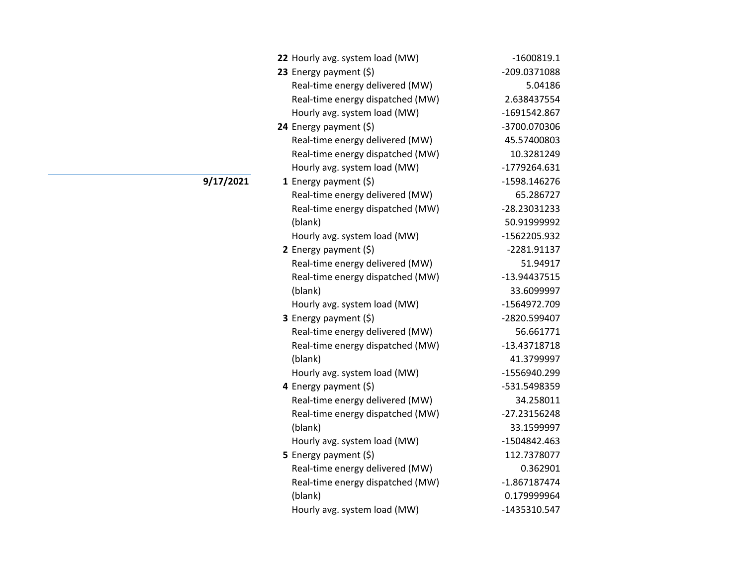| Date | Hour | Metric | Value |
|---|---|---|---|
| | **22** | Hourly avg. system load (MW) | -1600819.1 |
| | **23** | Energy payment ($) | -209.0371088 |
| | | Real-time energy delivered (MW) | 5.04186 |
| | | Real-time energy dispatched (MW) | 2.638437554 |
| | | Hourly avg. system load (MW) | -1691542.867 |
| | **24** | Energy payment ($) | -3700.070306 |
| | | Real-time energy delivered (MW) | 45.57400803 |
| | | Real-time energy dispatched (MW) | 10.3281249 |
| | | Hourly avg. system load (MW) | -1779264.631 |
| **9/17/2021** | **1** | Energy payment ($) | -1598.146276 |
| | | Real-time energy delivered (MW) | 65.286727 |
| | | Real-time energy dispatched (MW) | -28.23031233 |
| | | (blank) | 50.91999992 |
| | | Hourly avg. system load (MW) | -1562205.932 |
| | **2** | Energy payment ($) | -2281.91137 |
| | | Real-time energy delivered (MW) | 51.94917 |
| | | Real-time energy dispatched (MW) | -13.94437515 |
| | | (blank) | 33.6099997 |
| | | Hourly avg. system load (MW) | -1564972.709 |
| | **3** | Energy payment ($) | -2820.599407 |
| | | Real-time energy delivered (MW) | 56.661771 |
| | | Real-time energy dispatched (MW) | -13.43718718 |
| | | (blank) | 41.3799997 |
| | | Hourly avg. system load (MW) | -1556940.299 |
| | **4** | Energy payment ($) | -531.5498359 |
| | | Real-time energy delivered (MW) | 34.258011 |
| | | Real-time energy dispatched (MW) | -27.23156248 |
| | | (blank) | 33.1599997 |
| | | Hourly avg. system load (MW) | -1504842.463 |
| | **5** | Energy payment ($) | 112.7378077 |
| | | Real-time energy delivered (MW) | 0.362901 |
| | | Real-time energy dispatched (MW) | -1.867187474 |
| | | (blank) | 0.179999964 |
| | | Hourly avg. system load (MW) | -1435310.547 |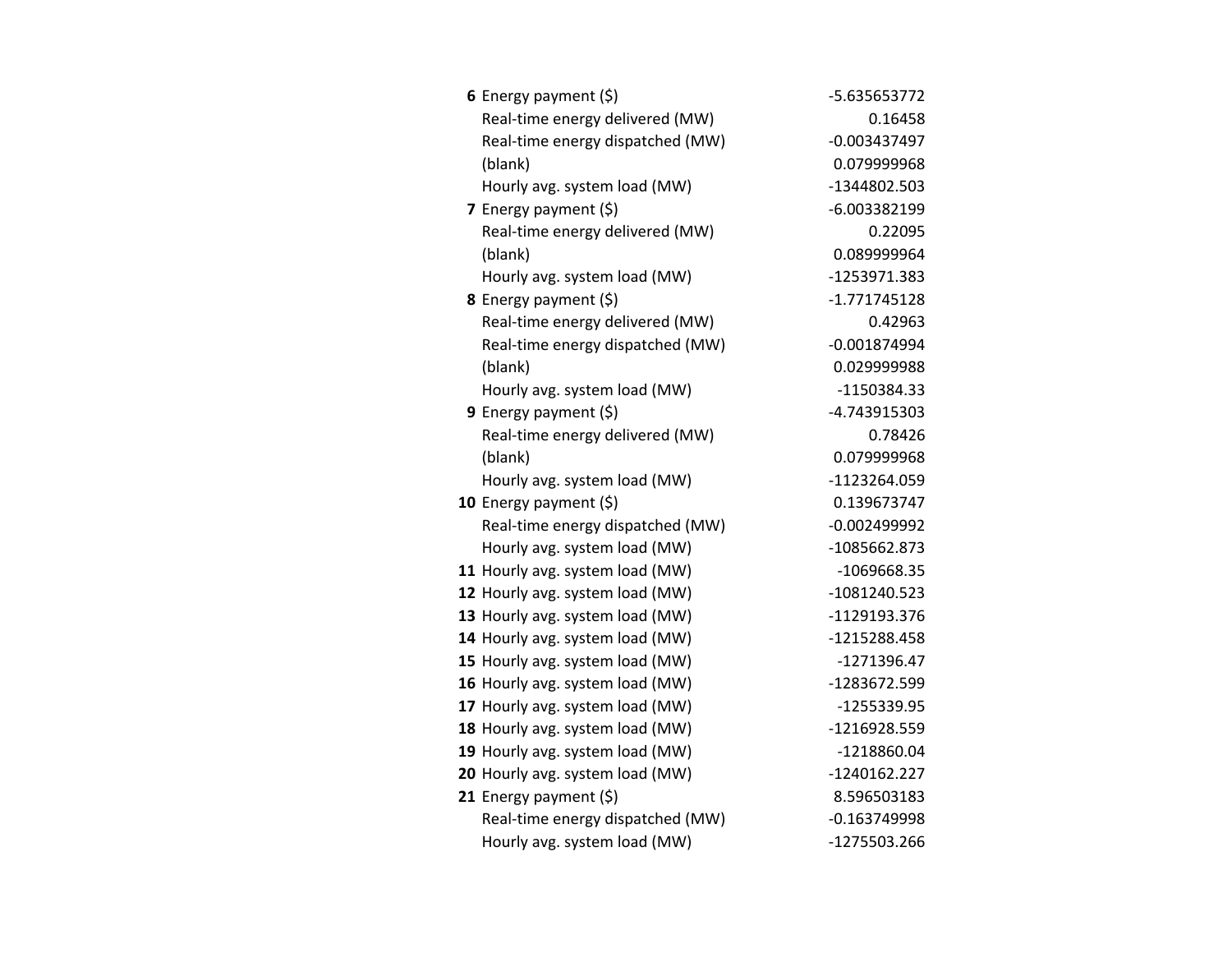| | | |
|---|---|---|
| **6** | Energy payment ($) | -5.635653772 |
| | Real-time energy delivered (MW) | 0.16458 |
| | Real-time energy dispatched (MW) | -0.003437497 |
| | (blank) | 0.079999968 |
| | Hourly avg. system load (MW) | -1344802.503 |
| **7** | Energy payment ($) | -6.003382199 |
| | Real-time energy delivered (MW) | 0.22095 |
| | (blank) | 0.089999964 |
| | Hourly avg. system load (MW) | -1253971.383 |
| **8** | Energy payment ($) | -1.771745128 |
| | Real-time energy delivered (MW) | 0.42963 |
| | Real-time energy dispatched (MW) | -0.001874994 |
| | (blank) | 0.029999988 |
| | Hourly avg. system load (MW) | -1150384.33 |
| **9** | Energy payment ($) | -4.743915303 |
| | Real-time energy delivered (MW) | 0.78426 |
| | (blank) | 0.079999968 |
| | Hourly avg. system load (MW) | -1123264.059 |
| **10** | Energy payment ($) | 0.139673747 |
| | Real-time energy dispatched (MW) | -0.002499992 |
| | Hourly avg. system load (MW) | -1085662.873 |
| **11** | Hourly avg. system load (MW) | -1069668.35 |
| **12** | Hourly avg. system load (MW) | -1081240.523 |
| **13** | Hourly avg. system load (MW) | -1129193.376 |
| **14** | Hourly avg. system load (MW) | -1215288.458 |
| **15** | Hourly avg. system load (MW) | -1271396.47 |
| **16** | Hourly avg. system load (MW) | -1283672.599 |
| **17** | Hourly avg. system load (MW) | -1255339.95 |
| **18** | Hourly avg. system load (MW) | -1216928.559 |
| **19** | Hourly avg. system load (MW) | -1218860.04 |
| **20** | Hourly avg. system load (MW) | -1240162.227 |
| **21** | Energy payment ($) | 8.596503183 |
| | Real-time energy dispatched (MW) | -0.163749998 |
| | Hourly avg. system load (MW) | -1275503.266 |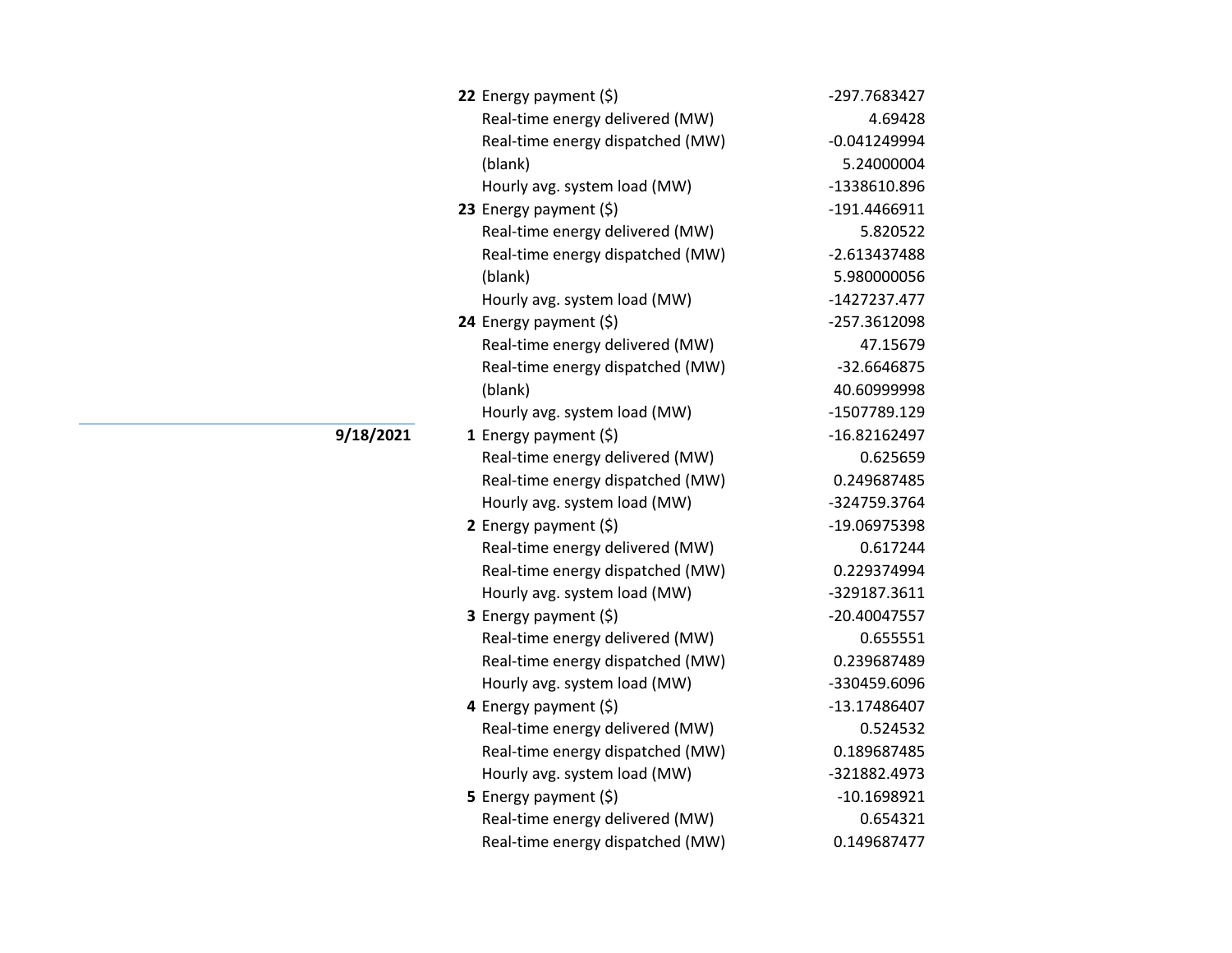| Date | Hour | Metric | Value |
|---|---|---|---|
| | **22** | Energy payment ($) | -297.7683427 |
| | | Real-time energy delivered (MW) | 4.69428 |
| | | Real-time energy dispatched (MW) | -0.041249994 |
| | | (blank) | 5.24000004 |
| | | Hourly avg. system load (MW) | -1338610.896 |
| | **23** | Energy payment ($) | -191.4466911 |
| | | Real-time energy delivered (MW) | 5.820522 |
| | | Real-time energy dispatched (MW) | -2.613437488 |
| | | (blank) | 5.980000056 |
| | | Hourly avg. system load (MW) | -1427237.477 |
| | **24** | Energy payment ($) | -257.3612098 |
| | | Real-time energy delivered (MW) | 47.15679 |
| | | Real-time energy dispatched (MW) | -32.6646875 |
| | | (blank) | 40.60999998 |
| | | Hourly avg. system load (MW) | -1507789.129 |
| **9/18/2021** | **1** | Energy payment ($) | -16.82162497 |
| | | Real-time energy delivered (MW) | 0.625659 |
| | | Real-time energy dispatched (MW) | 0.249687485 |
| | | Hourly avg. system load (MW) | -324759.3764 |
| | **2** | Energy payment ($) | -19.06975398 |
| | | Real-time energy delivered (MW) | 0.617244 |
| | | Real-time energy dispatched (MW) | 0.229374994 |
| | | Hourly avg. system load (MW) | -329187.3611 |
| | **3** | Energy payment ($) | -20.40047557 |
| | | Real-time energy delivered (MW) | 0.655551 |
| | | Real-time energy dispatched (MW) | 0.239687489 |
| | | Hourly avg. system load (MW) | -330459.6096 |
| | **4** | Energy payment ($) | -13.17486407 |
| | | Real-time energy delivered (MW) | 0.524532 |
| | | Real-time energy dispatched (MW) | 0.189687485 |
| | | Hourly avg. system load (MW) | -321882.4973 |
| | **5** | Energy payment ($) | -10.1698921 |
| | | Real-time energy delivered (MW) | 0.654321 |
| | | Real-time energy dispatched (MW) | 0.149687477 |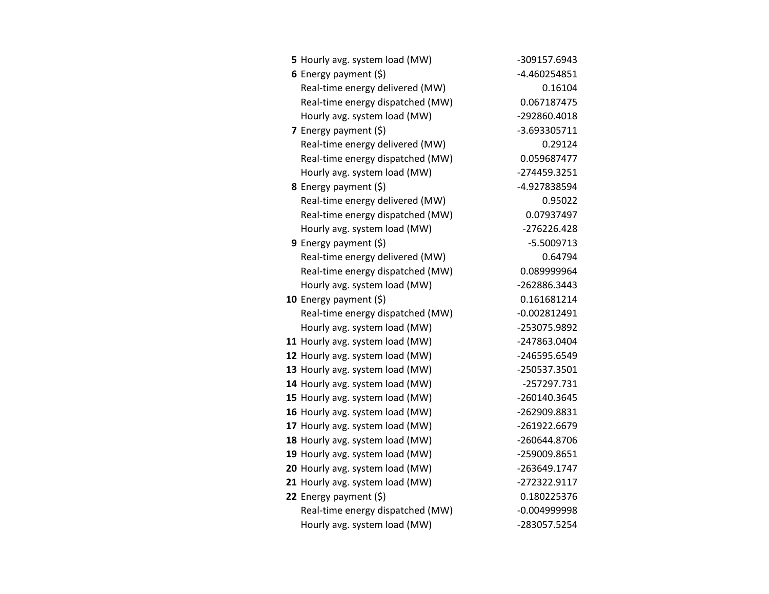| | | |
|---|---|---|
| **5** | Hourly avg. system load (MW) | -309157.6943 |
| **6** | Energy payment ($) | -4.460254851 |
| | Real-time energy delivered (MW) | 0.16104 |
| | Real-time energy dispatched (MW) | 0.067187475 |
| | Hourly avg. system load (MW) | -292860.4018 |
| **7** | Energy payment ($) | -3.693305711 |
| | Real-time energy delivered (MW) | 0.29124 |
| | Real-time energy dispatched (MW) | 0.059687477 |
| | Hourly avg. system load (MW) | -274459.3251 |
| **8** | Energy payment ($) | -4.927838594 |
| | Real-time energy delivered (MW) | 0.95022 |
| | Real-time energy dispatched (MW) | 0.07937497 |
| | Hourly avg. system load (MW) | -276226.428 |
| **9** | Energy payment ($) | -5.5009713 |
| | Real-time energy delivered (MW) | 0.64794 |
| | Real-time energy dispatched (MW) | 0.089999964 |
| | Hourly avg. system load (MW) | -262886.3443 |
| **10** | Energy payment ($) | 0.161681214 |
| | Real-time energy dispatched (MW) | -0.002812491 |
| | Hourly avg. system load (MW) | -253075.9892 |
| **11** | Hourly avg. system load (MW) | -247863.0404 |
| **12** | Hourly avg. system load (MW) | -246595.6549 |
| **13** | Hourly avg. system load (MW) | -250537.3501 |
| **14** | Hourly avg. system load (MW) | -257297.731 |
| **15** | Hourly avg. system load (MW) | -260140.3645 |
| **16** | Hourly avg. system load (MW) | -262909.8831 |
| **17** | Hourly avg. system load (MW) | -261922.6679 |
| **18** | Hourly avg. system load (MW) | -260644.8706 |
| **19** | Hourly avg. system load (MW) | -259009.8651 |
| **20** | Hourly avg. system load (MW) | -263649.1747 |
| **21** | Hourly avg. system load (MW) | -272322.9117 |
| **22** | Energy payment ($) | 0.180225376 |
| | Real-time energy dispatched (MW) | -0.004999998 |
| | Hourly avg. system load (MW) | -283057.5254 |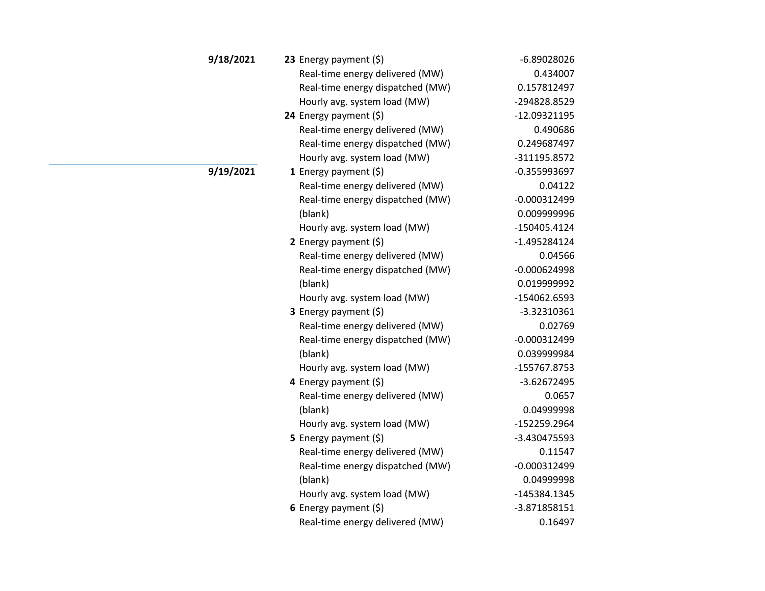| Date | Hour | Measure | Value |
|---|---|---|---|
| **9/18/2021** | **23** | Energy payment ($) | -6.89028026 |
| | | Real-time energy delivered (MW) | 0.434007 |
| | | Real-time energy dispatched (MW) | 0.157812497 |
| | | Hourly avg. system load (MW) | -294828.8529 |
| | **24** | Energy payment ($) | -12.09321195 |
| | | Real-time energy delivered (MW) | 0.490686 |
| | | Real-time energy dispatched (MW) | 0.249687497 |
| | | Hourly avg. system load (MW) | -311195.8572 |
| **9/19/2021** | **1** | Energy payment ($) | -0.355993697 |
| | | Real-time energy delivered (MW) | 0.04122 |
| | | Real-time energy dispatched (MW) | -0.000312499 |
| | | (blank) | 0.009999996 |
| | | Hourly avg. system load (MW) | -150405.4124 |
| | **2** | Energy payment ($) | -1.495284124 |
| | | Real-time energy delivered (MW) | 0.04566 |
| | | Real-time energy dispatched (MW) | -0.000624998 |
| | | (blank) | 0.019999992 |
| | | Hourly avg. system load (MW) | -154062.6593 |
| | **3** | Energy payment ($) | -3.32310361 |
| | | Real-time energy delivered (MW) | 0.02769 |
| | | Real-time energy dispatched (MW) | -0.000312499 |
| | | (blank) | 0.039999984 |
| | | Hourly avg. system load (MW) | -155767.8753 |
| | **4** | Energy payment ($) | -3.62672495 |
| | | Real-time energy delivered (MW) | 0.0657 |
| | | (blank) | 0.04999998 |
| | | Hourly avg. system load (MW) | -152259.2964 |
| | **5** | Energy payment ($) | -3.430475593 |
| | | Real-time energy delivered (MW) | 0.11547 |
| | | Real-time energy dispatched (MW) | -0.000312499 |
| | | (blank) | 0.04999998 |
| | | Hourly avg. system load (MW) | -145384.1345 |
| | **6** | Energy payment ($) | -3.871858151 |
| | | Real-time energy delivered (MW) | 0.16497 |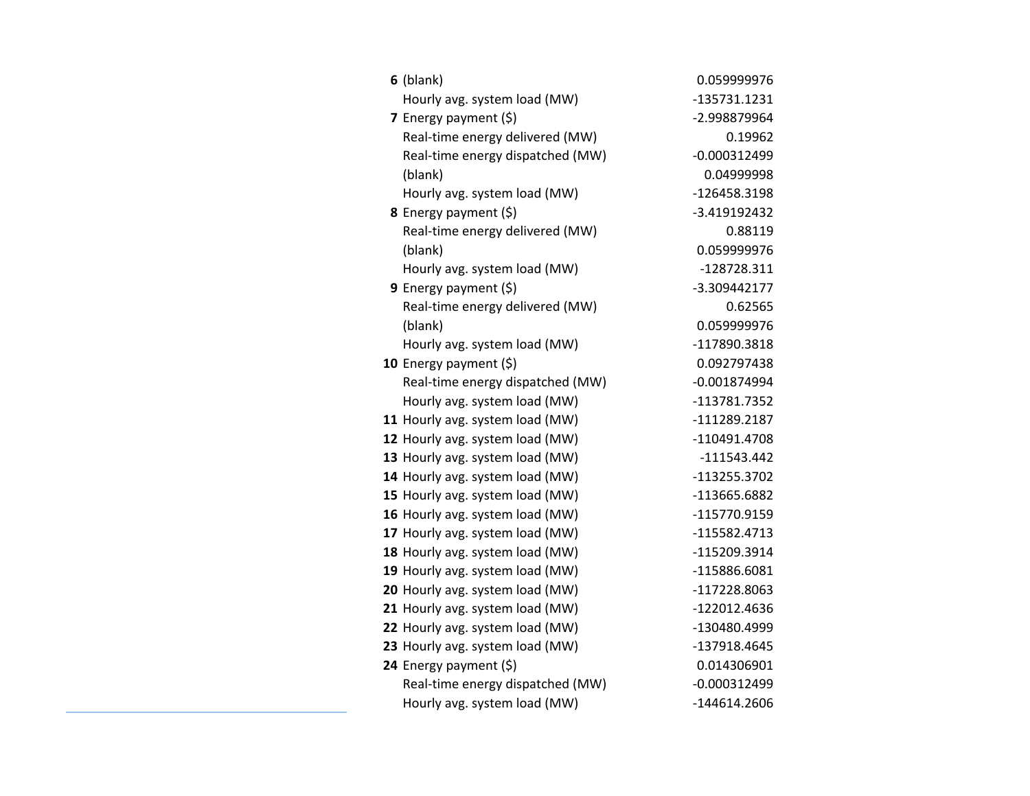| | | |
|---|---|---|
| **6** | (blank) | 0.059999976 |
| | Hourly avg. system load (MW) | -135731.1231 |
| **7** | Energy payment ($) | -2.998879964 |
| | Real-time energy delivered (MW) | 0.19962 |
| | Real-time energy dispatched (MW) | -0.000312499 |
| | (blank) | 0.04999998 |
| | Hourly avg. system load (MW) | -126458.3198 |
| **8** | Energy payment ($) | -3.419192432 |
| | Real-time energy delivered (MW) | 0.88119 |
| | (blank) | 0.059999976 |
| | Hourly avg. system load (MW) | -128728.311 |
| **9** | Energy payment ($) | -3.309442177 |
| | Real-time energy delivered (MW) | 0.62565 |
| | (blank) | 0.059999976 |
| | Hourly avg. system load (MW) | -117890.3818 |
| **10** | Energy payment ($) | 0.092797438 |
| | Real-time energy dispatched (MW) | -0.001874994 |
| | Hourly avg. system load (MW) | -113781.7352 |
| **11** | Hourly avg. system load (MW) | -111289.2187 |
| **12** | Hourly avg. system load (MW) | -110491.4708 |
| **13** | Hourly avg. system load (MW) | -111543.442 |
| **14** | Hourly avg. system load (MW) | -113255.3702 |
| **15** | Hourly avg. system load (MW) | -113665.6882 |
| **16** | Hourly avg. system load (MW) | -115770.9159 |
| **17** | Hourly avg. system load (MW) | -115582.4713 |
| **18** | Hourly avg. system load (MW) | -115209.3914 |
| **19** | Hourly avg. system load (MW) | -115886.6081 |
| **20** | Hourly avg. system load (MW) | -117228.8063 |
| **21** | Hourly avg. system load (MW) | -122012.4636 |
| **22** | Hourly avg. system load (MW) | -130480.4999 |
| **23** | Hourly avg. system load (MW) | -137918.4645 |
| **24** | Energy payment ($) | 0.014306901 |
| | Real-time energy dispatched (MW) | -0.000312499 |
| | Hourly avg. system load (MW) | -144614.2606 |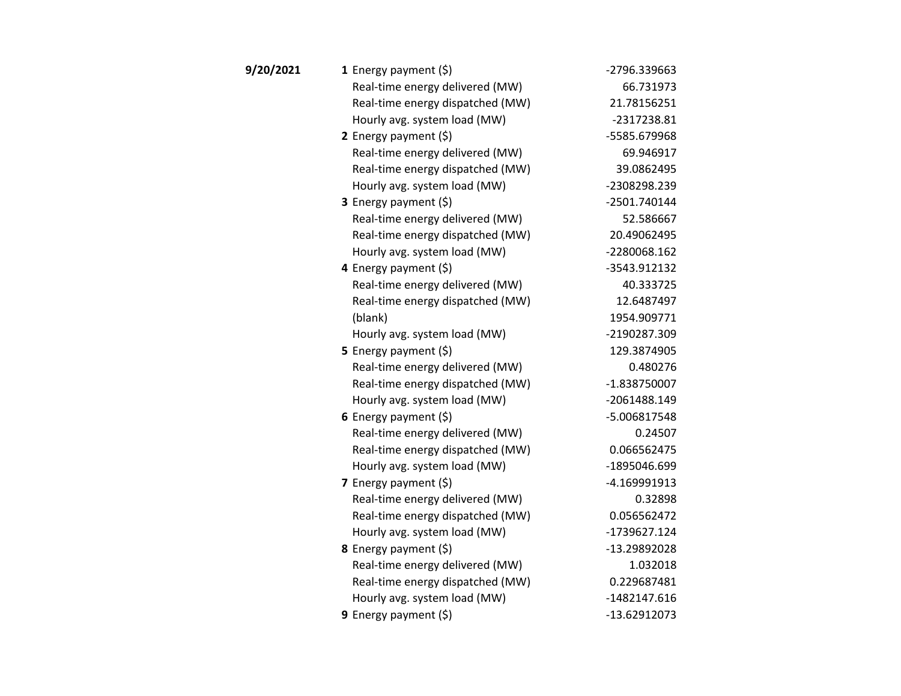| | | | |
|---|---|---|---|
| **9/20/2021** | **1** | Energy payment ($) | -2796.339663 |
| | | Real-time energy delivered (MW) | 66.731973 |
| | | Real-time energy dispatched (MW) | 21.78156251 |
| | | Hourly avg. system load (MW) | -2317238.81 |
| | **2** | Energy payment ($) | -5585.679968 |
| | | Real-time energy delivered (MW) | 69.946917 |
| | | Real-time energy dispatched (MW) | 39.0862495 |
| | | Hourly avg. system load (MW) | -2308298.239 |
| | **3** | Energy payment ($) | -2501.740144 |
| | | Real-time energy delivered (MW) | 52.586667 |
| | | Real-time energy dispatched (MW) | 20.49062495 |
| | | Hourly avg. system load (MW) | -2280068.162 |
| | **4** | Energy payment ($) | -3543.912132 |
| | | Real-time energy delivered (MW) | 40.333725 |
| | | Real-time energy dispatched (MW) | 12.6487497 |
| | | (blank) | 1954.909771 |
| | | Hourly avg. system load (MW) | -2190287.309 |
| | **5** | Energy payment ($) | 129.3874905 |
| | | Real-time energy delivered (MW) | 0.480276 |
| | | Real-time energy dispatched (MW) | -1.838750007 |
| | | Hourly avg. system load (MW) | -2061488.149 |
| | **6** | Energy payment ($) | -5.006817548 |
| | | Real-time energy delivered (MW) | 0.24507 |
| | | Real-time energy dispatched (MW) | 0.066562475 |
| | | Hourly avg. system load (MW) | -1895046.699 |
| | **7** | Energy payment ($) | -4.169991913 |
| | | Real-time energy delivered (MW) | 0.32898 |
| | | Real-time energy dispatched (MW) | 0.056562472 |
| | | Hourly avg. system load (MW) | -1739627.124 |
| | **8** | Energy payment ($) | -13.29892028 |
| | | Real-time energy delivered (MW) | 1.032018 |
| | | Real-time energy dispatched (MW) | 0.229687481 |
| | | Hourly avg. system load (MW) | -1482147.616 |
| | **9** | Energy payment ($) | -13.62912073 |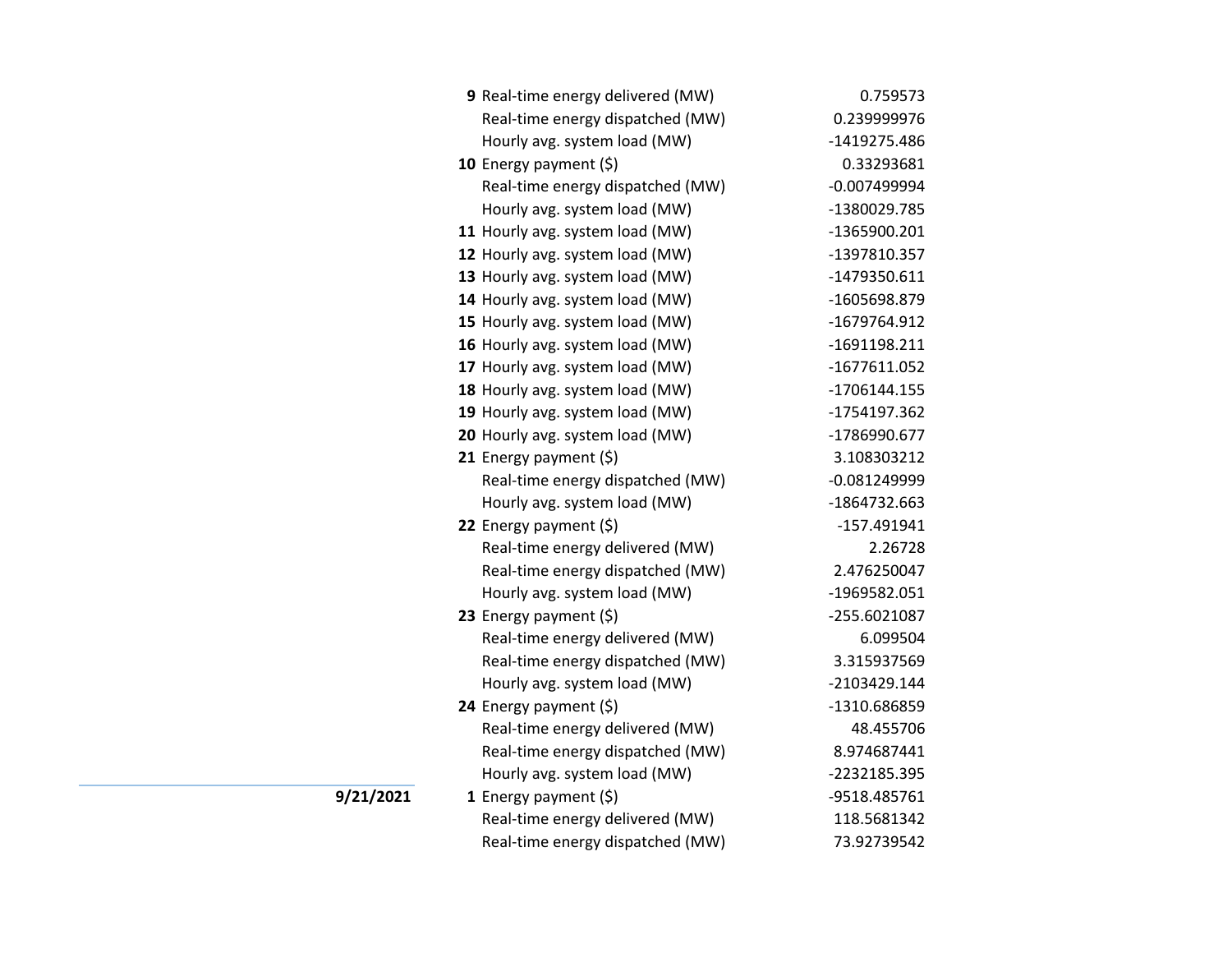| Date | Hour | Metric | Value |
|---|---|---|---|
| | **9** | Real-time energy delivered (MW) | 0.759573 |
| | | Real-time energy dispatched (MW) | 0.239999976 |
| | | Hourly avg. system load (MW) | -1419275.486 |
| | **10** | Energy payment ($) | 0.33293681 |
| | | Real-time energy dispatched (MW) | -0.007499994 |
| | | Hourly avg. system load (MW) | -1380029.785 |
| | **11** | Hourly avg. system load (MW) | -1365900.201 |
| | **12** | Hourly avg. system load (MW) | -1397810.357 |
| | **13** | Hourly avg. system load (MW) | -1479350.611 |
| | **14** | Hourly avg. system load (MW) | -1605698.879 |
| | **15** | Hourly avg. system load (MW) | -1679764.912 |
| | **16** | Hourly avg. system load (MW) | -1691198.211 |
| | **17** | Hourly avg. system load (MW) | -1677611.052 |
| | **18** | Hourly avg. system load (MW) | -1706144.155 |
| | **19** | Hourly avg. system load (MW) | -1754197.362 |
| | **20** | Hourly avg. system load (MW) | -1786990.677 |
| | **21** | Energy payment ($) | 3.108303212 |
| | | Real-time energy dispatched (MW) | -0.081249999 |
| | | Hourly avg. system load (MW) | -1864732.663 |
| | **22** | Energy payment ($) | -157.491941 |
| | | Real-time energy delivered (MW) | 2.26728 |
| | | Real-time energy dispatched (MW) | 2.476250047 |
| | | Hourly avg. system load (MW) | -1969582.051 |
| | **23** | Energy payment ($) | -255.6021087 |
| | | Real-time energy delivered (MW) | 6.099504 |
| | | Real-time energy dispatched (MW) | 3.315937569 |
| | | Hourly avg. system load (MW) | -2103429.144 |
| | **24** | Energy payment ($) | -1310.686859 |
| | | Real-time energy delivered (MW) | 48.455706 |
| | | Real-time energy dispatched (MW) | 8.974687441 |
| | | Hourly avg. system load (MW) | -2232185.395 |
| **9/21/2021** | **1** | Energy payment ($) | -9518.485761 |
| | | Real-time energy delivered (MW) | 118.5681342 |
| | | Real-time energy dispatched (MW) | 73.92739542 |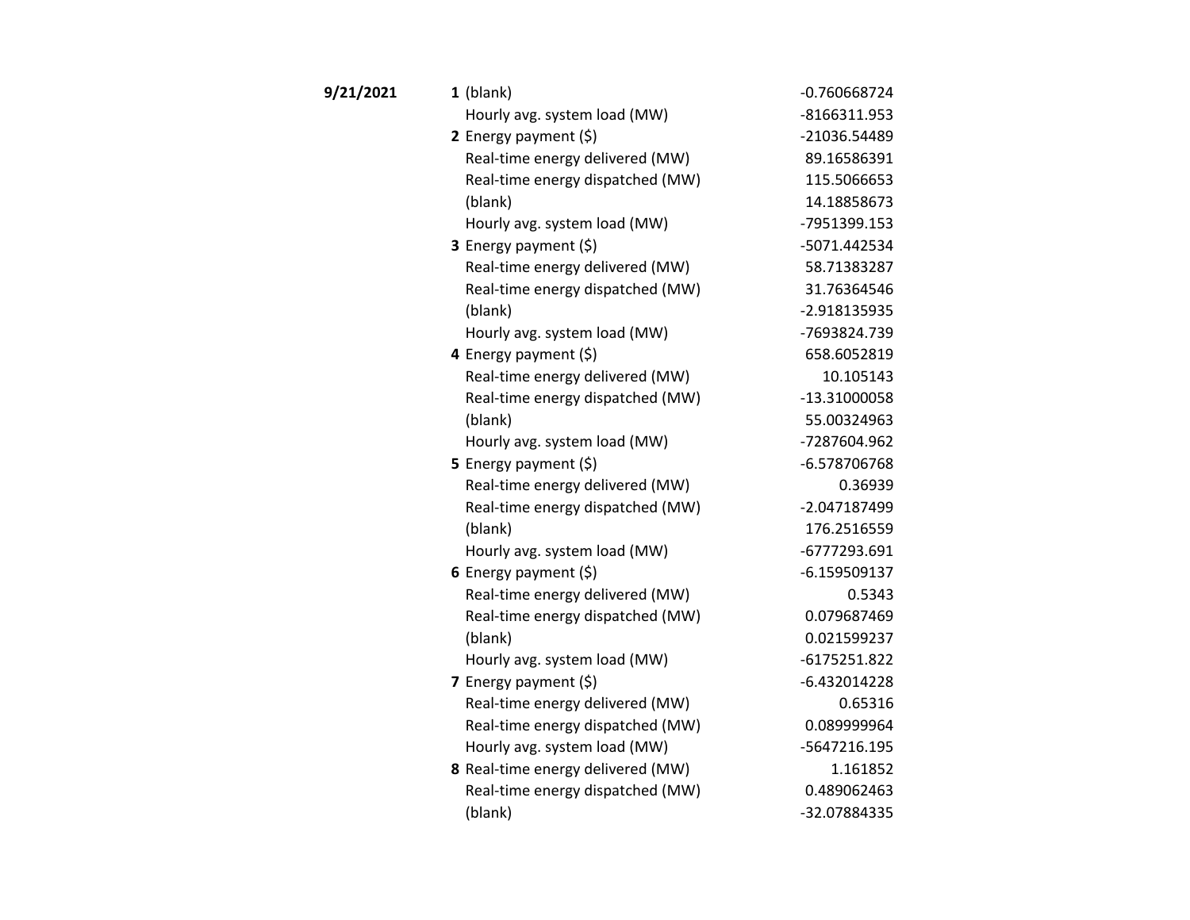| Date | Hour | Item | Value |
|---|---|---|---|
| **9/21/2021** | **1** | (blank) | -0.760668724 |
| | | Hourly avg. system load (MW) | -8166311.953 |
| | **2** | Energy payment ($) | -21036.54489 |
| | | Real-time energy delivered (MW) | 89.16586391 |
| | | Real-time energy dispatched (MW) | 115.5066653 |
| | | (blank) | 14.18858673 |
| | | Hourly avg. system load (MW) | -7951399.153 |
| | **3** | Energy payment ($) | -5071.442534 |
| | | Real-time energy delivered (MW) | 58.71383287 |
| | | Real-time energy dispatched (MW) | 31.76364546 |
| | | (blank) | -2.918135935 |
| | | Hourly avg. system load (MW) | -7693824.739 |
| | **4** | Energy payment ($) | 658.6052819 |
| | | Real-time energy delivered (MW) | 10.105143 |
| | | Real-time energy dispatched (MW) | -13.31000058 |
| | | (blank) | 55.00324963 |
| | | Hourly avg. system load (MW) | -7287604.962 |
| | **5** | Energy payment ($) | -6.578706768 |
| | | Real-time energy delivered (MW) | 0.36939 |
| | | Real-time energy dispatched (MW) | -2.047187499 |
| | | (blank) | 176.2516559 |
| | | Hourly avg. system load (MW) | -6777293.691 |
| | **6** | Energy payment ($) | -6.159509137 |
| | | Real-time energy delivered (MW) | 0.5343 |
| | | Real-time energy dispatched (MW) | 0.079687469 |
| | | (blank) | 0.021599237 |
| | | Hourly avg. system load (MW) | -6175251.822 |
| | **7** | Energy payment ($) | -6.432014228 |
| | | Real-time energy delivered (MW) | 0.65316 |
| | | Real-time energy dispatched (MW) | 0.089999964 |
| | | Hourly avg. system load (MW) | -5647216.195 |
| | **8** | Real-time energy delivered (MW) | 1.161852 |
| | | Real-time energy dispatched (MW) | 0.489062463 |
| | | (blank) | -32.07884335 |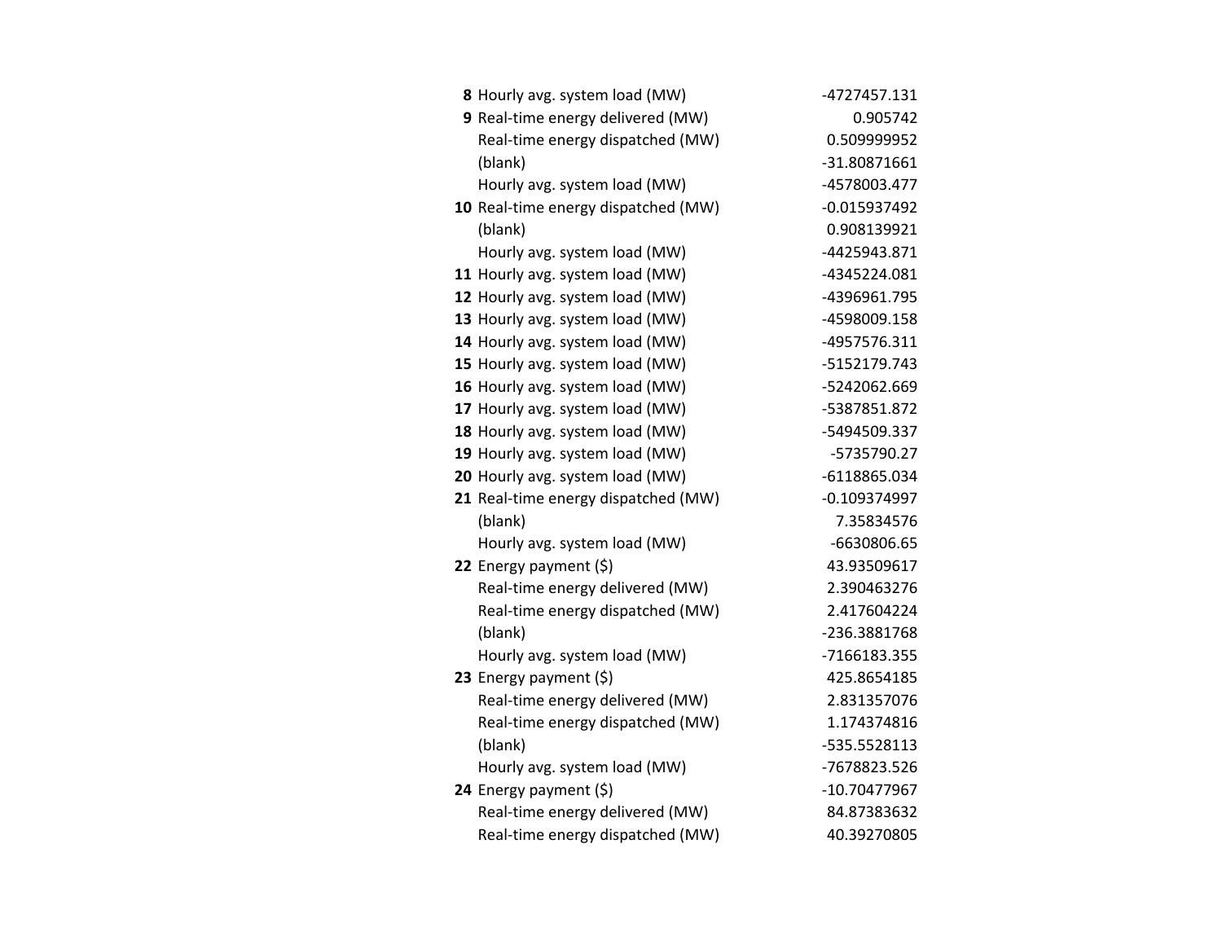| | | |
|---|---|---|
| **8** | Hourly avg. system load (MW) | -4727457.131 |
| **9** | Real-time energy delivered (MW) | 0.905742 |
| | Real-time energy dispatched (MW) | 0.509999952 |
| | (blank) | -31.80871661 |
| | Hourly avg. system load (MW) | -4578003.477 |
| **10** | Real-time energy dispatched (MW) | -0.015937492 |
| | (blank) | 0.908139921 |
| | Hourly avg. system load (MW) | -4425943.871 |
| **11** | Hourly avg. system load (MW) | -4345224.081 |
| **12** | Hourly avg. system load (MW) | -4396961.795 |
| **13** | Hourly avg. system load (MW) | -4598009.158 |
| **14** | Hourly avg. system load (MW) | -4957576.311 |
| **15** | Hourly avg. system load (MW) | -5152179.743 |
| **16** | Hourly avg. system load (MW) | -5242062.669 |
| **17** | Hourly avg. system load (MW) | -5387851.872 |
| **18** | Hourly avg. system load (MW) | -5494509.337 |
| **19** | Hourly avg. system load (MW) | -5735790.27 |
| **20** | Hourly avg. system load (MW) | -6118865.034 |
| **21** | Real-time energy dispatched (MW) | -0.109374997 |
| | (blank) | 7.35834576 |
| | Hourly avg. system load (MW) | -6630806.65 |
| **22** | Energy payment ($) | 43.93509617 |
| | Real-time energy delivered (MW) | 2.390463276 |
| | Real-time energy dispatched (MW) | 2.417604224 |
| | (blank) | -236.3881768 |
| | Hourly avg. system load (MW) | -7166183.355 |
| **23** | Energy payment ($) | 425.8654185 |
| | Real-time energy delivered (MW) | 2.831357076 |
| | Real-time energy dispatched (MW) | 1.174374816 |
| | (blank) | -535.5528113 |
| | Hourly avg. system load (MW) | -7678823.526 |
| **24** | Energy payment ($) | -10.70477967 |
| | Real-time energy delivered (MW) | 84.87383632 |
| | Real-time energy dispatched (MW) | 40.39270805 |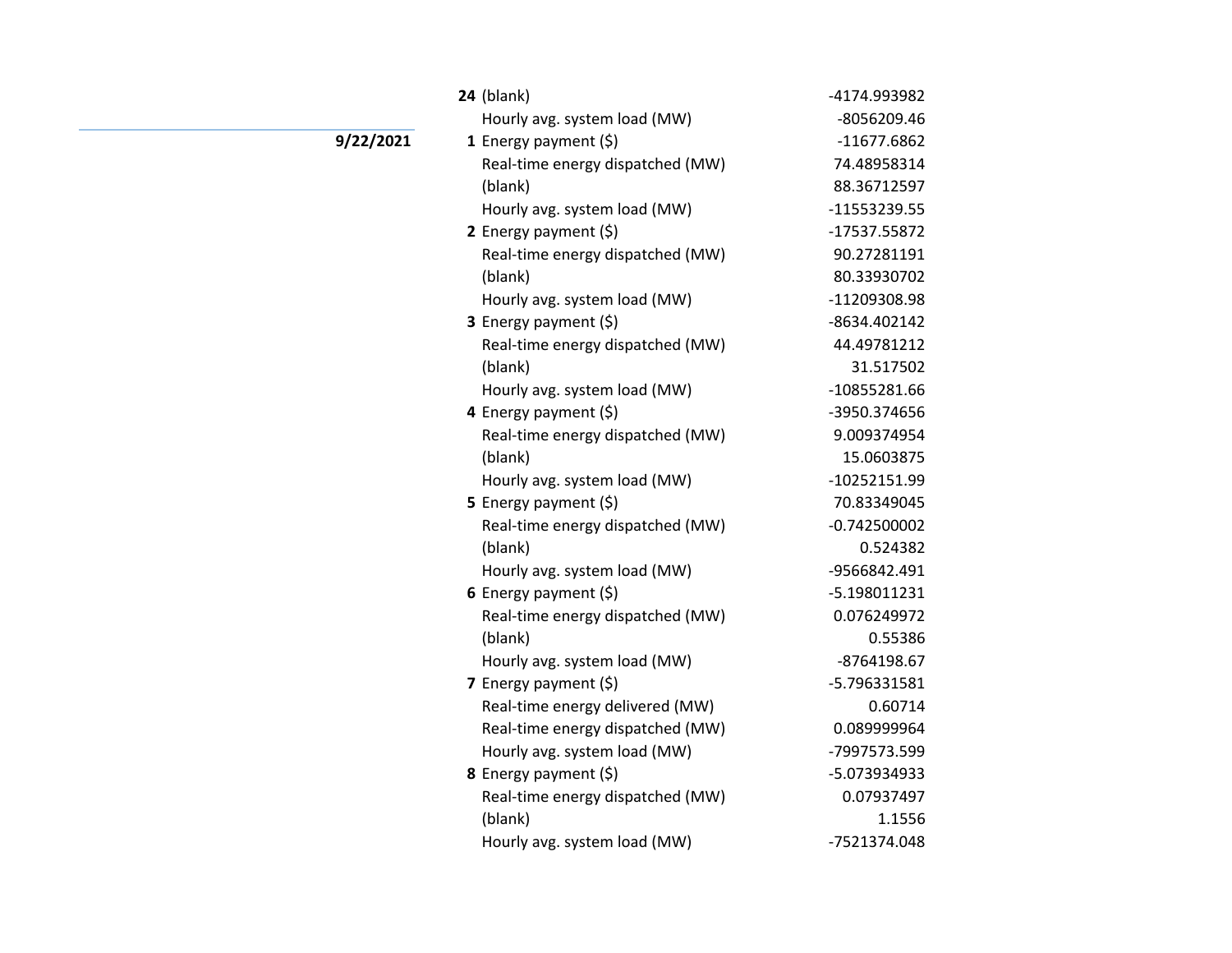| Date | Hour | Measure | Value |
|---|---|---|---|
| | **24** | (blank) | -4174.993982 |
| | | Hourly avg. system load (MW) | -8056209.46 |
| **9/22/2021** | **1** | Energy payment ($) | -11677.6862 |
| | | Real-time energy dispatched (MW) | 74.48958314 |
| | | (blank) | 88.36712597 |
| | | Hourly avg. system load (MW) | -11553239.55 |
| | **2** | Energy payment ($) | -17537.55872 |
| | | Real-time energy dispatched (MW) | 90.27281191 |
| | | (blank) | 80.33930702 |
| | | Hourly avg. system load (MW) | -11209308.98 |
| | **3** | Energy payment ($) | -8634.402142 |
| | | Real-time energy dispatched (MW) | 44.49781212 |
| | | (blank) | 31.517502 |
| | | Hourly avg. system load (MW) | -10855281.66 |
| | **4** | Energy payment ($) | -3950.374656 |
| | | Real-time energy dispatched (MW) | 9.009374954 |
| | | (blank) | 15.0603875 |
| | | Hourly avg. system load (MW) | -10252151.99 |
| | **5** | Energy payment ($) | 70.83349045 |
| | | Real-time energy dispatched (MW) | -0.742500002 |
| | | (blank) | 0.524382 |
| | | Hourly avg. system load (MW) | -9566842.491 |
| | **6** | Energy payment ($) | -5.198011231 |
| | | Real-time energy dispatched (MW) | 0.076249972 |
| | | (blank) | 0.55386 |
| | | Hourly avg. system load (MW) | -8764198.67 |
| | **7** | Energy payment ($) | -5.796331581 |
| | | Real-time energy delivered (MW) | 0.60714 |
| | | Real-time energy dispatched (MW) | 0.089999964 |
| | | Hourly avg. system load (MW) | -7997573.599 |
| | **8** | Energy payment ($) | -5.073934933 |
| | | Real-time energy dispatched (MW) | 0.07937497 |
| | | (blank) | 1.1556 |
| | | Hourly avg. system load (MW) | -7521374.048 |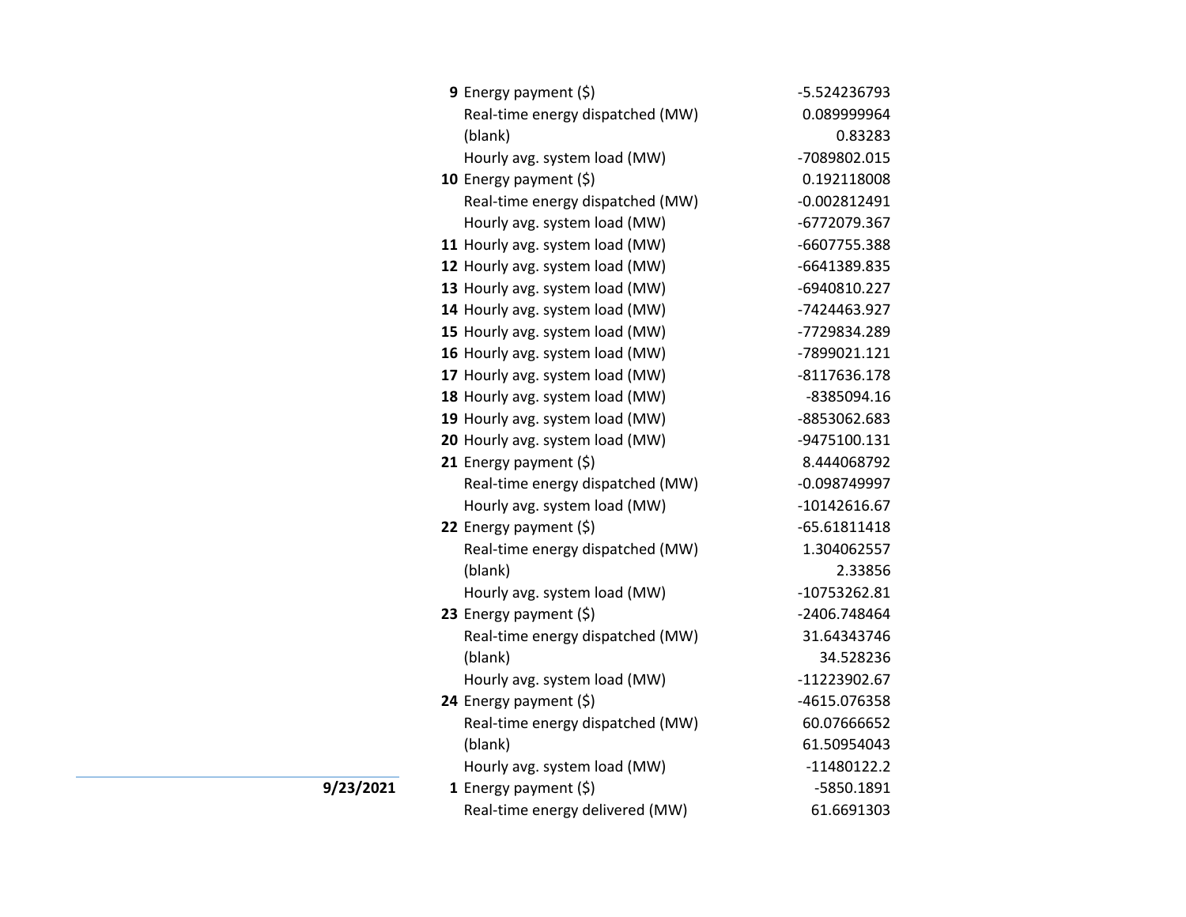| Date | Hour | Item | Value |
|---|---|---|---|
| | **9** | Energy payment ($) | -5.524236793 |
| | | Real-time energy dispatched (MW) | 0.089999964 |
| | | (blank) | 0.83283 |
| | | Hourly avg. system load (MW) | -7089802.015 |
| | **10** | Energy payment ($) | 0.192118008 |
| | | Real-time energy dispatched (MW) | -0.002812491 |
| | | Hourly avg. system load (MW) | -6772079.367 |
| | **11** | Hourly avg. system load (MW) | -6607755.388 |
| | **12** | Hourly avg. system load (MW) | -6641389.835 |
| | **13** | Hourly avg. system load (MW) | -6940810.227 |
| | **14** | Hourly avg. system load (MW) | -7424463.927 |
| | **15** | Hourly avg. system load (MW) | -7729834.289 |
| | **16** | Hourly avg. system load (MW) | -7899021.121 |
| | **17** | Hourly avg. system load (MW) | -8117636.178 |
| | **18** | Hourly avg. system load (MW) | -8385094.16 |
| | **19** | Hourly avg. system load (MW) | -8853062.683 |
| | **20** | Hourly avg. system load (MW) | -9475100.131 |
| | **21** | Energy payment ($) | 8.444068792 |
| | | Real-time energy dispatched (MW) | -0.098749997 |
| | | Hourly avg. system load (MW) | -10142616.67 |
| | **22** | Energy payment ($) | -65.61811418 |
| | | Real-time energy dispatched (MW) | 1.304062557 |
| | | (blank) | 2.33856 |
| | | Hourly avg. system load (MW) | -10753262.81 |
| | **23** | Energy payment ($) | -2406.748464 |
| | | Real-time energy dispatched (MW) | 31.64343746 |
| | | (blank) | 34.528236 |
| | | Hourly avg. system load (MW) | -11223902.67 |
| | **24** | Energy payment ($) | -4615.076358 |
| | | Real-time energy dispatched (MW) | 60.07666652 |
| | | (blank) | 61.50954043 |
| | | Hourly avg. system load (MW) | -11480122.2 |
| **9/23/2021** | **1** | Energy payment ($) | -5850.1891 |
| | | Real-time energy delivered (MW) | 61.6691303 |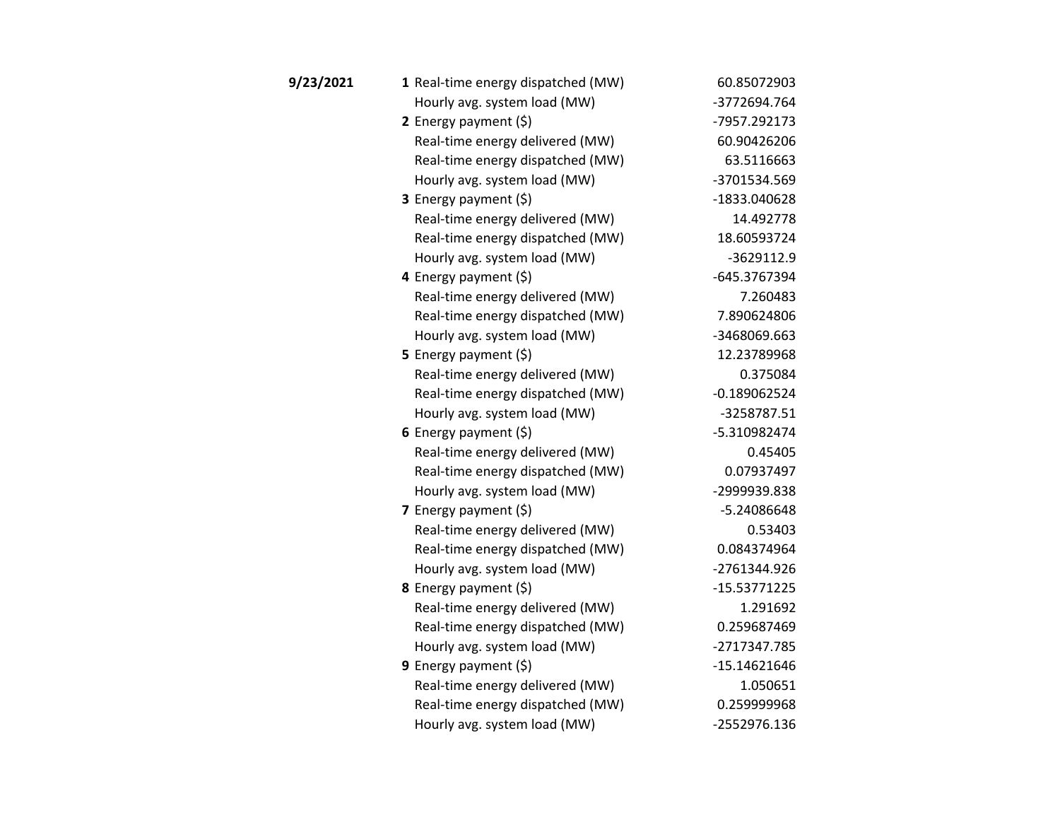| Date | Hour | Metric | Value |
| --- | --- | --- | --- |
| **9/23/2021** | **1** | Real-time energy dispatched (MW) | 60.85072903 |
| | | Hourly avg. system load (MW) | -3772694.764 |
| | **2** | Energy payment ($) | -7957.292173 |
| | | Real-time energy delivered (MW) | 60.90426206 |
| | | Real-time energy dispatched (MW) | 63.5116663 |
| | | Hourly avg. system load (MW) | -3701534.569 |
| | **3** | Energy payment ($) | -1833.040628 |
| | | Real-time energy delivered (MW) | 14.492778 |
| | | Real-time energy dispatched (MW) | 18.60593724 |
| | | Hourly avg. system load (MW) | -3629112.9 |
| | **4** | Energy payment ($) | -645.3767394 |
| | | Real-time energy delivered (MW) | 7.260483 |
| | | Real-time energy dispatched (MW) | 7.890624806 |
| | | Hourly avg. system load (MW) | -3468069.663 |
| | **5** | Energy payment ($) | 12.23789968 |
| | | Real-time energy delivered (MW) | 0.375084 |
| | | Real-time energy dispatched (MW) | -0.189062524 |
| | | Hourly avg. system load (MW) | -3258787.51 |
| | **6** | Energy payment ($) | -5.310982474 |
| | | Real-time energy delivered (MW) | 0.45405 |
| | | Real-time energy dispatched (MW) | 0.07937497 |
| | | Hourly avg. system load (MW) | -2999939.838 |
| | **7** | Energy payment ($) | -5.24086648 |
| | | Real-time energy delivered (MW) | 0.53403 |
| | | Real-time energy dispatched (MW) | 0.084374964 |
| | | Hourly avg. system load (MW) | -2761344.926 |
| | **8** | Energy payment ($) | -15.53771225 |
| | | Real-time energy delivered (MW) | 1.291692 |
| | | Real-time energy dispatched (MW) | 0.259687469 |
| | | Hourly avg. system load (MW) | -2717347.785 |
| | **9** | Energy payment ($) | -15.14621646 |
| | | Real-time energy delivered (MW) | 1.050651 |
| | | Real-time energy dispatched (MW) | 0.259999968 |
| | | Hourly avg. system load (MW) | -2552976.136 |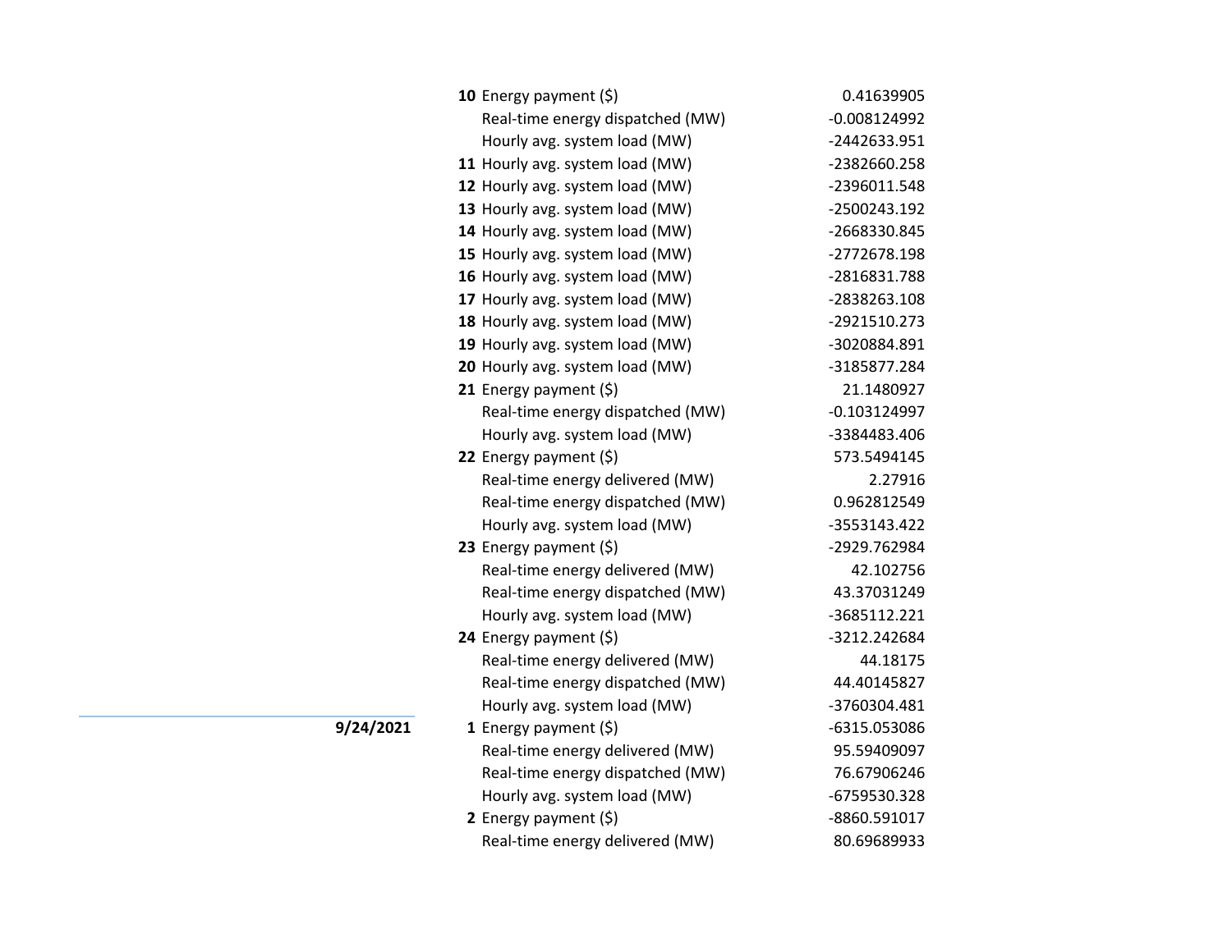| Date | Hour | Measure | Value |
|---|---|---|---|
| | **10** | Energy payment ($) | 0.41639905 |
| | | Real-time energy dispatched (MW) | -0.008124992 |
| | | Hourly avg. system load (MW) | -2442633.951 |
| | **11** | Hourly avg. system load (MW) | -2382660.258 |
| | **12** | Hourly avg. system load (MW) | -2396011.548 |
| | **13** | Hourly avg. system load (MW) | -2500243.192 |
| | **14** | Hourly avg. system load (MW) | -2668330.845 |
| | **15** | Hourly avg. system load (MW) | -2772678.198 |
| | **16** | Hourly avg. system load (MW) | -2816831.788 |
| | **17** | Hourly avg. system load (MW) | -2838263.108 |
| | **18** | Hourly avg. system load (MW) | -2921510.273 |
| | **19** | Hourly avg. system load (MW) | -3020884.891 |
| | **20** | Hourly avg. system load (MW) | -3185877.284 |
| | **21** | Energy payment ($) | 21.1480927 |
| | | Real-time energy dispatched (MW) | -0.103124997 |
| | | Hourly avg. system load (MW) | -3384483.406 |
| | **22** | Energy payment ($) | 573.5494145 |
| | | Real-time energy delivered (MW) | 2.27916 |
| | | Real-time energy dispatched (MW) | 0.962812549 |
| | | Hourly avg. system load (MW) | -3553143.422 |
| | **23** | Energy payment ($) | -2929.762984 |
| | | Real-time energy delivered (MW) | 42.102756 |
| | | Real-time energy dispatched (MW) | 43.37031249 |
| | | Hourly avg. system load (MW) | -3685112.221 |
| | **24** | Energy payment ($) | -3212.242684 |
| | | Real-time energy delivered (MW) | 44.18175 |
| | | Real-time energy dispatched (MW) | 44.40145827 |
| | | Hourly avg. system load (MW) | -3760304.481 |
| **9/24/2021** | **1** | Energy payment ($) | -6315.053086 |
| | | Real-time energy delivered (MW) | 95.59409097 |
| | | Real-time energy dispatched (MW) | 76.67906246 |
| | | Hourly avg. system load (MW) | -6759530.328 |
| | **2** | Energy payment ($) | -8860.591017 |
| | | Real-time energy delivered (MW) | 80.69689933 |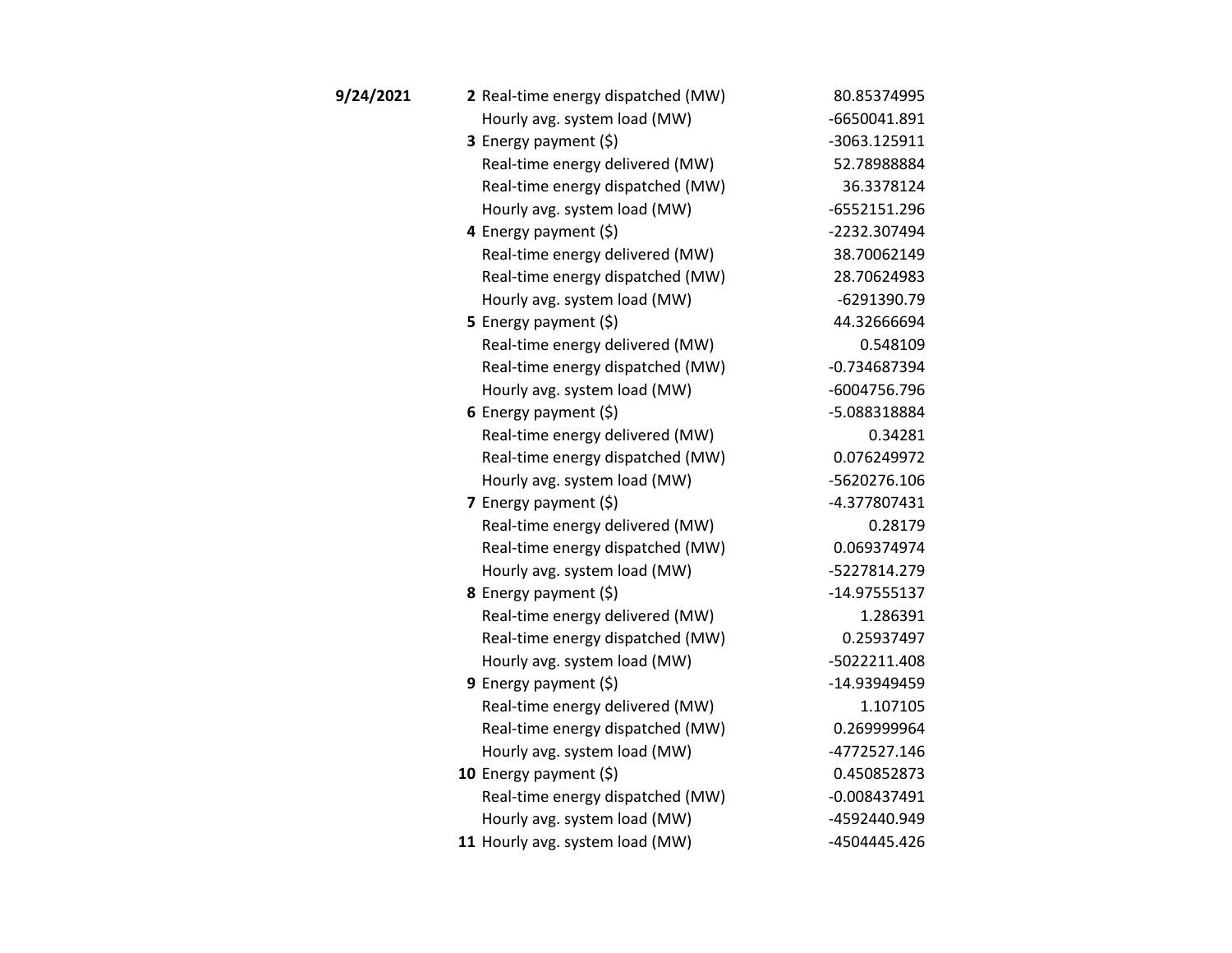| Date | Hour | Metric | Value |
|---|---|---|---|
| **9/24/2021** | **2** | Real-time energy dispatched (MW) | 80.85374995 |
| | | Hourly avg. system load (MW) | -6650041.891 |
| | **3** | Energy payment ($) | -3063.125911 |
| | | Real-time energy delivered (MW) | 52.78988884 |
| | | Real-time energy dispatched (MW) | 36.3378124 |
| | | Hourly avg. system load (MW) | -6552151.296 |
| | **4** | Energy payment ($) | -2232.307494 |
| | | Real-time energy delivered (MW) | 38.70062149 |
| | | Real-time energy dispatched (MW) | 28.70624983 |
| | | Hourly avg. system load (MW) | -6291390.79 |
| | **5** | Energy payment ($) | 44.32666694 |
| | | Real-time energy delivered (MW) | 0.548109 |
| | | Real-time energy dispatched (MW) | -0.734687394 |
| | | Hourly avg. system load (MW) | -6004756.796 |
| | **6** | Energy payment ($) | -5.088318884 |
| | | Real-time energy delivered (MW) | 0.34281 |
| | | Real-time energy dispatched (MW) | 0.076249972 |
| | | Hourly avg. system load (MW) | -5620276.106 |
| | **7** | Energy payment ($) | -4.377807431 |
| | | Real-time energy delivered (MW) | 0.28179 |
| | | Real-time energy dispatched (MW) | 0.069374974 |
| | | Hourly avg. system load (MW) | -5227814.279 |
| | **8** | Energy payment ($) | -14.97555137 |
| | | Real-time energy delivered (MW) | 1.286391 |
| | | Real-time energy dispatched (MW) | 0.25937497 |
| | | Hourly avg. system load (MW) | -5022211.408 |
| | **9** | Energy payment ($) | -14.93949459 |
| | | Real-time energy delivered (MW) | 1.107105 |
| | | Real-time energy dispatched (MW) | 0.269999964 |
| | | Hourly avg. system load (MW) | -4772527.146 |
| | **10** | Energy payment ($) | 0.450852873 |
| | | Real-time energy dispatched (MW) | -0.008437491 |
| | | Hourly avg. system load (MW) | -4592440.949 |
| | **11** | Hourly avg. system load (MW) | -4504445.426 |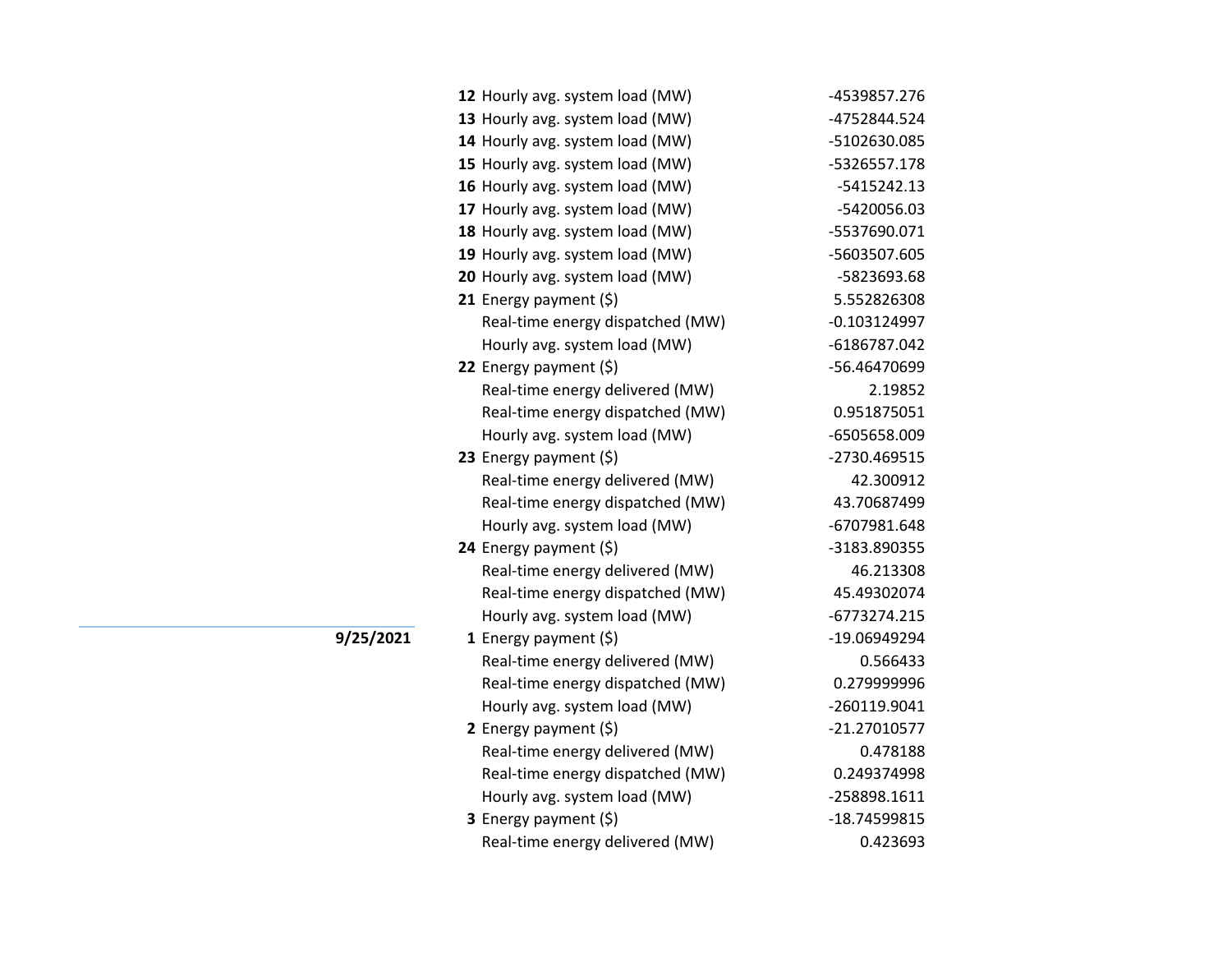| Date | Hour | Item | Value |
|---|---|---|---|
| | **12** | Hourly avg. system load (MW) | -4539857.276 |
| | **13** | Hourly avg. system load (MW) | -4752844.524 |
| | **14** | Hourly avg. system load (MW) | -5102630.085 |
| | **15** | Hourly avg. system load (MW) | -5326557.178 |
| | **16** | Hourly avg. system load (MW) | -5415242.13 |
| | **17** | Hourly avg. system load (MW) | -5420056.03 |
| | **18** | Hourly avg. system load (MW) | -5537690.071 |
| | **19** | Hourly avg. system load (MW) | -5603507.605 |
| | **20** | Hourly avg. system load (MW) | -5823693.68 |
| | **21** | Energy payment ($) | 5.552826308 |
| | | Real-time energy dispatched (MW) | -0.103124997 |
| | | Hourly avg. system load (MW) | -6186787.042 |
| | **22** | Energy payment ($) | -56.46470699 |
| | | Real-time energy delivered (MW) | 2.19852 |
| | | Real-time energy dispatched (MW) | 0.951875051 |
| | | Hourly avg. system load (MW) | -6505658.009 |
| | **23** | Energy payment ($) | -2730.469515 |
| | | Real-time energy delivered (MW) | 42.300912 |
| | | Real-time energy dispatched (MW) | 43.70687499 |
| | | Hourly avg. system load (MW) | -6707981.648 |
| | **24** | Energy payment ($) | -3183.890355 |
| | | Real-time energy delivered (MW) | 46.213308 |
| | | Real-time energy dispatched (MW) | 45.49302074 |
| | | Hourly avg. system load (MW) | -6773274.215 |
| **9/25/2021** | **1** | Energy payment ($) | -19.06949294 |
| | | Real-time energy delivered (MW) | 0.566433 |
| | | Real-time energy dispatched (MW) | 0.279999996 |
| | | Hourly avg. system load (MW) | -260119.9041 |
| | **2** | Energy payment ($) | -21.27010577 |
| | | Real-time energy delivered (MW) | 0.478188 |
| | | Real-time energy dispatched (MW) | 0.249374998 |
| | | Hourly avg. system load (MW) | -258898.1611 |
| | **3** | Energy payment ($) | -18.74599815 |
| | | Real-time energy delivered (MW) | 0.423693 |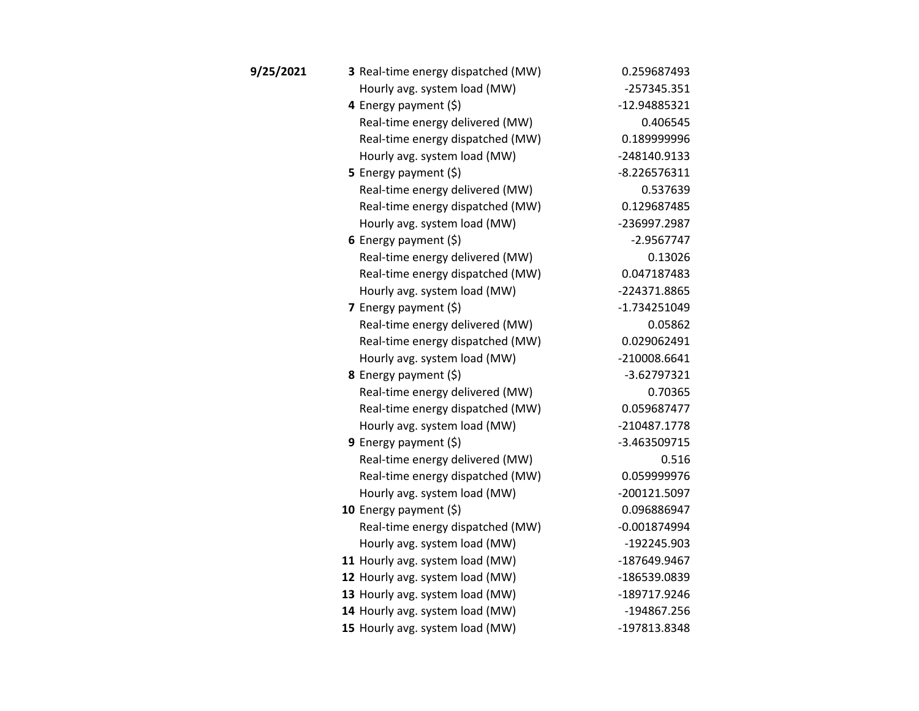| | | | |
|---|---|---|---|
| **9/25/2021** | **3** | Real-time energy dispatched (MW) | 0.259687493 |
| | | Hourly avg. system load (MW) | -257345.351 |
| | **4** | Energy payment ($) | -12.94885321 |
| | | Real-time energy delivered (MW) | 0.406545 |
| | | Real-time energy dispatched (MW) | 0.189999996 |
| | | Hourly avg. system load (MW) | -248140.9133 |
| | **5** | Energy payment ($) | -8.226576311 |
| | | Real-time energy delivered (MW) | 0.537639 |
| | | Real-time energy dispatched (MW) | 0.129687485 |
| | | Hourly avg. system load (MW) | -236997.2987 |
| | **6** | Energy payment ($) | -2.9567747 |
| | | Real-time energy delivered (MW) | 0.13026 |
| | | Real-time energy dispatched (MW) | 0.047187483 |
| | | Hourly avg. system load (MW) | -224371.8865 |
| | **7** | Energy payment ($) | -1.734251049 |
| | | Real-time energy delivered (MW) | 0.05862 |
| | | Real-time energy dispatched (MW) | 0.029062491 |
| | | Hourly avg. system load (MW) | -210008.6641 |
| | **8** | Energy payment ($) | -3.62797321 |
| | | Real-time energy delivered (MW) | 0.70365 |
| | | Real-time energy dispatched (MW) | 0.059687477 |
| | | Hourly avg. system load (MW) | -210487.1778 |
| | **9** | Energy payment ($) | -3.463509715 |
| | | Real-time energy delivered (MW) | 0.516 |
| | | Real-time energy dispatched (MW) | 0.059999976 |
| | | Hourly avg. system load (MW) | -200121.5097 |
| | **10** | Energy payment ($) | 0.096886947 |
| | | Real-time energy dispatched (MW) | -0.001874994 |
| | | Hourly avg. system load (MW) | -192245.903 |
| | **11** | Hourly avg. system load (MW) | -187649.9467 |
| | **12** | Hourly avg. system load (MW) | -186539.0839 |
| | **13** | Hourly avg. system load (MW) | -189717.9246 |
| | **14** | Hourly avg. system load (MW) | -194867.256 |
| | **15** | Hourly avg. system load (MW) | -197813.8348 |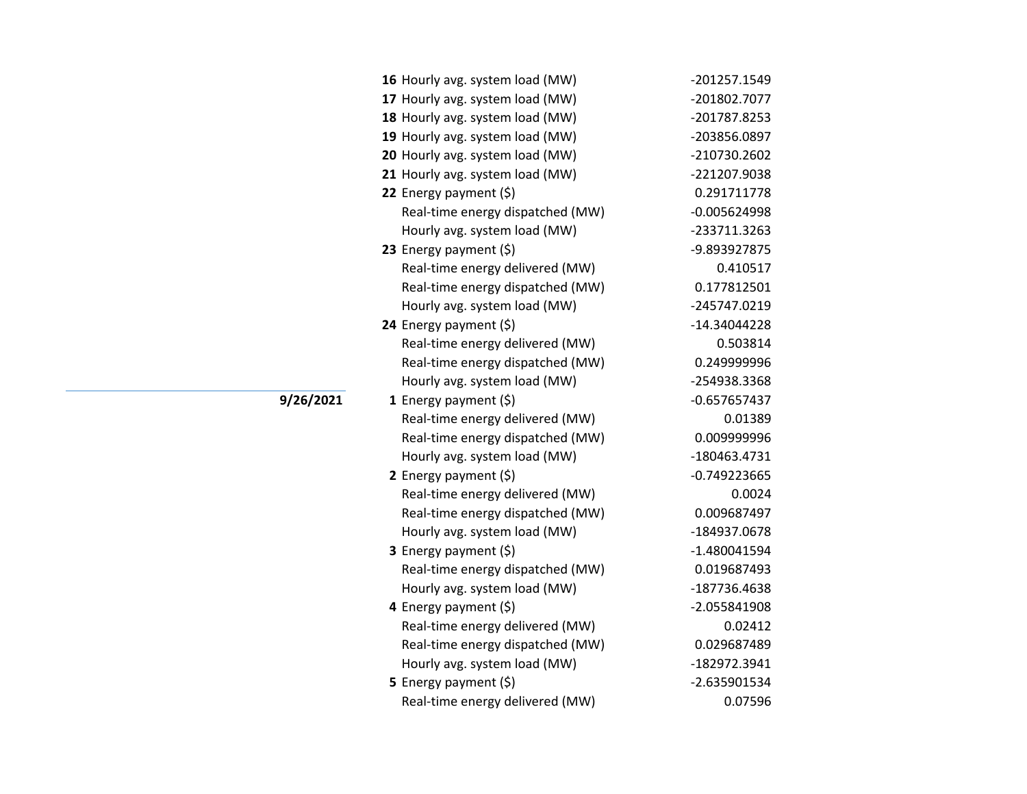| Date | Hour | Item | Value |
|---|---|---|---|
| | **16** | Hourly avg. system load (MW) | -201257.1549 |
| | **17** | Hourly avg. system load (MW) | -201802.7077 |
| | **18** | Hourly avg. system load (MW) | -201787.8253 |
| | **19** | Hourly avg. system load (MW) | -203856.0897 |
| | **20** | Hourly avg. system load (MW) | -210730.2602 |
| | **21** | Hourly avg. system load (MW) | -221207.9038 |
| | **22** | Energy payment ($) | 0.291711778 |
| | | Real-time energy dispatched (MW) | -0.005624998 |
| | | Hourly avg. system load (MW) | -233711.3263 |
| | **23** | Energy payment ($) | -9.893927875 |
| | | Real-time energy delivered (MW) | 0.410517 |
| | | Real-time energy dispatched (MW) | 0.177812501 |
| | | Hourly avg. system load (MW) | -245747.0219 |
| | **24** | Energy payment ($) | -14.34044228 |
| | | Real-time energy delivered (MW) | 0.503814 |
| | | Real-time energy dispatched (MW) | 0.249999996 |
| | | Hourly avg. system load (MW) | -254938.3368 |
| **9/26/2021** | **1** | Energy payment ($) | -0.657657437 |
| | | Real-time energy delivered (MW) | 0.01389 |
| | | Real-time energy dispatched (MW) | 0.009999996 |
| | | Hourly avg. system load (MW) | -180463.4731 |
| | **2** | Energy payment ($) | -0.749223665 |
| | | Real-time energy delivered (MW) | 0.0024 |
| | | Real-time energy dispatched (MW) | 0.009687497 |
| | | Hourly avg. system load (MW) | -184937.0678 |
| | **3** | Energy payment ($) | -1.480041594 |
| | | Real-time energy dispatched (MW) | 0.019687493 |
| | | Hourly avg. system load (MW) | -187736.4638 |
| | **4** | Energy payment ($) | -2.055841908 |
| | | Real-time energy delivered (MW) | 0.02412 |
| | | Real-time energy dispatched (MW) | 0.029687489 |
| | | Hourly avg. system load (MW) | -182972.3941 |
| | **5** | Energy payment ($) | -2.635901534 |
| | | Real-time energy delivered (MW) | 0.07596 |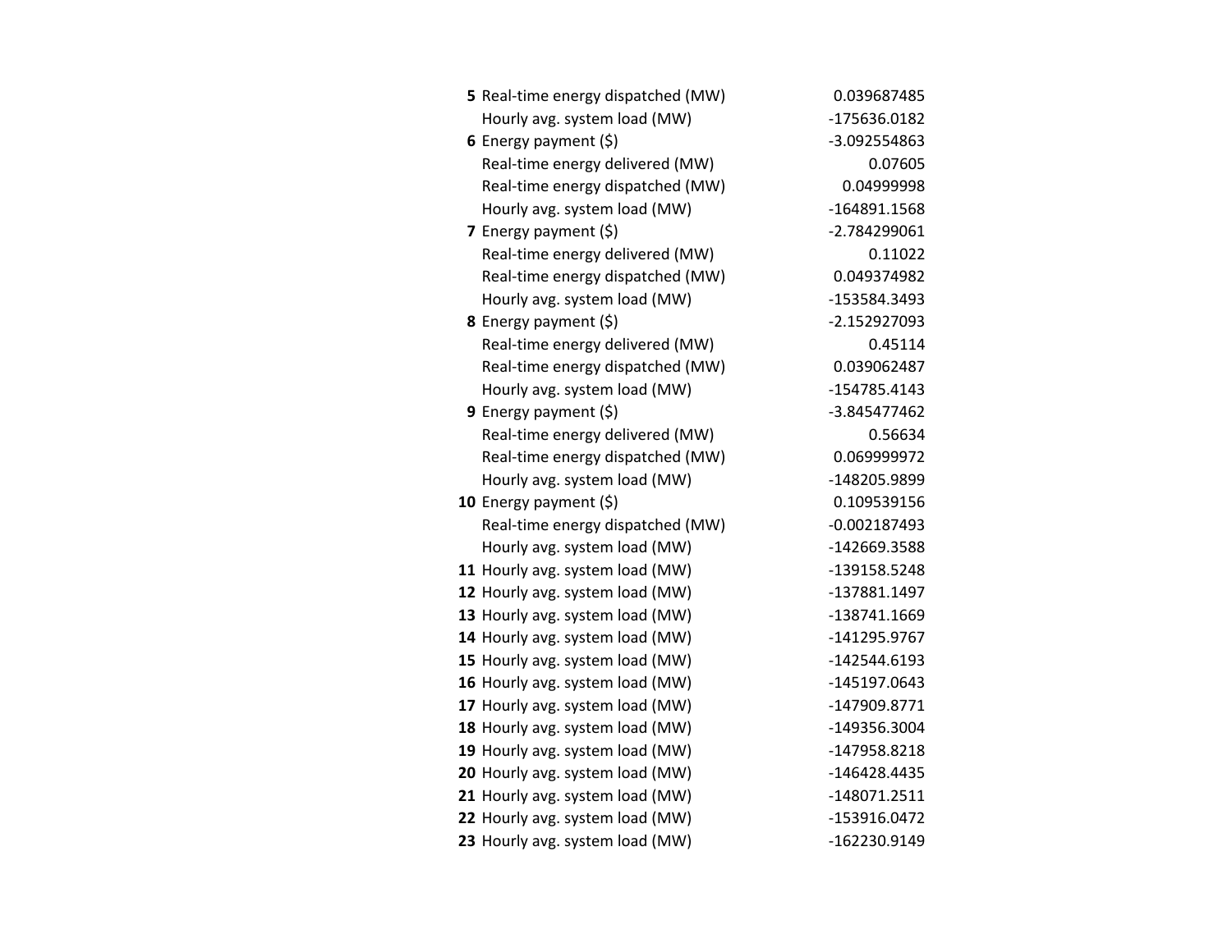| | | |
|---|---|---|
| **5** | Real-time energy dispatched (MW) | 0.039687485 |
| | Hourly avg. system load (MW) | -175636.0182 |
| **6** | Energy payment ($) | -3.092554863 |
| | Real-time energy delivered (MW) | 0.07605 |
| | Real-time energy dispatched (MW) | 0.04999998 |
| | Hourly avg. system load (MW) | -164891.1568 |
| **7** | Energy payment ($) | -2.784299061 |
| | Real-time energy delivered (MW) | 0.11022 |
| | Real-time energy dispatched (MW) | 0.049374982 |
| | Hourly avg. system load (MW) | -153584.3493 |
| **8** | Energy payment ($) | -2.152927093 |
| | Real-time energy delivered (MW) | 0.45114 |
| | Real-time energy dispatched (MW) | 0.039062487 |
| | Hourly avg. system load (MW) | -154785.4143 |
| **9** | Energy payment ($) | -3.845477462 |
| | Real-time energy delivered (MW) | 0.56634 |
| | Real-time energy dispatched (MW) | 0.069999972 |
| | Hourly avg. system load (MW) | -148205.9899 |
| **10** | Energy payment ($) | 0.109539156 |
| | Real-time energy dispatched (MW) | -0.002187493 |
| | Hourly avg. system load (MW) | -142669.3588 |
| **11** | Hourly avg. system load (MW) | -139158.5248 |
| **12** | Hourly avg. system load (MW) | -137881.1497 |
| **13** | Hourly avg. system load (MW) | -138741.1669 |
| **14** | Hourly avg. system load (MW) | -141295.9767 |
| **15** | Hourly avg. system load (MW) | -142544.6193 |
| **16** | Hourly avg. system load (MW) | -145197.0643 |
| **17** | Hourly avg. system load (MW) | -147909.8771 |
| **18** | Hourly avg. system load (MW) | -149356.3004 |
| **19** | Hourly avg. system load (MW) | -147958.8218 |
| **20** | Hourly avg. system load (MW) | -146428.4435 |
| **21** | Hourly avg. system load (MW) | -148071.2511 |
| **22** | Hourly avg. system load (MW) | -153916.0472 |
| **23** | Hourly avg. system load (MW) | -162230.9149 |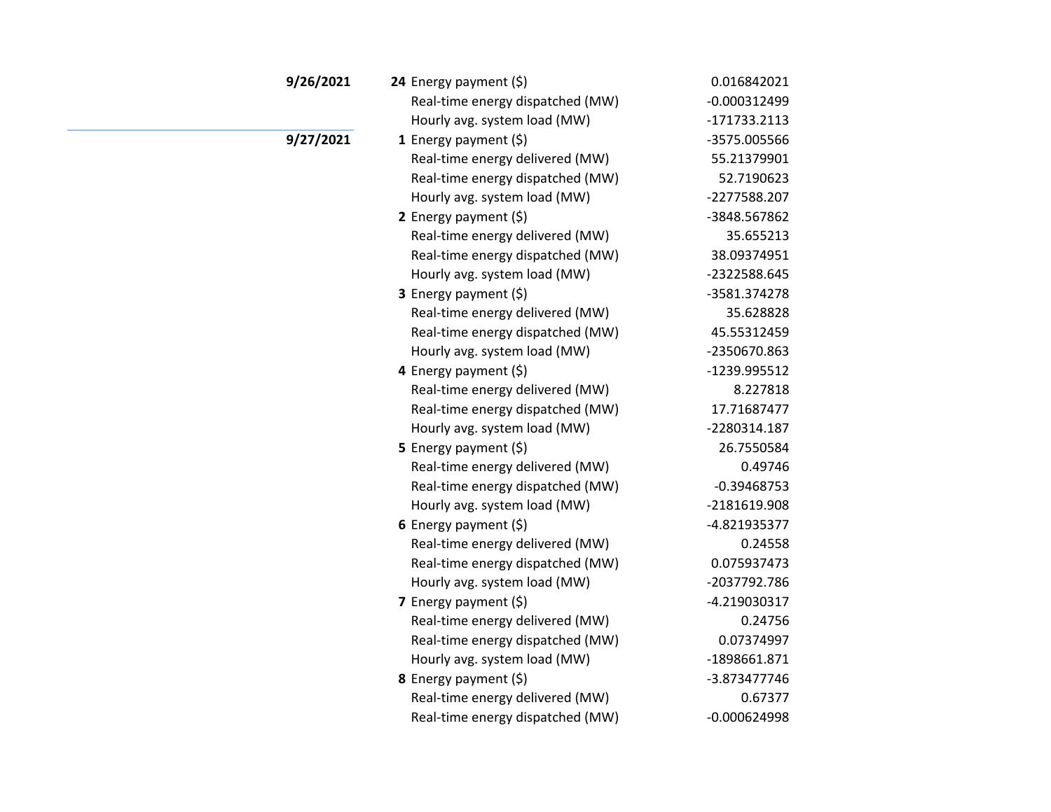| Date | Hour | Metric | Value |
|---|---|---|---|
| **9/26/2021** | **24** | Energy payment ($) | 0.016842021 |
| | | Real-time energy dispatched (MW) | -0.000312499 |
| | | Hourly avg. system load (MW) | -171733.2113 |
| **9/27/2021** | **1** | Energy payment ($) | -3575.005566 |
| | | Real-time energy delivered (MW) | 55.21379901 |
| | | Real-time energy dispatched (MW) | 52.7190623 |
| | | Hourly avg. system load (MW) | -2277588.207 |
| | **2** | Energy payment ($) | -3848.567862 |
| | | Real-time energy delivered (MW) | 35.655213 |
| | | Real-time energy dispatched (MW) | 38.09374951 |
| | | Hourly avg. system load (MW) | -2322588.645 |
| | **3** | Energy payment ($) | -3581.374278 |
| | | Real-time energy delivered (MW) | 35.628828 |
| | | Real-time energy dispatched (MW) | 45.55312459 |
| | | Hourly avg. system load (MW) | -2350670.863 |
| | **4** | Energy payment ($) | -1239.995512 |
| | | Real-time energy delivered (MW) | 8.227818 |
| | | Real-time energy dispatched (MW) | 17.71687477 |
| | | Hourly avg. system load (MW) | -2280314.187 |
| | **5** | Energy payment ($) | 26.7550584 |
| | | Real-time energy delivered (MW) | 0.49746 |
| | | Real-time energy dispatched (MW) | -0.39468753 |
| | | Hourly avg. system load (MW) | -2181619.908 |
| | **6** | Energy payment ($) | -4.821935377 |
| | | Real-time energy delivered (MW) | 0.24558 |
| | | Real-time energy dispatched (MW) | 0.075937473 |
| | | Hourly avg. system load (MW) | -2037792.786 |
| | **7** | Energy payment ($) | -4.219030317 |
| | | Real-time energy delivered (MW) | 0.24756 |
| | | Real-time energy dispatched (MW) | 0.07374997 |
| | | Hourly avg. system load (MW) | -1898661.871 |
| | **8** | Energy payment ($) | -3.873477746 |
| | | Real-time energy delivered (MW) | 0.67377 |
| | | Real-time energy dispatched (MW) | -0.000624998 |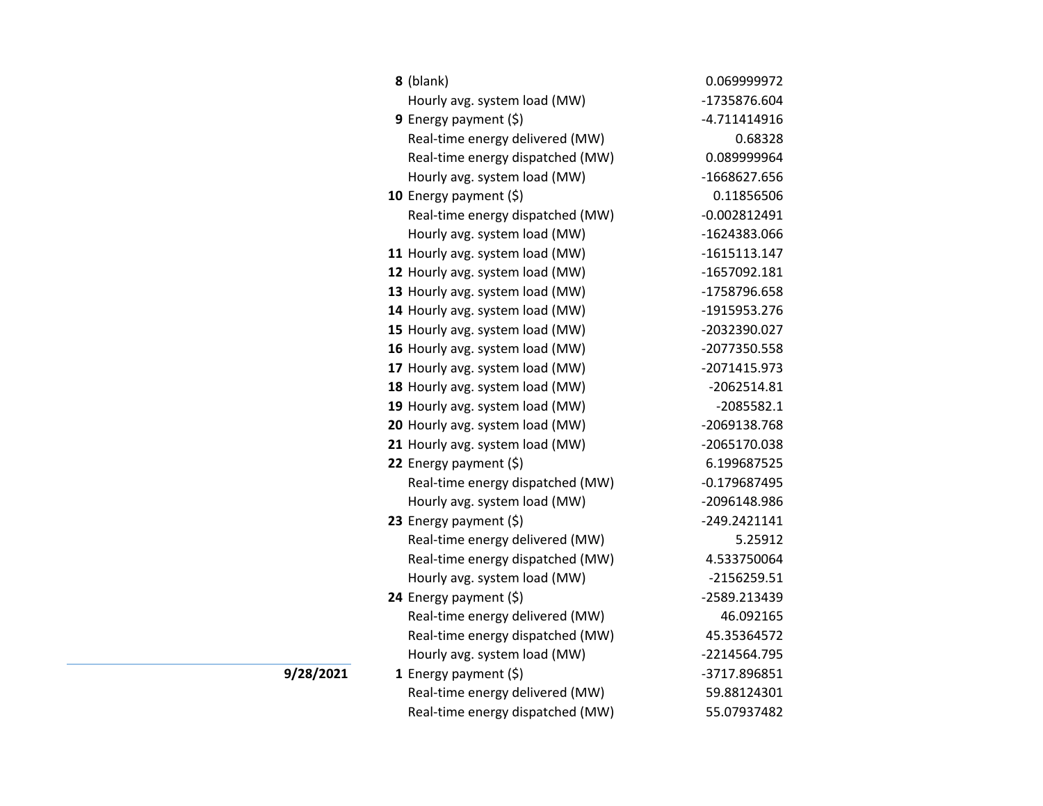| Date | Hour | Metric | Value |
|---|---|---|---|
| | **8** | (blank) | 0.069999972 |
| | | Hourly avg. system load (MW) | -1735876.604 |
| | **9** | Energy payment ($) | -4.711414916 |
| | | Real-time energy delivered (MW) | 0.68328 |
| | | Real-time energy dispatched (MW) | 0.089999964 |
| | | Hourly avg. system load (MW) | -1668627.656 |
| | **10** | Energy payment ($) | 0.11856506 |
| | | Real-time energy dispatched (MW) | -0.002812491 |
| | | Hourly avg. system load (MW) | -1624383.066 |
| | **11** | Hourly avg. system load (MW) | -1615113.147 |
| | **12** | Hourly avg. system load (MW) | -1657092.181 |
| | **13** | Hourly avg. system load (MW) | -1758796.658 |
| | **14** | Hourly avg. system load (MW) | -1915953.276 |
| | **15** | Hourly avg. system load (MW) | -2032390.027 |
| | **16** | Hourly avg. system load (MW) | -2077350.558 |
| | **17** | Hourly avg. system load (MW) | -2071415.973 |
| | **18** | Hourly avg. system load (MW) | -2062514.81 |
| | **19** | Hourly avg. system load (MW) | -2085582.1 |
| | **20** | Hourly avg. system load (MW) | -2069138.768 |
| | **21** | Hourly avg. system load (MW) | -2065170.038 |
| | **22** | Energy payment ($) | 6.199687525 |
| | | Real-time energy dispatched (MW) | -0.179687495 |
| | | Hourly avg. system load (MW) | -2096148.986 |
| | **23** | Energy payment ($) | -249.2421141 |
| | | Real-time energy delivered (MW) | 5.25912 |
| | | Real-time energy dispatched (MW) | 4.533750064 |
| | | Hourly avg. system load (MW) | -2156259.51 |
| | **24** | Energy payment ($) | -2589.213439 |
| | | Real-time energy delivered (MW) | 46.092165 |
| | | Real-time energy dispatched (MW) | 45.35364572 |
| | | Hourly avg. system load (MW) | -2214564.795 |
| **9/28/2021** | **1** | Energy payment ($) | -3717.896851 |
| | | Real-time energy delivered (MW) | 59.88124301 |
| | | Real-time energy dispatched (MW) | 55.07937482 |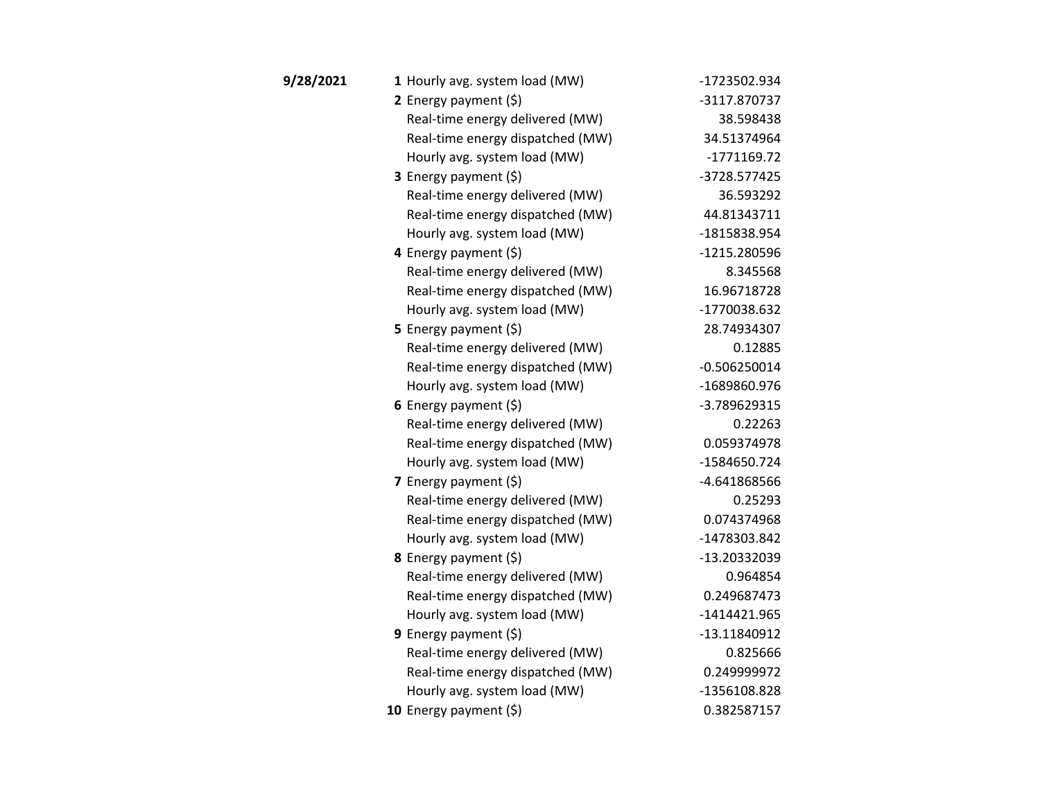| | | | |
|---|---|---|---|
| **9/28/2021** | **1** | Hourly avg. system load (MW) | -1723502.934 |
| | **2** | Energy payment ($) | -3117.870737 |
| | | Real-time energy delivered (MW) | 38.598438 |
| | | Real-time energy dispatched (MW) | 34.51374964 |
| | | Hourly avg. system load (MW) | -1771169.72 |
| | **3** | Energy payment ($) | -3728.577425 |
| | | Real-time energy delivered (MW) | 36.593292 |
| | | Real-time energy dispatched (MW) | 44.81343711 |
| | | Hourly avg. system load (MW) | -1815838.954 |
| | **4** | Energy payment ($) | -1215.280596 |
| | | Real-time energy delivered (MW) | 8.345568 |
| | | Real-time energy dispatched (MW) | 16.96718728 |
| | | Hourly avg. system load (MW) | -1770038.632 |
| | **5** | Energy payment ($) | 28.74934307 |
| | | Real-time energy delivered (MW) | 0.12885 |
| | | Real-time energy dispatched (MW) | -0.506250014 |
| | | Hourly avg. system load (MW) | -1689860.976 |
| | **6** | Energy payment ($) | -3.789629315 |
| | | Real-time energy delivered (MW) | 0.22263 |
| | | Real-time energy dispatched (MW) | 0.059374978 |
| | | Hourly avg. system load (MW) | -1584650.724 |
| | **7** | Energy payment ($) | -4.641868566 |
| | | Real-time energy delivered (MW) | 0.25293 |
| | | Real-time energy dispatched (MW) | 0.074374968 |
| | | Hourly avg. system load (MW) | -1478303.842 |
| | **8** | Energy payment ($) | -13.20332039 |
| | | Real-time energy delivered (MW) | 0.964854 |
| | | Real-time energy dispatched (MW) | 0.249687473 |
| | | Hourly avg. system load (MW) | -1414421.965 |
| | **9** | Energy payment ($) | -13.11840912 |
| | | Real-time energy delivered (MW) | 0.825666 |
| | | Real-time energy dispatched (MW) | 0.249999972 |
| | | Hourly avg. system load (MW) | -1356108.828 |
| | **10** | Energy payment ($) | 0.382587157 |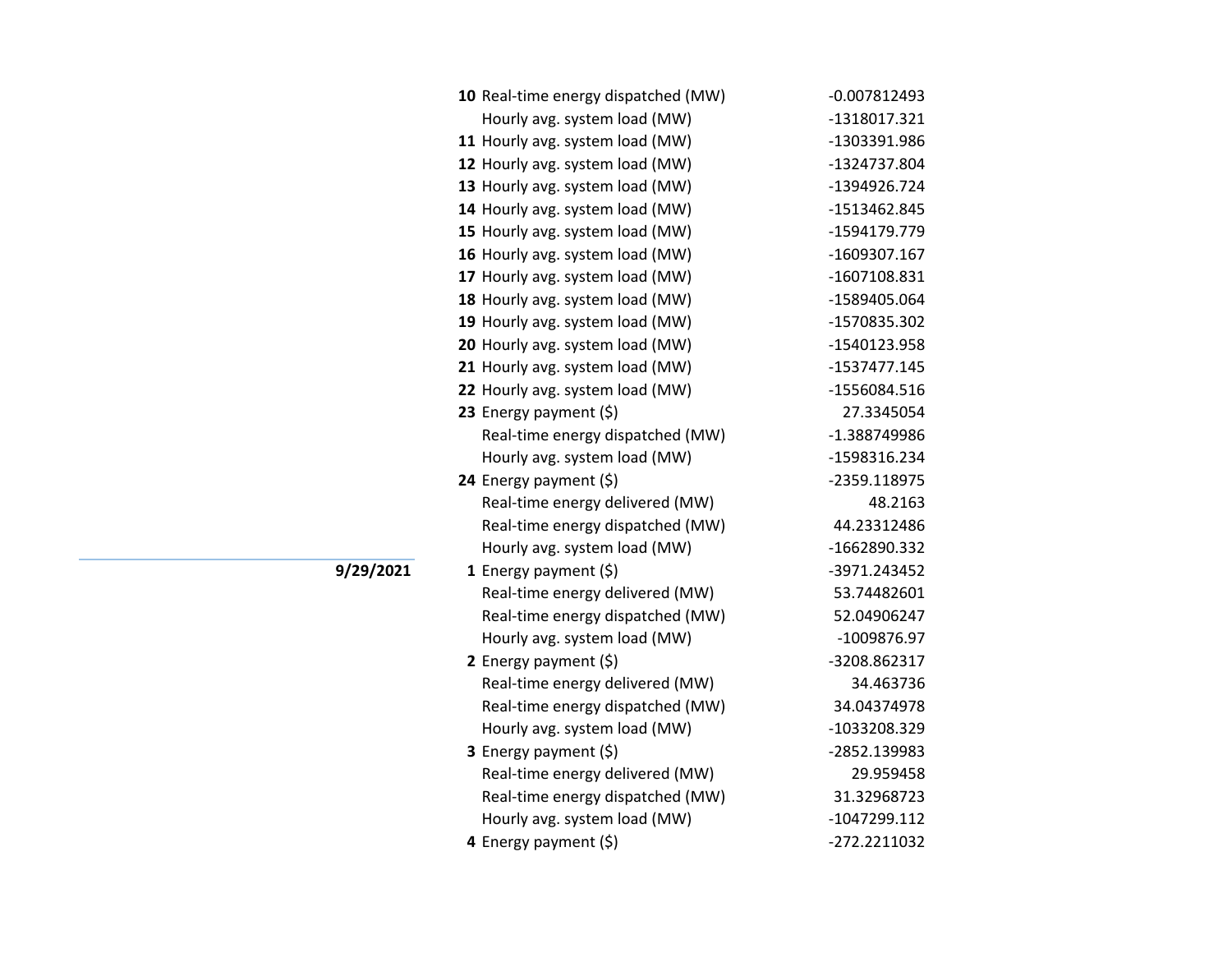| Date | Hour | Item | Value |
|---|---|---|---|
| | **10** | Real-time energy dispatched (MW) | -0.007812493 |
| | | Hourly avg. system load (MW) | -1318017.321 |
| | **11** | Hourly avg. system load (MW) | -1303391.986 |
| | **12** | Hourly avg. system load (MW) | -1324737.804 |
| | **13** | Hourly avg. system load (MW) | -1394926.724 |
| | **14** | Hourly avg. system load (MW) | -1513462.845 |
| | **15** | Hourly avg. system load (MW) | -1594179.779 |
| | **16** | Hourly avg. system load (MW) | -1609307.167 |
| | **17** | Hourly avg. system load (MW) | -1607108.831 |
| | **18** | Hourly avg. system load (MW) | -1589405.064 |
| | **19** | Hourly avg. system load (MW) | -1570835.302 |
| | **20** | Hourly avg. system load (MW) | -1540123.958 |
| | **21** | Hourly avg. system load (MW) | -1537477.145 |
| | **22** | Hourly avg. system load (MW) | -1556084.516 |
| | **23** | Energy payment ($) | 27.3345054 |
| | | Real-time energy dispatched (MW) | -1.388749986 |
| | | Hourly avg. system load (MW) | -1598316.234 |
| | **24** | Energy payment ($) | -2359.118975 |
| | | Real-time energy delivered (MW) | 48.2163 |
| | | Real-time energy dispatched (MW) | 44.23312486 |
| | | Hourly avg. system load (MW) | -1662890.332 |
| **9/29/2021** | **1** | Energy payment ($) | -3971.243452 |
| | | Real-time energy delivered (MW) | 53.74482601 |
| | | Real-time energy dispatched (MW) | 52.04906247 |
| | | Hourly avg. system load (MW) | -1009876.97 |
| | **2** | Energy payment ($) | -3208.862317 |
| | | Real-time energy delivered (MW) | 34.463736 |
| | | Real-time energy dispatched (MW) | 34.04374978 |
| | | Hourly avg. system load (MW) | -1033208.329 |
| | **3** | Energy payment ($) | -2852.139983 |
| | | Real-time energy delivered (MW) | 29.959458 |
| | | Real-time energy dispatched (MW) | 31.32968723 |
| | | Hourly avg. system load (MW) | -1047299.112 |
| | **4** | Energy payment ($) | -272.2211032 |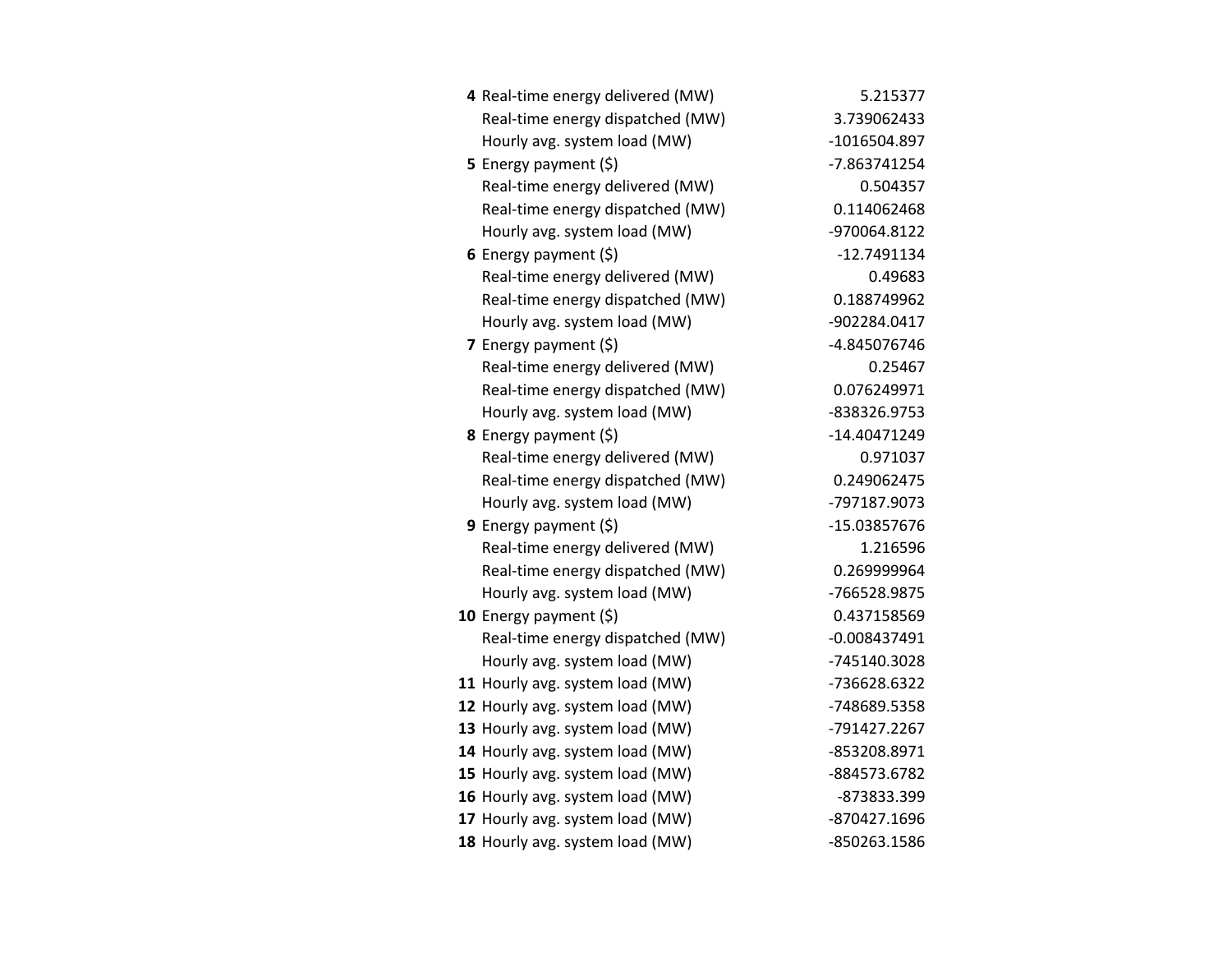| | | |
|---|---|---|
| **4** | Real-time energy delivered (MW) | 5.215377 |
| | Real-time energy dispatched (MW) | 3.739062433 |
| | Hourly avg. system load (MW) | -1016504.897 |
| **5** | Energy payment ($) | -7.863741254 |
| | Real-time energy delivered (MW) | 0.504357 |
| | Real-time energy dispatched (MW) | 0.114062468 |
| | Hourly avg. system load (MW) | -970064.8122 |
| **6** | Energy payment ($) | -12.7491134 |
| | Real-time energy delivered (MW) | 0.49683 |
| | Real-time energy dispatched (MW) | 0.188749962 |
| | Hourly avg. system load (MW) | -902284.0417 |
| **7** | Energy payment ($) | -4.845076746 |
| | Real-time energy delivered (MW) | 0.25467 |
| | Real-time energy dispatched (MW) | 0.076249971 |
| | Hourly avg. system load (MW) | -838326.9753 |
| **8** | Energy payment ($) | -14.40471249 |
| | Real-time energy delivered (MW) | 0.971037 |
| | Real-time energy dispatched (MW) | 0.249062475 |
| | Hourly avg. system load (MW) | -797187.9073 |
| **9** | Energy payment ($) | -15.03857676 |
| | Real-time energy delivered (MW) | 1.216596 |
| | Real-time energy dispatched (MW) | 0.269999964 |
| | Hourly avg. system load (MW) | -766528.9875 |
| **10** | Energy payment ($) | 0.437158569 |
| | Real-time energy dispatched (MW) | -0.008437491 |
| | Hourly avg. system load (MW) | -745140.3028 |
| **11** | Hourly avg. system load (MW) | -736628.6322 |
| **12** | Hourly avg. system load (MW) | -748689.5358 |
| **13** | Hourly avg. system load (MW) | -791427.2267 |
| **14** | Hourly avg. system load (MW) | -853208.8971 |
| **15** | Hourly avg. system load (MW) | -884573.6782 |
| **16** | Hourly avg. system load (MW) | -873833.399 |
| **17** | Hourly avg. system load (MW) | -870427.1696 |
| **18** | Hourly avg. system load (MW) | -850263.1586 |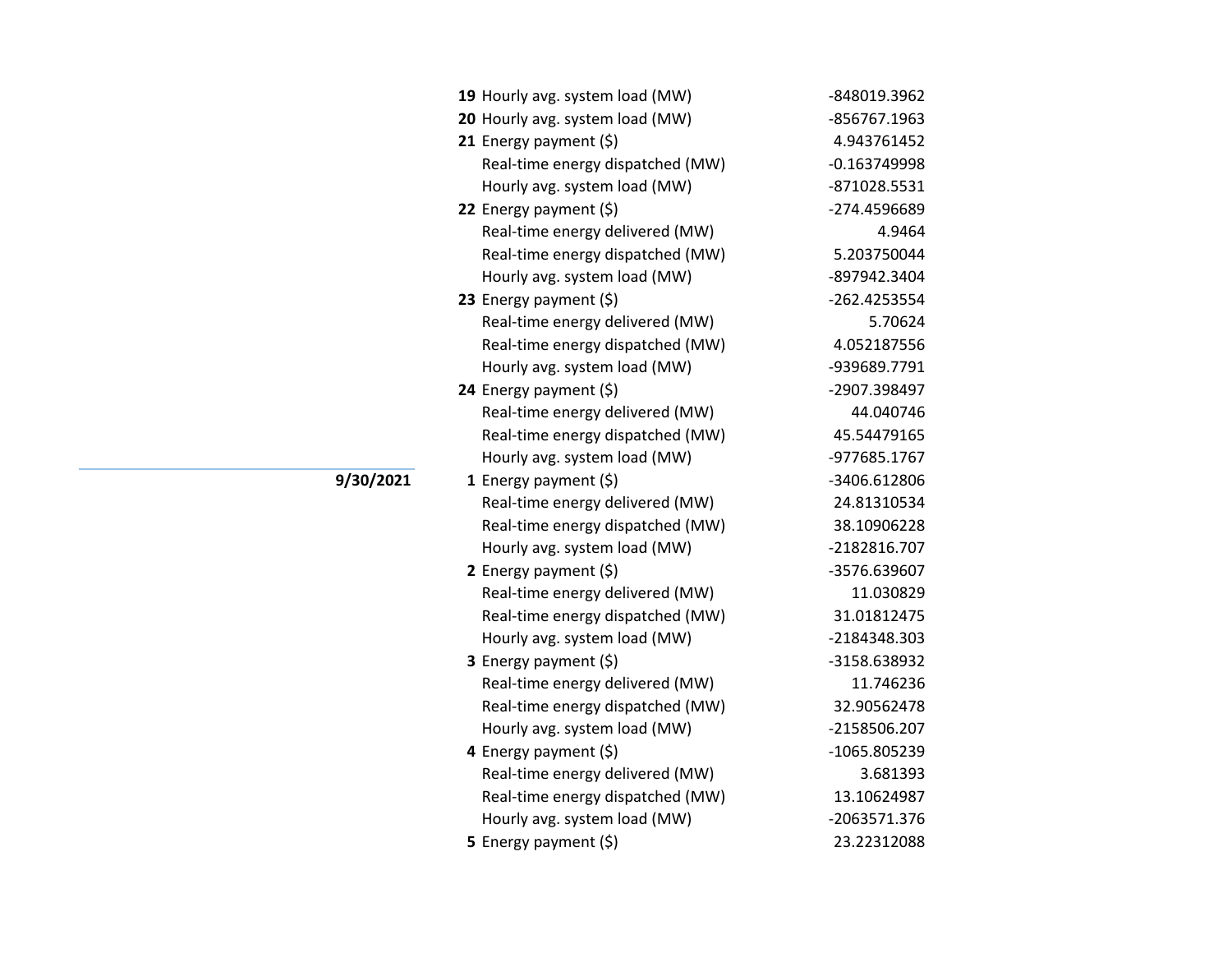| Date | Hour | Item | Value |
|---|---|---|---|
| | **19** | Hourly avg. system load (MW) | -848019.3962 |
| | **20** | Hourly avg. system load (MW) | -856767.1963 |
| | **21** | Energy payment ($) | 4.943761452 |
| | | Real-time energy dispatched (MW) | -0.163749998 |
| | | Hourly avg. system load (MW) | -871028.5531 |
| | **22** | Energy payment ($) | -274.4596689 |
| | | Real-time energy delivered (MW) | 4.9464 |
| | | Real-time energy dispatched (MW) | 5.203750044 |
| | | Hourly avg. system load (MW) | -897942.3404 |
| | **23** | Energy payment ($) | -262.4253554 |
| | | Real-time energy delivered (MW) | 5.70624 |
| | | Real-time energy dispatched (MW) | 4.052187556 |
| | | Hourly avg. system load (MW) | -939689.7791 |
| | **24** | Energy payment ($) | -2907.398497 |
| | | Real-time energy delivered (MW) | 44.040746 |
| | | Real-time energy dispatched (MW) | 45.54479165 |
| | | Hourly avg. system load (MW) | -977685.1767 |
| **9/30/2021** | **1** | Energy payment ($) | -3406.612806 |
| | | Real-time energy delivered (MW) | 24.81310534 |
| | | Real-time energy dispatched (MW) | 38.10906228 |
| | | Hourly avg. system load (MW) | -2182816.707 |
| | **2** | Energy payment ($) | -3576.639607 |
| | | Real-time energy delivered (MW) | 11.030829 |
| | | Real-time energy dispatched (MW) | 31.01812475 |
| | | Hourly avg. system load (MW) | -2184348.303 |
| | **3** | Energy payment ($) | -3158.638932 |
| | | Real-time energy delivered (MW) | 11.746236 |
| | | Real-time energy dispatched (MW) | 32.90562478 |
| | | Hourly avg. system load (MW) | -2158506.207 |
| | **4** | Energy payment ($) | -1065.805239 |
| | | Real-time energy delivered (MW) | 3.681393 |
| | | Real-time energy dispatched (MW) | 13.10624987 |
| | | Hourly avg. system load (MW) | -2063571.376 |
| | **5** | Energy payment ($) | 23.22312088 |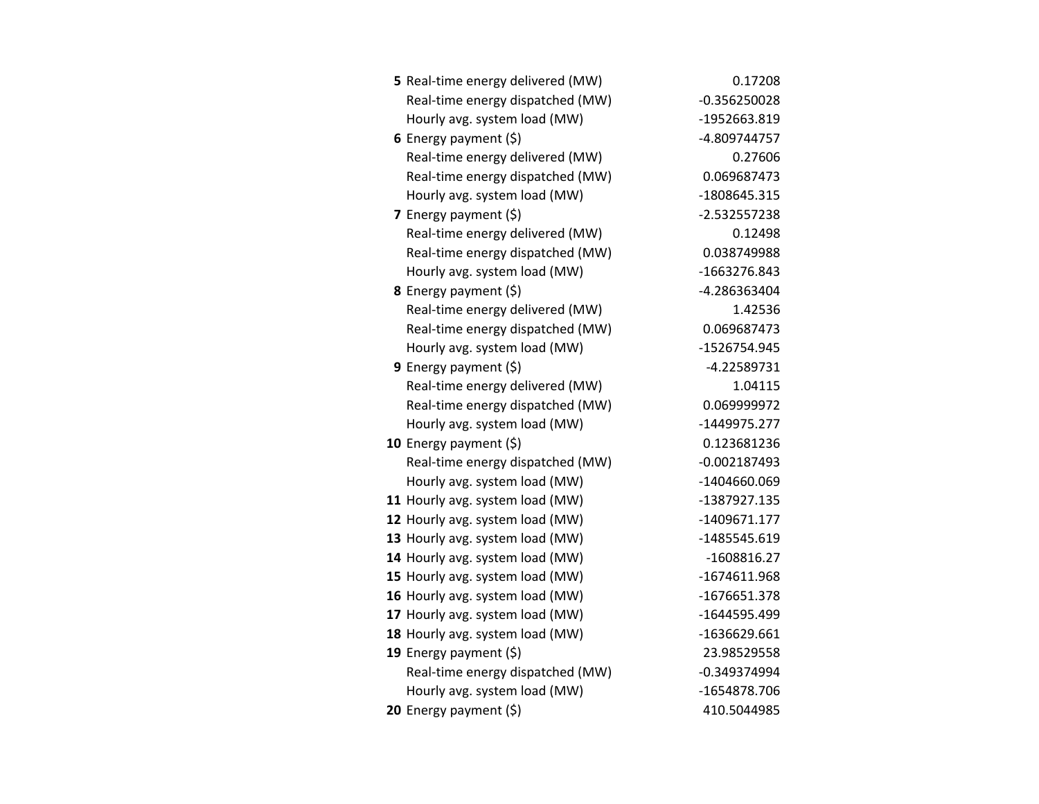| | | |
|---|---|---|
| **5** | Real-time energy delivered (MW) | 0.17208 |
| | Real-time energy dispatched (MW) | -0.356250028 |
| | Hourly avg. system load (MW) | -1952663.819 |
| **6** | Energy payment ($) | -4.809744757 |
| | Real-time energy delivered (MW) | 0.27606 |
| | Real-time energy dispatched (MW) | 0.069687473 |
| | Hourly avg. system load (MW) | -1808645.315 |
| **7** | Energy payment ($) | -2.532557238 |
| | Real-time energy delivered (MW) | 0.12498 |
| | Real-time energy dispatched (MW) | 0.038749988 |
| | Hourly avg. system load (MW) | -1663276.843 |
| **8** | Energy payment ($) | -4.286363404 |
| | Real-time energy delivered (MW) | 1.42536 |
| | Real-time energy dispatched (MW) | 0.069687473 |
| | Hourly avg. system load (MW) | -1526754.945 |
| **9** | Energy payment ($) | -4.22589731 |
| | Real-time energy delivered (MW) | 1.04115 |
| | Real-time energy dispatched (MW) | 0.069999972 |
| | Hourly avg. system load (MW) | -1449975.277 |
| **10** | Energy payment ($) | 0.123681236 |
| | Real-time energy dispatched (MW) | -0.002187493 |
| | Hourly avg. system load (MW) | -1404660.069 |
| **11** | Hourly avg. system load (MW) | -1387927.135 |
| **12** | Hourly avg. system load (MW) | -1409671.177 |
| **13** | Hourly avg. system load (MW) | -1485545.619 |
| **14** | Hourly avg. system load (MW) | -1608816.27 |
| **15** | Hourly avg. system load (MW) | -1674611.968 |
| **16** | Hourly avg. system load (MW) | -1676651.378 |
| **17** | Hourly avg. system load (MW) | -1644595.499 |
| **18** | Hourly avg. system load (MW) | -1636629.661 |
| **19** | Energy payment ($) | 23.98529558 |
| | Real-time energy dispatched (MW) | -0.349374994 |
| | Hourly avg. system load (MW) | -1654878.706 |
| **20** | Energy payment ($) | 410.5044985 |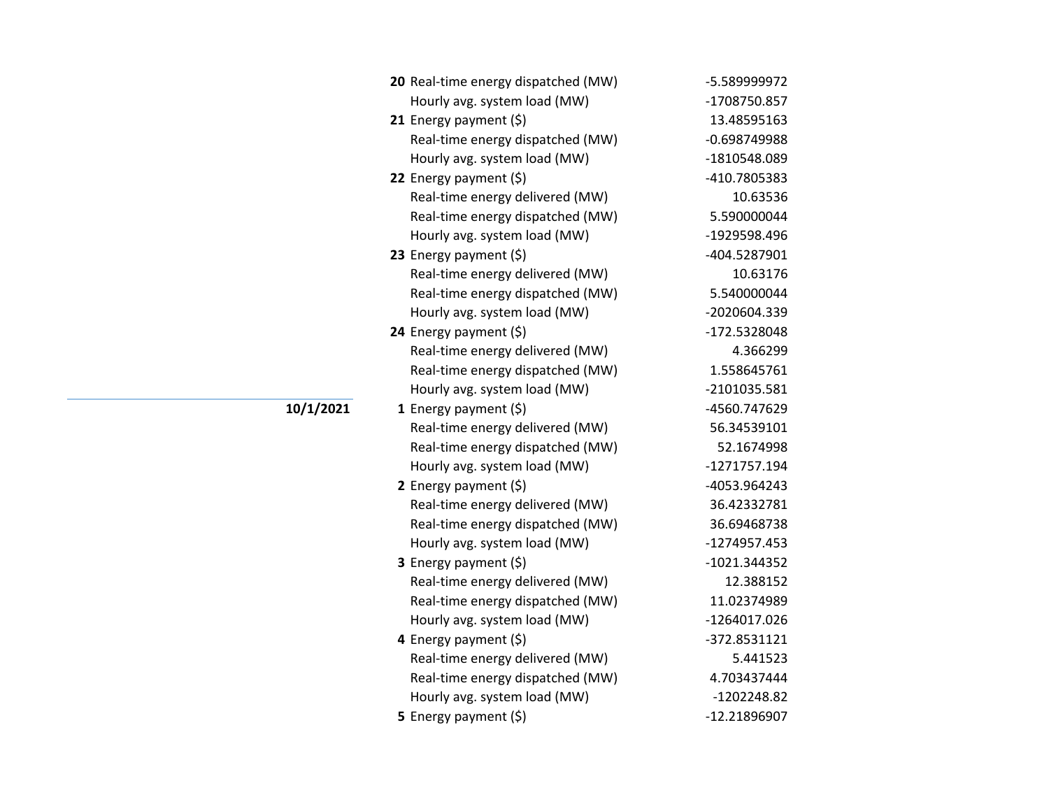| Date | Hour | Item | Value |
|---|---|---|---|
| | **20** | Real-time energy dispatched (MW) | -5.589999972 |
| | | Hourly avg. system load (MW) | -1708750.857 |
| | **21** | Energy payment ($) | 13.48595163 |
| | | Real-time energy dispatched (MW) | -0.698749988 |
| | | Hourly avg. system load (MW) | -1810548.089 |
| | **22** | Energy payment ($) | -410.7805383 |
| | | Real-time energy delivered (MW) | 10.63536 |
| | | Real-time energy dispatched (MW) | 5.590000044 |
| | | Hourly avg. system load (MW) | -1929598.496 |
| | **23** | Energy payment ($) | -404.5287901 |
| | | Real-time energy delivered (MW) | 10.63176 |
| | | Real-time energy dispatched (MW) | 5.540000044 |
| | | Hourly avg. system load (MW) | -2020604.339 |
| | **24** | Energy payment ($) | -172.5328048 |
| | | Real-time energy delivered (MW) | 4.366299 |
| | | Real-time energy dispatched (MW) | 1.558645761 |
| | | Hourly avg. system load (MW) | -2101035.581 |
| **10/1/2021** | **1** | Energy payment ($) | -4560.747629 |
| | | Real-time energy delivered (MW) | 56.34539101 |
| | | Real-time energy dispatched (MW) | 52.1674998 |
| | | Hourly avg. system load (MW) | -1271757.194 |
| | **2** | Energy payment ($) | -4053.964243 |
| | | Real-time energy delivered (MW) | 36.42332781 |
| | | Real-time energy dispatched (MW) | 36.69468738 |
| | | Hourly avg. system load (MW) | -1274957.453 |
| | **3** | Energy payment ($) | -1021.344352 |
| | | Real-time energy delivered (MW) | 12.388152 |
| | | Real-time energy dispatched (MW) | 11.02374989 |
| | | Hourly avg. system load (MW) | -1264017.026 |
| | **4** | Energy payment ($) | -372.8531121 |
| | | Real-time energy delivered (MW) | 5.441523 |
| | | Real-time energy dispatched (MW) | 4.703437444 |
| | | Hourly avg. system load (MW) | -1202248.82 |
| | **5** | Energy payment ($) | -12.21896907 |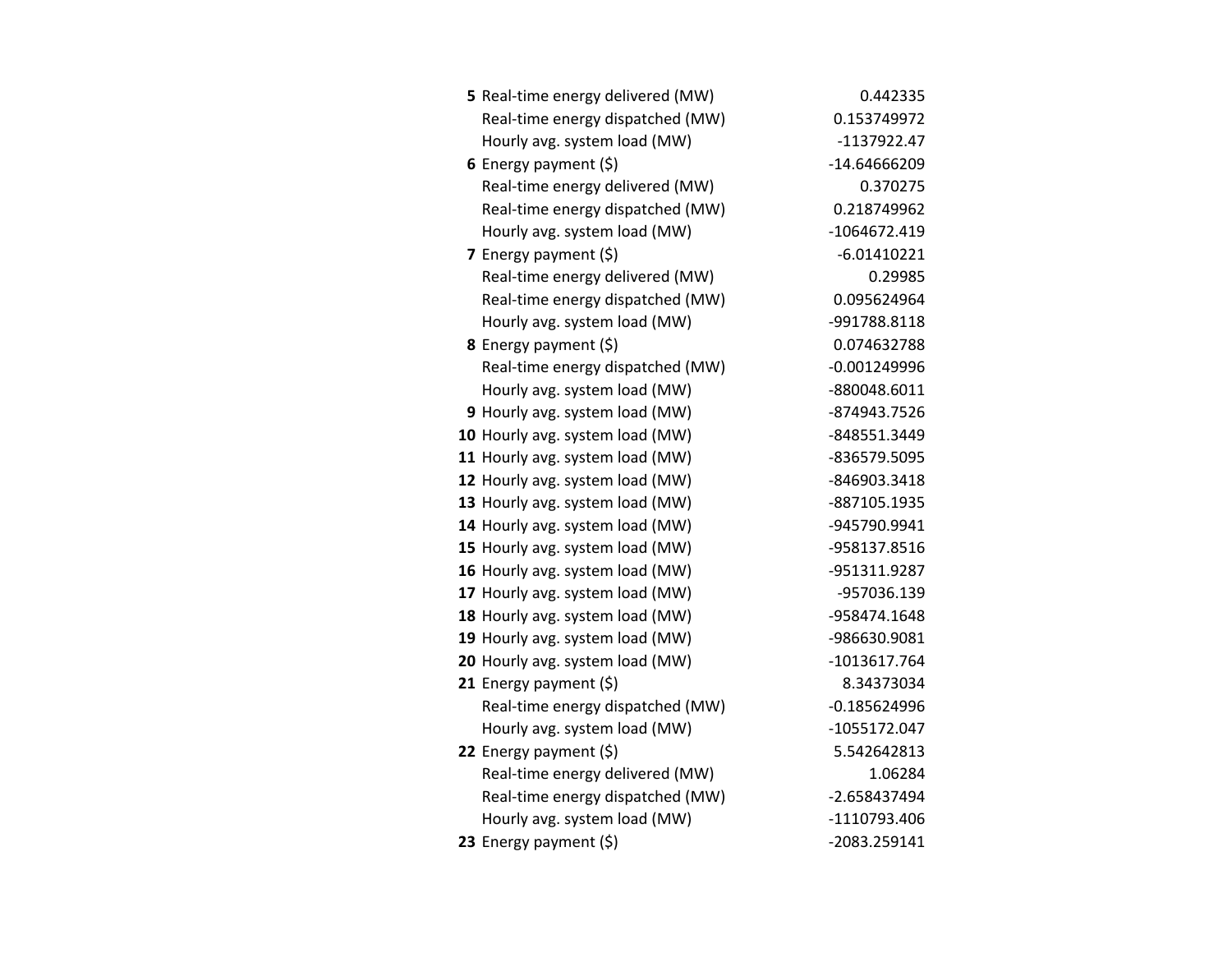| | | |
|---|---|---|
| **5** | Real-time energy delivered (MW) | 0.442335 |
| | Real-time energy dispatched (MW) | 0.153749972 |
| | Hourly avg. system load (MW) | -1137922.47 |
| **6** | Energy payment ($) | -14.64666209 |
| | Real-time energy delivered (MW) | 0.370275 |
| | Real-time energy dispatched (MW) | 0.218749962 |
| | Hourly avg. system load (MW) | -1064672.419 |
| **7** | Energy payment ($) | -6.01410221 |
| | Real-time energy delivered (MW) | 0.29985 |
| | Real-time energy dispatched (MW) | 0.095624964 |
| | Hourly avg. system load (MW) | -991788.8118 |
| **8** | Energy payment ($) | 0.074632788 |
| | Real-time energy dispatched (MW) | -0.001249996 |
| | Hourly avg. system load (MW) | -880048.6011 |
| **9** | Hourly avg. system load (MW) | -874943.7526 |
| **10** | Hourly avg. system load (MW) | -848551.3449 |
| **11** | Hourly avg. system load (MW) | -836579.5095 |
| **12** | Hourly avg. system load (MW) | -846903.3418 |
| **13** | Hourly avg. system load (MW) | -887105.1935 |
| **14** | Hourly avg. system load (MW) | -945790.9941 |
| **15** | Hourly avg. system load (MW) | -958137.8516 |
| **16** | Hourly avg. system load (MW) | -951311.9287 |
| **17** | Hourly avg. system load (MW) | -957036.139 |
| **18** | Hourly avg. system load (MW) | -958474.1648 |
| **19** | Hourly avg. system load (MW) | -986630.9081 |
| **20** | Hourly avg. system load (MW) | -1013617.764 |
| **21** | Energy payment ($) | 8.34373034 |
| | Real-time energy dispatched (MW) | -0.185624996 |
| | Hourly avg. system load (MW) | -1055172.047 |
| **22** | Energy payment ($) | 5.542642813 |
| | Real-time energy delivered (MW) | 1.06284 |
| | Real-time energy dispatched (MW) | -2.658437494 |
| | Hourly avg. system load (MW) | -1110793.406 |
| **23** | Energy payment ($) | -2083.259141 |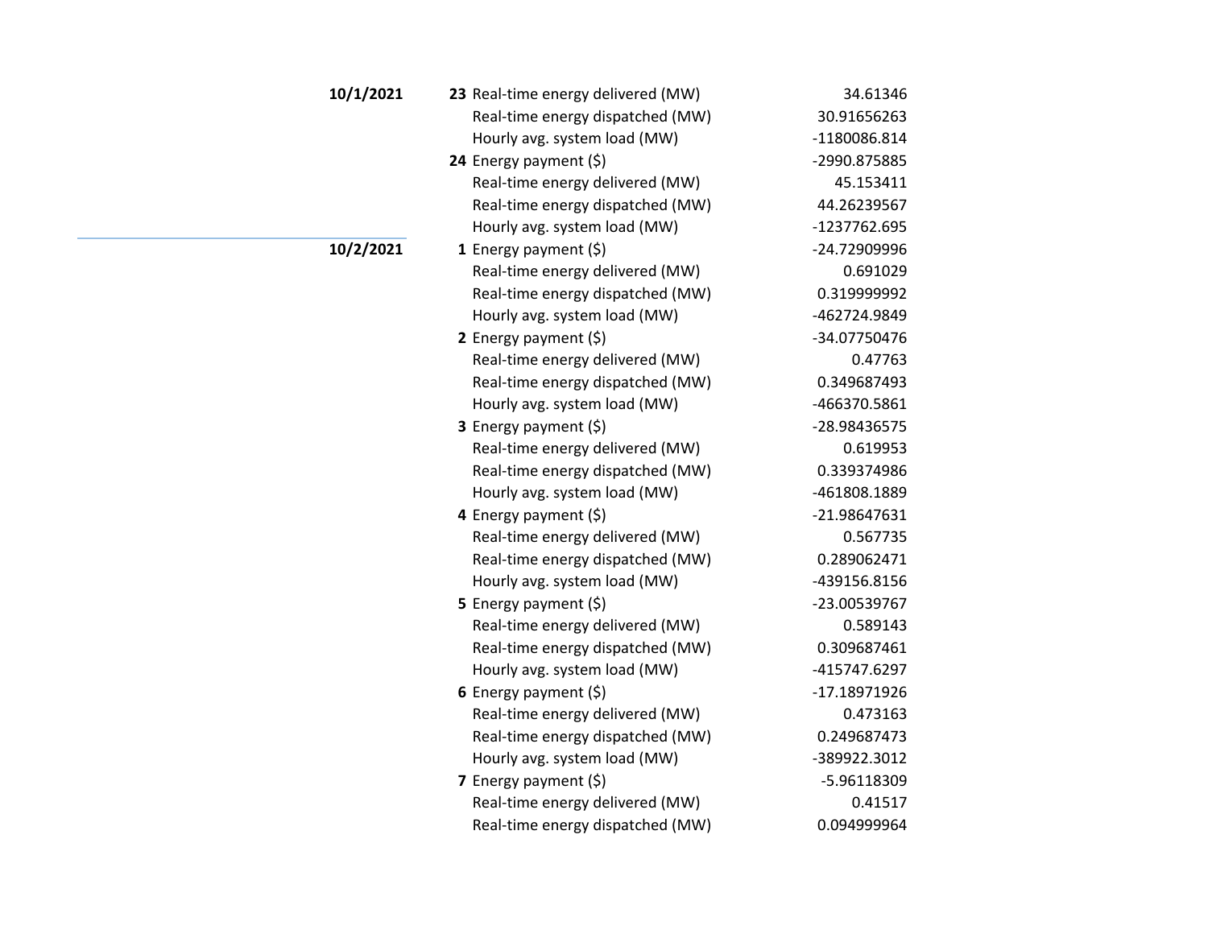| Date | Hour | Metric | Value |
|---|---|---|---|
| **10/1/2021** | **23** | Real-time energy delivered (MW) | 34.61346 |
| | | Real-time energy dispatched (MW) | 30.91656263 |
| | | Hourly avg. system load (MW) | -1180086.814 |
| | **24** | Energy payment ($) | -2990.875885 |
| | | Real-time energy delivered (MW) | 45.153411 |
| | | Real-time energy dispatched (MW) | 44.26239567 |
| | | Hourly avg. system load (MW) | -1237762.695 |
| **10/2/2021** | **1** | Energy payment ($) | -24.72909996 |
| | | Real-time energy delivered (MW) | 0.691029 |
| | | Real-time energy dispatched (MW) | 0.319999992 |
| | | Hourly avg. system load (MW) | -462724.9849 |
| | **2** | Energy payment ($) | -34.07750476 |
| | | Real-time energy delivered (MW) | 0.47763 |
| | | Real-time energy dispatched (MW) | 0.349687493 |
| | | Hourly avg. system load (MW) | -466370.5861 |
| | **3** | Energy payment ($) | -28.98436575 |
| | | Real-time energy delivered (MW) | 0.619953 |
| | | Real-time energy dispatched (MW) | 0.339374986 |
| | | Hourly avg. system load (MW) | -461808.1889 |
| | **4** | Energy payment ($) | -21.98647631 |
| | | Real-time energy delivered (MW) | 0.567735 |
| | | Real-time energy dispatched (MW) | 0.289062471 |
| | | Hourly avg. system load (MW) | -439156.8156 |
| | **5** | Energy payment ($) | -23.00539767 |
| | | Real-time energy delivered (MW) | 0.589143 |
| | | Real-time energy dispatched (MW) | 0.309687461 |
| | | Hourly avg. system load (MW) | -415747.6297 |
| | **6** | Energy payment ($) | -17.18971926 |
| | | Real-time energy delivered (MW) | 0.473163 |
| | | Real-time energy dispatched (MW) | 0.249687473 |
| | | Hourly avg. system load (MW) | -389922.3012 |
| | **7** | Energy payment ($) | -5.96118309 |
| | | Real-time energy delivered (MW) | 0.41517 |
| | | Real-time energy dispatched (MW) | 0.094999964 |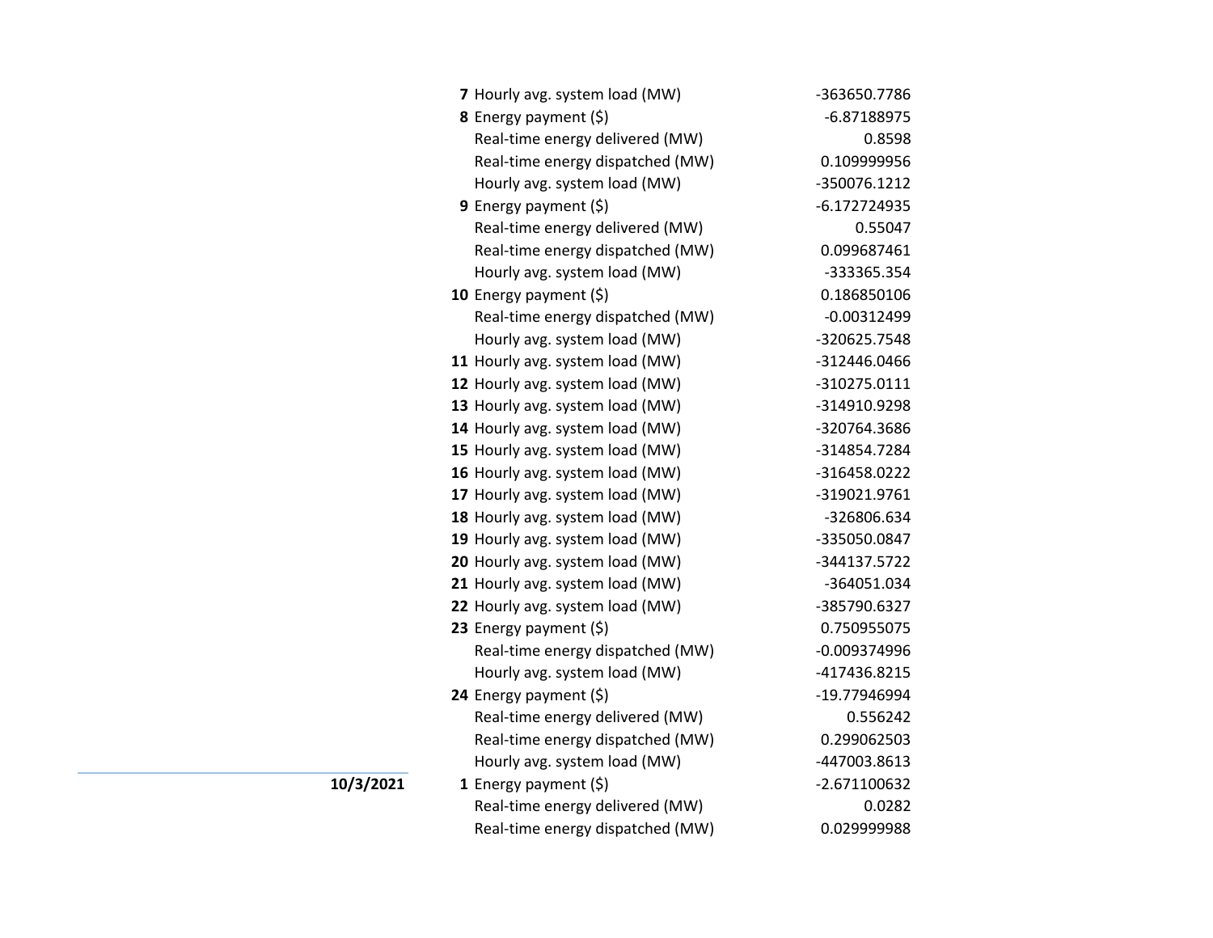| Date | Hour | Item | Value |
|---|---|---|---|
| | 7 | Hourly avg. system load (MW) | -363650.7786 |
| | 8 | Energy payment ($) | -6.87188975 |
| | | Real-time energy delivered (MW) | 0.8598 |
| | | Real-time energy dispatched (MW) | 0.109999956 |
| | | Hourly avg. system load (MW) | -350076.1212 |
| | 9 | Energy payment ($) | -6.172724935 |
| | | Real-time energy delivered (MW) | 0.55047 |
| | | Real-time energy dispatched (MW) | 0.099687461 |
| | | Hourly avg. system load (MW) | -333365.354 |
| | 10 | Energy payment ($) | 0.186850106 |
| | | Real-time energy dispatched (MW) | -0.00312499 |
| | | Hourly avg. system load (MW) | -320625.7548 |
| | 11 | Hourly avg. system load (MW) | -312446.0466 |
| | 12 | Hourly avg. system load (MW) | -310275.0111 |
| | 13 | Hourly avg. system load (MW) | -314910.9298 |
| | 14 | Hourly avg. system load (MW) | -320764.3686 |
| | 15 | Hourly avg. system load (MW) | -314854.7284 |
| | 16 | Hourly avg. system load (MW) | -316458.0222 |
| | 17 | Hourly avg. system load (MW) | -319021.9761 |
| | 18 | Hourly avg. system load (MW) | -326806.634 |
| | 19 | Hourly avg. system load (MW) | -335050.0847 |
| | 20 | Hourly avg. system load (MW) | -344137.5722 |
| | 21 | Hourly avg. system load (MW) | -364051.034 |
| | 22 | Hourly avg. system load (MW) | -385790.6327 |
| | 23 | Energy payment ($) | 0.750955075 |
| | | Real-time energy dispatched (MW) | -0.009374996 |
| | | Hourly avg. system load (MW) | -417436.8215 |
| | 24 | Energy payment ($) | -19.77946994 |
| | | Real-time energy delivered (MW) | 0.556242 |
| | | Real-time energy dispatched (MW) | 0.299062503 |
| | | Hourly avg. system load (MW) | -447003.8613 |
| **10/3/2021** | 1 | Energy payment ($) | -2.671100632 |
| | | Real-time energy delivered (MW) | 0.0282 |
| | | Real-time energy dispatched (MW) | 0.029999988 |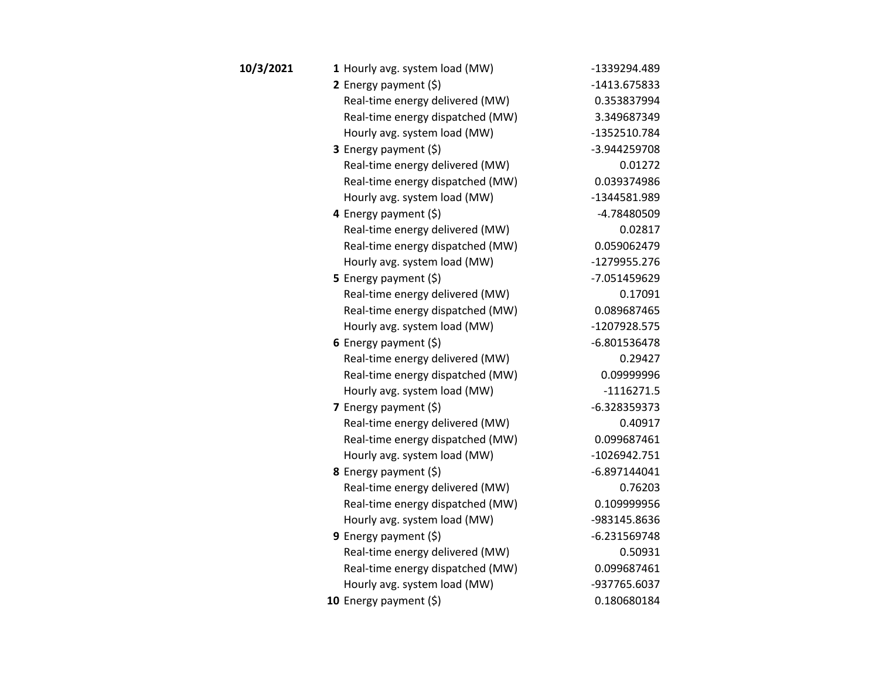| Date | Hour | Item | Value |
|---|---|---|---|
| **10/3/2021** | **1** | Hourly avg. system load (MW) | -1339294.489 |
| | **2** | Energy payment ($) | -1413.675833 |
| | | Real-time energy delivered (MW) | 0.353837994 |
| | | Real-time energy dispatched (MW) | 3.349687349 |
| | | Hourly avg. system load (MW) | -1352510.784 |
| | **3** | Energy payment ($) | -3.944259708 |
| | | Real-time energy delivered (MW) | 0.01272 |
| | | Real-time energy dispatched (MW) | 0.039374986 |
| | | Hourly avg. system load (MW) | -1344581.989 |
| | **4** | Energy payment ($) | -4.78480509 |
| | | Real-time energy delivered (MW) | 0.02817 |
| | | Real-time energy dispatched (MW) | 0.059062479 |
| | | Hourly avg. system load (MW) | -1279955.276 |
| | **5** | Energy payment ($) | -7.051459629 |
| | | Real-time energy delivered (MW) | 0.17091 |
| | | Real-time energy dispatched (MW) | 0.089687465 |
| | | Hourly avg. system load (MW) | -1207928.575 |
| | **6** | Energy payment ($) | -6.801536478 |
| | | Real-time energy delivered (MW) | 0.29427 |
| | | Real-time energy dispatched (MW) | 0.09999996 |
| | | Hourly avg. system load (MW) | -1116271.5 |
| | **7** | Energy payment ($) | -6.328359373 |
| | | Real-time energy delivered (MW) | 0.40917 |
| | | Real-time energy dispatched (MW) | 0.099687461 |
| | | Hourly avg. system load (MW) | -1026942.751 |
| | **8** | Energy payment ($) | -6.897144041 |
| | | Real-time energy delivered (MW) | 0.76203 |
| | | Real-time energy dispatched (MW) | 0.109999956 |
| | | Hourly avg. system load (MW) | -983145.8636 |
| | **9** | Energy payment ($) | -6.231569748 |
| | | Real-time energy delivered (MW) | 0.50931 |
| | | Real-time energy dispatched (MW) | 0.099687461 |
| | | Hourly avg. system load (MW) | -937765.6037 |
| | **10** | Energy payment ($) | 0.180680184 |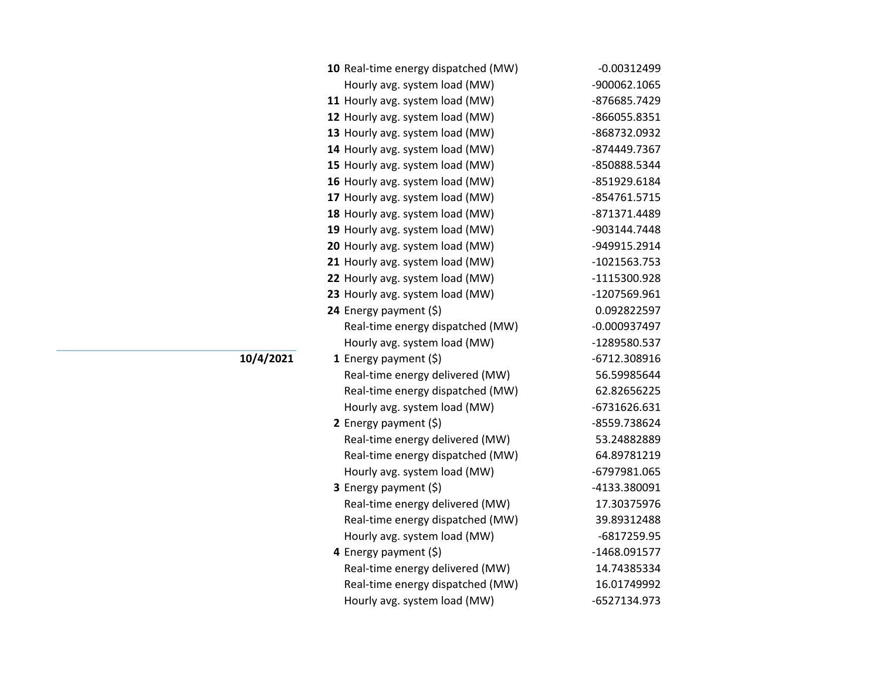| Date | Hour | Item | Value |
|---|---|---|---|
| | **10** | Real-time energy dispatched (MW) | -0.00312499 |
| | | Hourly avg. system load (MW) | -900062.1065 |
| | **11** | Hourly avg. system load (MW) | -876685.7429 |
| | **12** | Hourly avg. system load (MW) | -866055.8351 |
| | **13** | Hourly avg. system load (MW) | -868732.0932 |
| | **14** | Hourly avg. system load (MW) | -874449.7367 |
| | **15** | Hourly avg. system load (MW) | -850888.5344 |
| | **16** | Hourly avg. system load (MW) | -851929.6184 |
| | **17** | Hourly avg. system load (MW) | -854761.5715 |
| | **18** | Hourly avg. system load (MW) | -871371.4489 |
| | **19** | Hourly avg. system load (MW) | -903144.7448 |
| | **20** | Hourly avg. system load (MW) | -949915.2914 |
| | **21** | Hourly avg. system load (MW) | -1021563.753 |
| | **22** | Hourly avg. system load (MW) | -1115300.928 |
| | **23** | Hourly avg. system load (MW) | -1207569.961 |
| | **24** | Energy payment ($) | 0.092822597 |
| | | Real-time energy dispatched (MW) | -0.000937497 |
| | | Hourly avg. system load (MW) | -1289580.537 |
| **10/4/2021** | **1** | Energy payment ($) | -6712.308916 |
| | | Real-time energy delivered (MW) | 56.59985644 |
| | | Real-time energy dispatched (MW) | 62.82656225 |
| | | Hourly avg. system load (MW) | -6731626.631 |
| | **2** | Energy payment ($) | -8559.738624 |
| | | Real-time energy delivered (MW) | 53.24882889 |
| | | Real-time energy dispatched (MW) | 64.89781219 |
| | | Hourly avg. system load (MW) | -6797981.065 |
| | **3** | Energy payment ($) | -4133.380091 |
| | | Real-time energy delivered (MW) | 17.30375976 |
| | | Real-time energy dispatched (MW) | 39.89312488 |
| | | Hourly avg. system load (MW) | -6817259.95 |
| | **4** | Energy payment ($) | -1468.091577 |
| | | Real-time energy delivered (MW) | 14.74385334 |
| | | Real-time energy dispatched (MW) | 16.01749992 |
| | | Hourly avg. system load (MW) | -6527134.973 |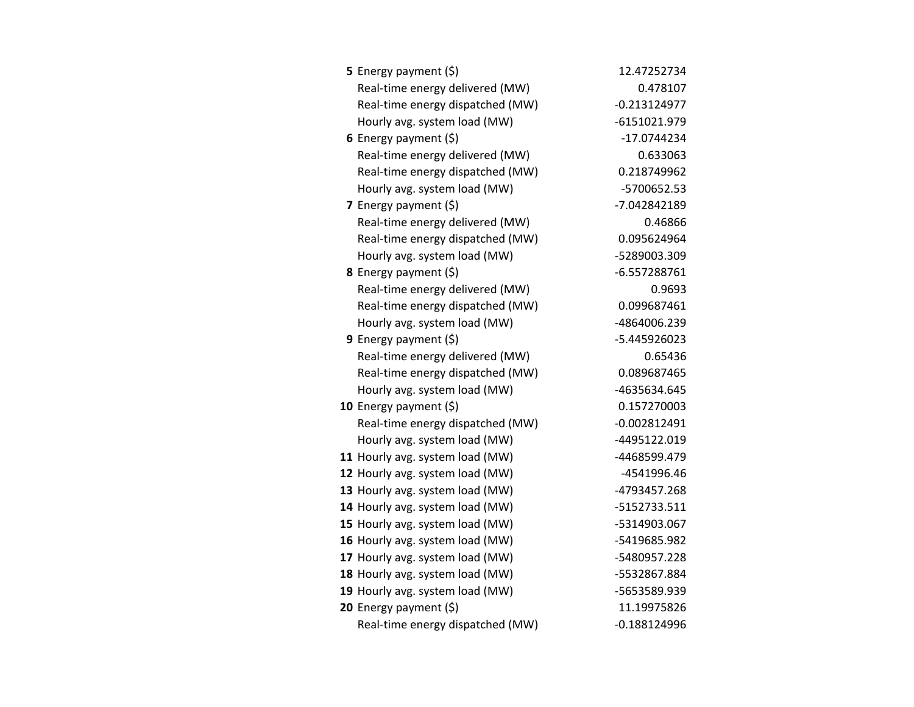| | | |
|---|---|---|
| **5** | Energy payment ($) | 12.47252734 |
| | Real-time energy delivered (MW) | 0.478107 |
| | Real-time energy dispatched (MW) | -0.213124977 |
| | Hourly avg. system load (MW) | -6151021.979 |
| **6** | Energy payment ($) | -17.0744234 |
| | Real-time energy delivered (MW) | 0.633063 |
| | Real-time energy dispatched (MW) | 0.218749962 |
| | Hourly avg. system load (MW) | -5700652.53 |
| **7** | Energy payment ($) | -7.042842189 |
| | Real-time energy delivered (MW) | 0.46866 |
| | Real-time energy dispatched (MW) | 0.095624964 |
| | Hourly avg. system load (MW) | -5289003.309 |
| **8** | Energy payment ($) | -6.557288761 |
| | Real-time energy delivered (MW) | 0.9693 |
| | Real-time energy dispatched (MW) | 0.099687461 |
| | Hourly avg. system load (MW) | -4864006.239 |
| **9** | Energy payment ($) | -5.445926023 |
| | Real-time energy delivered (MW) | 0.65436 |
| | Real-time energy dispatched (MW) | 0.089687465 |
| | Hourly avg. system load (MW) | -4635634.645 |
| **10** | Energy payment ($) | 0.157270003 |
| | Real-time energy dispatched (MW) | -0.002812491 |
| | Hourly avg. system load (MW) | -4495122.019 |
| **11** | Hourly avg. system load (MW) | -4468599.479 |
| **12** | Hourly avg. system load (MW) | -4541996.46 |
| **13** | Hourly avg. system load (MW) | -4793457.268 |
| **14** | Hourly avg. system load (MW) | -5152733.511 |
| **15** | Hourly avg. system load (MW) | -5314903.067 |
| **16** | Hourly avg. system load (MW) | -5419685.982 |
| **17** | Hourly avg. system load (MW) | -5480957.228 |
| **18** | Hourly avg. system load (MW) | -5532867.884 |
| **19** | Hourly avg. system load (MW) | -5653589.939 |
| **20** | Energy payment ($) | 11.19975826 |
| | Real-time energy dispatched (MW) | -0.188124996 |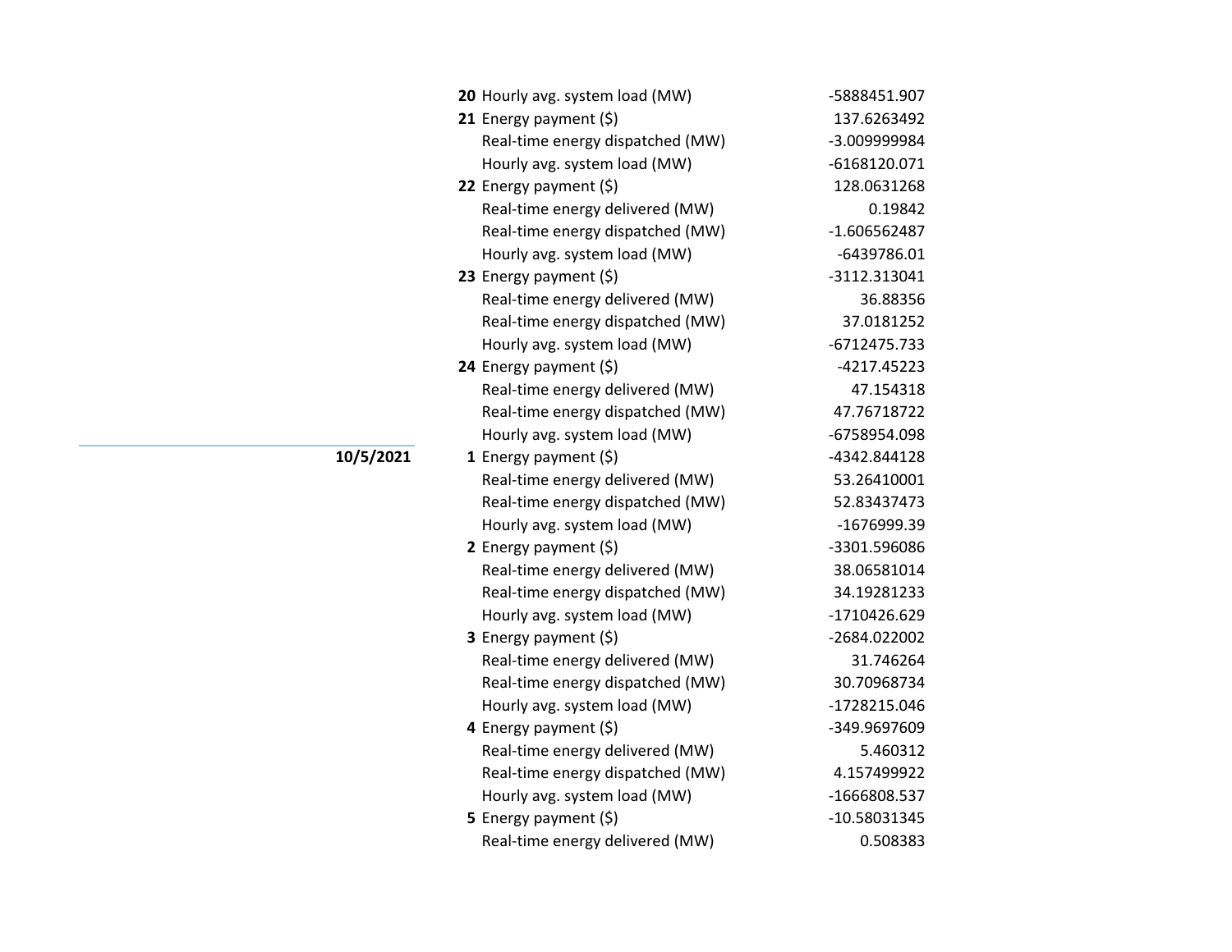| Date | Hour | Item | Value |
|---|---|---|---|
| | **20** | Hourly avg. system load (MW) | -5888451.907 |
| | **21** | Energy payment ($) | 137.6263492 |
| | | Real-time energy dispatched (MW) | -3.009999984 |
| | | Hourly avg. system load (MW) | -6168120.071 |
| | **22** | Energy payment ($) | 128.0631268 |
| | | Real-time energy delivered (MW) | 0.19842 |
| | | Real-time energy dispatched (MW) | -1.606562487 |
| | | Hourly avg. system load (MW) | -6439786.01 |
| | **23** | Energy payment ($) | -3112.313041 |
| | | Real-time energy delivered (MW) | 36.88356 |
| | | Real-time energy dispatched (MW) | 37.0181252 |
| | | Hourly avg. system load (MW) | -6712475.733 |
| | **24** | Energy payment ($) | -4217.45223 |
| | | Real-time energy delivered (MW) | 47.154318 |
| | | Real-time energy dispatched (MW) | 47.76718722 |
| | | Hourly avg. system load (MW) | -6758954.098 |
| **10/5/2021** | **1** | Energy payment ($) | -4342.844128 |
| | | Real-time energy delivered (MW) | 53.26410001 |
| | | Real-time energy dispatched (MW) | 52.83437473 |
| | | Hourly avg. system load (MW) | -1676999.39 |
| | **2** | Energy payment ($) | -3301.596086 |
| | | Real-time energy delivered (MW) | 38.06581014 |
| | | Real-time energy dispatched (MW) | 34.19281233 |
| | | Hourly avg. system load (MW) | -1710426.629 |
| | **3** | Energy payment ($) | -2684.022002 |
| | | Real-time energy delivered (MW) | 31.746264 |
| | | Real-time energy dispatched (MW) | 30.70968734 |
| | | Hourly avg. system load (MW) | -1728215.046 |
| | **4** | Energy payment ($) | -349.9697609 |
| | | Real-time energy delivered (MW) | 5.460312 |
| | | Real-time energy dispatched (MW) | 4.157499922 |
| | | Hourly avg. system load (MW) | -1666808.537 |
| | **5** | Energy payment ($) | -10.58031345 |
| | | Real-time energy delivered (MW) | 0.508383 |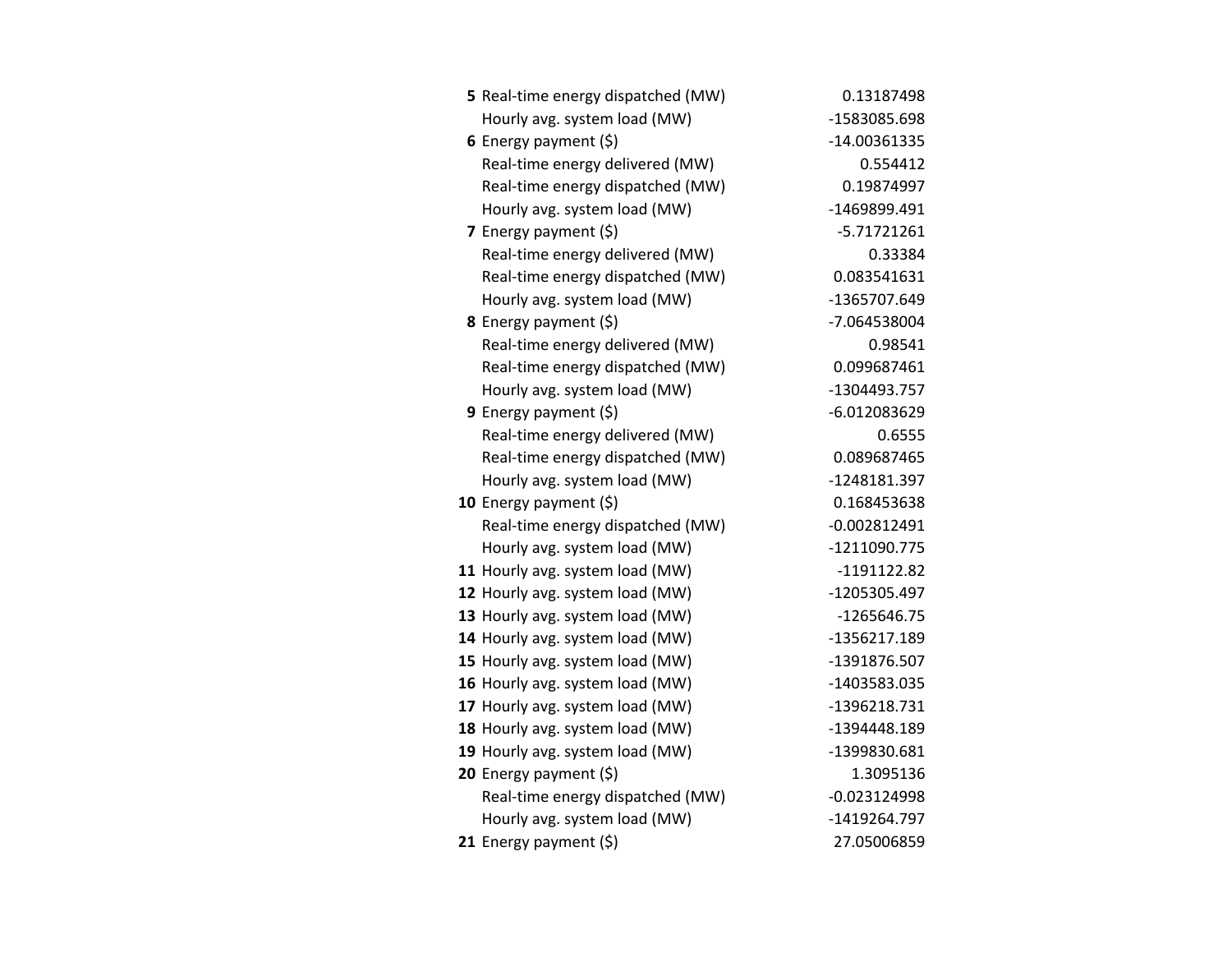| | | |
|---|---|---|
| **5** | Real-time energy dispatched (MW) | 0.13187498 |
| | Hourly avg. system load (MW) | -1583085.698 |
| **6** | Energy payment ($) | -14.00361335 |
| | Real-time energy delivered (MW) | 0.554412 |
| | Real-time energy dispatched (MW) | 0.19874997 |
| | Hourly avg. system load (MW) | -1469899.491 |
| **7** | Energy payment ($) | -5.71721261 |
| | Real-time energy delivered (MW) | 0.33384 |
| | Real-time energy dispatched (MW) | 0.083541631 |
| | Hourly avg. system load (MW) | -1365707.649 |
| **8** | Energy payment ($) | -7.064538004 |
| | Real-time energy delivered (MW) | 0.98541 |
| | Real-time energy dispatched (MW) | 0.099687461 |
| | Hourly avg. system load (MW) | -1304493.757 |
| **9** | Energy payment ($) | -6.012083629 |
| | Real-time energy delivered (MW) | 0.6555 |
| | Real-time energy dispatched (MW) | 0.089687465 |
| | Hourly avg. system load (MW) | -1248181.397 |
| **10** | Energy payment ($) | 0.168453638 |
| | Real-time energy dispatched (MW) | -0.002812491 |
| | Hourly avg. system load (MW) | -1211090.775 |
| **11** | Hourly avg. system load (MW) | -1191122.82 |
| **12** | Hourly avg. system load (MW) | -1205305.497 |
| **13** | Hourly avg. system load (MW) | -1265646.75 |
| **14** | Hourly avg. system load (MW) | -1356217.189 |
| **15** | Hourly avg. system load (MW) | -1391876.507 |
| **16** | Hourly avg. system load (MW) | -1403583.035 |
| **17** | Hourly avg. system load (MW) | -1396218.731 |
| **18** | Hourly avg. system load (MW) | -1394448.189 |
| **19** | Hourly avg. system load (MW) | -1399830.681 |
| **20** | Energy payment ($) | 1.3095136 |
| | Real-time energy dispatched (MW) | -0.023124998 |
| | Hourly avg. system load (MW) | -1419264.797 |
| **21** | Energy payment ($) | 27.05006859 |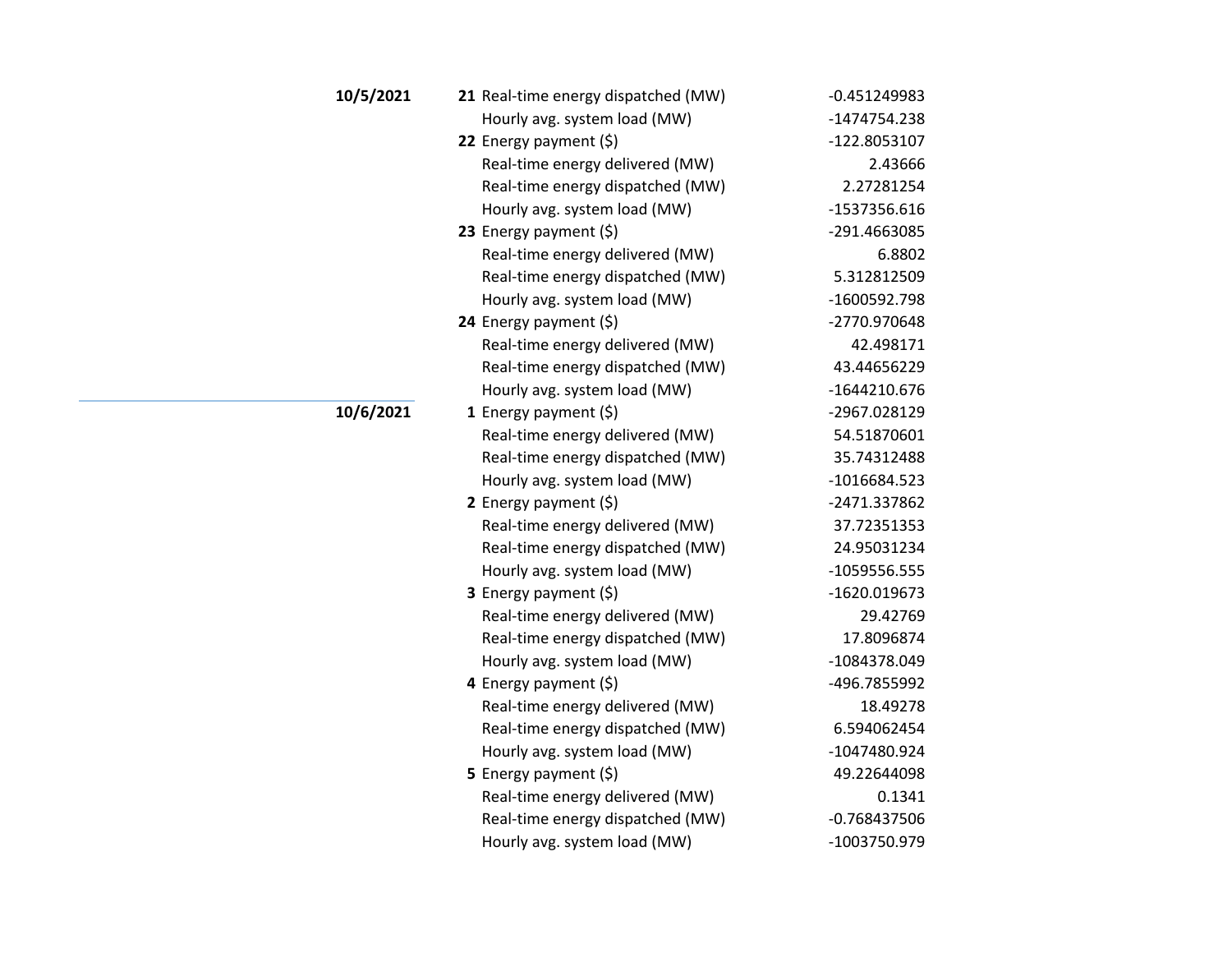| Date | Hour | Item | Value |
|---|---|---|---|
| **10/5/2021** | **21** | Real-time energy dispatched (MW) | -0.451249983 |
| | | Hourly avg. system load (MW) | -1474754.238 |
| | **22** | Energy payment ($) | -122.8053107 |
| | | Real-time energy delivered (MW) | 2.43666 |
| | | Real-time energy dispatched (MW) | 2.27281254 |
| | | Hourly avg. system load (MW) | -1537356.616 |
| | **23** | Energy payment ($) | -291.4663085 |
| | | Real-time energy delivered (MW) | 6.8802 |
| | | Real-time energy dispatched (MW) | 5.312812509 |
| | | Hourly avg. system load (MW) | -1600592.798 |
| | **24** | Energy payment ($) | -2770.970648 |
| | | Real-time energy delivered (MW) | 42.498171 |
| | | Real-time energy dispatched (MW) | 43.44656229 |
| | | Hourly avg. system load (MW) | -1644210.676 |
| **10/6/2021** | **1** | Energy payment ($) | -2967.028129 |
| | | Real-time energy delivered (MW) | 54.51870601 |
| | | Real-time energy dispatched (MW) | 35.74312488 |
| | | Hourly avg. system load (MW) | -1016684.523 |
| | **2** | Energy payment ($) | -2471.337862 |
| | | Real-time energy delivered (MW) | 37.72351353 |
| | | Real-time energy dispatched (MW) | 24.95031234 |
| | | Hourly avg. system load (MW) | -1059556.555 |
| | **3** | Energy payment ($) | -1620.019673 |
| | | Real-time energy delivered (MW) | 29.42769 |
| | | Real-time energy dispatched (MW) | 17.8096874 |
| | | Hourly avg. system load (MW) | -1084378.049 |
| | **4** | Energy payment ($) | -496.7855992 |
| | | Real-time energy delivered (MW) | 18.49278 |
| | | Real-time energy dispatched (MW) | 6.594062454 |
| | | Hourly avg. system load (MW) | -1047480.924 |
| | **5** | Energy payment ($) | 49.22644098 |
| | | Real-time energy delivered (MW) | 0.1341 |
| | | Real-time energy dispatched (MW) | -0.768437506 |
| | | Hourly avg. system load (MW) | -1003750.979 |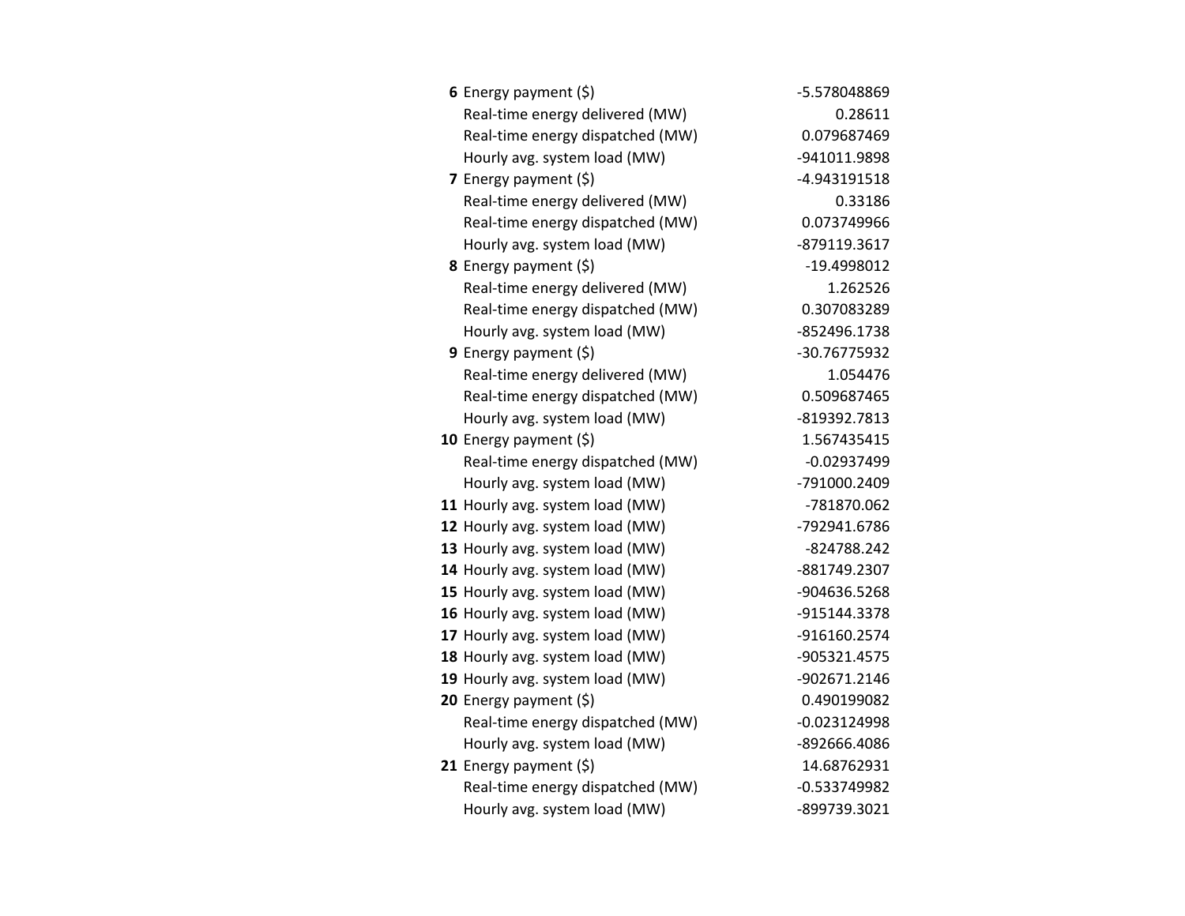| | | |
|---|---|---|
| **6** | Energy payment ($) | -5.578048869 |
| | Real-time energy delivered (MW) | 0.28611 |
| | Real-time energy dispatched (MW) | 0.079687469 |
| | Hourly avg. system load (MW) | -941011.9898 |
| **7** | Energy payment ($) | -4.943191518 |
| | Real-time energy delivered (MW) | 0.33186 |
| | Real-time energy dispatched (MW) | 0.073749966 |
| | Hourly avg. system load (MW) | -879119.3617 |
| **8** | Energy payment ($) | -19.4998012 |
| | Real-time energy delivered (MW) | 1.262526 |
| | Real-time energy dispatched (MW) | 0.307083289 |
| | Hourly avg. system load (MW) | -852496.1738 |
| **9** | Energy payment ($) | -30.76775932 |
| | Real-time energy delivered (MW) | 1.054476 |
| | Real-time energy dispatched (MW) | 0.509687465 |
| | Hourly avg. system load (MW) | -819392.7813 |
| **10** | Energy payment ($) | 1.567435415 |
| | Real-time energy dispatched (MW) | -0.02937499 |
| | Hourly avg. system load (MW) | -791000.2409 |
| **11** | Hourly avg. system load (MW) | -781870.062 |
| **12** | Hourly avg. system load (MW) | -792941.6786 |
| **13** | Hourly avg. system load (MW) | -824788.242 |
| **14** | Hourly avg. system load (MW) | -881749.2307 |
| **15** | Hourly avg. system load (MW) | -904636.5268 |
| **16** | Hourly avg. system load (MW) | -915144.3378 |
| **17** | Hourly avg. system load (MW) | -916160.2574 |
| **18** | Hourly avg. system load (MW) | -905321.4575 |
| **19** | Hourly avg. system load (MW) | -902671.2146 |
| **20** | Energy payment ($) | 0.490199082 |
| | Real-time energy dispatched (MW) | -0.023124998 |
| | Hourly avg. system load (MW) | -892666.4086 |
| **21** | Energy payment ($) | 14.68762931 |
| | Real-time energy dispatched (MW) | -0.533749982 |
| | Hourly avg. system load (MW) | -899739.3021 |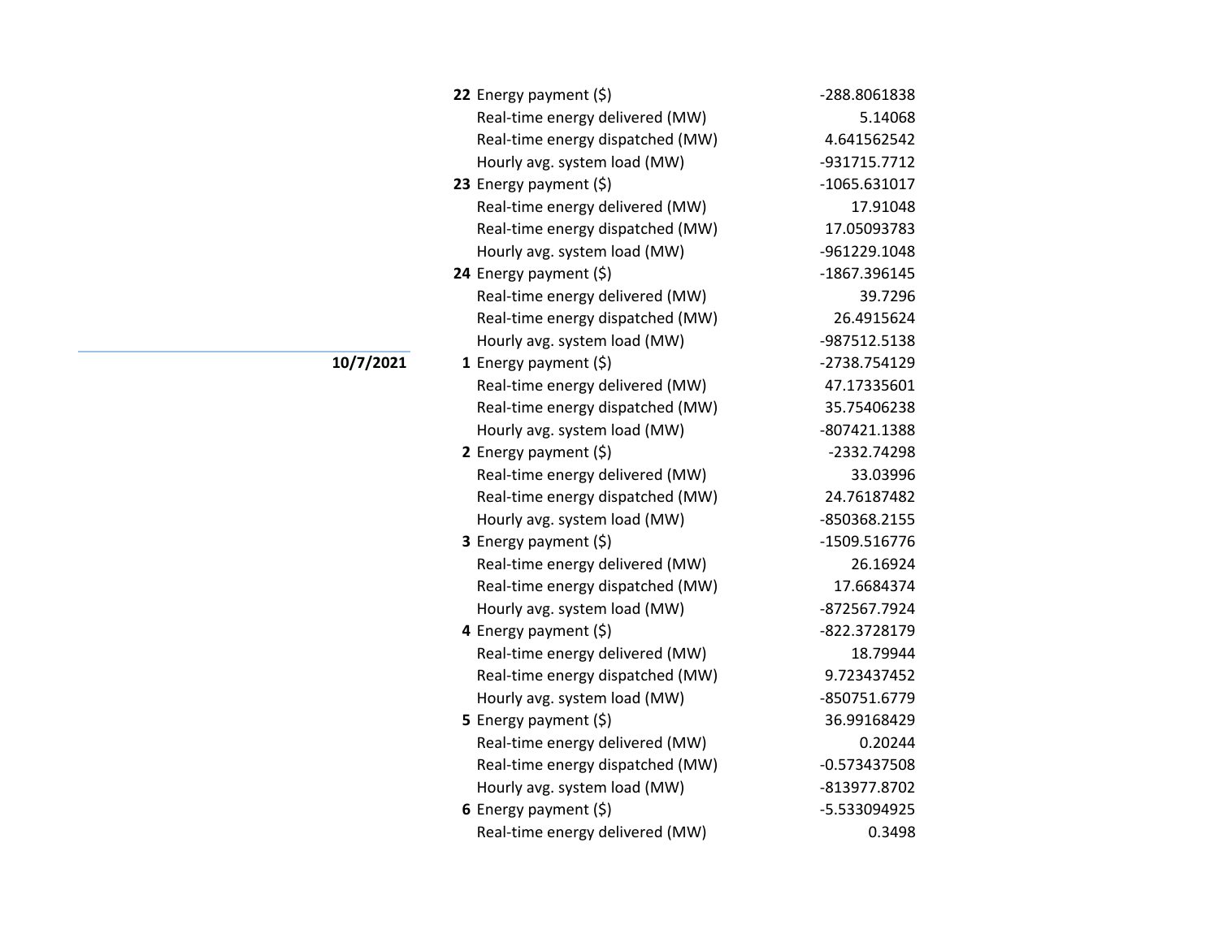| Date | Hour | Metric | Value |
|---|---|---|---|
| | **22** | Energy payment ($) | -288.8061838 |
| | | Real-time energy delivered (MW) | 5.14068 |
| | | Real-time energy dispatched (MW) | 4.641562542 |
| | | Hourly avg. system load (MW) | -931715.7712 |
| | **23** | Energy payment ($) | -1065.631017 |
| | | Real-time energy delivered (MW) | 17.91048 |
| | | Real-time energy dispatched (MW) | 17.05093783 |
| | | Hourly avg. system load (MW) | -961229.1048 |
| | **24** | Energy payment ($) | -1867.396145 |
| | | Real-time energy delivered (MW) | 39.7296 |
| | | Real-time energy dispatched (MW) | 26.4915624 |
| | | Hourly avg. system load (MW) | -987512.5138 |
| **10/7/2021** | **1** | Energy payment ($) | -2738.754129 |
| | | Real-time energy delivered (MW) | 47.17335601 |
| | | Real-time energy dispatched (MW) | 35.75406238 |
| | | Hourly avg. system load (MW) | -807421.1388 |
| | **2** | Energy payment ($) | -2332.74298 |
| | | Real-time energy delivered (MW) | 33.03996 |
| | | Real-time energy dispatched (MW) | 24.76187482 |
| | | Hourly avg. system load (MW) | -850368.2155 |
| | **3** | Energy payment ($) | -1509.516776 |
| | | Real-time energy delivered (MW) | 26.16924 |
| | | Real-time energy dispatched (MW) | 17.6684374 |
| | | Hourly avg. system load (MW) | -872567.7924 |
| | **4** | Energy payment ($) | -822.3728179 |
| | | Real-time energy delivered (MW) | 18.79944 |
| | | Real-time energy dispatched (MW) | 9.723437452 |
| | | Hourly avg. system load (MW) | -850751.6779 |
| | **5** | Energy payment ($) | 36.99168429 |
| | | Real-time energy delivered (MW) | 0.20244 |
| | | Real-time energy dispatched (MW) | -0.573437508 |
| | | Hourly avg. system load (MW) | -813977.8702 |
| | **6** | Energy payment ($) | -5.533094925 |
| | | Real-time energy delivered (MW) | 0.3498 |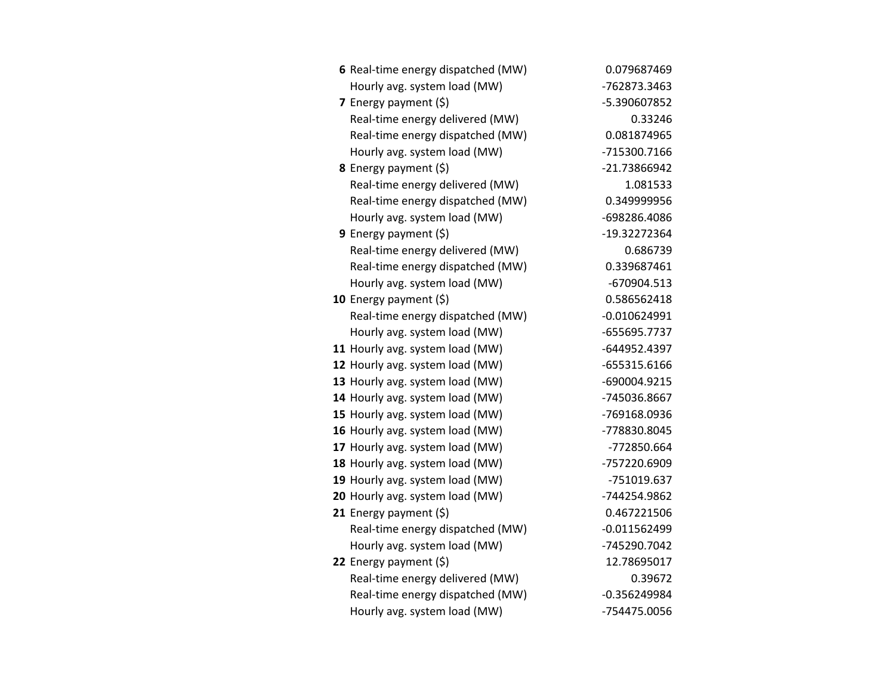| | | |
|---|---|---|
| **6** | Real-time energy dispatched (MW) | 0.079687469 |
| | Hourly avg. system load (MW) | -762873.3463 |
| **7** | Energy payment ($) | -5.390607852 |
| | Real-time energy delivered (MW) | 0.33246 |
| | Real-time energy dispatched (MW) | 0.081874965 |
| | Hourly avg. system load (MW) | -715300.7166 |
| **8** | Energy payment ($) | -21.73866942 |
| | Real-time energy delivered (MW) | 1.081533 |
| | Real-time energy dispatched (MW) | 0.349999956 |
| | Hourly avg. system load (MW) | -698286.4086 |
| **9** | Energy payment ($) | -19.32272364 |
| | Real-time energy delivered (MW) | 0.686739 |
| | Real-time energy dispatched (MW) | 0.339687461 |
| | Hourly avg. system load (MW) | -670904.513 |
| **10** | Energy payment ($) | 0.586562418 |
| | Real-time energy dispatched (MW) | -0.010624991 |
| | Hourly avg. system load (MW) | -655695.7737 |
| **11** | Hourly avg. system load (MW) | -644952.4397 |
| **12** | Hourly avg. system load (MW) | -655315.6166 |
| **13** | Hourly avg. system load (MW) | -690004.9215 |
| **14** | Hourly avg. system load (MW) | -745036.8667 |
| **15** | Hourly avg. system load (MW) | -769168.0936 |
| **16** | Hourly avg. system load (MW) | -778830.8045 |
| **17** | Hourly avg. system load (MW) | -772850.664 |
| **18** | Hourly avg. system load (MW) | -757220.6909 |
| **19** | Hourly avg. system load (MW) | -751019.637 |
| **20** | Hourly avg. system load (MW) | -744254.9862 |
| **21** | Energy payment ($) | 0.467221506 |
| | Real-time energy dispatched (MW) | -0.011562499 |
| | Hourly avg. system load (MW) | -745290.7042 |
| **22** | Energy payment ($) | 12.78695017 |
| | Real-time energy delivered (MW) | 0.39672 |
| | Real-time energy dispatched (MW) | -0.356249984 |
| | Hourly avg. system load (MW) | -754475.0056 |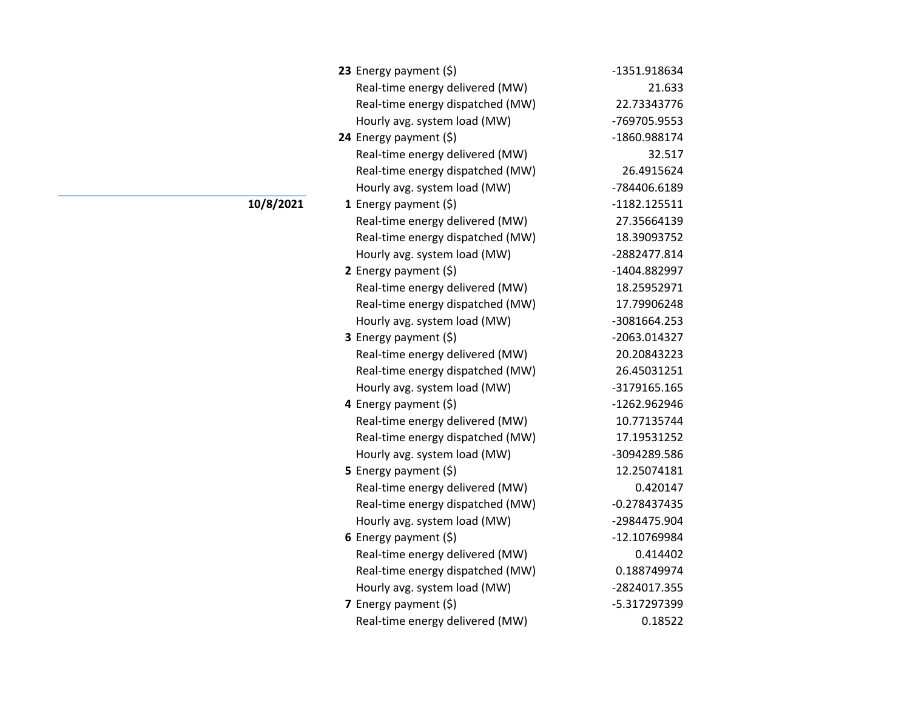| Date | Hour | Metric | Value |
|---|---|---|---|
| | **23** | Energy payment ($) | -1351.918634 |
| | | Real-time energy delivered (MW) | 21.633 |
| | | Real-time energy dispatched (MW) | 22.73343776 |
| | | Hourly avg. system load (MW) | -769705.9553 |
| | **24** | Energy payment ($) | -1860.988174 |
| | | Real-time energy delivered (MW) | 32.517 |
| | | Real-time energy dispatched (MW) | 26.4915624 |
| | | Hourly avg. system load (MW) | -784406.6189 |
| **10/8/2021** | **1** | Energy payment ($) | -1182.125511 |
| | | Real-time energy delivered (MW) | 27.35664139 |
| | | Real-time energy dispatched (MW) | 18.39093752 |
| | | Hourly avg. system load (MW) | -2882477.814 |
| | **2** | Energy payment ($) | -1404.882997 |
| | | Real-time energy delivered (MW) | 18.25952971 |
| | | Real-time energy dispatched (MW) | 17.79906248 |
| | | Hourly avg. system load (MW) | -3081664.253 |
| | **3** | Energy payment ($) | -2063.014327 |
| | | Real-time energy delivered (MW) | 20.20843223 |
| | | Real-time energy dispatched (MW) | 26.45031251 |
| | | Hourly avg. system load (MW) | -3179165.165 |
| | **4** | Energy payment ($) | -1262.962946 |
| | | Real-time energy delivered (MW) | 10.77135744 |
| | | Real-time energy dispatched (MW) | 17.19531252 |
| | | Hourly avg. system load (MW) | -3094289.586 |
| | **5** | Energy payment ($) | 12.25074181 |
| | | Real-time energy delivered (MW) | 0.420147 |
| | | Real-time energy dispatched (MW) | -0.278437435 |
| | | Hourly avg. system load (MW) | -2984475.904 |
| | **6** | Energy payment ($) | -12.10769984 |
| | | Real-time energy delivered (MW) | 0.414402 |
| | | Real-time energy dispatched (MW) | 0.188749974 |
| | | Hourly avg. system load (MW) | -2824017.355 |
| | **7** | Energy payment ($) | -5.317297399 |
| | | Real-time energy delivered (MW) | 0.18522 |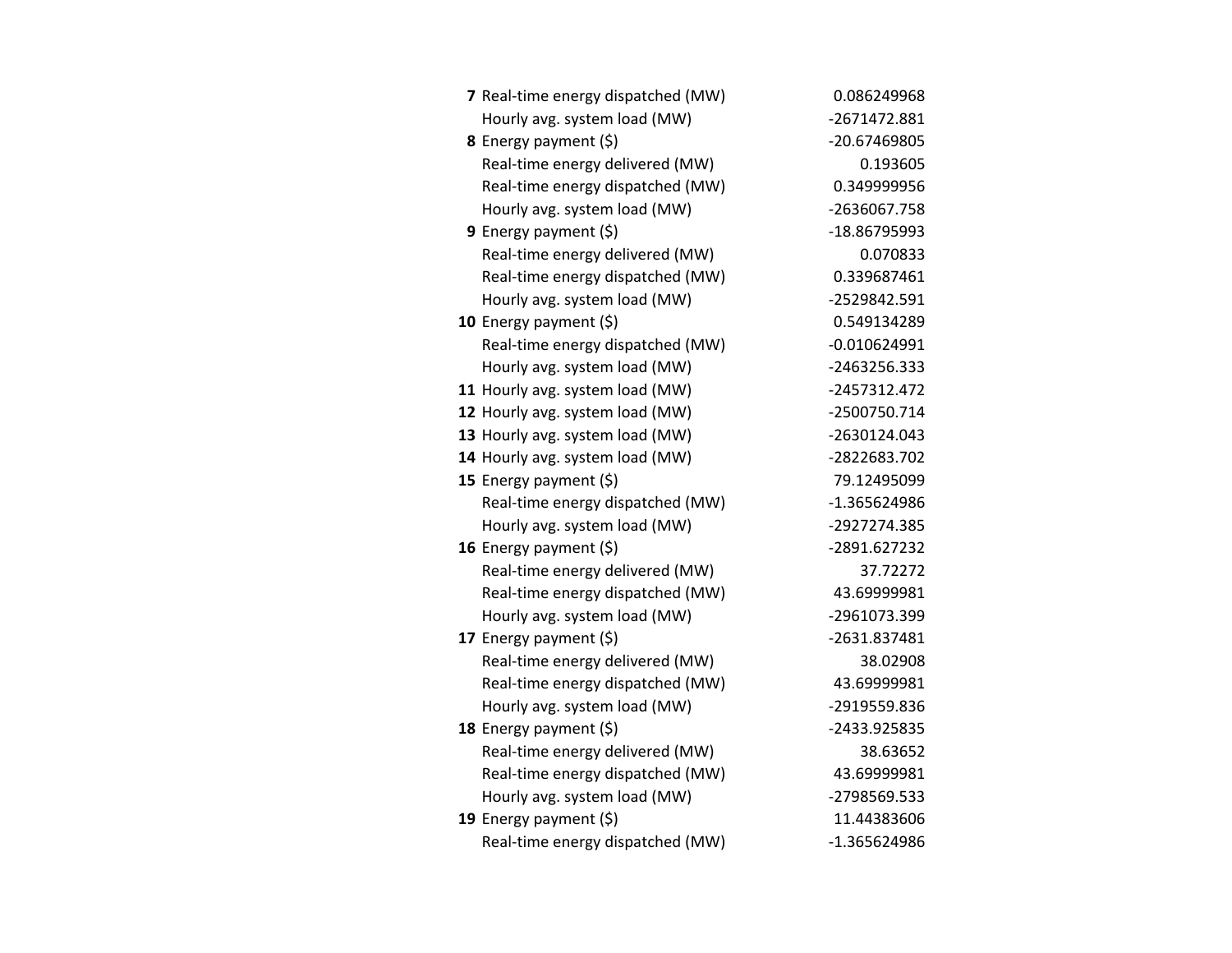| | | |
|---|---|---|
| **7** | Real-time energy dispatched (MW) | 0.086249968 |
| | Hourly avg. system load (MW) | -2671472.881 |
| **8** | Energy payment ($) | -20.67469805 |
| | Real-time energy delivered (MW) | 0.193605 |
| | Real-time energy dispatched (MW) | 0.349999956 |
| | Hourly avg. system load (MW) | -2636067.758 |
| **9** | Energy payment ($) | -18.86795993 |
| | Real-time energy delivered (MW) | 0.070833 |
| | Real-time energy dispatched (MW) | 0.339687461 |
| | Hourly avg. system load (MW) | -2529842.591 |
| **10** | Energy payment ($) | 0.549134289 |
| | Real-time energy dispatched (MW) | -0.010624991 |
| | Hourly avg. system load (MW) | -2463256.333 |
| **11** | Hourly avg. system load (MW) | -2457312.472 |
| **12** | Hourly avg. system load (MW) | -2500750.714 |
| **13** | Hourly avg. system load (MW) | -2630124.043 |
| **14** | Hourly avg. system load (MW) | -2822683.702 |
| **15** | Energy payment ($) | 79.12495099 |
| | Real-time energy dispatched (MW) | -1.365624986 |
| | Hourly avg. system load (MW) | -2927274.385 |
| **16** | Energy payment ($) | -2891.627232 |
| | Real-time energy delivered (MW) | 37.72272 |
| | Real-time energy dispatched (MW) | 43.69999981 |
| | Hourly avg. system load (MW) | -2961073.399 |
| **17** | Energy payment ($) | -2631.837481 |
| | Real-time energy delivered (MW) | 38.02908 |
| | Real-time energy dispatched (MW) | 43.69999981 |
| | Hourly avg. system load (MW) | -2919559.836 |
| **18** | Energy payment ($) | -2433.925835 |
| | Real-time energy delivered (MW) | 38.63652 |
| | Real-time energy dispatched (MW) | 43.69999981 |
| | Hourly avg. system load (MW) | -2798569.533 |
| **19** | Energy payment ($) | 11.44383606 |
| | Real-time energy dispatched (MW) | -1.365624986 |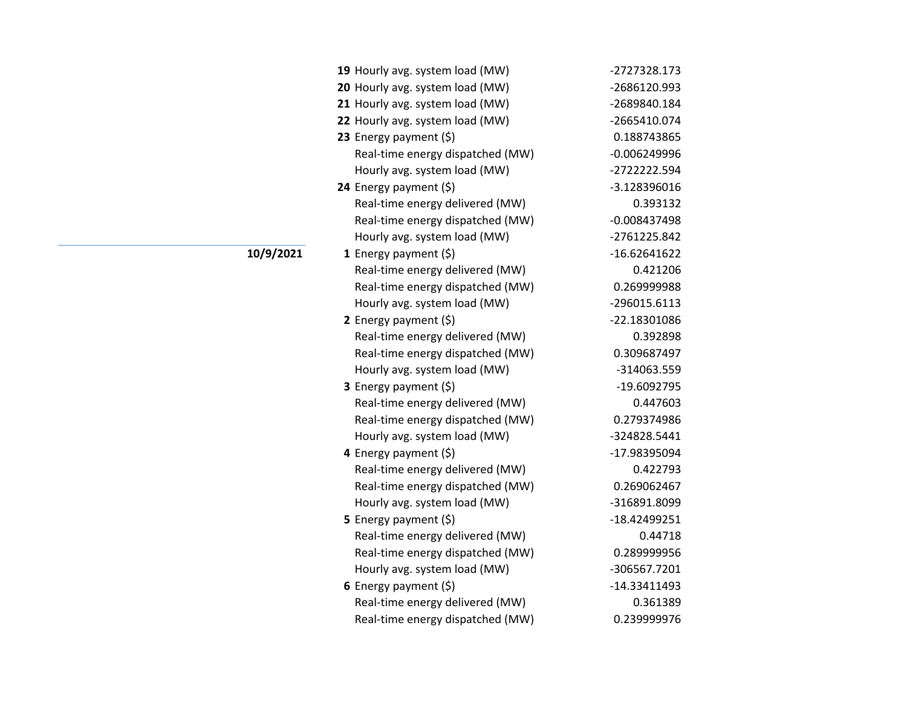| Date | Hour | Measure | Value |
|---|---|---|---|
| | **19** | Hourly avg. system load (MW) | -2727328.173 |
| | **20** | Hourly avg. system load (MW) | -2686120.993 |
| | **21** | Hourly avg. system load (MW) | -2689840.184 |
| | **22** | Hourly avg. system load (MW) | -2665410.074 |
| | **23** | Energy payment ($) | 0.188743865 |
| | | Real-time energy dispatched (MW) | -0.006249996 |
| | | Hourly avg. system load (MW) | -2722222.594 |
| | **24** | Energy payment ($) | -3.128396016 |
| | | Real-time energy delivered (MW) | 0.393132 |
| | | Real-time energy dispatched (MW) | -0.008437498 |
| | | Hourly avg. system load (MW) | -2761225.842 |
| **10/9/2021** | **1** | Energy payment ($) | -16.62641622 |
| | | Real-time energy delivered (MW) | 0.421206 |
| | | Real-time energy dispatched (MW) | 0.269999988 |
| | | Hourly avg. system load (MW) | -296015.6113 |
| | **2** | Energy payment ($) | -22.18301086 |
| | | Real-time energy delivered (MW) | 0.392898 |
| | | Real-time energy dispatched (MW) | 0.309687497 |
| | | Hourly avg. system load (MW) | -314063.559 |
| | **3** | Energy payment ($) | -19.6092795 |
| | | Real-time energy delivered (MW) | 0.447603 |
| | | Real-time energy dispatched (MW) | 0.279374986 |
| | | Hourly avg. system load (MW) | -324828.5441 |
| | **4** | Energy payment ($) | -17.98395094 |
| | | Real-time energy delivered (MW) | 0.422793 |
| | | Real-time energy dispatched (MW) | 0.269062467 |
| | | Hourly avg. system load (MW) | -316891.8099 |
| | **5** | Energy payment ($) | -18.42499251 |
| | | Real-time energy delivered (MW) | 0.44718 |
| | | Real-time energy dispatched (MW) | 0.289999956 |
| | | Hourly avg. system load (MW) | -306567.7201 |
| | **6** | Energy payment ($) | -14.33411493 |
| | | Real-time energy delivered (MW) | 0.361389 |
| | | Real-time energy dispatched (MW) | 0.239999976 |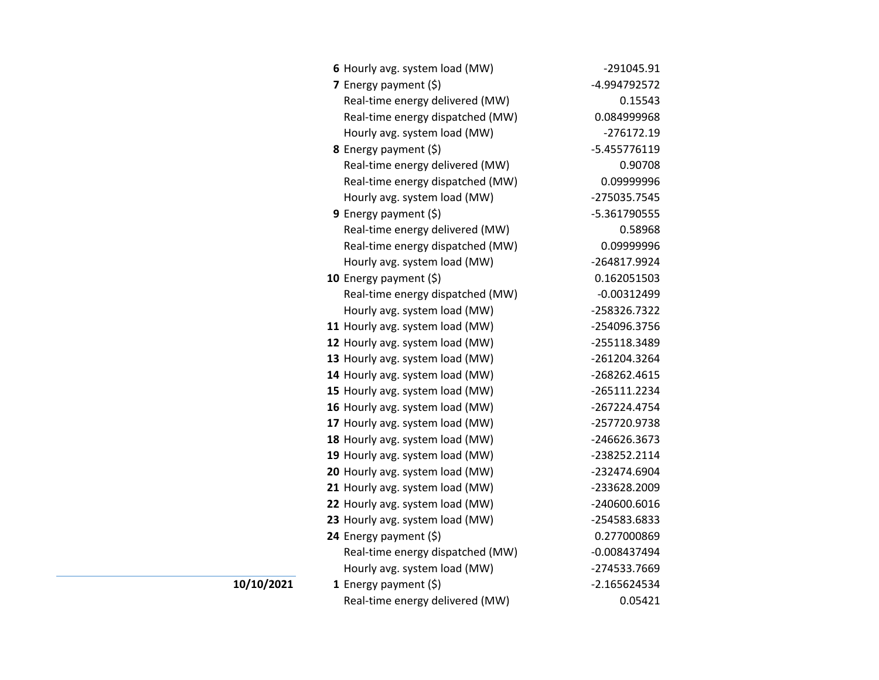| Date | Hour | Item | Value |
|---|---|---|---|
| | **6** | Hourly avg. system load (MW) | -291045.91 |
| | **7** | Energy payment ($) | -4.994792572 |
| | | Real-time energy delivered (MW) | 0.15543 |
| | | Real-time energy dispatched (MW) | 0.084999968 |
| | | Hourly avg. system load (MW) | -276172.19 |
| | **8** | Energy payment ($) | -5.455776119 |
| | | Real-time energy delivered (MW) | 0.90708 |
| | | Real-time energy dispatched (MW) | 0.09999996 |
| | | Hourly avg. system load (MW) | -275035.7545 |
| | **9** | Energy payment ($) | -5.361790555 |
| | | Real-time energy delivered (MW) | 0.58968 |
| | | Real-time energy dispatched (MW) | 0.09999996 |
| | | Hourly avg. system load (MW) | -264817.9924 |
| | **10** | Energy payment ($) | 0.162051503 |
| | | Real-time energy dispatched (MW) | -0.00312499 |
| | | Hourly avg. system load (MW) | -258326.7322 |
| | **11** | Hourly avg. system load (MW) | -254096.3756 |
| | **12** | Hourly avg. system load (MW) | -255118.3489 |
| | **13** | Hourly avg. system load (MW) | -261204.3264 |
| | **14** | Hourly avg. system load (MW) | -268262.4615 |
| | **15** | Hourly avg. system load (MW) | -265111.2234 |
| | **16** | Hourly avg. system load (MW) | -267224.4754 |
| | **17** | Hourly avg. system load (MW) | -257720.9738 |
| | **18** | Hourly avg. system load (MW) | -246626.3673 |
| | **19** | Hourly avg. system load (MW) | -238252.2114 |
| | **20** | Hourly avg. system load (MW) | -232474.6904 |
| | **21** | Hourly avg. system load (MW) | -233628.2009 |
| | **22** | Hourly avg. system load (MW) | -240600.6016 |
| | **23** | Hourly avg. system load (MW) | -254583.6833 |
| | **24** | Energy payment ($) | 0.277000869 |
| | | Real-time energy dispatched (MW) | -0.008437494 |
| | | Hourly avg. system load (MW) | -274533.7669 |
| **10/10/2021** | **1** | Energy payment ($) | -2.165624534 |
| | | Real-time energy delivered (MW) | 0.05421 |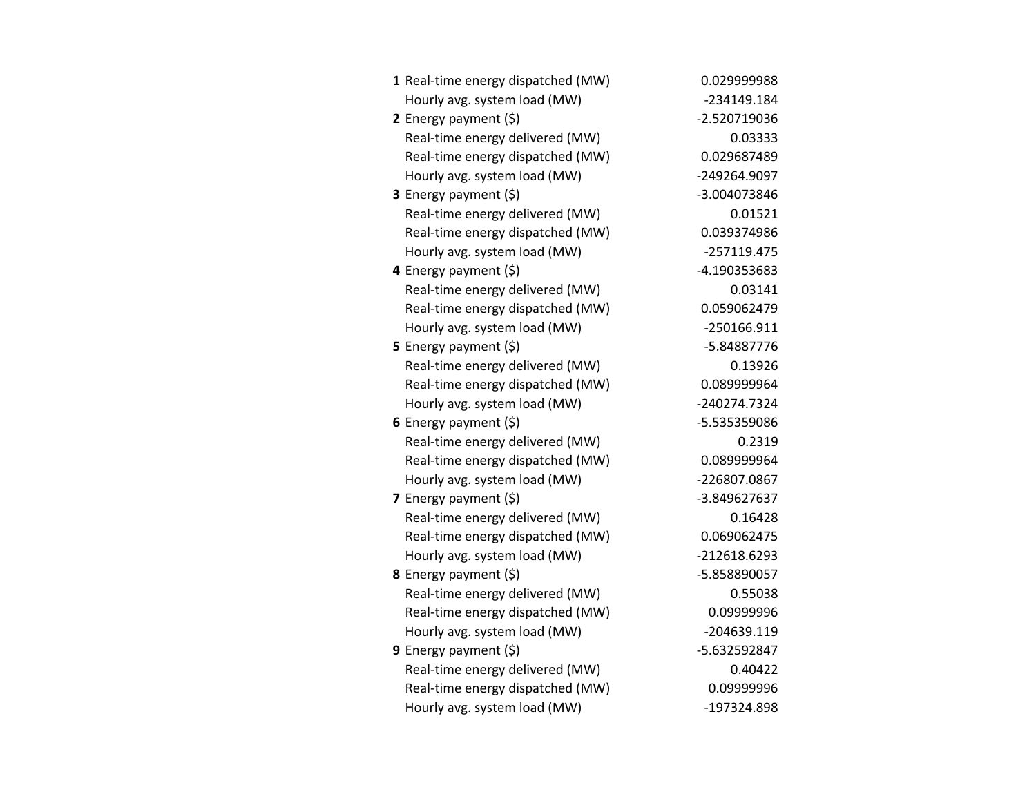| | | |
|---|---|---|
| **1** | Real-time energy dispatched (MW) | 0.029999988 |
| | Hourly avg. system load (MW) | -234149.184 |
| **2** | Energy payment ($) | -2.520719036 |
| | Real-time energy delivered (MW) | 0.03333 |
| | Real-time energy dispatched (MW) | 0.029687489 |
| | Hourly avg. system load (MW) | -249264.9097 |
| **3** | Energy payment ($) | -3.004073846 |
| | Real-time energy delivered (MW) | 0.01521 |
| | Real-time energy dispatched (MW) | 0.039374986 |
| | Hourly avg. system load (MW) | -257119.475 |
| **4** | Energy payment ($) | -4.190353683 |
| | Real-time energy delivered (MW) | 0.03141 |
| | Real-time energy dispatched (MW) | 0.059062479 |
| | Hourly avg. system load (MW) | -250166.911 |
| **5** | Energy payment ($) | -5.84887776 |
| | Real-time energy delivered (MW) | 0.13926 |
| | Real-time energy dispatched (MW) | 0.089999964 |
| | Hourly avg. system load (MW) | -240274.7324 |
| **6** | Energy payment ($) | -5.535359086 |
| | Real-time energy delivered (MW) | 0.2319 |
| | Real-time energy dispatched (MW) | 0.089999964 |
| | Hourly avg. system load (MW) | -226807.0867 |
| **7** | Energy payment ($) | -3.849627637 |
| | Real-time energy delivered (MW) | 0.16428 |
| | Real-time energy dispatched (MW) | 0.069062475 |
| | Hourly avg. system load (MW) | -212618.6293 |
| **8** | Energy payment ($) | -5.858890057 |
| | Real-time energy delivered (MW) | 0.55038 |
| | Real-time energy dispatched (MW) | 0.09999996 |
| | Hourly avg. system load (MW) | -204639.119 |
| **9** | Energy payment ($) | -5.632592847 |
| | Real-time energy delivered (MW) | 0.40422 |
| | Real-time energy dispatched (MW) | 0.09999996 |
| | Hourly avg. system load (MW) | -197324.898 |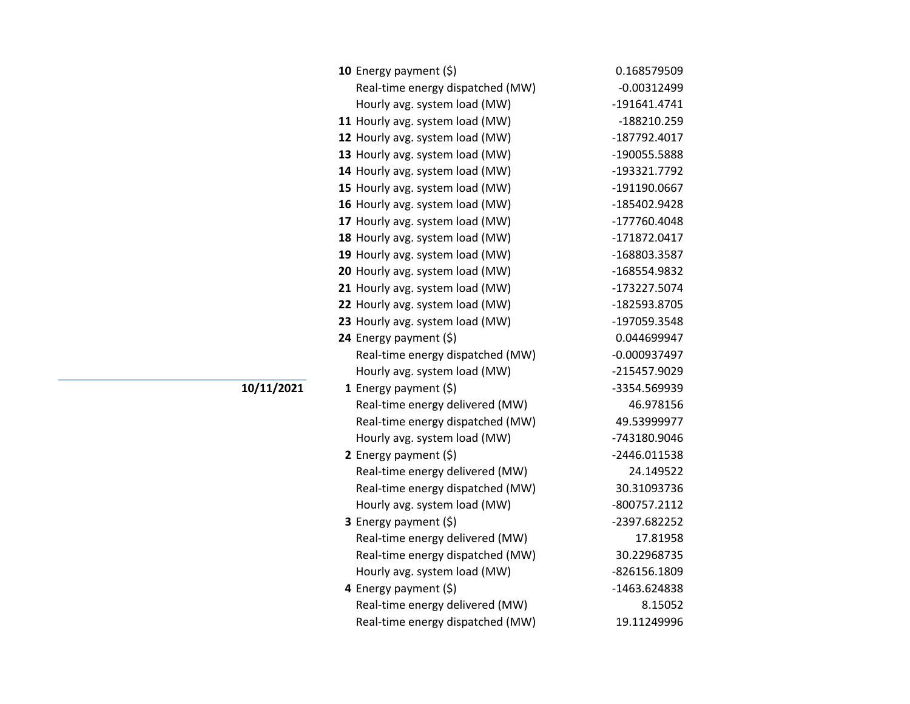| Date | Hour | Measure | Value |
|---|---|---|---|
| | **10** | Energy payment ($) | 0.168579509 |
| | | Real-time energy dispatched (MW) | -0.00312499 |
| | | Hourly avg. system load (MW) | -191641.4741 |
| | **11** | Hourly avg. system load (MW) | -188210.259 |
| | **12** | Hourly avg. system load (MW) | -187792.4017 |
| | **13** | Hourly avg. system load (MW) | -190055.5888 |
| | **14** | Hourly avg. system load (MW) | -193321.7792 |
| | **15** | Hourly avg. system load (MW) | -191190.0667 |
| | **16** | Hourly avg. system load (MW) | -185402.9428 |
| | **17** | Hourly avg. system load (MW) | -177760.4048 |
| | **18** | Hourly avg. system load (MW) | -171872.0417 |
| | **19** | Hourly avg. system load (MW) | -168803.3587 |
| | **20** | Hourly avg. system load (MW) | -168554.9832 |
| | **21** | Hourly avg. system load (MW) | -173227.5074 |
| | **22** | Hourly avg. system load (MW) | -182593.8705 |
| | **23** | Hourly avg. system load (MW) | -197059.3548 |
| | **24** | Energy payment ($) | 0.044699947 |
| | | Real-time energy dispatched (MW) | -0.000937497 |
| | | Hourly avg. system load (MW) | -215457.9029 |
| **10/11/2021** | **1** | Energy payment ($) | -3354.569939 |
| | | Real-time energy delivered (MW) | 46.978156 |
| | | Real-time energy dispatched (MW) | 49.53999977 |
| | | Hourly avg. system load (MW) | -743180.9046 |
| | **2** | Energy payment ($) | -2446.011538 |
| | | Real-time energy delivered (MW) | 24.149522 |
| | | Real-time energy dispatched (MW) | 30.31093736 |
| | | Hourly avg. system load (MW) | -800757.2112 |
| | **3** | Energy payment ($) | -2397.682252 |
| | | Real-time energy delivered (MW) | 17.81958 |
| | | Real-time energy dispatched (MW) | 30.22968735 |
| | | Hourly avg. system load (MW) | -826156.1809 |
| | **4** | Energy payment ($) | -1463.624838 |
| | | Real-time energy delivered (MW) | 8.15052 |
| | | Real-time energy dispatched (MW) | 19.11249996 |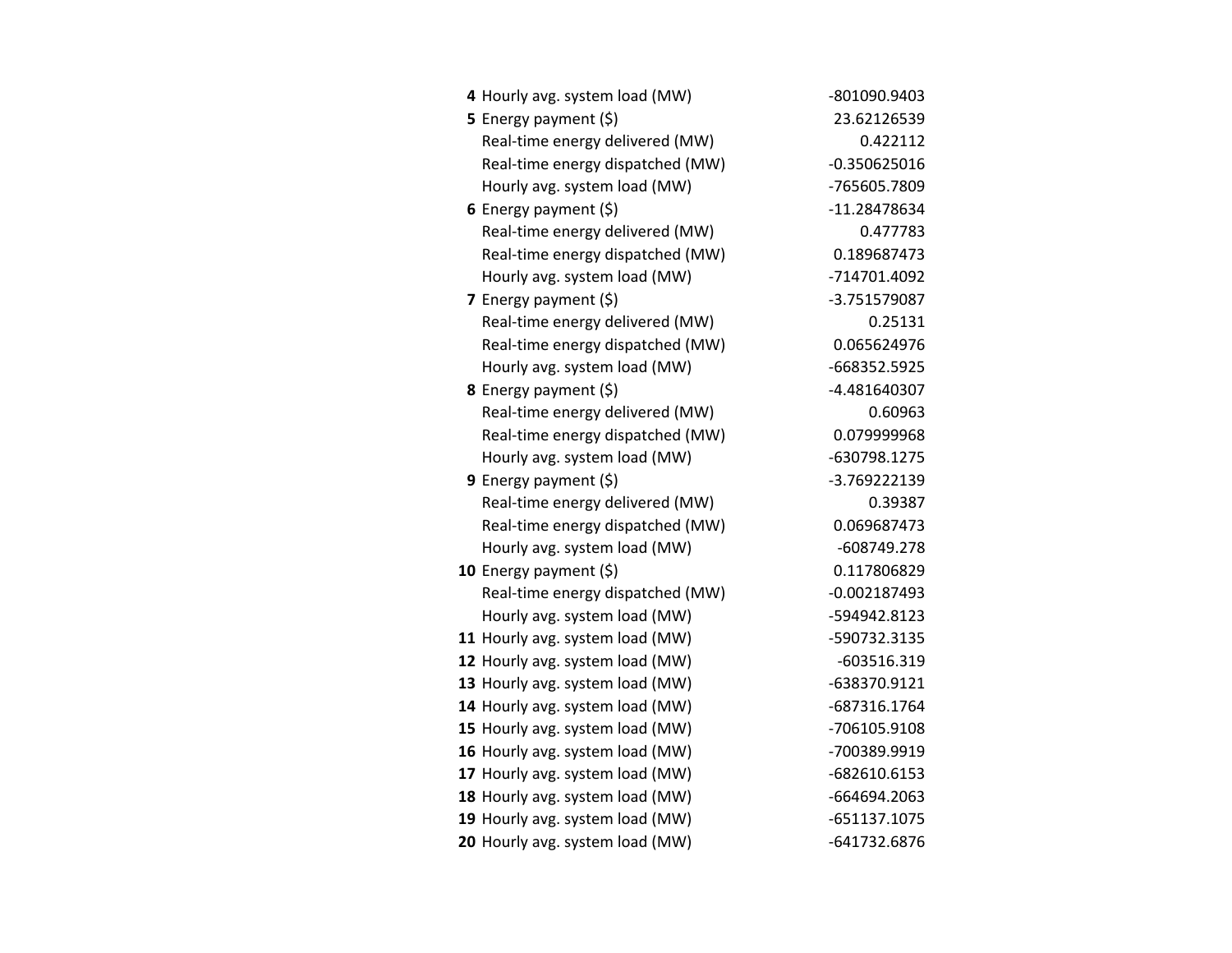| | | |
|---|---|---|
| **4** | Hourly avg. system load (MW) | -801090.9403 |
| **5** | Energy payment ($) | 23.62126539 |
| | Real-time energy delivered (MW) | 0.422112 |
| | Real-time energy dispatched (MW) | -0.350625016 |
| | Hourly avg. system load (MW) | -765605.7809 |
| **6** | Energy payment ($) | -11.28478634 |
| | Real-time energy delivered (MW) | 0.477783 |
| | Real-time energy dispatched (MW) | 0.189687473 |
| | Hourly avg. system load (MW) | -714701.4092 |
| **7** | Energy payment ($) | -3.751579087 |
| | Real-time energy delivered (MW) | 0.25131 |
| | Real-time energy dispatched (MW) | 0.065624976 |
| | Hourly avg. system load (MW) | -668352.5925 |
| **8** | Energy payment ($) | -4.481640307 |
| | Real-time energy delivered (MW) | 0.60963 |
| | Real-time energy dispatched (MW) | 0.079999968 |
| | Hourly avg. system load (MW) | -630798.1275 |
| **9** | Energy payment ($) | -3.769222139 |
| | Real-time energy delivered (MW) | 0.39387 |
| | Real-time energy dispatched (MW) | 0.069687473 |
| | Hourly avg. system load (MW) | -608749.278 |
| **10** | Energy payment ($) | 0.117806829 |
| | Real-time energy dispatched (MW) | -0.002187493 |
| | Hourly avg. system load (MW) | -594942.8123 |
| **11** | Hourly avg. system load (MW) | -590732.3135 |
| **12** | Hourly avg. system load (MW) | -603516.319 |
| **13** | Hourly avg. system load (MW) | -638370.9121 |
| **14** | Hourly avg. system load (MW) | -687316.1764 |
| **15** | Hourly avg. system load (MW) | -706105.9108 |
| **16** | Hourly avg. system load (MW) | -700389.9919 |
| **17** | Hourly avg. system load (MW) | -682610.6153 |
| **18** | Hourly avg. system load (MW) | -664694.2063 |
| **19** | Hourly avg. system load (MW) | -651137.1075 |
| **20** | Hourly avg. system load (MW) | -641732.6876 |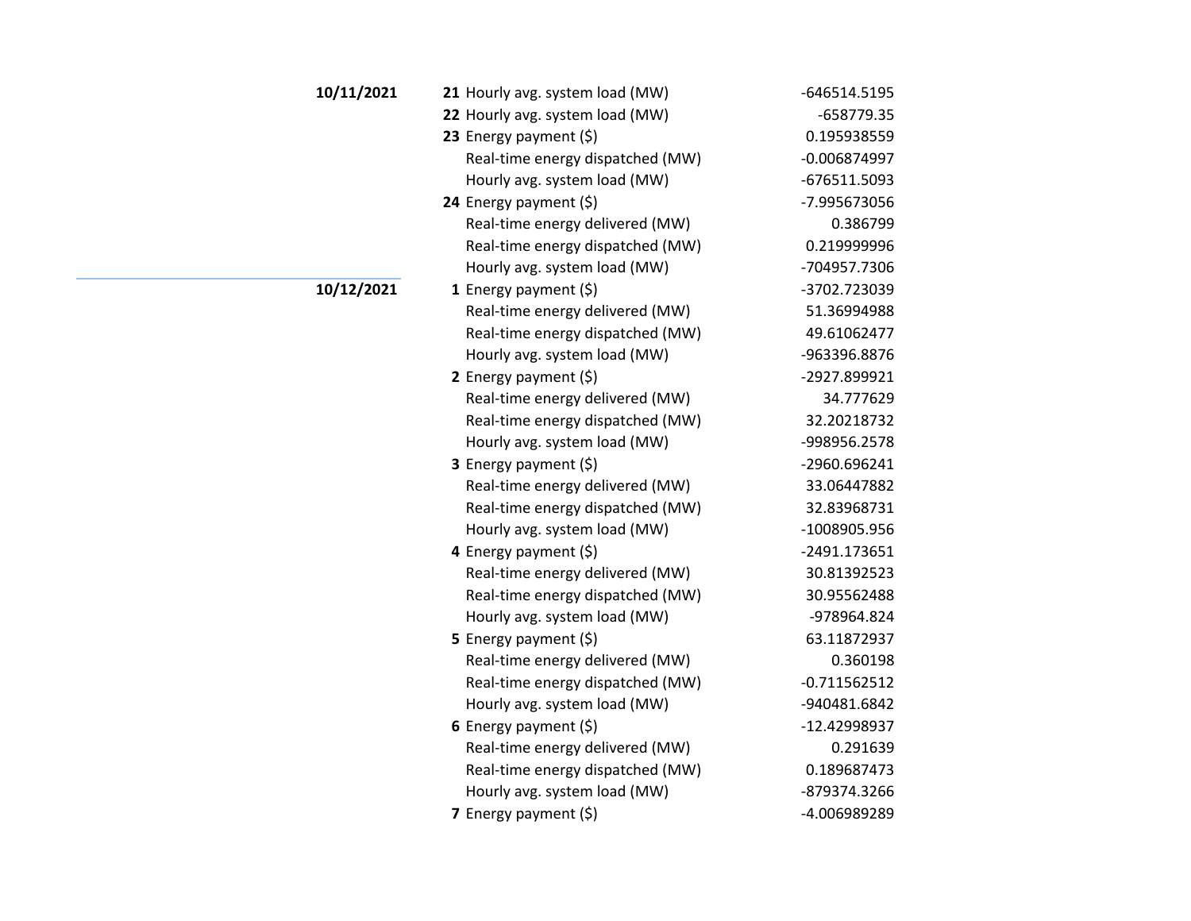| Date | Hour | Metric | Value |
|---|---|---|---|
| **10/11/2021** | **21** | Hourly avg. system load (MW) | -646514.5195 |
| | **22** | Hourly avg. system load (MW) | -658779.35 |
| | **23** | Energy payment ($) | 0.195938559 |
| | | Real-time energy dispatched (MW) | -0.006874997 |
| | | Hourly avg. system load (MW) | -676511.5093 |
| | **24** | Energy payment ($) | -7.995673056 |
| | | Real-time energy delivered (MW) | 0.386799 |
| | | Real-time energy dispatched (MW) | 0.219999996 |
| | | Hourly avg. system load (MW) | -704957.7306 |
| **10/12/2021** | **1** | Energy payment ($) | -3702.723039 |
| | | Real-time energy delivered (MW) | 51.36994988 |
| | | Real-time energy dispatched (MW) | 49.61062477 |
| | | Hourly avg. system load (MW) | -963396.8876 |
| | **2** | Energy payment ($) | -2927.899921 |
| | | Real-time energy delivered (MW) | 34.777629 |
| | | Real-time energy dispatched (MW) | 32.20218732 |
| | | Hourly avg. system load (MW) | -998956.2578 |
| | **3** | Energy payment ($) | -2960.696241 |
| | | Real-time energy delivered (MW) | 33.06447882 |
| | | Real-time energy dispatched (MW) | 32.83968731 |
| | | Hourly avg. system load (MW) | -1008905.956 |
| | **4** | Energy payment ($) | -2491.173651 |
| | | Real-time energy delivered (MW) | 30.81392523 |
| | | Real-time energy dispatched (MW) | 30.95562488 |
| | | Hourly avg. system load (MW) | -978964.824 |
| | **5** | Energy payment ($) | 63.11872937 |
| | | Real-time energy delivered (MW) | 0.360198 |
| | | Real-time energy dispatched (MW) | -0.711562512 |
| | | Hourly avg. system load (MW) | -940481.6842 |
| | **6** | Energy payment ($) | -12.42998937 |
| | | Real-time energy delivered (MW) | 0.291639 |
| | | Real-time energy dispatched (MW) | 0.189687473 |
| | | Hourly avg. system load (MW) | -879374.3266 |
| | **7** | Energy payment ($) | -4.006989289 |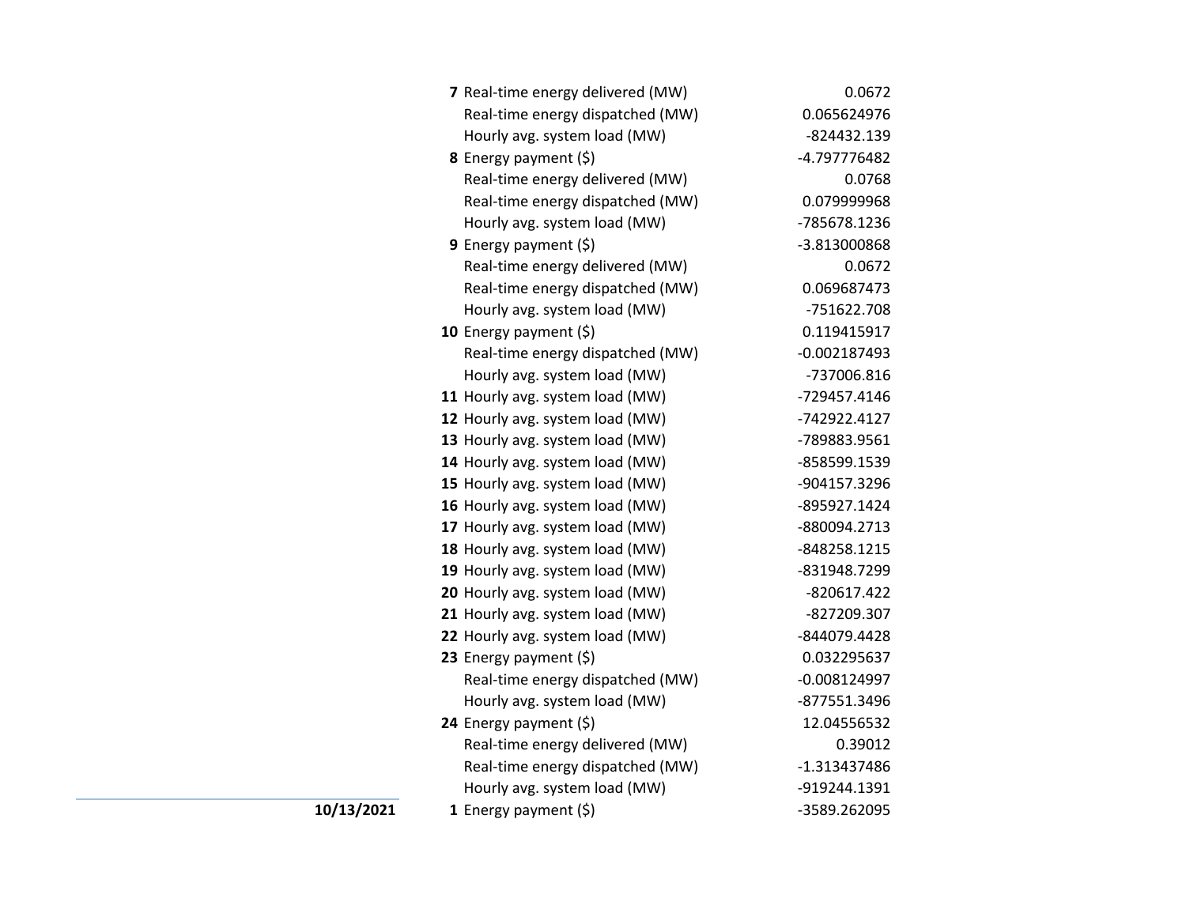| Date | Hour | Metric | Value |
|---|---|---|---|
| | **7** | Real-time energy delivered (MW) | 0.0672 |
| | | Real-time energy dispatched (MW) | 0.065624976 |
| | | Hourly avg. system load (MW) | -824432.139 |
| | **8** | Energy payment ($) | -4.797776482 |
| | | Real-time energy delivered (MW) | 0.0768 |
| | | Real-time energy dispatched (MW) | 0.079999968 |
| | | Hourly avg. system load (MW) | -785678.1236 |
| | **9** | Energy payment ($) | -3.813000868 |
| | | Real-time energy delivered (MW) | 0.0672 |
| | | Real-time energy dispatched (MW) | 0.069687473 |
| | | Hourly avg. system load (MW) | -751622.708 |
| | **10** | Energy payment ($) | 0.119415917 |
| | | Real-time energy dispatched (MW) | -0.002187493 |
| | | Hourly avg. system load (MW) | -737006.816 |
| | **11** | Hourly avg. system load (MW) | -729457.4146 |
| | **12** | Hourly avg. system load (MW) | -742922.4127 |
| | **13** | Hourly avg. system load (MW) | -789883.9561 |
| | **14** | Hourly avg. system load (MW) | -858599.1539 |
| | **15** | Hourly avg. system load (MW) | -904157.3296 |
| | **16** | Hourly avg. system load (MW) | -895927.1424 |
| | **17** | Hourly avg. system load (MW) | -880094.2713 |
| | **18** | Hourly avg. system load (MW) | -848258.1215 |
| | **19** | Hourly avg. system load (MW) | -831948.7299 |
| | **20** | Hourly avg. system load (MW) | -820617.422 |
| | **21** | Hourly avg. system load (MW) | -827209.307 |
| | **22** | Hourly avg. system load (MW) | -844079.4428 |
| | **23** | Energy payment ($) | 0.032295637 |
| | | Real-time energy dispatched (MW) | -0.008124997 |
| | | Hourly avg. system load (MW) | -877551.3496 |
| | **24** | Energy payment ($) | 12.04556532 |
| | | Real-time energy delivered (MW) | 0.39012 |
| | | Real-time energy dispatched (MW) | -1.313437486 |
| | | Hourly avg. system load (MW) | -919244.1391 |
| **10/13/2021** | **1** | Energy payment ($) | -3589.262095 |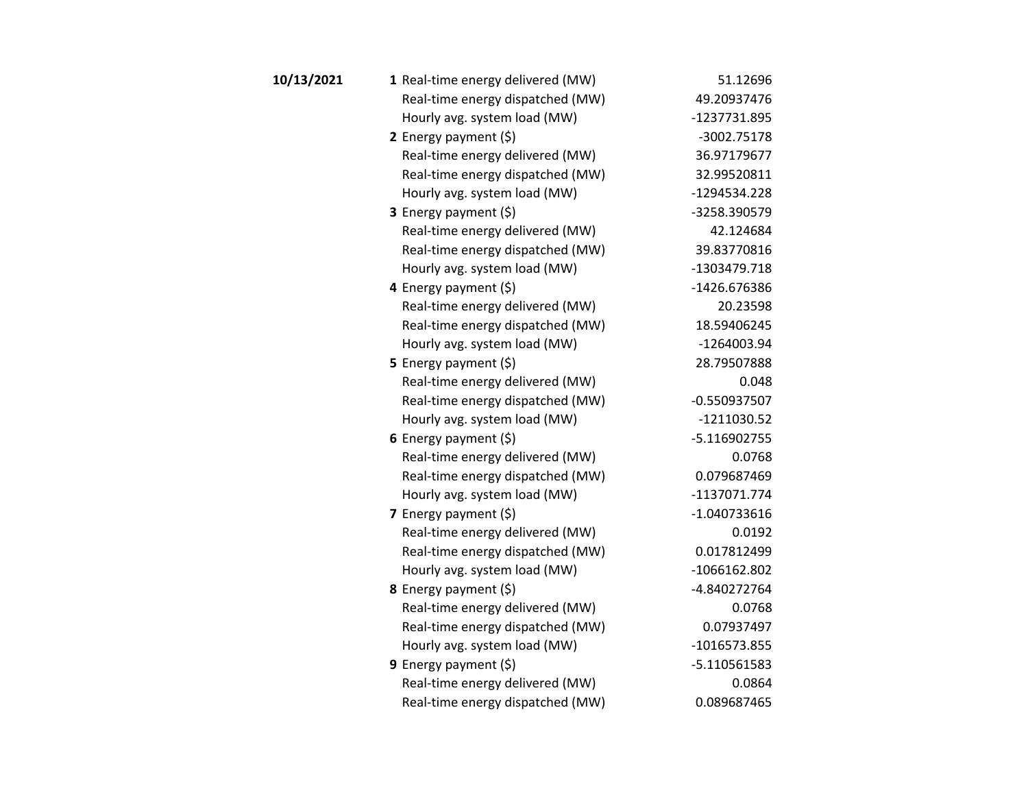| | | | |
|---|---|---|---|
| **10/13/2021** | **1** | Real-time energy delivered (MW) | 51.12696 |
| | | Real-time energy dispatched (MW) | 49.20937476 |
| | | Hourly avg. system load (MW) | -1237731.895 |
| | **2** | Energy payment ($) | -3002.75178 |
| | | Real-time energy delivered (MW) | 36.97179677 |
| | | Real-time energy dispatched (MW) | 32.99520811 |
| | | Hourly avg. system load (MW) | -1294534.228 |
| | **3** | Energy payment ($) | -3258.390579 |
| | | Real-time energy delivered (MW) | 42.124684 |
| | | Real-time energy dispatched (MW) | 39.83770816 |
| | | Hourly avg. system load (MW) | -1303479.718 |
| | **4** | Energy payment ($) | -1426.676386 |
| | | Real-time energy delivered (MW) | 20.23598 |
| | | Real-time energy dispatched (MW) | 18.59406245 |
| | | Hourly avg. system load (MW) | -1264003.94 |
| | **5** | Energy payment ($) | 28.79507888 |
| | | Real-time energy delivered (MW) | 0.048 |
| | | Real-time energy dispatched (MW) | -0.550937507 |
| | | Hourly avg. system load (MW) | -1211030.52 |
| | **6** | Energy payment ($) | -5.116902755 |
| | | Real-time energy delivered (MW) | 0.0768 |
| | | Real-time energy dispatched (MW) | 0.079687469 |
| | | Hourly avg. system load (MW) | -1137071.774 |
| | **7** | Energy payment ($) | -1.040733616 |
| | | Real-time energy delivered (MW) | 0.0192 |
| | | Real-time energy dispatched (MW) | 0.017812499 |
| | | Hourly avg. system load (MW) | -1066162.802 |
| | **8** | Energy payment ($) | -4.840272764 |
| | | Real-time energy delivered (MW) | 0.0768 |
| | | Real-time energy dispatched (MW) | 0.07937497 |
| | | Hourly avg. system load (MW) | -1016573.855 |
| | **9** | Energy payment ($) | -5.110561583 |
| | | Real-time energy delivered (MW) | 0.0864 |
| | | Real-time energy dispatched (MW) | 0.089687465 |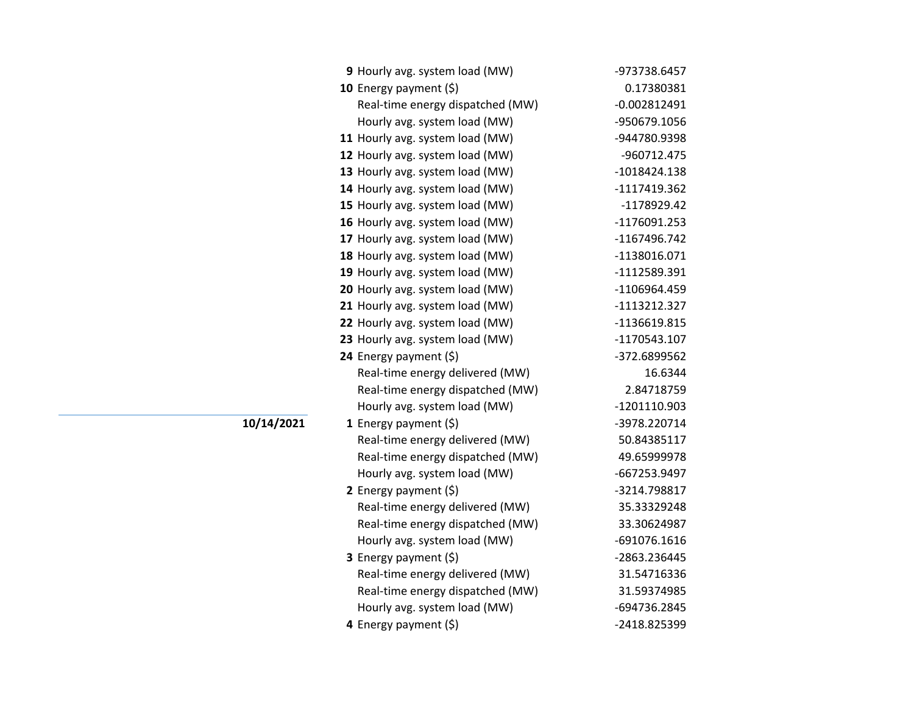| Date | Hour | Item | Value |
|---|---|---|---|
| | **9** | Hourly avg. system load (MW) | -973738.6457 |
| | **10** | Energy payment ($) | 0.17380381 |
| | | Real-time energy dispatched (MW) | -0.002812491 |
| | | Hourly avg. system load (MW) | -950679.1056 |
| | **11** | Hourly avg. system load (MW) | -944780.9398 |
| | **12** | Hourly avg. system load (MW) | -960712.475 |
| | **13** | Hourly avg. system load (MW) | -1018424.138 |
| | **14** | Hourly avg. system load (MW) | -1117419.362 |
| | **15** | Hourly avg. system load (MW) | -1178929.42 |
| | **16** | Hourly avg. system load (MW) | -1176091.253 |
| | **17** | Hourly avg. system load (MW) | -1167496.742 |
| | **18** | Hourly avg. system load (MW) | -1138016.071 |
| | **19** | Hourly avg. system load (MW) | -1112589.391 |
| | **20** | Hourly avg. system load (MW) | -1106964.459 |
| | **21** | Hourly avg. system load (MW) | -1113212.327 |
| | **22** | Hourly avg. system load (MW) | -1136619.815 |
| | **23** | Hourly avg. system load (MW) | -1170543.107 |
| | **24** | Energy payment ($) | -372.6899562 |
| | | Real-time energy delivered (MW) | 16.6344 |
| | | Real-time energy dispatched (MW) | 2.84718759 |
| | | Hourly avg. system load (MW) | -1201110.903 |
| **10/14/2021** | **1** | Energy payment ($) | -3978.220714 |
| | | Real-time energy delivered (MW) | 50.84385117 |
| | | Real-time energy dispatched (MW) | 49.65999978 |
| | | Hourly avg. system load (MW) | -667253.9497 |
| | **2** | Energy payment ($) | -3214.798817 |
| | | Real-time energy delivered (MW) | 35.33329248 |
| | | Real-time energy dispatched (MW) | 33.30624987 |
| | | Hourly avg. system load (MW) | -691076.1616 |
| | **3** | Energy payment ($) | -2863.236445 |
| | | Real-time energy delivered (MW) | 31.54716336 |
| | | Real-time energy dispatched (MW) | 31.59374985 |
| | | Hourly avg. system load (MW) | -694736.2845 |
| | **4** | Energy payment ($) | -2418.825399 |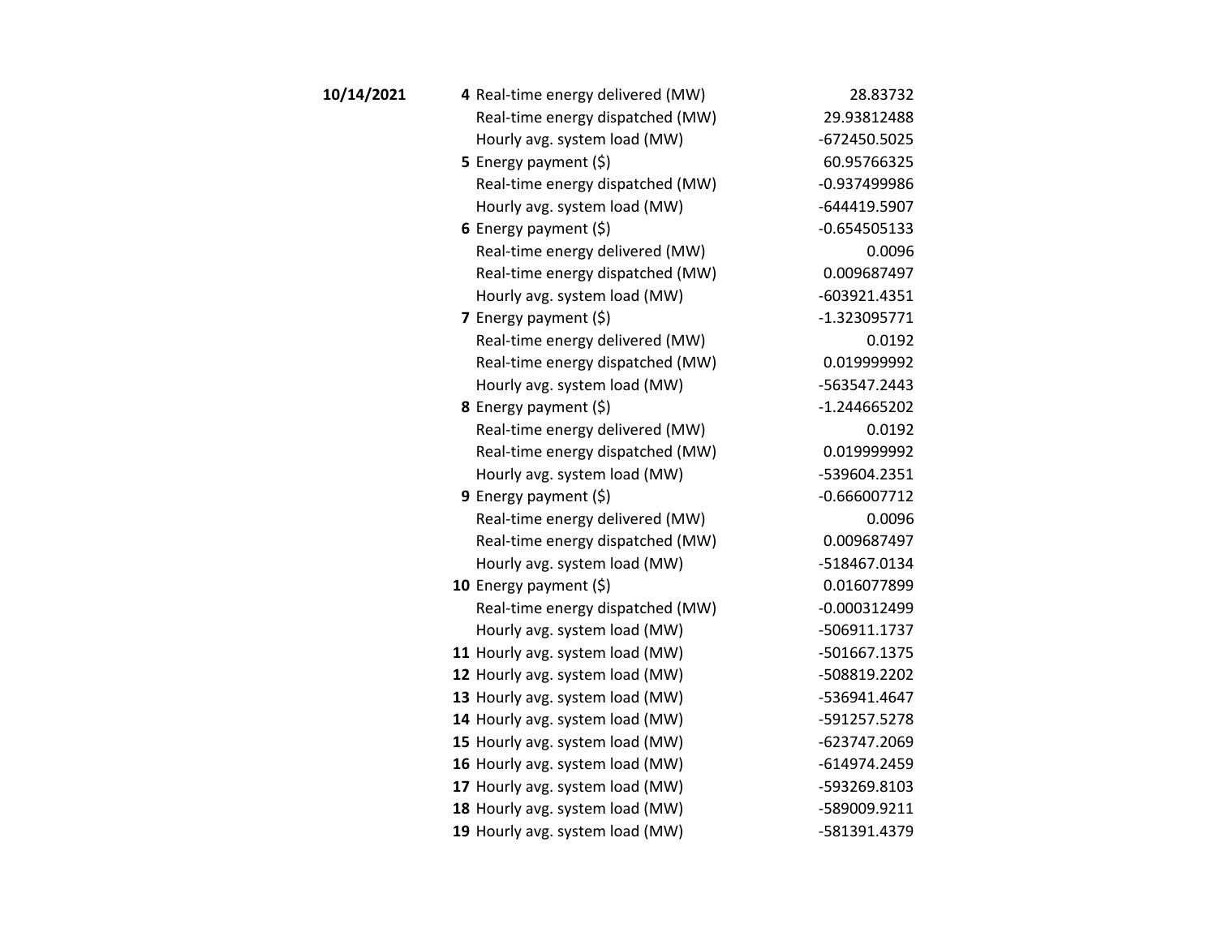| Date | Hour | Item | Value |
|---|---|---|---|
| **10/14/2021** | **4** | Real-time energy delivered (MW) | 28.83732 |
| | | Real-time energy dispatched (MW) | 29.93812488 |
| | | Hourly avg. system load (MW) | -672450.5025 |
| | **5** | Energy payment ($) | 60.95766325 |
| | | Real-time energy dispatched (MW) | -0.937499986 |
| | | Hourly avg. system load (MW) | -644419.5907 |
| | **6** | Energy payment ($) | -0.654505133 |
| | | Real-time energy delivered (MW) | 0.0096 |
| | | Real-time energy dispatched (MW) | 0.009687497 |
| | | Hourly avg. system load (MW) | -603921.4351 |
| | **7** | Energy payment ($) | -1.323095771 |
| | | Real-time energy delivered (MW) | 0.0192 |
| | | Real-time energy dispatched (MW) | 0.019999992 |
| | | Hourly avg. system load (MW) | -563547.2443 |
| | **8** | Energy payment ($) | -1.244665202 |
| | | Real-time energy delivered (MW) | 0.0192 |
| | | Real-time energy dispatched (MW) | 0.019999992 |
| | | Hourly avg. system load (MW) | -539604.2351 |
| | **9** | Energy payment ($) | -0.666007712 |
| | | Real-time energy delivered (MW) | 0.0096 |
| | | Real-time energy dispatched (MW) | 0.009687497 |
| | | Hourly avg. system load (MW) | -518467.0134 |
| | **10** | Energy payment ($) | 0.016077899 |
| | | Real-time energy dispatched (MW) | -0.000312499 |
| | | Hourly avg. system load (MW) | -506911.1737 |
| | **11** | Hourly avg. system load (MW) | -501667.1375 |
| | **12** | Hourly avg. system load (MW) | -508819.2202 |
| | **13** | Hourly avg. system load (MW) | -536941.4647 |
| | **14** | Hourly avg. system load (MW) | -591257.5278 |
| | **15** | Hourly avg. system load (MW) | -623747.2069 |
| | **16** | Hourly avg. system load (MW) | -614974.2459 |
| | **17** | Hourly avg. system load (MW) | -593269.8103 |
| | **18** | Hourly avg. system load (MW) | -589009.9211 |
| | **19** | Hourly avg. system load (MW) | -581391.4379 |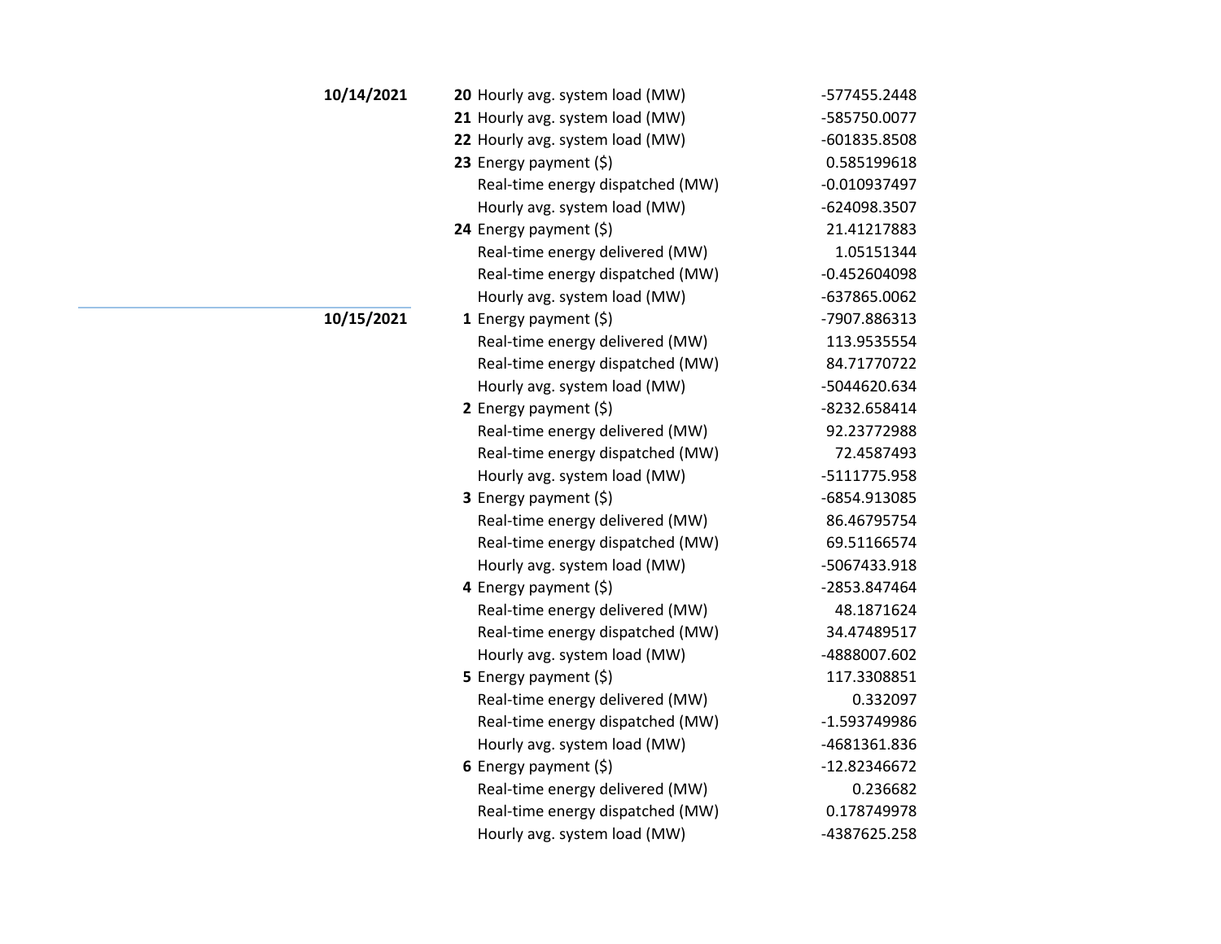| Date | Hour | Item | Value |
|---|---|---|---|
| **10/14/2021** | **20** | Hourly avg. system load (MW) | -577455.2448 |
| | **21** | Hourly avg. system load (MW) | -585750.0077 |
| | **22** | Hourly avg. system load (MW) | -601835.8508 |
| | **23** | Energy payment ($) | 0.585199618 |
| | | Real-time energy dispatched (MW) | -0.010937497 |
| | | Hourly avg. system load (MW) | -624098.3507 |
| | **24** | Energy payment ($) | 21.41217883 |
| | | Real-time energy delivered (MW) | 1.05151344 |
| | | Real-time energy dispatched (MW) | -0.452604098 |
| | | Hourly avg. system load (MW) | -637865.0062 |
| **10/15/2021** | **1** | Energy payment ($) | -7907.886313 |
| | | Real-time energy delivered (MW) | 113.9535554 |
| | | Real-time energy dispatched (MW) | 84.71770722 |
| | | Hourly avg. system load (MW) | -5044620.634 |
| | **2** | Energy payment ($) | -8232.658414 |
| | | Real-time energy delivered (MW) | 92.23772988 |
| | | Real-time energy dispatched (MW) | 72.4587493 |
| | | Hourly avg. system load (MW) | -5111775.958 |
| | **3** | Energy payment ($) | -6854.913085 |
| | | Real-time energy delivered (MW) | 86.46795754 |
| | | Real-time energy dispatched (MW) | 69.51166574 |
| | | Hourly avg. system load (MW) | -5067433.918 |
| | **4** | Energy payment ($) | -2853.847464 |
| | | Real-time energy delivered (MW) | 48.1871624 |
| | | Real-time energy dispatched (MW) | 34.47489517 |
| | | Hourly avg. system load (MW) | -4888007.602 |
| | **5** | Energy payment ($) | 117.3308851 |
| | | Real-time energy delivered (MW) | 0.332097 |
| | | Real-time energy dispatched (MW) | -1.593749986 |
| | | Hourly avg. system load (MW) | -4681361.836 |
| | **6** | Energy payment ($) | -12.82346672 |
| | | Real-time energy delivered (MW) | 0.236682 |
| | | Real-time energy dispatched (MW) | 0.178749978 |
| | | Hourly avg. system load (MW) | -4387625.258 |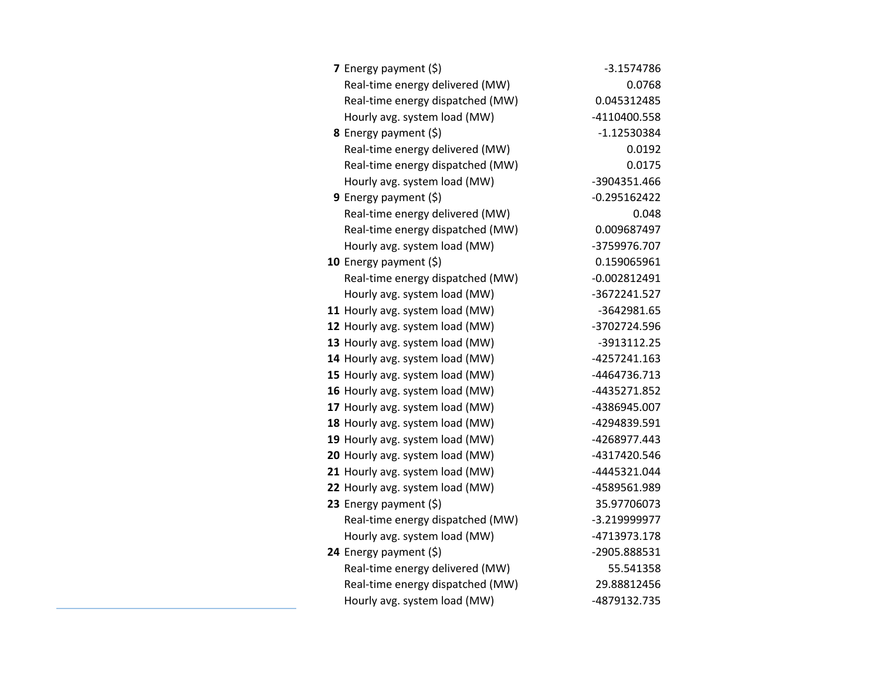| Hour | Item | Value |
|---|---|---|
| **7** | Energy payment ($) | -3.1574786 |
| | Real-time energy delivered (MW) | 0.0768 |
| | Real-time energy dispatched (MW) | 0.045312485 |
| | Hourly avg. system load (MW) | -4110400.558 |
| **8** | Energy payment ($) | -1.12530384 |
| | Real-time energy delivered (MW) | 0.0192 |
| | Real-time energy dispatched (MW) | 0.0175 |
| | Hourly avg. system load (MW) | -3904351.466 |
| **9** | Energy payment ($) | -0.295162422 |
| | Real-time energy delivered (MW) | 0.048 |
| | Real-time energy dispatched (MW) | 0.009687497 |
| | Hourly avg. system load (MW) | -3759976.707 |
| **10** | Energy payment ($) | 0.159065961 |
| | Real-time energy dispatched (MW) | -0.002812491 |
| | Hourly avg. system load (MW) | -3672241.527 |
| **11** | Hourly avg. system load (MW) | -3642981.65 |
| **12** | Hourly avg. system load (MW) | -3702724.596 |
| **13** | Hourly avg. system load (MW) | -3913112.25 |
| **14** | Hourly avg. system load (MW) | -4257241.163 |
| **15** | Hourly avg. system load (MW) | -4464736.713 |
| **16** | Hourly avg. system load (MW) | -4435271.852 |
| **17** | Hourly avg. system load (MW) | -4386945.007 |
| **18** | Hourly avg. system load (MW) | -4294839.591 |
| **19** | Hourly avg. system load (MW) | -4268977.443 |
| **20** | Hourly avg. system load (MW) | -4317420.546 |
| **21** | Hourly avg. system load (MW) | -4445321.044 |
| **22** | Hourly avg. system load (MW) | -4589561.989 |
| **23** | Energy payment ($) | 35.97706073 |
| | Real-time energy dispatched (MW) | -3.219999977 |
| | Hourly avg. system load (MW) | -4713973.178 |
| **24** | Energy payment ($) | -2905.888531 |
| | Real-time energy delivered (MW) | 55.541358 |
| | Real-time energy dispatched (MW) | 29.88812456 |
| | Hourly avg. system load (MW) | -4879132.735 |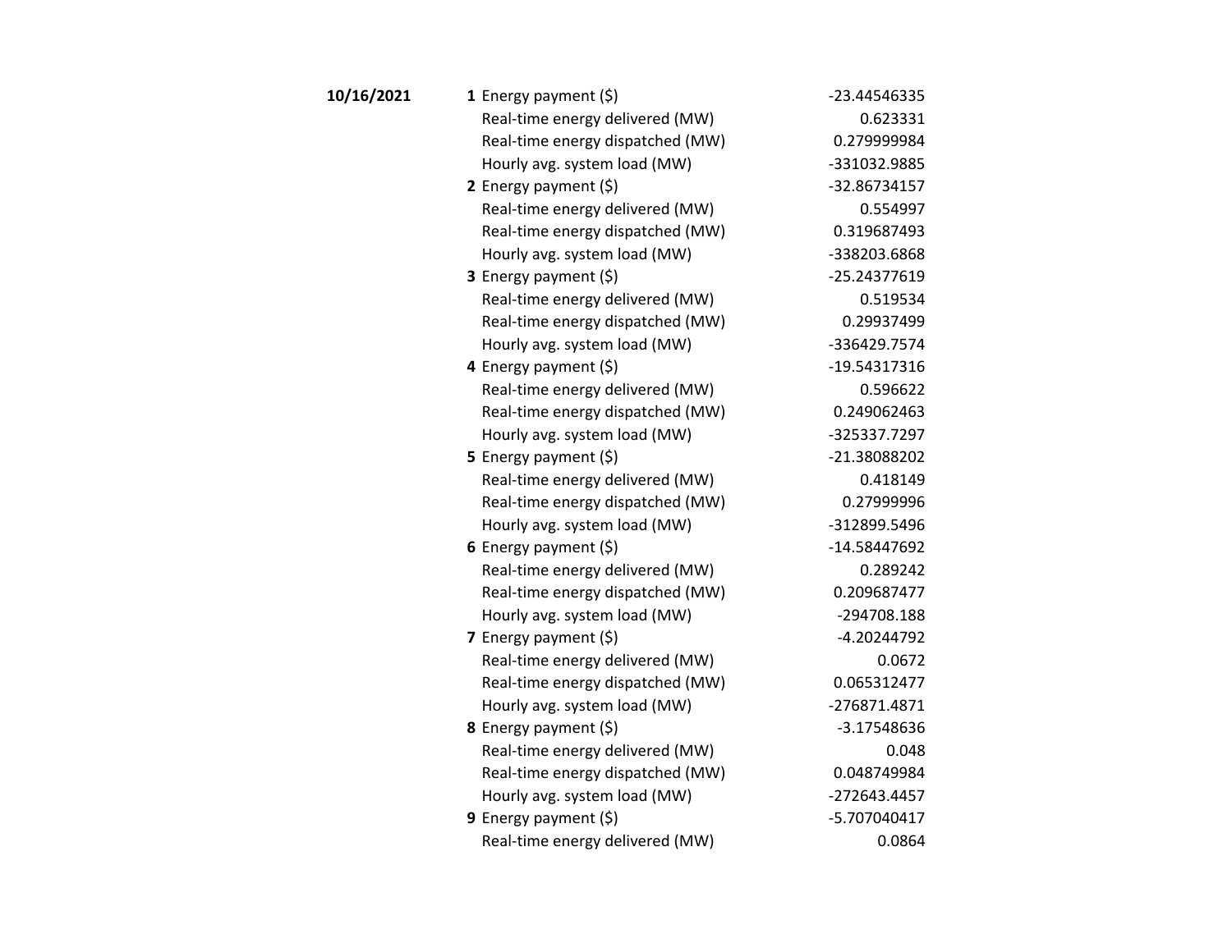| Date | Hour | Item | Value |
|---|---|---|---|
| **10/16/2021** | **1** | Energy payment ($) | -23.44546335 |
| | | Real-time energy delivered (MW) | 0.623331 |
| | | Real-time energy dispatched (MW) | 0.279999984 |
| | | Hourly avg. system load (MW) | -331032.9885 |
| | **2** | Energy payment ($) | -32.86734157 |
| | | Real-time energy delivered (MW) | 0.554997 |
| | | Real-time energy dispatched (MW) | 0.319687493 |
| | | Hourly avg. system load (MW) | -338203.6868 |
| | **3** | Energy payment ($) | -25.24377619 |
| | | Real-time energy delivered (MW) | 0.519534 |
| | | Real-time energy dispatched (MW) | 0.29937499 |
| | | Hourly avg. system load (MW) | -336429.7574 |
| | **4** | Energy payment ($) | -19.54317316 |
| | | Real-time energy delivered (MW) | 0.596622 |
| | | Real-time energy dispatched (MW) | 0.249062463 |
| | | Hourly avg. system load (MW) | -325337.7297 |
| | **5** | Energy payment ($) | -21.38088202 |
| | | Real-time energy delivered (MW) | 0.418149 |
| | | Real-time energy dispatched (MW) | 0.27999996 |
| | | Hourly avg. system load (MW) | -312899.5496 |
| | **6** | Energy payment ($) | -14.58447692 |
| | | Real-time energy delivered (MW) | 0.289242 |
| | | Real-time energy dispatched (MW) | 0.209687477 |
| | | Hourly avg. system load (MW) | -294708.188 |
| | **7** | Energy payment ($) | -4.20244792 |
| | | Real-time energy delivered (MW) | 0.0672 |
| | | Real-time energy dispatched (MW) | 0.065312477 |
| | | Hourly avg. system load (MW) | -276871.4871 |
| | **8** | Energy payment ($) | -3.17548636 |
| | | Real-time energy delivered (MW) | 0.048 |
| | | Real-time energy dispatched (MW) | 0.048749984 |
| | | Hourly avg. system load (MW) | -272643.4457 |
| | **9** | Energy payment ($) | -5.707040417 |
| | | Real-time energy delivered (MW) | 0.0864 |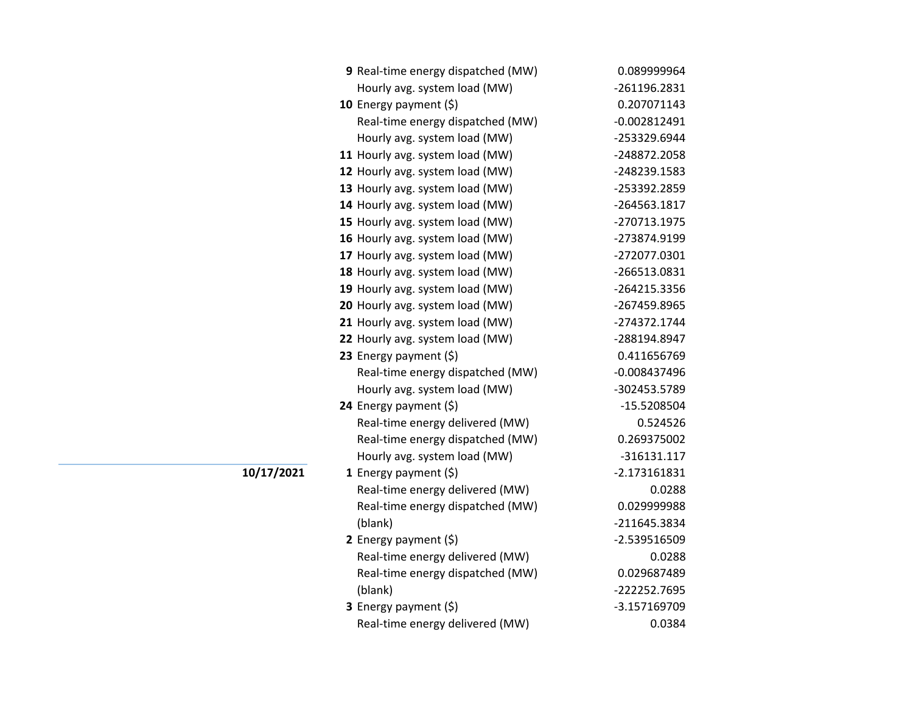| Date | Hour | Measure | Value |
|---|---|---|---|
| | **9** | Real-time energy dispatched (MW) | 0.089999964 |
| | | Hourly avg. system load (MW) | -261196.2831 |
| | **10** | Energy payment ($) | 0.207071143 |
| | | Real-time energy dispatched (MW) | -0.002812491 |
| | | Hourly avg. system load (MW) | -253329.6944 |
| | **11** | Hourly avg. system load (MW) | -248872.2058 |
| | **12** | Hourly avg. system load (MW) | -248239.1583 |
| | **13** | Hourly avg. system load (MW) | -253392.2859 |
| | **14** | Hourly avg. system load (MW) | -264563.1817 |
| | **15** | Hourly avg. system load (MW) | -270713.1975 |
| | **16** | Hourly avg. system load (MW) | -273874.9199 |
| | **17** | Hourly avg. system load (MW) | -272077.0301 |
| | **18** | Hourly avg. system load (MW) | -266513.0831 |
| | **19** | Hourly avg. system load (MW) | -264215.3356 |
| | **20** | Hourly avg. system load (MW) | -267459.8965 |
| | **21** | Hourly avg. system load (MW) | -274372.1744 |
| | **22** | Hourly avg. system load (MW) | -288194.8947 |
| | **23** | Energy payment ($) | 0.411656769 |
| | | Real-time energy dispatched (MW) | -0.008437496 |
| | | Hourly avg. system load (MW) | -302453.5789 |
| | **24** | Energy payment ($) | -15.5208504 |
| | | Real-time energy delivered (MW) | 0.524526 |
| | | Real-time energy dispatched (MW) | 0.269375002 |
| | | Hourly avg. system load (MW) | -316131.117 |
| **10/17/2021** | **1** | Energy payment ($) | -2.173161831 |
| | | Real-time energy delivered (MW) | 0.0288 |
| | | Real-time energy dispatched (MW) | 0.029999988 |
| | | (blank) | -211645.3834 |
| | **2** | Energy payment ($) | -2.539516509 |
| | | Real-time energy delivered (MW) | 0.0288 |
| | | Real-time energy dispatched (MW) | 0.029687489 |
| | | (blank) | -222252.7695 |
| | **3** | Energy payment ($) | -3.157169709 |
| | | Real-time energy delivered (MW) | 0.0384 |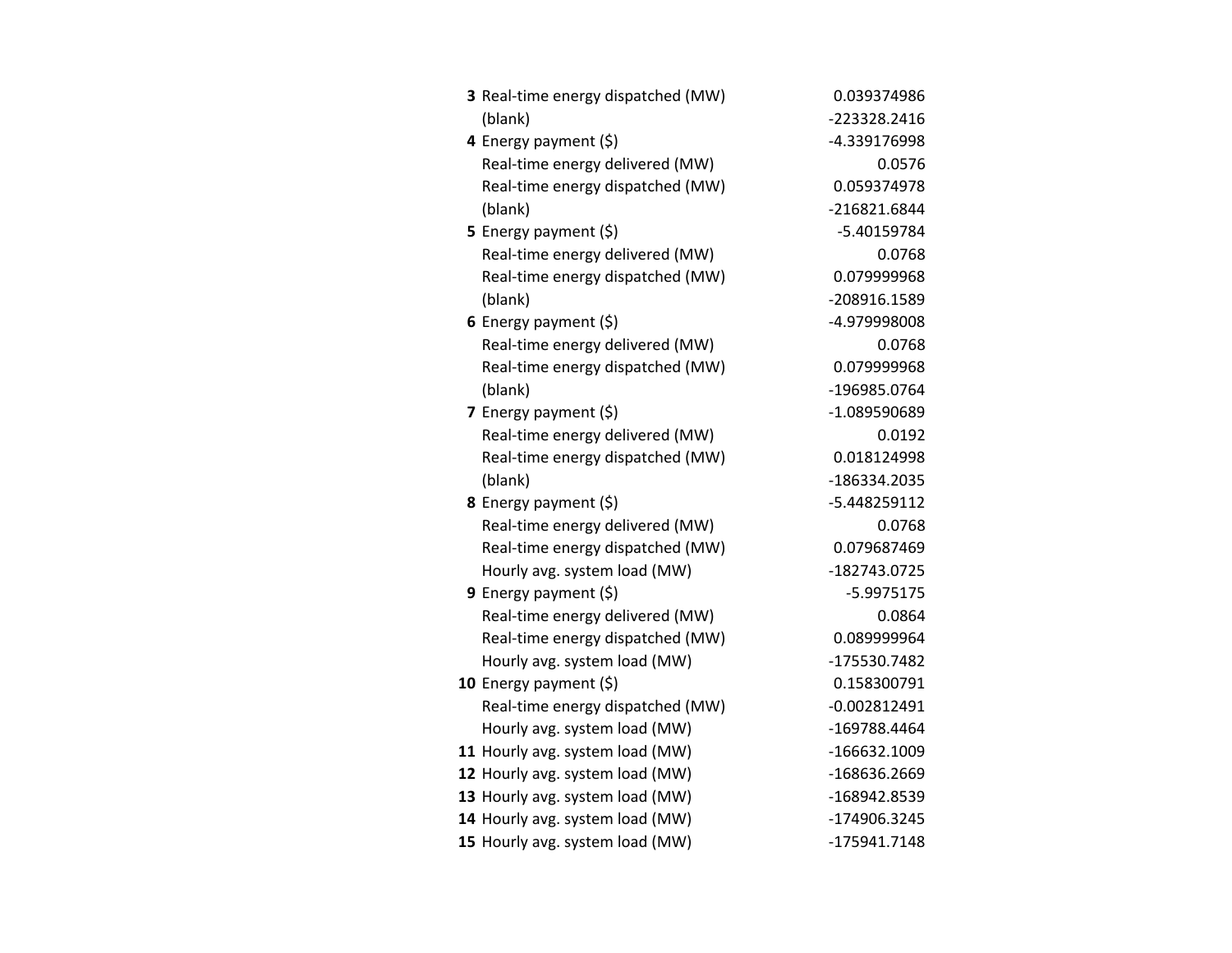| | | |
|---|---|---|
| **3** | Real-time energy dispatched (MW) | 0.039374986 |
| | (blank) | -223328.2416 |
| **4** | Energy payment ($) | -4.339176998 |
| | Real-time energy delivered (MW) | 0.0576 |
| | Real-time energy dispatched (MW) | 0.059374978 |
| | (blank) | -216821.6844 |
| **5** | Energy payment ($) | -5.40159784 |
| | Real-time energy delivered (MW) | 0.0768 |
| | Real-time energy dispatched (MW) | 0.079999968 |
| | (blank) | -208916.1589 |
| **6** | Energy payment ($) | -4.979998008 |
| | Real-time energy delivered (MW) | 0.0768 |
| | Real-time energy dispatched (MW) | 0.079999968 |
| | (blank) | -196985.0764 |
| **7** | Energy payment ($) | -1.089590689 |
| | Real-time energy delivered (MW) | 0.0192 |
| | Real-time energy dispatched (MW) | 0.018124998 |
| | (blank) | -186334.2035 |
| **8** | Energy payment ($) | -5.448259112 |
| | Real-time energy delivered (MW) | 0.0768 |
| | Real-time energy dispatched (MW) | 0.079687469 |
| | Hourly avg. system load (MW) | -182743.0725 |
| **9** | Energy payment ($) | -5.9975175 |
| | Real-time energy delivered (MW) | 0.0864 |
| | Real-time energy dispatched (MW) | 0.089999964 |
| | Hourly avg. system load (MW) | -175530.7482 |
| **10** | Energy payment ($) | 0.158300791 |
| | Real-time energy dispatched (MW) | -0.002812491 |
| | Hourly avg. system load (MW) | -169788.4464 |
| **11** | Hourly avg. system load (MW) | -166632.1009 |
| **12** | Hourly avg. system load (MW) | -168636.2669 |
| **13** | Hourly avg. system load (MW) | -168942.8539 |
| **14** | Hourly avg. system load (MW) | -174906.3245 |
| **15** | Hourly avg. system load (MW) | -175941.7148 |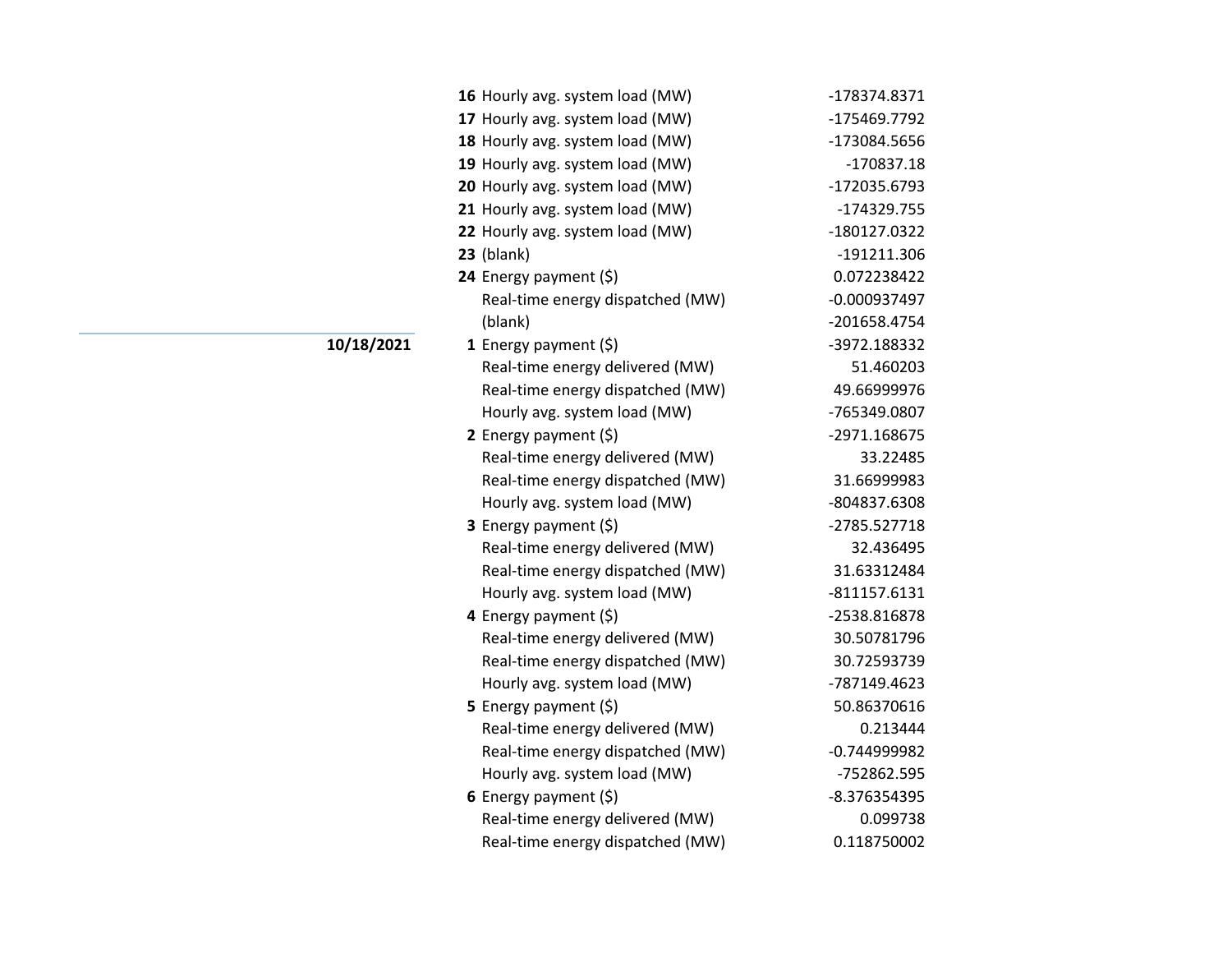| Date | Hour | Metric | Value |
|---|---|---|---|
| | **16** | Hourly avg. system load (MW) | -178374.8371 |
| | **17** | Hourly avg. system load (MW) | -175469.7792 |
| | **18** | Hourly avg. system load (MW) | -173084.5656 |
| | **19** | Hourly avg. system load (MW) | -170837.18 |
| | **20** | Hourly avg. system load (MW) | -172035.6793 |
| | **21** | Hourly avg. system load (MW) | -174329.755 |
| | **22** | Hourly avg. system load (MW) | -180127.0322 |
| | **23** | (blank) | -191211.306 |
| | **24** | Energy payment ($) | 0.072238422 |
| | | Real-time energy dispatched (MW) | -0.000937497 |
| | | (blank) | -201658.4754 |
| **10/18/2021** | **1** | Energy payment ($) | -3972.188332 |
| | | Real-time energy delivered (MW) | 51.460203 |
| | | Real-time energy dispatched (MW) | 49.66999976 |
| | | Hourly avg. system load (MW) | -765349.0807 |
| | **2** | Energy payment ($) | -2971.168675 |
| | | Real-time energy delivered (MW) | 33.22485 |
| | | Real-time energy dispatched (MW) | 31.66999983 |
| | | Hourly avg. system load (MW) | -804837.6308 |
| | **3** | Energy payment ($) | -2785.527718 |
| | | Real-time energy delivered (MW) | 32.436495 |
| | | Real-time energy dispatched (MW) | 31.63312484 |
| | | Hourly avg. system load (MW) | -811157.6131 |
| | **4** | Energy payment ($) | -2538.816878 |
| | | Real-time energy delivered (MW) | 30.50781796 |
| | | Real-time energy dispatched (MW) | 30.72593739 |
| | | Hourly avg. system load (MW) | -787149.4623 |
| | **5** | Energy payment ($) | 50.86370616 |
| | | Real-time energy delivered (MW) | 0.213444 |
| | | Real-time energy dispatched (MW) | -0.744999982 |
| | | Hourly avg. system load (MW) | -752862.595 |
| | **6** | Energy payment ($) | -8.376354395 |
| | | Real-time energy delivered (MW) | 0.099738 |
| | | Real-time energy dispatched (MW) | 0.118750002 |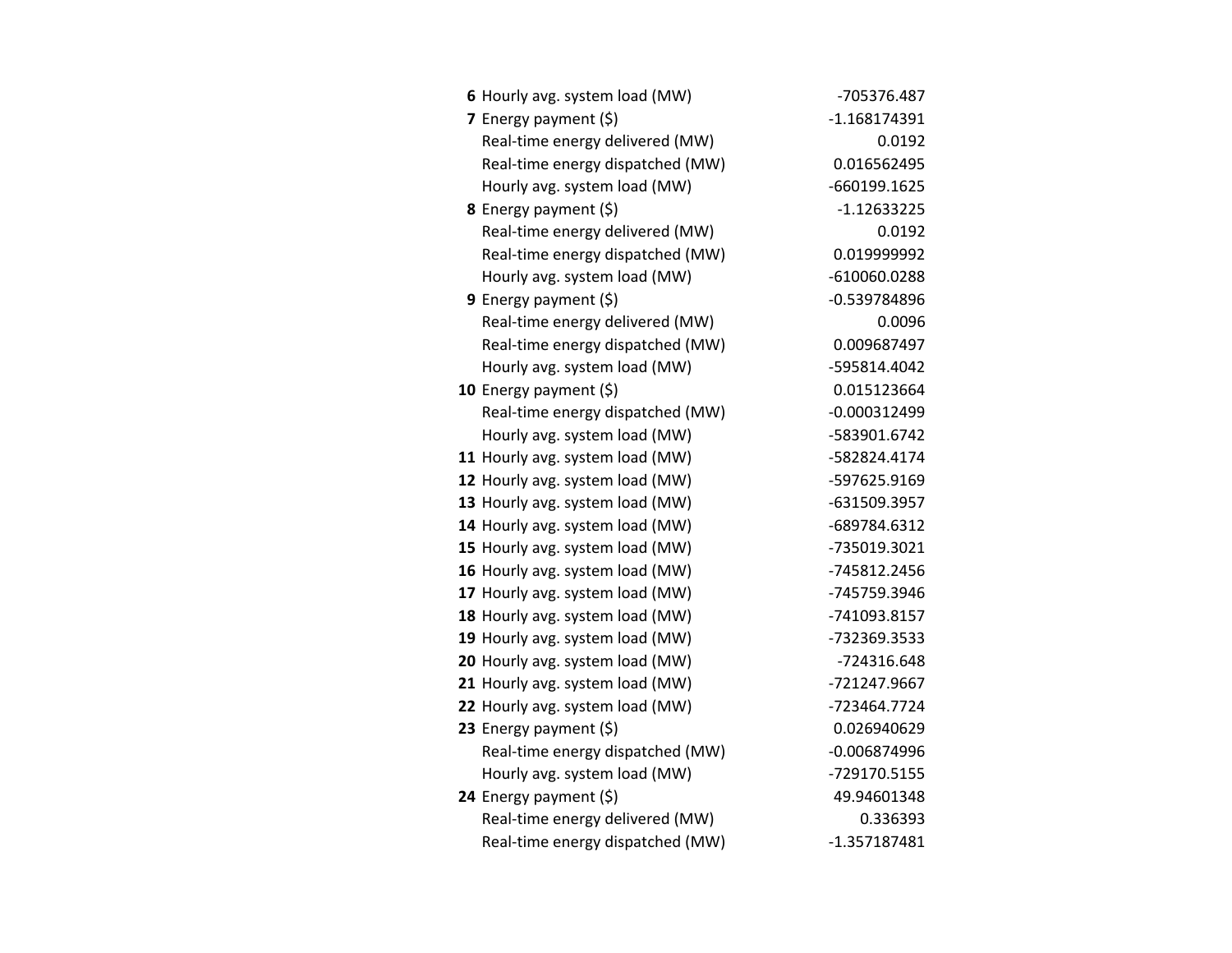| | | |
|---|---|---|
| **6** | Hourly avg. system load (MW) | -705376.487 |
| **7** | Energy payment ($) | -1.168174391 |
| | Real-time energy delivered (MW) | 0.0192 |
| | Real-time energy dispatched (MW) | 0.016562495 |
| | Hourly avg. system load (MW) | -660199.1625 |
| **8** | Energy payment ($) | -1.12633225 |
| | Real-time energy delivered (MW) | 0.0192 |
| | Real-time energy dispatched (MW) | 0.019999992 |
| | Hourly avg. system load (MW) | -610060.0288 |
| **9** | Energy payment ($) | -0.539784896 |
| | Real-time energy delivered (MW) | 0.0096 |
| | Real-time energy dispatched (MW) | 0.009687497 |
| | Hourly avg. system load (MW) | -595814.4042 |
| **10** | Energy payment ($) | 0.015123664 |
| | Real-time energy dispatched (MW) | -0.000312499 |
| | Hourly avg. system load (MW) | -583901.6742 |
| **11** | Hourly avg. system load (MW) | -582824.4174 |
| **12** | Hourly avg. system load (MW) | -597625.9169 |
| **13** | Hourly avg. system load (MW) | -631509.3957 |
| **14** | Hourly avg. system load (MW) | -689784.6312 |
| **15** | Hourly avg. system load (MW) | -735019.3021 |
| **16** | Hourly avg. system load (MW) | -745812.2456 |
| **17** | Hourly avg. system load (MW) | -745759.3946 |
| **18** | Hourly avg. system load (MW) | -741093.8157 |
| **19** | Hourly avg. system load (MW) | -732369.3533 |
| **20** | Hourly avg. system load (MW) | -724316.648 |
| **21** | Hourly avg. system load (MW) | -721247.9667 |
| **22** | Hourly avg. system load (MW) | -723464.7724 |
| **23** | Energy payment ($) | 0.026940629 |
| | Real-time energy dispatched (MW) | -0.006874996 |
| | Hourly avg. system load (MW) | -729170.5155 |
| **24** | Energy payment ($) | 49.94601348 |
| | Real-time energy delivered (MW) | 0.336393 |
| | Real-time energy dispatched (MW) | -1.357187481 |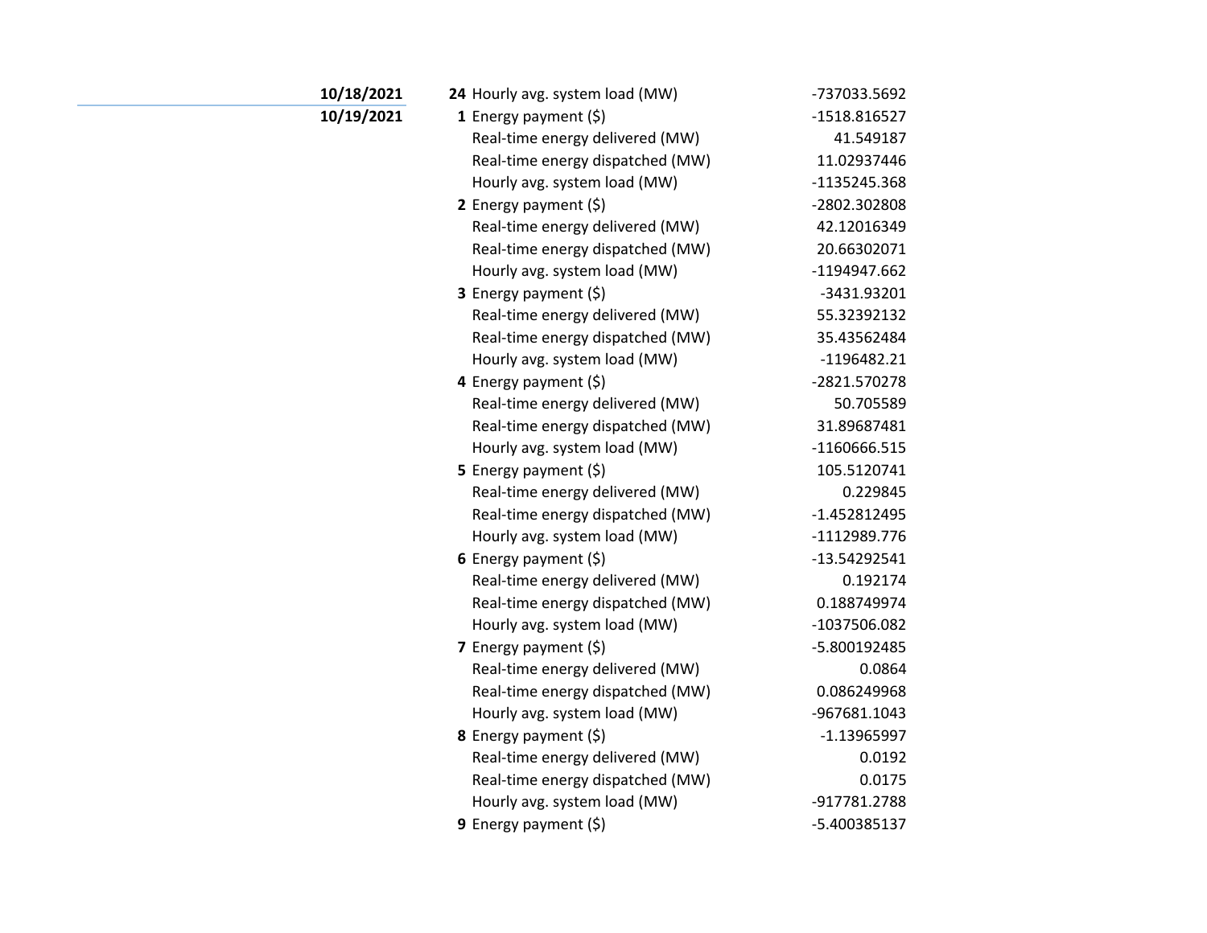| Date | Hour | Metric | Value |
|---|---|---|---|
| **10/18/2021** | **24** | Hourly avg. system load (MW) | -737033.5692 |
| **10/19/2021** | **1** | Energy payment ($) | -1518.816527 |
| | | Real-time energy delivered (MW) | 41.549187 |
| | | Real-time energy dispatched (MW) | 11.02937446 |
| | | Hourly avg. system load (MW) | -1135245.368 |
| | **2** | Energy payment ($) | -2802.302808 |
| | | Real-time energy delivered (MW) | 42.12016349 |
| | | Real-time energy dispatched (MW) | 20.66302071 |
| | | Hourly avg. system load (MW) | -1194947.662 |
| | **3** | Energy payment ($) | -3431.93201 |
| | | Real-time energy delivered (MW) | 55.32392132 |
| | | Real-time energy dispatched (MW) | 35.43562484 |
| | | Hourly avg. system load (MW) | -1196482.21 |
| | **4** | Energy payment ($) | -2821.570278 |
| | | Real-time energy delivered (MW) | 50.705589 |
| | | Real-time energy dispatched (MW) | 31.89687481 |
| | | Hourly avg. system load (MW) | -1160666.515 |
| | **5** | Energy payment ($) | 105.5120741 |
| | | Real-time energy delivered (MW) | 0.229845 |
| | | Real-time energy dispatched (MW) | -1.452812495 |
| | | Hourly avg. system load (MW) | -1112989.776 |
| | **6** | Energy payment ($) | -13.54292541 |
| | | Real-time energy delivered (MW) | 0.192174 |
| | | Real-time energy dispatched (MW) | 0.188749974 |
| | | Hourly avg. system load (MW) | -1037506.082 |
| | **7** | Energy payment ($) | -5.800192485 |
| | | Real-time energy delivered (MW) | 0.0864 |
| | | Real-time energy dispatched (MW) | 0.086249968 |
| | | Hourly avg. system load (MW) | -967681.1043 |
| | **8** | Energy payment ($) | -1.13965997 |
| | | Real-time energy delivered (MW) | 0.0192 |
| | | Real-time energy dispatched (MW) | 0.0175 |
| | | Hourly avg. system load (MW) | -917781.2788 |
| | **9** | Energy payment ($) | -5.400385137 |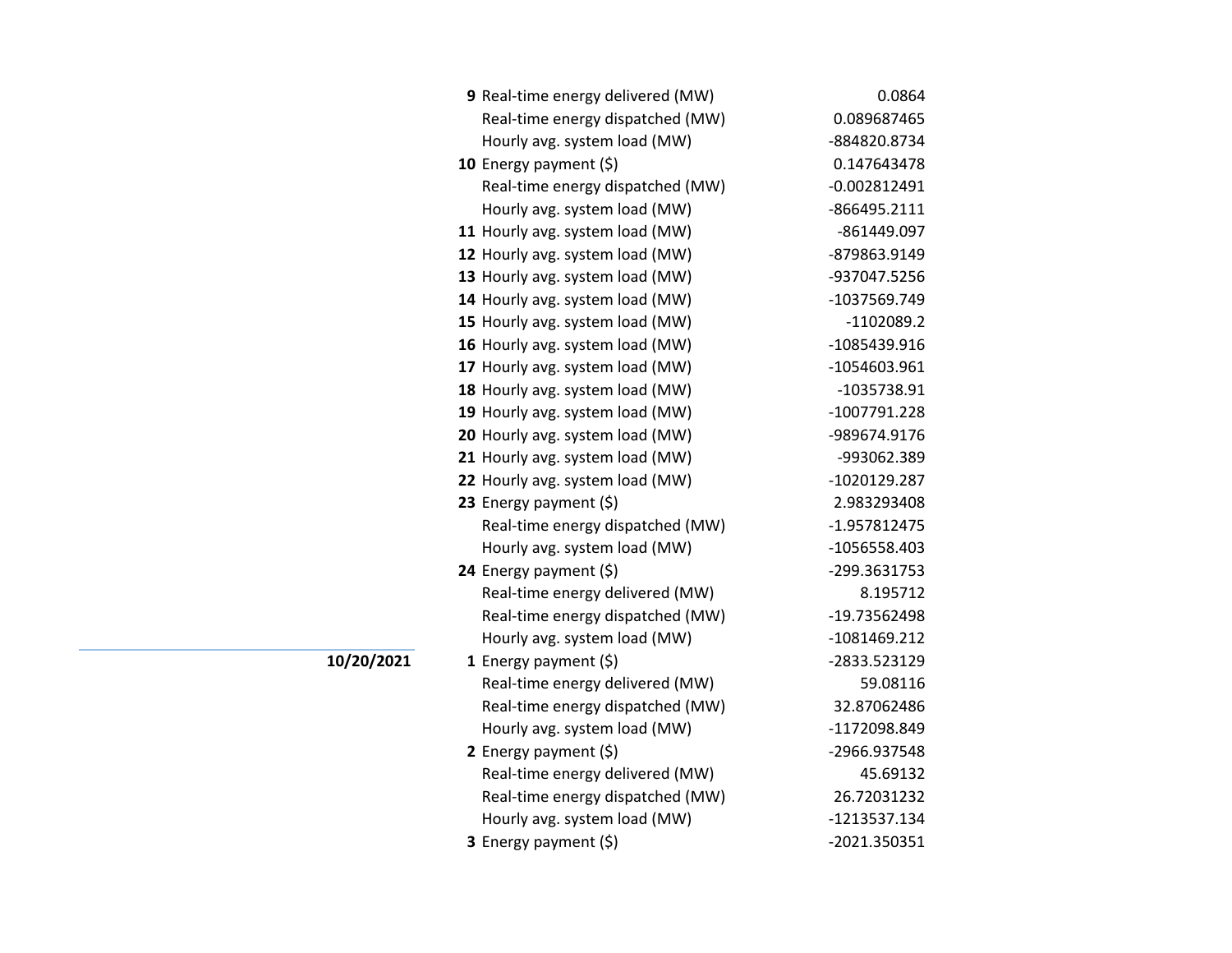| Date | Hour | Measure | Value |
|---|---|---|---|
| | **9** | Real-time energy delivered (MW) | 0.0864 |
| | | Real-time energy dispatched (MW) | 0.089687465 |
| | | Hourly avg. system load (MW) | -884820.8734 |
| | **10** | Energy payment ($) | 0.147643478 |
| | | Real-time energy dispatched (MW) | -0.002812491 |
| | | Hourly avg. system load (MW) | -866495.2111 |
| | **11** | Hourly avg. system load (MW) | -861449.097 |
| | **12** | Hourly avg. system load (MW) | -879863.9149 |
| | **13** | Hourly avg. system load (MW) | -937047.5256 |
| | **14** | Hourly avg. system load (MW) | -1037569.749 |
| | **15** | Hourly avg. system load (MW) | -1102089.2 |
| | **16** | Hourly avg. system load (MW) | -1085439.916 |
| | **17** | Hourly avg. system load (MW) | -1054603.961 |
| | **18** | Hourly avg. system load (MW) | -1035738.91 |
| | **19** | Hourly avg. system load (MW) | -1007791.228 |
| | **20** | Hourly avg. system load (MW) | -989674.9176 |
| | **21** | Hourly avg. system load (MW) | -993062.389 |
| | **22** | Hourly avg. system load (MW) | -1020129.287 |
| | **23** | Energy payment ($) | 2.983293408 |
| | | Real-time energy dispatched (MW) | -1.957812475 |
| | | Hourly avg. system load (MW) | -1056558.403 |
| | **24** | Energy payment ($) | -299.3631753 |
| | | Real-time energy delivered (MW) | 8.195712 |
| | | Real-time energy dispatched (MW) | -19.73562498 |
| | | Hourly avg. system load (MW) | -1081469.212 |
| **10/20/2021** | **1** | Energy payment ($) | -2833.523129 |
| | | Real-time energy delivered (MW) | 59.08116 |
| | | Real-time energy dispatched (MW) | 32.87062486 |
| | | Hourly avg. system load (MW) | -1172098.849 |
| | **2** | Energy payment ($) | -2966.937548 |
| | | Real-time energy delivered (MW) | 45.69132 |
| | | Real-time energy dispatched (MW) | 26.72031232 |
| | | Hourly avg. system load (MW) | -1213537.134 |
| | **3** | Energy payment ($) | -2021.350351 |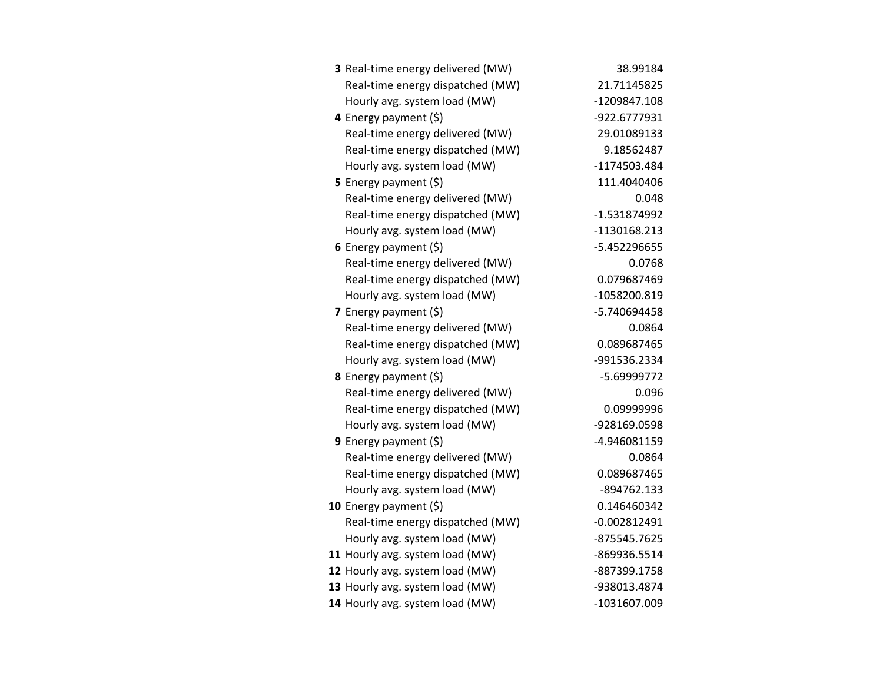| | | |
|---|---|---|
| **3** | Real-time energy delivered (MW) | 38.99184 |
| | Real-time energy dispatched (MW) | 21.71145825 |
| | Hourly avg. system load (MW) | -1209847.108 |
| **4** | Energy payment ($) | -922.6777931 |
| | Real-time energy delivered (MW) | 29.01089133 |
| | Real-time energy dispatched (MW) | 9.18562487 |
| | Hourly avg. system load (MW) | -1174503.484 |
| **5** | Energy payment ($) | 111.4040406 |
| | Real-time energy delivered (MW) | 0.048 |
| | Real-time energy dispatched (MW) | -1.531874992 |
| | Hourly avg. system load (MW) | -1130168.213 |
| **6** | Energy payment ($) | -5.452296655 |
| | Real-time energy delivered (MW) | 0.0768 |
| | Real-time energy dispatched (MW) | 0.079687469 |
| | Hourly avg. system load (MW) | -1058200.819 |
| **7** | Energy payment ($) | -5.740694458 |
| | Real-time energy delivered (MW) | 0.0864 |
| | Real-time energy dispatched (MW) | 0.089687465 |
| | Hourly avg. system load (MW) | -991536.2334 |
| **8** | Energy payment ($) | -5.69999772 |
| | Real-time energy delivered (MW) | 0.096 |
| | Real-time energy dispatched (MW) | 0.09999996 |
| | Hourly avg. system load (MW) | -928169.0598 |
| **9** | Energy payment ($) | -4.946081159 |
| | Real-time energy delivered (MW) | 0.0864 |
| | Real-time energy dispatched (MW) | 0.089687465 |
| | Hourly avg. system load (MW) | -894762.133 |
| **10** | Energy payment ($) | 0.146460342 |
| | Real-time energy dispatched (MW) | -0.002812491 |
| | Hourly avg. system load (MW) | -875545.7625 |
| **11** | Hourly avg. system load (MW) | -869936.5514 |
| **12** | Hourly avg. system load (MW) | -887399.1758 |
| **13** | Hourly avg. system load (MW) | -938013.4874 |
| **14** | Hourly avg. system load (MW) | -1031607.009 |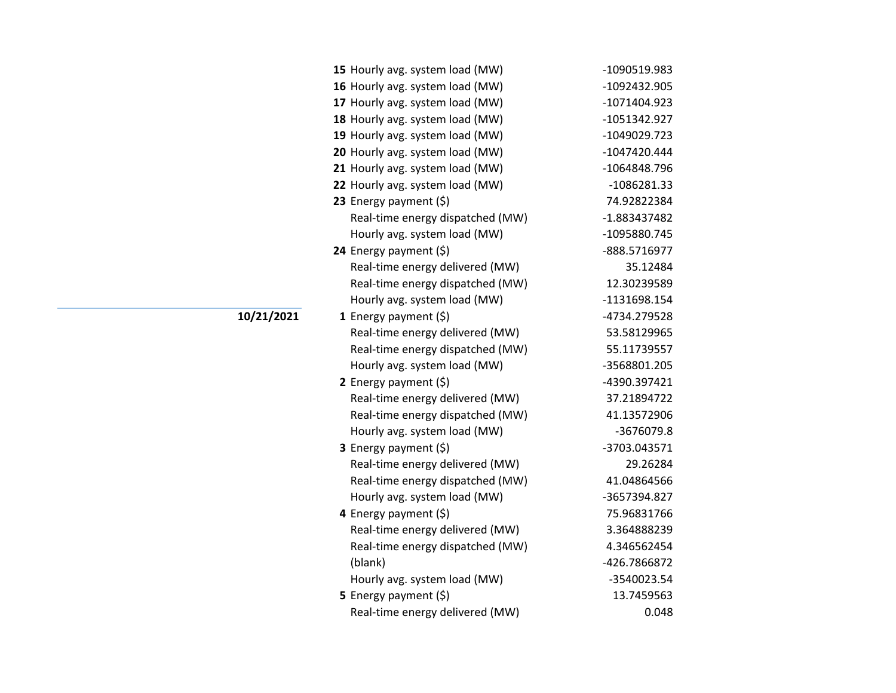| Date | Hour | Measure | Value |
|---|---|---|---|
| | **15** | Hourly avg. system load (MW) | -1090519.983 |
| | **16** | Hourly avg. system load (MW) | -1092432.905 |
| | **17** | Hourly avg. system load (MW) | -1071404.923 |
| | **18** | Hourly avg. system load (MW) | -1051342.927 |
| | **19** | Hourly avg. system load (MW) | -1049029.723 |
| | **20** | Hourly avg. system load (MW) | -1047420.444 |
| | **21** | Hourly avg. system load (MW) | -1064848.796 |
| | **22** | Hourly avg. system load (MW) | -1086281.33 |
| | **23** | Energy payment ($) | 74.92822384 |
| | | Real-time energy dispatched (MW) | -1.883437482 |
| | | Hourly avg. system load (MW) | -1095880.745 |
| | **24** | Energy payment ($) | -888.5716977 |
| | | Real-time energy delivered (MW) | 35.12484 |
| | | Real-time energy dispatched (MW) | 12.30239589 |
| | | Hourly avg. system load (MW) | -1131698.154 |
| **10/21/2021** | **1** | Energy payment ($) | -4734.279528 |
| | | Real-time energy delivered (MW) | 53.58129965 |
| | | Real-time energy dispatched (MW) | 55.11739557 |
| | | Hourly avg. system load (MW) | -3568801.205 |
| | **2** | Energy payment ($) | -4390.397421 |
| | | Real-time energy delivered (MW) | 37.21894722 |
| | | Real-time energy dispatched (MW) | 41.13572906 |
| | | Hourly avg. system load (MW) | -3676079.8 |
| | **3** | Energy payment ($) | -3703.043571 |
| | | Real-time energy delivered (MW) | 29.26284 |
| | | Real-time energy dispatched (MW) | 41.04864566 |
| | | Hourly avg. system load (MW) | -3657394.827 |
| | **4** | Energy payment ($) | 75.96831766 |
| | | Real-time energy delivered (MW) | 3.364888239 |
| | | Real-time energy dispatched (MW) | 4.346562454 |
| | | (blank) | -426.7866872 |
| | | Hourly avg. system load (MW) | -3540023.54 |
| | **5** | Energy payment ($) | 13.7459563 |
| | | Real-time energy delivered (MW) | 0.048 |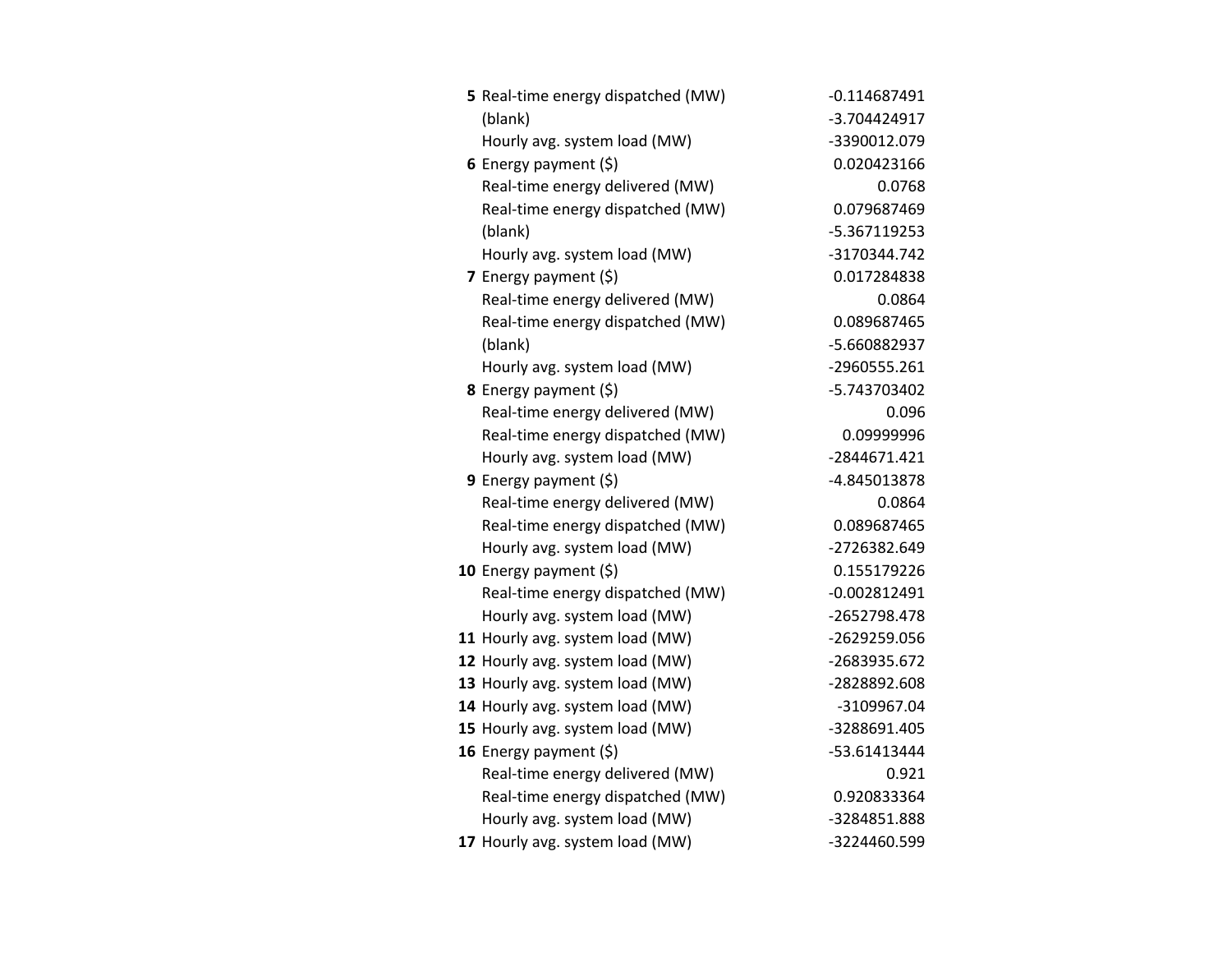| | | |
|---|---|---|
| **5** | Real-time energy dispatched (MW) | -0.114687491 |
| | (blank) | -3.704424917 |
| | Hourly avg. system load (MW) | -3390012.079 |
| **6** | Energy payment ($) | 0.020423166 |
| | Real-time energy delivered (MW) | 0.0768 |
| | Real-time energy dispatched (MW) | 0.079687469 |
| | (blank) | -5.367119253 |
| | Hourly avg. system load (MW) | -3170344.742 |
| **7** | Energy payment ($) | 0.017284838 |
| | Real-time energy delivered (MW) | 0.0864 |
| | Real-time energy dispatched (MW) | 0.089687465 |
| | (blank) | -5.660882937 |
| | Hourly avg. system load (MW) | -2960555.261 |
| **8** | Energy payment ($) | -5.743703402 |
| | Real-time energy delivered (MW) | 0.096 |
| | Real-time energy dispatched (MW) | 0.09999996 |
| | Hourly avg. system load (MW) | -2844671.421 |
| **9** | Energy payment ($) | -4.845013878 |
| | Real-time energy delivered (MW) | 0.0864 |
| | Real-time energy dispatched (MW) | 0.089687465 |
| | Hourly avg. system load (MW) | -2726382.649 |
| **10** | Energy payment ($) | 0.155179226 |
| | Real-time energy dispatched (MW) | -0.002812491 |
| | Hourly avg. system load (MW) | -2652798.478 |
| **11** | Hourly avg. system load (MW) | -2629259.056 |
| **12** | Hourly avg. system load (MW) | -2683935.672 |
| **13** | Hourly avg. system load (MW) | -2828892.608 |
| **14** | Hourly avg. system load (MW) | -3109967.04 |
| **15** | Hourly avg. system load (MW) | -3288691.405 |
| **16** | Energy payment ($) | -53.61413444 |
| | Real-time energy delivered (MW) | 0.921 |
| | Real-time energy dispatched (MW) | 0.920833364 |
| | Hourly avg. system load (MW) | -3284851.888 |
| **17** | Hourly avg. system load (MW) | -3224460.599 |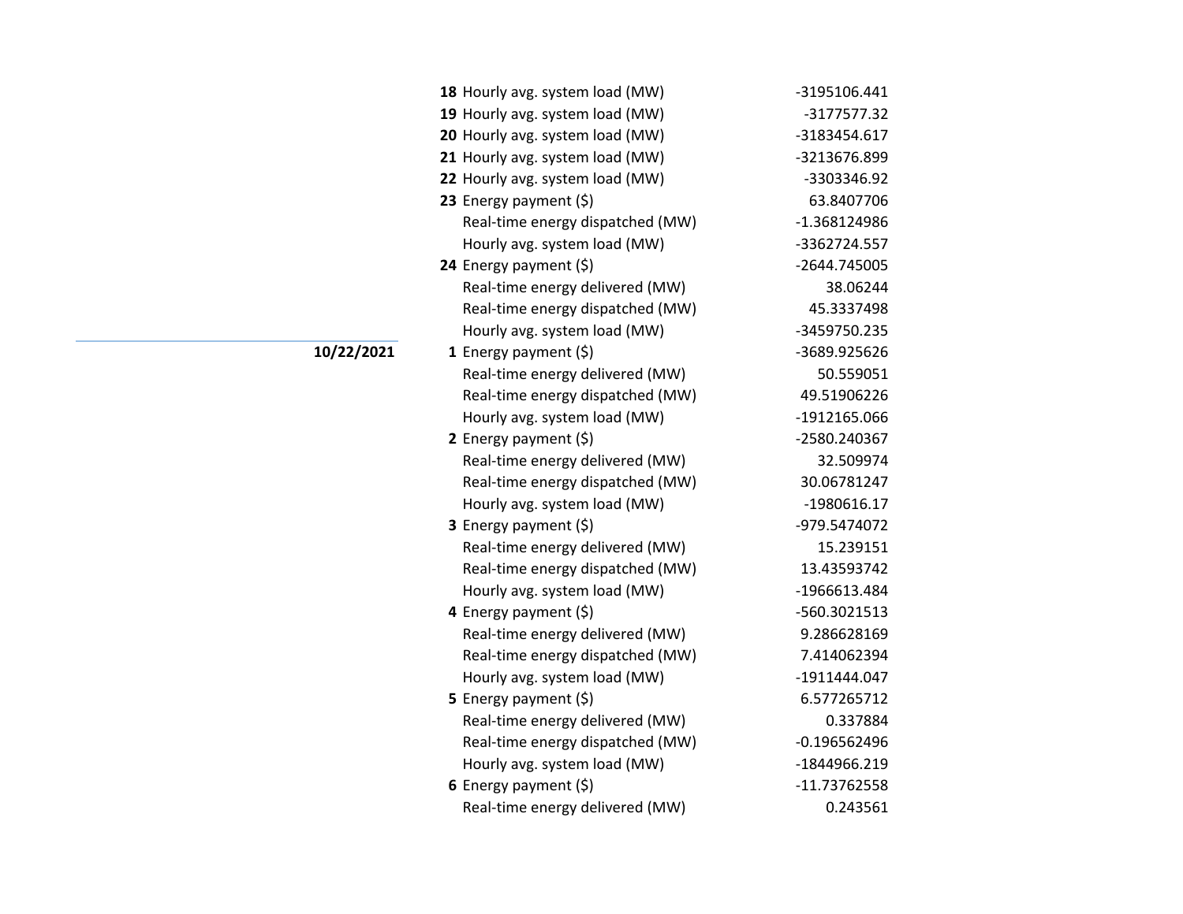| Date | Hour | Measure | Value |
|---|---|---|---|
| | **18** | Hourly avg. system load (MW) | -3195106.441 |
| | **19** | Hourly avg. system load (MW) | -3177577.32 |
| | **20** | Hourly avg. system load (MW) | -3183454.617 |
| | **21** | Hourly avg. system load (MW) | -3213676.899 |
| | **22** | Hourly avg. system load (MW) | -3303346.92 |
| | **23** | Energy payment ($) | 63.8407706 |
| | | Real-time energy dispatched (MW) | -1.368124986 |
| | | Hourly avg. system load (MW) | -3362724.557 |
| | **24** | Energy payment ($) | -2644.745005 |
| | | Real-time energy delivered (MW) | 38.06244 |
| | | Real-time energy dispatched (MW) | 45.3337498 |
| | | Hourly avg. system load (MW) | -3459750.235 |
| **10/22/2021** | **1** | Energy payment ($) | -3689.925626 |
| | | Real-time energy delivered (MW) | 50.559051 |
| | | Real-time energy dispatched (MW) | 49.51906226 |
| | | Hourly avg. system load (MW) | -1912165.066 |
| | **2** | Energy payment ($) | -2580.240367 |
| | | Real-time energy delivered (MW) | 32.509974 |
| | | Real-time energy dispatched (MW) | 30.06781247 |
| | | Hourly avg. system load (MW) | -1980616.17 |
| | **3** | Energy payment ($) | -979.5474072 |
| | | Real-time energy delivered (MW) | 15.239151 |
| | | Real-time energy dispatched (MW) | 13.43593742 |
| | | Hourly avg. system load (MW) | -1966613.484 |
| | **4** | Energy payment ($) | -560.3021513 |
| | | Real-time energy delivered (MW) | 9.286628169 |
| | | Real-time energy dispatched (MW) | 7.414062394 |
| | | Hourly avg. system load (MW) | -1911444.047 |
| | **5** | Energy payment ($) | 6.577265712 |
| | | Real-time energy delivered (MW) | 0.337884 |
| | | Real-time energy dispatched (MW) | -0.196562496 |
| | | Hourly avg. system load (MW) | -1844966.219 |
| | **6** | Energy payment ($) | -11.73762558 |
| | | Real-time energy delivered (MW) | 0.243561 |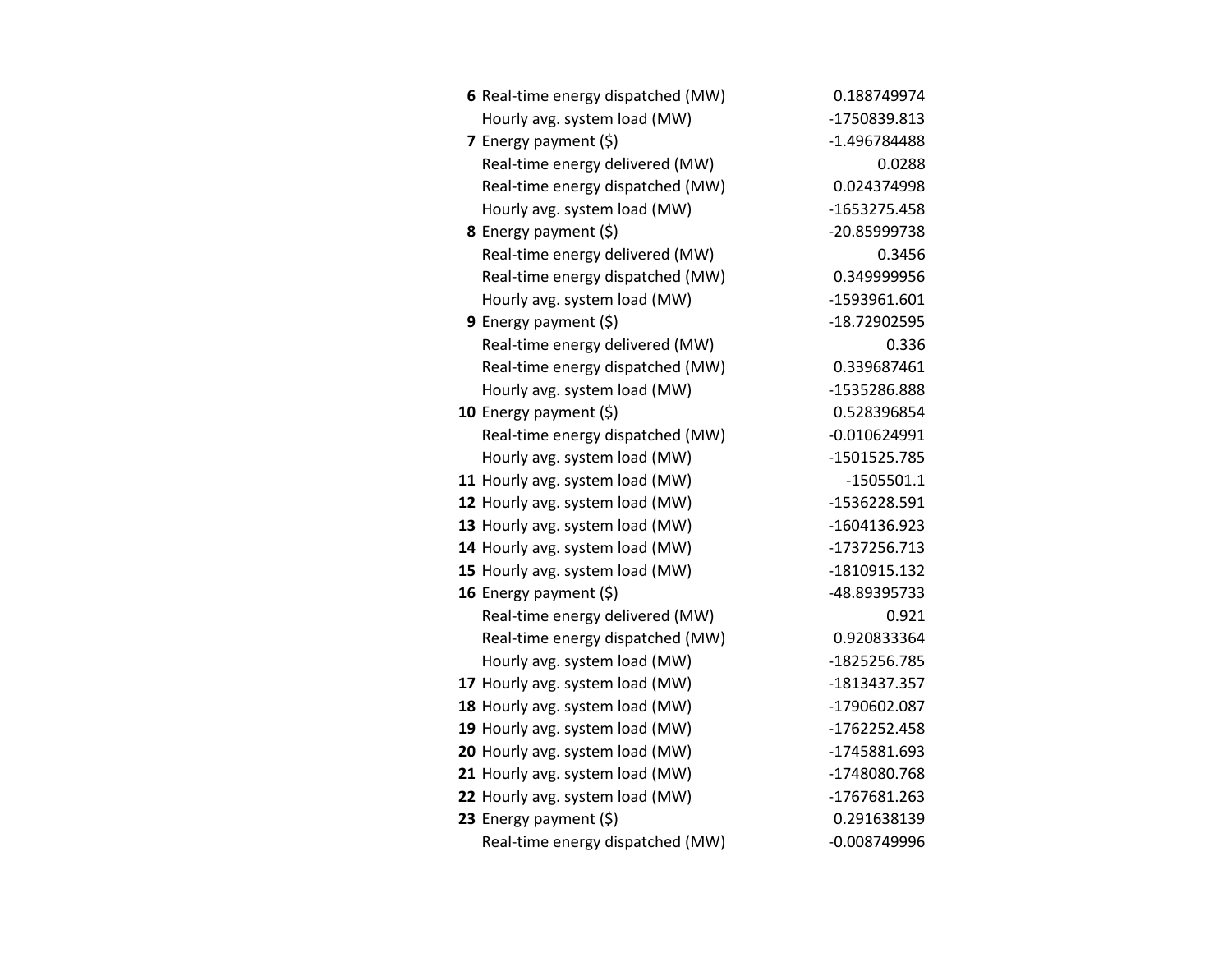| | | |
|---|---|---|
| **6** | Real-time energy dispatched (MW) | 0.188749974 |
| | Hourly avg. system load (MW) | -1750839.813 |
| **7** | Energy payment ($) | -1.496784488 |
| | Real-time energy delivered (MW) | 0.0288 |
| | Real-time energy dispatched (MW) | 0.024374998 |
| | Hourly avg. system load (MW) | -1653275.458 |
| **8** | Energy payment ($) | -20.85999738 |
| | Real-time energy delivered (MW) | 0.3456 |
| | Real-time energy dispatched (MW) | 0.349999956 |
| | Hourly avg. system load (MW) | -1593961.601 |
| **9** | Energy payment ($) | -18.72902595 |
| | Real-time energy delivered (MW) | 0.336 |
| | Real-time energy dispatched (MW) | 0.339687461 |
| | Hourly avg. system load (MW) | -1535286.888 |
| **10** | Energy payment ($) | 0.528396854 |
| | Real-time energy dispatched (MW) | -0.010624991 |
| | Hourly avg. system load (MW) | -1501525.785 |
| **11** | Hourly avg. system load (MW) | -1505501.1 |
| **12** | Hourly avg. system load (MW) | -1536228.591 |
| **13** | Hourly avg. system load (MW) | -1604136.923 |
| **14** | Hourly avg. system load (MW) | -1737256.713 |
| **15** | Hourly avg. system load (MW) | -1810915.132 |
| **16** | Energy payment ($) | -48.89395733 |
| | Real-time energy delivered (MW) | 0.921 |
| | Real-time energy dispatched (MW) | 0.920833364 |
| | Hourly avg. system load (MW) | -1825256.785 |
| **17** | Hourly avg. system load (MW) | -1813437.357 |
| **18** | Hourly avg. system load (MW) | -1790602.087 |
| **19** | Hourly avg. system load (MW) | -1762252.458 |
| **20** | Hourly avg. system load (MW) | -1745881.693 |
| **21** | Hourly avg. system load (MW) | -1748080.768 |
| **22** | Hourly avg. system load (MW) | -1767681.263 |
| **23** | Energy payment ($) | 0.291638139 |
| | Real-time energy dispatched (MW) | -0.008749996 |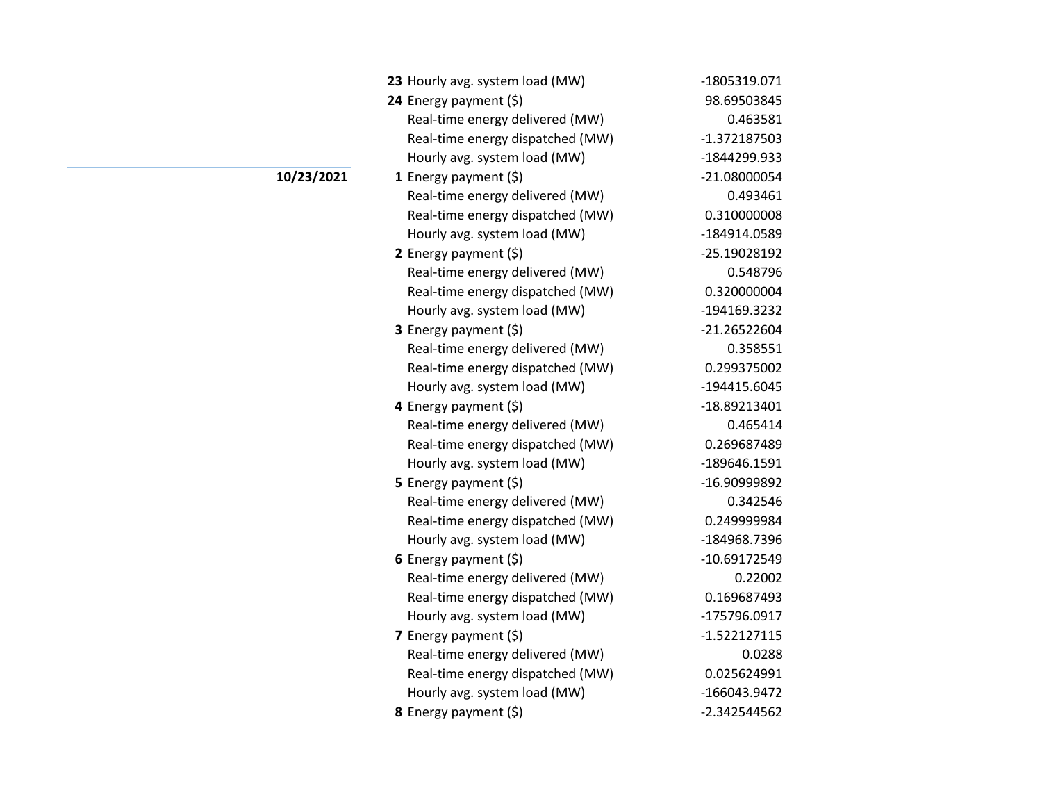| Date | Hour | Item | Value |
|---|---|---|---|
| | **23** | Hourly avg. system load (MW) | -1805319.071 |
| | **24** | Energy payment ($) | 98.69503845 |
| | | Real-time energy delivered (MW) | 0.463581 |
| | | Real-time energy dispatched (MW) | -1.372187503 |
| | | Hourly avg. system load (MW) | -1844299.933 |
| **10/23/2021** | **1** | Energy payment ($) | -21.08000054 |
| | | Real-time energy delivered (MW) | 0.493461 |
| | | Real-time energy dispatched (MW) | 0.310000008 |
| | | Hourly avg. system load (MW) | -184914.0589 |
| | **2** | Energy payment ($) | -25.19028192 |
| | | Real-time energy delivered (MW) | 0.548796 |
| | | Real-time energy dispatched (MW) | 0.320000004 |
| | | Hourly avg. system load (MW) | -194169.3232 |
| | **3** | Energy payment ($) | -21.26522604 |
| | | Real-time energy delivered (MW) | 0.358551 |
| | | Real-time energy dispatched (MW) | 0.299375002 |
| | | Hourly avg. system load (MW) | -194415.6045 |
| | **4** | Energy payment ($) | -18.89213401 |
| | | Real-time energy delivered (MW) | 0.465414 |
| | | Real-time energy dispatched (MW) | 0.269687489 |
| | | Hourly avg. system load (MW) | -189646.1591 |
| | **5** | Energy payment ($) | -16.90999892 |
| | | Real-time energy delivered (MW) | 0.342546 |
| | | Real-time energy dispatched (MW) | 0.249999984 |
| | | Hourly avg. system load (MW) | -184968.7396 |
| | **6** | Energy payment ($) | -10.69172549 |
| | | Real-time energy delivered (MW) | 0.22002 |
| | | Real-time energy dispatched (MW) | 0.169687493 |
| | | Hourly avg. system load (MW) | -175796.0917 |
| | **7** | Energy payment ($) | -1.522127115 |
| | | Real-time energy delivered (MW) | 0.0288 |
| | | Real-time energy dispatched (MW) | 0.025624991 |
| | | Hourly avg. system load (MW) | -166043.9472 |
| | **8** | Energy payment ($) | -2.342544562 |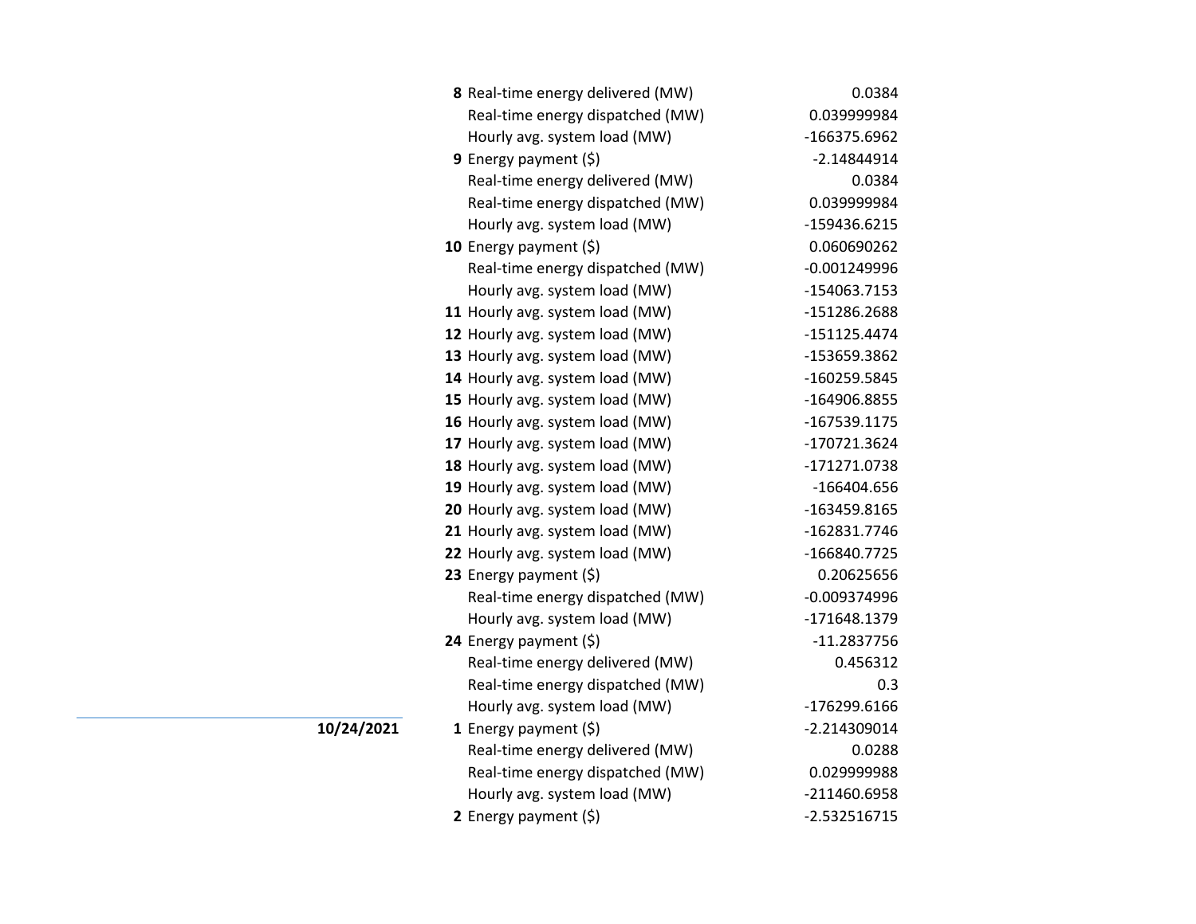| Date | Hour | Item | Value |
|---|---|---|---|
| | **8** | Real-time energy delivered (MW) | 0.0384 |
| | | Real-time energy dispatched (MW) | 0.039999984 |
| | | Hourly avg. system load (MW) | -166375.6962 |
| | **9** | Energy payment ($) | -2.14844914 |
| | | Real-time energy delivered (MW) | 0.0384 |
| | | Real-time energy dispatched (MW) | 0.039999984 |
| | | Hourly avg. system load (MW) | -159436.6215 |
| | **10** | Energy payment ($) | 0.060690262 |
| | | Real-time energy dispatched (MW) | -0.001249996 |
| | | Hourly avg. system load (MW) | -154063.7153 |
| | **11** | Hourly avg. system load (MW) | -151286.2688 |
| | **12** | Hourly avg. system load (MW) | -151125.4474 |
| | **13** | Hourly avg. system load (MW) | -153659.3862 |
| | **14** | Hourly avg. system load (MW) | -160259.5845 |
| | **15** | Hourly avg. system load (MW) | -164906.8855 |
| | **16** | Hourly avg. system load (MW) | -167539.1175 |
| | **17** | Hourly avg. system load (MW) | -170721.3624 |
| | **18** | Hourly avg. system load (MW) | -171271.0738 |
| | **19** | Hourly avg. system load (MW) | -166404.656 |
| | **20** | Hourly avg. system load (MW) | -163459.8165 |
| | **21** | Hourly avg. system load (MW) | -162831.7746 |
| | **22** | Hourly avg. system load (MW) | -166840.7725 |
| | **23** | Energy payment ($) | 0.20625656 |
| | | Real-time energy dispatched (MW) | -0.009374996 |
| | | Hourly avg. system load (MW) | -171648.1379 |
| | **24** | Energy payment ($) | -11.2837756 |
| | | Real-time energy delivered (MW) | 0.456312 |
| | | Real-time energy dispatched (MW) | 0.3 |
| | | Hourly avg. system load (MW) | -176299.6166 |
| **10/24/2021** | **1** | Energy payment ($) | -2.214309014 |
| | | Real-time energy delivered (MW) | 0.0288 |
| | | Real-time energy dispatched (MW) | 0.029999988 |
| | | Hourly avg. system load (MW) | -211460.6958 |
| | **2** | Energy payment ($) | -2.532516715 |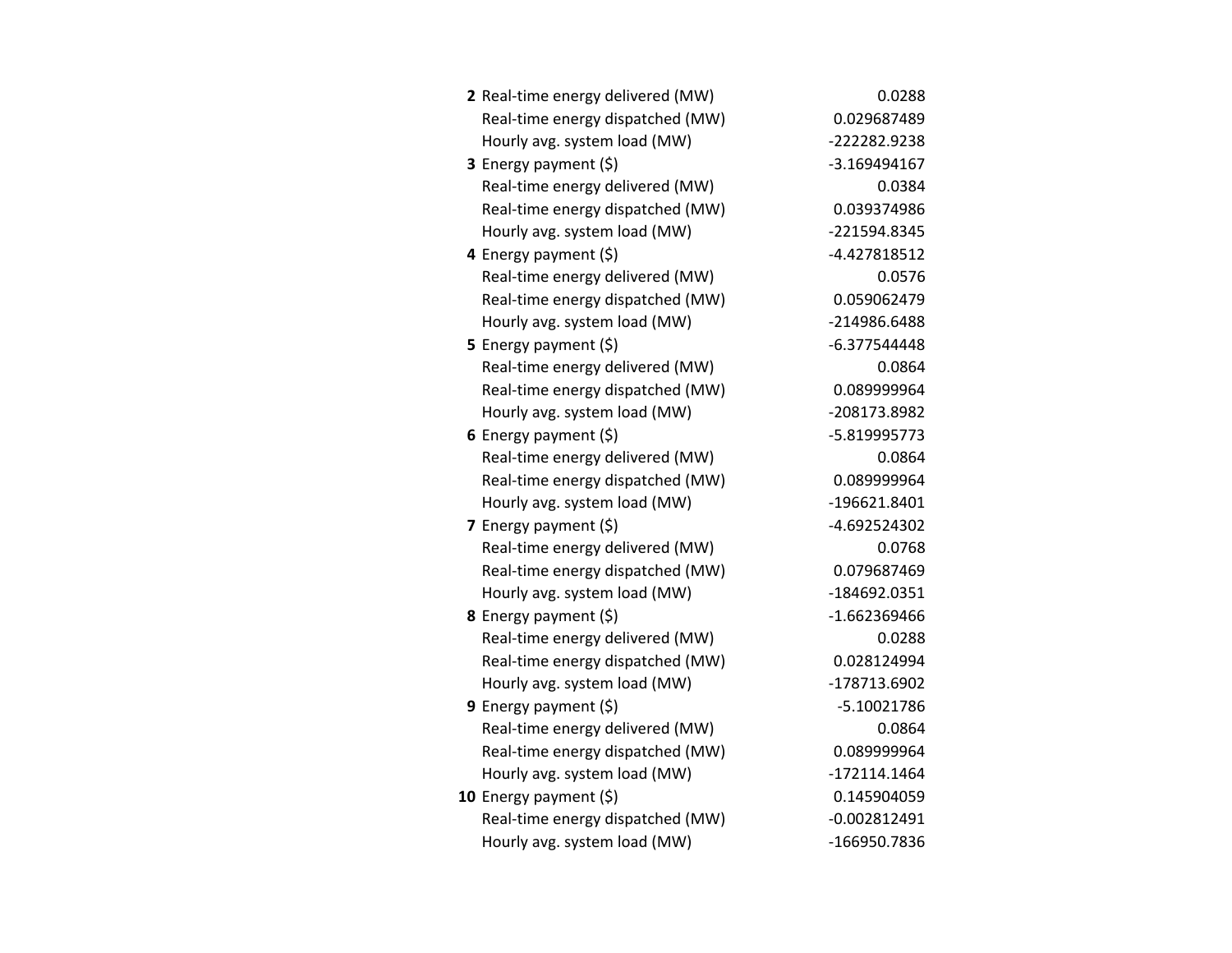| | | |
|---|---|---|
| **2** | Real-time energy delivered (MW) | 0.0288 |
| | Real-time energy dispatched (MW) | 0.029687489 |
| | Hourly avg. system load (MW) | -222282.9238 |
| **3** | Energy payment ($) | -3.169494167 |
| | Real-time energy delivered (MW) | 0.0384 |
| | Real-time energy dispatched (MW) | 0.039374986 |
| | Hourly avg. system load (MW) | -221594.8345 |
| **4** | Energy payment ($) | -4.427818512 |
| | Real-time energy delivered (MW) | 0.0576 |
| | Real-time energy dispatched (MW) | 0.059062479 |
| | Hourly avg. system load (MW) | -214986.6488 |
| **5** | Energy payment ($) | -6.377544448 |
| | Real-time energy delivered (MW) | 0.0864 |
| | Real-time energy dispatched (MW) | 0.089999964 |
| | Hourly avg. system load (MW) | -208173.8982 |
| **6** | Energy payment ($) | -5.819995773 |
| | Real-time energy delivered (MW) | 0.0864 |
| | Real-time energy dispatched (MW) | 0.089999964 |
| | Hourly avg. system load (MW) | -196621.8401 |
| **7** | Energy payment ($) | -4.692524302 |
| | Real-time energy delivered (MW) | 0.0768 |
| | Real-time energy dispatched (MW) | 0.079687469 |
| | Hourly avg. system load (MW) | -184692.0351 |
| **8** | Energy payment ($) | -1.662369466 |
| | Real-time energy delivered (MW) | 0.0288 |
| | Real-time energy dispatched (MW) | 0.028124994 |
| | Hourly avg. system load (MW) | -178713.6902 |
| **9** | Energy payment ($) | -5.10021786 |
| | Real-time energy delivered (MW) | 0.0864 |
| | Real-time energy dispatched (MW) | 0.089999964 |
| | Hourly avg. system load (MW) | -172114.1464 |
| **10** | Energy payment ($) | 0.145904059 |
| | Real-time energy dispatched (MW) | -0.002812491 |
| | Hourly avg. system load (MW) | -166950.7836 |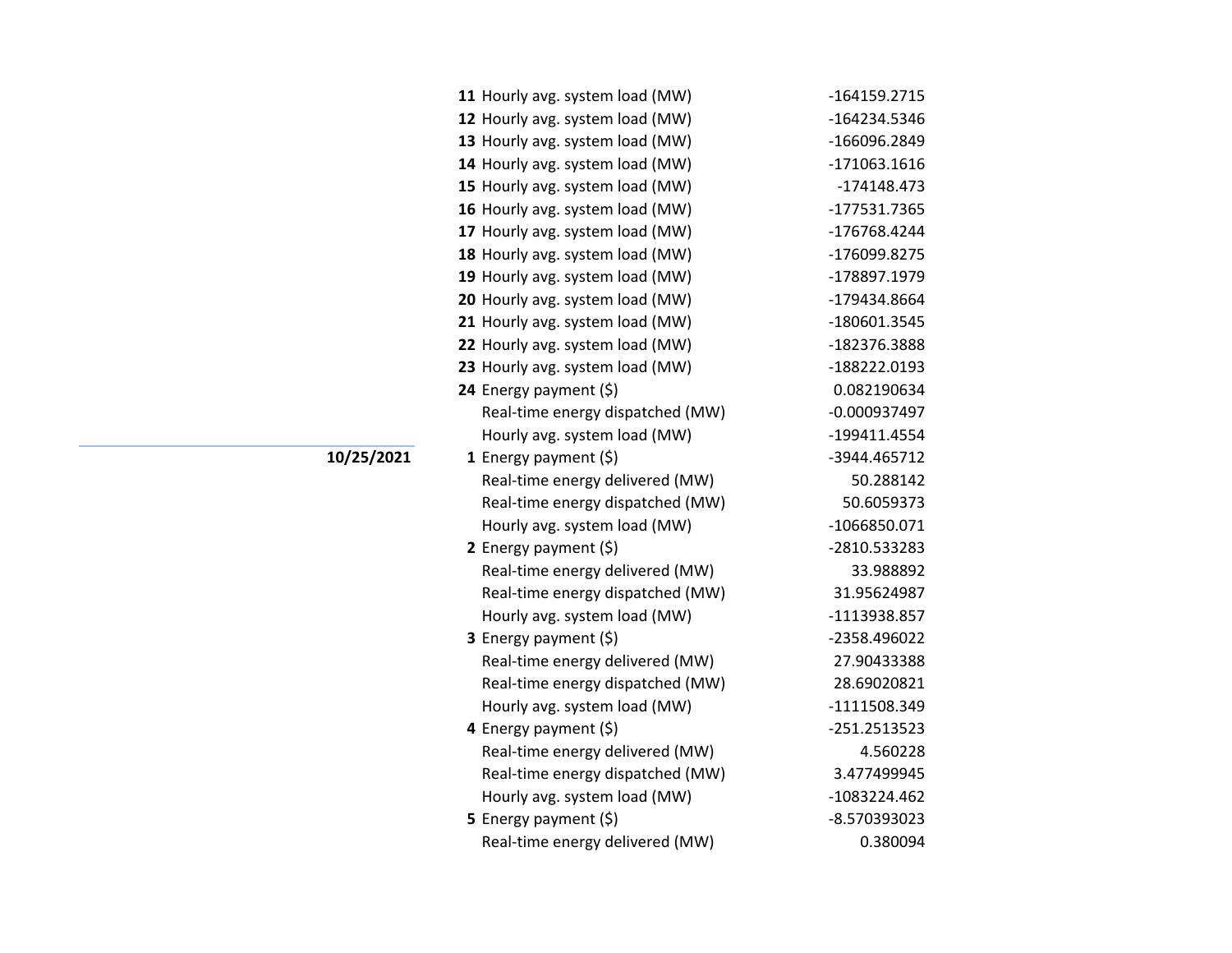| Date | Hour | Item | Value |
|---|---|---|---|
| | **11** | Hourly avg. system load (MW) | -164159.2715 |
| | **12** | Hourly avg. system load (MW) | -164234.5346 |
| | **13** | Hourly avg. system load (MW) | -166096.2849 |
| | **14** | Hourly avg. system load (MW) | -171063.1616 |
| | **15** | Hourly avg. system load (MW) | -174148.473 |
| | **16** | Hourly avg. system load (MW) | -177531.7365 |
| | **17** | Hourly avg. system load (MW) | -176768.4244 |
| | **18** | Hourly avg. system load (MW) | -176099.8275 |
| | **19** | Hourly avg. system load (MW) | -178897.1979 |
| | **20** | Hourly avg. system load (MW) | -179434.8664 |
| | **21** | Hourly avg. system load (MW) | -180601.3545 |
| | **22** | Hourly avg. system load (MW) | -182376.3888 |
| | **23** | Hourly avg. system load (MW) | -188222.0193 |
| | **24** | Energy payment ($) | 0.082190634 |
| | | Real-time energy dispatched (MW) | -0.000937497 |
| | | Hourly avg. system load (MW) | -199411.4554 |
| **10/25/2021** | **1** | Energy payment ($) | -3944.465712 |
| | | Real-time energy delivered (MW) | 50.288142 |
| | | Real-time energy dispatched (MW) | 50.6059373 |
| | | Hourly avg. system load (MW) | -1066850.071 |
| | **2** | Energy payment ($) | -2810.533283 |
| | | Real-time energy delivered (MW) | 33.988892 |
| | | Real-time energy dispatched (MW) | 31.95624987 |
| | | Hourly avg. system load (MW) | -1113938.857 |
| | **3** | Energy payment ($) | -2358.496022 |
| | | Real-time energy delivered (MW) | 27.90433388 |
| | | Real-time energy dispatched (MW) | 28.69020821 |
| | | Hourly avg. system load (MW) | -1111508.349 |
| | **4** | Energy payment ($) | -251.2513523 |
| | | Real-time energy delivered (MW) | 4.560228 |
| | | Real-time energy dispatched (MW) | 3.477499945 |
| | | Hourly avg. system load (MW) | -1083224.462 |
| | **5** | Energy payment ($) | -8.570393023 |
| | | Real-time energy delivered (MW) | 0.380094 |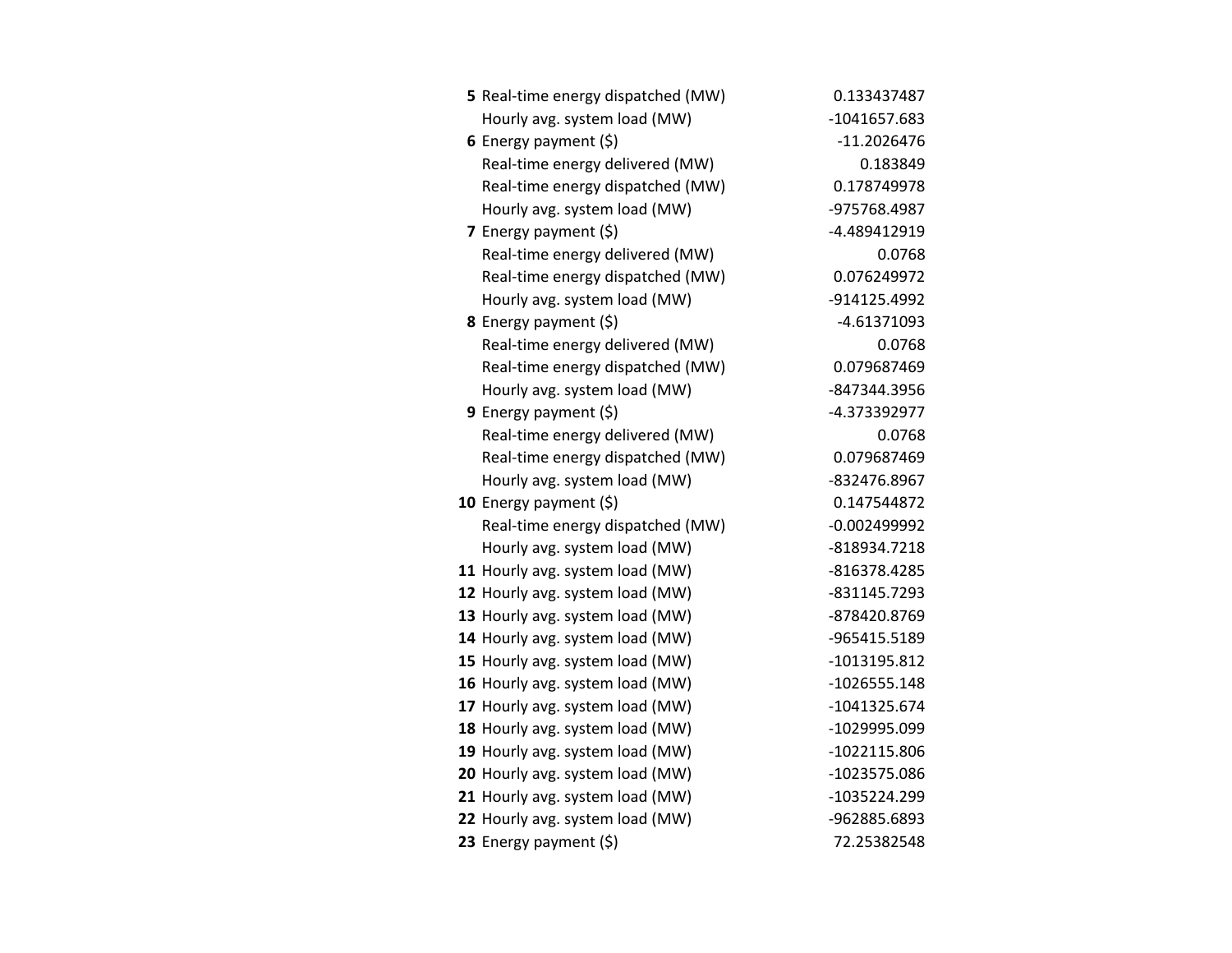| | | |
|---|---|---|
| **5** | Real-time energy dispatched (MW) | 0.133437487 |
| | Hourly avg. system load (MW) | -1041657.683 |
| **6** | Energy payment ($) | -11.2026476 |
| | Real-time energy delivered (MW) | 0.183849 |
| | Real-time energy dispatched (MW) | 0.178749978 |
| | Hourly avg. system load (MW) | -975768.4987 |
| **7** | Energy payment ($) | -4.489412919 |
| | Real-time energy delivered (MW) | 0.0768 |
| | Real-time energy dispatched (MW) | 0.076249972 |
| | Hourly avg. system load (MW) | -914125.4992 |
| **8** | Energy payment ($) | -4.61371093 |
| | Real-time energy delivered (MW) | 0.0768 |
| | Real-time energy dispatched (MW) | 0.079687469 |
| | Hourly avg. system load (MW) | -847344.3956 |
| **9** | Energy payment ($) | -4.373392977 |
| | Real-time energy delivered (MW) | 0.0768 |
| | Real-time energy dispatched (MW) | 0.079687469 |
| | Hourly avg. system load (MW) | -832476.8967 |
| **10** | Energy payment ($) | 0.147544872 |
| | Real-time energy dispatched (MW) | -0.002499992 |
| | Hourly avg. system load (MW) | -818934.7218 |
| **11** | Hourly avg. system load (MW) | -816378.4285 |
| **12** | Hourly avg. system load (MW) | -831145.7293 |
| **13** | Hourly avg. system load (MW) | -878420.8769 |
| **14** | Hourly avg. system load (MW) | -965415.5189 |
| **15** | Hourly avg. system load (MW) | -1013195.812 |
| **16** | Hourly avg. system load (MW) | -1026555.148 |
| **17** | Hourly avg. system load (MW) | -1041325.674 |
| **18** | Hourly avg. system load (MW) | -1029995.099 |
| **19** | Hourly avg. system load (MW) | -1022115.806 |
| **20** | Hourly avg. system load (MW) | -1023575.086 |
| **21** | Hourly avg. system load (MW) | -1035224.299 |
| **22** | Hourly avg. system load (MW) | -962885.6893 |
| **23** | Energy payment ($) | 72.25382548 |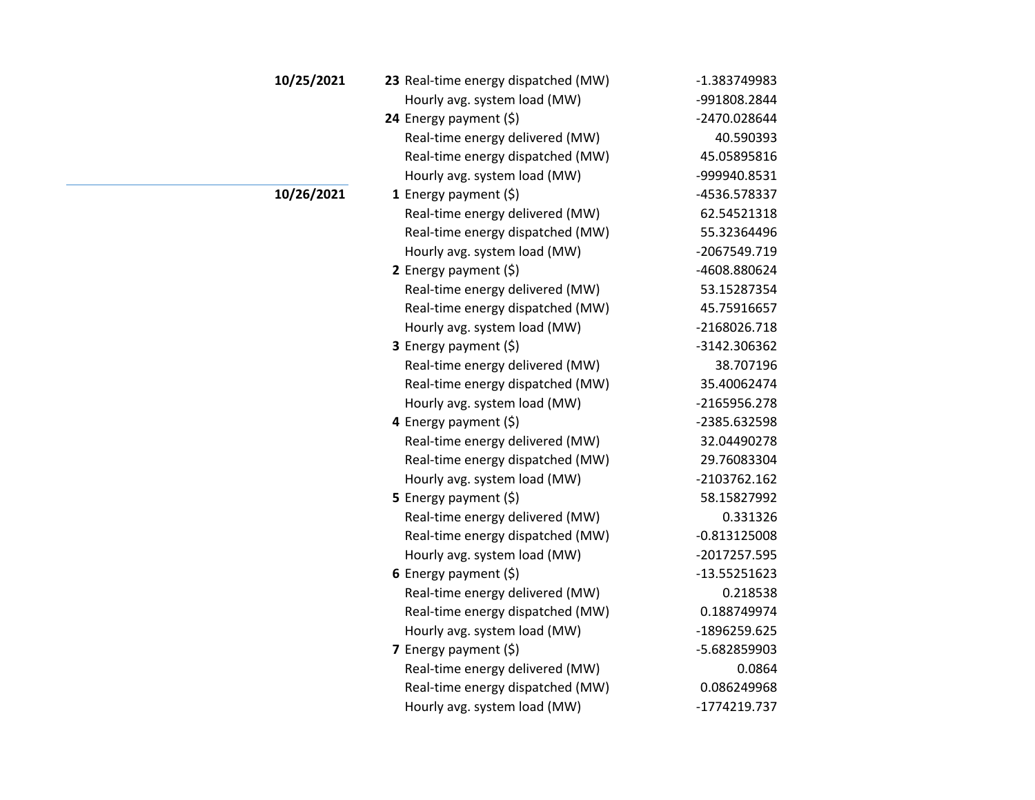| Date | Hour | Metric | Value |
|---|---|---|---|
| **10/25/2021** | **23** | Real-time energy dispatched (MW) | -1.383749983 |
| | | Hourly avg. system load (MW) | -991808.2844 |
| | **24** | Energy payment ($) | -2470.028644 |
| | | Real-time energy delivered (MW) | 40.590393 |
| | | Real-time energy dispatched (MW) | 45.05895816 |
| | | Hourly avg. system load (MW) | -999940.8531 |
| **10/26/2021** | **1** | Energy payment ($) | -4536.578337 |
| | | Real-time energy delivered (MW) | 62.54521318 |
| | | Real-time energy dispatched (MW) | 55.32364496 |
| | | Hourly avg. system load (MW) | -2067549.719 |
| | **2** | Energy payment ($) | -4608.880624 |
| | | Real-time energy delivered (MW) | 53.15287354 |
| | | Real-time energy dispatched (MW) | 45.75916657 |
| | | Hourly avg. system load (MW) | -2168026.718 |
| | **3** | Energy payment ($) | -3142.306362 |
| | | Real-time energy delivered (MW) | 38.707196 |
| | | Real-time energy dispatched (MW) | 35.40062474 |
| | | Hourly avg. system load (MW) | -2165956.278 |
| | **4** | Energy payment ($) | -2385.632598 |
| | | Real-time energy delivered (MW) | 32.04490278 |
| | | Real-time energy dispatched (MW) | 29.76083304 |
| | | Hourly avg. system load (MW) | -2103762.162 |
| | **5** | Energy payment ($) | 58.15827992 |
| | | Real-time energy delivered (MW) | 0.331326 |
| | | Real-time energy dispatched (MW) | -0.813125008 |
| | | Hourly avg. system load (MW) | -2017257.595 |
| | **6** | Energy payment ($) | -13.55251623 |
| | | Real-time energy delivered (MW) | 0.218538 |
| | | Real-time energy dispatched (MW) | 0.188749974 |
| | | Hourly avg. system load (MW) | -1896259.625 |
| | **7** | Energy payment ($) | -5.682859903 |
| | | Real-time energy delivered (MW) | 0.0864 |
| | | Real-time energy dispatched (MW) | 0.086249968 |
| | | Hourly avg. system load (MW) | -1774219.737 |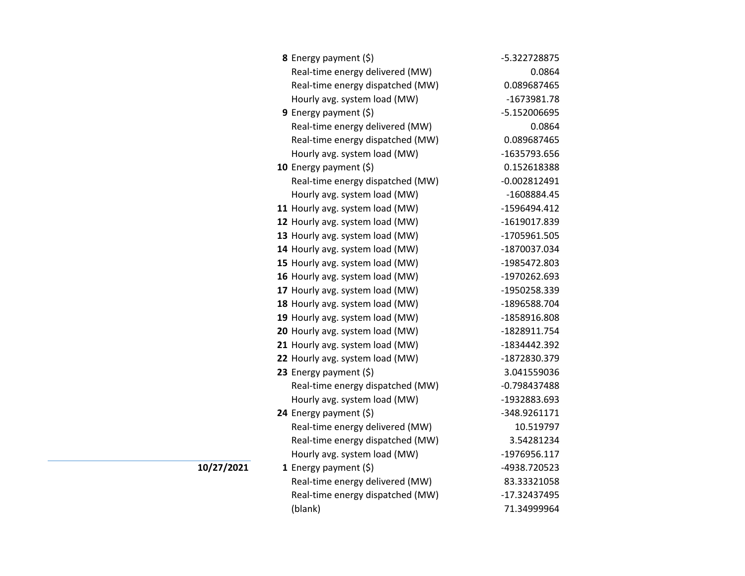| | | | |
|---|---|---|---|
| | **8** | Energy payment ($) | -5.322728875 |
| | | Real-time energy delivered (MW) | 0.0864 |
| | | Real-time energy dispatched (MW) | 0.089687465 |
| | | Hourly avg. system load (MW) | -1673981.78 |
| | **9** | Energy payment ($) | -5.152006695 |
| | | Real-time energy delivered (MW) | 0.0864 |
| | | Real-time energy dispatched (MW) | 0.089687465 |
| | | Hourly avg. system load (MW) | -1635793.656 |
| | **10** | Energy payment ($) | 0.152618388 |
| | | Real-time energy dispatched (MW) | -0.002812491 |
| | | Hourly avg. system load (MW) | -1608884.45 |
| | **11** | Hourly avg. system load (MW) | -1596494.412 |
| | **12** | Hourly avg. system load (MW) | -1619017.839 |
| | **13** | Hourly avg. system load (MW) | -1705961.505 |
| | **14** | Hourly avg. system load (MW) | -1870037.034 |
| | **15** | Hourly avg. system load (MW) | -1985472.803 |
| | **16** | Hourly avg. system load (MW) | -1970262.693 |
| | **17** | Hourly avg. system load (MW) | -1950258.339 |
| | **18** | Hourly avg. system load (MW) | -1896588.704 |
| | **19** | Hourly avg. system load (MW) | -1858916.808 |
| | **20** | Hourly avg. system load (MW) | -1828911.754 |
| | **21** | Hourly avg. system load (MW) | -1834442.392 |
| | **22** | Hourly avg. system load (MW) | -1872830.379 |
| | **23** | Energy payment ($) | 3.041559036 |
| | | Real-time energy dispatched (MW) | -0.798437488 |
| | | Hourly avg. system load (MW) | -1932883.693 |
| | **24** | Energy payment ($) | -348.9261171 |
| | | Real-time energy delivered (MW) | 10.519797 |
| | | Real-time energy dispatched (MW) | 3.54281234 |
| | | Hourly avg. system load (MW) | -1976956.117 |
| **10/27/2021** | **1** | Energy payment ($) | -4938.720523 |
| | | Real-time energy delivered (MW) | 83.33321058 |
| | | Real-time energy dispatched (MW) | -17.32437495 |
| | | (blank) | 71.34999964 |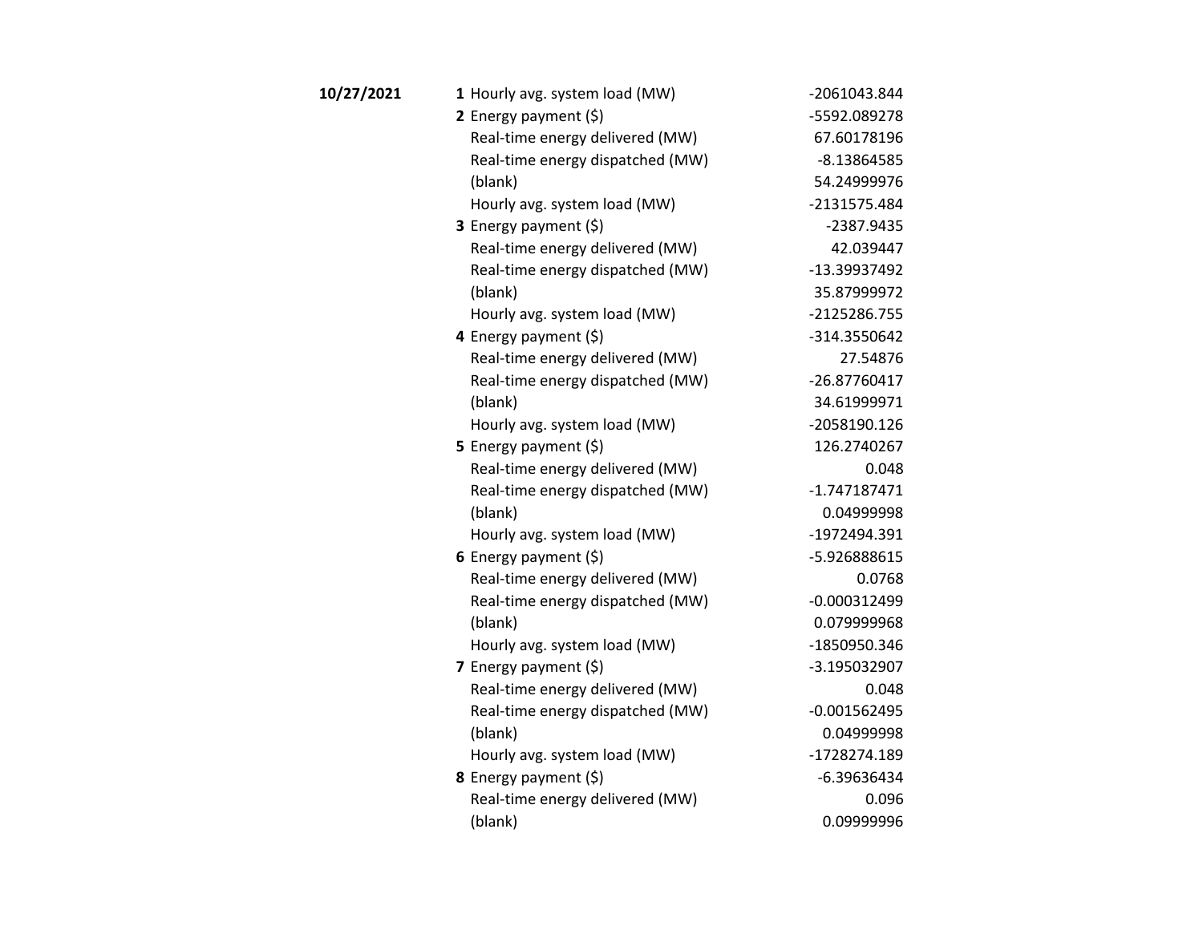| | | | |
|---|---|---|---|
| **10/27/2021** | **1** | Hourly avg. system load (MW) | -2061043.844 |
| | **2** | Energy payment ($) | -5592.089278 |
| | | Real-time energy delivered (MW) | 67.60178196 |
| | | Real-time energy dispatched (MW) | -8.13864585 |
| | | (blank) | 54.24999976 |
| | | Hourly avg. system load (MW) | -2131575.484 |
| | **3** | Energy payment ($) | -2387.9435 |
| | | Real-time energy delivered (MW) | 42.039447 |
| | | Real-time energy dispatched (MW) | -13.39937492 |
| | | (blank) | 35.87999972 |
| | | Hourly avg. system load (MW) | -2125286.755 |
| | **4** | Energy payment ($) | -314.3550642 |
| | | Real-time energy delivered (MW) | 27.54876 |
| | | Real-time energy dispatched (MW) | -26.87760417 |
| | | (blank) | 34.61999971 |
| | | Hourly avg. system load (MW) | -2058190.126 |
| | **5** | Energy payment ($) | 126.2740267 |
| | | Real-time energy delivered (MW) | 0.048 |
| | | Real-time energy dispatched (MW) | -1.747187471 |
| | | (blank) | 0.04999998 |
| | | Hourly avg. system load (MW) | -1972494.391 |
| | **6** | Energy payment ($) | -5.926888615 |
| | | Real-time energy delivered (MW) | 0.0768 |
| | | Real-time energy dispatched (MW) | -0.000312499 |
| | | (blank) | 0.079999968 |
| | | Hourly avg. system load (MW) | -1850950.346 |
| | **7** | Energy payment ($) | -3.195032907 |
| | | Real-time energy delivered (MW) | 0.048 |
| | | Real-time energy dispatched (MW) | -0.001562495 |
| | | (blank) | 0.04999998 |
| | | Hourly avg. system load (MW) | -1728274.189 |
| | **8** | Energy payment ($) | -6.39636434 |
| | | Real-time energy delivered (MW) | 0.096 |
| | | (blank) | 0.09999996 |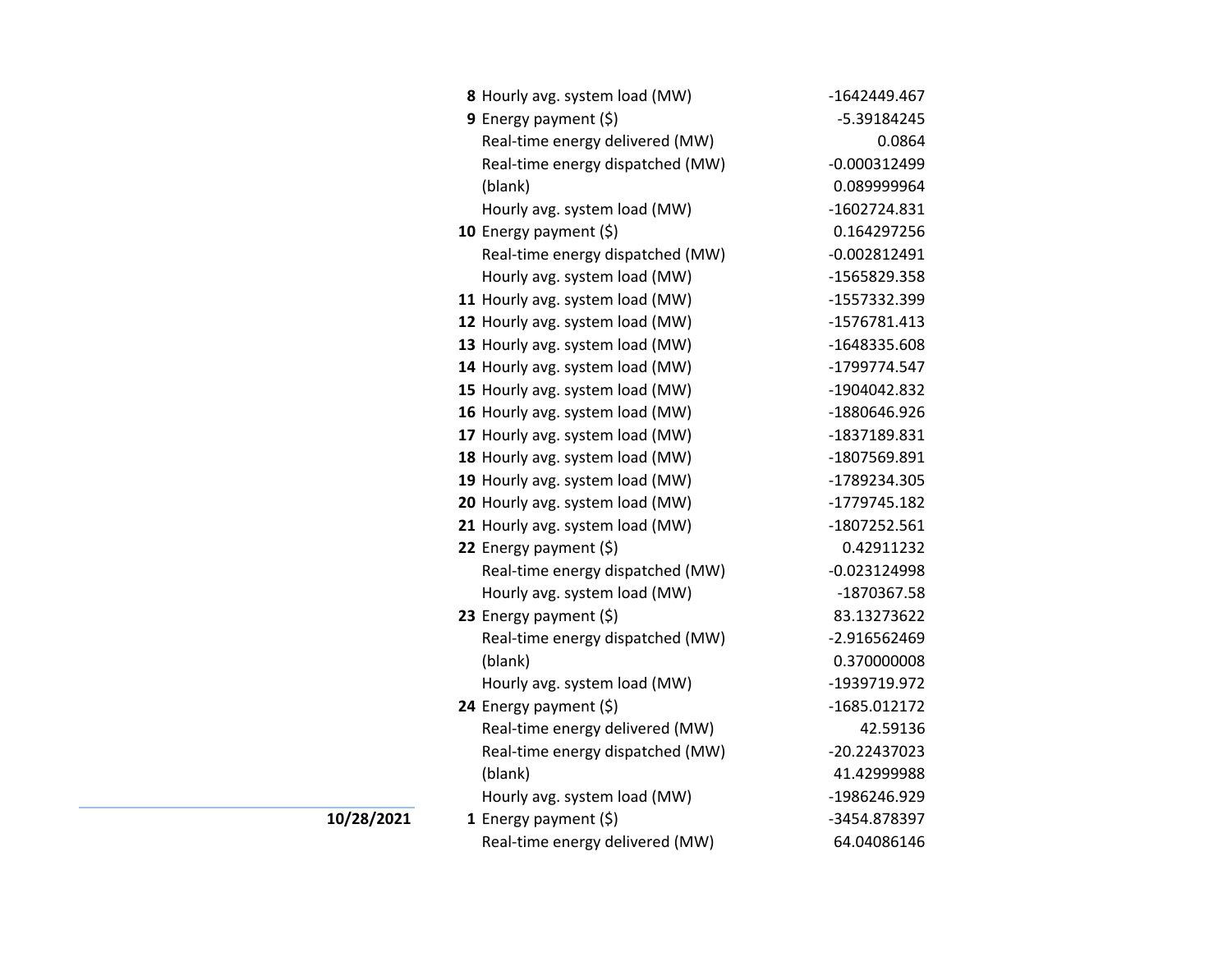| Date | Hour | Item | Value |
|---|---|---|---|
| | **8** | Hourly avg. system load (MW) | -1642449.467 |
| | **9** | Energy payment ($) | -5.39184245 |
| | | Real-time energy delivered (MW) | 0.0864 |
| | | Real-time energy dispatched (MW) | -0.000312499 |
| | | (blank) | 0.089999964 |
| | | Hourly avg. system load (MW) | -1602724.831 |
| | **10** | Energy payment ($) | 0.164297256 |
| | | Real-time energy dispatched (MW) | -0.002812491 |
| | | Hourly avg. system load (MW) | -1565829.358 |
| | **11** | Hourly avg. system load (MW) | -1557332.399 |
| | **12** | Hourly avg. system load (MW) | -1576781.413 |
| | **13** | Hourly avg. system load (MW) | -1648335.608 |
| | **14** | Hourly avg. system load (MW) | -1799774.547 |
| | **15** | Hourly avg. system load (MW) | -1904042.832 |
| | **16** | Hourly avg. system load (MW) | -1880646.926 |
| | **17** | Hourly avg. system load (MW) | -1837189.831 |
| | **18** | Hourly avg. system load (MW) | -1807569.891 |
| | **19** | Hourly avg. system load (MW) | -1789234.305 |
| | **20** | Hourly avg. system load (MW) | -1779745.182 |
| | **21** | Hourly avg. system load (MW) | -1807252.561 |
| | **22** | Energy payment ($) | 0.42911232 |
| | | Real-time energy dispatched (MW) | -0.023124998 |
| | | Hourly avg. system load (MW) | -1870367.58 |
| | **23** | Energy payment ($) | 83.13273622 |
| | | Real-time energy dispatched (MW) | -2.916562469 |
| | | (blank) | 0.370000008 |
| | | Hourly avg. system load (MW) | -1939719.972 |
| | **24** | Energy payment ($) | -1685.012172 |
| | | Real-time energy delivered (MW) | 42.59136 |
| | | Real-time energy dispatched (MW) | -20.22437023 |
| | | (blank) | 41.42999988 |
| | | Hourly avg. system load (MW) | -1986246.929 |
| **10/28/2021** | **1** | Energy payment ($) | -3454.878397 |
| | | Real-time energy delivered (MW) | 64.04086146 |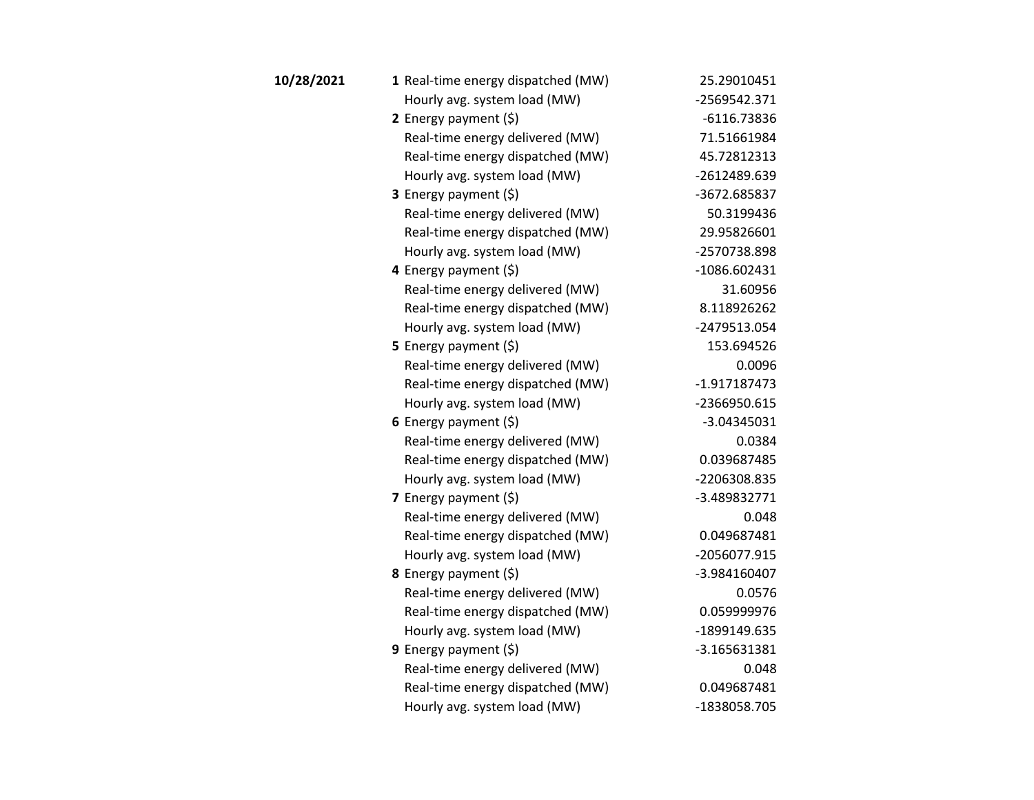| | | | |
|---|---|---|---|
| **10/28/2021** | **1** | Real-time energy dispatched (MW) | 25.29010451 |
| | | Hourly avg. system load (MW) | -2569542.371 |
| | **2** | Energy payment ($) | -6116.73836 |
| | | Real-time energy delivered (MW) | 71.51661984 |
| | | Real-time energy dispatched (MW) | 45.72812313 |
| | | Hourly avg. system load (MW) | -2612489.639 |
| | **3** | Energy payment ($) | -3672.685837 |
| | | Real-time energy delivered (MW) | 50.3199436 |
| | | Real-time energy dispatched (MW) | 29.95826601 |
| | | Hourly avg. system load (MW) | -2570738.898 |
| | **4** | Energy payment ($) | -1086.602431 |
| | | Real-time energy delivered (MW) | 31.60956 |
| | | Real-time energy dispatched (MW) | 8.118926262 |
| | | Hourly avg. system load (MW) | -2479513.054 |
| | **5** | Energy payment ($) | 153.694526 |
| | | Real-time energy delivered (MW) | 0.0096 |
| | | Real-time energy dispatched (MW) | -1.917187473 |
| | | Hourly avg. system load (MW) | -2366950.615 |
| | **6** | Energy payment ($) | -3.04345031 |
| | | Real-time energy delivered (MW) | 0.0384 |
| | | Real-time energy dispatched (MW) | 0.039687485 |
| | | Hourly avg. system load (MW) | -2206308.835 |
| | **7** | Energy payment ($) | -3.489832771 |
| | | Real-time energy delivered (MW) | 0.048 |
| | | Real-time energy dispatched (MW) | 0.049687481 |
| | | Hourly avg. system load (MW) | -2056077.915 |
| | **8** | Energy payment ($) | -3.984160407 |
| | | Real-time energy delivered (MW) | 0.0576 |
| | | Real-time energy dispatched (MW) | 0.059999976 |
| | | Hourly avg. system load (MW) | -1899149.635 |
| | **9** | Energy payment ($) | -3.165631381 |
| | | Real-time energy delivered (MW) | 0.048 |
| | | Real-time energy dispatched (MW) | 0.049687481 |
| | | Hourly avg. system load (MW) | -1838058.705 |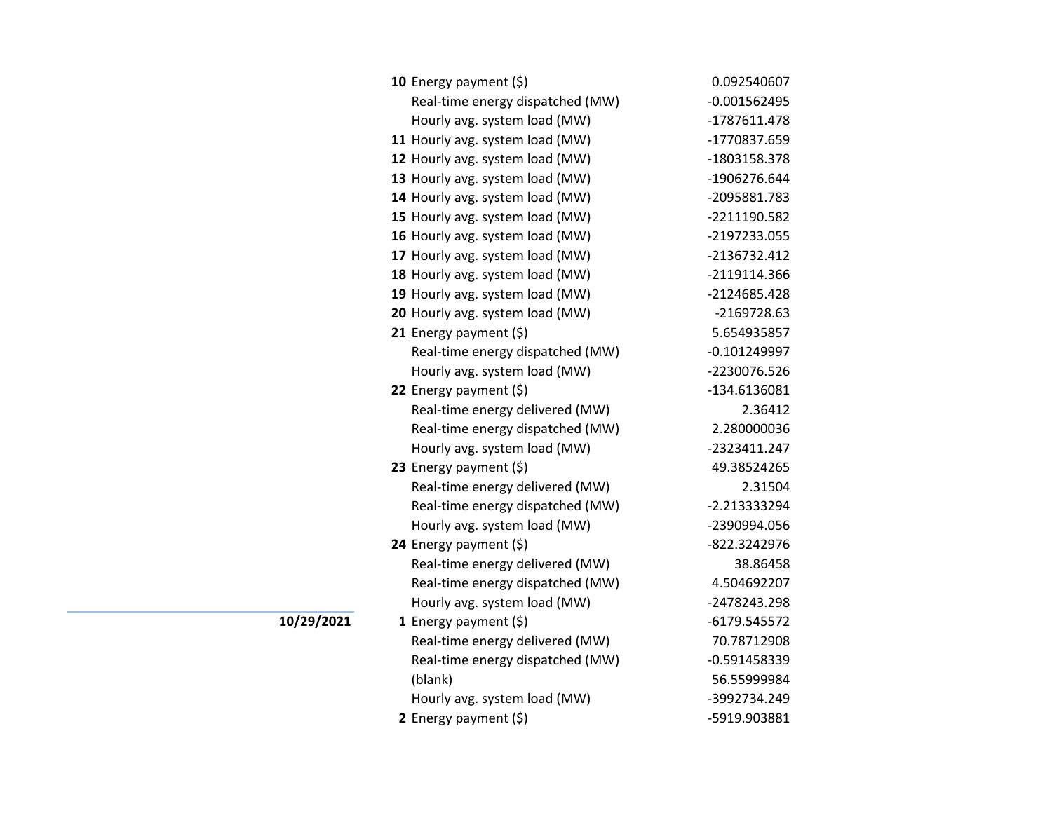| Date | Hour | Measure | Value |
|---|---|---|---|
| | **10** | Energy payment ($) | 0.092540607 |
| | | Real-time energy dispatched (MW) | -0.001562495 |
| | | Hourly avg. system load (MW) | -1787611.478 |
| | **11** | Hourly avg. system load (MW) | -1770837.659 |
| | **12** | Hourly avg. system load (MW) | -1803158.378 |
| | **13** | Hourly avg. system load (MW) | -1906276.644 |
| | **14** | Hourly avg. system load (MW) | -2095881.783 |
| | **15** | Hourly avg. system load (MW) | -2211190.582 |
| | **16** | Hourly avg. system load (MW) | -2197233.055 |
| | **17** | Hourly avg. system load (MW) | -2136732.412 |
| | **18** | Hourly avg. system load (MW) | -2119114.366 |
| | **19** | Hourly avg. system load (MW) | -2124685.428 |
| | **20** | Hourly avg. system load (MW) | -2169728.63 |
| | **21** | Energy payment ($) | 5.654935857 |
| | | Real-time energy dispatched (MW) | -0.101249997 |
| | | Hourly avg. system load (MW) | -2230076.526 |
| | **22** | Energy payment ($) | -134.6136081 |
| | | Real-time energy delivered (MW) | 2.36412 |
| | | Real-time energy dispatched (MW) | 2.280000036 |
| | | Hourly avg. system load (MW) | -2323411.247 |
| | **23** | Energy payment ($) | 49.38524265 |
| | | Real-time energy delivered (MW) | 2.31504 |
| | | Real-time energy dispatched (MW) | -2.213333294 |
| | | Hourly avg. system load (MW) | -2390994.056 |
| | **24** | Energy payment ($) | -822.3242976 |
| | | Real-time energy delivered (MW) | 38.86458 |
| | | Real-time energy dispatched (MW) | 4.504692207 |
| | | Hourly avg. system load (MW) | -2478243.298 |
| **10/29/2021** | **1** | Energy payment ($) | -6179.545572 |
| | | Real-time energy delivered (MW) | 70.78712908 |
| | | Real-time energy dispatched (MW) | -0.591458339 |
| | | (blank) | 56.55999984 |
| | | Hourly avg. system load (MW) | -3992734.249 |
| | **2** | Energy payment ($) | -5919.903881 |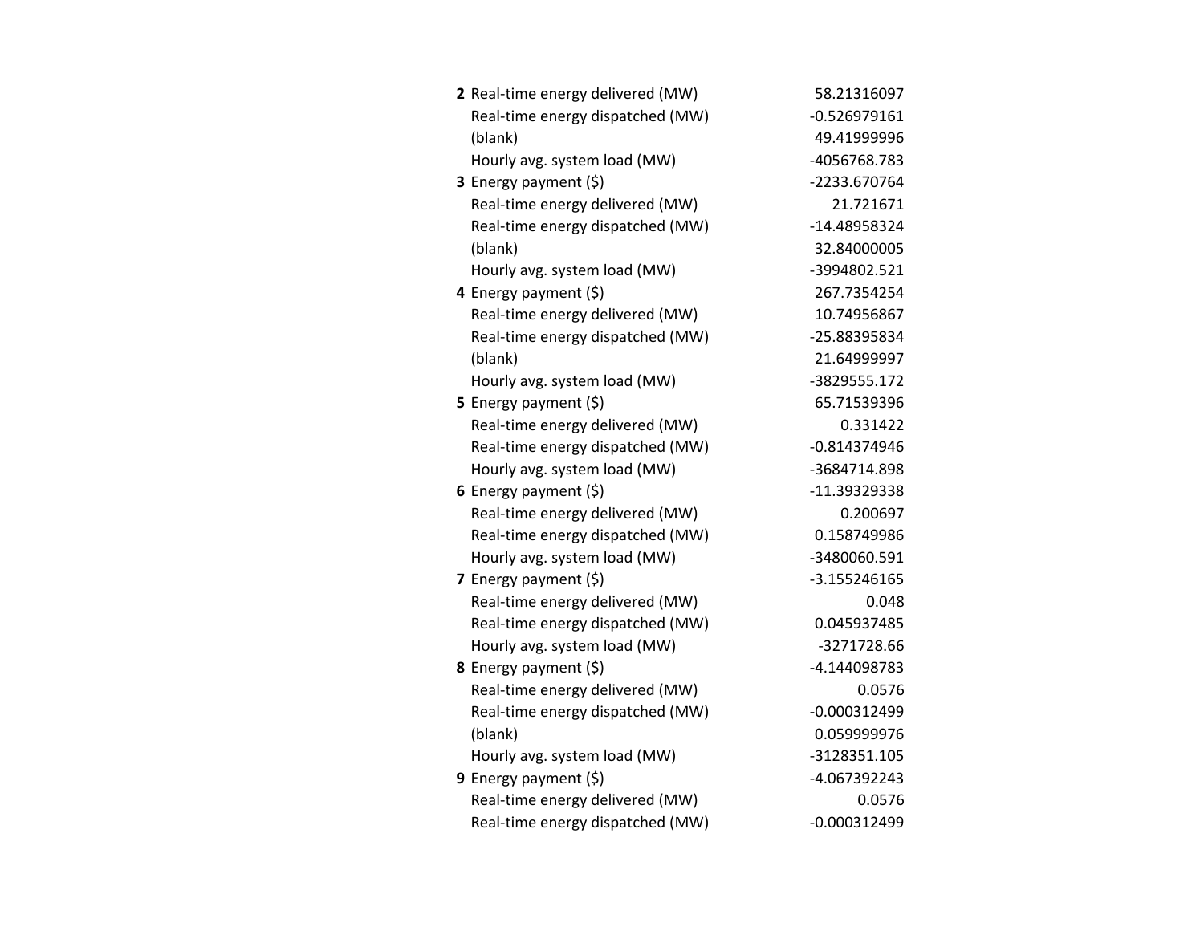| | | |
|---|---|---|
| **2** | Real-time energy delivered (MW) | 58.21316097 |
| | Real-time energy dispatched (MW) | -0.526979161 |
| | (blank) | 49.41999996 |
| | Hourly avg. system load (MW) | -4056768.783 |
| **3** | Energy payment ($) | -2233.670764 |
| | Real-time energy delivered (MW) | 21.721671 |
| | Real-time energy dispatched (MW) | -14.48958324 |
| | (blank) | 32.84000005 |
| | Hourly avg. system load (MW) | -3994802.521 |
| **4** | Energy payment ($) | 267.7354254 |
| | Real-time energy delivered (MW) | 10.74956867 |
| | Real-time energy dispatched (MW) | -25.88395834 |
| | (blank) | 21.64999997 |
| | Hourly avg. system load (MW) | -3829555.172 |
| **5** | Energy payment ($) | 65.71539396 |
| | Real-time energy delivered (MW) | 0.331422 |
| | Real-time energy dispatched (MW) | -0.814374946 |
| | Hourly avg. system load (MW) | -3684714.898 |
| **6** | Energy payment ($) | -11.39329338 |
| | Real-time energy delivered (MW) | 0.200697 |
| | Real-time energy dispatched (MW) | 0.158749986 |
| | Hourly avg. system load (MW) | -3480060.591 |
| **7** | Energy payment ($) | -3.155246165 |
| | Real-time energy delivered (MW) | 0.048 |
| | Real-time energy dispatched (MW) | 0.045937485 |
| | Hourly avg. system load (MW) | -3271728.66 |
| **8** | Energy payment ($) | -4.144098783 |
| | Real-time energy delivered (MW) | 0.0576 |
| | Real-time energy dispatched (MW) | -0.000312499 |
| | (blank) | 0.059999976 |
| | Hourly avg. system load (MW) | -3128351.105 |
| **9** | Energy payment ($) | -4.067392243 |
| | Real-time energy delivered (MW) | 0.0576 |
| | Real-time energy dispatched (MW) | -0.000312499 |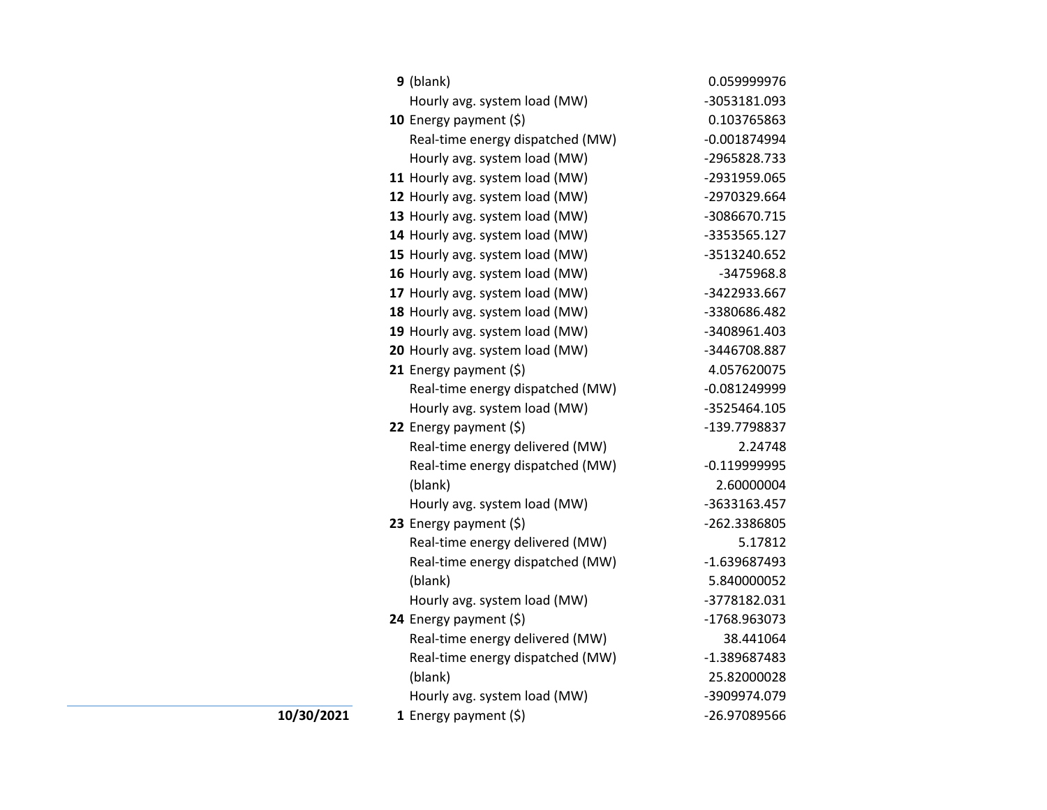| Date | Hour | Item | Value |
|---|---|---|---|
| | **9** | (blank) | 0.059999976 |
| | | Hourly avg. system load (MW) | -3053181.093 |
| | **10** | Energy payment ($) | 0.103765863 |
| | | Real-time energy dispatched (MW) | -0.001874994 |
| | | Hourly avg. system load (MW) | -2965828.733 |
| | **11** | Hourly avg. system load (MW) | -2931959.065 |
| | **12** | Hourly avg. system load (MW) | -2970329.664 |
| | **13** | Hourly avg. system load (MW) | -3086670.715 |
| | **14** | Hourly avg. system load (MW) | -3353565.127 |
| | **15** | Hourly avg. system load (MW) | -3513240.652 |
| | **16** | Hourly avg. system load (MW) | -3475968.8 |
| | **17** | Hourly avg. system load (MW) | -3422933.667 |
| | **18** | Hourly avg. system load (MW) | -3380686.482 |
| | **19** | Hourly avg. system load (MW) | -3408961.403 |
| | **20** | Hourly avg. system load (MW) | -3446708.887 |
| | **21** | Energy payment ($) | 4.057620075 |
| | | Real-time energy dispatched (MW) | -0.081249999 |
| | | Hourly avg. system load (MW) | -3525464.105 |
| | **22** | Energy payment ($) | -139.7798837 |
| | | Real-time energy delivered (MW) | 2.24748 |
| | | Real-time energy dispatched (MW) | -0.119999995 |
| | | (blank) | 2.60000004 |
| | | Hourly avg. system load (MW) | -3633163.457 |
| | **23** | Energy payment ($) | -262.3386805 |
| | | Real-time energy delivered (MW) | 5.17812 |
| | | Real-time energy dispatched (MW) | -1.639687493 |
| | | (blank) | 5.840000052 |
| | | Hourly avg. system load (MW) | -3778182.031 |
| | **24** | Energy payment ($) | -1768.963073 |
| | | Real-time energy delivered (MW) | 38.441064 |
| | | Real-time energy dispatched (MW) | -1.389687483 |
| | | (blank) | 25.82000028 |
| | | Hourly avg. system load (MW) | -3909974.079 |
| **10/30/2021** | **1** | Energy payment ($) | -26.97089566 |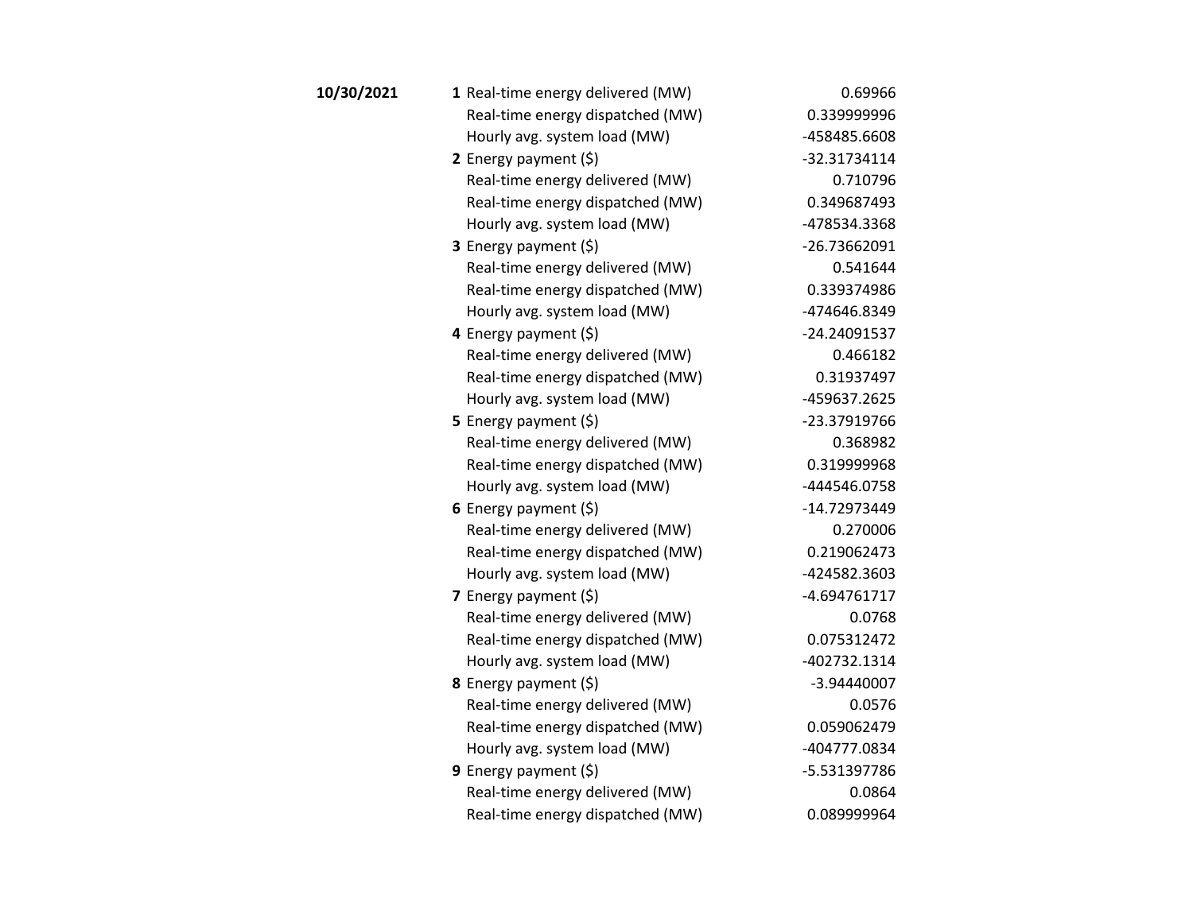| | | | |
|---|---|---|---|
| **10/30/2021** | **1** | Real-time energy delivered (MW) | 0.69966 |
| | | Real-time energy dispatched (MW) | 0.339999996 |
| | | Hourly avg. system load (MW) | -458485.6608 |
| | **2** | Energy payment ($) | -32.31734114 |
| | | Real-time energy delivered (MW) | 0.710796 |
| | | Real-time energy dispatched (MW) | 0.349687493 |
| | | Hourly avg. system load (MW) | -478534.3368 |
| | **3** | Energy payment ($) | -26.73662091 |
| | | Real-time energy delivered (MW) | 0.541644 |
| | | Real-time energy dispatched (MW) | 0.339374986 |
| | | Hourly avg. system load (MW) | -474646.8349 |
| | **4** | Energy payment ($) | -24.24091537 |
| | | Real-time energy delivered (MW) | 0.466182 |
| | | Real-time energy dispatched (MW) | 0.31937497 |
| | | Hourly avg. system load (MW) | -459637.2625 |
| | **5** | Energy payment ($) | -23.37919766 |
| | | Real-time energy delivered (MW) | 0.368982 |
| | | Real-time energy dispatched (MW) | 0.319999968 |
| | | Hourly avg. system load (MW) | -444546.0758 |
| | **6** | Energy payment ($) | -14.72973449 |
| | | Real-time energy delivered (MW) | 0.270006 |
| | | Real-time energy dispatched (MW) | 0.219062473 |
| | | Hourly avg. system load (MW) | -424582.3603 |
| | **7** | Energy payment ($) | -4.694761717 |
| | | Real-time energy delivered (MW) | 0.0768 |
| | | Real-time energy dispatched (MW) | 0.075312472 |
| | | Hourly avg. system load (MW) | -402732.1314 |
| | **8** | Energy payment ($) | -3.94440007 |
| | | Real-time energy delivered (MW) | 0.0576 |
| | | Real-time energy dispatched (MW) | 0.059062479 |
| | | Hourly avg. system load (MW) | -404777.0834 |
| | **9** | Energy payment ($) | -5.531397786 |
| | | Real-time energy delivered (MW) | 0.0864 |
| | | Real-time energy dispatched (MW) | 0.089999964 |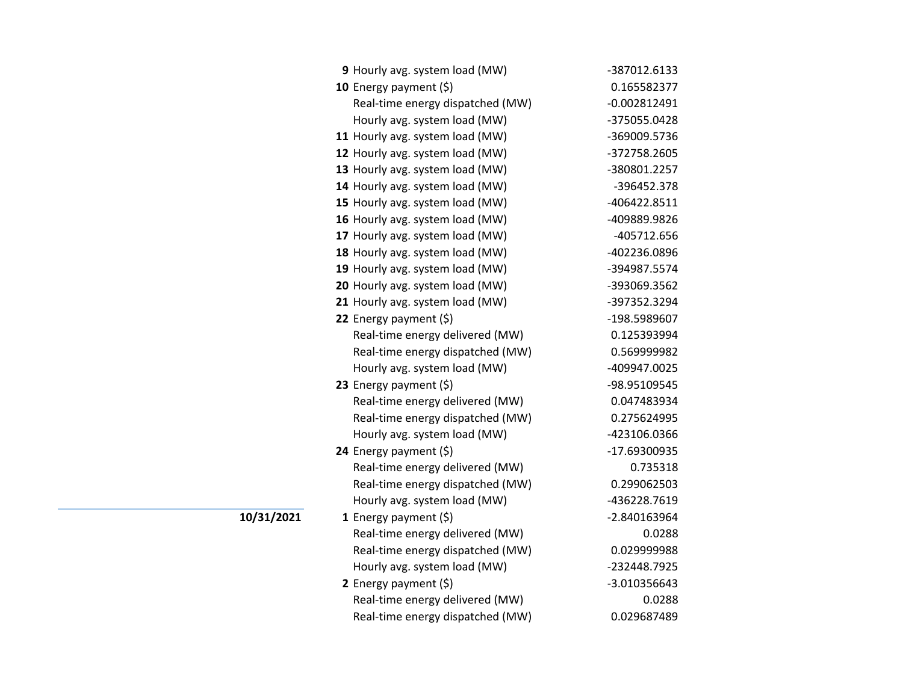| Date | Hour | Measure | Value |
|---|---|---|---|
| | **9** | Hourly avg. system load (MW) | -387012.6133 |
| | **10** | Energy payment ($) | 0.165582377 |
| | | Real-time energy dispatched (MW) | -0.002812491 |
| | | Hourly avg. system load (MW) | -375055.0428 |
| | **11** | Hourly avg. system load (MW) | -369009.5736 |
| | **12** | Hourly avg. system load (MW) | -372758.2605 |
| | **13** | Hourly avg. system load (MW) | -380801.2257 |
| | **14** | Hourly avg. system load (MW) | -396452.378 |
| | **15** | Hourly avg. system load (MW) | -406422.8511 |
| | **16** | Hourly avg. system load (MW) | -409889.9826 |
| | **17** | Hourly avg. system load (MW) | -405712.656 |
| | **18** | Hourly avg. system load (MW) | -402236.0896 |
| | **19** | Hourly avg. system load (MW) | -394987.5574 |
| | **20** | Hourly avg. system load (MW) | -393069.3562 |
| | **21** | Hourly avg. system load (MW) | -397352.3294 |
| | **22** | Energy payment ($) | -198.5989607 |
| | | Real-time energy delivered (MW) | 0.125393994 |
| | | Real-time energy dispatched (MW) | 0.569999982 |
| | | Hourly avg. system load (MW) | -409947.0025 |
| | **23** | Energy payment ($) | -98.95109545 |
| | | Real-time energy delivered (MW) | 0.047483934 |
| | | Real-time energy dispatched (MW) | 0.275624995 |
| | | Hourly avg. system load (MW) | -423106.0366 |
| | **24** | Energy payment ($) | -17.69300935 |
| | | Real-time energy delivered (MW) | 0.735318 |
| | | Real-time energy dispatched (MW) | 0.299062503 |
| | | Hourly avg. system load (MW) | -436228.7619 |
| **10/31/2021** | **1** | Energy payment ($) | -2.840163964 |
| | | Real-time energy delivered (MW) | 0.0288 |
| | | Real-time energy dispatched (MW) | 0.029999988 |
| | | Hourly avg. system load (MW) | -232448.7925 |
| | **2** | Energy payment ($) | -3.010356643 |
| | | Real-time energy delivered (MW) | 0.0288 |
| | | Real-time energy dispatched (MW) | 0.029687489 |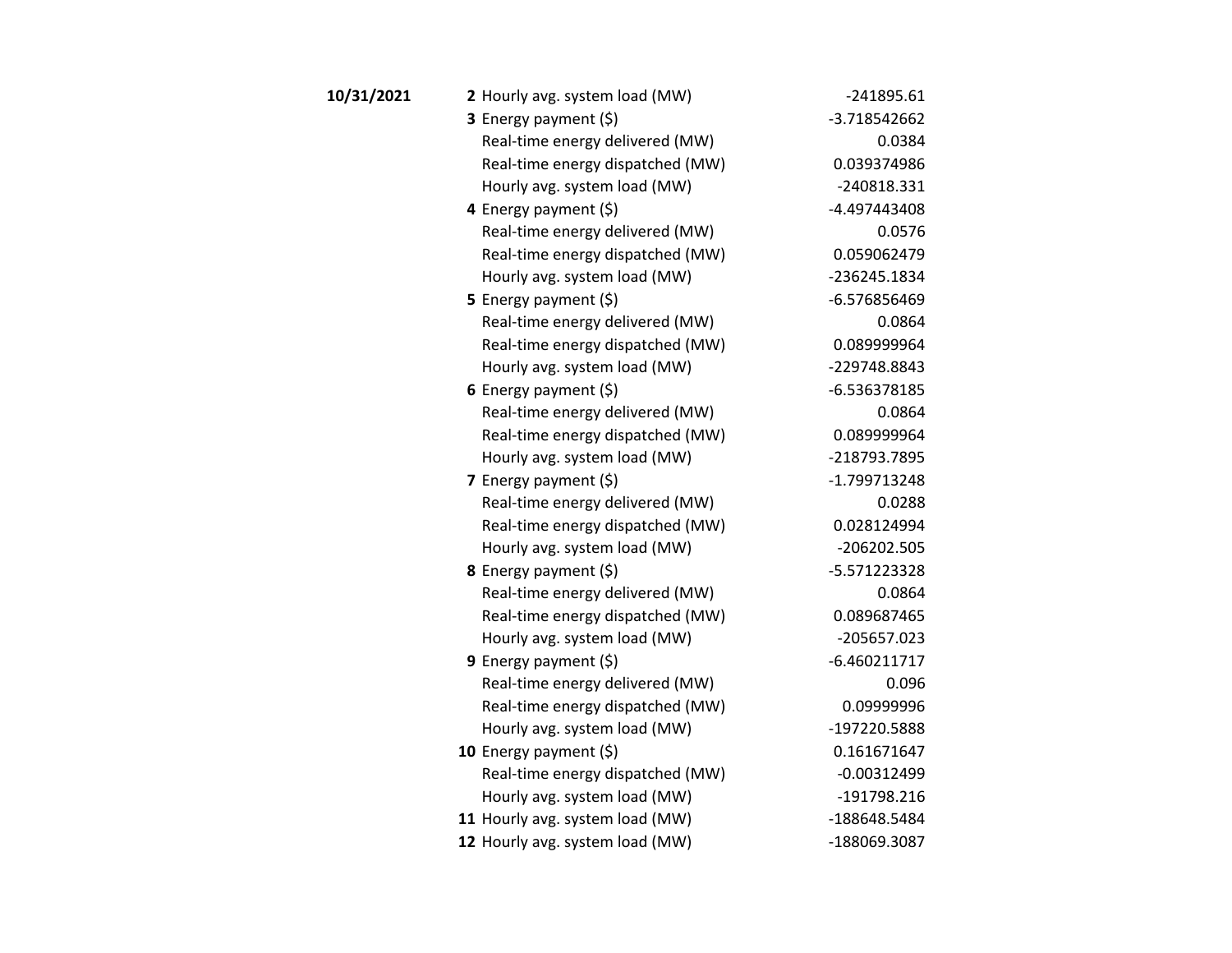| Date | Hour | Item | Value |
|---|---|---|---|
| **10/31/2021** | **2** | Hourly avg. system load (MW) | -241895.61 |
| | **3** | Energy payment ($) | -3.718542662 |
| | | Real-time energy delivered (MW) | 0.0384 |
| | | Real-time energy dispatched (MW) | 0.039374986 |
| | | Hourly avg. system load (MW) | -240818.331 |
| | **4** | Energy payment ($) | -4.497443408 |
| | | Real-time energy delivered (MW) | 0.0576 |
| | | Real-time energy dispatched (MW) | 0.059062479 |
| | | Hourly avg. system load (MW) | -236245.1834 |
| | **5** | Energy payment ($) | -6.576856469 |
| | | Real-time energy delivered (MW) | 0.0864 |
| | | Real-time energy dispatched (MW) | 0.089999964 |
| | | Hourly avg. system load (MW) | -229748.8843 |
| | **6** | Energy payment ($) | -6.536378185 |
| | | Real-time energy delivered (MW) | 0.0864 |
| | | Real-time energy dispatched (MW) | 0.089999964 |
| | | Hourly avg. system load (MW) | -218793.7895 |
| | **7** | Energy payment ($) | -1.799713248 |
| | | Real-time energy delivered (MW) | 0.0288 |
| | | Real-time energy dispatched (MW) | 0.028124994 |
| | | Hourly avg. system load (MW) | -206202.505 |
| | **8** | Energy payment ($) | -5.571223328 |
| | | Real-time energy delivered (MW) | 0.0864 |
| | | Real-time energy dispatched (MW) | 0.089687465 |
| | | Hourly avg. system load (MW) | -205657.023 |
| | **9** | Energy payment ($) | -6.460211717 |
| | | Real-time energy delivered (MW) | 0.096 |
| | | Real-time energy dispatched (MW) | 0.09999996 |
| | | Hourly avg. system load (MW) | -197220.5888 |
| | **10** | Energy payment ($) | 0.161671647 |
| | | Real-time energy dispatched (MW) | -0.00312499 |
| | | Hourly avg. system load (MW) | -191798.216 |
| | **11** | Hourly avg. system load (MW) | -188648.5484 |
| | **12** | Hourly avg. system load (MW) | -188069.3087 |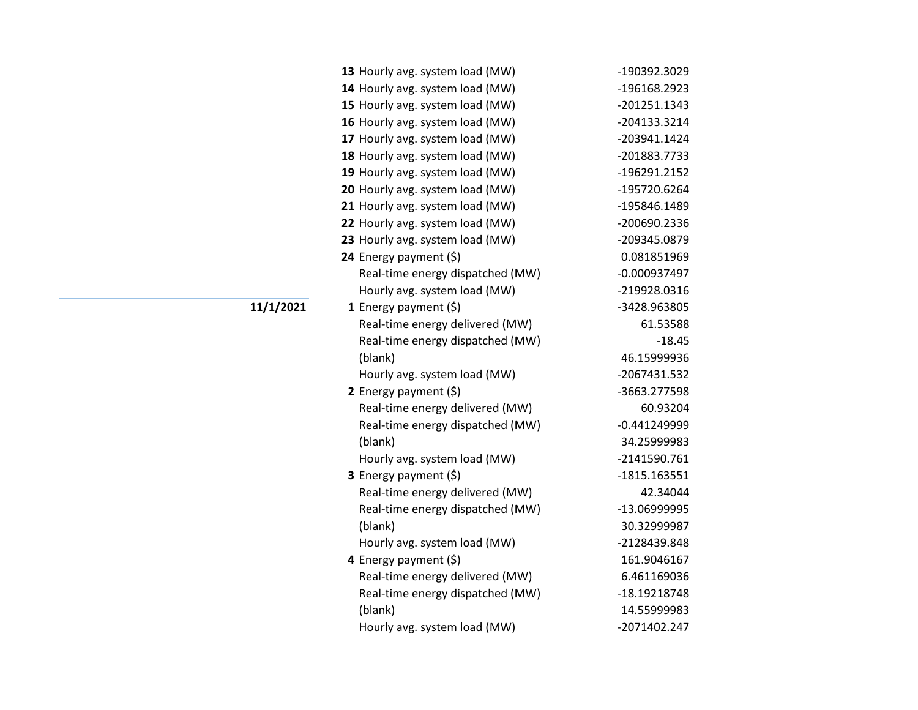| Date | Hour | Measure | Value |
|---|---|---|---|
| | **13** | Hourly avg. system load (MW) | -190392.3029 |
| | **14** | Hourly avg. system load (MW) | -196168.2923 |
| | **15** | Hourly avg. system load (MW) | -201251.1343 |
| | **16** | Hourly avg. system load (MW) | -204133.3214 |
| | **17** | Hourly avg. system load (MW) | -203941.1424 |
| | **18** | Hourly avg. system load (MW) | -201883.7733 |
| | **19** | Hourly avg. system load (MW) | -196291.2152 |
| | **20** | Hourly avg. system load (MW) | -195720.6264 |
| | **21** | Hourly avg. system load (MW) | -195846.1489 |
| | **22** | Hourly avg. system load (MW) | -200690.2336 |
| | **23** | Hourly avg. system load (MW) | -209345.0879 |
| | **24** | Energy payment ($) | 0.081851969 |
| | | Real-time energy dispatched (MW) | -0.000937497 |
| | | Hourly avg. system load (MW) | -219928.0316 |
| **11/1/2021** | **1** | Energy payment ($) | -3428.963805 |
| | | Real-time energy delivered (MW) | 61.53588 |
| | | Real-time energy dispatched (MW) | -18.45 |
| | | (blank) | 46.15999936 |
| | | Hourly avg. system load (MW) | -2067431.532 |
| | **2** | Energy payment ($) | -3663.277598 |
| | | Real-time energy delivered (MW) | 60.93204 |
| | | Real-time energy dispatched (MW) | -0.441249999 |
| | | (blank) | 34.25999983 |
| | | Hourly avg. system load (MW) | -2141590.761 |
| | **3** | Energy payment ($) | -1815.163551 |
| | | Real-time energy delivered (MW) | 42.34044 |
| | | Real-time energy dispatched (MW) | -13.06999995 |
| | | (blank) | 30.32999987 |
| | | Hourly avg. system load (MW) | -2128439.848 |
| | **4** | Energy payment ($) | 161.9046167 |
| | | Real-time energy delivered (MW) | 6.461169036 |
| | | Real-time energy dispatched (MW) | -18.19218748 |
| | | (blank) | 14.55999983 |
| | | Hourly avg. system load (MW) | -2071402.247 |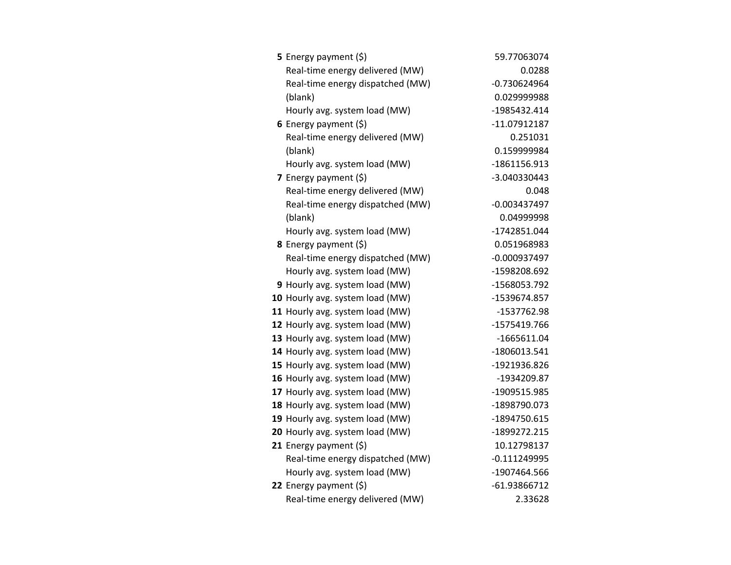| | | |
|---|---|---|
| **5** | Energy payment ($) | 59.77063074 |
| | Real-time energy delivered (MW) | 0.0288 |
| | Real-time energy dispatched (MW) | -0.730624964 |
| | (blank) | 0.029999988 |
| | Hourly avg. system load (MW) | -1985432.414 |
| **6** | Energy payment ($) | -11.07912187 |
| | Real-time energy delivered (MW) | 0.251031 |
| | (blank) | 0.159999984 |
| | Hourly avg. system load (MW) | -1861156.913 |
| **7** | Energy payment ($) | -3.040330443 |
| | Real-time energy delivered (MW) | 0.048 |
| | Real-time energy dispatched (MW) | -0.003437497 |
| | (blank) | 0.04999998 |
| | Hourly avg. system load (MW) | -1742851.044 |
| **8** | Energy payment ($) | 0.051968983 |
| | Real-time energy dispatched (MW) | -0.000937497 |
| | Hourly avg. system load (MW) | -1598208.692 |
| **9** | Hourly avg. system load (MW) | -1568053.792 |
| **10** | Hourly avg. system load (MW) | -1539674.857 |
| **11** | Hourly avg. system load (MW) | -1537762.98 |
| **12** | Hourly avg. system load (MW) | -1575419.766 |
| **13** | Hourly avg. system load (MW) | -1665611.04 |
| **14** | Hourly avg. system load (MW) | -1806013.541 |
| **15** | Hourly avg. system load (MW) | -1921936.826 |
| **16** | Hourly avg. system load (MW) | -1934209.87 |
| **17** | Hourly avg. system load (MW) | -1909515.985 |
| **18** | Hourly avg. system load (MW) | -1898790.073 |
| **19** | Hourly avg. system load (MW) | -1894750.615 |
| **20** | Hourly avg. system load (MW) | -1899272.215 |
| **21** | Energy payment ($) | 10.12798137 |
| | Real-time energy dispatched (MW) | -0.111249995 |
| | Hourly avg. system load (MW) | -1907464.566 |
| **22** | Energy payment ($) | -61.93866712 |
| | Real-time energy delivered (MW) | 2.33628 |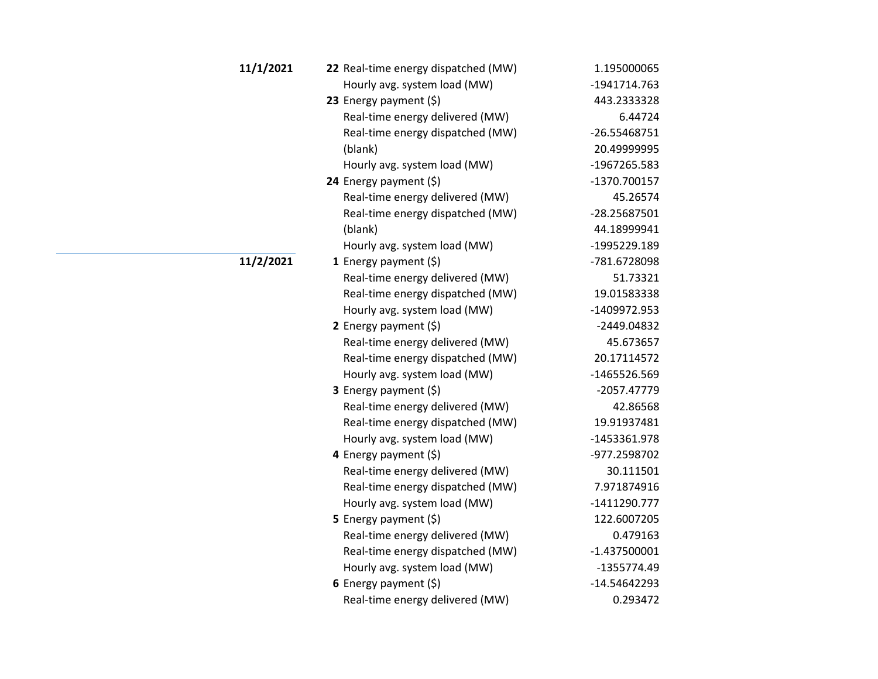| Date | Hour | Metric | Value |
|---|---|---|---|
| **11/1/2021** | **22** | Real-time energy dispatched (MW) | 1.195000065 |
| | | Hourly avg. system load (MW) | -1941714.763 |
| | **23** | Energy payment ($) | 443.2333328 |
| | | Real-time energy delivered (MW) | 6.44724 |
| | | Real-time energy dispatched (MW) | -26.55468751 |
| | | (blank) | 20.49999995 |
| | | Hourly avg. system load (MW) | -1967265.583 |
| | **24** | Energy payment ($) | -1370.700157 |
| | | Real-time energy delivered (MW) | 45.26574 |
| | | Real-time energy dispatched (MW) | -28.25687501 |
| | | (blank) | 44.18999941 |
| | | Hourly avg. system load (MW) | -1995229.189 |
| **11/2/2021** | **1** | Energy payment ($) | -781.6728098 |
| | | Real-time energy delivered (MW) | 51.73321 |
| | | Real-time energy dispatched (MW) | 19.01583338 |
| | | Hourly avg. system load (MW) | -1409972.953 |
| | **2** | Energy payment ($) | -2449.04832 |
| | | Real-time energy delivered (MW) | 45.673657 |
| | | Real-time energy dispatched (MW) | 20.17114572 |
| | | Hourly avg. system load (MW) | -1465526.569 |
| | **3** | Energy payment ($) | -2057.47779 |
| | | Real-time energy delivered (MW) | 42.86568 |
| | | Real-time energy dispatched (MW) | 19.91937481 |
| | | Hourly avg. system load (MW) | -1453361.978 |
| | **4** | Energy payment ($) | -977.2598702 |
| | | Real-time energy delivered (MW) | 30.111501 |
| | | Real-time energy dispatched (MW) | 7.971874916 |
| | | Hourly avg. system load (MW) | -1411290.777 |
| | **5** | Energy payment ($) | 122.6007205 |
| | | Real-time energy delivered (MW) | 0.479163 |
| | | Real-time energy dispatched (MW) | -1.437500001 |
| | | Hourly avg. system load (MW) | -1355774.49 |
| | **6** | Energy payment ($) | -14.54642293 |
| | | Real-time energy delivered (MW) | 0.293472 |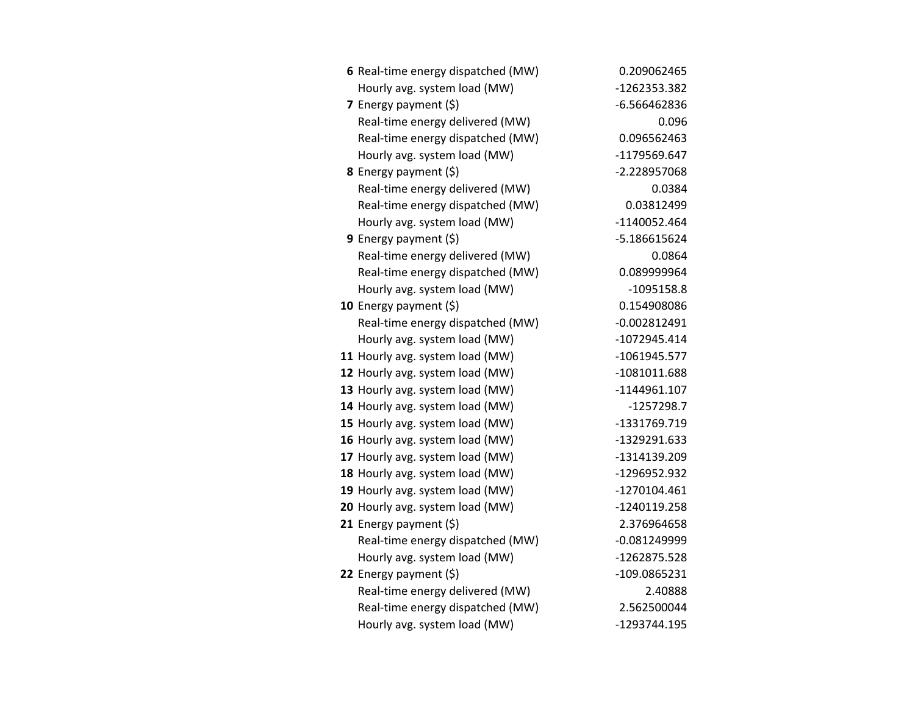| | | |
|---|---|---|
| **6** | Real-time energy dispatched (MW) | 0.209062465 |
| | Hourly avg. system load (MW) | -1262353.382 |
| **7** | Energy payment ($) | -6.566462836 |
| | Real-time energy delivered (MW) | 0.096 |
| | Real-time energy dispatched (MW) | 0.096562463 |
| | Hourly avg. system load (MW) | -1179569.647 |
| **8** | Energy payment ($) | -2.228957068 |
| | Real-time energy delivered (MW) | 0.0384 |
| | Real-time energy dispatched (MW) | 0.03812499 |
| | Hourly avg. system load (MW) | -1140052.464 |
| **9** | Energy payment ($) | -5.186615624 |
| | Real-time energy delivered (MW) | 0.0864 |
| | Real-time energy dispatched (MW) | 0.089999964 |
| | Hourly avg. system load (MW) | -1095158.8 |
| **10** | Energy payment ($) | 0.154908086 |
| | Real-time energy dispatched (MW) | -0.002812491 |
| | Hourly avg. system load (MW) | -1072945.414 |
| **11** | Hourly avg. system load (MW) | -1061945.577 |
| **12** | Hourly avg. system load (MW) | -1081011.688 |
| **13** | Hourly avg. system load (MW) | -1144961.107 |
| **14** | Hourly avg. system load (MW) | -1257298.7 |
| **15** | Hourly avg. system load (MW) | -1331769.719 |
| **16** | Hourly avg. system load (MW) | -1329291.633 |
| **17** | Hourly avg. system load (MW) | -1314139.209 |
| **18** | Hourly avg. system load (MW) | -1296952.932 |
| **19** | Hourly avg. system load (MW) | -1270104.461 |
| **20** | Hourly avg. system load (MW) | -1240119.258 |
| **21** | Energy payment ($) | 2.376964658 |
| | Real-time energy dispatched (MW) | -0.081249999 |
| | Hourly avg. system load (MW) | -1262875.528 |
| **22** | Energy payment ($) | -109.0865231 |
| | Real-time energy delivered (MW) | 2.40888 |
| | Real-time energy dispatched (MW) | 2.562500044 |
| | Hourly avg. system load (MW) | -1293744.195 |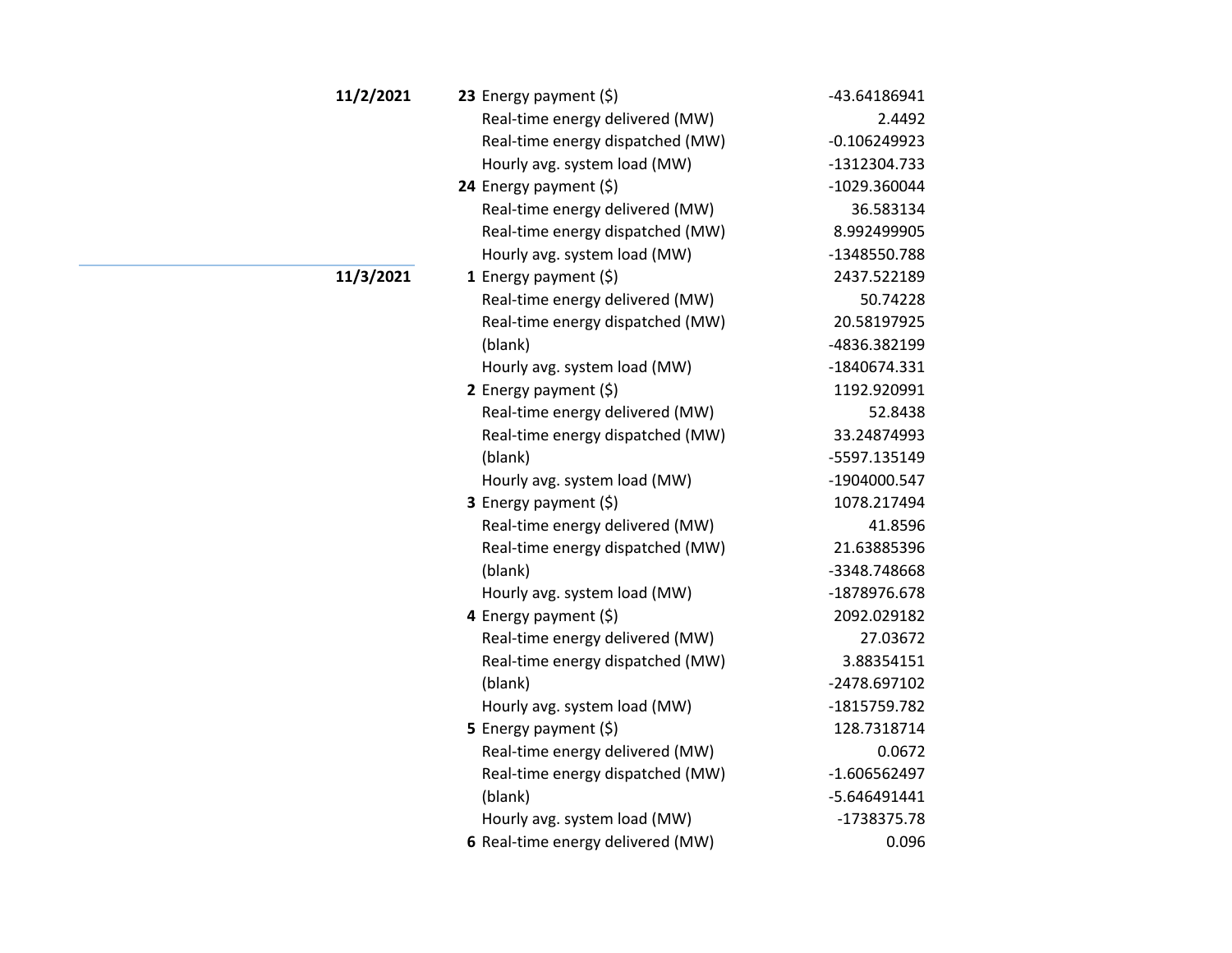| Date | Hour | Measure | Value |
|---|---|---|---|
| **11/2/2021** | **23** | Energy payment ($) | -43.64186941 |
| | | Real-time energy delivered (MW) | 2.4492 |
| | | Real-time energy dispatched (MW) | -0.106249923 |
| | | Hourly avg. system load (MW) | -1312304.733 |
| | **24** | Energy payment ($) | -1029.360044 |
| | | Real-time energy delivered (MW) | 36.583134 |
| | | Real-time energy dispatched (MW) | 8.992499905 |
| | | Hourly avg. system load (MW) | -1348550.788 |
| **11/3/2021** | **1** | Energy payment ($) | 2437.522189 |
| | | Real-time energy delivered (MW) | 50.74228 |
| | | Real-time energy dispatched (MW) | 20.58197925 |
| | | (blank) | -4836.382199 |
| | | Hourly avg. system load (MW) | -1840674.331 |
| | **2** | Energy payment ($) | 1192.920991 |
| | | Real-time energy delivered (MW) | 52.8438 |
| | | Real-time energy dispatched (MW) | 33.24874993 |
| | | (blank) | -5597.135149 |
| | | Hourly avg. system load (MW) | -1904000.547 |
| | **3** | Energy payment ($) | 1078.217494 |
| | | Real-time energy delivered (MW) | 41.8596 |
| | | Real-time energy dispatched (MW) | 21.63885396 |
| | | (blank) | -3348.748668 |
| | | Hourly avg. system load (MW) | -1878976.678 |
| | **4** | Energy payment ($) | 2092.029182 |
| | | Real-time energy delivered (MW) | 27.03672 |
| | | Real-time energy dispatched (MW) | 3.88354151 |
| | | (blank) | -2478.697102 |
| | | Hourly avg. system load (MW) | -1815759.782 |
| | **5** | Energy payment ($) | 128.7318714 |
| | | Real-time energy delivered (MW) | 0.0672 |
| | | Real-time energy dispatched (MW) | -1.606562497 |
| | | (blank) | -5.646491441 |
| | | Hourly avg. system load (MW) | -1738375.78 |
| | **6** | Real-time energy delivered (MW) | 0.096 |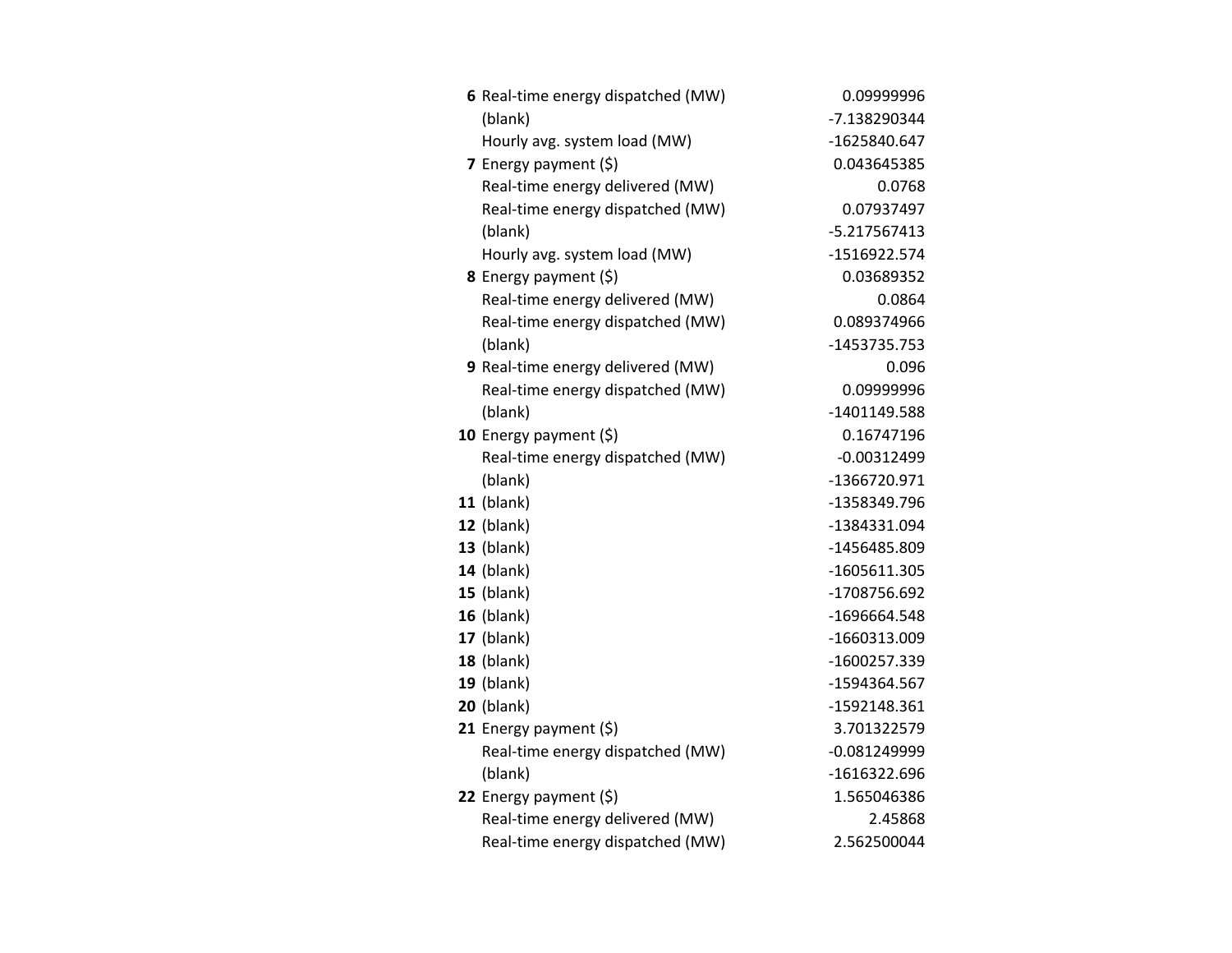| | | |
|---|---|---|
| **6** | Real-time energy dispatched (MW) | 0.09999996 |
| | (blank) | -7.138290344 |
| | Hourly avg. system load (MW) | -1625840.647 |
| **7** | Energy payment ($) | 0.043645385 |
| | Real-time energy delivered (MW) | 0.0768 |
| | Real-time energy dispatched (MW) | 0.07937497 |
| | (blank) | -5.217567413 |
| | Hourly avg. system load (MW) | -1516922.574 |
| **8** | Energy payment ($) | 0.03689352 |
| | Real-time energy delivered (MW) | 0.0864 |
| | Real-time energy dispatched (MW) | 0.089374966 |
| | (blank) | -1453735.753 |
| **9** | Real-time energy delivered (MW) | 0.096 |
| | Real-time energy dispatched (MW) | 0.09999996 |
| | (blank) | -1401149.588 |
| **10** | Energy payment ($) | 0.16747196 |
| | Real-time energy dispatched (MW) | -0.00312499 |
| | (blank) | -1366720.971 |
| **11** | (blank) | -1358349.796 |
| **12** | (blank) | -1384331.094 |
| **13** | (blank) | -1456485.809 |
| **14** | (blank) | -1605611.305 |
| **15** | (blank) | -1708756.692 |
| **16** | (blank) | -1696664.548 |
| **17** | (blank) | -1660313.009 |
| **18** | (blank) | -1600257.339 |
| **19** | (blank) | -1594364.567 |
| **20** | (blank) | -1592148.361 |
| **21** | Energy payment ($) | 3.701322579 |
| | Real-time energy dispatched (MW) | -0.081249999 |
| | (blank) | -1616322.696 |
| **22** | Energy payment ($) | 1.565046386 |
| | Real-time energy delivered (MW) | 2.45868 |
| | Real-time energy dispatched (MW) | 2.562500044 |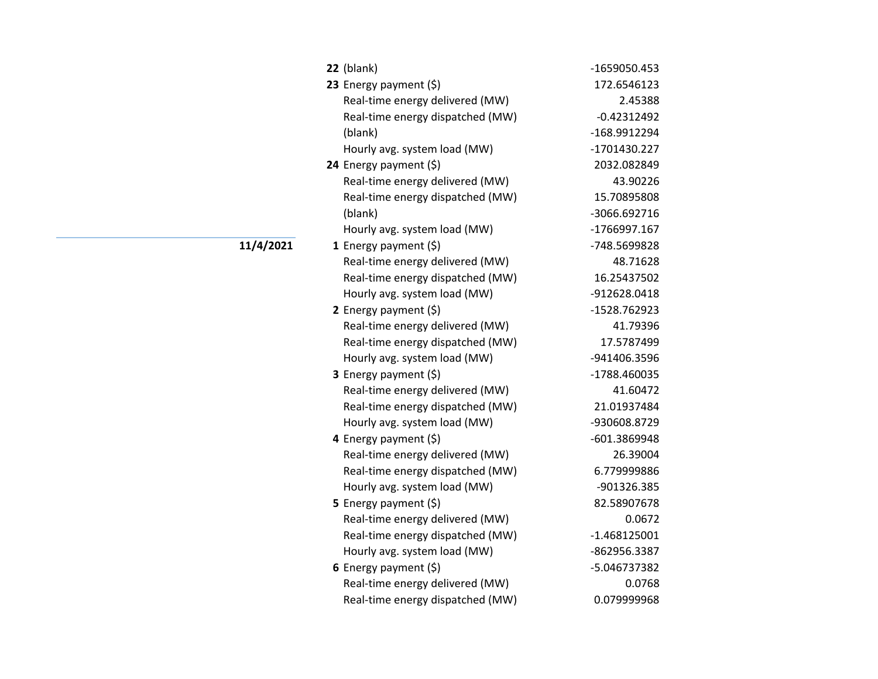| Date | Hour | Metric | Value |
|---|---|---|---|
| | **22** | (blank) | -1659050.453 |
| | **23** | Energy payment ($) | 172.6546123 |
| | | Real-time energy delivered (MW) | 2.45388 |
| | | Real-time energy dispatched (MW) | -0.42312492 |
| | | (blank) | -168.9912294 |
| | | Hourly avg. system load (MW) | -1701430.227 |
| | **24** | Energy payment ($) | 2032.082849 |
| | | Real-time energy delivered (MW) | 43.90226 |
| | | Real-time energy dispatched (MW) | 15.70895808 |
| | | (blank) | -3066.692716 |
| | | Hourly avg. system load (MW) | -1766997.167 |
| **11/4/2021** | **1** | Energy payment ($) | -748.5699828 |
| | | Real-time energy delivered (MW) | 48.71628 |
| | | Real-time energy dispatched (MW) | 16.25437502 |
| | | Hourly avg. system load (MW) | -912628.0418 |
| | **2** | Energy payment ($) | -1528.762923 |
| | | Real-time energy delivered (MW) | 41.79396 |
| | | Real-time energy dispatched (MW) | 17.5787499 |
| | | Hourly avg. system load (MW) | -941406.3596 |
| | **3** | Energy payment ($) | -1788.460035 |
| | | Real-time energy delivered (MW) | 41.60472 |
| | | Real-time energy dispatched (MW) | 21.01937484 |
| | | Hourly avg. system load (MW) | -930608.8729 |
| | **4** | Energy payment ($) | -601.3869948 |
| | | Real-time energy delivered (MW) | 26.39004 |
| | | Real-time energy dispatched (MW) | 6.779999886 |
| | | Hourly avg. system load (MW) | -901326.385 |
| | **5** | Energy payment ($) | 82.58907678 |
| | | Real-time energy delivered (MW) | 0.0672 |
| | | Real-time energy dispatched (MW) | -1.468125001 |
| | | Hourly avg. system load (MW) | -862956.3387 |
| | **6** | Energy payment ($) | -5.046737382 |
| | | Real-time energy delivered (MW) | 0.0768 |
| | | Real-time energy dispatched (MW) | 0.079999968 |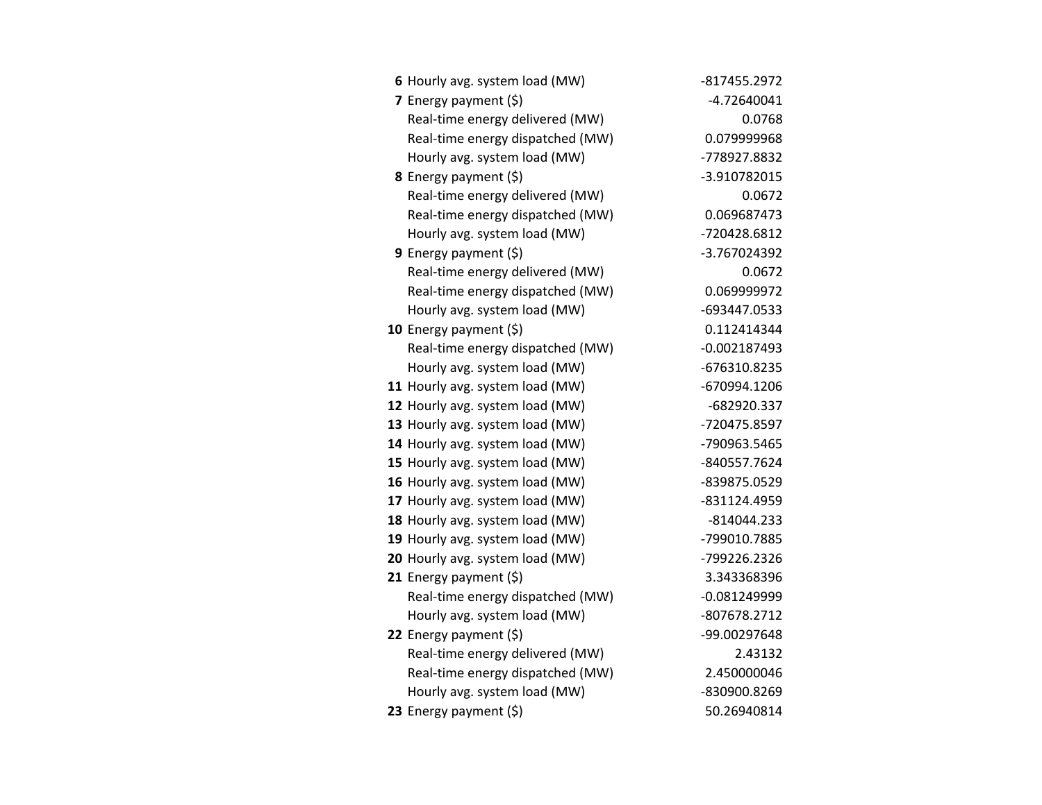| | | |
|---|---|---|
| **6** | Hourly avg. system load (MW) | -817455.2972 |
| **7** | Energy payment ($) | -4.72640041 |
| | Real-time energy delivered (MW) | 0.0768 |
| | Real-time energy dispatched (MW) | 0.079999968 |
| | Hourly avg. system load (MW) | -778927.8832 |
| **8** | Energy payment ($) | -3.910782015 |
| | Real-time energy delivered (MW) | 0.0672 |
| | Real-time energy dispatched (MW) | 0.069687473 |
| | Hourly avg. system load (MW) | -720428.6812 |
| **9** | Energy payment ($) | -3.767024392 |
| | Real-time energy delivered (MW) | 0.0672 |
| | Real-time energy dispatched (MW) | 0.069999972 |
| | Hourly avg. system load (MW) | -693447.0533 |
| **10** | Energy payment ($) | 0.112414344 |
| | Real-time energy dispatched (MW) | -0.002187493 |
| | Hourly avg. system load (MW) | -676310.8235 |
| **11** | Hourly avg. system load (MW) | -670994.1206 |
| **12** | Hourly avg. system load (MW) | -682920.337 |
| **13** | Hourly avg. system load (MW) | -720475.8597 |
| **14** | Hourly avg. system load (MW) | -790963.5465 |
| **15** | Hourly avg. system load (MW) | -840557.7624 |
| **16** | Hourly avg. system load (MW) | -839875.0529 |
| **17** | Hourly avg. system load (MW) | -831124.4959 |
| **18** | Hourly avg. system load (MW) | -814044.233 |
| **19** | Hourly avg. system load (MW) | -799010.7885 |
| **20** | Hourly avg. system load (MW) | -799226.2326 |
| **21** | Energy payment ($) | 3.343368396 |
| | Real-time energy dispatched (MW) | -0.081249999 |
| | Hourly avg. system load (MW) | -807678.2712 |
| **22** | Energy payment ($) | -99.00297648 |
| | Real-time energy delivered (MW) | 2.43132 |
| | Real-time energy dispatched (MW) | 2.450000046 |
| | Hourly avg. system load (MW) | -830900.8269 |
| **23** | Energy payment ($) | 50.26940814 |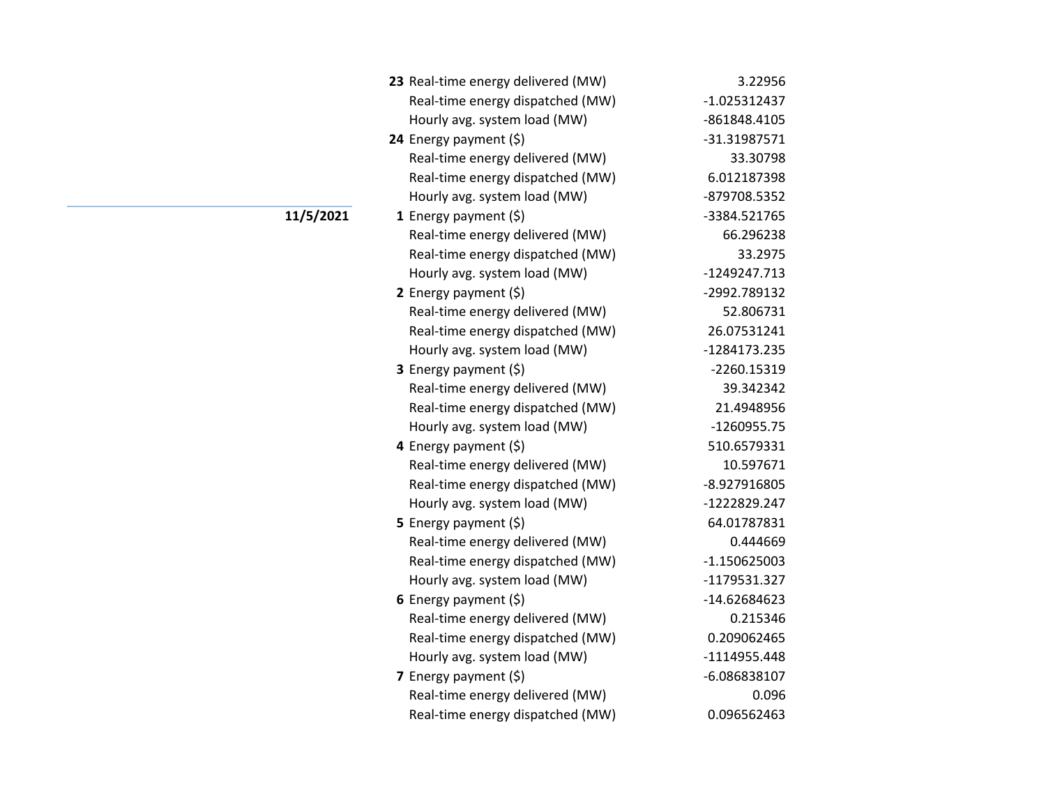| Date | Hour | Metric | Value |
|---|---|---|---|
| | **23** | Real-time energy delivered (MW) | 3.22956 |
| | | Real-time energy dispatched (MW) | -1.025312437 |
| | | Hourly avg. system load (MW) | -861848.4105 |
| | **24** | Energy payment ($) | -31.31987571 |
| | | Real-time energy delivered (MW) | 33.30798 |
| | | Real-time energy dispatched (MW) | 6.012187398 |
| | | Hourly avg. system load (MW) | -879708.5352 |
| **11/5/2021** | **1** | Energy payment ($) | -3384.521765 |
| | | Real-time energy delivered (MW) | 66.296238 |
| | | Real-time energy dispatched (MW) | 33.2975 |
| | | Hourly avg. system load (MW) | -1249247.713 |
| | **2** | Energy payment ($) | -2992.789132 |
| | | Real-time energy delivered (MW) | 52.806731 |
| | | Real-time energy dispatched (MW) | 26.07531241 |
| | | Hourly avg. system load (MW) | -1284173.235 |
| | **3** | Energy payment ($) | -2260.15319 |
| | | Real-time energy delivered (MW) | 39.342342 |
| | | Real-time energy dispatched (MW) | 21.4948956 |
| | | Hourly avg. system load (MW) | -1260955.75 |
| | **4** | Energy payment ($) | 510.6579331 |
| | | Real-time energy delivered (MW) | 10.597671 |
| | | Real-time energy dispatched (MW) | -8.927916805 |
| | | Hourly avg. system load (MW) | -1222829.247 |
| | **5** | Energy payment ($) | 64.01787831 |
| | | Real-time energy delivered (MW) | 0.444669 |
| | | Real-time energy dispatched (MW) | -1.150625003 |
| | | Hourly avg. system load (MW) | -1179531.327 |
| | **6** | Energy payment ($) | -14.62684623 |
| | | Real-time energy delivered (MW) | 0.215346 |
| | | Real-time energy dispatched (MW) | 0.209062465 |
| | | Hourly avg. system load (MW) | -1114955.448 |
| | **7** | Energy payment ($) | -6.086838107 |
| | | Real-time energy delivered (MW) | 0.096 |
| | | Real-time energy dispatched (MW) | 0.096562463 |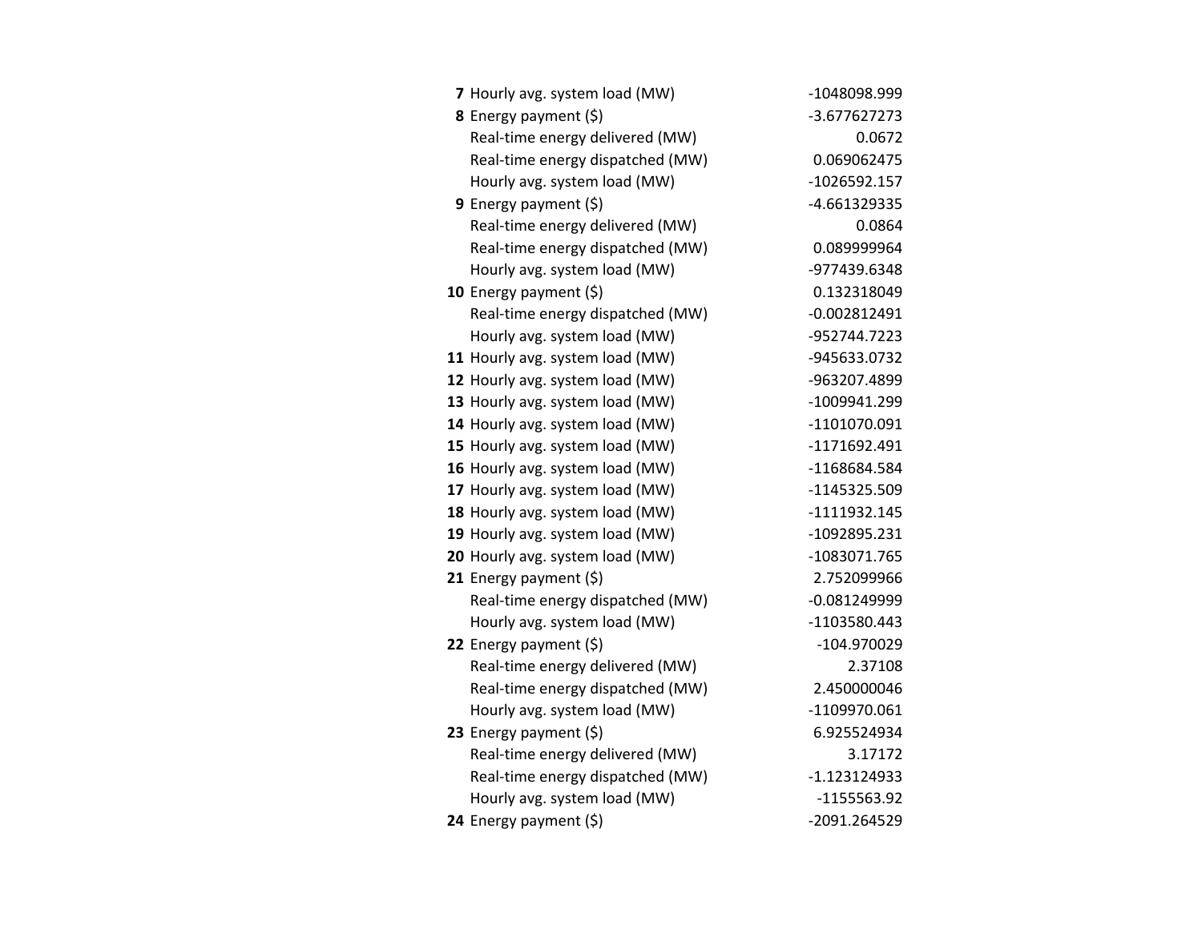| | | |
|---|---|---|
| **7** | Hourly avg. system load (MW) | -1048098.999 |
| **8** | Energy payment ($) | -3.677627273 |
| | Real-time energy delivered (MW) | 0.0672 |
| | Real-time energy dispatched (MW) | 0.069062475 |
| | Hourly avg. system load (MW) | -1026592.157 |
| **9** | Energy payment ($) | -4.661329335 |
| | Real-time energy delivered (MW) | 0.0864 |
| | Real-time energy dispatched (MW) | 0.089999964 |
| | Hourly avg. system load (MW) | -977439.6348 |
| **10** | Energy payment ($) | 0.132318049 |
| | Real-time energy dispatched (MW) | -0.002812491 |
| | Hourly avg. system load (MW) | -952744.7223 |
| **11** | Hourly avg. system load (MW) | -945633.0732 |
| **12** | Hourly avg. system load (MW) | -963207.4899 |
| **13** | Hourly avg. system load (MW) | -1009941.299 |
| **14** | Hourly avg. system load (MW) | -1101070.091 |
| **15** | Hourly avg. system load (MW) | -1171692.491 |
| **16** | Hourly avg. system load (MW) | -1168684.584 |
| **17** | Hourly avg. system load (MW) | -1145325.509 |
| **18** | Hourly avg. system load (MW) | -1111932.145 |
| **19** | Hourly avg. system load (MW) | -1092895.231 |
| **20** | Hourly avg. system load (MW) | -1083071.765 |
| **21** | Energy payment ($) | 2.752099966 |
| | Real-time energy dispatched (MW) | -0.081249999 |
| | Hourly avg. system load (MW) | -1103580.443 |
| **22** | Energy payment ($) | -104.970029 |
| | Real-time energy delivered (MW) | 2.37108 |
| | Real-time energy dispatched (MW) | 2.450000046 |
| | Hourly avg. system load (MW) | -1109970.061 |
| **23** | Energy payment ($) | 6.925524934 |
| | Real-time energy delivered (MW) | 3.17172 |
| | Real-time energy dispatched (MW) | -1.123124933 |
| | Hourly avg. system load (MW) | -1155563.92 |
| **24** | Energy payment ($) | -2091.264529 |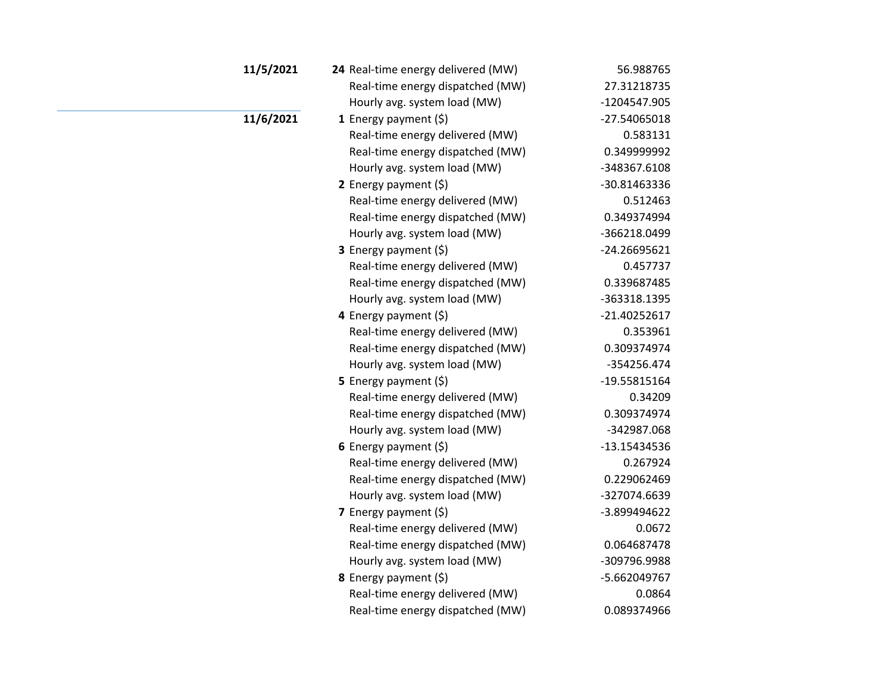| Date | Hour | Item | Value |
|---|---|---|---|
| **11/5/2021** | **24** | Real-time energy delivered (MW) | 56.988765 |
| | | Real-time energy dispatched (MW) | 27.31218735 |
| | | Hourly avg. system load (MW) | -1204547.905 |
| **11/6/2021** | **1** | Energy payment ($) | -27.54065018 |
| | | Real-time energy delivered (MW) | 0.583131 |
| | | Real-time energy dispatched (MW) | 0.349999992 |
| | | Hourly avg. system load (MW) | -348367.6108 |
| | **2** | Energy payment ($) | -30.81463336 |
| | | Real-time energy delivered (MW) | 0.512463 |
| | | Real-time energy dispatched (MW) | 0.349374994 |
| | | Hourly avg. system load (MW) | -366218.0499 |
| | **3** | Energy payment ($) | -24.26695621 |
| | | Real-time energy delivered (MW) | 0.457737 |
| | | Real-time energy dispatched (MW) | 0.339687485 |
| | | Hourly avg. system load (MW) | -363318.1395 |
| | **4** | Energy payment ($) | -21.40252617 |
| | | Real-time energy delivered (MW) | 0.353961 |
| | | Real-time energy dispatched (MW) | 0.309374974 |
| | | Hourly avg. system load (MW) | -354256.474 |
| | **5** | Energy payment ($) | -19.55815164 |
| | | Real-time energy delivered (MW) | 0.34209 |
| | | Real-time energy dispatched (MW) | 0.309374974 |
| | | Hourly avg. system load (MW) | -342987.068 |
| | **6** | Energy payment ($) | -13.15434536 |
| | | Real-time energy delivered (MW) | 0.267924 |
| | | Real-time energy dispatched (MW) | 0.229062469 |
| | | Hourly avg. system load (MW) | -327074.6639 |
| | **7** | Energy payment ($) | -3.899494622 |
| | | Real-time energy delivered (MW) | 0.0672 |
| | | Real-time energy dispatched (MW) | 0.064687478 |
| | | Hourly avg. system load (MW) | -309796.9988 |
| | **8** | Energy payment ($) | -5.662049767 |
| | | Real-time energy delivered (MW) | 0.0864 |
| | | Real-time energy dispatched (MW) | 0.089374966 |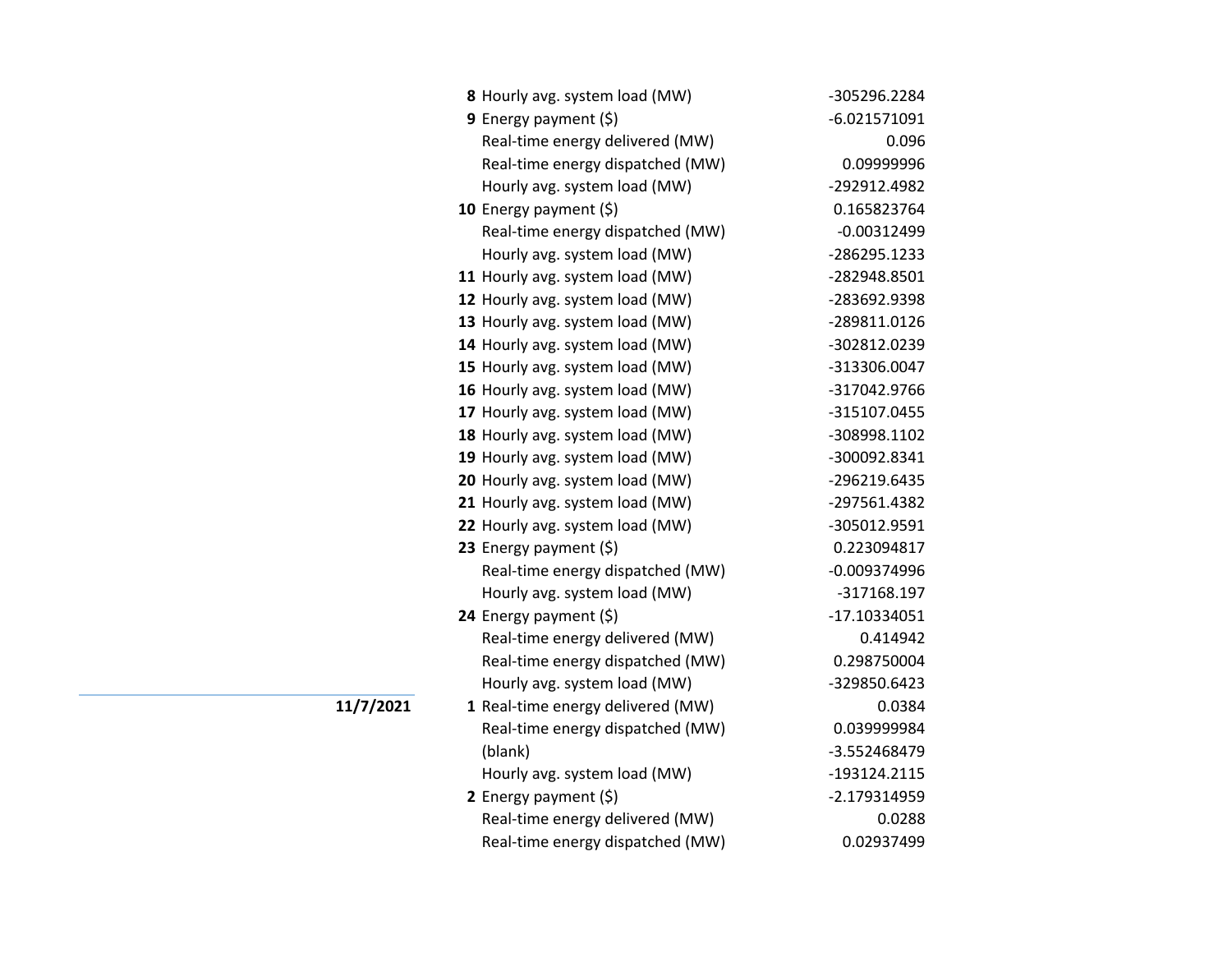| Date | Hour | Measure | Value |
|---|---|---|---|
| | **8** | Hourly avg. system load (MW) | -305296.2284 |
| | **9** | Energy payment ($) | -6.021571091 |
| | | Real-time energy delivered (MW) | 0.096 |
| | | Real-time energy dispatched (MW) | 0.09999996 |
| | | Hourly avg. system load (MW) | -292912.4982 |
| | **10** | Energy payment ($) | 0.165823764 |
| | | Real-time energy dispatched (MW) | -0.00312499 |
| | | Hourly avg. system load (MW) | -286295.1233 |
| | **11** | Hourly avg. system load (MW) | -282948.8501 |
| | **12** | Hourly avg. system load (MW) | -283692.9398 |
| | **13** | Hourly avg. system load (MW) | -289811.0126 |
| | **14** | Hourly avg. system load (MW) | -302812.0239 |
| | **15** | Hourly avg. system load (MW) | -313306.0047 |
| | **16** | Hourly avg. system load (MW) | -317042.9766 |
| | **17** | Hourly avg. system load (MW) | -315107.0455 |
| | **18** | Hourly avg. system load (MW) | -308998.1102 |
| | **19** | Hourly avg. system load (MW) | -300092.8341 |
| | **20** | Hourly avg. system load (MW) | -296219.6435 |
| | **21** | Hourly avg. system load (MW) | -297561.4382 |
| | **22** | Hourly avg. system load (MW) | -305012.9591 |
| | **23** | Energy payment ($) | 0.223094817 |
| | | Real-time energy dispatched (MW) | -0.009374996 |
| | | Hourly avg. system load (MW) | -317168.197 |
| | **24** | Energy payment ($) | -17.10334051 |
| | | Real-time energy delivered (MW) | 0.414942 |
| | | Real-time energy dispatched (MW) | 0.298750004 |
| | | Hourly avg. system load (MW) | -329850.6423 |
| **11/7/2021** | **1** | Real-time energy delivered (MW) | 0.0384 |
| | | Real-time energy dispatched (MW) | 0.039999984 |
| | | (blank) | -3.552468479 |
| | | Hourly avg. system load (MW) | -193124.2115 |
| | **2** | Energy payment ($) | -2.179314959 |
| | | Real-time energy delivered (MW) | 0.0288 |
| | | Real-time energy dispatched (MW) | 0.02937499 |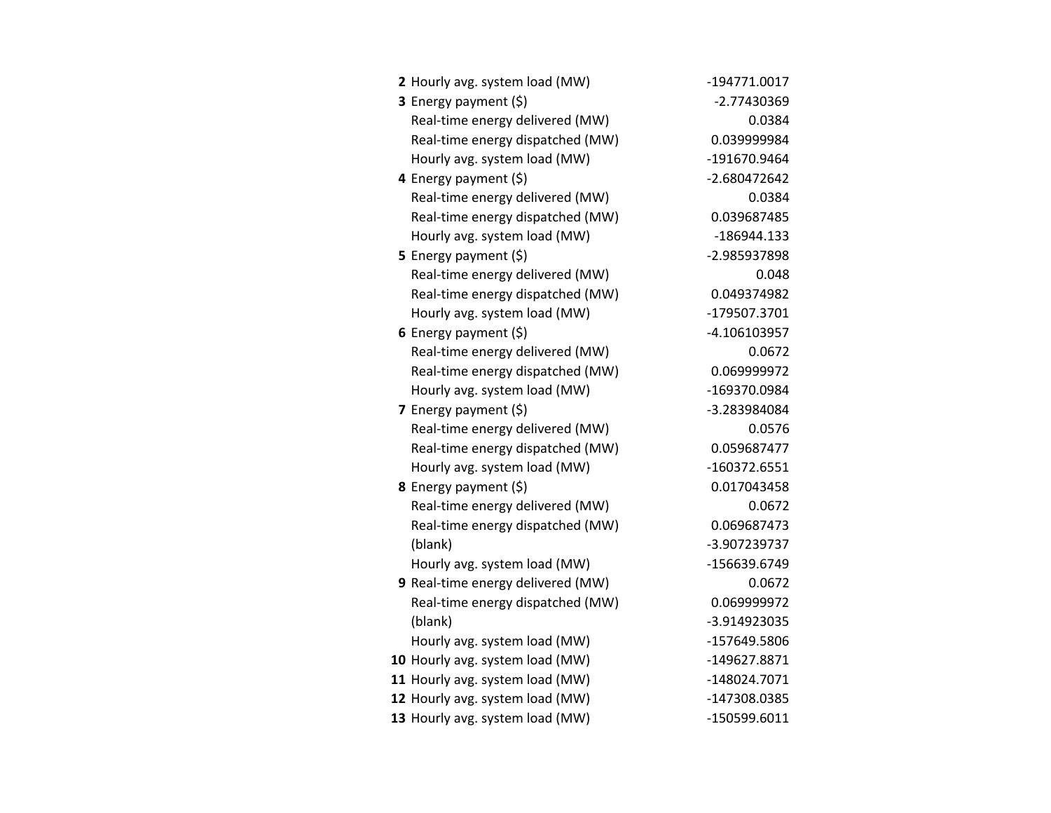| | | |
|---|---|---|
| **2** | Hourly avg. system load (MW) | -194771.0017 |
| **3** | Energy payment ($) | -2.77430369 |
| | Real-time energy delivered (MW) | 0.0384 |
| | Real-time energy dispatched (MW) | 0.039999984 |
| | Hourly avg. system load (MW) | -191670.9464 |
| **4** | Energy payment ($) | -2.680472642 |
| | Real-time energy delivered (MW) | 0.0384 |
| | Real-time energy dispatched (MW) | 0.039687485 |
| | Hourly avg. system load (MW) | -186944.133 |
| **5** | Energy payment ($) | -2.985937898 |
| | Real-time energy delivered (MW) | 0.048 |
| | Real-time energy dispatched (MW) | 0.049374982 |
| | Hourly avg. system load (MW) | -179507.3701 |
| **6** | Energy payment ($) | -4.106103957 |
| | Real-time energy delivered (MW) | 0.0672 |
| | Real-time energy dispatched (MW) | 0.069999972 |
| | Hourly avg. system load (MW) | -169370.0984 |
| **7** | Energy payment ($) | -3.283984084 |
| | Real-time energy delivered (MW) | 0.0576 |
| | Real-time energy dispatched (MW) | 0.059687477 |
| | Hourly avg. system load (MW) | -160372.6551 |
| **8** | Energy payment ($) | 0.017043458 |
| | Real-time energy delivered (MW) | 0.0672 |
| | Real-time energy dispatched (MW) | 0.069687473 |
| | (blank) | -3.907239737 |
| | Hourly avg. system load (MW) | -156639.6749 |
| **9** | Real-time energy delivered (MW) | 0.0672 |
| | Real-time energy dispatched (MW) | 0.069999972 |
| | (blank) | -3.914923035 |
| | Hourly avg. system load (MW) | -157649.5806 |
| **10** | Hourly avg. system load (MW) | -149627.8871 |
| **11** | Hourly avg. system load (MW) | -148024.7071 |
| **12** | Hourly avg. system load (MW) | -147308.0385 |
| **13** | Hourly avg. system load (MW) | -150599.6011 |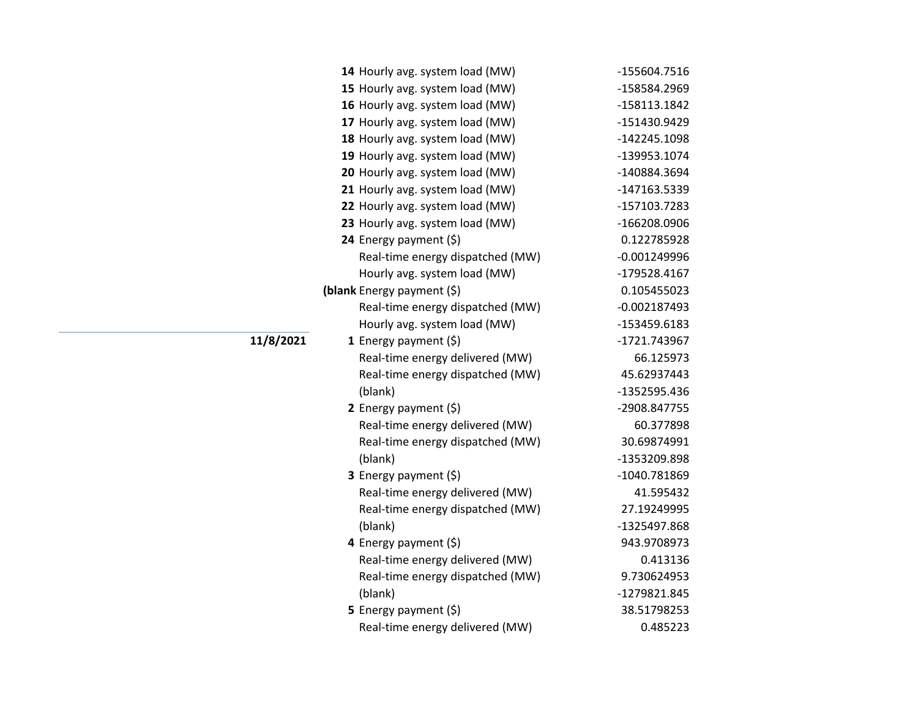| Date | Hour | Measure | Value |
|---|---|---|---|
| | **14** | Hourly avg. system load (MW) | -155604.7516 |
| | **15** | Hourly avg. system load (MW) | -158584.2969 |
| | **16** | Hourly avg. system load (MW) | -158113.1842 |
| | **17** | Hourly avg. system load (MW) | -151430.9429 |
| | **18** | Hourly avg. system load (MW) | -142245.1098 |
| | **19** | Hourly avg. system load (MW) | -139953.1074 |
| | **20** | Hourly avg. system load (MW) | -140884.3694 |
| | **21** | Hourly avg. system load (MW) | -147163.5339 |
| | **22** | Hourly avg. system load (MW) | -157103.7283 |
| | **23** | Hourly avg. system load (MW) | -166208.0906 |
| | **24** | Energy payment ($) | 0.122785928 |
| | | Real-time energy dispatched (MW) | -0.001249996 |
| | | Hourly avg. system load (MW) | -179528.4167 |
| | **(blank** | Energy payment ($) | 0.105455023 |
| | | Real-time energy dispatched (MW) | -0.002187493 |
| | | Hourly avg. system load (MW) | -153459.6183 |
| **11/8/2021** | **1** | Energy payment ($) | -1721.743967 |
| | | Real-time energy delivered (MW) | 66.125973 |
| | | Real-time energy dispatched (MW) | 45.62937443 |
| | | (blank) | -1352595.436 |
| | **2** | Energy payment ($) | -2908.847755 |
| | | Real-time energy delivered (MW) | 60.377898 |
| | | Real-time energy dispatched (MW) | 30.69874991 |
| | | (blank) | -1353209.898 |
| | **3** | Energy payment ($) | -1040.781869 |
| | | Real-time energy delivered (MW) | 41.595432 |
| | | Real-time energy dispatched (MW) | 27.19249995 |
| | | (blank) | -1325497.868 |
| | **4** | Energy payment ($) | 943.9708973 |
| | | Real-time energy delivered (MW) | 0.413136 |
| | | Real-time energy dispatched (MW) | 9.730624953 |
| | | (blank) | -1279821.845 |
| | **5** | Energy payment ($) | 38.51798253 |
| | | Real-time energy delivered (MW) | 0.485223 |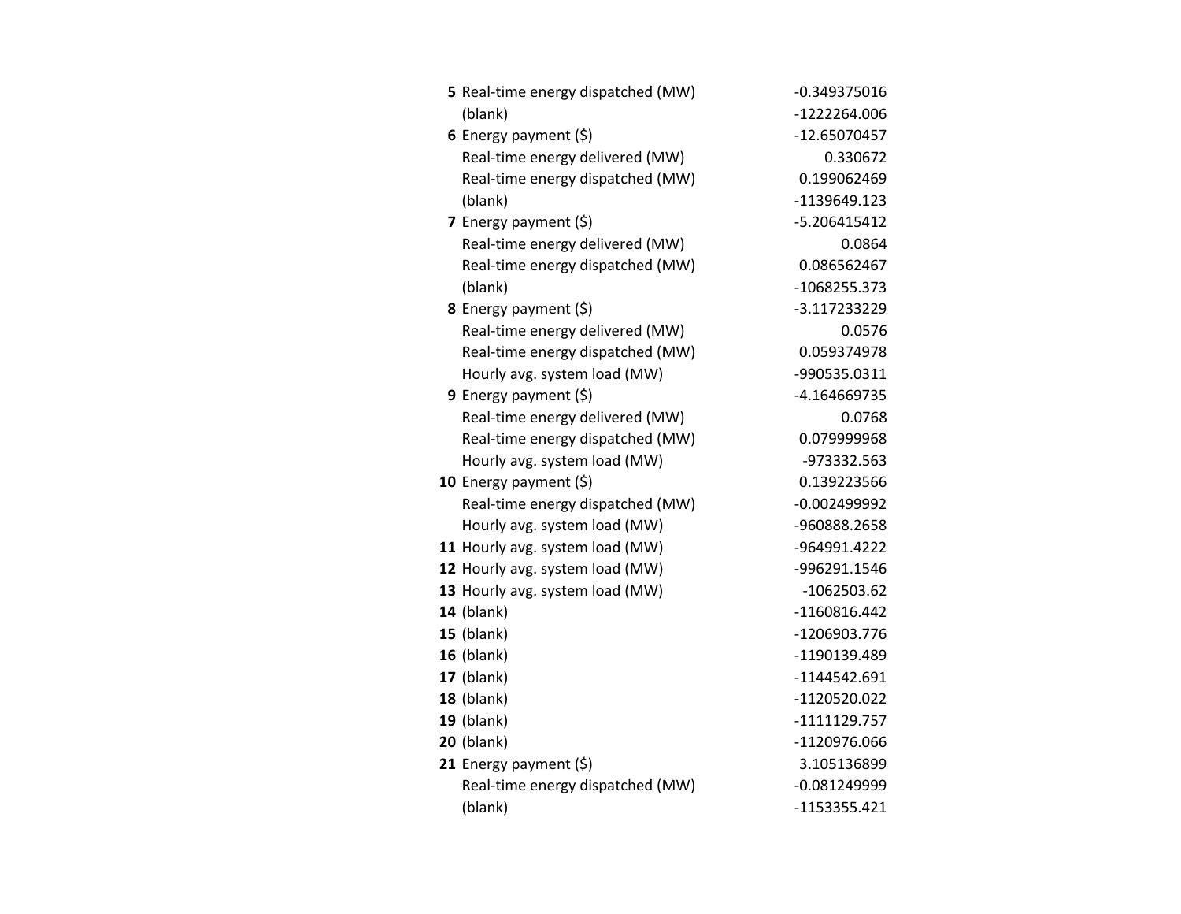| | | |
|---|---|---|
| **5** | Real-time energy dispatched (MW) | -0.349375016 |
| | (blank) | -1222264.006 |
| **6** | Energy payment ($) | -12.65070457 |
| | Real-time energy delivered (MW) | 0.330672 |
| | Real-time energy dispatched (MW) | 0.199062469 |
| | (blank) | -1139649.123 |
| **7** | Energy payment ($) | -5.206415412 |
| | Real-time energy delivered (MW) | 0.0864 |
| | Real-time energy dispatched (MW) | 0.086562467 |
| | (blank) | -1068255.373 |
| **8** | Energy payment ($) | -3.117233229 |
| | Real-time energy delivered (MW) | 0.0576 |
| | Real-time energy dispatched (MW) | 0.059374978 |
| | Hourly avg. system load (MW) | -990535.0311 |
| **9** | Energy payment ($) | -4.164669735 |
| | Real-time energy delivered (MW) | 0.0768 |
| | Real-time energy dispatched (MW) | 0.079999968 |
| | Hourly avg. system load (MW) | -973332.563 |
| **10** | Energy payment ($) | 0.139223566 |
| | Real-time energy dispatched (MW) | -0.002499992 |
| | Hourly avg. system load (MW) | -960888.2658 |
| **11** | Hourly avg. system load (MW) | -964991.4222 |
| **12** | Hourly avg. system load (MW) | -996291.1546 |
| **13** | Hourly avg. system load (MW) | -1062503.62 |
| **14** | (blank) | -1160816.442 |
| **15** | (blank) | -1206903.776 |
| **16** | (blank) | -1190139.489 |
| **17** | (blank) | -1144542.691 |
| **18** | (blank) | -1120520.022 |
| **19** | (blank) | -1111129.757 |
| **20** | (blank) | -1120976.066 |
| **21** | Energy payment ($) | 3.105136899 |
| | Real-time energy dispatched (MW) | -0.081249999 |
| | (blank) | -1153355.421 |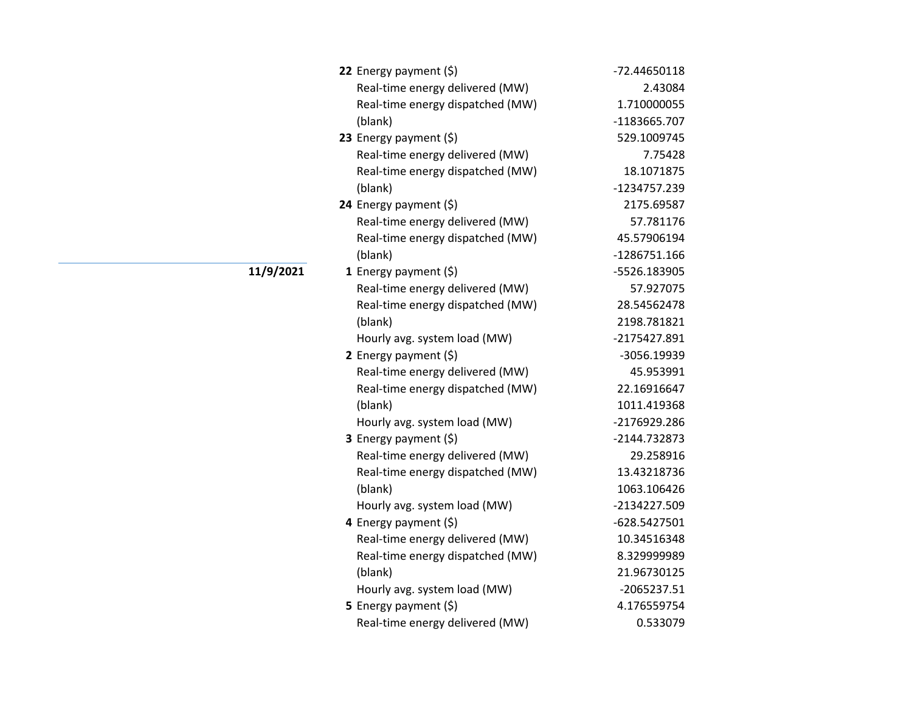| Date | Hour | Measure | Value |
|---|---|---|---|
| | **22** | Energy payment ($) | -72.44650118 |
| | | Real-time energy delivered (MW) | 2.43084 |
| | | Real-time energy dispatched (MW) | 1.710000055 |
| | | (blank) | -1183665.707 |
| | **23** | Energy payment ($) | 529.1009745 |
| | | Real-time energy delivered (MW) | 7.75428 |
| | | Real-time energy dispatched (MW) | 18.1071875 |
| | | (blank) | -1234757.239 |
| | **24** | Energy payment ($) | 2175.69587 |
| | | Real-time energy delivered (MW) | 57.781176 |
| | | Real-time energy dispatched (MW) | 45.57906194 |
| | | (blank) | -1286751.166 |
| **11/9/2021** | **1** | Energy payment ($) | -5526.183905 |
| | | Real-time energy delivered (MW) | 57.927075 |
| | | Real-time energy dispatched (MW) | 28.54562478 |
| | | (blank) | 2198.781821 |
| | | Hourly avg. system load (MW) | -2175427.891 |
| | **2** | Energy payment ($) | -3056.19939 |
| | | Real-time energy delivered (MW) | 45.953991 |
| | | Real-time energy dispatched (MW) | 22.16916647 |
| | | (blank) | 1011.419368 |
| | | Hourly avg. system load (MW) | -2176929.286 |
| | **3** | Energy payment ($) | -2144.732873 |
| | | Real-time energy delivered (MW) | 29.258916 |
| | | Real-time energy dispatched (MW) | 13.43218736 |
| | | (blank) | 1063.106426 |
| | | Hourly avg. system load (MW) | -2134227.509 |
| | **4** | Energy payment ($) | -628.5427501 |
| | | Real-time energy delivered (MW) | 10.34516348 |
| | | Real-time energy dispatched (MW) | 8.329999989 |
| | | (blank) | 21.96730125 |
| | | Hourly avg. system load (MW) | -2065237.51 |
| | **5** | Energy payment ($) | 4.176559754 |
| | | Real-time energy delivered (MW) | 0.533079 |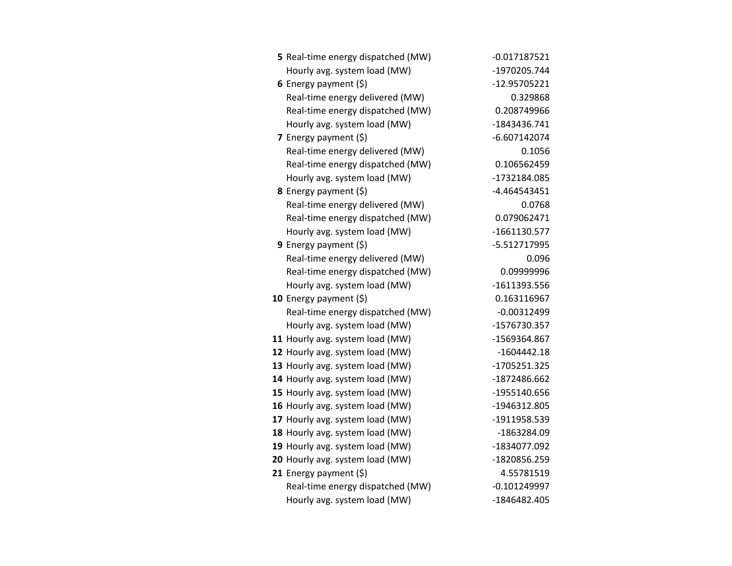| | | |
|---|---|---|
| **5** | Real-time energy dispatched (MW) | -0.017187521 |
| | Hourly avg. system load (MW) | -1970205.744 |
| **6** | Energy payment ($) | -12.95705221 |
| | Real-time energy delivered (MW) | 0.329868 |
| | Real-time energy dispatched (MW) | 0.208749966 |
| | Hourly avg. system load (MW) | -1843436.741 |
| **7** | Energy payment ($) | -6.607142074 |
| | Real-time energy delivered (MW) | 0.1056 |
| | Real-time energy dispatched (MW) | 0.106562459 |
| | Hourly avg. system load (MW) | -1732184.085 |
| **8** | Energy payment ($) | -4.464543451 |
| | Real-time energy delivered (MW) | 0.0768 |
| | Real-time energy dispatched (MW) | 0.079062471 |
| | Hourly avg. system load (MW) | -1661130.577 |
| **9** | Energy payment ($) | -5.512717995 |
| | Real-time energy delivered (MW) | 0.096 |
| | Real-time energy dispatched (MW) | 0.09999996 |
| | Hourly avg. system load (MW) | -1611393.556 |
| **10** | Energy payment ($) | 0.163116967 |
| | Real-time energy dispatched (MW) | -0.00312499 |
| | Hourly avg. system load (MW) | -1576730.357 |
| **11** | Hourly avg. system load (MW) | -1569364.867 |
| **12** | Hourly avg. system load (MW) | -1604442.18 |
| **13** | Hourly avg. system load (MW) | -1705251.325 |
| **14** | Hourly avg. system load (MW) | -1872486.662 |
| **15** | Hourly avg. system load (MW) | -1955140.656 |
| **16** | Hourly avg. system load (MW) | -1946312.805 |
| **17** | Hourly avg. system load (MW) | -1911958.539 |
| **18** | Hourly avg. system load (MW) | -1863284.09 |
| **19** | Hourly avg. system load (MW) | -1834077.092 |
| **20** | Hourly avg. system load (MW) | -1820856.259 |
| **21** | Energy payment ($) | 4.55781519 |
| | Real-time energy dispatched (MW) | -0.101249997 |
| | Hourly avg. system load (MW) | -1846482.405 |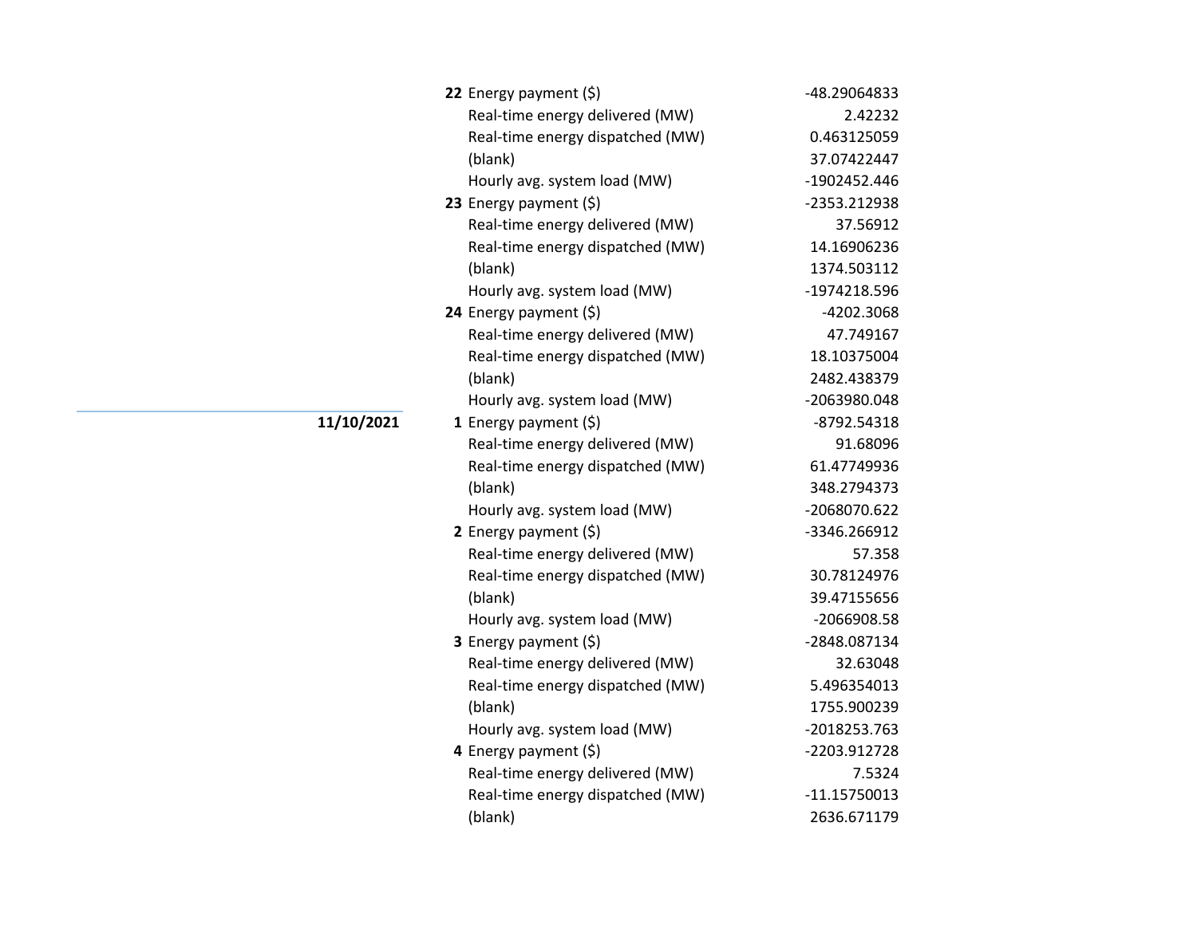| Date | Hour | Metric | Value |
|---|---|---|---|
| | **22** | Energy payment ($) | -48.29064833 |
| | | Real-time energy delivered (MW) | 2.42232 |
| | | Real-time energy dispatched (MW) | 0.463125059 |
| | | (blank) | 37.07422447 |
| | | Hourly avg. system load (MW) | -1902452.446 |
| | **23** | Energy payment ($) | -2353.212938 |
| | | Real-time energy delivered (MW) | 37.56912 |
| | | Real-time energy dispatched (MW) | 14.16906236 |
| | | (blank) | 1374.503112 |
| | | Hourly avg. system load (MW) | -1974218.596 |
| | **24** | Energy payment ($) | -4202.3068 |
| | | Real-time energy delivered (MW) | 47.749167 |
| | | Real-time energy dispatched (MW) | 18.10375004 |
| | | (blank) | 2482.438379 |
| | | Hourly avg. system load (MW) | -2063980.048 |
| **11/10/2021** | **1** | Energy payment ($) | -8792.54318 |
| | | Real-time energy delivered (MW) | 91.68096 |
| | | Real-time energy dispatched (MW) | 61.47749936 |
| | | (blank) | 348.2794373 |
| | | Hourly avg. system load (MW) | -2068070.622 |
| | **2** | Energy payment ($) | -3346.266912 |
| | | Real-time energy delivered (MW) | 57.358 |
| | | Real-time energy dispatched (MW) | 30.78124976 |
| | | (blank) | 39.47155656 |
| | | Hourly avg. system load (MW) | -2066908.58 |
| | **3** | Energy payment ($) | -2848.087134 |
| | | Real-time energy delivered (MW) | 32.63048 |
| | | Real-time energy dispatched (MW) | 5.496354013 |
| | | (blank) | 1755.900239 |
| | | Hourly avg. system load (MW) | -2018253.763 |
| | **4** | Energy payment ($) | -2203.912728 |
| | | Real-time energy delivered (MW) | 7.5324 |
| | | Real-time energy dispatched (MW) | -11.15750013 |
| | | (blank) | 2636.671179 |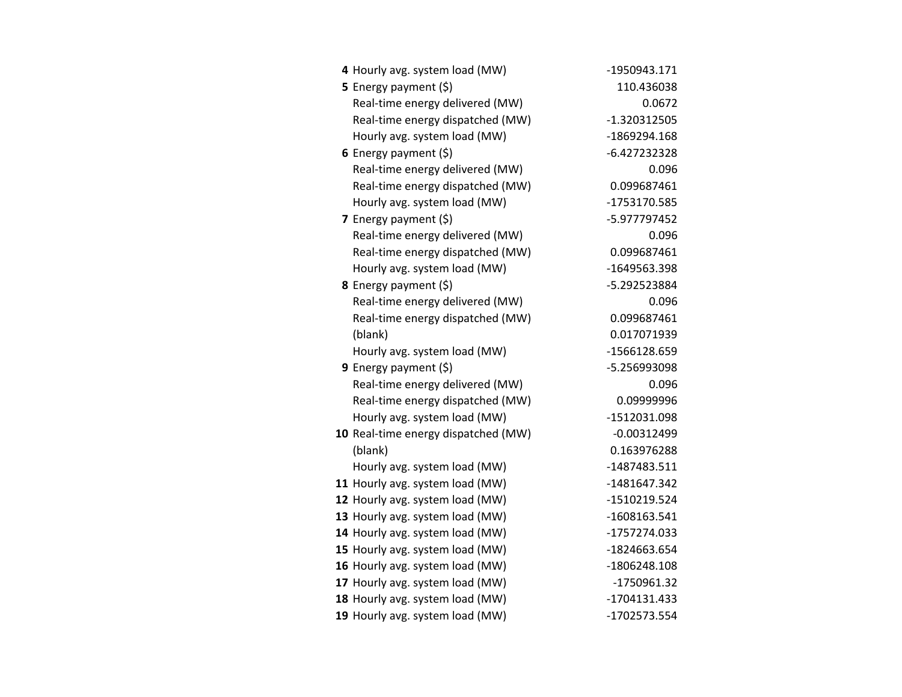| | | |
|---|---|---|
| **4** | Hourly avg. system load (MW) | -1950943.171 |
| **5** | Energy payment ($) | 110.436038 |
| | Real-time energy delivered (MW) | 0.0672 |
| | Real-time energy dispatched (MW) | -1.320312505 |
| | Hourly avg. system load (MW) | -1869294.168 |
| **6** | Energy payment ($) | -6.427232328 |
| | Real-time energy delivered (MW) | 0.096 |
| | Real-time energy dispatched (MW) | 0.099687461 |
| | Hourly avg. system load (MW) | -1753170.585 |
| **7** | Energy payment ($) | -5.977797452 |
| | Real-time energy delivered (MW) | 0.096 |
| | Real-time energy dispatched (MW) | 0.099687461 |
| | Hourly avg. system load (MW) | -1649563.398 |
| **8** | Energy payment ($) | -5.292523884 |
| | Real-time energy delivered (MW) | 0.096 |
| | Real-time energy dispatched (MW) | 0.099687461 |
| | (blank) | 0.017071939 |
| | Hourly avg. system load (MW) | -1566128.659 |
| **9** | Energy payment ($) | -5.256993098 |
| | Real-time energy delivered (MW) | 0.096 |
| | Real-time energy dispatched (MW) | 0.09999996 |
| | Hourly avg. system load (MW) | -1512031.098 |
| **10** | Real-time energy dispatched (MW) | -0.00312499 |
| | (blank) | 0.163976288 |
| | Hourly avg. system load (MW) | -1487483.511 |
| **11** | Hourly avg. system load (MW) | -1481647.342 |
| **12** | Hourly avg. system load (MW) | -1510219.524 |
| **13** | Hourly avg. system load (MW) | -1608163.541 |
| **14** | Hourly avg. system load (MW) | -1757274.033 |
| **15** | Hourly avg. system load (MW) | -1824663.654 |
| **16** | Hourly avg. system load (MW) | -1806248.108 |
| **17** | Hourly avg. system load (MW) | -1750961.32 |
| **18** | Hourly avg. system load (MW) | -1704131.433 |
| **19** | Hourly avg. system load (MW) | -1702573.554 |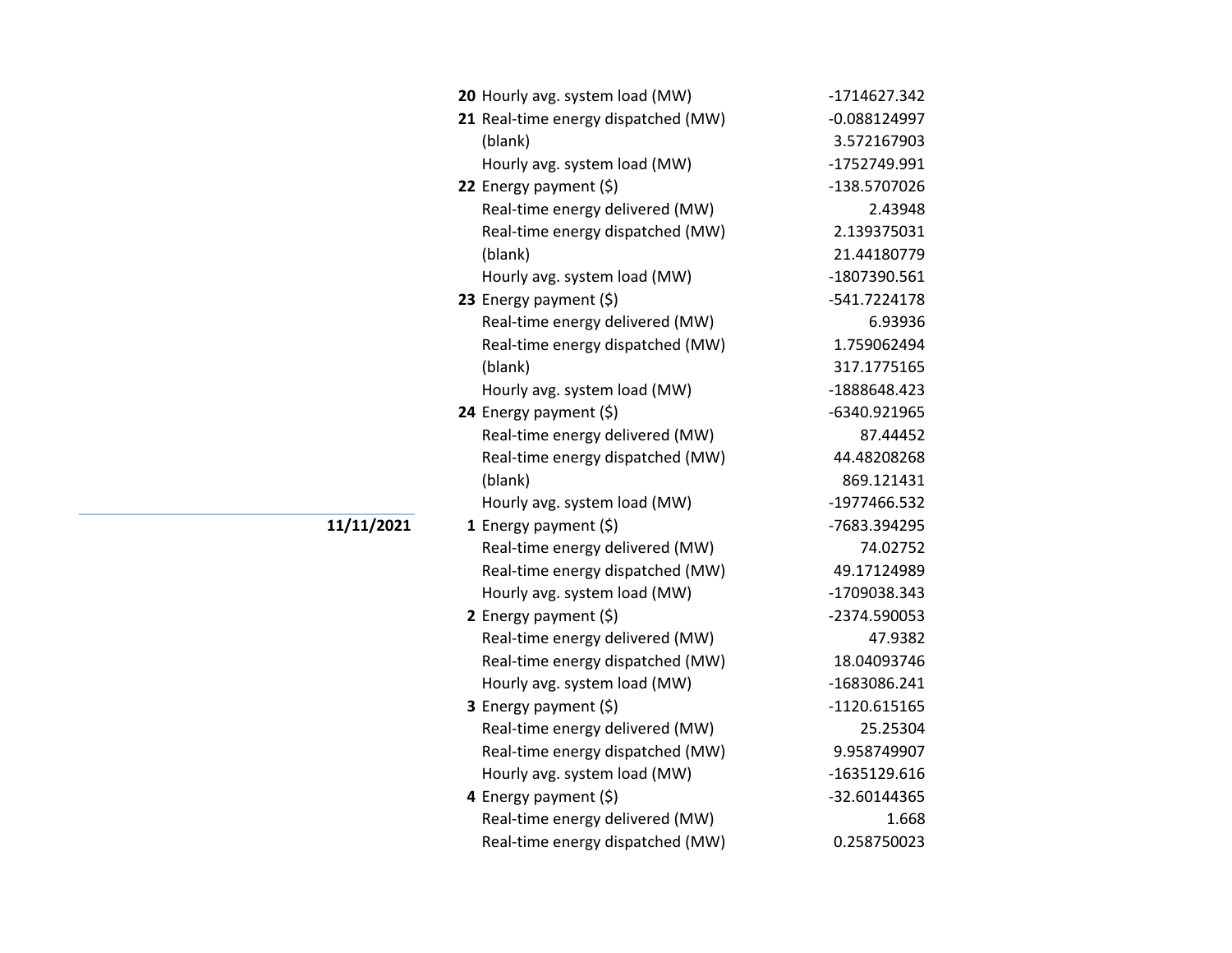| Date | Hour | Measure | Value |
|---|---|---|---|
| | **20** | Hourly avg. system load (MW) | -1714627.342 |
| | **21** | Real-time energy dispatched (MW) | -0.088124997 |
| | | (blank) | 3.572167903 |
| | | Hourly avg. system load (MW) | -1752749.991 |
| | **22** | Energy payment ($) | -138.5707026 |
| | | Real-time energy delivered (MW) | 2.43948 |
| | | Real-time energy dispatched (MW) | 2.139375031 |
| | | (blank) | 21.44180779 |
| | | Hourly avg. system load (MW) | -1807390.561 |
| | **23** | Energy payment ($) | -541.7224178 |
| | | Real-time energy delivered (MW) | 6.93936 |
| | | Real-time energy dispatched (MW) | 1.759062494 |
| | | (blank) | 317.1775165 |
| | | Hourly avg. system load (MW) | -1888648.423 |
| | **24** | Energy payment ($) | -6340.921965 |
| | | Real-time energy delivered (MW) | 87.44452 |
| | | Real-time energy dispatched (MW) | 44.48208268 |
| | | (blank) | 869.121431 |
| | | Hourly avg. system load (MW) | -1977466.532 |
| **11/11/2021** | **1** | Energy payment ($) | -7683.394295 |
| | | Real-time energy delivered (MW) | 74.02752 |
| | | Real-time energy dispatched (MW) | 49.17124989 |
| | | Hourly avg. system load (MW) | -1709038.343 |
| | **2** | Energy payment ($) | -2374.590053 |
| | | Real-time energy delivered (MW) | 47.9382 |
| | | Real-time energy dispatched (MW) | 18.04093746 |
| | | Hourly avg. system load (MW) | -1683086.241 |
| | **3** | Energy payment ($) | -1120.615165 |
| | | Real-time energy delivered (MW) | 25.25304 |
| | | Real-time energy dispatched (MW) | 9.958749907 |
| | | Hourly avg. system load (MW) | -1635129.616 |
| | **4** | Energy payment ($) | -32.60144365 |
| | | Real-time energy delivered (MW) | 1.668 |
| | | Real-time energy dispatched (MW) | 0.258750023 |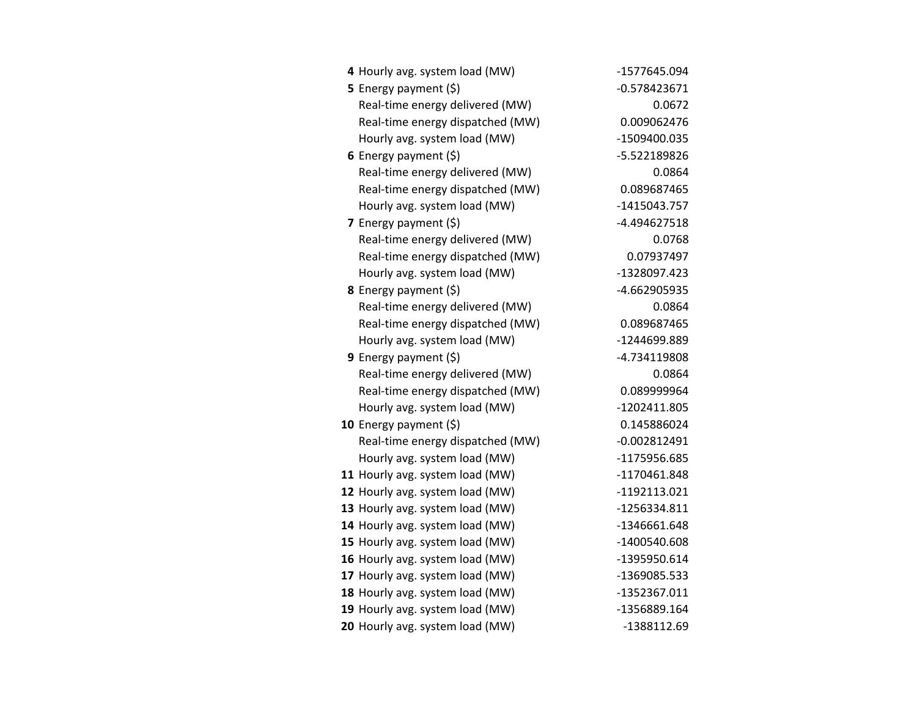| | | |
|---|---|---|
| **4** | Hourly avg. system load (MW) | -1577645.094 |
| **5** | Energy payment ($) | -0.578423671 |
| | Real-time energy delivered (MW) | 0.0672 |
| | Real-time energy dispatched (MW) | 0.009062476 |
| | Hourly avg. system load (MW) | -1509400.035 |
| **6** | Energy payment ($) | -5.522189826 |
| | Real-time energy delivered (MW) | 0.0864 |
| | Real-time energy dispatched (MW) | 0.089687465 |
| | Hourly avg. system load (MW) | -1415043.757 |
| **7** | Energy payment ($) | -4.494627518 |
| | Real-time energy delivered (MW) | 0.0768 |
| | Real-time energy dispatched (MW) | 0.07937497 |
| | Hourly avg. system load (MW) | -1328097.423 |
| **8** | Energy payment ($) | -4.662905935 |
| | Real-time energy delivered (MW) | 0.0864 |
| | Real-time energy dispatched (MW) | 0.089687465 |
| | Hourly avg. system load (MW) | -1244699.889 |
| **9** | Energy payment ($) | -4.734119808 |
| | Real-time energy delivered (MW) | 0.0864 |
| | Real-time energy dispatched (MW) | 0.089999964 |
| | Hourly avg. system load (MW) | -1202411.805 |
| **10** | Energy payment ($) | 0.145886024 |
| | Real-time energy dispatched (MW) | -0.002812491 |
| | Hourly avg. system load (MW) | -1175956.685 |
| **11** | Hourly avg. system load (MW) | -1170461.848 |
| **12** | Hourly avg. system load (MW) | -1192113.021 |
| **13** | Hourly avg. system load (MW) | -1256334.811 |
| **14** | Hourly avg. system load (MW) | -1346661.648 |
| **15** | Hourly avg. system load (MW) | -1400540.608 |
| **16** | Hourly avg. system load (MW) | -1395950.614 |
| **17** | Hourly avg. system load (MW) | -1369085.533 |
| **18** | Hourly avg. system load (MW) | -1352367.011 |
| **19** | Hourly avg. system load (MW) | -1356889.164 |
| **20** | Hourly avg. system load (MW) | -1388112.69 |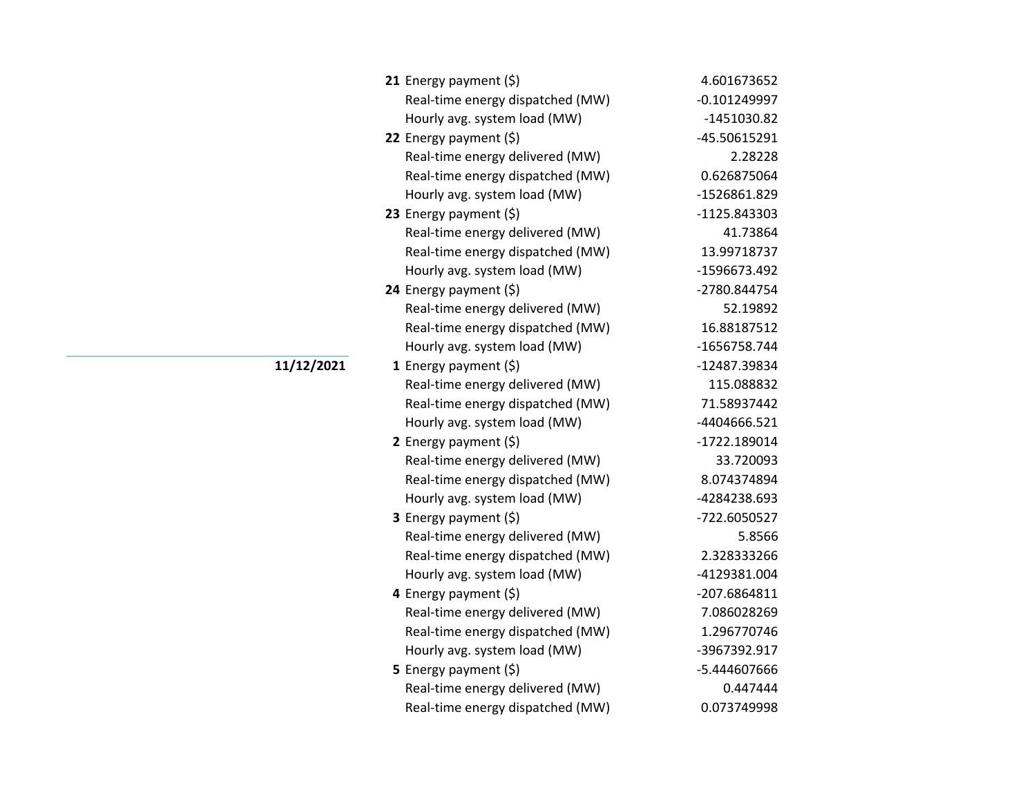| Date | Hour | Item | Value |
|---|---|---|---|
| | **21** | Energy payment ($) | 4.601673652 |
| | | Real-time energy dispatched (MW) | -0.101249997 |
| | | Hourly avg. system load (MW) | -1451030.82 |
| | **22** | Energy payment ($) | -45.50615291 |
| | | Real-time energy delivered (MW) | 2.28228 |
| | | Real-time energy dispatched (MW) | 0.626875064 |
| | | Hourly avg. system load (MW) | -1526861.829 |
| | **23** | Energy payment ($) | -1125.843303 |
| | | Real-time energy delivered (MW) | 41.73864 |
| | | Real-time energy dispatched (MW) | 13.99718737 |
| | | Hourly avg. system load (MW) | -1596673.492 |
| | **24** | Energy payment ($) | -2780.844754 |
| | | Real-time energy delivered (MW) | 52.19892 |
| | | Real-time energy dispatched (MW) | 16.88187512 |
| | | Hourly avg. system load (MW) | -1656758.744 |
| **11/12/2021** | **1** | Energy payment ($) | -12487.39834 |
| | | Real-time energy delivered (MW) | 115.088832 |
| | | Real-time energy dispatched (MW) | 71.58937442 |
| | | Hourly avg. system load (MW) | -4404666.521 |
| | **2** | Energy payment ($) | -1722.189014 |
| | | Real-time energy delivered (MW) | 33.720093 |
| | | Real-time energy dispatched (MW) | 8.074374894 |
| | | Hourly avg. system load (MW) | -4284238.693 |
| | **3** | Energy payment ($) | -722.6050527 |
| | | Real-time energy delivered (MW) | 5.8566 |
| | | Real-time energy dispatched (MW) | 2.328333266 |
| | | Hourly avg. system load (MW) | -4129381.004 |
| | **4** | Energy payment ($) | -207.6864811 |
| | | Real-time energy delivered (MW) | 7.086028269 |
| | | Real-time energy dispatched (MW) | 1.296770746 |
| | | Hourly avg. system load (MW) | -3967392.917 |
| | **5** | Energy payment ($) | -5.444607666 |
| | | Real-time energy delivered (MW) | 0.447444 |
| | | Real-time energy dispatched (MW) | 0.073749998 |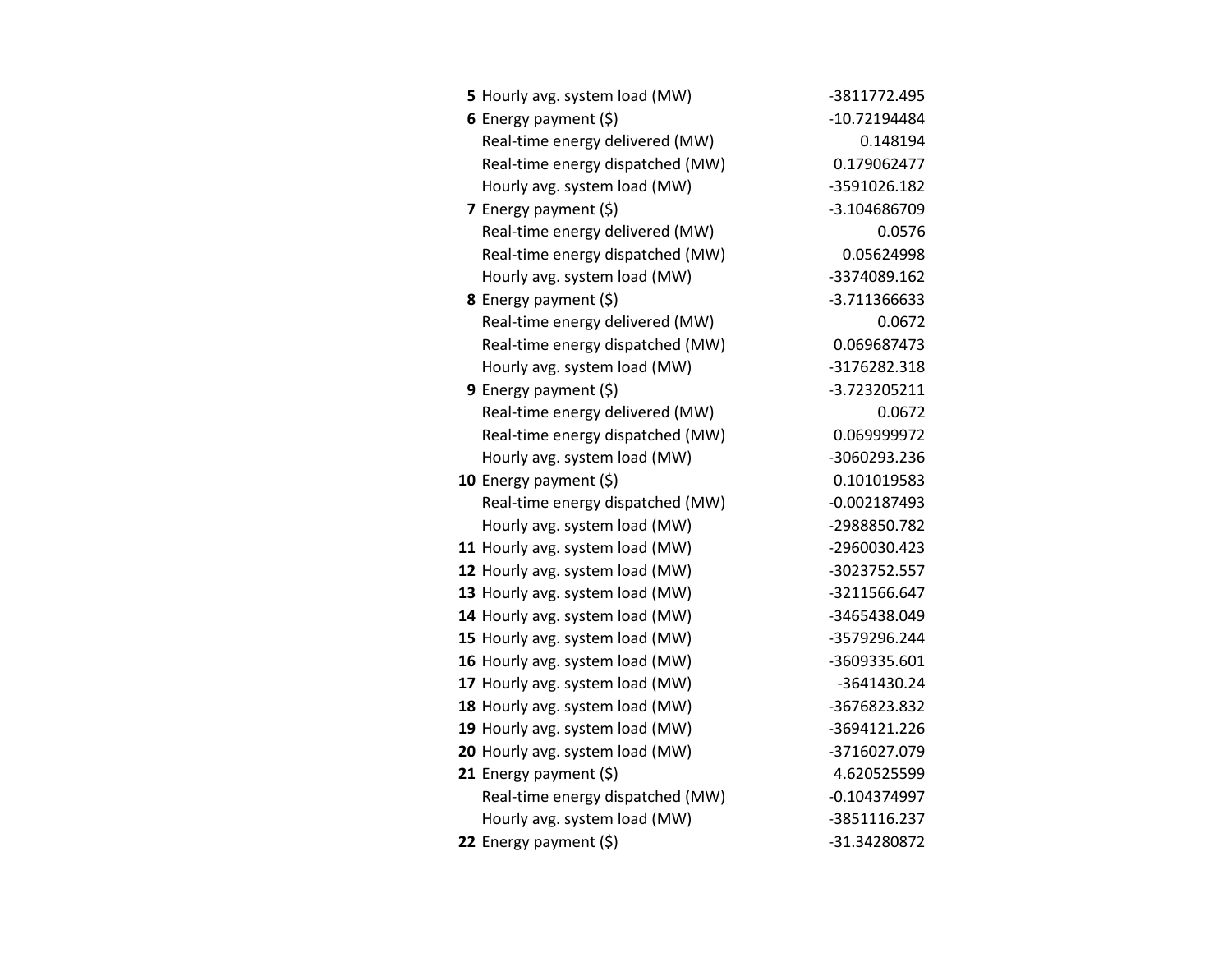| | | |
|---|---|---|
| **5** | Hourly avg. system load (MW) | -3811772.495 |
| **6** | Energy payment ($) | -10.72194484 |
| | Real-time energy delivered (MW) | 0.148194 |
| | Real-time energy dispatched (MW) | 0.179062477 |
| | Hourly avg. system load (MW) | -3591026.182 |
| **7** | Energy payment ($) | -3.104686709 |
| | Real-time energy delivered (MW) | 0.0576 |
| | Real-time energy dispatched (MW) | 0.05624998 |
| | Hourly avg. system load (MW) | -3374089.162 |
| **8** | Energy payment ($) | -3.711366633 |
| | Real-time energy delivered (MW) | 0.0672 |
| | Real-time energy dispatched (MW) | 0.069687473 |
| | Hourly avg. system load (MW) | -3176282.318 |
| **9** | Energy payment ($) | -3.723205211 |
| | Real-time energy delivered (MW) | 0.0672 |
| | Real-time energy dispatched (MW) | 0.069999972 |
| | Hourly avg. system load (MW) | -3060293.236 |
| **10** | Energy payment ($) | 0.101019583 |
| | Real-time energy dispatched (MW) | -0.002187493 |
| | Hourly avg. system load (MW) | -2988850.782 |
| **11** | Hourly avg. system load (MW) | -2960030.423 |
| **12** | Hourly avg. system load (MW) | -3023752.557 |
| **13** | Hourly avg. system load (MW) | -3211566.647 |
| **14** | Hourly avg. system load (MW) | -3465438.049 |
| **15** | Hourly avg. system load (MW) | -3579296.244 |
| **16** | Hourly avg. system load (MW) | -3609335.601 |
| **17** | Hourly avg. system load (MW) | -3641430.24 |
| **18** | Hourly avg. system load (MW) | -3676823.832 |
| **19** | Hourly avg. system load (MW) | -3694121.226 |
| **20** | Hourly avg. system load (MW) | -3716027.079 |
| **21** | Energy payment ($) | 4.620525599 |
| | Real-time energy dispatched (MW) | -0.104374997 |
| | Hourly avg. system load (MW) | -3851116.237 |
| **22** | Energy payment ($) | -31.34280872 |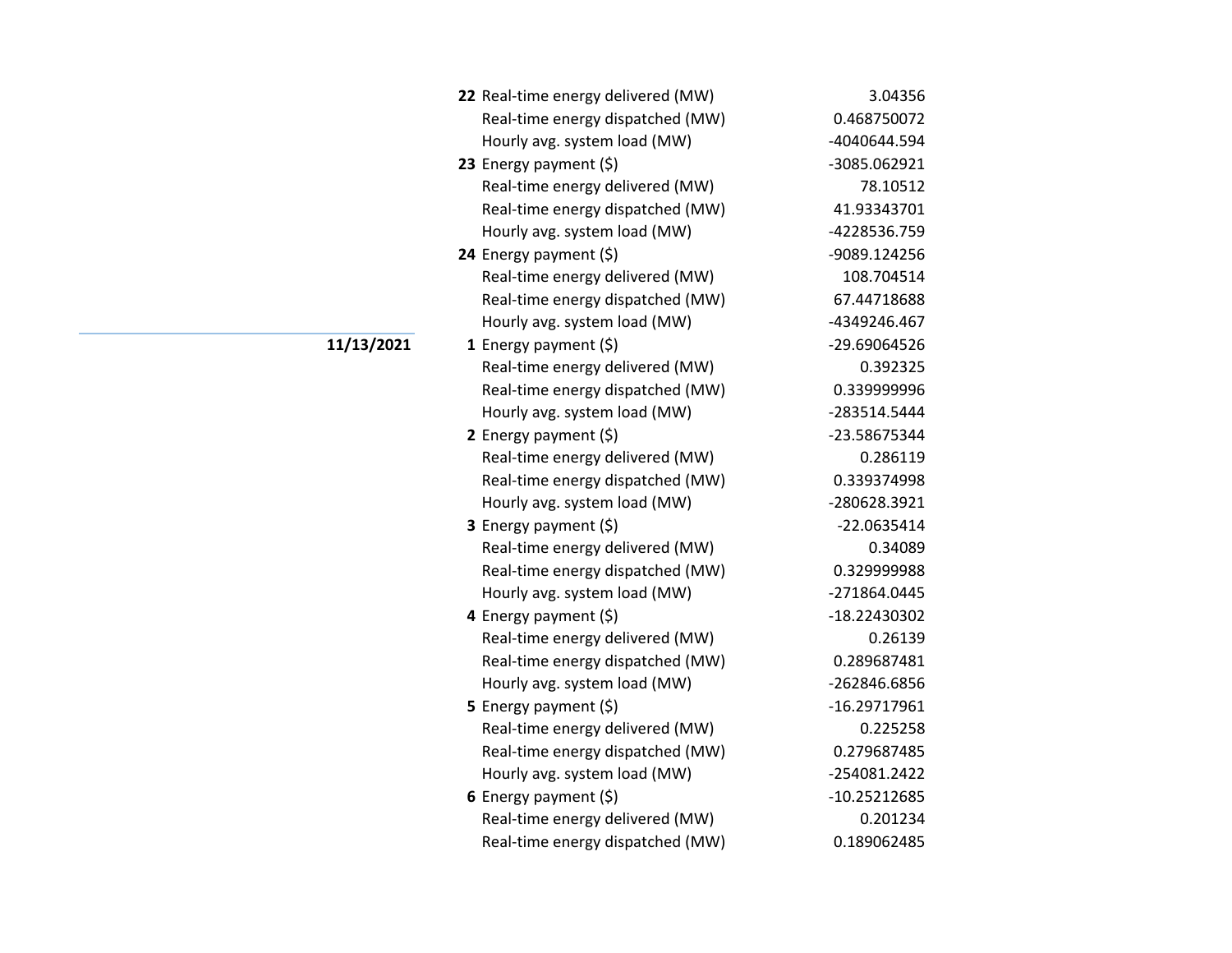| Date | Hour | Item | Value |
|---|---|---|---|
| | **22** | Real-time energy delivered (MW) | 3.04356 |
| | | Real-time energy dispatched (MW) | 0.468750072 |
| | | Hourly avg. system load (MW) | -4040644.594 |
| | **23** | Energy payment ($) | -3085.062921 |
| | | Real-time energy delivered (MW) | 78.10512 |
| | | Real-time energy dispatched (MW) | 41.93343701 |
| | | Hourly avg. system load (MW) | -4228536.759 |
| | **24** | Energy payment ($) | -9089.124256 |
| | | Real-time energy delivered (MW) | 108.704514 |
| | | Real-time energy dispatched (MW) | 67.44718688 |
| | | Hourly avg. system load (MW) | -4349246.467 |
| **11/13/2021** | **1** | Energy payment ($) | -29.69064526 |
| | | Real-time energy delivered (MW) | 0.392325 |
| | | Real-time energy dispatched (MW) | 0.339999996 |
| | | Hourly avg. system load (MW) | -283514.5444 |
| | **2** | Energy payment ($) | -23.58675344 |
| | | Real-time energy delivered (MW) | 0.286119 |
| | | Real-time energy dispatched (MW) | 0.339374998 |
| | | Hourly avg. system load (MW) | -280628.3921 |
| | **3** | Energy payment ($) | -22.0635414 |
| | | Real-time energy delivered (MW) | 0.34089 |
| | | Real-time energy dispatched (MW) | 0.329999988 |
| | | Hourly avg. system load (MW) | -271864.0445 |
| | **4** | Energy payment ($) | -18.22430302 |
| | | Real-time energy delivered (MW) | 0.26139 |
| | | Real-time energy dispatched (MW) | 0.289687481 |
| | | Hourly avg. system load (MW) | -262846.6856 |
| | **5** | Energy payment ($) | -16.29717961 |
| | | Real-time energy delivered (MW) | 0.225258 |
| | | Real-time energy dispatched (MW) | 0.279687485 |
| | | Hourly avg. system load (MW) | -254081.2422 |
| | **6** | Energy payment ($) | -10.25212685 |
| | | Real-time energy delivered (MW) | 0.201234 |
| | | Real-time energy dispatched (MW) | 0.189062485 |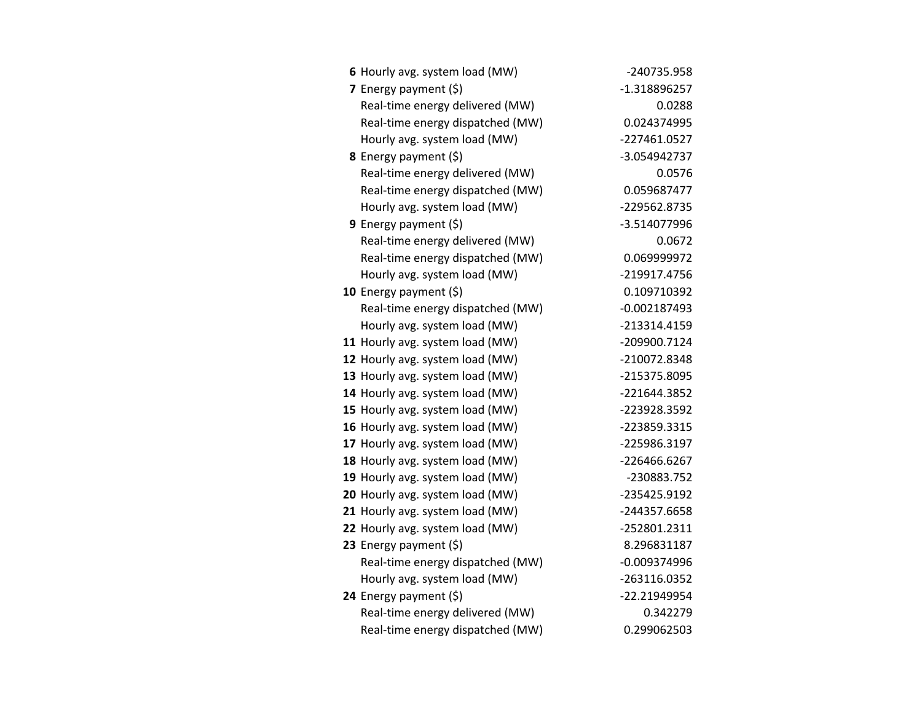| | | |
|---|---|---|
| **6** | Hourly avg. system load (MW) | -240735.958 |
| **7** | Energy payment ($) | -1.318896257 |
| | Real-time energy delivered (MW) | 0.0288 |
| | Real-time energy dispatched (MW) | 0.024374995 |
| | Hourly avg. system load (MW) | -227461.0527 |
| **8** | Energy payment ($) | -3.054942737 |
| | Real-time energy delivered (MW) | 0.0576 |
| | Real-time energy dispatched (MW) | 0.059687477 |
| | Hourly avg. system load (MW) | -229562.8735 |
| **9** | Energy payment ($) | -3.514077996 |
| | Real-time energy delivered (MW) | 0.0672 |
| | Real-time energy dispatched (MW) | 0.069999972 |
| | Hourly avg. system load (MW) | -219917.4756 |
| **10** | Energy payment ($) | 0.109710392 |
| | Real-time energy dispatched (MW) | -0.002187493 |
| | Hourly avg. system load (MW) | -213314.4159 |
| **11** | Hourly avg. system load (MW) | -209900.7124 |
| **12** | Hourly avg. system load (MW) | -210072.8348 |
| **13** | Hourly avg. system load (MW) | -215375.8095 |
| **14** | Hourly avg. system load (MW) | -221644.3852 |
| **15** | Hourly avg. system load (MW) | -223928.3592 |
| **16** | Hourly avg. system load (MW) | -223859.3315 |
| **17** | Hourly avg. system load (MW) | -225986.3197 |
| **18** | Hourly avg. system load (MW) | -226466.6267 |
| **19** | Hourly avg. system load (MW) | -230883.752 |
| **20** | Hourly avg. system load (MW) | -235425.9192 |
| **21** | Hourly avg. system load (MW) | -244357.6658 |
| **22** | Hourly avg. system load (MW) | -252801.2311 |
| **23** | Energy payment ($) | 8.296831187 |
| | Real-time energy dispatched (MW) | -0.009374996 |
| | Hourly avg. system load (MW) | -263116.0352 |
| **24** | Energy payment ($) | -22.21949954 |
| | Real-time energy delivered (MW) | 0.342279 |
| | Real-time energy dispatched (MW) | 0.299062503 |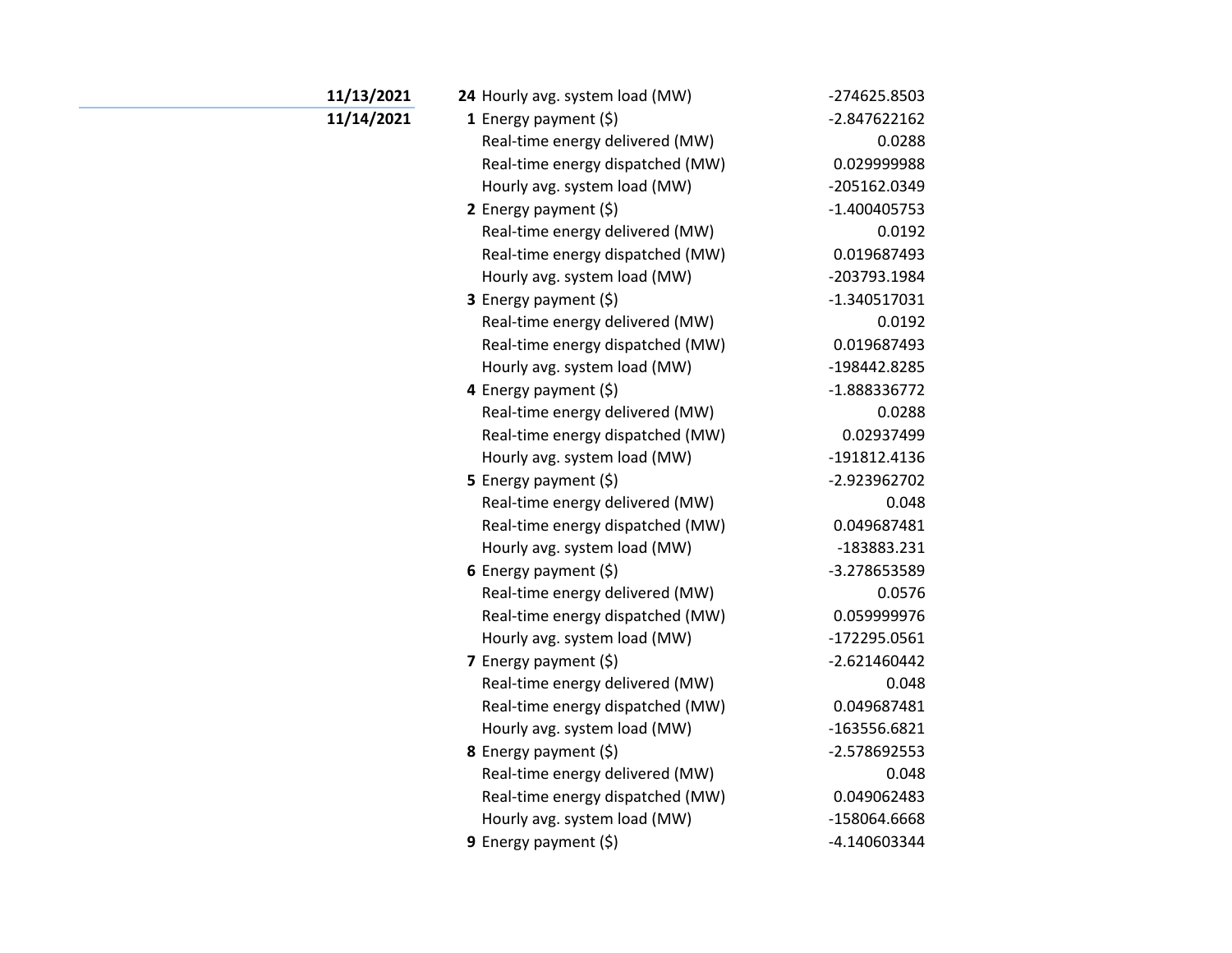| Date | Hour | Item | Value |
|---|---|---|---|
| **11/13/2021** | **24** | Hourly avg. system load (MW) | -274625.8503 |
| **11/14/2021** | **1** | Energy payment ($) | -2.847622162 |
| | | Real-time energy delivered (MW) | 0.0288 |
| | | Real-time energy dispatched (MW) | 0.029999988 |
| | | Hourly avg. system load (MW) | -205162.0349 |
| | **2** | Energy payment ($) | -1.400405753 |
| | | Real-time energy delivered (MW) | 0.0192 |
| | | Real-time energy dispatched (MW) | 0.019687493 |
| | | Hourly avg. system load (MW) | -203793.1984 |
| | **3** | Energy payment ($) | -1.340517031 |
| | | Real-time energy delivered (MW) | 0.0192 |
| | | Real-time energy dispatched (MW) | 0.019687493 |
| | | Hourly avg. system load (MW) | -198442.8285 |
| | **4** | Energy payment ($) | -1.888336772 |
| | | Real-time energy delivered (MW) | 0.0288 |
| | | Real-time energy dispatched (MW) | 0.02937499 |
| | | Hourly avg. system load (MW) | -191812.4136 |
| | **5** | Energy payment ($) | -2.923962702 |
| | | Real-time energy delivered (MW) | 0.048 |
| | | Real-time energy dispatched (MW) | 0.049687481 |
| | | Hourly avg. system load (MW) | -183883.231 |
| | **6** | Energy payment ($) | -3.278653589 |
| | | Real-time energy delivered (MW) | 0.0576 |
| | | Real-time energy dispatched (MW) | 0.059999976 |
| | | Hourly avg. system load (MW) | -172295.0561 |
| | **7** | Energy payment ($) | -2.621460442 |
| | | Real-time energy delivered (MW) | 0.048 |
| | | Real-time energy dispatched (MW) | 0.049687481 |
| | | Hourly avg. system load (MW) | -163556.6821 |
| | **8** | Energy payment ($) | -2.578692553 |
| | | Real-time energy delivered (MW) | 0.048 |
| | | Real-time energy dispatched (MW) | 0.049062483 |
| | | Hourly avg. system load (MW) | -158064.6668 |
| | **9** | Energy payment ($) | -4.140603344 |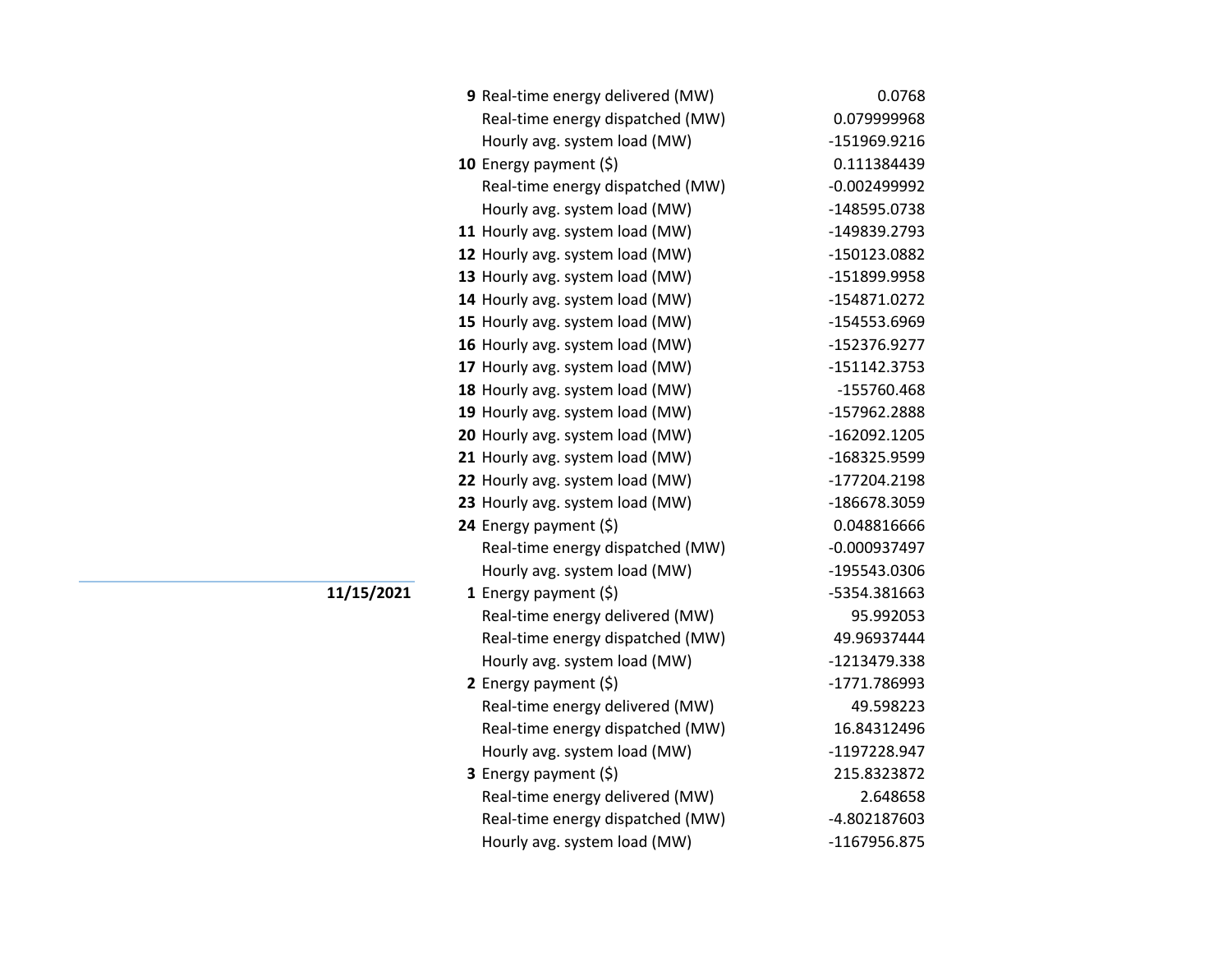| Date | Hour | Measure | Value |
|---|---|---|---|
| | **9** | Real-time energy delivered (MW) | 0.0768 |
| | | Real-time energy dispatched (MW) | 0.079999968 |
| | | Hourly avg. system load (MW) | -151969.9216 |
| | **10** | Energy payment ($) | 0.111384439 |
| | | Real-time energy dispatched (MW) | -0.002499992 |
| | | Hourly avg. system load (MW) | -148595.0738 |
| | **11** | Hourly avg. system load (MW) | -149839.2793 |
| | **12** | Hourly avg. system load (MW) | -150123.0882 |
| | **13** | Hourly avg. system load (MW) | -151899.9958 |
| | **14** | Hourly avg. system load (MW) | -154871.0272 |
| | **15** | Hourly avg. system load (MW) | -154553.6969 |
| | **16** | Hourly avg. system load (MW) | -152376.9277 |
| | **17** | Hourly avg. system load (MW) | -151142.3753 |
| | **18** | Hourly avg. system load (MW) | -155760.468 |
| | **19** | Hourly avg. system load (MW) | -157962.2888 |
| | **20** | Hourly avg. system load (MW) | -162092.1205 |
| | **21** | Hourly avg. system load (MW) | -168325.9599 |
| | **22** | Hourly avg. system load (MW) | -177204.2198 |
| | **23** | Hourly avg. system load (MW) | -186678.3059 |
| | **24** | Energy payment ($) | 0.048816666 |
| | | Real-time energy dispatched (MW) | -0.000937497 |
| | | Hourly avg. system load (MW) | -195543.0306 |
| **11/15/2021** | **1** | Energy payment ($) | -5354.381663 |
| | | Real-time energy delivered (MW) | 95.992053 |
| | | Real-time energy dispatched (MW) | 49.96937444 |
| | | Hourly avg. system load (MW) | -1213479.338 |
| | **2** | Energy payment ($) | -1771.786993 |
| | | Real-time energy delivered (MW) | 49.598223 |
| | | Real-time energy dispatched (MW) | 16.84312496 |
| | | Hourly avg. system load (MW) | -1197228.947 |
| | **3** | Energy payment ($) | 215.8323872 |
| | | Real-time energy delivered (MW) | 2.648658 |
| | | Real-time energy dispatched (MW) | -4.802187603 |
| | | Hourly avg. system load (MW) | -1167956.875 |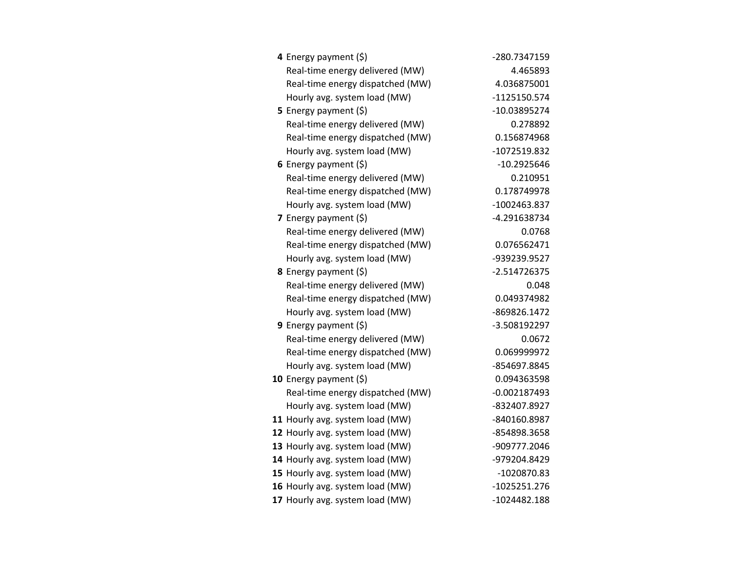| | | |
|---|---|---|
| **4** | Energy payment ($) | -280.7347159 |
| | Real-time energy delivered (MW) | 4.465893 |
| | Real-time energy dispatched (MW) | 4.036875001 |
| | Hourly avg. system load (MW) | -1125150.574 |
| **5** | Energy payment ($) | -10.03895274 |
| | Real-time energy delivered (MW) | 0.278892 |
| | Real-time energy dispatched (MW) | 0.156874968 |
| | Hourly avg. system load (MW) | -1072519.832 |
| **6** | Energy payment ($) | -10.2925646 |
| | Real-time energy delivered (MW) | 0.210951 |
| | Real-time energy dispatched (MW) | 0.178749978 |
| | Hourly avg. system load (MW) | -1002463.837 |
| **7** | Energy payment ($) | -4.291638734 |
| | Real-time energy delivered (MW) | 0.0768 |
| | Real-time energy dispatched (MW) | 0.076562471 |
| | Hourly avg. system load (MW) | -939239.9527 |
| **8** | Energy payment ($) | -2.514726375 |
| | Real-time energy delivered (MW) | 0.048 |
| | Real-time energy dispatched (MW) | 0.049374982 |
| | Hourly avg. system load (MW) | -869826.1472 |
| **9** | Energy payment ($) | -3.508192297 |
| | Real-time energy delivered (MW) | 0.0672 |
| | Real-time energy dispatched (MW) | 0.069999972 |
| | Hourly avg. system load (MW) | -854697.8845 |
| **10** | Energy payment ($) | 0.094363598 |
| | Real-time energy dispatched (MW) | -0.002187493 |
| | Hourly avg. system load (MW) | -832407.8927 |
| **11** | Hourly avg. system load (MW) | -840160.8987 |
| **12** | Hourly avg. system load (MW) | -854898.3658 |
| **13** | Hourly avg. system load (MW) | -909777.2046 |
| **14** | Hourly avg. system load (MW) | -979204.8429 |
| **15** | Hourly avg. system load (MW) | -1020870.83 |
| **16** | Hourly avg. system load (MW) | -1025251.276 |
| **17** | Hourly avg. system load (MW) | -1024482.188 |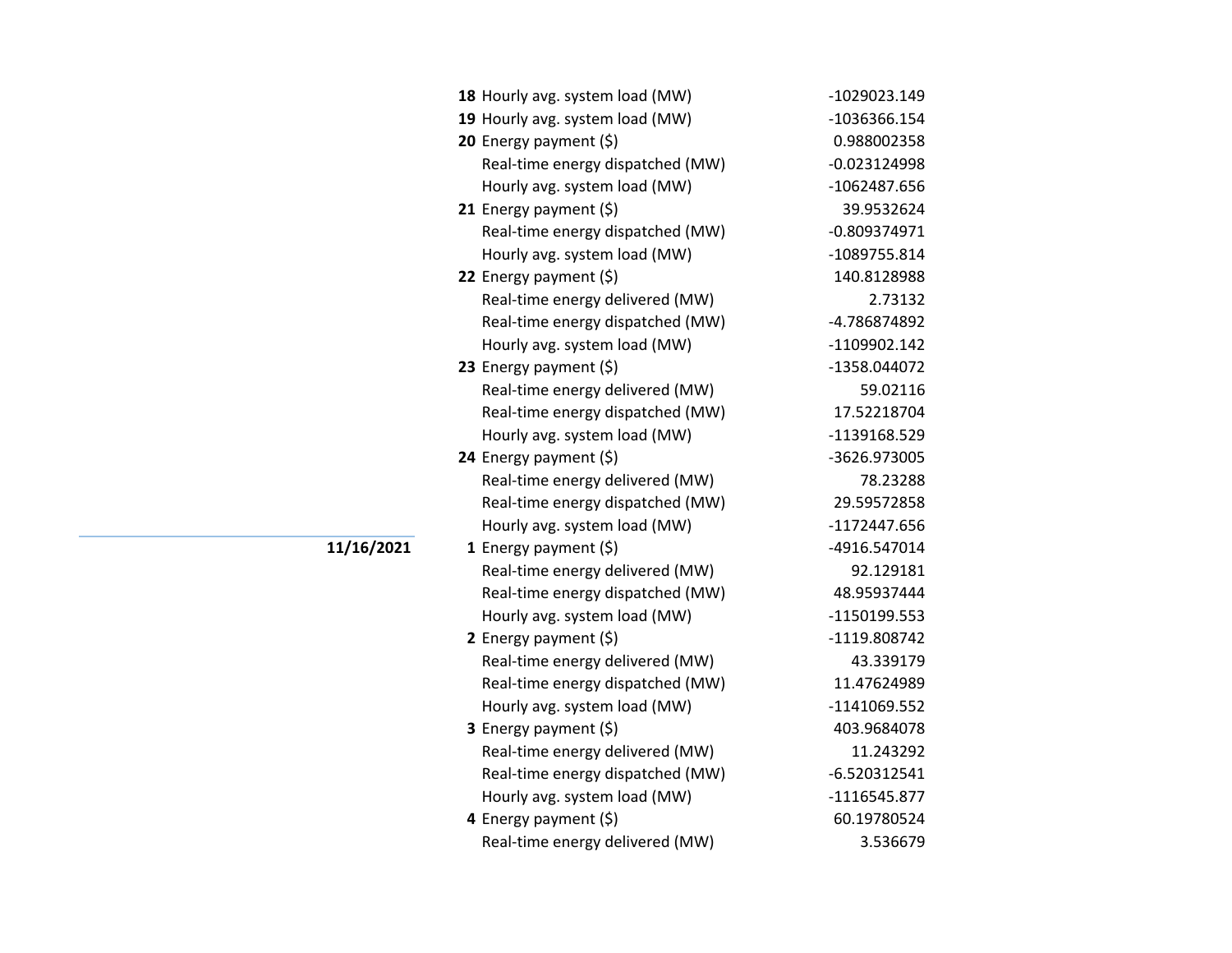| Date | Hour | Metric | Value |
|---|---|---|---|
| | **18** | Hourly avg. system load (MW) | -1029023.149 |
| | **19** | Hourly avg. system load (MW) | -1036366.154 |
| | **20** | Energy payment ($) | 0.988002358 |
| | | Real-time energy dispatched (MW) | -0.023124998 |
| | | Hourly avg. system load (MW) | -1062487.656 |
| | **21** | Energy payment ($) | 39.9532624 |
| | | Real-time energy dispatched (MW) | -0.809374971 |
| | | Hourly avg. system load (MW) | -1089755.814 |
| | **22** | Energy payment ($) | 140.8128988 |
| | | Real-time energy delivered (MW) | 2.73132 |
| | | Real-time energy dispatched (MW) | -4.786874892 |
| | | Hourly avg. system load (MW) | -1109902.142 |
| | **23** | Energy payment ($) | -1358.044072 |
| | | Real-time energy delivered (MW) | 59.02116 |
| | | Real-time energy dispatched (MW) | 17.52218704 |
| | | Hourly avg. system load (MW) | -1139168.529 |
| | **24** | Energy payment ($) | -3626.973005 |
| | | Real-time energy delivered (MW) | 78.23288 |
| | | Real-time energy dispatched (MW) | 29.59572858 |
| | | Hourly avg. system load (MW) | -1172447.656 |
| **11/16/2021** | **1** | Energy payment ($) | -4916.547014 |
| | | Real-time energy delivered (MW) | 92.129181 |
| | | Real-time energy dispatched (MW) | 48.95937444 |
| | | Hourly avg. system load (MW) | -1150199.553 |
| | **2** | Energy payment ($) | -1119.808742 |
| | | Real-time energy delivered (MW) | 43.339179 |
| | | Real-time energy dispatched (MW) | 11.47624989 |
| | | Hourly avg. system load (MW) | -1141069.552 |
| | **3** | Energy payment ($) | 403.9684078 |
| | | Real-time energy delivered (MW) | 11.243292 |
| | | Real-time energy dispatched (MW) | -6.520312541 |
| | | Hourly avg. system load (MW) | -1116545.877 |
| | **4** | Energy payment ($) | 60.19780524 |
| | | Real-time energy delivered (MW) | 3.536679 |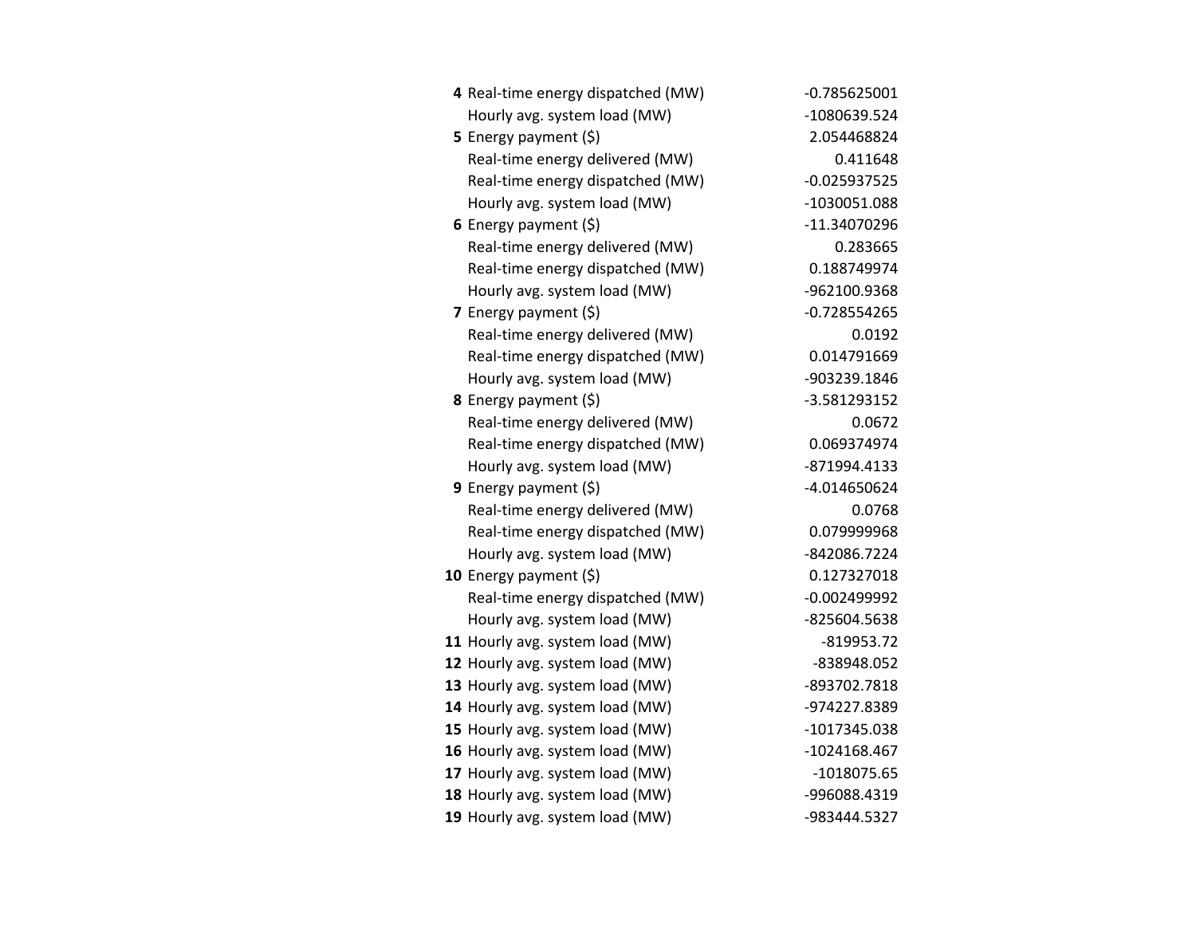| | | |
|---|---|---|
| **4** | Real-time energy dispatched (MW) | -0.785625001 |
| | Hourly avg. system load (MW) | -1080639.524 |
| **5** | Energy payment ($) | 2.054468824 |
| | Real-time energy delivered (MW) | 0.411648 |
| | Real-time energy dispatched (MW) | -0.025937525 |
| | Hourly avg. system load (MW) | -1030051.088 |
| **6** | Energy payment ($) | -11.34070296 |
| | Real-time energy delivered (MW) | 0.283665 |
| | Real-time energy dispatched (MW) | 0.188749974 |
| | Hourly avg. system load (MW) | -962100.9368 |
| **7** | Energy payment ($) | -0.728554265 |
| | Real-time energy delivered (MW) | 0.0192 |
| | Real-time energy dispatched (MW) | 0.014791669 |
| | Hourly avg. system load (MW) | -903239.1846 |
| **8** | Energy payment ($) | -3.581293152 |
| | Real-time energy delivered (MW) | 0.0672 |
| | Real-time energy dispatched (MW) | 0.069374974 |
| | Hourly avg. system load (MW) | -871994.4133 |
| **9** | Energy payment ($) | -4.014650624 |
| | Real-time energy delivered (MW) | 0.0768 |
| | Real-time energy dispatched (MW) | 0.079999968 |
| | Hourly avg. system load (MW) | -842086.7224 |
| **10** | Energy payment ($) | 0.127327018 |
| | Real-time energy dispatched (MW) | -0.002499992 |
| | Hourly avg. system load (MW) | -825604.5638 |
| **11** | Hourly avg. system load (MW) | -819953.72 |
| **12** | Hourly avg. system load (MW) | -838948.052 |
| **13** | Hourly avg. system load (MW) | -893702.7818 |
| **14** | Hourly avg. system load (MW) | -974227.8389 |
| **15** | Hourly avg. system load (MW) | -1017345.038 |
| **16** | Hourly avg. system load (MW) | -1024168.467 |
| **17** | Hourly avg. system load (MW) | -1018075.65 |
| **18** | Hourly avg. system load (MW) | -996088.4319 |
| **19** | Hourly avg. system load (MW) | -983444.5327 |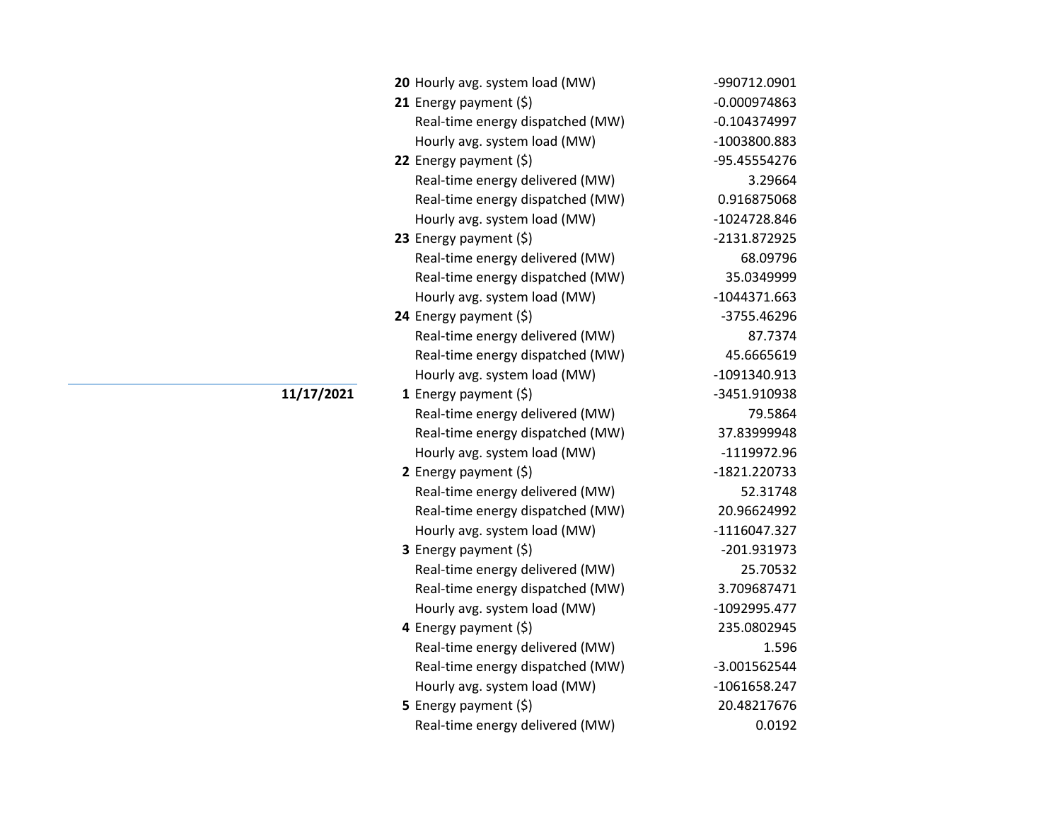| Date | Hour | Item | Value |
|---|---|---|---|
| | **20** | Hourly avg. system load (MW) | -990712.0901 |
| | **21** | Energy payment ($) | -0.000974863 |
| | | Real-time energy dispatched (MW) | -0.104374997 |
| | | Hourly avg. system load (MW) | -1003800.883 |
| | **22** | Energy payment ($) | -95.45554276 |
| | | Real-time energy delivered (MW) | 3.29664 |
| | | Real-time energy dispatched (MW) | 0.916875068 |
| | | Hourly avg. system load (MW) | -1024728.846 |
| | **23** | Energy payment ($) | -2131.872925 |
| | | Real-time energy delivered (MW) | 68.09796 |
| | | Real-time energy dispatched (MW) | 35.0349999 |
| | | Hourly avg. system load (MW) | -1044371.663 |
| | **24** | Energy payment ($) | -3755.46296 |
| | | Real-time energy delivered (MW) | 87.7374 |
| | | Real-time energy dispatched (MW) | 45.6665619 |
| | | Hourly avg. system load (MW) | -1091340.913 |
| **11/17/2021** | **1** | Energy payment ($) | -3451.910938 |
| | | Real-time energy delivered (MW) | 79.5864 |
| | | Real-time energy dispatched (MW) | 37.83999948 |
| | | Hourly avg. system load (MW) | -1119972.96 |
| | **2** | Energy payment ($) | -1821.220733 |
| | | Real-time energy delivered (MW) | 52.31748 |
| | | Real-time energy dispatched (MW) | 20.96624992 |
| | | Hourly avg. system load (MW) | -1116047.327 |
| | **3** | Energy payment ($) | -201.931973 |
| | | Real-time energy delivered (MW) | 25.70532 |
| | | Real-time energy dispatched (MW) | 3.709687471 |
| | | Hourly avg. system load (MW) | -1092995.477 |
| | **4** | Energy payment ($) | 235.0802945 |
| | | Real-time energy delivered (MW) | 1.596 |
| | | Real-time energy dispatched (MW) | -3.001562544 |
| | | Hourly avg. system load (MW) | -1061658.247 |
| | **5** | Energy payment ($) | 20.48217676 |
| | | Real-time energy delivered (MW) | 0.0192 |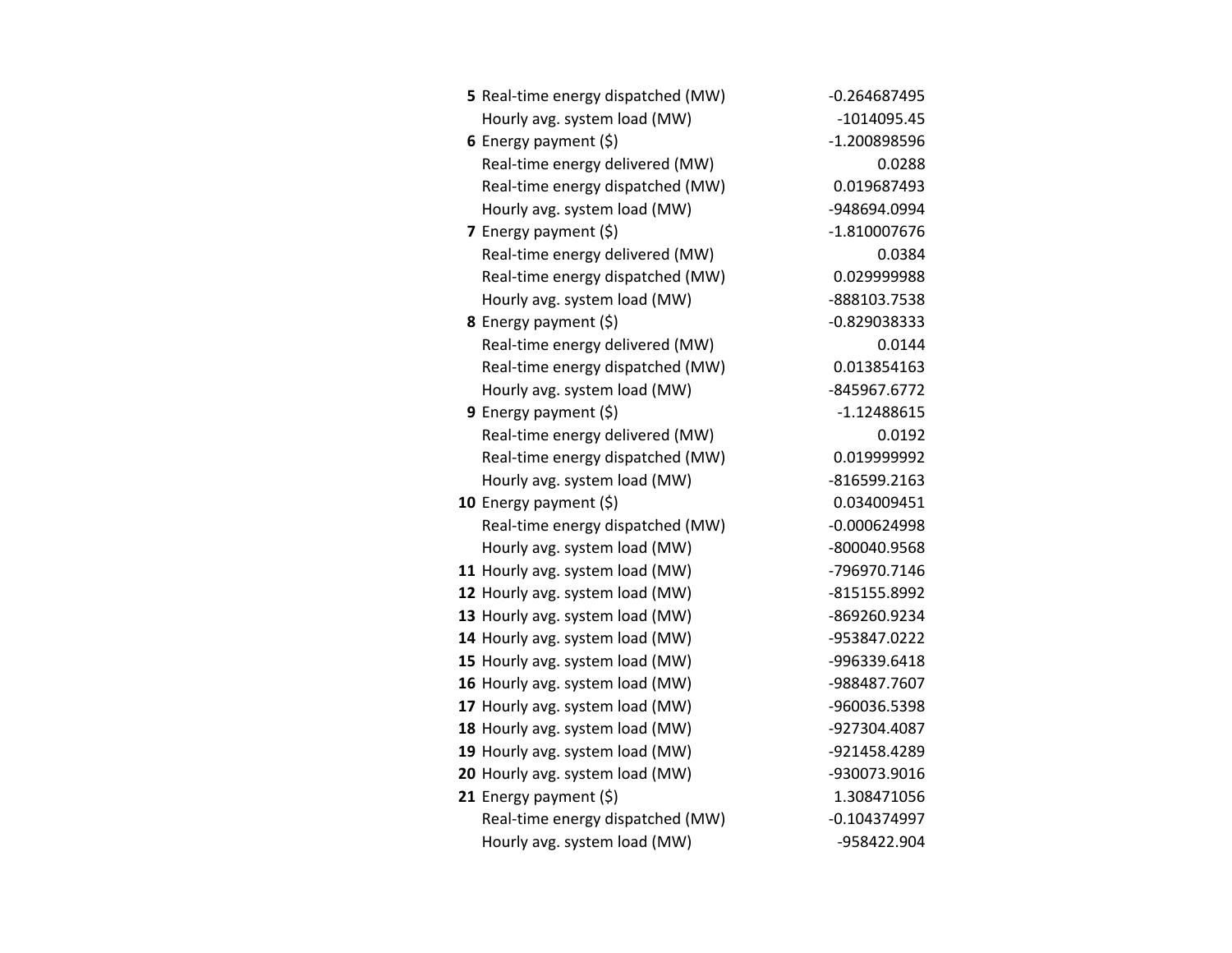| | | |
|---|---|---|
| **5** | Real-time energy dispatched (MW) | -0.264687495 |
| | Hourly avg. system load (MW) | -1014095.45 |
| **6** | Energy payment ($) | -1.200898596 |
| | Real-time energy delivered (MW) | 0.0288 |
| | Real-time energy dispatched (MW) | 0.019687493 |
| | Hourly avg. system load (MW) | -948694.0994 |
| **7** | Energy payment ($) | -1.810007676 |
| | Real-time energy delivered (MW) | 0.0384 |
| | Real-time energy dispatched (MW) | 0.029999988 |
| | Hourly avg. system load (MW) | -888103.7538 |
| **8** | Energy payment ($) | -0.829038333 |
| | Real-time energy delivered (MW) | 0.0144 |
| | Real-time energy dispatched (MW) | 0.013854163 |
| | Hourly avg. system load (MW) | -845967.6772 |
| **9** | Energy payment ($) | -1.12488615 |
| | Real-time energy delivered (MW) | 0.0192 |
| | Real-time energy dispatched (MW) | 0.019999992 |
| | Hourly avg. system load (MW) | -816599.2163 |
| **10** | Energy payment ($) | 0.034009451 |
| | Real-time energy dispatched (MW) | -0.000624998 |
| | Hourly avg. system load (MW) | -800040.9568 |
| **11** | Hourly avg. system load (MW) | -796970.7146 |
| **12** | Hourly avg. system load (MW) | -815155.8992 |
| **13** | Hourly avg. system load (MW) | -869260.9234 |
| **14** | Hourly avg. system load (MW) | -953847.0222 |
| **15** | Hourly avg. system load (MW) | -996339.6418 |
| **16** | Hourly avg. system load (MW) | -988487.7607 |
| **17** | Hourly avg. system load (MW) | -960036.5398 |
| **18** | Hourly avg. system load (MW) | -927304.4087 |
| **19** | Hourly avg. system load (MW) | -921458.4289 |
| **20** | Hourly avg. system load (MW) | -930073.9016 |
| **21** | Energy payment ($) | 1.308471056 |
| | Real-time energy dispatched (MW) | -0.104374997 |
| | Hourly avg. system load (MW) | -958422.904 |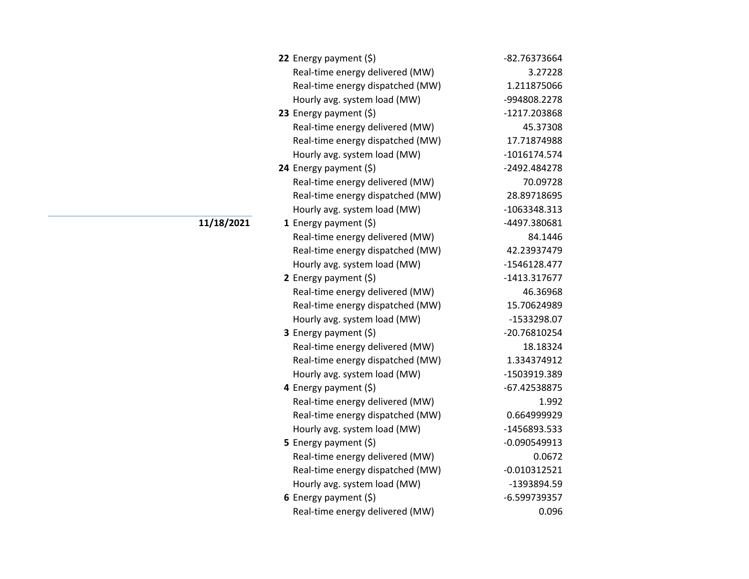| Date | Hour | Item | Value |
|---|---|---|---|
| | **22** | Energy payment ($) | -82.76373664 |
| | | Real-time energy delivered (MW) | 3.27228 |
| | | Real-time energy dispatched (MW) | 1.211875066 |
| | | Hourly avg. system load (MW) | -994808.2278 |
| | **23** | Energy payment ($) | -1217.203868 |
| | | Real-time energy delivered (MW) | 45.37308 |
| | | Real-time energy dispatched (MW) | 17.71874988 |
| | | Hourly avg. system load (MW) | -1016174.574 |
| | **24** | Energy payment ($) | -2492.484278 |
| | | Real-time energy delivered (MW) | 70.09728 |
| | | Real-time energy dispatched (MW) | 28.89718695 |
| | | Hourly avg. system load (MW) | -1063348.313 |
| **11/18/2021** | **1** | Energy payment ($) | -4497.380681 |
| | | Real-time energy delivered (MW) | 84.1446 |
| | | Real-time energy dispatched (MW) | 42.23937479 |
| | | Hourly avg. system load (MW) | -1546128.477 |
| | **2** | Energy payment ($) | -1413.317677 |
| | | Real-time energy delivered (MW) | 46.36968 |
| | | Real-time energy dispatched (MW) | 15.70624989 |
| | | Hourly avg. system load (MW) | -1533298.07 |
| | **3** | Energy payment ($) | -20.76810254 |
| | | Real-time energy delivered (MW) | 18.18324 |
| | | Real-time energy dispatched (MW) | 1.334374912 |
| | | Hourly avg. system load (MW) | -1503919.389 |
| | **4** | Energy payment ($) | -67.42538875 |
| | | Real-time energy delivered (MW) | 1.992 |
| | | Real-time energy dispatched (MW) | 0.664999929 |
| | | Hourly avg. system load (MW) | -1456893.533 |
| | **5** | Energy payment ($) | -0.090549913 |
| | | Real-time energy delivered (MW) | 0.0672 |
| | | Real-time energy dispatched (MW) | -0.010312521 |
| | | Hourly avg. system load (MW) | -1393894.59 |
| | **6** | Energy payment ($) | -6.599739357 |
| | | Real-time energy delivered (MW) | 0.096 |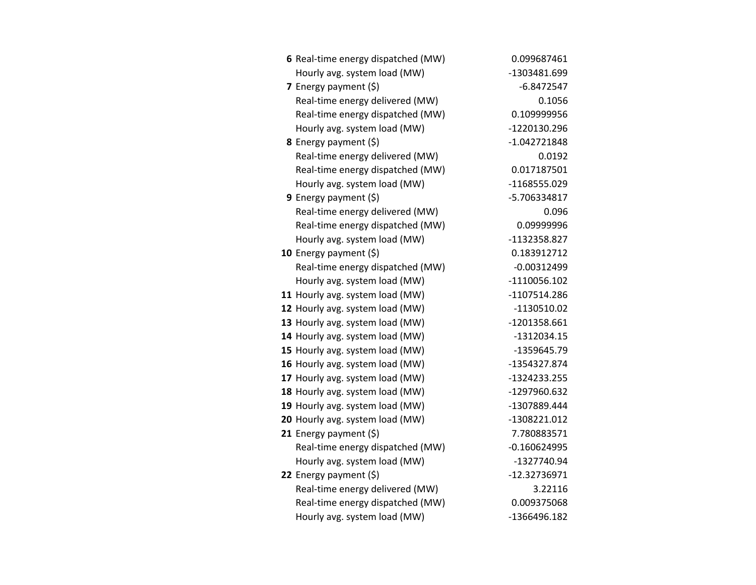| | | |
|---|---|---|
| **6** | Real-time energy dispatched (MW) | 0.099687461 |
| | Hourly avg. system load (MW) | -1303481.699 |
| **7** | Energy payment ($) | -6.8472547 |
| | Real-time energy delivered (MW) | 0.1056 |
| | Real-time energy dispatched (MW) | 0.109999956 |
| | Hourly avg. system load (MW) | -1220130.296 |
| **8** | Energy payment ($) | -1.042721848 |
| | Real-time energy delivered (MW) | 0.0192 |
| | Real-time energy dispatched (MW) | 0.017187501 |
| | Hourly avg. system load (MW) | -1168555.029 |
| **9** | Energy payment ($) | -5.706334817 |
| | Real-time energy delivered (MW) | 0.096 |
| | Real-time energy dispatched (MW) | 0.09999996 |
| | Hourly avg. system load (MW) | -1132358.827 |
| **10** | Energy payment ($) | 0.183912712 |
| | Real-time energy dispatched (MW) | -0.00312499 |
| | Hourly avg. system load (MW) | -1110056.102 |
| **11** | Hourly avg. system load (MW) | -1107514.286 |
| **12** | Hourly avg. system load (MW) | -1130510.02 |
| **13** | Hourly avg. system load (MW) | -1201358.661 |
| **14** | Hourly avg. system load (MW) | -1312034.15 |
| **15** | Hourly avg. system load (MW) | -1359645.79 |
| **16** | Hourly avg. system load (MW) | -1354327.874 |
| **17** | Hourly avg. system load (MW) | -1324233.255 |
| **18** | Hourly avg. system load (MW) | -1297960.632 |
| **19** | Hourly avg. system load (MW) | -1307889.444 |
| **20** | Hourly avg. system load (MW) | -1308221.012 |
| **21** | Energy payment ($) | 7.780883571 |
| | Real-time energy dispatched (MW) | -0.160624995 |
| | Hourly avg. system load (MW) | -1327740.94 |
| **22** | Energy payment ($) | -12.32736971 |
| | Real-time energy delivered (MW) | 3.22116 |
| | Real-time energy dispatched (MW) | 0.009375068 |
| | Hourly avg. system load (MW) | -1366496.182 |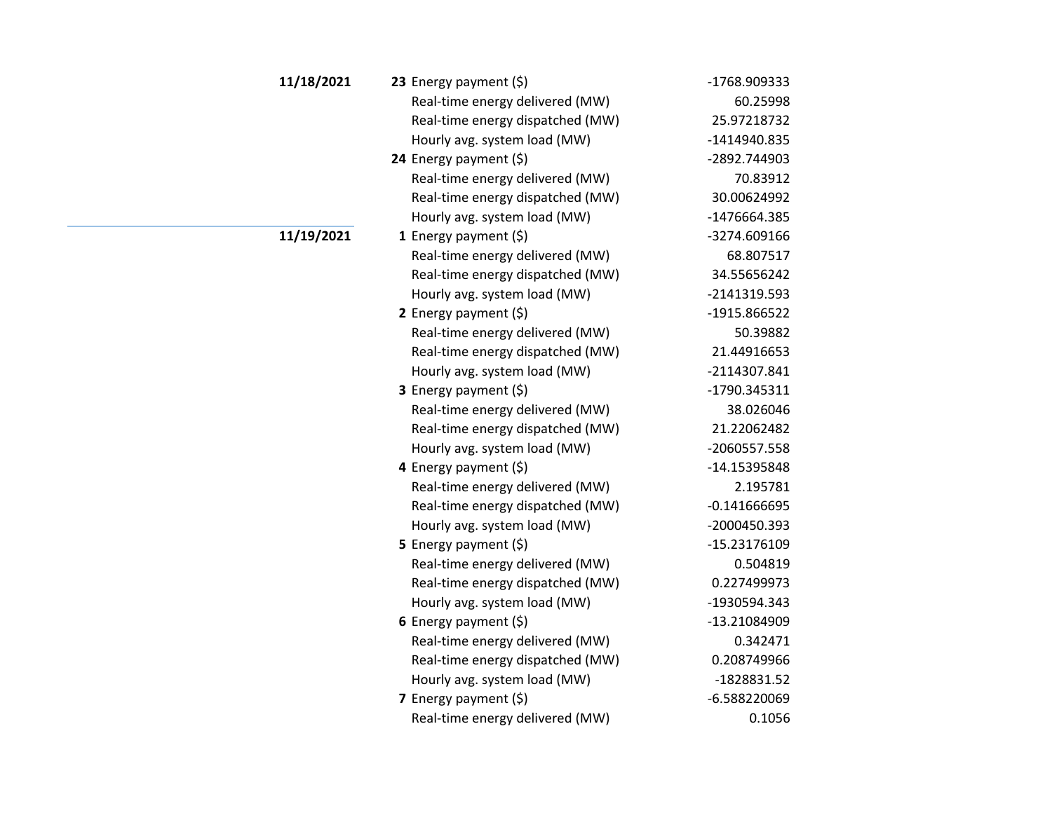| Date | Hour | Metric | Value |
|---|---|---|---|
| **11/18/2021** | **23** | Energy payment ($) | -1768.909333 |
| | | Real-time energy delivered (MW) | 60.25998 |
| | | Real-time energy dispatched (MW) | 25.97218732 |
| | | Hourly avg. system load (MW) | -1414940.835 |
| | **24** | Energy payment ($) | -2892.744903 |
| | | Real-time energy delivered (MW) | 70.83912 |
| | | Real-time energy dispatched (MW) | 30.00624992 |
| | | Hourly avg. system load (MW) | -1476664.385 |
| **11/19/2021** | **1** | Energy payment ($) | -3274.609166 |
| | | Real-time energy delivered (MW) | 68.807517 |
| | | Real-time energy dispatched (MW) | 34.55656242 |
| | | Hourly avg. system load (MW) | -2141319.593 |
| | **2** | Energy payment ($) | -1915.866522 |
| | | Real-time energy delivered (MW) | 50.39882 |
| | | Real-time energy dispatched (MW) | 21.44916653 |
| | | Hourly avg. system load (MW) | -2114307.841 |
| | **3** | Energy payment ($) | -1790.345311 |
| | | Real-time energy delivered (MW) | 38.026046 |
| | | Real-time energy dispatched (MW) | 21.22062482 |
| | | Hourly avg. system load (MW) | -2060557.558 |
| | **4** | Energy payment ($) | -14.15395848 |
| | | Real-time energy delivered (MW) | 2.195781 |
| | | Real-time energy dispatched (MW) | -0.141666695 |
| | | Hourly avg. system load (MW) | -2000450.393 |
| | **5** | Energy payment ($) | -15.23176109 |
| | | Real-time energy delivered (MW) | 0.504819 |
| | | Real-time energy dispatched (MW) | 0.227499973 |
| | | Hourly avg. system load (MW) | -1930594.343 |
| | **6** | Energy payment ($) | -13.21084909 |
| | | Real-time energy delivered (MW) | 0.342471 |
| | | Real-time energy dispatched (MW) | 0.208749966 |
| | | Hourly avg. system load (MW) | -1828831.52 |
| | **7** | Energy payment ($) | -6.588220069 |
| | | Real-time energy delivered (MW) | 0.1056 |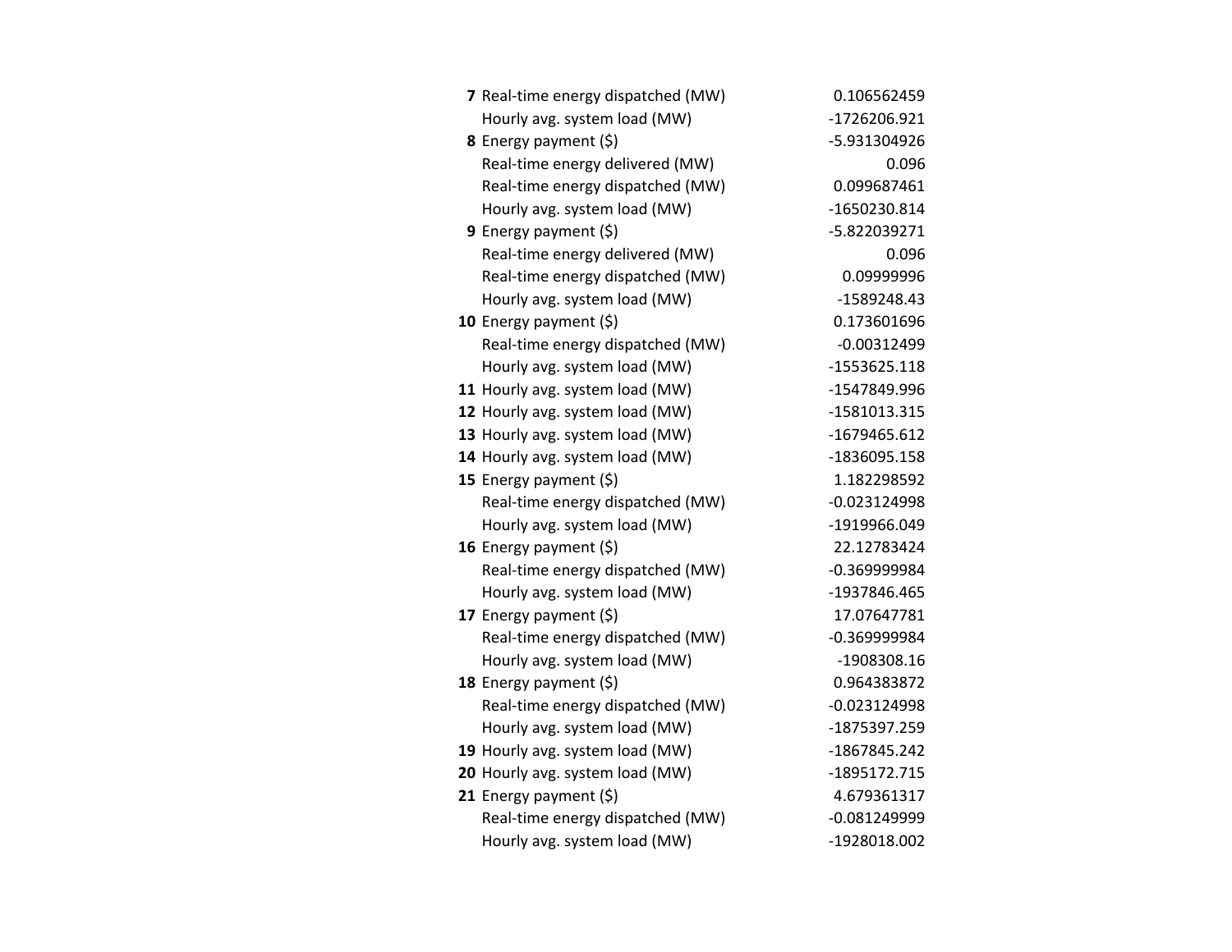| | | |
|---|---|---|
| **7** | Real-time energy dispatched (MW) | 0.106562459 |
| | Hourly avg. system load (MW) | -1726206.921 |
| **8** | Energy payment ($) | -5.931304926 |
| | Real-time energy delivered (MW) | 0.096 |
| | Real-time energy dispatched (MW) | 0.099687461 |
| | Hourly avg. system load (MW) | -1650230.814 |
| **9** | Energy payment ($) | -5.822039271 |
| | Real-time energy delivered (MW) | 0.096 |
| | Real-time energy dispatched (MW) | 0.09999996 |
| | Hourly avg. system load (MW) | -1589248.43 |
| **10** | Energy payment ($) | 0.173601696 |
| | Real-time energy dispatched (MW) | -0.00312499 |
| | Hourly avg. system load (MW) | -1553625.118 |
| **11** | Hourly avg. system load (MW) | -1547849.996 |
| **12** | Hourly avg. system load (MW) | -1581013.315 |
| **13** | Hourly avg. system load (MW) | -1679465.612 |
| **14** | Hourly avg. system load (MW) | -1836095.158 |
| **15** | Energy payment ($) | 1.182298592 |
| | Real-time energy dispatched (MW) | -0.023124998 |
| | Hourly avg. system load (MW) | -1919966.049 |
| **16** | Energy payment ($) | 22.12783424 |
| | Real-time energy dispatched (MW) | -0.369999984 |
| | Hourly avg. system load (MW) | -1937846.465 |
| **17** | Energy payment ($) | 17.07647781 |
| | Real-time energy dispatched (MW) | -0.369999984 |
| | Hourly avg. system load (MW) | -1908308.16 |
| **18** | Energy payment ($) | 0.964383872 |
| | Real-time energy dispatched (MW) | -0.023124998 |
| | Hourly avg. system load (MW) | -1875397.259 |
| **19** | Hourly avg. system load (MW) | -1867845.242 |
| **20** | Hourly avg. system load (MW) | -1895172.715 |
| **21** | Energy payment ($) | 4.679361317 |
| | Real-time energy dispatched (MW) | -0.081249999 |
| | Hourly avg. system load (MW) | -1928018.002 |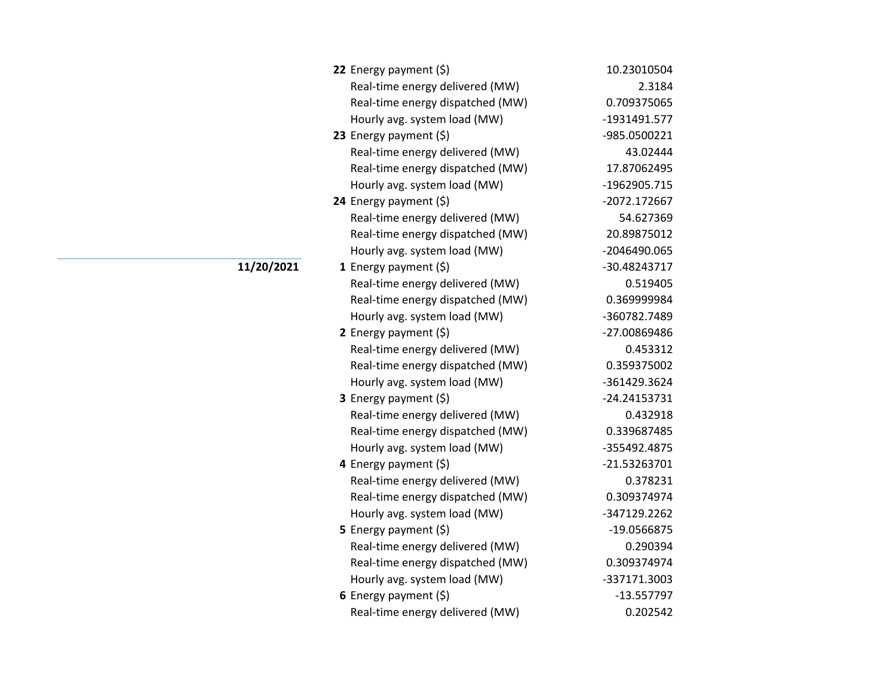| Date | Hour | Metric | Value |
|---|---|---|---|
| | **22** | Energy payment ($) | 10.23010504 |
| | | Real-time energy delivered (MW) | 2.3184 |
| | | Real-time energy dispatched (MW) | 0.709375065 |
| | | Hourly avg. system load (MW) | -1931491.577 |
| | **23** | Energy payment ($) | -985.0500221 |
| | | Real-time energy delivered (MW) | 43.02444 |
| | | Real-time energy dispatched (MW) | 17.87062495 |
| | | Hourly avg. system load (MW) | -1962905.715 |
| | **24** | Energy payment ($) | -2072.172667 |
| | | Real-time energy delivered (MW) | 54.627369 |
| | | Real-time energy dispatched (MW) | 20.89875012 |
| | | Hourly avg. system load (MW) | -2046490.065 |
| **11/20/2021** | **1** | Energy payment ($) | -30.48243717 |
| | | Real-time energy delivered (MW) | 0.519405 |
| | | Real-time energy dispatched (MW) | 0.369999984 |
| | | Hourly avg. system load (MW) | -360782.7489 |
| | **2** | Energy payment ($) | -27.00869486 |
| | | Real-time energy delivered (MW) | 0.453312 |
| | | Real-time energy dispatched (MW) | 0.359375002 |
| | | Hourly avg. system load (MW) | -361429.3624 |
| | **3** | Energy payment ($) | -24.24153731 |
| | | Real-time energy delivered (MW) | 0.432918 |
| | | Real-time energy dispatched (MW) | 0.339687485 |
| | | Hourly avg. system load (MW) | -355492.4875 |
| | **4** | Energy payment ($) | -21.53263701 |
| | | Real-time energy delivered (MW) | 0.378231 |
| | | Real-time energy dispatched (MW) | 0.309374974 |
| | | Hourly avg. system load (MW) | -347129.2262 |
| | **5** | Energy payment ($) | -19.0566875 |
| | | Real-time energy delivered (MW) | 0.290394 |
| | | Real-time energy dispatched (MW) | 0.309374974 |
| | | Hourly avg. system load (MW) | -337171.3003 |
| | **6** | Energy payment ($) | -13.557797 |
| | | Real-time energy delivered (MW) | 0.202542 |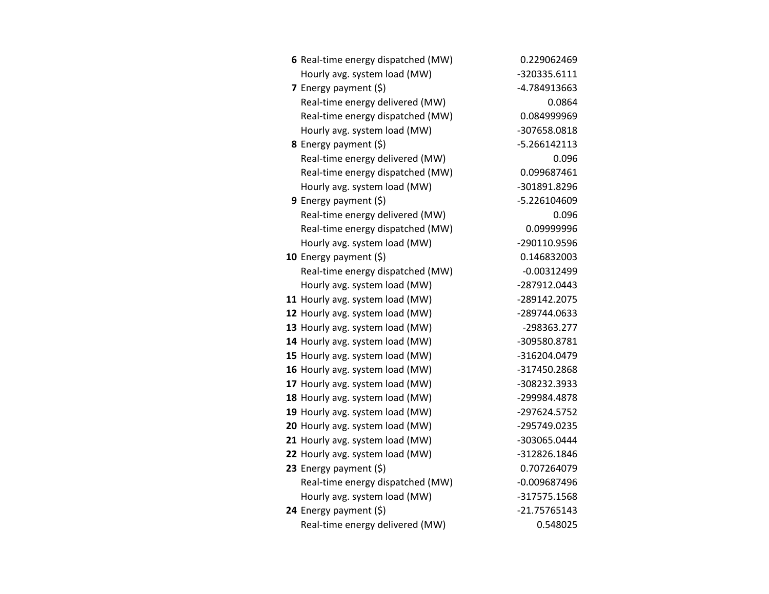| | | |
|---|---|---|
| **6** | Real-time energy dispatched (MW) | 0.229062469 |
| | Hourly avg. system load (MW) | -320335.6111 |
| **7** | Energy payment ($) | -4.784913663 |
| | Real-time energy delivered (MW) | 0.0864 |
| | Real-time energy dispatched (MW) | 0.084999969 |
| | Hourly avg. system load (MW) | -307658.0818 |
| **8** | Energy payment ($) | -5.266142113 |
| | Real-time energy delivered (MW) | 0.096 |
| | Real-time energy dispatched (MW) | 0.099687461 |
| | Hourly avg. system load (MW) | -301891.8296 |
| **9** | Energy payment ($) | -5.226104609 |
| | Real-time energy delivered (MW) | 0.096 |
| | Real-time energy dispatched (MW) | 0.09999996 |
| | Hourly avg. system load (MW) | -290110.9596 |
| **10** | Energy payment ($) | 0.146832003 |
| | Real-time energy dispatched (MW) | -0.00312499 |
| | Hourly avg. system load (MW) | -287912.0443 |
| **11** | Hourly avg. system load (MW) | -289142.2075 |
| **12** | Hourly avg. system load (MW) | -289744.0633 |
| **13** | Hourly avg. system load (MW) | -298363.277 |
| **14** | Hourly avg. system load (MW) | -309580.8781 |
| **15** | Hourly avg. system load (MW) | -316204.0479 |
| **16** | Hourly avg. system load (MW) | -317450.2868 |
| **17** | Hourly avg. system load (MW) | -308232.3933 |
| **18** | Hourly avg. system load (MW) | -299984.4878 |
| **19** | Hourly avg. system load (MW) | -297624.5752 |
| **20** | Hourly avg. system load (MW) | -295749.0235 |
| **21** | Hourly avg. system load (MW) | -303065.0444 |
| **22** | Hourly avg. system load (MW) | -312826.1846 |
| **23** | Energy payment ($) | 0.707264079 |
| | Real-time energy dispatched (MW) | -0.009687496 |
| | Hourly avg. system load (MW) | -317575.1568 |
| **24** | Energy payment ($) | -21.75765143 |
| | Real-time energy delivered (MW) | 0.548025 |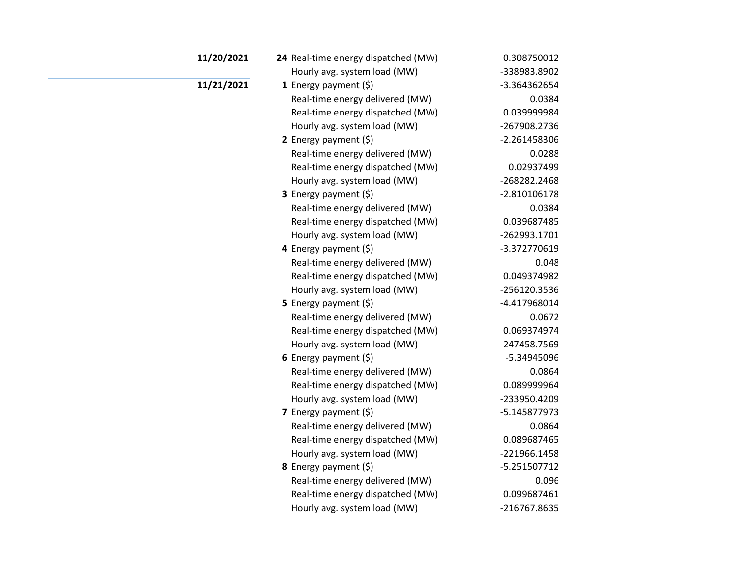| Date | Hour | Metric | Value |
|---|---|---|---|
| **11/20/2021** | **24** | Real-time energy dispatched (MW) | 0.308750012 |
| | | Hourly avg. system load (MW) | -338983.8902 |
| **11/21/2021** | **1** | Energy payment ($) | -3.364362654 |
| | | Real-time energy delivered (MW) | 0.0384 |
| | | Real-time energy dispatched (MW) | 0.039999984 |
| | | Hourly avg. system load (MW) | -267908.2736 |
| | **2** | Energy payment ($) | -2.261458306 |
| | | Real-time energy delivered (MW) | 0.0288 |
| | | Real-time energy dispatched (MW) | 0.02937499 |
| | | Hourly avg. system load (MW) | -268282.2468 |
| | **3** | Energy payment ($) | -2.810106178 |
| | | Real-time energy delivered (MW) | 0.0384 |
| | | Real-time energy dispatched (MW) | 0.039687485 |
| | | Hourly avg. system load (MW) | -262993.1701 |
| | **4** | Energy payment ($) | -3.372770619 |
| | | Real-time energy delivered (MW) | 0.048 |
| | | Real-time energy dispatched (MW) | 0.049374982 |
| | | Hourly avg. system load (MW) | -256120.3536 |
| | **5** | Energy payment ($) | -4.417968014 |
| | | Real-time energy delivered (MW) | 0.0672 |
| | | Real-time energy dispatched (MW) | 0.069374974 |
| | | Hourly avg. system load (MW) | -247458.7569 |
| | **6** | Energy payment ($) | -5.34945096 |
| | | Real-time energy delivered (MW) | 0.0864 |
| | | Real-time energy dispatched (MW) | 0.089999964 |
| | | Hourly avg. system load (MW) | -233950.4209 |
| | **7** | Energy payment ($) | -5.145877973 |
| | | Real-time energy delivered (MW) | 0.0864 |
| | | Real-time energy dispatched (MW) | 0.089687465 |
| | | Hourly avg. system load (MW) | -221966.1458 |
| | **8** | Energy payment ($) | -5.251507712 |
| | | Real-time energy delivered (MW) | 0.096 |
| | | Real-time energy dispatched (MW) | 0.099687461 |
| | | Hourly avg. system load (MW) | -216767.8635 |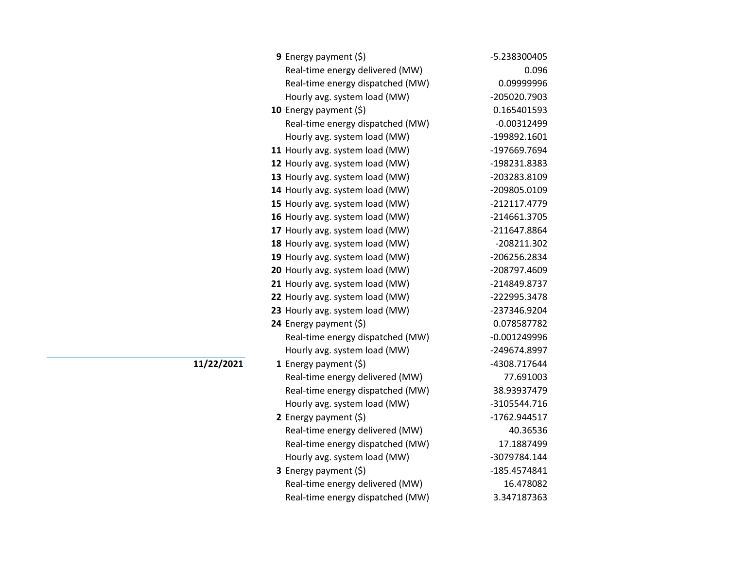| Date | Hour | Metric | Value |
|---|---|---|---|
| | **9** | Energy payment ($) | -5.238300405 |
| | | Real-time energy delivered (MW) | 0.096 |
| | | Real-time energy dispatched (MW) | 0.09999996 |
| | | Hourly avg. system load (MW) | -205020.7903 |
| | **10** | Energy payment ($) | 0.165401593 |
| | | Real-time energy dispatched (MW) | -0.00312499 |
| | | Hourly avg. system load (MW) | -199892.1601 |
| | **11** | Hourly avg. system load (MW) | -197669.7694 |
| | **12** | Hourly avg. system load (MW) | -198231.8383 |
| | **13** | Hourly avg. system load (MW) | -203283.8109 |
| | **14** | Hourly avg. system load (MW) | -209805.0109 |
| | **15** | Hourly avg. system load (MW) | -212117.4779 |
| | **16** | Hourly avg. system load (MW) | -214661.3705 |
| | **17** | Hourly avg. system load (MW) | -211647.8864 |
| | **18** | Hourly avg. system load (MW) | -208211.302 |
| | **19** | Hourly avg. system load (MW) | -206256.2834 |
| | **20** | Hourly avg. system load (MW) | -208797.4609 |
| | **21** | Hourly avg. system load (MW) | -214849.8737 |
| | **22** | Hourly avg. system load (MW) | -222995.3478 |
| | **23** | Hourly avg. system load (MW) | -237346.9204 |
| | **24** | Energy payment ($) | 0.078587782 |
| | | Real-time energy dispatched (MW) | -0.001249996 |
| | | Hourly avg. system load (MW) | -249674.8997 |
| **11/22/2021** | **1** | Energy payment ($) | -4308.717644 |
| | | Real-time energy delivered (MW) | 77.691003 |
| | | Real-time energy dispatched (MW) | 38.93937479 |
| | | Hourly avg. system load (MW) | -3105544.716 |
| | **2** | Energy payment ($) | -1762.944517 |
| | | Real-time energy delivered (MW) | 40.36536 |
| | | Real-time energy dispatched (MW) | 17.1887499 |
| | | Hourly avg. system load (MW) | -3079784.144 |
| | **3** | Energy payment ($) | -185.4574841 |
| | | Real-time energy delivered (MW) | 16.478082 |
| | | Real-time energy dispatched (MW) | 3.347187363 |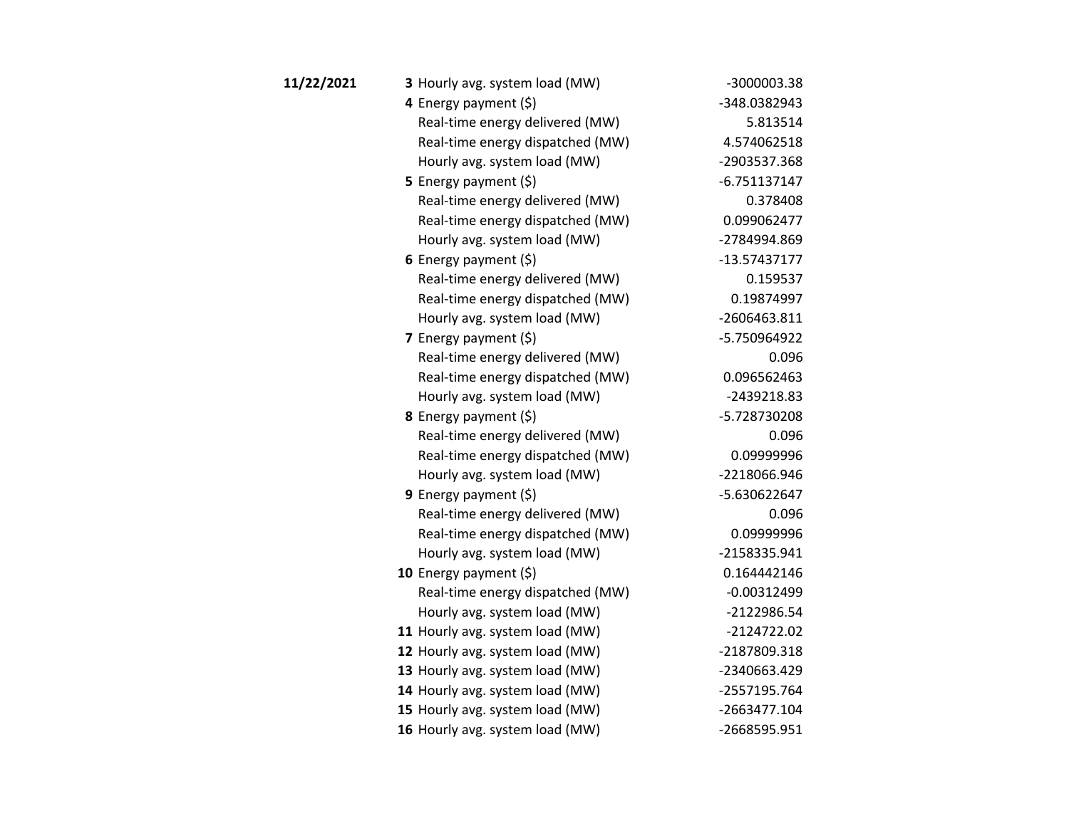| Date | Hour | Item | Value |
|---|---|---|---|
| **11/22/2021** | **3** | Hourly avg. system load (MW) | -3000003.38 |
| | **4** | Energy payment ($) | -348.0382943 |
| | | Real-time energy delivered (MW) | 5.813514 |
| | | Real-time energy dispatched (MW) | 4.574062518 |
| | | Hourly avg. system load (MW) | -2903537.368 |
| | **5** | Energy payment ($) | -6.751137147 |
| | | Real-time energy delivered (MW) | 0.378408 |
| | | Real-time energy dispatched (MW) | 0.099062477 |
| | | Hourly avg. system load (MW) | -2784994.869 |
| | **6** | Energy payment ($) | -13.57437177 |
| | | Real-time energy delivered (MW) | 0.159537 |
| | | Real-time energy dispatched (MW) | 0.19874997 |
| | | Hourly avg. system load (MW) | -2606463.811 |
| | **7** | Energy payment ($) | -5.750964922 |
| | | Real-time energy delivered (MW) | 0.096 |
| | | Real-time energy dispatched (MW) | 0.096562463 |
| | | Hourly avg. system load (MW) | -2439218.83 |
| | **8** | Energy payment ($) | -5.728730208 |
| | | Real-time energy delivered (MW) | 0.096 |
| | | Real-time energy dispatched (MW) | 0.09999996 |
| | | Hourly avg. system load (MW) | -2218066.946 |
| | **9** | Energy payment ($) | -5.630622647 |
| | | Real-time energy delivered (MW) | 0.096 |
| | | Real-time energy dispatched (MW) | 0.09999996 |
| | | Hourly avg. system load (MW) | -2158335.941 |
| | **10** | Energy payment ($) | 0.164442146 |
| | | Real-time energy dispatched (MW) | -0.00312499 |
| | | Hourly avg. system load (MW) | -2122986.54 |
| | **11** | Hourly avg. system load (MW) | -2124722.02 |
| | **12** | Hourly avg. system load (MW) | -2187809.318 |
| | **13** | Hourly avg. system load (MW) | -2340663.429 |
| | **14** | Hourly avg. system load (MW) | -2557195.764 |
| | **15** | Hourly avg. system load (MW) | -2663477.104 |
| | **16** | Hourly avg. system load (MW) | -2668595.951 |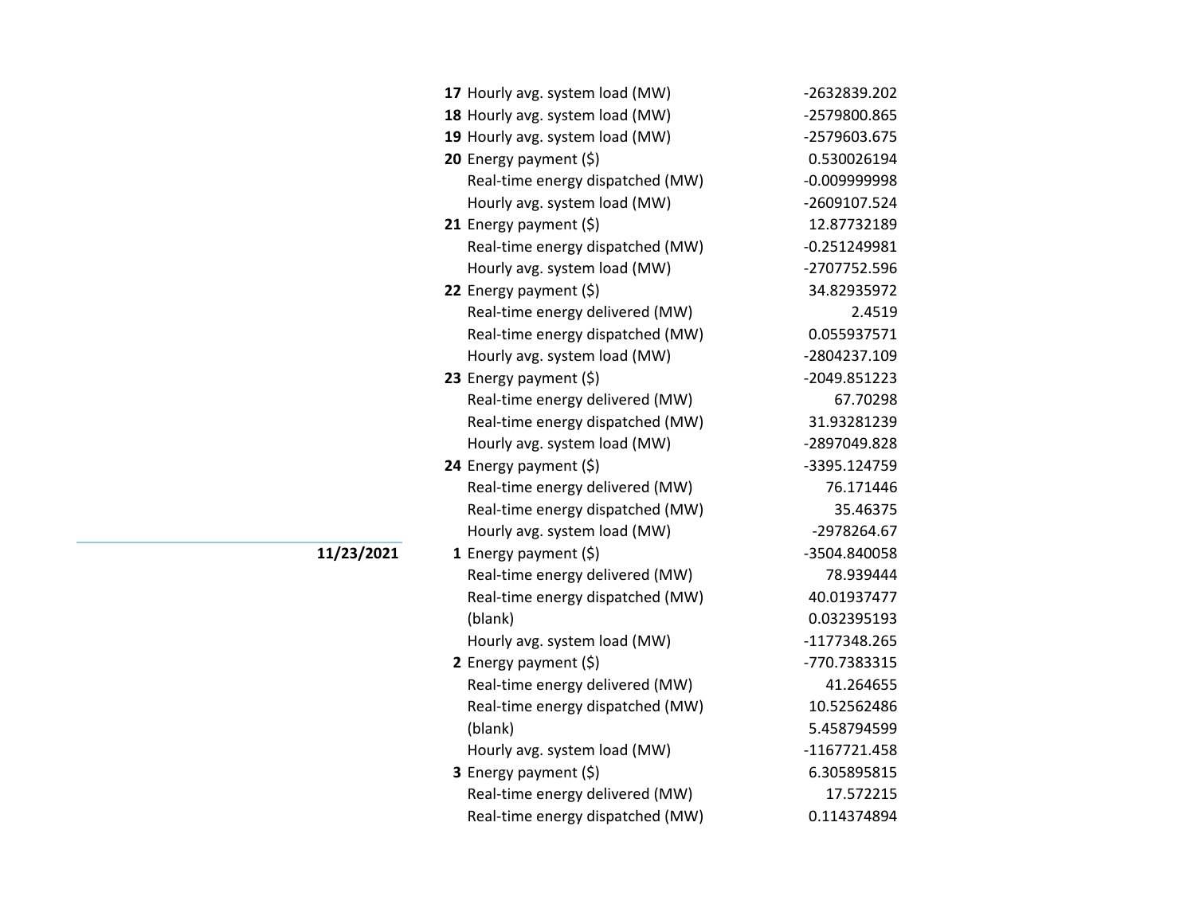| Date | Hour | Measure | Value |
|---|---|---|---|
| | **17** | Hourly avg. system load (MW) | -2632839.202 |
| | **18** | Hourly avg. system load (MW) | -2579800.865 |
| | **19** | Hourly avg. system load (MW) | -2579603.675 |
| | **20** | Energy payment ($) | 0.530026194 |
| | | Real-time energy dispatched (MW) | -0.009999998 |
| | | Hourly avg. system load (MW) | -2609107.524 |
| | **21** | Energy payment ($) | 12.87732189 |
| | | Real-time energy dispatched (MW) | -0.251249981 |
| | | Hourly avg. system load (MW) | -2707752.596 |
| | **22** | Energy payment ($) | 34.82935972 |
| | | Real-time energy delivered (MW) | 2.4519 |
| | | Real-time energy dispatched (MW) | 0.055937571 |
| | | Hourly avg. system load (MW) | -2804237.109 |
| | **23** | Energy payment ($) | -2049.851223 |
| | | Real-time energy delivered (MW) | 67.70298 |
| | | Real-time energy dispatched (MW) | 31.93281239 |
| | | Hourly avg. system load (MW) | -2897049.828 |
| | **24** | Energy payment ($) | -3395.124759 |
| | | Real-time energy delivered (MW) | 76.171446 |
| | | Real-time energy dispatched (MW) | 35.46375 |
| | | Hourly avg. system load (MW) | -2978264.67 |
| **11/23/2021** | **1** | Energy payment ($) | -3504.840058 |
| | | Real-time energy delivered (MW) | 78.939444 |
| | | Real-time energy dispatched (MW) | 40.01937477 |
| | | (blank) | 0.032395193 |
| | | Hourly avg. system load (MW) | -1177348.265 |
| | **2** | Energy payment ($) | -770.7383315 |
| | | Real-time energy delivered (MW) | 41.264655 |
| | | Real-time energy dispatched (MW) | 10.52562486 |
| | | (blank) | 5.458794599 |
| | | Hourly avg. system load (MW) | -1167721.458 |
| | **3** | Energy payment ($) | 6.305895815 |
| | | Real-time energy delivered (MW) | 17.572215 |
| | | Real-time energy dispatched (MW) | 0.114374894 |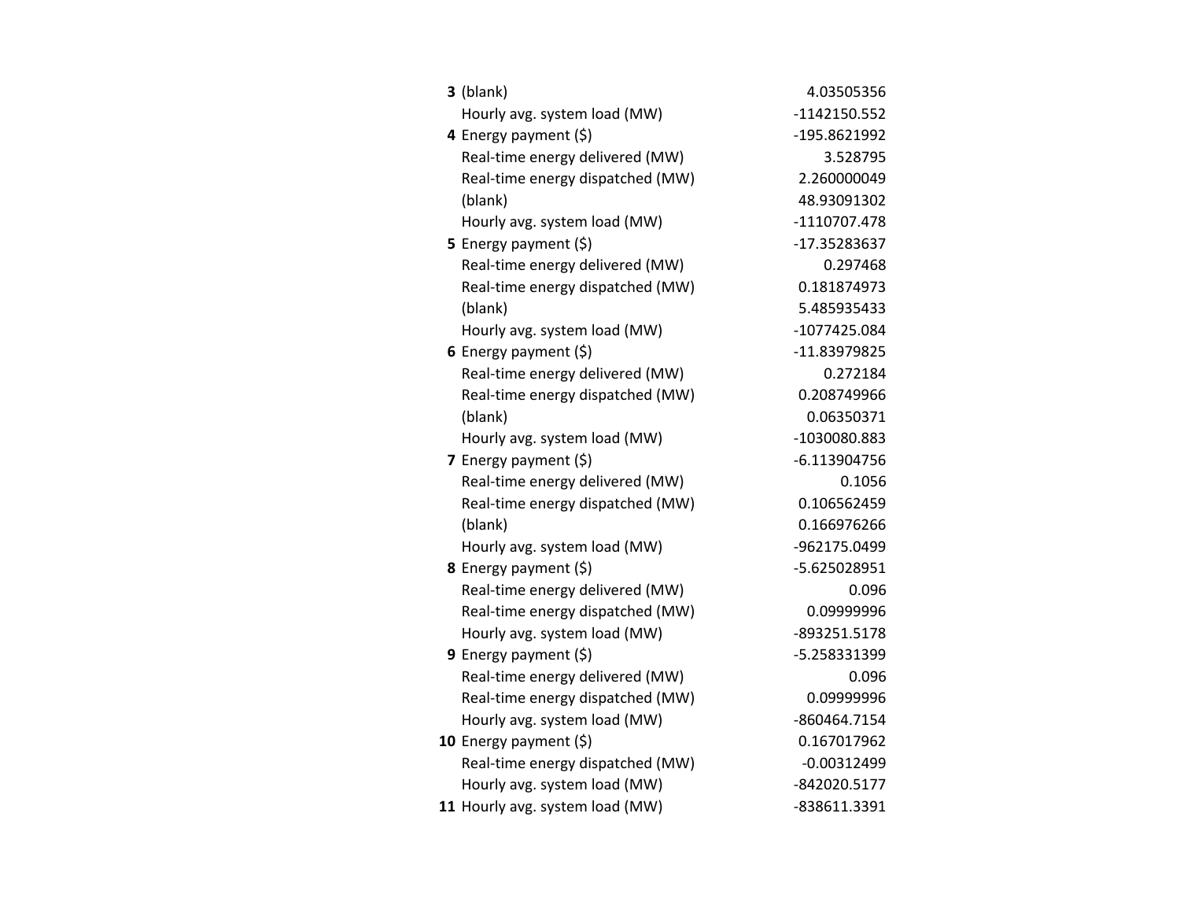| | | |
|---|---|---|
| **3** | (blank) | 4.03505356 |
| | Hourly avg. system load (MW) | -1142150.552 |
| **4** | Energy payment ($) | -195.8621992 |
| | Real-time energy delivered (MW) | 3.528795 |
| | Real-time energy dispatched (MW) | 2.260000049 |
| | (blank) | 48.93091302 |
| | Hourly avg. system load (MW) | -1110707.478 |
| **5** | Energy payment ($) | -17.35283637 |
| | Real-time energy delivered (MW) | 0.297468 |
| | Real-time energy dispatched (MW) | 0.181874973 |
| | (blank) | 5.485935433 |
| | Hourly avg. system load (MW) | -1077425.084 |
| **6** | Energy payment ($) | -11.83979825 |
| | Real-time energy delivered (MW) | 0.272184 |
| | Real-time energy dispatched (MW) | 0.208749966 |
| | (blank) | 0.06350371 |
| | Hourly avg. system load (MW) | -1030080.883 |
| **7** | Energy payment ($) | -6.113904756 |
| | Real-time energy delivered (MW) | 0.1056 |
| | Real-time energy dispatched (MW) | 0.106562459 |
| | (blank) | 0.166976266 |
| | Hourly avg. system load (MW) | -962175.0499 |
| **8** | Energy payment ($) | -5.625028951 |
| | Real-time energy delivered (MW) | 0.096 |
| | Real-time energy dispatched (MW) | 0.09999996 |
| | Hourly avg. system load (MW) | -893251.5178 |
| **9** | Energy payment ($) | -5.258331399 |
| | Real-time energy delivered (MW) | 0.096 |
| | Real-time energy dispatched (MW) | 0.09999996 |
| | Hourly avg. system load (MW) | -860464.7154 |
| **10** | Energy payment ($) | 0.167017962 |
| | Real-time energy dispatched (MW) | -0.00312499 |
| | Hourly avg. system load (MW) | -842020.5177 |
| **11** | Hourly avg. system load (MW) | -838611.3391 |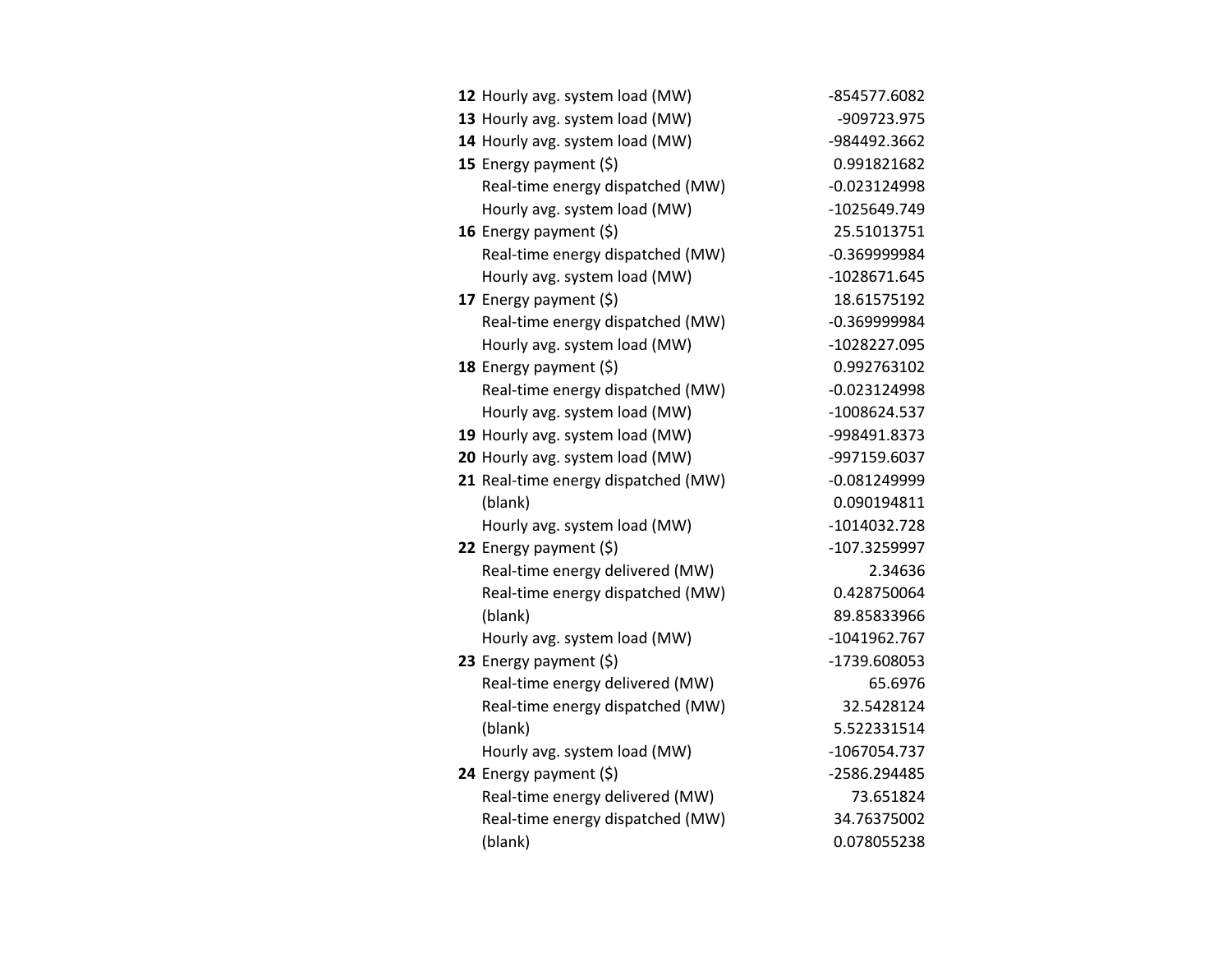| | | |
|---|---|---|
| **12** | Hourly avg. system load (MW) | -854577.6082 |
| **13** | Hourly avg. system load (MW) | -909723.975 |
| **14** | Hourly avg. system load (MW) | -984492.3662 |
| **15** | Energy payment ($) | 0.991821682 |
| | Real-time energy dispatched (MW) | -0.023124998 |
| | Hourly avg. system load (MW) | -1025649.749 |
| **16** | Energy payment ($) | 25.51013751 |
| | Real-time energy dispatched (MW) | -0.369999984 |
| | Hourly avg. system load (MW) | -1028671.645 |
| **17** | Energy payment ($) | 18.61575192 |
| | Real-time energy dispatched (MW) | -0.369999984 |
| | Hourly avg. system load (MW) | -1028227.095 |
| **18** | Energy payment ($) | 0.992763102 |
| | Real-time energy dispatched (MW) | -0.023124998 |
| | Hourly avg. system load (MW) | -1008624.537 |
| **19** | Hourly avg. system load (MW) | -998491.8373 |
| **20** | Hourly avg. system load (MW) | -997159.6037 |
| **21** | Real-time energy dispatched (MW) | -0.081249999 |
| | (blank) | 0.090194811 |
| | Hourly avg. system load (MW) | -1014032.728 |
| **22** | Energy payment ($) | -107.3259997 |
| | Real-time energy delivered (MW) | 2.34636 |
| | Real-time energy dispatched (MW) | 0.428750064 |
| | (blank) | 89.85833966 |
| | Hourly avg. system load (MW) | -1041962.767 |
| **23** | Energy payment ($) | -1739.608053 |
| | Real-time energy delivered (MW) | 65.6976 |
| | Real-time energy dispatched (MW) | 32.5428124 |
| | (blank) | 5.522331514 |
| | Hourly avg. system load (MW) | -1067054.737 |
| **24** | Energy payment ($) | -2586.294485 |
| | Real-time energy delivered (MW) | 73.651824 |
| | Real-time energy dispatched (MW) | 34.76375002 |
| | (blank) | 0.078055238 |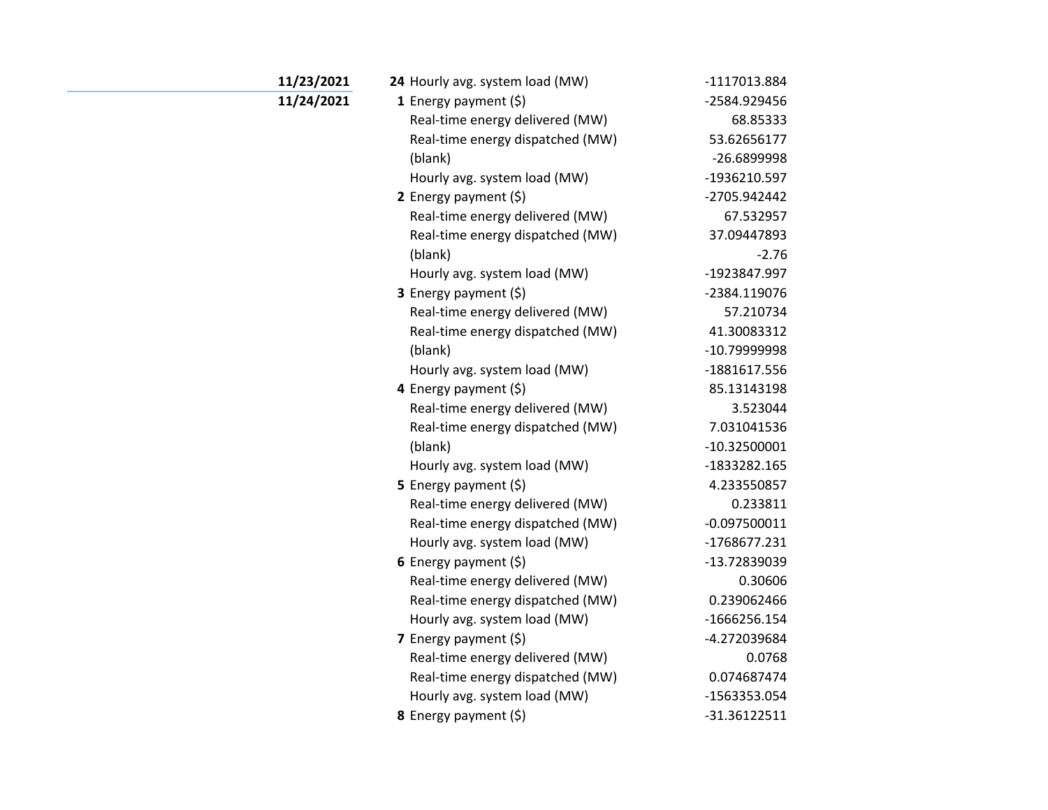| Date | Hour | Measure | Value |
|---|---|---|---|
| 11/23/2021 | 24 | Hourly avg. system load (MW) | -1117013.884 |
| 11/24/2021 | 1 | Energy payment ($) | -2584.929456 |
| | | Real-time energy delivered (MW) | 68.85333 |
| | | Real-time energy dispatched (MW) | 53.62656177 |
| | | (blank) | -26.6899998 |
| | | Hourly avg. system load (MW) | -1936210.597 |
| | 2 | Energy payment ($) | -2705.942442 |
| | | Real-time energy delivered (MW) | 67.532957 |
| | | Real-time energy dispatched (MW) | 37.09447893 |
| | | (blank) | -2.76 |
| | | Hourly avg. system load (MW) | -1923847.997 |
| | 3 | Energy payment ($) | -2384.119076 |
| | | Real-time energy delivered (MW) | 57.210734 |
| | | Real-time energy dispatched (MW) | 41.30083312 |
| | | (blank) | -10.79999998 |
| | | Hourly avg. system load (MW) | -1881617.556 |
| | 4 | Energy payment ($) | 85.13143198 |
| | | Real-time energy delivered (MW) | 3.523044 |
| | | Real-time energy dispatched (MW) | 7.031041536 |
| | | (blank) | -10.32500001 |
| | | Hourly avg. system load (MW) | -1833282.165 |
| | 5 | Energy payment ($) | 4.233550857 |
| | | Real-time energy delivered (MW) | 0.233811 |
| | | Real-time energy dispatched (MW) | -0.097500011 |
| | | Hourly avg. system load (MW) | -1768677.231 |
| | 6 | Energy payment ($) | -13.72839039 |
| | | Real-time energy delivered (MW) | 0.30606 |
| | | Real-time energy dispatched (MW) | 0.239062466 |
| | | Hourly avg. system load (MW) | -1666256.154 |
| | 7 | Energy payment ($) | -4.272039684 |
| | | Real-time energy delivered (MW) | 0.0768 |
| | | Real-time energy dispatched (MW) | 0.074687474 |
| | | Hourly avg. system load (MW) | -1563353.054 |
| | 8 | Energy payment ($) | -31.36122511 |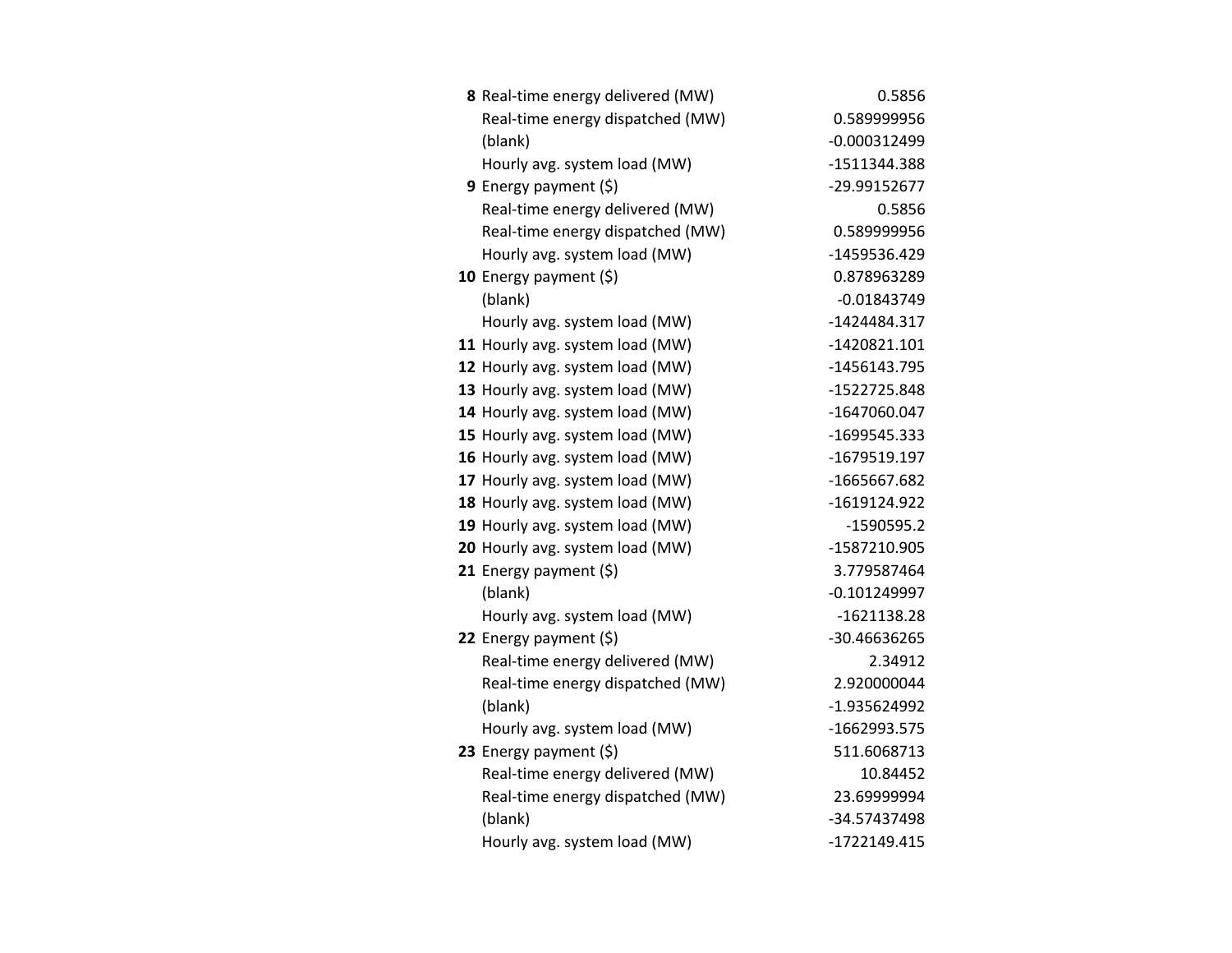| | | |
|---|---|---|
| **8** | Real-time energy delivered (MW) | 0.5856 |
| | Real-time energy dispatched (MW) | 0.589999956 |
| | (blank) | -0.000312499 |
| | Hourly avg. system load (MW) | -1511344.388 |
| **9** | Energy payment ($) | -29.99152677 |
| | Real-time energy delivered (MW) | 0.5856 |
| | Real-time energy dispatched (MW) | 0.589999956 |
| | Hourly avg. system load (MW) | -1459536.429 |
| **10** | Energy payment ($) | 0.878963289 |
| | (blank) | -0.01843749 |
| | Hourly avg. system load (MW) | -1424484.317 |
| **11** | Hourly avg. system load (MW) | -1420821.101 |
| **12** | Hourly avg. system load (MW) | -1456143.795 |
| **13** | Hourly avg. system load (MW) | -1522725.848 |
| **14** | Hourly avg. system load (MW) | -1647060.047 |
| **15** | Hourly avg. system load (MW) | -1699545.333 |
| **16** | Hourly avg. system load (MW) | -1679519.197 |
| **17** | Hourly avg. system load (MW) | -1665667.682 |
| **18** | Hourly avg. system load (MW) | -1619124.922 |
| **19** | Hourly avg. system load (MW) | -1590595.2 |
| **20** | Hourly avg. system load (MW) | -1587210.905 |
| **21** | Energy payment ($) | 3.779587464 |
| | (blank) | -0.101249997 |
| | Hourly avg. system load (MW) | -1621138.28 |
| **22** | Energy payment ($) | -30.46636265 |
| | Real-time energy delivered (MW) | 2.34912 |
| | Real-time energy dispatched (MW) | 2.920000044 |
| | (blank) | -1.935624992 |
| | Hourly avg. system load (MW) | -1662993.575 |
| **23** | Energy payment ($) | 511.6068713 |
| | Real-time energy delivered (MW) | 10.84452 |
| | Real-time energy dispatched (MW) | 23.69999994 |
| | (blank) | -34.57437498 |
| | Hourly avg. system load (MW) | -1722149.415 |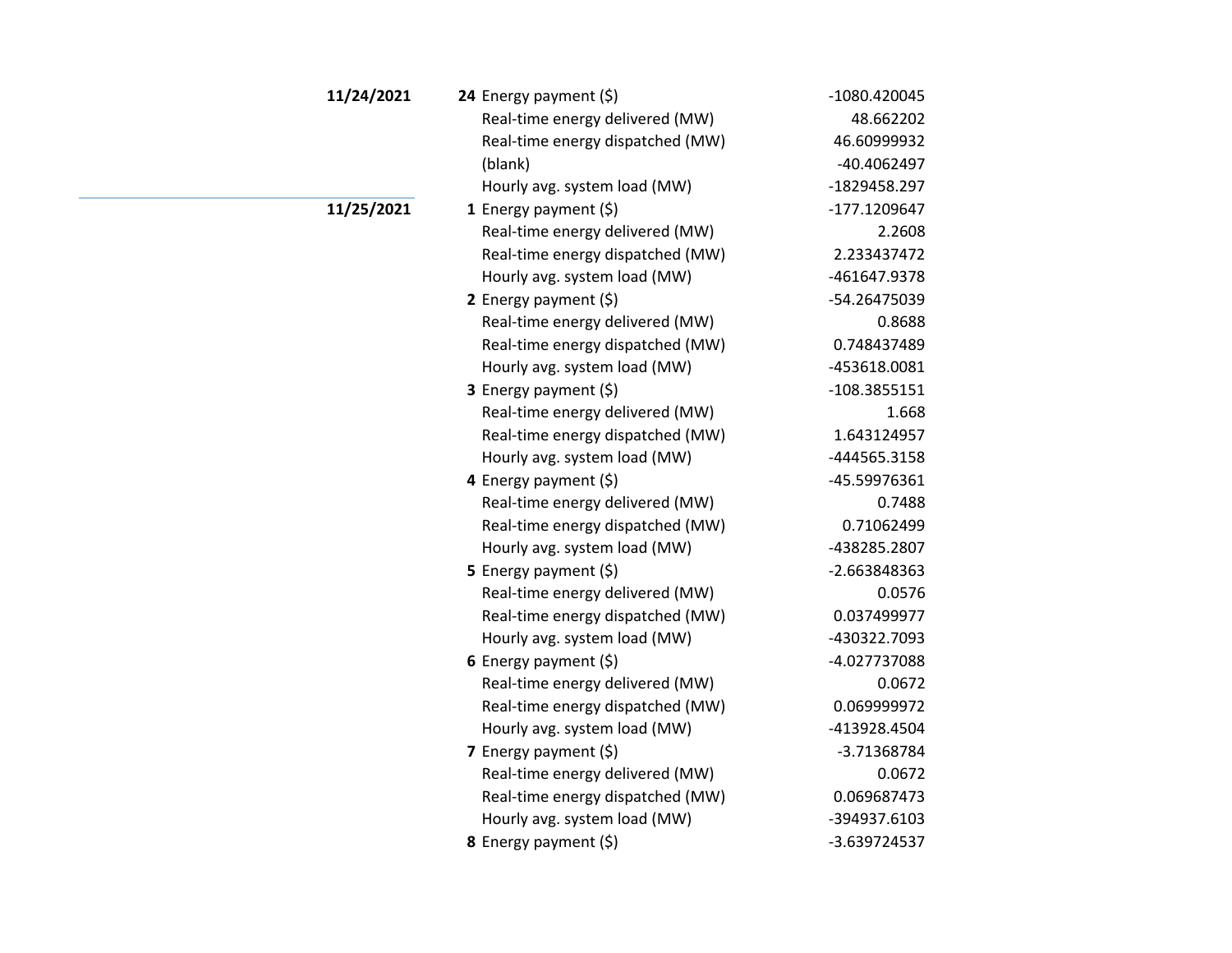| Date | Hour | Measure | Value |
|---|---|---|---|
| **11/24/2021** | **24** | Energy payment ($) | -1080.420045 |
| | | Real-time energy delivered (MW) | 48.662202 |
| | | Real-time energy dispatched (MW) | 46.60999932 |
| | | (blank) | -40.4062497 |
| | | Hourly avg. system load (MW) | -1829458.297 |
| **11/25/2021** | **1** | Energy payment ($) | -177.1209647 |
| | | Real-time energy delivered (MW) | 2.2608 |
| | | Real-time energy dispatched (MW) | 2.233437472 |
| | | Hourly avg. system load (MW) | -461647.9378 |
| | **2** | Energy payment ($) | -54.26475039 |
| | | Real-time energy delivered (MW) | 0.8688 |
| | | Real-time energy dispatched (MW) | 0.748437489 |
| | | Hourly avg. system load (MW) | -453618.0081 |
| | **3** | Energy payment ($) | -108.3855151 |
| | | Real-time energy delivered (MW) | 1.668 |
| | | Real-time energy dispatched (MW) | 1.643124957 |
| | | Hourly avg. system load (MW) | -444565.3158 |
| | **4** | Energy payment ($) | -45.59976361 |
| | | Real-time energy delivered (MW) | 0.7488 |
| | | Real-time energy dispatched (MW) | 0.71062499 |
| | | Hourly avg. system load (MW) | -438285.2807 |
| | **5** | Energy payment ($) | -2.663848363 |
| | | Real-time energy delivered (MW) | 0.0576 |
| | | Real-time energy dispatched (MW) | 0.037499977 |
| | | Hourly avg. system load (MW) | -430322.7093 |
| | **6** | Energy payment ($) | -4.027737088 |
| | | Real-time energy delivered (MW) | 0.0672 |
| | | Real-time energy dispatched (MW) | 0.069999972 |
| | | Hourly avg. system load (MW) | -413928.4504 |
| | **7** | Energy payment ($) | -3.71368784 |
| | | Real-time energy delivered (MW) | 0.0672 |
| | | Real-time energy dispatched (MW) | 0.069687473 |
| | | Hourly avg. system load (MW) | -394937.6103 |
| | **8** | Energy payment ($) | -3.639724537 |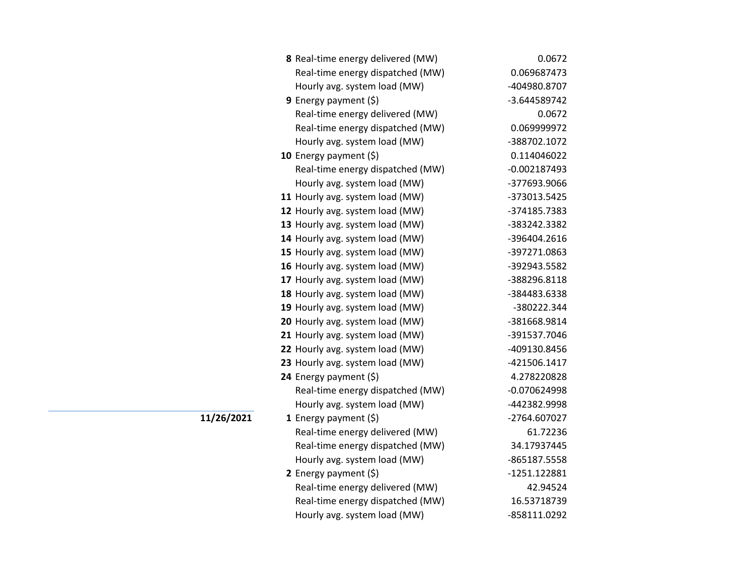| Date | Hour | Item | Value |
|---|---|---|---|
| | **8** | Real-time energy delivered (MW) | 0.0672 |
| | | Real-time energy dispatched (MW) | 0.069687473 |
| | | Hourly avg. system load (MW) | -404980.8707 |
| | **9** | Energy payment ($) | -3.644589742 |
| | | Real-time energy delivered (MW) | 0.0672 |
| | | Real-time energy dispatched (MW) | 0.069999972 |
| | | Hourly avg. system load (MW) | -388702.1072 |
| | **10** | Energy payment ($) | 0.114046022 |
| | | Real-time energy dispatched (MW) | -0.002187493 |
| | | Hourly avg. system load (MW) | -377693.9066 |
| | **11** | Hourly avg. system load (MW) | -373013.5425 |
| | **12** | Hourly avg. system load (MW) | -374185.7383 |
| | **13** | Hourly avg. system load (MW) | -383242.3382 |
| | **14** | Hourly avg. system load (MW) | -396404.2616 |
| | **15** | Hourly avg. system load (MW) | -397271.0863 |
| | **16** | Hourly avg. system load (MW) | -392943.5582 |
| | **17** | Hourly avg. system load (MW) | -388296.8118 |
| | **18** | Hourly avg. system load (MW) | -384483.6338 |
| | **19** | Hourly avg. system load (MW) | -380222.344 |
| | **20** | Hourly avg. system load (MW) | -381668.9814 |
| | **21** | Hourly avg. system load (MW) | -391537.7046 |
| | **22** | Hourly avg. system load (MW) | -409130.8456 |
| | **23** | Hourly avg. system load (MW) | -421506.1417 |
| | **24** | Energy payment ($) | 4.278220828 |
| | | Real-time energy dispatched (MW) | -0.070624998 |
| | | Hourly avg. system load (MW) | -442382.9998 |
| **11/26/2021** | **1** | Energy payment ($) | -2764.607027 |
| | | Real-time energy delivered (MW) | 61.72236 |
| | | Real-time energy dispatched (MW) | 34.17937445 |
| | | Hourly avg. system load (MW) | -865187.5558 |
| | **2** | Energy payment ($) | -1251.122881 |
| | | Real-time energy delivered (MW) | 42.94524 |
| | | Real-time energy dispatched (MW) | 16.53718739 |
| | | Hourly avg. system load (MW) | -858111.0292 |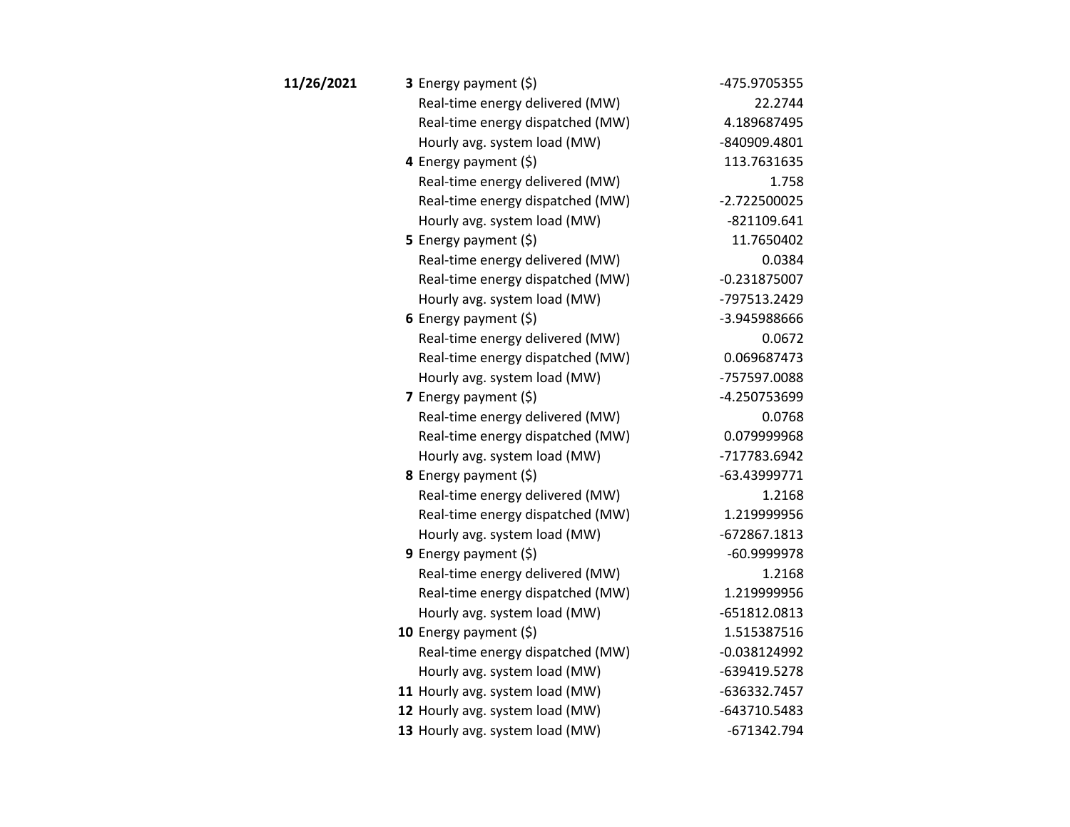| Date | Hour | Measure | Value |
|---|---|---|---|
| **11/26/2021** | **3** | Energy payment ($) | -475.9705355 |
| | | Real-time energy delivered (MW) | 22.2744 |
| | | Real-time energy dispatched (MW) | 4.189687495 |
| | | Hourly avg. system load (MW) | -840909.4801 |
| | **4** | Energy payment ($) | 113.7631635 |
| | | Real-time energy delivered (MW) | 1.758 |
| | | Real-time energy dispatched (MW) | -2.722500025 |
| | | Hourly avg. system load (MW) | -821109.641 |
| | **5** | Energy payment ($) | 11.7650402 |
| | | Real-time energy delivered (MW) | 0.0384 |
| | | Real-time energy dispatched (MW) | -0.231875007 |
| | | Hourly avg. system load (MW) | -797513.2429 |
| | **6** | Energy payment ($) | -3.945988666 |
| | | Real-time energy delivered (MW) | 0.0672 |
| | | Real-time energy dispatched (MW) | 0.069687473 |
| | | Hourly avg. system load (MW) | -757597.0088 |
| | **7** | Energy payment ($) | -4.250753699 |
| | | Real-time energy delivered (MW) | 0.0768 |
| | | Real-time energy dispatched (MW) | 0.079999968 |
| | | Hourly avg. system load (MW) | -717783.6942 |
| | **8** | Energy payment ($) | -63.43999771 |
| | | Real-time energy delivered (MW) | 1.2168 |
| | | Real-time energy dispatched (MW) | 1.219999956 |
| | | Hourly avg. system load (MW) | -672867.1813 |
| | **9** | Energy payment ($) | -60.9999978 |
| | | Real-time energy delivered (MW) | 1.2168 |
| | | Real-time energy dispatched (MW) | 1.219999956 |
| | | Hourly avg. system load (MW) | -651812.0813 |
| | **10** | Energy payment ($) | 1.515387516 |
| | | Real-time energy dispatched (MW) | -0.038124992 |
| | | Hourly avg. system load (MW) | -639419.5278 |
| | **11** | Hourly avg. system load (MW) | -636332.7457 |
| | **12** | Hourly avg. system load (MW) | -643710.5483 |
| | **13** | Hourly avg. system load (MW) | -671342.794 |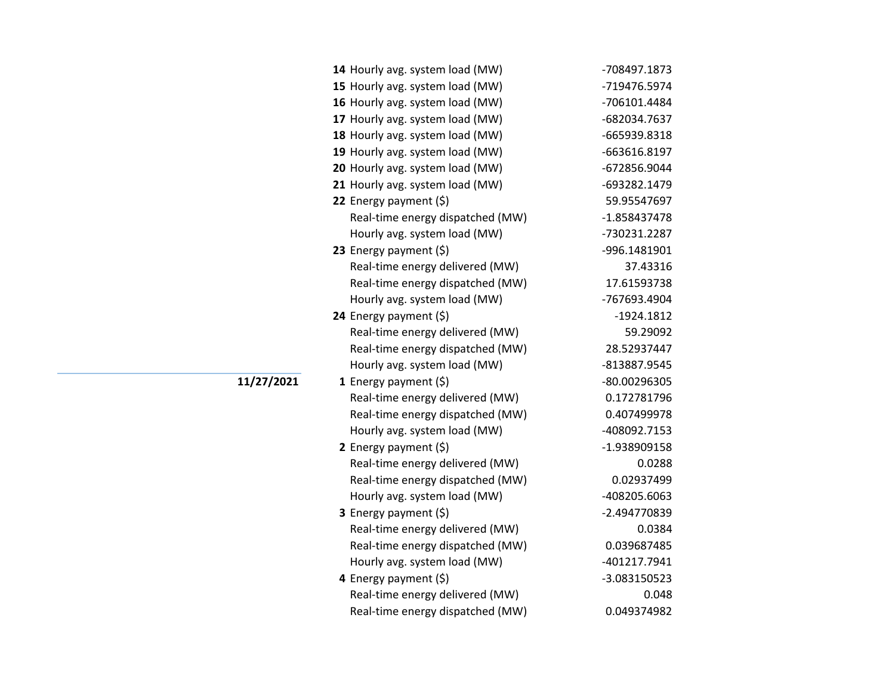| Date | Hour | Measure | Value |
|---|---|---|---|
| | **14** | Hourly avg. system load (MW) | -708497.1873 |
| | **15** | Hourly avg. system load (MW) | -719476.5974 |
| | **16** | Hourly avg. system load (MW) | -706101.4484 |
| | **17** | Hourly avg. system load (MW) | -682034.7637 |
| | **18** | Hourly avg. system load (MW) | -665939.8318 |
| | **19** | Hourly avg. system load (MW) | -663616.8197 |
| | **20** | Hourly avg. system load (MW) | -672856.9044 |
| | **21** | Hourly avg. system load (MW) | -693282.1479 |
| | **22** | Energy payment ($) | 59.95547697 |
| | | Real-time energy dispatched (MW) | -1.858437478 |
| | | Hourly avg. system load (MW) | -730231.2287 |
| | **23** | Energy payment ($) | -996.1481901 |
| | | Real-time energy delivered (MW) | 37.43316 |
| | | Real-time energy dispatched (MW) | 17.61593738 |
| | | Hourly avg. system load (MW) | -767693.4904 |
| | **24** | Energy payment ($) | -1924.1812 |
| | | Real-time energy delivered (MW) | 59.29092 |
| | | Real-time energy dispatched (MW) | 28.52937447 |
| | | Hourly avg. system load (MW) | -813887.9545 |
| **11/27/2021** | **1** | Energy payment ($) | -80.00296305 |
| | | Real-time energy delivered (MW) | 0.172781796 |
| | | Real-time energy dispatched (MW) | 0.407499978 |
| | | Hourly avg. system load (MW) | -408092.7153 |
| | **2** | Energy payment ($) | -1.938909158 |
| | | Real-time energy delivered (MW) | 0.0288 |
| | | Real-time energy dispatched (MW) | 0.02937499 |
| | | Hourly avg. system load (MW) | -408205.6063 |
| | **3** | Energy payment ($) | -2.494770839 |
| | | Real-time energy delivered (MW) | 0.0384 |
| | | Real-time energy dispatched (MW) | 0.039687485 |
| | | Hourly avg. system load (MW) | -401217.7941 |
| | **4** | Energy payment ($) | -3.083150523 |
| | | Real-time energy delivered (MW) | 0.048 |
| | | Real-time energy dispatched (MW) | 0.049374982 |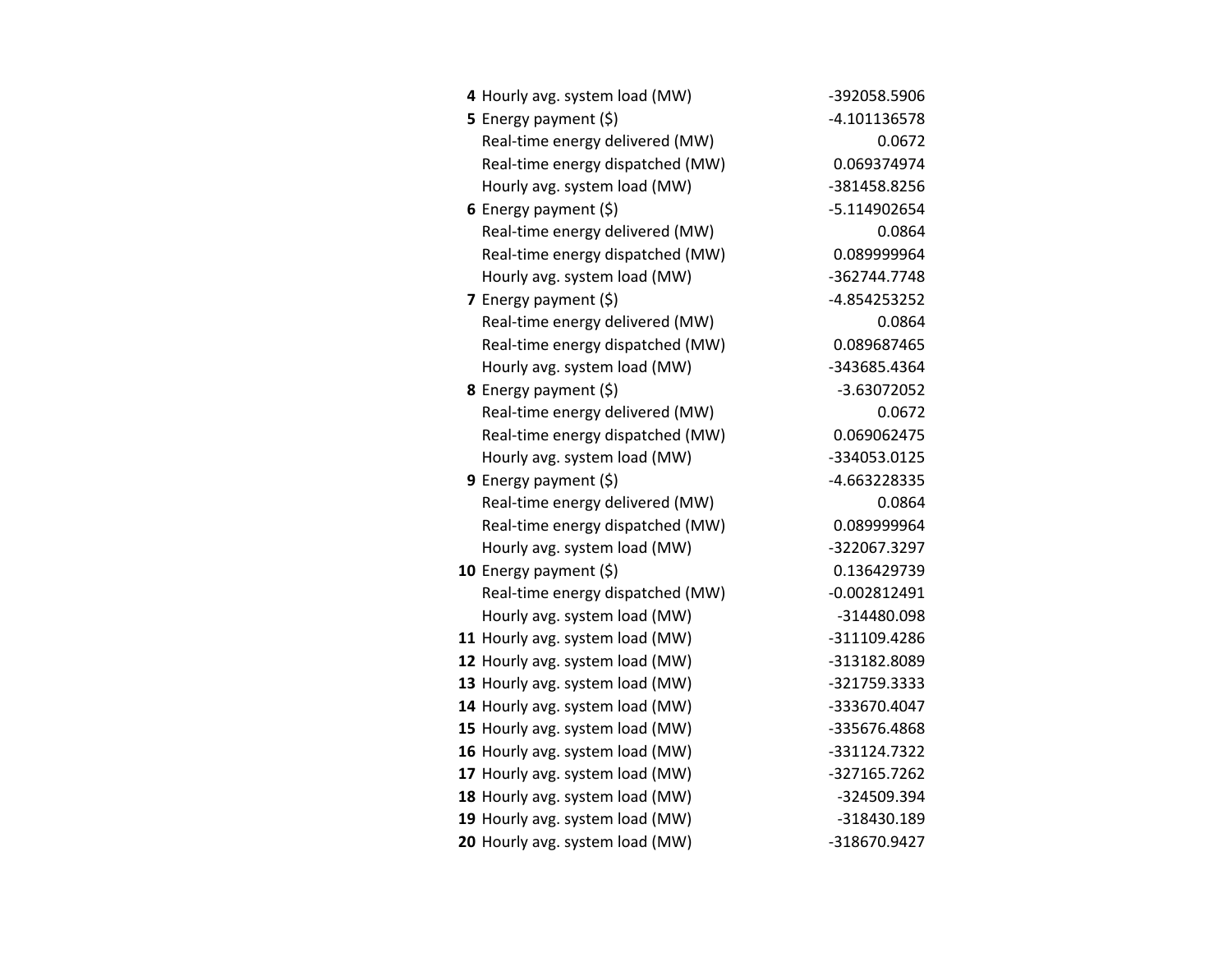| | | |
|---|---|---|
| **4** | Hourly avg. system load (MW) | -392058.5906 |
| **5** | Energy payment ($) | -4.101136578 |
| | Real-time energy delivered (MW) | 0.0672 |
| | Real-time energy dispatched (MW) | 0.069374974 |
| | Hourly avg. system load (MW) | -381458.8256 |
| **6** | Energy payment ($) | -5.114902654 |
| | Real-time energy delivered (MW) | 0.0864 |
| | Real-time energy dispatched (MW) | 0.089999964 |
| | Hourly avg. system load (MW) | -362744.7748 |
| **7** | Energy payment ($) | -4.854253252 |
| | Real-time energy delivered (MW) | 0.0864 |
| | Real-time energy dispatched (MW) | 0.089687465 |
| | Hourly avg. system load (MW) | -343685.4364 |
| **8** | Energy payment ($) | -3.63072052 |
| | Real-time energy delivered (MW) | 0.0672 |
| | Real-time energy dispatched (MW) | 0.069062475 |
| | Hourly avg. system load (MW) | -334053.0125 |
| **9** | Energy payment ($) | -4.663228335 |
| | Real-time energy delivered (MW) | 0.0864 |
| | Real-time energy dispatched (MW) | 0.089999964 |
| | Hourly avg. system load (MW) | -322067.3297 |
| **10** | Energy payment ($) | 0.136429739 |
| | Real-time energy dispatched (MW) | -0.002812491 |
| | Hourly avg. system load (MW) | -314480.098 |
| **11** | Hourly avg. system load (MW) | -311109.4286 |
| **12** | Hourly avg. system load (MW) | -313182.8089 |
| **13** | Hourly avg. system load (MW) | -321759.3333 |
| **14** | Hourly avg. system load (MW) | -333670.4047 |
| **15** | Hourly avg. system load (MW) | -335676.4868 |
| **16** | Hourly avg. system load (MW) | -331124.7322 |
| **17** | Hourly avg. system load (MW) | -327165.7262 |
| **18** | Hourly avg. system load (MW) | -324509.394 |
| **19** | Hourly avg. system load (MW) | -318430.189 |
| **20** | Hourly avg. system load (MW) | -318670.9427 |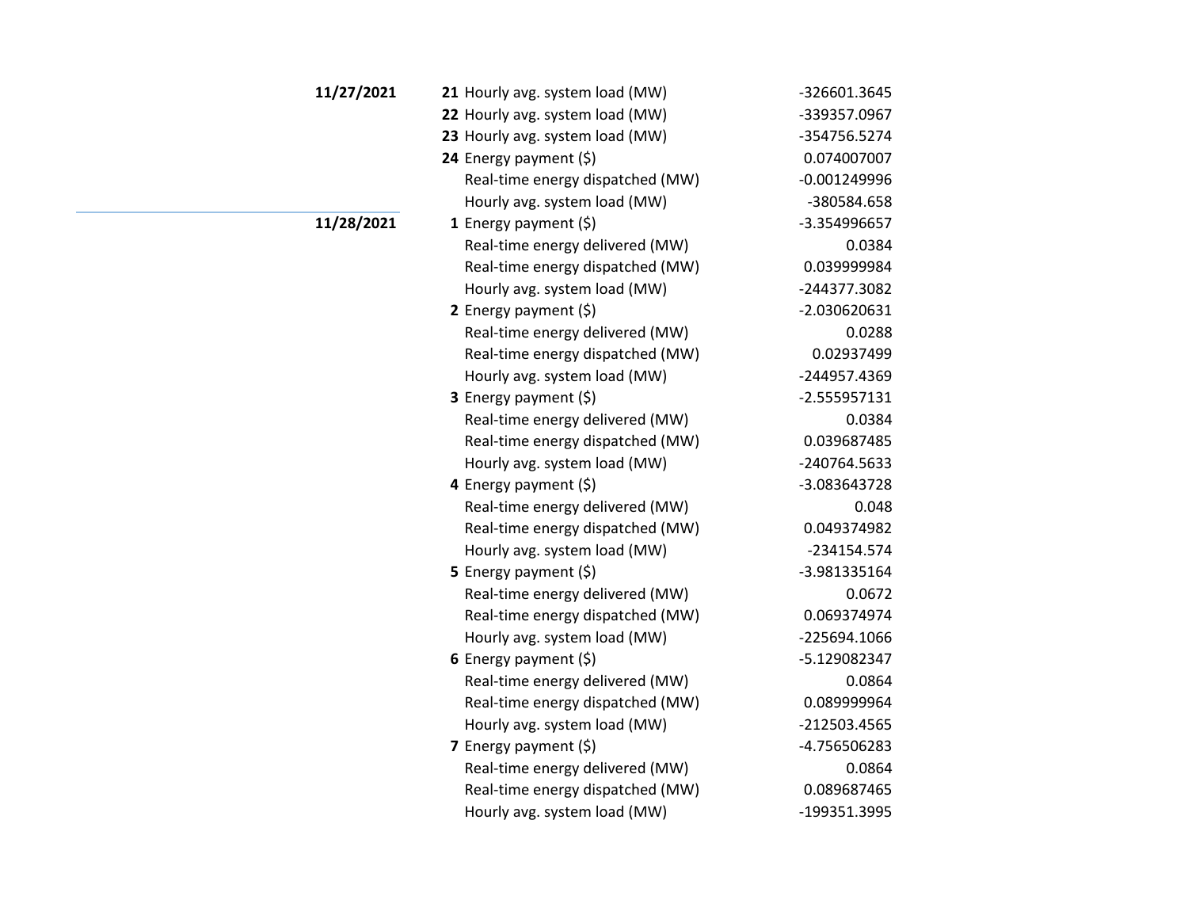| Date | Hour | Measure | Value |
|---|---|---|---|
| **11/27/2021** | **21** | Hourly avg. system load (MW) | -326601.3645 |
| | **22** | Hourly avg. system load (MW) | -339357.0967 |
| | **23** | Hourly avg. system load (MW) | -354756.5274 |
| | **24** | Energy payment ($) | 0.074007007 |
| | | Real-time energy dispatched (MW) | -0.001249996 |
| | | Hourly avg. system load (MW) | -380584.658 |
| **11/28/2021** | **1** | Energy payment ($) | -3.354996657 |
| | | Real-time energy delivered (MW) | 0.0384 |
| | | Real-time energy dispatched (MW) | 0.039999984 |
| | | Hourly avg. system load (MW) | -244377.3082 |
| | **2** | Energy payment ($) | -2.030620631 |
| | | Real-time energy delivered (MW) | 0.0288 |
| | | Real-time energy dispatched (MW) | 0.02937499 |
| | | Hourly avg. system load (MW) | -244957.4369 |
| | **3** | Energy payment ($) | -2.555957131 |
| | | Real-time energy delivered (MW) | 0.0384 |
| | | Real-time energy dispatched (MW) | 0.039687485 |
| | | Hourly avg. system load (MW) | -240764.5633 |
| | **4** | Energy payment ($) | -3.083643728 |
| | | Real-time energy delivered (MW) | 0.048 |
| | | Real-time energy dispatched (MW) | 0.049374982 |
| | | Hourly avg. system load (MW) | -234154.574 |
| | **5** | Energy payment ($) | -3.981335164 |
| | | Real-time energy delivered (MW) | 0.0672 |
| | | Real-time energy dispatched (MW) | 0.069374974 |
| | | Hourly avg. system load (MW) | -225694.1066 |
| | **6** | Energy payment ($) | -5.129082347 |
| | | Real-time energy delivered (MW) | 0.0864 |
| | | Real-time energy dispatched (MW) | 0.089999964 |
| | | Hourly avg. system load (MW) | -212503.4565 |
| | **7** | Energy payment ($) | -4.756506283 |
| | | Real-time energy delivered (MW) | 0.0864 |
| | | Real-time energy dispatched (MW) | 0.089687465 |
| | | Hourly avg. system load (MW) | -199351.3995 |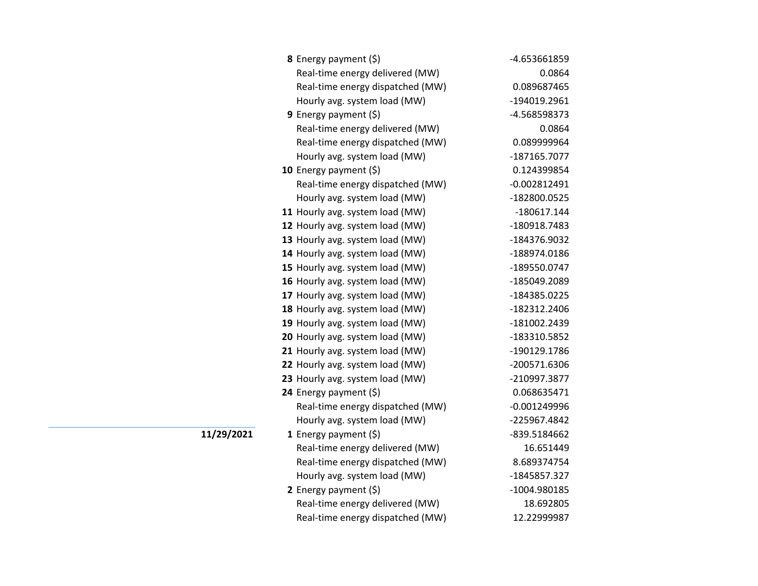| Date | Hour | Item | Value |
|---|---|---|---|
| | **8** | Energy payment ($) | -4.653661859 |
| | | Real-time energy delivered (MW) | 0.0864 |
| | | Real-time energy dispatched (MW) | 0.089687465 |
| | | Hourly avg. system load (MW) | -194019.2961 |
| | **9** | Energy payment ($) | -4.568598373 |
| | | Real-time energy delivered (MW) | 0.0864 |
| | | Real-time energy dispatched (MW) | 0.089999964 |
| | | Hourly avg. system load (MW) | -187165.7077 |
| | **10** | Energy payment ($) | 0.124399854 |
| | | Real-time energy dispatched (MW) | -0.002812491 |
| | | Hourly avg. system load (MW) | -182800.0525 |
| | **11** | Hourly avg. system load (MW) | -180617.144 |
| | **12** | Hourly avg. system load (MW) | -180918.7483 |
| | **13** | Hourly avg. system load (MW) | -184376.9032 |
| | **14** | Hourly avg. system load (MW) | -188974.0186 |
| | **15** | Hourly avg. system load (MW) | -189550.0747 |
| | **16** | Hourly avg. system load (MW) | -185049.2089 |
| | **17** | Hourly avg. system load (MW) | -184385.0225 |
| | **18** | Hourly avg. system load (MW) | -182312.2406 |
| | **19** | Hourly avg. system load (MW) | -181002.2439 |
| | **20** | Hourly avg. system load (MW) | -183310.5852 |
| | **21** | Hourly avg. system load (MW) | -190129.1786 |
| | **22** | Hourly avg. system load (MW) | -200571.6306 |
| | **23** | Hourly avg. system load (MW) | -210997.3877 |
| | **24** | Energy payment ($) | 0.068635471 |
| | | Real-time energy dispatched (MW) | -0.001249996 |
| | | Hourly avg. system load (MW) | -225967.4842 |
| **11/29/2021** | **1** | Energy payment ($) | -839.5184662 |
| | | Real-time energy delivered (MW) | 16.651449 |
| | | Real-time energy dispatched (MW) | 8.689374754 |
| | | Hourly avg. system load (MW) | -1845857.327 |
| | **2** | Energy payment ($) | -1004.980185 |
| | | Real-time energy delivered (MW) | 18.692805 |
| | | Real-time energy dispatched (MW) | 12.22999987 |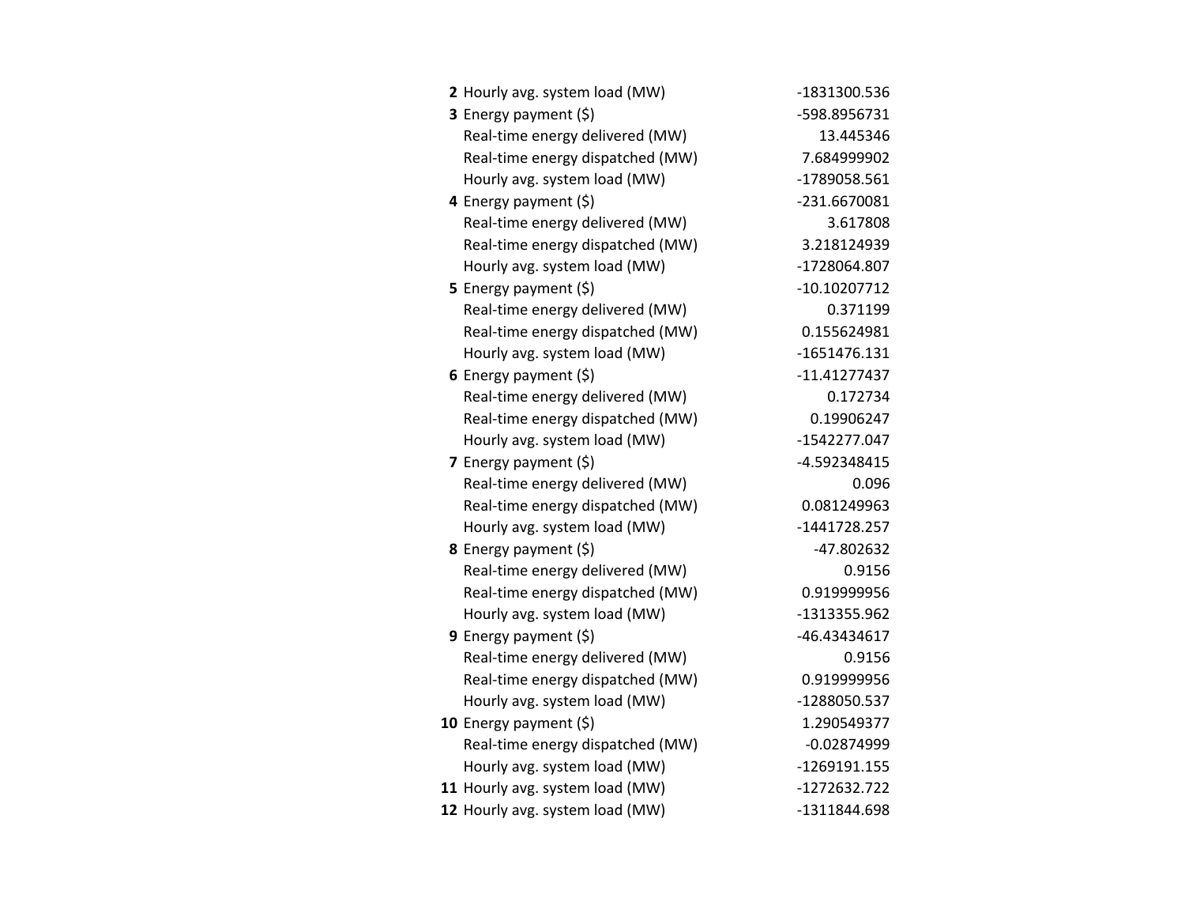| | | |
|---|---|---|
| **2** | Hourly avg. system load (MW) | -1831300.536 |
| **3** | Energy payment ($) | -598.8956731 |
| | Real-time energy delivered (MW) | 13.445346 |
| | Real-time energy dispatched (MW) | 7.684999902 |
| | Hourly avg. system load (MW) | -1789058.561 |
| **4** | Energy payment ($) | -231.6670081 |
| | Real-time energy delivered (MW) | 3.617808 |
| | Real-time energy dispatched (MW) | 3.218124939 |
| | Hourly avg. system load (MW) | -1728064.807 |
| **5** | Energy payment ($) | -10.10207712 |
| | Real-time energy delivered (MW) | 0.371199 |
| | Real-time energy dispatched (MW) | 0.155624981 |
| | Hourly avg. system load (MW) | -1651476.131 |
| **6** | Energy payment ($) | -11.41277437 |
| | Real-time energy delivered (MW) | 0.172734 |
| | Real-time energy dispatched (MW) | 0.19906247 |
| | Hourly avg. system load (MW) | -1542277.047 |
| **7** | Energy payment ($) | -4.592348415 |
| | Real-time energy delivered (MW) | 0.096 |
| | Real-time energy dispatched (MW) | 0.081249963 |
| | Hourly avg. system load (MW) | -1441728.257 |
| **8** | Energy payment ($) | -47.802632 |
| | Real-time energy delivered (MW) | 0.9156 |
| | Real-time energy dispatched (MW) | 0.919999956 |
| | Hourly avg. system load (MW) | -1313355.962 |
| **9** | Energy payment ($) | -46.43434617 |
| | Real-time energy delivered (MW) | 0.9156 |
| | Real-time energy dispatched (MW) | 0.919999956 |
| | Hourly avg. system load (MW) | -1288050.537 |
| **10** | Energy payment ($) | 1.290549377 |
| | Real-time energy dispatched (MW) | -0.02874999 |
| | Hourly avg. system load (MW) | -1269191.155 |
| **11** | Hourly avg. system load (MW) | -1272632.722 |
| **12** | Hourly avg. system load (MW) | -1311844.698 |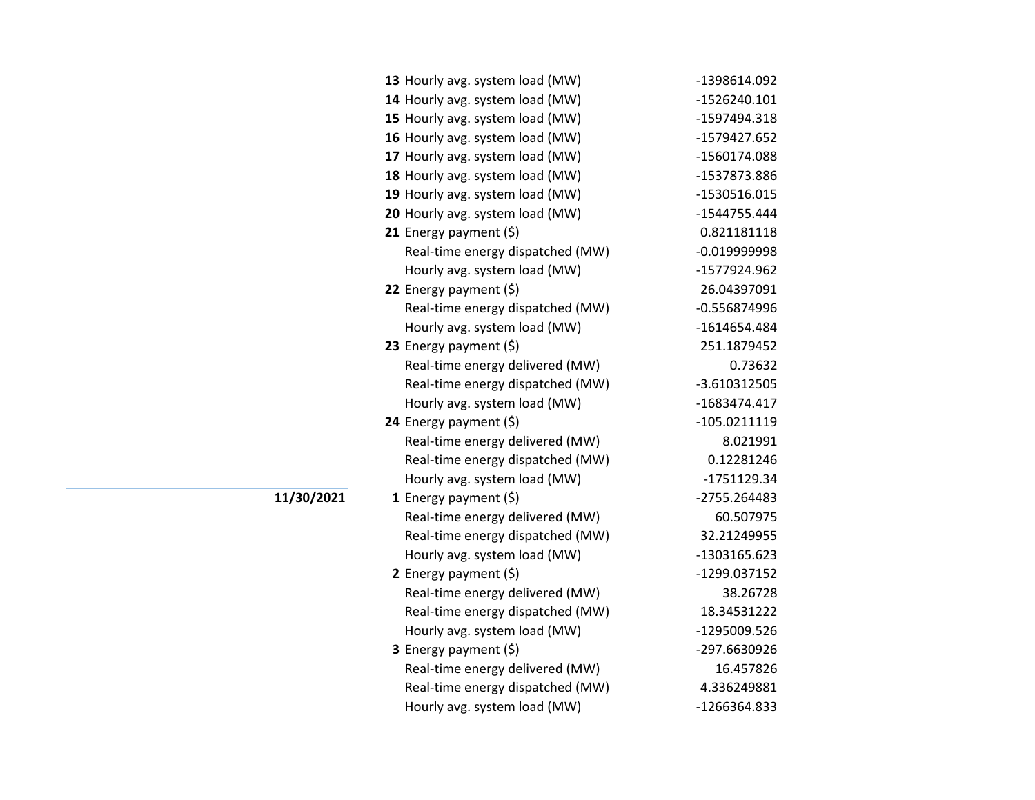| Date | Hour | Item | Value |
|---|---|---|---|
| | **13** | Hourly avg. system load (MW) | -1398614.092 |
| | **14** | Hourly avg. system load (MW) | -1526240.101 |
| | **15** | Hourly avg. system load (MW) | -1597494.318 |
| | **16** | Hourly avg. system load (MW) | -1579427.652 |
| | **17** | Hourly avg. system load (MW) | -1560174.088 |
| | **18** | Hourly avg. system load (MW) | -1537873.886 |
| | **19** | Hourly avg. system load (MW) | -1530516.015 |
| | **20** | Hourly avg. system load (MW) | -1544755.444 |
| | **21** | Energy payment ($) | 0.821181118 |
| | | Real-time energy dispatched (MW) | -0.019999998 |
| | | Hourly avg. system load (MW) | -1577924.962 |
| | **22** | Energy payment ($) | 26.04397091 |
| | | Real-time energy dispatched (MW) | -0.556874996 |
| | | Hourly avg. system load (MW) | -1614654.484 |
| | **23** | Energy payment ($) | 251.1879452 |
| | | Real-time energy delivered (MW) | 0.73632 |
| | | Real-time energy dispatched (MW) | -3.610312505 |
| | | Hourly avg. system load (MW) | -1683474.417 |
| | **24** | Energy payment ($) | -105.0211119 |
| | | Real-time energy delivered (MW) | 8.021991 |
| | | Real-time energy dispatched (MW) | 0.12281246 |
| | | Hourly avg. system load (MW) | -1751129.34 |
| **11/30/2021** | **1** | Energy payment ($) | -2755.264483 |
| | | Real-time energy delivered (MW) | 60.507975 |
| | | Real-time energy dispatched (MW) | 32.21249955 |
| | | Hourly avg. system load (MW) | -1303165.623 |
| | **2** | Energy payment ($) | -1299.037152 |
| | | Real-time energy delivered (MW) | 38.26728 |
| | | Real-time energy dispatched (MW) | 18.34531222 |
| | | Hourly avg. system load (MW) | -1295009.526 |
| | **3** | Energy payment ($) | -297.6630926 |
| | | Real-time energy delivered (MW) | 16.457826 |
| | | Real-time energy dispatched (MW) | 4.336249881 |
| | | Hourly avg. system load (MW) | -1266364.833 |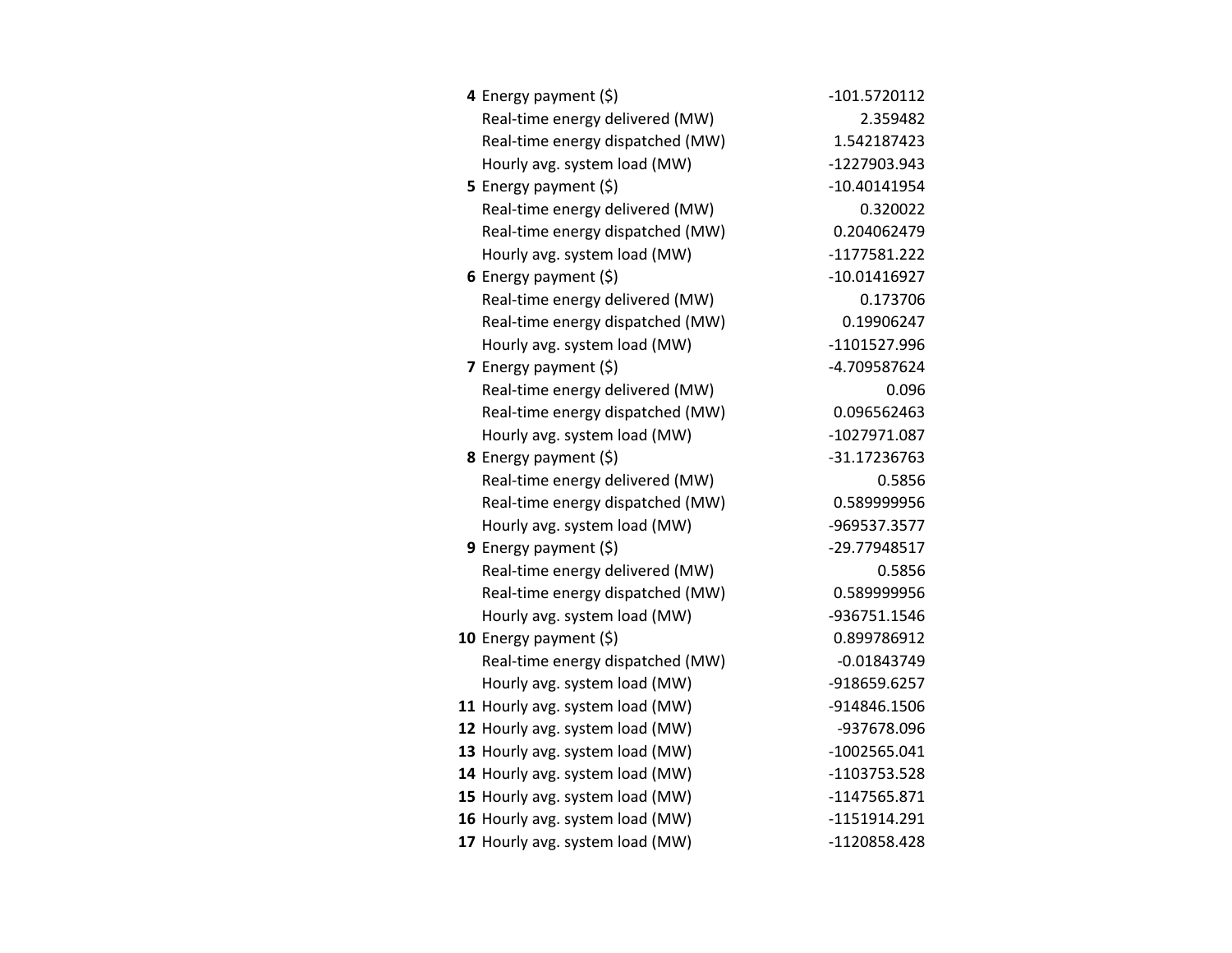| | | |
|---|---|---|
| **4** | Energy payment ($) | -101.5720112 |
| | Real-time energy delivered (MW) | 2.359482 |
| | Real-time energy dispatched (MW) | 1.542187423 |
| | Hourly avg. system load (MW) | -1227903.943 |
| **5** | Energy payment ($) | -10.40141954 |
| | Real-time energy delivered (MW) | 0.320022 |
| | Real-time energy dispatched (MW) | 0.204062479 |
| | Hourly avg. system load (MW) | -1177581.222 |
| **6** | Energy payment ($) | -10.01416927 |
| | Real-time energy delivered (MW) | 0.173706 |
| | Real-time energy dispatched (MW) | 0.19906247 |
| | Hourly avg. system load (MW) | -1101527.996 |
| **7** | Energy payment ($) | -4.709587624 |
| | Real-time energy delivered (MW) | 0.096 |
| | Real-time energy dispatched (MW) | 0.096562463 |
| | Hourly avg. system load (MW) | -1027971.087 |
| **8** | Energy payment ($) | -31.17236763 |
| | Real-time energy delivered (MW) | 0.5856 |
| | Real-time energy dispatched (MW) | 0.589999956 |
| | Hourly avg. system load (MW) | -969537.3577 |
| **9** | Energy payment ($) | -29.77948517 |
| | Real-time energy delivered (MW) | 0.5856 |
| | Real-time energy dispatched (MW) | 0.589999956 |
| | Hourly avg. system load (MW) | -936751.1546 |
| **10** | Energy payment ($) | 0.899786912 |
| | Real-time energy dispatched (MW) | -0.01843749 |
| | Hourly avg. system load (MW) | -918659.6257 |
| **11** | Hourly avg. system load (MW) | -914846.1506 |
| **12** | Hourly avg. system load (MW) | -937678.096 |
| **13** | Hourly avg. system load (MW) | -1002565.041 |
| **14** | Hourly avg. system load (MW) | -1103753.528 |
| **15** | Hourly avg. system load (MW) | -1147565.871 |
| **16** | Hourly avg. system load (MW) | -1151914.291 |
| **17** | Hourly avg. system load (MW) | -1120858.428 |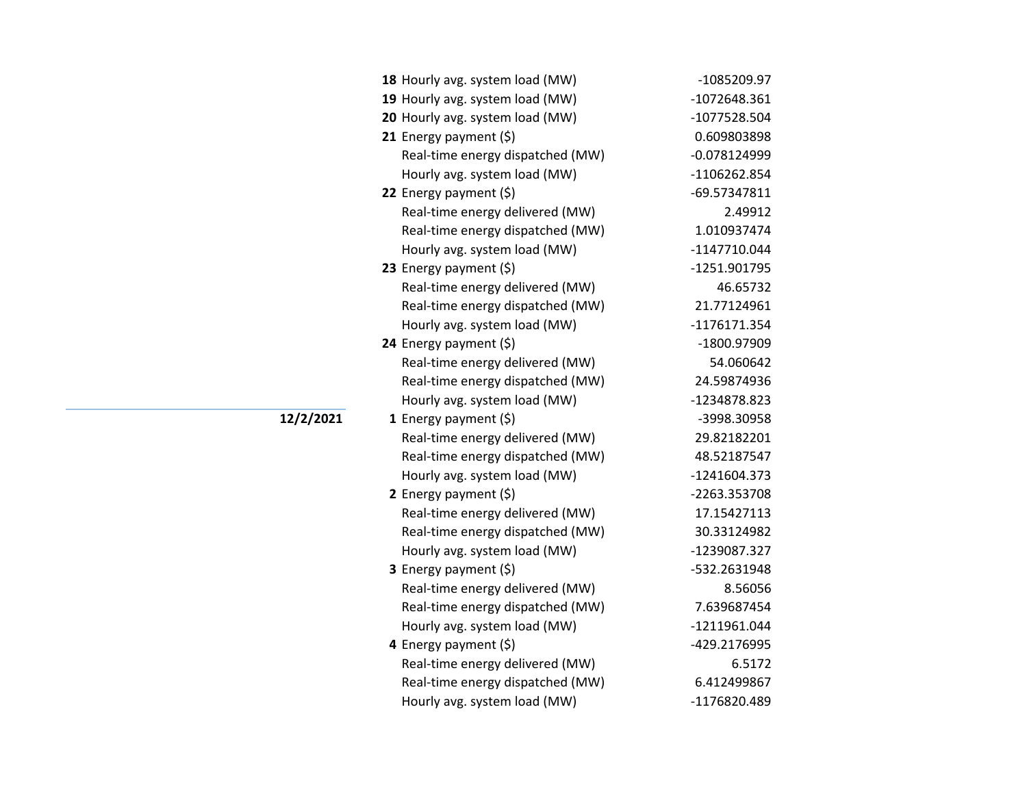| Date | Hour | Item | Value |
|---|---|---|---|
| | **18** | Hourly avg. system load (MW) | -1085209.97 |
| | **19** | Hourly avg. system load (MW) | -1072648.361 |
| | **20** | Hourly avg. system load (MW) | -1077528.504 |
| | **21** | Energy payment ($) | 0.609803898 |
| | | Real-time energy dispatched (MW) | -0.078124999 |
| | | Hourly avg. system load (MW) | -1106262.854 |
| | **22** | Energy payment ($) | -69.57347811 |
| | | Real-time energy delivered (MW) | 2.49912 |
| | | Real-time energy dispatched (MW) | 1.010937474 |
| | | Hourly avg. system load (MW) | -1147710.044 |
| | **23** | Energy payment ($) | -1251.901795 |
| | | Real-time energy delivered (MW) | 46.65732 |
| | | Real-time energy dispatched (MW) | 21.77124961 |
| | | Hourly avg. system load (MW) | -1176171.354 |
| | **24** | Energy payment ($) | -1800.97909 |
| | | Real-time energy delivered (MW) | 54.060642 |
| | | Real-time energy dispatched (MW) | 24.59874936 |
| | | Hourly avg. system load (MW) | -1234878.823 |
| **12/2/2021** | **1** | Energy payment ($) | -3998.30958 |
| | | Real-time energy delivered (MW) | 29.82182201 |
| | | Real-time energy dispatched (MW) | 48.52187547 |
| | | Hourly avg. system load (MW) | -1241604.373 |
| | **2** | Energy payment ($) | -2263.353708 |
| | | Real-time energy delivered (MW) | 17.15427113 |
| | | Real-time energy dispatched (MW) | 30.33124982 |
| | | Hourly avg. system load (MW) | -1239087.327 |
| | **3** | Energy payment ($) | -532.2631948 |
| | | Real-time energy delivered (MW) | 8.56056 |
| | | Real-time energy dispatched (MW) | 7.639687454 |
| | | Hourly avg. system load (MW) | -1211961.044 |
| | **4** | Energy payment ($) | -429.2176995 |
| | | Real-time energy delivered (MW) | 6.5172 |
| | | Real-time energy dispatched (MW) | 6.412499867 |
| | | Hourly avg. system load (MW) | -1176820.489 |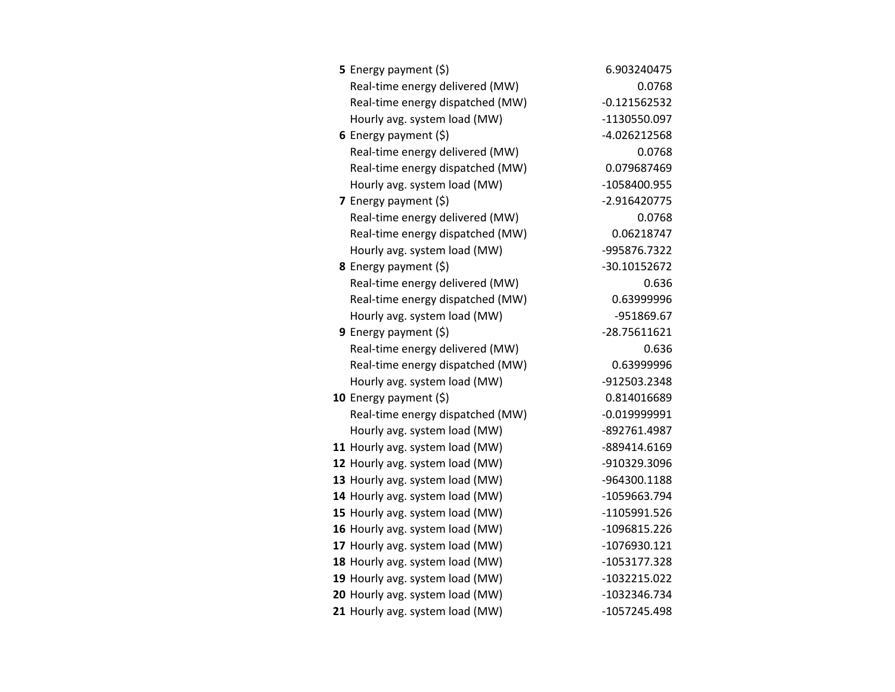| | | |
|---|---|---|
| **5** | Energy payment ($) | 6.903240475 |
| | Real-time energy delivered (MW) | 0.0768 |
| | Real-time energy dispatched (MW) | -0.121562532 |
| | Hourly avg. system load (MW) | -1130550.097 |
| **6** | Energy payment ($) | -4.026212568 |
| | Real-time energy delivered (MW) | 0.0768 |
| | Real-time energy dispatched (MW) | 0.079687469 |
| | Hourly avg. system load (MW) | -1058400.955 |
| **7** | Energy payment ($) | -2.916420775 |
| | Real-time energy delivered (MW) | 0.0768 |
| | Real-time energy dispatched (MW) | 0.06218747 |
| | Hourly avg. system load (MW) | -995876.7322 |
| **8** | Energy payment ($) | -30.10152672 |
| | Real-time energy delivered (MW) | 0.636 |
| | Real-time energy dispatched (MW) | 0.63999996 |
| | Hourly avg. system load (MW) | -951869.67 |
| **9** | Energy payment ($) | -28.75611621 |
| | Real-time energy delivered (MW) | 0.636 |
| | Real-time energy dispatched (MW) | 0.63999996 |
| | Hourly avg. system load (MW) | -912503.2348 |
| **10** | Energy payment ($) | 0.814016689 |
| | Real-time energy dispatched (MW) | -0.019999991 |
| | Hourly avg. system load (MW) | -892761.4987 |
| **11** | Hourly avg. system load (MW) | -889414.6169 |
| **12** | Hourly avg. system load (MW) | -910329.3096 |
| **13** | Hourly avg. system load (MW) | -964300.1188 |
| **14** | Hourly avg. system load (MW) | -1059663.794 |
| **15** | Hourly avg. system load (MW) | -1105991.526 |
| **16** | Hourly avg. system load (MW) | -1096815.226 |
| **17** | Hourly avg. system load (MW) | -1076930.121 |
| **18** | Hourly avg. system load (MW) | -1053177.328 |
| **19** | Hourly avg. system load (MW) | -1032215.022 |
| **20** | Hourly avg. system load (MW) | -1032346.734 |
| **21** | Hourly avg. system load (MW) | -1057245.498 |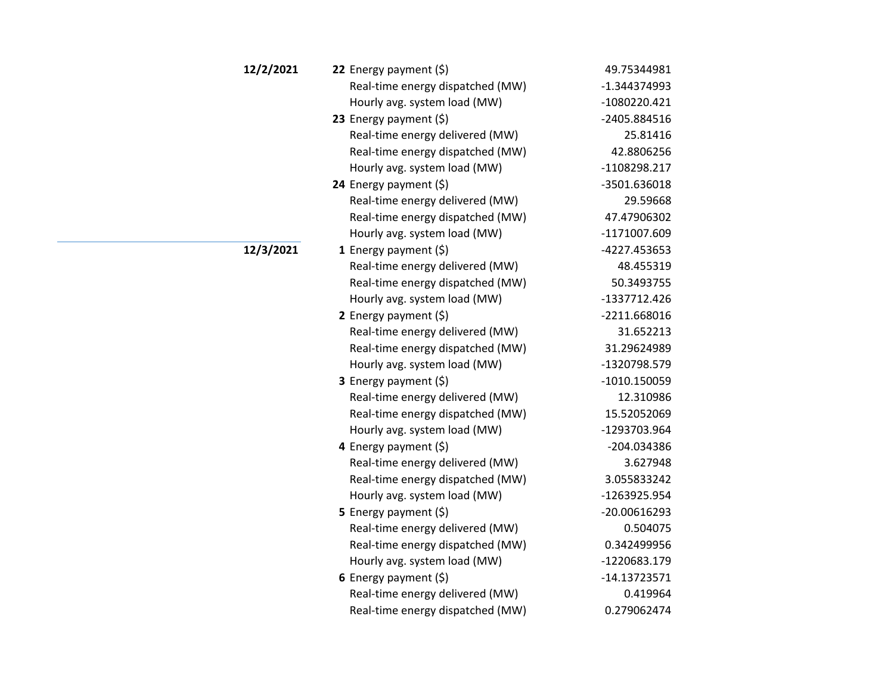| Date | Hour | Item | Value |
|---|---|---|---|
| **12/2/2021** | **22** | Energy payment ($) | 49.75344981 |
| | | Real-time energy dispatched (MW) | -1.344374993 |
| | | Hourly avg. system load (MW) | -1080220.421 |
| | **23** | Energy payment ($) | -2405.884516 |
| | | Real-time energy delivered (MW) | 25.81416 |
| | | Real-time energy dispatched (MW) | 42.8806256 |
| | | Hourly avg. system load (MW) | -1108298.217 |
| | **24** | Energy payment ($) | -3501.636018 |
| | | Real-time energy delivered (MW) | 29.59668 |
| | | Real-time energy dispatched (MW) | 47.47906302 |
| | | Hourly avg. system load (MW) | -1171007.609 |
| **12/3/2021** | **1** | Energy payment ($) | -4227.453653 |
| | | Real-time energy delivered (MW) | 48.455319 |
| | | Real-time energy dispatched (MW) | 50.3493755 |
| | | Hourly avg. system load (MW) | -1337712.426 |
| | **2** | Energy payment ($) | -2211.668016 |
| | | Real-time energy delivered (MW) | 31.652213 |
| | | Real-time energy dispatched (MW) | 31.29624989 |
| | | Hourly avg. system load (MW) | -1320798.579 |
| | **3** | Energy payment ($) | -1010.150059 |
| | | Real-time energy delivered (MW) | 12.310986 |
| | | Real-time energy dispatched (MW) | 15.52052069 |
| | | Hourly avg. system load (MW) | -1293703.964 |
| | **4** | Energy payment ($) | -204.034386 |
| | | Real-time energy delivered (MW) | 3.627948 |
| | | Real-time energy dispatched (MW) | 3.055833242 |
| | | Hourly avg. system load (MW) | -1263925.954 |
| | **5** | Energy payment ($) | -20.00616293 |
| | | Real-time energy delivered (MW) | 0.504075 |
| | | Real-time energy dispatched (MW) | 0.342499956 |
| | | Hourly avg. system load (MW) | -1220683.179 |
| | **6** | Energy payment ($) | -14.13723571 |
| | | Real-time energy delivered (MW) | 0.419964 |
| | | Real-time energy dispatched (MW) | 0.279062474 |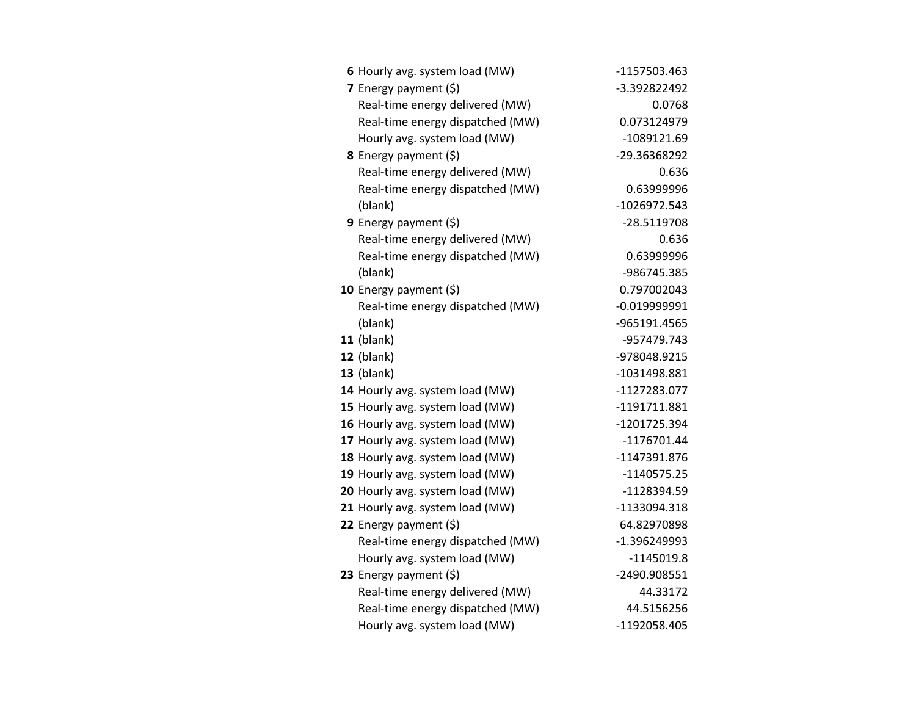| | | |
|---|---|---|
| **6** | Hourly avg. system load (MW) | -1157503.463 |
| **7** | Energy payment ($) | -3.392822492 |
| | Real-time energy delivered (MW) | 0.0768 |
| | Real-time energy dispatched (MW) | 0.073124979 |
| | Hourly avg. system load (MW) | -1089121.69 |
| **8** | Energy payment ($) | -29.36368292 |
| | Real-time energy delivered (MW) | 0.636 |
| | Real-time energy dispatched (MW) | 0.63999996 |
| | (blank) | -1026972.543 |
| **9** | Energy payment ($) | -28.5119708 |
| | Real-time energy delivered (MW) | 0.636 |
| | Real-time energy dispatched (MW) | 0.63999996 |
| | (blank) | -986745.385 |
| **10** | Energy payment ($) | 0.797002043 |
| | Real-time energy dispatched (MW) | -0.019999991 |
| | (blank) | -965191.4565 |
| **11** | (blank) | -957479.743 |
| **12** | (blank) | -978048.9215 |
| **13** | (blank) | -1031498.881 |
| **14** | Hourly avg. system load (MW) | -1127283.077 |
| **15** | Hourly avg. system load (MW) | -1191711.881 |
| **16** | Hourly avg. system load (MW) | -1201725.394 |
| **17** | Hourly avg. system load (MW) | -1176701.44 |
| **18** | Hourly avg. system load (MW) | -1147391.876 |
| **19** | Hourly avg. system load (MW) | -1140575.25 |
| **20** | Hourly avg. system load (MW) | -1128394.59 |
| **21** | Hourly avg. system load (MW) | -1133094.318 |
| **22** | Energy payment ($) | 64.82970898 |
| | Real-time energy dispatched (MW) | -1.396249993 |
| | Hourly avg. system load (MW) | -1145019.8 |
| **23** | Energy payment ($) | -2490.908551 |
| | Real-time energy delivered (MW) | 44.33172 |
| | Real-time energy dispatched (MW) | 44.5156256 |
| | Hourly avg. system load (MW) | -1192058.405 |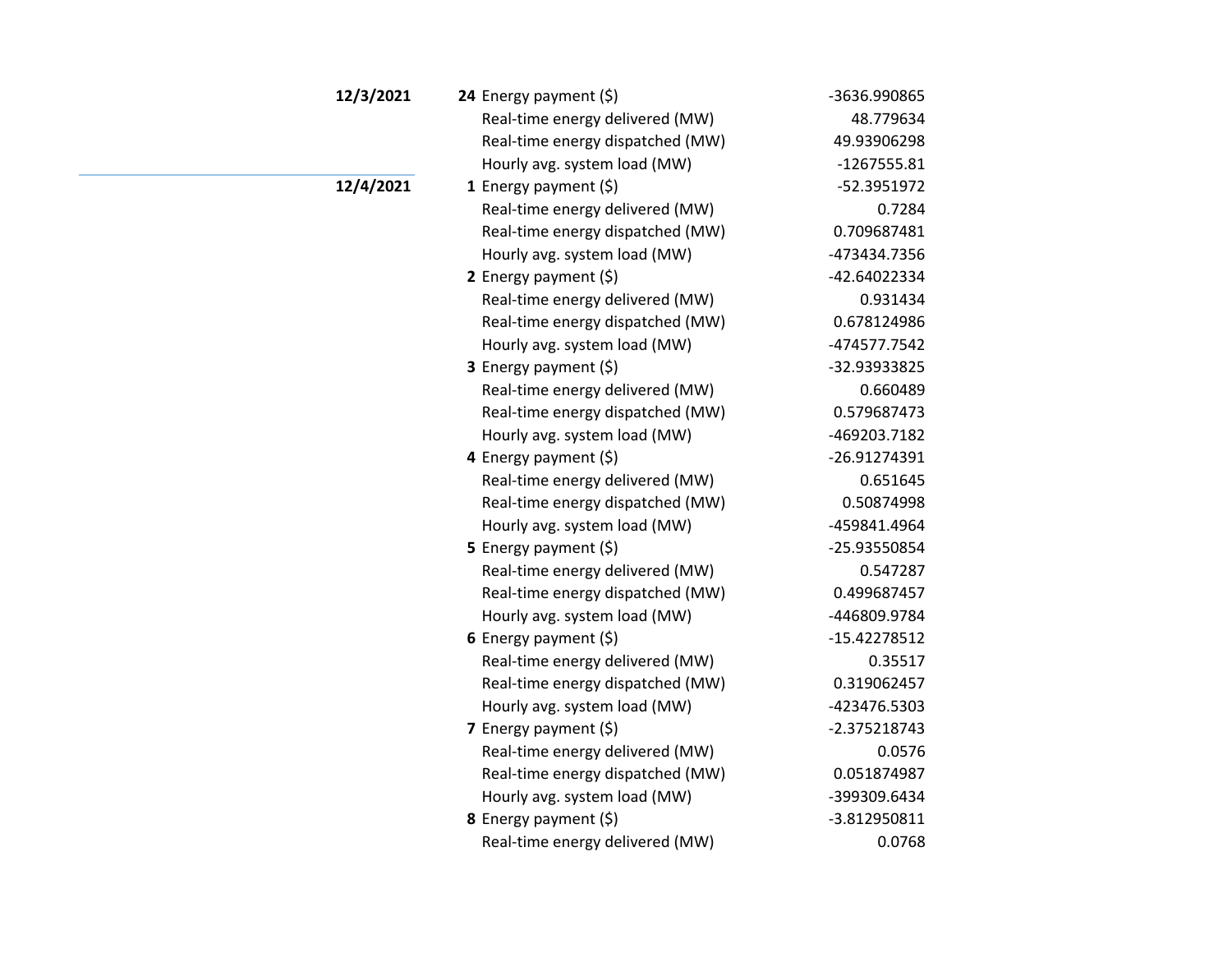| Date | Hour | Metric | Value |
|---|---|---|---|
| **12/3/2021** | **24** | Energy payment ($) | -3636.990865 |
| | | Real-time energy delivered (MW) | 48.779634 |
| | | Real-time energy dispatched (MW) | 49.93906298 |
| | | Hourly avg. system load (MW) | -1267555.81 |
| **12/4/2021** | **1** | Energy payment ($) | -52.3951972 |
| | | Real-time energy delivered (MW) | 0.7284 |
| | | Real-time energy dispatched (MW) | 0.709687481 |
| | | Hourly avg. system load (MW) | -473434.7356 |
| | **2** | Energy payment ($) | -42.64022334 |
| | | Real-time energy delivered (MW) | 0.931434 |
| | | Real-time energy dispatched (MW) | 0.678124986 |
| | | Hourly avg. system load (MW) | -474577.7542 |
| | **3** | Energy payment ($) | -32.93933825 |
| | | Real-time energy delivered (MW) | 0.660489 |
| | | Real-time energy dispatched (MW) | 0.579687473 |
| | | Hourly avg. system load (MW) | -469203.7182 |
| | **4** | Energy payment ($) | -26.91274391 |
| | | Real-time energy delivered (MW) | 0.651645 |
| | | Real-time energy dispatched (MW) | 0.50874998 |
| | | Hourly avg. system load (MW) | -459841.4964 |
| | **5** | Energy payment ($) | -25.93550854 |
| | | Real-time energy delivered (MW) | 0.547287 |
| | | Real-time energy dispatched (MW) | 0.499687457 |
| | | Hourly avg. system load (MW) | -446809.9784 |
| | **6** | Energy payment ($) | -15.42278512 |
| | | Real-time energy delivered (MW) | 0.35517 |
| | | Real-time energy dispatched (MW) | 0.319062457 |
| | | Hourly avg. system load (MW) | -423476.5303 |
| | **7** | Energy payment ($) | -2.375218743 |
| | | Real-time energy delivered (MW) | 0.0576 |
| | | Real-time energy dispatched (MW) | 0.051874987 |
| | | Hourly avg. system load (MW) | -399309.6434 |
| | **8** | Energy payment ($) | -3.812950811 |
| | | Real-time energy delivered (MW) | 0.0768 |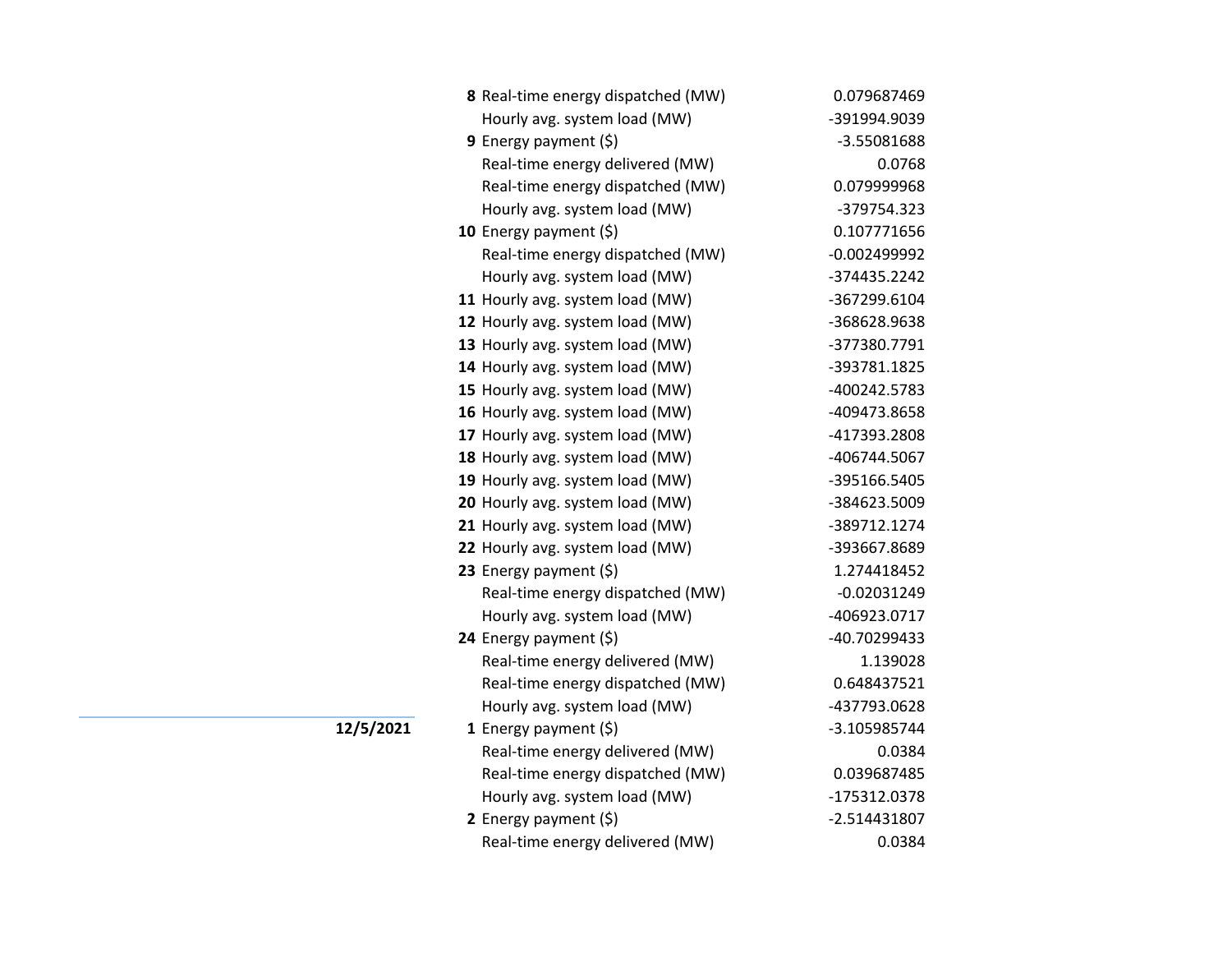| Date | Hour | Item | Value |
|---|---|---|---|
| | 8 | Real-time energy dispatched (MW) | 0.079687469 |
| | | Hourly avg. system load (MW) | -391994.9039 |
| | 9 | Energy payment ($) | -3.55081688 |
| | | Real-time energy delivered (MW) | 0.0768 |
| | | Real-time energy dispatched (MW) | 0.079999968 |
| | | Hourly avg. system load (MW) | -379754.323 |
| | 10 | Energy payment ($) | 0.107771656 |
| | | Real-time energy dispatched (MW) | -0.002499992 |
| | | Hourly avg. system load (MW) | -374435.2242 |
| | 11 | Hourly avg. system load (MW) | -367299.6104 |
| | 12 | Hourly avg. system load (MW) | -368628.9638 |
| | 13 | Hourly avg. system load (MW) | -377380.7791 |
| | 14 | Hourly avg. system load (MW) | -393781.1825 |
| | 15 | Hourly avg. system load (MW) | -400242.5783 |
| | 16 | Hourly avg. system load (MW) | -409473.8658 |
| | 17 | Hourly avg. system load (MW) | -417393.2808 |
| | 18 | Hourly avg. system load (MW) | -406744.5067 |
| | 19 | Hourly avg. system load (MW) | -395166.5405 |
| | 20 | Hourly avg. system load (MW) | -384623.5009 |
| | 21 | Hourly avg. system load (MW) | -389712.1274 |
| | 22 | Hourly avg. system load (MW) | -393667.8689 |
| | 23 | Energy payment ($) | 1.274418452 |
| | | Real-time energy dispatched (MW) | -0.02031249 |
| | | Hourly avg. system load (MW) | -406923.0717 |
| | 24 | Energy payment ($) | -40.70299433 |
| | | Real-time energy delivered (MW) | 1.139028 |
| | | Real-time energy dispatched (MW) | 0.648437521 |
| | | Hourly avg. system load (MW) | -437793.0628 |
| **12/5/2021** | 1 | Energy payment ($) | -3.105985744 |
| | | Real-time energy delivered (MW) | 0.0384 |
| | | Real-time energy dispatched (MW) | 0.039687485 |
| | | Hourly avg. system load (MW) | -175312.0378 |
| | 2 | Energy payment ($) | -2.514431807 |
| | | Real-time energy delivered (MW) | 0.0384 |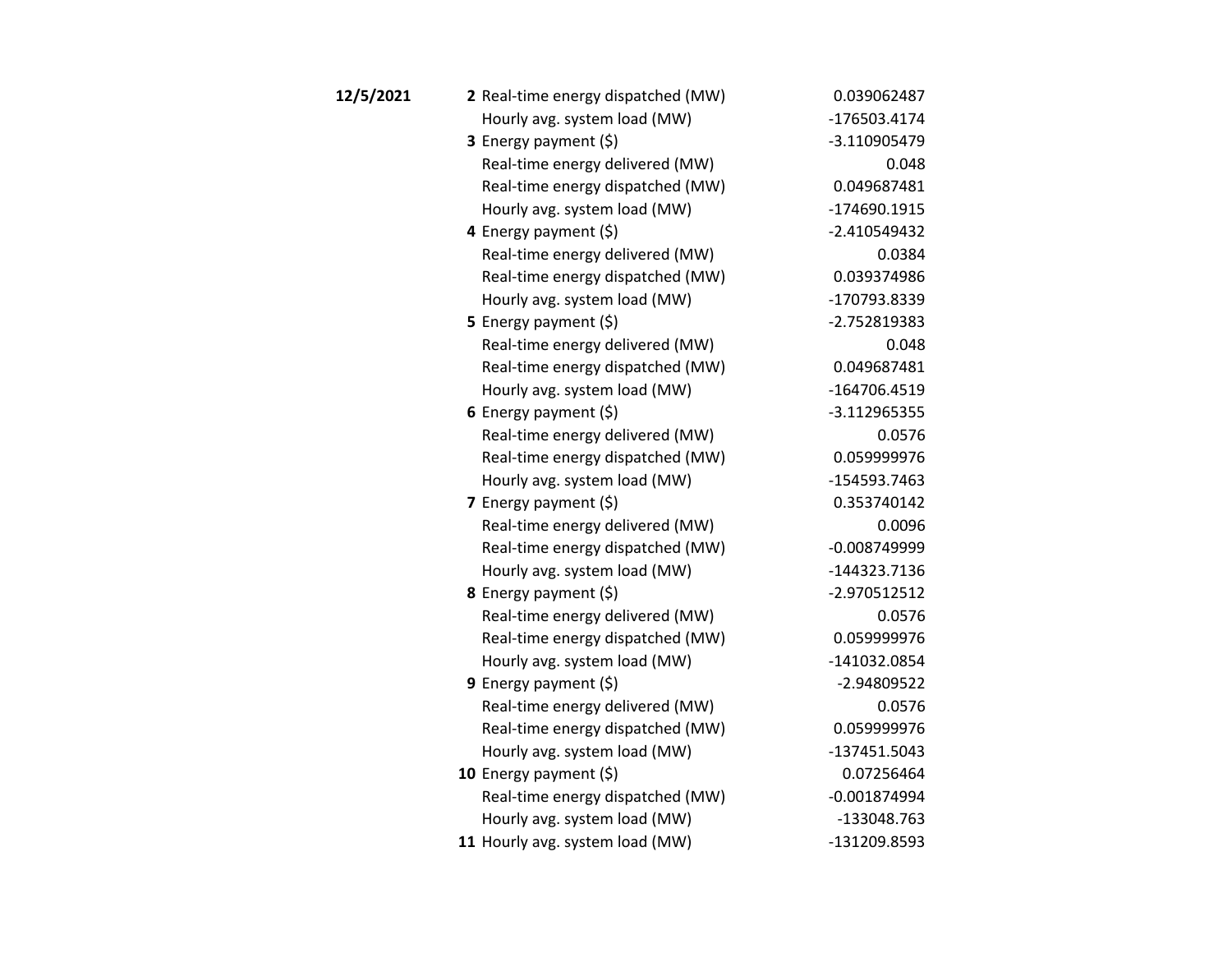| Date | Hour | Metric | Value |
|---|---|---|---|
| **12/5/2021** | **2** | Real-time energy dispatched (MW) | 0.039062487 |
| | | Hourly avg. system load (MW) | -176503.4174 |
| | **3** | Energy payment ($) | -3.110905479 |
| | | Real-time energy delivered (MW) | 0.048 |
| | | Real-time energy dispatched (MW) | 0.049687481 |
| | | Hourly avg. system load (MW) | -174690.1915 |
| | **4** | Energy payment ($) | -2.410549432 |
| | | Real-time energy delivered (MW) | 0.0384 |
| | | Real-time energy dispatched (MW) | 0.039374986 |
| | | Hourly avg. system load (MW) | -170793.8339 |
| | **5** | Energy payment ($) | -2.752819383 |
| | | Real-time energy delivered (MW) | 0.048 |
| | | Real-time energy dispatched (MW) | 0.049687481 |
| | | Hourly avg. system load (MW) | -164706.4519 |
| | **6** | Energy payment ($) | -3.112965355 |
| | | Real-time energy delivered (MW) | 0.0576 |
| | | Real-time energy dispatched (MW) | 0.059999976 |
| | | Hourly avg. system load (MW) | -154593.7463 |
| | **7** | Energy payment ($) | 0.353740142 |
| | | Real-time energy delivered (MW) | 0.0096 |
| | | Real-time energy dispatched (MW) | -0.008749999 |
| | | Hourly avg. system load (MW) | -144323.7136 |
| | **8** | Energy payment ($) | -2.970512512 |
| | | Real-time energy delivered (MW) | 0.0576 |
| | | Real-time energy dispatched (MW) | 0.059999976 |
| | | Hourly avg. system load (MW) | -141032.0854 |
| | **9** | Energy payment ($) | -2.94809522 |
| | | Real-time energy delivered (MW) | 0.0576 |
| | | Real-time energy dispatched (MW) | 0.059999976 |
| | | Hourly avg. system load (MW) | -137451.5043 |
| | **10** | Energy payment ($) | 0.07256464 |
| | | Real-time energy dispatched (MW) | -0.001874994 |
| | | Hourly avg. system load (MW) | -133048.763 |
| | **11** | Hourly avg. system load (MW) | -131209.8593 |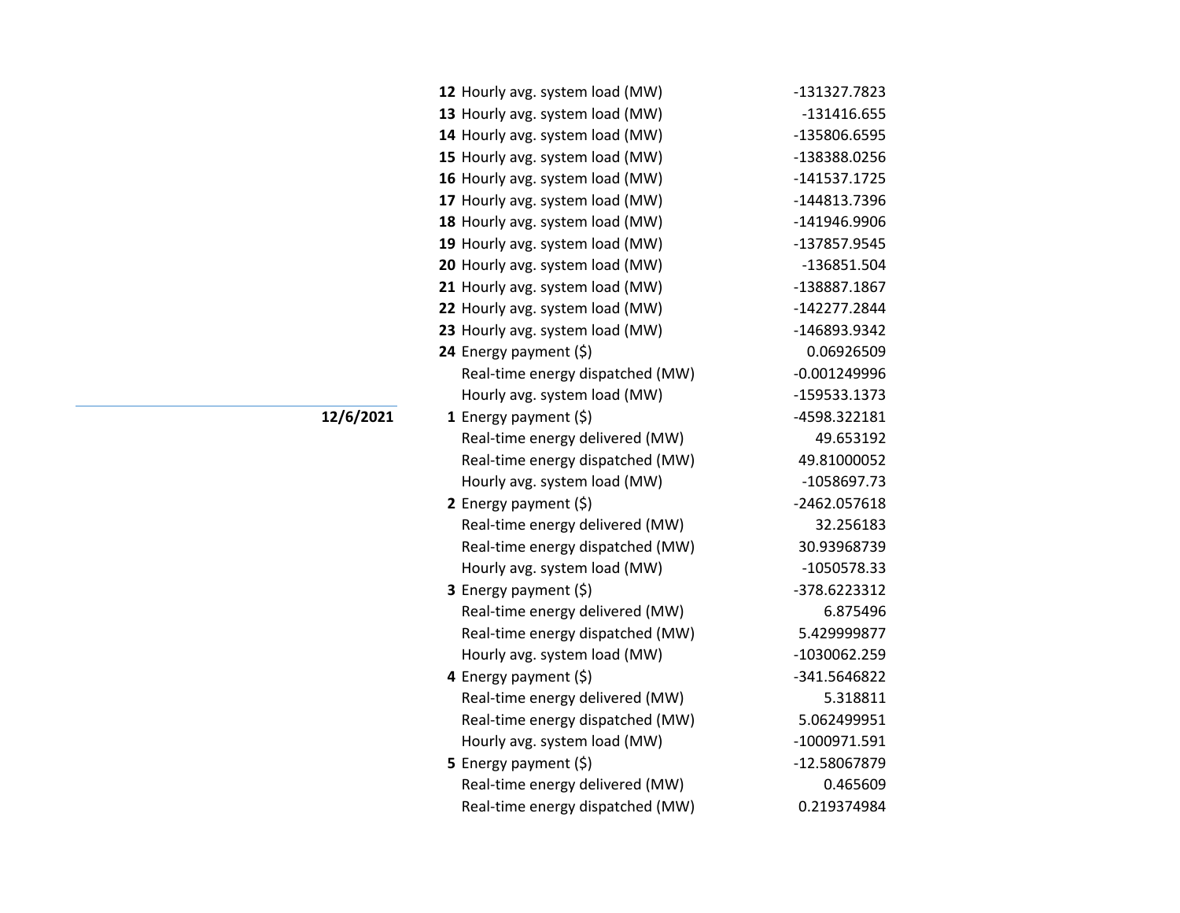| Date | Hour | Item | Value |
|---|---|---|---|
| | **12** | Hourly avg. system load (MW) | -131327.7823 |
| | **13** | Hourly avg. system load (MW) | -131416.655 |
| | **14** | Hourly avg. system load (MW) | -135806.6595 |
| | **15** | Hourly avg. system load (MW) | -138388.0256 |
| | **16** | Hourly avg. system load (MW) | -141537.1725 |
| | **17** | Hourly avg. system load (MW) | -144813.7396 |
| | **18** | Hourly avg. system load (MW) | -141946.9906 |
| | **19** | Hourly avg. system load (MW) | -137857.9545 |
| | **20** | Hourly avg. system load (MW) | -136851.504 |
| | **21** | Hourly avg. system load (MW) | -138887.1867 |
| | **22** | Hourly avg. system load (MW) | -142277.2844 |
| | **23** | Hourly avg. system load (MW) | -146893.9342 |
| | **24** | Energy payment ($) | 0.06926509 |
| | | Real-time energy dispatched (MW) | -0.001249996 |
| | | Hourly avg. system load (MW) | -159533.1373 |
| **12/6/2021** | **1** | Energy payment ($) | -4598.322181 |
| | | Real-time energy delivered (MW) | 49.653192 |
| | | Real-time energy dispatched (MW) | 49.81000052 |
| | | Hourly avg. system load (MW) | -1058697.73 |
| | **2** | Energy payment ($) | -2462.057618 |
| | | Real-time energy delivered (MW) | 32.256183 |
| | | Real-time energy dispatched (MW) | 30.93968739 |
| | | Hourly avg. system load (MW) | -1050578.33 |
| | **3** | Energy payment ($) | -378.6223312 |
| | | Real-time energy delivered (MW) | 6.875496 |
| | | Real-time energy dispatched (MW) | 5.429999877 |
| | | Hourly avg. system load (MW) | -1030062.259 |
| | **4** | Energy payment ($) | -341.5646822 |
| | | Real-time energy delivered (MW) | 5.318811 |
| | | Real-time energy dispatched (MW) | 5.062499951 |
| | | Hourly avg. system load (MW) | -1000971.591 |
| | **5** | Energy payment ($) | -12.58067879 |
| | | Real-time energy delivered (MW) | 0.465609 |
| | | Real-time energy dispatched (MW) | 0.219374984 |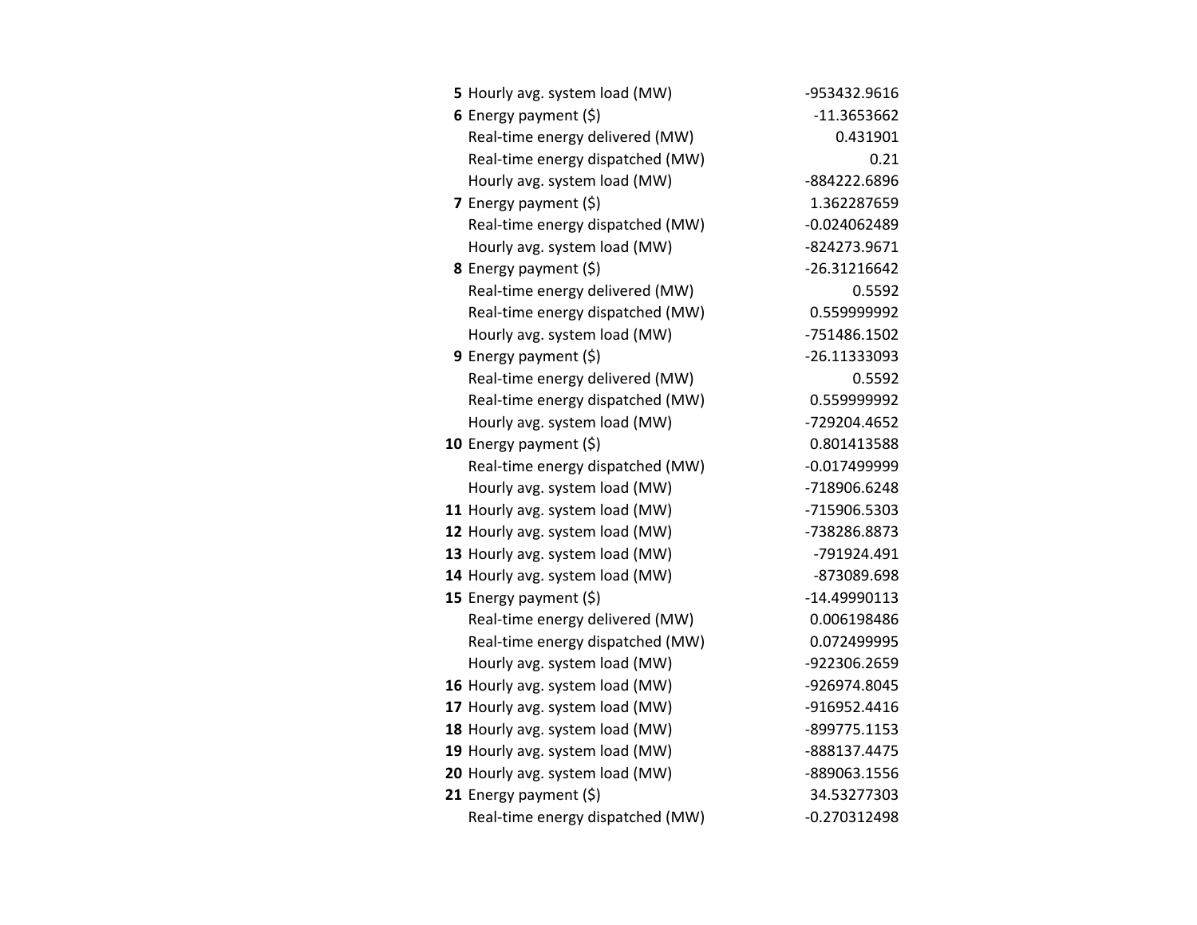| | | |
|---|---|---|
| **5** | Hourly avg. system load (MW) | -953432.9616 |
| **6** | Energy payment ($) | -11.3653662 |
| | Real-time energy delivered (MW) | 0.431901 |
| | Real-time energy dispatched (MW) | 0.21 |
| | Hourly avg. system load (MW) | -884222.6896 |
| **7** | Energy payment ($) | 1.362287659 |
| | Real-time energy dispatched (MW) | -0.024062489 |
| | Hourly avg. system load (MW) | -824273.9671 |
| **8** | Energy payment ($) | -26.31216642 |
| | Real-time energy delivered (MW) | 0.5592 |
| | Real-time energy dispatched (MW) | 0.559999992 |
| | Hourly avg. system load (MW) | -751486.1502 |
| **9** | Energy payment ($) | -26.11333093 |
| | Real-time energy delivered (MW) | 0.5592 |
| | Real-time energy dispatched (MW) | 0.559999992 |
| | Hourly avg. system load (MW) | -729204.4652 |
| **10** | Energy payment ($) | 0.801413588 |
| | Real-time energy dispatched (MW) | -0.017499999 |
| | Hourly avg. system load (MW) | -718906.6248 |
| **11** | Hourly avg. system load (MW) | -715906.5303 |
| **12** | Hourly avg. system load (MW) | -738286.8873 |
| **13** | Hourly avg. system load (MW) | -791924.491 |
| **14** | Hourly avg. system load (MW) | -873089.698 |
| **15** | Energy payment ($) | -14.49990113 |
| | Real-time energy delivered (MW) | 0.006198486 |
| | Real-time energy dispatched (MW) | 0.072499995 |
| | Hourly avg. system load (MW) | -922306.2659 |
| **16** | Hourly avg. system load (MW) | -926974.8045 |
| **17** | Hourly avg. system load (MW) | -916952.4416 |
| **18** | Hourly avg. system load (MW) | -899775.1153 |
| **19** | Hourly avg. system load (MW) | -888137.4475 |
| **20** | Hourly avg. system load (MW) | -889063.1556 |
| **21** | Energy payment ($) | 34.53277303 |
| | Real-time energy dispatched (MW) | -0.270312498 |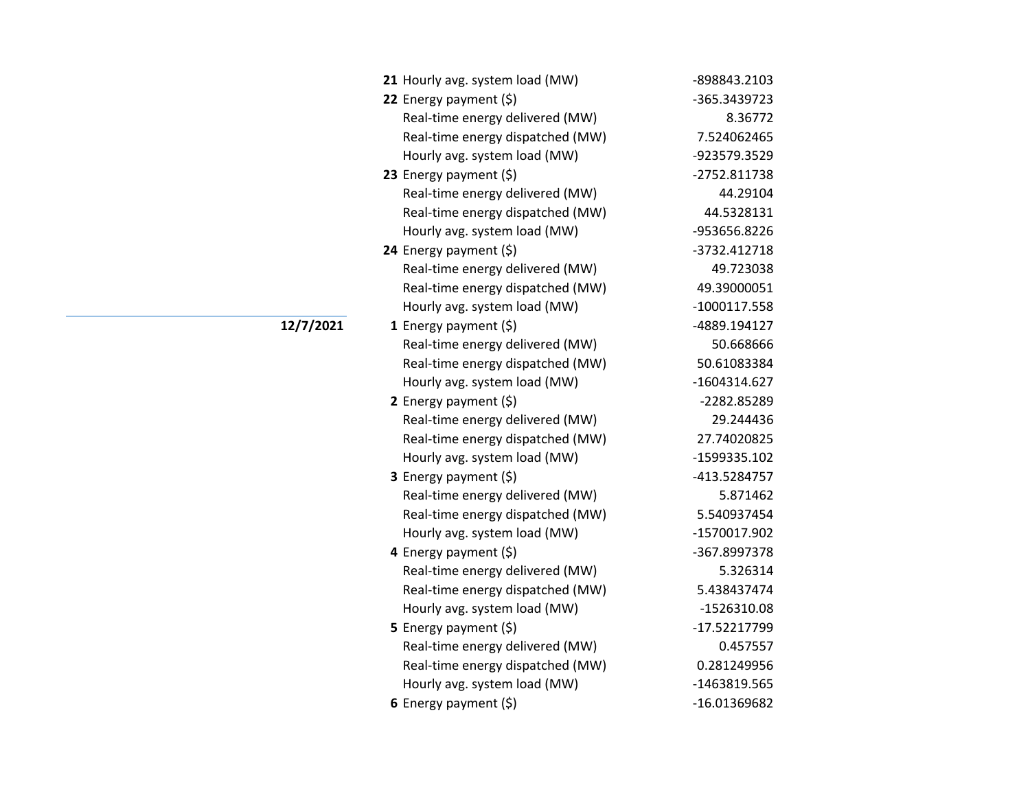| Date | Hour | Item | Value |
|---|---|---|---|
| | **21** | Hourly avg. system load (MW) | -898843.2103 |
| | **22** | Energy payment ($) | -365.3439723 |
| | | Real-time energy delivered (MW) | 8.36772 |
| | | Real-time energy dispatched (MW) | 7.524062465 |
| | | Hourly avg. system load (MW) | -923579.3529 |
| | **23** | Energy payment ($) | -2752.811738 |
| | | Real-time energy delivered (MW) | 44.29104 |
| | | Real-time energy dispatched (MW) | 44.5328131 |
| | | Hourly avg. system load (MW) | -953656.8226 |
| | **24** | Energy payment ($) | -3732.412718 |
| | | Real-time energy delivered (MW) | 49.723038 |
| | | Real-time energy dispatched (MW) | 49.39000051 |
| | | Hourly avg. system load (MW) | -1000117.558 |
| **12/7/2021** | **1** | Energy payment ($) | -4889.194127 |
| | | Real-time energy delivered (MW) | 50.668666 |
| | | Real-time energy dispatched (MW) | 50.61083384 |
| | | Hourly avg. system load (MW) | -1604314.627 |
| | **2** | Energy payment ($) | -2282.85289 |
| | | Real-time energy delivered (MW) | 29.244436 |
| | | Real-time energy dispatched (MW) | 27.74020825 |
| | | Hourly avg. system load (MW) | -1599335.102 |
| | **3** | Energy payment ($) | -413.5284757 |
| | | Real-time energy delivered (MW) | 5.871462 |
| | | Real-time energy dispatched (MW) | 5.540937454 |
| | | Hourly avg. system load (MW) | -1570017.902 |
| | **4** | Energy payment ($) | -367.8997378 |
| | | Real-time energy delivered (MW) | 5.326314 |
| | | Real-time energy dispatched (MW) | 5.438437474 |
| | | Hourly avg. system load (MW) | -1526310.08 |
| | **5** | Energy payment ($) | -17.52217799 |
| | | Real-time energy delivered (MW) | 0.457557 |
| | | Real-time energy dispatched (MW) | 0.281249956 |
| | | Hourly avg. system load (MW) | -1463819.565 |
| | **6** | Energy payment ($) | -16.01369682 |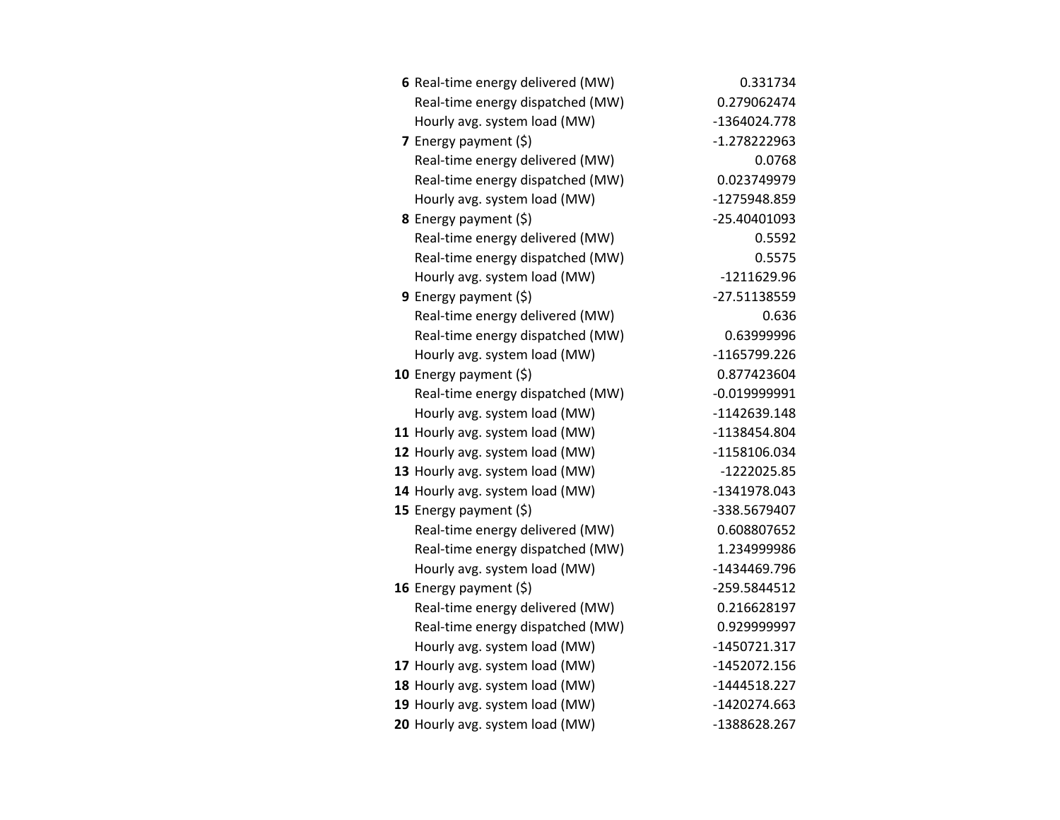| | | |
|---|---|---|
| **6** | Real-time energy delivered (MW) | 0.331734 |
| | Real-time energy dispatched (MW) | 0.279062474 |
| | Hourly avg. system load (MW) | -1364024.778 |
| **7** | Energy payment ($) | -1.278222963 |
| | Real-time energy delivered (MW) | 0.0768 |
| | Real-time energy dispatched (MW) | 0.023749979 |
| | Hourly avg. system load (MW) | -1275948.859 |
| **8** | Energy payment ($) | -25.40401093 |
| | Real-time energy delivered (MW) | 0.5592 |
| | Real-time energy dispatched (MW) | 0.5575 |
| | Hourly avg. system load (MW) | -1211629.96 |
| **9** | Energy payment ($) | -27.51138559 |
| | Real-time energy delivered (MW) | 0.636 |
| | Real-time energy dispatched (MW) | 0.63999996 |
| | Hourly avg. system load (MW) | -1165799.226 |
| **10** | Energy payment ($) | 0.877423604 |
| | Real-time energy dispatched (MW) | -0.019999991 |
| | Hourly avg. system load (MW) | -1142639.148 |
| **11** | Hourly avg. system load (MW) | -1138454.804 |
| **12** | Hourly avg. system load (MW) | -1158106.034 |
| **13** | Hourly avg. system load (MW) | -1222025.85 |
| **14** | Hourly avg. system load (MW) | -1341978.043 |
| **15** | Energy payment ($) | -338.5679407 |
| | Real-time energy delivered (MW) | 0.608807652 |
| | Real-time energy dispatched (MW) | 1.234999986 |
| | Hourly avg. system load (MW) | -1434469.796 |
| **16** | Energy payment ($) | -259.5844512 |
| | Real-time energy delivered (MW) | 0.216628197 |
| | Real-time energy dispatched (MW) | 0.929999997 |
| | Hourly avg. system load (MW) | -1450721.317 |
| **17** | Hourly avg. system load (MW) | -1452072.156 |
| **18** | Hourly avg. system load (MW) | -1444518.227 |
| **19** | Hourly avg. system load (MW) | -1420274.663 |
| **20** | Hourly avg. system load (MW) | -1388628.267 |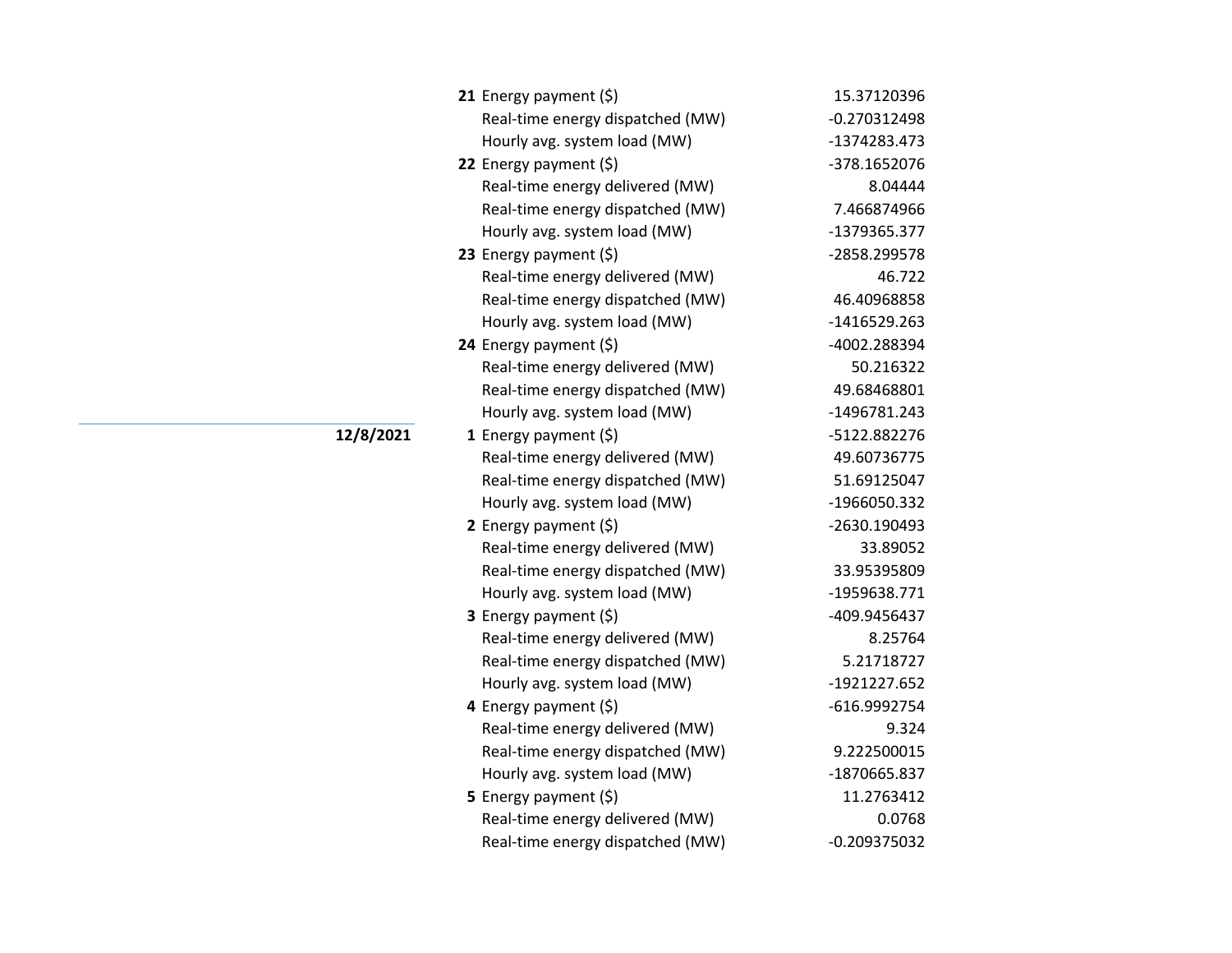| Date | Hour | Item | Value |
|---|---|---|---|
| | **21** | Energy payment ($) | 15.37120396 |
| | | Real-time energy dispatched (MW) | -0.270312498 |
| | | Hourly avg. system load (MW) | -1374283.473 |
| | **22** | Energy payment ($) | -378.1652076 |
| | | Real-time energy delivered (MW) | 8.04444 |
| | | Real-time energy dispatched (MW) | 7.466874966 |
| | | Hourly avg. system load (MW) | -1379365.377 |
| | **23** | Energy payment ($) | -2858.299578 |
| | | Real-time energy delivered (MW) | 46.722 |
| | | Real-time energy dispatched (MW) | 46.40968858 |
| | | Hourly avg. system load (MW) | -1416529.263 |
| | **24** | Energy payment ($) | -4002.288394 |
| | | Real-time energy delivered (MW) | 50.216322 |
| | | Real-time energy dispatched (MW) | 49.68468801 |
| | | Hourly avg. system load (MW) | -1496781.243 |
| **12/8/2021** | **1** | Energy payment ($) | -5122.882276 |
| | | Real-time energy delivered (MW) | 49.60736775 |
| | | Real-time energy dispatched (MW) | 51.69125047 |
| | | Hourly avg. system load (MW) | -1966050.332 |
| | **2** | Energy payment ($) | -2630.190493 |
| | | Real-time energy delivered (MW) | 33.89052 |
| | | Real-time energy dispatched (MW) | 33.95395809 |
| | | Hourly avg. system load (MW) | -1959638.771 |
| | **3** | Energy payment ($) | -409.9456437 |
| | | Real-time energy delivered (MW) | 8.25764 |
| | | Real-time energy dispatched (MW) | 5.21718727 |
| | | Hourly avg. system load (MW) | -1921227.652 |
| | **4** | Energy payment ($) | -616.9992754 |
| | | Real-time energy delivered (MW) | 9.324 |
| | | Real-time energy dispatched (MW) | 9.222500015 |
| | | Hourly avg. system load (MW) | -1870665.837 |
| | **5** | Energy payment ($) | 11.2763412 |
| | | Real-time energy delivered (MW) | 0.0768 |
| | | Real-time energy dispatched (MW) | -0.209375032 |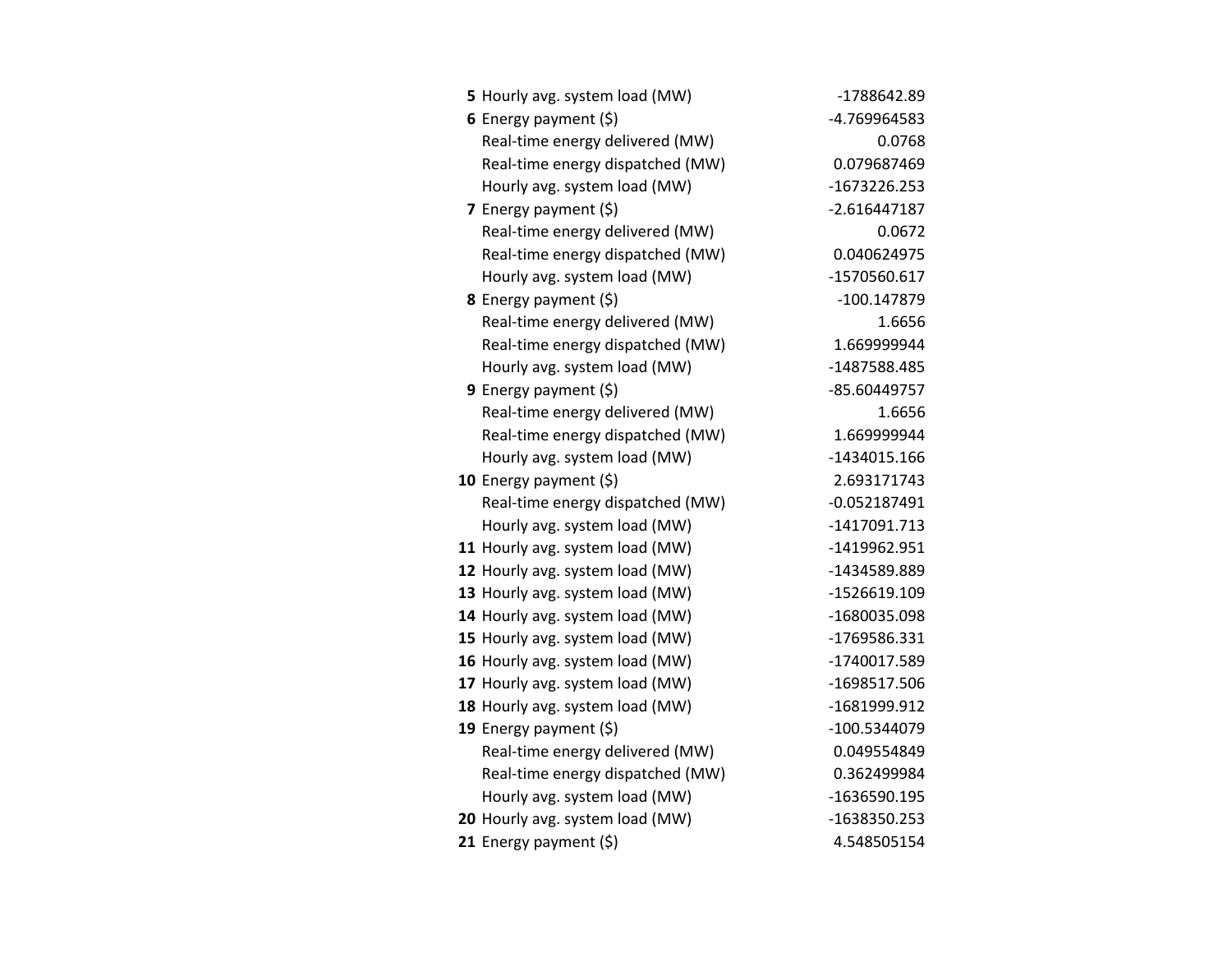| | | |
|---|---|---|
| **5** | Hourly avg. system load (MW) | -1788642.89 |
| **6** | Energy payment ($) | -4.769964583 |
| | Real-time energy delivered (MW) | 0.0768 |
| | Real-time energy dispatched (MW) | 0.079687469 |
| | Hourly avg. system load (MW) | -1673226.253 |
| **7** | Energy payment ($) | -2.616447187 |
| | Real-time energy delivered (MW) | 0.0672 |
| | Real-time energy dispatched (MW) | 0.040624975 |
| | Hourly avg. system load (MW) | -1570560.617 |
| **8** | Energy payment ($) | -100.147879 |
| | Real-time energy delivered (MW) | 1.6656 |
| | Real-time energy dispatched (MW) | 1.669999944 |
| | Hourly avg. system load (MW) | -1487588.485 |
| **9** | Energy payment ($) | -85.60449757 |
| | Real-time energy delivered (MW) | 1.6656 |
| | Real-time energy dispatched (MW) | 1.669999944 |
| | Hourly avg. system load (MW) | -1434015.166 |
| **10** | Energy payment ($) | 2.693171743 |
| | Real-time energy dispatched (MW) | -0.052187491 |
| | Hourly avg. system load (MW) | -1417091.713 |
| **11** | Hourly avg. system load (MW) | -1419962.951 |
| **12** | Hourly avg. system load (MW) | -1434589.889 |
| **13** | Hourly avg. system load (MW) | -1526619.109 |
| **14** | Hourly avg. system load (MW) | -1680035.098 |
| **15** | Hourly avg. system load (MW) | -1769586.331 |
| **16** | Hourly avg. system load (MW) | -1740017.589 |
| **17** | Hourly avg. system load (MW) | -1698517.506 |
| **18** | Hourly avg. system load (MW) | -1681999.912 |
| **19** | Energy payment ($) | -100.5344079 |
| | Real-time energy delivered (MW) | 0.049554849 |
| | Real-time energy dispatched (MW) | 0.362499984 |
| | Hourly avg. system load (MW) | -1636590.195 |
| **20** | Hourly avg. system load (MW) | -1638350.253 |
| **21** | Energy payment ($) | 4.548505154 |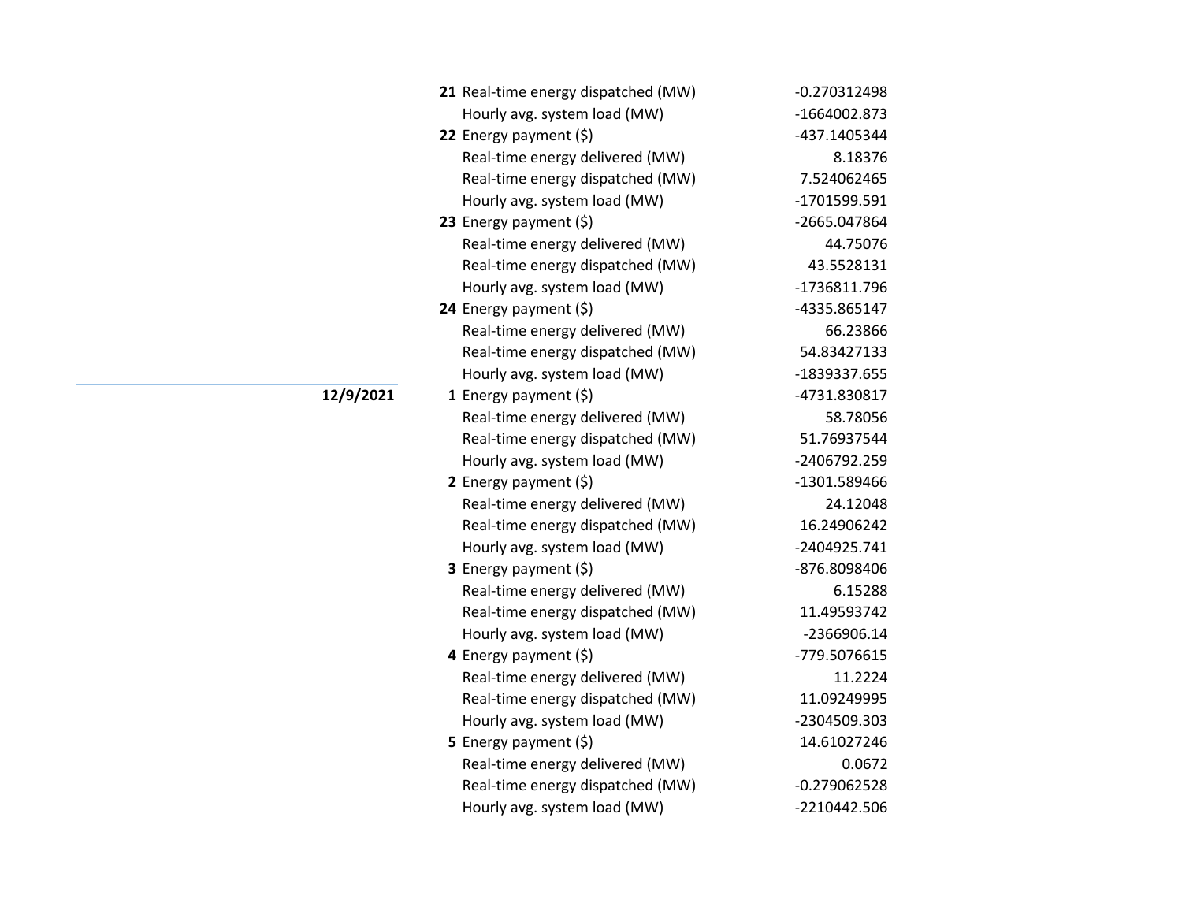| Date | Hour | Metric | Value |
|---|---|---|---|
| | **21** | Real-time energy dispatched (MW) | -0.270312498 |
| | | Hourly avg. system load (MW) | -1664002.873 |
| | **22** | Energy payment ($) | -437.1405344 |
| | | Real-time energy delivered (MW) | 8.18376 |
| | | Real-time energy dispatched (MW) | 7.524062465 |
| | | Hourly avg. system load (MW) | -1701599.591 |
| | **23** | Energy payment ($) | -2665.047864 |
| | | Real-time energy delivered (MW) | 44.75076 |
| | | Real-time energy dispatched (MW) | 43.5528131 |
| | | Hourly avg. system load (MW) | -1736811.796 |
| | **24** | Energy payment ($) | -4335.865147 |
| | | Real-time energy delivered (MW) | 66.23866 |
| | | Real-time energy dispatched (MW) | 54.83427133 |
| | | Hourly avg. system load (MW) | -1839337.655 |
| **12/9/2021** | **1** | Energy payment ($) | -4731.830817 |
| | | Real-time energy delivered (MW) | 58.78056 |
| | | Real-time energy dispatched (MW) | 51.76937544 |
| | | Hourly avg. system load (MW) | -2406792.259 |
| | **2** | Energy payment ($) | -1301.589466 |
| | | Real-time energy delivered (MW) | 24.12048 |
| | | Real-time energy dispatched (MW) | 16.24906242 |
| | | Hourly avg. system load (MW) | -2404925.741 |
| | **3** | Energy payment ($) | -876.8098406 |
| | | Real-time energy delivered (MW) | 6.15288 |
| | | Real-time energy dispatched (MW) | 11.49593742 |
| | | Hourly avg. system load (MW) | -2366906.14 |
| | **4** | Energy payment ($) | -779.5076615 |
| | | Real-time energy delivered (MW) | 11.2224 |
| | | Real-time energy dispatched (MW) | 11.09249995 |
| | | Hourly avg. system load (MW) | -2304509.303 |
| | **5** | Energy payment ($) | 14.61027246 |
| | | Real-time energy delivered (MW) | 0.0672 |
| | | Real-time energy dispatched (MW) | -0.279062528 |
| | | Hourly avg. system load (MW) | -2210442.506 |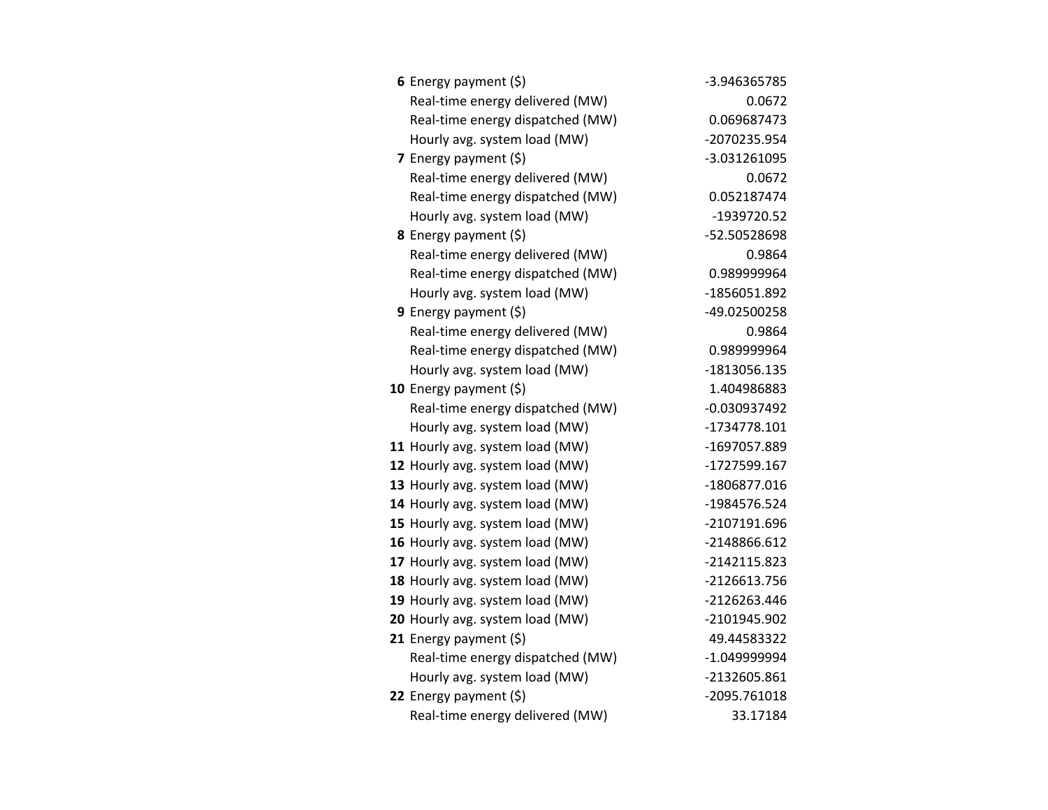| | | |
|---|---|---|
| **6** | Energy payment ($) | -3.946365785 |
| | Real-time energy delivered (MW) | 0.0672 |
| | Real-time energy dispatched (MW) | 0.069687473 |
| | Hourly avg. system load (MW) | -2070235.954 |
| **7** | Energy payment ($) | -3.031261095 |
| | Real-time energy delivered (MW) | 0.0672 |
| | Real-time energy dispatched (MW) | 0.052187474 |
| | Hourly avg. system load (MW) | -1939720.52 |
| **8** | Energy payment ($) | -52.50528698 |
| | Real-time energy delivered (MW) | 0.9864 |
| | Real-time energy dispatched (MW) | 0.989999964 |
| | Hourly avg. system load (MW) | -1856051.892 |
| **9** | Energy payment ($) | -49.02500258 |
| | Real-time energy delivered (MW) | 0.9864 |
| | Real-time energy dispatched (MW) | 0.989999964 |
| | Hourly avg. system load (MW) | -1813056.135 |
| **10** | Energy payment ($) | 1.404986883 |
| | Real-time energy dispatched (MW) | -0.030937492 |
| | Hourly avg. system load (MW) | -1734778.101 |
| **11** | Hourly avg. system load (MW) | -1697057.889 |
| **12** | Hourly avg. system load (MW) | -1727599.167 |
| **13** | Hourly avg. system load (MW) | -1806877.016 |
| **14** | Hourly avg. system load (MW) | -1984576.524 |
| **15** | Hourly avg. system load (MW) | -2107191.696 |
| **16** | Hourly avg. system load (MW) | -2148866.612 |
| **17** | Hourly avg. system load (MW) | -2142115.823 |
| **18** | Hourly avg. system load (MW) | -2126613.756 |
| **19** | Hourly avg. system load (MW) | -2126263.446 |
| **20** | Hourly avg. system load (MW) | -2101945.902 |
| **21** | Energy payment ($) | 49.44583322 |
| | Real-time energy dispatched (MW) | -1.049999994 |
| | Hourly avg. system load (MW) | -2132605.861 |
| **22** | Energy payment ($) | -2095.761018 |
| | Real-time energy delivered (MW) | 33.17184 |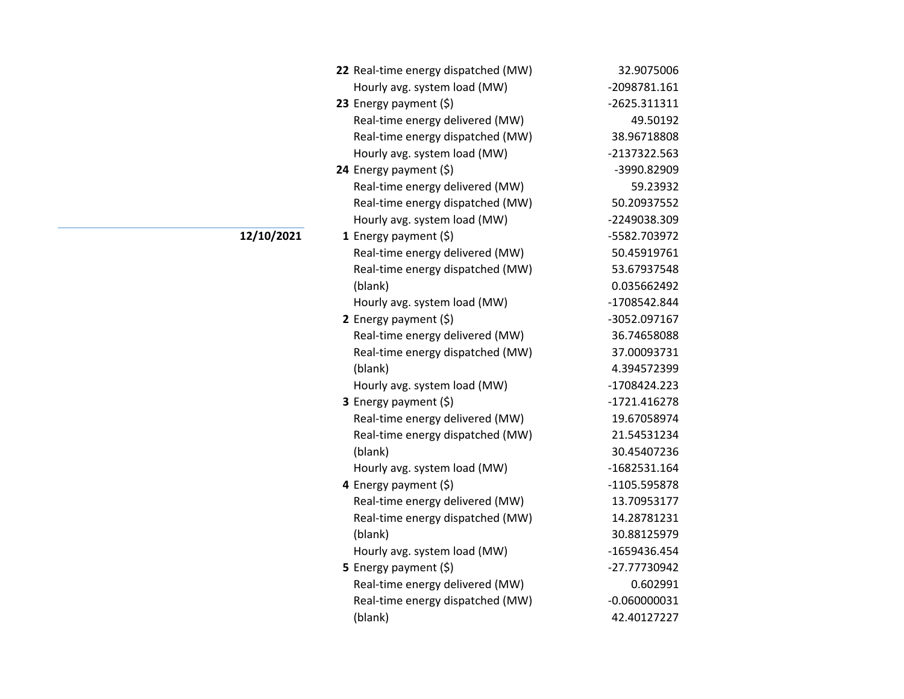| Date | Hour | Measure | Value |
|---|---|---|---|
| | **22** | Real-time energy dispatched (MW) | 32.9075006 |
| | | Hourly avg. system load (MW) | -2098781.161 |
| | **23** | Energy payment ($) | -2625.311311 |
| | | Real-time energy delivered (MW) | 49.50192 |
| | | Real-time energy dispatched (MW) | 38.96718808 |
| | | Hourly avg. system load (MW) | -2137322.563 |
| | **24** | Energy payment ($) | -3990.82909 |
| | | Real-time energy delivered (MW) | 59.23932 |
| | | Real-time energy dispatched (MW) | 50.20937552 |
| | | Hourly avg. system load (MW) | -2249038.309 |
| **12/10/2021** | **1** | Energy payment ($) | -5582.703972 |
| | | Real-time energy delivered (MW) | 50.45919761 |
| | | Real-time energy dispatched (MW) | 53.67937548 |
| | | (blank) | 0.035662492 |
| | | Hourly avg. system load (MW) | -1708542.844 |
| | **2** | Energy payment ($) | -3052.097167 |
| | | Real-time energy delivered (MW) | 36.74658088 |
| | | Real-time energy dispatched (MW) | 37.00093731 |
| | | (blank) | 4.394572399 |
| | | Hourly avg. system load (MW) | -1708424.223 |
| | **3** | Energy payment ($) | -1721.416278 |
| | | Real-time energy delivered (MW) | 19.67058974 |
| | | Real-time energy dispatched (MW) | 21.54531234 |
| | | (blank) | 30.45407236 |
| | | Hourly avg. system load (MW) | -1682531.164 |
| | **4** | Energy payment ($) | -1105.595878 |
| | | Real-time energy delivered (MW) | 13.70953177 |
| | | Real-time energy dispatched (MW) | 14.28781231 |
| | | (blank) | 30.88125979 |
| | | Hourly avg. system load (MW) | -1659436.454 |
| | **5** | Energy payment ($) | -27.77730942 |
| | | Real-time energy delivered (MW) | 0.602991 |
| | | Real-time energy dispatched (MW) | -0.060000031 |
| | | (blank) | 42.40127227 |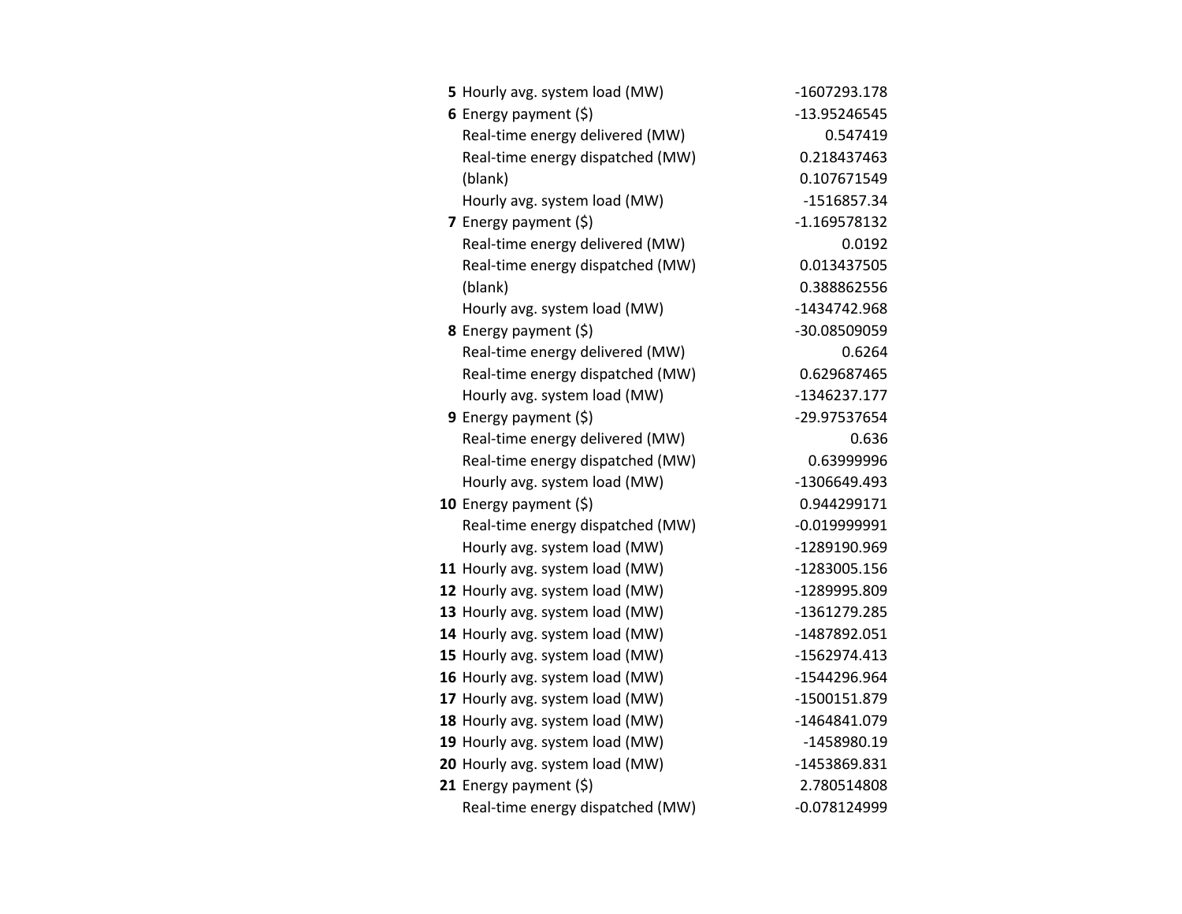| | | |
|---|---|---|
| **5** | Hourly avg. system load (MW) | -1607293.178 |
| **6** | Energy payment ($) | -13.95246545 |
| | Real-time energy delivered (MW) | 0.547419 |
| | Real-time energy dispatched (MW) | 0.218437463 |
| | (blank) | 0.107671549 |
| | Hourly avg. system load (MW) | -1516857.34 |
| **7** | Energy payment ($) | -1.169578132 |
| | Real-time energy delivered (MW) | 0.0192 |
| | Real-time energy dispatched (MW) | 0.013437505 |
| | (blank) | 0.388862556 |
| | Hourly avg. system load (MW) | -1434742.968 |
| **8** | Energy payment ($) | -30.08509059 |
| | Real-time energy delivered (MW) | 0.6264 |
| | Real-time energy dispatched (MW) | 0.629687465 |
| | Hourly avg. system load (MW) | -1346237.177 |
| **9** | Energy payment ($) | -29.97537654 |
| | Real-time energy delivered (MW) | 0.636 |
| | Real-time energy dispatched (MW) | 0.63999996 |
| | Hourly avg. system load (MW) | -1306649.493 |
| **10** | Energy payment ($) | 0.944299171 |
| | Real-time energy dispatched (MW) | -0.019999991 |
| | Hourly avg. system load (MW) | -1289190.969 |
| **11** | Hourly avg. system load (MW) | -1283005.156 |
| **12** | Hourly avg. system load (MW) | -1289995.809 |
| **13** | Hourly avg. system load (MW) | -1361279.285 |
| **14** | Hourly avg. system load (MW) | -1487892.051 |
| **15** | Hourly avg. system load (MW) | -1562974.413 |
| **16** | Hourly avg. system load (MW) | -1544296.964 |
| **17** | Hourly avg. system load (MW) | -1500151.879 |
| **18** | Hourly avg. system load (MW) | -1464841.079 |
| **19** | Hourly avg. system load (MW) | -1458980.19 |
| **20** | Hourly avg. system load (MW) | -1453869.831 |
| **21** | Energy payment ($) | 2.780514808 |
| | Real-time energy dispatched (MW) | -0.078124999 |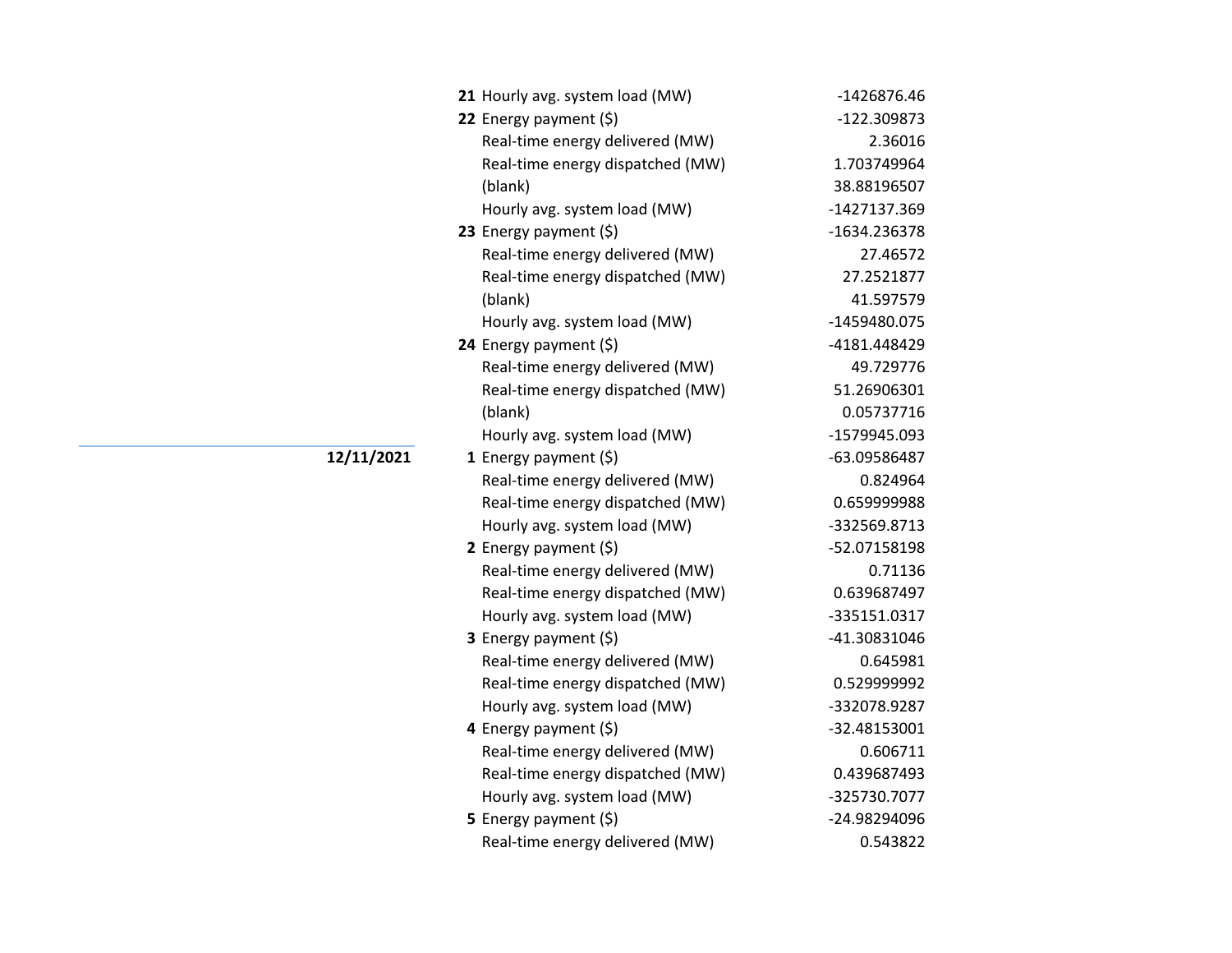| Date | Hour | Measure | Value |
|---|---|---|---|
| | **21** | Hourly avg. system load (MW) | -1426876.46 |
| | **22** | Energy payment ($) | -122.309873 |
| | | Real-time energy delivered (MW) | 2.36016 |
| | | Real-time energy dispatched (MW) | 1.703749964 |
| | | (blank) | 38.88196507 |
| | | Hourly avg. system load (MW) | -1427137.369 |
| | **23** | Energy payment ($) | -1634.236378 |
| | | Real-time energy delivered (MW) | 27.46572 |
| | | Real-time energy dispatched (MW) | 27.2521877 |
| | | (blank) | 41.597579 |
| | | Hourly avg. system load (MW) | -1459480.075 |
| | **24** | Energy payment ($) | -4181.448429 |
| | | Real-time energy delivered (MW) | 49.729776 |
| | | Real-time energy dispatched (MW) | 51.26906301 |
| | | (blank) | 0.05737716 |
| | | Hourly avg. system load (MW) | -1579945.093 |
| **12/11/2021** | **1** | Energy payment ($) | -63.09586487 |
| | | Real-time energy delivered (MW) | 0.824964 |
| | | Real-time energy dispatched (MW) | 0.659999988 |
| | | Hourly avg. system load (MW) | -332569.8713 |
| | **2** | Energy payment ($) | -52.07158198 |
| | | Real-time energy delivered (MW) | 0.71136 |
| | | Real-time energy dispatched (MW) | 0.639687497 |
| | | Hourly avg. system load (MW) | -335151.0317 |
| | **3** | Energy payment ($) | -41.30831046 |
| | | Real-time energy delivered (MW) | 0.645981 |
| | | Real-time energy dispatched (MW) | 0.529999992 |
| | | Hourly avg. system load (MW) | -332078.9287 |
| | **4** | Energy payment ($) | -32.48153001 |
| | | Real-time energy delivered (MW) | 0.606711 |
| | | Real-time energy dispatched (MW) | 0.439687493 |
| | | Hourly avg. system load (MW) | -325730.7077 |
| | **5** | Energy payment ($) | -24.98294096 |
| | | Real-time energy delivered (MW) | 0.543822 |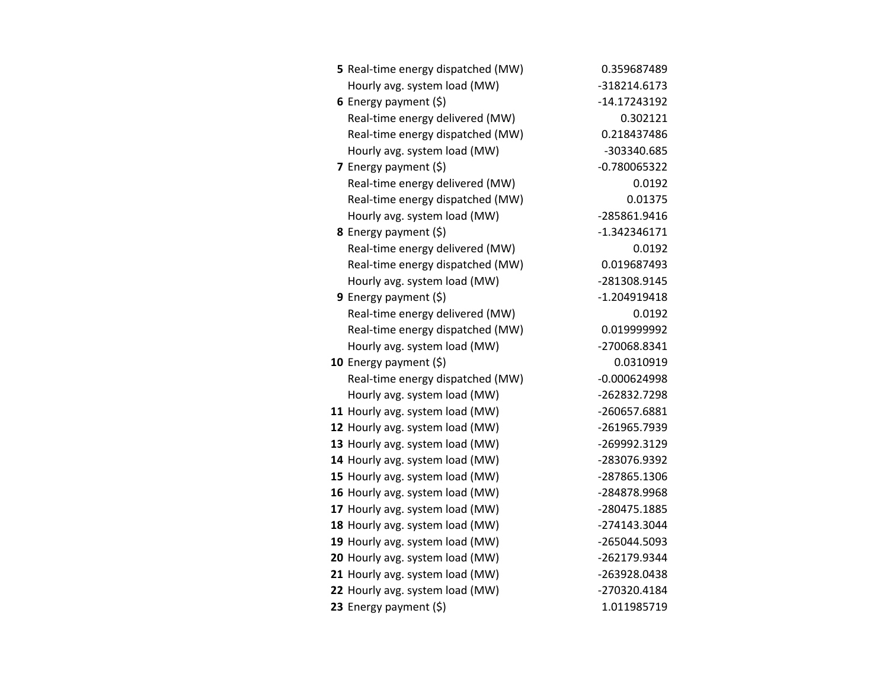| | | |
|---|---|---|
| **5** | Real-time energy dispatched (MW) | 0.359687489 |
| | Hourly avg. system load (MW) | -318214.6173 |
| **6** | Energy payment ($) | -14.17243192 |
| | Real-time energy delivered (MW) | 0.302121 |
| | Real-time energy dispatched (MW) | 0.218437486 |
| | Hourly avg. system load (MW) | -303340.685 |
| **7** | Energy payment ($) | -0.780065322 |
| | Real-time energy delivered (MW) | 0.0192 |
| | Real-time energy dispatched (MW) | 0.01375 |
| | Hourly avg. system load (MW) | -285861.9416 |
| **8** | Energy payment ($) | -1.342346171 |
| | Real-time energy delivered (MW) | 0.0192 |
| | Real-time energy dispatched (MW) | 0.019687493 |
| | Hourly avg. system load (MW) | -281308.9145 |
| **9** | Energy payment ($) | -1.204919418 |
| | Real-time energy delivered (MW) | 0.0192 |
| | Real-time energy dispatched (MW) | 0.019999992 |
| | Hourly avg. system load (MW) | -270068.8341 |
| **10** | Energy payment ($) | 0.0310919 |
| | Real-time energy dispatched (MW) | -0.000624998 |
| | Hourly avg. system load (MW) | -262832.7298 |
| **11** | Hourly avg. system load (MW) | -260657.6881 |
| **12** | Hourly avg. system load (MW) | -261965.7939 |
| **13** | Hourly avg. system load (MW) | -269992.3129 |
| **14** | Hourly avg. system load (MW) | -283076.9392 |
| **15** | Hourly avg. system load (MW) | -287865.1306 |
| **16** | Hourly avg. system load (MW) | -284878.9968 |
| **17** | Hourly avg. system load (MW) | -280475.1885 |
| **18** | Hourly avg. system load (MW) | -274143.3044 |
| **19** | Hourly avg. system load (MW) | -265044.5093 |
| **20** | Hourly avg. system load (MW) | -262179.9344 |
| **21** | Hourly avg. system load (MW) | -263928.0438 |
| **22** | Hourly avg. system load (MW) | -270320.4184 |
| **23** | Energy payment ($) | 1.011985719 |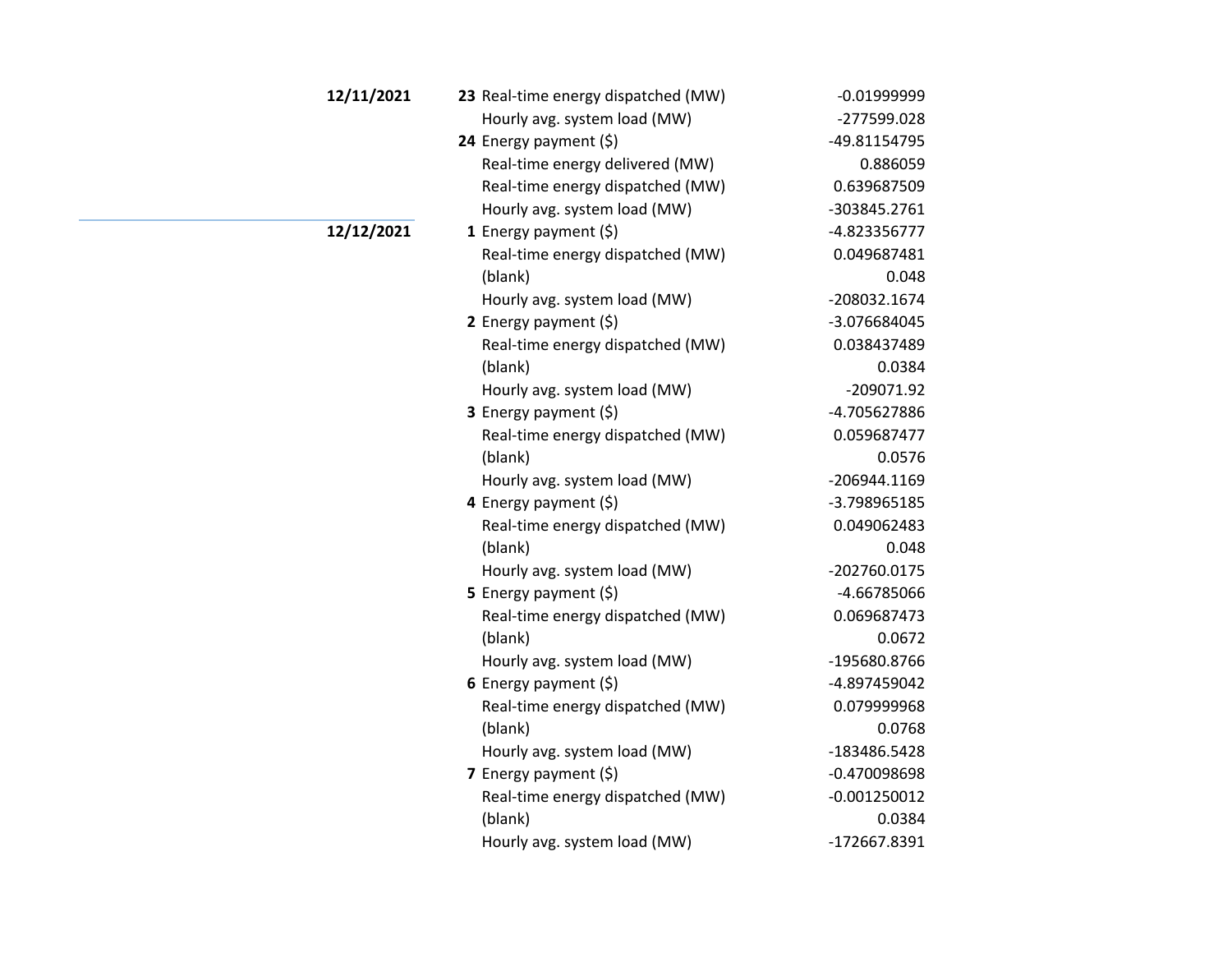| Date | Hour | Measure | Value |
|---|---|---|---|
| **12/11/2021** | **23** | Real-time energy dispatched (MW) | -0.01999999 |
| | | Hourly avg. system load (MW) | -277599.028 |
| | **24** | Energy payment ($) | -49.81154795 |
| | | Real-time energy delivered (MW) | 0.886059 |
| | | Real-time energy dispatched (MW) | 0.639687509 |
| | | Hourly avg. system load (MW) | -303845.2761 |
| **12/12/2021** | **1** | Energy payment ($) | -4.823356777 |
| | | Real-time energy dispatched (MW) | 0.049687481 |
| | | (blank) | 0.048 |
| | | Hourly avg. system load (MW) | -208032.1674 |
| | **2** | Energy payment ($) | -3.076684045 |
| | | Real-time energy dispatched (MW) | 0.038437489 |
| | | (blank) | 0.0384 |
| | | Hourly avg. system load (MW) | -209071.92 |
| | **3** | Energy payment ($) | -4.705627886 |
| | | Real-time energy dispatched (MW) | 0.059687477 |
| | | (blank) | 0.0576 |
| | | Hourly avg. system load (MW) | -206944.1169 |
| | **4** | Energy payment ($) | -3.798965185 |
| | | Real-time energy dispatched (MW) | 0.049062483 |
| | | (blank) | 0.048 |
| | | Hourly avg. system load (MW) | -202760.0175 |
| | **5** | Energy payment ($) | -4.66785066 |
| | | Real-time energy dispatched (MW) | 0.069687473 |
| | | (blank) | 0.0672 |
| | | Hourly avg. system load (MW) | -195680.8766 |
| | **6** | Energy payment ($) | -4.897459042 |
| | | Real-time energy dispatched (MW) | 0.079999968 |
| | | (blank) | 0.0768 |
| | | Hourly avg. system load (MW) | -183486.5428 |
| | **7** | Energy payment ($) | -0.470098698 |
| | | Real-time energy dispatched (MW) | -0.001250012 |
| | | (blank) | 0.0384 |
| | | Hourly avg. system load (MW) | -172667.8391 |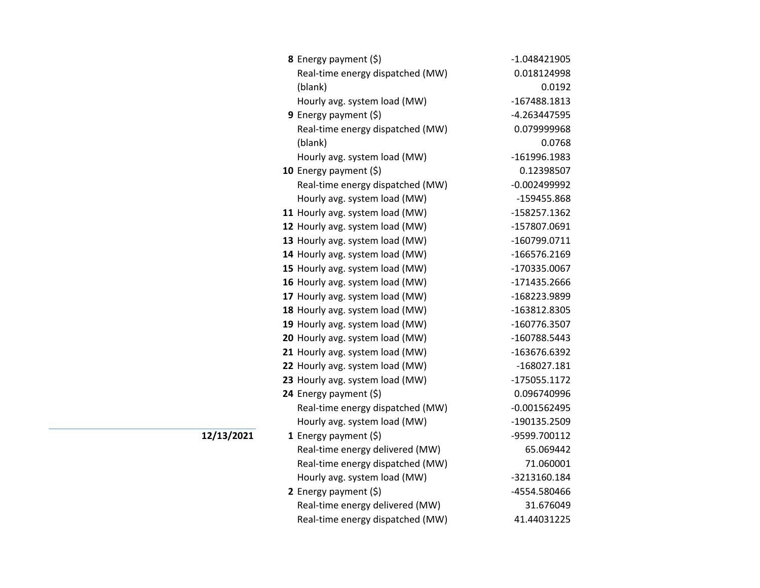| Date | Hour | Measure | Value |
|---|---|---|---|
| | **8** | Energy payment ($) | -1.048421905 |
| | | Real-time energy dispatched (MW) | 0.018124998 |
| | | (blank) | 0.0192 |
| | | Hourly avg. system load (MW) | -167488.1813 |
| | **9** | Energy payment ($) | -4.263447595 |
| | | Real-time energy dispatched (MW) | 0.079999968 |
| | | (blank) | 0.0768 |
| | | Hourly avg. system load (MW) | -161996.1983 |
| | **10** | Energy payment ($) | 0.12398507 |
| | | Real-time energy dispatched (MW) | -0.002499992 |
| | | Hourly avg. system load (MW) | -159455.868 |
| | **11** | Hourly avg. system load (MW) | -158257.1362 |
| | **12** | Hourly avg. system load (MW) | -157807.0691 |
| | **13** | Hourly avg. system load (MW) | -160799.0711 |
| | **14** | Hourly avg. system load (MW) | -166576.2169 |
| | **15** | Hourly avg. system load (MW) | -170335.0067 |
| | **16** | Hourly avg. system load (MW) | -171435.2666 |
| | **17** | Hourly avg. system load (MW) | -168223.9899 |
| | **18** | Hourly avg. system load (MW) | -163812.8305 |
| | **19** | Hourly avg. system load (MW) | -160776.3507 |
| | **20** | Hourly avg. system load (MW) | -160788.5443 |
| | **21** | Hourly avg. system load (MW) | -163676.6392 |
| | **22** | Hourly avg. system load (MW) | -168027.181 |
| | **23** | Hourly avg. system load (MW) | -175055.1172 |
| | **24** | Energy payment ($) | 0.096740996 |
| | | Real-time energy dispatched (MW) | -0.001562495 |
| | | Hourly avg. system load (MW) | -190135.2509 |
| **12/13/2021** | **1** | Energy payment ($) | -9599.700112 |
| | | Real-time energy delivered (MW) | 65.069442 |
| | | Real-time energy dispatched (MW) | 71.060001 |
| | | Hourly avg. system load (MW) | -3213160.184 |
| | **2** | Energy payment ($) | -4554.580466 |
| | | Real-time energy delivered (MW) | 31.676049 |
| | | Real-time energy dispatched (MW) | 41.44031225 |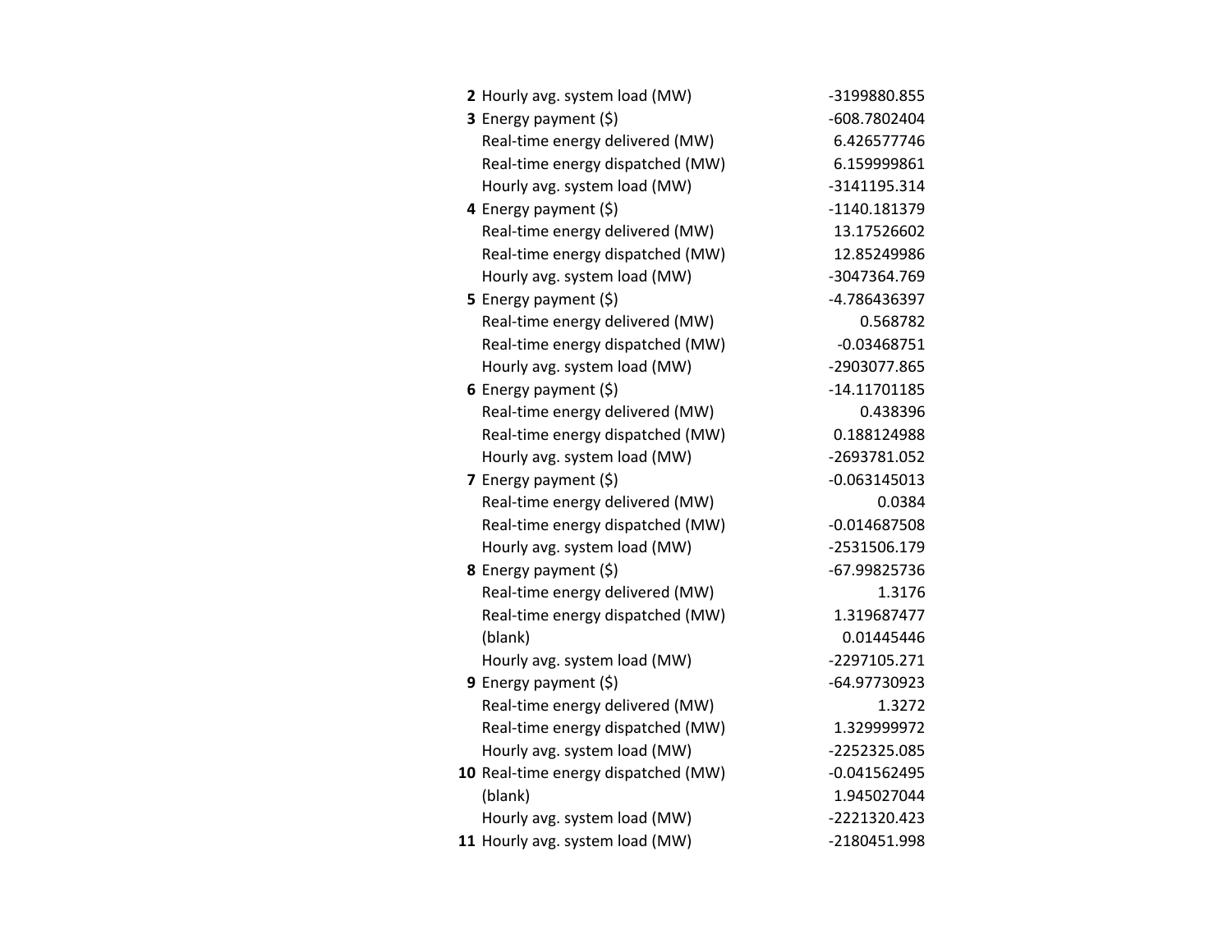| | | |
|---|---|---|
| **2** | Hourly avg. system load (MW) | -3199880.855 |
| **3** | Energy payment ($) | -608.7802404 |
| | Real-time energy delivered (MW) | 6.426577746 |
| | Real-time energy dispatched (MW) | 6.159999861 |
| | Hourly avg. system load (MW) | -3141195.314 |
| **4** | Energy payment ($) | -1140.181379 |
| | Real-time energy delivered (MW) | 13.17526602 |
| | Real-time energy dispatched (MW) | 12.85249986 |
| | Hourly avg. system load (MW) | -3047364.769 |
| **5** | Energy payment ($) | -4.786436397 |
| | Real-time energy delivered (MW) | 0.568782 |
| | Real-time energy dispatched (MW) | -0.03468751 |
| | Hourly avg. system load (MW) | -2903077.865 |
| **6** | Energy payment ($) | -14.11701185 |
| | Real-time energy delivered (MW) | 0.438396 |
| | Real-time energy dispatched (MW) | 0.188124988 |
| | Hourly avg. system load (MW) | -2693781.052 |
| **7** | Energy payment ($) | -0.063145013 |
| | Real-time energy delivered (MW) | 0.0384 |
| | Real-time energy dispatched (MW) | -0.014687508 |
| | Hourly avg. system load (MW) | -2531506.179 |
| **8** | Energy payment ($) | -67.99825736 |
| | Real-time energy delivered (MW) | 1.3176 |
| | Real-time energy dispatched (MW) | 1.319687477 |
| | (blank) | 0.01445446 |
| | Hourly avg. system load (MW) | -2297105.271 |
| **9** | Energy payment ($) | -64.97730923 |
| | Real-time energy delivered (MW) | 1.3272 |
| | Real-time energy dispatched (MW) | 1.329999972 |
| | Hourly avg. system load (MW) | -2252325.085 |
| **10** | Real-time energy dispatched (MW) | -0.041562495 |
| | (blank) | 1.945027044 |
| | Hourly avg. system load (MW) | -2221320.423 |
| **11** | Hourly avg. system load (MW) | -2180451.998 |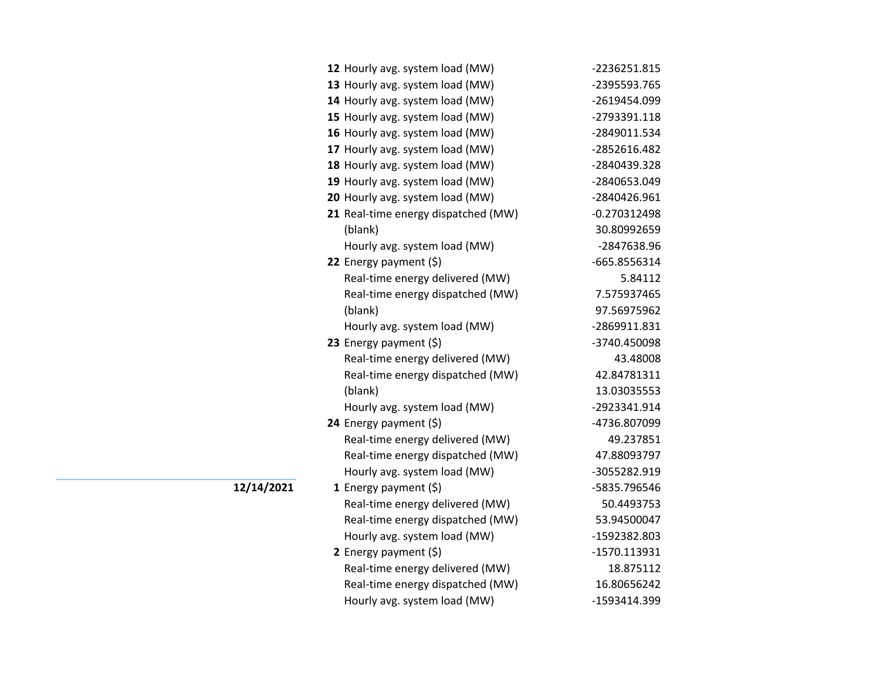| Date | Hour | Metric | Value |
|---|---|---|---|
| | **12** | Hourly avg. system load (MW) | -2236251.815 |
| | **13** | Hourly avg. system load (MW) | -2395593.765 |
| | **14** | Hourly avg. system load (MW) | -2619454.099 |
| | **15** | Hourly avg. system load (MW) | -2793391.118 |
| | **16** | Hourly avg. system load (MW) | -2849011.534 |
| | **17** | Hourly avg. system load (MW) | -2852616.482 |
| | **18** | Hourly avg. system load (MW) | -2840439.328 |
| | **19** | Hourly avg. system load (MW) | -2840653.049 |
| | **20** | Hourly avg. system load (MW) | -2840426.961 |
| | **21** | Real-time energy dispatched (MW) | -0.270312498 |
| | | (blank) | 30.80992659 |
| | | Hourly avg. system load (MW) | -2847638.96 |
| | **22** | Energy payment ($) | -665.8556314 |
| | | Real-time energy delivered (MW) | 5.84112 |
| | | Real-time energy dispatched (MW) | 7.575937465 |
| | | (blank) | 97.56975962 |
| | | Hourly avg. system load (MW) | -2869911.831 |
| | **23** | Energy payment ($) | -3740.450098 |
| | | Real-time energy delivered (MW) | 43.48008 |
| | | Real-time energy dispatched (MW) | 42.84781311 |
| | | (blank) | 13.03035553 |
| | | Hourly avg. system load (MW) | -2923341.914 |
| | **24** | Energy payment ($) | -4736.807099 |
| | | Real-time energy delivered (MW) | 49.237851 |
| | | Real-time energy dispatched (MW) | 47.88093797 |
| | | Hourly avg. system load (MW) | -3055282.919 |
| **12/14/2021** | **1** | Energy payment ($) | -5835.796546 |
| | | Real-time energy delivered (MW) | 50.4493753 |
| | | Real-time energy dispatched (MW) | 53.94500047 |
| | | Hourly avg. system load (MW) | -1592382.803 |
| | **2** | Energy payment ($) | -1570.113931 |
| | | Real-time energy delivered (MW) | 18.875112 |
| | | Real-time energy dispatched (MW) | 16.80656242 |
| | | Hourly avg. system load (MW) | -1593414.399 |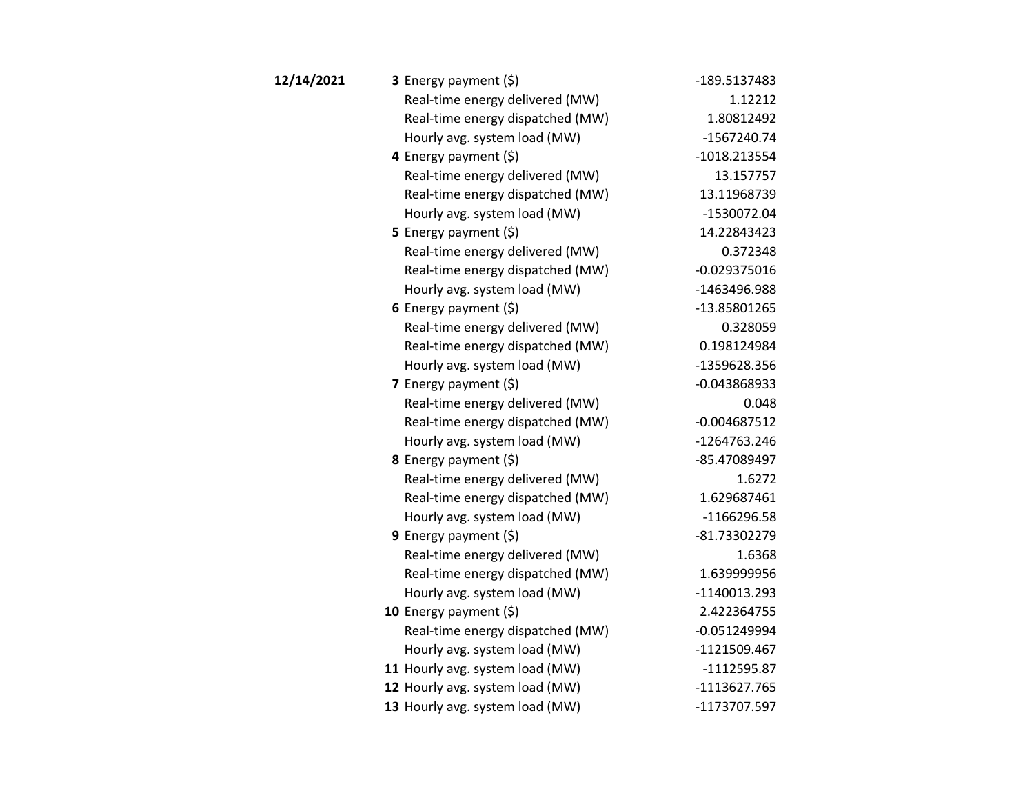| Date | Hour | Metric | Value |
|---|---|---|---|
| **12/14/2021** | **3** | Energy payment ($) | -189.5137483 |
| | | Real-time energy delivered (MW) | 1.12212 |
| | | Real-time energy dispatched (MW) | 1.80812492 |
| | | Hourly avg. system load (MW) | -1567240.74 |
| | **4** | Energy payment ($) | -1018.213554 |
| | | Real-time energy delivered (MW) | 13.157757 |
| | | Real-time energy dispatched (MW) | 13.11968739 |
| | | Hourly avg. system load (MW) | -1530072.04 |
| | **5** | Energy payment ($) | 14.22843423 |
| | | Real-time energy delivered (MW) | 0.372348 |
| | | Real-time energy dispatched (MW) | -0.029375016 |
| | | Hourly avg. system load (MW) | -1463496.988 |
| | **6** | Energy payment ($) | -13.85801265 |
| | | Real-time energy delivered (MW) | 0.328059 |
| | | Real-time energy dispatched (MW) | 0.198124984 |
| | | Hourly avg. system load (MW) | -1359628.356 |
| | **7** | Energy payment ($) | -0.043868933 |
| | | Real-time energy delivered (MW) | 0.048 |
| | | Real-time energy dispatched (MW) | -0.004687512 |
| | | Hourly avg. system load (MW) | -1264763.246 |
| | **8** | Energy payment ($) | -85.47089497 |
| | | Real-time energy delivered (MW) | 1.6272 |
| | | Real-time energy dispatched (MW) | 1.629687461 |
| | | Hourly avg. system load (MW) | -1166296.58 |
| | **9** | Energy payment ($) | -81.73302279 |
| | | Real-time energy delivered (MW) | 1.6368 |
| | | Real-time energy dispatched (MW) | 1.639999956 |
| | | Hourly avg. system load (MW) | -1140013.293 |
| | **10** | Energy payment ($) | 2.422364755 |
| | | Real-time energy dispatched (MW) | -0.051249994 |
| | | Hourly avg. system load (MW) | -1121509.467 |
| | **11** | Hourly avg. system load (MW) | -1112595.87 |
| | **12** | Hourly avg. system load (MW) | -1113627.765 |
| | **13** | Hourly avg. system load (MW) | -1173707.597 |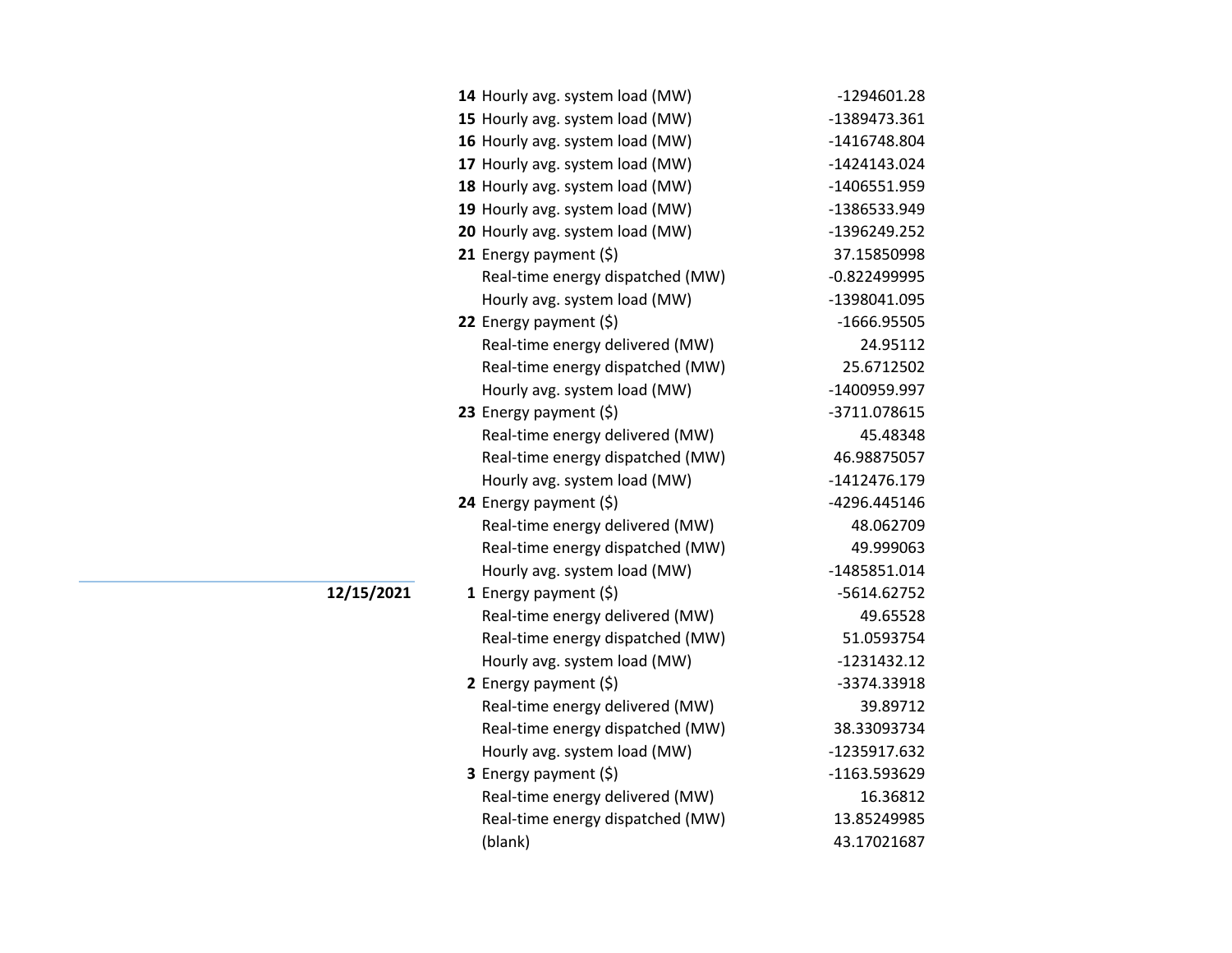| Date | Hour | Measure | Value |
| --- | --- | --- | --- |
| | **14** | Hourly avg. system load (MW) | -1294601.28 |
| | **15** | Hourly avg. system load (MW) | -1389473.361 |
| | **16** | Hourly avg. system load (MW) | -1416748.804 |
| | **17** | Hourly avg. system load (MW) | -1424143.024 |
| | **18** | Hourly avg. system load (MW) | -1406551.959 |
| | **19** | Hourly avg. system load (MW) | -1386533.949 |
| | **20** | Hourly avg. system load (MW) | -1396249.252 |
| | **21** | Energy payment ($) | 37.15850998 |
| | | Real-time energy dispatched (MW) | -0.822499995 |
| | | Hourly avg. system load (MW) | -1398041.095 |
| | **22** | Energy payment ($) | -1666.95505 |
| | | Real-time energy delivered (MW) | 24.95112 |
| | | Real-time energy dispatched (MW) | 25.6712502 |
| | | Hourly avg. system load (MW) | -1400959.997 |
| | **23** | Energy payment ($) | -3711.078615 |
| | | Real-time energy delivered (MW) | 45.48348 |
| | | Real-time energy dispatched (MW) | 46.98875057 |
| | | Hourly avg. system load (MW) | -1412476.179 |
| | **24** | Energy payment ($) | -4296.445146 |
| | | Real-time energy delivered (MW) | 48.062709 |
| | | Real-time energy dispatched (MW) | 49.999063 |
| | | Hourly avg. system load (MW) | -1485851.014 |
| **12/15/2021** | **1** | Energy payment ($) | -5614.62752 |
| | | Real-time energy delivered (MW) | 49.65528 |
| | | Real-time energy dispatched (MW) | 51.0593754 |
| | | Hourly avg. system load (MW) | -1231432.12 |
| | **2** | Energy payment ($) | -3374.33918 |
| | | Real-time energy delivered (MW) | 39.89712 |
| | | Real-time energy dispatched (MW) | 38.33093734 |
| | | Hourly avg. system load (MW) | -1235917.632 |
| | **3** | Energy payment ($) | -1163.593629 |
| | | Real-time energy delivered (MW) | 16.36812 |
| | | Real-time energy dispatched (MW) | 13.85249985 |
| | | (blank) | 43.17021687 |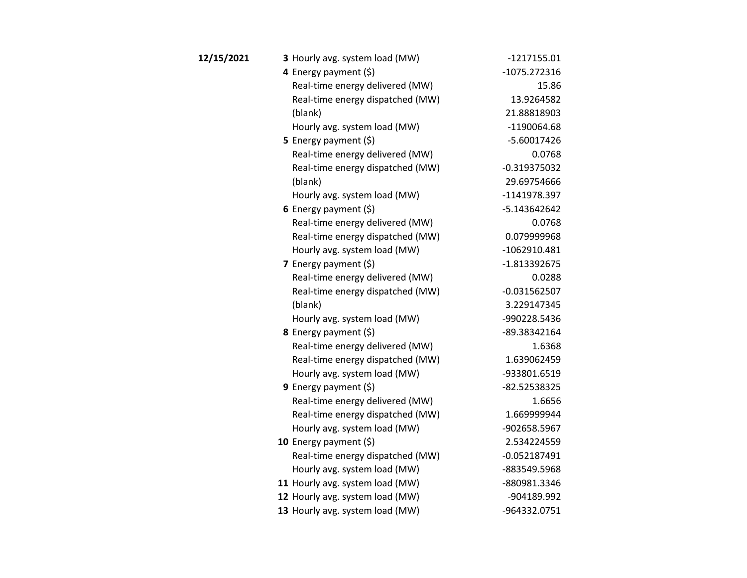| Date | Hour | Measure | Value |
|---|---|---|---|
| **12/15/2021** | **3** | Hourly avg. system load (MW) | -1217155.01 |
| | **4** | Energy payment ($) | -1075.272316 |
| | | Real-time energy delivered (MW) | 15.86 |
| | | Real-time energy dispatched (MW) | 13.9264582 |
| | | (blank) | 21.88818903 |
| | | Hourly avg. system load (MW) | -1190064.68 |
| | **5** | Energy payment ($) | -5.60017426 |
| | | Real-time energy delivered (MW) | 0.0768 |
| | | Real-time energy dispatched (MW) | -0.319375032 |
| | | (blank) | 29.69754666 |
| | | Hourly avg. system load (MW) | -1141978.397 |
| | **6** | Energy payment ($) | -5.143642642 |
| | | Real-time energy delivered (MW) | 0.0768 |
| | | Real-time energy dispatched (MW) | 0.079999968 |
| | | Hourly avg. system load (MW) | -1062910.481 |
| | **7** | Energy payment ($) | -1.813392675 |
| | | Real-time energy delivered (MW) | 0.0288 |
| | | Real-time energy dispatched (MW) | -0.031562507 |
| | | (blank) | 3.229147345 |
| | | Hourly avg. system load (MW) | -990228.5436 |
| | **8** | Energy payment ($) | -89.38342164 |
| | | Real-time energy delivered (MW) | 1.6368 |
| | | Real-time energy dispatched (MW) | 1.639062459 |
| | | Hourly avg. system load (MW) | -933801.6519 |
| | **9** | Energy payment ($) | -82.52538325 |
| | | Real-time energy delivered (MW) | 1.6656 |
| | | Real-time energy dispatched (MW) | 1.669999944 |
| | | Hourly avg. system load (MW) | -902658.5967 |
| | **10** | Energy payment ($) | 2.534224559 |
| | | Real-time energy dispatched (MW) | -0.052187491 |
| | | Hourly avg. system load (MW) | -883549.5968 |
| | **11** | Hourly avg. system load (MW) | -880981.3346 |
| | **12** | Hourly avg. system load (MW) | -904189.992 |
| | **13** | Hourly avg. system load (MW) | -964332.0751 |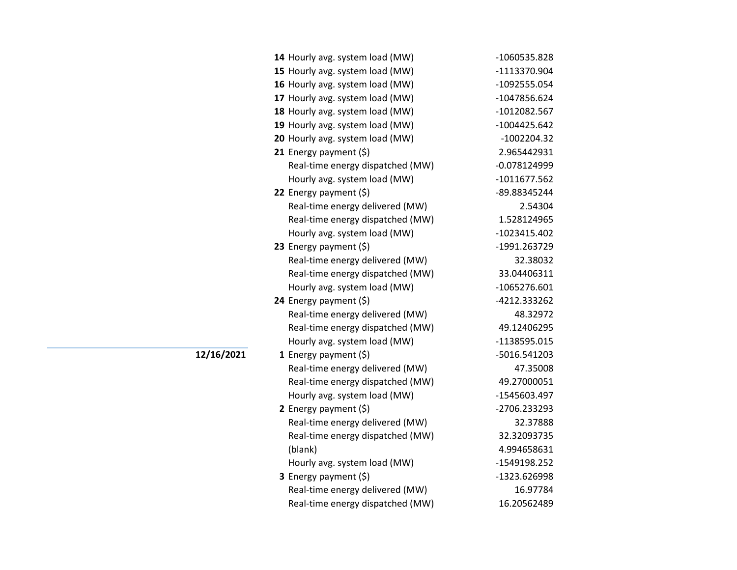| Date | Hour | Metric | Value |
|---|---|---|---|
| | **14** | Hourly avg. system load (MW) | -1060535.828 |
| | **15** | Hourly avg. system load (MW) | -1113370.904 |
| | **16** | Hourly avg. system load (MW) | -1092555.054 |
| | **17** | Hourly avg. system load (MW) | -1047856.624 |
| | **18** | Hourly avg. system load (MW) | -1012082.567 |
| | **19** | Hourly avg. system load (MW) | -1004425.642 |
| | **20** | Hourly avg. system load (MW) | -1002204.32 |
| | **21** | Energy payment ($) | 2.965442931 |
| | | Real-time energy dispatched (MW) | -0.078124999 |
| | | Hourly avg. system load (MW) | -1011677.562 |
| | **22** | Energy payment ($) | -89.88345244 |
| | | Real-time energy delivered (MW) | 2.54304 |
| | | Real-time energy dispatched (MW) | 1.528124965 |
| | | Hourly avg. system load (MW) | -1023415.402 |
| | **23** | Energy payment ($) | -1991.263729 |
| | | Real-time energy delivered (MW) | 32.38032 |
| | | Real-time energy dispatched (MW) | 33.04406311 |
| | | Hourly avg. system load (MW) | -1065276.601 |
| | **24** | Energy payment ($) | -4212.333262 |
| | | Real-time energy delivered (MW) | 48.32972 |
| | | Real-time energy dispatched (MW) | 49.12406295 |
| | | Hourly avg. system load (MW) | -1138595.015 |
| **12/16/2021** | **1** | Energy payment ($) | -5016.541203 |
| | | Real-time energy delivered (MW) | 47.35008 |
| | | Real-time energy dispatched (MW) | 49.27000051 |
| | | Hourly avg. system load (MW) | -1545603.497 |
| | **2** | Energy payment ($) | -2706.233293 |
| | | Real-time energy delivered (MW) | 32.37888 |
| | | Real-time energy dispatched (MW) | 32.32093735 |
| | | (blank) | 4.994658631 |
| | | Hourly avg. system load (MW) | -1549198.252 |
| | **3** | Energy payment ($) | -1323.626998 |
| | | Real-time energy delivered (MW) | 16.97784 |
| | | Real-time energy dispatched (MW) | 16.20562489 |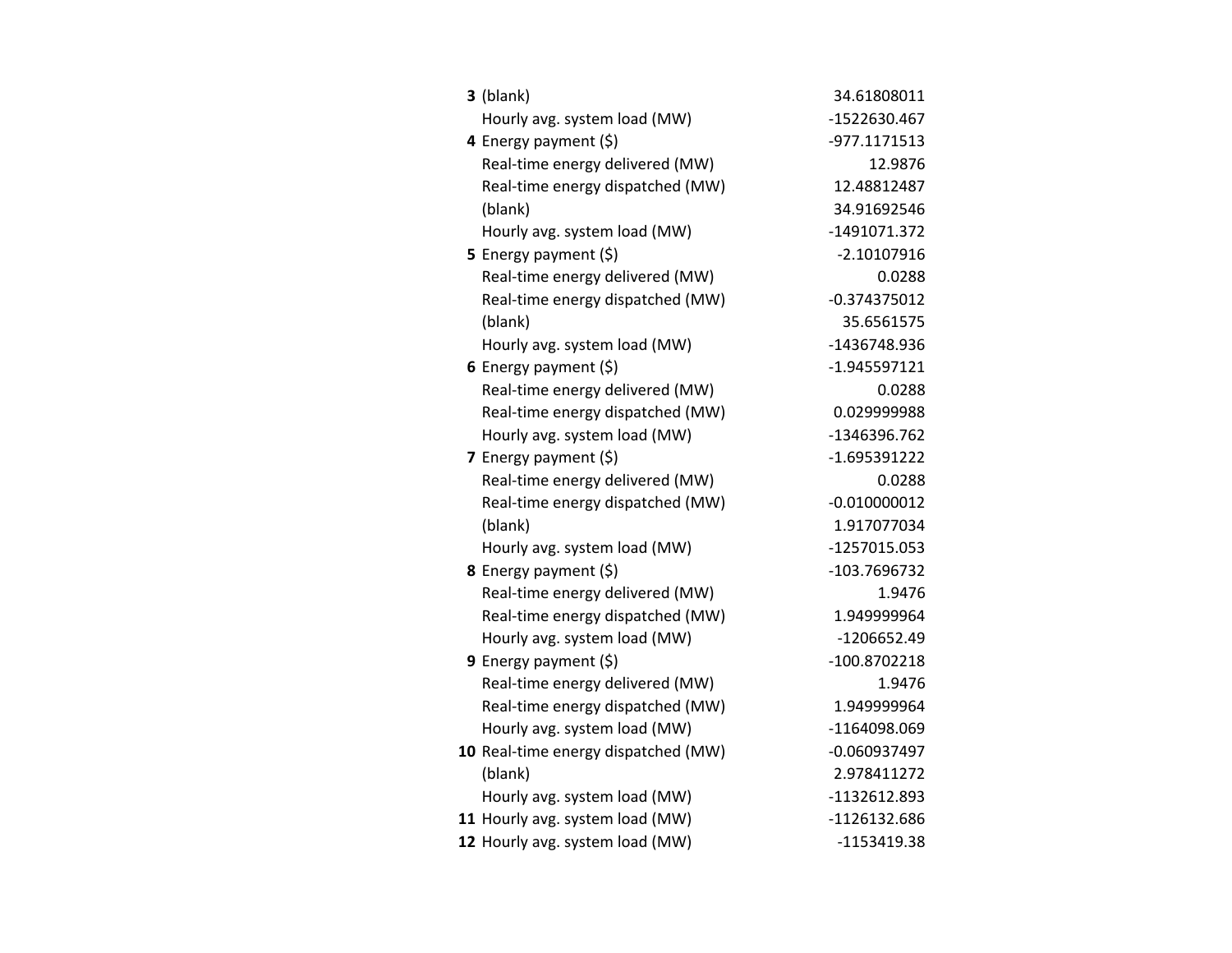| | | |
|---|---|---|
| **3** | (blank) | 34.61808011 |
| | Hourly avg. system load (MW) | -1522630.467 |
| **4** | Energy payment ($) | -977.1171513 |
| | Real-time energy delivered (MW) | 12.9876 |
| | Real-time energy dispatched (MW) | 12.48812487 |
| | (blank) | 34.91692546 |
| | Hourly avg. system load (MW) | -1491071.372 |
| **5** | Energy payment ($) | -2.10107916 |
| | Real-time energy delivered (MW) | 0.0288 |
| | Real-time energy dispatched (MW) | -0.374375012 |
| | (blank) | 35.6561575 |
| | Hourly avg. system load (MW) | -1436748.936 |
| **6** | Energy payment ($) | -1.945597121 |
| | Real-time energy delivered (MW) | 0.0288 |
| | Real-time energy dispatched (MW) | 0.029999988 |
| | Hourly avg. system load (MW) | -1346396.762 |
| **7** | Energy payment ($) | -1.695391222 |
| | Real-time energy delivered (MW) | 0.0288 |
| | Real-time energy dispatched (MW) | -0.010000012 |
| | (blank) | 1.917077034 |
| | Hourly avg. system load (MW) | -1257015.053 |
| **8** | Energy payment ($) | -103.7696732 |
| | Real-time energy delivered (MW) | 1.9476 |
| | Real-time energy dispatched (MW) | 1.949999964 |
| | Hourly avg. system load (MW) | -1206652.49 |
| **9** | Energy payment ($) | -100.8702218 |
| | Real-time energy delivered (MW) | 1.9476 |
| | Real-time energy dispatched (MW) | 1.949999964 |
| | Hourly avg. system load (MW) | -1164098.069 |
| **10** | Real-time energy dispatched (MW) | -0.060937497 |
| | (blank) | 2.978411272 |
| | Hourly avg. system load (MW) | -1132612.893 |
| **11** | Hourly avg. system load (MW) | -1126132.686 |
| **12** | Hourly avg. system load (MW) | -1153419.38 |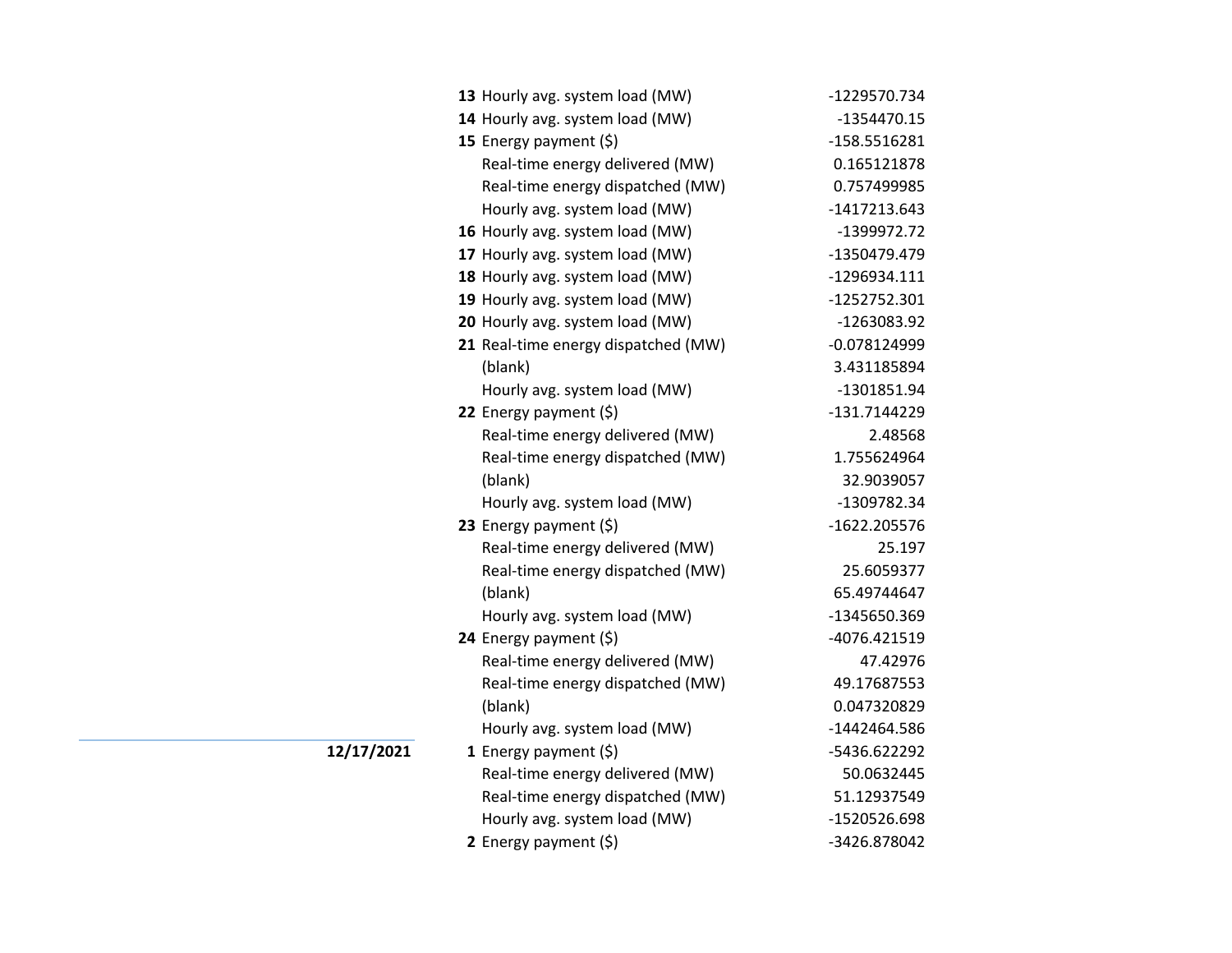| Date | Hour | Metric | Value |
|---|---|---|---|
| | **13** | Hourly avg. system load (MW) | -1229570.734 |
| | **14** | Hourly avg. system load (MW) | -1354470.15 |
| | **15** | Energy payment ($) | -158.5516281 |
| | | Real-time energy delivered (MW) | 0.165121878 |
| | | Real-time energy dispatched (MW) | 0.757499985 |
| | | Hourly avg. system load (MW) | -1417213.643 |
| | **16** | Hourly avg. system load (MW) | -1399972.72 |
| | **17** | Hourly avg. system load (MW) | -1350479.479 |
| | **18** | Hourly avg. system load (MW) | -1296934.111 |
| | **19** | Hourly avg. system load (MW) | -1252752.301 |
| | **20** | Hourly avg. system load (MW) | -1263083.92 |
| | **21** | Real-time energy dispatched (MW) | -0.078124999 |
| | | (blank) | 3.431185894 |
| | | Hourly avg. system load (MW) | -1301851.94 |
| | **22** | Energy payment ($) | -131.7144229 |
| | | Real-time energy delivered (MW) | 2.48568 |
| | | Real-time energy dispatched (MW) | 1.755624964 |
| | | (blank) | 32.9039057 |
| | | Hourly avg. system load (MW) | -1309782.34 |
| | **23** | Energy payment ($) | -1622.205576 |
| | | Real-time energy delivered (MW) | 25.197 |
| | | Real-time energy dispatched (MW) | 25.6059377 |
| | | (blank) | 65.49744647 |
| | | Hourly avg. system load (MW) | -1345650.369 |
| | **24** | Energy payment ($) | -4076.421519 |
| | | Real-time energy delivered (MW) | 47.42976 |
| | | Real-time energy dispatched (MW) | 49.17687553 |
| | | (blank) | 0.047320829 |
| | | Hourly avg. system load (MW) | -1442464.586 |
| **12/17/2021** | **1** | Energy payment ($) | -5436.622292 |
| | | Real-time energy delivered (MW) | 50.0632445 |
| | | Real-time energy dispatched (MW) | 51.12937549 |
| | | Hourly avg. system load (MW) | -1520526.698 |
| | **2** | Energy payment ($) | -3426.878042 |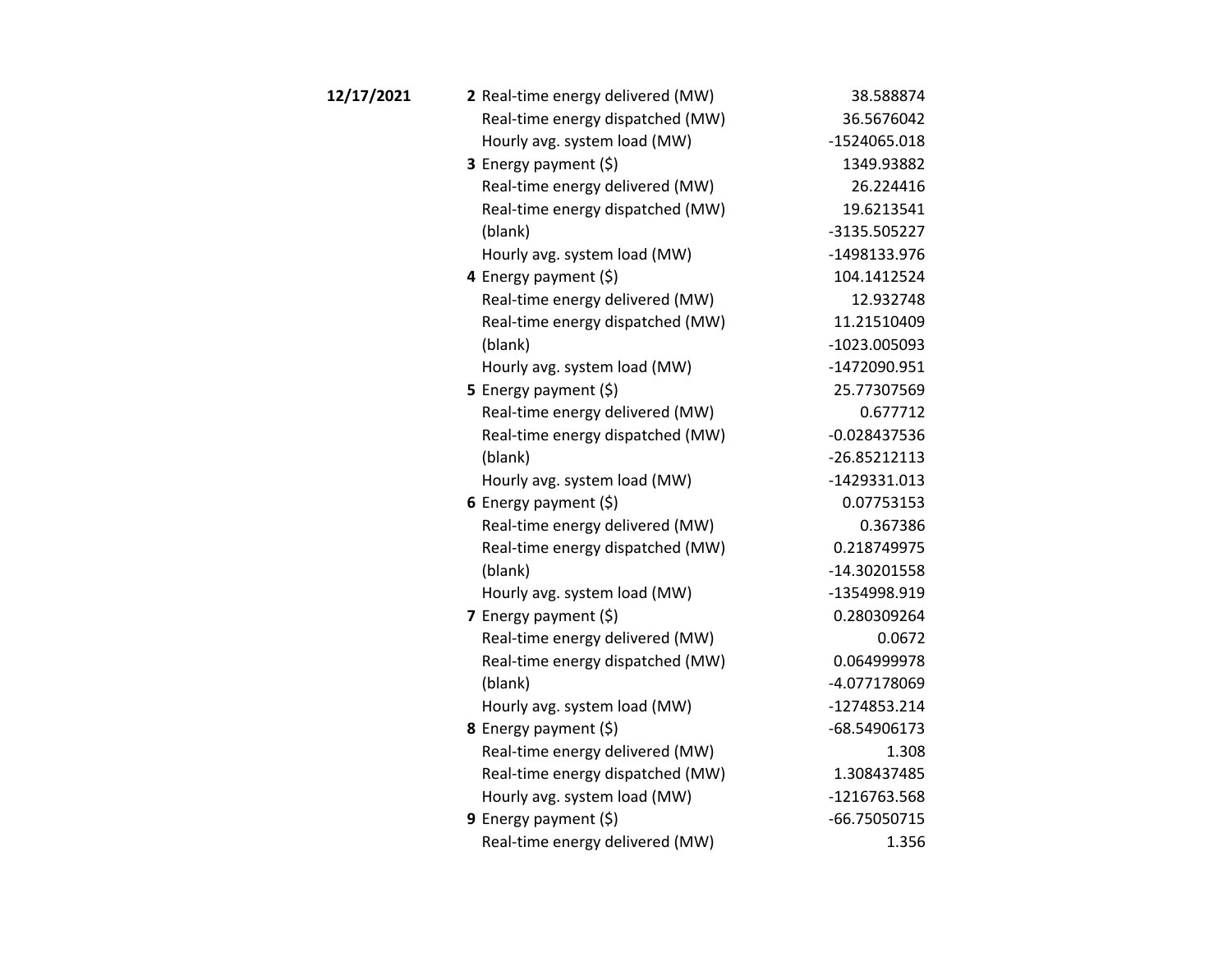| Date | Hour | Measure | Value |
|---|---|---|---|
| **12/17/2021** | **2** | Real-time energy delivered (MW) | 38.588874 |
| | | Real-time energy dispatched (MW) | 36.5676042 |
| | | Hourly avg. system load (MW) | -1524065.018 |
| | **3** | Energy payment ($) | 1349.93882 |
| | | Real-time energy delivered (MW) | 26.224416 |
| | | Real-time energy dispatched (MW) | 19.6213541 |
| | | (blank) | -3135.505227 |
| | | Hourly avg. system load (MW) | -1498133.976 |
| | **4** | Energy payment ($) | 104.1412524 |
| | | Real-time energy delivered (MW) | 12.932748 |
| | | Real-time energy dispatched (MW) | 11.21510409 |
| | | (blank) | -1023.005093 |
| | | Hourly avg. system load (MW) | -1472090.951 |
| | **5** | Energy payment ($) | 25.77307569 |
| | | Real-time energy delivered (MW) | 0.677712 |
| | | Real-time energy dispatched (MW) | -0.028437536 |
| | | (blank) | -26.85212113 |
| | | Hourly avg. system load (MW) | -1429331.013 |
| | **6** | Energy payment ($) | 0.07753153 |
| | | Real-time energy delivered (MW) | 0.367386 |
| | | Real-time energy dispatched (MW) | 0.218749975 |
| | | (blank) | -14.30201558 |
| | | Hourly avg. system load (MW) | -1354998.919 |
| | **7** | Energy payment ($) | 0.280309264 |
| | | Real-time energy delivered (MW) | 0.0672 |
| | | Real-time energy dispatched (MW) | 0.064999978 |
| | | (blank) | -4.077178069 |
| | | Hourly avg. system load (MW) | -1274853.214 |
| | **8** | Energy payment ($) | -68.54906173 |
| | | Real-time energy delivered (MW) | 1.308 |
| | | Real-time energy dispatched (MW) | 1.308437485 |
| | | Hourly avg. system load (MW) | -1216763.568 |
| | **9** | Energy payment ($) | -66.75050715 |
| | | Real-time energy delivered (MW) | 1.356 |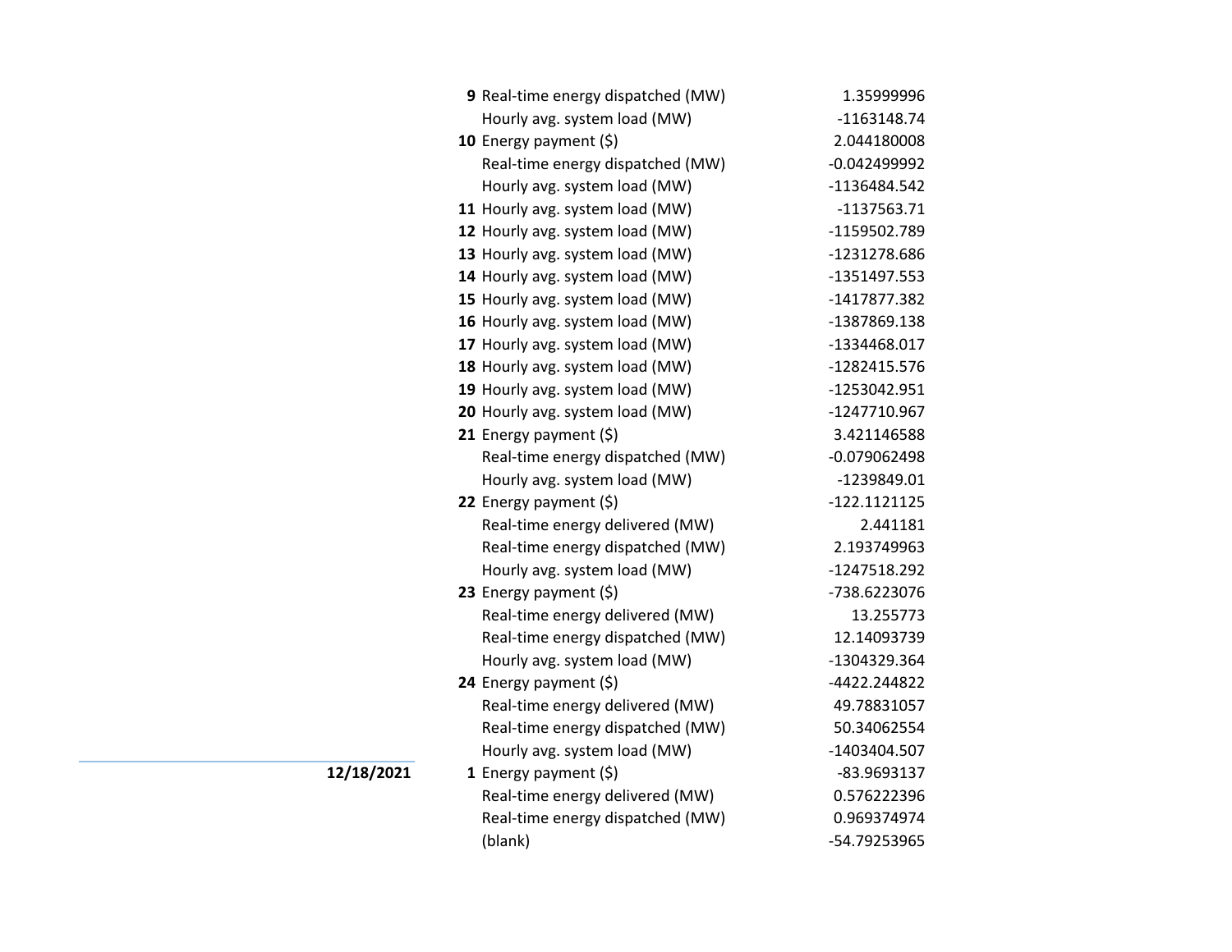| Date | Hour | Measure | Value |
|---|---|---|---|
| | 9 | Real-time energy dispatched (MW) | 1.35999996 |
| | | Hourly avg. system load (MW) | -1163148.74 |
| | 10 | Energy payment ($) | 2.044180008 |
| | | Real-time energy dispatched (MW) | -0.042499992 |
| | | Hourly avg. system load (MW) | -1136484.542 |
| | 11 | Hourly avg. system load (MW) | -1137563.71 |
| | 12 | Hourly avg. system load (MW) | -1159502.789 |
| | 13 | Hourly avg. system load (MW) | -1231278.686 |
| | 14 | Hourly avg. system load (MW) | -1351497.553 |
| | 15 | Hourly avg. system load (MW) | -1417877.382 |
| | 16 | Hourly avg. system load (MW) | -1387869.138 |
| | 17 | Hourly avg. system load (MW) | -1334468.017 |
| | 18 | Hourly avg. system load (MW) | -1282415.576 |
| | 19 | Hourly avg. system load (MW) | -1253042.951 |
| | 20 | Hourly avg. system load (MW) | -1247710.967 |
| | 21 | Energy payment ($) | 3.421146588 |
| | | Real-time energy dispatched (MW) | -0.079062498 |
| | | Hourly avg. system load (MW) | -1239849.01 |
| | 22 | Energy payment ($) | -122.1121125 |
| | | Real-time energy delivered (MW) | 2.441181 |
| | | Real-time energy dispatched (MW) | 2.193749963 |
| | | Hourly avg. system load (MW) | -1247518.292 |
| | 23 | Energy payment ($) | -738.6223076 |
| | | Real-time energy delivered (MW) | 13.255773 |
| | | Real-time energy dispatched (MW) | 12.14093739 |
| | | Hourly avg. system load (MW) | -1304329.364 |
| | 24 | Energy payment ($) | -4422.244822 |
| | | Real-time energy delivered (MW) | 49.78831057 |
| | | Real-time energy dispatched (MW) | 50.34062554 |
| | | Hourly avg. system load (MW) | -1403404.507 |
| **12/18/2021** | 1 | Energy payment ($) | -83.9693137 |
| | | Real-time energy delivered (MW) | 0.576222396 |
| | | Real-time energy dispatched (MW) | 0.969374974 |
| | | (blank) | -54.79253965 |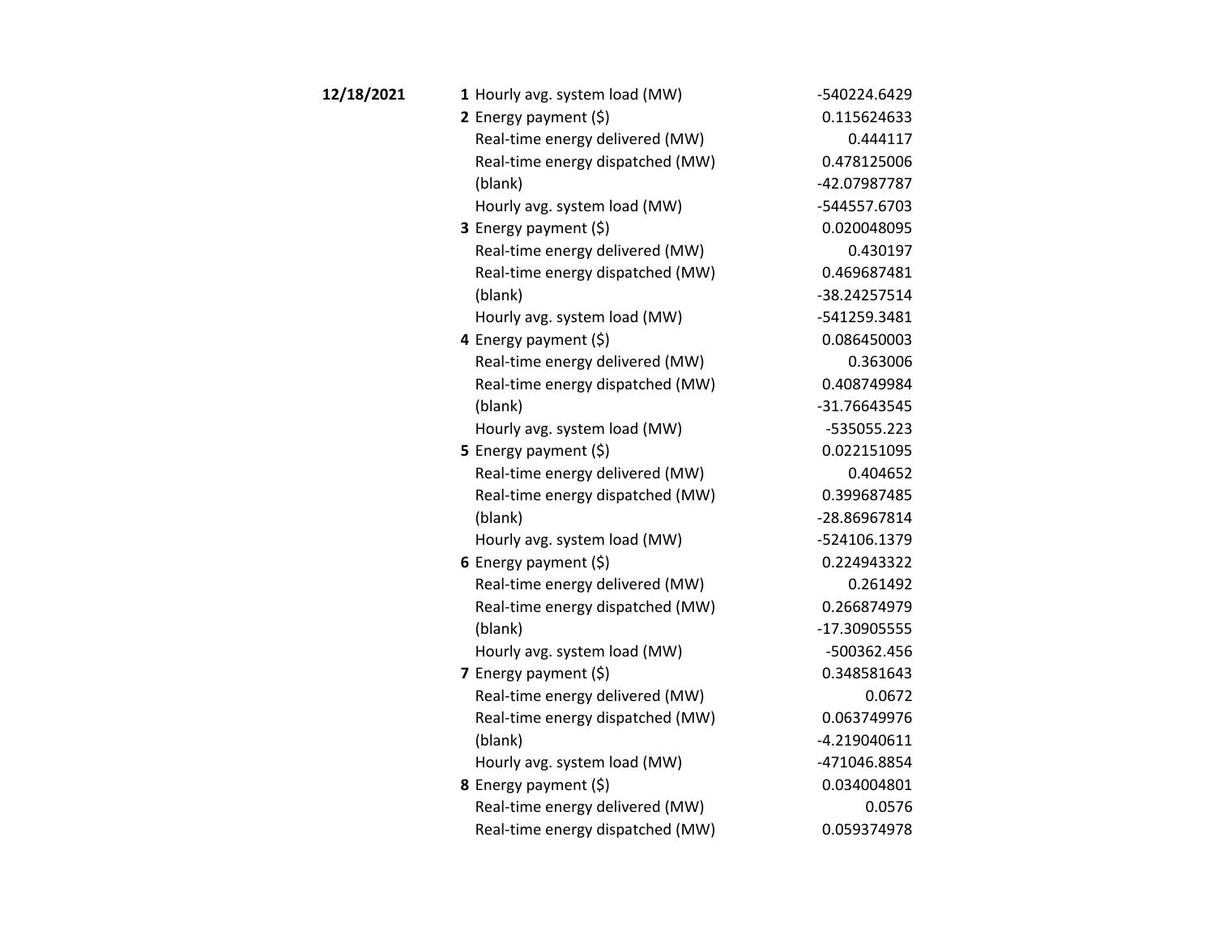| Date | Hour | Measure | Value |
|---|---|---|---|
| **12/18/2021** | **1** | Hourly avg. system load (MW) | -540224.6429 |
| | **2** | Energy payment ($) | 0.115624633 |
| | | Real-time energy delivered (MW) | 0.444117 |
| | | Real-time energy dispatched (MW) | 0.478125006 |
| | | (blank) | -42.07987787 |
| | | Hourly avg. system load (MW) | -544557.6703 |
| | **3** | Energy payment ($) | 0.020048095 |
| | | Real-time energy delivered (MW) | 0.430197 |
| | | Real-time energy dispatched (MW) | 0.469687481 |
| | | (blank) | -38.24257514 |
| | | Hourly avg. system load (MW) | -541259.3481 |
| | **4** | Energy payment ($) | 0.086450003 |
| | | Real-time energy delivered (MW) | 0.363006 |
| | | Real-time energy dispatched (MW) | 0.408749984 |
| | | (blank) | -31.76643545 |
| | | Hourly avg. system load (MW) | -535055.223 |
| | **5** | Energy payment ($) | 0.022151095 |
| | | Real-time energy delivered (MW) | 0.404652 |
| | | Real-time energy dispatched (MW) | 0.399687485 |
| | | (blank) | -28.86967814 |
| | | Hourly avg. system load (MW) | -524106.1379 |
| | **6** | Energy payment ($) | 0.224943322 |
| | | Real-time energy delivered (MW) | 0.261492 |
| | | Real-time energy dispatched (MW) | 0.266874979 |
| | | (blank) | -17.30905555 |
| | | Hourly avg. system load (MW) | -500362.456 |
| | **7** | Energy payment ($) | 0.348581643 |
| | | Real-time energy delivered (MW) | 0.0672 |
| | | Real-time energy dispatched (MW) | 0.063749976 |
| | | (blank) | -4.219040611 |
| | | Hourly avg. system load (MW) | -471046.8854 |
| | **8** | Energy payment ($) | 0.034004801 |
| | | Real-time energy delivered (MW) | 0.0576 |
| | | Real-time energy dispatched (MW) | 0.059374978 |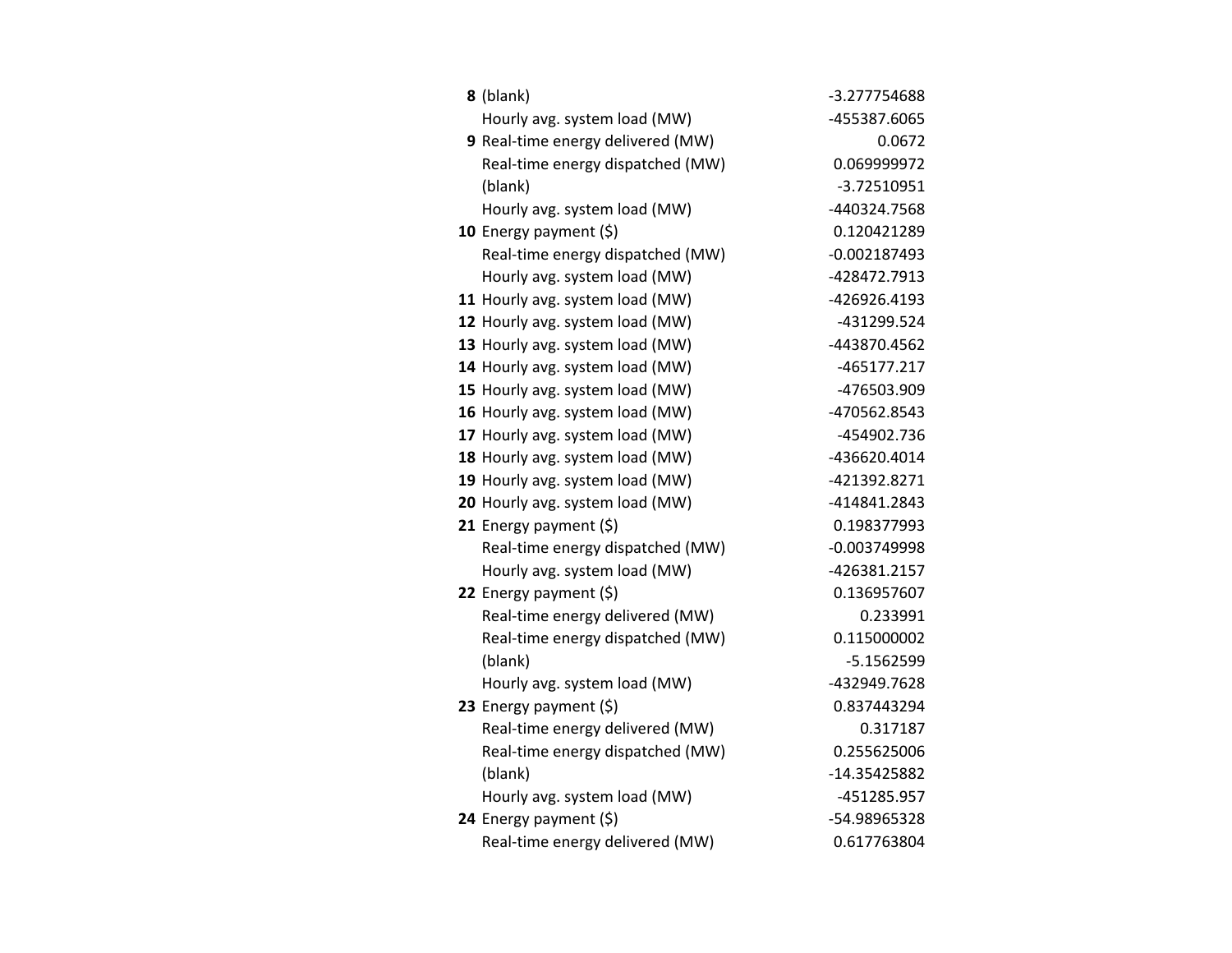| | | |
|---|---|---|
| **8** | (blank) | -3.277754688 |
| | Hourly avg. system load (MW) | -455387.6065 |
| **9** | Real-time energy delivered (MW) | 0.0672 |
| | Real-time energy dispatched (MW) | 0.069999972 |
| | (blank) | -3.72510951 |
| | Hourly avg. system load (MW) | -440324.7568 |
| **10** | Energy payment ($) | 0.120421289 |
| | Real-time energy dispatched (MW) | -0.002187493 |
| | Hourly avg. system load (MW) | -428472.7913 |
| **11** | Hourly avg. system load (MW) | -426926.4193 |
| **12** | Hourly avg. system load (MW) | -431299.524 |
| **13** | Hourly avg. system load (MW) | -443870.4562 |
| **14** | Hourly avg. system load (MW) | -465177.217 |
| **15** | Hourly avg. system load (MW) | -476503.909 |
| **16** | Hourly avg. system load (MW) | -470562.8543 |
| **17** | Hourly avg. system load (MW) | -454902.736 |
| **18** | Hourly avg. system load (MW) | -436620.4014 |
| **19** | Hourly avg. system load (MW) | -421392.8271 |
| **20** | Hourly avg. system load (MW) | -414841.2843 |
| **21** | Energy payment ($) | 0.198377993 |
| | Real-time energy dispatched (MW) | -0.003749998 |
| | Hourly avg. system load (MW) | -426381.2157 |
| **22** | Energy payment ($) | 0.136957607 |
| | Real-time energy delivered (MW) | 0.233991 |
| | Real-time energy dispatched (MW) | 0.115000002 |
| | (blank) | -5.1562599 |
| | Hourly avg. system load (MW) | -432949.7628 |
| **23** | Energy payment ($) | 0.837443294 |
| | Real-time energy delivered (MW) | 0.317187 |
| | Real-time energy dispatched (MW) | 0.255625006 |
| | (blank) | -14.35425882 |
| | Hourly avg. system load (MW) | -451285.957 |
| **24** | Energy payment ($) | -54.98965328 |
| | Real-time energy delivered (MW) | 0.617763804 |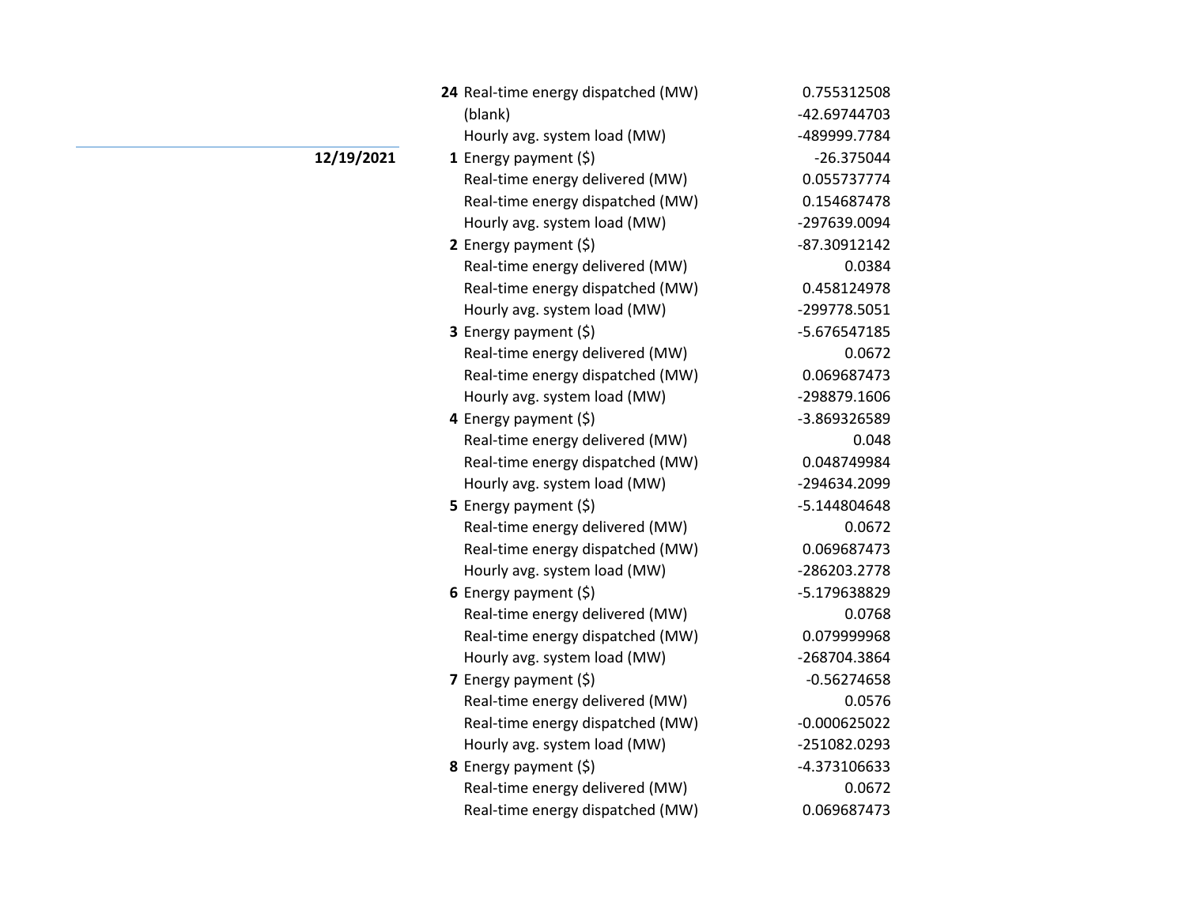| Date | Hour | Measure | Value |
|---|---|---|---|
| | **24** | Real-time energy dispatched (MW) | 0.755312508 |
| | | (blank) | -42.69744703 |
| | | Hourly avg. system load (MW) | -489999.7784 |
| **12/19/2021** | **1** | Energy payment ($) | -26.375044 |
| | | Real-time energy delivered (MW) | 0.055737774 |
| | | Real-time energy dispatched (MW) | 0.154687478 |
| | | Hourly avg. system load (MW) | -297639.0094 |
| | **2** | Energy payment ($) | -87.30912142 |
| | | Real-time energy delivered (MW) | 0.0384 |
| | | Real-time energy dispatched (MW) | 0.458124978 |
| | | Hourly avg. system load (MW) | -299778.5051 |
| | **3** | Energy payment ($) | -5.676547185 |
| | | Real-time energy delivered (MW) | 0.0672 |
| | | Real-time energy dispatched (MW) | 0.069687473 |
| | | Hourly avg. system load (MW) | -298879.1606 |
| | **4** | Energy payment ($) | -3.869326589 |
| | | Real-time energy delivered (MW) | 0.048 |
| | | Real-time energy dispatched (MW) | 0.048749984 |
| | | Hourly avg. system load (MW) | -294634.2099 |
| | **5** | Energy payment ($) | -5.144804648 |
| | | Real-time energy delivered (MW) | 0.0672 |
| | | Real-time energy dispatched (MW) | 0.069687473 |
| | | Hourly avg. system load (MW) | -286203.2778 |
| | **6** | Energy payment ($) | -5.179638829 |
| | | Real-time energy delivered (MW) | 0.0768 |
| | | Real-time energy dispatched (MW) | 0.079999968 |
| | | Hourly avg. system load (MW) | -268704.3864 |
| | **7** | Energy payment ($) | -0.56274658 |
| | | Real-time energy delivered (MW) | 0.0576 |
| | | Real-time energy dispatched (MW) | -0.000625022 |
| | | Hourly avg. system load (MW) | -251082.0293 |
| | **8** | Energy payment ($) | -4.373106633 |
| | | Real-time energy delivered (MW) | 0.0672 |
| | | Real-time energy dispatched (MW) | 0.069687473 |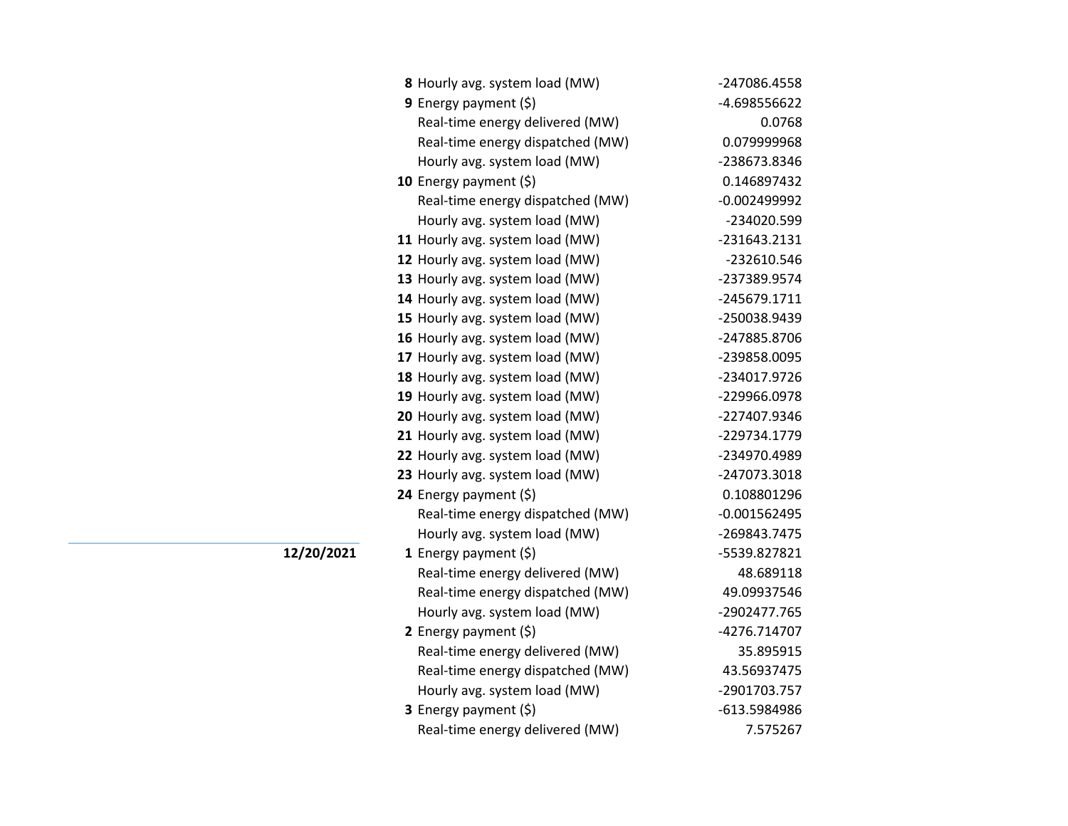| Date | Hour | Metric | Value |
|---|---|---|---|
| | 8 | Hourly avg. system load (MW) | -247086.4558 |
| | 9 | Energy payment ($) | -4.698556622 |
| | | Real-time energy delivered (MW) | 0.0768 |
| | | Real-time energy dispatched (MW) | 0.079999968 |
| | | Hourly avg. system load (MW) | -238673.8346 |
| | 10 | Energy payment ($) | 0.146897432 |
| | | Real-time energy dispatched (MW) | -0.002499992 |
| | | Hourly avg. system load (MW) | -234020.599 |
| | 11 | Hourly avg. system load (MW) | -231643.2131 |
| | 12 | Hourly avg. system load (MW) | -232610.546 |
| | 13 | Hourly avg. system load (MW) | -237389.9574 |
| | 14 | Hourly avg. system load (MW) | -245679.1711 |
| | 15 | Hourly avg. system load (MW) | -250038.9439 |
| | 16 | Hourly avg. system load (MW) | -247885.8706 |
| | 17 | Hourly avg. system load (MW) | -239858.0095 |
| | 18 | Hourly avg. system load (MW) | -234017.9726 |
| | 19 | Hourly avg. system load (MW) | -229966.0978 |
| | 20 | Hourly avg. system load (MW) | -227407.9346 |
| | 21 | Hourly avg. system load (MW) | -229734.1779 |
| | 22 | Hourly avg. system load (MW) | -234970.4989 |
| | 23 | Hourly avg. system load (MW) | -247073.3018 |
| | 24 | Energy payment ($) | 0.108801296 |
| | | Real-time energy dispatched (MW) | -0.001562495 |
| | | Hourly avg. system load (MW) | -269843.7475 |
| **12/20/2021** | 1 | Energy payment ($) | -5539.827821 |
| | | Real-time energy delivered (MW) | 48.689118 |
| | | Real-time energy dispatched (MW) | 49.09937546 |
| | | Hourly avg. system load (MW) | -2902477.765 |
| | 2 | Energy payment ($) | -4276.714707 |
| | | Real-time energy delivered (MW) | 35.895915 |
| | | Real-time energy dispatched (MW) | 43.56937475 |
| | | Hourly avg. system load (MW) | -2901703.757 |
| | 3 | Energy payment ($) | -613.5984986 |
| | | Real-time energy delivered (MW) | 7.575267 |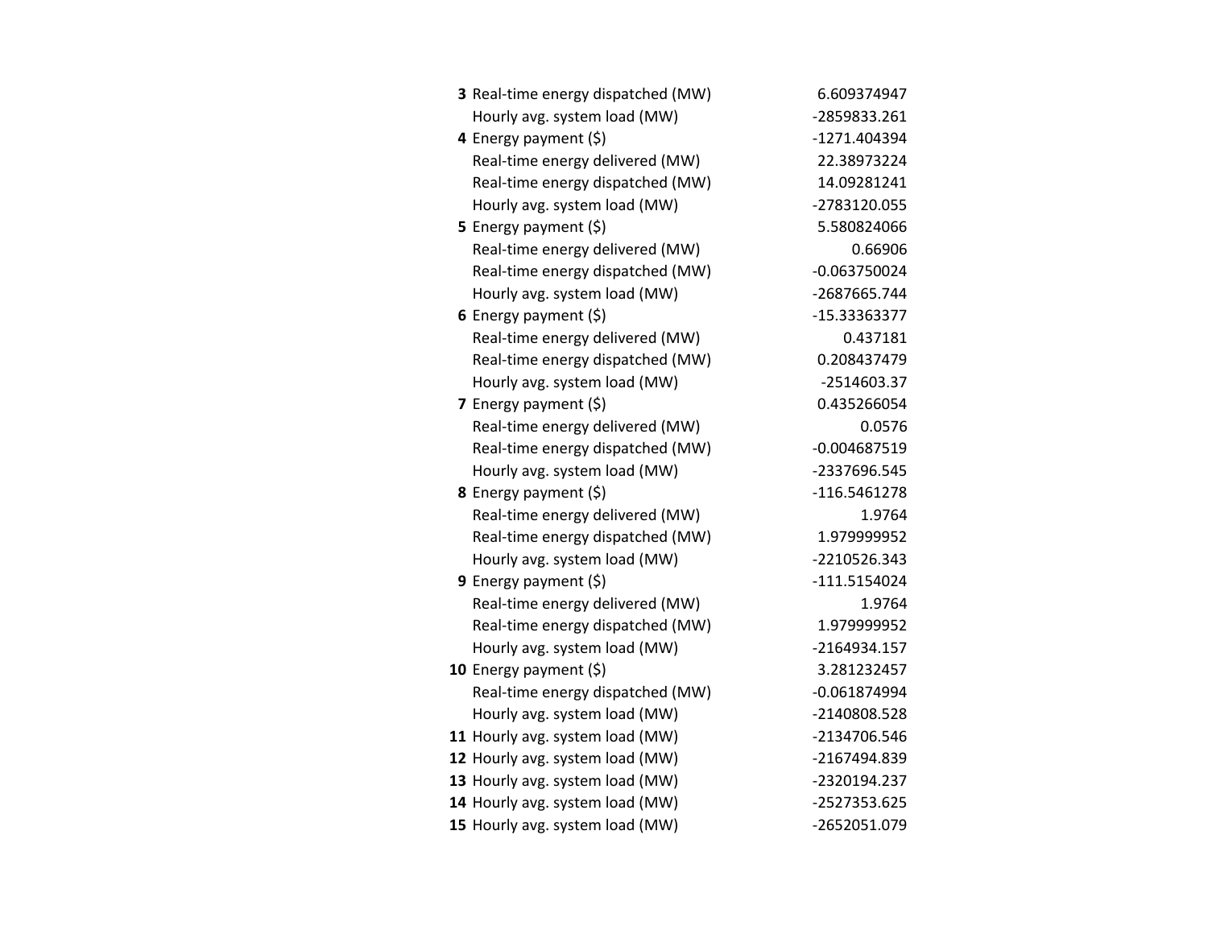| | | |
|---|---|---|
| **3** | Real-time energy dispatched (MW) | 6.609374947 |
| | Hourly avg. system load (MW) | -2859833.261 |
| **4** | Energy payment ($) | -1271.404394 |
| | Real-time energy delivered (MW) | 22.38973224 |
| | Real-time energy dispatched (MW) | 14.09281241 |
| | Hourly avg. system load (MW) | -2783120.055 |
| **5** | Energy payment ($) | 5.580824066 |
| | Real-time energy delivered (MW) | 0.66906 |
| | Real-time energy dispatched (MW) | -0.063750024 |
| | Hourly avg. system load (MW) | -2687665.744 |
| **6** | Energy payment ($) | -15.33363377 |
| | Real-time energy delivered (MW) | 0.437181 |
| | Real-time energy dispatched (MW) | 0.208437479 |
| | Hourly avg. system load (MW) | -2514603.37 |
| **7** | Energy payment ($) | 0.435266054 |
| | Real-time energy delivered (MW) | 0.0576 |
| | Real-time energy dispatched (MW) | -0.004687519 |
| | Hourly avg. system load (MW) | -2337696.545 |
| **8** | Energy payment ($) | -116.5461278 |
| | Real-time energy delivered (MW) | 1.9764 |
| | Real-time energy dispatched (MW) | 1.979999952 |
| | Hourly avg. system load (MW) | -2210526.343 |
| **9** | Energy payment ($) | -111.5154024 |
| | Real-time energy delivered (MW) | 1.9764 |
| | Real-time energy dispatched (MW) | 1.979999952 |
| | Hourly avg. system load (MW) | -2164934.157 |
| **10** | Energy payment ($) | 3.281232457 |
| | Real-time energy dispatched (MW) | -0.061874994 |
| | Hourly avg. system load (MW) | -2140808.528 |
| **11** | Hourly avg. system load (MW) | -2134706.546 |
| **12** | Hourly avg. system load (MW) | -2167494.839 |
| **13** | Hourly avg. system load (MW) | -2320194.237 |
| **14** | Hourly avg. system load (MW) | -2527353.625 |
| **15** | Hourly avg. system load (MW) | -2652051.079 |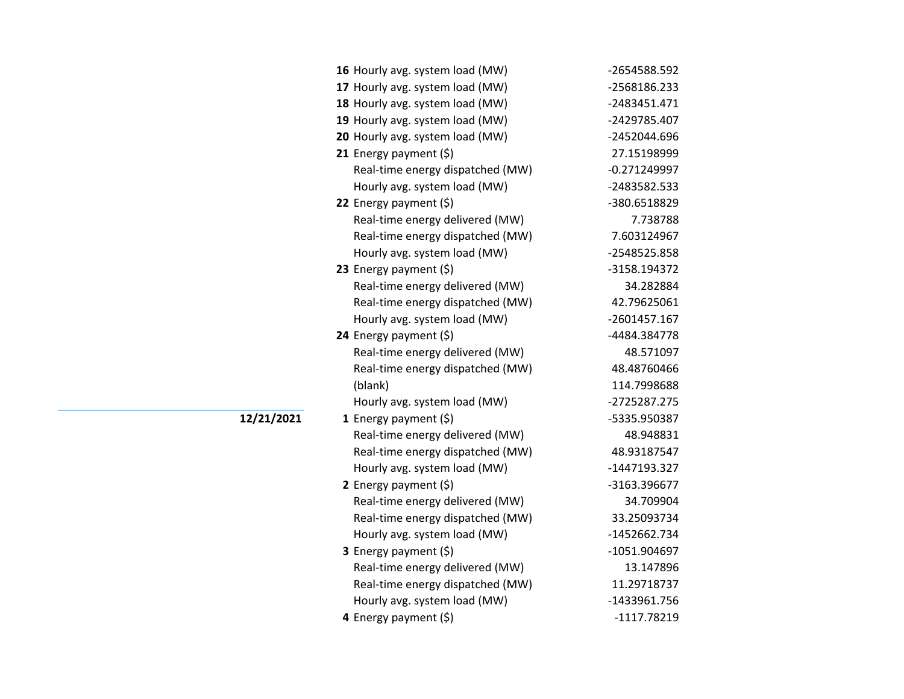| Date | Hour | Metric | Value |
|---|---|---|---|
| | **16** | Hourly avg. system load (MW) | -2654588.592 |
| | **17** | Hourly avg. system load (MW) | -2568186.233 |
| | **18** | Hourly avg. system load (MW) | -2483451.471 |
| | **19** | Hourly avg. system load (MW) | -2429785.407 |
| | **20** | Hourly avg. system load (MW) | -2452044.696 |
| | **21** | Energy payment ($) | 27.15198999 |
| | | Real-time energy dispatched (MW) | -0.271249997 |
| | | Hourly avg. system load (MW) | -2483582.533 |
| | **22** | Energy payment ($) | -380.6518829 |
| | | Real-time energy delivered (MW) | 7.738788 |
| | | Real-time energy dispatched (MW) | 7.603124967 |
| | | Hourly avg. system load (MW) | -2548525.858 |
| | **23** | Energy payment ($) | -3158.194372 |
| | | Real-time energy delivered (MW) | 34.282884 |
| | | Real-time energy dispatched (MW) | 42.79625061 |
| | | Hourly avg. system load (MW) | -2601457.167 |
| | **24** | Energy payment ($) | -4484.384778 |
| | | Real-time energy delivered (MW) | 48.571097 |
| | | Real-time energy dispatched (MW) | 48.48760466 |
| | | (blank) | 114.7998688 |
| | | Hourly avg. system load (MW) | -2725287.275 |
| **12/21/2021** | **1** | Energy payment ($) | -5335.950387 |
| | | Real-time energy delivered (MW) | 48.948831 |
| | | Real-time energy dispatched (MW) | 48.93187547 |
| | | Hourly avg. system load (MW) | -1447193.327 |
| | **2** | Energy payment ($) | -3163.396677 |
| | | Real-time energy delivered (MW) | 34.709904 |
| | | Real-time energy dispatched (MW) | 33.25093734 |
| | | Hourly avg. system load (MW) | -1452662.734 |
| | **3** | Energy payment ($) | -1051.904697 |
| | | Real-time energy delivered (MW) | 13.147896 |
| | | Real-time energy dispatched (MW) | 11.29718737 |
| | | Hourly avg. system load (MW) | -1433961.756 |
| | **4** | Energy payment ($) | -1117.78219 |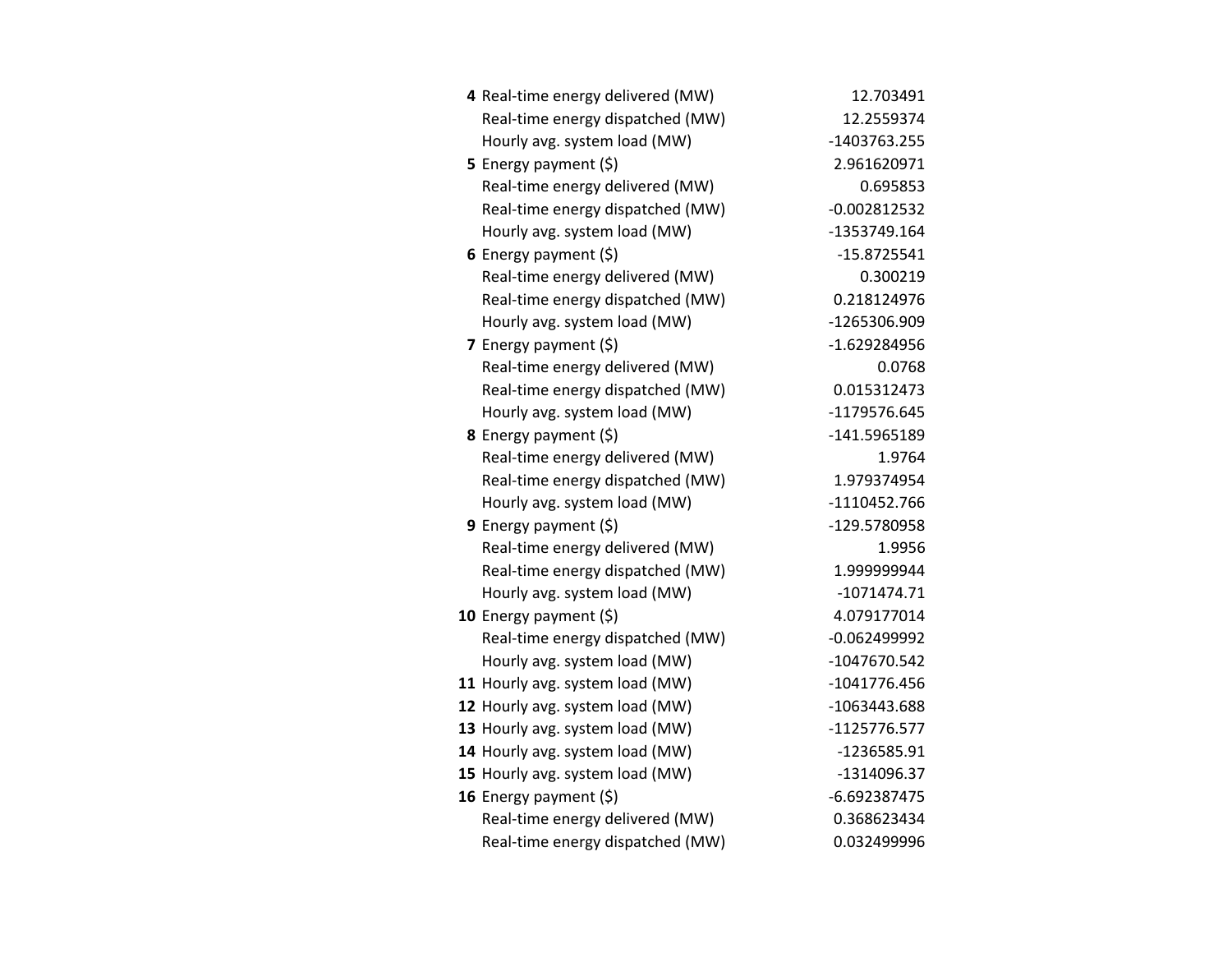| | | |
|---|---|---|
| **4** | Real-time energy delivered (MW) | 12.703491 |
| | Real-time energy dispatched (MW) | 12.2559374 |
| | Hourly avg. system load (MW) | -1403763.255 |
| **5** | Energy payment ($) | 2.961620971 |
| | Real-time energy delivered (MW) | 0.695853 |
| | Real-time energy dispatched (MW) | -0.002812532 |
| | Hourly avg. system load (MW) | -1353749.164 |
| **6** | Energy payment ($) | -15.8725541 |
| | Real-time energy delivered (MW) | 0.300219 |
| | Real-time energy dispatched (MW) | 0.218124976 |
| | Hourly avg. system load (MW) | -1265306.909 |
| **7** | Energy payment ($) | -1.629284956 |
| | Real-time energy delivered (MW) | 0.0768 |
| | Real-time energy dispatched (MW) | 0.015312473 |
| | Hourly avg. system load (MW) | -1179576.645 |
| **8** | Energy payment ($) | -141.5965189 |
| | Real-time energy delivered (MW) | 1.9764 |
| | Real-time energy dispatched (MW) | 1.979374954 |
| | Hourly avg. system load (MW) | -1110452.766 |
| **9** | Energy payment ($) | -129.5780958 |
| | Real-time energy delivered (MW) | 1.9956 |
| | Real-time energy dispatched (MW) | 1.999999944 |
| | Hourly avg. system load (MW) | -1071474.71 |
| **10** | Energy payment ($) | 4.079177014 |
| | Real-time energy dispatched (MW) | -0.062499992 |
| | Hourly avg. system load (MW) | -1047670.542 |
| **11** | Hourly avg. system load (MW) | -1041776.456 |
| **12** | Hourly avg. system load (MW) | -1063443.688 |
| **13** | Hourly avg. system load (MW) | -1125776.577 |
| **14** | Hourly avg. system load (MW) | -1236585.91 |
| **15** | Hourly avg. system load (MW) | -1314096.37 |
| **16** | Energy payment ($) | -6.692387475 |
| | Real-time energy delivered (MW) | 0.368623434 |
| | Real-time energy dispatched (MW) | 0.032499996 |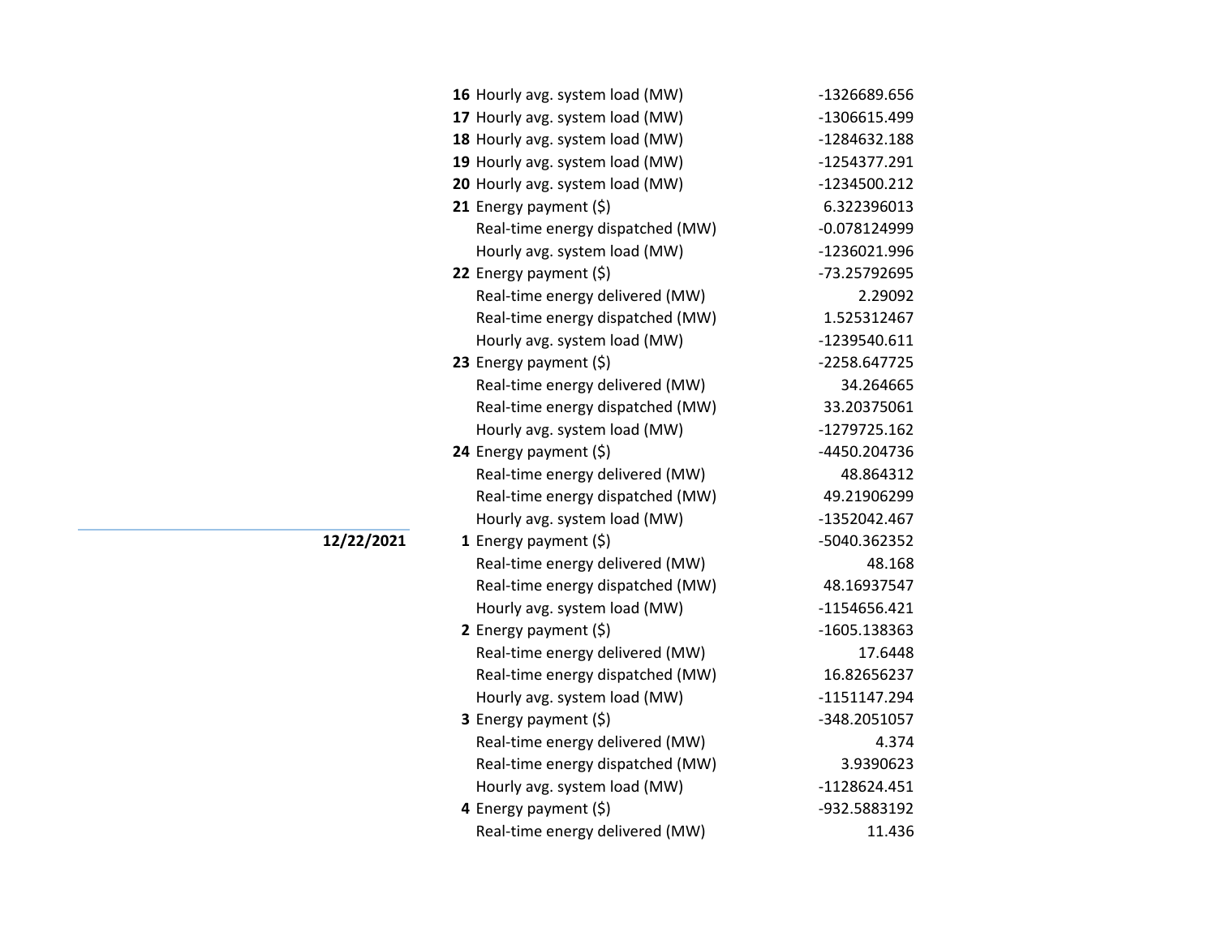| Date | Hour | Metric | Value |
|---|---|---|---|
| | **16** | Hourly avg. system load (MW) | -1326689.656 |
| | **17** | Hourly avg. system load (MW) | -1306615.499 |
| | **18** | Hourly avg. system load (MW) | -1284632.188 |
| | **19** | Hourly avg. system load (MW) | -1254377.291 |
| | **20** | Hourly avg. system load (MW) | -1234500.212 |
| | **21** | Energy payment ($) | 6.322396013 |
| | | Real-time energy dispatched (MW) | -0.078124999 |
| | | Hourly avg. system load (MW) | -1236021.996 |
| | **22** | Energy payment ($) | -73.25792695 |
| | | Real-time energy delivered (MW) | 2.29092 |
| | | Real-time energy dispatched (MW) | 1.525312467 |
| | | Hourly avg. system load (MW) | -1239540.611 |
| | **23** | Energy payment ($) | -2258.647725 |
| | | Real-time energy delivered (MW) | 34.264665 |
| | | Real-time energy dispatched (MW) | 33.20375061 |
| | | Hourly avg. system load (MW) | -1279725.162 |
| | **24** | Energy payment ($) | -4450.204736 |
| | | Real-time energy delivered (MW) | 48.864312 |
| | | Real-time energy dispatched (MW) | 49.21906299 |
| | | Hourly avg. system load (MW) | -1352042.467 |
| **12/22/2021** | **1** | Energy payment ($) | -5040.362352 |
| | | Real-time energy delivered (MW) | 48.168 |
| | | Real-time energy dispatched (MW) | 48.16937547 |
| | | Hourly avg. system load (MW) | -1154656.421 |
| | **2** | Energy payment ($) | -1605.138363 |
| | | Real-time energy delivered (MW) | 17.6448 |
| | | Real-time energy dispatched (MW) | 16.82656237 |
| | | Hourly avg. system load (MW) | -1151147.294 |
| | **3** | Energy payment ($) | -348.2051057 |
| | | Real-time energy delivered (MW) | 4.374 |
| | | Real-time energy dispatched (MW) | 3.9390623 |
| | | Hourly avg. system load (MW) | -1128624.451 |
| | **4** | Energy payment ($) | -932.5883192 |
| | | Real-time energy delivered (MW) | 11.436 |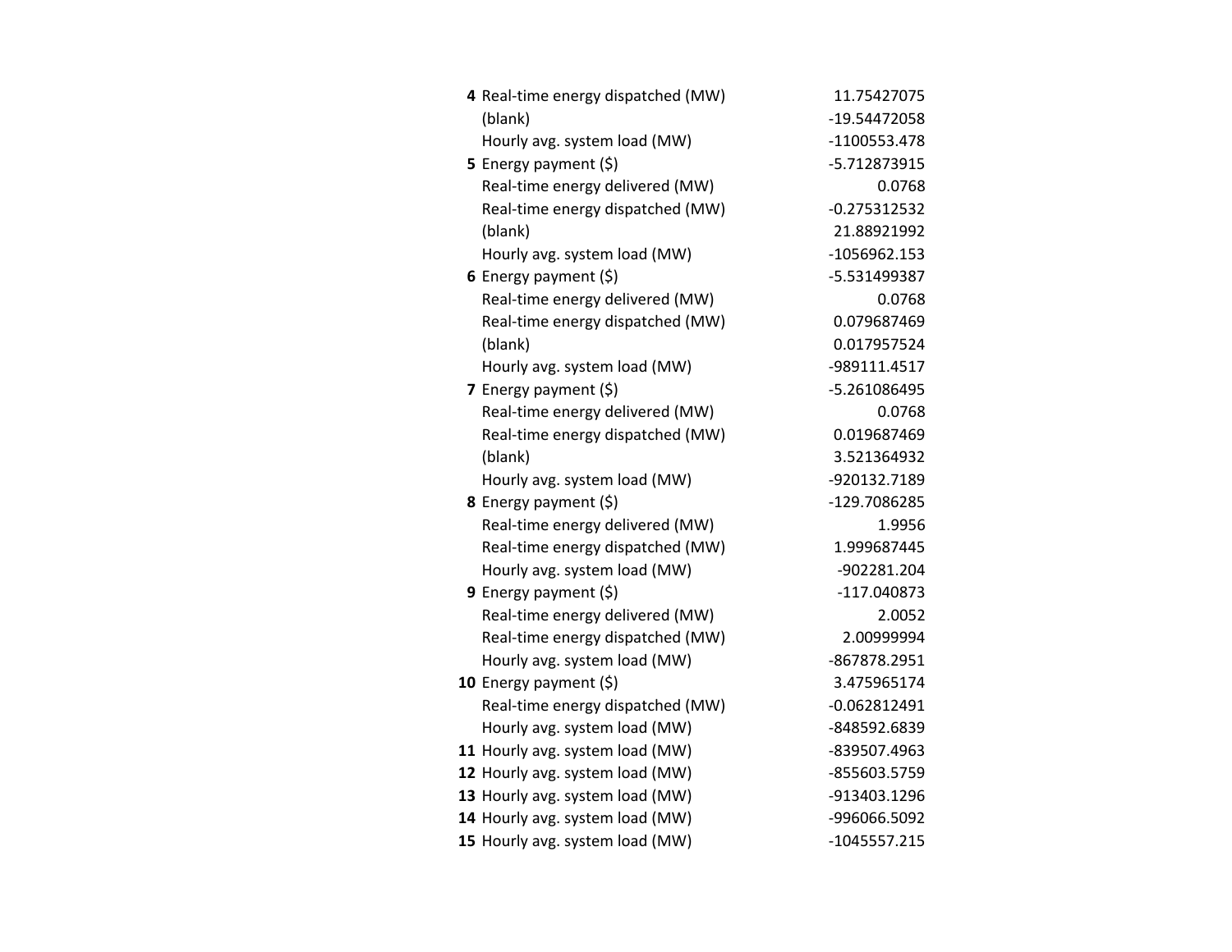| | | |
|---|---|---|
| **4** | Real-time energy dispatched (MW) | 11.75427075 |
| | (blank) | -19.54472058 |
| | Hourly avg. system load (MW) | -1100553.478 |
| **5** | Energy payment ($) | -5.712873915 |
| | Real-time energy delivered (MW) | 0.0768 |
| | Real-time energy dispatched (MW) | -0.275312532 |
| | (blank) | 21.88921992 |
| | Hourly avg. system load (MW) | -1056962.153 |
| **6** | Energy payment ($) | -5.531499387 |
| | Real-time energy delivered (MW) | 0.0768 |
| | Real-time energy dispatched (MW) | 0.079687469 |
| | (blank) | 0.017957524 |
| | Hourly avg. system load (MW) | -989111.4517 |
| **7** | Energy payment ($) | -5.261086495 |
| | Real-time energy delivered (MW) | 0.0768 |
| | Real-time energy dispatched (MW) | 0.019687469 |
| | (blank) | 3.521364932 |
| | Hourly avg. system load (MW) | -920132.7189 |
| **8** | Energy payment ($) | -129.7086285 |
| | Real-time energy delivered (MW) | 1.9956 |
| | Real-time energy dispatched (MW) | 1.999687445 |
| | Hourly avg. system load (MW) | -902281.204 |
| **9** | Energy payment ($) | -117.040873 |
| | Real-time energy delivered (MW) | 2.0052 |
| | Real-time energy dispatched (MW) | 2.00999994 |
| | Hourly avg. system load (MW) | -867878.2951 |
| **10** | Energy payment ($) | 3.475965174 |
| | Real-time energy dispatched (MW) | -0.062812491 |
| | Hourly avg. system load (MW) | -848592.6839 |
| **11** | Hourly avg. system load (MW) | -839507.4963 |
| **12** | Hourly avg. system load (MW) | -855603.5759 |
| **13** | Hourly avg. system load (MW) | -913403.1296 |
| **14** | Hourly avg. system load (MW) | -996066.5092 |
| **15** | Hourly avg. system load (MW) | -1045557.215 |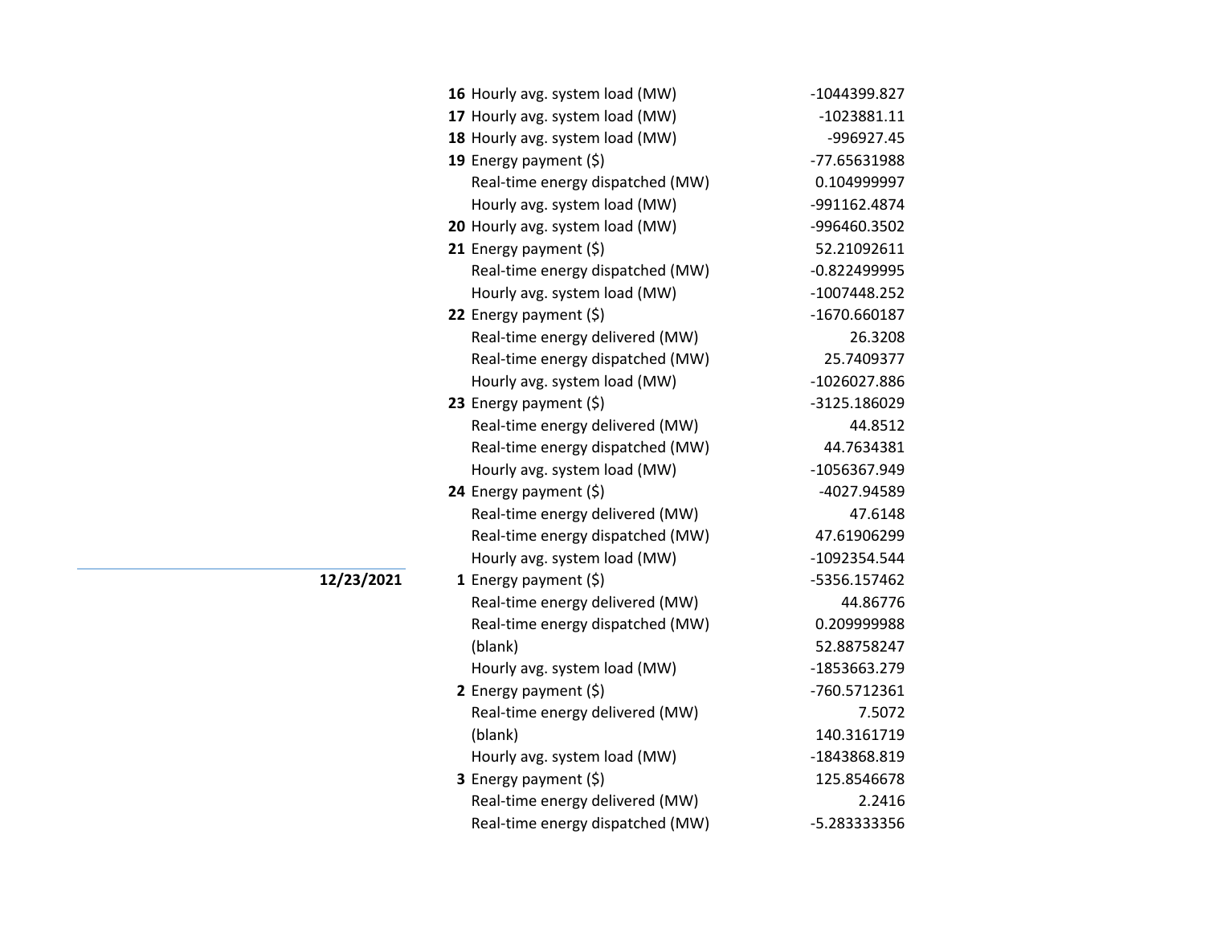| Date | Hour | Measure | Value |
|---|---|---|---|
| | **16** | Hourly avg. system load (MW) | -1044399.827 |
| | **17** | Hourly avg. system load (MW) | -1023881.11 |
| | **18** | Hourly avg. system load (MW) | -996927.45 |
| | **19** | Energy payment ($) | -77.65631988 |
| | | Real-time energy dispatched (MW) | 0.104999997 |
| | | Hourly avg. system load (MW) | -991162.4874 |
| | **20** | Hourly avg. system load (MW) | -996460.3502 |
| | **21** | Energy payment ($) | 52.21092611 |
| | | Real-time energy dispatched (MW) | -0.822499995 |
| | | Hourly avg. system load (MW) | -1007448.252 |
| | **22** | Energy payment ($) | -1670.660187 |
| | | Real-time energy delivered (MW) | 26.3208 |
| | | Real-time energy dispatched (MW) | 25.7409377 |
| | | Hourly avg. system load (MW) | -1026027.886 |
| | **23** | Energy payment ($) | -3125.186029 |
| | | Real-time energy delivered (MW) | 44.8512 |
| | | Real-time energy dispatched (MW) | 44.7634381 |
| | | Hourly avg. system load (MW) | -1056367.949 |
| | **24** | Energy payment ($) | -4027.94589 |
| | | Real-time energy delivered (MW) | 47.6148 |
| | | Real-time energy dispatched (MW) | 47.61906299 |
| | | Hourly avg. system load (MW) | -1092354.544 |
| **12/23/2021** | **1** | Energy payment ($) | -5356.157462 |
| | | Real-time energy delivered (MW) | 44.86776 |
| | | Real-time energy dispatched (MW) | 0.209999988 |
| | | (blank) | 52.88758247 |
| | | Hourly avg. system load (MW) | -1853663.279 |
| | **2** | Energy payment ($) | -760.5712361 |
| | | Real-time energy delivered (MW) | 7.5072 |
| | | (blank) | 140.3161719 |
| | | Hourly avg. system load (MW) | -1843868.819 |
| | **3** | Energy payment ($) | 125.8546678 |
| | | Real-time energy delivered (MW) | 2.2416 |
| | | Real-time energy dispatched (MW) | -5.283333356 |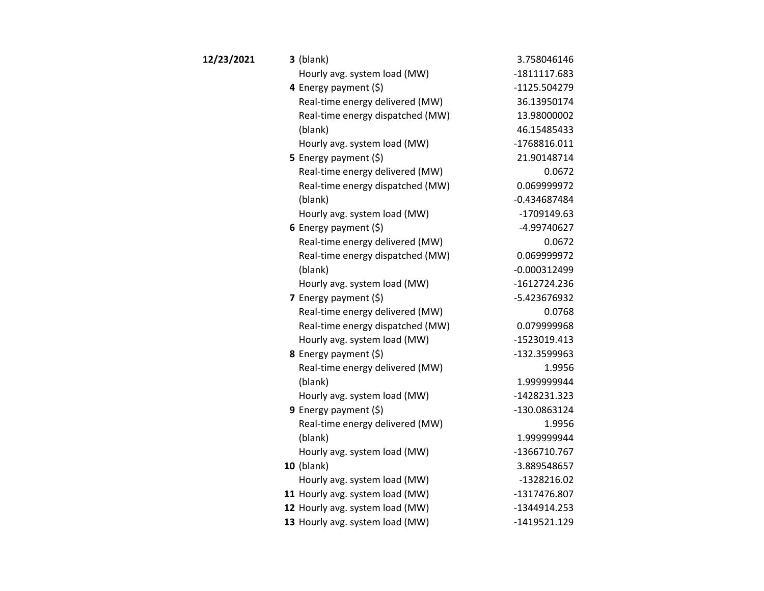| Date | Hour | Measure | Value |
|---|---|---|---|
| **12/23/2021** | **3** | (blank) | 3.758046146 |
| | | Hourly avg. system load (MW) | -1811117.683 |
| | **4** | Energy payment ($) | -1125.504279 |
| | | Real-time energy delivered (MW) | 36.13950174 |
| | | Real-time energy dispatched (MW) | 13.98000002 |
| | | (blank) | 46.15485433 |
| | | Hourly avg. system load (MW) | -1768816.011 |
| | **5** | Energy payment ($) | 21.90148714 |
| | | Real-time energy delivered (MW) | 0.0672 |
| | | Real-time energy dispatched (MW) | 0.069999972 |
| | | (blank) | -0.434687484 |
| | | Hourly avg. system load (MW) | -1709149.63 |
| | **6** | Energy payment ($) | -4.99740627 |
| | | Real-time energy delivered (MW) | 0.0672 |
| | | Real-time energy dispatched (MW) | 0.069999972 |
| | | (blank) | -0.000312499 |
| | | Hourly avg. system load (MW) | -1612724.236 |
| | **7** | Energy payment ($) | -5.423676932 |
| | | Real-time energy delivered (MW) | 0.0768 |
| | | Real-time energy dispatched (MW) | 0.079999968 |
| | | Hourly avg. system load (MW) | -1523019.413 |
| | **8** | Energy payment ($) | -132.3599963 |
| | | Real-time energy delivered (MW) | 1.9956 |
| | | (blank) | 1.999999944 |
| | | Hourly avg. system load (MW) | -1428231.323 |
| | **9** | Energy payment ($) | -130.0863124 |
| | | Real-time energy delivered (MW) | 1.9956 |
| | | (blank) | 1.999999944 |
| | | Hourly avg. system load (MW) | -1366710.767 |
| | **10** | (blank) | 3.889548657 |
| | | Hourly avg. system load (MW) | -1328216.02 |
| | **11** | Hourly avg. system load (MW) | -1317476.807 |
| | **12** | Hourly avg. system load (MW) | -1344914.253 |
| | **13** | Hourly avg. system load (MW) | -1419521.129 |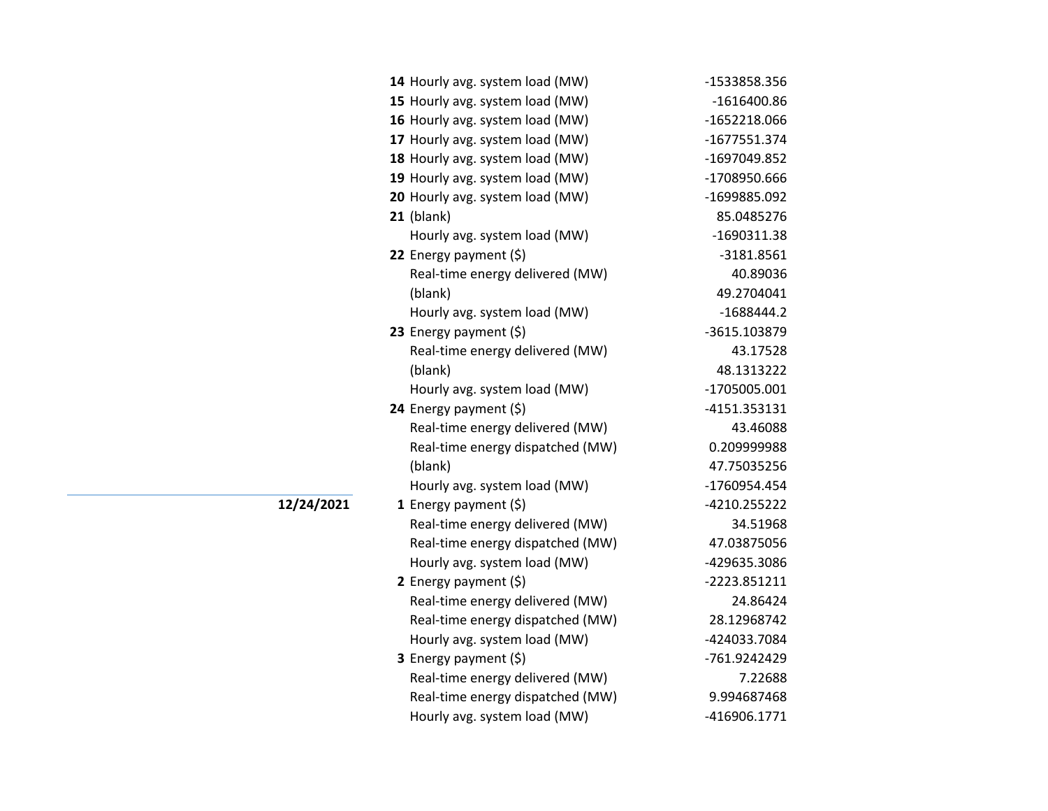| Date | Hour | Field | Value |
|---|---|---|---|
| | **14** | Hourly avg. system load (MW) | -1533858.356 |
| | **15** | Hourly avg. system load (MW) | -1616400.86 |
| | **16** | Hourly avg. system load (MW) | -1652218.066 |
| | **17** | Hourly avg. system load (MW) | -1677551.374 |
| | **18** | Hourly avg. system load (MW) | -1697049.852 |
| | **19** | Hourly avg. system load (MW) | -1708950.666 |
| | **20** | Hourly avg. system load (MW) | -1699885.092 |
| | **21** | (blank) | 85.0485276 |
| | | Hourly avg. system load (MW) | -1690311.38 |
| | **22** | Energy payment ($) | -3181.8561 |
| | | Real-time energy delivered (MW) | 40.89036 |
| | | (blank) | 49.2704041 |
| | | Hourly avg. system load (MW) | -1688444.2 |
| | **23** | Energy payment ($) | -3615.103879 |
| | | Real-time energy delivered (MW) | 43.17528 |
| | | (blank) | 48.1313222 |
| | | Hourly avg. system load (MW) | -1705005.001 |
| | **24** | Energy payment ($) | -4151.353131 |
| | | Real-time energy delivered (MW) | 43.46088 |
| | | Real-time energy dispatched (MW) | 0.209999988 |
| | | (blank) | 47.75035256 |
| | | Hourly avg. system load (MW) | -1760954.454 |
| **12/24/2021** | **1** | Energy payment ($) | -4210.255222 |
| | | Real-time energy delivered (MW) | 34.51968 |
| | | Real-time energy dispatched (MW) | 47.03875056 |
| | | Hourly avg. system load (MW) | -429635.3086 |
| | **2** | Energy payment ($) | -2223.851211 |
| | | Real-time energy delivered (MW) | 24.86424 |
| | | Real-time energy dispatched (MW) | 28.12968742 |
| | | Hourly avg. system load (MW) | -424033.7084 |
| | **3** | Energy payment ($) | -761.9242429 |
| | | Real-time energy delivered (MW) | 7.22688 |
| | | Real-time energy dispatched (MW) | 9.994687468 |
| | | Hourly avg. system load (MW) | -416906.1771 |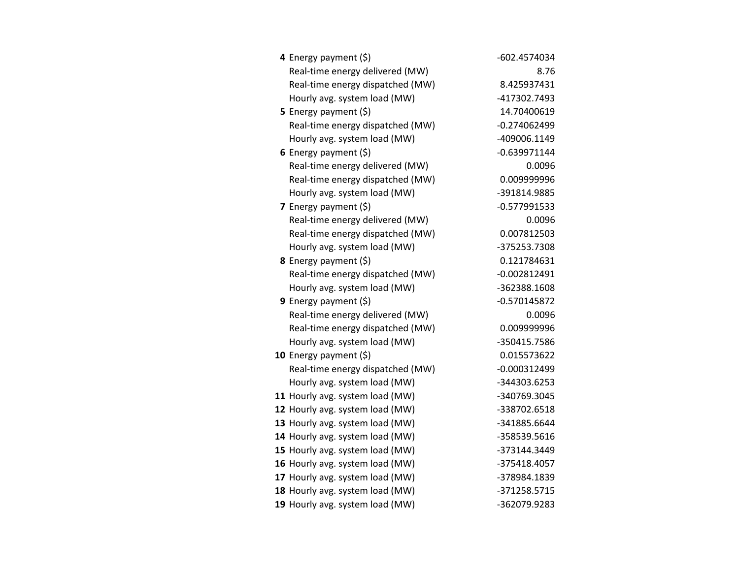| | | |
|---|---|---|
| **4** | Energy payment ($) | -602.4574034 |
| | Real-time energy delivered (MW) | 8.76 |
| | Real-time energy dispatched (MW) | 8.425937431 |
| | Hourly avg. system load (MW) | -417302.7493 |
| **5** | Energy payment ($) | 14.70400619 |
| | Real-time energy dispatched (MW) | -0.274062499 |
| | Hourly avg. system load (MW) | -409006.1149 |
| **6** | Energy payment ($) | -0.639971144 |
| | Real-time energy delivered (MW) | 0.0096 |
| | Real-time energy dispatched (MW) | 0.009999996 |
| | Hourly avg. system load (MW) | -391814.9885 |
| **7** | Energy payment ($) | -0.577991533 |
| | Real-time energy delivered (MW) | 0.0096 |
| | Real-time energy dispatched (MW) | 0.007812503 |
| | Hourly avg. system load (MW) | -375253.7308 |
| **8** | Energy payment ($) | 0.121784631 |
| | Real-time energy dispatched (MW) | -0.002812491 |
| | Hourly avg. system load (MW) | -362388.1608 |
| **9** | Energy payment ($) | -0.570145872 |
| | Real-time energy delivered (MW) | 0.0096 |
| | Real-time energy dispatched (MW) | 0.009999996 |
| | Hourly avg. system load (MW) | -350415.7586 |
| **10** | Energy payment ($) | 0.015573622 |
| | Real-time energy dispatched (MW) | -0.000312499 |
| | Hourly avg. system load (MW) | -344303.6253 |
| **11** | Hourly avg. system load (MW) | -340769.3045 |
| **12** | Hourly avg. system load (MW) | -338702.6518 |
| **13** | Hourly avg. system load (MW) | -341885.6644 |
| **14** | Hourly avg. system load (MW) | -358539.5616 |
| **15** | Hourly avg. system load (MW) | -373144.3449 |
| **16** | Hourly avg. system load (MW) | -375418.4057 |
| **17** | Hourly avg. system load (MW) | -378984.1839 |
| **18** | Hourly avg. system load (MW) | -371258.5715 |
| **19** | Hourly avg. system load (MW) | -362079.9283 |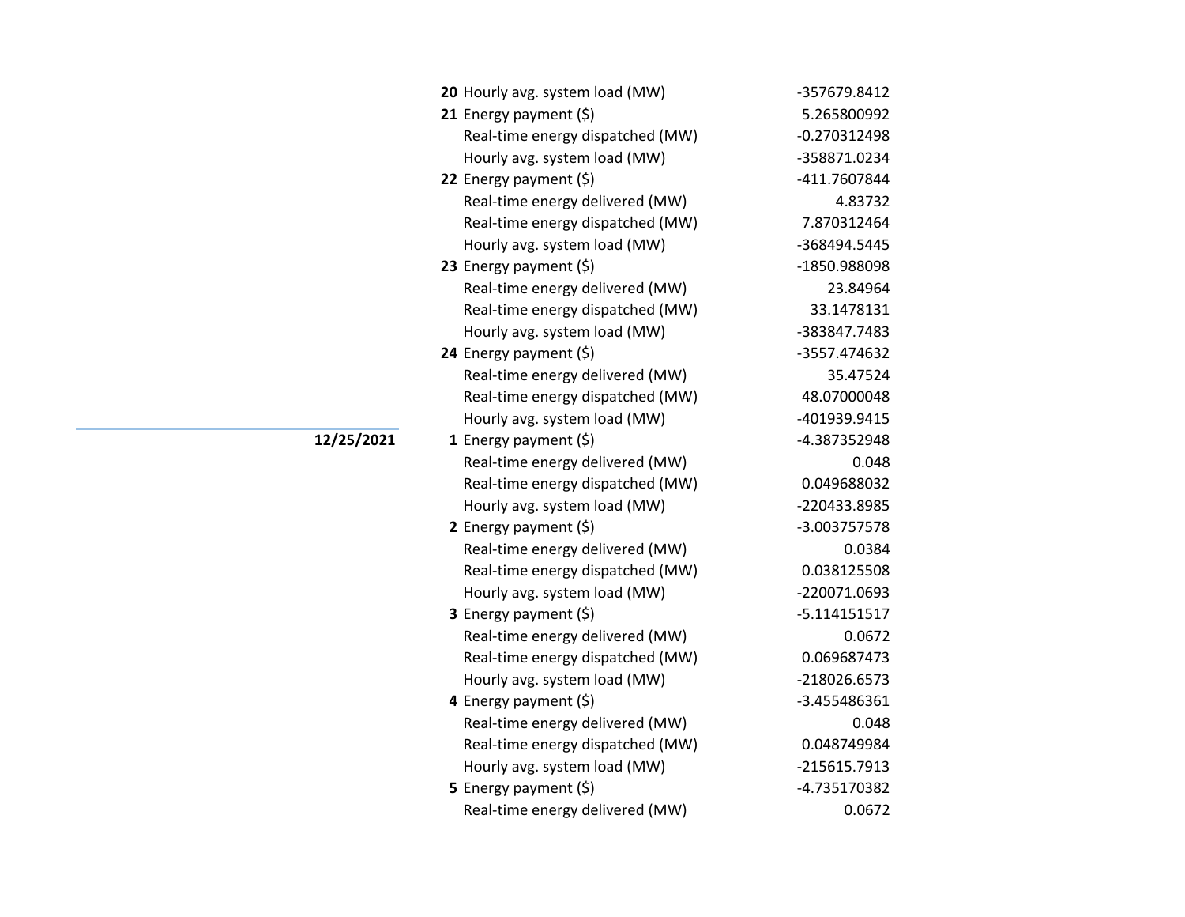| Date | Hour | Item | Value |
|---|---|---|---|
| | **20** | Hourly avg. system load (MW) | -357679.8412 |
| | **21** | Energy payment ($) | 5.265800992 |
| | | Real-time energy dispatched (MW) | -0.270312498 |
| | | Hourly avg. system load (MW) | -358871.0234 |
| | **22** | Energy payment ($) | -411.7607844 |
| | | Real-time energy delivered (MW) | 4.83732 |
| | | Real-time energy dispatched (MW) | 7.870312464 |
| | | Hourly avg. system load (MW) | -368494.5445 |
| | **23** | Energy payment ($) | -1850.988098 |
| | | Real-time energy delivered (MW) | 23.84964 |
| | | Real-time energy dispatched (MW) | 33.1478131 |
| | | Hourly avg. system load (MW) | -383847.7483 |
| | **24** | Energy payment ($) | -3557.474632 |
| | | Real-time energy delivered (MW) | 35.47524 |
| | | Real-time energy dispatched (MW) | 48.07000048 |
| | | Hourly avg. system load (MW) | -401939.9415 |
| **12/25/2021** | **1** | Energy payment ($) | -4.387352948 |
| | | Real-time energy delivered (MW) | 0.048 |
| | | Real-time energy dispatched (MW) | 0.049688032 |
| | | Hourly avg. system load (MW) | -220433.8985 |
| | **2** | Energy payment ($) | -3.003757578 |
| | | Real-time energy delivered (MW) | 0.0384 |
| | | Real-time energy dispatched (MW) | 0.038125508 |
| | | Hourly avg. system load (MW) | -220071.0693 |
| | **3** | Energy payment ($) | -5.114151517 |
| | | Real-time energy delivered (MW) | 0.0672 |
| | | Real-time energy dispatched (MW) | 0.069687473 |
| | | Hourly avg. system load (MW) | -218026.6573 |
| | **4** | Energy payment ($) | -3.455486361 |
| | | Real-time energy delivered (MW) | 0.048 |
| | | Real-time energy dispatched (MW) | 0.048749984 |
| | | Hourly avg. system load (MW) | -215615.7913 |
| | **5** | Energy payment ($) | -4.735170382 |
| | | Real-time energy delivered (MW) | 0.0672 |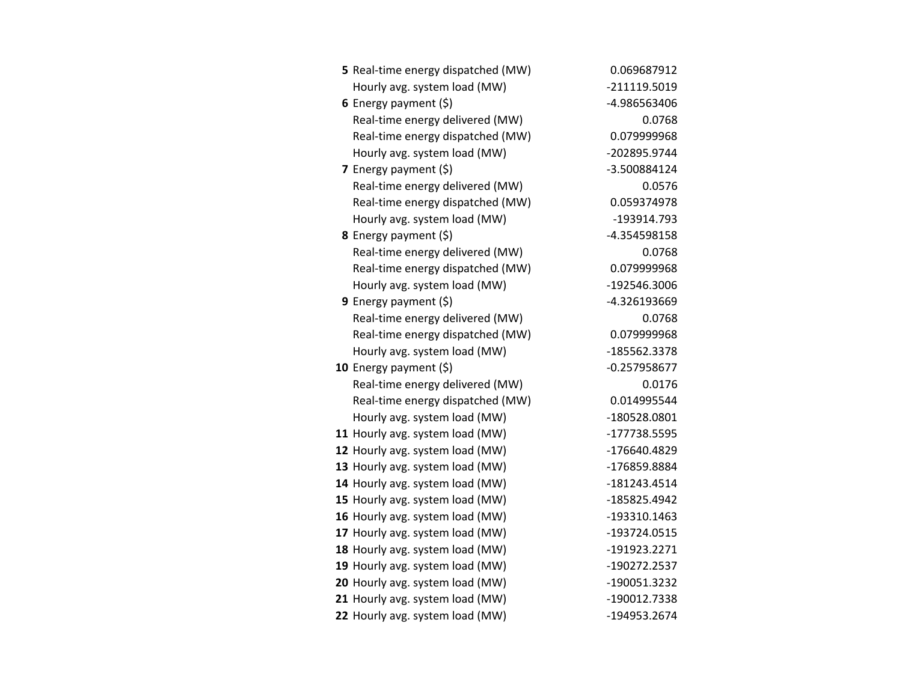| | | |
|---|---|---|
| **5** | Real-time energy dispatched (MW) | 0.069687912 |
| | Hourly avg. system load (MW) | -211119.5019 |
| **6** | Energy payment ($) | -4.986563406 |
| | Real-time energy delivered (MW) | 0.0768 |
| | Real-time energy dispatched (MW) | 0.079999968 |
| | Hourly avg. system load (MW) | -202895.9744 |
| **7** | Energy payment ($) | -3.500884124 |
| | Real-time energy delivered (MW) | 0.0576 |
| | Real-time energy dispatched (MW) | 0.059374978 |
| | Hourly avg. system load (MW) | -193914.793 |
| **8** | Energy payment ($) | -4.354598158 |
| | Real-time energy delivered (MW) | 0.0768 |
| | Real-time energy dispatched (MW) | 0.079999968 |
| | Hourly avg. system load (MW) | -192546.3006 |
| **9** | Energy payment ($) | -4.326193669 |
| | Real-time energy delivered (MW) | 0.0768 |
| | Real-time energy dispatched (MW) | 0.079999968 |
| | Hourly avg. system load (MW) | -185562.3378 |
| **10** | Energy payment ($) | -0.257958677 |
| | Real-time energy delivered (MW) | 0.0176 |
| | Real-time energy dispatched (MW) | 0.014995544 |
| | Hourly avg. system load (MW) | -180528.0801 |
| **11** | Hourly avg. system load (MW) | -177738.5595 |
| **12** | Hourly avg. system load (MW) | -176640.4829 |
| **13** | Hourly avg. system load (MW) | -176859.8884 |
| **14** | Hourly avg. system load (MW) | -181243.4514 |
| **15** | Hourly avg. system load (MW) | -185825.4942 |
| **16** | Hourly avg. system load (MW) | -193310.1463 |
| **17** | Hourly avg. system load (MW) | -193724.0515 |
| **18** | Hourly avg. system load (MW) | -191923.2271 |
| **19** | Hourly avg. system load (MW) | -190272.2537 |
| **20** | Hourly avg. system load (MW) | -190051.3232 |
| **21** | Hourly avg. system load (MW) | -190012.7338 |
| **22** | Hourly avg. system load (MW) | -194953.2674 |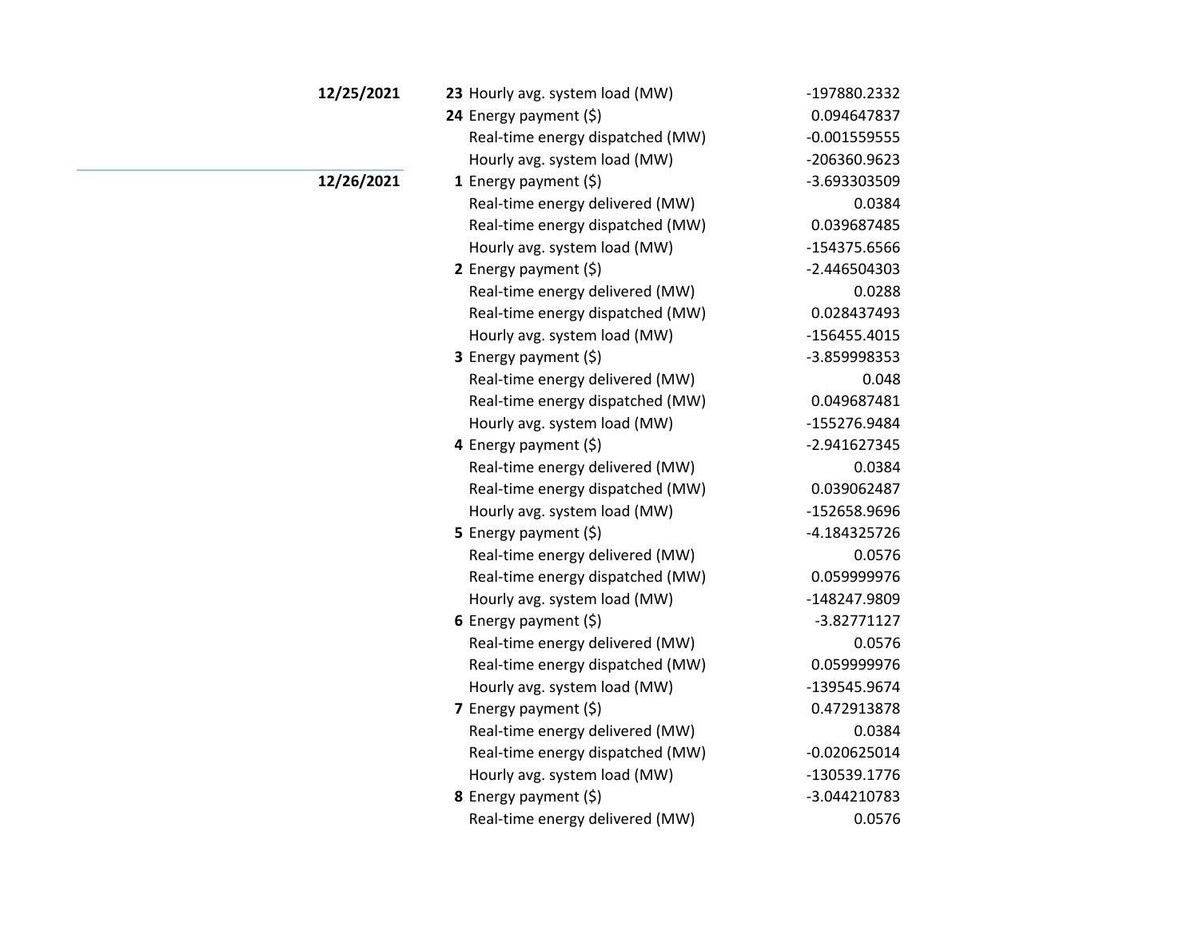| Date | Hour | Metric | Value |
|---|---|---|---|
| **12/25/2021** | **23** | Hourly avg. system load (MW) | -197880.2332 |
| | **24** | Energy payment ($) | 0.094647837 |
| | | Real-time energy dispatched (MW) | -0.001559555 |
| | | Hourly avg. system load (MW) | -206360.9623 |
| **12/26/2021** | **1** | Energy payment ($) | -3.693303509 |
| | | Real-time energy delivered (MW) | 0.0384 |
| | | Real-time energy dispatched (MW) | 0.039687485 |
| | | Hourly avg. system load (MW) | -154375.6566 |
| | **2** | Energy payment ($) | -2.446504303 |
| | | Real-time energy delivered (MW) | 0.0288 |
| | | Real-time energy dispatched (MW) | 0.028437493 |
| | | Hourly avg. system load (MW) | -156455.4015 |
| | **3** | Energy payment ($) | -3.859998353 |
| | | Real-time energy delivered (MW) | 0.048 |
| | | Real-time energy dispatched (MW) | 0.049687481 |
| | | Hourly avg. system load (MW) | -155276.9484 |
| | **4** | Energy payment ($) | -2.941627345 |
| | | Real-time energy delivered (MW) | 0.0384 |
| | | Real-time energy dispatched (MW) | 0.039062487 |
| | | Hourly avg. system load (MW) | -152658.9696 |
| | **5** | Energy payment ($) | -4.184325726 |
| | | Real-time energy delivered (MW) | 0.0576 |
| | | Real-time energy dispatched (MW) | 0.059999976 |
| | | Hourly avg. system load (MW) | -148247.9809 |
| | **6** | Energy payment ($) | -3.82771127 |
| | | Real-time energy delivered (MW) | 0.0576 |
| | | Real-time energy dispatched (MW) | 0.059999976 |
| | | Hourly avg. system load (MW) | -139545.9674 |
| | **7** | Energy payment ($) | 0.472913878 |
| | | Real-time energy delivered (MW) | 0.0384 |
| | | Real-time energy dispatched (MW) | -0.020625014 |
| | | Hourly avg. system load (MW) | -130539.1776 |
| | **8** | Energy payment ($) | -3.044210783 |
| | | Real-time energy delivered (MW) | 0.0576 |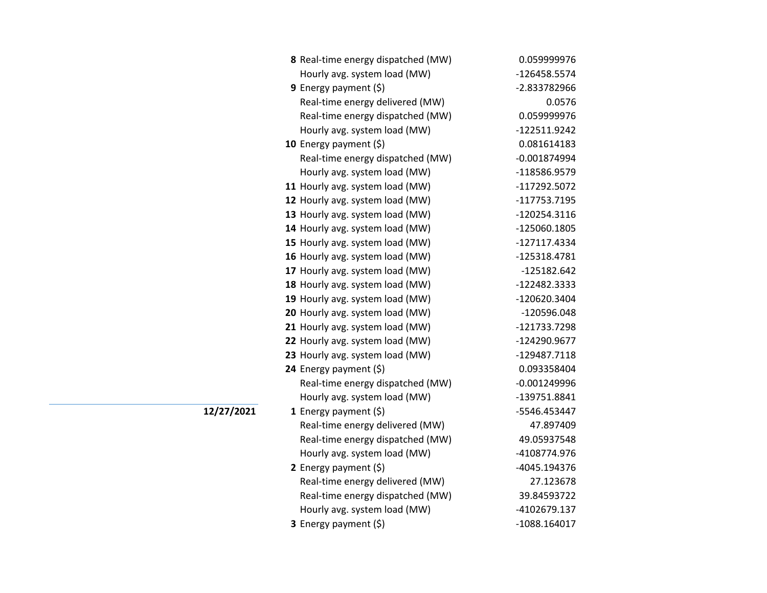| Date | Hour | Measure | Value |
|---|---|---|---|
| | 8 | Real-time energy dispatched (MW) | 0.059999976 |
| | | Hourly avg. system load (MW) | -126458.5574 |
| | 9 | Energy payment ($) | -2.833782966 |
| | | Real-time energy delivered (MW) | 0.0576 |
| | | Real-time energy dispatched (MW) | 0.059999976 |
| | | Hourly avg. system load (MW) | -122511.9242 |
| | 10 | Energy payment ($) | 0.081614183 |
| | | Real-time energy dispatched (MW) | -0.001874994 |
| | | Hourly avg. system load (MW) | -118586.9579 |
| | 11 | Hourly avg. system load (MW) | -117292.5072 |
| | 12 | Hourly avg. system load (MW) | -117753.7195 |
| | 13 | Hourly avg. system load (MW) | -120254.3116 |
| | 14 | Hourly avg. system load (MW) | -125060.1805 |
| | 15 | Hourly avg. system load (MW) | -127117.4334 |
| | 16 | Hourly avg. system load (MW) | -125318.4781 |
| | 17 | Hourly avg. system load (MW) | -125182.642 |
| | 18 | Hourly avg. system load (MW) | -122482.3333 |
| | 19 | Hourly avg. system load (MW) | -120620.3404 |
| | 20 | Hourly avg. system load (MW) | -120596.048 |
| | 21 | Hourly avg. system load (MW) | -121733.7298 |
| | 22 | Hourly avg. system load (MW) | -124290.9677 |
| | 23 | Hourly avg. system load (MW) | -129487.7118 |
| | 24 | Energy payment ($) | 0.093358404 |
| | | Real-time energy dispatched (MW) | -0.001249996 |
| | | Hourly avg. system load (MW) | -139751.8841 |
| **12/27/2021** | 1 | Energy payment ($) | -5546.453447 |
| | | Real-time energy delivered (MW) | 47.897409 |
| | | Real-time energy dispatched (MW) | 49.05937548 |
| | | Hourly avg. system load (MW) | -4108774.976 |
| | 2 | Energy payment ($) | -4045.194376 |
| | | Real-time energy delivered (MW) | 27.123678 |
| | | Real-time energy dispatched (MW) | 39.84593722 |
| | | Hourly avg. system load (MW) | -4102679.137 |
| | 3 | Energy payment ($) | -1088.164017 |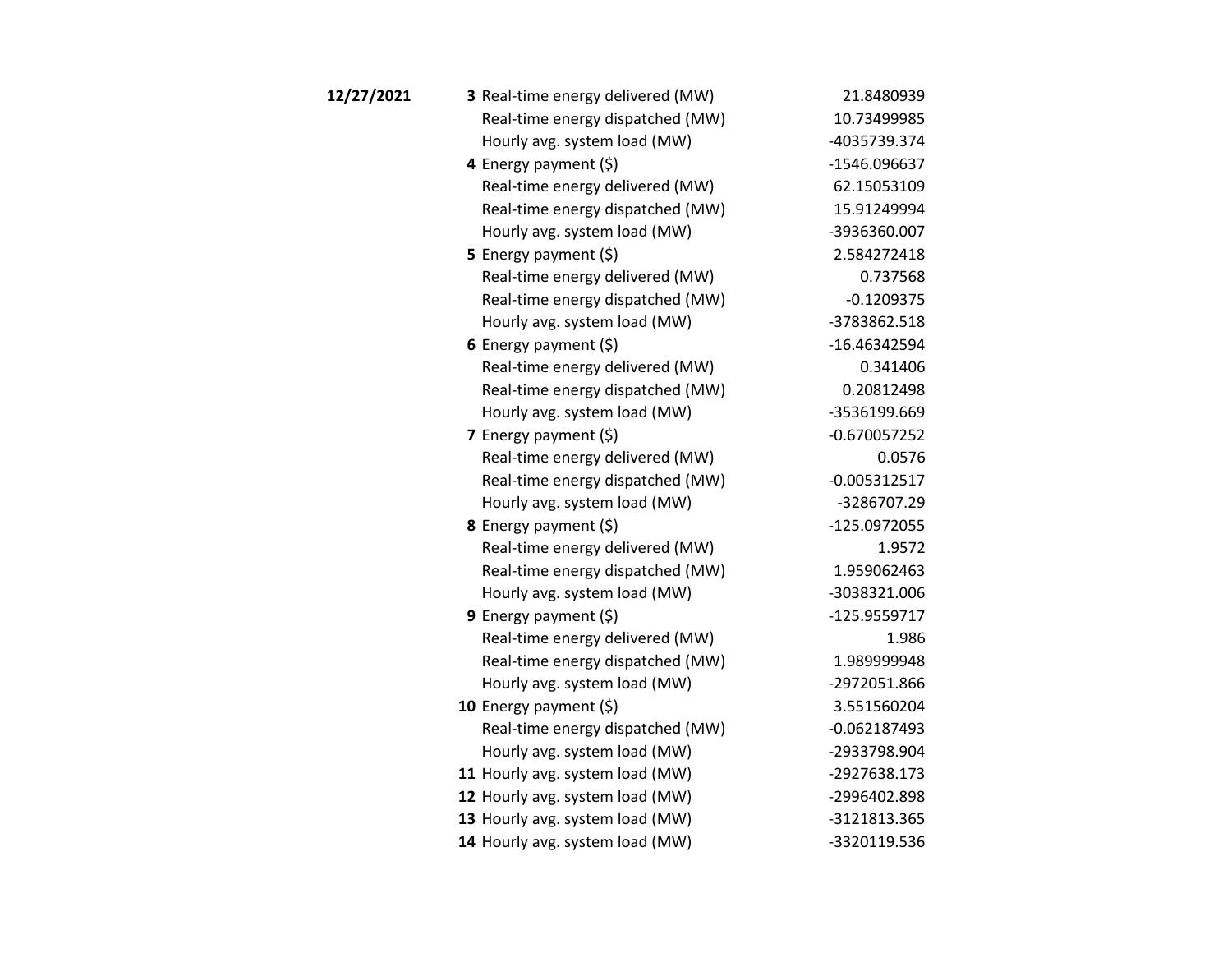| Date | Hour | Measure | Value |
|---|---|---|---|
| **12/27/2021** | **3** | Real-time energy delivered (MW) | 21.8480939 |
| | | Real-time energy dispatched (MW) | 10.73499985 |
| | | Hourly avg. system load (MW) | -4035739.374 |
| | **4** | Energy payment ($) | -1546.096637 |
| | | Real-time energy delivered (MW) | 62.15053109 |
| | | Real-time energy dispatched (MW) | 15.91249994 |
| | | Hourly avg. system load (MW) | -3936360.007 |
| | **5** | Energy payment ($) | 2.584272418 |
| | | Real-time energy delivered (MW) | 0.737568 |
| | | Real-time energy dispatched (MW) | -0.1209375 |
| | | Hourly avg. system load (MW) | -3783862.518 |
| | **6** | Energy payment ($) | -16.46342594 |
| | | Real-time energy delivered (MW) | 0.341406 |
| | | Real-time energy dispatched (MW) | 0.20812498 |
| | | Hourly avg. system load (MW) | -3536199.669 |
| | **7** | Energy payment ($) | -0.670057252 |
| | | Real-time energy delivered (MW) | 0.0576 |
| | | Real-time energy dispatched (MW) | -0.005312517 |
| | | Hourly avg. system load (MW) | -3286707.29 |
| | **8** | Energy payment ($) | -125.0972055 |
| | | Real-time energy delivered (MW) | 1.9572 |
| | | Real-time energy dispatched (MW) | 1.959062463 |
| | | Hourly avg. system load (MW) | -3038321.006 |
| | **9** | Energy payment ($) | -125.9559717 |
| | | Real-time energy delivered (MW) | 1.986 |
| | | Real-time energy dispatched (MW) | 1.989999948 |
| | | Hourly avg. system load (MW) | -2972051.866 |
| | **10** | Energy payment ($) | 3.551560204 |
| | | Real-time energy dispatched (MW) | -0.062187493 |
| | | Hourly avg. system load (MW) | -2933798.904 |
| | **11** | Hourly avg. system load (MW) | -2927638.173 |
| | **12** | Hourly avg. system load (MW) | -2996402.898 |
| | **13** | Hourly avg. system load (MW) | -3121813.365 |
| | **14** | Hourly avg. system load (MW) | -3320119.536 |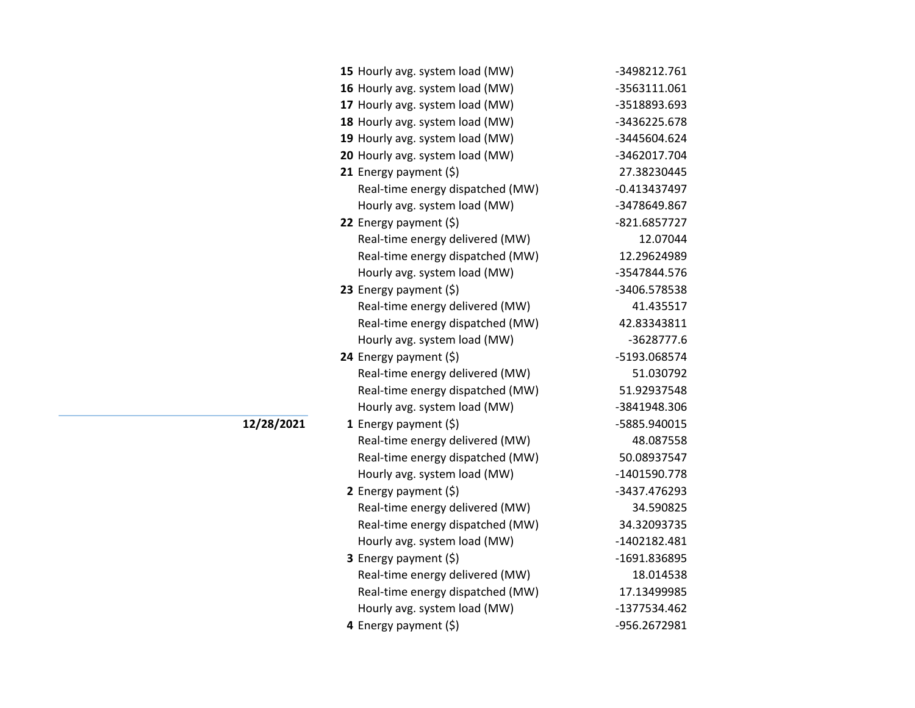| Date | Hour | Item | Value |
|---|---|---|---|
| | **15** | Hourly avg. system load (MW) | -3498212.761 |
| | **16** | Hourly avg. system load (MW) | -3563111.061 |
| | **17** | Hourly avg. system load (MW) | -3518893.693 |
| | **18** | Hourly avg. system load (MW) | -3436225.678 |
| | **19** | Hourly avg. system load (MW) | -3445604.624 |
| | **20** | Hourly avg. system load (MW) | -3462017.704 |
| | **21** | Energy payment ($) | 27.38230445 |
| | | Real-time energy dispatched (MW) | -0.413437497 |
| | | Hourly avg. system load (MW) | -3478649.867 |
| | **22** | Energy payment ($) | -821.6857727 |
| | | Real-time energy delivered (MW) | 12.07044 |
| | | Real-time energy dispatched (MW) | 12.29624989 |
| | | Hourly avg. system load (MW) | -3547844.576 |
| | **23** | Energy payment ($) | -3406.578538 |
| | | Real-time energy delivered (MW) | 41.435517 |
| | | Real-time energy dispatched (MW) | 42.83343811 |
| | | Hourly avg. system load (MW) | -3628777.6 |
| | **24** | Energy payment ($) | -5193.068574 |
| | | Real-time energy delivered (MW) | 51.030792 |
| | | Real-time energy dispatched (MW) | 51.92937548 |
| | | Hourly avg. system load (MW) | -3841948.306 |
| **12/28/2021** | **1** | Energy payment ($) | -5885.940015 |
| | | Real-time energy delivered (MW) | 48.087558 |
| | | Real-time energy dispatched (MW) | 50.08937547 |
| | | Hourly avg. system load (MW) | -1401590.778 |
| | **2** | Energy payment ($) | -3437.476293 |
| | | Real-time energy delivered (MW) | 34.590825 |
| | | Real-time energy dispatched (MW) | 34.32093735 |
| | | Hourly avg. system load (MW) | -1402182.481 |
| | **3** | Energy payment ($) | -1691.836895 |
| | | Real-time energy delivered (MW) | 18.014538 |
| | | Real-time energy dispatched (MW) | 17.13499985 |
| | | Hourly avg. system load (MW) | -1377534.462 |
| | **4** | Energy payment ($) | -956.2672981 |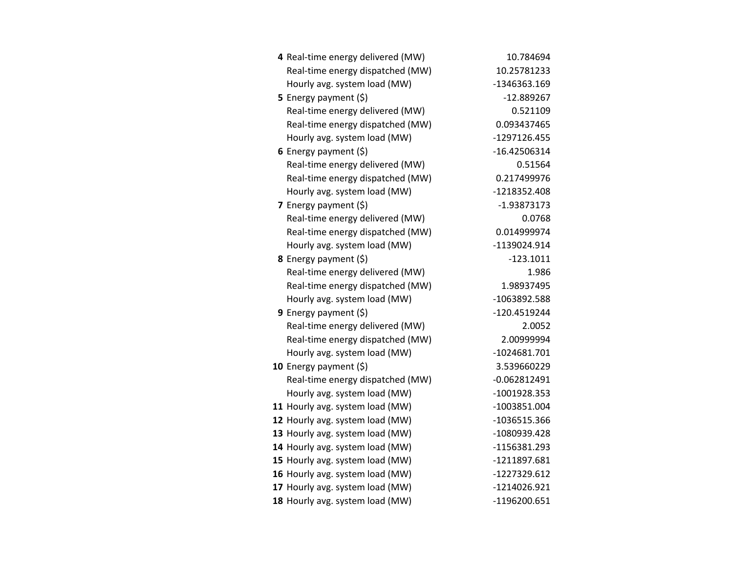| | | |
|---|---|---|
| **4** | Real-time energy delivered (MW) | 10.784694 |
| | Real-time energy dispatched (MW) | 10.25781233 |
| | Hourly avg. system load (MW) | -1346363.169 |
| **5** | Energy payment ($) | -12.889267 |
| | Real-time energy delivered (MW) | 0.521109 |
| | Real-time energy dispatched (MW) | 0.093437465 |
| | Hourly avg. system load (MW) | -1297126.455 |
| **6** | Energy payment ($) | -16.42506314 |
| | Real-time energy delivered (MW) | 0.51564 |
| | Real-time energy dispatched (MW) | 0.217499976 |
| | Hourly avg. system load (MW) | -1218352.408 |
| **7** | Energy payment ($) | -1.93873173 |
| | Real-time energy delivered (MW) | 0.0768 |
| | Real-time energy dispatched (MW) | 0.014999974 |
| | Hourly avg. system load (MW) | -1139024.914 |
| **8** | Energy payment ($) | -123.1011 |
| | Real-time energy delivered (MW) | 1.986 |
| | Real-time energy dispatched (MW) | 1.98937495 |
| | Hourly avg. system load (MW) | -1063892.588 |
| **9** | Energy payment ($) | -120.4519244 |
| | Real-time energy delivered (MW) | 2.0052 |
| | Real-time energy dispatched (MW) | 2.00999994 |
| | Hourly avg. system load (MW) | -1024681.701 |
| **10** | Energy payment ($) | 3.539660229 |
| | Real-time energy dispatched (MW) | -0.062812491 |
| | Hourly avg. system load (MW) | -1001928.353 |
| **11** | Hourly avg. system load (MW) | -1003851.004 |
| **12** | Hourly avg. system load (MW) | -1036515.366 |
| **13** | Hourly avg. system load (MW) | -1080939.428 |
| **14** | Hourly avg. system load (MW) | -1156381.293 |
| **15** | Hourly avg. system load (MW) | -1211897.681 |
| **16** | Hourly avg. system load (MW) | -1227329.612 |
| **17** | Hourly avg. system load (MW) | -1214026.921 |
| **18** | Hourly avg. system load (MW) | -1196200.651 |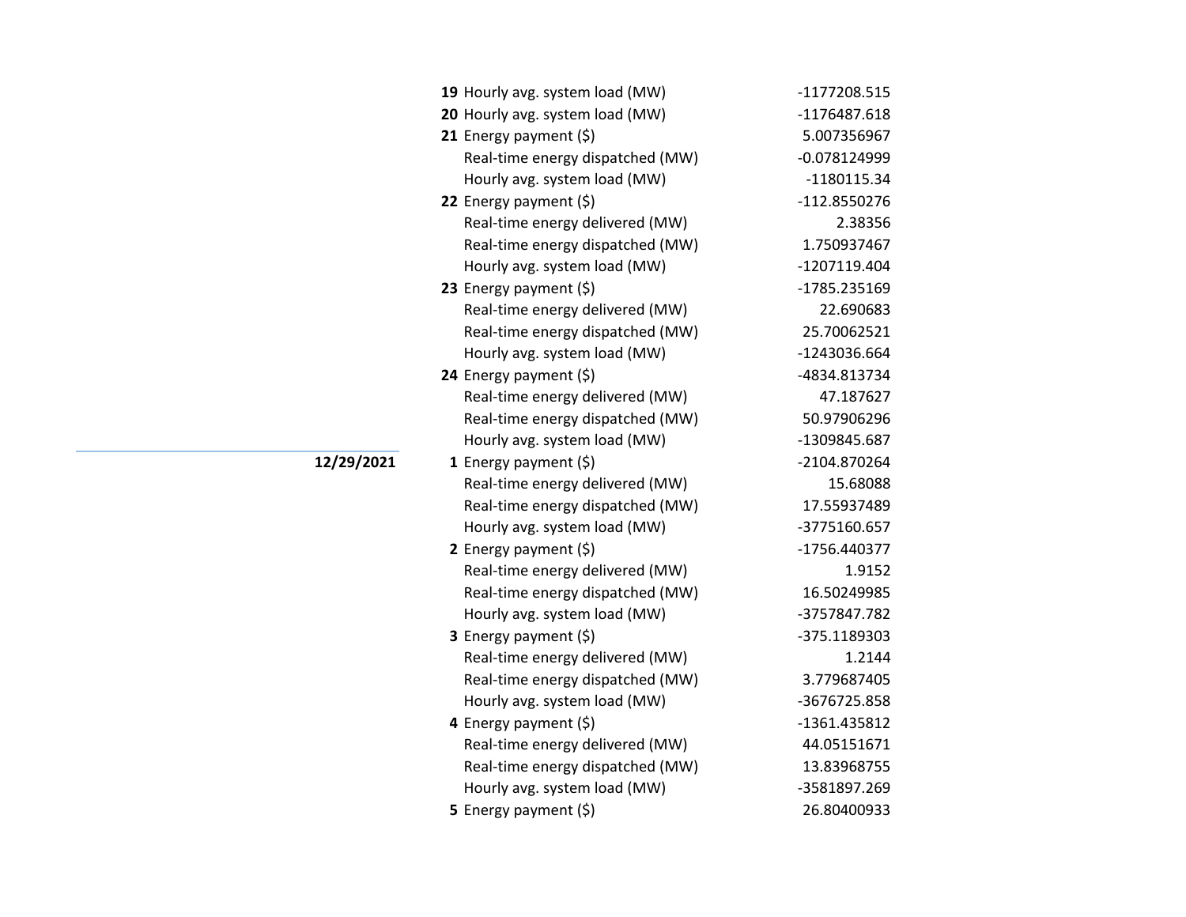| Date | Hour | Item | Value |
|---|---|---|---|
| | **19** | Hourly avg. system load (MW) | -1177208.515 |
| | **20** | Hourly avg. system load (MW) | -1176487.618 |
| | **21** | Energy payment ($) | 5.007356967 |
| | | Real-time energy dispatched (MW) | -0.078124999 |
| | | Hourly avg. system load (MW) | -1180115.34 |
| | **22** | Energy payment ($) | -112.8550276 |
| | | Real-time energy delivered (MW) | 2.38356 |
| | | Real-time energy dispatched (MW) | 1.750937467 |
| | | Hourly avg. system load (MW) | -1207119.404 |
| | **23** | Energy payment ($) | -1785.235169 |
| | | Real-time energy delivered (MW) | 22.690683 |
| | | Real-time energy dispatched (MW) | 25.70062521 |
| | | Hourly avg. system load (MW) | -1243036.664 |
| | **24** | Energy payment ($) | -4834.813734 |
| | | Real-time energy delivered (MW) | 47.187627 |
| | | Real-time energy dispatched (MW) | 50.97906296 |
| | | Hourly avg. system load (MW) | -1309845.687 |
| **12/29/2021** | **1** | Energy payment ($) | -2104.870264 |
| | | Real-time energy delivered (MW) | 15.68088 |
| | | Real-time energy dispatched (MW) | 17.55937489 |
| | | Hourly avg. system load (MW) | -3775160.657 |
| | **2** | Energy payment ($) | -1756.440377 |
| | | Real-time energy delivered (MW) | 1.9152 |
| | | Real-time energy dispatched (MW) | 16.50249985 |
| | | Hourly avg. system load (MW) | -3757847.782 |
| | **3** | Energy payment ($) | -375.1189303 |
| | | Real-time energy delivered (MW) | 1.2144 |
| | | Real-time energy dispatched (MW) | 3.779687405 |
| | | Hourly avg. system load (MW) | -3676725.858 |
| | **4** | Energy payment ($) | -1361.435812 |
| | | Real-time energy delivered (MW) | 44.05151671 |
| | | Real-time energy dispatched (MW) | 13.83968755 |
| | | Hourly avg. system load (MW) | -3581897.269 |
| | **5** | Energy payment ($) | 26.80400933 |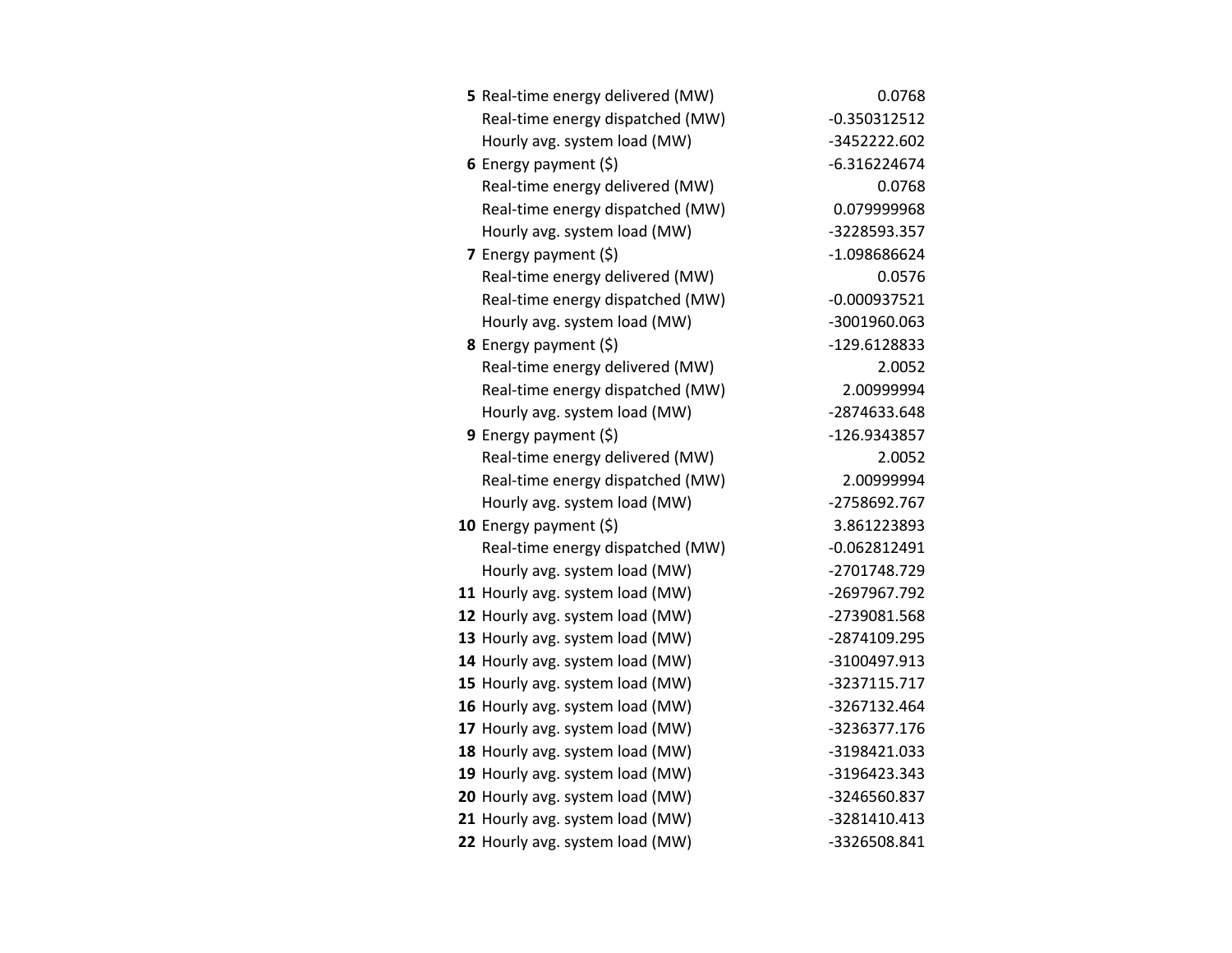| | | |
|---|---|---|
| **5** | Real-time energy delivered (MW) | 0.0768 |
| | Real-time energy dispatched (MW) | -0.350312512 |
| | Hourly avg. system load (MW) | -3452222.602 |
| **6** | Energy payment ($) | -6.316224674 |
| | Real-time energy delivered (MW) | 0.0768 |
| | Real-time energy dispatched (MW) | 0.079999968 |
| | Hourly avg. system load (MW) | -3228593.357 |
| **7** | Energy payment ($) | -1.098686624 |
| | Real-time energy delivered (MW) | 0.0576 |
| | Real-time energy dispatched (MW) | -0.000937521 |
| | Hourly avg. system load (MW) | -3001960.063 |
| **8** | Energy payment ($) | -129.6128833 |
| | Real-time energy delivered (MW) | 2.0052 |
| | Real-time energy dispatched (MW) | 2.00999994 |
| | Hourly avg. system load (MW) | -2874633.648 |
| **9** | Energy payment ($) | -126.9343857 |
| | Real-time energy delivered (MW) | 2.0052 |
| | Real-time energy dispatched (MW) | 2.00999994 |
| | Hourly avg. system load (MW) | -2758692.767 |
| **10** | Energy payment ($) | 3.861223893 |
| | Real-time energy dispatched (MW) | -0.062812491 |
| | Hourly avg. system load (MW) | -2701748.729 |
| **11** | Hourly avg. system load (MW) | -2697967.792 |
| **12** | Hourly avg. system load (MW) | -2739081.568 |
| **13** | Hourly avg. system load (MW) | -2874109.295 |
| **14** | Hourly avg. system load (MW) | -3100497.913 |
| **15** | Hourly avg. system load (MW) | -3237115.717 |
| **16** | Hourly avg. system load (MW) | -3267132.464 |
| **17** | Hourly avg. system load (MW) | -3236377.176 |
| **18** | Hourly avg. system load (MW) | -3198421.033 |
| **19** | Hourly avg. system load (MW) | -3196423.343 |
| **20** | Hourly avg. system load (MW) | -3246560.837 |
| **21** | Hourly avg. system load (MW) | -3281410.413 |
| **22** | Hourly avg. system load (MW) | -3326508.841 |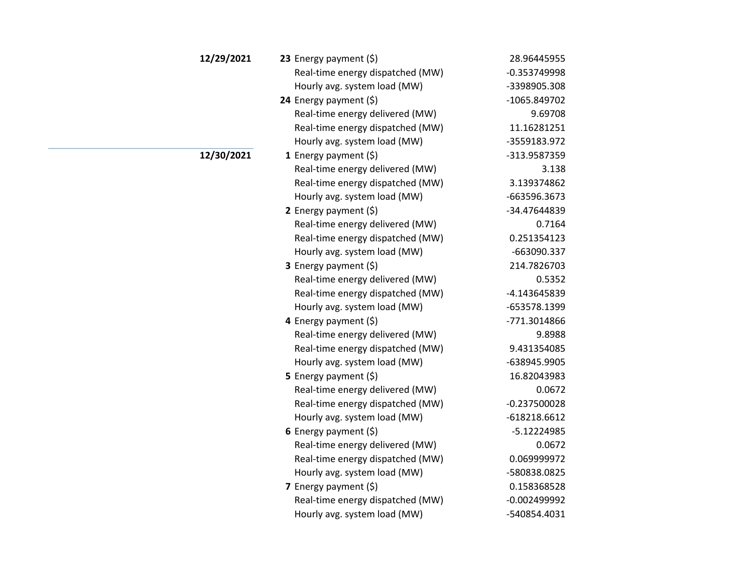| Date | Hour | Item | Value |
|---|---|---|---|
| **12/29/2021** | **23** | Energy payment ($) | 28.96445955 |
| | | Real-time energy dispatched (MW) | -0.353749998 |
| | | Hourly avg. system load (MW) | -3398905.308 |
| | **24** | Energy payment ($) | -1065.849702 |
| | | Real-time energy delivered (MW) | 9.69708 |
| | | Real-time energy dispatched (MW) | 11.16281251 |
| | | Hourly avg. system load (MW) | -3559183.972 |
| **12/30/2021** | **1** | Energy payment ($) | -313.9587359 |
| | | Real-time energy delivered (MW) | 3.138 |
| | | Real-time energy dispatched (MW) | 3.139374862 |
| | | Hourly avg. system load (MW) | -663596.3673 |
| | **2** | Energy payment ($) | -34.47644839 |
| | | Real-time energy delivered (MW) | 0.7164 |
| | | Real-time energy dispatched (MW) | 0.251354123 |
| | | Hourly avg. system load (MW) | -663090.337 |
| | **3** | Energy payment ($) | 214.7826703 |
| | | Real-time energy delivered (MW) | 0.5352 |
| | | Real-time energy dispatched (MW) | -4.143645839 |
| | | Hourly avg. system load (MW) | -653578.1399 |
| | **4** | Energy payment ($) | -771.3014866 |
| | | Real-time energy delivered (MW) | 9.8988 |
| | | Real-time energy dispatched (MW) | 9.431354085 |
| | | Hourly avg. system load (MW) | -638945.9905 |
| | **5** | Energy payment ($) | 16.82043983 |
| | | Real-time energy delivered (MW) | 0.0672 |
| | | Real-time energy dispatched (MW) | -0.237500028 |
| | | Hourly avg. system load (MW) | -618218.6612 |
| | **6** | Energy payment ($) | -5.12224985 |
| | | Real-time energy delivered (MW) | 0.0672 |
| | | Real-time energy dispatched (MW) | 0.069999972 |
| | | Hourly avg. system load (MW) | -580838.0825 |
| | **7** | Energy payment ($) | 0.158368528 |
| | | Real-time energy dispatched (MW) | -0.002499992 |
| | | Hourly avg. system load (MW) | -540854.4031 |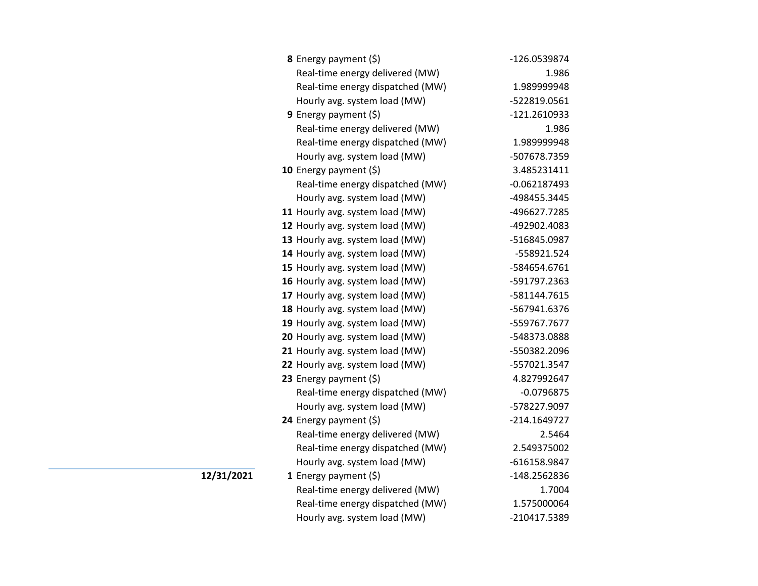| Date | Hour | Metric | Value |
|---|---|---|---|
| | **8** | Energy payment ($) | -126.0539874 |
| | | Real-time energy delivered (MW) | 1.986 |
| | | Real-time energy dispatched (MW) | 1.989999948 |
| | | Hourly avg. system load (MW) | -522819.0561 |
| | **9** | Energy payment ($) | -121.2610933 |
| | | Real-time energy delivered (MW) | 1.986 |
| | | Real-time energy dispatched (MW) | 1.989999948 |
| | | Hourly avg. system load (MW) | -507678.7359 |
| | **10** | Energy payment ($) | 3.485231411 |
| | | Real-time energy dispatched (MW) | -0.062187493 |
| | | Hourly avg. system load (MW) | -498455.3445 |
| | **11** | Hourly avg. system load (MW) | -496627.7285 |
| | **12** | Hourly avg. system load (MW) | -492902.4083 |
| | **13** | Hourly avg. system load (MW) | -516845.0987 |
| | **14** | Hourly avg. system load (MW) | -558921.524 |
| | **15** | Hourly avg. system load (MW) | -584654.6761 |
| | **16** | Hourly avg. system load (MW) | -591797.2363 |
| | **17** | Hourly avg. system load (MW) | -581144.7615 |
| | **18** | Hourly avg. system load (MW) | -567941.6376 |
| | **19** | Hourly avg. system load (MW) | -559767.7677 |
| | **20** | Hourly avg. system load (MW) | -548373.0888 |
| | **21** | Hourly avg. system load (MW) | -550382.2096 |
| | **22** | Hourly avg. system load (MW) | -557021.3547 |
| | **23** | Energy payment ($) | 4.827992647 |
| | | Real-time energy dispatched (MW) | -0.0796875 |
| | | Hourly avg. system load (MW) | -578227.9097 |
| | **24** | Energy payment ($) | -214.1649727 |
| | | Real-time energy delivered (MW) | 2.5464 |
| | | Real-time energy dispatched (MW) | 2.549375002 |
| | | Hourly avg. system load (MW) | -616158.9847 |
| **12/31/2021** | **1** | Energy payment ($) | -148.2562836 |
| | | Real-time energy delivered (MW) | 1.7004 |
| | | Real-time energy dispatched (MW) | 1.575000064 |
| | | Hourly avg. system load (MW) | -210417.5389 |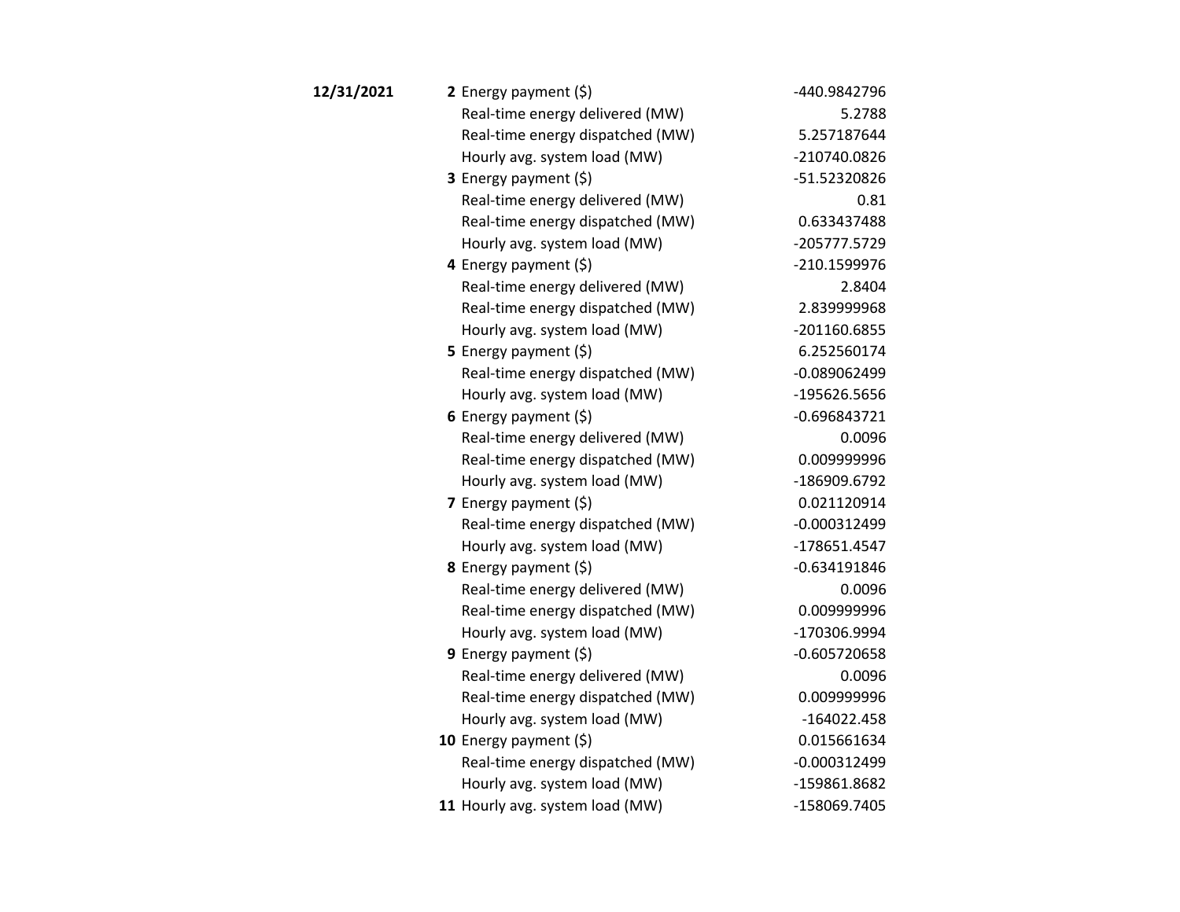| Date | Hour | Item | Value |
|---|---|---|---|
| **12/31/2021** | **2** | Energy payment ($) | -440.9842796 |
| | | Real-time energy delivered (MW) | 5.2788 |
| | | Real-time energy dispatched (MW) | 5.257187644 |
| | | Hourly avg. system load (MW) | -210740.0826 |
| | **3** | Energy payment ($) | -51.52320826 |
| | | Real-time energy delivered (MW) | 0.81 |
| | | Real-time energy dispatched (MW) | 0.633437488 |
| | | Hourly avg. system load (MW) | -205777.5729 |
| | **4** | Energy payment ($) | -210.1599976 |
| | | Real-time energy delivered (MW) | 2.8404 |
| | | Real-time energy dispatched (MW) | 2.839999968 |
| | | Hourly avg. system load (MW) | -201160.6855 |
| | **5** | Energy payment ($) | 6.252560174 |
| | | Real-time energy dispatched (MW) | -0.089062499 |
| | | Hourly avg. system load (MW) | -195626.5656 |
| | **6** | Energy payment ($) | -0.696843721 |
| | | Real-time energy delivered (MW) | 0.0096 |
| | | Real-time energy dispatched (MW) | 0.009999996 |
| | | Hourly avg. system load (MW) | -186909.6792 |
| | **7** | Energy payment ($) | 0.021120914 |
| | | Real-time energy dispatched (MW) | -0.000312499 |
| | | Hourly avg. system load (MW) | -178651.4547 |
| | **8** | Energy payment ($) | -0.634191846 |
| | | Real-time energy delivered (MW) | 0.0096 |
| | | Real-time energy dispatched (MW) | 0.009999996 |
| | | Hourly avg. system load (MW) | -170306.9994 |
| | **9** | Energy payment ($) | -0.605720658 |
| | | Real-time energy delivered (MW) | 0.0096 |
| | | Real-time energy dispatched (MW) | 0.009999996 |
| | | Hourly avg. system load (MW) | -164022.458 |
| | **10** | Energy payment ($) | 0.015661634 |
| | | Real-time energy dispatched (MW) | -0.000312499 |
| | | Hourly avg. system load (MW) | -159861.8682 |
| | **11** | Hourly avg. system load (MW) | -158069.7405 |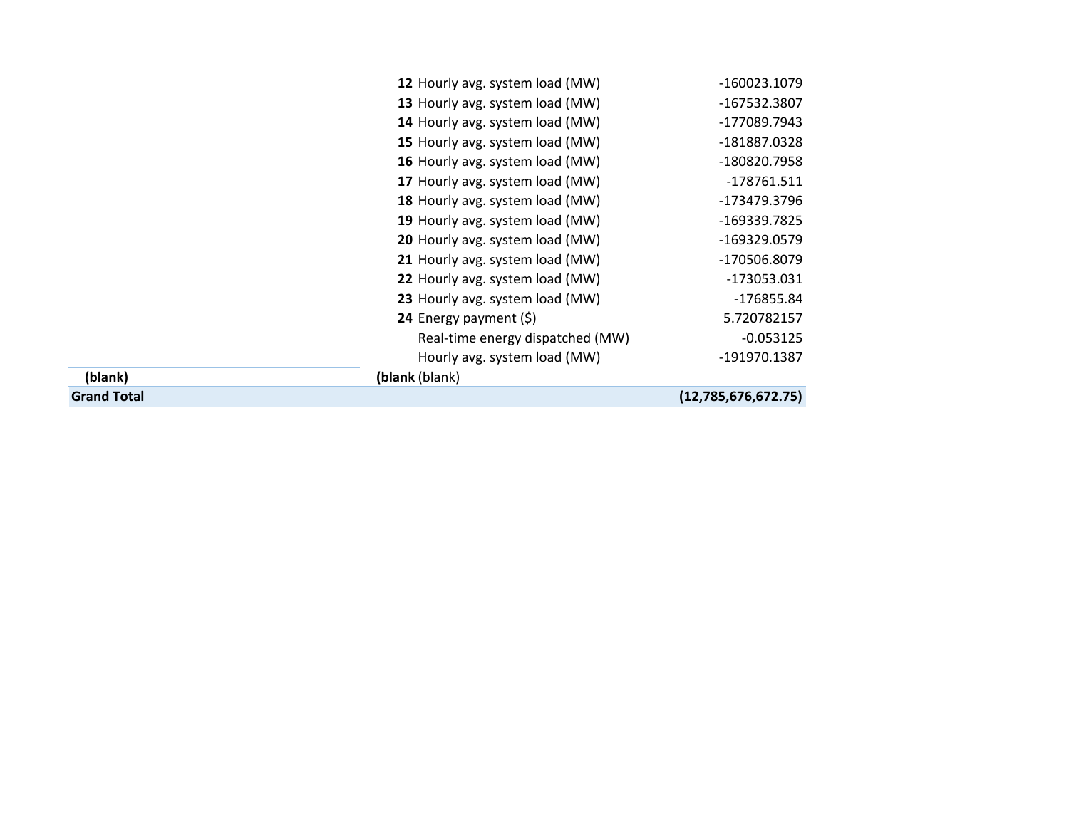| | | | |
|---|---|---|---|
| | **12** | Hourly avg. system load (MW) | -160023.1079 |
| | **13** | Hourly avg. system load (MW) | -167532.3807 |
| | **14** | Hourly avg. system load (MW) | -177089.7943 |
| | **15** | Hourly avg. system load (MW) | -181887.0328 |
| | **16** | Hourly avg. system load (MW) | -180820.7958 |
| | **17** | Hourly avg. system load (MW) | -178761.511 |
| | **18** | Hourly avg. system load (MW) | -173479.3796 |
| | **19** | Hourly avg. system load (MW) | -169339.7825 |
| | **20** | Hourly avg. system load (MW) | -169329.0579 |
| | **21** | Hourly avg. system load (MW) | -170506.8079 |
| | **22** | Hourly avg. system load (MW) | -173053.031 |
| | **23** | Hourly avg. system load (MW) | -176855.84 |
| | **24** | Energy payment ($) | 5.720782157 |
| | | Real-time energy dispatched (MW) | -0.053125 |
| | | Hourly avg. system load (MW) | -191970.1387 |
| **(blank)** | **(blank** | (blank) | |
| **Grand Total** | | | **(12,785,676,672.75)** |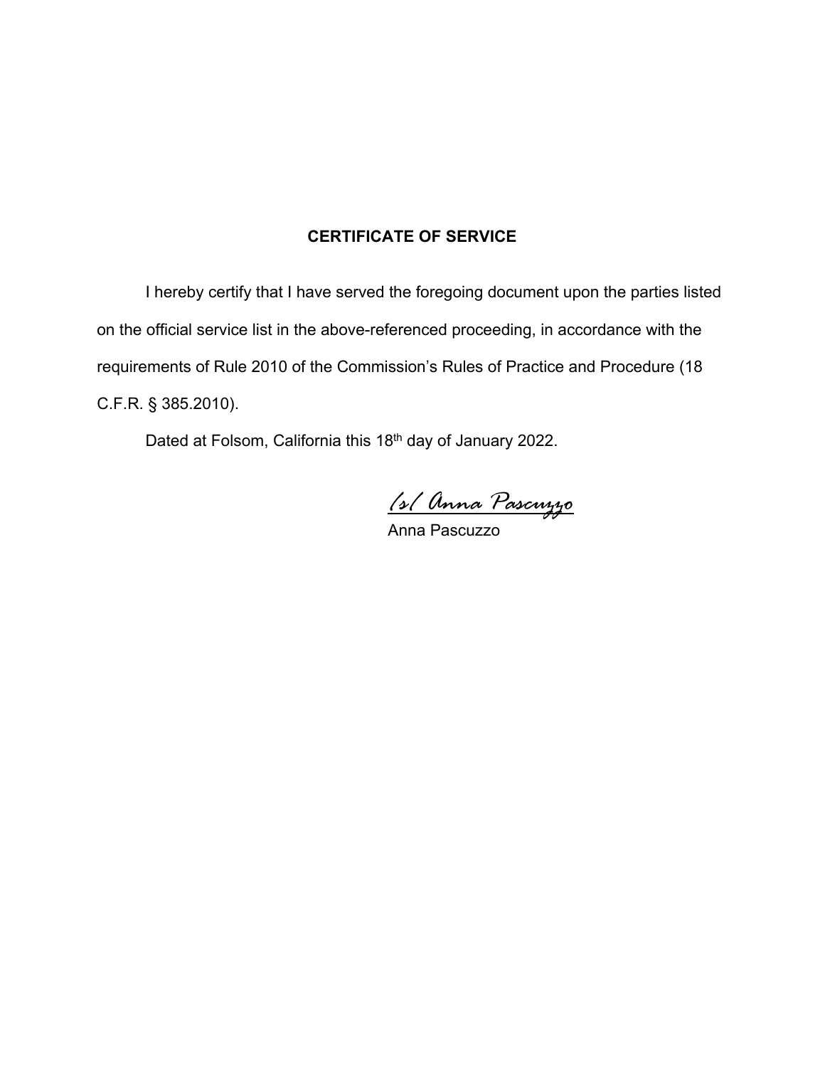## CERTIFICATE OF SERVICE

I hereby certify that I have served the foregoing document upon the parties listed on the official service list in the above-referenced proceeding, in accordance with the requirements of Rule 2010 of the Commission's Rules of Practice and Procedure (18 C.F.R. § 385.2010).

Dated at Folsom, California this 18th day of January 2022.

/s/ Anna Pascuzzo

Anna Pascuzzo